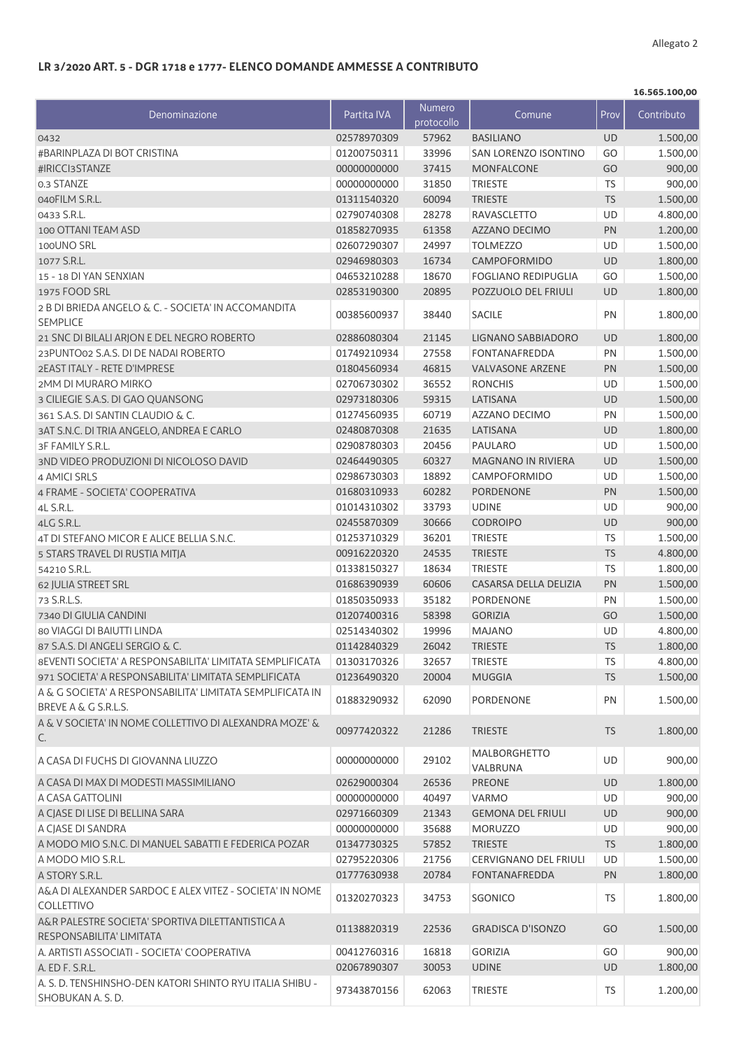Allegato 2

## LR 3/2020 ART. 5 - DGR 1718 e 1777- ELENCO DOMANDE AMMESSE A CONTRIBUTO

**16.565.100,00**

| Denominazione | Partita IVA | Numero protocollo | Comune | Prov | Contributo |
|---|---|---|---|---|---|
| 0432 | 02578970309 | 57962 | BASILIANO | UD | 1.500,00 |
| #BARINPLAZA DI BOT CRISTINA | 01200750311 | 33996 | SAN LORENZO ISONTINO | GO | 1.500,00 |
| #IRICCI3STANZE | 00000000000 | 37415 | MONFALCONE | GO | 900,00 |
| 0.3 STANZE | 00000000000 | 31850 | TRIESTE | TS | 900,00 |
| 040FILM S.R.L. | 01311540320 | 60094 | TRIESTE | TS | 1.500,00 |
| 0433 S.R.L. | 02790740308 | 28278 | RAVASCLETTO | UD | 4.800,00 |
| 100 OTTANI TEAM ASD | 01858270935 | 61358 | AZZANO DECIMO | PN | 1.200,00 |
| 100UNO SRL | 02607290307 | 24997 | TOLMEZZO | UD | 1.500,00 |
| 1077 S.R.L. | 02946980303 | 16734 | CAMPOFORMIDO | UD | 1.800,00 |
| 15 - 18 DI YAN SENXIAN | 04653210288 | 18670 | FOGLIANO REDIPUGLIA | GO | 1.500,00 |
| 1975 FOOD SRL | 02853190300 | 20895 | POZZUOLO DEL FRIULI | UD | 1.800,00 |
| 2 B DI BRIEDA ANGELO & C. - SOCIETA' IN ACCOMANDITA SEMPLICE | 00385600937 | 38440 | SACILE | PN | 1.800,00 |
| 21 SNC DI BILALI ARJON E DEL NEGRO ROBERTO | 02886080304 | 21145 | LIGNANO SABBIADORO | UD | 1.800,00 |
| 23PUNTO02 S.A.S. DI DE NADAI ROBERTO | 01749210934 | 27558 | FONTANAFREDDA | PN | 1.500,00 |
| 2EAST ITALY - RETE D'IMPRESE | 01804560934 | 46815 | VALVASONE ARZENE | PN | 1.500,00 |
| 2MM DI MURARO MIRKO | 02706730302 | 36552 | RONCHIS | UD | 1.500,00 |
| 3 CILIEGIE S.A.S. DI GAO QUANSONG | 02973180306 | 59315 | LATISANA | UD | 1.500,00 |
| 361 S.A.S. DI SANTIN CLAUDIO & C. | 01274560935 | 60719 | AZZANO DECIMO | PN | 1.500,00 |
| 3AT S.N.C. DI TRIA ANGELO, ANDREA E CARLO | 02480870308 | 21635 | LATISANA | UD | 1.800,00 |
| 3F FAMILY S.R.L. | 02908780303 | 20456 | PAULARO | UD | 1.500,00 |
| 3ND VIDEO PRODUZIONI DI NICOLOSO DAVID | 02464490305 | 60327 | MAGNANO IN RIVIERA | UD | 1.500,00 |
| 4 AMICI SRLS | 02986730303 | 18892 | CAMPOFORMIDO | UD | 1.500,00 |
| 4 FRAME - SOCIETA' COOPERATIVA | 01680310933 | 60282 | PORDENONE | PN | 1.500,00 |
| 4L S.R.L. | 01014310302 | 33793 | UDINE | UD | 900,00 |
| 4LG S.R.L. | 02455870309 | 30666 | CODROIPO | UD | 900,00 |
| 4T DI STEFANO MICOR E ALICE BELLIA S.N.C. | 01253710329 | 36201 | TRIESTE | TS | 1.500,00 |
| 5 STARS TRAVEL DI RUSTIA MITJA | 00916220320 | 24535 | TRIESTE | TS | 4.800,00 |
| 54210 S.R.L. | 01338150327 | 18634 | TRIESTE | TS | 1.800,00 |
| 62 JULIA STREET SRL | 01686390939 | 60606 | CASARSA DELLA DELIZIA | PN | 1.500,00 |
| 73 S.R.L.S. | 01850350933 | 35182 | PORDENONE | PN | 1.500,00 |
| 7340 DI GIULIA CANDINI | 01207400316 | 58398 | GORIZIA | GO | 1.500,00 |
| 80 VIAGGI DI BAIUTTI LINDA | 02514340302 | 19996 | MAJANO | UD | 4.800,00 |
| 87 S.A.S. DI ANGELI SERGIO & C. | 01142840329 | 26042 | TRIESTE | TS | 1.800,00 |
| 8EVENTI SOCIETA' A RESPONSABILITA' LIMITATA SEMPLIFICATA | 01303170326 | 32657 | TRIESTE | TS | 4.800,00 |
| 971 SOCIETA' A RESPONSABILITA' LIMITATA SEMPLIFICATA | 01236490320 | 20004 | MUGGIA | TS | 1.500,00 |
| A & G SOCIETA' A RESPONSABILITA' LIMITATA SEMPLIFICATA IN BREVE A & G S.R.L.S. | 01883290932 | 62090 | PORDENONE | PN | 1.500,00 |
| A & V SOCIETA' IN NOME COLLETTIVO DI ALEXANDRA MOZE' & C. | 00977420322 | 21286 | TRIESTE | TS | 1.800,00 |
| A CASA DI FUCHS DI GIOVANNA LIUZZO | 00000000000 | 29102 | MALBORGHETTO VALBRUNA | UD | 900,00 |
| A CASA DI MAX DI MODESTI MASSIMILIANO | 02629000304 | 26536 | PREONE | UD | 1.800,00 |
| A CASA GATTOLINI | 00000000000 | 40497 | VARMO | UD | 900,00 |
| A CJASE DI LISE DI BELLINA SARA | 02971660309 | 21343 | GEMONA DEL FRIULI | UD | 900,00 |
| A CJASE DI SANDRA | 00000000000 | 35688 | MORUZZO | UD | 900,00 |
| A MODO MIO S.N.C. DI MANUEL SABATTI E FEDERICA POZAR | 01347730325 | 57852 | TRIESTE | TS | 1.800,00 |
| A MODO MIO S.R.L. | 02795220306 | 21756 | CERVIGNANO DEL FRIULI | UD | 1.500,00 |
| A STORY S.R.L. | 01777630938 | 20784 | FONTANAFREDDA | PN | 1.800,00 |
| A&A DI ALEXANDER SARDOC E ALEX VITEZ - SOCIETA' IN NOME COLLETTIVO | 01320270323 | 34753 | SGONICO | TS | 1.800,00 |
| A&R PALESTRE SOCIETA' SPORTIVA DILETTANTISTICA A RESPONSABILITA' LIMITATA | 01138820319 | 22536 | GRADISCA D'ISONZO | GO | 1.500,00 |
| A. ARTISTI ASSOCIATI - SOCIETA' COOPERATIVA | 00412760316 | 16818 | GORIZIA | GO | 900,00 |
| A. ED F. S.R.L. | 02067890307 | 30053 | UDINE | UD | 1.800,00 |
| A. S. D. TENSHINSHO-DEN KATORI SHINTO RYU ITALIA SHIBU - SHOBUKAN A. S. D. | 97343870156 | 62063 | TRIESTE | TS | 1.200,00 |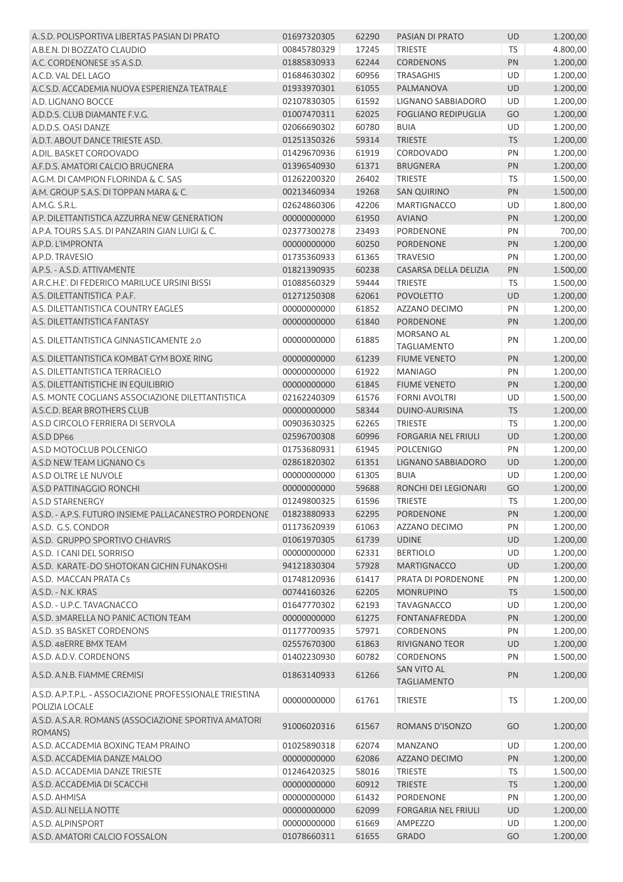| | | | | | |
|---|---|---|---|---|---|
| A..S.D. POLISPORTIVA LIBERTAS PASIAN DI PRATO | 01697320305 | 62290 | PASIAN DI PRATO | UD | 1.200,00 |
| A.B.E.N. DI BOZZATO CLAUDIO | 00845780329 | 17245 | TRIESTE | TS | 4.800,00 |
| A.C. CORDENONESE 3S A.S.D. | 01885830933 | 62244 | CORDENONS | PN | 1.200,00 |
| A.C.D. VAL DEL LAGO | 01684630302 | 60956 | TRASAGHIS | UD | 1.200,00 |
| A.C.S.D. ACCADEMIA NUOVA ESPERIENZA TEATRALE | 01933970301 | 61055 | PALMANOVA | UD | 1.200,00 |
| A.D. LIGNANO BOCCE | 02107830305 | 61592 | LIGNANO SABBIADORO | UD | 1.200,00 |
| A.D.D.S. CLUB DIAMANTE F.V.G. | 01007470311 | 62025 | FOGLIANO REDIPUGLIA | GO | 1.200,00 |
| A.D.D.S. OASI DANZE | 02066690302 | 60780 | BUIA | UD | 1.200,00 |
| A.D.T. ABOUT DANCE TRIESTE ASD. | 01251350326 | 59314 | TRIESTE | TS | 1.200,00 |
| A.DIL. BASKET CORDOVADO | 01429670936 | 61919 | CORDOVADO | PN | 1.200,00 |
| A.F.D.S. AMATORI CALCIO BRUGNERA | 01396540930 | 61371 | BRUGNERA | PN | 1.200,00 |
| A.G.M. DI CAMPION FLORINDA & C. SAS | 01262200320 | 26402 | TRIESTE | TS | 1.500,00 |
| A.M. GROUP S.A.S. DI TOPPAN MARA & C. | 00213460934 | 19268 | SAN QUIRINO | PN | 1.500,00 |
| A.M.G. S.R.L. | 02624860306 | 42206 | MARTIGNACCO | UD | 1.800,00 |
| A.P. DILETTANTISTICA AZZURRA NEW GENERATION | 00000000000 | 61950 | AVIANO | PN | 1.200,00 |
| A.P.A. TOURS S.A.S. DI PANZARIN GIAN LUIGI & C. | 02377300278 | 23493 | PORDENONE | PN | 700,00 |
| A.P.D. L'IMPRONTA | 00000000000 | 60250 | PORDENONE | PN | 1.200,00 |
| A.P.D. TRAVESIO | 01735360933 | 61365 | TRAVESIO | PN | 1.200,00 |
| A.P.S. - A.S.D. ATTIVAMENTE | 01821390935 | 60238 | CASARSA DELLA DELIZIA | PN | 1.500,00 |
| A.R.C.H.E'. DI FEDERICO MARILUCE URSINI BISSI | 01088560329 | 59444 | TRIESTE | TS | 1.500,00 |
| A.S. DILETTANTISTICA P.A.F. | 01271250308 | 62061 | POVOLETTO | UD | 1.200,00 |
| A.S. DILETTANTISTICA COUNTRY EAGLES | 00000000000 | 61852 | AZZANO DECIMO | PN | 1.200,00 |
| A.S. DILETTANTISTICA FANTASY | 00000000000 | 61840 | PORDENONE | PN | 1.200,00 |
| A.S. DILETTANTISTICA GINNASTICAMENTE 2.0 | 00000000000 | 61885 | MORSANO AL TAGLIAMENTO | PN | 1.200,00 |
| A.S. DILETTANTISTICA KOMBAT GYM BOXE RING | 00000000000 | 61239 | FIUME VENETO | PN | 1.200,00 |
| A.S. DILETTANTISTICA TERRACIELO | 00000000000 | 61922 | MANIAGO | PN | 1.200,00 |
| A.S. DILETTANTISTICHE IN EQUILIBRIO | 00000000000 | 61845 | FIUME VENETO | PN | 1.200,00 |
| A.S. MONTE COGLIANS ASSOCIAZIONE DILETTANTISTICA | 02162240309 | 61576 | FORNI AVOLTRI | UD | 1.500,00 |
| A.S.C.D. BEAR BROTHERS CLUB | 00000000000 | 58344 | DUINO-AURISINA | TS | 1.200,00 |
| A.S.D CIRCOLO FERRIERA DI SERVOLA | 00903630325 | 62265 | TRIESTE | TS | 1.200,00 |
| A.S.D DP66 | 02596700308 | 60996 | FORGARIA NEL FRIULI | UD | 1.200,00 |
| A.S.D MOTOCLUB POLCENIGO | 01753680931 | 61945 | POLCENIGO | PN | 1.200,00 |
| A.S.D NEW TEAM LIGNANO C5 | 02861820302 | 61351 | LIGNANO SABBIADORO | UD | 1.200,00 |
| A.S.D OLTRE LE NUVOLE | 00000000000 | 61305 | BUIA | UD | 1.200,00 |
| A.S.D PATTINAGGIO RONCHI | 00000000000 | 59688 | RONCHI DEI LEGIONARI | GO | 1.200,00 |
| A.S.D STARENERGY | 01249800325 | 61596 | TRIESTE | TS | 1.200,00 |
| A.S.D. - A.P.S. FUTURO INSIEME PALLACANESTRO PORDENONE | 01823880933 | 62295 | PORDENONE | PN | 1.200,00 |
| A.S.D. G.S. CONDOR | 01173620939 | 61063 | AZZANO DECIMO | PN | 1.200,00 |
| A.S.D. GRUPPO SPORTIVO CHIAVRIS | 01061970305 | 61739 | UDINE | UD | 1.200,00 |
| A.S.D. I CANI DEL SORRISO | 00000000000 | 62331 | BERTIOLO | UD | 1.200,00 |
| A.S.D. KARATE-DO SHOTOKAN GICHIN FUNAKOSHI | 94121830304 | 57928 | MARTIGNACCO | UD | 1.200,00 |
| A.S.D. MACCAN PRATA C5 | 01748120936 | 61417 | PRATA DI PORDENONE | PN | 1.200,00 |
| A.S.D. - N.K. KRAS | 00744160326 | 62205 | MONRUPINO | TS | 1.500,00 |
| A.S.D. - U.P.C. TAVAGNACCO | 01647770302 | 62193 | TAVAGNACCO | UD | 1.200,00 |
| A.S.D. 3MARELLA NO PANIC ACTION TEAM | 00000000000 | 61275 | FONTANAFREDDA | PN | 1.200,00 |
| A.S.D. 3S BASKET CORDENONS | 01177700935 | 57971 | CORDENONS | PN | 1.200,00 |
| A.S.D. 48ERRE BMX TEAM | 02557670300 | 61863 | RIVIGNANO TEOR | UD | 1.200,00 |
| A.S.D. A.D.V. CORDENONS | 01402230930 | 60782 | CORDENONS | PN | 1.500,00 |
| A.S.D. A.N.B. FIAMME CREMISI | 01863140933 | 61266 | SAN VITO AL TAGLIAMENTO | PN | 1.200,00 |
| A.S.D. A.P.T.P.L. - ASSOCIAZIONE PROFESSIONALE TRIESTINA POLIZIA LOCALE | 00000000000 | 61761 | TRIESTE | TS | 1.200,00 |
| A.S.D. A.S.A.R. ROMANS (ASSOCIAZIONE SPORTIVA AMATORI ROMANS) | 91006020316 | 61567 | ROMANS D'ISONZO | GO | 1.200,00 |
| A.S.D. ACCADEMIA BOXING TEAM PRAINO | 01025890318 | 62074 | MANZANO | UD | 1.200,00 |
| A.S.D. ACCADEMIA DANZE MALOO | 00000000000 | 62086 | AZZANO DECIMO | PN | 1.200,00 |
| A.S.D. ACCADEMIA DANZE TRIESTE | 01246420325 | 58016 | TRIESTE | TS | 1.500,00 |
| A.S.D. ACCADEMIA DI SCACCHI | 00000000000 | 60912 | TRIESTE | TS | 1.200,00 |
| A.S.D. AHMISA | 00000000000 | 61432 | PORDENONE | PN | 1.200,00 |
| A.S.D. ALI NELLA NOTTE | 00000000000 | 62099 | FORGARIA NEL FRIULI | UD | 1.200,00 |
| A.S.D. ALPINSPORT | 00000000000 | 61669 | AMPEZZO | UD | 1.200,00 |
| A.S.D. AMATORI CALCIO FOSSALON | 01078660311 | 61655 | GRADO | GO | 1.200,00 |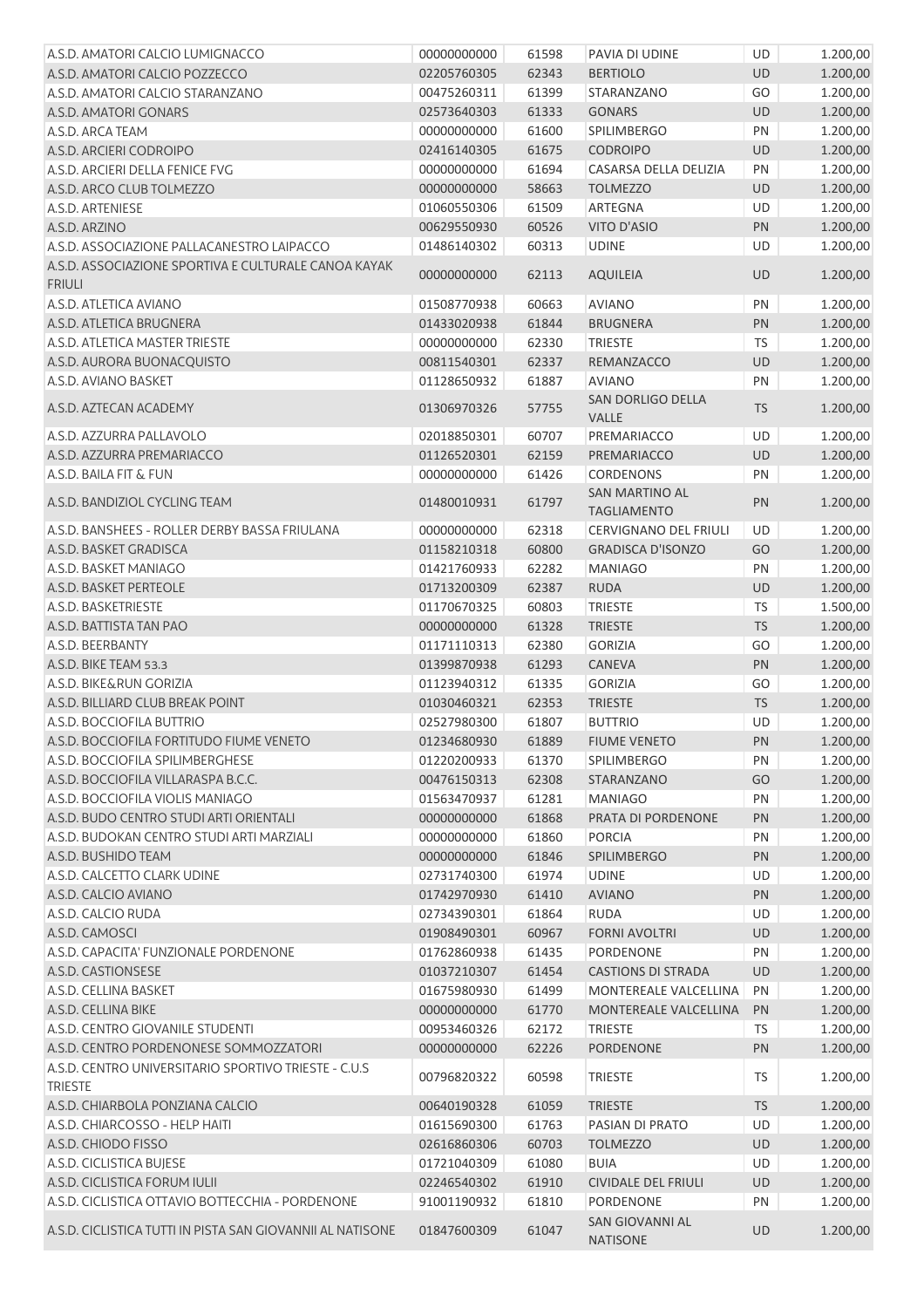| | | | | | |
|---|---|---|---|---|---|
| A.S.D. AMATORI CALCIO LUMIGNACCO | 00000000000 | 61598 | PAVIA DI UDINE | UD | 1.200,00 |
| A.S.D. AMATORI CALCIO POZZECCO | 02205760305 | 62343 | BERTIOLO | UD | 1.200,00 |
| A.S.D. AMATORI CALCIO STARANZANO | 00475260311 | 61399 | STARANZANO | GO | 1.200,00 |
| A.S.D. AMATORI GONARS | 02573640303 | 61333 | GONARS | UD | 1.200,00 |
| A.S.D. ARCA TEAM | 00000000000 | 61600 | SPILIMBERGO | PN | 1.200,00 |
| A.S.D. ARCIERI CODROIPO | 02416140305 | 61675 | CODROIPO | UD | 1.200,00 |
| A.S.D. ARCIERI DELLA FENICE FVG | 00000000000 | 61694 | CASARSA DELLA DELIZIA | PN | 1.200,00 |
| A.S.D. ARCO CLUB TOLMEZZO | 00000000000 | 58663 | TOLMEZZO | UD | 1.200,00 |
| A.S.D. ARTENIESE | 01060550306 | 61509 | ARTEGNA | UD | 1.200,00 |
| A.S.D. ARZINO | 00629550930 | 60526 | VITO D'ASIO | PN | 1.200,00 |
| A.S.D. ASSOCIAZIONE PALLACANESTRO LAIPACCO | 01486140302 | 60313 | UDINE | UD | 1.200,00 |
| A.S.D. ASSOCIAZIONE SPORTIVA E CULTURALE CANOA KAYAK FRIULI | 00000000000 | 62113 | AQUILEIA | UD | 1.200,00 |
| A.S.D. ATLETICA AVIANO | 01508770938 | 60663 | AVIANO | PN | 1.200,00 |
| A.S.D. ATLETICA BRUGNERA | 01433020938 | 61844 | BRUGNERA | PN | 1.200,00 |
| A.S.D. ATLETICA MASTER TRIESTE | 00000000000 | 62330 | TRIESTE | TS | 1.200,00 |
| A.S.D. AURORA BUONACQUISTO | 00811540301 | 62337 | REMANZACCO | UD | 1.200,00 |
| A.S.D. AVIANO BASKET | 01128650932 | 61887 | AVIANO | PN | 1.200,00 |
| A.S.D. AZTECAN ACADEMY | 01306970326 | 57755 | SAN DORLIGO DELLA VALLE | TS | 1.200,00 |
| A.S.D. AZZURRA PALLAVOLO | 02018850301 | 60707 | PREMARIACCO | UD | 1.200,00 |
| A.S.D. AZZURRA PREMARIACCO | 01126520301 | 62159 | PREMARIACCO | UD | 1.200,00 |
| A.S.D. BAILA FIT & FUN | 00000000000 | 61426 | CORDENONS | PN | 1.200,00 |
| A.S.D. BANDIZIOL CYCLING TEAM | 01480010931 | 61797 | SAN MARTINO AL TAGLIAMENTO | PN | 1.200,00 |
| A.S.D. BANSHEES - ROLLER DERBY BASSA FRIULANA | 00000000000 | 62318 | CERVIGNANO DEL FRIULI | UD | 1.200,00 |
| A.S.D. BASKET GRADISCA | 01158210318 | 60800 | GRADISCA D'ISONZO | GO | 1.200,00 |
| A.S.D. BASKET MANIAGO | 01421760933 | 62282 | MANIAGO | PN | 1.200,00 |
| A.S.D. BASKET PERTEOLE | 01713200309 | 62387 | RUDA | UD | 1.200,00 |
| A.S.D. BASKETRIESTE | 01170670325 | 60803 | TRIESTE | TS | 1.500,00 |
| A.S.D. BATTISTA TAN PAO | 00000000000 | 61328 | TRIESTE | TS | 1.200,00 |
| A.S.D. BEERBANTY | 01171110313 | 62380 | GORIZIA | GO | 1.200,00 |
| A.S.D. BIKE TEAM 53.3 | 01399870938 | 61293 | CANEVA | PN | 1.200,00 |
| A.S.D. BIKE&RUN GORIZIA | 01123940312 | 61335 | GORIZIA | GO | 1.200,00 |
| A.S.D. BILLIARD CLUB BREAK POINT | 01030460321 | 62353 | TRIESTE | TS | 1.200,00 |
| A.S.D. BOCCIOFILA BUTTRIO | 02527980300 | 61807 | BUTTRIO | UD | 1.200,00 |
| A.S.D. BOCCIOFILA FORTITUDO FIUME VENETO | 01234680930 | 61889 | FIUME VENETO | PN | 1.200,00 |
| A.S.D. BOCCIOFILA SPILIMBERGHESE | 01220200933 | 61370 | SPILIMBERGO | PN | 1.200,00 |
| A.S.D. BOCCIOFILA VILLARASPA B.C.C. | 00476150313 | 62308 | STARANZANO | GO | 1.200,00 |
| A.S.D. BOCCIOFILA VIOLIS MANIAGO | 01563470937 | 61281 | MANIAGO | PN | 1.200,00 |
| A.S.D. BUDO CENTRO STUDI ARTI ORIENTALI | 00000000000 | 61868 | PRATA DI PORDENONE | PN | 1.200,00 |
| A.S.D. BUDOKAN CENTRO STUDI ARTI MARZIALI | 00000000000 | 61860 | PORCIA | PN | 1.200,00 |
| A.S.D. BUSHIDO TEAM | 00000000000 | 61846 | SPILIMBERGO | PN | 1.200,00 |
| A.S.D. CALCETTO CLARK UDINE | 02731740300 | 61974 | UDINE | UD | 1.200,00 |
| A.S.D. CALCIO AVIANO | 01742970930 | 61410 | AVIANO | PN | 1.200,00 |
| A.S.D. CALCIO RUDA | 02734390301 | 61864 | RUDA | UD | 1.200,00 |
| A.S.D. CAMOSCI | 01908490301 | 60967 | FORNI AVOLTRI | UD | 1.200,00 |
| A.S.D. CAPACITA' FUNZIONALE PORDENONE | 01762860938 | 61435 | PORDENONE | PN | 1.200,00 |
| A.S.D. CASTIONSESE | 01037210307 | 61454 | CASTIONS DI STRADA | UD | 1.200,00 |
| A.S.D. CELLINA BASKET | 01675980930 | 61499 | MONTEREALE VALCELLINA | PN | 1.200,00 |
| A.S.D. CELLINA BIKE | 00000000000 | 61770 | MONTEREALE VALCELLINA | PN | 1.200,00 |
| A.S.D. CENTRO GIOVANILE STUDENTI | 00953460326 | 62172 | TRIESTE | TS | 1.200,00 |
| A.S.D. CENTRO PORDENONESE SOMMOZZATORI | 00000000000 | 62226 | PORDENONE | PN | 1.200,00 |
| A.S.D. CENTRO UNIVERSITARIO SPORTIVO TRIESTE - C.U.S TRIESTE | 00796820322 | 60598 | TRIESTE | TS | 1.200,00 |
| A.S.D. CHIARBOLA PONZIANA CALCIO | 00640190328 | 61059 | TRIESTE | TS | 1.200,00 |
| A.S.D. CHIARCOSSO - HELP HAITI | 01615690300 | 61763 | PASIAN DI PRATO | UD | 1.200,00 |
| A.S.D. CHIODO FISSO | 02616860306 | 60703 | TOLMEZZO | UD | 1.200,00 |
| A.S.D. CICLISTICA BUJESE | 01721040309 | 61080 | BUIA | UD | 1.200,00 |
| A.S.D. CICLISTICA FORUM IULII | 02246540302 | 61910 | CIVIDALE DEL FRIULI | UD | 1.200,00 |
| A.S.D. CICLISTICA OTTAVIO BOTTECCHIA - PORDENONE | 91001190932 | 61810 | PORDENONE | PN | 1.200,00 |
| A.S.D. CICLISTICA TUTTI IN PISTA SAN GIOVANNII AL NATISONE | 01847600309 | 61047 | SAN GIOVANNI AL NATISONE | UD | 1.200,00 |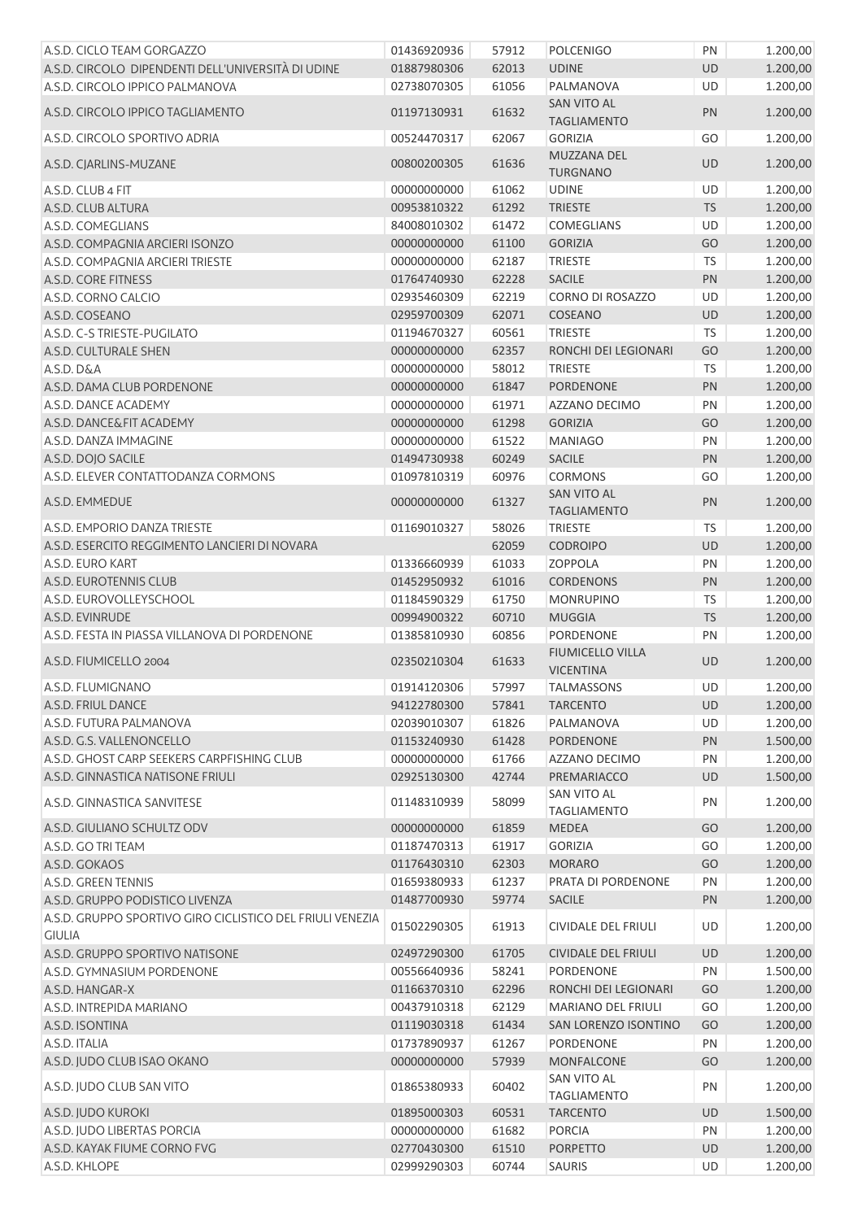| | | | | | |
|---|---|---|---|---|---|
| A.S.D. CICLO TEAM GORGAZZO | 01436920936 | 57912 | POLCENIGO | PN | 1.200,00 |
| A.S.D. CIRCOLO DIPENDENTI DELL'UNIVERSITÀ DI UDINE | 01887980306 | 62013 | UDINE | UD | 1.200,00 |
| A.S.D. CIRCOLO IPPICO PALMANOVA | 02738070305 | 61056 | PALMANOVA | UD | 1.200,00 |
| A.S.D. CIRCOLO IPPICO TAGLIAMENTO | 01197130931 | 61632 | SAN VITO AL TAGLIAMENTO | PN | 1.200,00 |
| A.S.D. CIRCOLO SPORTIVO ADRIA | 00524470317 | 62067 | GORIZIA | GO | 1.200,00 |
| A.S.D. CJARLINS-MUZANE | 00800200305 | 61636 | MUZZANA DEL TURGNANO | UD | 1.200,00 |
| A.S.D. CLUB 4 FIT | 00000000000 | 61062 | UDINE | UD | 1.200,00 |
| A.S.D. CLUB ALTURA | 00953810322 | 61292 | TRIESTE | TS | 1.200,00 |
| A.S.D. COMEGLIANS | 84008010302 | 61472 | COMEGLIANS | UD | 1.200,00 |
| A.S.D. COMPAGNIA ARCIERI ISONZO | 00000000000 | 61100 | GORIZIA | GO | 1.200,00 |
| A.S.D. COMPAGNIA ARCIERI TRIESTE | 00000000000 | 62187 | TRIESTE | TS | 1.200,00 |
| A.S.D. CORE FITNESS | 01764740930 | 62228 | SACILE | PN | 1.200,00 |
| A.S.D. CORNO CALCIO | 02935460309 | 62219 | CORNO DI ROSAZZO | UD | 1.200,00 |
| A.S.D. COSEANO | 02959700309 | 62071 | COSEANO | UD | 1.200,00 |
| A.S.D. C-S TRIESTE-PUGILATO | 01194670327 | 60561 | TRIESTE | TS | 1.200,00 |
| A.S.D. CULTURALE SHEN | 00000000000 | 62357 | RONCHI DEI LEGIONARI | GO | 1.200,00 |
| A.S.D. D&A | 00000000000 | 58012 | TRIESTE | TS | 1.200,00 |
| A.S.D. DAMA CLUB PORDENONE | 00000000000 | 61847 | PORDENONE | PN | 1.200,00 |
| A.S.D. DANCE ACADEMY | 00000000000 | 61971 | AZZANO DECIMO | PN | 1.200,00 |
| A.S.D. DANCE&FIT ACADEMY | 00000000000 | 61298 | GORIZIA | GO | 1.200,00 |
| A.S.D. DANZA IMMAGINE | 00000000000 | 61522 | MANIAGO | PN | 1.200,00 |
| A.S.D. DOJO SACILE | 01494730938 | 60249 | SACILE | PN | 1.200,00 |
| A.S.D. ELEVER CONTATTODANZA CORMONS | 01097810319 | 60976 | CORMONS | GO | 1.200,00 |
| A.S.D. EMMEDUE | 00000000000 | 61327 | SAN VITO AL TAGLIAMENTO | PN | 1.200,00 |
| A.S.D. EMPORIO DANZA TRIESTE | 01169010327 | 58026 | TRIESTE | TS | 1.200,00 |
| A.S.D. ESERCITO REGGIMENTO LANCIERI DI NOVARA | | 62059 | CODROIPO | UD | 1.200,00 |
| A.S.D. EURO KART | 01336660939 | 61033 | ZOPPOLA | PN | 1.200,00 |
| A.S.D. EUROTENNIS CLUB | 01452950932 | 61016 | CORDENONS | PN | 1.200,00 |
| A.S.D. EUROVOLLEYSCHOOL | 01184590329 | 61750 | MONRUPINO | TS | 1.200,00 |
| A.S.D. EVINRUDE | 00994900322 | 60710 | MUGGIA | TS | 1.200,00 |
| A.S.D. FESTA IN PIASSA VILLANOVA DI PORDENONE | 01385810930 | 60856 | PORDENONE | PN | 1.200,00 |
| A.S.D. FIUMICELLO 2004 | 02350210304 | 61633 | FIUMICELLO VILLA VICENTINA | UD | 1.200,00 |
| A.S.D. FLUMIGNANO | 01914120306 | 57997 | TALMASSONS | UD | 1.200,00 |
| A.S.D. FRIUL DANCE | 94122780300 | 57841 | TARCENTO | UD | 1.200,00 |
| A.S.D. FUTURA PALMANOVA | 02039010307 | 61826 | PALMANOVA | UD | 1.200,00 |
| A.S.D. G.S. VALLENONCELLO | 01153240930 | 61428 | PORDENONE | PN | 1.500,00 |
| A.S.D. GHOST CARP SEEKERS CARPFISHING CLUB | 00000000000 | 61766 | AZZANO DECIMO | PN | 1.200,00 |
| A.S.D. GINNASTICA NATISONE FRIULI | 02925130300 | 42744 | PREMARIACCO | UD | 1.500,00 |
| A.S.D. GINNASTICA SANVITESE | 01148310939 | 58099 | SAN VITO AL TAGLIAMENTO | PN | 1.200,00 |
| A.S.D. GIULIANO SCHULTZ ODV | 00000000000 | 61859 | MEDEA | GO | 1.200,00 |
| A.S.D. GO TRI TEAM | 01187470313 | 61917 | GORIZIA | GO | 1.200,00 |
| A.S.D. GOKAOS | 01176430310 | 62303 | MORARO | GO | 1.200,00 |
| A.S.D. GREEN TENNIS | 01659380933 | 61237 | PRATA DI PORDENONE | PN | 1.200,00 |
| A.S.D. GRUPPO PODISTICO LIVENZA | 01487700930 | 59774 | SACILE | PN | 1.200,00 |
| A.S.D. GRUPPO SPORTIVO GIRO CICLISTICO DEL FRIULI VENEZIA GIULIA | 01502290305 | 61913 | CIVIDALE DEL FRIULI | UD | 1.200,00 |
| A.S.D. GRUPPO SPORTIVO NATISONE | 02497290300 | 61705 | CIVIDALE DEL FRIULI | UD | 1.200,00 |
| A.S.D. GYMNASIUM PORDENONE | 00556640936 | 58241 | PORDENONE | PN | 1.500,00 |
| A.S.D. HANGAR-X | 01166370310 | 62296 | RONCHI DEI LEGIONARI | GO | 1.200,00 |
| A.S.D. INTREPIDA MARIANO | 00437910318 | 62129 | MARIANO DEL FRIULI | GO | 1.200,00 |
| A.S.D. ISONTINA | 01119030318 | 61434 | SAN LORENZO ISONTINO | GO | 1.200,00 |
| A.S.D. ITALIA | 01737890937 | 61267 | PORDENONE | PN | 1.200,00 |
| A.S.D. JUDO CLUB ISAO OKANO | 00000000000 | 57939 | MONFALCONE | GO | 1.200,00 |
| A.S.D. JUDO CLUB SAN VITO | 01865380933 | 60402 | SAN VITO AL TAGLIAMENTO | PN | 1.200,00 |
| A.S.D. JUDO KUROKI | 01895000303 | 60531 | TARCENTO | UD | 1.500,00 |
| A.S.D. JUDO LIBERTAS PORCIA | 00000000000 | 61682 | PORCIA | PN | 1.200,00 |
| A.S.D. KAYAK FIUME CORNO FVG | 02770430300 | 61510 | PORPETTO | UD | 1.200,00 |
| A.S.D. KHLOPE | 02999290303 | 60744 | SAURIS | UD | 1.200,00 |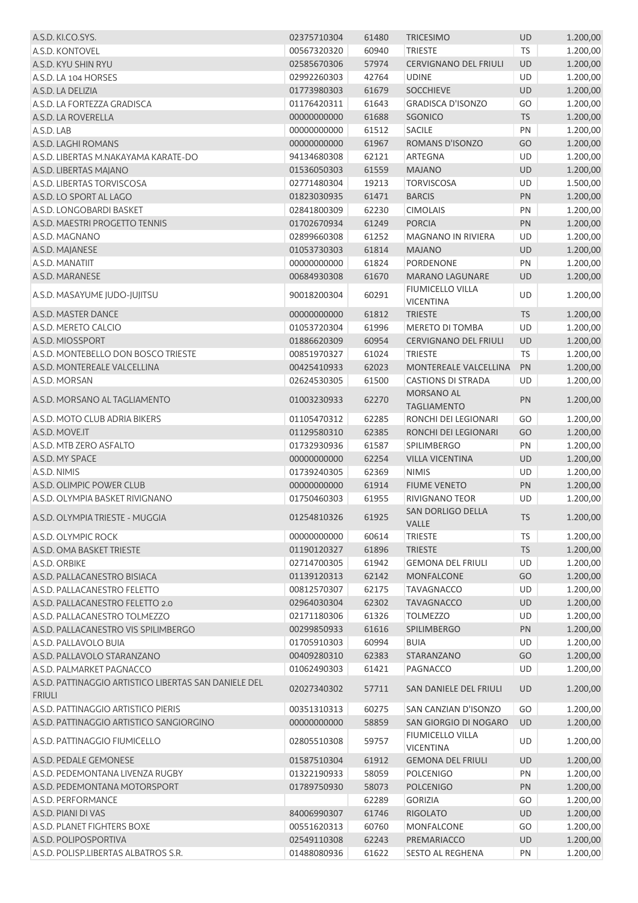| | | | | | |
|---|---|---|---|---|---|
| A.S.D. KI.CO.SYS. | 02375710304 | 61480 | TRICESIMO | UD | 1.200,00 |
| A.S.D. KONTOVEL | 00567320320 | 60940 | TRIESTE | TS | 1.200,00 |
| A.S.D. KYU SHIN RYU | 02585670306 | 57974 | CERVIGNANO DEL FRIULI | UD | 1.200,00 |
| A.S.D. LA 104 HORSES | 02992260303 | 42764 | UDINE | UD | 1.200,00 |
| A.S.D. LA DELIZIA | 01773980303 | 61679 | SOCCHIEVE | UD | 1.200,00 |
| A.S.D. LA FORTEZZA GRADISCA | 01176420311 | 61643 | GRADISCA D'ISONZO | GO | 1.200,00 |
| A.S.D. LA ROVERELLA | 00000000000 | 61688 | SGONICO | TS | 1.200,00 |
| A.S.D. LAB | 00000000000 | 61512 | SACILE | PN | 1.200,00 |
| A.S.D. LAGHI ROMANS | 00000000000 | 61967 | ROMANS D'ISONZO | GO | 1.200,00 |
| A.S.D. LIBERTAS M.NAKAYAMA KARATE-DO | 94134680308 | 62121 | ARTEGNA | UD | 1.200,00 |
| A.S.D. LIBERTAS MAJANO | 01536050303 | 61559 | MAJANO | UD | 1.200,00 |
| A.S.D. LIBERTAS TORVISCOSA | 02771480304 | 19213 | TORVISCOSA | UD | 1.500,00 |
| A.S.D. LO SPORT AL LAGO | 01823030935 | 61471 | BARCIS | PN | 1.200,00 |
| A.S.D. LONGOBARDI BASKET | 02841800309 | 62230 | CIMOLAIS | PN | 1.200,00 |
| A.S.D. MAESTRI PROGETTO TENNIS | 01702670934 | 61249 | PORCIA | PN | 1.200,00 |
| A.S.D. MAGNANO | 02899660308 | 61252 | MAGNANO IN RIVIERA | UD | 1.200,00 |
| A.S.D. MAJANESE | 01053730303 | 61814 | MAJANO | UD | 1.200,00 |
| A.S.D. MANATIIT | 00000000000 | 61824 | PORDENONE | PN | 1.200,00 |
| A.S.D. MARANESE | 00684930308 | 61670 | MARANO LAGUNARE | UD | 1.200,00 |
| A.S.D. MASAYUME JUDO-JUJITSU | 90018200304 | 60291 | FIUMICELLO VILLA VICENTINA | UD | 1.200,00 |
| A.S.D. MASTER DANCE | 00000000000 | 61812 | TRIESTE | TS | 1.200,00 |
| A.S.D. MERETO CALCIO | 01053720304 | 61996 | MERETO DI TOMBA | UD | 1.200,00 |
| A.S.D. MIOSSPORT | 01886620309 | 60954 | CERVIGNANO DEL FRIULI | UD | 1.200,00 |
| A.S.D. MONTEBELLO DON BOSCO TRIESTE | 00851970327 | 61024 | TRIESTE | TS | 1.200,00 |
| A.S.D. MONTEREALE VALCELLINA | 00425410933 | 62023 | MONTEREALE VALCELLINA | PN | 1.200,00 |
| A.S.D. MORSAN | 02624530305 | 61500 | CASTIONS DI STRADA | UD | 1.200,00 |
| A.S.D. MORSANO AL TAGLIAMENTO | 01003230933 | 62270 | MORSANO AL TAGLIAMENTO | PN | 1.200,00 |
| A.S.D. MOTO CLUB ADRIA BIKERS | 01105470312 | 62285 | RONCHI DEI LEGIONARI | GO | 1.200,00 |
| A.S.D. MOVE.IT | 01129580310 | 62385 | RONCHI DEI LEGIONARI | GO | 1.200,00 |
| A.S.D. MTB ZERO ASFALTO | 01732930936 | 61587 | SPILIMBERGO | PN | 1.200,00 |
| A.S.D. MY SPACE | 00000000000 | 62254 | VILLA VICENTINA | UD | 1.200,00 |
| A.S.D. NIMIS | 01739240305 | 62369 | NIMIS | UD | 1.200,00 |
| A.S.D. OLIMPIC POWER CLUB | 00000000000 | 61914 | FIUME VENETO | PN | 1.200,00 |
| A.S.D. OLYMPIA BASKET RIVIGNANO | 01750460303 | 61955 | RIVIGNANO TEOR | UD | 1.200,00 |
| A.S.D. OLYMPIA TRIESTE - MUGGIA | 01254810326 | 61925 | SAN DORLIGO DELLA VALLE | TS | 1.200,00 |
| A.S.D. OLYMPIC ROCK | 00000000000 | 60614 | TRIESTE | TS | 1.200,00 |
| A.S.D. OMA BASKET TRIESTE | 01190120327 | 61896 | TRIESTE | TS | 1.200,00 |
| A.S.D. ORBIKE | 02714700305 | 61942 | GEMONA DEL FRIULI | UD | 1.200,00 |
| A.S.D. PALLACANESTRO BISIACA | 01139120313 | 62142 | MONFALCONE | GO | 1.200,00 |
| A.S.D. PALLACANESTRO FELETTO | 00812570307 | 62175 | TAVAGNACCO | UD | 1.200,00 |
| A.S.D. PALLACANESTRO FELETTO 2.0 | 02964030304 | 62302 | TAVAGNACCO | UD | 1.200,00 |
| A.S.D. PALLACANESTRO TOLMEZZO | 02171180306 | 61326 | TOLMEZZO | UD | 1.200,00 |
| A.S.D. PALLACANESTRO VIS SPILIMBERGO | 00299850933 | 61616 | SPILIMBERGO | PN | 1.200,00 |
| A.S.D. PALLAVOLO BUIA | 01705910303 | 60994 | BUIA | UD | 1.200,00 |
| A.S.D. PALLAVOLO STARANZANO | 00409280310 | 62383 | STARANZANO | GO | 1.200,00 |
| A.S.D. PALMARKET PAGNACCO | 01062490303 | 61421 | PAGNACCO | UD | 1.200,00 |
| A.S.D. PATTINAGGIO ARTISTICO LIBERTAS SAN DANIELE DEL FRIULI | 02027340302 | 57711 | SAN DANIELE DEL FRIULI | UD | 1.200,00 |
| A.S.D. PATTINAGGIO ARTISTICO PIERIS | 00351310313 | 60275 | SAN CANZIAN D'ISONZO | GO | 1.200,00 |
| A.S.D. PATTINAGGIO ARTISTICO SANGIORGINO | 00000000000 | 58859 | SAN GIORGIO DI NOGARO | UD | 1.200,00 |
| A.S.D. PATTINAGGIO FIUMICELLO | 02805510308 | 59757 | FIUMICELLO VILLA VICENTINA | UD | 1.200,00 |
| A.S.D. PEDALE GEMONESE | 01587510304 | 61912 | GEMONA DEL FRIULI | UD | 1.200,00 |
| A.S.D. PEDEMONTANA LIVENZA RUGBY | 01322190933 | 58059 | POLCENIGO | PN | 1.200,00 |
| A.S.D. PEDEMONTANA MOTORSPORT | 01789750930 | 58073 | POLCENIGO | PN | 1.200,00 |
| A.S.D. PERFORMANCE | | 62289 | GORIZIA | GO | 1.200,00 |
| A.S.D. PIANI DI VAS | 84006990307 | 61746 | RIGOLATO | UD | 1.200,00 |
| A.S.D. PLANET FIGHTERS BOXE | 00551620313 | 60760 | MONFALCONE | GO | 1.200,00 |
| A.S.D. POLIPOSPORTIVA | 02549110308 | 62243 | PREMARIACCO | UD | 1.200,00 |
| A.S.D. POLISP.LIBERTAS ALBATROS S.R. | 01488080936 | 61622 | SESTO AL REGHENA | PN | 1.200,00 |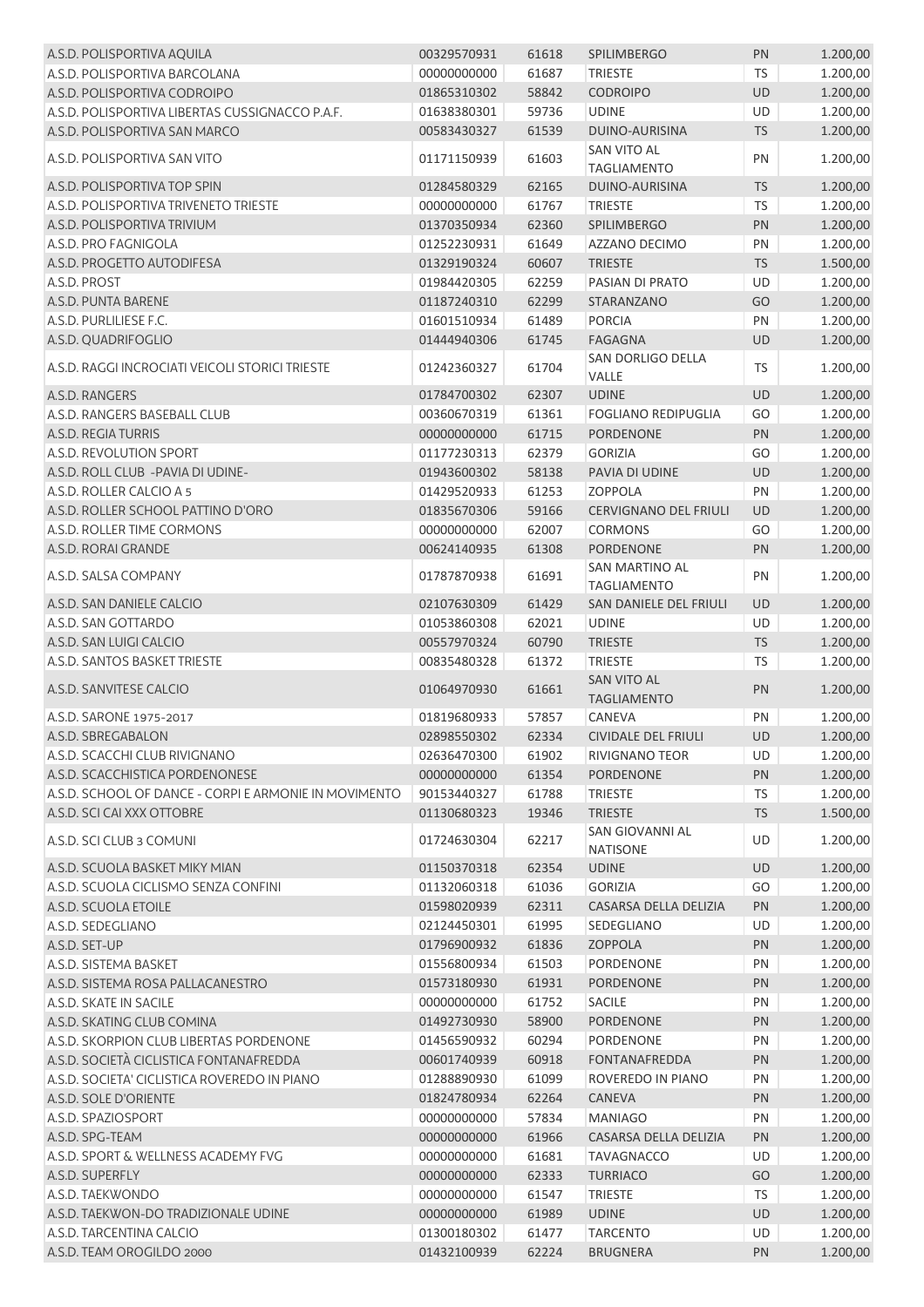| | | | | | |
|---|---|---|---|---|---|
| A.S.D. POLISPORTIVA AQUILA | 00329570931 | 61618 | SPILIMBERGO | PN | 1.200,00 |
| A.S.D. POLISPORTIVA BARCOLANA | 00000000000 | 61687 | TRIESTE | TS | 1.200,00 |
| A.S.D. POLISPORTIVA CODROIPO | 01865310302 | 58842 | CODROIPO | UD | 1.200,00 |
| A.S.D. POLISPORTIVA LIBERTAS CUSSIGNACCO P.A.F. | 01638380301 | 59736 | UDINE | UD | 1.200,00 |
| A.S.D. POLISPORTIVA SAN MARCO | 00583430327 | 61539 | DUINO-AURISINA | TS | 1.200,00 |
| A.S.D. POLISPORTIVA SAN VITO | 01171150939 | 61603 | SAN VITO AL TAGLIAMENTO | PN | 1.200,00 |
| A.S.D. POLISPORTIVA TOP SPIN | 01284580329 | 62165 | DUINO-AURISINA | TS | 1.200,00 |
| A.S.D. POLISPORTIVA TRIVENETO TRIESTE | 00000000000 | 61767 | TRIESTE | TS | 1.200,00 |
| A.S.D. POLISPORTIVA TRIVIUM | 01370350934 | 62360 | SPILIMBERGO | PN | 1.200,00 |
| A.S.D. PRO FAGNIGOLA | 01252230931 | 61649 | AZZANO DECIMO | PN | 1.200,00 |
| A.S.D. PROGETTO AUTODIFESA | 01329190324 | 60607 | TRIESTE | TS | 1.500,00 |
| A.S.D. PROST | 01984420305 | 62259 | PASIAN DI PRATO | UD | 1.200,00 |
| A.S.D. PUNTA BARENE | 01187240310 | 62299 | STARANZANO | GO | 1.200,00 |
| A.S.D. PURLILIESE F.C. | 01601510934 | 61489 | PORCIA | PN | 1.200,00 |
| A.S.D. QUADRIFOGLIO | 01444940306 | 61745 | FAGAGNA | UD | 1.200,00 |
| A.S.D. RAGGI INCROCIATI VEICOLI STORICI TRIESTE | 01242360327 | 61704 | SAN DORLIGO DELLA VALLE | TS | 1.200,00 |
| A.S.D. RANGERS | 01784700302 | 62307 | UDINE | UD | 1.200,00 |
| A.S.D. RANGERS BASEBALL CLUB | 00360670319 | 61361 | FOGLIANO REDIPUGLIA | GO | 1.200,00 |
| A.S.D. REGIA TURRIS | 00000000000 | 61715 | PORDENONE | PN | 1.200,00 |
| A.S.D. REVOLUTION SPORT | 01177230313 | 62379 | GORIZIA | GO | 1.200,00 |
| A.S.D. ROLL CLUB -PAVIA DI UDINE- | 01943600302 | 58138 | PAVIA DI UDINE | UD | 1.200,00 |
| A.S.D. ROLLER CALCIO A 5 | 01429520933 | 61253 | ZOPPOLA | PN | 1.200,00 |
| A.S.D. ROLLER SCHOOL PATTINO D'ORO | 01835670306 | 59166 | CERVIGNANO DEL FRIULI | UD | 1.200,00 |
| A.S.D. ROLLER TIME CORMONS | 00000000000 | 62007 | CORMONS | GO | 1.200,00 |
| A.S.D. RORAI GRANDE | 00624140935 | 61308 | PORDENONE | PN | 1.200,00 |
| A.S.D. SALSA COMPANY | 01787870938 | 61691 | SAN MARTINO AL TAGLIAMENTO | PN | 1.200,00 |
| A.S.D. SAN DANIELE CALCIO | 02107630309 | 61429 | SAN DANIELE DEL FRIULI | UD | 1.200,00 |
| A.S.D. SAN GOTTARDO | 01053860308 | 62021 | UDINE | UD | 1.200,00 |
| A.S.D. SAN LUIGI CALCIO | 00557970324 | 60790 | TRIESTE | TS | 1.200,00 |
| A.S.D. SANTOS BASKET TRIESTE | 00835480328 | 61372 | TRIESTE | TS | 1.200,00 |
| A.S.D. SANVITESE CALCIO | 01064970930 | 61661 | SAN VITO AL TAGLIAMENTO | PN | 1.200,00 |
| A.S.D. SARONE 1975-2017 | 01819680933 | 57857 | CANEVA | PN | 1.200,00 |
| A.S.D. SBREGABALON | 02898550302 | 62334 | CIVIDALE DEL FRIULI | UD | 1.200,00 |
| A.S.D. SCACCHI CLUB RIVIGNANO | 02636470300 | 61902 | RIVIGNANO TEOR | UD | 1.200,00 |
| A.S.D. SCACCHISTICA PORDENONESE | 00000000000 | 61354 | PORDENONE | PN | 1.200,00 |
| A.S.D. SCHOOL OF DANCE - CORPI E ARMONIE IN MOVIMENTO | 90153440327 | 61788 | TRIESTE | TS | 1.200,00 |
| A.S.D. SCI CAI XXX OTTOBRE | 01130680323 | 19346 | TRIESTE | TS | 1.500,00 |
| A.S.D. SCI CLUB 3 COMUNI | 01724630304 | 62217 | SAN GIOVANNI AL NATISONE | UD | 1.200,00 |
| A.S.D. SCUOLA BASKET MIKY MIAN | 01150370318 | 62354 | UDINE | UD | 1.200,00 |
| A.S.D. SCUOLA CICLISMO SENZA CONFINI | 01132060318 | 61036 | GORIZIA | GO | 1.200,00 |
| A.S.D. SCUOLA ETOILE | 01598020939 | 62311 | CASARSA DELLA DELIZIA | PN | 1.200,00 |
| A.S.D. SEDEGLIANO | 02124450301 | 61995 | SEDEGLIANO | UD | 1.200,00 |
| A.S.D. SET-UP | 01796900932 | 61836 | ZOPPOLA | PN | 1.200,00 |
| A.S.D. SISTEMA BASKET | 01556800934 | 61503 | PORDENONE | PN | 1.200,00 |
| A.S.D. SISTEMA ROSA PALLACANESTRO | 01573180930 | 61931 | PORDENONE | PN | 1.200,00 |
| A.S.D. SKATE IN SACILE | 00000000000 | 61752 | SACILE | PN | 1.200,00 |
| A.S.D. SKATING CLUB COMINA | 01492730930 | 58900 | PORDENONE | PN | 1.200,00 |
| A.S.D. SKORPION CLUB LIBERTAS PORDENONE | 01456590932 | 60294 | PORDENONE | PN | 1.200,00 |
| A.S.D. SOCIETÀ CICLISTICA FONTANAFREDDA | 00601740939 | 60918 | FONTANAFREDDA | PN | 1.200,00 |
| A.S.D. SOCIETA' CICLISTICA ROVEREDO IN PIANO | 01288890930 | 61099 | ROVEREDO IN PIANO | PN | 1.200,00 |
| A.S.D. SOLE D'ORIENTE | 01824780934 | 62264 | CANEVA | PN | 1.200,00 |
| A.S.D. SPAZIOSPORT | 00000000000 | 57834 | MANIAGO | PN | 1.200,00 |
| A.S.D. SPG-TEAM | 00000000000 | 61966 | CASARSA DELLA DELIZIA | PN | 1.200,00 |
| A.S.D. SPORT & WELLNESS ACADEMY FVG | 00000000000 | 61681 | TAVAGNACCO | UD | 1.200,00 |
| A.S.D. SUPERFLY | 00000000000 | 62333 | TURRIACO | GO | 1.200,00 |
| A.S.D. TAEKWONDO | 00000000000 | 61547 | TRIESTE | TS | 1.200,00 |
| A.S.D. TAEKWON-DO TRADIZIONALE UDINE | 00000000000 | 61989 | UDINE | UD | 1.200,00 |
| A.S.D. TARCENTINA CALCIO | 01300180302 | 61477 | TARCENTO | UD | 1.200,00 |
| A.S.D. TEAM OROGILDO 2000 | 01432100939 | 62224 | BRUGNERA | PN | 1.200,00 |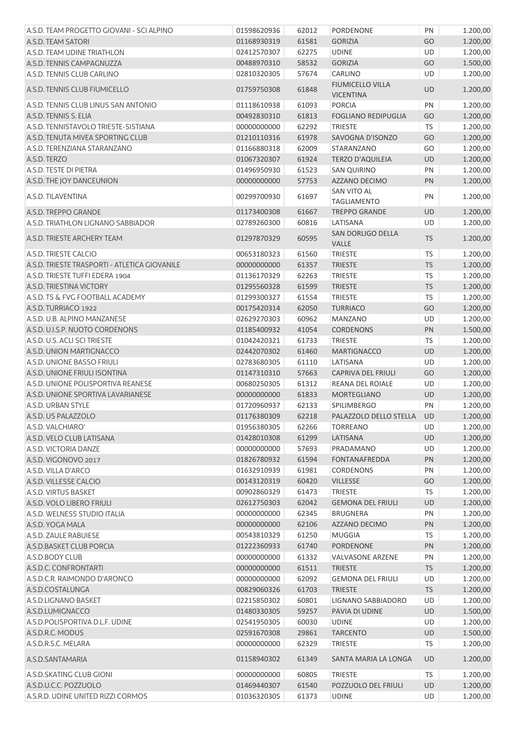| A.S.D. TEAM PROGETTO GIOVANI - SCI ALPINO | 01598620936 | 62012 | PORDENONE | PN | 1.200,00 |
|---|---|---|---|---|---|
| A.S.D. TEAM SATORI | 01168930319 | 61581 | GORIZIA | GO | 1.200,00 |
| A.S.D. TEAM UDINE TRIATHLON | 02412570307 | 62275 | UDINE | UD | 1.200,00 |
| A.S.D. TENNIS CAMPAGNUZZA | 00488970310 | 58532 | GORIZIA | GO | 1.500,00 |
| A.S.D. TENNIS CLUB CARLINO | 02810320305 | 57674 | CARLINO | UD | 1.200,00 |
| A.S.D. TENNIS CLUB FIUMICELLO | 01759750308 | 61848 | FIUMICELLO VILLA VICENTINA | UD | 1.200,00 |
| A.S.D. TENNIS CLUB LINUS SAN ANTONIO | 01118610938 | 61093 | PORCIA | PN | 1.200,00 |
| A.S.D. TENNIS S. ELIA | 00492830310 | 61813 | FOGLIANO REDIPUGLIA | GO | 1.200,00 |
| A.S.D. TENNISTAVOLO TRIESTE-SISTIANA | 00000000000 | 62292 | TRIESTE | TS | 1.200,00 |
| A.S.D. TENUTA MIVEA SPORTING CLUB | 01210110316 | 61978 | SAVOGNA D'ISONZO | GO | 1.200,00 |
| A.S.D. TERENZIANA STARANZANO | 01166880318 | 62009 | STARANZANO | GO | 1.200,00 |
| A.S.D. TERZO | 01067320307 | 61924 | TERZO D'AQUILEIA | UD | 1.200,00 |
| A.S.D. TESTE DI PIETRA | 01496950930 | 61523 | SAN QUIRINO | PN | 1.200,00 |
| A.S.D. THE JOY DANCEUNION | 00000000000 | 57753 | AZZANO DECIMO | PN | 1.200,00 |
| A.S.D. TILAVENTINA | 00299700930 | 61697 | SAN VITO AL TAGLIAMENTO | PN | 1.200,00 |
| A.S.D. TREPPO GRANDE | 01173400308 | 61667 | TREPPO GRANDE | UD | 1.200,00 |
| A.S.D. TRIATHLON LIGNANO SABBIADOR | 02789260300 | 60816 | LATISANA | UD | 1.200,00 |
| A.S.D. TRIESTE ARCHERY TEAM | 01297870329 | 60595 | SAN DORLIGO DELLA VALLE | TS | 1.200,00 |
| A.S.D. TRIESTE CALCIO | 00653180323 | 61560 | TRIESTE | TS | 1.200,00 |
| A.S.D. TRIESTE TRASPORTI - ATLETICA GIOVANILE | 00000000000 | 61357 | TRIESTE | TS | 1.200,00 |
| A.S.D. TRIESTE TUFFI EDERA 1904 | 01136170329 | 62263 | TRIESTE | TS | 1.200,00 |
| A.S.D. TRIESTINA VICTORY | 01295560328 | 61599 | TRIESTE | TS | 1.200,00 |
| A.S.D. TS & FVG FOOTBALL ACADEMY | 01299300327 | 61554 | TRIESTE | TS | 1.200,00 |
| A.S.D. TURRIACO 1922 | 00175420314 | 62050 | TURRIACO | GO | 1.200,00 |
| A.S.D. U.B. ALPINO MANZANESE | 02629270303 | 60962 | MANZANO | UD | 1.200,00 |
| A.S.D. U.I.S.P. NUOTO CORDENONS | 01185400932 | 41054 | CORDENONS | PN | 1.500,00 |
| A.S.D. U.S. ACLI SCI TRIESTE | 01042420321 | 61733 | TRIESTE | TS | 1.200,00 |
| A.S.D. UNION MARTIGNACCO | 02442070302 | 61460 | MARTIGNACCO | UD | 1.200,00 |
| A.S.D. UNIONE BASSO FRIULI | 02783680305 | 61110 | LATISANA | UD | 1.200,00 |
| A.S.D. UNIONE FRIULI ISONTINA | 01147310310 | 57663 | CAPRIVA DEL FRIULI | GO | 1.200,00 |
| A.S.D. UNIONE POLISPORTIVA REANESE | 00680250305 | 61312 | REANA DEL ROIALE | UD | 1.200,00 |
| A.S.D. UNIONE SPORTIVA LAVARIANESE | 00000000000 | 61833 | MORTEGLIANO | UD | 1.200,00 |
| A.S.D. URBAN STYLE | 01720960937 | 62133 | SPILIMBERGO | PN | 1.200,00 |
| A.S.D. US PALAZZOLO | 01176380309 | 62218 | PALAZZOLO DELLO STELLA | UD | 1.200,00 |
| A.S.D. VALCHIARO' | 01956380305 | 62266 | TORREANO | UD | 1.200,00 |
| A.S.D. VELO CLUB LATISANA | 01428010308 | 61299 | LATISANA | UD | 1.200,00 |
| A.S.D. VICTORIA DANZE | 00000000000 | 57693 | PRADAMANO | UD | 1.200,00 |
| A.S.D. VIGONOVO 2017 | 01826780932 | 61594 | FONTANAFREDDA | PN | 1.200,00 |
| A.S.D. VILLA D'ARCO | 01632910939 | 61981 | CORDENONS | PN | 1.200,00 |
| A.S.D. VILLESSE CALCIO | 00143120319 | 60420 | VILLESSE | GO | 1.200,00 |
| A.S.D. VIRTUS BASKET | 00902860329 | 61473 | TRIESTE | TS | 1.200,00 |
| A.S.D. VOLO LIBERO FRIULI | 02612750303 | 62042 | GEMONA DEL FRIULI | UD | 1.200,00 |
| A.S.D. WELNESS STUDIO ITALIA | 00000000000 | 62345 | BRUGNERA | PN | 1.200,00 |
| A.S.D. YOGA MALA | 00000000000 | 62106 | AZZANO DECIMO | PN | 1.200,00 |
| A.S.D. ZAULE RABUIESE | 00543810329 | 61250 | MUGGIA | TS | 1.200,00 |
| A.S.D.BASKET CLUB PORCIA | 01222360933 | 61740 | PORDENONE | PN | 1.200,00 |
| A.S.D.BODY CLUB | 00000000000 | 61332 | VALVASONE ARZENE | PN | 1.200,00 |
| A.S.D.C. CONFRONTARTI | 00000000000 | 61511 | TRIESTE | TS | 1.200,00 |
| A.S.D.C.R. RAIMONDO D'ARONCO | 00000000000 | 62092 | GEMONA DEL FRIULI | UD | 1.200,00 |
| A.S.D.COSTALUNGA | 00829060326 | 61703 | TRIESTE | TS | 1.200,00 |
| A.S.D.LIGNANO BASKET | 02215850302 | 60801 | LIGNANO SABBIADORO | UD | 1.200,00 |
| A.S.D.LUMIGNACCO | 01480330305 | 59257 | PAVIA DI UDINE | UD | 1.500,00 |
| A.S.D.POLISPORTIVA D.L.F. UDINE | 02541950305 | 60030 | UDINE | UD | 1.200,00 |
| A.S.D.R.C. MODUS | 02591670308 | 29861 | TARCENTO | UD | 1.500,00 |
| A.S.D.R.S.C. MELARA | 00000000000 | 62329 | TRIESTE | TS | 1.200,00 |
| A.S.D.SANTAMARIA | 01158940302 | 61349 | SANTA MARIA LA LONGA | UD | 1.200,00 |
| A.S.D.SKATING CLUB GIONI | 00000000000 | 60805 | TRIESTE | TS | 1.200,00 |
| A.S.D.U.C.C. POZZUOLO | 01469440307 | 61540 | POZZUOLO DEL FRIULI | UD | 1.200,00 |
| A.S.R.D. UDINE UNITED RIZZI CORMOS | 01036320305 | 61373 | UDINE | UD | 1.200,00 |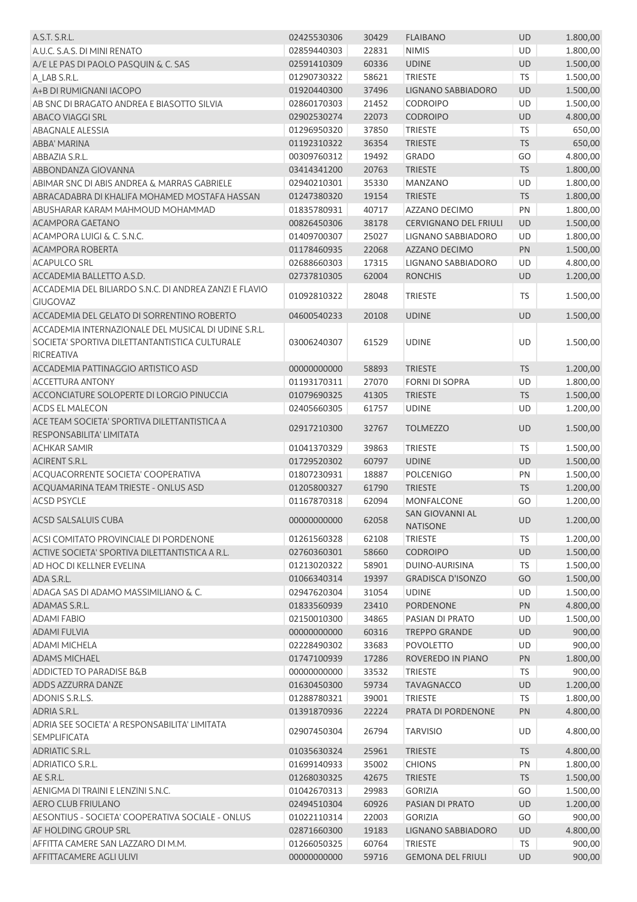| | | | | | |
|---|---|---|---|---|---|
| A.S.T. S.R.L. | 02425530306 | 30429 | FLAIBANO | UD | 1.800,00 |
| A.U.C. S.A.S. DI MINI RENATO | 02859440303 | 22831 | NIMIS | UD | 1.800,00 |
| A/E LE PAS DI PAOLO PASQUIN & C. SAS | 02591410309 | 60336 | UDINE | UD | 1.500,00 |
| A_LAB S.R.L. | 01290730322 | 58621 | TRIESTE | TS | 1.500,00 |
| A+B DI RUMIGNANI IACOPO | 01920440300 | 37496 | LIGNANO SABBIADORO | UD | 1.500,00 |
| AB SNC DI BRAGATO ANDREA E BIASOTTO SILVIA | 02860170303 | 21452 | CODROIPO | UD | 1.500,00 |
| ABACO VIAGGI SRL | 02902530274 | 22073 | CODROIPO | UD | 4.800,00 |
| ABAGNALE ALESSIA | 01296950320 | 37850 | TRIESTE | TS | 650,00 |
| ABBA' MARINA | 01192310322 | 36354 | TRIESTE | TS | 650,00 |
| ABBAZIA S.R.L. | 00309760312 | 19492 | GRADO | GO | 4.800,00 |
| ABBONDANZA GIOVANNA | 03414341200 | 20763 | TRIESTE | TS | 1.800,00 |
| ABIMAR SNC DI ABIS ANDREA & MARRAS GABRIELE | 02940210301 | 35330 | MANZANO | UD | 1.800,00 |
| ABRACADABRA DI KHALIFA MOHAMED MOSTAFA HASSAN | 01247380320 | 19154 | TRIESTE | TS | 1.800,00 |
| ABUSHARAR KARAM MAHMOUD MOHAMMAD | 01835780931 | 40717 | AZZANO DECIMO | PN | 1.800,00 |
| ACAMPORA GAETANO | 00826450306 | 38178 | CERVIGNANO DEL FRIULI | UD | 1.500,00 |
| ACAMPORA LUIGI & C. S.N.C. | 01409700307 | 25027 | LIGNANO SABBIADORO | UD | 1.800,00 |
| ACAMPORA ROBERTA | 01178460935 | 22068 | AZZANO DECIMO | PN | 1.500,00 |
| ACAPULCO SRL | 02688660303 | 17315 | LIGNANO SABBIADORO | UD | 4.800,00 |
| ACCADEMIA BALLETTO A.S.D. | 02737810305 | 62004 | RONCHIS | UD | 1.200,00 |
| ACCADEMIA DEL BILIARDO S.N.C. DI ANDREA ZANZI E FLAVIO GIUGOVAZ | 01092810322 | 28048 | TRIESTE | TS | 1.500,00 |
| ACCADEMIA DEL GELATO DI SORRENTINO ROBERTO | 04600540233 | 20108 | UDINE | UD | 1.500,00 |
| ACCADEMIA INTERNAZIONALE DEL MUSICAL DI UDINE S.R.L. SOCIETA' SPORTIVA DILETTANTANTISTICA CULTURALE RICREATIVA | 03006240307 | 61529 | UDINE | UD | 1.500,00 |
| ACCADEMIA PATTINAGGIO ARTISTICO ASD | 00000000000 | 58893 | TRIESTE | TS | 1.200,00 |
| ACCETTURA ANTONY | 01193170311 | 27070 | FORNI DI SOPRA | UD | 1.800,00 |
| ACCONCIATURE SOLOPERTE DI LORGIO PINUCCIA | 01079690325 | 41305 | TRIESTE | TS | 1.500,00 |
| ACDS EL MALECON | 02405660305 | 61757 | UDINE | UD | 1.200,00 |
| ACE TEAM SOCIETA' SPORTIVA DILETTANTISTICA A RESPONSABILITA' LIMITATA | 02917210300 | 32767 | TOLMEZZO | UD | 1.500,00 |
| ACHKAR SAMIR | 01041370329 | 39863 | TRIESTE | TS | 1.500,00 |
| ACIRENT S.R.L. | 01729520302 | 60797 | UDINE | UD | 1.500,00 |
| ACQUACORRENTE SOCIETA' COOPERATIVA | 01807230931 | 18887 | POLCENIGO | PN | 1.500,00 |
| ACQUAMARINA TEAM TRIESTE - ONLUS ASD | 01205800327 | 61790 | TRIESTE | TS | 1.200,00 |
| ACSD PSYCLE | 01167870318 | 62094 | MONFALCONE | GO | 1.200,00 |
| ACSD SALSALUIS CUBA | 00000000000 | 62058 | SAN GIOVANNI AL NATISONE | UD | 1.200,00 |
| ACSI COMITATO PROVINCIALE DI PORDENONE | 01261560328 | 62108 | TRIESTE | TS | 1.200,00 |
| ACTIVE SOCIETA' SPORTIVA DILETTANTISTICA A R.L. | 02760360301 | 58660 | CODROIPO | UD | 1.500,00 |
| AD HOC DI KELLNER EVELINA | 01213020322 | 58901 | DUINO-AURISINA | TS | 1.500,00 |
| ADA S.R.L. | 01066340314 | 19397 | GRADISCA D'ISONZO | GO | 1.500,00 |
| ADAGA SAS DI ADAMO MASSIMILIANO & C. | 02947620304 | 31054 | UDINE | UD | 1.500,00 |
| ADAMAS S.R.L. | 01833560939 | 23410 | PORDENONE | PN | 4.800,00 |
| ADAMI FABIO | 02150010300 | 34865 | PASIAN DI PRATO | UD | 1.500,00 |
| ADAMI FULVIA | 00000000000 | 60316 | TREPPO GRANDE | UD | 900,00 |
| ADAMI MICHELA | 02228490302 | 33683 | POVOLETTO | UD | 900,00 |
| ADAMS MICHAEL | 01747100939 | 17286 | ROVEREDO IN PIANO | PN | 1.800,00 |
| ADDICTED TO PARADISE B&B | 00000000000 | 33532 | TRIESTE | TS | 900,00 |
| ADDS AZZURRA DANZE | 01630450300 | 59734 | TAVAGNACCO | UD | 1.200,00 |
| ADONIS S.R.L.S. | 01288780321 | 39001 | TRIESTE | TS | 1.800,00 |
| ADRIA S.R.L. | 01391870936 | 22224 | PRATA DI PORDENONE | PN | 4.800,00 |
| ADRIA SEE SOCIETA' A RESPONSABILITA' LIMITATA SEMPLIFICATA | 02907450304 | 26794 | TARVISIO | UD | 4.800,00 |
| ADRIATIC S.R.L. | 01035630324 | 25961 | TRIESTE | TS | 4.800,00 |
| ADRIATICO S.R.L. | 01699140933 | 35002 | CHIONS | PN | 1.800,00 |
| AE S.R.L. | 01268030325 | 42675 | TRIESTE | TS | 1.500,00 |
| AENIGMA DI TRAINI E LENZINI S.N.C. | 01042670313 | 29983 | GORIZIA | GO | 1.500,00 |
| AERO CLUB FRIULANO | 02494510304 | 60926 | PASIAN DI PRATO | UD | 1.200,00 |
| AESONTIUS - SOCIETA' COOPERATIVA SOCIALE - ONLUS | 01022110314 | 22003 | GORIZIA | GO | 900,00 |
| AF HOLDING GROUP SRL | 02871660300 | 19183 | LIGNANO SABBIADORO | UD | 4.800,00 |
| AFFITTA CAMERE SAN LAZZARO DI M.M. | 01266050325 | 60764 | TRIESTE | TS | 900,00 |
| AFFITTACAMERE AGLI ULIVI | 00000000000 | 59716 | GEMONA DEL FRIULI | UD | 900,00 |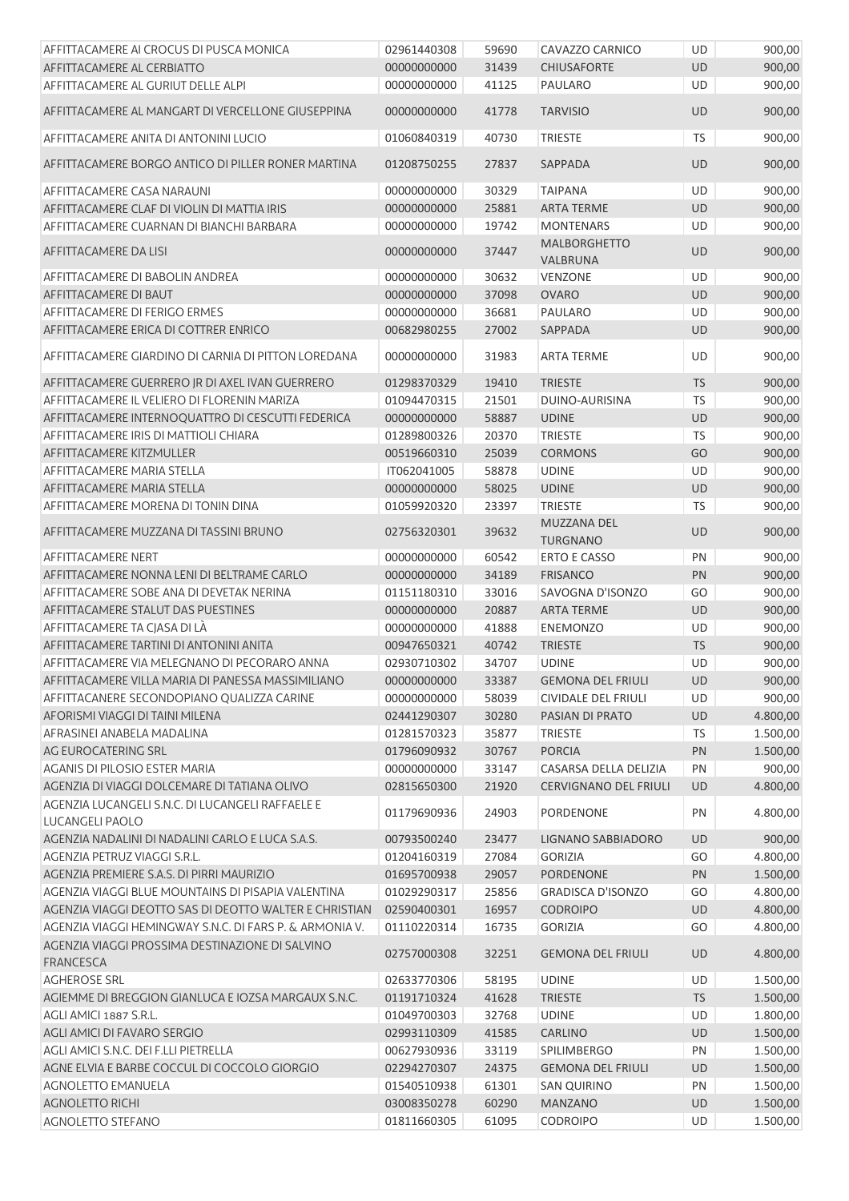| | | | | | |
|---|---|---|---|---|---|
| AFFITTACAMERE AI CROCUS DI PUSCA MONICA | 02961440308 | 59690 | CAVAZZO CARNICO | UD | 900,00 |
| AFFITTACAMERE AL CERBIATTO | 00000000000 | 31439 | CHIUSAFORTE | UD | 900,00 |
| AFFITTACAMERE AL GURIUT DELLE ALPI | 00000000000 | 41125 | PAULARO | UD | 900,00 |
| AFFITTACAMERE AL MANGART DI VERCELLONE GIUSEPPINA | 00000000000 | 41778 | TARVISIO | UD | 900,00 |
| AFFITTACAMERE ANITA DI ANTONINI LUCIO | 01060840319 | 40730 | TRIESTE | TS | 900,00 |
| AFFITTACAMERE BORGO ANTICO DI PILLER RONER MARTINA | 01208750255 | 27837 | SAPPADA | UD | 900,00 |
| AFFITTACAMERE CASA NARAUNI | 00000000000 | 30329 | TAIPANA | UD | 900,00 |
| AFFITTACAMERE CLAF DI VIOLIN DI MATTIA IRIS | 00000000000 | 25881 | ARTA TERME | UD | 900,00 |
| AFFITTACAMERE CUARNAN DI BIANCHI BARBARA | 00000000000 | 19742 | MONTENARS | UD | 900,00 |
| AFFITTACAMERE DA LISI | 00000000000 | 37447 | MALBORGHETTO VALBRUNA | UD | 900,00 |
| AFFITTACAMERE DI BABOLIN ANDREA | 00000000000 | 30632 | VENZONE | UD | 900,00 |
| AFFITTACAMERE DI BAUT | 00000000000 | 37098 | OVARO | UD | 900,00 |
| AFFITTACAMERE DI FERIGO ERMES | 00000000000 | 36681 | PAULARO | UD | 900,00 |
| AFFITTACAMERE ERICA DI COTTRER ENRICO | 00682980255 | 27002 | SAPPADA | UD | 900,00 |
| AFFITTACAMERE GIARDINO DI CARNIA DI PITTON LOREDANA | 00000000000 | 31983 | ARTA TERME | UD | 900,00 |
| AFFITTACAMERE GUERRERO JR DI AXEL IVAN GUERRERO | 01298370329 | 19410 | TRIESTE | TS | 900,00 |
| AFFITTACAMERE IL VELIERO DI FLORENIN MARIZA | 01094470315 | 21501 | DUINO-AURISINA | TS | 900,00 |
| AFFITTACAMERE INTERNOQUATTRO DI CESCUTTI FEDERICA | 00000000000 | 58887 | UDINE | UD | 900,00 |
| AFFITTACAMERE IRIS DI MATTIOLI CHIARA | 01289800326 | 20370 | TRIESTE | TS | 900,00 |
| AFFITTACAMERE KITZMULLER | 00519660310 | 25039 | CORMONS | GO | 900,00 |
| AFFITTACAMERE MARIA STELLA | IT062041005 | 58878 | UDINE | UD | 900,00 |
| AFFITTACAMERE MARIA STELLA | 00000000000 | 58025 | UDINE | UD | 900,00 |
| AFFITTACAMERE MORENA DI TONIN DINA | 01059920320 | 23397 | TRIESTE | TS | 900,00 |
| AFFITTACAMERE MUZZANA DI TASSINI BRUNO | 02756320301 | 39632 | MUZZANA DEL TURGNANO | UD | 900,00 |
| AFFITTACAMERE NERT | 00000000000 | 60542 | ERTO E CASSO | PN | 900,00 |
| AFFITTACAMERE NONNA LENI DI BELTRAME CARLO | 00000000000 | 34189 | FRISANCO | PN | 900,00 |
| AFFITTACAMERE SOBE ANA DI DEVETAK NERINA | 01151180310 | 33016 | SAVOGNA D'ISONZO | GO | 900,00 |
| AFFITTACAMERE STALUT DAS PUESTINES | 00000000000 | 20887 | ARTA TERME | UD | 900,00 |
| AFFITTACAMERE TA CJASA DI LÀ | 00000000000 | 41888 | ENEMONZO | UD | 900,00 |
| AFFITTACAMERE TARTINI DI ANTONINI ANITA | 00947650321 | 40742 | TRIESTE | TS | 900,00 |
| AFFITTACAMERE VIA MELEGNANO DI PECORARO ANNA | 02930710302 | 34707 | UDINE | UD | 900,00 |
| AFFITTACAMERE VILLA MARIA DI PANESSA MASSIMILIANO | 00000000000 | 33387 | GEMONA DEL FRIULI | UD | 900,00 |
| AFFITTACANERE SECONDOPIANO QUALIZZA CARINE | 00000000000 | 58039 | CIVIDALE DEL FRIULI | UD | 900,00 |
| AFORISMI VIAGGI DI TAINI MILENA | 02441290307 | 30280 | PASIAN DI PRATO | UD | 4.800,00 |
| AFRASINEI ANABELA MADALINA | 01281570323 | 35877 | TRIESTE | TS | 1.500,00 |
| AG EUROCATERING SRL | 01796090932 | 30767 | PORCIA | PN | 1.500,00 |
| AGANIS DI PILOSIO ESTER MARIA | 00000000000 | 33147 | CASARSA DELLA DELIZIA | PN | 900,00 |
| AGENZIA DI VIAGGI DOLCEMARE DI TATIANA OLIVO | 02815650300 | 21920 | CERVIGNANO DEL FRIULI | UD | 4.800,00 |
| AGENZIA LUCANGELI S.N.C. DI LUCANGELI RAFFAELE E LUCANGELI PAOLO | 01179690936 | 24903 | PORDENONE | PN | 4.800,00 |
| AGENZIA NADALINI DI NADALINI CARLO E LUCA S.A.S. | 00793500240 | 23477 | LIGNANO SABBIADORO | UD | 900,00 |
| AGENZIA PETRUZ VIAGGI S.R.L. | 01204160319 | 27084 | GORIZIA | GO | 4.800,00 |
| AGENZIA PREMIERE S.A.S. DI PIRRI MAURIZIO | 01695700938 | 29057 | PORDENONE | PN | 1.500,00 |
| AGENZIA VIAGGI BLUE MOUNTAINS DI PISAPIA VALENTINA | 01029290317 | 25856 | GRADISCA D'ISONZO | GO | 4.800,00 |
| AGENZIA VIAGGI DEOTTO SAS DI DEOTTO WALTER E CHRISTIAN | 02590400301 | 16957 | CODROIPO | UD | 4.800,00 |
| AGENZIA VIAGGI HEMINGWAY S.N.C. DI FARS P. & ARMONIA V. | 01110220314 | 16735 | GORIZIA | GO | 4.800,00 |
| AGENZIA VIAGGI PROSSIMA DESTINAZIONE DI SALVINO FRANCESCA | 02757000308 | 32251 | GEMONA DEL FRIULI | UD | 4.800,00 |
| AGHEROSE SRL | 02633770306 | 58195 | UDINE | UD | 1.500,00 |
| AGIEMME DI BREGGION GIANLUCA E IOZSA MARGAUX S.N.C. | 01191710324 | 41628 | TRIESTE | TS | 1.500,00 |
| AGLI AMICI 1887 S.R.L. | 01049700303 | 32768 | UDINE | UD | 1.800,00 |
| AGLI AMICI DI FAVARO SERGIO | 02993110309 | 41585 | CARLINO | UD | 1.500,00 |
| AGLI AMICI S.N.C. DEI F.LLI PIETRELLA | 00627930936 | 33119 | SPILIMBERGO | PN | 1.500,00 |
| AGNE ELVIA E BARBE COCCUL DI COCCOLO GIORGIO | 02294270307 | 24375 | GEMONA DEL FRIULI | UD | 1.500,00 |
| AGNOLETTO EMANUELA | 01540510938 | 61301 | SAN QUIRINO | PN | 1.500,00 |
| AGNOLETTO RICHI | 03008350278 | 60290 | MANZANO | UD | 1.500,00 |
| AGNOLETTO STEFANO | 01811660305 | 61095 | CODROIPO | UD | 1.500,00 |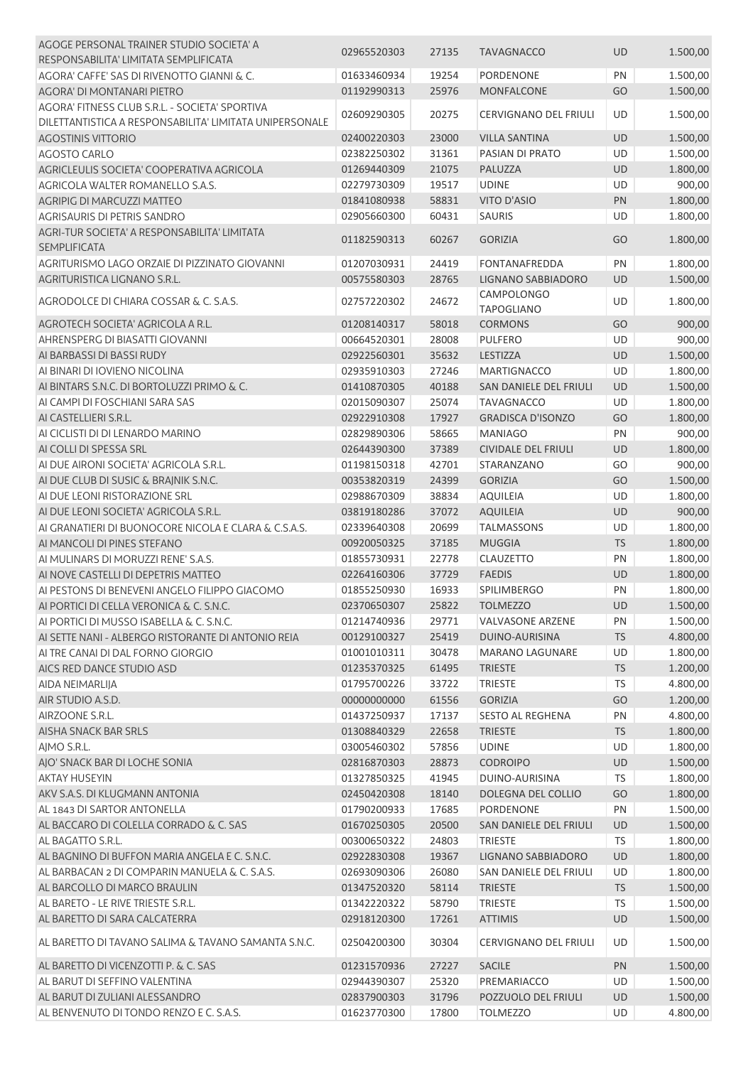| | | | | | |
|---|---|---|---|---|---|
| AGOGE PERSONAL TRAINER STUDIO SOCIETA' A RESPONSABILITA' LIMITATA SEMPLIFICATA | 02965520303 | 27135 | TAVAGNACCO | UD | 1.500,00 |
| AGORA' CAFFE' SAS DI RIVENOTTO GIANNI & C. | 01633460934 | 19254 | PORDENONE | PN | 1.500,00 |
| AGORA' DI MONTANARI PIETRO | 01192990313 | 25976 | MONFALCONE | GO | 1.500,00 |
| AGORA' FITNESS CLUB S.R.L. - SOCIETA' SPORTIVA DILETTANTISTICA A RESPONSABILITA' LIMITATA UNIPERSONALE | 02609290305 | 20275 | CERVIGNANO DEL FRIULI | UD | 1.500,00 |
| AGOSTINIS VITTORIO | 02400220303 | 23000 | VILLA SANTINA | UD | 1.500,00 |
| AGOSTO CARLO | 02382250302 | 31361 | PASIAN DI PRATO | UD | 1.500,00 |
| AGRICLEULIS SOCIETA' COOPERATIVA AGRICOLA | 01269440309 | 21075 | PALUZZA | UD | 1.800,00 |
| AGRICOLA WALTER ROMANELLO S.A.S. | 02279730309 | 19517 | UDINE | UD | 900,00 |
| AGRIPIG DI MARCUZZI MATTEO | 01841080938 | 58831 | VITO D'ASIO | PN | 1.800,00 |
| AGRISAURIS DI PETRIS SANDRO | 02905660300 | 60431 | SAURIS | UD | 1.800,00 |
| AGRI-TUR SOCIETA' A RESPONSABILITA' LIMITATA SEMPLIFICATA | 01182590313 | 60267 | GORIZIA | GO | 1.800,00 |
| AGRITURISMO LAGO ORZAIE DI PIZZINATO GIOVANNI | 01207030931 | 24419 | FONTANAFREDDA | PN | 1.800,00 |
| AGRITURISTICA LIGNANO S.R.L. | 00575580303 | 28765 | LIGNANO SABBIADORO | UD | 1.500,00 |
| AGRODOLCE DI CHIARA COSSAR & C. S.A.S. | 02757220302 | 24672 | CAMPOLONGO TAPOGLIANO | UD | 1.800,00 |
| AGROTECH SOCIETA' AGRICOLA A R.L. | 01208140317 | 58018 | CORMONS | GO | 900,00 |
| AHRENSPERG DI BIASATTI GIOVANNI | 00664520301 | 28008 | PULFERO | UD | 900,00 |
| AI BARBASSI DI BASSI RUDY | 02922560301 | 35632 | LESTIZZA | UD | 1.500,00 |
| AI BINARI DI IOVIENO NICOLINA | 02935910303 | 27246 | MARTIGNACCO | UD | 1.800,00 |
| AI BINTARS S.N.C. DI BORTOLUZZI PRIMO & C. | 01410870305 | 40188 | SAN DANIELE DEL FRIULI | UD | 1.500,00 |
| AI CAMPI DI FOSCHIANI SARA SAS | 02015090307 | 25074 | TAVAGNACCO | UD | 1.800,00 |
| AI CASTELLIERI S.R.L. | 02922910308 | 17927 | GRADISCA D'ISONZO | GO | 1.800,00 |
| AI CICLISTI DI DI LENARDO MARINO | 02829890306 | 58665 | MANIAGO | PN | 900,00 |
| AI COLLI DI SPESSA SRL | 02644390300 | 37389 | CIVIDALE DEL FRIULI | UD | 1.800,00 |
| AI DUE AIRONI SOCIETA' AGRICOLA S.R.L. | 01198150318 | 42701 | STARANZANO | GO | 900,00 |
| AI DUE CLUB DI SUSIC & BRAJNIK S.N.C. | 00353820319 | 24399 | GORIZIA | GO | 1.500,00 |
| AI DUE LEONI RISTORAZIONE SRL | 02988670309 | 38834 | AQUILEIA | UD | 1.800,00 |
| AI DUE LEONI SOCIETA' AGRICOLA S.R.L. | 03819180286 | 37072 | AQUILEIA | UD | 900,00 |
| AI GRANATIERI DI BUONOCORE NICOLA E CLARA & C.S.A.S. | 02339640308 | 20699 | TALMASSONS | UD | 1.800,00 |
| AI MANCOLI DI PINES STEFANO | 00920050325 | 37185 | MUGGIA | TS | 1.800,00 |
| AI MULINARS DI MORUZZI RENE' S.A.S. | 01855730931 | 22778 | CLAUZETTO | PN | 1.800,00 |
| AI NOVE CASTELLI DI DEPETRIS MATTEO | 02264160306 | 37729 | FAEDIS | UD | 1.800,00 |
| AI PESTONS DI BENEVENI ANGELO FILIPPO GIACOMO | 01855250930 | 16933 | SPILIMBERGO | PN | 1.800,00 |
| AI PORTICI DI CELLA VERONICA & C. S.N.C. | 02370650307 | 25822 | TOLMEZZO | UD | 1.500,00 |
| AI PORTICI DI MUSSO ISABELLA & C. S.N.C. | 01214740936 | 29771 | VALVASONE ARZENE | PN | 1.500,00 |
| AI SETTE NANI - ALBERGO RISTORANTE DI ANTONIO REIA | 00129100327 | 25419 | DUINO-AURISINA | TS | 4.800,00 |
| AI TRE CANAI DI DAL FORNO GIORGIO | 01001010311 | 30478 | MARANO LAGUNARE | UD | 1.800,00 |
| AICS RED DANCE STUDIO ASD | 01235370325 | 61495 | TRIESTE | TS | 1.200,00 |
| AIDA NEIMARLIJA | 01795700226 | 33722 | TRIESTE | TS | 4.800,00 |
| AIR STUDIO A.S.D. | 00000000000 | 61556 | GORIZIA | GO | 1.200,00 |
| AIRZOONE S.R.L. | 01437250937 | 17137 | SESTO AL REGHENA | PN | 4.800,00 |
| AISHA SNACK BAR SRLS | 01308840329 | 22658 | TRIESTE | TS | 1.800,00 |
| AJMO S.R.L. | 03005460302 | 57856 | UDINE | UD | 1.800,00 |
| AJO' SNACK BAR DI LOCHE SONIA | 02816870303 | 28873 | CODROIPO | UD | 1.500,00 |
| AKTAY HUSEYIN | 01327850325 | 41945 | DUINO-AURISINA | TS | 1.800,00 |
| AKV S.A.S. DI KLUGMANN ANTONIA | 02450420308 | 18140 | DOLEGNA DEL COLLIO | GO | 1.800,00 |
| AL 1843 DI SARTOR ANTONELLA | 01790200933 | 17685 | PORDENONE | PN | 1.500,00 |
| AL BACCARO DI COLELLA CORRADO & C. SAS | 01670250305 | 20500 | SAN DANIELE DEL FRIULI | UD | 1.500,00 |
| AL BAGATTO S.R.L. | 00300650322 | 24803 | TRIESTE | TS | 1.800,00 |
| AL BAGNINO DI BUFFON MARIA ANGELA E C. S.N.C. | 02922830308 | 19367 | LIGNANO SABBIADORO | UD | 1.800,00 |
| AL BARBACAN 2 DI COMPARIN MANUELA & C. S.A.S. | 02693090306 | 26080 | SAN DANIELE DEL FRIULI | UD | 1.800,00 |
| AL BARCOLLO DI MARCO BRAULIN | 01347520320 | 58114 | TRIESTE | TS | 1.500,00 |
| AL BARETO - LE RIVE TRIESTE S.R.L. | 01342220322 | 58790 | TRIESTE | TS | 1.500,00 |
| AL BARETTO DI SARA CALCATERRA | 02918120300 | 17261 | ATTIMIS | UD | 1.500,00 |
| AL BARETTO DI TAVANO SALIMA & TAVANO SAMANTA S.N.C. | 02504200300 | 30304 | CERVIGNANO DEL FRIULI | UD | 1.500,00 |
| AL BARETTO DI VICENZOTTI P. & C. SAS | 01231570936 | 27227 | SACILE | PN | 1.500,00 |
| AL BARUT DI SEFFINO VALENTINA | 02944390307 | 25320 | PREMARIACCO | UD | 1.500,00 |
| AL BARUT DI ZULIANI ALESSANDRO | 02837900303 | 31796 | POZZUOLO DEL FRIULI | UD | 1.500,00 |
| AL BENVENUTO DI TONDO RENZO E C. S.A.S. | 01623770300 | 17800 | TOLMEZZO | UD | 4.800,00 |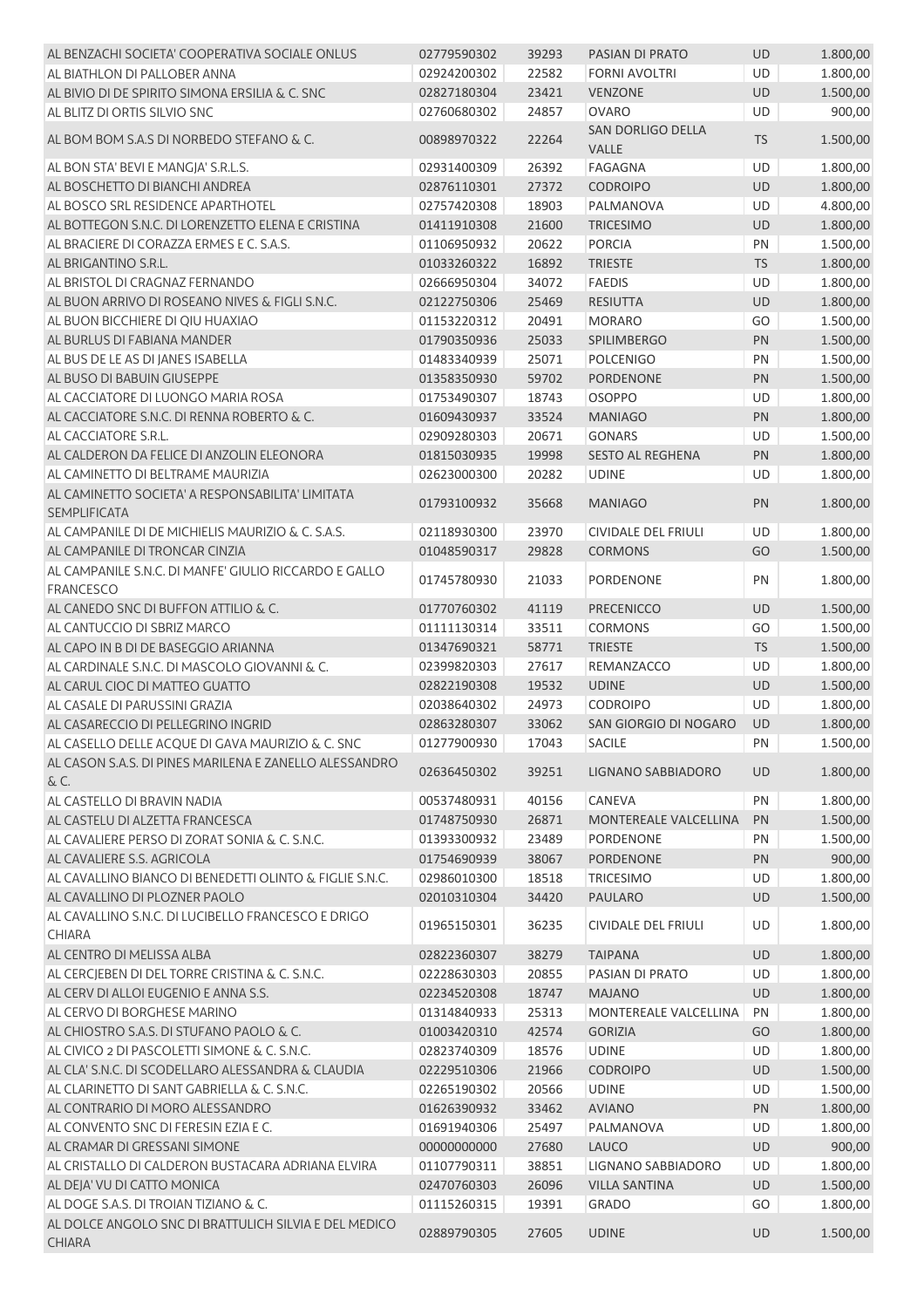| | | | | | |
|---|---|---|---|---|---|
| AL BENZACHI SOCIETA' COOPERATIVA SOCIALE ONLUS | 02779590302 | 39293 | PASIAN DI PRATO | UD | 1.800,00 |
| AL BIATHLON DI PALLOBER ANNA | 02924200302 | 22582 | FORNI AVOLTRI | UD | 1.800,00 |
| AL BIVIO DI DE SPIRITO SIMONA ERSILIA & C. SNC | 02827180304 | 23421 | VENZONE | UD | 1.500,00 |
| AL BLITZ DI ORTIS SILVIO SNC | 02760680302 | 24857 | OVARO | UD | 900,00 |
| AL BOM BOM S.A.S DI NORBEDO STEFANO & C. | 00898970322 | 22264 | SAN DORLIGO DELLA VALLE | TS | 1.500,00 |
| AL BON STA' BEVI E MANGJA' S.R.L.S. | 02931400309 | 26392 | FAGAGNA | UD | 1.800,00 |
| AL BOSCHETTO DI BIANCHI ANDREA | 02876110301 | 27372 | CODROIPO | UD | 1.800,00 |
| AL BOSCO SRL RESIDENCE APARTHOTEL | 02757420308 | 18903 | PALMANOVA | UD | 4.800,00 |
| AL BOTTEGON S.N.C. DI LORENZETTO ELENA E CRISTINA | 01411910308 | 21600 | TRICESIMO | UD | 1.800,00 |
| AL BRACIERE DI CORAZZA ERMES E C. S.A.S. | 01106950932 | 20622 | PORCIA | PN | 1.500,00 |
| AL BRIGANTINO S.R.L. | 01033260322 | 16892 | TRIESTE | TS | 1.800,00 |
| AL BRISTOL DI CRAGNAZ FERNANDO | 02666950304 | 34072 | FAEDIS | UD | 1.800,00 |
| AL BUON ARRIVO DI ROSEANO NIVES & FIGLI S.N.C. | 02122750306 | 25469 | RESIUTTA | UD | 1.800,00 |
| AL BUON BICCHIERE DI QIU HUAXIAO | 01153220312 | 20491 | MORARO | GO | 1.500,00 |
| AL BURLUS DI FABIANA MANDER | 01790350936 | 25033 | SPILIMBERGO | PN | 1.500,00 |
| AL BUS DE LE AS DI JANES ISABELLA | 01483340939 | 25071 | POLCENIGO | PN | 1.500,00 |
| AL BUSO DI BABUIN GIUSEPPE | 01358350930 | 59702 | PORDENONE | PN | 1.500,00 |
| AL CACCIATORE DI LUONGO MARIA ROSA | 01753490307 | 18743 | OSOPPO | UD | 1.800,00 |
| AL CACCIATORE S.N.C. DI RENNA ROBERTO & C. | 01609430937 | 33524 | MANIAGO | PN | 1.800,00 |
| AL CACCIATORE S.R.L. | 02909280303 | 20671 | GONARS | UD | 1.500,00 |
| AL CALDERON DA FELICE DI ANZOLIN ELEONORA | 01815030935 | 19998 | SESTO AL REGHENA | PN | 1.800,00 |
| AL CAMINETTO DI BELTRAME MAURIZIA | 02623000300 | 20282 | UDINE | UD | 1.800,00 |
| AL CAMINETTO SOCIETA' A RESPONSABILITA' LIMITATA SEMPLIFICATA | 01793100932 | 35668 | MANIAGO | PN | 1.800,00 |
| AL CAMPANILE DI DE MICHIELIS MAURIZIO & C. S.A.S. | 02118930300 | 23970 | CIVIDALE DEL FRIULI | UD | 1.800,00 |
| AL CAMPANILE DI TRONCAR CINZIA | 01048590317 | 29828 | CORMONS | GO | 1.500,00 |
| AL CAMPANILE S.N.C. DI MANFE' GIULIO RICCARDO E GALLO FRANCESCO | 01745780930 | 21033 | PORDENONE | PN | 1.800,00 |
| AL CANEDO SNC DI BUFFON ATTILIO & C. | 01770760302 | 41119 | PRECENICCO | UD | 1.500,00 |
| AL CANTUCCIO DI SBRIZ MARCO | 01111130314 | 33511 | CORMONS | GO | 1.500,00 |
| AL CAPO IN B DI DE BASEGGIO ARIANNA | 01347690321 | 58771 | TRIESTE | TS | 1.500,00 |
| AL CARDINALE S.N.C. DI MASCOLO GIOVANNI & C. | 02399820303 | 27617 | REMANZACCO | UD | 1.800,00 |
| AL CARUL CIOC DI MATTEO GUATTO | 02822190308 | 19532 | UDINE | UD | 1.500,00 |
| AL CASALE DI PARUSSINI GRAZIA | 02038640302 | 24973 | CODROIPO | UD | 1.800,00 |
| AL CASARECCIO DI PELLEGRINO INGRID | 02863280307 | 33062 | SAN GIORGIO DI NOGARO | UD | 1.800,00 |
| AL CASELLO DELLE ACQUE DI GAVA MAURIZIO & C. SNC | 01277900930 | 17043 | SACILE | PN | 1.500,00 |
| AL CASON S.A.S. DI PINES MARILENA E ZANELLO ALESSANDRO & C. | 02636450302 | 39251 | LIGNANO SABBIADORO | UD | 1.800,00 |
| AL CASTELLO DI BRAVIN NADIA | 00537480931 | 40156 | CANEVA | PN | 1.800,00 |
| AL CASTELU DI ALZETTA FRANCESCA | 01748750930 | 26871 | MONTEREALE VALCELLINA | PN | 1.500,00 |
| AL CAVALIERE PERSO DI ZORAT SONIA & C. S.N.C. | 01393300932 | 23489 | PORDENONE | PN | 1.500,00 |
| AL CAVALIERE S.S. AGRICOLA | 01754690939 | 38067 | PORDENONE | PN | 900,00 |
| AL CAVALLINO BIANCO DI BENEDETTI OLINTO & FIGLIE S.N.C. | 02986010300 | 18518 | TRICESIMO | UD | 1.800,00 |
| AL CAVALLINO DI PLOZNER PAOLO | 02010310304 | 34420 | PAULARO | UD | 1.500,00 |
| AL CAVALLINO S.N.C. DI LUCIBELLO FRANCESCO E DRIGO CHIARA | 01965150301 | 36235 | CIVIDALE DEL FRIULI | UD | 1.800,00 |
| AL CENTRO DI MELISSA ALBA | 02822360307 | 38279 | TAIPANA | UD | 1.800,00 |
| AL CERCJEBEN DI DEL TORRE CRISTINA & C. S.N.C. | 02228630303 | 20855 | PASIAN DI PRATO | UD | 1.800,00 |
| AL CERV DI ALLOI EUGENIO E ANNA S.S. | 02234520308 | 18747 | MAJANO | UD | 1.800,00 |
| AL CERVO DI BORGHESE MARINO | 01314840933 | 25313 | MONTEREALE VALCELLINA | PN | 1.800,00 |
| AL CHIOSTRO S.A.S. DI STUFANO PAOLO & C. | 01003420310 | 42574 | GORIZIA | GO | 1.800,00 |
| AL CIVICO 2 DI PASCOLETTI SIMONE & C. S.N.C. | 02823740309 | 18576 | UDINE | UD | 1.800,00 |
| AL CLA' S.N.C. DI SCODELLARO ALESSANDRA & CLAUDIA | 02229510306 | 21966 | CODROIPO | UD | 1.500,00 |
| AL CLARINETTO DI SANT GABRIELLA & C. S.N.C. | 02265190302 | 20566 | UDINE | UD | 1.500,00 |
| AL CONTRARIO DI MORO ALESSANDRO | 01626390932 | 33462 | AVIANO | PN | 1.800,00 |
| AL CONVENTO SNC DI FERESIN EZIA E C. | 01691940306 | 25497 | PALMANOVA | UD | 1.800,00 |
| AL CRAMAR DI GRESSANI SIMONE | 00000000000 | 27680 | LAUCO | UD | 900,00 |
| AL CRISTALLO DI CALDERON BUSTACARA ADRIANA ELVIRA | 01107790311 | 38851 | LIGNANO SABBIADORO | UD | 1.800,00 |
| AL DEJA' VU DI CATTO MONICA | 02470760303 | 26096 | VILLA SANTINA | UD | 1.500,00 |
| AL DOGE S.A.S. DI TROIAN TIZIANO & C. | 01115260315 | 19391 | GRADO | GO | 1.800,00 |
| AL DOLCE ANGOLO SNC DI BRATTULICH SILVIA E DEL MEDICO CHIARA | 02889790305 | 27605 | UDINE | UD | 1.500,00 |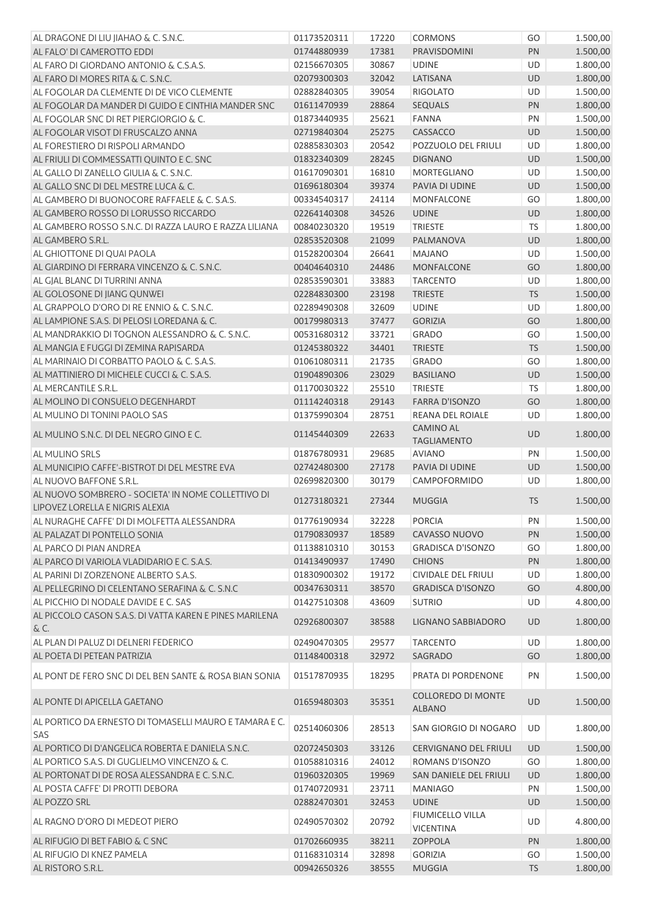| | | | | | |
|---|---|---|---|---|---|
| AL DRAGONE DI LIU JIAHAO & C. S.N.C. | 01173520311 | 17220 | CORMONS | GO | 1.500,00 |
| AL FALO' DI CAMEROTTO EDDI | 01744880939 | 17381 | PRAVISDOMINI | PN | 1.500,00 |
| AL FARO DI GIORDANO ANTONIO & C.S.A.S. | 02156670305 | 30867 | UDINE | UD | 1.800,00 |
| AL FARO DI MORES RITA & C. S.N.C. | 02079300303 | 32042 | LATISANA | UD | 1.800,00 |
| AL FOGOLAR DA CLEMENTE DI DE VICO CLEMENTE | 02882840305 | 39054 | RIGOLATO | UD | 1.500,00 |
| AL FOGOLAR DA MANDER DI GUIDO E CINTHIA MANDER SNC | 01611470939 | 28864 | SEQUALS | PN | 1.800,00 |
| AL FOGOLAR SNC DI RET PIERGIORGIO & C. | 01873440935 | 25621 | FANNA | PN | 1.500,00 |
| AL FOGOLAR VISOT DI FRUSCALZO ANNA | 02719840304 | 25275 | CASSACCO | UD | 1.500,00 |
| AL FORESTIERO DI RISPOLI ARMANDO | 02885830303 | 20542 | POZZUOLO DEL FRIULI | UD | 1.800,00 |
| AL FRIULI DI COMMESSATTI QUINTO E C. SNC | 01832340309 | 28245 | DIGNANO | UD | 1.500,00 |
| AL GALLO DI ZANELLO GIULIA & C. S.N.C. | 01617090301 | 16810 | MORTEGLIANO | UD | 1.500,00 |
| AL GALLO SNC DI DEL MESTRE LUCA & C. | 01696180304 | 39374 | PAVIA DI UDINE | UD | 1.500,00 |
| AL GAMBERO DI BUONOCORE RAFFAELE & C. S.A.S. | 00334540317 | 24114 | MONFALCONE | GO | 1.800,00 |
| AL GAMBERO ROSSO DI LORUSSO RICCARDO | 02264140308 | 34526 | UDINE | UD | 1.800,00 |
| AL GAMBERO ROSSO S.N.C. DI RAZZA LAURO E RAZZA LILIANA | 00840230320 | 19519 | TRIESTE | TS | 1.800,00 |
| AL GAMBERO S.R.L. | 02853520308 | 21099 | PALMANOVA | UD | 1.800,00 |
| AL GHIOTTONE DI QUAI PAOLA | 01528200304 | 26641 | MAJANO | UD | 1.500,00 |
| AL GIARDINO DI FERRARA VINCENZO & C. S.N.C. | 00404640310 | 24486 | MONFALCONE | GO | 1.800,00 |
| AL GJAL BLANC DI TURRINI ANNA | 02853590301 | 33883 | TARCENTO | UD | 1.800,00 |
| AL GOLOSONE DI JIANG QUNWEI | 02284830300 | 23198 | TRIESTE | TS | 1.500,00 |
| AL GRAPPOLO D'ORO DI RE ENNIO & C. S.N.C. | 02289490308 | 32609 | UDINE | UD | 1.800,00 |
| AL LAMPIONE S.A.S. DI PELOSI LOREDANA & C. | 00179980313 | 37477 | GORIZIA | GO | 1.800,00 |
| AL MANDRAKKIO DI TOGNON ALESSANDRO & C. S.N.C. | 00531680312 | 33721 | GRADO | GO | 1.500,00 |
| AL MANGIA E FUGGI DI ZEMINA RAPISARDA | 01245380322 | 34401 | TRIESTE | TS | 1.500,00 |
| AL MARINAIO DI CORBATTO PAOLO & C. S.A.S. | 01061080311 | 21735 | GRADO | GO | 1.800,00 |
| AL MATTINIERO DI MICHELE CUCCI & C. S.A.S. | 01904890306 | 23029 | BASILIANO | UD | 1.500,00 |
| AL MERCANTILE S.R.L. | 01170030322 | 25510 | TRIESTE | TS | 1.800,00 |
| AL MOLINO DI CONSUELO DEGENHARDT | 01114240318 | 29143 | FARRA D'ISONZO | GO | 1.800,00 |
| AL MULINO DI TONINI PAOLO SAS | 01375990304 | 28751 | REANA DEL ROIALE | UD | 1.800,00 |
| AL MULINO S.N.C. DI DEL NEGRO GINO E C. | 01145440309 | 22633 | CAMINO AL TAGLIAMENTO | UD | 1.800,00 |
| AL MULINO SRLS | 01876780931 | 29685 | AVIANO | PN | 1.500,00 |
| AL MUNICIPIO CAFFE'-BISTROT DI DEL MESTRE EVA | 02742480300 | 27178 | PAVIA DI UDINE | UD | 1.500,00 |
| AL NUOVO BAFFONE S.R.L. | 02699820300 | 30179 | CAMPOFORMIDO | UD | 1.800,00 |
| AL NUOVO SOMBRERO - SOCIETA' IN NOME COLLETTIVO DI LIPOVEZ LORELLA E NIGRIS ALEXIA | 01273180321 | 27344 | MUGGIA | TS | 1.500,00 |
| AL NURAGHE CAFFE' DI DI MOLFETTA ALESSANDRA | 01776190934 | 32228 | PORCIA | PN | 1.500,00 |
| AL PALAZAT DI PONTELLO SONIA | 01790830937 | 18589 | CAVASSO NUOVO | PN | 1.500,00 |
| AL PARCO DI PIAN ANDREA | 01138810310 | 30153 | GRADISCA D'ISONZO | GO | 1.800,00 |
| AL PARCO DI VARIOLA VLADIDARIO E C. S.A.S. | 01413490937 | 17490 | CHIONS | PN | 1.800,00 |
| AL PARINI DI ZORZENONE ALBERTO S.A.S. | 01830900302 | 19172 | CIVIDALE DEL FRIULI | UD | 1.800,00 |
| AL PELLEGRINO DI CELENTANO SERAFINA & C. S.N.C | 00347630311 | 38570 | GRADISCA D'ISONZO | GO | 4.800,00 |
| AL PICCHIO DI NODALE DAVIDE E C. SAS | 01427510308 | 43609 | SUTRIO | UD | 4.800,00 |
| AL PICCOLO CASON S.A.S. DI VATTA KAREN E PINES MARILENA & C. | 02926800307 | 38588 | LIGNANO SABBIADORO | UD | 1.800,00 |
| AL PLAN DI PALUZ DI DELNERI FEDERICO | 02490470305 | 29577 | TARCENTO | UD | 1.800,00 |
| AL POETA DI PETEAN PATRIZIA | 01148400318 | 32972 | SAGRADO | GO | 1.800,00 |
| AL PONT DE FERO SNC DI DEL BEN SANTE & ROSA BIAN SONIA | 01517870935 | 18295 | PRATA DI PORDENONE | PN | 1.500,00 |
| AL PONTE DI APICELLA GAETANO | 01659480303 | 35351 | COLLOREDO DI MONTE ALBANO | UD | 1.500,00 |
| AL PORTICO DA ERNESTO DI TOMASELLI MAURO E TAMARA E C. SAS | 02514060306 | 28513 | SAN GIORGIO DI NOGARO | UD | 1.800,00 |
| AL PORTICO DI D'ANGELICA ROBERTA E DANIELA S.N.C. | 02072450303 | 33126 | CERVIGNANO DEL FRIULI | UD | 1.500,00 |
| AL PORTICO S.A.S. DI GUGLIELMO VINCENZO & C. | 01058810316 | 24012 | ROMANS D'ISONZO | GO | 1.800,00 |
| AL PORTONAT DI DE ROSA ALESSANDRA E C. S.N.C. | 01960320305 | 19969 | SAN DANIELE DEL FRIULI | UD | 1.800,00 |
| AL POSTA CAFFE' DI PROTTI DEBORA | 01740720931 | 23711 | MANIAGO | PN | 1.500,00 |
| AL POZZO SRL | 02882470301 | 32453 | UDINE | UD | 1.500,00 |
| AL RAGNO D'ORO DI MEDEOT PIERO | 02490570302 | 20792 | FIUMICELLO VILLA VICENTINA | UD | 4.800,00 |
| AL RIFUGIO DI BET FABIO & C SNC | 01702660935 | 38211 | ZOPPOLA | PN | 1.800,00 |
| AL RIFUGIO DI KNEZ PAMELA | 01168310314 | 32898 | GORIZIA | GO | 1.500,00 |
| AL RISTORO S.R.L. | 00942650326 | 38555 | MUGGIA | TS | 1.800,00 |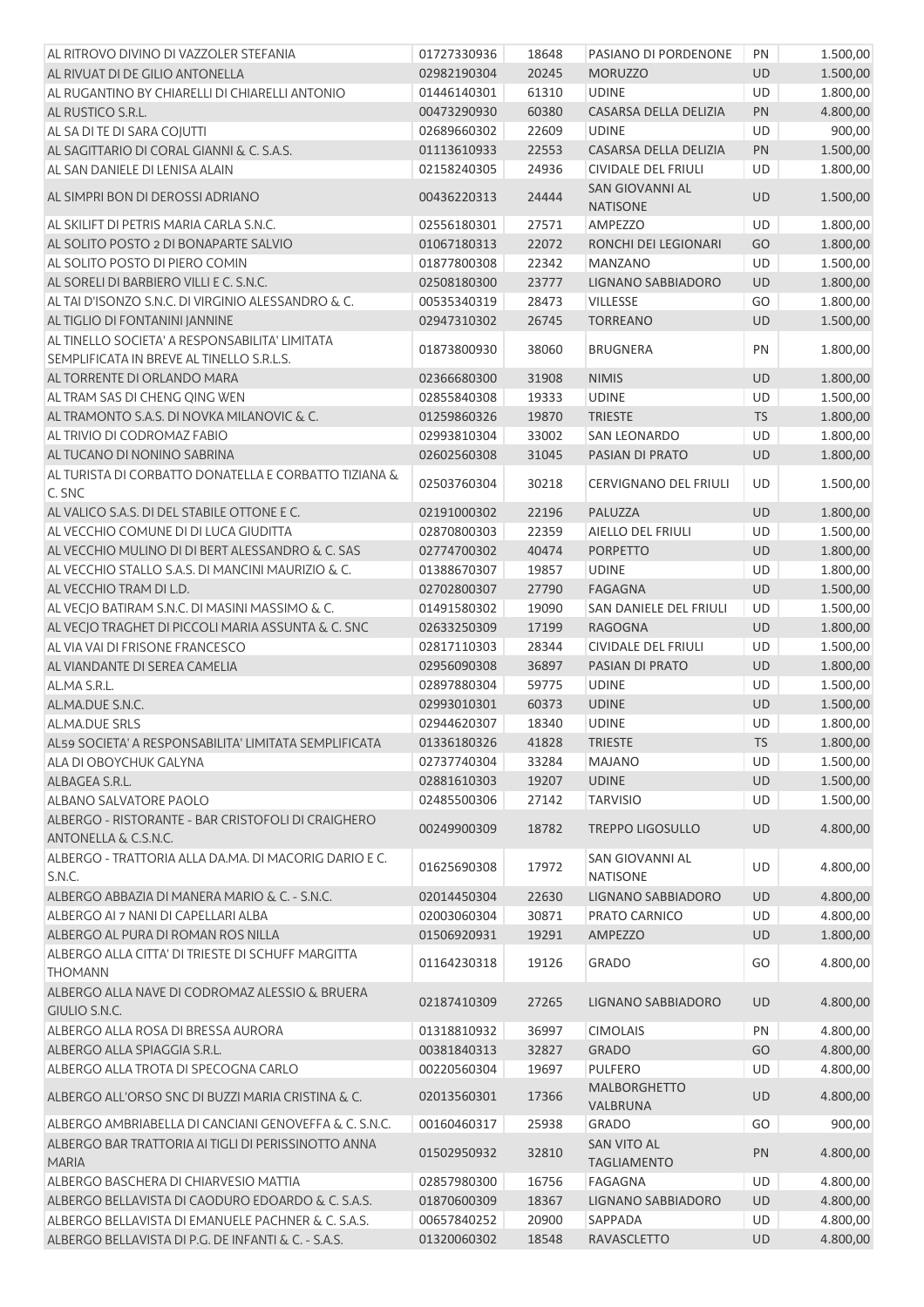| | | | | | |
|---|---|---|---|---|---|
| AL RITROVO DIVINO DI VAZZOLER STEFANIA | 01727330936 | 18648 | PASIANO DI PORDENONE | PN | 1.500,00 |
| AL RIVUAT DI DE GILIO ANTONELLA | 02982190304 | 20245 | MORUZZO | UD | 1.500,00 |
| AL RUGANTINO BY CHIARELLI DI CHIARELLI ANTONIO | 01446140301 | 61310 | UDINE | UD | 1.800,00 |
| AL RUSTICO S.R.L. | 00473290930 | 60380 | CASARSA DELLA DELIZIA | PN | 4.800,00 |
| AL SA DI TE DI SARA COJUTTI | 02689660302 | 22609 | UDINE | UD | 900,00 |
| AL SAGITTARIO DI CORAL GIANNI & C. S.A.S. | 01113610933 | 22553 | CASARSA DELLA DELIZIA | PN | 1.500,00 |
| AL SAN DANIELE DI LENISA ALAIN | 02158240305 | 24936 | CIVIDALE DEL FRIULI | UD | 1.800,00 |
| AL SIMPRI BON DI DEROSSI ADRIANO | 00436220313 | 24444 | SAN GIOVANNI AL NATISONE | UD | 1.500,00 |
| AL SKILIFT DI PETRIS MARIA CARLA S.N.C. | 02556180301 | 27571 | AMPEZZO | UD | 1.800,00 |
| AL SOLITO POSTO 2 DI BONAPARTE SALVIO | 01067180313 | 22072 | RONCHI DEI LEGIONARI | GO | 1.800,00 |
| AL SOLITO POSTO DI PIERO COMIN | 01877800308 | 22342 | MANZANO | UD | 1.500,00 |
| AL SORELI DI BARBIERO VILLI E C. S.N.C. | 02508180300 | 23777 | LIGNANO SABBIADORO | UD | 1.800,00 |
| AL TAI D'ISONZO S.N.C. DI VIRGINIO ALESSANDRO & C. | 00535340319 | 28473 | VILLESSE | GO | 1.800,00 |
| AL TIGLIO DI FONTANINI JANNINE | 02947310302 | 26745 | TORREANO | UD | 1.500,00 |
| AL TINELLO SOCIETA' A RESPONSABILITA' LIMITATA SEMPLIFICATA IN BREVE AL TINELLO S.R.L.S. | 01873800930 | 38060 | BRUGNERA | PN | 1.800,00 |
| AL TORRENTE DI ORLANDO MARA | 02366680300 | 31908 | NIMIS | UD | 1.800,00 |
| AL TRAM SAS DI CHENG QING WEN | 02855840308 | 19333 | UDINE | UD | 1.500,00 |
| AL TRAMONTO S.A.S. DI NOVKA MILANOVIC & C. | 01259860326 | 19870 | TRIESTE | TS | 1.800,00 |
| AL TRIVIO DI CODROMAZ FABIO | 02993810304 | 33002 | SAN LEONARDO | UD | 1.800,00 |
| AL TUCANO DI NONINO SABRINA | 02602560308 | 31045 | PASIAN DI PRATO | UD | 1.800,00 |
| AL TURISTA DI CORBATTO DONATELLA E CORBATTO TIZIANA & C. SNC | 02503760304 | 30218 | CERVIGNANO DEL FRIULI | UD | 1.500,00 |
| AL VALICO S.A.S. DI DEL STABILE OTTONE E C. | 02191000302 | 22196 | PALUZZA | UD | 1.800,00 |
| AL VECCHIO COMUNE DI DI LUCA GIUDITTA | 02870800303 | 22359 | AIELLO DEL FRIULI | UD | 1.500,00 |
| AL VECCHIO MULINO DI DI BERT ALESSANDRO & C. SAS | 02774700302 | 40474 | PORPETTO | UD | 1.800,00 |
| AL VECCHIO STALLO S.A.S. DI MANCINI MAURIZIO & C. | 01388670307 | 19857 | UDINE | UD | 1.800,00 |
| AL VECCHIO TRAM DI L.D. | 02702800307 | 27790 | FAGAGNA | UD | 1.500,00 |
| AL VECJO BATIRAM S.N.C. DI MASINI MASSIMO & C. | 01491580302 | 19090 | SAN DANIELE DEL FRIULI | UD | 1.500,00 |
| AL VECJO TRAGHET DI PICCOLI MARIA ASSUNTA & C. SNC | 02633250309 | 17199 | RAGOGNA | UD | 1.800,00 |
| AL VIA VAI DI FRISONE FRANCESCO | 02817110303 | 28344 | CIVIDALE DEL FRIULI | UD | 1.500,00 |
| AL VIANDANTE DI SEREA CAMELIA | 02956090308 | 36897 | PASIAN DI PRATO | UD | 1.800,00 |
| AL.MA S.R.L. | 02897880304 | 59775 | UDINE | UD | 1.500,00 |
| AL.MA.DUE S.N.C. | 02993010301 | 60373 | UDINE | UD | 1.500,00 |
| AL.MA.DUE SRLS | 02944620307 | 18340 | UDINE | UD | 1.800,00 |
| AL59 SOCIETA' A RESPONSABILITA' LIMITATA SEMPLIFICATA | 01336180326 | 41828 | TRIESTE | TS | 1.800,00 |
| ALA DI OBOYCHUK GALYNA | 02737740304 | 33284 | MAJANO | UD | 1.500,00 |
| ALBAGEA S.R.L. | 02881610303 | 19207 | UDINE | UD | 1.500,00 |
| ALBANO SALVATORE PAOLO | 02485500306 | 27142 | TARVISIO | UD | 1.500,00 |
| ALBERGO - RISTORANTE - BAR CRISTOFOLI DI CRAIGHERO ANTONELLA & C.S.N.C. | 00249900309 | 18782 | TREPPO LIGOSULLO | UD | 4.800,00 |
| ALBERGO - TRATTORIA ALLA DA.MA. DI MACORIG DARIO E C. S.N.C. | 01625690308 | 17972 | SAN GIOVANNI AL NATISONE | UD | 4.800,00 |
| ALBERGO ABBAZIA DI MANERA MARIO & C. - S.N.C. | 02014450304 | 22630 | LIGNANO SABBIADORO | UD | 4.800,00 |
| ALBERGO AI 7 NANI DI CAPELLARI ALBA | 02003060304 | 30871 | PRATO CARNICO | UD | 4.800,00 |
| ALBERGO AL PURA DI ROMAN ROS NILLA | 01506920931 | 19291 | AMPEZZO | UD | 1.800,00 |
| ALBERGO ALLA CITTA' DI TRIESTE DI SCHUFF MARGITTA THOMANN | 01164230318 | 19126 | GRADO | GO | 4.800,00 |
| ALBERGO ALLA NAVE DI CODROMAZ ALESSIO & BRUERA GIULIO S.N.C. | 02187410309 | 27265 | LIGNANO SABBIADORO | UD | 4.800,00 |
| ALBERGO ALLA ROSA DI BRESSA AURORA | 01318810932 | 36997 | CIMOLAIS | PN | 4.800,00 |
| ALBERGO ALLA SPIAGGIA S.R.L. | 00381840313 | 32827 | GRADO | GO | 4.800,00 |
| ALBERGO ALLA TROTA DI SPECOGNA CARLO | 00220560304 | 19697 | PULFERO | UD | 4.800,00 |
| ALBERGO ALL'ORSO SNC DI BUZZI MARIA CRISTINA & C. | 02013560301 | 17366 | MALBORGHETTO VALBRUNA | UD | 4.800,00 |
| ALBERGO AMBRIABELLA DI CANCIANI GENOVEFFA & C. S.N.C. | 00160460317 | 25938 | GRADO | GO | 900,00 |
| ALBERGO BAR TRATTORIA AI TIGLI DI PERISSINOTTO ANNA MARIA | 01502950932 | 32810 | SAN VITO AL TAGLIAMENTO | PN | 4.800,00 |
| ALBERGO BASCHERA DI CHIARVESIO MATTIA | 02857980300 | 16756 | FAGAGNA | UD | 4.800,00 |
| ALBERGO BELLAVISTA DI CAODURO EDOARDO & C. S.A.S. | 01870600309 | 18367 | LIGNANO SABBIADORO | UD | 4.800,00 |
| ALBERGO BELLAVISTA DI EMANUELE PACHNER & C. S.A.S. | 00657840252 | 20900 | SAPPADA | UD | 4.800,00 |
| ALBERGO BELLAVISTA DI P.G. DE INFANTI & C. - S.A.S. | 01320060302 | 18548 | RAVASCLETTO | UD | 4.800,00 |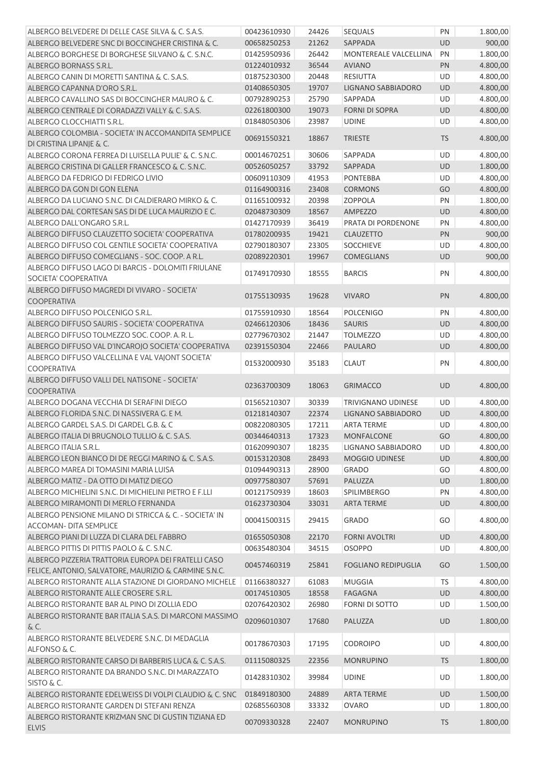| | | | | | |
|---|---|---|---|---|---|
| ALBERGO BELVEDERE DI DELLE CASE SILVA & C. S.A.S. | 00423610930 | 24426 | SEQUALS | PN | 1.800,00 |
| ALBERGO BELVEDERE SNC DI BOCCINGHER CRISTINA & C. | 00658250253 | 21262 | SAPPADA | UD | 900,00 |
| ALBERGO BORGHESE DI BORGHESE SILVANO & C. S.N.C. | 01425950936 | 26442 | MONTEREALE VALCELLINA | PN | 1.800,00 |
| ALBERGO BORNASS S.R.L. | 01224010932 | 36544 | AVIANO | PN | 4.800,00 |
| ALBERGO CANIN DI MORETTI SANTINA & C. S.A.S. | 01875230300 | 20448 | RESIUTTA | UD | 4.800,00 |
| ALBERGO CAPANNA D'ORO S.R.L. | 01408650305 | 19707 | LIGNANO SABBIADORO | UD | 4.800,00 |
| ALBERGO CAVALLINO SAS DI BOCCINGHER MAURO & C. | 00792890253 | 25790 | SAPPADA | UD | 4.800,00 |
| ALBERGO CENTRALE DI CORADAZZI VALLY & C. S.A.S. | 02261800300 | 19073 | FORNI DI SOPRA | UD | 4.800,00 |
| ALBERGO CLOCCHIATTI S.R.L. | 01848050306 | 23987 | UDINE | UD | 4.800,00 |
| ALBERGO COLOMBIA - SOCIETA' IN ACCOMANDITA SEMPLICE DI CRISTINA LIPANJE & C. | 00691550321 | 18867 | TRIESTE | TS | 4.800,00 |
| ALBERGO CORONA FERREA DI LUISELLA PULIE' & C. S.N.C. | 00014670251 | 30606 | SAPPADA | UD | 4.800,00 |
| ALBERGO CRISTINA DI GALLER FRANCESCO & C. S.N.C. | 00526050257 | 33792 | SAPPADA | UD | 1.800,00 |
| ALBERGO DA FEDRIGO DI FEDRIGO LIVIO | 00609110309 | 41953 | PONTEBBA | UD | 4.800,00 |
| ALBERGO DA GON DI GON ELENA | 01164900316 | 23408 | CORMONS | GO | 4.800,00 |
| ALBERGO DA LUCIANO S.N.C. DI CALDIERARO MIRKO & C. | 01165100932 | 20398 | ZOPPOLA | PN | 1.800,00 |
| ALBERGO DAL CORTESAN SAS DI DE LUCA MAURIZIO E C. | 02048730309 | 18567 | AMPEZZO | UD | 4.800,00 |
| ALBERGO DALL'ONGARO S.R.L. | 01427170939 | 36419 | PRATA DI PORDENONE | PN | 4.800,00 |
| ALBERGO DIFFUSO CLAUZETTO SOCIETA' COOPERATIVA | 01780200935 | 19421 | CLAUZETTO | PN | 900,00 |
| ALBERGO DIFFUSO COL GENTILE SOCIETA' COOPERATIVA | 02790180307 | 23305 | SOCCHIEVE | UD | 4.800,00 |
| ALBERGO DIFFUSO COMEGLIANS - SOC. COOP. A R.L. | 02089220301 | 19967 | COMEGLIANS | UD | 900,00 |
| ALBERGO DIFFUSO LAGO DI BARCIS - DOLOMITI FRIULANE SOCIETA' COOPERATIVA | 01749170930 | 18555 | BARCIS | PN | 4.800,00 |
| ALBERGO DIFFUSO MAGREDI DI VIVARO - SOCIETA' COOPERATIVA | 01755130935 | 19628 | VIVARO | PN | 4.800,00 |
| ALBERGO DIFFUSO POLCENIGO S.R.L. | 01755910930 | 18564 | POLCENIGO | PN | 4.800,00 |
| ALBERGO DIFFUSO SAURIS - SOCIETA' COOPERATIVA | 02466120306 | 18436 | SAURIS | UD | 4.800,00 |
| ALBERGO DIFFUSO TOLMEZZO SOC. COOP. A. R. L. | 02779670302 | 21447 | TOLMEZZO | UD | 4.800,00 |
| ALBERGO DIFFUSO VAL D'INCAROJO SOCIETA' COOPERATIVA | 02391550304 | 22466 | PAULARO | UD | 4.800,00 |
| ALBERGO DIFFUSO VALCELLINA E VAL VAJONT SOCIETA' COOPERATIVA | 01532000930 | 35183 | CLAUT | PN | 4.800,00 |
| ALBERGO DIFFUSO VALLI DEL NATISONE - SOCIETA' COOPERATIVA | 02363700309 | 18063 | GRIMACCO | UD | 4.800,00 |
| ALBERGO DOGANA VECCHIA DI SERAFINI DIEGO | 01565210307 | 30339 | TRIVIGNANO UDINESE | UD | 4.800,00 |
| ALBERGO FLORIDA S.N.C. DI NASSIVERA G. E M. | 01218140307 | 22374 | LIGNANO SABBIADORO | UD | 4.800,00 |
| ALBERGO GARDEL S.A.S. DI GARDEL G.B. & C | 00822080305 | 17211 | ARTA TERME | UD | 4.800,00 |
| ALBERGO ITALIA DI BRUGNOLO TULLIO & C. S.A.S. | 00344640313 | 17323 | MONFALCONE | GO | 4.800,00 |
| ALBERGO ITALIA S.R.L. | 01620990307 | 18235 | LIGNANO SABBIADORO | UD | 4.800,00 |
| ALBERGO LEON BIANCO DI DE REGGI MARINO & C. S.A.S. | 00153120308 | 28493 | MOGGIO UDINESE | UD | 4.800,00 |
| ALBERGO MAREA DI TOMASINI MARIA LUISA | 01094490313 | 28900 | GRADO | GO | 4.800,00 |
| ALBERGO MATIZ - DA OTTO DI MATIZ DIEGO | 00977580307 | 57691 | PALUZZA | UD | 1.800,00 |
| ALBERGO MICHIELINI S.N.C. DI MICHIELINI PIETRO E F.LLI | 00121750939 | 18603 | SPILIMBERGO | PN | 4.800,00 |
| ALBERGO MIRAMONTI DI MERLO FERNANDA | 01623730304 | 33031 | ARTA TERME | UD | 4.800,00 |
| ALBERGO PENSIONE MILANO DI STRICCA & C. - SOCIETA' IN ACCOMAN- DITA SEMPLICE | 00041500315 | 29415 | GRADO | GO | 4.800,00 |
| ALBERGO PIANI DI LUZZA DI CLARA DEL FABBRO | 01655050308 | 22170 | FORNI AVOLTRI | UD | 4.800,00 |
| ALBERGO PITTIS DI PITTIS PAOLO & C. S.N.C. | 00635480304 | 34515 | OSOPPO | UD | 4.800,00 |
| ALBERGO PIZZERIA TRATTORIA EUROPA DEI FRATELLI CASO FELICE, ANTONIO, SALVATORE, MAURIZIO & CARMINE S.N.C. | 00457460319 | 25841 | FOGLIANO REDIPUGLIA | GO | 1.500,00 |
| ALBERGO RISTORANTE ALLA STAZIONE DI GIORDANO MICHELE | 01166380327 | 61083 | MUGGIA | TS | 4.800,00 |
| ALBERGO RISTORANTE ALLE CROSERE S.R.L. | 00174510305 | 18558 | FAGAGNA | UD | 4.800,00 |
| ALBERGO RISTORANTE BAR AL PINO DI ZOLLIA EDO | 02076420302 | 26980 | FORNI DI SOTTO | UD | 1.500,00 |
| ALBERGO RISTORANTE BAR ITALIA S.A.S. DI MARCONI MASSIMO & C. | 02096010307 | 17680 | PALUZZA | UD | 1.800,00 |
| ALBERGO RISTORANTE BELVEDERE S.N.C. DI MEDAGLIA ALFONSO & C. | 00178670303 | 17195 | CODROIPO | UD | 4.800,00 |
| ALBERGO RISTORANTE CARSO DI BARBERIS LUCA & C. S.A.S. | 01115080325 | 22356 | MONRUPINO | TS | 1.800,00 |
| ALBERGO RISTORANTE DA BRANDO S.N.C. DI MARAZZATO SISTO & C. | 01428310302 | 39984 | UDINE | UD | 1.800,00 |
| ALBERGO RISTORANTE EDELWEISS DI VOLPI CLAUDIO & C. SNC | 01849180300 | 24889 | ARTA TERME | UD | 1.500,00 |
| ALBERGO RISTORANTE GARDEN DI STEFANI RENZA | 02685560308 | 33332 | OVARO | UD | 1.800,00 |
| ALBERGO RISTORANTE KRIZMAN SNC DI GUSTIN TIZIANA ED ELVIS | 00709330328 | 22407 | MONRUPINO | TS | 1.800,00 |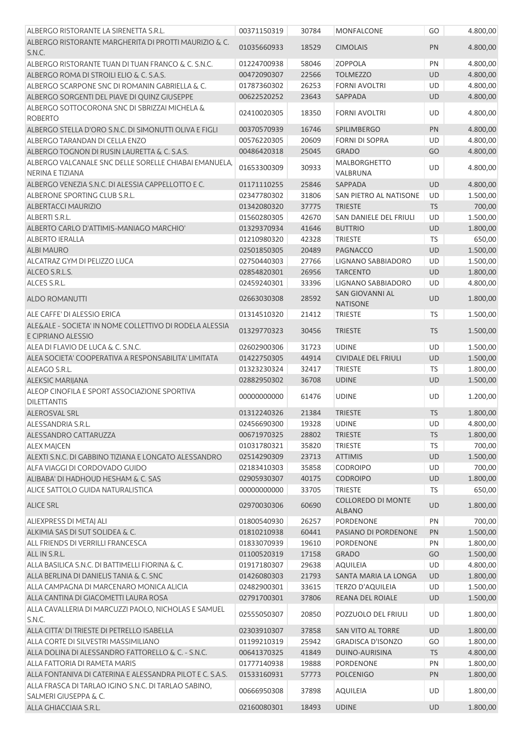| | | | | | |
|---|---|---|---|---|---|
| ALBERGO RISTORANTE LA SIRENETTA S.R.L. | 00371150319 | 30784 | MONFALCONE | GO | 4.800,00 |
| ALBERGO RISTORANTE MARGHERITA DI PROTTI MAURIZIO & C. S.N.C. | 01035660933 | 18529 | CIMOLAIS | PN | 4.800,00 |
| ALBERGO RISTORANTE TUAN DI TUAN FRANCO & C. S.N.C. | 01224700938 | 58046 | ZOPPOLA | PN | 4.800,00 |
| ALBERGO ROMA DI STROILI ELIO & C. S.A.S. | 00472090307 | 22566 | TOLMEZZO | UD | 4.800,00 |
| ALBERGO SCARPONE SNC DI ROMANIN GABRIELLA & C. | 01787360302 | 26253 | FORNI AVOLTRI | UD | 4.800,00 |
| ALBERGO SORGENTI DEL PIAVE DI QUINZ GIUSEPPE | 00622520252 | 23643 | SAPPADA | UD | 4.800,00 |
| ALBERGO SOTTOCORONA SNC DI SBRIZZAI MICHELA & ROBERTO | 02410020305 | 18350 | FORNI AVOLTRI | UD | 4.800,00 |
| ALBERGO STELLA D'ORO S.N.C. DI SIMONUTTI OLIVA E FIGLI | 00370570939 | 16746 | SPILIMBERGO | PN | 4.800,00 |
| ALBERGO TARANDAN DI CELLA ENZO | 00576220305 | 20609 | FORNI DI SOPRA | UD | 4.800,00 |
| ALBERGO TOGNON DI RUSIN LAURETTA & C. S.A.S. | 00486420318 | 25045 | GRADO | GO | 4.800,00 |
| ALBERGO VALCANALE SNC DELLE SORELLE CHIABAI EMANUELA, NERINA E TIZIANA | 01653300309 | 30933 | MALBORGHETTO VALBRUNA | UD | 4.800,00 |
| ALBERGO VENEZIA S.N.C. DI ALESSIA CAPPELLOTTO E C. | 01171110255 | 25846 | SAPPADA | UD | 4.800,00 |
| ALBERONE SPORTING CLUB S.R.L. | 02347780302 | 31806 | SAN PIETRO AL NATISONE | UD | 1.500,00 |
| ALBERTACCI MAURIZIO | 01342080320 | 37775 | TRIESTE | TS | 700,00 |
| ALBERTI S.R.L. | 01560280305 | 42670 | SAN DANIELE DEL FRIULI | UD | 1.500,00 |
| ALBERTO CARLO D'ATTIMIS-MANIAGO MARCHIO' | 01329370934 | 41646 | BUTTRIO | UD | 1.800,00 |
| ALBERTO IERALLA | 01210980320 | 42328 | TRIESTE | TS | 650,00 |
| ALBI MAURO | 02501850305 | 20489 | PAGNACCO | UD | 1.500,00 |
| ALCATRAZ GYM DI PELIZZO LUCA | 02750440303 | 27766 | LIGNANO SABBIADORO | UD | 1.500,00 |
| ALCEO S.R.L.S. | 02854820301 | 26956 | TARCENTO | UD | 1.800,00 |
| ALCES S.R.L. | 02459240301 | 33396 | LIGNANO SABBIADORO | UD | 4.800,00 |
| ALDO ROMANUTTI | 02663030308 | 28592 | SAN GIOVANNI AL NATISONE | UD | 1.800,00 |
| ALE CAFFE' DI ALESSIO ERICA | 01314510320 | 21412 | TRIESTE | TS | 1.500,00 |
| ALE&ALE - SOCIETA' IN NOME COLLETTIVO DI RODELA ALESSIA E CIPRIANO ALESSIO | 01329770323 | 30456 | TRIESTE | TS | 1.500,00 |
| ALEA DI FLAVIO DE LUCA & C. S.N.C. | 02602900306 | 31723 | UDINE | UD | 1.500,00 |
| ALEA SOCIETA' COOPERATIVA A RESPONSABILITA' LIMITATA | 01422750305 | 44914 | CIVIDALE DEL FRIULI | UD | 1.500,00 |
| ALEAGO S.R.L. | 01323230324 | 32417 | TRIESTE | TS | 1.800,00 |
| ALEKSIC MARIJANA | 02882950302 | 36708 | UDINE | UD | 1.500,00 |
| ALEOP CINOFILA E SPORT ASSOCIAZIONE SPORTIVA DILETTANTIS | 00000000000 | 61476 | UDINE | UD | 1.200,00 |
| ALEROSVAL SRL | 01312240326 | 21384 | TRIESTE | TS | 1.800,00 |
| ALESSANDRIA S.R.L. | 02456690300 | 19328 | UDINE | UD | 4.800,00 |
| ALESSANDRO CATTARUZZA | 00671970325 | 28802 | TRIESTE | TS | 1.800,00 |
| ALEX MAJCEN | 01031780321 | 35820 | TRIESTE | TS | 700,00 |
| ALEXTI S.N.C. DI GABBINO TIZIANA E LONGATO ALESSANDRO | 02514290309 | 23713 | ATTIMIS | UD | 1.500,00 |
| ALFA VIAGGI DI CORDOVADO GUIDO | 02183410303 | 35858 | CODROIPO | UD | 700,00 |
| ALIBABA' DI HADHOUD HESHAM & C. SAS | 02905930307 | 40175 | CODROIPO | UD | 1.800,00 |
| ALICE SATTOLO GUIDA NATURALISTICA | 00000000000 | 33705 | TRIESTE | TS | 650,00 |
| ALICE SRL | 02970030306 | 60690 | COLLOREDO DI MONTE ALBANO | UD | 1.800,00 |
| ALIEXPRESS DI METAJ ALI | 01800540930 | 26257 | PORDENONE | PN | 700,00 |
| ALKIMIA SAS DI SUT SOLIDEA & C. | 01810210938 | 60441 | PASIANO DI PORDENONE | PN | 1.500,00 |
| ALL FRIENDS DI VERRILLI FRANCESCA | 01833070939 | 19610 | PORDENONE | PN | 1.800,00 |
| ALL IN S.R.L. | 01100520319 | 17158 | GRADO | GO | 1.500,00 |
| ALLA BASILICA S.N.C. DI BATTIMELLI FIORINA & C. | 01917180307 | 29638 | AQUILEIA | UD | 4.800,00 |
| ALLA BERLINA DI DANIELIS TANIA & C. SNC | 01426080303 | 21793 | SANTA MARIA LA LONGA | UD | 1.800,00 |
| ALLA CAMPAGNA DI MARCENARO MONICA ALICIA | 02482900301 | 33615 | TERZO D'AQUILEIA | UD | 1.500,00 |
| ALLA CANTINA DI GIACOMETTI LAURA ROSA | 02791700301 | 37806 | REANA DEL ROIALE | UD | 1.500,00 |
| ALLA CAVALLERIA DI MARCUZZI PAOLO, NICHOLAS E SAMUEL S.N.C. | 02555050307 | 20850 | POZZUOLO DEL FRIULI | UD | 1.800,00 |
| ALLA CITTA' DI TRIESTE DI PETRELLO ISABELLA | 02303910307 | 37858 | SAN VITO AL TORRE | UD | 1.800,00 |
| ALLA CORTE DI SILVESTRI MASSIMILIANO | 01199210319 | 25942 | GRADISCA D'ISONZO | GO | 1.800,00 |
| ALLA DOLINA DI ALESSANDRO FATTORELLO & C. - S.N.C. | 00641370325 | 41849 | DUINO-AURISINA | TS | 4.800,00 |
| ALLA FATTORIA DI RAMETA MARIS | 01777140938 | 19888 | PORDENONE | PN | 1.800,00 |
| ALLA FONTANIVA DI CATERINA E ALESSANDRA PILOT E C. S.A.S. | 01533160931 | 57773 | POLCENIGO | PN | 1.800,00 |
| ALLA FRASCA DI TARLAO IGINO S.N.C. DI TARLAO SABINO, SALMERI GIUSEPPA & C. | 00666950308 | 37898 | AQUILEIA | UD | 1.800,00 |
| ALLA GHIACCIAIA S.R.L. | 02160080301 | 18493 | UDINE | UD | 1.800,00 |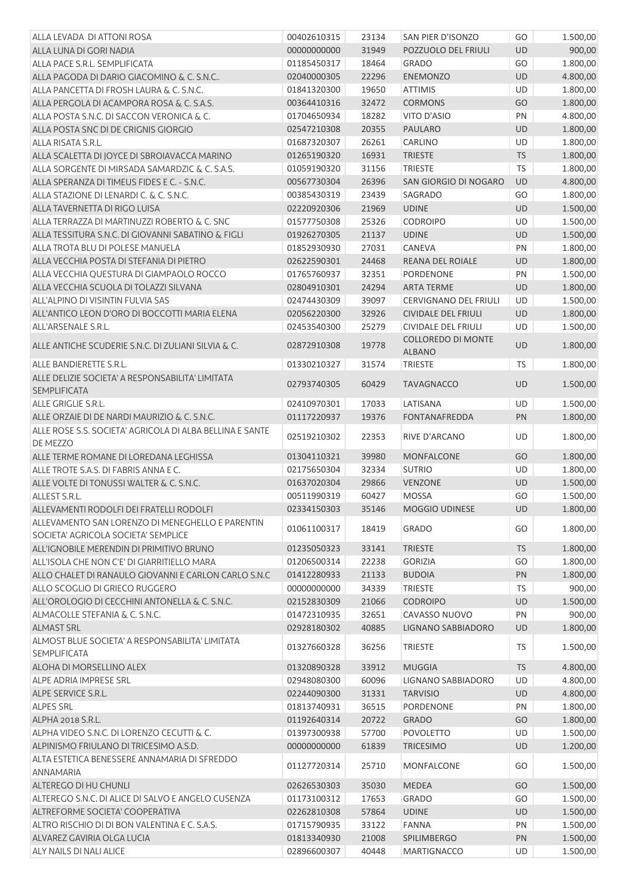| | | | | | |
|---|---|---|---|---|---|
| ALLA LEVADA DI ATTONI ROSA | 00402610315 | 23134 | SAN PIER D'ISONZO | GO | 1.500,00 |
| ALLA LUNA DI GORI NADIA | 00000000000 | 31949 | POZZUOLO DEL FRIULI | UD | 900,00 |
| ALLA PACE S.R.L. SEMPLIFICATA | 01185450317 | 18464 | GRADO | GO | 1.800,00 |
| ALLA PAGODA DI DARIO GIACOMINO & C. S.N.C.. | 02040000305 | 22296 | ENEMONZO | UD | 4.800,00 |
| ALLA PANCETTA DI FROSH LAURA & C. S.N.C. | 01841320300 | 19650 | ATTIMIS | UD | 1.800,00 |
| ALLA PERGOLA DI ACAMPORA ROSA & C. S.A.S. | 00364410316 | 32472 | CORMONS | GO | 1.800,00 |
| ALLA POSTA S.N.C. DI SACCON VERONICA & C. | 01704650934 | 18282 | VITO D'ASIO | PN | 4.800,00 |
| ALLA POSTA SNC DI DE CRIGNIS GIORGIO | 02547210308 | 20355 | PAULARO | UD | 1.800,00 |
| ALLA RISATA S.R.L. | 01687320307 | 26261 | CARLINO | UD | 1.800,00 |
| ALLA SCALETTA DI JOYCE DI SBROIAVACCA MARINO | 01265190320 | 16931 | TRIESTE | TS | 1.800,00 |
| ALLA SORGENTE DI MIRSADA SAMARDZIC & C. S.A.S. | 01059190320 | 31156 | TRIESTE | TS | 1.800,00 |
| ALLA SPERANZA DI TIMEUS FIDES E C. - S.N.C. | 00567730304 | 26396 | SAN GIORGIO DI NOGARO | UD | 4.800,00 |
| ALLA STAZIONE DI LENARDI C. & C. S.N.C. | 00385430319 | 23439 | SAGRADO | GO | 1.800,00 |
| ALLA TAVERNETTA DI RIGO LUISA | 02220920306 | 21969 | UDINE | UD | 1.500,00 |
| ALLA TERRAZZA DI MARTINUZZI ROBERTO & C. SNC | 01577750308 | 25326 | CODROIPO | UD | 1.500,00 |
| ALLA TESSITURA S.N.C. DI GIOVANNI SABATINO & FIGLI | 01926270305 | 21137 | UDINE | UD | 1.500,00 |
| ALLA TROTA BLU DI POLESE MANUELA | 01852930930 | 27031 | CANEVA | PN | 1.800,00 |
| ALLA VECCHIA POSTA DI STEFANIA DI PIETRO | 02622590301 | 24468 | REANA DEL ROIALE | UD | 1.800,00 |
| ALLA VECCHIA QUESTURA DI GIAMPAOLO ROCCO | 01765760937 | 32351 | PORDENONE | PN | 1.500,00 |
| ALLA VECCHIA SCUOLA DI TOLAZZI SILVANA | 02804910301 | 24294 | ARTA TERME | UD | 1.800,00 |
| ALL'ALPINO DI VISINTIN FULVIA SAS | 02474430309 | 39097 | CERVIGNANO DEL FRIULI | UD | 1.500,00 |
| ALL'ANTICO LEON D'ORO DI BOCCOTTI MARIA ELENA | 02056220300 | 32926 | CIVIDALE DEL FRIULI | UD | 1.800,00 |
| ALL'ARSENALE S.R.L. | 02453540300 | 25279 | CIVIDALE DEL FRIULI | UD | 1.500,00 |
| ALLE ANTICHE SCUDERIE S.N.C. DI ZULIANI SILVIA & C. | 02872910308 | 19778 | COLLOREDO DI MONTE ALBANO | UD | 1.800,00 |
| ALLE BANDIERETTE S.R.L. | 01330210327 | 31574 | TRIESTE | TS | 1.800,00 |
| ALLE DELIZIE SOCIETA' A RESPONSABILITA' LIMITATA SEMPLIFICATA | 02793740305 | 60429 | TAVAGNACCO | UD | 1.500,00 |
| ALLE GRIGLIE S.R.L. | 02410970301 | 17033 | LATISANA | UD | 1.500,00 |
| ALLE ORZAIE DI DE NARDI MAURIZIO & C. S.N.C. | 01117220937 | 19376 | FONTANAFREDDA | PN | 1.800,00 |
| ALLE ROSE S.S. SOCIETA' AGRICOLA DI ALBA BELLINA E SANTE DE MEZZO | 02519210302 | 22353 | RIVE D'ARCANO | UD | 1.800,00 |
| ALLE TERME ROMANE DI LOREDANA LEGHISSA | 01304110321 | 39980 | MONFALCONE | GO | 1.800,00 |
| ALLE TROTE S.A.S. DI FABRIS ANNA E C. | 02175650304 | 32334 | SUTRIO | UD | 1.800,00 |
| ALLE VOLTE DI TONUSSI WALTER & C. S.N.C. | 01637020304 | 29866 | VENZONE | UD | 1.500,00 |
| ALLEST S.R.L. | 00511990319 | 60427 | MOSSA | GO | 1.500,00 |
| ALLEVAMENTI RODOLFI DEI FRATELLI RODOLFI | 02334150303 | 35146 | MOGGIO UDINESE | UD | 1.800,00 |
| ALLEVAMENTO SAN LORENZO DI MENEGHELLO E PARENTIN SOCIETA' AGRICOLA SOCIETA' SEMPLICE | 01061100317 | 18419 | GRADO | GO | 1.800,00 |
| ALL'IGNOBILE MERENDIN DI PRIMITIVO BRUNO | 01235050323 | 33141 | TRIESTE | TS | 1.800,00 |
| ALL'ISOLA CHE NON C'E' DI GIARRITIELLO MARA | 01206500314 | 22238 | GORIZIA | GO | 1.800,00 |
| ALLO CHALET DI RANAULO GIOVANNI E CARLON CARLO S.N.C | 01412280933 | 21133 | BUDOIA | PN | 1.800,00 |
| ALLO SCOGLIO DI GRIECO RUGGERO | 00000000000 | 34339 | TRIESTE | TS | 900,00 |
| ALL'OROLOGIO DI CECCHINI ANTONELLA & C. S.N.C. | 02152830309 | 21066 | CODROIPO | UD | 1.500,00 |
| ALMACOLLE STEFANIA & C. S.N.C. | 01472310935 | 32651 | CAVASSO NUOVO | PN | 900,00 |
| ALMAST SRL | 02928180302 | 40885 | LIGNANO SABBIADORO | UD | 1.800,00 |
| ALMOST BLUE SOCIETA' A RESPONSABILITA' LIMITATA SEMPLIFICATA | 01327660328 | 36256 | TRIESTE | TS | 1.500,00 |
| ALOHA DI MORSELLINO ALEX | 01320890328 | 33912 | MUGGIA | TS | 4.800,00 |
| ALPE ADRIA IMPRESE SRL | 02948080300 | 60096 | LIGNANO SABBIADORO | UD | 4.800,00 |
| ALPE SERVICE S.R.L. | 02244090300 | 31331 | TARVISIO | UD | 4.800,00 |
| ALPES SRL | 01813740931 | 36515 | PORDENONE | PN | 1.800,00 |
| ALPHA 2018 S.R.L. | 01192640314 | 20722 | GRADO | GO | 1.800,00 |
| ALPHA VIDEO S.N.C. DI LORENZO CECUTTI & C. | 01397300938 | 57700 | POVOLETTO | UD | 1.500,00 |
| ALPINISMO FRIULANO DI TRICESIMO A.S.D. | 00000000000 | 61839 | TRICESIMO | UD | 1.200,00 |
| ALTA ESTETICA BENESSERE ANNAMARIA DI SFREDDO ANNAMARIA | 01127720314 | 25710 | MONFALCONE | GO | 1.500,00 |
| ALTEREGO DI HU CHUNLI | 02626530303 | 35030 | MEDEA | GO | 1.500,00 |
| ALTEREGO S.N.C. DI ALICE DI SALVO E ANGELO CUSENZA | 01173100312 | 17653 | GRADO | GO | 1.500,00 |
| ALTREFORME SOCIETA' COOPERATIVA | 02262810308 | 57864 | UDINE | UD | 1.500,00 |
| ALTRO RISCHIO DI DI BON VALENTINA E C. S.A.S. | 01715790935 | 33122 | FANNA | PN | 1.500,00 |
| ALVAREZ GAVIRIA OLGA LUCIA | 01813340930 | 21008 | SPILIMBERGO | PN | 1.500,00 |
| ALY NAILS DI NALI ALICE | 02896600307 | 40448 | MARTIGNACCO | UD | 1.500,00 |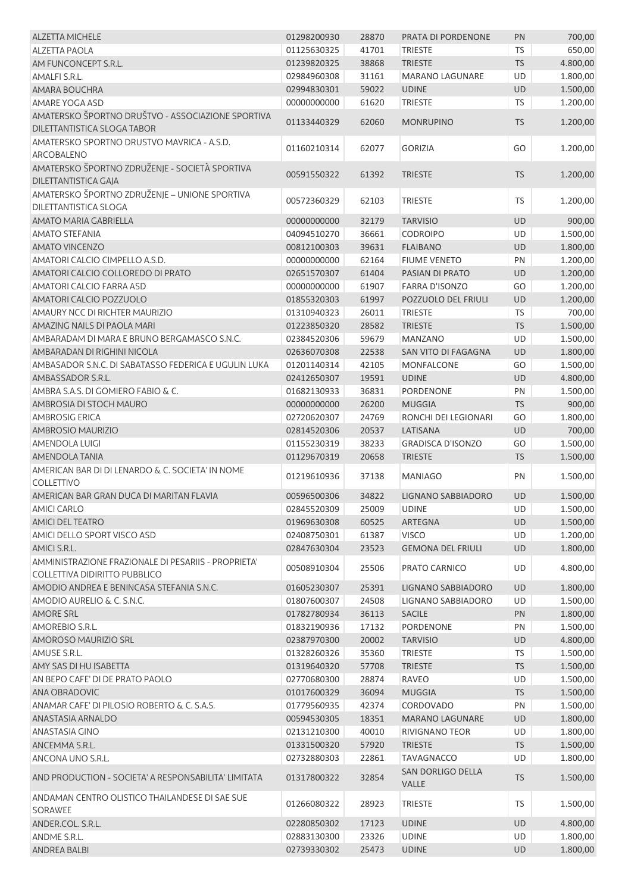| | | | | | |
|---|---|---|---|---|---|
| ALZETTA MICHELE | 01298200930 | 28870 | PRATA DI PORDENONE | PN | 700,00 |
| ALZETTA PAOLA | 01125630325 | 41701 | TRIESTE | TS | 650,00 |
| AM FUNCONCEPT S.R.L. | 01239820325 | 38868 | TRIESTE | TS | 4.800,00 |
| AMALFI S.R.L. | 02984960308 | 31161 | MARANO LAGUNARE | UD | 1.800,00 |
| AMARA BOUCHRA | 02994830301 | 59022 | UDINE | UD | 1.500,00 |
| AMARE YOGA ASD | 00000000000 | 61620 | TRIESTE | TS | 1.200,00 |
| AMATERSKO ŠPORTNO DRUŠTVO - ASSOCIAZIONE SPORTIVA DILETTANTISTICA SLOGA TABOR | 01133440329 | 62060 | MONRUPINO | TS | 1.200,00 |
| AMATERSKO SPORTNO DRUSTVO MAVRICA - A.S.D. ARCOBALENO | 01160210314 | 62077 | GORIZIA | GO | 1.200,00 |
| AMATERSKO ŠPORTNO ZDRUŽENJE - SOCIETÀ SPORTIVA DILETTANTISTICA GAJA | 00591550322 | 61392 | TRIESTE | TS | 1.200,00 |
| AMATERSKO ŠPORTNO ZDRUŽENJE – UNIONE SPORTIVA DILETTANTISTICA SLOGA | 00572360329 | 62103 | TRIESTE | TS | 1.200,00 |
| AMATO MARIA GABRIELLA | 00000000000 | 32179 | TARVISIO | UD | 900,00 |
| AMATO STEFANIA | 04094510270 | 36661 | CODROIPO | UD | 1.500,00 |
| AMATO VINCENZO | 00812100303 | 39631 | FLAIBANO | UD | 1.800,00 |
| AMATORI CALCIO CIMPELLO A.S.D. | 00000000000 | 62164 | FIUME VENETO | PN | 1.200,00 |
| AMATORI CALCIO COLLOREDO DI PRATO | 02651570307 | 61404 | PASIAN DI PRATO | UD | 1.200,00 |
| AMATORI CALCIO FARRA ASD | 00000000000 | 61907 | FARRA D'ISONZO | GO | 1.200,00 |
| AMATORI CALCIO POZZUOLO | 01855320303 | 61997 | POZZUOLO DEL FRIULI | UD | 1.200,00 |
| AMAURY NCC DI RICHTER MAURIZIO | 01310940323 | 26011 | TRIESTE | TS | 700,00 |
| AMAZING NAILS DI PAOLA MARI | 01223850320 | 28582 | TRIESTE | TS | 1.500,00 |
| AMBARADAM DI MARA E BRUNO BERGAMASCO S.N.C. | 02384520306 | 59679 | MANZANO | UD | 1.500,00 |
| AMBARADAN DI RIGHINI NICOLA | 02636070308 | 22538 | SAN VITO DI FAGAGNA | UD | 1.800,00 |
| AMBASADOR S.N.C. DI SABATASSO FEDERICA E UGULIN LUKA | 01201140314 | 42105 | MONFALCONE | GO | 1.500,00 |
| AMBASSADOR S.R.L. | 02412650307 | 19591 | UDINE | UD | 4.800,00 |
| AMBRA S.A.S. DI GOMIERO FABIO & C. | 01682130933 | 36831 | PORDENONE | PN | 1.500,00 |
| AMBROSIA DI STOCH MAURO | 00000000000 | 26200 | MUGGIA | TS | 900,00 |
| AMBROSIG ERICA | 02720620307 | 24769 | RONCHI DEI LEGIONARI | GO | 1.800,00 |
| AMBROSIO MAURIZIO | 02814520306 | 20537 | LATISANA | UD | 700,00 |
| AMENDOLA LUIGI | 01155230319 | 38233 | GRADISCA D'ISONZO | GO | 1.500,00 |
| AMENDOLA TANIA | 01129670319 | 20658 | TRIESTE | TS | 1.500,00 |
| AMERICAN BAR DI DI LENARDO & C. SOCIETA' IN NOME COLLETTIVO | 01219610936 | 37138 | MANIAGO | PN | 1.500,00 |
| AMERICAN BAR GRAN DUCA DI MARITAN FLAVIA | 00596500306 | 34822 | LIGNANO SABBIADORO | UD | 1.500,00 |
| AMICI CARLO | 02845520309 | 25009 | UDINE | UD | 1.500,00 |
| AMICI DEL TEATRO | 01969630308 | 60525 | ARTEGNA | UD | 1.500,00 |
| AMICI DELLO SPORT VISCO ASD | 02408750301 | 61387 | VISCO | UD | 1.200,00 |
| AMICI S.R.L. | 02847630304 | 23523 | GEMONA DEL FRIULI | UD | 1.800,00 |
| AMMINISTRAZIONE FRAZIONALE DI PESARIIS - PROPRIETA' COLLETTIVA DIDIRITTO PUBBLICO | 00508910304 | 25506 | PRATO CARNICO | UD | 4.800,00 |
| AMODIO ANDREA E BENINCASA STEFANIA S.N.C. | 01605230307 | 25391 | LIGNANO SABBIADORO | UD | 1.800,00 |
| AMODIO AURELIO & C. S.N.C. | 01807600307 | 24508 | LIGNANO SABBIADORO | UD | 1.500,00 |
| AMORE SRL | 01782780934 | 36113 | SACILE | PN | 1.800,00 |
| AMOREBIO S.R.L. | 01832190936 | 17132 | PORDENONE | PN | 1.500,00 |
| AMOROSO MAURIZIO SRL | 02387970300 | 20002 | TARVISIO | UD | 4.800,00 |
| AMUSE S.R.L. | 01328260326 | 35360 | TRIESTE | TS | 1.500,00 |
| AMY SAS DI HU ISABETTA | 01319640320 | 57708 | TRIESTE | TS | 1.500,00 |
| AN BEPO CAFE' DI DE PRATO PAOLO | 02770680300 | 28874 | RAVEO | UD | 1.500,00 |
| ANA OBRADOVIC | 01017600329 | 36094 | MUGGIA | TS | 1.500,00 |
| ANAMAR CAFE' DI PILOSIO ROBERTO & C. S.A.S. | 01779560935 | 42374 | CORDOVADO | PN | 1.500,00 |
| ANASTASIA ARNALDO | 00594530305 | 18351 | MARANO LAGUNARE | UD | 1.800,00 |
| ANASTASIA GINO | 02131210300 | 40010 | RIVIGNANO TEOR | UD | 1.800,00 |
| ANCEMMA S.R.L. | 01331500320 | 57920 | TRIESTE | TS | 1.500,00 |
| ANCONA UNO S.R.L. | 02732880303 | 22861 | TAVAGNACCO | UD | 1.800,00 |
| AND PRODUCTION - SOCIETA' A RESPONSABILITA' LIMITATA | 01317800322 | 32854 | SAN DORLIGO DELLA VALLE | TS | 1.500,00 |
| ANDAMAN CENTRO OLISTICO THAILANDESE DI SAE SUE SORAWEE | 01266080322 | 28923 | TRIESTE | TS | 1.500,00 |
| ANDER.COL. S.R.L. | 02280850302 | 17123 | UDINE | UD | 4.800,00 |
| ANDME S.R.L. | 02883130300 | 23326 | UDINE | UD | 1.800,00 |
| ANDREA BALBI | 02739330302 | 25473 | UDINE | UD | 1.800,00 |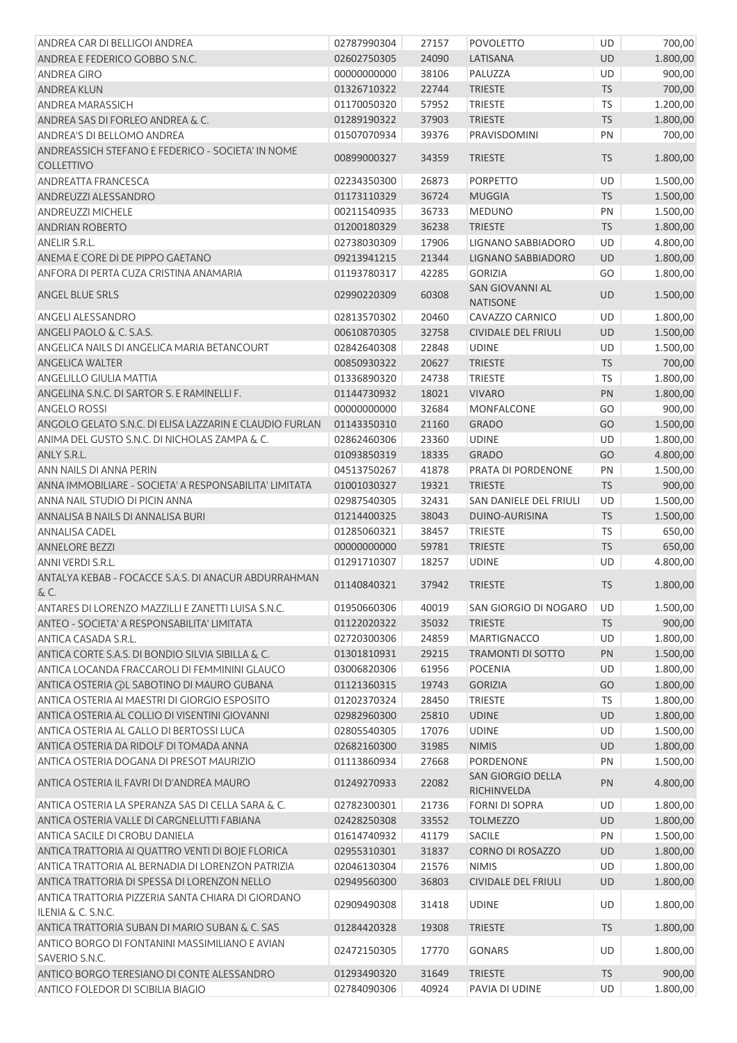| | | | | | |
|---|---|---|---|---|---|
| ANDREA CAR DI BELLIGOI ANDREA | 02787990304 | 27157 | POVOLETTO | UD | 700,00 |
| ANDREA E FEDERICO GOBBO S.N.C. | 02602750305 | 24090 | LATISANA | UD | 1.800,00 |
| ANDREA GIRO | 00000000000 | 38106 | PALUZZA | UD | 900,00 |
| ANDREA KLUN | 01326710322 | 22744 | TRIESTE | TS | 700,00 |
| ANDREA MARASSICH | 01170050320 | 57952 | TRIESTE | TS | 1.200,00 |
| ANDREA SAS DI FORLEO ANDREA & C. | 01289190322 | 37903 | TRIESTE | TS | 1.800,00 |
| ANDREA'S DI BELLOMO ANDREA | 01507070934 | 39376 | PRAVISDOMINI | PN | 700,00 |
| ANDREASSICH STEFANO E FEDERICO - SOCIETA' IN NOME COLLETTIVO | 00899000327 | 34359 | TRIESTE | TS | 1.800,00 |
| ANDREATTA FRANCESCA | 02234350300 | 26873 | PORPETTO | UD | 1.500,00 |
| ANDREUZZI ALESSANDRO | 01173110329 | 36724 | MUGGIA | TS | 1.500,00 |
| ANDREUZZI MICHELE | 00211540935 | 36733 | MEDUNO | PN | 1.500,00 |
| ANDRIAN ROBERTO | 01200180329 | 36238 | TRIESTE | TS | 1.800,00 |
| ANELIR S.R.L. | 02738030309 | 17906 | LIGNANO SABBIADORO | UD | 4.800,00 |
| ANEMA E CORE DI DE PIPPO GAETANO | 09213941215 | 21344 | LIGNANO SABBIADORO | UD | 1.800,00 |
| ANFORA DI PERTA CUZA CRISTINA ANAMARIA | 01193780317 | 42285 | GORIZIA | GO | 1.800,00 |
| ANGEL BLUE SRLS | 02990220309 | 60308 | SAN GIOVANNI AL NATISONE | UD | 1.500,00 |
| ANGELI ALESSANDRO | 02813570302 | 20460 | CAVAZZO CARNICO | UD | 1.800,00 |
| ANGELI PAOLO & C. S.A.S. | 00610870305 | 32758 | CIVIDALE DEL FRIULI | UD | 1.500,00 |
| ANGELICA NAILS DI ANGELICA MARIA BETANCOURT | 02842640308 | 22848 | UDINE | UD | 1.500,00 |
| ANGELICA WALTER | 00850930322 | 20627 | TRIESTE | TS | 700,00 |
| ANGELILLO GIULIA MATTIA | 01336890320 | 24738 | TRIESTE | TS | 1.800,00 |
| ANGELINA S.N.C. DI SARTOR S. E RAMINELLI F. | 01144730932 | 18021 | VIVARO | PN | 1.800,00 |
| ANGELO ROSSI | 00000000000 | 32684 | MONFALCONE | GO | 900,00 |
| ANGOLO GELATO S.N.C. DI ELISA LAZZARIN E CLAUDIO FURLAN | 01143350310 | 21160 | GRADO | GO | 1.500,00 |
| ANIMA DEL GUSTO S.N.C. DI NICHOLAS ZAMPA & C. | 02862460306 | 23360 | UDINE | UD | 1.800,00 |
| ANLY S.R.L. | 01093850319 | 18335 | GRADO | GO | 4.800,00 |
| ANN NAILS DI ANNA PERIN | 04513750267 | 41878 | PRATA DI PORDENONE | PN | 1.500,00 |
| ANNA IMMOBILIARE - SOCIETA' A RESPONSABILITA' LIMITATA | 01001030327 | 19321 | TRIESTE | TS | 900,00 |
| ANNA NAIL STUDIO DI PICIN ANNA | 02987540305 | 32431 | SAN DANIELE DEL FRIULI | UD | 1.500,00 |
| ANNALISA B NAILS DI ANNALISA BURI | 01214400325 | 38043 | DUINO-AURISINA | TS | 1.500,00 |
| ANNALISA CADEL | 01285060321 | 38457 | TRIESTE | TS | 650,00 |
| ANNELORE BEZZI | 00000000000 | 59781 | TRIESTE | TS | 650,00 |
| ANNI VERDI S.R.L. | 01291710307 | 18257 | UDINE | UD | 4.800,00 |
| ANTALYA KEBAB - FOCACCE S.A.S. DI ANACUR ABDURRAHMAN & C. | 01140840321 | 37942 | TRIESTE | TS | 1.800,00 |
| ANTARES DI LORENZO MAZZILLI E ZANETTI LUISA S.N.C. | 01950660306 | 40019 | SAN GIORGIO DI NOGARO | UD | 1.500,00 |
| ANTEO - SOCIETA' A RESPONSABILITA' LIMITATA | 01122020322 | 35032 | TRIESTE | TS | 900,00 |
| ANTICA CASADA S.R.L. | 02720300306 | 24859 | MARTIGNACCO | UD | 1.800,00 |
| ANTICA CORTE S.A.S. DI BONDIO SILVIA SIBILLA & C. | 01301810931 | 29215 | TRAMONTI DI SOTTO | PN | 1.500,00 |
| ANTICA LOCANDA FRACCAROLI DI FEMMININI GLAUCO | 03006820306 | 61956 | POCENIA | UD | 1.800,00 |
| ANTICA OSTERIA @L SABOTINO DI MAURO GUBANA | 01121360315 | 19743 | GORIZIA | GO | 1.800,00 |
| ANTICA OSTERIA AI MAESTRI DI GIORGIO ESPOSITO | 01202370324 | 28450 | TRIESTE | TS | 1.800,00 |
| ANTICA OSTERIA AL COLLIO DI VISENTINI GIOVANNI | 02982960300 | 25810 | UDINE | UD | 1.800,00 |
| ANTICA OSTERIA AL GALLO DI BERTOSSI LUCA | 02805540305 | 17076 | UDINE | UD | 1.500,00 |
| ANTICA OSTERIA DA RIDOLF DI TOMADA ANNA | 02682160300 | 31985 | NIMIS | UD | 1.800,00 |
| ANTICA OSTERIA DOGANA DI PRESOT MAURIZIO | 01113860934 | 27668 | PORDENONE | PN | 1.500,00 |
| ANTICA OSTERIA IL FAVRI DI D'ANDREA MAURO | 01249270933 | 22082 | SAN GIORGIO DELLA RICHINVELDA | PN | 4.800,00 |
| ANTICA OSTERIA LA SPERANZA SAS DI CELLA SARA & C. | 02782300301 | 21736 | FORNI DI SOPRA | UD | 1.800,00 |
| ANTICA OSTERIA VALLE DI CARGNELUTTI FABIANA | 02428250308 | 33552 | TOLMEZZO | UD | 1.800,00 |
| ANTICA SACILE DI CROBU DANIELA | 01614740932 | 41179 | SACILE | PN | 1.500,00 |
| ANTICA TRATTORIA AI QUATTRO VENTI DI BOJE FLORICA | 02955310301 | 31837 | CORNO DI ROSAZZO | UD | 1.800,00 |
| ANTICA TRATTORIA AL BERNADIA DI LORENZON PATRIZIA | 02046130304 | 21576 | NIMIS | UD | 1.800,00 |
| ANTICA TRATTORIA DI SPESSA DI LORENZON NELLO | 02949560300 | 36803 | CIVIDALE DEL FRIULI | UD | 1.800,00 |
| ANTICA TRATTORIA PIZZERIA SANTA CHIARA DI GIORDANO ILENIA & C. S.N.C. | 02909490308 | 31418 | UDINE | UD | 1.800,00 |
| ANTICA TRATTORIA SUBAN DI MARIO SUBAN & C. SAS | 01284420328 | 19308 | TRIESTE | TS | 1.800,00 |
| ANTICO BORGO DI FONTANINI MASSIMILIANO E AVIAN SAVERIO S.N.C. | 02472150305 | 17770 | GONARS | UD | 1.800,00 |
| ANTICO BORGO TERESIANO DI CONTE ALESSANDRO | 01293490320 | 31649 | TRIESTE | TS | 900,00 |
| ANTICO FOLEDOR DI SCIBILIA BIAGIO | 02784090306 | 40924 | PAVIA DI UDINE | UD | 1.800,00 |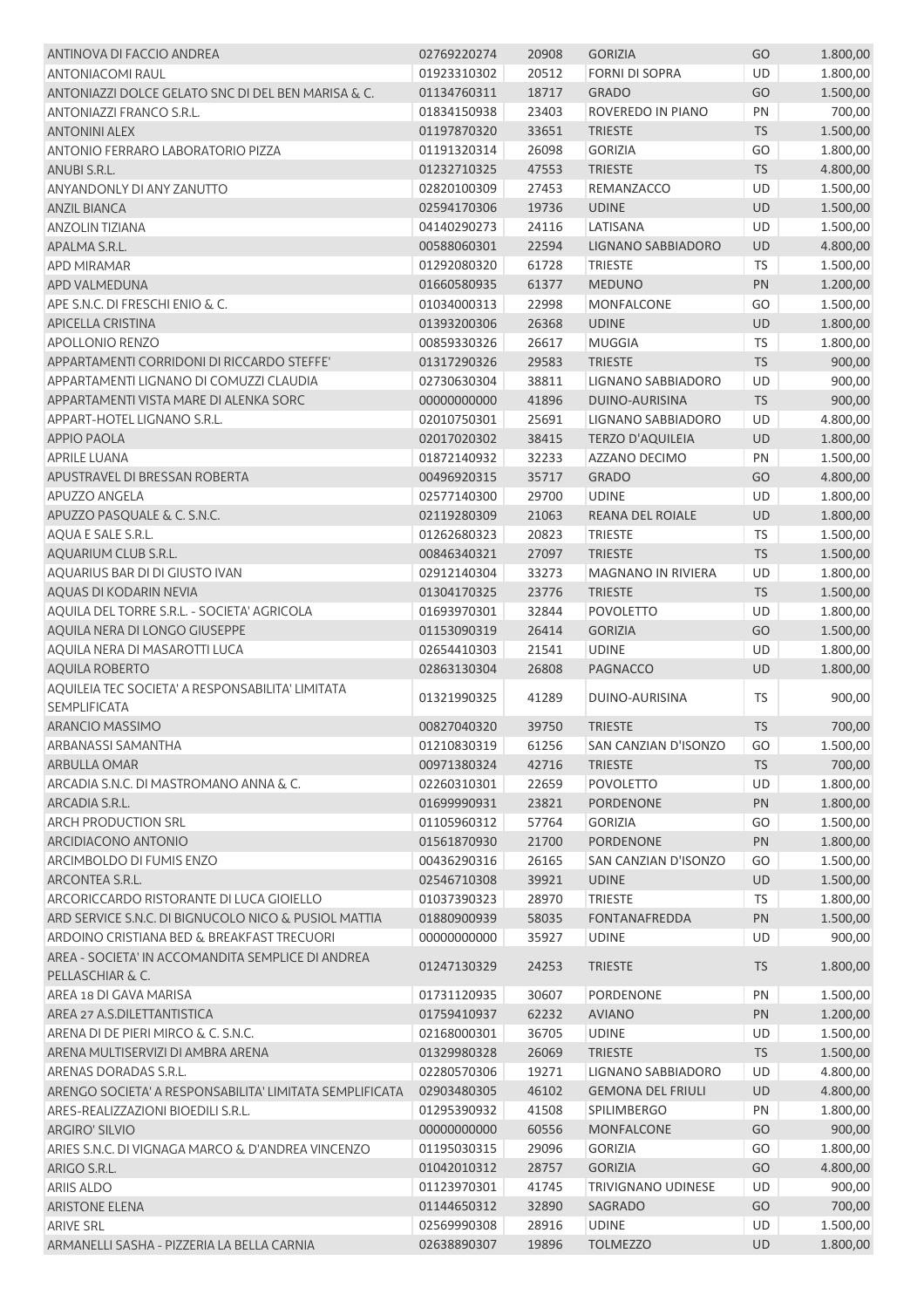| | | | | | |
|---|---|---|---|---|---|
| ANTINOVA DI FACCIO ANDREA | 02769220274 | 20908 | GORIZIA | GO | 1.800,00 |
| ANTONIACOMI RAUL | 01923310302 | 20512 | FORNI DI SOPRA | UD | 1.800,00 |
| ANTONIAZZI DOLCE GELATO SNC DI DEL BEN MARISA & C. | 01134760311 | 18717 | GRADO | GO | 1.500,00 |
| ANTONIAZZI FRANCO S.R.L. | 01834150938 | 23403 | ROVEREDO IN PIANO | PN | 700,00 |
| ANTONINI ALEX | 01197870320 | 33651 | TRIESTE | TS | 1.500,00 |
| ANTONIO FERRARO LABORATORIO PIZZA | 01191320314 | 26098 | GORIZIA | GO | 1.800,00 |
| ANUBI S.R.L. | 01232710325 | 47553 | TRIESTE | TS | 4.800,00 |
| ANYANDONLY DI ANY ZANUTTO | 02820100309 | 27453 | REMANZACCO | UD | 1.500,00 |
| ANZIL BIANCA | 02594170306 | 19736 | UDINE | UD | 1.500,00 |
| ANZOLIN TIZIANA | 04140290273 | 24116 | LATISANA | UD | 1.500,00 |
| APALMA S.R.L. | 00588060301 | 22594 | LIGNANO SABBIADORO | UD | 4.800,00 |
| APD MIRAMAR | 01292080320 | 61728 | TRIESTE | TS | 1.500,00 |
| APD VALMEDUNA | 01660580935 | 61377 | MEDUNO | PN | 1.200,00 |
| APE S.N.C. DI FRESCHI ENIO & C. | 01034000313 | 22998 | MONFALCONE | GO | 1.500,00 |
| APICELLA CRISTINA | 01393200306 | 26368 | UDINE | UD | 1.800,00 |
| APOLLONIO RENZO | 00859330326 | 26617 | MUGGIA | TS | 1.800,00 |
| APPARTAMENTI CORRIDONI DI RICCARDO STEFFE' | 01317290326 | 29583 | TRIESTE | TS | 900,00 |
| APPARTAMENTI LIGNANO DI COMUZZI CLAUDIA | 02730630304 | 38811 | LIGNANO SABBIADORO | UD | 900,00 |
| APPARTAMENTI VISTA MARE DI ALENKA SORC | 00000000000 | 41896 | DUINO-AURISINA | TS | 900,00 |
| APPART-HOTEL LIGNANO S.R.L. | 02010750301 | 25691 | LIGNANO SABBIADORO | UD | 4.800,00 |
| APPIO PAOLA | 02017020302 | 38415 | TERZO D'AQUILEIA | UD | 1.800,00 |
| APRILE LUANA | 01872140932 | 32233 | AZZANO DECIMO | PN | 1.500,00 |
| APUSTRAVEL DI BRESSAN ROBERTA | 00496920315 | 35717 | GRADO | GO | 4.800,00 |
| APUZZO ANGELA | 02577140300 | 29700 | UDINE | UD | 1.800,00 |
| APUZZO PASQUALE & C. S.N.C. | 02119280309 | 21063 | REANA DEL ROIALE | UD | 1.800,00 |
| AQUA E SALE S.R.L. | 01262680323 | 20823 | TRIESTE | TS | 1.500,00 |
| AQUARIUM CLUB S.R.L. | 00846340321 | 27097 | TRIESTE | TS | 1.500,00 |
| AQUARIUS BAR DI DI GIUSTO IVAN | 02912140304 | 33273 | MAGNANO IN RIVIERA | UD | 1.800,00 |
| AQUAS DI KODARIN NEVIA | 01304170325 | 23776 | TRIESTE | TS | 1.500,00 |
| AQUILA DEL TORRE S.R.L. - SOCIETA' AGRICOLA | 01693970301 | 32844 | POVOLETTO | UD | 1.800,00 |
| AQUILA NERA DI LONGO GIUSEPPE | 01153090319 | 26414 | GORIZIA | GO | 1.500,00 |
| AQUILA NERA DI MASAROTTI LUCA | 02654410303 | 21541 | UDINE | UD | 1.800,00 |
| AQUILA ROBERTO | 02863130304 | 26808 | PAGNACCO | UD | 1.800,00 |
| AQUILEIA TEC SOCIETA' A RESPONSABILITA' LIMITATA SEMPLIFICATA | 01321990325 | 41289 | DUINO-AURISINA | TS | 900,00 |
| ARANCIO MASSIMO | 00827040320 | 39750 | TRIESTE | TS | 700,00 |
| ARBANASSI SAMANTHA | 01210830319 | 61256 | SAN CANZIAN D'ISONZO | GO | 1.500,00 |
| ARBULLA OMAR | 00971380324 | 42716 | TRIESTE | TS | 700,00 |
| ARCADIA S.N.C. DI MASTROMANO ANNA & C. | 02260310301 | 22659 | POVOLETTO | UD | 1.800,00 |
| ARCADIA S.R.L. | 01699990931 | 23821 | PORDENONE | PN | 1.800,00 |
| ARCH PRODUCTION SRL | 01105960312 | 57764 | GORIZIA | GO | 1.500,00 |
| ARCIDIACONO ANTONIO | 01561870930 | 21700 | PORDENONE | PN | 1.800,00 |
| ARCIMBOLDO DI FUMIS ENZO | 00436290316 | 26165 | SAN CANZIAN D'ISONZO | GO | 1.500,00 |
| ARCONTEA S.R.L. | 02546710308 | 39921 | UDINE | UD | 1.500,00 |
| ARCORICCARDO RISTORANTE DI LUCA GIOIELLO | 01037390323 | 28970 | TRIESTE | TS | 1.800,00 |
| ARD SERVICE S.N.C. DI BIGNUCOLO NICO & PUSIOL MATTIA | 01880900939 | 58035 | FONTANAFREDDA | PN | 1.500,00 |
| ARDOINO CRISTIANA BED & BREAKFAST TRECUORI | 00000000000 | 35927 | UDINE | UD | 900,00 |
| AREA - SOCIETA' IN ACCOMANDITA SEMPLICE DI ANDREA PELLASCHIAR & C. | 01247130329 | 24253 | TRIESTE | TS | 1.800,00 |
| AREA 18 DI GAVA MARISA | 01731120935 | 30607 | PORDENONE | PN | 1.500,00 |
| AREA 27 A.S.DILETTANTISTICA | 01759410937 | 62232 | AVIANO | PN | 1.200,00 |
| ARENA DI DE PIERI MIRCO & C. S.N.C. | 02168000301 | 36705 | UDINE | UD | 1.500,00 |
| ARENA MULTISERVIZI DI AMBRA ARENA | 01329980328 | 26069 | TRIESTE | TS | 1.500,00 |
| ARENAS DORADAS S.R.L. | 02280570306 | 19271 | LIGNANO SABBIADORO | UD | 4.800,00 |
| ARENGO SOCIETA' A RESPONSABILITA' LIMITATA SEMPLIFICATA | 02903480305 | 46102 | GEMONA DEL FRIULI | UD | 4.800,00 |
| ARES-REALIZZAZIONI BIOEDILI S.R.L. | 01295390932 | 41508 | SPILIMBERGO | PN | 1.800,00 |
| ARGIRO' SILVIO | 00000000000 | 60556 | MONFALCONE | GO | 900,00 |
| ARIES S.N.C. DI VIGNAGA MARCO & D'ANDREA VINCENZO | 01195030315 | 29096 | GORIZIA | GO | 1.800,00 |
| ARIGO S.R.L. | 01042010312 | 28757 | GORIZIA | GO | 4.800,00 |
| ARIIS ALDO | 01123970301 | 41745 | TRIVIGNANO UDINESE | UD | 900,00 |
| ARISTONE ELENA | 01144650312 | 32890 | SAGRADO | GO | 700,00 |
| ARIVE SRL | 02569990308 | 28916 | UDINE | UD | 1.500,00 |
| ARMANELLI SASHA - PIZZERIA LA BELLA CARNIA | 02638890307 | 19896 | TOLMEZZO | UD | 1.800,00 |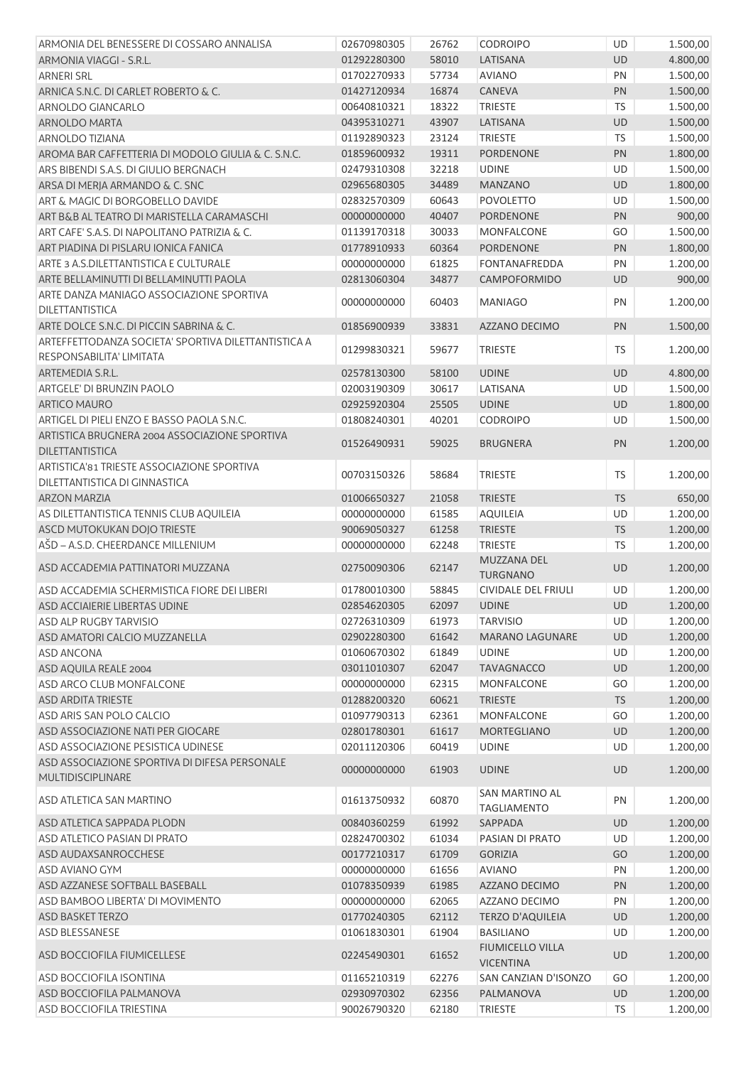| | | | | | |
|---|---|---|---|---|---|
| ARMONIA DEL BENESSERE DI COSSARO ANNALISA | 02670980305 | 26762 | CODROIPO | UD | 1.500,00 |
| ARMONIA VIAGGI - S.R.L. | 01292280300 | 58010 | LATISANA | UD | 4.800,00 |
| ARNERI SRL | 01702270933 | 57734 | AVIANO | PN | 1.500,00 |
| ARNICA S.N.C. DI CARLET ROBERTO & C. | 01427120934 | 16874 | CANEVA | PN | 1.500,00 |
| ARNOLDO GIANCARLO | 00640810321 | 18322 | TRIESTE | TS | 1.500,00 |
| ARNOLDO MARTA | 04395310271 | 43907 | LATISANA | UD | 1.500,00 |
| ARNOLDO TIZIANA | 01192890323 | 23124 | TRIESTE | TS | 1.500,00 |
| AROMA BAR CAFFETTERIA DI MODOLO GIULIA & C. S.N.C. | 01859600932 | 19311 | PORDENONE | PN | 1.800,00 |
| ARS BIBENDI S.A.S. DI GIULIO BERGNACH | 02479310308 | 32218 | UDINE | UD | 1.500,00 |
| ARSA DI MERJA ARMANDO & C. SNC | 02965680305 | 34489 | MANZANO | UD | 1.800,00 |
| ART & MAGIC DI BORGOBELLO DAVIDE | 02832570309 | 60643 | POVOLETTO | UD | 1.500,00 |
| ART B&B AL TEATRO DI MARISTELLA CARAMASCHI | 00000000000 | 40407 | PORDENONE | PN | 900,00 |
| ART CAFE' S.A.S. DI NAPOLITANO PATRIZIA & C. | 01139170318 | 30033 | MONFALCONE | GO | 1.500,00 |
| ART PIADINA DI PISLARU IONICA FANICA | 01778910933 | 60364 | PORDENONE | PN | 1.800,00 |
| ARTE 3 A.S.DILETTANTISTICA E CULTURALE | 00000000000 | 61825 | FONTANAFREDDA | PN | 1.200,00 |
| ARTE BELLAMINUTTI DI BELLAMINUTTI PAOLA | 02813060304 | 34877 | CAMPOFORMIDO | UD | 900,00 |
| ARTE DANZA MANIAGO ASSOCIAZIONE SPORTIVA DILETTANTISTICA | 00000000000 | 60403 | MANIAGO | PN | 1.200,00 |
| ARTE DOLCE S.N.C. DI PICCIN SABRINA & C. | 01856900939 | 33831 | AZZANO DECIMO | PN | 1.500,00 |
| ARTEFFETTODANZA SOCIETA' SPORTIVA DILETTANTISTICA A RESPONSABILITA' LIMITATA | 01299830321 | 59677 | TRIESTE | TS | 1.200,00 |
| ARTEMEDIA S.R.L. | 02578130300 | 58100 | UDINE | UD | 4.800,00 |
| ARTGELE' DI BRUNZIN PAOLO | 02003190309 | 30617 | LATISANA | UD | 1.500,00 |
| ARTICO MAURO | 02925920304 | 25505 | UDINE | UD | 1.800,00 |
| ARTIGEL DI PIELI ENZO E BASSO PAOLA S.N.C. | 01808240301 | 40201 | CODROIPO | UD | 1.500,00 |
| ARTISTICA BRUGNERA 2004 ASSOCIAZIONE SPORTIVA DILETTANTISTICA | 01526490931 | 59025 | BRUGNERA | PN | 1.200,00 |
| ARTISTICA'81 TRIESTE ASSOCIAZIONE SPORTIVA DILETTANTISTICA DI GINNASTICA | 00703150326 | 58684 | TRIESTE | TS | 1.200,00 |
| ARZON MARZIA | 01006650327 | 21058 | TRIESTE | TS | 650,00 |
| AS DILETTANTISTICA TENNIS CLUB AQUILEIA | 00000000000 | 61585 | AQUILEIA | UD | 1.200,00 |
| ASCD MUTOKUKAN DOJO TRIESTE | 90069050327 | 61258 | TRIESTE | TS | 1.200,00 |
| AŠD – A.S.D. CHEERDANCE MILLENIUM | 00000000000 | 62248 | TRIESTE | TS | 1.200,00 |
| ASD ACCADEMIA PATTINATORI MUZZANA | 02750090306 | 62147 | MUZZANA DEL TURGNANO | UD | 1.200,00 |
| ASD ACCADEMIA SCHERMISTICA FIORE DEI LIBERI | 01780010300 | 58845 | CIVIDALE DEL FRIULI | UD | 1.200,00 |
| ASD ACCIAIERIE LIBERTAS UDINE | 02854620305 | 62097 | UDINE | UD | 1.200,00 |
| ASD ALP RUGBY TARVISIO | 02726310309 | 61973 | TARVISIO | UD | 1.200,00 |
| ASD AMATORI CALCIO MUZZANELLA | 02902280300 | 61642 | MARANO LAGUNARE | UD | 1.200,00 |
| ASD ANCONA | 01060670302 | 61849 | UDINE | UD | 1.200,00 |
| ASD AQUILA REALE 2004 | 03011010307 | 62047 | TAVAGNACCO | UD | 1.200,00 |
| ASD ARCO CLUB MONFALCONE | 00000000000 | 62315 | MONFALCONE | GO | 1.200,00 |
| ASD ARDITA TRIESTE | 01288200320 | 60621 | TRIESTE | TS | 1.200,00 |
| ASD ARIS SAN POLO CALCIO | 01097790313 | 62361 | MONFALCONE | GO | 1.200,00 |
| ASD ASSOCIAZIONE NATI PER GIOCARE | 02801780301 | 61617 | MORTEGLIANO | UD | 1.200,00 |
| ASD ASSOCIAZIONE PESISTICA UDINESE | 02011120306 | 60419 | UDINE | UD | 1.200,00 |
| ASD ASSOCIAZIONE SPORTIVA DI DIFESA PERSONALE MULTIDISCIPLINARE | 00000000000 | 61903 | UDINE | UD | 1.200,00 |
| ASD ATLETICA SAN MARTINO | 01613750932 | 60870 | SAN MARTINO AL TAGLIAMENTO | PN | 1.200,00 |
| ASD ATLETICA SAPPADA PLODN | 00840360259 | 61992 | SAPPADA | UD | 1.200,00 |
| ASD ATLETICO PASIAN DI PRATO | 02824700302 | 61034 | PASIAN DI PRATO | UD | 1.200,00 |
| ASD AUDAXSANROCCHESE | 00177210317 | 61709 | GORIZIA | GO | 1.200,00 |
| ASD AVIANO GYM | 00000000000 | 61656 | AVIANO | PN | 1.200,00 |
| ASD AZZANESE SOFTBALL BASEBALL | 01078350939 | 61985 | AZZANO DECIMO | PN | 1.200,00 |
| ASD BAMBOO LIBERTA' DI MOVIMENTO | 00000000000 | 62065 | AZZANO DECIMO | PN | 1.200,00 |
| ASD BASKET TERZO | 01770240305 | 62112 | TERZO D'AQUILEIA | UD | 1.200,00 |
| ASD BLESSANESE | 01061830301 | 61904 | BASILIANO | UD | 1.200,00 |
| ASD BOCCIOFILA FIUMICELLESE | 02245490301 | 61652 | FIUMICELLO VILLA VICENTINA | UD | 1.200,00 |
| ASD BOCCIOFILA ISONTINA | 01165210319 | 62276 | SAN CANZIAN D'ISONZO | GO | 1.200,00 |
| ASD BOCCIOFILA PALMANOVA | 02930970302 | 62356 | PALMANOVA | UD | 1.200,00 |
| ASD BOCCIOFILA TRIESTINA | 90026790320 | 62180 | TRIESTE | TS | 1.200,00 |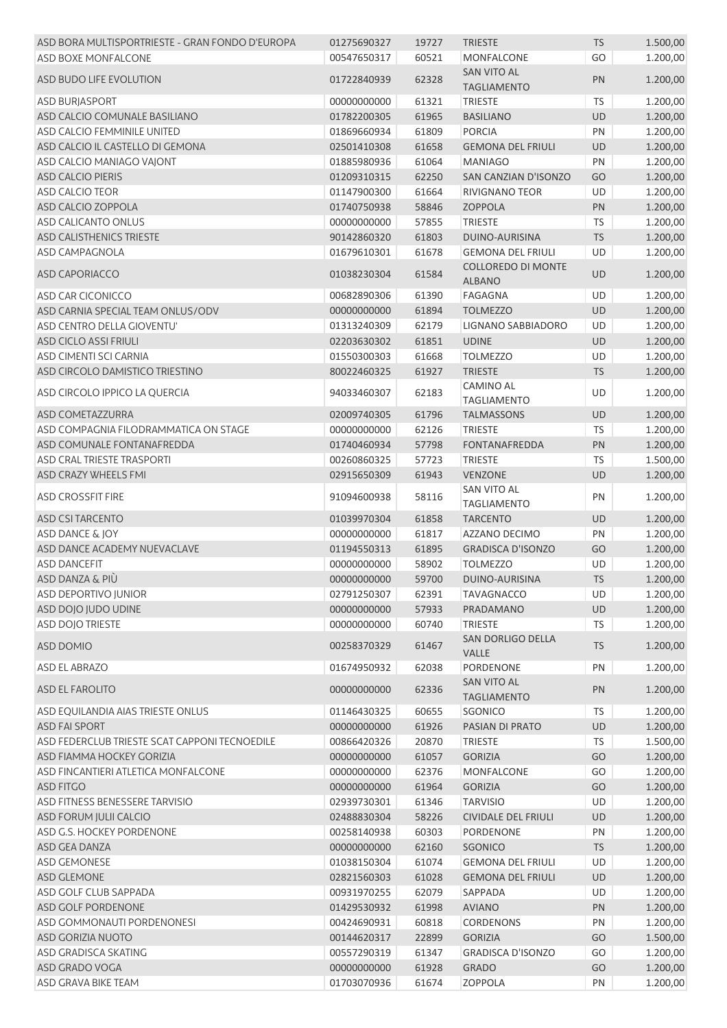| | | | | | |
|---|---|---|---|---|---|
| ASD BORA MULTISPORTRIESTE - GRAN FONDO D'EUROPA | 01275690327 | 19727 | TRIESTE | TS | 1.500,00 |
| ASD BOXE MONFALCONE | 00547650317 | 60521 | MONFALCONE | GO | 1.200,00 |
| ASD BUDO LIFE EVOLUTION | 01722840939 | 62328 | SAN VITO AL TAGLIAMENTO | PN | 1.200,00 |
| ASD BURJASPORT | 00000000000 | 61321 | TRIESTE | TS | 1.200,00 |
| ASD CALCIO COMUNALE BASILIANO | 01782200305 | 61965 | BASILIANO | UD | 1.200,00 |
| ASD CALCIO FEMMINILE UNITED | 01869660934 | 61809 | PORCIA | PN | 1.200,00 |
| ASD CALCIO IL CASTELLO DI GEMONA | 02501410308 | 61658 | GEMONA DEL FRIULI | UD | 1.200,00 |
| ASD CALCIO MANIAGO VAJONT | 01885980936 | 61064 | MANIAGO | PN | 1.200,00 |
| ASD CALCIO PIERIS | 01209310315 | 62250 | SAN CANZIAN D'ISONZO | GO | 1.200,00 |
| ASD CALCIO TEOR | 01147900300 | 61664 | RIVIGNANO TEOR | UD | 1.200,00 |
| ASD CALCIO ZOPPOLA | 01740750938 | 58846 | ZOPPOLA | PN | 1.200,00 |
| ASD CALICANTO ONLUS | 00000000000 | 57855 | TRIESTE | TS | 1.200,00 |
| ASD CALISTHENICS TRIESTE | 90142860320 | 61803 | DUINO-AURISINA | TS | 1.200,00 |
| ASD CAMPAGNOLA | 01679610301 | 61678 | GEMONA DEL FRIULI | UD | 1.200,00 |
| ASD CAPORIACCO | 01038230304 | 61584 | COLLOREDO DI MONTE ALBANO | UD | 1.200,00 |
| ASD CAR CICONICCO | 00682890306 | 61390 | FAGAGNA | UD | 1.200,00 |
| ASD CARNIA SPECIAL TEAM ONLUS/ODV | 00000000000 | 61894 | TOLMEZZO | UD | 1.200,00 |
| ASD CENTRO DELLA GIOVENTU' | 01313240309 | 62179 | LIGNANO SABBIADORO | UD | 1.200,00 |
| ASD CICLO ASSI FRIULI | 02203630302 | 61851 | UDINE | UD | 1.200,00 |
| ASD CIMENTI SCI CARNIA | 01550300303 | 61668 | TOLMEZZO | UD | 1.200,00 |
| ASD CIRCOLO DAMISTICO TRIESTINO | 80022460325 | 61927 | TRIESTE | TS | 1.200,00 |
| ASD CIRCOLO IPPICO LA QUERCIA | 94033460307 | 62183 | CAMINO AL TAGLIAMENTO | UD | 1.200,00 |
| ASD COMETAZZURRA | 02009740305 | 61796 | TALMASSONS | UD | 1.200,00 |
| ASD COMPAGNIA FILODRAMMATICA ON STAGE | 00000000000 | 62126 | TRIESTE | TS | 1.200,00 |
| ASD COMUNALE FONTANAFREDDA | 01740460934 | 57798 | FONTANAFREDDA | PN | 1.200,00 |
| ASD CRAL TRIESTE TRASPORTI | 00260860325 | 57723 | TRIESTE | TS | 1.500,00 |
| ASD CRAZY WHEELS FMI | 02915650309 | 61943 | VENZONE | UD | 1.200,00 |
| ASD CROSSFIT FIRE | 91094600938 | 58116 | SAN VITO AL TAGLIAMENTO | PN | 1.200,00 |
| ASD CSI TARCENTO | 01039970304 | 61858 | TARCENTO | UD | 1.200,00 |
| ASD DANCE & JOY | 00000000000 | 61817 | AZZANO DECIMO | PN | 1.200,00 |
| ASD DANCE ACADEMY NUEVACLAVE | 01194550313 | 61895 | GRADISCA D'ISONZO | GO | 1.200,00 |
| ASD DANCEFIT | 00000000000 | 58902 | TOLMEZZO | UD | 1.200,00 |
| ASD DANZA & PIÙ | 00000000000 | 59700 | DUINO-AURISINA | TS | 1.200,00 |
| ASD DEPORTIVO JUNIOR | 02791250307 | 62391 | TAVAGNACCO | UD | 1.200,00 |
| ASD DOJO JUDO UDINE | 00000000000 | 57933 | PRADAMANO | UD | 1.200,00 |
| ASD DOJO TRIESTE | 00000000000 | 60740 | TRIESTE | TS | 1.200,00 |
| ASD DOMIO | 00258370329 | 61467 | SAN DORLIGO DELLA VALLE | TS | 1.200,00 |
| ASD EL ABRAZO | 01674950932 | 62038 | PORDENONE | PN | 1.200,00 |
| ASD EL FAROLITO | 00000000000 | 62336 | SAN VITO AL TAGLIAMENTO | PN | 1.200,00 |
| ASD EQUILANDIA AIAS TRIESTE ONLUS | 01146430325 | 60655 | SGONICO | TS | 1.200,00 |
| ASD FAI SPORT | 00000000000 | 61926 | PASIAN DI PRATO | UD | 1.200,00 |
| ASD FEDERCLUB TRIESTE SCAT CAPPONI TECNOEDILE | 00866420326 | 20870 | TRIESTE | TS | 1.500,00 |
| ASD FIAMMA HOCKEY GORIZIA | 00000000000 | 61057 | GORIZIA | GO | 1.200,00 |
| ASD FINCANTIERI ATLETICA MONFALCONE | 00000000000 | 62376 | MONFALCONE | GO | 1.200,00 |
| ASD FITGO | 00000000000 | 61964 | GORIZIA | GO | 1.200,00 |
| ASD FITNESS BENESSERE TARVISIO | 02939730301 | 61346 | TARVISIO | UD | 1.200,00 |
| ASD FORUM JULII CALCIO | 02488830304 | 58226 | CIVIDALE DEL FRIULI | UD | 1.200,00 |
| ASD G.S. HOCKEY PORDENONE | 00258140938 | 60303 | PORDENONE | PN | 1.200,00 |
| ASD GEA DANZA | 00000000000 | 62160 | SGONICO | TS | 1.200,00 |
| ASD GEMONESE | 01038150304 | 61074 | GEMONA DEL FRIULI | UD | 1.200,00 |
| ASD GLEMONE | 02821560303 | 61028 | GEMONA DEL FRIULI | UD | 1.200,00 |
| ASD GOLF CLUB SAPPADA | 00931970255 | 62079 | SAPPADA | UD | 1.200,00 |
| ASD GOLF PORDENONE | 01429530932 | 61998 | AVIANO | PN | 1.200,00 |
| ASD GOMMONAUTI PORDENONESI | 00424690931 | 60818 | CORDENONS | PN | 1.200,00 |
| ASD GORIZIA NUOTO | 00144620317 | 22899 | GORIZIA | GO | 1.500,00 |
| ASD GRADISCA SKATING | 00557290319 | 61347 | GRADISCA D'ISONZO | GO | 1.200,00 |
| ASD GRADO VOGA | 00000000000 | 61928 | GRADO | GO | 1.200,00 |
| ASD GRAVA BIKE TEAM | 01703070936 | 61674 | ZOPPOLA | PN | 1.200,00 |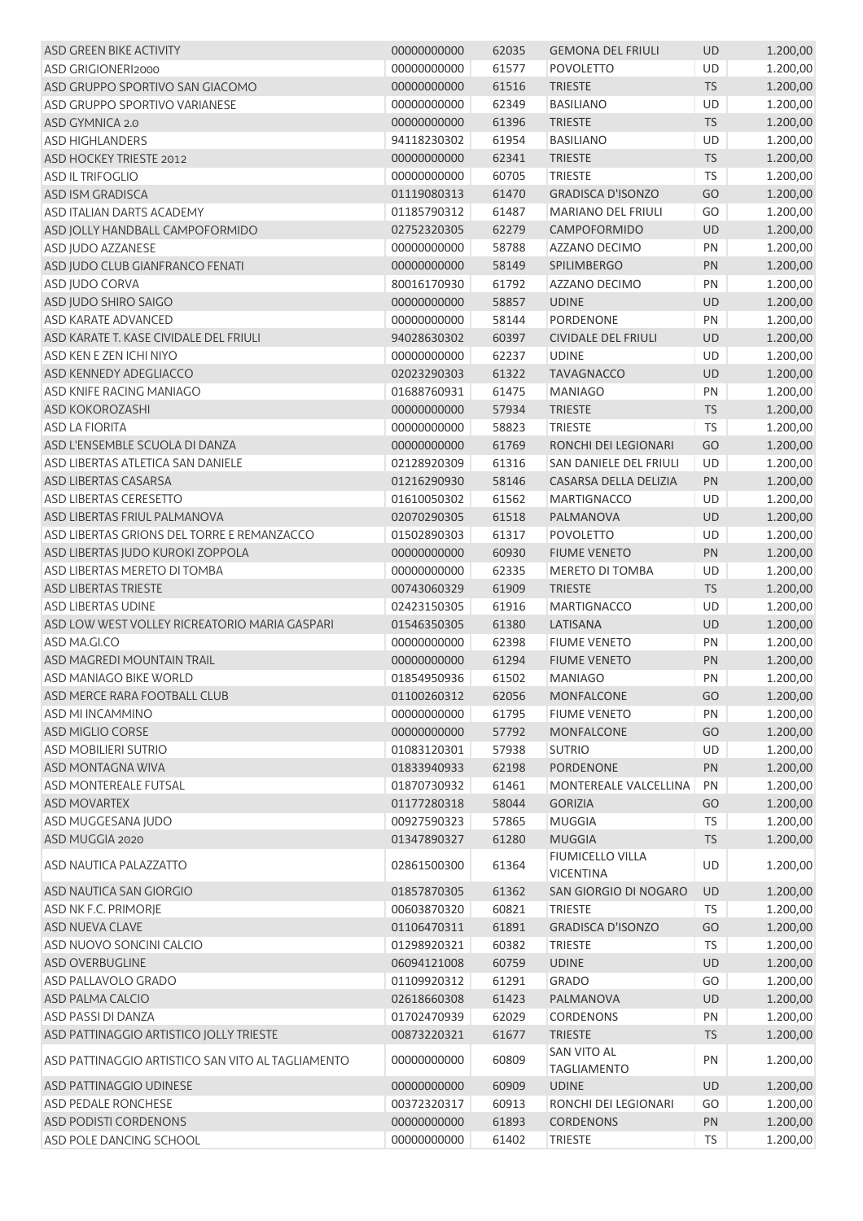| | | | | | |
|---|---|---|---|---|---|
| ASD GREEN BIKE ACTIVITY | 00000000000 | 62035 | GEMONA DEL FRIULI | UD | 1.200,00 |
| ASD GRIGIONERI2000 | 00000000000 | 61577 | POVOLETTO | UD | 1.200,00 |
| ASD GRUPPO SPORTIVO SAN GIACOMO | 00000000000 | 61516 | TRIESTE | TS | 1.200,00 |
| ASD GRUPPO SPORTIVO VARIANESE | 00000000000 | 62349 | BASILIANO | UD | 1.200,00 |
| ASD GYMNICA 2.0 | 00000000000 | 61396 | TRIESTE | TS | 1.200,00 |
| ASD HIGHLANDERS | 94118230302 | 61954 | BASILIANO | UD | 1.200,00 |
| ASD HOCKEY TRIESTE 2012 | 00000000000 | 62341 | TRIESTE | TS | 1.200,00 |
| ASD IL TRIFOGLIO | 00000000000 | 60705 | TRIESTE | TS | 1.200,00 |
| ASD ISM GRADISCA | 01119080313 | 61470 | GRADISCA D'ISONZO | GO | 1.200,00 |
| ASD ITALIAN DARTS ACADEMY | 01185790312 | 61487 | MARIANO DEL FRIULI | GO | 1.200,00 |
| ASD JOLLY HANDBALL CAMPOFORMIDO | 02752320305 | 62279 | CAMPOFORMIDO | UD | 1.200,00 |
| ASD JUDO AZZANESE | 00000000000 | 58788 | AZZANO DECIMO | PN | 1.200,00 |
| ASD JUDO CLUB GIANFRANCO FENATI | 00000000000 | 58149 | SPILIMBERGO | PN | 1.200,00 |
| ASD JUDO CORVA | 80016170930 | 61792 | AZZANO DECIMO | PN | 1.200,00 |
| ASD JUDO SHIRO SAIGO | 00000000000 | 58857 | UDINE | UD | 1.200,00 |
| ASD KARATE ADVANCED | 00000000000 | 58144 | PORDENONE | PN | 1.200,00 |
| ASD KARATE T. KASE CIVIDALE DEL FRIULI | 94028630302 | 60397 | CIVIDALE DEL FRIULI | UD | 1.200,00 |
| ASD KEN E ZEN ICHI NIYO | 00000000000 | 62237 | UDINE | UD | 1.200,00 |
| ASD KENNEDY ADEGLIACCO | 02023290303 | 61322 | TAVAGNACCO | UD | 1.200,00 |
| ASD KNIFE RACING MANIAGO | 01688760931 | 61475 | MANIAGO | PN | 1.200,00 |
| ASD KOKOROZASHI | 00000000000 | 57934 | TRIESTE | TS | 1.200,00 |
| ASD LA FIORITA | 00000000000 | 58823 | TRIESTE | TS | 1.200,00 |
| ASD L'ENSEMBLE SCUOLA DI DANZA | 00000000000 | 61769 | RONCHI DEI LEGIONARI | GO | 1.200,00 |
| ASD LIBERTAS ATLETICA SAN DANIELE | 02128920309 | 61316 | SAN DANIELE DEL FRIULI | UD | 1.200,00 |
| ASD LIBERTAS CASARSA | 01216290930 | 58146 | CASARSA DELLA DELIZIA | PN | 1.200,00 |
| ASD LIBERTAS CERESETTO | 01610050302 | 61562 | MARTIGNACCO | UD | 1.200,00 |
| ASD LIBERTAS FRIUL PALMANOVA | 02070290305 | 61518 | PALMANOVA | UD | 1.200,00 |
| ASD LIBERTAS GRIONS DEL TORRE E REMANZACCO | 01502890303 | 61317 | POVOLETTO | UD | 1.200,00 |
| ASD LIBERTAS JUDO KUROKI ZOPPOLA | 00000000000 | 60930 | FIUME VENETO | PN | 1.200,00 |
| ASD LIBERTAS MERETO DI TOMBA | 00000000000 | 62335 | MERETO DI TOMBA | UD | 1.200,00 |
| ASD LIBERTAS TRIESTE | 00743060329 | 61909 | TRIESTE | TS | 1.200,00 |
| ASD LIBERTAS UDINE | 02423150305 | 61916 | MARTIGNACCO | UD | 1.200,00 |
| ASD LOW WEST VOLLEY RICREATORIO MARIA GASPARI | 01546350305 | 61380 | LATISANA | UD | 1.200,00 |
| ASD MA.GI.CO | 00000000000 | 62398 | FIUME VENETO | PN | 1.200,00 |
| ASD MAGREDI MOUNTAIN TRAIL | 00000000000 | 61294 | FIUME VENETO | PN | 1.200,00 |
| ASD MANIAGO BIKE WORLD | 01854950936 | 61502 | MANIAGO | PN | 1.200,00 |
| ASD MERCE RARA FOOTBALL CLUB | 01100260312 | 62056 | MONFALCONE | GO | 1.200,00 |
| ASD MI INCAMMINO | 00000000000 | 61795 | FIUME VENETO | PN | 1.200,00 |
| ASD MIGLIO CORSE | 00000000000 | 57792 | MONFALCONE | GO | 1.200,00 |
| ASD MOBILIERI SUTRIO | 01083120301 | 57938 | SUTRIO | UD | 1.200,00 |
| ASD MONTAGNA WIVA | 01833940933 | 62198 | PORDENONE | PN | 1.200,00 |
| ASD MONTEREALE FUTSAL | 01870730932 | 61461 | MONTEREALE VALCELLINA | PN | 1.200,00 |
| ASD MOVARTEX | 01177280318 | 58044 | GORIZIA | GO | 1.200,00 |
| ASD MUGGESANA JUDO | 00927590323 | 57865 | MUGGIA | TS | 1.200,00 |
| ASD MUGGIA 2020 | 01347890327 | 61280 | MUGGIA | TS | 1.200,00 |
| ASD NAUTICA PALAZZATTO | 02861500300 | 61364 | FIUMICELLO VILLA VICENTINA | UD | 1.200,00 |
| ASD NAUTICA SAN GIORGIO | 01857870305 | 61362 | SAN GIORGIO DI NOGARO | UD | 1.200,00 |
| ASD NK F.C. PRIMORJE | 00603870320 | 60821 | TRIESTE | TS | 1.200,00 |
| ASD NUEVA CLAVE | 01106470311 | 61891 | GRADISCA D'ISONZO | GO | 1.200,00 |
| ASD NUOVO SONCINI CALCIO | 01298920321 | 60382 | TRIESTE | TS | 1.200,00 |
| ASD OVERBUGLINE | 06094121008 | 60759 | UDINE | UD | 1.200,00 |
| ASD PALLAVOLO GRADO | 01109920312 | 61291 | GRADO | GO | 1.200,00 |
| ASD PALMA CALCIO | 02618660308 | 61423 | PALMANOVA | UD | 1.200,00 |
| ASD PASSI DI DANZA | 01702470939 | 62029 | CORDENONS | PN | 1.200,00 |
| ASD PATTINAGGIO ARTISTICO JOLLY TRIESTE | 00873220321 | 61677 | TRIESTE | TS | 1.200,00 |
| ASD PATTINAGGIO ARTISTICO SAN VITO AL TAGLIAMENTO | 00000000000 | 60809 | SAN VITO AL TAGLIAMENTO | PN | 1.200,00 |
| ASD PATTINAGGIO UDINESE | 00000000000 | 60909 | UDINE | UD | 1.200,00 |
| ASD PEDALE RONCHESE | 00372320317 | 60913 | RONCHI DEI LEGIONARI | GO | 1.200,00 |
| ASD PODISTI CORDENONS | 00000000000 | 61893 | CORDENONS | PN | 1.200,00 |
| ASD POLE DANCING SCHOOL | 00000000000 | 61402 | TRIESTE | TS | 1.200,00 |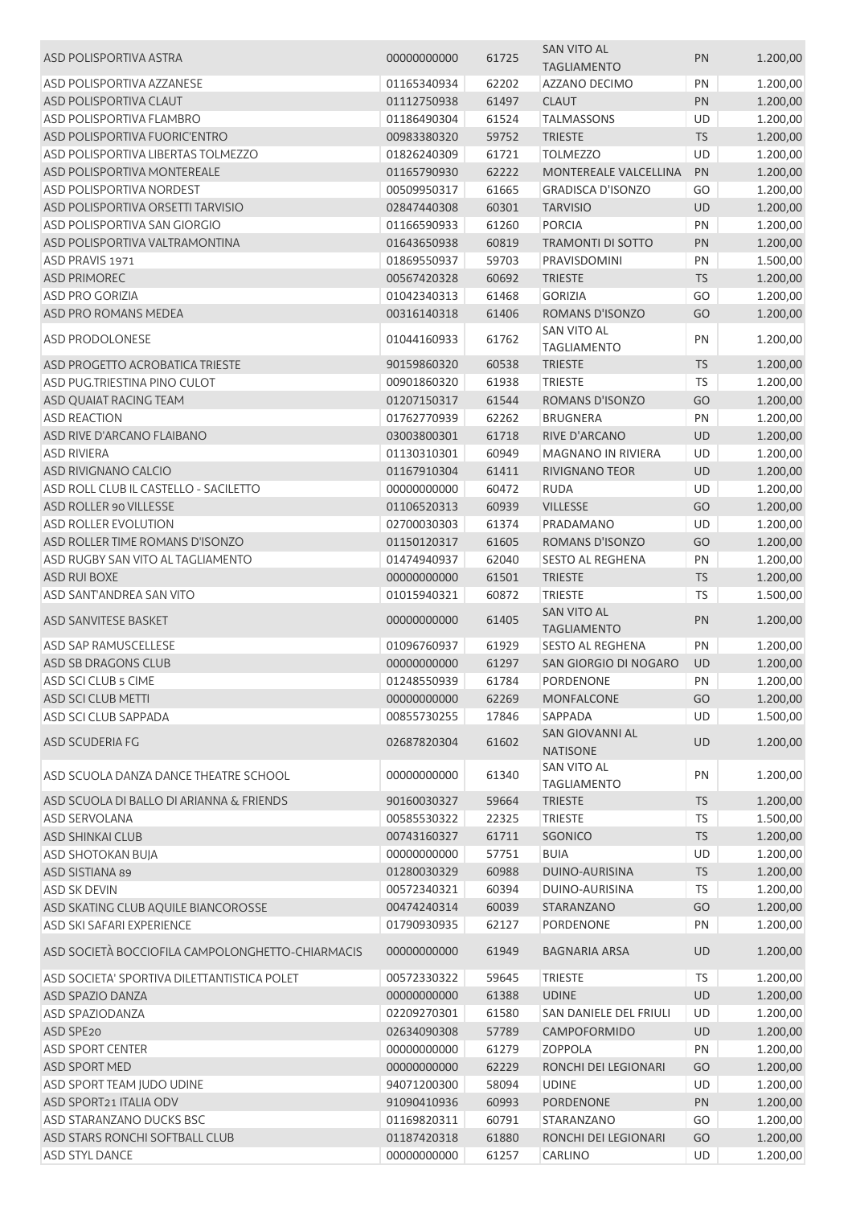| | | | | | |
|---|---|---|---|---|---|
| ASD POLISPORTIVA ASTRA | 00000000000 | 61725 | SAN VITO AL TAGLIAMENTO | PN | 1.200,00 |
| ASD POLISPORTIVA AZZANESE | 01165340934 | 62202 | AZZANO DECIMO | PN | 1.200,00 |
| ASD POLISPORTIVA CLAUT | 01112750938 | 61497 | CLAUT | PN | 1.200,00 |
| ASD POLISPORTIVA FLAMBRO | 01186490304 | 61524 | TALMASSONS | UD | 1.200,00 |
| ASD POLISPORTIVA FUORIC'ENTRO | 00983380320 | 59752 | TRIESTE | TS | 1.200,00 |
| ASD POLISPORTIVA LIBERTAS TOLMEZZO | 01826240309 | 61721 | TOLMEZZO | UD | 1.200,00 |
| ASD POLISPORTIVA MONTEREALE | 01165790930 | 62222 | MONTEREALE VALCELLINA | PN | 1.200,00 |
| ASD POLISPORTIVA NORDEST | 00509950317 | 61665 | GRADISCA D'ISONZO | GO | 1.200,00 |
| ASD POLISPORTIVA ORSETTI TARVISIO | 02847440308 | 60301 | TARVISIO | UD | 1.200,00 |
| ASD POLISPORTIVA SAN GIORGIO | 01166590933 | 61260 | PORCIA | PN | 1.200,00 |
| ASD POLISPORTIVA VALTRAMONTINA | 01643650938 | 60819 | TRAMONTI DI SOTTO | PN | 1.200,00 |
| ASD PRAVIS 1971 | 01869550937 | 59703 | PRAVISDOMINI | PN | 1.500,00 |
| ASD PRIMOREC | 00567420328 | 60692 | TRIESTE | TS | 1.200,00 |
| ASD PRO GORIZIA | 01042340313 | 61468 | GORIZIA | GO | 1.200,00 |
| ASD PRO ROMANS MEDEA | 00316140318 | 61406 | ROMANS D'ISONZO | GO | 1.200,00 |
| ASD PRODOLONESE | 01044160933 | 61762 | SAN VITO AL TAGLIAMENTO | PN | 1.200,00 |
| ASD PROGETTO ACROBATICA TRIESTE | 90159860320 | 60538 | TRIESTE | TS | 1.200,00 |
| ASD PUG.TRIESTINA PINO CULOT | 00901860320 | 61938 | TRIESTE | TS | 1.200,00 |
| ASD QUAIAT RACING TEAM | 01207150317 | 61544 | ROMANS D'ISONZO | GO | 1.200,00 |
| ASD REACTION | 01762770939 | 62262 | BRUGNERA | PN | 1.200,00 |
| ASD RIVE D'ARCANO FLAIBANO | 03003800301 | 61718 | RIVE D'ARCANO | UD | 1.200,00 |
| ASD RIVIERA | 01130310301 | 60949 | MAGNANO IN RIVIERA | UD | 1.200,00 |
| ASD RIVIGNANO CALCIO | 01167910304 | 61411 | RIVIGNANO TEOR | UD | 1.200,00 |
| ASD ROLL CLUB IL CASTELLO - SACILETTO | 00000000000 | 60472 | RUDA | UD | 1.200,00 |
| ASD ROLLER 90 VILLESSE | 01106520313 | 60939 | VILLESSE | GO | 1.200,00 |
| ASD ROLLER EVOLUTION | 02700030303 | 61374 | PRADAMANO | UD | 1.200,00 |
| ASD ROLLER TIME ROMANS D'ISONZO | 01150120317 | 61605 | ROMANS D'ISONZO | GO | 1.200,00 |
| ASD RUGBY SAN VITO AL TAGLIAMENTO | 01474940937 | 62040 | SESTO AL REGHENA | PN | 1.200,00 |
| ASD RUI BOXE | 00000000000 | 61501 | TRIESTE | TS | 1.200,00 |
| ASD SANT'ANDREA SAN VITO | 01015940321 | 60872 | TRIESTE | TS | 1.500,00 |
| ASD SANVITESE BASKET | 00000000000 | 61405 | SAN VITO AL TAGLIAMENTO | PN | 1.200,00 |
| ASD SAP RAMUSCELLESE | 01096760937 | 61929 | SESTO AL REGHENA | PN | 1.200,00 |
| ASD SB DRAGONS CLUB | 00000000000 | 61297 | SAN GIORGIO DI NOGARO | UD | 1.200,00 |
| ASD SCI CLUB 5 CIME | 01248550939 | 61784 | PORDENONE | PN | 1.200,00 |
| ASD SCI CLUB METTI | 00000000000 | 62269 | MONFALCONE | GO | 1.200,00 |
| ASD SCI CLUB SAPPADA | 00855730255 | 17846 | SAPPADA | UD | 1.500,00 |
| ASD SCUDERIA FG | 02687820304 | 61602 | SAN GIOVANNI AL NATISONE | UD | 1.200,00 |
| ASD SCUOLA DANZA DANCE THEATRE SCHOOL | 00000000000 | 61340 | SAN VITO AL TAGLIAMENTO | PN | 1.200,00 |
| ASD SCUOLA DI BALLO DI ARIANNA & FRIENDS | 90160030327 | 59664 | TRIESTE | TS | 1.200,00 |
| ASD SERVOLANA | 00585530322 | 22325 | TRIESTE | TS | 1.500,00 |
| ASD SHINKAI CLUB | 00743160327 | 61711 | SGONICO | TS | 1.200,00 |
| ASD SHOTOKAN BUJA | 00000000000 | 57751 | BUIA | UD | 1.200,00 |
| ASD SISTIANA 89 | 01280030329 | 60988 | DUINO-AURISINA | TS | 1.200,00 |
| ASD SK DEVIN | 00572340321 | 60394 | DUINO-AURISINA | TS | 1.200,00 |
| ASD SKATING CLUB AQUILE BIANCOROSSE | 00474240314 | 60039 | STARANZANO | GO | 1.200,00 |
| ASD SKI SAFARI EXPERIENCE | 01790930935 | 62127 | PORDENONE | PN | 1.200,00 |
| ASD SOCIETÀ BOCCIOFILA CAMPOLONGHETTO-CHIARMACIS | 00000000000 | 61949 | BAGNARIA ARSA | UD | 1.200,00 |
| ASD SOCIETA' SPORTIVA DILETTANTISTICA POLET | 00572330322 | 59645 | TRIESTE | TS | 1.200,00 |
| ASD SPAZIO DANZA | 00000000000 | 61388 | UDINE | UD | 1.200,00 |
| ASD SPAZIODANZA | 02209270301 | 61580 | SAN DANIELE DEL FRIULI | UD | 1.200,00 |
| ASD SPE20 | 02634090308 | 57789 | CAMPOFORMIDO | UD | 1.200,00 |
| ASD SPORT CENTER | 00000000000 | 61279 | ZOPPOLA | PN | 1.200,00 |
| ASD SPORT MED | 00000000000 | 62229 | RONCHI DEI LEGIONARI | GO | 1.200,00 |
| ASD SPORT TEAM JUDO UDINE | 94071200300 | 58094 | UDINE | UD | 1.200,00 |
| ASD SPORT21 ITALIA ODV | 91090410936 | 60993 | PORDENONE | PN | 1.200,00 |
| ASD STARANZANO DUCKS BSC | 01169820311 | 60791 | STARANZANO | GO | 1.200,00 |
| ASD STARS RONCHI SOFTBALL CLUB | 01187420318 | 61880 | RONCHI DEI LEGIONARI | GO | 1.200,00 |
| ASD STYL DANCE | 00000000000 | 61257 | CARLINO | UD | 1.200,00 |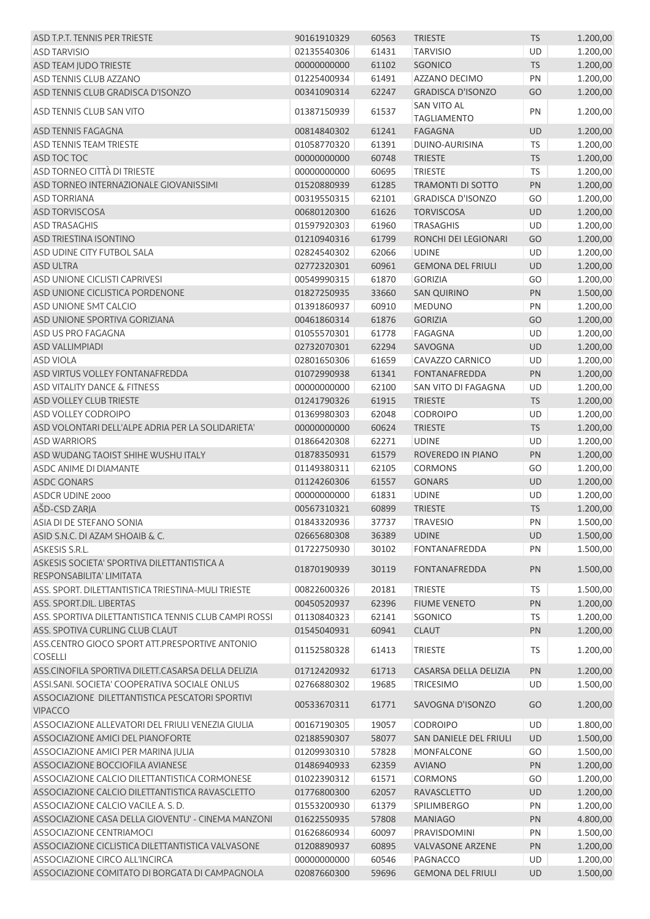| | | | | | |
|---|---|---|---|---|---|
| ASD T.P.T. TENNIS PER TRIESTE | 90161910329 | 60563 | TRIESTE | TS | 1.200,00 |
| ASD TARVISIO | 02135540306 | 61431 | TARVISIO | UD | 1.200,00 |
| ASD TEAM JUDO TRIESTE | 00000000000 | 61102 | SGONICO | TS | 1.200,00 |
| ASD TENNIS CLUB AZZANO | 01225400934 | 61491 | AZZANO DECIMO | PN | 1.200,00 |
| ASD TENNIS CLUB GRADISCA D'ISONZO | 00341090314 | 62247 | GRADISCA D'ISONZO | GO | 1.200,00 |
| ASD TENNIS CLUB SAN VITO | 01387150939 | 61537 | SAN VITO AL TAGLIAMENTO | PN | 1.200,00 |
| ASD TENNIS FAGAGNA | 00814840302 | 61241 | FAGAGNA | UD | 1.200,00 |
| ASD TENNIS TEAM TRIESTE | 01058770320 | 61391 | DUINO-AURISINA | TS | 1.200,00 |
| ASD TOC TOC | 00000000000 | 60748 | TRIESTE | TS | 1.200,00 |
| ASD TORNEO CITTÀ DI TRIESTE | 00000000000 | 60695 | TRIESTE | TS | 1.200,00 |
| ASD TORNEO INTERNAZIONALE GIOVANISSIMI | 01520880939 | 61285 | TRAMONTI DI SOTTO | PN | 1.200,00 |
| ASD TORRIANA | 00319550315 | 62101 | GRADISCA D'ISONZO | GO | 1.200,00 |
| ASD TORVISCOSA | 00680120300 | 61626 | TORVISCOSA | UD | 1.200,00 |
| ASD TRASAGHIS | 01597920303 | 61960 | TRASAGHIS | UD | 1.200,00 |
| ASD TRIESTINA ISONTINO | 01210940316 | 61799 | RONCHI DEI LEGIONARI | GO | 1.200,00 |
| ASD UDINE CITY FUTBOL SALA | 02824540302 | 62066 | UDINE | UD | 1.200,00 |
| ASD ULTRA | 02772320301 | 60961 | GEMONA DEL FRIULI | UD | 1.200,00 |
| ASD UNIONE CICLISTI CAPRIVESI | 00549990315 | 61870 | GORIZIA | GO | 1.200,00 |
| ASD UNIONE CICLISTICA PORDENONE | 01827250935 | 33660 | SAN QUIRINO | PN | 1.500,00 |
| ASD UNIONE SMT CALCIO | 01391860937 | 60910 | MEDUNO | PN | 1.200,00 |
| ASD UNIONE SPORTIVA GORIZIANA | 00461860314 | 61876 | GORIZIA | GO | 1.200,00 |
| ASD US PRO FAGAGNA | 01055570301 | 61778 | FAGAGNA | UD | 1.200,00 |
| ASD VALLIMPIADI | 02732070301 | 62294 | SAVOGNA | UD | 1.200,00 |
| ASD VIOLA | 02801650306 | 61659 | CAVAZZO CARNICO | UD | 1.200,00 |
| ASD VIRTUS VOLLEY FONTANAFREDDA | 01072990938 | 61341 | FONTANAFREDDA | PN | 1.200,00 |
| ASD VITALITY DANCE & FITNESS | 00000000000 | 62100 | SAN VITO DI FAGAGNA | UD | 1.200,00 |
| ASD VOLLEY CLUB TRIESTE | 01241790326 | 61915 | TRIESTE | TS | 1.200,00 |
| ASD VOLLEY CODROIPO | 01369980303 | 62048 | CODROIPO | UD | 1.200,00 |
| ASD VOLONTARI DELL'ALPE ADRIA PER LA SOLIDARIETA' | 00000000000 | 60624 | TRIESTE | TS | 1.200,00 |
| ASD WARRIORS | 01866420308 | 62271 | UDINE | UD | 1.200,00 |
| ASD WUDANG TAOIST SHIHE WUSHU ITALY | 01878350931 | 61579 | ROVEREDO IN PIANO | PN | 1.200,00 |
| ASDC ANIME DI DIAMANTE | 01149380311 | 62105 | CORMONS | GO | 1.200,00 |
| ASDC GONARS | 01124260306 | 61557 | GONARS | UD | 1.200,00 |
| ASDCR UDINE 2000 | 00000000000 | 61831 | UDINE | UD | 1.200,00 |
| AŠD-CSD ZARJA | 00567310321 | 60899 | TRIESTE | TS | 1.200,00 |
| ASIA DI DE STEFANO SONIA | 01843320936 | 37737 | TRAVESIO | PN | 1.500,00 |
| ASID S.N.C. DI AZAM SHOAIB & C. | 02665680308 | 36389 | UDINE | UD | 1.500,00 |
| ASKESIS S.R.L. | 01722750930 | 30102 | FONTANAFREDDA | PN | 1.500,00 |
| ASKESIS SOCIETA' SPORTIVA DILETTANTISTICA A RESPONSABILITA' LIMITATA | 01870190939 | 30119 | FONTANAFREDDA | PN | 1.500,00 |
| ASS. SPORT. DILETTANTISTICA TRIESTINA-MULI TRIESTE | 00822600326 | 20181 | TRIESTE | TS | 1.500,00 |
| ASS. SPORT.DIL. LIBERTAS | 00450520937 | 62396 | FIUME VENETO | PN | 1.200,00 |
| ASS. SPORTIVA DILETTANTISTICA TENNIS CLUB CAMPI ROSSI | 01130840323 | 62141 | SGONICO | TS | 1.200,00 |
| ASS. SPOTIVA CURLING CLUB CLAUT | 01545040931 | 60941 | CLAUT | PN | 1.200,00 |
| ASS.CENTRO GIOCO SPORT ATT.PRESPORTIVE ANTONIO COSELLI | 01152580328 | 61413 | TRIESTE | TS | 1.200,00 |
| ASS.CINOFILA SPORTIVA DILETT.CASARSA DELLA DELIZIA | 01712420932 | 61713 | CASARSA DELLA DELIZIA | PN | 1.200,00 |
| ASSI.SANI. SOCIETA' COOPERATIVA SOCIALE ONLUS | 02766880302 | 19685 | TRICESIMO | UD | 1.500,00 |
| ASSOCIAZIONE DILETTANTISTICA PESCATORI SPORTIVI VIPACCO | 00533670311 | 61771 | SAVOGNA D'ISONZO | GO | 1.200,00 |
| ASSOCIAZIONE ALLEVATORI DEL FRIULI VENEZIA GIULIA | 00167190305 | 19057 | CODROIPO | UD | 1.800,00 |
| ASSOCIAZIONE AMICI DEL PIANOFORTE | 02188590307 | 58077 | SAN DANIELE DEL FRIULI | UD | 1.500,00 |
| ASSOCIAZIONE AMICI PER MARINA JULIA | 01209930310 | 57828 | MONFALCONE | GO | 1.500,00 |
| ASSOCIAZIONE BOCCIOFILA AVIANESE | 01486940933 | 62359 | AVIANO | PN | 1.200,00 |
| ASSOCIAZIONE CALCIO DILETTANTISTICA CORMONESE | 01022390312 | 61571 | CORMONS | GO | 1.200,00 |
| ASSOCIAZIONE CALCIO DILETTANTISTICA RAVASCLETTO | 01776800300 | 62057 | RAVASCLETTO | UD | 1.200,00 |
| ASSOCIAZIONE CALCIO VACILE A. S. D. | 01553200930 | 61379 | SPILIMBERGO | PN | 1.200,00 |
| ASSOCIAZIONE CASA DELLA GIOVENTU' - CINEMA MANZONI | 01622550935 | 57808 | MANIAGO | PN | 4.800,00 |
| ASSOCIAZIONE CENTRIAMOCI | 01626860934 | 60097 | PRAVISDOMINI | PN | 1.500,00 |
| ASSOCIAZIONE CICLISTICA DILETTANTISTICA VALVASONE | 01208890937 | 60895 | VALVASONE ARZENE | PN | 1.200,00 |
| ASSOCIAZIONE CIRCO ALL'INCIRCA | 00000000000 | 60546 | PAGNACCO | UD | 1.200,00 |
| ASSOCIAZIONE COMITATO DI BORGATA DI CAMPAGNOLA | 02087660300 | 59696 | GEMONA DEL FRIULI | UD | 1.500,00 |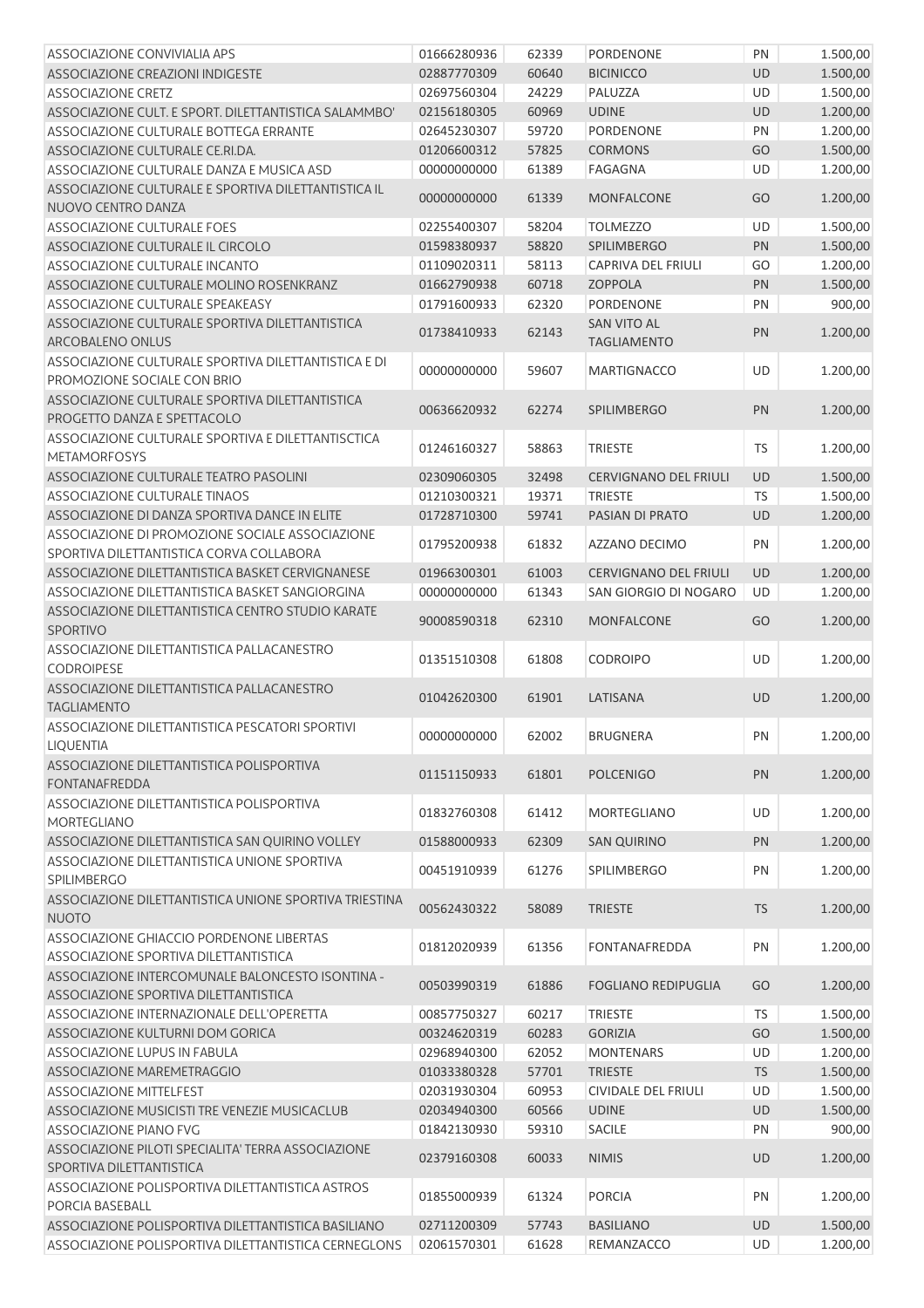| | | | | | |
|---|---|---|---|---|---|
| ASSOCIAZIONE CONVIVIALIA APS | 01666280936 | 62339 | PORDENONE | PN | 1.500,00 |
| ASSOCIAZIONE CREAZIONI INDIGESTE | 02887770309 | 60640 | BICINICCO | UD | 1.500,00 |
| ASSOCIAZIONE CRETZ | 02697560304 | 24229 | PALUZZA | UD | 1.500,00 |
| ASSOCIAZIONE CULT. E SPORT. DILETTANTISTICA SALAMMBO' | 02156180305 | 60969 | UDINE | UD | 1.200,00 |
| ASSOCIAZIONE CULTURALE BOTTEGA ERRANTE | 02645230307 | 59720 | PORDENONE | PN | 1.200,00 |
| ASSOCIAZIONE CULTURALE CE.RI.DA. | 01206600312 | 57825 | CORMONS | GO | 1.500,00 |
| ASSOCIAZIONE CULTURALE DANZA E MUSICA ASD | 00000000000 | 61389 | FAGAGNA | UD | 1.200,00 |
| ASSOCIAZIONE CULTURALE E SPORTIVA DILETTANTISTICA IL NUOVO CENTRO DANZA | 00000000000 | 61339 | MONFALCONE | GO | 1.200,00 |
| ASSOCIAZIONE CULTURALE FOES | 02255400307 | 58204 | TOLMEZZO | UD | 1.500,00 |
| ASSOCIAZIONE CULTURALE IL CIRCOLO | 01598380937 | 58820 | SPILIMBERGO | PN | 1.500,00 |
| ASSOCIAZIONE CULTURALE INCANTO | 01109020311 | 58113 | CAPRIVA DEL FRIULI | GO | 1.200,00 |
| ASSOCIAZIONE CULTURALE MOLINO ROSENKRANZ | 01662790938 | 60718 | ZOPPOLA | PN | 1.500,00 |
| ASSOCIAZIONE CULTURALE SPEAKEASY | 01791600933 | 62320 | PORDENONE | PN | 900,00 |
| ASSOCIAZIONE CULTURALE SPORTIVA DILETTANTISTICA ARCOBALENO ONLUS | 01738410933 | 62143 | SAN VITO AL TAGLIAMENTO | PN | 1.200,00 |
| ASSOCIAZIONE CULTURALE SPORTIVA DILETTANTISTICA E DI PROMOZIONE SOCIALE CON BRIO | 00000000000 | 59607 | MARTIGNACCO | UD | 1.200,00 |
| ASSOCIAZIONE CULTURALE SPORTIVA DILETTANTISTICA PROGETTO DANZA E SPETTACOLO | 00636620932 | 62274 | SPILIMBERGO | PN | 1.200,00 |
| ASSOCIAZIONE CULTURALE SPORTIVA E DILETTANTISCTICA METAMORFOSYS | 01246160327 | 58863 | TRIESTE | TS | 1.200,00 |
| ASSOCIAZIONE CULTURALE TEATRO PASOLINI | 02309060305 | 32498 | CERVIGNANO DEL FRIULI | UD | 1.500,00 |
| ASSOCIAZIONE CULTURALE TINAOS | 01210300321 | 19371 | TRIESTE | TS | 1.500,00 |
| ASSOCIAZIONE DI DANZA SPORTIVA DANCE IN ELITE | 01728710300 | 59741 | PASIAN DI PRATO | UD | 1.200,00 |
| ASSOCIAZIONE DI PROMOZIONE SOCIALE ASSOCIAZIONE SPORTIVA DILETTANTISTICA CORVA COLLABORA | 01795200938 | 61832 | AZZANO DECIMO | PN | 1.200,00 |
| ASSOCIAZIONE DILETTANTISTICA BASKET CERVIGNANESE | 01966300301 | 61003 | CERVIGNANO DEL FRIULI | UD | 1.200,00 |
| ASSOCIAZIONE DILETTANTISTICA BASKET SANGIORGINA | 00000000000 | 61343 | SAN GIORGIO DI NOGARO | UD | 1.200,00 |
| ASSOCIAZIONE DILETTANTISTICA CENTRO STUDIO KARATE SPORTIVO | 90008590318 | 62310 | MONFALCONE | GO | 1.200,00 |
| ASSOCIAZIONE DILETTANTISTICA PALLACANESTRO CODROIPESE | 01351510308 | 61808 | CODROIPO | UD | 1.200,00 |
| ASSOCIAZIONE DILETTANTISTICA PALLACANESTRO TAGLIAMENTO | 01042620300 | 61901 | LATISANA | UD | 1.200,00 |
| ASSOCIAZIONE DILETTANTISTICA PESCATORI SPORTIVI LIQUENTIA | 00000000000 | 62002 | BRUGNERA | PN | 1.200,00 |
| ASSOCIAZIONE DILETTANTISTICA POLISPORTIVA FONTANAFREDDA | 01151150933 | 61801 | POLCENIGO | PN | 1.200,00 |
| ASSOCIAZIONE DILETTANTISTICA POLISPORTIVA MORTEGLIANO | 01832760308 | 61412 | MORTEGLIANO | UD | 1.200,00 |
| ASSOCIAZIONE DILETTANTISTICA SAN QUIRINO VOLLEY | 01588000933 | 62309 | SAN QUIRINO | PN | 1.200,00 |
| ASSOCIAZIONE DILETTANTISTICA UNIONE SPORTIVA SPILIMBERGO | 00451910939 | 61276 | SPILIMBERGO | PN | 1.200,00 |
| ASSOCIAZIONE DILETTANTISTICA UNIONE SPORTIVA TRIESTINA NUOTO | 00562430322 | 58089 | TRIESTE | TS | 1.200,00 |
| ASSOCIAZIONE GHIACCIO PORDENONE LIBERTAS ASSOCIAZIONE SPORTIVA DILETTANTISTICA | 01812020939 | 61356 | FONTANAFREDDA | PN | 1.200,00 |
| ASSOCIAZIONE INTERCOMUNALE BALONCESTO ISONTINA - ASSOCIAZIONE SPORTIVA DILETTANTISTICA | 00503990319 | 61886 | FOGLIANO REDIPUGLIA | GO | 1.200,00 |
| ASSOCIAZIONE INTERNAZIONALE DELL'OPERETTA | 00857750327 | 60217 | TRIESTE | TS | 1.500,00 |
| ASSOCIAZIONE KULTURNI DOM GORICA | 00324620319 | 60283 | GORIZIA | GO | 1.500,00 |
| ASSOCIAZIONE LUPUS IN FABULA | 02968940300 | 62052 | MONTENARS | UD | 1.200,00 |
| ASSOCIAZIONE MAREMETRAGGIO | 01033380328 | 57701 | TRIESTE | TS | 1.500,00 |
| ASSOCIAZIONE MITTELFEST | 02031930304 | 60953 | CIVIDALE DEL FRIULI | UD | 1.500,00 |
| ASSOCIAZIONE MUSICISTI TRE VENEZIE MUSICACLUB | 02034940300 | 60566 | UDINE | UD | 1.500,00 |
| ASSOCIAZIONE PIANO FVG | 01842130930 | 59310 | SACILE | PN | 900,00 |
| ASSOCIAZIONE PILOTI SPECIALITA' TERRA ASSOCIAZIONE SPORTIVA DILETTANTISTICA | 02379160308 | 60033 | NIMIS | UD | 1.200,00 |
| ASSOCIAZIONE POLISPORTIVA DILETTANTISTICA ASTROS PORCIA BASEBALL | 01855000939 | 61324 | PORCIA | PN | 1.200,00 |
| ASSOCIAZIONE POLISPORTIVA DILETTANTISTICA BASILIANO | 02711200309 | 57743 | BASILIANO | UD | 1.500,00 |
| ASSOCIAZIONE POLISPORTIVA DILETTANTISTICA CERNEGLONS | 02061570301 | 61628 | REMANZACCO | UD | 1.200,00 |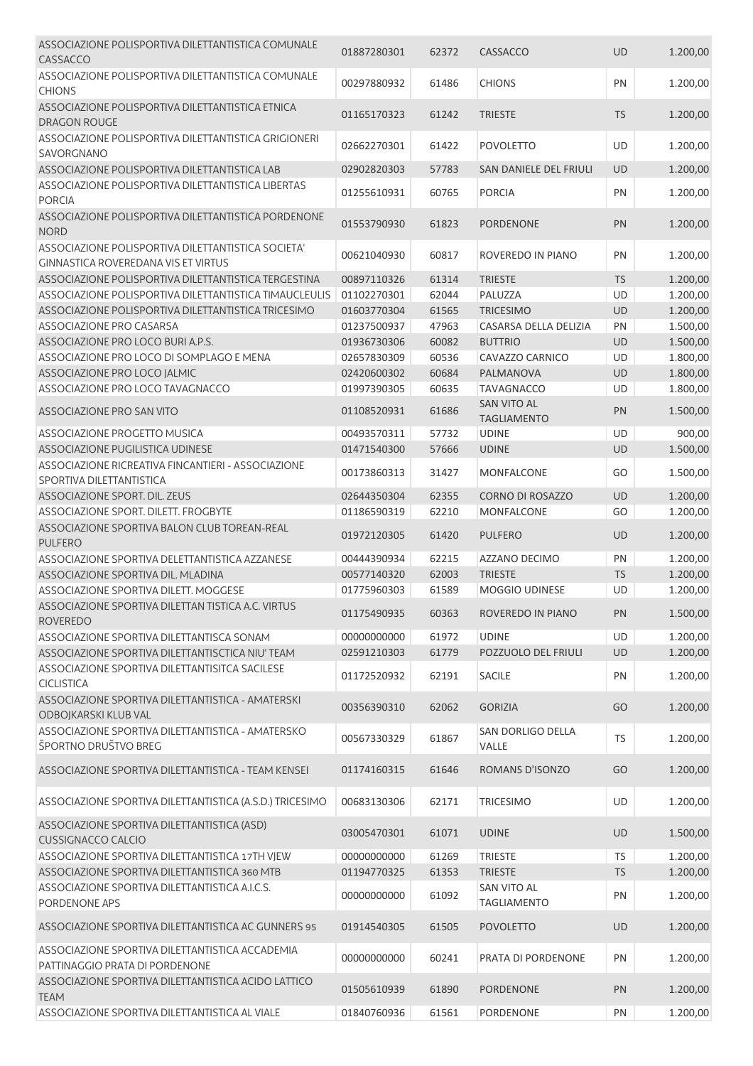| | | | | | |
|---|---|---|---|---|---|
| ASSOCIAZIONE POLISPORTIVA DILETTANTISTICA COMUNALE CASSACCO | 01887280301 | 62372 | CASSACCO | UD | 1.200,00 |
| ASSOCIAZIONE POLISPORTIVA DILETTANTISTICA COMUNALE CHIONS | 00297880932 | 61486 | CHIONS | PN | 1.200,00 |
| ASSOCIAZIONE POLISPORTIVA DILETTANTISTICA ETNICA DRAGON ROUGE | 01165170323 | 61242 | TRIESTE | TS | 1.200,00 |
| ASSOCIAZIONE POLISPORTIVA DILETTANTISTICA GRIGIONERI SAVORGNANO | 02662270301 | 61422 | POVOLETTO | UD | 1.200,00 |
| ASSOCIAZIONE POLISPORTIVA DILETTANTISTICA LAB | 02902820303 | 57783 | SAN DANIELE DEL FRIULI | UD | 1.200,00 |
| ASSOCIAZIONE POLISPORTIVA DILETTANTISTICA LIBERTAS PORCIA | 01255610931 | 60765 | PORCIA | PN | 1.200,00 |
| ASSOCIAZIONE POLISPORTIVA DILETTANTISTICA PORDENONE NORD | 01553790930 | 61823 | PORDENONE | PN | 1.200,00 |
| ASSOCIAZIONE POLISPORTIVA DILETTANTISTICA SOCIETA' GINNASTICA ROVEREDANA VIS ET VIRTUS | 00621040930 | 60817 | ROVEREDO IN PIANO | PN | 1.200,00 |
| ASSOCIAZIONE POLISPORTIVA DILETTANTISTICA TERGESTINA | 00897110326 | 61314 | TRIESTE | TS | 1.200,00 |
| ASSOCIAZIONE POLISPORTIVA DILETTANTISTICA TIMAUCLEULIS | 01102270301 | 62044 | PALUZZA | UD | 1.200,00 |
| ASSOCIAZIONE POLISPORTIVA DILETTANTISTICA TRICESIMO | 01603770304 | 61565 | TRICESIMO | UD | 1.200,00 |
| ASSOCIAZIONE PRO CASARSA | 01237500937 | 47963 | CASARSA DELLA DELIZIA | PN | 1.500,00 |
| ASSOCIAZIONE PRO LOCO BURI A.P.S. | 01936730306 | 60082 | BUTTRIO | UD | 1.500,00 |
| ASSOCIAZIONE PRO LOCO DI SOMPLAGO E MENA | 02657830309 | 60536 | CAVAZZO CARNICO | UD | 1.800,00 |
| ASSOCIAZIONE PRO LOCO JALMIC | 02420600302 | 60684 | PALMANOVA | UD | 1.800,00 |
| ASSOCIAZIONE PRO LOCO TAVAGNACCO | 01997390305 | 60635 | TAVAGNACCO | UD | 1.800,00 |
| ASSOCIAZIONE PRO SAN VITO | 01108520931 | 61686 | SAN VITO AL TAGLIAMENTO | PN | 1.500,00 |
| ASSOCIAZIONE PROGETTO MUSICA | 00493570311 | 57732 | UDINE | UD | 900,00 |
| ASSOCIAZIONE PUGILISTICA UDINESE | 01471540300 | 57666 | UDINE | UD | 1.500,00 |
| ASSOCIAZIONE RICREATIVA FINCANTIERI - ASSOCIAZIONE SPORTIVA DILETTANTISTICA | 00173860313 | 31427 | MONFALCONE | GO | 1.500,00 |
| ASSOCIAZIONE SPORT. DIL. ZEUS | 02644350304 | 62355 | CORNO DI ROSAZZO | UD | 1.200,00 |
| ASSOCIAZIONE SPORT. DILETT. FROGBYTE | 01186590319 | 62210 | MONFALCONE | GO | 1.200,00 |
| ASSOCIAZIONE SPORTIVA BALON CLUB TOREAN-REAL PULFERO | 01972120305 | 61420 | PULFERO | UD | 1.200,00 |
| ASSOCIAZIONE SPORTIVA DELETTANTISTICA AZZANESE | 00444390934 | 62215 | AZZANO DECIMO | PN | 1.200,00 |
| ASSOCIAZIONE SPORTIVA DIL. MLADINA | 00577140320 | 62003 | TRIESTE | TS | 1.200,00 |
| ASSOCIAZIONE SPORTIVA DILETT. MOGGESE | 01775960303 | 61589 | MOGGIO UDINESE | UD | 1.200,00 |
| ASSOCIAZIONE SPORTIVA DILETTAN TISTICA A.C. VIRTUS ROVEREDO | 01175490935 | 60363 | ROVEREDO IN PIANO | PN | 1.500,00 |
| ASSOCIAZIONE SPORTIVA DILETTANTISCA SONAM | 00000000000 | 61972 | UDINE | UD | 1.200,00 |
| ASSOCIAZIONE SPORTIVA DILETTANTISCTICA NIU' TEAM | 02591210303 | 61779 | POZZUOLO DEL FRIULI | UD | 1.200,00 |
| ASSOCIAZIONE SPORTIVA DILETTANTISITCA SACILESE CICLISTICA | 01172520932 | 62191 | SACILE | PN | 1.200,00 |
| ASSOCIAZIONE SPORTIVA DILETTANTISTICA - AMATERSKI ODBOJKARSKI KLUB VAL | 00356390310 | 62062 | GORIZIA | GO | 1.200,00 |
| ASSOCIAZIONE SPORTIVA DILETTANTISTICA - AMATERSKO ŠPORTNO DRUŠTVO BREG | 00567330329 | 61867 | SAN DORLIGO DELLA VALLE | TS | 1.200,00 |
| ASSOCIAZIONE SPORTIVA DILETTANTISTICA - TEAM KENSEI | 01174160315 | 61646 | ROMANS D'ISONZO | GO | 1.200,00 |
| ASSOCIAZIONE SPORTIVA DILETTANTISTICA (A.S.D.) TRICESIMO | 00683130306 | 62171 | TRICESIMO | UD | 1.200,00 |
| ASSOCIAZIONE SPORTIVA DILETTANTISTICA (ASD) CUSSIGNACCO CALCIO | 03005470301 | 61071 | UDINE | UD | 1.500,00 |
| ASSOCIAZIONE SPORTIVA DILETTANTISTICA 17TH VJEW | 00000000000 | 61269 | TRIESTE | TS | 1.200,00 |
| ASSOCIAZIONE SPORTIVA DILETTANTISTICA 360 MTB | 01194770325 | 61353 | TRIESTE | TS | 1.200,00 |
| ASSOCIAZIONE SPORTIVA DILETTANTISTICA A.I.C.S. PORDENONE APS | 00000000000 | 61092 | SAN VITO AL TAGLIAMENTO | PN | 1.200,00 |
| ASSOCIAZIONE SPORTIVA DILETTANTISTICA AC GUNNERS 95 | 01914540305 | 61505 | POVOLETTO | UD | 1.200,00 |
| ASSOCIAZIONE SPORTIVA DILETTANTISTICA ACCADEMIA PATTINAGGIO PRATA DI PORDENONE | 00000000000 | 60241 | PRATA DI PORDENONE | PN | 1.200,00 |
| ASSOCIAZIONE SPORTIVA DILETTANTISTICA ACIDO LATTICO TEAM | 01505610939 | 61890 | PORDENONE | PN | 1.200,00 |
| ASSOCIAZIONE SPORTIVA DILETTANTISTICA AL VIALE | 01840760936 | 61561 | PORDENONE | PN | 1.200,00 |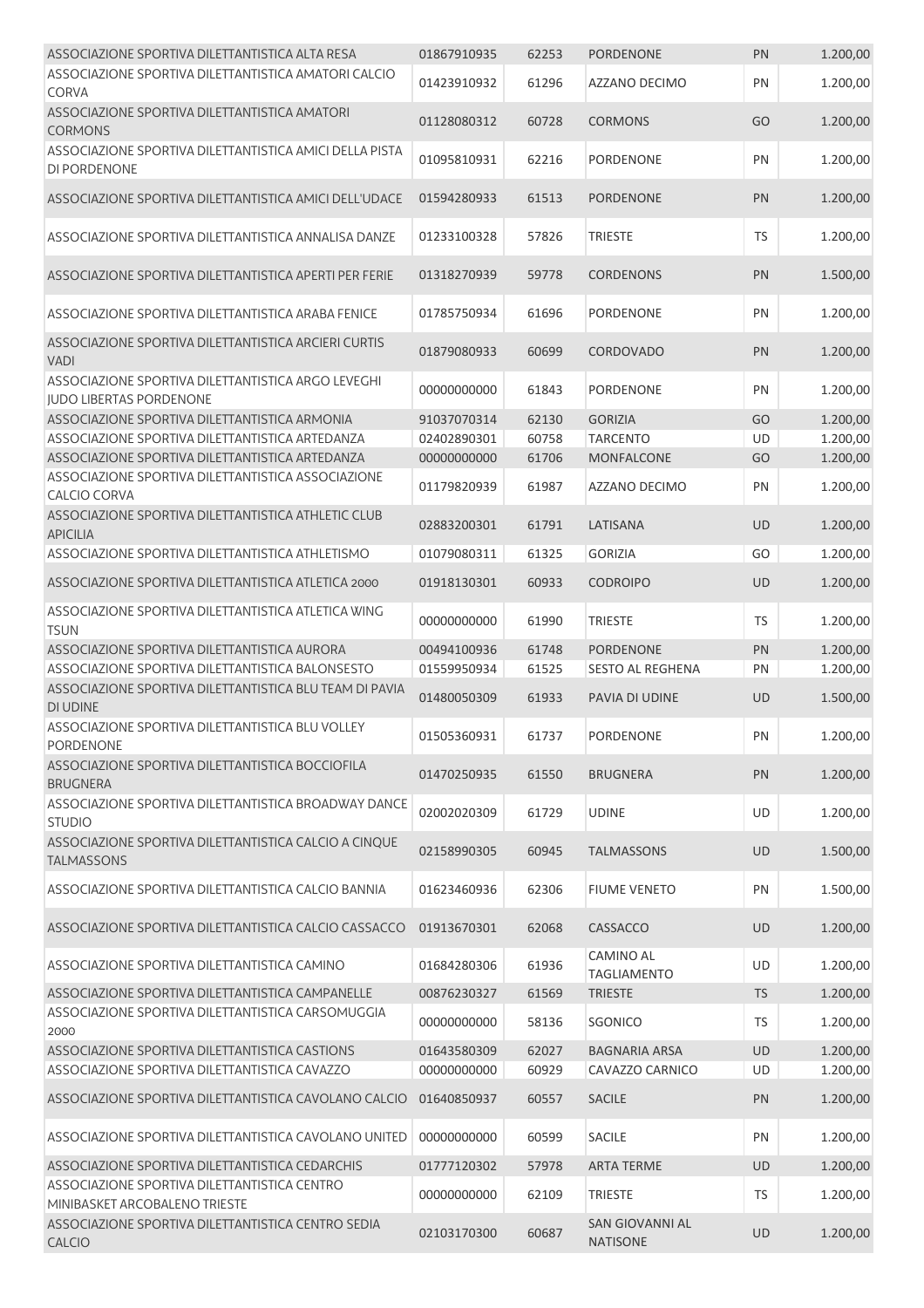| | | | | | |
|---|---|---|---|---|---|
| ASSOCIAZIONE SPORTIVA DILETTANTISTICA ALTA RESA | 01867910935 | 62253 | PORDENONE | PN | 1.200,00 |
| ASSOCIAZIONE SPORTIVA DILETTANTISTICA AMATORI CALCIO CORVA | 01423910932 | 61296 | AZZANO DECIMO | PN | 1.200,00 |
| ASSOCIAZIONE SPORTIVA DILETTANTISTICA AMATORI CORMONS | 01128080312 | 60728 | CORMONS | GO | 1.200,00 |
| ASSOCIAZIONE SPORTIVA DILETTANTISTICA AMICI DELLA PISTA DI PORDENONE | 01095810931 | 62216 | PORDENONE | PN | 1.200,00 |
| ASSOCIAZIONE SPORTIVA DILETTANTISTICA AMICI DELL'UDACE | 01594280933 | 61513 | PORDENONE | PN | 1.200,00 |
| ASSOCIAZIONE SPORTIVA DILETTANTISTICA ANNALISA DANZE | 01233100328 | 57826 | TRIESTE | TS | 1.200,00 |
| ASSOCIAZIONE SPORTIVA DILETTANTISTICA APERTI PER FERIE | 01318270939 | 59778 | CORDENONS | PN | 1.500,00 |
| ASSOCIAZIONE SPORTIVA DILETTANTISTICA ARABA FENICE | 01785750934 | 61696 | PORDENONE | PN | 1.200,00 |
| ASSOCIAZIONE SPORTIVA DILETTANTISTICA ARCIERI CURTIS VADI | 01879080933 | 60699 | CORDOVADO | PN | 1.200,00 |
| ASSOCIAZIONE SPORTIVA DILETTANTISTICA ARGO LEVEGHI JUDO LIBERTAS PORDENONE | 00000000000 | 61843 | PORDENONE | PN | 1.200,00 |
| ASSOCIAZIONE SPORTIVA DILETTANTISTICA ARMONIA | 91037070314 | 62130 | GORIZIA | GO | 1.200,00 |
| ASSOCIAZIONE SPORTIVA DILETTANTISTICA ARTEDANZA | 02402890301 | 60758 | TARCENTO | UD | 1.200,00 |
| ASSOCIAZIONE SPORTIVA DILETTANTISTICA ARTEDANZA | 00000000000 | 61706 | MONFALCONE | GO | 1.200,00 |
| ASSOCIAZIONE SPORTIVA DILETTANTISTICA ASSOCIAZIONE CALCIO CORVA | 01179820939 | 61987 | AZZANO DECIMO | PN | 1.200,00 |
| ASSOCIAZIONE SPORTIVA DILETTANTISTICA ATHLETIC CLUB APICILIA | 02883200301 | 61791 | LATISANA | UD | 1.200,00 |
| ASSOCIAZIONE SPORTIVA DILETTANTISTICA ATHLETISMO | 01079080311 | 61325 | GORIZIA | GO | 1.200,00 |
| ASSOCIAZIONE SPORTIVA DILETTANTISTICA ATLETICA 2000 | 01918130301 | 60933 | CODROIPO | UD | 1.200,00 |
| ASSOCIAZIONE SPORTIVA DILETTANTISTICA ATLETICA WING TSUN | 00000000000 | 61990 | TRIESTE | TS | 1.200,00 |
| ASSOCIAZIONE SPORTIVA DILETTANTISTICA AURORA | 00494100936 | 61748 | PORDENONE | PN | 1.200,00 |
| ASSOCIAZIONE SPORTIVA DILETTANTISTICA BALONSESTO | 01559950934 | 61525 | SESTO AL REGHENA | PN | 1.200,00 |
| ASSOCIAZIONE SPORTIVA DILETTANTISTICA BLU TEAM DI PAVIA DI UDINE | 01480050309 | 61933 | PAVIA DI UDINE | UD | 1.500,00 |
| ASSOCIAZIONE SPORTIVA DILETTANTISTICA BLU VOLLEY PORDENONE | 01505360931 | 61737 | PORDENONE | PN | 1.200,00 |
| ASSOCIAZIONE SPORTIVA DILETTANTISTICA BOCCIOFILA BRUGNERA | 01470250935 | 61550 | BRUGNERA | PN | 1.200,00 |
| ASSOCIAZIONE SPORTIVA DILETTANTISTICA BROADWAY DANCE STUDIO | 02002020309 | 61729 | UDINE | UD | 1.200,00 |
| ASSOCIAZIONE SPORTIVA DILETTANTISTICA CALCIO A CINQUE TALMASSONS | 02158990305 | 60945 | TALMASSONS | UD | 1.500,00 |
| ASSOCIAZIONE SPORTIVA DILETTANTISTICA CALCIO BANNIA | 01623460936 | 62306 | FIUME VENETO | PN | 1.500,00 |
| ASSOCIAZIONE SPORTIVA DILETTANTISTICA CALCIO CASSACCO | 01913670301 | 62068 | CASSACCO | UD | 1.200,00 |
| ASSOCIAZIONE SPORTIVA DILETTANTISTICA CAMINO | 01684280306 | 61936 | CAMINO AL TAGLIAMENTO | UD | 1.200,00 |
| ASSOCIAZIONE SPORTIVA DILETTANTISTICA CAMPANELLE | 00876230327 | 61569 | TRIESTE | TS | 1.200,00 |
| ASSOCIAZIONE SPORTIVA DILETTANTISTICA CARSOMUGGIA 2000 | 00000000000 | 58136 | SGONICO | TS | 1.200,00 |
| ASSOCIAZIONE SPORTIVA DILETTANTISTICA CASTIONS | 01643580309 | 62027 | BAGNARIA ARSA | UD | 1.200,00 |
| ASSOCIAZIONE SPORTIVA DILETTANTISTICA CAVAZZO | 00000000000 | 60929 | CAVAZZO CARNICO | UD | 1.200,00 |
| ASSOCIAZIONE SPORTIVA DILETTANTISTICA CAVOLANO CALCIO | 01640850937 | 60557 | SACILE | PN | 1.200,00 |
| ASSOCIAZIONE SPORTIVA DILETTANTISTICA CAVOLANO UNITED | 00000000000 | 60599 | SACILE | PN | 1.200,00 |
| ASSOCIAZIONE SPORTIVA DILETTANTISTICA CEDARCHIS | 01777120302 | 57978 | ARTA TERME | UD | 1.200,00 |
| ASSOCIAZIONE SPORTIVA DILETTANTISTICA CENTRO MINIBASKET ARCOBALENO TRIESTE | 00000000000 | 62109 | TRIESTE | TS | 1.200,00 |
| ASSOCIAZIONE SPORTIVA DILETTANTISTICA CENTRO SEDIA CALCIO | 02103170300 | 60687 | SAN GIOVANNI AL NATISONE | UD | 1.200,00 |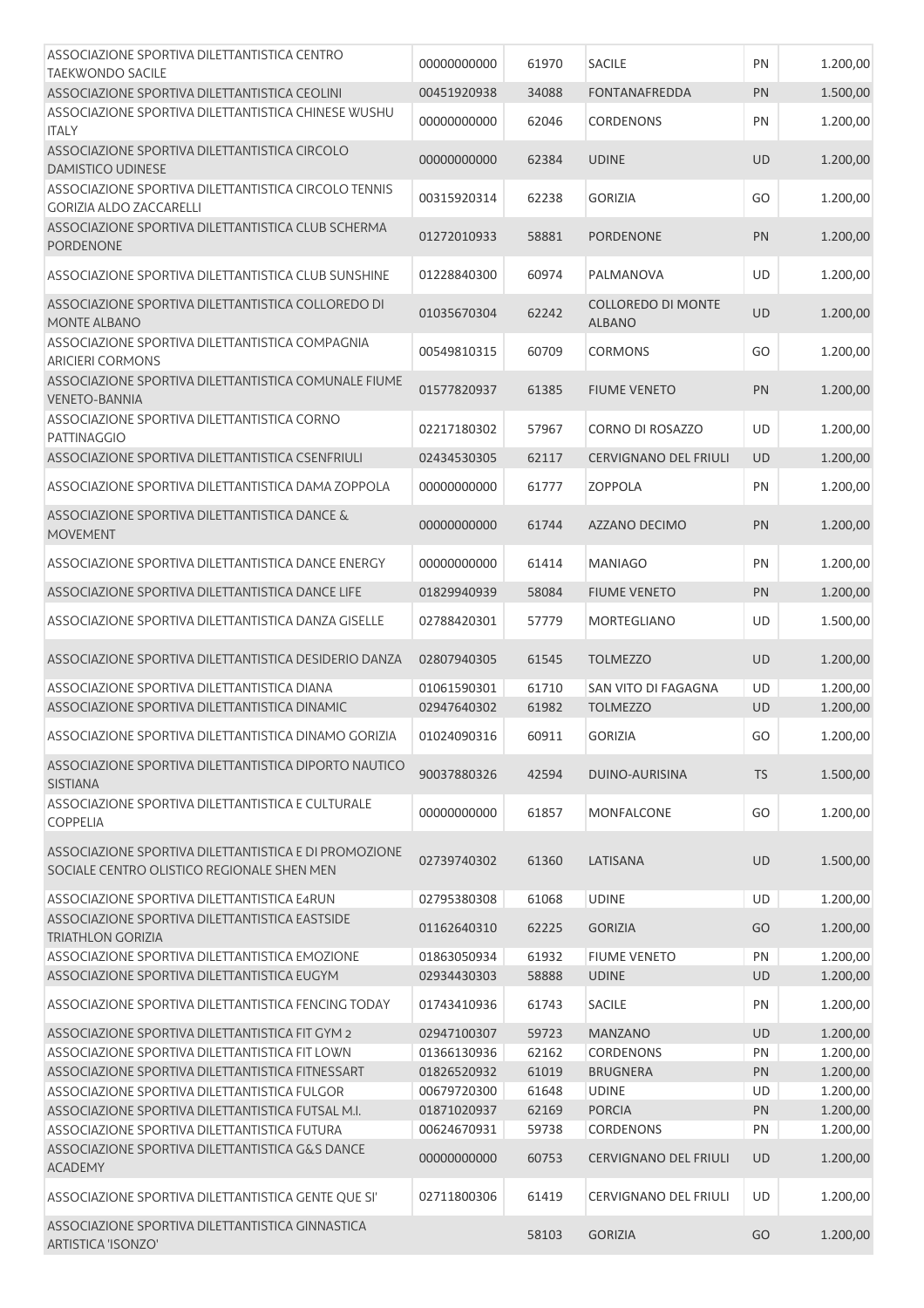| | | | | | |
|---|---|---|---|---|---|
| ASSOCIAZIONE SPORTIVA DILETTANTISTICA CENTRO TAEKWONDO SACILE | 00000000000 | 61970 | SACILE | PN | 1.200,00 |
| ASSOCIAZIONE SPORTIVA DILETTANTISTICA CEOLINI | 00451920938 | 34088 | FONTANAFREDDA | PN | 1.500,00 |
| ASSOCIAZIONE SPORTIVA DILETTANTISTICA CHINESE WUSHU ITALY | 00000000000 | 62046 | CORDENONS | PN | 1.200,00 |
| ASSOCIAZIONE SPORTIVA DILETTANTISTICA CIRCOLO DAMISTICO UDINESE | 00000000000 | 62384 | UDINE | UD | 1.200,00 |
| ASSOCIAZIONE SPORTIVA DILETTANTISTICA CIRCOLO TENNIS GORIZIA ALDO ZACCARELLI | 00315920314 | 62238 | GORIZIA | GO | 1.200,00 |
| ASSOCIAZIONE SPORTIVA DILETTANTISTICA CLUB SCHERMA PORDENONE | 01272010933 | 58881 | PORDENONE | PN | 1.200,00 |
| ASSOCIAZIONE SPORTIVA DILETTANTISTICA CLUB SUNSHINE | 01228840300 | 60974 | PALMANOVA | UD | 1.200,00 |
| ASSOCIAZIONE SPORTIVA DILETTANTISTICA COLLOREDO DI MONTE ALBANO | 01035670304 | 62242 | COLLOREDO DI MONTE ALBANO | UD | 1.200,00 |
| ASSOCIAZIONE SPORTIVA DILETTANTISTICA COMPAGNIA ARICIERI CORMONS | 00549810315 | 60709 | CORMONS | GO | 1.200,00 |
| ASSOCIAZIONE SPORTIVA DILETTANTISTICA COMUNALE FIUME VENETO-BANNIA | 01577820937 | 61385 | FIUME VENETO | PN | 1.200,00 |
| ASSOCIAZIONE SPORTIVA DILETTANTISTICA CORNO PATTINAGGIO | 02217180302 | 57967 | CORNO DI ROSAZZO | UD | 1.200,00 |
| ASSOCIAZIONE SPORTIVA DILETTANTISTICA CSENFRIULI | 02434530305 | 62117 | CERVIGNANO DEL FRIULI | UD | 1.200,00 |
| ASSOCIAZIONE SPORTIVA DILETTANTISTICA DAMA ZOPPOLA | 00000000000 | 61777 | ZOPPOLA | PN | 1.200,00 |
| ASSOCIAZIONE SPORTIVA DILETTANTISTICA DANCE & MOVEMENT | 00000000000 | 61744 | AZZANO DECIMO | PN | 1.200,00 |
| ASSOCIAZIONE SPORTIVA DILETTANTISTICA DANCE ENERGY | 00000000000 | 61414 | MANIAGO | PN | 1.200,00 |
| ASSOCIAZIONE SPORTIVA DILETTANTISTICA DANCE LIFE | 01829940939 | 58084 | FIUME VENETO | PN | 1.200,00 |
| ASSOCIAZIONE SPORTIVA DILETTANTISTICA DANZA GISELLE | 02788420301 | 57779 | MORTEGLIANO | UD | 1.500,00 |
| ASSOCIAZIONE SPORTIVA DILETTANTISTICA DESIDERIO DANZA | 02807940305 | 61545 | TOLMEZZO | UD | 1.200,00 |
| ASSOCIAZIONE SPORTIVA DILETTANTISTICA DIANA | 01061590301 | 61710 | SAN VITO DI FAGAGNA | UD | 1.200,00 |
| ASSOCIAZIONE SPORTIVA DILETTANTISTICA DINAMIC | 02947640302 | 61982 | TOLMEZZO | UD | 1.200,00 |
| ASSOCIAZIONE SPORTIVA DILETTANTISTICA DINAMO GORIZIA | 01024090316 | 60911 | GORIZIA | GO | 1.200,00 |
| ASSOCIAZIONE SPORTIVA DILETTANTISTICA DIPORTO NAUTICO SISTIANA | 90037880326 | 42594 | DUINO-AURISINA | TS | 1.500,00 |
| ASSOCIAZIONE SPORTIVA DILETTANTISTICA E CULTURALE COPPELIA | 00000000000 | 61857 | MONFALCONE | GO | 1.200,00 |
| ASSOCIAZIONE SPORTIVA DILETTANTISTICA E DI PROMOZIONE SOCIALE CENTRO OLISTICO REGIONALE SHEN MEN | 02739740302 | 61360 | LATISANA | UD | 1.500,00 |
| ASSOCIAZIONE SPORTIVA DILETTANTISTICA E4RUN | 02795380308 | 61068 | UDINE | UD | 1.200,00 |
| ASSOCIAZIONE SPORTIVA DILETTANTISTICA EASTSIDE TRIATHLON GORIZIA | 01162640310 | 62225 | GORIZIA | GO | 1.200,00 |
| ASSOCIAZIONE SPORTIVA DILETTANTISTICA EMOZIONE | 01863050934 | 61932 | FIUME VENETO | PN | 1.200,00 |
| ASSOCIAZIONE SPORTIVA DILETTANTISTICA EUGYM | 02934430303 | 58888 | UDINE | UD | 1.200,00 |
| ASSOCIAZIONE SPORTIVA DILETTANTISTICA FENCING TODAY | 01743410936 | 61743 | SACILE | PN | 1.200,00 |
| ASSOCIAZIONE SPORTIVA DILETTANTISTICA FIT GYM 2 | 02947100307 | 59723 | MANZANO | UD | 1.200,00 |
| ASSOCIAZIONE SPORTIVA DILETTANTISTICA FIT LOWN | 01366130936 | 62162 | CORDENONS | PN | 1.200,00 |
| ASSOCIAZIONE SPORTIVA DILETTANTISTICA FITNESSART | 01826520932 | 61019 | BRUGNERA | PN | 1.200,00 |
| ASSOCIAZIONE SPORTIVA DILETTANTISTICA FULGOR | 00679720300 | 61648 | UDINE | UD | 1.200,00 |
| ASSOCIAZIONE SPORTIVA DILETTANTISTICA FUTSAL M.I. | 01871020937 | 62169 | PORCIA | PN | 1.200,00 |
| ASSOCIAZIONE SPORTIVA DILETTANTISTICA FUTURA | 00624670931 | 59738 | CORDENONS | PN | 1.200,00 |
| ASSOCIAZIONE SPORTIVA DILETTANTISTICA G&S DANCE ACADEMY | 00000000000 | 60753 | CERVIGNANO DEL FRIULI | UD | 1.200,00 |
| ASSOCIAZIONE SPORTIVA DILETTANTISTICA GENTE QUE SI' | 02711800306 | 61419 | CERVIGNANO DEL FRIULI | UD | 1.200,00 |
| ASSOCIAZIONE SPORTIVA DILETTANTISTICA GINNASTICA ARTISTICA 'ISONZO' | | 58103 | GORIZIA | GO | 1.200,00 |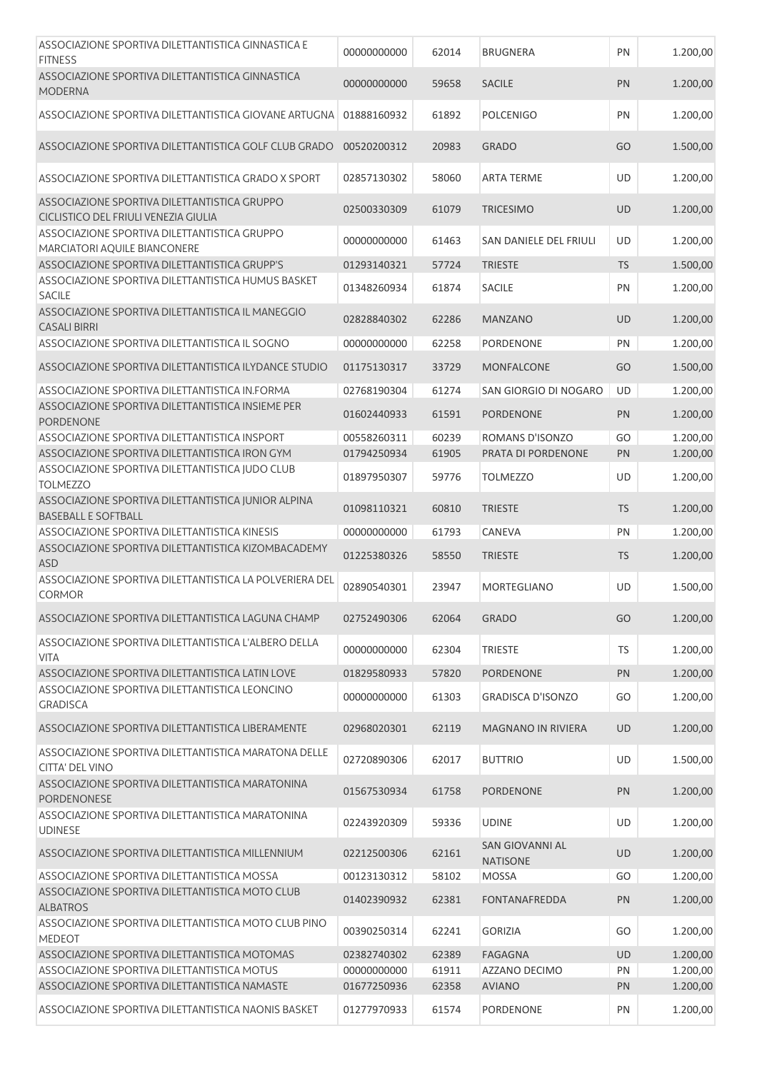| | | | | | |
|---|---|---|---|---|---|
| ASSOCIAZIONE SPORTIVA DILETTANTISTICA GINNASTICA E FITNESS | 00000000000 | 62014 | BRUGNERA | PN | 1.200,00 |
| ASSOCIAZIONE SPORTIVA DILETTANTISTICA GINNASTICA MODERNA | 00000000000 | 59658 | SACILE | PN | 1.200,00 |
| ASSOCIAZIONE SPORTIVA DILETTANTISTICA GIOVANE ARTUGNA | 01888160932 | 61892 | POLCENIGO | PN | 1.200,00 |
| ASSOCIAZIONE SPORTIVA DILETTANTISTICA GOLF CLUB GRADO | 00520200312 | 20983 | GRADO | GO | 1.500,00 |
| ASSOCIAZIONE SPORTIVA DILETTANTISTICA GRADO X SPORT | 02857130302 | 58060 | ARTA TERME | UD | 1.200,00 |
| ASSOCIAZIONE SPORTIVA DILETTANTISTICA GRUPPO CICLISTICO DEL FRIULI VENEZIA GIULIA | 02500330309 | 61079 | TRICESIMO | UD | 1.200,00 |
| ASSOCIAZIONE SPORTIVA DILETTANTISTICA GRUPPO MARCIATORI AQUILE BIANCONERE | 00000000000 | 61463 | SAN DANIELE DEL FRIULI | UD | 1.200,00 |
| ASSOCIAZIONE SPORTIVA DILETTANTISTICA GRUPP'S | 01293140321 | 57724 | TRIESTE | TS | 1.500,00 |
| ASSOCIAZIONE SPORTIVA DILETTANTISTICA HUMUS BASKET SACILE | 01348260934 | 61874 | SACILE | PN | 1.200,00 |
| ASSOCIAZIONE SPORTIVA DILETTANTISTICA IL MANEGGIO CASALI BIRRI | 02828840302 | 62286 | MANZANO | UD | 1.200,00 |
| ASSOCIAZIONE SPORTIVA DILETTANTISTICA IL SOGNO | 00000000000 | 62258 | PORDENONE | PN | 1.200,00 |
| ASSOCIAZIONE SPORTIVA DILETTANTISTICA ILYDANCE STUDIO | 01175130317 | 33729 | MONFALCONE | GO | 1.500,00 |
| ASSOCIAZIONE SPORTIVA DILETTANTISTICA IN.FORMA | 02768190304 | 61274 | SAN GIORGIO DI NOGARO | UD | 1.200,00 |
| ASSOCIAZIONE SPORTIVA DILETTANTISTICA INSIEME PER PORDENONE | 01602440933 | 61591 | PORDENONE | PN | 1.200,00 |
| ASSOCIAZIONE SPORTIVA DILETTANTISTICA INSPORT | 00558260311 | 60239 | ROMANS D'ISONZO | GO | 1.200,00 |
| ASSOCIAZIONE SPORTIVA DILETTANTISTICA IRON GYM | 01794250934 | 61905 | PRATA DI PORDENONE | PN | 1.200,00 |
| ASSOCIAZIONE SPORTIVA DILETTANTISTICA JUDO CLUB TOLMEZZO | 01897950307 | 59776 | TOLMEZZO | UD | 1.200,00 |
| ASSOCIAZIONE SPORTIVA DILETTANTISTICA JUNIOR ALPINA BASEBALL E SOFTBALL | 01098110321 | 60810 | TRIESTE | TS | 1.200,00 |
| ASSOCIAZIONE SPORTIVA DILETTANTISTICA KINESIS | 00000000000 | 61793 | CANEVA | PN | 1.200,00 |
| ASSOCIAZIONE SPORTIVA DILETTANTISTICA KIZOMBACADEMY ASD | 01225380326 | 58550 | TRIESTE | TS | 1.200,00 |
| ASSOCIAZIONE SPORTIVA DILETTANTISTICA LA POLVERIERA DEL CORMOR | 02890540301 | 23947 | MORTEGLIANO | UD | 1.500,00 |
| ASSOCIAZIONE SPORTIVA DILETTANTISTICA LAGUNA CHAMP | 02752490306 | 62064 | GRADO | GO | 1.200,00 |
| ASSOCIAZIONE SPORTIVA DILETTANTISTICA L'ALBERO DELLA VITA | 00000000000 | 62304 | TRIESTE | TS | 1.200,00 |
| ASSOCIAZIONE SPORTIVA DILETTANTISTICA LATIN LOVE | 01829580933 | 57820 | PORDENONE | PN | 1.200,00 |
| ASSOCIAZIONE SPORTIVA DILETTANTISTICA LEONCINO GRADISCA | 00000000000 | 61303 | GRADISCA D'ISONZO | GO | 1.200,00 |
| ASSOCIAZIONE SPORTIVA DILETTANTISTICA LIBERAMENTE | 02968020301 | 62119 | MAGNANO IN RIVIERA | UD | 1.200,00 |
| ASSOCIAZIONE SPORTIVA DILETTANTISTICA MARATONA DELLE CITTA' DEL VINO | 02720890306 | 62017 | BUTTRIO | UD | 1.500,00 |
| ASSOCIAZIONE SPORTIVA DILETTANTISTICA MARATONINA PORDENONESE | 01567530934 | 61758 | PORDENONE | PN | 1.200,00 |
| ASSOCIAZIONE SPORTIVA DILETTANTISTICA MARATONINA UDINESE | 02243920309 | 59336 | UDINE | UD | 1.200,00 |
| ASSOCIAZIONE SPORTIVA DILETTANTISTICA MILLENNIUM | 02212500306 | 62161 | SAN GIOVANNI AL NATISONE | UD | 1.200,00 |
| ASSOCIAZIONE SPORTIVA DILETTANTISTICA MOSSA | 00123130312 | 58102 | MOSSA | GO | 1.200,00 |
| ASSOCIAZIONE SPORTIVA DILETTANTISTICA MOTO CLUB ALBATROS | 01402390932 | 62381 | FONTANAFREDDA | PN | 1.200,00 |
| ASSOCIAZIONE SPORTIVA DILETTANTISTICA MOTO CLUB PINO MEDEOT | 00390250314 | 62241 | GORIZIA | GO | 1.200,00 |
| ASSOCIAZIONE SPORTIVA DILETTANTISTICA MOTOMAS | 02382740302 | 62389 | FAGAGNA | UD | 1.200,00 |
| ASSOCIAZIONE SPORTIVA DILETTANTISTICA MOTUS | 00000000000 | 61911 | AZZANO DECIMO | PN | 1.200,00 |
| ASSOCIAZIONE SPORTIVA DILETTANTISTICA NAMASTE | 01677250936 | 62358 | AVIANO | PN | 1.200,00 |
| ASSOCIAZIONE SPORTIVA DILETTANTISTICA NAONIS BASKET | 01277970933 | 61574 | PORDENONE | PN | 1.200,00 |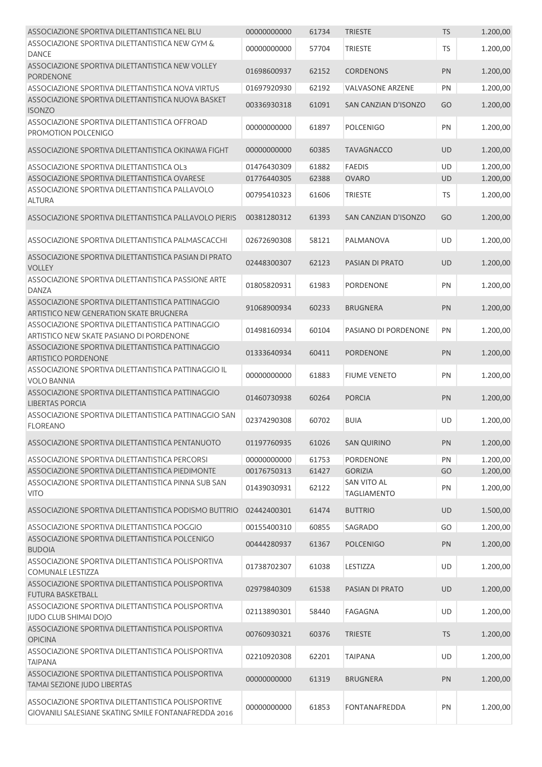| | | | | | |
|---|---|---|---|---|---|
| ASSOCIAZIONE SPORTIVA DILETTANTISTICA NEL BLU | 00000000000 | 61734 | TRIESTE | TS | 1.200,00 |
| ASSOCIAZIONE SPORTIVA DILETTANTISTICA NEW GYM & DANCE | 00000000000 | 57704 | TRIESTE | TS | 1.200,00 |
| ASSOCIAZIONE SPORTIVA DILETTANTISTICA NEW VOLLEY PORDENONE | 01698600937 | 62152 | CORDENONS | PN | 1.200,00 |
| ASSOCIAZIONE SPORTIVA DILETTANTISTICA NOVA VIRTUS | 01697920930 | 62192 | VALVASONE ARZENE | PN | 1.200,00 |
| ASSOCIAZIONE SPORTIVA DILETTANTISTICA NUOVA BASKET ISONZO | 00336930318 | 61091 | SAN CANZIAN D'ISONZO | GO | 1.200,00 |
| ASSOCIAZIONE SPORTIVA DILETTANTISTICA OFFROAD PROMOTION POLCENIGO | 00000000000 | 61897 | POLCENIGO | PN | 1.200,00 |
| ASSOCIAZIONE SPORTIVA DILETTANTISTICA OKINAWA FIGHT | 00000000000 | 60385 | TAVAGNACCO | UD | 1.200,00 |
| ASSOCIAZIONE SPORTIVA DILETTANTISTICA OL3 | 01476430309 | 61882 | FAEDIS | UD | 1.200,00 |
| ASSOCIAZIONE SPORTIVA DILETTANTISTICA OVARESE | 01776440305 | 62388 | OVARO | UD | 1.200,00 |
| ASSOCIAZIONE SPORTIVA DILETTANTISTICA PALLAVOLO ALTURA | 00795410323 | 61606 | TRIESTE | TS | 1.200,00 |
| ASSOCIAZIONE SPORTIVA DILETTANTISTICA PALLAVOLO PIERIS | 00381280312 | 61393 | SAN CANZIAN D'ISONZO | GO | 1.200,00 |
| ASSOCIAZIONE SPORTIVA DILETTANTISTICA PALMASCACCHI | 02672690308 | 58121 | PALMANOVA | UD | 1.200,00 |
| ASSOCIAZIONE SPORTIVA DILETTANTISTICA PASIAN DI PRATO VOLLEY | 02448300307 | 62123 | PASIAN DI PRATO | UD | 1.200,00 |
| ASSOCIAZIONE SPORTIVA DILETTANTISTICA PASSIONE ARTE DANZA | 01805820931 | 61983 | PORDENONE | PN | 1.200,00 |
| ASSOCIAZIONE SPORTIVA DILETTANTISTICA PATTINAGGIO ARTISTICO NEW GENERATION SKATE BRUGNERA | 91068900934 | 60233 | BRUGNERA | PN | 1.200,00 |
| ASSOCIAZIONE SPORTIVA DILETTANTISTICA PATTINAGGIO ARTISTICO NEW SKATE PASIANO DI PORDENONE | 01498160934 | 60104 | PASIANO DI PORDENONE | PN | 1.200,00 |
| ASSOCIAZIONE SPORTIVA DILETTANTISTICA PATTINAGGIO ARTISTICO PORDENONE | 01333640934 | 60411 | PORDENONE | PN | 1.200,00 |
| ASSOCIAZIONE SPORTIVA DILETTANTISTICA PATTINAGGIO IL VOLO BANNIA | 00000000000 | 61883 | FIUME VENETO | PN | 1.200,00 |
| ASSOCIAZIONE SPORTIVA DILETTANTISTICA PATTINAGGIO LIBERTAS PORCIA | 01460730938 | 60264 | PORCIA | PN | 1.200,00 |
| ASSOCIAZIONE SPORTIVA DILETTANTISTICA PATTINAGGIO SAN FLOREANO | 02374290308 | 60702 | BUIA | UD | 1.200,00 |
| ASSOCIAZIONE SPORTIVA DILETTANTISTICA PENTANUOTO | 01197760935 | 61026 | SAN QUIRINO | PN | 1.200,00 |
| ASSOCIAZIONE SPORTIVA DILETTANTISTICA PERCORSI | 00000000000 | 61753 | PORDENONE | PN | 1.200,00 |
| ASSOCIAZIONE SPORTIVA DILETTANTISTICA PIEDIMONTE | 00176750313 | 61427 | GORIZIA | GO | 1.200,00 |
| ASSOCIAZIONE SPORTIVA DILETTANTISTICA PINNA SUB SAN VITO | 01439030931 | 62122 | SAN VITO AL TAGLIAMENTO | PN | 1.200,00 |
| ASSOCIAZIONE SPORTIVA DILETTANTISTICA PODISMO BUTTRIO | 02442400301 | 61474 | BUTTRIO | UD | 1.500,00 |
| ASSOCIAZIONE SPORTIVA DILETTANTISTICA POGGIO | 00155400310 | 60855 | SAGRADO | GO | 1.200,00 |
| ASSOCIAZIONE SPORTIVA DILETTANTISTICA POLCENIGO BUDOIA | 00444280937 | 61367 | POLCENIGO | PN | 1.200,00 |
| ASSOCIAZIONE SPORTIVA DILETTANTISTICA POLISPORTIVA COMUNALE LESTIZZA | 01738702307 | 61038 | LESTIZZA | UD | 1.200,00 |
| ASSOCIAZIONE SPORTIVA DILETTANTISTICA POLISPORTIVA FUTURA BASKETBALL | 02979840309 | 61538 | PASIAN DI PRATO | UD | 1.200,00 |
| ASSOCIAZIONE SPORTIVA DILETTANTISTICA POLISPORTIVA JUDO CLUB SHIMAI DOJO | 02113890301 | 58440 | FAGAGNA | UD | 1.200,00 |
| ASSOCIAZIONE SPORTIVA DILETTANTISTICA POLISPORTIVA OPICINA | 00760930321 | 60376 | TRIESTE | TS | 1.200,00 |
| ASSOCIAZIONE SPORTIVA DILETTANTISTICA POLISPORTIVA TAIPANA | 02210920308 | 62201 | TAIPANA | UD | 1.200,00 |
| ASSOCIAZIONE SPORTIVA DILETTANTISTICA POLISPORTIVA TAMAI SEZIONE JUDO LIBERTAS | 00000000000 | 61319 | BRUGNERA | PN | 1.200,00 |
| ASSOCIAZIONE SPORTIVA DILETTANTISTICA POLISPORTIVE GIOVANILI SALESIANE SKATING SMILE FONTANAFREDDA 2016 | 00000000000 | 61853 | FONTANAFREDDA | PN | 1.200,00 |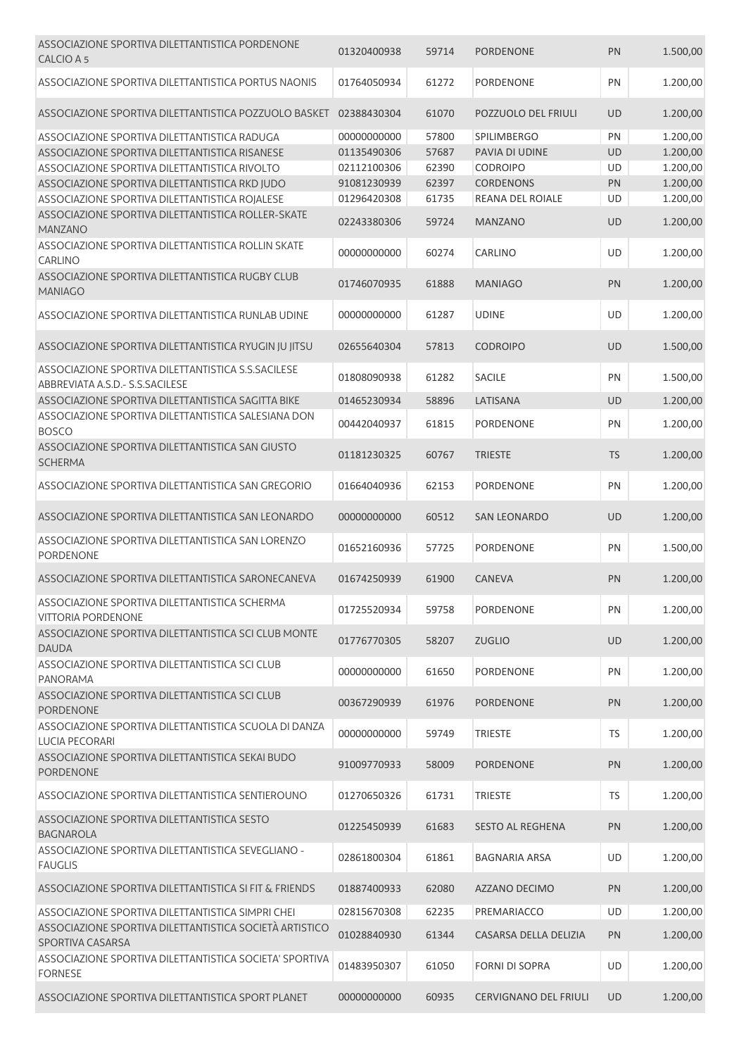| | | | | | |
|---|---|---|---|---|---|
| ASSOCIAZIONE SPORTIVA DILETTANTISTICA PORDENONE CALCIO A 5 | 01320400938 | 59714 | PORDENONE | PN | 1.500,00 |
| ASSOCIAZIONE SPORTIVA DILETTANTISTICA PORTUS NAONIS | 01764050934 | 61272 | PORDENONE | PN | 1.200,00 |
| ASSOCIAZIONE SPORTIVA DILETTANTISTICA POZZUOLO BASKET | 02388430304 | 61070 | POZZUOLO DEL FRIULI | UD | 1.200,00 |
| ASSOCIAZIONE SPORTIVA DILETTANTISTICA RADUGA | 00000000000 | 57800 | SPILIMBERGO | PN | 1.200,00 |
| ASSOCIAZIONE SPORTIVA DILETTANTISTICA RISANESE | 01135490306 | 57687 | PAVIA DI UDINE | UD | 1.200,00 |
| ASSOCIAZIONE SPORTIVA DILETTANTISTICA RIVOLTO | 02112100306 | 62390 | CODROIPO | UD | 1.200,00 |
| ASSOCIAZIONE SPORTIVA DILETTANTISTICA RKD JUDO | 91081230939 | 62397 | CORDENONS | PN | 1.200,00 |
| ASSOCIAZIONE SPORTIVA DILETTANTISTICA ROJALESE | 01296420308 | 61735 | REANA DEL ROIALE | UD | 1.200,00 |
| ASSOCIAZIONE SPORTIVA DILETTANTISTICA ROLLER-SKATE MANZANO | 02243380306 | 59724 | MANZANO | UD | 1.200,00 |
| ASSOCIAZIONE SPORTIVA DILETTANTISTICA ROLLIN SKATE CARLINO | 00000000000 | 60274 | CARLINO | UD | 1.200,00 |
| ASSOCIAZIONE SPORTIVA DILETTANTISTICA RUGBY CLUB MANIAGO | 01746070935 | 61888 | MANIAGO | PN | 1.200,00 |
| ASSOCIAZIONE SPORTIVA DILETTANTISTICA RUNLAB UDINE | 00000000000 | 61287 | UDINE | UD | 1.200,00 |
| ASSOCIAZIONE SPORTIVA DILETTANTISTICA RYUGIN JU JITSU | 02655640304 | 57813 | CODROIPO | UD | 1.500,00 |
| ASSOCIAZIONE SPORTIVA DILETTANTISTICA S.S.SACILESE ABBREVIATA A.S.D.- S.S.SACILESE | 01808090938 | 61282 | SACILE | PN | 1.500,00 |
| ASSOCIAZIONE SPORTIVA DILETTANTISTICA SAGITTA BIKE | 01465230934 | 58896 | LATISANA | UD | 1.200,00 |
| ASSOCIAZIONE SPORTIVA DILETTANTISTICA SALESIANA DON BOSCO | 00442040937 | 61815 | PORDENONE | PN | 1.200,00 |
| ASSOCIAZIONE SPORTIVA DILETTANTISTICA SAN GIUSTO SCHERMA | 01181230325 | 60767 | TRIESTE | TS | 1.200,00 |
| ASSOCIAZIONE SPORTIVA DILETTANTISTICA SAN GREGORIO | 01664040936 | 62153 | PORDENONE | PN | 1.200,00 |
| ASSOCIAZIONE SPORTIVA DILETTANTISTICA SAN LEONARDO | 00000000000 | 60512 | SAN LEONARDO | UD | 1.200,00 |
| ASSOCIAZIONE SPORTIVA DILETTANTISTICA SAN LORENZO PORDENONE | 01652160936 | 57725 | PORDENONE | PN | 1.500,00 |
| ASSOCIAZIONE SPORTIVA DILETTANTISTICA SARONECANEVA | 01674250939 | 61900 | CANEVA | PN | 1.200,00 |
| ASSOCIAZIONE SPORTIVA DILETTANTISTICA SCHERMA VITTORIA PORDENONE | 01725520934 | 59758 | PORDENONE | PN | 1.200,00 |
| ASSOCIAZIONE SPORTIVA DILETTANTISTICA SCI CLUB MONTE DAUDA | 01776770305 | 58207 | ZUGLIO | UD | 1.200,00 |
| ASSOCIAZIONE SPORTIVA DILETTANTISTICA SCI CLUB PANORAMA | 00000000000 | 61650 | PORDENONE | PN | 1.200,00 |
| ASSOCIAZIONE SPORTIVA DILETTANTISTICA SCI CLUB PORDENONE | 00367290939 | 61976 | PORDENONE | PN | 1.200,00 |
| ASSOCIAZIONE SPORTIVA DILETTANTISTICA SCUOLA DI DANZA LUCIA PECORARI | 00000000000 | 59749 | TRIESTE | TS | 1.200,00 |
| ASSOCIAZIONE SPORTIVA DILETTANTISTICA SEKAI BUDO PORDENONE | 91009770933 | 58009 | PORDENONE | PN | 1.200,00 |
| ASSOCIAZIONE SPORTIVA DILETTANTISTICA SENTIEROUNO | 01270650326 | 61731 | TRIESTE | TS | 1.200,00 |
| ASSOCIAZIONE SPORTIVA DILETTANTISTICA SESTO BAGNAROLA | 01225450939 | 61683 | SESTO AL REGHENA | PN | 1.200,00 |
| ASSOCIAZIONE SPORTIVA DILETTANTISTICA SEVEGLIANO - FAUGLIS | 02861800304 | 61861 | BAGNARIA ARSA | UD | 1.200,00 |
| ASSOCIAZIONE SPORTIVA DILETTANTISTICA SI FIT & FRIENDS | 01887400933 | 62080 | AZZANO DECIMO | PN | 1.200,00 |
| ASSOCIAZIONE SPORTIVA DILETTANTISTICA SIMPRI CHEI | 02815670308 | 62235 | PREMARIACCO | UD | 1.200,00 |
| ASSOCIAZIONE SPORTIVA DILETTANTISTICA SOCIETÀ ARTISTICO SPORTIVA CASARSA | 01028840930 | 61344 | CASARSA DELLA DELIZIA | PN | 1.200,00 |
| ASSOCIAZIONE SPORTIVA DILETTANTISTICA SOCIETA' SPORTIVA FORNESE | 01483950307 | 61050 | FORNI DI SOPRA | UD | 1.200,00 |
| ASSOCIAZIONE SPORTIVA DILETTANTISTICA SPORT PLANET | 00000000000 | 60935 | CERVIGNANO DEL FRIULI | UD | 1.200,00 |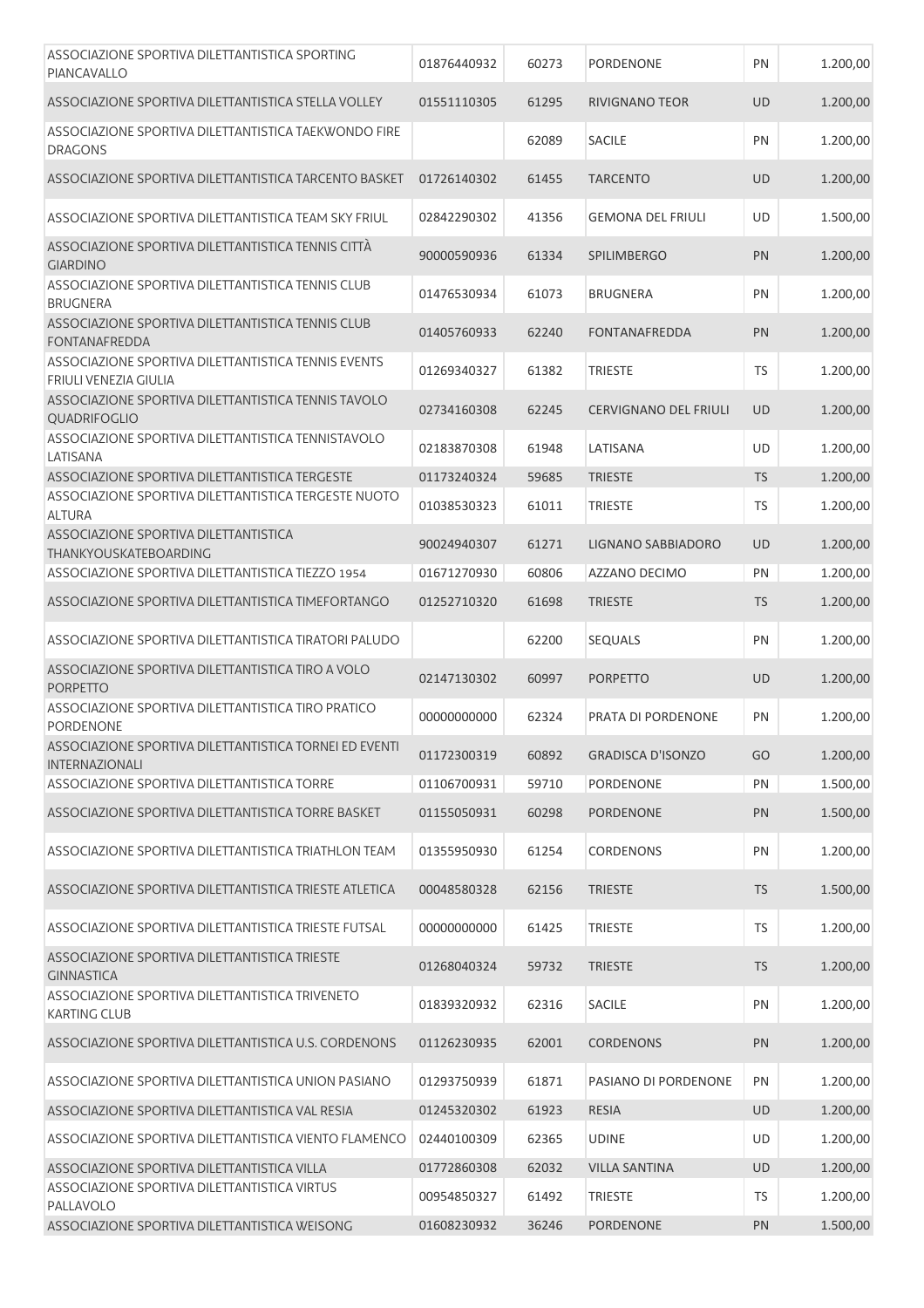| | | | | | |
|---|---|---|---|---|---|
| ASSOCIAZIONE SPORTIVA DILETTANTISTICA SPORTING PIANCAVALLO | 01876440932 | 60273 | PORDENONE | PN | 1.200,00 |
| ASSOCIAZIONE SPORTIVA DILETTANTISTICA STELLA VOLLEY | 01551110305 | 61295 | RIVIGNANO TEOR | UD | 1.200,00 |
| ASSOCIAZIONE SPORTIVA DILETTANTISTICA TAEKWONDO FIRE DRAGONS | | 62089 | SACILE | PN | 1.200,00 |
| ASSOCIAZIONE SPORTIVA DILETTANTISTICA TARCENTO BASKET | 01726140302 | 61455 | TARCENTO | UD | 1.200,00 |
| ASSOCIAZIONE SPORTIVA DILETTANTISTICA TEAM SKY FRIUL | 02842290302 | 41356 | GEMONA DEL FRIULI | UD | 1.500,00 |
| ASSOCIAZIONE SPORTIVA DILETTANTISTICA TENNIS CITTÀ GIARDINO | 90000590936 | 61334 | SPILIMBERGO | PN | 1.200,00 |
| ASSOCIAZIONE SPORTIVA DILETTANTISTICA TENNIS CLUB BRUGNERA | 01476530934 | 61073 | BRUGNERA | PN | 1.200,00 |
| ASSOCIAZIONE SPORTIVA DILETTANTISTICA TENNIS CLUB FONTANAFREDDA | 01405760933 | 62240 | FONTANAFREDDA | PN | 1.200,00 |
| ASSOCIAZIONE SPORTIVA DILETTANTISTICA TENNIS EVENTS FRIULI VENEZIA GIULIA | 01269340327 | 61382 | TRIESTE | TS | 1.200,00 |
| ASSOCIAZIONE SPORTIVA DILETTANTISTICA TENNIS TAVOLO QUADRIFOGLIO | 02734160308 | 62245 | CERVIGNANO DEL FRIULI | UD | 1.200,00 |
| ASSOCIAZIONE SPORTIVA DILETTANTISTICA TENNISTAVOLO LATISANA | 02183870308 | 61948 | LATISANA | UD | 1.200,00 |
| ASSOCIAZIONE SPORTIVA DILETTANTISTICA TERGESTE | 01173240324 | 59685 | TRIESTE | TS | 1.200,00 |
| ASSOCIAZIONE SPORTIVA DILETTANTISTICA TERGESTE NUOTO ALTURA | 01038530323 | 61011 | TRIESTE | TS | 1.200,00 |
| ASSOCIAZIONE SPORTIVA DILETTANTISTICA THANKYOUSKATEBOARDING | 90024940307 | 61271 | LIGNANO SABBIADORO | UD | 1.200,00 |
| ASSOCIAZIONE SPORTIVA DILETTANTISTICA TIEZZO 1954 | 01671270930 | 60806 | AZZANO DECIMO | PN | 1.200,00 |
| ASSOCIAZIONE SPORTIVA DILETTANTISTICA TIMEFORTANGO | 01252710320 | 61698 | TRIESTE | TS | 1.200,00 |
| ASSOCIAZIONE SPORTIVA DILETTANTISTICA TIRATORI PALUDO | | 62200 | SEQUALS | PN | 1.200,00 |
| ASSOCIAZIONE SPORTIVA DILETTANTISTICA TIRO A VOLO PORPETTO | 02147130302 | 60997 | PORPETTO | UD | 1.200,00 |
| ASSOCIAZIONE SPORTIVA DILETTANTISTICA TIRO PRATICO PORDENONE | 00000000000 | 62324 | PRATA DI PORDENONE | PN | 1.200,00 |
| ASSOCIAZIONE SPORTIVA DILETTANTISTICA TORNEI ED EVENTI INTERNAZIONALI | 01172300319 | 60892 | GRADISCA D'ISONZO | GO | 1.200,00 |
| ASSOCIAZIONE SPORTIVA DILETTANTISTICA TORRE | 01106700931 | 59710 | PORDENONE | PN | 1.500,00 |
| ASSOCIAZIONE SPORTIVA DILETTANTISTICA TORRE BASKET | 01155050931 | 60298 | PORDENONE | PN | 1.500,00 |
| ASSOCIAZIONE SPORTIVA DILETTANTISTICA TRIATHLON TEAM | 01355950930 | 61254 | CORDENONS | PN | 1.200,00 |
| ASSOCIAZIONE SPORTIVA DILETTANTISTICA TRIESTE ATLETICA | 00048580328 | 62156 | TRIESTE | TS | 1.500,00 |
| ASSOCIAZIONE SPORTIVA DILETTANTISTICA TRIESTE FUTSAL | 00000000000 | 61425 | TRIESTE | TS | 1.200,00 |
| ASSOCIAZIONE SPORTIVA DILETTANTISTICA TRIESTE GINNASTICA | 01268040324 | 59732 | TRIESTE | TS | 1.200,00 |
| ASSOCIAZIONE SPORTIVA DILETTANTISTICA TRIVENETO KARTING CLUB | 01839320932 | 62316 | SACILE | PN | 1.200,00 |
| ASSOCIAZIONE SPORTIVA DILETTANTISTICA U.S. CORDENONS | 01126230935 | 62001 | CORDENONS | PN | 1.200,00 |
| ASSOCIAZIONE SPORTIVA DILETTANTISTICA UNION PASIANO | 01293750939 | 61871 | PASIANO DI PORDENONE | PN | 1.200,00 |
| ASSOCIAZIONE SPORTIVA DILETTANTISTICA VAL RESIA | 01245320302 | 61923 | RESIA | UD | 1.200,00 |
| ASSOCIAZIONE SPORTIVA DILETTANTISTICA VIENTO FLAMENCO | 02440100309 | 62365 | UDINE | UD | 1.200,00 |
| ASSOCIAZIONE SPORTIVA DILETTANTISTICA VILLA | 01772860308 | 62032 | VILLA SANTINA | UD | 1.200,00 |
| ASSOCIAZIONE SPORTIVA DILETTANTISTICA VIRTUS PALLAVOLO | 00954850327 | 61492 | TRIESTE | TS | 1.200,00 |
| ASSOCIAZIONE SPORTIVA DILETTANTISTICA WEISONG | 01608230932 | 36246 | PORDENONE | PN | 1.500,00 |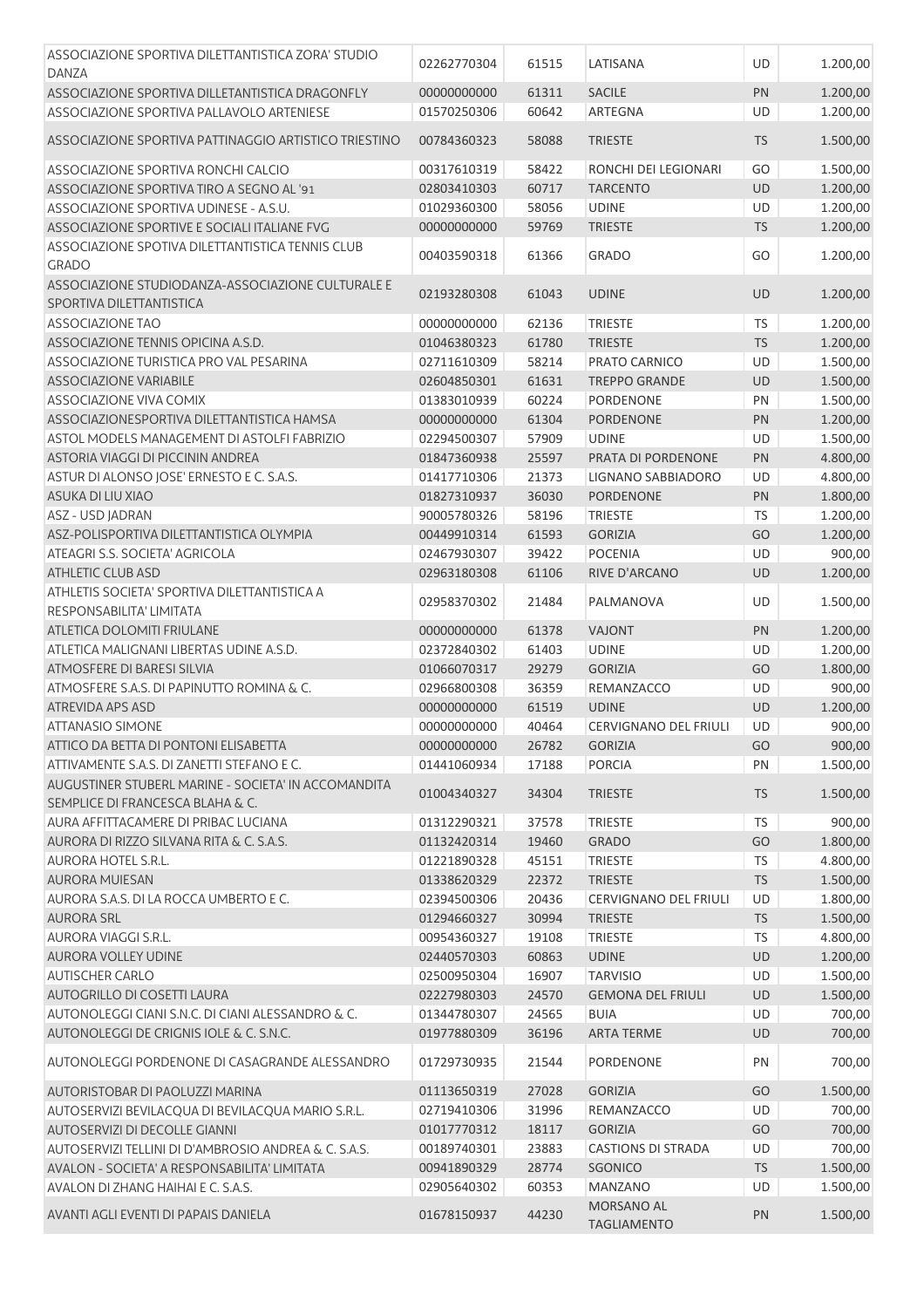| | | | | | |
|---|---|---|---|---|---|
| ASSOCIAZIONE SPORTIVA DILETTANTISTICA ZORA' STUDIO DANZA | 02262770304 | 61515 | LATISANA | UD | 1.200,00 |
| ASSOCIAZIONE SPORTIVA DILLETANTISTICA DRAGONFLY | 00000000000 | 61311 | SACILE | PN | 1.200,00 |
| ASSOCIAZIONE SPORTIVA PALLAVOLO ARTENIESE | 01570250306 | 60642 | ARTEGNA | UD | 1.200,00 |
| ASSOCIAZIONE SPORTIVA PATTINAGGIO ARTISTICO TRIESTINO | 00784360323 | 58088 | TRIESTE | TS | 1.500,00 |
| ASSOCIAZIONE SPORTIVA RONCHI CALCIO | 00317610319 | 58422 | RONCHI DEI LEGIONARI | GO | 1.500,00 |
| ASSOCIAZIONE SPORTIVA TIRO A SEGNO AL '91 | 02803410303 | 60717 | TARCENTO | UD | 1.200,00 |
| ASSOCIAZIONE SPORTIVA UDINESE - A.S.U. | 01029360300 | 58056 | UDINE | UD | 1.200,00 |
| ASSOCIAZIONE SPORTIVE E SOCIALI ITALIANE FVG | 00000000000 | 59769 | TRIESTE | TS | 1.200,00 |
| ASSOCIAZIONE SPOTIVA DILETTANTISTICA TENNIS CLUB GRADO | 00403590318 | 61366 | GRADO | GO | 1.200,00 |
| ASSOCIAZIONE STUDIODANZA-ASSOCIAZIONE CULTURALE E SPORTIVA DILETTANTISTICA | 02193280308 | 61043 | UDINE | UD | 1.200,00 |
| ASSOCIAZIONE TAO | 00000000000 | 62136 | TRIESTE | TS | 1.200,00 |
| ASSOCIAZIONE TENNIS OPICINA A.S.D. | 01046380323 | 61780 | TRIESTE | TS | 1.200,00 |
| ASSOCIAZIONE TURISTICA PRO VAL PESARINA | 02711610309 | 58214 | PRATO CARNICO | UD | 1.500,00 |
| ASSOCIAZIONE VARIABILE | 02604850301 | 61631 | TREPPO GRANDE | UD | 1.500,00 |
| ASSOCIAZIONE VIVA COMIX | 01383010939 | 60224 | PORDENONE | PN | 1.500,00 |
| ASSOCIAZIONESPORTIVA DILETTANTISTICA HAMSA | 00000000000 | 61304 | PORDENONE | PN | 1.200,00 |
| ASTOL MODELS MANAGEMENT DI ASTOLFI FABRIZIO | 02294500307 | 57909 | UDINE | UD | 1.500,00 |
| ASTORIA VIAGGI DI PICCININ ANDREA | 01847360938 | 25597 | PRATA DI PORDENONE | PN | 4.800,00 |
| ASTUR DI ALONSO JOSE' ERNESTO E C. S.A.S. | 01417710306 | 21373 | LIGNANO SABBIADORO | UD | 4.800,00 |
| ASUKA DI LIU XIAO | 01827310937 | 36030 | PORDENONE | PN | 1.800,00 |
| ASZ - USD JADRAN | 90005780326 | 58196 | TRIESTE | TS | 1.200,00 |
| ASZ-POLISPORTIVA DILETTANTISTICA OLYMPIA | 00449910314 | 61593 | GORIZIA | GO | 1.200,00 |
| ATEAGRI S.S. SOCIETA' AGRICOLA | 02467930307 | 39422 | POCENIA | UD | 900,00 |
| ATHLETIC CLUB ASD | 02963180308 | 61106 | RIVE D'ARCANO | UD | 1.200,00 |
| ATHLETIS SOCIETA' SPORTIVA DILETTANTISTICA A RESPONSABILITA' LIMITATA | 02958370302 | 21484 | PALMANOVA | UD | 1.500,00 |
| ATLETICA DOLOMITI FRIULANE | 00000000000 | 61378 | VAJONT | PN | 1.200,00 |
| ATLETICA MALIGNANI LIBERTAS UDINE A.S.D. | 02372840302 | 61403 | UDINE | UD | 1.200,00 |
| ATMOSFERE DI BARESI SILVIA | 01066070317 | 29279 | GORIZIA | GO | 1.800,00 |
| ATMOSFERE S.A.S. DI PAPINUTTO ROMINA & C. | 02966800308 | 36359 | REMANZACCO | UD | 900,00 |
| ATREVIDA APS ASD | 00000000000 | 61519 | UDINE | UD | 1.200,00 |
| ATTANASIO SIMONE | 00000000000 | 40464 | CERVIGNANO DEL FRIULI | UD | 900,00 |
| ATTICO DA BETTA DI PONTONI ELISABETTA | 00000000000 | 26782 | GORIZIA | GO | 900,00 |
| ATTIVAMENTE S.A.S. DI ZANETTI STEFANO E C. | 01441060934 | 17188 | PORCIA | PN | 1.500,00 |
| AUGUSTINER STUBERL MARINE - SOCIETA' IN ACCOMANDITA SEMPLICE DI FRANCESCA BLAHA & C. | 01004340327 | 34304 | TRIESTE | TS | 1.500,00 |
| AURA AFFITTACAMERE DI PRIBAC LUCIANA | 01312290321 | 37578 | TRIESTE | TS | 900,00 |
| AURORA DI RIZZO SILVANA RITA & C. S.A.S. | 01132420314 | 19460 | GRADO | GO | 1.800,00 |
| AURORA HOTEL S.R.L. | 01221890328 | 45151 | TRIESTE | TS | 4.800,00 |
| AURORA MUIESAN | 01338620329 | 22372 | TRIESTE | TS | 1.500,00 |
| AURORA S.A.S. DI LA ROCCA UMBERTO E C. | 02394500306 | 20436 | CERVIGNANO DEL FRIULI | UD | 1.800,00 |
| AURORA SRL | 01294660327 | 30994 | TRIESTE | TS | 1.500,00 |
| AURORA VIAGGI S.R.L. | 00954360327 | 19108 | TRIESTE | TS | 4.800,00 |
| AURORA VOLLEY UDINE | 02440570303 | 60863 | UDINE | UD | 1.200,00 |
| AUTISCHER CARLO | 02500950304 | 16907 | TARVISIO | UD | 1.500,00 |
| AUTOGRILLO DI COSETTI LAURA | 02227980303 | 24570 | GEMONA DEL FRIULI | UD | 1.500,00 |
| AUTONOLEGGI CIANI S.N.C. DI CIANI ALESSANDRO & C. | 01344780307 | 24565 | BUIA | UD | 700,00 |
| AUTONOLEGGI DE CRIGNIS IOLE & C. S.N.C. | 01977880309 | 36196 | ARTA TERME | UD | 700,00 |
| AUTONOLEGGI PORDENONE DI CASAGRANDE ALESSANDRO | 01729730935 | 21544 | PORDENONE | PN | 700,00 |
| AUTORISTOBAR DI PAOLUZZI MARINA | 01113650319 | 27028 | GORIZIA | GO | 1.500,00 |
| AUTOSERVIZI BEVILACQUA DI BEVILACQUA MARIO S.R.L. | 02719410306 | 31996 | REMANZACCO | UD | 700,00 |
| AUTOSERVIZI DI DECOLLE GIANNI | 01017770312 | 18117 | GORIZIA | GO | 700,00 |
| AUTOSERVIZI TELLINI DI D'AMBROSIO ANDREA & C. S.A.S. | 00189740301 | 23883 | CASTIONS DI STRADA | UD | 700,00 |
| AVALON - SOCIETA' A RESPONSABILITA' LIMITATA | 00941890329 | 28774 | SGONICO | TS | 1.500,00 |
| AVALON DI ZHANG HAIHAI E C. S.A.S. | 02905640302 | 60353 | MANZANO | UD | 1.500,00 |
| AVANTI AGLI EVENTI DI PAPAIS DANIELA | 01678150937 | 44230 | MORSANO AL TAGLIAMENTO | PN | 1.500,00 |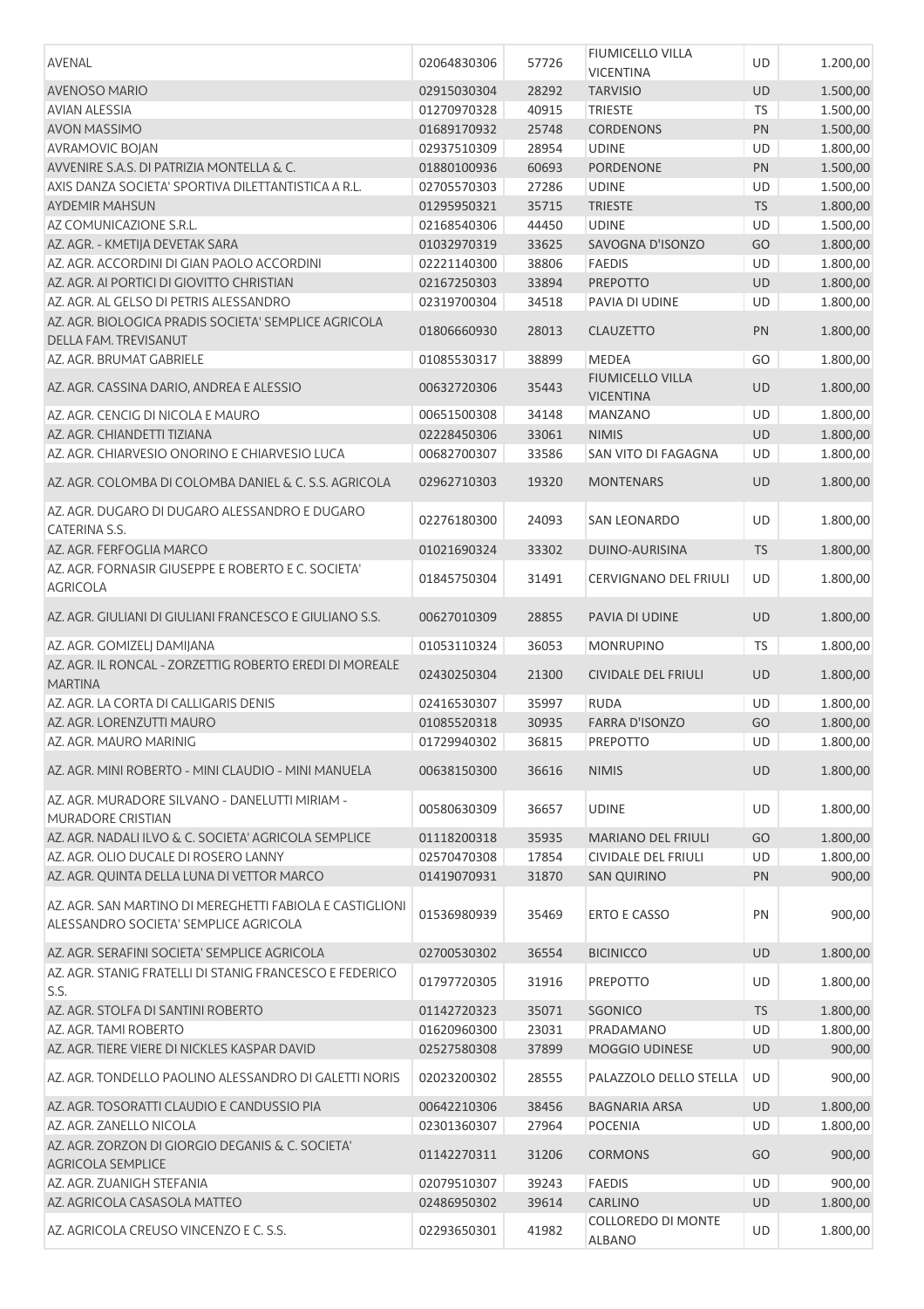| | | | | | |
|---|---|---|---|---|---|
| AVENAL | 02064830306 | 57726 | FIUMICELLO VILLA VICENTINA | UD | 1.200,00 |
| AVENOSO MARIO | 02915030304 | 28292 | TARVISIO | UD | 1.500,00 |
| AVIAN ALESSIA | 01270970328 | 40915 | TRIESTE | TS | 1.500,00 |
| AVON MASSIMO | 01689170932 | 25748 | CORDENONS | PN | 1.500,00 |
| AVRAMOVIC BOJAN | 02937510309 | 28954 | UDINE | UD | 1.800,00 |
| AVVENIRE S.A.S. DI PATRIZIA MONTELLA & C. | 01880100936 | 60693 | PORDENONE | PN | 1.500,00 |
| AXIS DANZA SOCIETA' SPORTIVA DILETTANTISTICA A R.L. | 02705570303 | 27286 | UDINE | UD | 1.500,00 |
| AYDEMIR MAHSUN | 01295950321 | 35715 | TRIESTE | TS | 1.800,00 |
| AZ COMUNICAZIONE S.R.L. | 02168540306 | 44450 | UDINE | UD | 1.500,00 |
| AZ. AGR. - KMETIJA DEVETAK SARA | 01032970319 | 33625 | SAVOGNA D'ISONZO | GO | 1.800,00 |
| AZ. AGR. ACCORDINI DI GIAN PAOLO ACCORDINI | 02221140300 | 38806 | FAEDIS | UD | 1.800,00 |
| AZ. AGR. AI PORTICI DI GIOVITTO CHRISTIAN | 02167250303 | 33894 | PREPOTTO | UD | 1.800,00 |
| AZ. AGR. AL GELSO DI PETRIS ALESSANDRO | 02319700304 | 34518 | PAVIA DI UDINE | UD | 1.800,00 |
| AZ. AGR. BIOLOGICA PRADIS SOCIETA' SEMPLICE AGRICOLA DELLA FAM. TREVISANUT | 01806660930 | 28013 | CLAUZETTO | PN | 1.800,00 |
| AZ. AGR. BRUMAT GABRIELE | 01085530317 | 38899 | MEDEA | GO | 1.800,00 |
| AZ. AGR. CASSINA DARIO, ANDREA E ALESSIO | 00632720306 | 35443 | FIUMICELLO VILLA VICENTINA | UD | 1.800,00 |
| AZ. AGR. CENCIG DI NICOLA E MAURO | 00651500308 | 34148 | MANZANO | UD | 1.800,00 |
| AZ. AGR. CHIANDETTI TIZIANA | 02228450306 | 33061 | NIMIS | UD | 1.800,00 |
| AZ. AGR. CHIARVESIO ONORINO E CHIARVESIO LUCA | 00682700307 | 33586 | SAN VITO DI FAGAGNA | UD | 1.800,00 |
| AZ. AGR. COLOMBA DI COLOMBA DANIEL & C. S.S. AGRICOLA | 02962710303 | 19320 | MONTENARS | UD | 1.800,00 |
| AZ. AGR. DUGARO DI DUGARO ALESSANDRO E DUGARO CATERINA S.S. | 02276180300 | 24093 | SAN LEONARDO | UD | 1.800,00 |
| AZ. AGR. FERFOGLIA MARCO | 01021690324 | 33302 | DUINO-AURISINA | TS | 1.800,00 |
| AZ. AGR. FORNASIR GIUSEPPE E ROBERTO E C. SOCIETA' AGRICOLA | 01845750304 | 31491 | CERVIGNANO DEL FRIULI | UD | 1.800,00 |
| AZ. AGR. GIULIANI DI GIULIANI FRANCESCO E GIULIANO S.S. | 00627010309 | 28855 | PAVIA DI UDINE | UD | 1.800,00 |
| AZ. AGR. GOMIZELJ DAMIJANA | 01053110324 | 36053 | MONRUPINO | TS | 1.800,00 |
| AZ. AGR. IL RONCAL - ZORZETTIG ROBERTO EREDI DI MOREALE MARTINA | 02430250304 | 21300 | CIVIDALE DEL FRIULI | UD | 1.800,00 |
| AZ. AGR. LA CORTA DI CALLIGARIS DENIS | 02416530307 | 35997 | RUDA | UD | 1.800,00 |
| AZ. AGR. LORENZUTTI MAURO | 01085520318 | 30935 | FARRA D'ISONZO | GO | 1.800,00 |
| AZ. AGR. MAURO MARINIG | 01729940302 | 36815 | PREPOTTO | UD | 1.800,00 |
| AZ. AGR. MINI ROBERTO - MINI CLAUDIO - MINI MANUELA | 00638150300 | 36616 | NIMIS | UD | 1.800,00 |
| AZ. AGR. MURADORE SILVANO - DANELUTTI MIRIAM - MURADORE CRISTIAN | 00580630309 | 36657 | UDINE | UD | 1.800,00 |
| AZ. AGR. NADALI ILVO & C. SOCIETA' AGRICOLA SEMPLICE | 01118200318 | 35935 | MARIANO DEL FRIULI | GO | 1.800,00 |
| AZ. AGR. OLIO DUCALE DI ROSERO LANNY | 02570470308 | 17854 | CIVIDALE DEL FRIULI | UD | 1.800,00 |
| AZ. AGR. QUINTA DELLA LUNA DI VETTOR MARCO | 01419070931 | 31870 | SAN QUIRINO | PN | 900,00 |
| AZ. AGR. SAN MARTINO DI MEREGHETTI FABIOLA E CASTIGLIONI ALESSANDRO SOCIETA' SEMPLICE AGRICOLA | 01536980939 | 35469 | ERTO E CASSO | PN | 900,00 |
| AZ. AGR. SERAFINI SOCIETA' SEMPLICE AGRICOLA | 02700530302 | 36554 | BICINICCO | UD | 1.800,00 |
| AZ. AGR. STANIG FRATELLI DI STANIG FRANCESCO E FEDERICO S.S. | 01797720305 | 31916 | PREPOTTO | UD | 1.800,00 |
| AZ. AGR. STOLFA DI SANTINI ROBERTO | 01142720323 | 35071 | SGONICO | TS | 1.800,00 |
| AZ. AGR. TAMI ROBERTO | 01620960300 | 23031 | PRADAMANO | UD | 1.800,00 |
| AZ. AGR. TIERE VIERE DI NICKLES KASPAR DAVID | 02527580308 | 37899 | MOGGIO UDINESE | UD | 900,00 |
| AZ. AGR. TONDELLO PAOLINO ALESSANDRO DI GALETTI NORIS | 02023200302 | 28555 | PALAZZOLO DELLO STELLA | UD | 900,00 |
| AZ. AGR. TOSORATTI CLAUDIO E CANDUSSIO PIA | 00642210306 | 38456 | BAGNARIA ARSA | UD | 1.800,00 |
| AZ. AGR. ZANELLO NICOLA | 02301360307 | 27964 | POCENIA | UD | 1.800,00 |
| AZ. AGR. ZORZON DI GIORGIO DEGANIS & C. SOCIETA' AGRICOLA SEMPLICE | 01142270311 | 31206 | CORMONS | GO | 900,00 |
| AZ. AGR. ZUANIGH STEFANIA | 02079510307 | 39243 | FAEDIS | UD | 900,00 |
| AZ. AGRICOLA CASASOLA MATTEO | 02486950302 | 39614 | CARLINO | UD | 1.800,00 |
| AZ. AGRICOLA CREUSO VINCENZO E C. S.S. | 02293650301 | 41982 | COLLOREDO DI MONTE ALBANO | UD | 1.800,00 |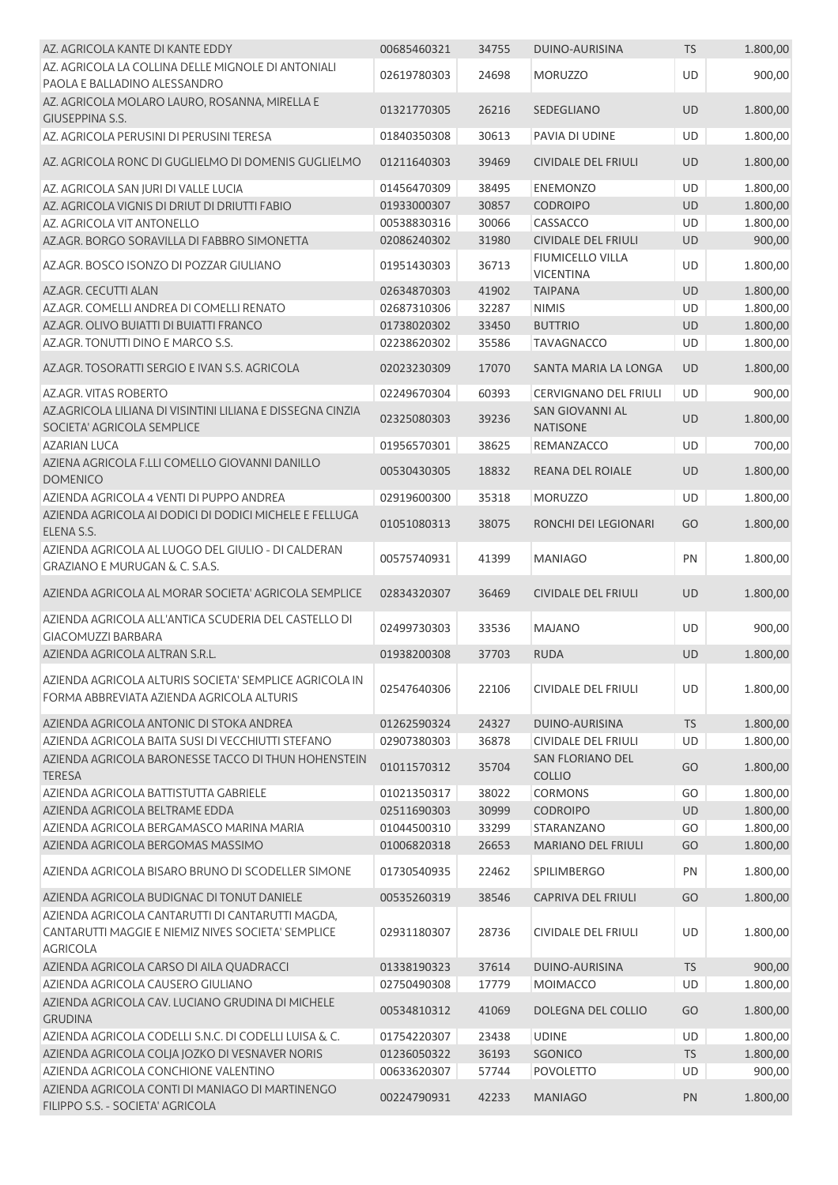| | | | | | |
|---|---|---|---|---|---|
| AZ. AGRICOLA KANTE DI KANTE EDDY | 00685460321 | 34755 | DUINO-AURISINA | TS | 1.800,00 |
| AZ. AGRICOLA LA COLLINA DELLE MIGNOLE DI ANTONIALI PAOLA E BALLADINO ALESSANDRO | 02619780303 | 24698 | MORUZZO | UD | 900,00 |
| AZ. AGRICOLA MOLARO LAURO, ROSANNA, MIRELLA E GIUSEPPINA S.S. | 01321770305 | 26216 | SEDEGLIANO | UD | 1.800,00 |
| AZ. AGRICOLA PERUSINI DI PERUSINI TERESA | 01840350308 | 30613 | PAVIA DI UDINE | UD | 1.800,00 |
| AZ. AGRICOLA RONC DI GUGLIELMO DI DOMENIS GUGLIELMO | 01211640303 | 39469 | CIVIDALE DEL FRIULI | UD | 1.800,00 |
| AZ. AGRICOLA SAN JURI DI VALLE LUCIA | 01456470309 | 38495 | ENEMONZO | UD | 1.800,00 |
| AZ. AGRICOLA VIGNIS DI DRIUT DI DRIUTTI FABIO | 01933000307 | 30857 | CODROIPO | UD | 1.800,00 |
| AZ. AGRICOLA VIT ANTONELLO | 00538830316 | 30066 | CASSACCO | UD | 1.800,00 |
| AZ.AGR. BORGO SORAVILLA DI FABBRO SIMONETTA | 02086240302 | 31980 | CIVIDALE DEL FRIULI | UD | 900,00 |
| AZ.AGR. BOSCO ISONZO DI POZZAR GIULIANO | 01951430303 | 36713 | FIUMICELLO VILLA VICENTINA | UD | 1.800,00 |
| AZ.AGR. CECUTTI ALAN | 02634870303 | 41902 | TAIPANA | UD | 1.800,00 |
| AZ.AGR. COMELLI ANDREA DI COMELLI RENATO | 02687310306 | 32287 | NIMIS | UD | 1.800,00 |
| AZ.AGR. OLIVO BUIATTI DI BUIATTI FRANCO | 01738020302 | 33450 | BUTTRIO | UD | 1.800,00 |
| AZ.AGR. TONUTTI DINO E MARCO S.S. | 02238620302 | 35586 | TAVAGNACCO | UD | 1.800,00 |
| AZ.AGR. TOSORATTI SERGIO E IVAN S.S. AGRICOLA | 02023230309 | 17070 | SANTA MARIA LA LONGA | UD | 1.800,00 |
| AZ.AGR. VITAS ROBERTO | 02249670304 | 60393 | CERVIGNANO DEL FRIULI | UD | 900,00 |
| AZ.AGRICOLA LILIANA DI VISINTINI LILIANA E DISSEGNA CINZIA SOCIETA' AGRICOLA SEMPLICE | 02325080303 | 39236 | SAN GIOVANNI AL NATISONE | UD | 1.800,00 |
| AZARIAN LUCA | 01956570301 | 38625 | REMANZACCO | UD | 700,00 |
| AZIENA AGRICOLA F.LLI COMELLO GIOVANNI DANILLO DOMENICO | 00530430305 | 18832 | REANA DEL ROIALE | UD | 1.800,00 |
| AZIENDA AGRICOLA 4 VENTI DI PUPPO ANDREA | 02919600300 | 35318 | MORUZZO | UD | 1.800,00 |
| AZIENDA AGRICOLA AI DODICI DI DODICI MICHELE E FELLUGA ELENA S.S. | 01051080313 | 38075 | RONCHI DEI LEGIONARI | GO | 1.800,00 |
| AZIENDA AGRICOLA AL LUOGO DEL GIULIO - DI CALDERAN GRAZIANO E MURUGAN & C. S.A.S. | 00575740931 | 41399 | MANIAGO | PN | 1.800,00 |
| AZIENDA AGRICOLA AL MORAR SOCIETA' AGRICOLA SEMPLICE | 02834320307 | 36469 | CIVIDALE DEL FRIULI | UD | 1.800,00 |
| AZIENDA AGRICOLA ALL'ANTICA SCUDERIA DEL CASTELLO DI GIACOMUZZI BARBARA | 02499730303 | 33536 | MAJANO | UD | 900,00 |
| AZIENDA AGRICOLA ALTRAN S.R.L. | 01938200308 | 37703 | RUDA | UD | 1.800,00 |
| AZIENDA AGRICOLA ALTURIS SOCIETA' SEMPLICE AGRICOLA IN FORMA ABBREVIATA AZIENDA AGRICOLA ALTURIS | 02547640306 | 22106 | CIVIDALE DEL FRIULI | UD | 1.800,00 |
| AZIENDA AGRICOLA ANTONIC DI STOKA ANDREA | 01262590324 | 24327 | DUINO-AURISINA | TS | 1.800,00 |
| AZIENDA AGRICOLA BAITA SUSI DI VECCHIUTTI STEFANO | 02907380303 | 36878 | CIVIDALE DEL FRIULI | UD | 1.800,00 |
| AZIENDA AGRICOLA BARONESSE TACCO DI THUN HOHENSTEIN TERESA | 01011570312 | 35704 | SAN FLORIANO DEL COLLIO | GO | 1.800,00 |
| AZIENDA AGRICOLA BATTISTUTTA GABRIELE | 01021350317 | 38022 | CORMONS | GO | 1.800,00 |
| AZIENDA AGRICOLA BELTRAME EDDA | 02511690303 | 30999 | CODROIPO | UD | 1.800,00 |
| AZIENDA AGRICOLA BERGAMASCO MARINA MARIA | 01044500310 | 33299 | STARANZANO | GO | 1.800,00 |
| AZIENDA AGRICOLA BERGOMAS MASSIMO | 01006820318 | 26653 | MARIANO DEL FRIULI | GO | 1.800,00 |
| AZIENDA AGRICOLA BISARO BRUNO DI SCODELLER SIMONE | 01730540935 | 22462 | SPILIMBERGO | PN | 1.800,00 |
| AZIENDA AGRICOLA BUDIGNAC DI TONUT DANIELE | 00535260319 | 38546 | CAPRIVA DEL FRIULI | GO | 1.800,00 |
| AZIENDA AGRICOLA CANTARUTTI DI CANTARUTTI MAGDA, CANTARUTTI MAGGIE E NIEMIZ NIVES SOCIETA' SEMPLICE AGRICOLA | 02931180307 | 28736 | CIVIDALE DEL FRIULI | UD | 1.800,00 |
| AZIENDA AGRICOLA CARSO DI AILA QUADRACCI | 01338190323 | 37614 | DUINO-AURISINA | TS | 900,00 |
| AZIENDA AGRICOLA CAUSERO GIULIANO | 02750490308 | 17779 | MOIMACCO | UD | 1.800,00 |
| AZIENDA AGRICOLA CAV. LUCIANO GRUDINA DI MICHELE GRUDINA | 00534810312 | 41069 | DOLEGNA DEL COLLIO | GO | 1.800,00 |
| AZIENDA AGRICOLA CODELLI S.N.C. DI CODELLI LUISA & C. | 01754220307 | 23438 | UDINE | UD | 1.800,00 |
| AZIENDA AGRICOLA COLJA JOZKO DI VESNAVER NORIS | 01236050322 | 36193 | SGONICO | TS | 1.800,00 |
| AZIENDA AGRICOLA CONCHIONE VALENTINO | 00633620307 | 57744 | POVOLETTO | UD | 900,00 |
| AZIENDA AGRICOLA CONTI DI MANIAGO DI MARTINENGO FILIPPO S.S. - SOCIETA' AGRICOLA | 00224790931 | 42233 | MANIAGO | PN | 1.800,00 |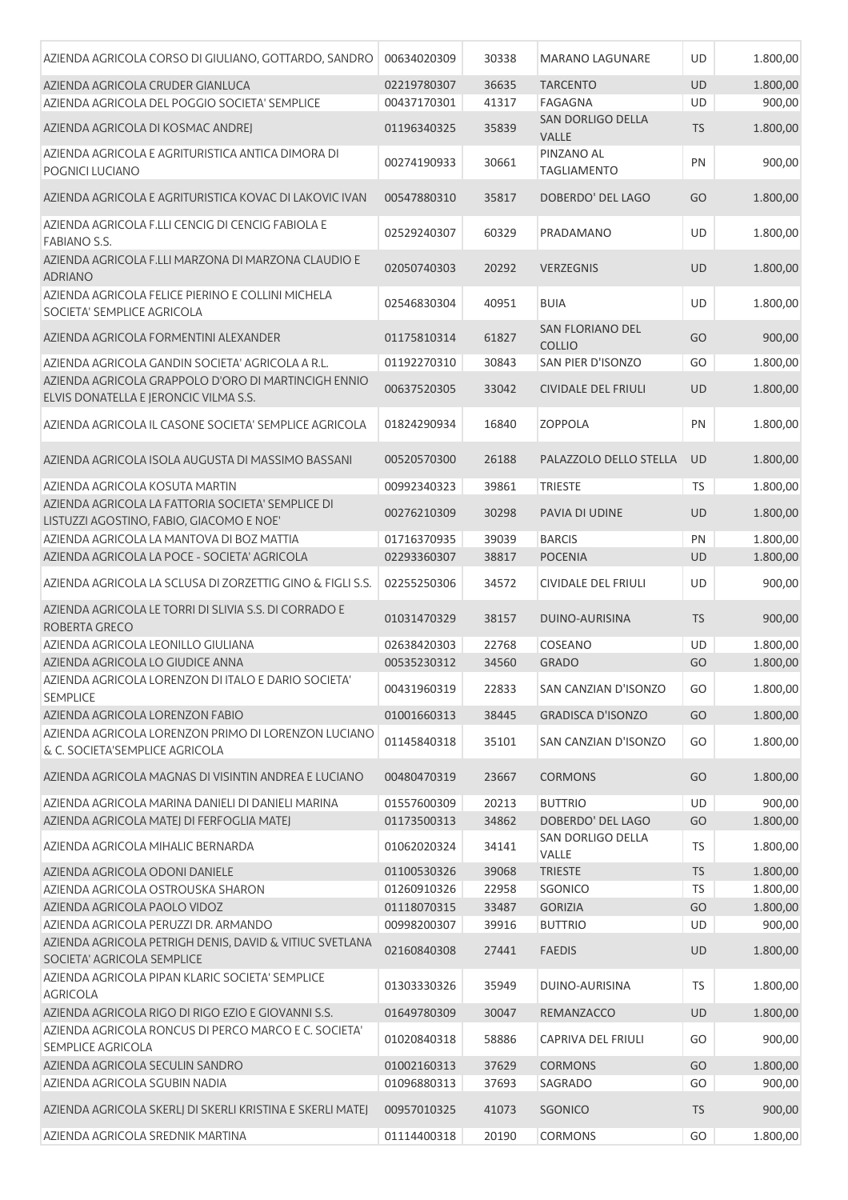| | | | | | |
|---|---|---|---|---|---|
| AZIENDA AGRICOLA CORSO DI GIULIANO, GOTTARDO, SANDRO | 00634020309 | 30338 | MARANO LAGUNARE | UD | 1.800,00 |
| AZIENDA AGRICOLA CRUDER GIANLUCA | 02219780307 | 36635 | TARCENTO | UD | 1.800,00 |
| AZIENDA AGRICOLA DEL POGGIO SOCIETA' SEMPLICE | 00437170301 | 41317 | FAGAGNA | UD | 900,00 |
| AZIENDA AGRICOLA DI KOSMAC ANDREJ | 01196340325 | 35839 | SAN DORLIGO DELLA VALLE | TS | 1.800,00 |
| AZIENDA AGRICOLA E AGRITURISTICA ANTICA DIMORA DI POGNICI LUCIANO | 00274190933 | 30661 | PINZANO AL TAGLIAMENTO | PN | 900,00 |
| AZIENDA AGRICOLA E AGRITURISTICA KOVAC DI LAKOVIC IVAN | 00547880310 | 35817 | DOBERDO' DEL LAGO | GO | 1.800,00 |
| AZIENDA AGRICOLA F.LLI CENCIG DI CENCIG FABIOLA E FABIANO S.S. | 02529240307 | 60329 | PRADAMANO | UD | 1.800,00 |
| AZIENDA AGRICOLA F.LLI MARZONA DI MARZONA CLAUDIO E ADRIANO | 02050740303 | 20292 | VERZEGNIS | UD | 1.800,00 |
| AZIENDA AGRICOLA FELICE PIERINO E COLLINI MICHELA SOCIETA' SEMPLICE AGRICOLA | 02546830304 | 40951 | BUIA | UD | 1.800,00 |
| AZIENDA AGRICOLA FORMENTINI ALEXANDER | 01175810314 | 61827 | SAN FLORIANO DEL COLLIO | GO | 900,00 |
| AZIENDA AGRICOLA GANDIN SOCIETA' AGRICOLA A R.L. | 01192270310 | 30843 | SAN PIER D'ISONZO | GO | 1.800,00 |
| AZIENDA AGRICOLA GRAPPOLO D'ORO DI MARTINCIGH ENNIO ELVIS DONATELLA E JERONCIC VILMA S.S. | 00637520305 | 33042 | CIVIDALE DEL FRIULI | UD | 1.800,00 |
| AZIENDA AGRICOLA IL CASONE SOCIETA' SEMPLICE AGRICOLA | 01824290934 | 16840 | ZOPPOLA | PN | 1.800,00 |
| AZIENDA AGRICOLA ISOLA AUGUSTA DI MASSIMO BASSANI | 00520570300 | 26188 | PALAZZOLO DELLO STELLA | UD | 1.800,00 |
| AZIENDA AGRICOLA KOSUTA MARTIN | 00992340323 | 39861 | TRIESTE | TS | 1.800,00 |
| AZIENDA AGRICOLA LA FATTORIA SOCIETA' SEMPLICE DI LISTUZZI AGOSTINO, FABIO, GIACOMO E NOE' | 00276210309 | 30298 | PAVIA DI UDINE | UD | 1.800,00 |
| AZIENDA AGRICOLA LA MANTOVA DI BOZ MATTIA | 01716370935 | 39039 | BARCIS | PN | 1.800,00 |
| AZIENDA AGRICOLA LA POCE - SOCIETA' AGRICOLA | 02293360307 | 38817 | POCENIA | UD | 1.800,00 |
| AZIENDA AGRICOLA LA SCLUSA DI ZORZETTIG GINO & FIGLI S.S. | 02255250306 | 34572 | CIVIDALE DEL FRIULI | UD | 900,00 |
| AZIENDA AGRICOLA LE TORRI DI SLIVIA S.S. DI CORRADO E ROBERTA GRECO | 01031470329 | 38157 | DUINO-AURISINA | TS | 900,00 |
| AZIENDA AGRICOLA LEONILLO GIULIANA | 02638420303 | 22768 | COSEANO | UD | 1.800,00 |
| AZIENDA AGRICOLA LO GIUDICE ANNA | 00535230312 | 34560 | GRADO | GO | 1.800,00 |
| AZIENDA AGRICOLA LORENZON DI ITALO E DARIO SOCIETA' SEMPLICE | 00431960319 | 22833 | SAN CANZIAN D'ISONZO | GO | 1.800,00 |
| AZIENDA AGRICOLA LORENZON FABIO | 01001660313 | 38445 | GRADISCA D'ISONZO | GO | 1.800,00 |
| AZIENDA AGRICOLA LORENZON PRIMO DI LORENZON LUCIANO & C. SOCIETA'SEMPLICE AGRICOLA | 01145840318 | 35101 | SAN CANZIAN D'ISONZO | GO | 1.800,00 |
| AZIENDA AGRICOLA MAGNAS DI VISINTIN ANDREA E LUCIANO | 00480470319 | 23667 | CORMONS | GO | 1.800,00 |
| AZIENDA AGRICOLA MARINA DANIELI DI DANIELI MARINA | 01557600309 | 20213 | BUTTRIO | UD | 900,00 |
| AZIENDA AGRICOLA MATEJ DI FERFOGLIA MATEJ | 01173500313 | 34862 | DOBERDO' DEL LAGO | GO | 1.800,00 |
| AZIENDA AGRICOLA MIHALIC BERNARDA | 01062020324 | 34141 | SAN DORLIGO DELLA VALLE | TS | 1.800,00 |
| AZIENDA AGRICOLA ODONI DANIELE | 01100530326 | 39068 | TRIESTE | TS | 1.800,00 |
| AZIENDA AGRICOLA OSTROUSKA SHARON | 01260910326 | 22958 | SGONICO | TS | 1.800,00 |
| AZIENDA AGRICOLA PAOLO VIDOZ | 01118070315 | 33487 | GORIZIA | GO | 1.800,00 |
| AZIENDA AGRICOLA PERUZZI DR. ARMANDO | 00998200307 | 39916 | BUTTRIO | UD | 900,00 |
| AZIENDA AGRICOLA PETRIGH DENIS, DAVID & VITIUC SVETLANA SOCIETA' AGRICOLA SEMPLICE | 02160840308 | 27441 | FAEDIS | UD | 1.800,00 |
| AZIENDA AGRICOLA PIPAN KLARIC SOCIETA' SEMPLICE AGRICOLA | 01303330326 | 35949 | DUINO-AURISINA | TS | 1.800,00 |
| AZIENDA AGRICOLA RIGO DI RIGO EZIO E GIOVANNI S.S. | 01649780309 | 30047 | REMANZACCO | UD | 1.800,00 |
| AZIENDA AGRICOLA RONCUS DI PERCO MARCO E C. SOCIETA' SEMPLICE AGRICOLA | 01020840318 | 58886 | CAPRIVA DEL FRIULI | GO | 900,00 |
| AZIENDA AGRICOLA SECULIN SANDRO | 01002160313 | 37629 | CORMONS | GO | 1.800,00 |
| AZIENDA AGRICOLA SGUBIN NADIA | 01096880313 | 37693 | SAGRADO | GO | 900,00 |
| AZIENDA AGRICOLA SKERLJ DI SKERLJ KRISTINA E SKERLJ MATEJ | 00957010325 | 41073 | SGONICO | TS | 900,00 |
| AZIENDA AGRICOLA SREDNIK MARTINA | 01114400318 | 20190 | CORMONS | GO | 1.800,00 |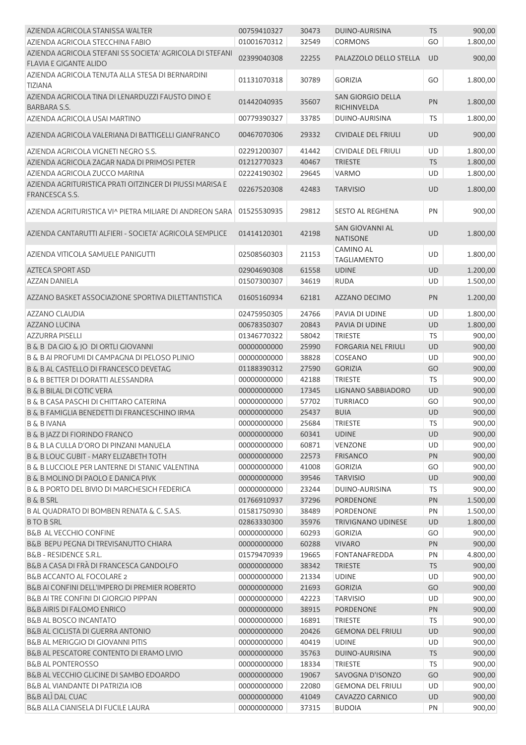| | | | | | |
|---|---|---|---|---|---|
| AZIENDA AGRICOLA STANISSA WALTER | 00759410327 | 30473 | DUINO-AURISINA | TS | 900,00 |
| AZIENDA AGRICOLA STECCHINA FABIO | 01001670312 | 32549 | CORMONS | GO | 1.800,00 |
| AZIENDA AGRICOLA STEFANI SS SOCIETA' AGRICOLA DI STEFANI FLAVIA E GIGANTE ALIDO | 02399040308 | 22255 | PALAZZOLO DELLO STELLA | UD | 900,00 |
| AZIENDA AGRICOLA TENUTA ALLA STESA DI BERNARDINI TIZIANA | 01131070318 | 30789 | GORIZIA | GO | 1.800,00 |
| AZIENDA AGRICOLA TINA DI LENARDUZZI FAUSTO DINO E BARBARA S.S. | 01442040935 | 35607 | SAN GIORGIO DELLA RICHINVELDA | PN | 1.800,00 |
| AZIENDA AGRICOLA USAI MARTINO | 00779390327 | 33785 | DUINO-AURISINA | TS | 1.800,00 |
| AZIENDA AGRICOLA VALERIANA DI BATTIGELLI GIANFRANCO | 00467070306 | 29332 | CIVIDALE DEL FRIULI | UD | 900,00 |
| AZIENDA AGRICOLA VIGNETI NEGRO S.S. | 02291200307 | 41442 | CIVIDALE DEL FRIULI | UD | 1.800,00 |
| AZIENDA AGRICOLA ZAGAR NADA DI PRIMOSI PETER | 01212770323 | 40467 | TRIESTE | TS | 1.800,00 |
| AZIENDA AGRICOLA ZUCCO MARINA | 02224190302 | 29645 | VARMO | UD | 1.800,00 |
| AZIENDA AGRITURISTICA PRATI OITZINGER DI PIUSSI MARISA E FRANCESCA S.S. | 02267520308 | 42483 | TARVISIO | UD | 1.800,00 |
| AZIENDA AGRITURISTICA VI^ PIETRA MILIARE DI ANDREON SARA | 01525530935 | 29812 | SESTO AL REGHENA | PN | 900,00 |
| AZIENDA CANTARUTTI ALFIERI - SOCIETA' AGRICOLA SEMPLICE | 01414120301 | 42198 | SAN GIOVANNI AL NATISONE | UD | 1.800,00 |
| AZIENDA VITICOLA SAMUELE PANIGUTTI | 02508560303 | 21153 | CAMINO AL TAGLIAMENTO | UD | 1.800,00 |
| AZTECA SPORT ASD | 02904690308 | 61558 | UDINE | UD | 1.200,00 |
| AZZAN DANIELA | 01507300307 | 34619 | RUDA | UD | 1.500,00 |
| AZZANO BASKET ASSOCIAZIONE SPORTIVA DILETTANTISTICA | 01605160934 | 62181 | AZZANO DECIMO | PN | 1.200,00 |
| AZZANO CLAUDIA | 02475950305 | 24766 | PAVIA DI UDINE | UD | 1.800,00 |
| AZZANO LUCINA | 00678350307 | 20843 | PAVIA DI UDINE | UD | 1.800,00 |
| AZZURRA PISELLI | 01346770322 | 58042 | TRIESTE | TS | 900,00 |
| B & B DA GIO & JO DI ORTLI GIOVANNI | 00000000000 | 25990 | FORGARIA NEL FRIULI | UD | 900,00 |
| B & B AI PROFUMI DI CAMPAGNA DI PELOSO PLINIO | 00000000000 | 38828 | COSEANO | UD | 900,00 |
| B & B AL CASTELLO DI FRANCESCO DEVETAG | 01188390312 | 27590 | GORIZIA | GO | 900,00 |
| B & B BETTER DI DORATTI ALESSANDRA | 00000000000 | 42188 | TRIESTE | TS | 900,00 |
| B & B BILAL DI COTIC VERA | 00000000000 | 17345 | LIGNANO SABBIADORO | UD | 900,00 |
| B & B CASA PASCHI DI CHITTARO CATERINA | 00000000000 | 57702 | TURRIACO | GO | 900,00 |
| B & B FAMIGLIA BENEDETTI DI FRANCESCHINO IRMA | 00000000000 | 25437 | BUIA | UD | 900,00 |
| B & B IVANA | 00000000000 | 25684 | TRIESTE | TS | 900,00 |
| B & B JAZZ DI FIORINDO FRANCO | 00000000000 | 60341 | UDINE | UD | 900,00 |
| B & B LA CULLA D'ORO DI PINZANI MANUELA | 00000000000 | 60871 | VENZONE | UD | 900,00 |
| B & B LOUC GUBIT - MARY ELIZABETH TOTH | 00000000000 | 22573 | FRISANCO | PN | 900,00 |
| B & B LUCCIOLE PER LANTERNE DI STANIC VALENTINA | 00000000000 | 41008 | GORIZIA | GO | 900,00 |
| B & B MOLINO DI PAOLO E DANICA PIVK | 00000000000 | 39546 | TARVISIO | UD | 900,00 |
| B & B PORTO DEL BIVIO DI MARCHESICH FEDERICA | 00000000000 | 23244 | DUINO-AURISINA | TS | 900,00 |
| B & B SRL | 01766910937 | 37296 | PORDENONE | PN | 1.500,00 |
| B AL QUADRATO DI BOMBEN RENATA & C. S.A.S. | 01581750930 | 38489 | PORDENONE | PN | 1.500,00 |
| B TO B SRL | 02863330300 | 35976 | TRIVIGNANO UDINESE | UD | 1.800,00 |
| B&B AL VECCHIO CONFINE | 00000000000 | 60293 | GORIZIA | GO | 900,00 |
| B&B BEPU PEGNA DI TREVISANUTTO CHIARA | 00000000000 | 60288 | VIVARO | PN | 900,00 |
| B&B - RESIDENCE S.R.L. | 01579470939 | 19665 | FONTANAFREDDA | PN | 4.800,00 |
| B&B A CASA DI FRÀ DI FRANCESCA GANDOLFO | 00000000000 | 38342 | TRIESTE | TS | 900,00 |
| B&B ACCANTO AL FOCOLARE 2 | 00000000000 | 21334 | UDINE | UD | 900,00 |
| B&B AI CONFINI DELL'IMPERO DI PREMIER ROBERTO | 00000000000 | 21693 | GORIZIA | GO | 900,00 |
| B&B AI TRE CONFINI DI GIORGIO PIPPAN | 00000000000 | 42223 | TARVISIO | UD | 900,00 |
| B&B AIRIS DI FALOMO ENRICO | 00000000000 | 38915 | PORDENONE | PN | 900,00 |
| B&B AL BOSCO INCANTATO | 00000000000 | 16891 | TRIESTE | TS | 900,00 |
| B&B AL CICLISTA DI GUERRA ANTONIO | 00000000000 | 20426 | GEMONA DEL FRIULI | UD | 900,00 |
| B&B AL MERIGGIO DI GIOVANNI PITIS | 00000000000 | 40419 | UDINE | UD | 900,00 |
| B&B AL PESCATORE CONTENTO DI ERAMO LIVIO | 00000000000 | 35763 | DUINO-AURISINA | TS | 900,00 |
| B&B AL PONTEROSSO | 00000000000 | 18334 | TRIESTE | TS | 900,00 |
| B&B AL VECCHIO GLICINE DI SAMBO EDOARDO | 00000000000 | 19067 | SAVOGNA D'ISONZO | GO | 900,00 |
| B&B AL VIANDANTE DI PATRIZIA IOB | 00000000000 | 22080 | GEMONA DEL FRIULI | UD | 900,00 |
| B&B ALÌ DAL CUAC | 00000000000 | 41049 | CAVAZZO CARNICO | UD | 900,00 |
| B&B ALLA CIANISELA DI FUCILE LAURA | 00000000000 | 37315 | BUDOIA | PN | 900,00 |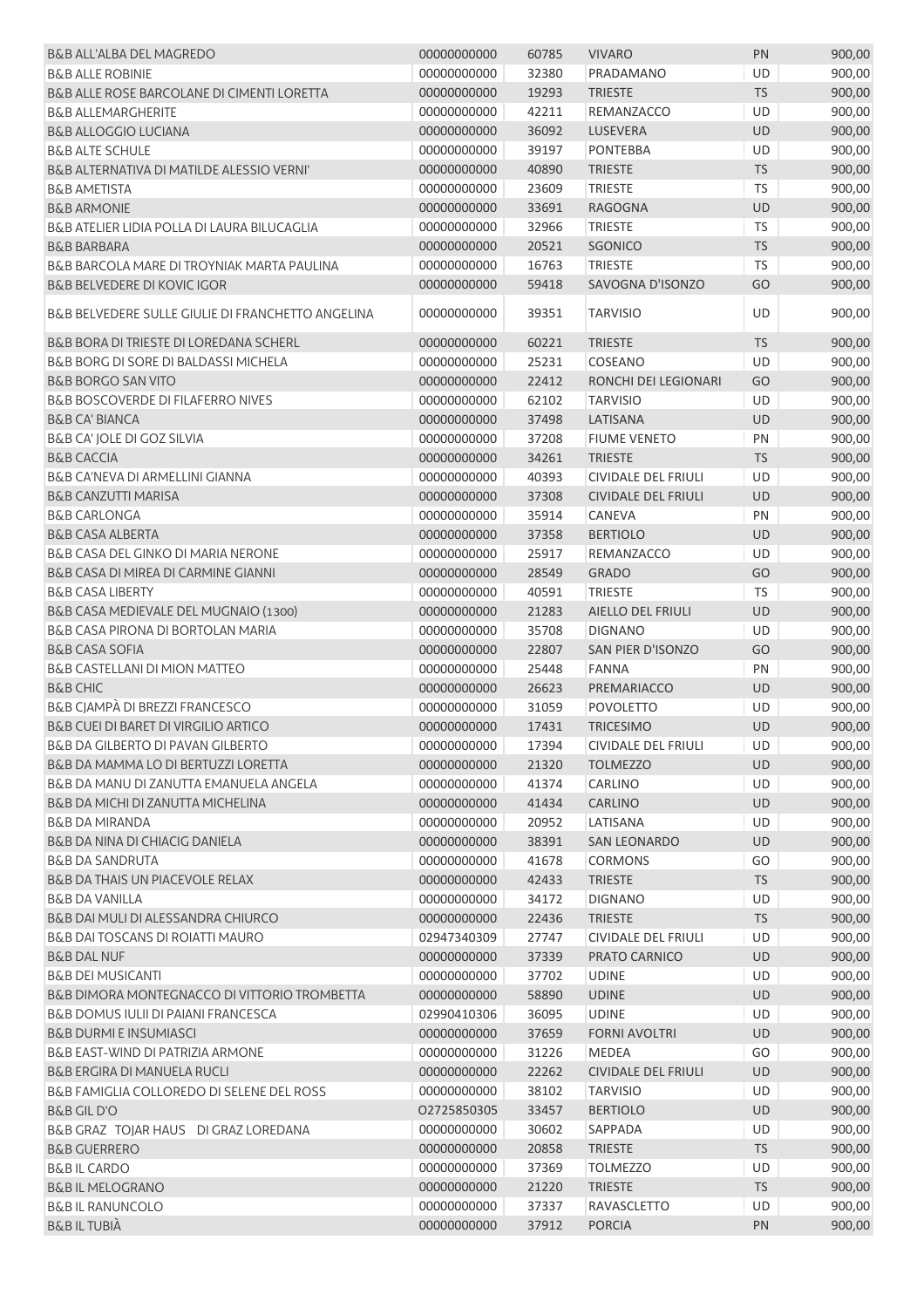| | | | | | |
|---|---|---|---|---|---|
| B&B ALL'ALBA DEL MAGREDO | 00000000000 | 60785 | VIVARO | PN | 900,00 |
| B&B ALLE ROBINIE | 00000000000 | 32380 | PRADAMANO | UD | 900,00 |
| B&B ALLE ROSE BARCOLANE DI CIMENTI LORETTA | 00000000000 | 19293 | TRIESTE | TS | 900,00 |
| B&B ALLEMARGHERITE | 00000000000 | 42211 | REMANZACCO | UD | 900,00 |
| B&B ALLOGGIO LUCIANA | 00000000000 | 36092 | LUSEVERA | UD | 900,00 |
| B&B ALTE SCHULE | 00000000000 | 39197 | PONTEBBA | UD | 900,00 |
| B&B ALTERNATIVA DI MATILDE ALESSIO VERNI' | 00000000000 | 40890 | TRIESTE | TS | 900,00 |
| B&B AMETISTA | 00000000000 | 23609 | TRIESTE | TS | 900,00 |
| B&B ARMONIE | 00000000000 | 33691 | RAGOGNA | UD | 900,00 |
| B&B ATELIER LIDIA POLLA DI LAURA BILUCAGLIA | 00000000000 | 32966 | TRIESTE | TS | 900,00 |
| B&B BARBARA | 00000000000 | 20521 | SGONICO | TS | 900,00 |
| B&B BARCOLA MARE DI TROYNIAK MARTA PAULINA | 00000000000 | 16763 | TRIESTE | TS | 900,00 |
| B&B BELVEDERE DI KOVIC IGOR | 00000000000 | 59418 | SAVOGNA D'ISONZO | GO | 900,00 |
| B&B BELVEDERE SULLE GIULIE DI FRANCHETTO ANGELINA | 00000000000 | 39351 | TARVISIO | UD | 900,00 |
| B&B BORA DI TRIESTE DI LOREDANA SCHERL | 00000000000 | 60221 | TRIESTE | TS | 900,00 |
| B&B BORG DI SORE DI BALDASSI MICHELA | 00000000000 | 25231 | COSEANO | UD | 900,00 |
| B&B BORGO SAN VITO | 00000000000 | 22412 | RONCHI DEI LEGIONARI | GO | 900,00 |
| B&B BOSCOVERDE DI FILAFERRO NIVES | 00000000000 | 62102 | TARVISIO | UD | 900,00 |
| B&B CA' BIANCA | 00000000000 | 37498 | LATISANA | UD | 900,00 |
| B&B CA' JOLE DI GOZ SILVIA | 00000000000 | 37208 | FIUME VENETO | PN | 900,00 |
| B&B CACCIA | 00000000000 | 34261 | TRIESTE | TS | 900,00 |
| B&B CA'NEVA DI ARMELLINI GIANNA | 00000000000 | 40393 | CIVIDALE DEL FRIULI | UD | 900,00 |
| B&B CANZUTTI MARISA | 00000000000 | 37308 | CIVIDALE DEL FRIULI | UD | 900,00 |
| B&B CARLONGA | 00000000000 | 35914 | CANEVA | PN | 900,00 |
| B&B CASA ALBERTA | 00000000000 | 37358 | BERTIOLO | UD | 900,00 |
| B&B CASA DEL GINKO DI MARIA NERONE | 00000000000 | 25917 | REMANZACCO | UD | 900,00 |
| B&B CASA DI MIREA DI CARMINE GIANNI | 00000000000 | 28549 | GRADO | GO | 900,00 |
| B&B CASA LIBERTY | 00000000000 | 40591 | TRIESTE | TS | 900,00 |
| B&B CASA MEDIEVALE DEL MUGNAIO (1300) | 00000000000 | 21283 | AIELLO DEL FRIULI | UD | 900,00 |
| B&B CASA PIRONA DI BORTOLAN MARIA | 00000000000 | 35708 | DIGNANO | UD | 900,00 |
| B&B CASA SOFIA | 00000000000 | 22807 | SAN PIER D'ISONZO | GO | 900,00 |
| B&B CASTELLANI DI MION MATTEO | 00000000000 | 25448 | FANNA | PN | 900,00 |
| B&B CHIC | 00000000000 | 26623 | PREMARIACCO | UD | 900,00 |
| B&B CJAMPÀ DI BREZZI FRANCESCO | 00000000000 | 31059 | POVOLETTO | UD | 900,00 |
| B&B CUEI DI BARET DI VIRGILIO ARTICO | 00000000000 | 17431 | TRICESIMO | UD | 900,00 |
| B&B DA GILBERTO DI PAVAN GILBERTO | 00000000000 | 17394 | CIVIDALE DEL FRIULI | UD | 900,00 |
| B&B DA MAMMA LO DI BERTUZZI LORETTA | 00000000000 | 21320 | TOLMEZZO | UD | 900,00 |
| B&B DA MANU DI ZANUTTA EMANUELA ANGELA | 00000000000 | 41374 | CARLINO | UD | 900,00 |
| B&B DA MICHI DI ZANUTTA MICHELINA | 00000000000 | 41434 | CARLINO | UD | 900,00 |
| B&B DA MIRANDA | 00000000000 | 20952 | LATISANA | UD | 900,00 |
| B&B DA NINA DI CHIACIG DANIELA | 00000000000 | 38391 | SAN LEONARDO | UD | 900,00 |
| B&B DA SANDRUTA | 00000000000 | 41678 | CORMONS | GO | 900,00 |
| B&B DA THAIS UN PIACEVOLE RELAX | 00000000000 | 42433 | TRIESTE | TS | 900,00 |
| B&B DA VANILLA | 00000000000 | 34172 | DIGNANO | UD | 900,00 |
| B&B DAI MULI DI ALESSANDRA CHIURCO | 00000000000 | 22436 | TRIESTE | TS | 900,00 |
| B&B DAI TOSCANS DI ROIATTI MAURO | 02947340309 | 27747 | CIVIDALE DEL FRIULI | UD | 900,00 |
| B&B DAL NUF | 00000000000 | 37339 | PRATO CARNICO | UD | 900,00 |
| B&B DEI MUSICANTI | 00000000000 | 37702 | UDINE | UD | 900,00 |
| B&B DIMORA MONTEGNACCO DI VITTORIO TROMBETTA | 00000000000 | 58890 | UDINE | UD | 900,00 |
| B&B DOMUS IULII DI PAIANI FRANCESCA | 02990410306 | 36095 | UDINE | UD | 900,00 |
| B&B DURMI E INSUMIASCI | 00000000000 | 37659 | FORNI AVOLTRI | UD | 900,00 |
| B&B EAST-WIND DI PATRIZIA ARMONE | 00000000000 | 31226 | MEDEA | GO | 900,00 |
| B&B ERGIRA DI MANUELA RUCLI | 00000000000 | 22262 | CIVIDALE DEL FRIULI | UD | 900,00 |
| B&B FAMIGLIA COLLOREDO DI SELENE DEL ROSS | 00000000000 | 38102 | TARVISIO | UD | 900,00 |
| B&B GIL D'O | O2725850305 | 33457 | BERTIOLO | UD | 900,00 |
| B&B GRAZ TOJAR HAUS DI GRAZ LOREDANA | 00000000000 | 30602 | SAPPADA | UD | 900,00 |
| B&B GUERRERO | 00000000000 | 20858 | TRIESTE | TS | 900,00 |
| B&B IL CARDO | 00000000000 | 37369 | TOLMEZZO | UD | 900,00 |
| B&B IL MELOGRANO | 00000000000 | 21220 | TRIESTE | TS | 900,00 |
| B&B IL RANUNCOLO | 00000000000 | 37337 | RAVASCLETTO | UD | 900,00 |
| B&B IL TUBIÀ | 00000000000 | 37912 | PORCIA | PN | 900,00 |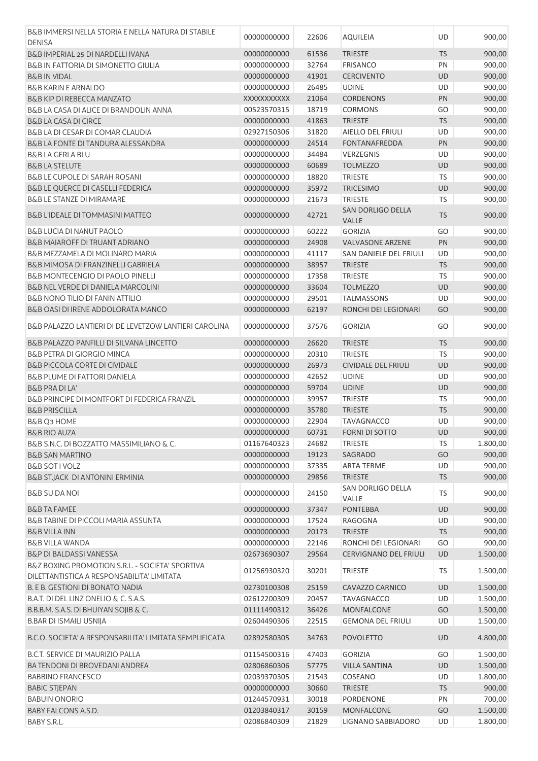| | | | | | |
|---|---|---|---|---|---|
| B&B IMMERSI NELLA STORIA E NELLA NATURA DI STABILE DENISA | 00000000000 | 22606 | AQUILEIA | UD | 900,00 |
| B&B IMPERIAL 25 DI NARDELLI IVANA | 00000000000 | 61536 | TRIESTE | TS | 900,00 |
| B&B IN FATTORIA DI SIMONETTO GIULIA | 00000000000 | 32764 | FRISANCO | PN | 900,00 |
| B&B IN VIDAL | 00000000000 | 41901 | CERCIVENTO | UD | 900,00 |
| B&B KARIN E ARNALDO | 00000000000 | 26485 | UDINE | UD | 900,00 |
| B&B KIP DI REBECCA MANZATO | XXXXXXXXXXX | 21064 | CORDENONS | PN | 900,00 |
| B&B LA CASA DI ALICE DI BRANDOLIN ANNA | 00523570315 | 18719 | CORMONS | GO | 900,00 |
| B&B LA CASA DI CIRCE | 00000000000 | 41863 | TRIESTE | TS | 900,00 |
| B&B LA DI CESAR DI COMAR CLAUDIA | 02927150306 | 31820 | AIELLO DEL FRIULI | UD | 900,00 |
| B&B LA FONTE DI TANDURA ALESSANDRA | 00000000000 | 24514 | FONTANAFREDDA | PN | 900,00 |
| B&B LA GERLA BLU | 00000000000 | 34484 | VERZEGNIS | UD | 900,00 |
| B&B LA STELUTE | 00000000000 | 60689 | TOLMEZZO | UD | 900,00 |
| B&B LE CUPOLE DI SARAH ROSANI | 00000000000 | 18820 | TRIESTE | TS | 900,00 |
| B&B LE QUERCE DI CASELLI FEDERICA | 00000000000 | 35972 | TRICESIMO | UD | 900,00 |
| B&B LE STANZE DI MIRAMARE | 00000000000 | 21673 | TRIESTE | TS | 900,00 |
| B&B L'IDEALE DI TOMMASINI MATTEO | 00000000000 | 42721 | SAN DORLIGO DELLA VALLE | TS | 900,00 |
| B&B LUCIA DI NANUT PAOLO | 00000000000 | 60222 | GORIZIA | GO | 900,00 |
| B&B MAIAROFF DI TRUANT ADRIANO | 00000000000 | 24908 | VALVASONE ARZENE | PN | 900,00 |
| B&B MEZZAMELA DI MOLINARO MARIA | 00000000000 | 41117 | SAN DANIELE DEL FRIULI | UD | 900,00 |
| B&B MIMOSA DI FRANZINELLI GABRIELA | 00000000000 | 38957 | TRIESTE | TS | 900,00 |
| B&B MONTECENGIO DI PAOLO PINELLI | 00000000000 | 17358 | TRIESTE | TS | 900,00 |
| B&B NEL VERDE DI DANIELA MARCOLINI | 00000000000 | 33604 | TOLMEZZO | UD | 900,00 |
| B&B NONO TILIO DI FANIN ATTILIO | 00000000000 | 29501 | TALMASSONS | UD | 900,00 |
| B&B OASI DI IRENE ADDOLORATA MANCO | 00000000000 | 62197 | RONCHI DEI LEGIONARI | GO | 900,00 |
| B&B PALAZZO LANTIERI DI DE LEVETZOW LANTIERI CAROLINA | 00000000000 | 37576 | GORIZIA | GO | 900,00 |
| B&B PALAZZO PANFILLI DI SILVANA LINCETTO | 00000000000 | 26620 | TRIESTE | TS | 900,00 |
| B&B PETRA DI GIORGIO MINCA | 00000000000 | 20310 | TRIESTE | TS | 900,00 |
| B&B PICCOLA CORTE DI CIVIDALE | 00000000000 | 26973 | CIVIDALE DEL FRIULI | UD | 900,00 |
| B&B PLUME DI FATTORI DANIELA | 00000000000 | 42652 | UDINE | UD | 900,00 |
| B&B PRA DI LA' | 00000000000 | 59704 | UDINE | UD | 900,00 |
| B&B PRINCIPE DI MONTFORT DI FEDERICA FRANZIL | 00000000000 | 39957 | TRIESTE | TS | 900,00 |
| B&B PRISCILLA | 00000000000 | 35780 | TRIESTE | TS | 900,00 |
| B&B Q3 HOME | 00000000000 | 22904 | TAVAGNACCO | UD | 900,00 |
| B&B RIO AUZA | 00000000000 | 60731 | FORNI DI SOTTO | UD | 900,00 |
| B&B S.N.C. DI BOZZATTO MASSIMILIANO & C. | 01167640323 | 24682 | TRIESTE | TS | 1.800,00 |
| B&B SAN MARTINO | 00000000000 | 19123 | SAGRADO | GO | 900,00 |
| B&B SOT I VOLZ | 00000000000 | 37335 | ARTA TERME | UD | 900,00 |
| B&B ST.JACK DI ANTONINI ERMINIA | 00000000000 | 29856 | TRIESTE | TS | 900,00 |
| B&B SU DA NOI | 00000000000 | 24150 | SAN DORLIGO DELLA VALLE | TS | 900,00 |
| B&B TA FAMEE | 00000000000 | 37347 | PONTEBBA | UD | 900,00 |
| B&B TABINE DI PICCOLI MARIA ASSUNTA | 00000000000 | 17524 | RAGOGNA | UD | 900,00 |
| B&B VILLA INN | 00000000000 | 20173 | TRIESTE | TS | 900,00 |
| B&B VILLA WANDA | 00000000000 | 22146 | RONCHI DEI LEGIONARI | GO | 900,00 |
| B&P DI BALDASSI VANESSA | 02673690307 | 29564 | CERVIGNANO DEL FRIULI | UD | 1.500,00 |
| B&Z BOXING PROMOTION S.R.L. - SOCIETA' SPORTIVA DILETTANTISTICA A RESPONSABILITA' LIMITATA | 01256930320 | 30201 | TRIESTE | TS | 1.500,00 |
| B. E B. GESTIONI DI BONATO NADIA | 02730100308 | 25159 | CAVAZZO CARNICO | UD | 1.500,00 |
| B.A.T. DI DEL LINZ ONELIO & C. S.A.S. | 02612200309 | 20457 | TAVAGNACCO | UD | 1.500,00 |
| B.B.B.M. S.A.S. DI BHUIYAN SOJIB & C. | 01111490312 | 36426 | MONFALCONE | GO | 1.500,00 |
| B.BAR DI ISMAILI USNIJA | 02604490306 | 22515 | GEMONA DEL FRIULI | UD | 1.500,00 |
| B.C.O. SOCIETA' A RESPONSABILITA' LIMITATA SEMPLIFICATA | 02892580305 | 34763 | POVOLETTO | UD | 4.800,00 |
| B.C.T. SERVICE DI MAURIZIO PALLA | 01154500316 | 47403 | GORIZIA | GO | 1.500,00 |
| BA TENDONI DI BROVEDANI ANDREA | 02806860306 | 57775 | VILLA SANTINA | UD | 1.500,00 |
| BABBINO FRANCESCO | 02039370305 | 21543 | COSEANO | UD | 1.800,00 |
| BABIC STJEPAN | 00000000000 | 30660 | TRIESTE | TS | 900,00 |
| BABUIN ONORIO | 01244570931 | 30018 | PORDENONE | PN | 700,00 |
| BABY FALCONS A.S.D. | 01203840317 | 30159 | MONFALCONE | GO | 1.500,00 |
| BABY S.R.L. | 02086840309 | 21829 | LIGNANO SABBIADORO | UD | 1.800,00 |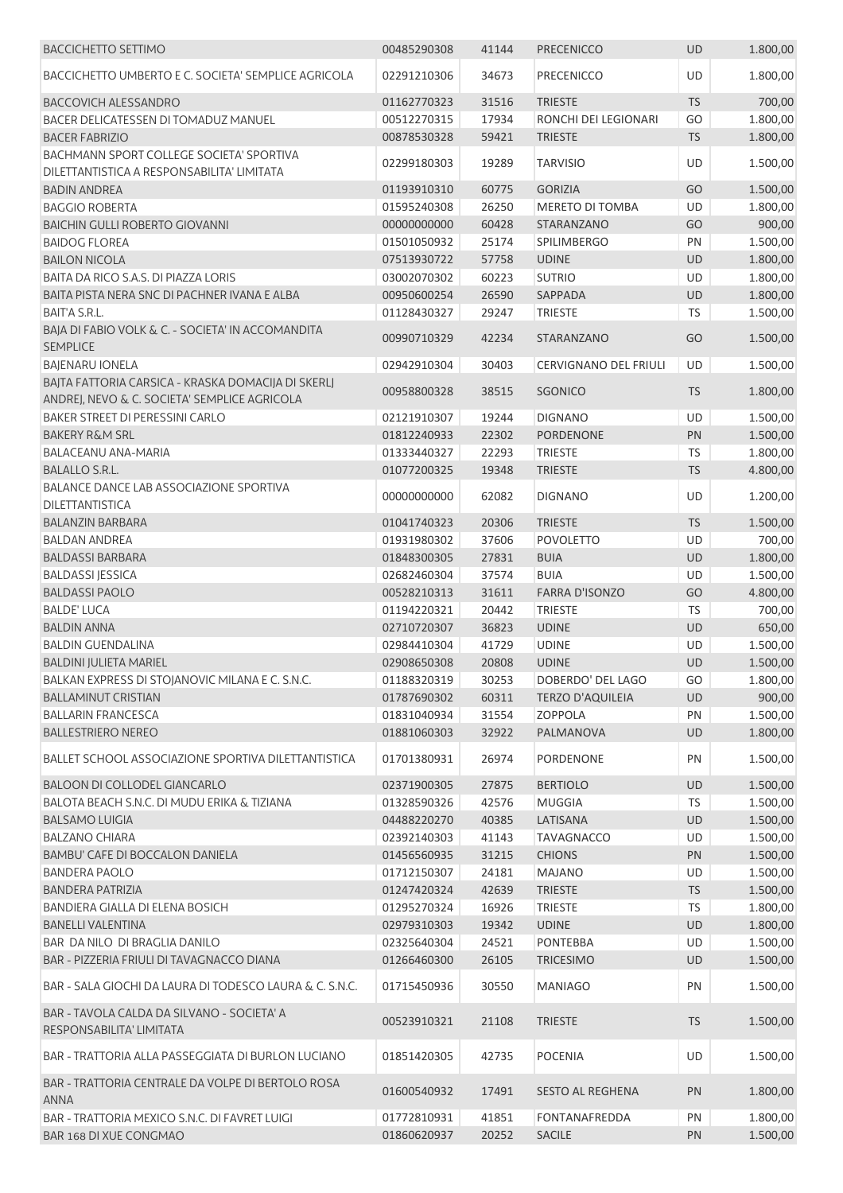| | | | | | |
|---|---|---|---|---|---|
| BACCICHETTO SETTIMO | 00485290308 | 41144 | PRECENICCO | UD | 1.800,00 |
| BACCICHETTO UMBERTO E C. SOCIETA' SEMPLICE AGRICOLA | 02291210306 | 34673 | PRECENICCO | UD | 1.800,00 |
| BACCOVICH ALESSANDRO | 01162770323 | 31516 | TRIESTE | TS | 700,00 |
| BACER DELICATESSEN DI TOMADUZ MANUEL | 00512270315 | 17934 | RONCHI DEI LEGIONARI | GO | 1.800,00 |
| BACER FABRIZIO | 00878530328 | 59421 | TRIESTE | TS | 1.800,00 |
| BACHMANN SPORT COLLEGE SOCIETA' SPORTIVA DILETTANTISTICA A RESPONSABILITA' LIMITATA | 02299180303 | 19289 | TARVISIO | UD | 1.500,00 |
| BADIN ANDREA | 01193910310 | 60775 | GORIZIA | GO | 1.500,00 |
| BAGGIO ROBERTA | 01595240308 | 26250 | MERETO DI TOMBA | UD | 1.800,00 |
| BAICHIN GULLI ROBERTO GIOVANNI | 00000000000 | 60428 | STARANZANO | GO | 900,00 |
| BAIDOG FLOREA | 01501050932 | 25174 | SPILIMBERGO | PN | 1.500,00 |
| BAILON NICOLA | 07513930722 | 57758 | UDINE | UD | 1.800,00 |
| BAITA DA RICO S.A.S. DI PIAZZA LORIS | 03002070302 | 60223 | SUTRIO | UD | 1.800,00 |
| BAITA PISTA NERA SNC DI PACHNER IVANA E ALBA | 00950600254 | 26590 | SAPPADA | UD | 1.800,00 |
| BAIT'A S.R.L. | 01128430327 | 29247 | TRIESTE | TS | 1.500,00 |
| BAJA DI FABIO VOLK & C. - SOCIETA' IN ACCOMANDITA SEMPLICE | 00990710329 | 42234 | STARANZANO | GO | 1.500,00 |
| BAJENARU IONELA | 02942910304 | 30403 | CERVIGNANO DEL FRIULI | UD | 1.500,00 |
| BAJTA FATTORIA CARSICA - KRASKA DOMACIJA DI SKERLJ ANDREJ, NEVO & C. SOCIETA' SEMPLICE AGRICOLA | 00958800328 | 38515 | SGONICO | TS | 1.800,00 |
| BAKER STREET DI PERESSINI CARLO | 02121910307 | 19244 | DIGNANO | UD | 1.500,00 |
| BAKERY R&M SRL | 01812240933 | 22302 | PORDENONE | PN | 1.500,00 |
| BALACEANU ANA-MARIA | 01333440327 | 22293 | TRIESTE | TS | 1.800,00 |
| BALALLO S.R.L. | 01077200325 | 19348 | TRIESTE | TS | 4.800,00 |
| BALANCE DANCE LAB ASSOCIAZIONE SPORTIVA DILETTANTISTICA | 00000000000 | 62082 | DIGNANO | UD | 1.200,00 |
| BALANZIN BARBARA | 01041740323 | 20306 | TRIESTE | TS | 1.500,00 |
| BALDAN ANDREA | 01931980302 | 37606 | POVOLETTO | UD | 700,00 |
| BALDASSI BARBARA | 01848300305 | 27831 | BUIA | UD | 1.800,00 |
| BALDASSI JESSICA | 02682460304 | 37574 | BUIA | UD | 1.500,00 |
| BALDASSI PAOLO | 00528210313 | 31611 | FARRA D'ISONZO | GO | 4.800,00 |
| BALDE' LUCA | 01194220321 | 20442 | TRIESTE | TS | 700,00 |
| BALDIN ANNA | 02710720307 | 36823 | UDINE | UD | 650,00 |
| BALDIN GUENDALINA | 02984410304 | 41729 | UDINE | UD | 1.500,00 |
| BALDINI JULIETA MARIEL | 02908650308 | 20808 | UDINE | UD | 1.500,00 |
| BALKAN EXPRESS DI STOJANOVIC MILANA E C. S.N.C. | 01188320319 | 30253 | DOBERDO' DEL LAGO | GO | 1.800,00 |
| BALLAMINUT CRISTIAN | 01787690302 | 60311 | TERZO D'AQUILEIA | UD | 900,00 |
| BALLARIN FRANCESCA | 01831040934 | 31554 | ZOPPOLA | PN | 1.500,00 |
| BALLESTRIERO NEREO | 01881060303 | 32922 | PALMANOVA | UD | 1.800,00 |
| BALLET SCHOOL ASSOCIAZIONE SPORTIVA DILETTANTISTICA | 01701380931 | 26974 | PORDENONE | PN | 1.500,00 |
| BALOON DI COLLODEL GIANCARLO | 02371900305 | 27875 | BERTIOLO | UD | 1.500,00 |
| BALOTA BEACH S.N.C. DI MUDU ERIKA & TIZIANA | 01328590326 | 42576 | MUGGIA | TS | 1.500,00 |
| BALSAMO LUIGIA | 04488220270 | 40385 | LATISANA | UD | 1.500,00 |
| BALZANO CHIARA | 02392140303 | 41143 | TAVAGNACCO | UD | 1.500,00 |
| BAMBU' CAFE DI BOCCALON DANIELA | 01456560935 | 31215 | CHIONS | PN | 1.500,00 |
| BANDERA PAOLO | 01712150307 | 24181 | MAJANO | UD | 1.500,00 |
| BANDERA PATRIZIA | 01247420324 | 42639 | TRIESTE | TS | 1.500,00 |
| BANDIERA GIALLA DI ELENA BOSICH | 01295270324 | 16926 | TRIESTE | TS | 1.800,00 |
| BANELLI VALENTINA | 02979310303 | 19342 | UDINE | UD | 1.800,00 |
| BAR DA NILO DI BRAGLIA DANILO | 02325640304 | 24521 | PONTEBBA | UD | 1.500,00 |
| BAR - PIZZERIA FRIULI DI TAVAGNACCO DIANA | 01266460300 | 26105 | TRICESIMO | UD | 1.500,00 |
| BAR - SALA GIOCHI DA LAURA DI TODESCO LAURA & C. S.N.C. | 01715450936 | 30550 | MANIAGO | PN | 1.500,00 |
| BAR - TAVOLA CALDA DA SILVANO - SOCIETA' A RESPONSABILITA' LIMITATA | 00523910321 | 21108 | TRIESTE | TS | 1.500,00 |
| BAR - TRATTORIA ALLA PASSEGGIATA DI BURLON LUCIANO | 01851420305 | 42735 | POCENIA | UD | 1.500,00 |
| BAR - TRATTORIA CENTRALE DA VOLPE DI BERTOLO ROSA ANNA | 01600540932 | 17491 | SESTO AL REGHENA | PN | 1.800,00 |
| BAR - TRATTORIA MEXICO S.N.C. DI FAVRET LUIGI | 01772810931 | 41851 | FONTANAFREDDA | PN | 1.800,00 |
| BAR 168 DI XUE CONGMAO | 01860620937 | 20252 | SACILE | PN | 1.500,00 |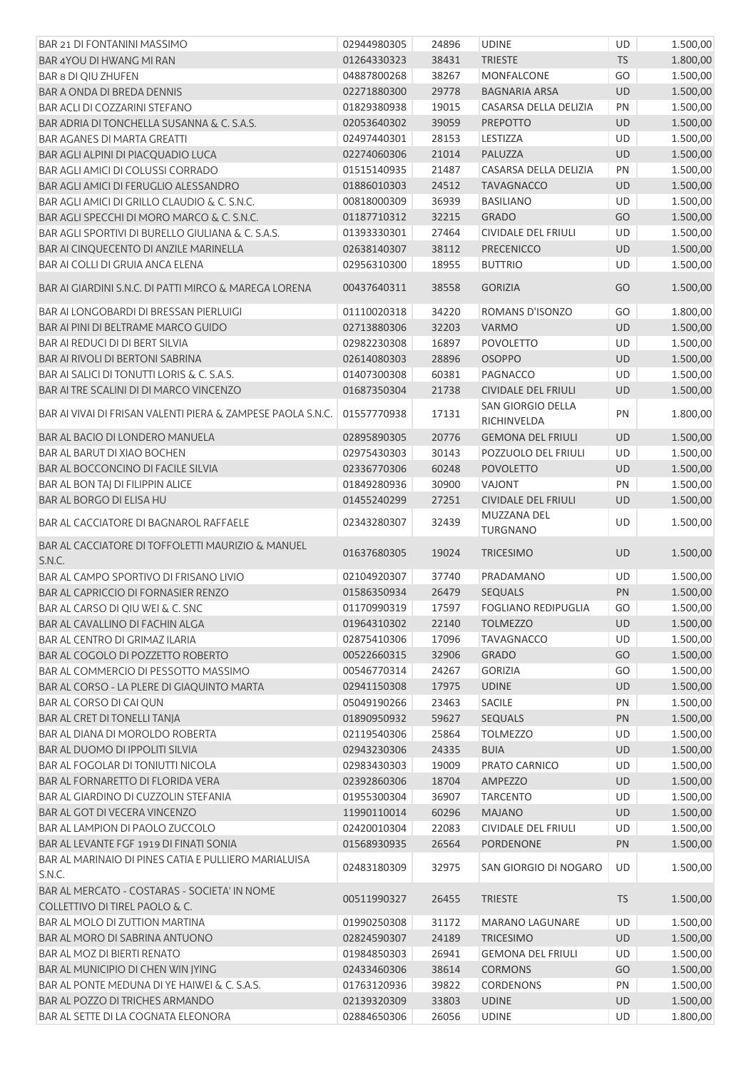| | | | | | |
|---|---|---|---|---|---|
| BAR 21 DI FONTANINI MASSIMO | 02944980305 | 24896 | UDINE | UD | 1.500,00 |
| BAR 4YOU DI HWANG MI RAN | 01264330323 | 38431 | TRIESTE | TS | 1.800,00 |
| BAR 8 DI QIU ZHUFEN | 04887800268 | 38267 | MONFALCONE | GO | 1.500,00 |
| BAR A ONDA DI BREDA DENNIS | 02271880300 | 29778 | BAGNARIA ARSA | UD | 1.500,00 |
| BAR ACLI DI COZZARINI STEFANO | 01829380938 | 19015 | CASARSA DELLA DELIZIA | PN | 1.500,00 |
| BAR ADRIA DI TONCHELLA SUSANNA & C. S.A.S. | 02053640302 | 39059 | PREPOTTO | UD | 1.500,00 |
| BAR AGANES DI MARTA GREATTI | 02497440301 | 28153 | LESTIZZA | UD | 1.500,00 |
| BAR AGLI ALPINI DI PIACQUADIO LUCA | 02274060306 | 21014 | PALUZZA | UD | 1.500,00 |
| BAR AGLI AMICI DI COLUSSI CORRADO | 01515140935 | 21487 | CASARSA DELLA DELIZIA | PN | 1.500,00 |
| BAR AGLI AMICI DI FERUGLIO ALESSANDRO | 01886010303 | 24512 | TAVAGNACCO | UD | 1.500,00 |
| BAR AGLI AMICI DI GRILLO CLAUDIO & C. S.N.C. | 00818000309 | 36939 | BASILIANO | UD | 1.500,00 |
| BAR AGLI SPECCHI DI MORO MARCO & C. S.N.C. | 01187710312 | 32215 | GRADO | GO | 1.500,00 |
| BAR AGLI SPORTIVI DI BURELLO GIULIANA & C. S.A.S. | 01393330301 | 27464 | CIVIDALE DEL FRIULI | UD | 1.500,00 |
| BAR AI CINQUECENTO DI ANZILE MARINELLA | 02638140307 | 38112 | PRECENICCO | UD | 1.500,00 |
| BAR AI COLLI DI GRUIA ANCA ELENA | 02956310300 | 18955 | BUTTRIO | UD | 1.500,00 |
| BAR AI GIARDINI S.N.C. DI PATTI MIRCO & MAREGA LORENA | 00437640311 | 38558 | GORIZIA | GO | 1.500,00 |
| BAR AI LONGOBARDI DI BRESSAN PIERLUIGI | 01110020318 | 34220 | ROMANS D'ISONZO | GO | 1.800,00 |
| BAR AI PINI DI BELTRAME MARCO GUIDO | 02713880306 | 32203 | VARMO | UD | 1.500,00 |
| BAR AI REDUCI DI DI BERT SILVIA | 02982230308 | 16897 | POVOLETTO | UD | 1.500,00 |
| BAR AI RIVOLI DI BERTONI SABRINA | 02614080303 | 28896 | OSOPPO | UD | 1.500,00 |
| BAR AI SALICI DI TONUTTI LORIS & C. S.A.S. | 01407300308 | 60381 | PAGNACCO | UD | 1.500,00 |
| BAR AI TRE SCALINI DI DI MARCO VINCENZO | 01687350304 | 21738 | CIVIDALE DEL FRIULI | UD | 1.500,00 |
| BAR AI VIVAI DI FRISAN VALENTI PIERA & ZAMPESE PAOLA S.N.C. | 01557770938 | 17131 | SAN GIORGIO DELLA RICHINVELDA | PN | 1.800,00 |
| BAR AL BACIO DI LONDERO MANUELA | 02895890305 | 20776 | GEMONA DEL FRIULI | UD | 1.500,00 |
| BAR AL BARUT DI XIAO BOCHEN | 02975430303 | 30143 | POZZUOLO DEL FRIULI | UD | 1.500,00 |
| BAR AL BOCCONCINO DI FACILE SILVIA | 02336770306 | 60248 | POVOLETTO | UD | 1.500,00 |
| BAR AL BON TAJ DI FILIPPIN ALICE | 01849280936 | 30900 | VAJONT | PN | 1.500,00 |
| BAR AL BORGO DI ELISA HU | 01455240299 | 27251 | CIVIDALE DEL FRIULI | UD | 1.500,00 |
| BAR AL CACCIATORE DI BAGNAROL RAFFAELE | 02343280307 | 32439 | MUZZANA DEL TURGNANO | UD | 1.500,00 |
| BAR AL CACCIATORE DI TOFFOLETTI MAURIZIO & MANUEL S.N.C. | 01637680305 | 19024 | TRICESIMO | UD | 1.500,00 |
| BAR AL CAMPO SPORTIVO DI FRISANO LIVIO | 02104920307 | 37740 | PRADAMANO | UD | 1.500,00 |
| BAR AL CAPRICCIO DI FORNASIER RENZO | 01586350934 | 26479 | SEQUALS | PN | 1.500,00 |
| BAR AL CARSO DI QIU WEI & C. SNC | 01170990319 | 17597 | FOGLIANO REDIPUGLIA | GO | 1.500,00 |
| BAR AL CAVALLINO DI FACHIN ALGA | 01964310302 | 22140 | TOLMEZZO | UD | 1.500,00 |
| BAR AL CENTRO DI GRIMAZ ILARIA | 02875410306 | 17096 | TAVAGNACCO | UD | 1.500,00 |
| BAR AL COGOLO DI POZZETTO ROBERTO | 00522660315 | 32906 | GRADO | GO | 1.500,00 |
| BAR AL COMMERCIO DI PESSOTTO MASSIMO | 00546770314 | 24267 | GORIZIA | GO | 1.500,00 |
| BAR AL CORSO - LA PLERE DI GIAQUINTO MARTA | 02941150308 | 17975 | UDINE | UD | 1.500,00 |
| BAR AL CORSO DI CAI QUN | 05049190266 | 23463 | SACILE | PN | 1.500,00 |
| BAR AL CRET DI TONELLI TANJA | 01890950932 | 59627 | SEQUALS | PN | 1.500,00 |
| BAR AL DIANA DI MOROLDO ROBERTA | 02119540306 | 25864 | TOLMEZZO | UD | 1.500,00 |
| BAR AL DUOMO DI IPPOLITI SILVIA | 02943230306 | 24335 | BUIA | UD | 1.500,00 |
| BAR AL FOGOLAR DI TONIUTTI NICOLA | 02983430303 | 19009 | PRATO CARNICO | UD | 1.500,00 |
| BAR AL FORNARETTO DI FLORIDA VERA | 02392860306 | 18704 | AMPEZZO | UD | 1.500,00 |
| BAR AL GIARDINO DI CUZZOLIN STEFANIA | 01955300304 | 36907 | TARCENTO | UD | 1.500,00 |
| BAR AL GOT DI VECERA VINCENZO | 11990110014 | 60296 | MAJANO | UD | 1.500,00 |
| BAR AL LAMPION DI PAOLO ZUCCOLO | 02420010304 | 22083 | CIVIDALE DEL FRIULI | UD | 1.500,00 |
| BAR AL LEVANTE FGF 1919 DI FINATI SONIA | 01568930935 | 26564 | PORDENONE | PN | 1.500,00 |
| BAR AL MARINAIO DI PINES CATIA E PULLIERO MARIALUISA S.N.C. | 02483180309 | 32975 | SAN GIORGIO DI NOGARO | UD | 1.500,00 |
| BAR AL MERCATO - COSTARAS - SOCIETA' IN NOME COLLETTIVO DI TIREL PAOLO & C. | 00511990327 | 26455 | TRIESTE | TS | 1.500,00 |
| BAR AL MOLO DI ZUTTION MARTINA | 01990250308 | 31172 | MARANO LAGUNARE | UD | 1.500,00 |
| BAR AL MORO DI SABRINA ANTUONO | 02824590307 | 24189 | TRICESIMO | UD | 1.500,00 |
| BAR AL MOZ DI BIERTI RENATO | 01984850303 | 26941 | GEMONA DEL FRIULI | UD | 1.500,00 |
| BAR AL MUNICIPIO DI CHEN WIN JYING | 02433460306 | 38614 | CORMONS | GO | 1.500,00 |
| BAR AL PONTE MEDUNA DI YE HAIWEI & C. S.A.S. | 01763120936 | 39822 | CORDENONS | PN | 1.500,00 |
| BAR AL POZZO DI TRICHES ARMANDO | 02139320309 | 33803 | UDINE | UD | 1.500,00 |
| BAR AL SETTE DI LA COGNATA ELEONORA | 02884650306 | 26056 | UDINE | UD | 1.800,00 |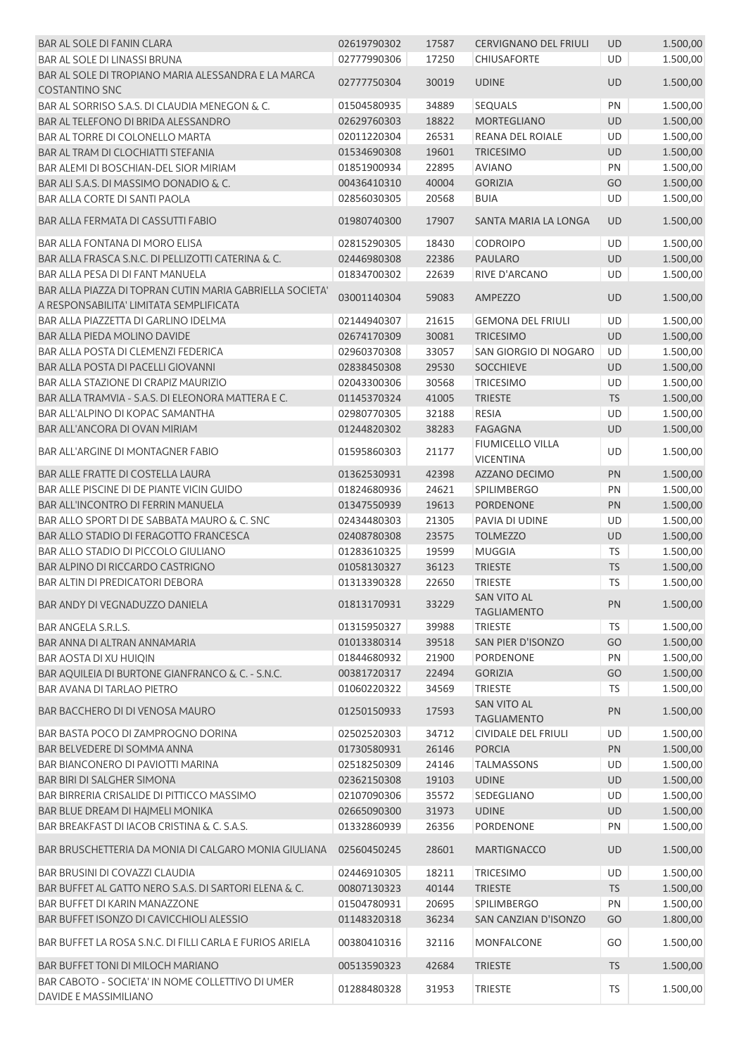| | | | | | |
|---|---|---|---|---|---|
| BAR AL SOLE DI FANIN CLARA | 02619790302 | 17587 | CERVIGNANO DEL FRIULI | UD | 1.500,00 |
| BAR AL SOLE DI LINASSI BRUNA | 02777990306 | 17250 | CHIUSAFORTE | UD | 1.500,00 |
| BAR AL SOLE DI TROPIANO MARIA ALESSANDRA E LA MARCA COSTANTINO SNC | 02777750304 | 30019 | UDINE | UD | 1.500,00 |
| BAR AL SORRISO S.A.S. DI CLAUDIA MENEGON & C. | 01504580935 | 34889 | SEQUALS | PN | 1.500,00 |
| BAR AL TELEFONO DI BRIDA ALESSANDRO | 02629760303 | 18822 | MORTEGLIANO | UD | 1.500,00 |
| BAR AL TORRE DI COLONELLO MARTA | 02011220304 | 26531 | REANA DEL ROIALE | UD | 1.500,00 |
| BAR AL TRAM DI CLOCHIATTI STEFANIA | 01534690308 | 19601 | TRICESIMO | UD | 1.500,00 |
| BAR ALEMI DI BOSCHIAN-DEL SIOR MIRIAM | 01851900934 | 22895 | AVIANO | PN | 1.500,00 |
| BAR ALI S.A.S. DI MASSIMO DONADIO & C. | 00436410310 | 40004 | GORIZIA | GO | 1.500,00 |
| BAR ALLA CORTE DI SANTI PAOLA | 02856030305 | 20568 | BUIA | UD | 1.500,00 |
| BAR ALLA FERMATA DI CASSUTTI FABIO | 01980740300 | 17907 | SANTA MARIA LA LONGA | UD | 1.500,00 |
| BAR ALLA FONTANA DI MORO ELISA | 02815290305 | 18430 | CODROIPO | UD | 1.500,00 |
| BAR ALLA FRASCA S.N.C. DI PELLIZOTTI CATERINA & C. | 02446980308 | 22386 | PAULARO | UD | 1.500,00 |
| BAR ALLA PESA DI DI FANT MANUELA | 01834700302 | 22639 | RIVE D'ARCANO | UD | 1.500,00 |
| BAR ALLA PIAZZA DI TOPRAN CUTIN MARIA GABRIELLA SOCIETA' A RESPONSABILITA' LIMITATA SEMPLIFICATA | 03001140304 | 59083 | AMPEZZO | UD | 1.500,00 |
| BAR ALLA PIAZZETTA DI GARLINO IDELMA | 02144940307 | 21615 | GEMONA DEL FRIULI | UD | 1.500,00 |
| BAR ALLA PIEDA MOLINO DAVIDE | 02674170309 | 30081 | TRICESIMO | UD | 1.500,00 |
| BAR ALLA POSTA DI CLEMENZI FEDERICA | 02960370308 | 33057 | SAN GIORGIO DI NOGARO | UD | 1.500,00 |
| BAR ALLA POSTA DI PACELLI GIOVANNI | 02838450308 | 29530 | SOCCHIEVE | UD | 1.500,00 |
| BAR ALLA STAZIONE DI CRAPIZ MAURIZIO | 02043300306 | 30568 | TRICESIMO | UD | 1.500,00 |
| BAR ALLA TRAMVIA - S.A.S. DI ELEONORA MATTERA E C. | 01145370324 | 41005 | TRIESTE | TS | 1.500,00 |
| BAR ALL'ALPINO DI KOPAC SAMANTHA | 02980770305 | 32188 | RESIA | UD | 1.500,00 |
| BAR ALL'ANCORA DI OVAN MIRIAM | 01244820302 | 38283 | FAGAGNA | UD | 1.500,00 |
| BAR ALL'ARGINE DI MONTAGNER FABIO | 01595860303 | 21177 | FIUMICELLO VILLA VICENTINA | UD | 1.500,00 |
| BAR ALLE FRATTE DI COSTELLA LAURA | 01362530931 | 42398 | AZZANO DECIMO | PN | 1.500,00 |
| BAR ALLE PISCINE DI DE PIANTE VICIN GUIDO | 01824680936 | 24621 | SPILIMBERGO | PN | 1.500,00 |
| BAR ALL'INCONTRO DI FERRIN MANUELA | 01347550939 | 19613 | PORDENONE | PN | 1.500,00 |
| BAR ALLO SPORT DI DE SABBATA MAURO & C. SNC | 02434480303 | 21305 | PAVIA DI UDINE | UD | 1.500,00 |
| BAR ALLO STADIO DI FERAGOTTO FRANCESCA | 02408780308 | 23575 | TOLMEZZO | UD | 1.500,00 |
| BAR ALLO STADIO DI PICCOLO GIULIANO | 01283610325 | 19599 | MUGGIA | TS | 1.500,00 |
| BAR ALPINO DI RICCARDO CASTRIGNO | 01058130327 | 36123 | TRIESTE | TS | 1.500,00 |
| BAR ALTIN DI PREDICATORI DEBORA | 01313390328 | 22650 | TRIESTE | TS | 1.500,00 |
| BAR ANDY DI VEGNADUZZO DANIELA | 01813170931 | 33229 | SAN VITO AL TAGLIAMENTO | PN | 1.500,00 |
| BAR ANGELA S.R.L.S. | 01315950327 | 39988 | TRIESTE | TS | 1.500,00 |
| BAR ANNA DI ALTRAN ANNAMARIA | 01013380314 | 39518 | SAN PIER D'ISONZO | GO | 1.500,00 |
| BAR AOSTA DI XU HUIQIN | 01844680932 | 21900 | PORDENONE | PN | 1.500,00 |
| BAR AQUILEIA DI BURTONE GIANFRANCO & C. - S.N.C. | 00381720317 | 22494 | GORIZIA | GO | 1.500,00 |
| BAR AVANA DI TARLAO PIETRO | 01060220322 | 34569 | TRIESTE | TS | 1.500,00 |
| BAR BACCHERO DI DI VENOSA MAURO | 01250150933 | 17593 | SAN VITO AL TAGLIAMENTO | PN | 1.500,00 |
| BAR BASTA POCO DI ZAMPROGNO DORINA | 02502520303 | 34712 | CIVIDALE DEL FRIULI | UD | 1.500,00 |
| BAR BELVEDERE DI SOMMA ANNA | 01730580931 | 26146 | PORCIA | PN | 1.500,00 |
| BAR BIANCONERO DI PAVIOTTI MARINA | 02518250309 | 24146 | TALMASSONS | UD | 1.500,00 |
| BAR BIRI DI SALGHER SIMONA | 02362150308 | 19103 | UDINE | UD | 1.500,00 |
| BAR BIRRERIA CRISALIDE DI PITTICCO MASSIMO | 02107090306 | 35572 | SEDEGLIANO | UD | 1.500,00 |
| BAR BLUE DREAM DI HAJMELI MONIKA | 02665090300 | 31973 | UDINE | UD | 1.500,00 |
| BAR BREAKFAST DI IACOB CRISTINA & C. S.A.S. | 01332860939 | 26356 | PORDENONE | PN | 1.500,00 |
| BAR BRUSCHETTERIA DA MONIA DI CALGARO MONIA GIULIANA | 02560450245 | 28601 | MARTIGNACCO | UD | 1.500,00 |
| BAR BRUSINI DI COVAZZI CLAUDIA | 02446910305 | 18211 | TRICESIMO | UD | 1.500,00 |
| BAR BUFFET AL GATTO NERO S.A.S. DI SARTORI ELENA & C. | 00807130323 | 40144 | TRIESTE | TS | 1.500,00 |
| BAR BUFFET DI KARIN MANAZZONE | 01504780931 | 20695 | SPILIMBERGO | PN | 1.500,00 |
| BAR BUFFET ISONZO DI CAVICCHIOLI ALESSIO | 01148320318 | 36234 | SAN CANZIAN D'ISONZO | GO | 1.800,00 |
| BAR BUFFET LA ROSA S.N.C. DI FILLI CARLA E FURIOS ARIELA | 00380410316 | 32116 | MONFALCONE | GO | 1.500,00 |
| BAR BUFFET TONI DI MILOCH MARIANO | 00513590323 | 42684 | TRIESTE | TS | 1.500,00 |
| BAR CABOTO - SOCIETA' IN NOME COLLETTIVO DI UMER DAVIDE E MASSIMILIANO | 01288480328 | 31953 | TRIESTE | TS | 1.500,00 |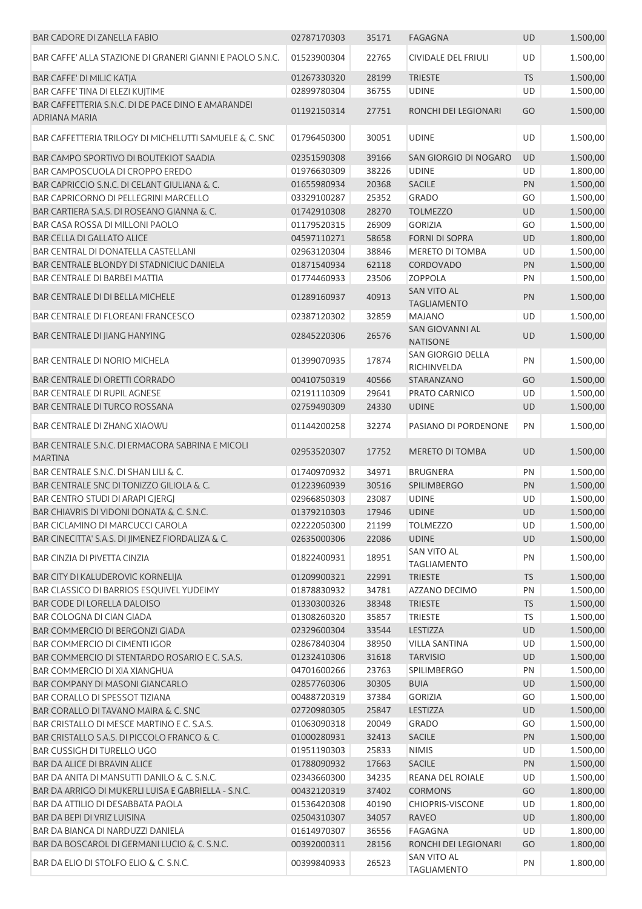| | | | | | |
|---|---|---|---|---|---|
| BAR CADORE DI ZANELLA FABIO | 02787170303 | 35171 | FAGAGNA | UD | 1.500,00 |
| BAR CAFFE' ALLA STAZIONE DI GRANERI GIANNI E PAOLO S.N.C. | 01523900304 | 22765 | CIVIDALE DEL FRIULI | UD | 1.500,00 |
| BAR CAFFE' DI MILIC KATJA | 01267330320 | 28199 | TRIESTE | TS | 1.500,00 |
| BAR CAFFE' TINA DI ELEZI KUJTIME | 02899780304 | 36755 | UDINE | UD | 1.500,00 |
| BAR CAFFETTERIA S.N.C. DI DE PACE DINO E AMARANDEI ADRIANA MARIA | 01192150314 | 27751 | RONCHI DEI LEGIONARI | GO | 1.500,00 |
| BAR CAFFETTERIA TRILOGY DI MICHELUTTI SAMUELE & C. SNC | 01796450300 | 30051 | UDINE | UD | 1.500,00 |
| BAR CAMPO SPORTIVO DI BOUTEKIOT SAADIA | 02351590308 | 39166 | SAN GIORGIO DI NOGARO | UD | 1.500,00 |
| BAR CAMPOSCUOLA DI CROPPO EREDO | 01976630309 | 38226 | UDINE | UD | 1.800,00 |
| BAR CAPRICCIO S.N.C. DI CELANT GIULIANA & C. | 01655980934 | 20368 | SACILE | PN | 1.500,00 |
| BAR CAPRICORNO DI PELLEGRINI MARCELLO | 03329100287 | 25352 | GRADO | GO | 1.500,00 |
| BAR CARTIERA S.A.S. DI ROSEANO GIANNA & C. | 01742910308 | 28270 | TOLMEZZO | UD | 1.500,00 |
| BAR CASA ROSSA DI MILLONI PAOLO | 01179520315 | 26909 | GORIZIA | GO | 1.500,00 |
| BAR CELLA DI GALLATO ALICE | 04597110271 | 58658 | FORNI DI SOPRA | UD | 1.800,00 |
| BAR CENTRAL DI DONATELLA CASTELLANI | 02963120304 | 38846 | MERETO DI TOMBA | UD | 1.500,00 |
| BAR CENTRALE BLONDY DI STADNICIUC DANIELA | 01871540934 | 62118 | CORDOVADO | PN | 1.500,00 |
| BAR CENTRALE DI BARBEI MATTIA | 01774460933 | 23506 | ZOPPOLA | PN | 1.500,00 |
| BAR CENTRALE DI DI BELLA MICHELE | 01289160937 | 40913 | SAN VITO AL TAGLIAMENTO | PN | 1.500,00 |
| BAR CENTRALE DI FLOREANI FRANCESCO | 02387120302 | 32859 | MAJANO | UD | 1.500,00 |
| BAR CENTRALE DI JIANG HANYING | 02845220306 | 26576 | SAN GIOVANNI AL NATISONE | UD | 1.500,00 |
| BAR CENTRALE DI NORIO MICHELA | 01399070935 | 17874 | SAN GIORGIO DELLA RICHINVELDA | PN | 1.500,00 |
| BAR CENTRALE DI ORETTI CORRADO | 00410750319 | 40566 | STARANZANO | GO | 1.500,00 |
| BAR CENTRALE DI RUPIL AGNESE | 02191110309 | 29641 | PRATO CARNICO | UD | 1.500,00 |
| BAR CENTRALE DI TURCO ROSSANA | 02759490309 | 24330 | UDINE | UD | 1.500,00 |
| BAR CENTRALE DI ZHANG XIAOWU | 01144200258 | 32274 | PASIANO DI PORDENONE | PN | 1.500,00 |
| BAR CENTRALE S.N.C. DI ERMACORA SABRINA E MICOLI MARTINA | 02953520307 | 17752 | MERETO DI TOMBA | UD | 1.500,00 |
| BAR CENTRALE S.N.C. DI SHAN LILI & C. | 01740970932 | 34971 | BRUGNERA | PN | 1.500,00 |
| BAR CENTRALE SNC DI TONIZZO GILIOLA & C. | 01223960939 | 30516 | SPILIMBERGO | PN | 1.500,00 |
| BAR CENTRO STUDI DI ARAPI GJERGJ | 02966850303 | 23087 | UDINE | UD | 1.500,00 |
| BAR CHIAVRIS DI VIDONI DONATA & C. S.N.C. | 01379210303 | 17946 | UDINE | UD | 1.500,00 |
| BAR CICLAMINO DI MARCUCCI CAROLA | 02222050300 | 21199 | TOLMEZZO | UD | 1.500,00 |
| BAR CINECITTA' S.A.S. DI JIMENEZ FIORDALIZA & C. | 02635000306 | 22086 | UDINE | UD | 1.500,00 |
| BAR CINZIA DI PIVETTA CINZIA | 01822400931 | 18951 | SAN VITO AL TAGLIAMENTO | PN | 1.500,00 |
| BAR CITY DI KALUDEROVIC KORNELIJA | 01209900321 | 22991 | TRIESTE | TS | 1.500,00 |
| BAR CLASSICO DI BARRIOS ESQUIVEL YUDEIMY | 01878830932 | 34781 | AZZANO DECIMO | PN | 1.500,00 |
| BAR CODE DI LORELLA DALOISO | 01330300326 | 38348 | TRIESTE | TS | 1.500,00 |
| BAR COLOGNA DI CIAN GIADA | 01308260320 | 35857 | TRIESTE | TS | 1.500,00 |
| BAR COMMERCIO DI BERGONZI GIADA | 02329600304 | 33544 | LESTIZZA | UD | 1.500,00 |
| BAR COMMERCIO DI CIMENTI IGOR | 02867840304 | 38950 | VILLA SANTINA | UD | 1.500,00 |
| BAR COMMERCIO DI STENTARDO ROSARIO E C. S.A.S. | 01232410306 | 31618 | TARVISIO | UD | 1.500,00 |
| BAR COMMERCIO DI XIA XIANGHUA | 04701600266 | 23763 | SPILIMBERGO | PN | 1.500,00 |
| BAR COMPANY DI MASONI GIANCARLO | 02857760306 | 30305 | BUIA | UD | 1.500,00 |
| BAR CORALLO DI SPESSOT TIZIANA | 00488720319 | 37384 | GORIZIA | GO | 1.500,00 |
| BAR CORALLO DI TAVANO MAIRA & C. SNC | 02720980305 | 25847 | LESTIZZA | UD | 1.500,00 |
| BAR CRISTALLO DI MESCE MARTINO E C. S.A.S. | 01063090318 | 20049 | GRADO | GO | 1.500,00 |
| BAR CRISTALLO S.A.S. DI PICCOLO FRANCO & C. | 01000280931 | 32413 | SACILE | PN | 1.500,00 |
| BAR CUSSIGH DI TURELLO UGO | 01951190303 | 25833 | NIMIS | UD | 1.500,00 |
| BAR DA ALICE DI BRAVIN ALICE | 01788090932 | 17663 | SACILE | PN | 1.500,00 |
| BAR DA ANITA DI MANSUTTI DANILO & C. S.N.C. | 02343660300 | 34235 | REANA DEL ROIALE | UD | 1.500,00 |
| BAR DA ARRIGO DI MUKERLI LUISA E GABRIELLA - S.N.C. | 00432120319 | 37402 | CORMONS | GO | 1.800,00 |
| BAR DA ATTILIO DI DESABBATA PAOLA | 01536420308 | 40190 | CHIOPRIS-VISCONE | UD | 1.800,00 |
| BAR DA BEPI DI VRIZ LUISINA | 02504310307 | 34057 | RAVEO | UD | 1.800,00 |
| BAR DA BIANCA DI NARDUZZI DANIELA | 01614970307 | 36556 | FAGAGNA | UD | 1.800,00 |
| BAR DA BOSCAROL DI GERMANI LUCIO & C. S.N.C. | 00392000311 | 28156 | RONCHI DEI LEGIONARI | GO | 1.800,00 |
| BAR DA ELIO DI STOLFO ELIO & C. S.N.C. | 00399840933 | 26523 | SAN VITO AL TAGLIAMENTO | PN | 1.800,00 |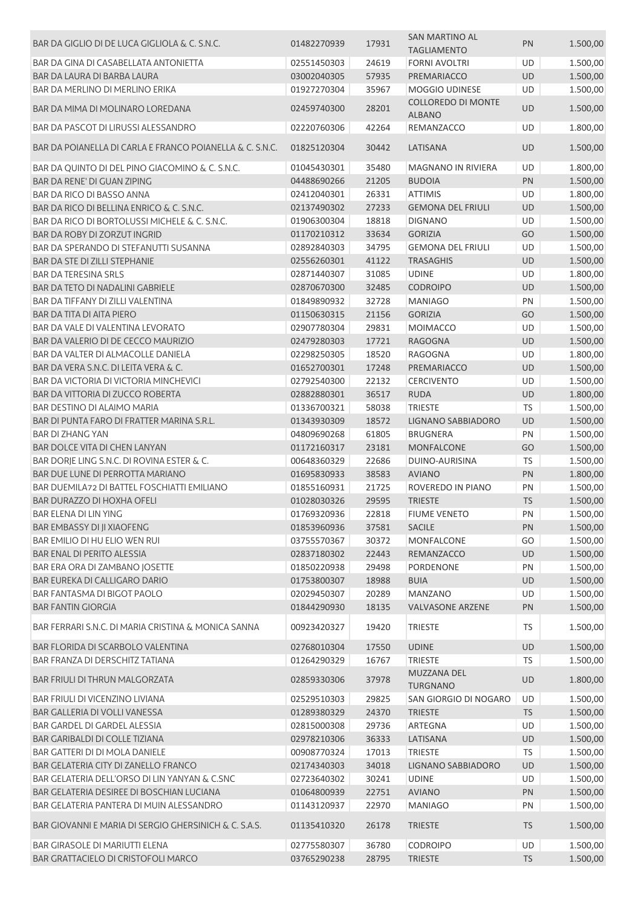| | | | | | |
|---|---|---|---|---|---|
| BAR DA GIGLIO DI DE LUCA GIGLIOLA & C. S.N.C. | 01482270939 | 17931 | SAN MARTINO AL TAGLIAMENTO | PN | 1.500,00 |
| BAR DA GINA DI CASABELLATA ANTONIETTA | 02551450303 | 24619 | FORNI AVOLTRI | UD | 1.500,00 |
| BAR DA LAURA DI BARBA LAURA | 03002040305 | 57935 | PREMARIACCO | UD | 1.500,00 |
| BAR DA MERLINO DI MERLINO ERIKA | 01927270304 | 35967 | MOGGIO UDINESE | UD | 1.500,00 |
| BAR DA MIMA DI MOLINARO LOREDANA | 02459740300 | 28201 | COLLOREDO DI MONTE ALBANO | UD | 1.500,00 |
| BAR DA PASCOT DI LIRUSSI ALESSANDRO | 02220760306 | 42264 | REMANZACCO | UD | 1.800,00 |
| BAR DA POIANELLA DI CARLA E FRANCO POIANELLA & C. S.N.C. | 01825120304 | 30442 | LATISANA | UD | 1.500,00 |
| BAR DA QUINTO DI DEL PINO GIACOMINO & C. S.N.C. | 01045430301 | 35480 | MAGNANO IN RIVIERA | UD | 1.800,00 |
| BAR DA RENE' DI GUAN ZIPING | 04488690266 | 21205 | BUDOIA | PN | 1.500,00 |
| BAR DA RICO DI BASSO ANNA | 02412040301 | 26331 | ATTIMIS | UD | 1.800,00 |
| BAR DA RICO DI BELLINA ENRICO & C. S.N.C. | 02137490302 | 27233 | GEMONA DEL FRIULI | UD | 1.500,00 |
| BAR DA RICO DI BORTOLUSSI MICHELE & C. S.N.C. | 01906300304 | 18818 | DIGNANO | UD | 1.500,00 |
| BAR DA ROBY DI ZORZUT INGRID | 01170210312 | 33634 | GORIZIA | GO | 1.500,00 |
| BAR DA SPERANDO DI STEFANUTTI SUSANNA | 02892840303 | 34795 | GEMONA DEL FRIULI | UD | 1.500,00 |
| BAR DA STE DI ZILLI STEPHANIE | 02556260301 | 41122 | TRASAGHIS | UD | 1.500,00 |
| BAR DA TERESINA SRLS | 02871440307 | 31085 | UDINE | UD | 1.800,00 |
| BAR DA TETO DI NADALINI GABRIELE | 02870670300 | 32485 | CODROIPO | UD | 1.500,00 |
| BAR DA TIFFANY DI ZILLI VALENTINA | 01849890932 | 32728 | MANIAGO | PN | 1.500,00 |
| BAR DA TITA DI AITA PIERO | 01150630315 | 21156 | GORIZIA | GO | 1.500,00 |
| BAR DA VALE DI VALENTINA LEVORATO | 02907780304 | 29831 | MOIMACCO | UD | 1.500,00 |
| BAR DA VALERIO DI DE CECCO MAURIZIO | 02479280303 | 17721 | RAGOGNA | UD | 1.500,00 |
| BAR DA VALTER DI ALMACOLLE DANIELA | 02298250305 | 18520 | RAGOGNA | UD | 1.800,00 |
| BAR DA VERA S.N.C. DI LEITA VERA & C. | 01652700301 | 17248 | PREMARIACCO | UD | 1.500,00 |
| BAR DA VICTORIA DI VICTORIA MINCHEVICI | 02792540300 | 22132 | CERCIVENTO | UD | 1.500,00 |
| BAR DA VITTORIA DI ZUCCO ROBERTA | 02882880301 | 36517 | RUDA | UD | 1.800,00 |
| BAR DESTINO DI ALAIMO MARIA | 01336700321 | 58038 | TRIESTE | TS | 1.500,00 |
| BAR DI PUNTA FARO DI FRATTER MARINA S.R.L. | 01343930309 | 18572 | LIGNANO SABBIADORO | UD | 1.500,00 |
| BAR DI ZHANG YAN | 04809690268 | 61805 | BRUGNERA | PN | 1.500,00 |
| BAR DOLCE VITA DI CHEN LANYAN | 01172160317 | 23181 | MONFALCONE | GO | 1.500,00 |
| BAR DORJE LING S.N.C. DI ROVINA ESTER & C. | 00648360329 | 22686 | DUINO-AURISINA | TS | 1.500,00 |
| BAR DUE LUNE DI PERROTTA MARIANO | 01695830933 | 38583 | AVIANO | PN | 1.800,00 |
| BAR DUEMILA72 DI BATTEL FOSCHIATTI EMILIANO | 01855160931 | 21725 | ROVEREDO IN PIANO | PN | 1.500,00 |
| BAR DURAZZO DI HOXHA OFELI | 01028030326 | 29595 | TRIESTE | TS | 1.500,00 |
| BAR ELENA DI LIN YING | 01769320936 | 22818 | FIUME VENETO | PN | 1.500,00 |
| BAR EMBASSY DI JI XIAOFENG | 01853960936 | 37581 | SACILE | PN | 1.500,00 |
| BAR EMILIO DI HU ELIO WEN RUI | 03755570367 | 30372 | MONFALCONE | GO | 1.500,00 |
| BAR ENAL DI PERITO ALESSIA | 02837180302 | 22443 | REMANZACCO | UD | 1.500,00 |
| BAR ERA ORA DI ZAMBANO JOSETTE | 01850220938 | 29498 | PORDENONE | PN | 1.500,00 |
| BAR EUREKA DI CALLIGARO DARIO | 01753800307 | 18988 | BUIA | UD | 1.500,00 |
| BAR FANTASMA DI BIGOT PAOLO | 02029450307 | 20289 | MANZANO | UD | 1.500,00 |
| BAR FANTIN GIORGIA | 01844290930 | 18135 | VALVASONE ARZENE | PN | 1.500,00 |
| BAR FERRARI S.N.C. DI MARIA CRISTINA & MONICA SANNA | 00923420327 | 19420 | TRIESTE | TS | 1.500,00 |
| BAR FLORIDA DI SCARBOLO VALENTINA | 02768010304 | 17550 | UDINE | UD | 1.500,00 |
| BAR FRANZA DI DERSCHITZ TATIANA | 01264290329 | 16767 | TRIESTE | TS | 1.500,00 |
| BAR FRIULI DI THRUN MALGORZATA | 02859330306 | 37978 | MUZZANA DEL TURGNANO | UD | 1.800,00 |
| BAR FRIULI DI VICENZINO LIVIANA | 02529510303 | 29825 | SAN GIORGIO DI NOGARO | UD | 1.500,00 |
| BAR GALLERIA DI VOLLI VANESSA | 01289380329 | 24370 | TRIESTE | TS | 1.500,00 |
| BAR GARDEL DI GARDEL ALESSIA | 02815000308 | 29736 | ARTEGNA | UD | 1.500,00 |
| BAR GARIBALDI DI COLLE TIZIANA | 02978210306 | 36333 | LATISANA | UD | 1.500,00 |
| BAR GATTERI DI DI MOLA DANIELE | 00908770324 | 17013 | TRIESTE | TS | 1.500,00 |
| BAR GELATERIA CITY DI ZANELLO FRANCO | 02174340303 | 34018 | LIGNANO SABBIADORO | UD | 1.500,00 |
| BAR GELATERIA DELL'ORSO DI LIN YANYAN & C.SNC | 02723640302 | 30241 | UDINE | UD | 1.500,00 |
| BAR GELATERIA DESIREE DI BOSCHIAN LUCIANA | 01064800939 | 22751 | AVIANO | PN | 1.500,00 |
| BAR GELATERIA PANTERA DI MUIN ALESSANDRO | 01143120937 | 22970 | MANIAGO | PN | 1.500,00 |
| BAR GIOVANNI E MARIA DI SERGIO GHERSINICH & C. S.A.S. | 01135410320 | 26178 | TRIESTE | TS | 1.500,00 |
| BAR GIRASOLE DI MARIUTTI ELENA | 02775580307 | 36780 | CODROIPO | UD | 1.500,00 |
| BAR GRATTACIELO DI CRISTOFOLI MARCO | 03765290238 | 28795 | TRIESTE | TS | 1.500,00 |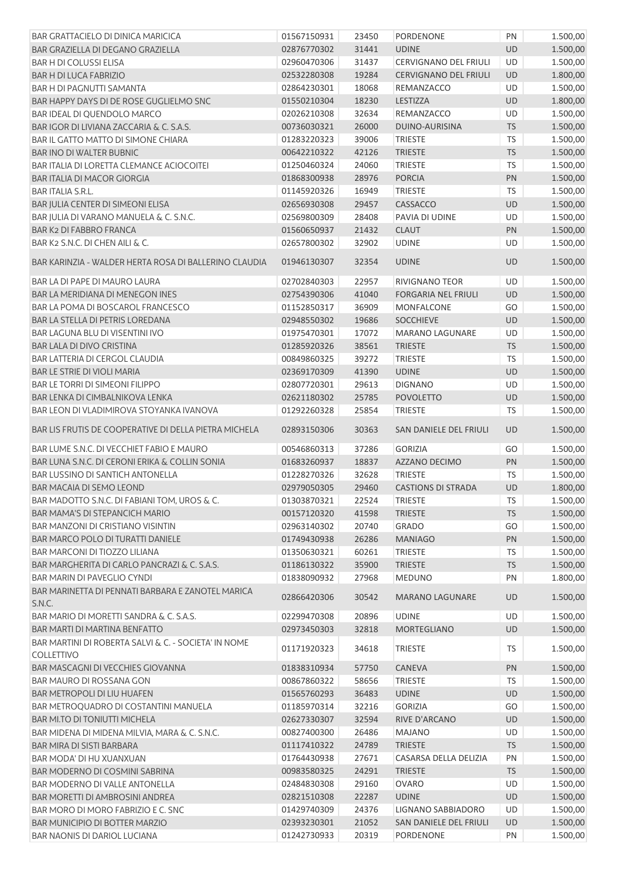| | | | | | |
|---|---|---|---|---|---|
| BAR GRATTACIELO DI DINICA MARICICA | 01567150931 | 23450 | PORDENONE | PN | 1.500,00 |
| BAR GRAZIELLA DI DEGANO GRAZIELLA | 02876770302 | 31441 | UDINE | UD | 1.500,00 |
| BAR H DI COLUSSI ELISA | 02960470306 | 31437 | CERVIGNANO DEL FRIULI | UD | 1.500,00 |
| BAR H DI LUCA FABRIZIO | 02532280308 | 19284 | CERVIGNANO DEL FRIULI | UD | 1.800,00 |
| BAR H DI PAGNUTTI SAMANTA | 02864230301 | 18068 | REMANZACCO | UD | 1.500,00 |
| BAR HAPPY DAYS DI DE ROSE GUGLIELMO SNC | 01550210304 | 18230 | LESTIZZA | UD | 1.800,00 |
| BAR IDEAL DI QUENDOLO MARCO | 02026210308 | 32634 | REMANZACCO | UD | 1.500,00 |
| BAR IGOR DI LIVIANA ZACCARIA & C. S.A.S. | 00736030321 | 26000 | DUINO-AURISINA | TS | 1.500,00 |
| BAR IL GATTO MATTO DI SIMONE CHIARA | 01283220323 | 39006 | TRIESTE | TS | 1.500,00 |
| BAR INO DI WALTER BUBNIC | 00642210322 | 42126 | TRIESTE | TS | 1.500,00 |
| BAR ITALIA DI LORETTA CLEMANCE ACIOCOITEI | 01250460324 | 24060 | TRIESTE | TS | 1.500,00 |
| BAR ITALIA DI MACOR GIORGIA | 01868300938 | 28976 | PORCIA | PN | 1.500,00 |
| BAR ITALIA S.R.L. | 01145920326 | 16949 | TRIESTE | TS | 1.500,00 |
| BAR JULIA CENTER DI SIMEONI ELISA | 02656930308 | 29457 | CASSACCO | UD | 1.500,00 |
| BAR JULIA DI VARANO MANUELA & C. S.N.C. | 02569800309 | 28408 | PAVIA DI UDINE | UD | 1.500,00 |
| BAR K2 DI FABBRO FRANCA | 01560650937 | 21432 | CLAUT | PN | 1.500,00 |
| BAR K2 S.N.C. DI CHEN AILI & C. | 02657800302 | 32902 | UDINE | UD | 1.500,00 |
| BAR KARINZIA - WALDER HERTA ROSA DI BALLERINO CLAUDIA | 01946130307 | 32354 | UDINE | UD | 1.500,00 |
| BAR LA DI PAPE DI MAURO LAURA | 02702840303 | 22957 | RIVIGNANO TEOR | UD | 1.500,00 |
| BAR LA MERIDIANA DI MENEGON INES | 02754390306 | 41040 | FORGARIA NEL FRIULI | UD | 1.500,00 |
| BAR LA POMA DI BOSCAROL FRANCESCO | 01152850317 | 36909 | MONFALCONE | GO | 1.500,00 |
| BAR LA STELLA DI PETRIS LOREDANA | 02948550302 | 19686 | SOCCHIEVE | UD | 1.500,00 |
| BAR LAGUNA BLU DI VISENTINI IVO | 01975470301 | 17072 | MARANO LAGUNARE | UD | 1.500,00 |
| BAR LALA DI DIVO CRISTINA | 01285920326 | 38561 | TRIESTE | TS | 1.500,00 |
| BAR LATTERIA DI CERGOL CLAUDIA | 00849860325 | 39272 | TRIESTE | TS | 1.500,00 |
| BAR LE STRIE DI VIOLI MARIA | 02369170309 | 41390 | UDINE | UD | 1.500,00 |
| BAR LE TORRI DI SIMEONI FILIPPO | 02807720301 | 29613 | DIGNANO | UD | 1.500,00 |
| BAR LENKA DI CIMBALNIKOVA LENKA | 02621180302 | 25785 | POVOLETTO | UD | 1.500,00 |
| BAR LEON DI VLADIMIROVA STOYANKA IVANOVA | 01292260328 | 25854 | TRIESTE | TS | 1.500,00 |
| BAR LIS FRUTIS DE COOPERATIVE DI DELLA PIETRA MICHELA | 02893150306 | 30363 | SAN DANIELE DEL FRIULI | UD | 1.500,00 |
| BAR LUME S.N.C. DI VECCHIET FABIO E MAURO | 00546860313 | 37286 | GORIZIA | GO | 1.500,00 |
| BAR LUNA S.N.C. DI CERONI ERIKA & COLLIN SONIA | 01683260937 | 18837 | AZZANO DECIMO | PN | 1.500,00 |
| BAR LUSSINO DI SANTICH ANTONELLA | 01228270326 | 32628 | TRIESTE | TS | 1.500,00 |
| BAR MACAIA DI SEMO LEOND | 02979050305 | 29460 | CASTIONS DI STRADA | UD | 1.800,00 |
| BAR MADOTTO S.N.C. DI FABIANI TOM, UROS & C. | 01303870321 | 22524 | TRIESTE | TS | 1.500,00 |
| BAR MAMA'S DI STEPANCICH MARIO | 00157120320 | 41598 | TRIESTE | TS | 1.500,00 |
| BAR MANZONI DI CRISTIANO VISINTIN | 02963140302 | 20740 | GRADO | GO | 1.500,00 |
| BAR MARCO POLO DI TURATTI DANIELE | 01749430938 | 26286 | MANIAGO | PN | 1.500,00 |
| BAR MARCONI DI TIOZZO LILIANA | 01350630321 | 60261 | TRIESTE | TS | 1.500,00 |
| BAR MARGHERITA DI CARLO PANCRAZI & C. S.A.S. | 01186130322 | 35900 | TRIESTE | TS | 1.500,00 |
| BAR MARIN DI PAVEGLIO CYNDI | 01838090932 | 27968 | MEDUNO | PN | 1.800,00 |
| BAR MARINETTA DI PENNATI BARBARA E ZANOTEL MARICA S.N.C. | 02866420306 | 30542 | MARANO LAGUNARE | UD | 1.500,00 |
| BAR MARIO DI MORETTI SANDRA & C. S.A.S. | 02299470308 | 20896 | UDINE | UD | 1.500,00 |
| BAR MARTI DI MARTINA BENFATTO | 02973450303 | 32818 | MORTEGLIANO | UD | 1.500,00 |
| BAR MARTINI DI ROBERTA SALVI & C. - SOCIETA' IN NOME COLLETTIVO | 01171920323 | 34618 | TRIESTE | TS | 1.500,00 |
| BAR MASCAGNI DI VECCHIES GIOVANNA | 01838310934 | 57750 | CANEVA | PN | 1.500,00 |
| BAR MAURO DI ROSSANA GON | 00867860322 | 58656 | TRIESTE | TS | 1.500,00 |
| BAR METROPOLI DI LIU HUAFEN | 01565760293 | 36483 | UDINE | UD | 1.500,00 |
| BAR METROQUADRO DI COSTANTINI MANUELA | 01185970314 | 32216 | GORIZIA | GO | 1.500,00 |
| BAR MI.TO DI TONIUTTI MICHELA | 02627330307 | 32594 | RIVE D'ARCANO | UD | 1.500,00 |
| BAR MIDENA DI MIDENA MILVIA, MARA & C. S.N.C. | 00827400300 | 26486 | MAJANO | UD | 1.500,00 |
| BAR MIRA DI SISTI BARBARA | 01117410322 | 24789 | TRIESTE | TS | 1.500,00 |
| BAR MODA' DI HU XUANXUAN | 01764430938 | 27671 | CASARSA DELLA DELIZIA | PN | 1.500,00 |
| BAR MODERNO DI COSMINI SABRINA | 00983580325 | 24291 | TRIESTE | TS | 1.500,00 |
| BAR MODERNO DI VALLE ANTONELLA | 02484830308 | 29160 | OVARO | UD | 1.500,00 |
| BAR MORETTI DI AMBROSINI ANDREA | 02821510308 | 22287 | UDINE | UD | 1.500,00 |
| BAR MORO DI MORO FABRIZIO E C. SNC | 01429740309 | 24376 | LIGNANO SABBIADORO | UD | 1.500,00 |
| BAR MUNICIPIO DI BOTTER MARZIO | 02393230301 | 21052 | SAN DANIELE DEL FRIULI | UD | 1.500,00 |
| BAR NAONIS DI DARIOL LUCIANA | 01242730933 | 20319 | PORDENONE | PN | 1.500,00 |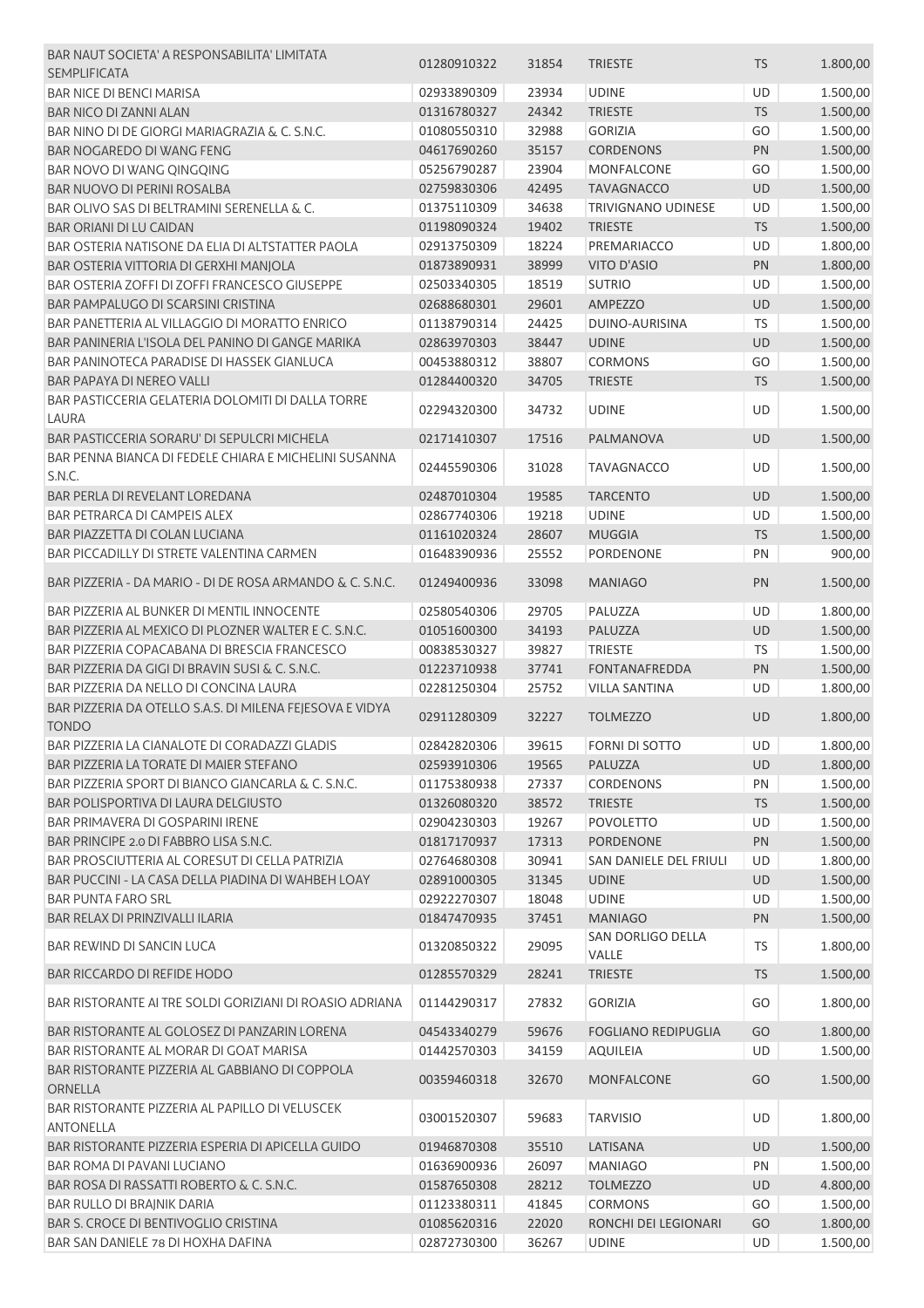| | | | | | |
|---|---|---|---|---|---|
| BAR NAUT SOCIETA' A RESPONSABILITA' LIMITATA SEMPLIFICATA | 01280910322 | 31854 | TRIESTE | TS | 1.800,00 |
| BAR NICE DI BENCI MARISA | 02933890309 | 23934 | UDINE | UD | 1.500,00 |
| BAR NICO DI ZANNI ALAN | 01316780327 | 24342 | TRIESTE | TS | 1.500,00 |
| BAR NINO DI DE GIORGI MARIAGRAZIA & C. S.N.C. | 01080550310 | 32988 | GORIZIA | GO | 1.500,00 |
| BAR NOGAREDO DI WANG FENG | 04617690260 | 35157 | CORDENONS | PN | 1.500,00 |
| BAR NOVO DI WANG QINGQING | 05256790287 | 23904 | MONFALCONE | GO | 1.500,00 |
| BAR NUOVO DI PERINI ROSALBA | 02759830306 | 42495 | TAVAGNACCO | UD | 1.500,00 |
| BAR OLIVO SAS DI BELTRAMINI SERENELLA & C. | 01375110309 | 34638 | TRIVIGNANO UDINESE | UD | 1.500,00 |
| BAR ORIANI DI LU CAIDAN | 01198090324 | 19402 | TRIESTE | TS | 1.500,00 |
| BAR OSTERIA NATISONE DA ELIA DI ALTSTATTER PAOLA | 02913750309 | 18224 | PREMARIACCO | UD | 1.800,00 |
| BAR OSTERIA VITTORIA DI GERXHI MANJOLA | 01873890931 | 38999 | VITO D'ASIO | PN | 1.800,00 |
| BAR OSTERIA ZOFFI DI ZOFFI FRANCESCO GIUSEPPE | 02503340305 | 18519 | SUTRIO | UD | 1.500,00 |
| BAR PAMPALUGO DI SCARSINI CRISTINA | 02688680301 | 29601 | AMPEZZO | UD | 1.500,00 |
| BAR PANETTERIA AL VILLAGGIO DI MORATTO ENRICO | 01138790314 | 24425 | DUINO-AURISINA | TS | 1.500,00 |
| BAR PANINERIA L'ISOLA DEL PANINO DI GANGE MARIKA | 02863970303 | 38447 | UDINE | UD | 1.500,00 |
| BAR PANINOTECA PARADISE DI HASSEK GIANLUCA | 00453880312 | 38807 | CORMONS | GO | 1.500,00 |
| BAR PAPAYA DI NEREO VALLI | 01284400320 | 34705 | TRIESTE | TS | 1.500,00 |
| BAR PASTICCERIA GELATERIA DOLOMITI DI DALLA TORRE LAURA | 02294320300 | 34732 | UDINE | UD | 1.500,00 |
| BAR PASTICCERIA SORARU' DI SEPULCRI MICHELA | 02171410307 | 17516 | PALMANOVA | UD | 1.500,00 |
| BAR PENNA BIANCA DI FEDELE CHIARA E MICHELINI SUSANNA S.N.C. | 02445590306 | 31028 | TAVAGNACCO | UD | 1.500,00 |
| BAR PERLA DI REVELANT LOREDANA | 02487010304 | 19585 | TARCENTO | UD | 1.500,00 |
| BAR PETRARCA DI CAMPEIS ALEX | 02867740306 | 19218 | UDINE | UD | 1.500,00 |
| BAR PIAZZETTA DI COLAN LUCIANA | 01161020324 | 28607 | MUGGIA | TS | 1.500,00 |
| BAR PICCADILLY DI STRETE VALENTINA CARMEN | 01648390936 | 25552 | PORDENONE | PN | 900,00 |
| BAR PIZZERIA - DA MARIO - DI DE ROSA ARMANDO & C. S.N.C. | 01249400936 | 33098 | MANIAGO | PN | 1.500,00 |
| BAR PIZZERIA AL BUNKER DI MENTIL INNOCENTE | 02580540306 | 29705 | PALUZZA | UD | 1.800,00 |
| BAR PIZZERIA AL MEXICO DI PLOZNER WALTER E C. S.N.C. | 01051600300 | 34193 | PALUZZA | UD | 1.500,00 |
| BAR PIZZERIA COPACABANA DI BRESCIA FRANCESCO | 00838530327 | 39827 | TRIESTE | TS | 1.500,00 |
| BAR PIZZERIA DA GIGI DI BRAVIN SUSI & C. S.N.C. | 01223710938 | 37741 | FONTANAFREDDA | PN | 1.500,00 |
| BAR PIZZERIA DA NELLO DI CONCINA LAURA | 02281250304 | 25752 | VILLA SANTINA | UD | 1.800,00 |
| BAR PIZZERIA DA OTELLO S.A.S. DI MILENA FEJESOVA E VIDYA TONDO | 02911280309 | 32227 | TOLMEZZO | UD | 1.800,00 |
| BAR PIZZERIA LA CIANALOTE DI CORADAZZI GLADIS | 02842820306 | 39615 | FORNI DI SOTTO | UD | 1.800,00 |
| BAR PIZZERIA LA TORATE DI MAIER STEFANO | 02593910306 | 19565 | PALUZZA | UD | 1.800,00 |
| BAR PIZZERIA SPORT DI BIANCO GIANCARLA & C. S.N.C. | 01175380938 | 27337 | CORDENONS | PN | 1.500,00 |
| BAR POLISPORTIVA DI LAURA DELGIUSTO | 01326080320 | 38572 | TRIESTE | TS | 1.500,00 |
| BAR PRIMAVERA DI GOSPARINI IRENE | 02904230303 | 19267 | POVOLETTO | UD | 1.500,00 |
| BAR PRINCIPE 2.0 DI FABBRO LISA S.N.C. | 01817170937 | 17313 | PORDENONE | PN | 1.500,00 |
| BAR PROSCIUTTERIA AL CORESUT DI CELLA PATRIZIA | 02764680308 | 30941 | SAN DANIELE DEL FRIULI | UD | 1.800,00 |
| BAR PUCCINI - LA CASA DELLA PIADINA DI WAHBEH LOAY | 02891000305 | 31345 | UDINE | UD | 1.500,00 |
| BAR PUNTA FARO SRL | 02922270307 | 18048 | UDINE | UD | 1.500,00 |
| BAR RELAX DI PRINZIVALLI ILARIA | 01847470935 | 37451 | MANIAGO | PN | 1.500,00 |
| BAR REWIND DI SANCIN LUCA | 01320850322 | 29095 | SAN DORLIGO DELLA VALLE | TS | 1.800,00 |
| BAR RICCARDO DI REFIDE HODO | 01285570329 | 28241 | TRIESTE | TS | 1.500,00 |
| BAR RISTORANTE AI TRE SOLDI GORIZIANI DI ROASIO ADRIANA | 01144290317 | 27832 | GORIZIA | GO | 1.800,00 |
| BAR RISTORANTE AL GOLOSEZ DI PANZARIN LORENA | 04543340279 | 59676 | FOGLIANO REDIPUGLIA | GO | 1.800,00 |
| BAR RISTORANTE AL MORAR DI GOAT MARISA | 01442570303 | 34159 | AQUILEIA | UD | 1.500,00 |
| BAR RISTORANTE PIZZERIA AL GABBIANO DI COPPOLA ORNELLA | 00359460318 | 32670 | MONFALCONE | GO | 1.500,00 |
| BAR RISTORANTE PIZZERIA AL PAPILLO DI VELUSCEK ANTONELLA | 03001520307 | 59683 | TARVISIO | UD | 1.800,00 |
| BAR RISTORANTE PIZZERIA ESPERIA DI APICELLA GUIDO | 01946870308 | 35510 | LATISANA | UD | 1.500,00 |
| BAR ROMA DI PAVANI LUCIANO | 01636900936 | 26097 | MANIAGO | PN | 1.500,00 |
| BAR ROSA DI RASSATTI ROBERTO & C. S.N.C. | 01587650308 | 28212 | TOLMEZZO | UD | 4.800,00 |
| BAR RULLO DI BRAJNIK DARIA | 01123380311 | 41845 | CORMONS | GO | 1.500,00 |
| BAR S. CROCE DI BENTIVOGLIO CRISTINA | 01085620316 | 22020 | RONCHI DEI LEGIONARI | GO | 1.800,00 |
| BAR SAN DANIELE 78 DI HOXHA DAFINA | 02872730300 | 36267 | UDINE | UD | 1.500,00 |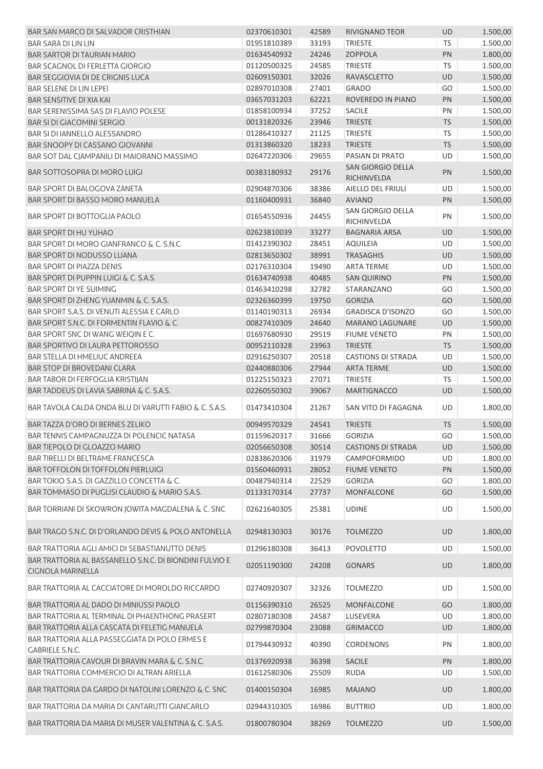| | | | | | |
|---|---|---|---|---|---|
| BAR SAN MARCO DI SALVADOR CRISTHIAN | 02370610301 | 42589 | RIVIGNANO TEOR | UD | 1.500,00 |
| BAR SARA DI LIN LIN | 01951810389 | 33193 | TRIESTE | TS | 1.500,00 |
| BAR SARTOR DI TAURIAN MARIO | 01634540932 | 24246 | ZOPPOLA | PN | 1.800,00 |
| BAR SCAGNOL DI FERLETTA GIORGIO | 01120500325 | 24585 | TRIESTE | TS | 1.500,00 |
| BAR SEGGIOVIA DI DE CRIGNIS LUCA | 02609150301 | 32026 | RAVASCLETTO | UD | 1.500,00 |
| BAR SELENE DI LIN LEPEI | 02897010308 | 27401 | GRADO | GO | 1.500,00 |
| BAR SENSITIVE DI XIA KAI | 03657031203 | 62221 | ROVEREDO IN PIANO | PN | 1.500,00 |
| BAR SERENISSIMA SAS DI FLAVIO POLESE | 01858100934 | 37252 | SACILE | PN | 1.500,00 |
| BAR SI DI GIACOMINI SERGIO | 00131820326 | 23946 | TRIESTE | TS | 1.500,00 |
| BAR SI DI IANNELLO ALESSANDRO | 01286410327 | 21125 | TRIESTE | TS | 1.500,00 |
| BAR SNOOPY DI CASSANO GIOVANNI | 01313860320 | 18233 | TRIESTE | TS | 1.500,00 |
| BAR SOT DAL CJAMPANILI DI MAIORANO MASSIMO | 02647220306 | 29655 | PASIAN DI PRATO | UD | 1.500,00 |
| BAR SOTTOSOPRA DI MORO LUIGI | 00383180932 | 29176 | SAN GIORGIO DELLA RICHINVELDA | PN | 1.500,00 |
| BAR SPORT DI BALOGOVA ZANETA | 02904870306 | 38386 | AIELLO DEL FRIULI | UD | 1.500,00 |
| BAR SPORT DI BASSO MORO MANUELA | 01160400931 | 36840 | AVIANO | PN | 1.500,00 |
| BAR SPORT DI BOTTOGLIA PAOLO | 01654550936 | 24455 | SAN GIORGIO DELLA RICHINVELDA | PN | 1.500,00 |
| BAR SPORT DI HU YUHAO | 02623810039 | 33277 | BAGNARIA ARSA | UD | 1.500,00 |
| BAR SPORT DI MORO GIANFRANCO & C. S.N.C. | 01412390302 | 28451 | AQUILEIA | UD | 1.500,00 |
| BAR SPORT DI NODUSSO LUANA | 02813650302 | 38991 | TRASAGHIS | UD | 1.500,00 |
| BAR SPORT DI PIAZZA DENIS | 02176310304 | 19490 | ARTA TERME | UD | 1.500,00 |
| BAR SPORT DI PUPPIN LUIGI & C. S.A.S. | 01634740938 | 40485 | SAN QUIRINO | PN | 1.500,00 |
| BAR SPORT DI YE SUIMING | 01463410298 | 32782 | STARANZANO | GO | 1.500,00 |
| BAR SPORT DI ZHENG YUANMIN & C. S.A.S. | 02326360399 | 19750 | GORIZIA | GO | 1.500,00 |
| BAR SPORT S.A.S. DI VENUTI ALESSIA E CARLO | 01140190313 | 26934 | GRADISCA D'ISONZO | GO | 1.500,00 |
| BAR SPORT S.N.C. DI FORMENTIN FLAVIO & C. | 00827410309 | 24640 | MARANO LAGUNARE | UD | 1.500,00 |
| BAR SPORT SNC DI WANG WEIQIN E C. | 01697680930 | 29519 | FIUME VENETO | PN | 1.500,00 |
| BAR SPORTIVO DI LAURA PETTOROSSO | 00952110328 | 23963 | TRIESTE | TS | 1.500,00 |
| BAR STELLA DI HMELIUC ANDREEA | 02916250307 | 20518 | CASTIONS DI STRADA | UD | 1.500,00 |
| BAR STOP DI BROVEDANI CLARA | 02440880306 | 27944 | ARTA TERME | UD | 1.500,00 |
| BAR TABOR DI FERFOGLIA KRISTIJAN | 01225150323 | 27071 | TRIESTE | TS | 1.500,00 |
| BAR TADDEUS DI LAVIA SABRINA & C. S.A.S. | 02260550302 | 39067 | MARTIGNACCO | UD | 1.500,00 |
| BAR TAVOLA CALDA ONDA BLU DI VARUTTI FABIO & C. S.A.S. | 01473410304 | 21267 | SAN VITO DI FAGAGNA | UD | 1.800,00 |
| BAR TAZZA D'ORO DI BERNES ZELIKO | 00949570329 | 24541 | TRIESTE | TS | 1.500,00 |
| BAR TENNIS CAMPAGNUZZA DI POLENCIC NATASA | 01159620317 | 31666 | GORIZIA | GO | 1.500,00 |
| BAR TIEPOLO DI GLOAZZO MARIO | 02056650308 | 30514 | CASTIONS DI STRADA | UD | 1.500,00 |
| BAR TIRELLI DI BELTRAME FRANCESCA | 02838620306 | 31979 | CAMPOFORMIDO | UD | 1.800,00 |
| BAR TOFFOLON DI TOFFOLON PIERLUIGI | 01560460931 | 28052 | FIUME VENETO | PN | 1.500,00 |
| BAR TOKIO S.A.S. DI GAZZILLO CONCETTA & C. | 00487940314 | 22529 | GORIZIA | GO | 1.800,00 |
| BAR TOMMASO DI PUGLISI CLAUDIO & MARIO S.A.S. | 01133170314 | 27737 | MONFALCONE | GO | 1.500,00 |
| BAR TORRIANI DI SKOWRON JOWITA MAGDALENA & C. SNC | 02621640305 | 25381 | UDINE | UD | 1.500,00 |
| BAR TRAGO S.N.C. DI D'ORLANDO DEVIS & POLO ANTONELLA | 02948130303 | 30176 | TOLMEZZO | UD | 1.800,00 |
| BAR TRATTORIA AGLI AMICI DI SEBASTIANUTTO DENIS | 01296180308 | 36413 | POVOLETTO | UD | 1.500,00 |
| BAR TRATTORIA AL BASSANELLO S.N.C. DI BIONDINI FULVIO E CIGNOLA MARINELLA | 02051190300 | 24208 | GONARS | UD | 1.800,00 |
| BAR TRATTORIA AL CACCIATORE DI MOROLDO RICCARDO | 02740920307 | 32326 | TOLMEZZO | UD | 1.500,00 |
| BAR TRATTORIA AL DADO DI MINIUSSI PAOLO | 01156390310 | 26525 | MONFALCONE | GO | 1.800,00 |
| BAR TRATTORIA AL TERMINAL DI PHAENTHONG PRASERT | 02807180308 | 24587 | LUSEVERA | UD | 1.800,00 |
| BAR TRATTORIA ALLA CASCATA DI FELETIG MANUELA | 02799870304 | 23088 | GRIMACCO | UD | 1.800,00 |
| BAR TRATTORIA ALLA PASSEGGIATA DI POLO ERMES E GABRIELE S.N.C. | 01794430932 | 40390 | CORDENONS | PN | 1.800,00 |
| BAR TRATTORIA CAVOUR DI BRAVIN MARA & C. S.N.C. | 01376920938 | 36398 | SACILE | PN | 1.800,00 |
| BAR TRATTORIA COMMERCIO DI ALTRAN ARIELLA | 01612580306 | 25509 | RUDA | UD | 1.500,00 |
| BAR TRATTORIA DA GARDO DI NATOLINI LORENZO & C. SNC | 01400150304 | 16985 | MAJANO | UD | 1.800,00 |
| BAR TRATTORIA DA MARIA DI CANTARUTTI GIANCARLO | 02944310305 | 16986 | BUTTRIO | UD | 1.800,00 |
| BAR TRATTORIA DA MARIA DI MUSER VALENTINA & C. S.A.S. | 01800780304 | 38269 | TOLMEZZO | UD | 1.500,00 |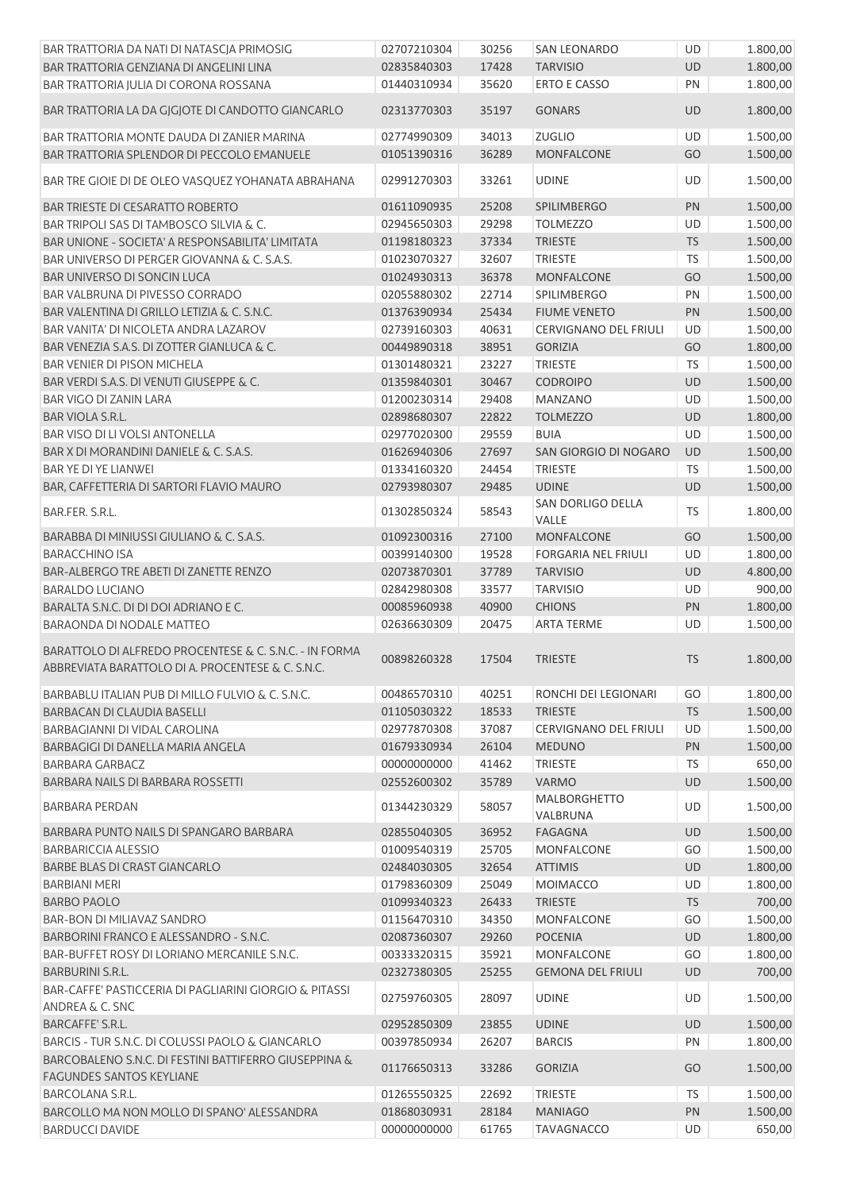| | | | | | |
|---|---|---|---|---|---|
| BAR TRATTORIA DA NATI DI NATASCJA PRIMOSIG | 02707210304 | 30256 | SAN LEONARDO | UD | 1.800,00 |
| BAR TRATTORIA GENZIANA DI ANGELINI LINA | 02835840303 | 17428 | TARVISIO | UD | 1.800,00 |
| BAR TRATTORIA JULIA DI CORONA ROSSANA | 01440310934 | 35620 | ERTO E CASSO | PN | 1.800,00 |
| BAR TRATTORIA LA DA GJGJOTE DI CANDOTTO GIANCARLO | 02313770303 | 35197 | GONARS | UD | 1.800,00 |
| BAR TRATTORIA MONTE DAUDA DI ZANIER MARINA | 02774990309 | 34013 | ZUGLIO | UD | 1.500,00 |
| BAR TRATTORIA SPLENDOR DI PECCOLO EMANUELE | 01051390316 | 36289 | MONFALCONE | GO | 1.500,00 |
| BAR TRE GIOIE DI DE OLEO VASQUEZ YOHANATA ABRAHANA | 02991270303 | 33261 | UDINE | UD | 1.500,00 |
| BAR TRIESTE DI CESARATTO ROBERTO | 01611090935 | 25208 | SPILIMBERGO | PN | 1.500,00 |
| BAR TRIPOLI SAS DI TAMBOSCO SILVIA & C. | 02945650303 | 29298 | TOLMEZZO | UD | 1.500,00 |
| BAR UNIONE - SOCIETA' A RESPONSABILITA' LIMITATA | 01198180323 | 37334 | TRIESTE | TS | 1.500,00 |
| BAR UNIVERSO DI PERGER GIOVANNA & C. S.A.S. | 01023070327 | 32607 | TRIESTE | TS | 1.500,00 |
| BAR UNIVERSO DI SONCIN LUCA | 01024930313 | 36378 | MONFALCONE | GO | 1.500,00 |
| BAR VALBRUNA DI PIVESSO CORRADO | 02055880302 | 22714 | SPILIMBERGO | PN | 1.500,00 |
| BAR VALENTINA DI GRILLO LETIZIA & C. S.N.C. | 01376390934 | 25434 | FIUME VENETO | PN | 1.500,00 |
| BAR VANITA' DI NICOLETA ANDRA LAZAROV | 02739160303 | 40631 | CERVIGNANO DEL FRIULI | UD | 1.500,00 |
| BAR VENEZIA S.A.S. DI ZOTTER GIANLUCA & C. | 00449890318 | 38951 | GORIZIA | GO | 1.800,00 |
| BAR VENIER DI PISON MICHELA | 01301480321 | 23227 | TRIESTE | TS | 1.500,00 |
| BAR VERDI S.A.S. DI VENUTI GIUSEPPE & C. | 01359840301 | 30467 | CODROIPO | UD | 1.500,00 |
| BAR VIGO DI ZANIN LARA | 01200230314 | 29408 | MANZANO | UD | 1.500,00 |
| BAR VIOLA S.R.L. | 02898680307 | 22822 | TOLMEZZO | UD | 1.800,00 |
| BAR VISO DI LI VOLSI ANTONELLA | 02977020300 | 29559 | BUIA | UD | 1.500,00 |
| BAR X DI MORANDINI DANIELE & C. S.A.S. | 01626940306 | 27697 | SAN GIORGIO DI NOGARO | UD | 1.500,00 |
| BAR YE DI YE LIANWEI | 01334160320 | 24454 | TRIESTE | TS | 1.500,00 |
| BAR, CAFFETTERIA DI SARTORI FLAVIO MAURO | 02793980307 | 29485 | UDINE | UD | 1.500,00 |
| BAR.FER. S.R.L. | 01302850324 | 58543 | SAN DORLIGO DELLA VALLE | TS | 1.800,00 |
| BARABBA DI MINIUSSI GIULIANO & C. S.A.S. | 01092300316 | 27100 | MONFALCONE | GO | 1.500,00 |
| BARACCHINO ISA | 00399140300 | 19528 | FORGARIA NEL FRIULI | UD | 1.800,00 |
| BAR-ALBERGO TRE ABETI DI ZANETTE RENZO | 02073870301 | 37789 | TARVISIO | UD | 4.800,00 |
| BARALDO LUCIANO | 02842980308 | 33577 | TARVISIO | UD | 900,00 |
| BARALTA S.N.C. DI DI DOI ADRIANO E C. | 00085960938 | 40900 | CHIONS | PN | 1.800,00 |
| BARAONDA DI NODALE MATTEO | 02636630309 | 20475 | ARTA TERME | UD | 1.500,00 |
| BARATTOLO DI ALFREDO PROCENTESE & C. S.N.C. - IN FORMA ABBREVIATA BARATTOLO DI A. PROCENTESE & C. S.N.C. | 00898260328 | 17504 | TRIESTE | TS | 1.800,00 |
| BARBABLU ITALIAN PUB DI MILLO FULVIO & C. S.N.C. | 00486570310 | 40251 | RONCHI DEI LEGIONARI | GO | 1.800,00 |
| BARBACAN DI CLAUDIA BASELLI | 01105030322 | 18533 | TRIESTE | TS | 1.500,00 |
| BARBAGIANNI DI VIDAL CAROLINA | 02977870308 | 37087 | CERVIGNANO DEL FRIULI | UD | 1.500,00 |
| BARBAGIGI DI DANELLA MARIA ANGELA | 01679330934 | 26104 | MEDUNO | PN | 1.500,00 |
| BARBARA GARBACZ | 00000000000 | 41462 | TRIESTE | TS | 650,00 |
| BARBARA NAILS DI BARBARA ROSSETTI | 02552600302 | 35789 | VARMO | UD | 1.500,00 |
| BARBARA PERDAN | 01344230329 | 58057 | MALBORGHETTO VALBRUNA | UD | 1.500,00 |
| BARBARA PUNTO NAILS DI SPANGARO BARBARA | 02855040305 | 36952 | FAGAGNA | UD | 1.500,00 |
| BARBARICCIA ALESSIO | 01009540319 | 25705 | MONFALCONE | GO | 1.500,00 |
| BARBE BLAS DI CRAST GIANCARLO | 02484030305 | 32654 | ATTIMIS | UD | 1.800,00 |
| BARBIANI MERI | 01798360309 | 25049 | MOIMACCO | UD | 1.800,00 |
| BARBO PAOLO | 01099340323 | 26433 | TRIESTE | TS | 700,00 |
| BAR-BON DI MILIAVAZ SANDRO | 01156470310 | 34350 | MONFALCONE | GO | 1.500,00 |
| BARBORINI FRANCO E ALESSANDRO - S.N.C. | 02087360307 | 29260 | POCENIA | UD | 1.800,00 |
| BAR-BUFFET ROSY DI LORIANO MERCANILE S.N.C. | 00333320315 | 35921 | MONFALCONE | GO | 1.800,00 |
| BARBURINI S.R.L. | 02327380305 | 25255 | GEMONA DEL FRIULI | UD | 700,00 |
| BAR-CAFFE' PASTICCERIA DI PAGLIARINI GIORGIO & PITASSI ANDREA & C. SNC | 02759760305 | 28097 | UDINE | UD | 1.500,00 |
| BARCAFFE' S.R.L. | 02952850309 | 23855 | UDINE | UD | 1.500,00 |
| BARCIS - TUR S.N.C. DI COLUSSI PAOLO & GIANCARLO | 00397850934 | 26207 | BARCIS | PN | 1.800,00 |
| BARCOBALENO S.N.C. DI FESTINI BATTIFERRO GIUSEPPINA & FAGUNDES SANTOS KEYLIANE | 01176650313 | 33286 | GORIZIA | GO | 1.500,00 |
| BARCOLANA S.R.L. | 01265550325 | 22692 | TRIESTE | TS | 1.500,00 |
| BARCOLLO MA NON MOLLO DI SPANO' ALESSANDRA | 01868030931 | 28184 | MANIAGO | PN | 1.500,00 |
| BARDUCCI DAVIDE | 00000000000 | 61765 | TAVAGNACCO | UD | 650,00 |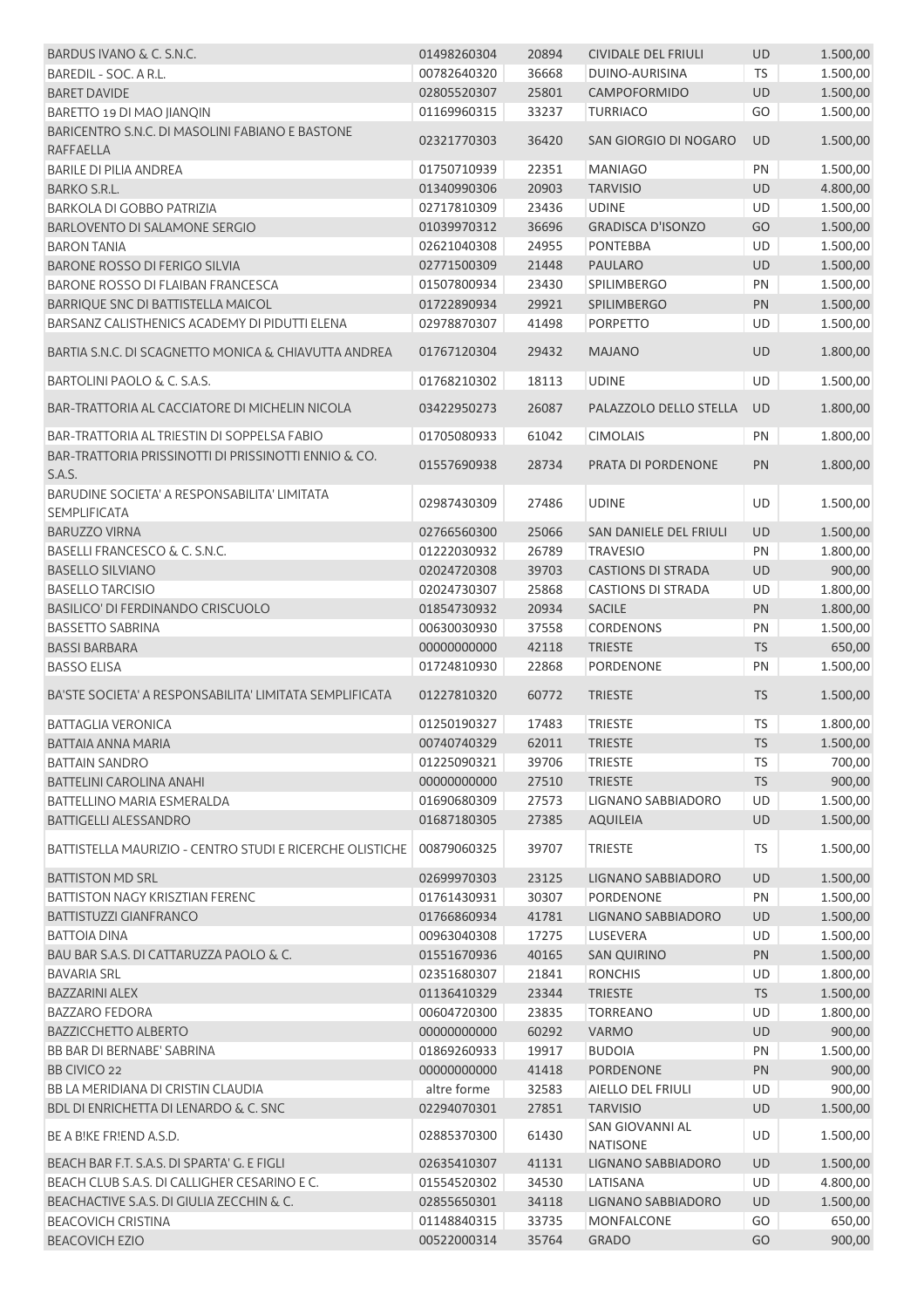| | | | | | |
|---|---|---|---|---|---|
| BARDUS IVANO & C. S.N.C. | 01498260304 | 20894 | CIVIDALE DEL FRIULI | UD | 1.500,00 |
| BAREDIL - SOC. A R.L. | 00782640320 | 36668 | DUINO-AURISINA | TS | 1.500,00 |
| BARET DAVIDE | 02805520307 | 25801 | CAMPOFORMIDO | UD | 1.500,00 |
| BARETTO 19 DI MAO JIANQIN | 01169960315 | 33237 | TURRIACO | GO | 1.500,00 |
| BARICENTRO S.N.C. DI MASOLINI FABIANO E BASTONE RAFFAELLA | 02321770303 | 36420 | SAN GIORGIO DI NOGARO | UD | 1.500,00 |
| BARILE DI PILIA ANDREA | 01750710939 | 22351 | MANIAGO | PN | 1.500,00 |
| BARKO S.R.L. | 01340990306 | 20903 | TARVISIO | UD | 4.800,00 |
| BARKOLA DI GOBBO PATRIZIA | 02717810309 | 23436 | UDINE | UD | 1.500,00 |
| BARLOVENTO DI SALAMONE SERGIO | 01039970312 | 36696 | GRADISCA D'ISONZO | GO | 1.500,00 |
| BARON TANIA | 02621040308 | 24955 | PONTEBBA | UD | 1.500,00 |
| BARONE ROSSO DI FERIGO SILVIA | 02771500309 | 21448 | PAULARO | UD | 1.500,00 |
| BARONE ROSSO DI FLAIBAN FRANCESCA | 01507800934 | 23430 | SPILIMBERGO | PN | 1.500,00 |
| BARRIQUE SNC DI BATTISTELLA MAICOL | 01722890934 | 29921 | SPILIMBERGO | PN | 1.500,00 |
| BARSANZ CALISTHENICS ACADEMY DI PIDUTTI ELENA | 02978870307 | 41498 | PORPETTO | UD | 1.500,00 |
| BARTIA S.N.C. DI SCAGNETTO MONICA & CHIAVUTTA ANDREA | 01767120304 | 29432 | MAJANO | UD | 1.800,00 |
| BARTOLINI PAOLO & C. S.A.S. | 01768210302 | 18113 | UDINE | UD | 1.500,00 |
| BAR-TRATTORIA AL CACCIATORE DI MICHELIN NICOLA | 03422950273 | 26087 | PALAZZOLO DELLO STELLA | UD | 1.800,00 |
| BAR-TRATTORIA AL TRIESTIN DI SOPPELSA FABIO | 01705080933 | 61042 | CIMOLAIS | PN | 1.800,00 |
| BAR-TRATTORIA PRISSINOTTI DI PRISSINOTTI ENNIO & CO. S.A.S. | 01557690938 | 28734 | PRATA DI PORDENONE | PN | 1.800,00 |
| BARUDINE SOCIETA' A RESPONSABILITA' LIMITATA SEMPLIFICATA | 02987430309 | 27486 | UDINE | UD | 1.500,00 |
| BARUZZO VIRNA | 02766560300 | 25066 | SAN DANIELE DEL FRIULI | UD | 1.500,00 |
| BASELLI FRANCESCO & C. S.N.C. | 01222030932 | 26789 | TRAVESIO | PN | 1.800,00 |
| BASELLO SILVIANO | 02024720308 | 39703 | CASTIONS DI STRADA | UD | 900,00 |
| BASELLO TARCISIO | 02024730307 | 25868 | CASTIONS DI STRADA | UD | 1.800,00 |
| BASILICO' DI FERDINANDO CRISCUOLO | 01854730932 | 20934 | SACILE | PN | 1.800,00 |
| BASSETTO SABRINA | 00630030930 | 37558 | CORDENONS | PN | 1.500,00 |
| BASSI BARBARA | 00000000000 | 42118 | TRIESTE | TS | 650,00 |
| BASSO ELISA | 01724810930 | 22868 | PORDENONE | PN | 1.500,00 |
| BA'STE SOCIETA' A RESPONSABILITA' LIMITATA SEMPLIFICATA | 01227810320 | 60772 | TRIESTE | TS | 1.500,00 |
| BATTAGLIA VERONICA | 01250190327 | 17483 | TRIESTE | TS | 1.800,00 |
| BATTAIA ANNA MARIA | 00740740329 | 62011 | TRIESTE | TS | 1.500,00 |
| BATTAIN SANDRO | 01225090321 | 39706 | TRIESTE | TS | 700,00 |
| BATTELINI CAROLINA ANAHI | 00000000000 | 27510 | TRIESTE | TS | 900,00 |
| BATTELLINO MARIA ESMERALDA | 01690680309 | 27573 | LIGNANO SABBIADORO | UD | 1.500,00 |
| BATTIGELLI ALESSANDRO | 01687180305 | 27385 | AQUILEIA | UD | 1.500,00 |
| BATTISTELLA MAURIZIO - CENTRO STUDI E RICERCHE OLISTICHE | 00879060325 | 39707 | TRIESTE | TS | 1.500,00 |
| BATTISTON MD SRL | 02699970303 | 23125 | LIGNANO SABBIADORO | UD | 1.500,00 |
| BATTISTON NAGY KRISZTIAN FERENC | 01761430931 | 30307 | PORDENONE | PN | 1.500,00 |
| BATTISTUZZI GIANFRANCO | 01766860934 | 41781 | LIGNANO SABBIADORO | UD | 1.500,00 |
| BATTOIA DINA | 00963040308 | 17275 | LUSEVERA | UD | 1.500,00 |
| BAU BAR S.A.S. DI CATTARUZZA PAOLO & C. | 01551670936 | 40165 | SAN QUIRINO | PN | 1.500,00 |
| BAVARIA SRL | 02351680307 | 21841 | RONCHIS | UD | 1.800,00 |
| BAZZARINI ALEX | 01136410329 | 23344 | TRIESTE | TS | 1.500,00 |
| BAZZARO FEDORA | 00604720300 | 23835 | TORREANO | UD | 1.800,00 |
| BAZZICCHETTO ALBERTO | 00000000000 | 60292 | VARMO | UD | 900,00 |
| BB BAR DI BERNABE' SABRINA | 01869260933 | 19917 | BUDOIA | PN | 1.500,00 |
| BB CIVICO 22 | 00000000000 | 41418 | PORDENONE | PN | 900,00 |
| BB LA MERIDIANA DI CRISTIN CLAUDIA | altre forme | 32583 | AIELLO DEL FRIULI | UD | 900,00 |
| BDL DI ENRICHETTA DI LENARDO & C. SNC | 02294070301 | 27851 | TARVISIO | UD | 1.500,00 |
| BE A B!KE FR!END A.S.D. | 02885370300 | 61430 | SAN GIOVANNI AL NATISONE | UD | 1.500,00 |
| BEACH BAR F.T. S.A.S. DI SPARTA' G. E FIGLI | 02635410307 | 41131 | LIGNANO SABBIADORO | UD | 1.500,00 |
| BEACH CLUB S.A.S. DI CALLIGHER CESARINO E C. | 01554520302 | 34530 | LATISANA | UD | 4.800,00 |
| BEACHACTIVE S.A.S. DI GIULIA ZECCHIN & C. | 02855650301 | 34118 | LIGNANO SABBIADORO | UD | 1.500,00 |
| BEACOVICH CRISTINA | 01148840315 | 33735 | MONFALCONE | GO | 650,00 |
| BEACOVICH EZIO | 00522000314 | 35764 | GRADO | GO | 900,00 |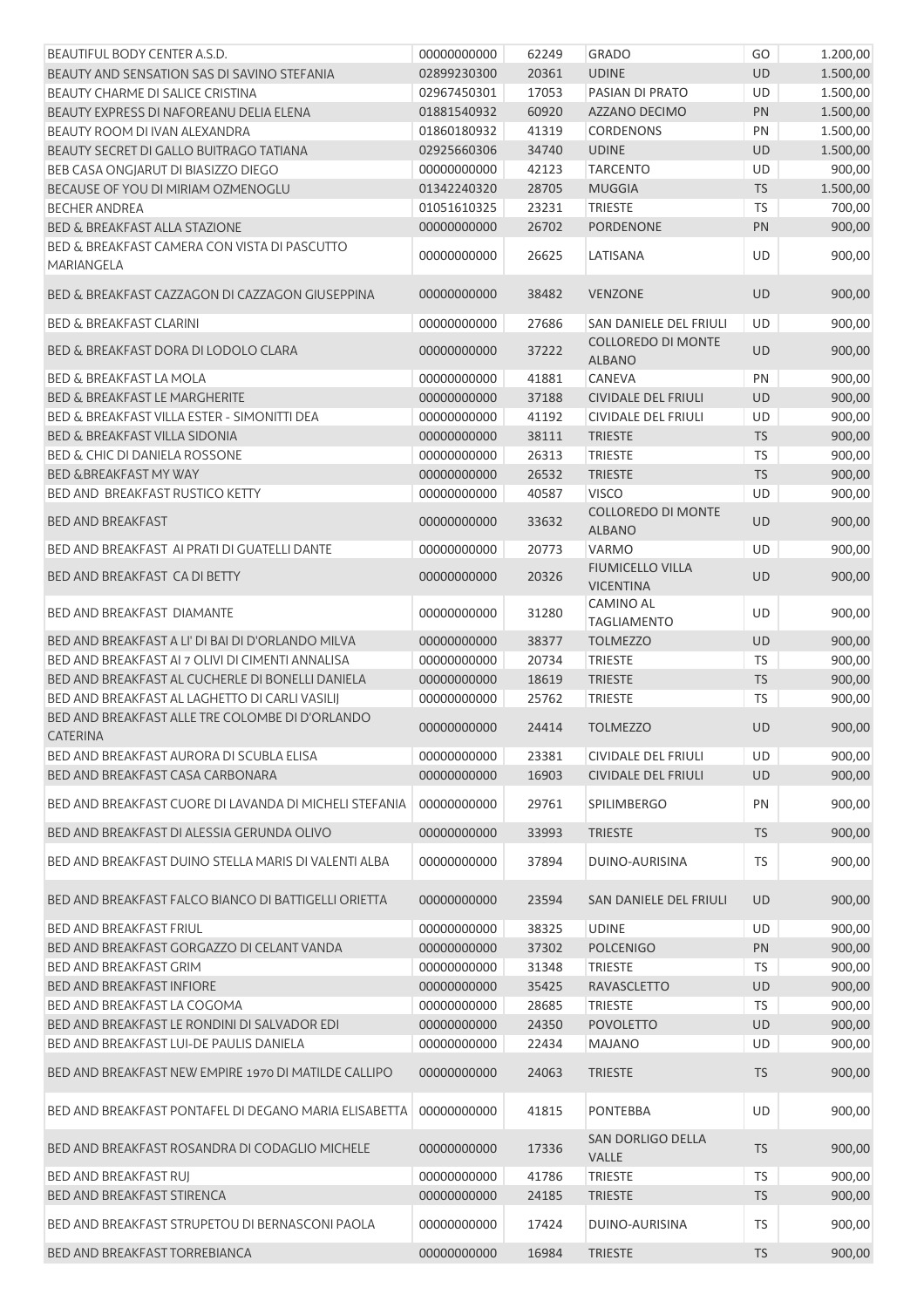| | | | | | |
|---|---|---|---|---|---|
| BEAUTIFUL BODY CENTER A.S.D. | 00000000000 | 62249 | GRADO | GO | 1.200,00 |
| BEAUTY AND SENSATION SAS DI SAVINO STEFANIA | 02899230300 | 20361 | UDINE | UD | 1.500,00 |
| BEAUTY CHARME DI SALICE CRISTINA | 02967450301 | 17053 | PASIAN DI PRATO | UD | 1.500,00 |
| BEAUTY EXPRESS DI NAFOREANU DELIA ELENA | 01881540932 | 60920 | AZZANO DECIMO | PN | 1.500,00 |
| BEAUTY ROOM DI IVAN ALEXANDRA | 01860180932 | 41319 | CORDENONS | PN | 1.500,00 |
| BEAUTY SECRET DI GALLO BUITRAGO TATIANA | 02925660306 | 34740 | UDINE | UD | 1.500,00 |
| BEB CASA ONGJARUT DI BIASIZZO DIEGO | 00000000000 | 42123 | TARCENTO | UD | 900,00 |
| BECAUSE OF YOU DI MIRIAM OZMENOGLU | 01342240320 | 28705 | MUGGIA | TS | 1.500,00 |
| BECHER ANDREA | 01051610325 | 23231 | TRIESTE | TS | 700,00 |
| BED & BREAKFAST ALLA STAZIONE | 00000000000 | 26702 | PORDENONE | PN | 900,00 |
| BED & BREAKFAST CAMERA CON VISTA DI PASCUTTO MARIANGELA | 00000000000 | 26625 | LATISANA | UD | 900,00 |
| BED & BREAKFAST CAZZAGON DI CAZZAGON GIUSEPPINA | 00000000000 | 38482 | VENZONE | UD | 900,00 |
| BED & BREAKFAST CLARINI | 00000000000 | 27686 | SAN DANIELE DEL FRIULI | UD | 900,00 |
| BED & BREAKFAST DORA DI LODOLO CLARA | 00000000000 | 37222 | COLLOREDO DI MONTE ALBANO | UD | 900,00 |
| BED & BREAKFAST LA MOLA | 00000000000 | 41881 | CANEVA | PN | 900,00 |
| BED & BREAKFAST LE MARGHERITE | 00000000000 | 37188 | CIVIDALE DEL FRIULI | UD | 900,00 |
| BED & BREAKFAST VILLA ESTER - SIMONITTI DEA | 00000000000 | 41192 | CIVIDALE DEL FRIULI | UD | 900,00 |
| BED & BREAKFAST VILLA SIDONIA | 00000000000 | 38111 | TRIESTE | TS | 900,00 |
| BED & CHIC DI DANIELA ROSSONE | 00000000000 | 26313 | TRIESTE | TS | 900,00 |
| BED &BREAKFAST MY WAY | 00000000000 | 26532 | TRIESTE | TS | 900,00 |
| BED AND BREAKFAST RUSTICO KETTY | 00000000000 | 40587 | VISCO | UD | 900,00 |
| BED AND BREAKFAST | 00000000000 | 33632 | COLLOREDO DI MONTE ALBANO | UD | 900,00 |
| BED AND BREAKFAST AI PRATI DI GUATELLI DANTE | 00000000000 | 20773 | VARMO | UD | 900,00 |
| BED AND BREAKFAST CA DI BETTY | 00000000000 | 20326 | FIUMICELLO VILLA VICENTINA | UD | 900,00 |
| BED AND BREAKFAST DIAMANTE | 00000000000 | 31280 | CAMINO AL TAGLIAMENTO | UD | 900,00 |
| BED AND BREAKFAST A LI' DI BAI DI D'ORLANDO MILVA | 00000000000 | 38377 | TOLMEZZO | UD | 900,00 |
| BED AND BREAKFAST AI 7 OLIVI DI CIMENTI ANNALISA | 00000000000 | 20734 | TRIESTE | TS | 900,00 |
| BED AND BREAKFAST AL CUCHERLE DI BONELLI DANIELA | 00000000000 | 18619 | TRIESTE | TS | 900,00 |
| BED AND BREAKFAST AL LAGHETTO DI CARLI VASILIJ | 00000000000 | 25762 | TRIESTE | TS | 900,00 |
| BED AND BREAKFAST ALLE TRE COLOMBE DI D'ORLANDO CATERINA | 00000000000 | 24414 | TOLMEZZO | UD | 900,00 |
| BED AND BREAKFAST AURORA DI SCUBLA ELISA | 00000000000 | 23381 | CIVIDALE DEL FRIULI | UD | 900,00 |
| BED AND BREAKFAST CASA CARBONARA | 00000000000 | 16903 | CIVIDALE DEL FRIULI | UD | 900,00 |
| BED AND BREAKFAST CUORE DI LAVANDA DI MICHELI STEFANIA | 00000000000 | 29761 | SPILIMBERGO | PN | 900,00 |
| BED AND BREAKFAST DI ALESSIA GERUNDA OLIVO | 00000000000 | 33993 | TRIESTE | TS | 900,00 |
| BED AND BREAKFAST DUINO STELLA MARIS DI VALENTI ALBA | 00000000000 | 37894 | DUINO-AURISINA | TS | 900,00 |
| BED AND BREAKFAST FALCO BIANCO DI BATTIGELLI ORIETTA | 00000000000 | 23594 | SAN DANIELE DEL FRIULI | UD | 900,00 |
| BED AND BREAKFAST FRIUL | 00000000000 | 38325 | UDINE | UD | 900,00 |
| BED AND BREAKFAST GORGAZZO DI CELANT VANDA | 00000000000 | 37302 | POLCENIGO | PN | 900,00 |
| BED AND BREAKFAST GRIM | 00000000000 | 31348 | TRIESTE | TS | 900,00 |
| BED AND BREAKFAST INFIORE | 00000000000 | 35425 | RAVASCLETTO | UD | 900,00 |
| BED AND BREAKFAST LA COGOMA | 00000000000 | 28685 | TRIESTE | TS | 900,00 |
| BED AND BREAKFAST LE RONDINI DI SALVADOR EDI | 00000000000 | 24350 | POVOLETTO | UD | 900,00 |
| BED AND BREAKFAST LUI-DE PAULIS DANIELA | 00000000000 | 22434 | MAJANO | UD | 900,00 |
| BED AND BREAKFAST NEW EMPIRE 1970 DI MATILDE CALLIPO | 00000000000 | 24063 | TRIESTE | TS | 900,00 |
| BED AND BREAKFAST PONTAFEL DI DEGANO MARIA ELISABETTA | 00000000000 | 41815 | PONTEBBA | UD | 900,00 |
| BED AND BREAKFAST ROSANDRA DI CODAGLIO MICHELE | 00000000000 | 17336 | SAN DORLIGO DELLA VALLE | TS | 900,00 |
| BED AND BREAKFAST RUJ | 00000000000 | 41786 | TRIESTE | TS | 900,00 |
| BED AND BREAKFAST STIRENCA | 00000000000 | 24185 | TRIESTE | TS | 900,00 |
| BED AND BREAKFAST STRUPETOU DI BERNASCONI PAOLA | 00000000000 | 17424 | DUINO-AURISINA | TS | 900,00 |
| BED AND BREAKFAST TORREBIANCA | 00000000000 | 16984 | TRIESTE | TS | 900,00 |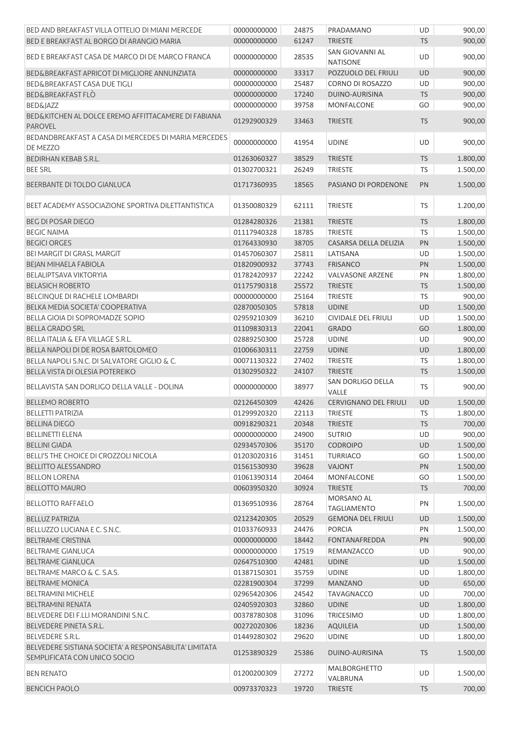| | | | | | |
|---|---|---|---|---|---|
| BED AND BREAKFAST VILLA OTTELIO DI MIANI MERCEDE | 00000000000 | 24875 | PRADAMANO | UD | 900,00 |
| BED E BREAKFAST AL BORGO DI ARANGIO MARIA | 00000000000 | 61247 | TRIESTE | TS | 900,00 |
| BED E BREAKFAST CASA DE MARCO DI DE MARCO FRANCA | 00000000000 | 28535 | SAN GIOVANNI AL NATISONE | UD | 900,00 |
| BED&BREAKFAST APRICOT DI MIGLIORE ANNUNZIATA | 00000000000 | 33317 | POZZUOLO DEL FRIULI | UD | 900,00 |
| BED&BREAKFAST CASA DUE TIGLI | 00000000000 | 25487 | CORNO DI ROSAZZO | UD | 900,00 |
| BED&BREAKFAST FLÒ | 00000000000 | 17240 | DUINO-AURISINA | TS | 900,00 |
| BED&JAZZ | 00000000000 | 39758 | MONFALCONE | GO | 900,00 |
| BED&KITCHEN AL DOLCE EREMO AFFITTACAMERE DI FABIANA PAROVEL | 01292900329 | 33463 | TRIESTE | TS | 900,00 |
| BEDANDBREAKFAST A CASA DI MERCEDES DI MARIA MERCEDES DE MEZZO | 00000000000 | 41954 | UDINE | UD | 900,00 |
| BEDIRHAN KEBAB S.R.L. | 01263060327 | 38529 | TRIESTE | TS | 1.800,00 |
| BEE SRL | 01302700321 | 26249 | TRIESTE | TS | 1.500,00 |
| BEERBANTE DI TOLDO GIANLUCA | 01717360935 | 18565 | PASIANO DI PORDENONE | PN | 1.500,00 |
| BEET ACADEMY ASSOCIAZIONE SPORTIVA DILETTANTISTICA | 01350080329 | 62111 | TRIESTE | TS | 1.200,00 |
| BEG DI POSAR DIEGO | 01284280326 | 21381 | TRIESTE | TS | 1.800,00 |
| BEGIC NAIMA | 01117940328 | 18785 | TRIESTE | TS | 1.500,00 |
| BEGICI ORGES | 01764330930 | 38705 | CASARSA DELLA DELIZIA | PN | 1.500,00 |
| BEI MARGIT DI GRASL MARGIT | 01457060307 | 25811 | LATISANA | UD | 1.500,00 |
| BEJAN MIHAELA FABIOLA | 01820900932 | 37743 | FRISANCO | PN | 1.500,00 |
| BELALIPTSAVA VIKTORYIA | 01782420937 | 22242 | VALVASONE ARZENE | PN | 1.800,00 |
| BELASICH ROBERTO | 01175790318 | 25572 | TRIESTE | TS | 1.500,00 |
| BELCINQUE DI RACHELE LOMBARDI | 00000000000 | 25164 | TRIESTE | TS | 900,00 |
| BELKA MEDIA SOCIETA' COOPERATIVA | 02870050305 | 57818 | UDINE | UD | 1.500,00 |
| BELLA GIOIA DI SOPROMADZE SOPIO | 02959210309 | 36210 | CIVIDALE DEL FRIULI | UD | 1.500,00 |
| BELLA GRADO SRL | 01109830313 | 22041 | GRADO | GO | 1.800,00 |
| BELLA ITALIA & EFA VILLAGE S.R.L. | 02889250300 | 25728 | UDINE | UD | 900,00 |
| BELLA NAPOLI DI DE ROSA BARTOLOMEO | 01006630311 | 22759 | UDINE | UD | 1.800,00 |
| BELLA NAPOLI S.N.C. DI SALVATORE GIGLIO & C. | 00071130322 | 27402 | TRIESTE | TS | 1.800,00 |
| BELLA VISTA DI OLESIA POTEREIKO | 01302950322 | 24107 | TRIESTE | TS | 1.500,00 |
| BELLAVISTA SAN DORLIGO DELLA VALLE - DOLINA | 00000000000 | 38977 | SAN DORLIGO DELLA VALLE | TS | 900,00 |
| BELLEMO ROBERTO | 02126450309 | 42426 | CERVIGNANO DEL FRIULI | UD | 1.500,00 |
| BELLETTI PATRIZIA | 01299920320 | 22113 | TRIESTE | TS | 1.800,00 |
| BELLINA DIEGO | 00918290321 | 20348 | TRIESTE | TS | 700,00 |
| BELLINETTI ELENA | 00000000000 | 24900 | SUTRIO | UD | 900,00 |
| BELLINI GIADA | 02934570306 | 35170 | CODROIPO | UD | 1.500,00 |
| BELLI'S THE CHOICE DI CROZZOLI NICOLA | 01203020316 | 31451 | TURRIACO | GO | 1.500,00 |
| BELLITTO ALESSANDRO | 01561530930 | 39628 | VAJONT | PN | 1.500,00 |
| BELLON LORENA | 01061390314 | 20464 | MONFALCONE | GO | 1.500,00 |
| BELLOTTO MAURO | 00603950320 | 30924 | TRIESTE | TS | 700,00 |
| BELLOTTO RAFFAELO | 01369510936 | 28764 | MORSANO AL TAGLIAMENTO | PN | 1.500,00 |
| BELLUZ PATRIZIA | 02123420305 | 20529 | GEMONA DEL FRIULI | UD | 1.500,00 |
| BELLUZZO LUCIANA E C. S.N.C. | 01033760933 | 24476 | PORCIA | PN | 1.500,00 |
| BELTRAME CRISTINA | 00000000000 | 18442 | FONTANAFREDDA | PN | 900,00 |
| BELTRAME GIANLUCA | 00000000000 | 17519 | REMANZACCO | UD | 900,00 |
| BELTRAME GIANLUCA | 02647510300 | 42481 | UDINE | UD | 1.500,00 |
| BELTRAME MARCO & C. S.A.S. | 01387150301 | 35759 | UDINE | UD | 1.800,00 |
| BELTRAME MONICA | 02281900304 | 37299 | MANZANO | UD | 650,00 |
| BELTRAMINI MICHELE | 02965420306 | 24542 | TAVAGNACCO | UD | 700,00 |
| BELTRAMINI RENATA | 02405920303 | 32860 | UDINE | UD | 1.800,00 |
| BELVEDERE DEI F.LLI MORANDINI S.N.C. | 00378780308 | 31096 | TRICESIMO | UD | 1.800,00 |
| BELVEDERE PINETA S.R.L. | 00272020306 | 18236 | AQUILEIA | UD | 1.500,00 |
| BELVEDERE S.R.L. | 01449280302 | 29620 | UDINE | UD | 1.800,00 |
| BELVEDERE SISTIANA SOCIETA' A RESPONSABILITA' LIMITATA SEMPLIFICATA CON UNICO SOCIO | 01253890329 | 25386 | DUINO-AURISINA | TS | 1.500,00 |
| BEN RENATO | 01200200309 | 27272 | MALBORGHETTO VALBRUNA | UD | 1.500,00 |
| BENCICH PAOLO | 00973370323 | 19720 | TRIESTE | TS | 700,00 |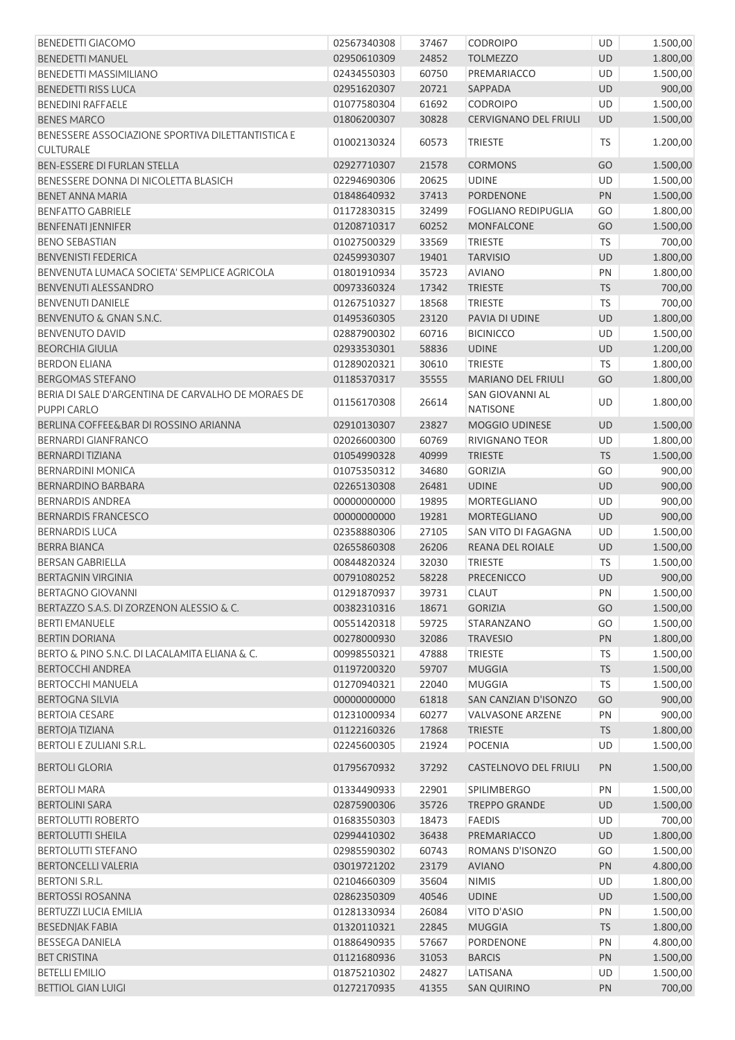| | | | | | |
|---|---|---|---|---|---|
| BENEDETTI GIACOMO | 02567340308 | 37467 | CODROIPO | UD | 1.500,00 |
| BENEDETTI MANUEL | 02950610309 | 24852 | TOLMEZZO | UD | 1.800,00 |
| BENEDETTI MASSIMILIANO | 02434550303 | 60750 | PREMARIACCO | UD | 1.500,00 |
| BENEDETTI RISS LUCA | 02951620307 | 20721 | SAPPADA | UD | 900,00 |
| BENEDINI RAFFAELE | 01077580304 | 61692 | CODROIPO | UD | 1.500,00 |
| BENES MARCO | 01806200307 | 30828 | CERVIGNANO DEL FRIULI | UD | 1.500,00 |
| BENESSERE ASSOCIAZIONE SPORTIVA DILETTANTISTICA E CULTURALE | 01002130324 | 60573 | TRIESTE | TS | 1.200,00 |
| BEN-ESSERE DI FURLAN STELLA | 02927710307 | 21578 | CORMONS | GO | 1.500,00 |
| BENESSERE DONNA DI NICOLETTA BLASICH | 02294690306 | 20625 | UDINE | UD | 1.500,00 |
| BENET ANNA MARIA | 01848640932 | 37413 | PORDENONE | PN | 1.500,00 |
| BENFATTO GABRIELE | 01172830315 | 32499 | FOGLIANO REDIPUGLIA | GO | 1.800,00 |
| BENFENATI JENNIFER | 01208710317 | 60252 | MONFALCONE | GO | 1.500,00 |
| BENO SEBASTIAN | 01027500329 | 33569 | TRIESTE | TS | 700,00 |
| BENVENISTI FEDERICA | 02459930307 | 19401 | TARVISIO | UD | 1.800,00 |
| BENVENUTA LUMACA SOCIETA' SEMPLICE AGRICOLA | 01801910934 | 35723 | AVIANO | PN | 1.800,00 |
| BENVENUTI ALESSANDRO | 00973360324 | 17342 | TRIESTE | TS | 700,00 |
| BENVENUTI DANIELE | 01267510327 | 18568 | TRIESTE | TS | 700,00 |
| BENVENUTO & GNAN S.N.C. | 01495360305 | 23120 | PAVIA DI UDINE | UD | 1.800,00 |
| BENVENUTO DAVID | 02887900302 | 60716 | BICINICCO | UD | 1.500,00 |
| BEORCHIA GIULIA | 02933530301 | 58836 | UDINE | UD | 1.200,00 |
| BERDON ELIANA | 01289020321 | 30610 | TRIESTE | TS | 1.800,00 |
| BERGOMAS STEFANO | 01185370317 | 35555 | MARIANO DEL FRIULI | GO | 1.800,00 |
| BERIA DI SALE D'ARGENTINA DE CARVALHO DE MORAES DE PUPPI CARLO | 01156170308 | 26614 | SAN GIOVANNI AL NATISONE | UD | 1.800,00 |
| BERLINA COFFEE&BAR DI ROSSINO ARIANNA | 02910130307 | 23827 | MOGGIO UDINESE | UD | 1.500,00 |
| BERNARDI GIANFRANCO | 02026600300 | 60769 | RIVIGNANO TEOR | UD | 1.800,00 |
| BERNARDI TIZIANA | 01054990328 | 40999 | TRIESTE | TS | 1.500,00 |
| BERNARDINI MONICA | 01075350312 | 34680 | GORIZIA | GO | 900,00 |
| BERNARDINO BARBARA | 02265130308 | 26481 | UDINE | UD | 900,00 |
| BERNARDIS ANDREA | 00000000000 | 19895 | MORTEGLIANO | UD | 900,00 |
| BERNARDIS FRANCESCO | 00000000000 | 19281 | MORTEGLIANO | UD | 900,00 |
| BERNARDIS LUCA | 02358880306 | 27105 | SAN VITO DI FAGAGNA | UD | 1.500,00 |
| BERRA BIANCA | 02655860308 | 26206 | REANA DEL ROIALE | UD | 1.500,00 |
| BERSAN GABRIELLA | 00844820324 | 32030 | TRIESTE | TS | 1.500,00 |
| BERTAGNIN VIRGINIA | 00791080252 | 58228 | PRECENICCO | UD | 900,00 |
| BERTAGNO GIOVANNI | 01291870937 | 39731 | CLAUT | PN | 1.500,00 |
| BERTAZZO S.A.S. DI ZORZENON ALESSIO & C. | 00382310316 | 18671 | GORIZIA | GO | 1.500,00 |
| BERTI EMANUELE | 00551420318 | 59725 | STARANZANO | GO | 1.500,00 |
| BERTIN DORIANA | 00278000930 | 32086 | TRAVESIO | PN | 1.800,00 |
| BERTO & PINO S.N.C. DI LACALAMITA ELIANA & C. | 00998550321 | 47888 | TRIESTE | TS | 1.500,00 |
| BERTOCCHI ANDREA | 01197200320 | 59707 | MUGGIA | TS | 1.500,00 |
| BERTOCCHI MANUELA | 01270940321 | 22040 | MUGGIA | TS | 1.500,00 |
| BERTOGNA SILVIA | 00000000000 | 61818 | SAN CANZIAN D'ISONZO | GO | 900,00 |
| BERTOIA CESARE | 01231000934 | 60277 | VALVASONE ARZENE | PN | 900,00 |
| BERTOJA TIZIANA | 01122160326 | 17868 | TRIESTE | TS | 1.800,00 |
| BERTOLI E ZULIANI S.R.L. | 02245600305 | 21924 | POCENIA | UD | 1.500,00 |
| BERTOLI GLORIA | 01795670932 | 37292 | CASTELNOVO DEL FRIULI | PN | 1.500,00 |
| BERTOLI MARA | 01334490933 | 22901 | SPILIMBERGO | PN | 1.500,00 |
| BERTOLINI SARA | 02875900306 | 35726 | TREPPO GRANDE | UD | 1.500,00 |
| BERTOLUTTI ROBERTO | 01683550303 | 18473 | FAEDIS | UD | 700,00 |
| BERTOLUTTI SHEILA | 02994410302 | 36438 | PREMARIACCO | UD | 1.800,00 |
| BERTOLUTTI STEFANO | 02985590302 | 60743 | ROMANS D'ISONZO | GO | 1.500,00 |
| BERTONCELLI VALERIA | 03019721202 | 23179 | AVIANO | PN | 4.800,00 |
| BERTONI S.R.L. | 02104660309 | 35604 | NIMIS | UD | 1.800,00 |
| BERTOSSI ROSANNA | 02862350309 | 40546 | UDINE | UD | 1.500,00 |
| BERTUZZI LUCIA EMILIA | 01281330934 | 26084 | VITO D'ASIO | PN | 1.500,00 |
| BESEDNJAK FABIA | 01320110321 | 22845 | MUGGIA | TS | 1.800,00 |
| BESSEGA DANIELA | 01886490935 | 57667 | PORDENONE | PN | 4.800,00 |
| BET CRISTINA | 01121680936 | 31053 | BARCIS | PN | 1.500,00 |
| BETELLI EMILIO | 01875210302 | 24827 | LATISANA | UD | 1.500,00 |
| BETTIOL GIAN LUIGI | 01272170935 | 41355 | SAN QUIRINO | PN | 700,00 |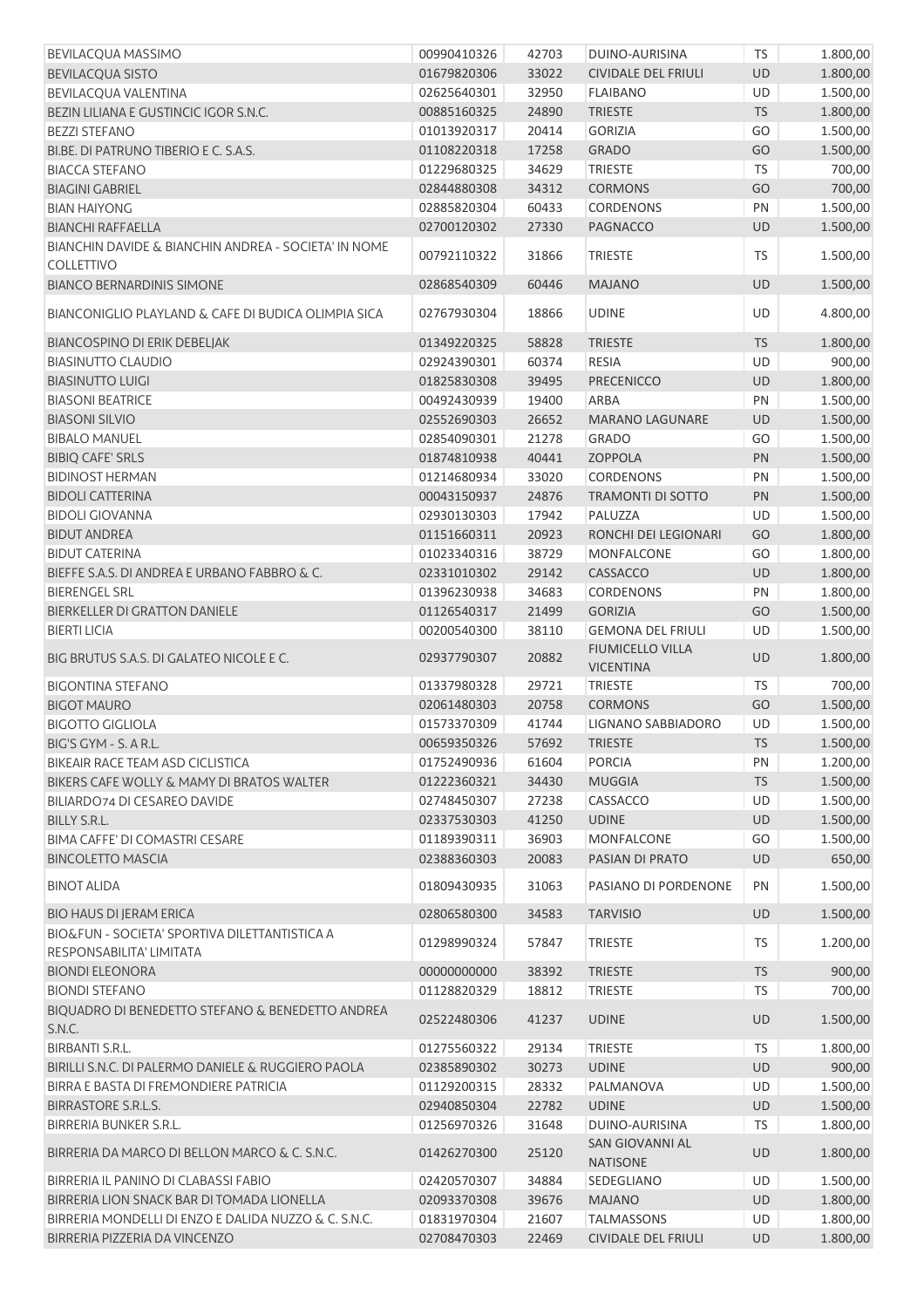| | | | | | |
|---|---|---|---|---|---|
| BEVILACQUA MASSIMO | 00990410326 | 42703 | DUINO-AURISINA | TS | 1.800,00 |
| BEVILACQUA SISTO | 01679820306 | 33022 | CIVIDALE DEL FRIULI | UD | 1.800,00 |
| BEVILACQUA VALENTINA | 02625640301 | 32950 | FLAIBANO | UD | 1.500,00 |
| BEZIN LILIANA E GUSTINCIC IGOR S.N.C. | 00885160325 | 24890 | TRIESTE | TS | 1.800,00 |
| BEZZI STEFANO | 01013920317 | 20414 | GORIZIA | GO | 1.500,00 |
| BI.BE. DI PATRUNO TIBERIO E C. S.A.S. | 01108220318 | 17258 | GRADO | GO | 1.500,00 |
| BIACCA STEFANO | 01229680325 | 34629 | TRIESTE | TS | 700,00 |
| BIAGINI GABRIEL | 02844880308 | 34312 | CORMONS | GO | 700,00 |
| BIAN HAIYONG | 02885820304 | 60433 | CORDENONS | PN | 1.500,00 |
| BIANCHI RAFFAELLA | 02700120302 | 27330 | PAGNACCO | UD | 1.500,00 |
| BIANCHIN DAVIDE & BIANCHIN ANDREA - SOCIETA' IN NOME COLLETTIVO | 00792110322 | 31866 | TRIESTE | TS | 1.500,00 |
| BIANCO BERNARDINIS SIMONE | 02868540309 | 60446 | MAJANO | UD | 1.500,00 |
| BIANCONIGLIO PLAYLAND & CAFE DI BUDICA OLIMPIA SICA | 02767930304 | 18866 | UDINE | UD | 4.800,00 |
| BIANCOSPINO DI ERIK DEBELJAK | 01349220325 | 58828 | TRIESTE | TS | 1.800,00 |
| BIASINUTTO CLAUDIO | 02924390301 | 60374 | RESIA | UD | 900,00 |
| BIASINUTTO LUIGI | 01825830308 | 39495 | PRECENICCO | UD | 1.800,00 |
| BIASONI BEATRICE | 00492430939 | 19400 | ARBA | PN | 1.500,00 |
| BIASONI SILVIO | 02552690303 | 26652 | MARANO LAGUNARE | UD | 1.500,00 |
| BIBALO MANUEL | 02854090301 | 21278 | GRADO | GO | 1.500,00 |
| BIBIQ CAFE' SRLS | 01874810938 | 40441 | ZOPPOLA | PN | 1.500,00 |
| BIDINOST HERMAN | 01214680934 | 33020 | CORDENONS | PN | 1.500,00 |
| BIDOLI CATTERINA | 00043150937 | 24876 | TRAMONTI DI SOTTO | PN | 1.500,00 |
| BIDOLI GIOVANNA | 02930130303 | 17942 | PALUZZA | UD | 1.500,00 |
| BIDUT ANDREA | 01151660311 | 20923 | RONCHI DEI LEGIONARI | GO | 1.800,00 |
| BIDUT CATERINA | 01023340316 | 38729 | MONFALCONE | GO | 1.800,00 |
| BIEFFE S.A.S. DI ANDREA E URBANO FABBRO & C. | 02331010302 | 29142 | CASSACCO | UD | 1.800,00 |
| BIERENGEL SRL | 01396230938 | 34683 | CORDENONS | PN | 1.800,00 |
| BIERKELLER DI GRATTON DANIELE | 01126540317 | 21499 | GORIZIA | GO | 1.500,00 |
| BIERTI LICIA | 00200540300 | 38110 | GEMONA DEL FRIULI | UD | 1.500,00 |
| BIG BRUTUS S.A.S. DI GALATEO NICOLE E C. | 02937790307 | 20882 | FIUMICELLO VILLA VICENTINA | UD | 1.800,00 |
| BIGONTINA STEFANO | 01337980328 | 29721 | TRIESTE | TS | 700,00 |
| BIGOT MAURO | 02061480303 | 20758 | CORMONS | GO | 1.500,00 |
| BIGOTTO GIGLIOLA | 01573370309 | 41744 | LIGNANO SABBIADORO | UD | 1.500,00 |
| BIG'S GYM - S. A R.L. | 00659350326 | 57692 | TRIESTE | TS | 1.500,00 |
| BIKEAIR RACE TEAM ASD CICLISTICA | 01752490936 | 61604 | PORCIA | PN | 1.200,00 |
| BIKERS CAFE WOLLY & MAMY DI BRATOS WALTER | 01222360321 | 34430 | MUGGIA | TS | 1.500,00 |
| BILIARDO74 DI CESAREO DAVIDE | 02748450307 | 27238 | CASSACCO | UD | 1.500,00 |
| BILLY S.R.L. | 02337530303 | 41250 | UDINE | UD | 1.500,00 |
| BIMA CAFFE' DI COMASTRI CESARE | 01189390311 | 36903 | MONFALCONE | GO | 1.500,00 |
| BINCOLETTO MASCIA | 02388360303 | 20083 | PASIAN DI PRATO | UD | 650,00 |
| BINOT ALIDA | 01809430935 | 31063 | PASIANO DI PORDENONE | PN | 1.500,00 |
| BIO HAUS DI JERAM ERICA | 02806580300 | 34583 | TARVISIO | UD | 1.500,00 |
| BIO&FUN - SOCIETA' SPORTIVA DILETTANTISTICA A RESPONSABILITA' LIMITATA | 01298990324 | 57847 | TRIESTE | TS | 1.200,00 |
| BIONDI ELEONORA | 00000000000 | 38392 | TRIESTE | TS | 900,00 |
| BIONDI STEFANO | 01128820329 | 18812 | TRIESTE | TS | 700,00 |
| BIQUADRO DI BENEDETTO STEFANO & BENEDETTO ANDREA S.N.C. | 02522480306 | 41237 | UDINE | UD | 1.500,00 |
| BIRBANTI S.R.L. | 01275560322 | 29134 | TRIESTE | TS | 1.800,00 |
| BIRILLI S.N.C. DI PALERMO DANIELE & RUGGIERO PAOLA | 02385890302 | 30273 | UDINE | UD | 900,00 |
| BIRRA E BASTA DI FREMONDIERE PATRICIA | 01129200315 | 28332 | PALMANOVA | UD | 1.500,00 |
| BIRRASTORE S.R.L.S. | 02940850304 | 22782 | UDINE | UD | 1.500,00 |
| BIRRERIA BUNKER S.R.L. | 01256970326 | 31648 | DUINO-AURISINA | TS | 1.800,00 |
| BIRRERIA DA MARCO DI BELLON MARCO & C. S.N.C. | 01426270300 | 25120 | SAN GIOVANNI AL NATISONE | UD | 1.800,00 |
| BIRRERIA IL PANINO DI CLABASSI FABIO | 02420570307 | 34884 | SEDEGLIANO | UD | 1.500,00 |
| BIRRERIA LION SNACK BAR DI TOMADA LIONELLA | 02093370308 | 39676 | MAJANO | UD | 1.800,00 |
| BIRRERIA MONDELLI DI ENZO E DALIDA NUZZO & C. S.N.C. | 01831970304 | 21607 | TALMASSONS | UD | 1.800,00 |
| BIRRERIA PIZZERIA DA VINCENZO | 02708470303 | 22469 | CIVIDALE DEL FRIULI | UD | 1.800,00 |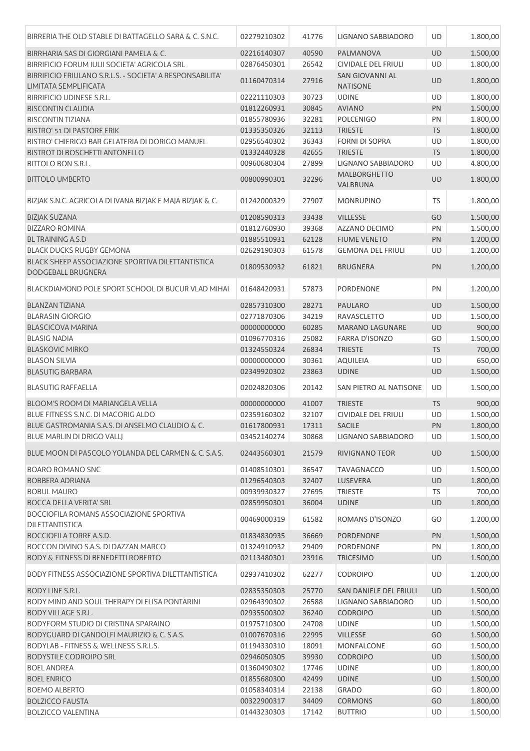| | | | | | |
|---|---|---|---|---|---|
| BIRRERIA THE OLD STABLE DI BATTAGELLO SARA & C. S.N.C. | 02279210302 | 41776 | LIGNANO SABBIADORO | UD | 1.800,00 |
| BIRRHARIA SAS DI GIORGIANI PAMELA & C. | 02216140307 | 40590 | PALMANOVA | UD | 1.500,00 |
| BIRRIFICIO FORUM IULII SOCIETA' AGRICOLA SRL | 02876450301 | 26542 | CIVIDALE DEL FRIULI | UD | 1.800,00 |
| BIRRIFICIO FRIULANO S.R.L.S. - SOCIETA' A RESPONSABILITA' LIMITATA SEMPLIFICATA | 01160470314 | 27916 | SAN GIOVANNI AL NATISONE | UD | 1.800,00 |
| BIRRIFICIO UDINESE S.R.L. | 02221110303 | 30723 | UDINE | UD | 1.800,00 |
| BISCONTIN CLAUDIA | 01812260931 | 30845 | AVIANO | PN | 1.500,00 |
| BISCONTIN TIZIANA | 01855780936 | 32281 | POLCENIGO | PN | 1.800,00 |
| BISTRO' 51 DI PASTORE ERIK | 01335350326 | 32113 | TRIESTE | TS | 1.800,00 |
| BISTRO' CHIERIGO BAR GELATERIA DI DORIGO MANUEL | 02956540302 | 36343 | FORNI DI SOPRA | UD | 1.800,00 |
| BISTROT DI BOSCHETTI ANTONELLO | 01332440328 | 42655 | TRIESTE | TS | 1.800,00 |
| BITTOLO BON S.R.L. | 00960680304 | 27899 | LIGNANO SABBIADORO | UD | 4.800,00 |
| BITTOLO UMBERTO | 00800990301 | 32296 | MALBORGHETTO VALBRUNA | UD | 1.800,00 |
| BIZJAK S.N.C. AGRICOLA DI IVANA BIZJAK E MAJA BIZJAK & C. | 01242000329 | 27907 | MONRUPINO | TS | 1.800,00 |
| BIZJAK SUZANA | 01208590313 | 33438 | VILLESSE | GO | 1.500,00 |
| BIZZARO ROMINA | 01812760930 | 39368 | AZZANO DECIMO | PN | 1.500,00 |
| BL TRAINING A.S.D | 01885510931 | 62128 | FIUME VENETO | PN | 1.200,00 |
| BLACK DUCKS RUGBY GEMONA | 02629190303 | 61578 | GEMONA DEL FRIULI | UD | 1.200,00 |
| BLACK SHEEP ASSOCIAZIONE SPORTIVA DILETTANTISTICA DODGEBALL BRUGNERA | 01809530932 | 61821 | BRUGNERA | PN | 1.200,00 |
| BLACKDIAMOND POLE SPORT SCHOOL DI BUCUR VLAD MIHAI | 01648420931 | 57873 | PORDENONE | PN | 1.200,00 |
| BLANZAN TIZIANA | 02857310300 | 28271 | PAULARO | UD | 1.500,00 |
| BLARASIN GIORGIO | 02771870306 | 34219 | RAVASCLETTO | UD | 1.500,00 |
| BLASCICOVA MARINA | 00000000000 | 60285 | MARANO LAGUNARE | UD | 900,00 |
| BLASIG NADIA | 01096770316 | 25082 | FARRA D'ISONZO | GO | 1.500,00 |
| BLASKOVIC MIRKO | 01324550324 | 26834 | TRIESTE | TS | 700,00 |
| BLASON SILVIA | 00000000000 | 30361 | AQUILEIA | UD | 650,00 |
| BLASUTIG BARBARA | 02349920302 | 23863 | UDINE | UD | 1.500,00 |
| BLASUTIG RAFFAELLA | 02024820306 | 20142 | SAN PIETRO AL NATISONE | UD | 1.500,00 |
| BLOOM'S ROOM DI MARIANGELA VELLA | 00000000000 | 41007 | TRIESTE | TS | 900,00 |
| BLUE FITNESS S.N.C. DI MACORIG ALDO | 02359160302 | 32107 | CIVIDALE DEL FRIULI | UD | 1.500,00 |
| BLUE GASTROMANIA S.A.S. DI ANSELMO CLAUDIO & C. | 01617800931 | 17311 | SACILE | PN | 1.800,00 |
| BLUE MARLIN DI DRIGO VALLJ | 03452140274 | 30868 | LIGNANO SABBIADORO | UD | 1.500,00 |
| BLUE MOON DI PASCOLO YOLANDA DEL CARMEN & C. S.A.S. | 02443560301 | 21579 | RIVIGNANO TEOR | UD | 1.500,00 |
| BOARO ROMANO SNC | 01408510301 | 36547 | TAVAGNACCO | UD | 1.500,00 |
| BOBBERA ADRIANA | 01296540303 | 32407 | LUSEVERA | UD | 1.800,00 |
| BOBUL MAURO | 00939930327 | 27695 | TRIESTE | TS | 700,00 |
| BOCCA DELLA VERITA' SRL | 02859950301 | 36004 | UDINE | UD | 1.800,00 |
| BOCCIOFILA ROMANS ASSOCIAZIONE SPORTIVA DILETTANTISTICA | 00469000319 | 61582 | ROMANS D'ISONZO | GO | 1.200,00 |
| BOCCIOFILA TORRE A.S.D. | 01834830935 | 36669 | PORDENONE | PN | 1.500,00 |
| BOCCON DIVINO S.A.S. DI DAZZAN MARCO | 01324910932 | 29409 | PORDENONE | PN | 1.800,00 |
| BODY & FITNESS DI BENEDETTI ROBERTO | 02113480301 | 23916 | TRICESIMO | UD | 1.500,00 |
| BODY FITNESS ASSOCIAZIONE SPORTIVA DILETTANTISTICA | 02937410302 | 62277 | CODROIPO | UD | 1.200,00 |
| BODY LINE S.R.L. | 02835350303 | 25770 | SAN DANIELE DEL FRIULI | UD | 1.500,00 |
| BODY MIND AND SOUL THERAPY DI ELISA PONTARINI | 02964390302 | 26588 | LIGNANO SABBIADORO | UD | 1.500,00 |
| BODY VILLAGE S.R.L. | 02935500302 | 36240 | CODROIPO | UD | 1.500,00 |
| BODYFORM STUDIO DI CRISTINA SPARAINO | 01975710300 | 24708 | UDINE | UD | 1.500,00 |
| BODYGUARD DI GANDOLFI MAURIZIO & C. S.A.S. | 01007670316 | 22995 | VILLESSE | GO | 1.500,00 |
| BODYLAB - FITNESS & WELLNESS S.R.L.S. | 01194330310 | 18091 | MONFALCONE | GO | 1.500,00 |
| BODYSTILE CODROIPO SRL | 02946050305 | 39930 | CODROIPO | UD | 1.500,00 |
| BOEL ANDREA | 01360490302 | 17746 | UDINE | UD | 1.800,00 |
| BOEL ENRICO | 01855680300 | 42499 | UDINE | UD | 1.500,00 |
| BOEMO ALBERTO | 01058340314 | 22138 | GRADO | GO | 1.800,00 |
| BOLZICCO FAUSTA | 00322900317 | 34409 | CORMONS | GO | 1.800,00 |
| BOLZICCO VALENTINA | 01443230303 | 17142 | BUTTRIO | UD | 1.500,00 |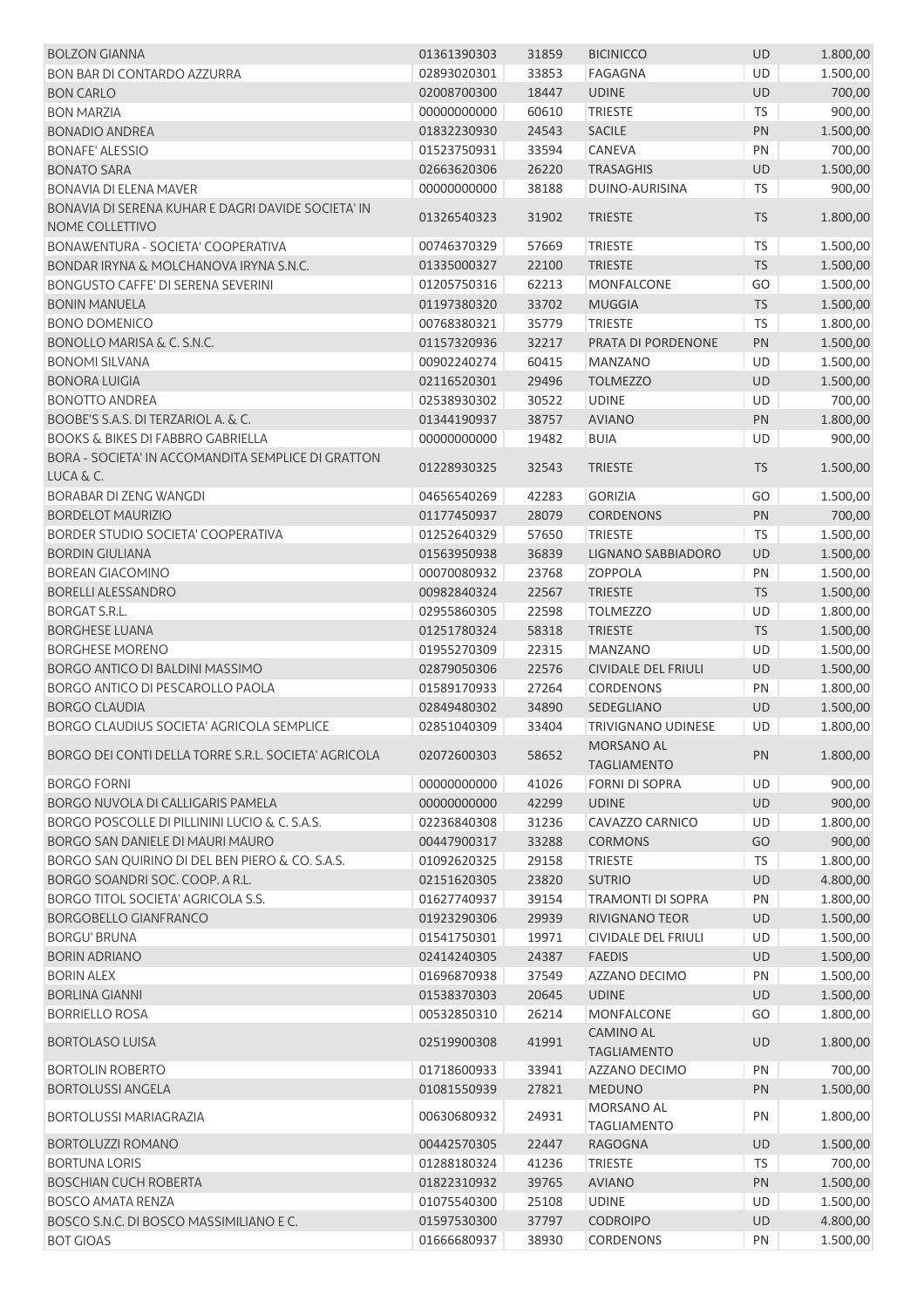| | | | | | |
|---|---|---|---|---|---|
| BOLZON GIANNA | 01361390303 | 31859 | BICINICCO | UD | 1.800,00 |
| BON BAR DI CONTARDO AZZURRA | 02893020301 | 33853 | FAGAGNA | UD | 1.500,00 |
| BON CARLO | 02008700300 | 18447 | UDINE | UD | 700,00 |
| BON MARZIA | 00000000000 | 60610 | TRIESTE | TS | 900,00 |
| BONADIO ANDREA | 01832230930 | 24543 | SACILE | PN | 1.500,00 |
| BONAFE' ALESSIO | 01523750931 | 33594 | CANEVA | PN | 700,00 |
| BONATO SARA | 02663620306 | 26220 | TRASAGHIS | UD | 1.500,00 |
| BONAVIA DI ELENA MAVER | 00000000000 | 38188 | DUINO-AURISINA | TS | 900,00 |
| BONAVIA DI SERENA KUHAR E DAGRI DAVIDE SOCIETA' IN NOME COLLETTIVO | 01326540323 | 31902 | TRIESTE | TS | 1.800,00 |
| BONAWENTURA - SOCIETA' COOPERATIVA | 00746370329 | 57669 | TRIESTE | TS | 1.500,00 |
| BONDAR IRYNA & MOLCHANOVA IRYNA S.N.C. | 01335000327 | 22100 | TRIESTE | TS | 1.500,00 |
| BONGUSTO CAFFE' DI SERENA SEVERINI | 01205750316 | 62213 | MONFALCONE | GO | 1.500,00 |
| BONIN MANUELA | 01197380320 | 33702 | MUGGIA | TS | 1.500,00 |
| BONO DOMENICO | 00768380321 | 35779 | TRIESTE | TS | 1.800,00 |
| BONOLLO MARISA & C. S.N.C. | 01157320936 | 32217 | PRATA DI PORDENONE | PN | 1.500,00 |
| BONOMI SILVANA | 00902240274 | 60415 | MANZANO | UD | 1.500,00 |
| BONORA LUIGIA | 02116520301 | 29496 | TOLMEZZO | UD | 1.500,00 |
| BONOTTO ANDREA | 02538930302 | 30522 | UDINE | UD | 700,00 |
| BOOBE'S S.A.S. DI TERZARIOL A. & C. | 01344190937 | 38757 | AVIANO | PN | 1.800,00 |
| BOOKS & BIKES DI FABBRO GABRIELLA | 00000000000 | 19482 | BUIA | UD | 900,00 |
| BORA - SOCIETA' IN ACCOMANDITA SEMPLICE DI GRATTON LUCA & C. | 01228930325 | 32543 | TRIESTE | TS | 1.500,00 |
| BORABAR DI ZENG WANGDI | 04656540269 | 42283 | GORIZIA | GO | 1.500,00 |
| BORDELOT MAURIZIO | 01177450937 | 28079 | CORDENONS | PN | 700,00 |
| BORDER STUDIO SOCIETA' COOPERATIVA | 01252640329 | 57650 | TRIESTE | TS | 1.500,00 |
| BORDIN GIULIANA | 01563950938 | 36839 | LIGNANO SABBIADORO | UD | 1.500,00 |
| BOREAN GIACOMINO | 00070080932 | 23768 | ZOPPOLA | PN | 1.500,00 |
| BORELLI ALESSANDRO | 00982840324 | 22567 | TRIESTE | TS | 1.500,00 |
| BORGAT S.R.L. | 02955860305 | 22598 | TOLMEZZO | UD | 1.800,00 |
| BORGHESE LUANA | 01251780324 | 58318 | TRIESTE | TS | 1.500,00 |
| BORGHESE MORENO | 01955270309 | 22315 | MANZANO | UD | 1.500,00 |
| BORGO ANTICO DI BALDINI MASSIMO | 02879050306 | 22576 | CIVIDALE DEL FRIULI | UD | 1.500,00 |
| BORGO ANTICO DI PESCAROLLO PAOLA | 01589170933 | 27264 | CORDENONS | PN | 1.800,00 |
| BORGO CLAUDIA | 02849480302 | 34890 | SEDEGLIANO | UD | 1.500,00 |
| BORGO CLAUDIUS SOCIETA' AGRICOLA SEMPLICE | 02851040309 | 33404 | TRIVIGNANO UDINESE | UD | 1.800,00 |
| BORGO DEI CONTI DELLA TORRE S.R.L. SOCIETA' AGRICOLA | 02072600303 | 58652 | MORSANO AL TAGLIAMENTO | PN | 1.800,00 |
| BORGO FORNI | 00000000000 | 41026 | FORNI DI SOPRA | UD | 900,00 |
| BORGO NUVOLA DI CALLIGARIS PAMELA | 00000000000 | 42299 | UDINE | UD | 900,00 |
| BORGO POSCOLLE DI PILLININI LUCIO & C. S.A.S. | 02236840308 | 31236 | CAVAZZO CARNICO | UD | 1.800,00 |
| BORGO SAN DANIELE DI MAURI MAURO | 00447900317 | 33288 | CORMONS | GO | 900,00 |
| BORGO SAN QUIRINO DI DEL BEN PIERO & CO. S.A.S. | 01092620325 | 29158 | TRIESTE | TS | 1.800,00 |
| BORGO SOANDRI SOC. COOP. A R.L. | 02151620305 | 23820 | SUTRIO | UD | 4.800,00 |
| BORGO TITOL SOCIETA' AGRICOLA S.S. | 01627740937 | 39154 | TRAMONTI DI SOPRA | PN | 1.800,00 |
| BORGOBELLO GIANFRANCO | 01923290306 | 29939 | RIVIGNANO TEOR | UD | 1.500,00 |
| BORGU' BRUNA | 01541750301 | 19971 | CIVIDALE DEL FRIULI | UD | 1.500,00 |
| BORIN ADRIANO | 02414240305 | 24387 | FAEDIS | UD | 1.500,00 |
| BORIN ALEX | 01696870938 | 37549 | AZZANO DECIMO | PN | 1.500,00 |
| BORLINA GIANNI | 01538370303 | 20645 | UDINE | UD | 1.500,00 |
| BORRIELLO ROSA | 00532850310 | 26214 | MONFALCONE | GO | 1.800,00 |
| BORTOLASO LUISA | 02519900308 | 41991 | CAMINO AL TAGLIAMENTO | UD | 1.800,00 |
| BORTOLIN ROBERTO | 01718600933 | 33941 | AZZANO DECIMO | PN | 700,00 |
| BORTOLUSSI ANGELA | 01081550939 | 27821 | MEDUNO | PN | 1.500,00 |
| BORTOLUSSI MARIAGRAZIA | 00630680932 | 24931 | MORSANO AL TAGLIAMENTO | PN | 1.800,00 |
| BORTOLUZZI ROMANO | 00442570305 | 22447 | RAGOGNA | UD | 1.500,00 |
| BORTUNA LORIS | 01288180324 | 41236 | TRIESTE | TS | 700,00 |
| BOSCHIAN CUCH ROBERTA | 01822310932 | 39765 | AVIANO | PN | 1.500,00 |
| BOSCO AMATA RENZA | 01075540300 | 25108 | UDINE | UD | 1.500,00 |
| BOSCO S.N.C. DI BOSCO MASSIMILIANO E C. | 01597530300 | 37797 | CODROIPO | UD | 4.800,00 |
| BOT GIOAS | 01666680937 | 38930 | CORDENONS | PN | 1.500,00 |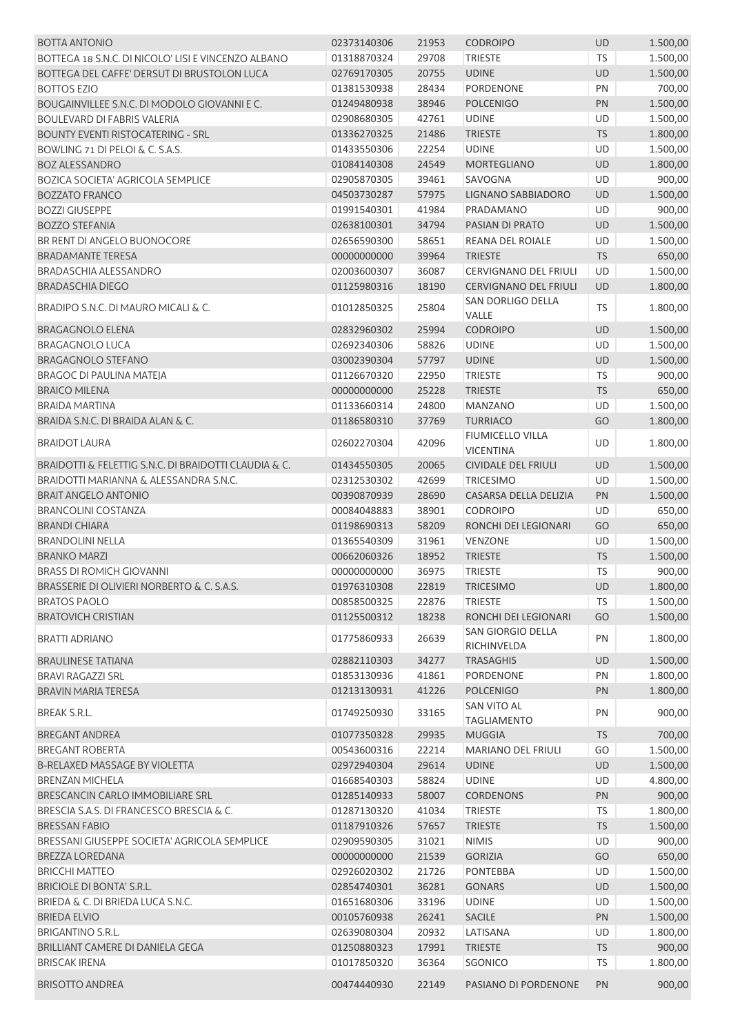| | | | | | |
|---|---|---|---|---|---|
| BOTTA ANTONIO | 02373140306 | 21953 | CODROIPO | UD | 1.500,00 |
| BOTTEGA 18 S.N.C. DI NICOLO' LISI E VINCENZO ALBANO | 01318870324 | 29708 | TRIESTE | TS | 1.500,00 |
| BOTTEGA DEL CAFFE' DERSUT DI BRUSTOLON LUCA | 02769170305 | 20755 | UDINE | UD | 1.500,00 |
| BOTTOS EZIO | 01381530938 | 28434 | PORDENONE | PN | 700,00 |
| BOUGAINVILLEE S.N.C. DI MODOLO GIOVANNI E C. | 01249480938 | 38946 | POLCENIGO | PN | 1.500,00 |
| BOULEVARD DI FABRIS VALERIA | 02908680305 | 42761 | UDINE | UD | 1.500,00 |
| BOUNTY EVENTI RISTOCATERING - SRL | 01336270325 | 21486 | TRIESTE | TS | 1.800,00 |
| BOWLING 71 DI PELOI & C. S.A.S. | 01433550306 | 22254 | UDINE | UD | 1.500,00 |
| BOZ ALESSANDRO | 01084140308 | 24549 | MORTEGLIANO | UD | 1.800,00 |
| BOZICA SOCIETA' AGRICOLA SEMPLICE | 02905870305 | 39461 | SAVOGNA | UD | 900,00 |
| BOZZATO FRANCO | 04503730287 | 57975 | LIGNANO SABBIADORO | UD | 1.500,00 |
| BOZZI GIUSEPPE | 01991540301 | 41984 | PRADAMANO | UD | 900,00 |
| BOZZO STEFANIA | 02638100301 | 34794 | PASIAN DI PRATO | UD | 1.500,00 |
| BR RENT DI ANGELO BUONOCORE | 02656590300 | 58651 | REANA DEL ROIALE | UD | 1.500,00 |
| BRADAMANTE TERESA | 00000000000 | 39964 | TRIESTE | TS | 650,00 |
| BRADASCHIA ALESSANDRO | 02003600307 | 36087 | CERVIGNANO DEL FRIULI | UD | 1.500,00 |
| BRADASCHIA DIEGO | 01125980316 | 18190 | CERVIGNANO DEL FRIULI | UD | 1.800,00 |
| BRADIPO S.N.C. DI MAURO MICALI & C. | 01012850325 | 25804 | SAN DORLIGO DELLA VALLE | TS | 1.800,00 |
| BRAGAGNOLO ELENA | 02832960302 | 25994 | CODROIPO | UD | 1.500,00 |
| BRAGAGNOLO LUCA | 02692340306 | 58826 | UDINE | UD | 1.500,00 |
| BRAGAGNOLO STEFANO | 03002390304 | 57797 | UDINE | UD | 1.500,00 |
| BRAGOC DI PAULINA MATEJA | 01126670320 | 22950 | TRIESTE | TS | 900,00 |
| BRAICO MILENA | 00000000000 | 25228 | TRIESTE | TS | 650,00 |
| BRAIDA MARTINA | 01133660314 | 24800 | MANZANO | UD | 1.500,00 |
| BRAIDA S.N.C. DI BRAIDA ALAN & C. | 01186580310 | 37769 | TURRIACO | GO | 1.800,00 |
| BRAIDOT LAURA | 02602270304 | 42096 | FIUMICELLO VILLA VICENTINA | UD | 1.800,00 |
| BRAIDOTTI & FELETTIG S.N.C. DI BRAIDOTTI CLAUDIA & C. | 01434550305 | 20065 | CIVIDALE DEL FRIULI | UD | 1.500,00 |
| BRAIDOTTI MARIANNA & ALESSANDRA S.N.C. | 02312530302 | 42699 | TRICESIMO | UD | 1.500,00 |
| BRAIT ANGELO ANTONIO | 00390870939 | 28690 | CASARSA DELLA DELIZIA | PN | 1.500,00 |
| BRANCOLINI COSTANZA | 00084048883 | 38901 | CODROIPO | UD | 650,00 |
| BRANDI CHIARA | 01198690313 | 58209 | RONCHI DEI LEGIONARI | GO | 650,00 |
| BRANDOLINI NELLA | 01365540309 | 31961 | VENZONE | UD | 1.500,00 |
| BRANKO MARZI | 00662060326 | 18952 | TRIESTE | TS | 1.500,00 |
| BRASS DI ROMICH GIOVANNI | 00000000000 | 36975 | TRIESTE | TS | 900,00 |
| BRASSERIE DI OLIVIERI NORBERTO & C. S.A.S. | 01976310308 | 22819 | TRICESIMO | UD | 1.800,00 |
| BRATOS PAOLO | 00858500325 | 22876 | TRIESTE | TS | 1.500,00 |
| BRATOVICH CRISTIAN | 01125500312 | 18238 | RONCHI DEI LEGIONARI | GO | 1.500,00 |
| BRATTI ADRIANO | 01775860933 | 26639 | SAN GIORGIO DELLA RICHINVELDA | PN | 1.800,00 |
| BRAULINESE TATIANA | 02882110303 | 34277 | TRASAGHIS | UD | 1.500,00 |
| BRAVI RAGAZZI SRL | 01853130936 | 41861 | PORDENONE | PN | 1.800,00 |
| BRAVIN MARIA TERESA | 01213130931 | 41226 | POLCENIGO | PN | 1.800,00 |
| BREAK S.R.L. | 01749250930 | 33165 | SAN VITO AL TAGLIAMENTO | PN | 900,00 |
| BREGANT ANDREA | 01077350328 | 29935 | MUGGIA | TS | 700,00 |
| BREGANT ROBERTA | 00543600316 | 22214 | MARIANO DEL FRIULI | GO | 1.500,00 |
| B-RELAXED MASSAGE BY VIOLETTA | 02972940304 | 29614 | UDINE | UD | 1.500,00 |
| BRENZAN MICHELA | 01668540303 | 58824 | UDINE | UD | 4.800,00 |
| BRESCANCIN CARLO IMMOBILIARE SRL | 01285140933 | 58007 | CORDENONS | PN | 900,00 |
| BRESCIA S.A.S. DI FRANCESCO BRESCIA & C. | 01287130320 | 41034 | TRIESTE | TS | 1.800,00 |
| BRESSAN FABIO | 01187910326 | 57657 | TRIESTE | TS | 1.500,00 |
| BRESSANI GIUSEPPE SOCIETA' AGRICOLA SEMPLICE | 02909590305 | 31021 | NIMIS | UD | 900,00 |
| BREZZA LOREDANA | 00000000000 | 21539 | GORIZIA | GO | 650,00 |
| BRICCHI MATTEO | 02926020302 | 21726 | PONTEBBA | UD | 1.500,00 |
| BRICIOLE DI BONTA' S.R.L. | 02854740301 | 36281 | GONARS | UD | 1.500,00 |
| BRIEDA & C. DI BRIEDA LUCA S.N.C. | 01651680306 | 33196 | UDINE | UD | 1.500,00 |
| BRIEDA ELVIO | 00105760938 | 26241 | SACILE | PN | 1.500,00 |
| BRIGANTINO S.R.L. | 02639080304 | 20932 | LATISANA | UD | 1.800,00 |
| BRILLIANT CAMERE DI DANIELA GEGA | 01250880323 | 17991 | TRIESTE | TS | 900,00 |
| BRISCAK IRENA | 01017850320 | 36364 | SGONICO | TS | 1.800,00 |
| BRISOTTO ANDREA | 00474440930 | 22149 | PASIANO DI PORDENONE | PN | 900,00 |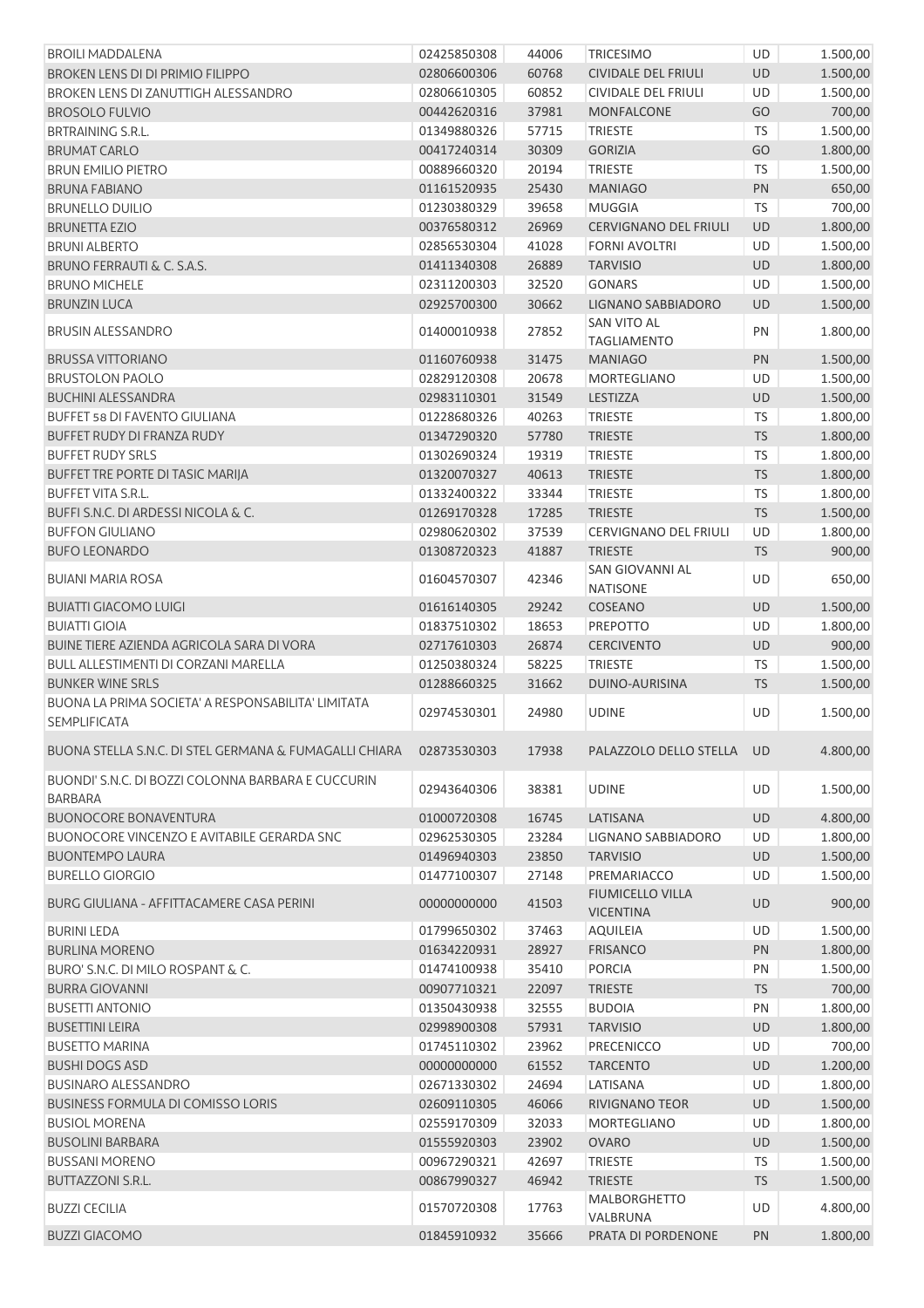| | | | | | |
|---|---|---|---|---|---|
| BROILI MADDALENA | 02425850308 | 44006 | TRICESIMO | UD | 1.500,00 |
| BROKEN LENS DI DI PRIMIO FILIPPO | 02806600306 | 60768 | CIVIDALE DEL FRIULI | UD | 1.500,00 |
| BROKEN LENS DI ZANUTTIGH ALESSANDRO | 02806610305 | 60852 | CIVIDALE DEL FRIULI | UD | 1.500,00 |
| BROSOLO FULVIO | 00442620316 | 37981 | MONFALCONE | GO | 700,00 |
| BRTRAINING S.R.L. | 01349880326 | 57715 | TRIESTE | TS | 1.500,00 |
| BRUMAT CARLO | 00417240314 | 30309 | GORIZIA | GO | 1.800,00 |
| BRUN EMILIO PIETRO | 00889660320 | 20194 | TRIESTE | TS | 1.500,00 |
| BRUNA FABIANO | 01161520935 | 25430 | MANIAGO | PN | 650,00 |
| BRUNELLO DUILIO | 01230380329 | 39658 | MUGGIA | TS | 700,00 |
| BRUNETTA EZIO | 00376580312 | 26969 | CERVIGNANO DEL FRIULI | UD | 1.800,00 |
| BRUNI ALBERTO | 02856530304 | 41028 | FORNI AVOLTRI | UD | 1.500,00 |
| BRUNO FERRAUTI & C. S.A.S. | 01411340308 | 26889 | TARVISIO | UD | 1.800,00 |
| BRUNO MICHELE | 02311200303 | 32520 | GONARS | UD | 1.500,00 |
| BRUNZIN LUCA | 02925700300 | 30662 | LIGNANO SABBIADORO | UD | 1.500,00 |
| BRUSIN ALESSANDRO | 01400010938 | 27852 | SAN VITO AL TAGLIAMENTO | PN | 1.800,00 |
| BRUSSA VITTORIANO | 01160760938 | 31475 | MANIAGO | PN | 1.500,00 |
| BRUSTOLON PAOLO | 02829120308 | 20678 | MORTEGLIANO | UD | 1.500,00 |
| BUCHINI ALESSANDRA | 02983110301 | 31549 | LESTIZZA | UD | 1.500,00 |
| BUFFET 58 DI FAVENTO GIULIANA | 01228680326 | 40263 | TRIESTE | TS | 1.800,00 |
| BUFFET RUDY DI FRANZA RUDY | 01347290320 | 57780 | TRIESTE | TS | 1.800,00 |
| BUFFET RUDY SRLS | 01302690324 | 19319 | TRIESTE | TS | 1.800,00 |
| BUFFET TRE PORTE DI TASIC MARIJA | 01320070327 | 40613 | TRIESTE | TS | 1.800,00 |
| BUFFET VITA S.R.L. | 01332400322 | 33344 | TRIESTE | TS | 1.800,00 |
| BUFFI S.N.C. DI ARDESSI NICOLA & C. | 01269170328 | 17285 | TRIESTE | TS | 1.500,00 |
| BUFFON GIULIANO | 02980620302 | 37539 | CERVIGNANO DEL FRIULI | UD | 1.800,00 |
| BUFO LEONARDO | 01308720323 | 41887 | TRIESTE | TS | 900,00 |
| BUIANI MARIA ROSA | 01604570307 | 42346 | SAN GIOVANNI AL NATISONE | UD | 650,00 |
| BUIATTI GIACOMO LUIGI | 01616140305 | 29242 | COSEANO | UD | 1.500,00 |
| BUIATTI GIOIA | 01837510302 | 18653 | PREPOTTO | UD | 1.800,00 |
| BUINE TIERE AZIENDA AGRICOLA SARA DI VORA | 02717610303 | 26874 | CERCIVENTO | UD | 900,00 |
| BULL ALLESTIMENTI DI CORZANI MARELLA | 01250380324 | 58225 | TRIESTE | TS | 1.500,00 |
| BUNKER WINE SRLS | 01288660325 | 31662 | DUINO-AURISINA | TS | 1.500,00 |
| BUONA LA PRIMA SOCIETA' A RESPONSABILITA' LIMITATA SEMPLIFICATA | 02974530301 | 24980 | UDINE | UD | 1.500,00 |
| BUONA STELLA S.N.C. DI STEL GERMANA & FUMAGALLI CHIARA | 02873530303 | 17938 | PALAZZOLO DELLO STELLA | UD | 4.800,00 |
| BUONDI' S.N.C. DI BOZZI COLONNA BARBARA E CUCCURIN BARBARA | 02943640306 | 38381 | UDINE | UD | 1.500,00 |
| BUONOCORE BONAVENTURA | 01000720308 | 16745 | LATISANA | UD | 4.800,00 |
| BUONOCORE VINCENZO E AVITABILE GERARDA SNC | 02962530305 | 23284 | LIGNANO SABBIADORO | UD | 1.800,00 |
| BUONTEMPO LAURA | 01496940303 | 23850 | TARVISIO | UD | 1.500,00 |
| BURELLO GIORGIO | 01477100307 | 27148 | PREMARIACCO | UD | 1.500,00 |
| BURG GIULIANA - AFFITTACAMERE CASA PERINI | 00000000000 | 41503 | FIUMICELLO VILLA VICENTINA | UD | 900,00 |
| BURINI LEDA | 01799650302 | 37463 | AQUILEIA | UD | 1.500,00 |
| BURLINA MORENO | 01634220931 | 28927 | FRISANCO | PN | 1.800,00 |
| BURO' S.N.C. DI MILO ROSPANT & C. | 01474100938 | 35410 | PORCIA | PN | 1.500,00 |
| BURRA GIOVANNI | 00907710321 | 22097 | TRIESTE | TS | 700,00 |
| BUSETTI ANTONIO | 01350430938 | 32555 | BUDOIA | PN | 1.800,00 |
| BUSETTINI LEIRA | 02998900308 | 57931 | TARVISIO | UD | 1.800,00 |
| BUSETTO MARINA | 01745110302 | 23962 | PRECENICCO | UD | 700,00 |
| BUSHI DOGS ASD | 00000000000 | 61552 | TARCENTO | UD | 1.200,00 |
| BUSINARO ALESSANDRO | 02671330302 | 24694 | LATISANA | UD | 1.800,00 |
| BUSINESS FORMULA DI COMISSO LORIS | 02609110305 | 46066 | RIVIGNANO TEOR | UD | 1.500,00 |
| BUSIOL MORENA | 02559170309 | 32033 | MORTEGLIANO | UD | 1.800,00 |
| BUSOLINI BARBARA | 01555920303 | 23902 | OVARO | UD | 1.500,00 |
| BUSSANI MORENO | 00967290321 | 42697 | TRIESTE | TS | 1.500,00 |
| BUTTAZZONI S.R.L. | 00867990327 | 46942 | TRIESTE | TS | 1.500,00 |
| BUZZI CECILIA | 01570720308 | 17763 | MALBORGHETTO VALBRUNA | UD | 4.800,00 |
| BUZZI GIACOMO | 01845910932 | 35666 | PRATA DI PORDENONE | PN | 1.800,00 |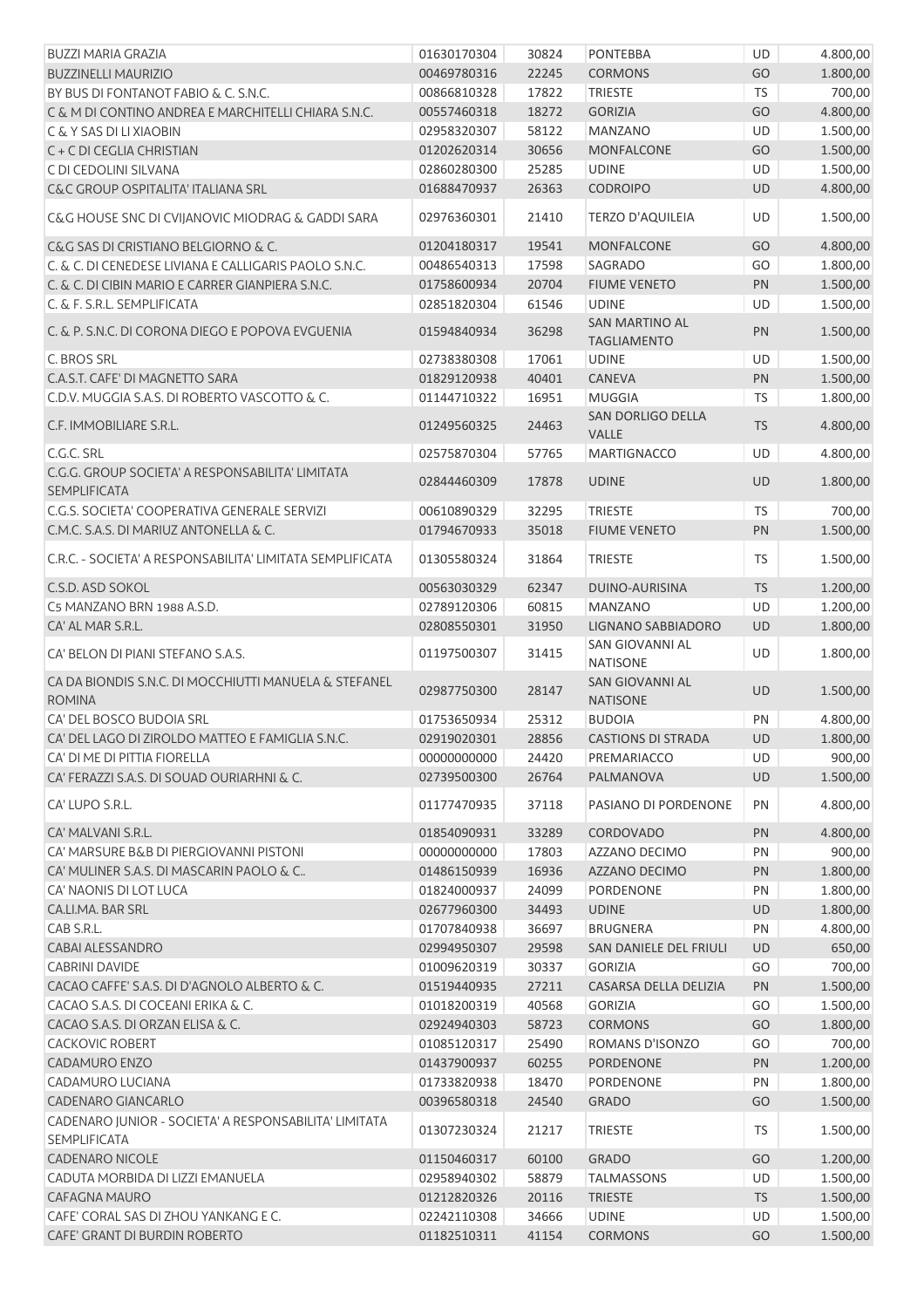| | | | | | |
|---|---|---|---|---|---|
| BUZZI MARIA GRAZIA | 01630170304 | 30824 | PONTEBBA | UD | 4.800,00 |
| BUZZINELLI MAURIZIO | 00469780316 | 22245 | CORMONS | GO | 1.800,00 |
| BY BUS DI FONTANOT FABIO & C. S.N.C. | 00866810328 | 17822 | TRIESTE | TS | 700,00 |
| C & M DI CONTINO ANDREA E MARCHITELLI CHIARA S.N.C. | 00557460318 | 18272 | GORIZIA | GO | 4.800,00 |
| C & Y SAS DI LI XIAOBIN | 02958320307 | 58122 | MANZANO | UD | 1.500,00 |
| C + C DI CEGLIA CHRISTIAN | 01202620314 | 30656 | MONFALCONE | GO | 1.500,00 |
| C DI CEDOLINI SILVANA | 02860280300 | 25285 | UDINE | UD | 1.500,00 |
| C&C GROUP OSPITALITA' ITALIANA SRL | 01688470937 | 26363 | CODROIPO | UD | 4.800,00 |
| C&G HOUSE SNC DI CVIJANOVIC MIODRAG & GADDI SARA | 02976360301 | 21410 | TERZO D'AQUILEIA | UD | 1.500,00 |
| C&G SAS DI CRISTIANO BELGIORNO & C. | 01204180317 | 19541 | MONFALCONE | GO | 4.800,00 |
| C. & C. DI CENEDESE LIVIANA E CALLIGARIS PAOLO S.N.C. | 00486540313 | 17598 | SAGRADO | GO | 1.800,00 |
| C. & C. DI CIBIN MARIO E CARRER GIANPIERA S.N.C. | 01758600934 | 20704 | FIUME VENETO | PN | 1.500,00 |
| C. & F. S.R.L. SEMPLIFICATA | 02851820304 | 61546 | UDINE | UD | 1.500,00 |
| C. & P. S.N.C. DI CORONA DIEGO E POPOVA EVGUENIA | 01594840934 | 36298 | SAN MARTINO AL TAGLIAMENTO | PN | 1.500,00 |
| C. BROS SRL | 02738380308 | 17061 | UDINE | UD | 1.500,00 |
| C.A.S.T. CAFE' DI MAGNETTO SARA | 01829120938 | 40401 | CANEVA | PN | 1.500,00 |
| C.D.V. MUGGIA S.A.S. DI ROBERTO VASCOTTO & C. | 01144710322 | 16951 | MUGGIA | TS | 1.800,00 |
| C.F. IMMOBILIARE S.R.L. | 01249560325 | 24463 | SAN DORLIGO DELLA VALLE | TS | 4.800,00 |
| C.G.C. SRL | 02575870304 | 57765 | MARTIGNACCO | UD | 4.800,00 |
| C.G.G. GROUP SOCIETA' A RESPONSABILITA' LIMITATA SEMPLIFICATA | 02844460309 | 17878 | UDINE | UD | 1.800,00 |
| C.G.S. SOCIETA' COOPERATIVA GENERALE SERVIZI | 00610890329 | 32295 | TRIESTE | TS | 700,00 |
| C.M.C. S.A.S. DI MARIUZ ANTONELLA & C. | 01794670933 | 35018 | FIUME VENETO | PN | 1.500,00 |
| C.R.C. - SOCIETA' A RESPONSABILITA' LIMITATA SEMPLIFICATA | 01305580324 | 31864 | TRIESTE | TS | 1.500,00 |
| C.S.D. ASD SOKOL | 00563030329 | 62347 | DUINO-AURISINA | TS | 1.200,00 |
| C5 MANZANO BRN 1988 A.S.D. | 02789120306 | 60815 | MANZANO | UD | 1.200,00 |
| CA' AL MAR S.R.L. | 02808550301 | 31950 | LIGNANO SABBIADORO | UD | 1.800,00 |
| CA' BELON DI PIANI STEFANO S.A.S. | 01197500307 | 31415 | SAN GIOVANNI AL NATISONE | UD | 1.800,00 |
| CA DA BIONDIS S.N.C. DI MOCCHIUTTI MANUELA & STEFANEL ROMINA | 02987750300 | 28147 | SAN GIOVANNI AL NATISONE | UD | 1.500,00 |
| CA' DEL BOSCO BUDOIA SRL | 01753650934 | 25312 | BUDOIA | PN | 4.800,00 |
| CA' DEL LAGO DI ZIROLDO MATTEO E FAMIGLIA S.N.C. | 02919020301 | 28856 | CASTIONS DI STRADA | UD | 1.800,00 |
| CA' DI ME DI PITTIA FIORELLA | 00000000000 | 24420 | PREMARIACCO | UD | 900,00 |
| CA' FERAZZI S.A.S. DI SOUAD OURIARHNI & C. | 02739500300 | 26764 | PALMANOVA | UD | 1.500,00 |
| CA' LUPO S.R.L. | 01177470935 | 37118 | PASIANO DI PORDENONE | PN | 4.800,00 |
| CA' MALVANI S.R.L. | 01854090931 | 33289 | CORDOVADO | PN | 4.800,00 |
| CA' MARSURE B&B DI PIERGIOVANNI PISTONI | 00000000000 | 17803 | AZZANO DECIMO | PN | 900,00 |
| CA' MULINER S.A.S. DI MASCARIN PAOLO & C.. | 01486150939 | 16936 | AZZANO DECIMO | PN | 1.800,00 |
| CA' NAONIS DI LOT LUCA | 01824000937 | 24099 | PORDENONE | PN | 1.800,00 |
| CA.LI.MA. BAR SRL | 02677960300 | 34493 | UDINE | UD | 1.800,00 |
| CAB S.R.L. | 01707840938 | 36697 | BRUGNERA | PN | 4.800,00 |
| CABAI ALESSANDRO | 02994950307 | 29598 | SAN DANIELE DEL FRIULI | UD | 650,00 |
| CABRINI DAVIDE | 01009620319 | 30337 | GORIZIA | GO | 700,00 |
| CACAO CAFFE' S.A.S. DI D'AGNOLO ALBERTO & C. | 01519440935 | 27211 | CASARSA DELLA DELIZIA | PN | 1.500,00 |
| CACAO S.A.S. DI COCEANI ERIKA & C. | 01018200319 | 40568 | GORIZIA | GO | 1.500,00 |
| CACAO S.A.S. DI ORZAN ELISA & C. | 02924940303 | 58723 | CORMONS | GO | 1.800,00 |
| CACKOVIC ROBERT | 01085120317 | 25490 | ROMANS D'ISONZO | GO | 700,00 |
| CADAMURO ENZO | 01437900937 | 60255 | PORDENONE | PN | 1.200,00 |
| CADAMURO LUCIANA | 01733820938 | 18470 | PORDENONE | PN | 1.800,00 |
| CADENARO GIANCARLO | 00396580318 | 24540 | GRADO | GO | 1.500,00 |
| CADENARO JUNIOR - SOCIETA' A RESPONSABILITA' LIMITATA SEMPLIFICATA | 01307230324 | 21217 | TRIESTE | TS | 1.500,00 |
| CADENARO NICOLE | 01150460317 | 60100 | GRADO | GO | 1.200,00 |
| CADUTA MORBIDA DI LIZZI EMANUELA | 02958940302 | 58879 | TALMASSONS | UD | 1.500,00 |
| CAFAGNA MAURO | 01212820326 | 20116 | TRIESTE | TS | 1.500,00 |
| CAFE' CORAL SAS DI ZHOU YANKANG E C. | 02242110308 | 34666 | UDINE | UD | 1.500,00 |
| CAFE' GRANT DI BURDIN ROBERTO | 01182510311 | 41154 | CORMONS | GO | 1.500,00 |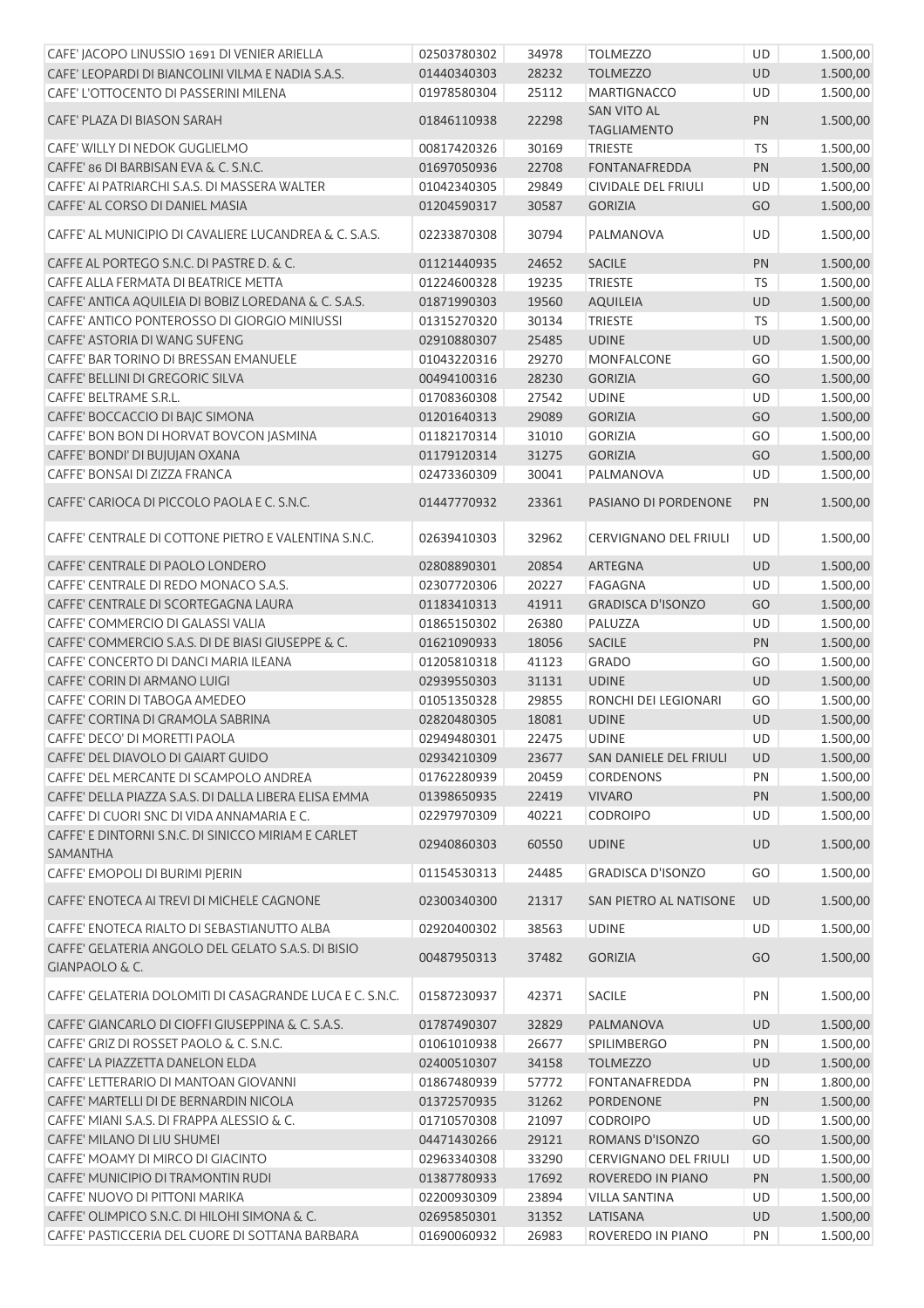| | | | | | |
|---|---|---|---|---|---|
| CAFE' JACOPO LINUSSIO 1691 DI VENIER ARIELLA | 02503780302 | 34978 | TOLMEZZO | UD | 1.500,00 |
| CAFE' LEOPARDI DI BIANCOLINI VILMA E NADIA S.A.S. | 01440340303 | 28232 | TOLMEZZO | UD | 1.500,00 |
| CAFE' L'OTTOCENTO DI PASSERINI MILENA | 01978580304 | 25112 | MARTIGNACCO | UD | 1.500,00 |
| CAFE' PLAZA DI BIASON SARAH | 01846110938 | 22298 | SAN VITO AL TAGLIAMENTO | PN | 1.500,00 |
| CAFE' WILLY DI NEDOK GUGLIELMO | 00817420326 | 30169 | TRIESTE | TS | 1.500,00 |
| CAFFE' 86 DI BARBISAN EVA & C. S.N.C. | 01697050936 | 22708 | FONTANAFREDDA | PN | 1.500,00 |
| CAFFE' AI PATRIARCHI S.A.S. DI MASSERA WALTER | 01042340305 | 29849 | CIVIDALE DEL FRIULI | UD | 1.500,00 |
| CAFFE' AL CORSO DI DANIEL MASIA | 01204590317 | 30587 | GORIZIA | GO | 1.500,00 |
| CAFFE' AL MUNICIPIO DI CAVALIERE LUCANDREA & C. S.A.S. | 02233870308 | 30794 | PALMANOVA | UD | 1.500,00 |
| CAFFE AL PORTEGO S.N.C. DI PASTRE D. & C. | 01121440935 | 24652 | SACILE | PN | 1.500,00 |
| CAFFE ALLA FERMATA DI BEATRICE METTA | 01224600328 | 19235 | TRIESTE | TS | 1.500,00 |
| CAFFE' ANTICA AQUILEIA DI BOBIZ LOREDANA & C. S.A.S. | 01871990303 | 19560 | AQUILEIA | UD | 1.500,00 |
| CAFFE' ANTICO PONTEROSSO DI GIORGIO MINIUSSI | 01315270320 | 30134 | TRIESTE | TS | 1.500,00 |
| CAFFE' ASTORIA DI WANG SUFENG | 02910880307 | 25485 | UDINE | UD | 1.500,00 |
| CAFFE' BAR TORINO DI BRESSAN EMANUELE | 01043220316 | 29270 | MONFALCONE | GO | 1.500,00 |
| CAFFE' BELLINI DI GREGORIC SILVA | 00494100316 | 28230 | GORIZIA | GO | 1.500,00 |
| CAFFE' BELTRAME S.R.L. | 01708360308 | 27542 | UDINE | UD | 1.500,00 |
| CAFFE' BOCCACCIO DI BAJC SIMONA | 01201640313 | 29089 | GORIZIA | GO | 1.500,00 |
| CAFFE' BON BON DI HORVAT BOVCON JASMINA | 01182170314 | 31010 | GORIZIA | GO | 1.500,00 |
| CAFFE' BONDI' DI BUJUJAN OXANA | 01179120314 | 31275 | GORIZIA | GO | 1.500,00 |
| CAFFE' BONSAI DI ZIZZA FRANCA | 02473360309 | 30041 | PALMANOVA | UD | 1.500,00 |
| CAFFE' CARIOCA DI PICCOLO PAOLA E C. S.N.C. | 01447770932 | 23361 | PASIANO DI PORDENONE | PN | 1.500,00 |
| CAFFE' CENTRALE DI COTTONE PIETRO E VALENTINA S.N.C. | 02639410303 | 32962 | CERVIGNANO DEL FRIULI | UD | 1.500,00 |
| CAFFE' CENTRALE DI PAOLO LONDERO | 02808890301 | 20854 | ARTEGNA | UD | 1.500,00 |
| CAFFE' CENTRALE DI REDO MONACO S.A.S. | 02307720306 | 20227 | FAGAGNA | UD | 1.500,00 |
| CAFFE' CENTRALE DI SCORTEGAGNA LAURA | 01183410313 | 41911 | GRADISCA D'ISONZO | GO | 1.500,00 |
| CAFFE' COMMERCIO DI GALASSI VALIA | 01865150302 | 26380 | PALUZZA | UD | 1.500,00 |
| CAFFE' COMMERCIO S.A.S. DI DE BIASI GIUSEPPE & C. | 01621090933 | 18056 | SACILE | PN | 1.500,00 |
| CAFFE' CONCERTO DI DANCI MARIA ILEANA | 01205810318 | 41123 | GRADO | GO | 1.500,00 |
| CAFFE' CORIN DI ARMANO LUIGI | 02939550303 | 31131 | UDINE | UD | 1.500,00 |
| CAFFE' CORIN DI TABOGA AMEDEO | 01051350328 | 29855 | RONCHI DEI LEGIONARI | GO | 1.500,00 |
| CAFFE' CORTINA DI GRAMOLA SABRINA | 02820480305 | 18081 | UDINE | UD | 1.500,00 |
| CAFFE' DECO' DI MORETTI PAOLA | 02949480301 | 22475 | UDINE | UD | 1.500,00 |
| CAFFE' DEL DIAVOLO DI GAIART GUIDO | 02934210309 | 23677 | SAN DANIELE DEL FRIULI | UD | 1.500,00 |
| CAFFE' DEL MERCANTE DI SCAMPOLO ANDREA | 01762280939 | 20459 | CORDENONS | PN | 1.500,00 |
| CAFFE' DELLA PIAZZA S.A.S. DI DALLA LIBERA ELISA EMMA | 01398650935 | 22419 | VIVARO | PN | 1.500,00 |
| CAFFE' DI CUORI SNC DI VIDA ANNAMARIA E C. | 02297970309 | 40221 | CODROIPO | UD | 1.500,00 |
| CAFFE' E DINTORNI S.N.C. DI SINICCO MIRIAM E CARLET SAMANTHA | 02940860303 | 60550 | UDINE | UD | 1.500,00 |
| CAFFE' EMOPOLI DI BURIMI PJERIN | 01154530313 | 24485 | GRADISCA D'ISONZO | GO | 1.500,00 |
| CAFFE' ENOTECA AI TREVI DI MICHELE CAGNONE | 02300340300 | 21317 | SAN PIETRO AL NATISONE | UD | 1.500,00 |
| CAFFE' ENOTECA RIALTO DI SEBASTIANUTTO ALBA | 02920400302 | 38563 | UDINE | UD | 1.500,00 |
| CAFFE' GELATERIA ANGOLO DEL GELATO S.A.S. DI BISIO GIANPAOLO & C. | 00487950313 | 37482 | GORIZIA | GO | 1.500,00 |
| CAFFE' GELATERIA DOLOMITI DI CASAGRANDE LUCA E C. S.N.C. | 01587230937 | 42371 | SACILE | PN | 1.500,00 |
| CAFFE' GIANCARLO DI CIOFFI GIUSEPPINA & C. S.A.S. | 01787490307 | 32829 | PALMANOVA | UD | 1.500,00 |
| CAFFE' GRIZ DI ROSSET PAOLO & C. S.N.C. | 01061010938 | 26677 | SPILIMBERGO | PN | 1.500,00 |
| CAFFE' LA PIAZZETTA DANELON ELDA | 02400510307 | 34158 | TOLMEZZO | UD | 1.500,00 |
| CAFFE' LETTERARIO DI MANTOAN GIOVANNI | 01867480939 | 57772 | FONTANAFREDDA | PN | 1.800,00 |
| CAFFE' MARTELLI DI DE BERNARDIN NICOLA | 01372570935 | 31262 | PORDENONE | PN | 1.500,00 |
| CAFFE' MIANI S.A.S. DI FRAPPA ALESSIO & C. | 01710570308 | 21097 | CODROIPO | UD | 1.500,00 |
| CAFFE' MILANO DI LIU SHUMEI | 04471430266 | 29121 | ROMANS D'ISONZO | GO | 1.500,00 |
| CAFFE' MOAMY DI MIRCO DI GIACINTO | 02963340308 | 33290 | CERVIGNANO DEL FRIULI | UD | 1.500,00 |
| CAFFE' MUNICIPIO DI TRAMONTIN RUDI | 01387780933 | 17692 | ROVEREDO IN PIANO | PN | 1.500,00 |
| CAFFE' NUOVO DI PITTONI MARIKA | 02200930309 | 23894 | VILLA SANTINA | UD | 1.500,00 |
| CAFFE' OLIMPICO S.N.C. DI HILOHI SIMONA & C. | 02695850301 | 31352 | LATISANA | UD | 1.500,00 |
| CAFFE' PASTICCERIA DEL CUORE DI SOTTANA BARBARA | 01690060932 | 26983 | ROVEREDO IN PIANO | PN | 1.500,00 |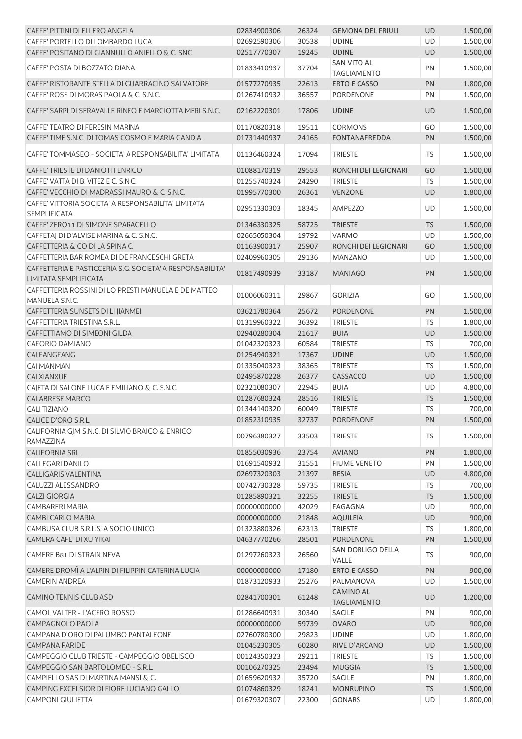| | | | | | |
|---|---|---|---|---|---|
| CAFFE' PITTINI DI ELLERO ANGELA | 02834900306 | 26324 | GEMONA DEL FRIULI | UD | 1.500,00 |
| CAFFE' PORTELLO DI LOMBARDO LUCA | 02692590306 | 30538 | UDINE | UD | 1.500,00 |
| CAFFE' POSITANO DI GIANNULLO ANIELLO & C. SNC | 02517770307 | 19245 | UDINE | UD | 1.500,00 |
| CAFFE' POSTA DI BOZZATO DIANA | 01833410937 | 37704 | SAN VITO AL TAGLIAMENTO | PN | 1.500,00 |
| CAFFE' RISTORANTE STELLA DI GUARRACINO SALVATORE | 01577270935 | 22613 | ERTO E CASSO | PN | 1.800,00 |
| CAFFE' ROSE DI MORAS PAOLA & C. S.N.C. | 01267410932 | 36557 | PORDENONE | PN | 1.500,00 |
| CAFFE' SARPI DI SERAVALLE RINEO E MARGIOTTA MERI S.N.C. | 02162220301 | 17806 | UDINE | UD | 1.500,00 |
| CAFFE' TEATRO DI FERESIN MARINA | 01170820318 | 19511 | CORMONS | GO | 1.500,00 |
| CAFFE' TIME S.N.C. DI TOMAS COSMO E MARIA CANDIA | 01731440937 | 24165 | FONTANAFREDDA | PN | 1.500,00 |
| CAFFE' TOMMASEO - SOCIETA' A RESPONSABILITA' LIMITATA | 01136460324 | 17094 | TRIESTE | TS | 1.500,00 |
| CAFFE' TRIESTE DI DANIOTTI ENRICO | 01088170319 | 29553 | RONCHI DEI LEGIONARI | GO | 1.500,00 |
| CAFFE' VATTA DI B. VITEZ E C. S.N.C. | 01255740324 | 24290 | TRIESTE | TS | 1.500,00 |
| CAFFE' VECCHIO DI MADRASSI MAURO & C. S.N.C. | 01995770300 | 26361 | VENZONE | UD | 1.800,00 |
| CAFFE' VITTORIA SOCIETA' A RESPONSABILITA' LIMITATA SEMPLIFICATA | 02951330303 | 18345 | AMPEZZO | UD | 1.500,00 |
| CAFFE' ZERO11 DI SIMONE SPARACELLO | 01346330325 | 58725 | TRIESTE | TS | 1.500,00 |
| CAFFETAJ DI D'ALVISE MARINA & C. S.N.C. | 02665050304 | 19792 | VARMO | UD | 1.500,00 |
| CAFFETTERIA & CO DI LA SPINA C. | 01163900317 | 25907 | RONCHI DEI LEGIONARI | GO | 1.500,00 |
| CAFFETTERIA BAR ROMEA DI DE FRANCESCHI GRETA | 02409960305 | 29136 | MANZANO | UD | 1.500,00 |
| CAFFETTERIA E PASTICCERIA S.G. SOCIETA' A RESPONSABILITA' LIMITATA SEMPLIFICATA | 01817490939 | 33187 | MANIAGO | PN | 1.500,00 |
| CAFFETTERIA ROSSINI DI LO PRESTI MANUELA E DE MATTEO MANUELA S.N.C. | 01006060311 | 29867 | GORIZIA | GO | 1.500,00 |
| CAFFETTERIA SUNSETS DI LI JIANMEI | 03621780364 | 25672 | PORDENONE | PN | 1.500,00 |
| CAFFETTERIA TRIESTINA S.R.L. | 01319960322 | 36392 | TRIESTE | TS | 1.800,00 |
| CAFFETTIAMO DI SIMEONI GILDA | 02940280304 | 21617 | BUIA | UD | 1.500,00 |
| CAFORIO DAMIANO | 01042320323 | 60584 | TRIESTE | TS | 700,00 |
| CAI FANGFANG | 01254940321 | 17367 | UDINE | UD | 1.500,00 |
| CAI MANMAN | 01335040323 | 38365 | TRIESTE | TS | 1.500,00 |
| CAI XIANXUE | 02495870228 | 26377 | CASSACCO | UD | 1.500,00 |
| CAJETA DI SALONE LUCA E EMILIANO & C. S.N.C. | 02321080307 | 22945 | BUIA | UD | 4.800,00 |
| CALABRESE MARCO | 01287680324 | 28516 | TRIESTE | TS | 1.500,00 |
| CALI TIZIANO | 01344140320 | 60049 | TRIESTE | TS | 700,00 |
| CALICE D'ORO S.R.L. | 01852310935 | 32737 | PORDENONE | PN | 1.500,00 |
| CALIFORNIA GJM S.N.C. DI SILVIO BRAICO & ENRICO RAMAZZINA | 00796380327 | 33503 | TRIESTE | TS | 1.500,00 |
| CALIFORNIA SRL | 01855030936 | 23754 | AVIANO | PN | 1.800,00 |
| CALLEGARI DANILO | 01691540932 | 31551 | FIUME VENETO | PN | 1.500,00 |
| CALLIGARIS VALENTINA | 02697320303 | 21397 | RESIA | UD | 4.800,00 |
| CALUZZI ALESSANDRO | 00742730328 | 59735 | TRIESTE | TS | 700,00 |
| CALZI GIORGIA | 01285890321 | 32255 | TRIESTE | TS | 1.500,00 |
| CAMBARERI MARIA | 00000000000 | 42029 | FAGAGNA | UD | 900,00 |
| CAMBI CARLO MARIA | 00000000000 | 21848 | AQUILEIA | UD | 900,00 |
| CAMBUSA CLUB S.R.L.S. A SOCIO UNICO | 01323880326 | 62313 | TRIESTE | TS | 1.800,00 |
| CAMERA CAFE' DI XU YIKAI | 04637770266 | 28501 | PORDENONE | PN | 1.500,00 |
| CAMERE B81 DI STRAIN NEVA | 01297260323 | 26560 | SAN DORLIGO DELLA VALLE | TS | 900,00 |
| CAMERE DROMÌ A L'ALPIN DI FILIPPIN CATERINA LUCIA | 00000000000 | 17180 | ERTO E CASSO | PN | 900,00 |
| CAMERIN ANDREA | 01873120933 | 25276 | PALMANOVA | UD | 1.500,00 |
| CAMINO TENNIS CLUB ASD | 02841700301 | 61248 | CAMINO AL TAGLIAMENTO | UD | 1.200,00 |
| CAMOL VALTER - L'ACERO ROSSO | 01286640931 | 30340 | SACILE | PN | 900,00 |
| CAMPAGNOLO PAOLA | 00000000000 | 59739 | OVARO | UD | 900,00 |
| CAMPANA D'ORO DI PALUMBO PANTALEONE | 02760780300 | 29823 | UDINE | UD | 1.800,00 |
| CAMPANA PARIDE | 01045230305 | 60280 | RIVE D'ARCANO | UD | 1.500,00 |
| CAMPEGGIO CLUB TRIESTE - CAMPEGGIO OBELISCO | 00124350323 | 29211 | TRIESTE | TS | 1.500,00 |
| CAMPEGGIO SAN BARTOLOMEO - S.R.L. | 00106270325 | 23494 | MUGGIA | TS | 1.500,00 |
| CAMPIELLO SAS DI MARTINA MANSI & C. | 01659620932 | 35720 | SACILE | PN | 1.800,00 |
| CAMPING EXCELSIOR DI FIORE LUCIANO GALLO | 01074860329 | 18241 | MONRUPINO | TS | 1.500,00 |
| CAMPONI GIULIETTA | 01679320307 | 22300 | GONARS | UD | 1.800,00 |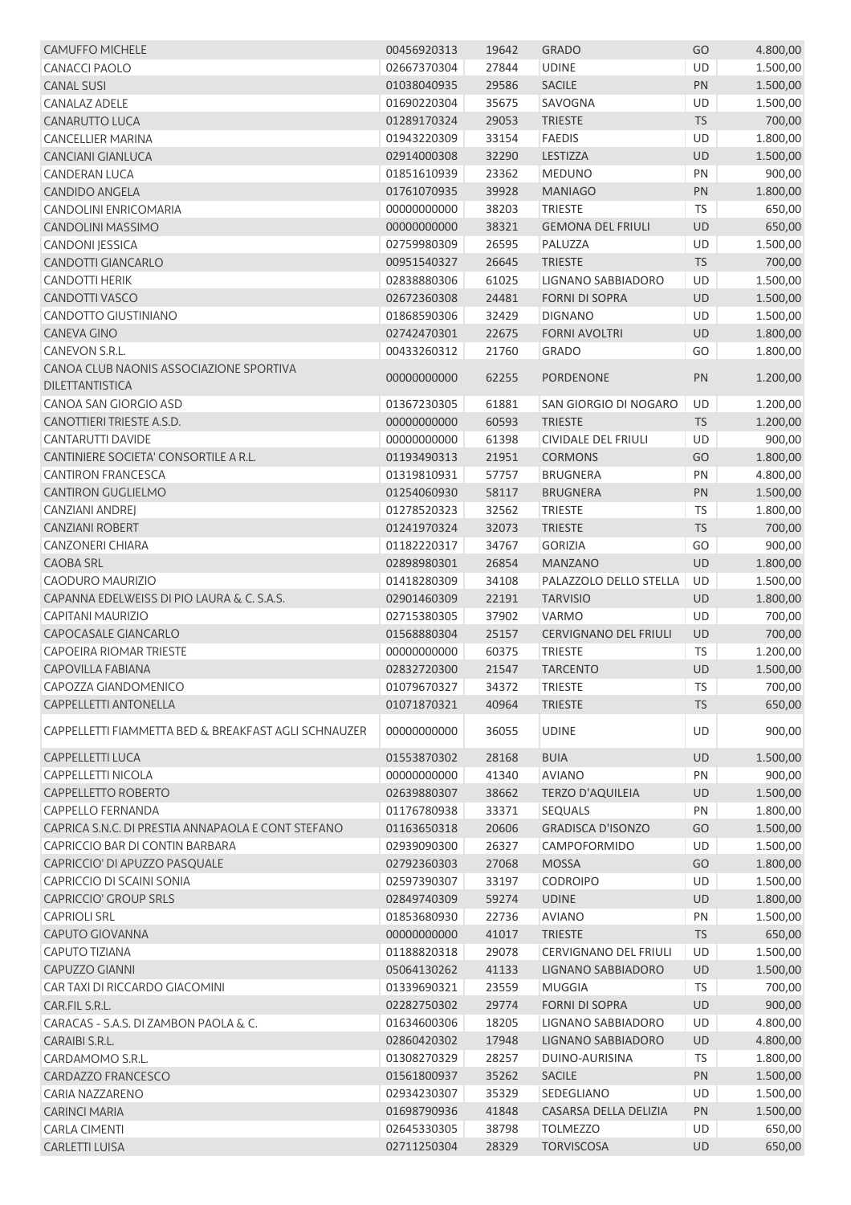| | | | | | |
|---|---|---|---|---|---|
| CAMUFFO MICHELE | 00456920313 | 19642 | GRADO | GO | 4.800,00 |
| CANACCI PAOLO | 02667370304 | 27844 | UDINE | UD | 1.500,00 |
| CANAL SUSI | 01038040935 | 29586 | SACILE | PN | 1.500,00 |
| CANALAZ ADELE | 01690220304 | 35675 | SAVOGNA | UD | 1.500,00 |
| CANARUTTO LUCA | 01289170324 | 29053 | TRIESTE | TS | 700,00 |
| CANCELLIER MARINA | 01943220309 | 33154 | FAEDIS | UD | 1.800,00 |
| CANCIANI GIANLUCA | 02914000308 | 32290 | LESTIZZA | UD | 1.500,00 |
| CANDERAN LUCA | 01851610939 | 23362 | MEDUNO | PN | 900,00 |
| CANDIDO ANGELA | 01761070935 | 39928 | MANIAGO | PN | 1.800,00 |
| CANDOLINI ENRICOMARIA | 00000000000 | 38203 | TRIESTE | TS | 650,00 |
| CANDOLINI MASSIMO | 00000000000 | 38321 | GEMONA DEL FRIULI | UD | 650,00 |
| CANDONI JESSICA | 02759980309 | 26595 | PALUZZA | UD | 1.500,00 |
| CANDOTTI GIANCARLO | 00951540327 | 26645 | TRIESTE | TS | 700,00 |
| CANDOTTI HERIK | 02838880306 | 61025 | LIGNANO SABBIADORO | UD | 1.500,00 |
| CANDOTTI VASCO | 02672360308 | 24481 | FORNI DI SOPRA | UD | 1.500,00 |
| CANDOTTO GIUSTINIANO | 01868590306 | 32429 | DIGNANO | UD | 1.500,00 |
| CANEVA GINO | 02742470301 | 22675 | FORNI AVOLTRI | UD | 1.800,00 |
| CANEVON S.R.L. | 00433260312 | 21760 | GRADO | GO | 1.800,00 |
| CANOA CLUB NAONIS ASSOCIAZIONE SPORTIVA DILETTANTISTICA | 00000000000 | 62255 | PORDENONE | PN | 1.200,00 |
| CANOA SAN GIORGIO ASD | 01367230305 | 61881 | SAN GIORGIO DI NOGARO | UD | 1.200,00 |
| CANOTTIERI TRIESTE A.S.D. | 00000000000 | 60593 | TRIESTE | TS | 1.200,00 |
| CANTARUTTI DAVIDE | 00000000000 | 61398 | CIVIDALE DEL FRIULI | UD | 900,00 |
| CANTINIERE SOCIETA' CONSORTILE A R.L. | 01193490313 | 21951 | CORMONS | GO | 1.800,00 |
| CANTIRON FRANCESCA | 01319810931 | 57757 | BRUGNERA | PN | 4.800,00 |
| CANTIRON GUGLIELMO | 01254060930 | 58117 | BRUGNERA | PN | 1.500,00 |
| CANZIANI ANDREJ | 01278520323 | 32562 | TRIESTE | TS | 1.800,00 |
| CANZIANI ROBERT | 01241970324 | 32073 | TRIESTE | TS | 700,00 |
| CANZONERI CHIARA | 01182220317 | 34767 | GORIZIA | GO | 900,00 |
| CAOBA SRL | 02898980301 | 26854 | MANZANO | UD | 1.800,00 |
| CAODURO MAURIZIO | 01418280309 | 34108 | PALAZZOLO DELLO STELLA | UD | 1.500,00 |
| CAPANNA EDELWEISS DI PIO LAURA & C. S.A.S. | 02901460309 | 22191 | TARVISIO | UD | 1.800,00 |
| CAPITANI MAURIZIO | 02715380305 | 37902 | VARMO | UD | 700,00 |
| CAPOCASALE GIANCARLO | 01568880304 | 25157 | CERVIGNANO DEL FRIULI | UD | 700,00 |
| CAPOEIRA RIOMAR TRIESTE | 00000000000 | 60375 | TRIESTE | TS | 1.200,00 |
| CAPOVILLA FABIANA | 02832720300 | 21547 | TARCENTO | UD | 1.500,00 |
| CAPOZZA GIANDOMENICO | 01079670327 | 34372 | TRIESTE | TS | 700,00 |
| CAPPELLETTI ANTONELLA | 01071870321 | 40964 | TRIESTE | TS | 650,00 |
| CAPPELLETTI FIAMMETTA BED & BREAKFAST AGLI SCHNAUZER | 00000000000 | 36055 | UDINE | UD | 900,00 |
| CAPPELLETTI LUCA | 01553870302 | 28168 | BUIA | UD | 1.500,00 |
| CAPPELLETTI NICOLA | 00000000000 | 41340 | AVIANO | PN | 900,00 |
| CAPPELLETTO ROBERTO | 02639880307 | 38662 | TERZO D'AQUILEIA | UD | 1.500,00 |
| CAPPELLO FERNANDA | 01176780938 | 33371 | SEQUALS | PN | 1.800,00 |
| CAPRICA S.N.C. DI PRESTIA ANNAPAOLA E CONT STEFANO | 01163650318 | 20606 | GRADISCA D'ISONZO | GO | 1.500,00 |
| CAPRICCIO BAR DI CONTIN BARBARA | 02939090300 | 26327 | CAMPOFORMIDO | UD | 1.500,00 |
| CAPRICCIO' DI APUZZO PASQUALE | 02792360303 | 27068 | MOSSA | GO | 1.800,00 |
| CAPRICCIO DI SCAINI SONIA | 02597390307 | 33197 | CODROIPO | UD | 1.500,00 |
| CAPRICCIO' GROUP SRLS | 02849740309 | 59274 | UDINE | UD | 1.800,00 |
| CAPRIOLI SRL | 01853680930 | 22736 | AVIANO | PN | 1.500,00 |
| CAPUTO GIOVANNA | 00000000000 | 41017 | TRIESTE | TS | 650,00 |
| CAPUTO TIZIANA | 01188820318 | 29078 | CERVIGNANO DEL FRIULI | UD | 1.500,00 |
| CAPUZZO GIANNI | 05064130262 | 41133 | LIGNANO SABBIADORO | UD | 1.500,00 |
| CAR TAXI DI RICCARDO GIACOMINI | 01339690321 | 23559 | MUGGIA | TS | 700,00 |
| CAR.FIL S.R.L. | 02282750302 | 29774 | FORNI DI SOPRA | UD | 900,00 |
| CARACAS - S.A.S. DI ZAMBON PAOLA & C. | 01634600306 | 18205 | LIGNANO SABBIADORO | UD | 4.800,00 |
| CARAIBI S.R.L. | 02860420302 | 17948 | LIGNANO SABBIADORO | UD | 4.800,00 |
| CARDAMOMO S.R.L. | 01308270329 | 28257 | DUINO-AURISINA | TS | 1.800,00 |
| CARDAZZO FRANCESCO | 01561800937 | 35262 | SACILE | PN | 1.500,00 |
| CARIA NAZZARENO | 02934230307 | 35329 | SEDEGLIANO | UD | 1.500,00 |
| CARINCI MARIA | 01698790936 | 41848 | CASARSA DELLA DELIZIA | PN | 1.500,00 |
| CARLA CIMENTI | 02645330305 | 38798 | TOLMEZZO | UD | 650,00 |
| CARLETTI LUISA | 02711250304 | 28329 | TORVISCOSA | UD | 650,00 |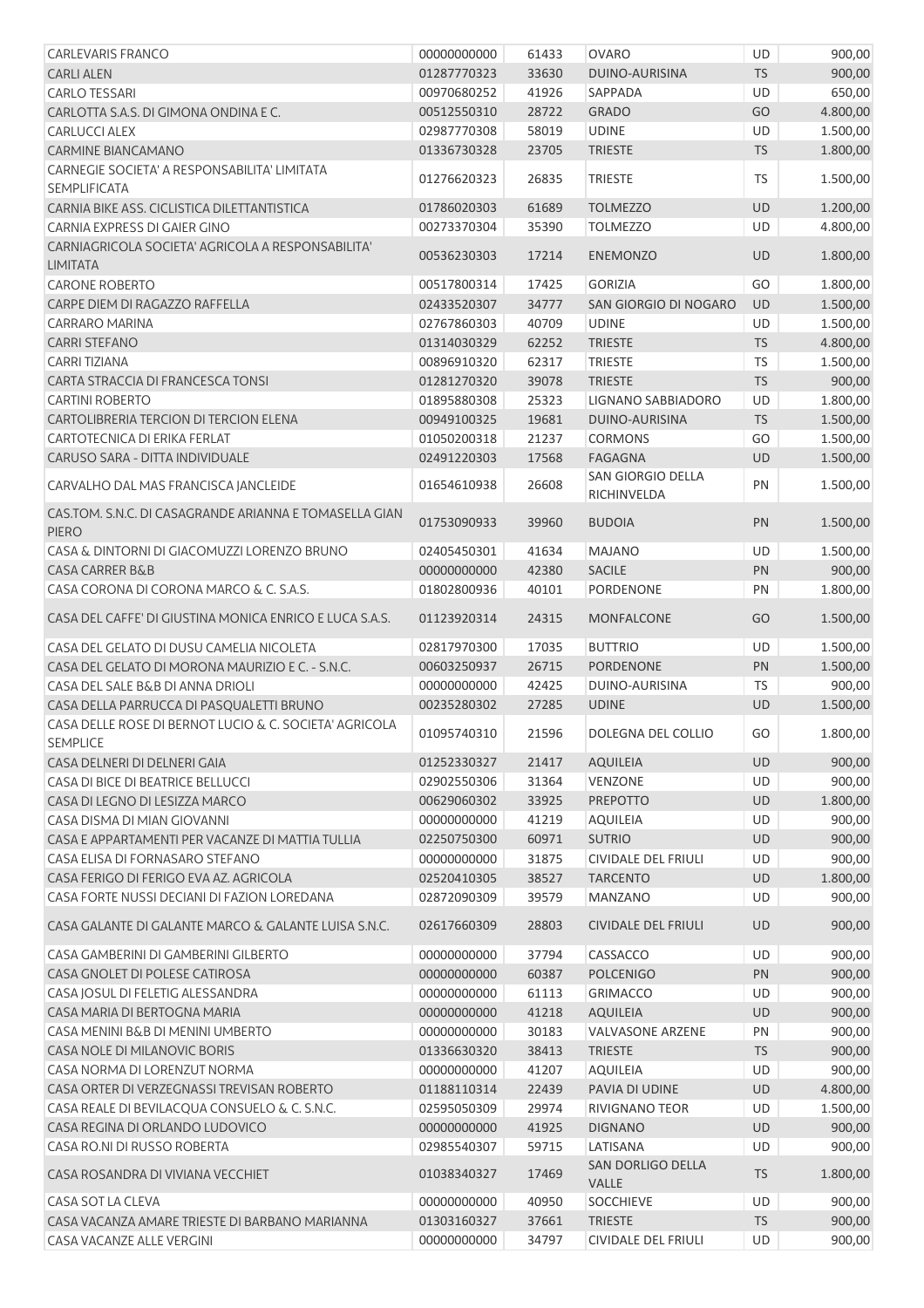| | | | | | |
|---|---|---|---|---|---|
| CARLEVARIS FRANCO | 00000000000 | 61433 | OVARO | UD | 900,00 |
| CARLI ALEN | 01287770323 | 33630 | DUINO-AURISINA | TS | 900,00 |
| CARLO TESSARI | 00970680252 | 41926 | SAPPADA | UD | 650,00 |
| CARLOTTA S.A.S. DI GIMONA ONDINA E C. | 00512550310 | 28722 | GRADO | GO | 4.800,00 |
| CARLUCCI ALEX | 02987770308 | 58019 | UDINE | UD | 1.500,00 |
| CARMINE BIANCAMANO | 01336730328 | 23705 | TRIESTE | TS | 1.800,00 |
| CARNEGIE SOCIETA' A RESPONSABILITA' LIMITATA SEMPLIFICATA | 01276620323 | 26835 | TRIESTE | TS | 1.500,00 |
| CARNIA BIKE ASS. CICLISTICA DILETTANTISTICA | 01786020303 | 61689 | TOLMEZZO | UD | 1.200,00 |
| CARNIA EXPRESS DI GAIER GINO | 00273370304 | 35390 | TOLMEZZO | UD | 4.800,00 |
| CARNIAGRICOLA SOCIETA' AGRICOLA A RESPONSABILITA' LIMITATA | 00536230303 | 17214 | ENEMONZO | UD | 1.800,00 |
| CARONE ROBERTO | 00517800314 | 17425 | GORIZIA | GO | 1.800,00 |
| CARPE DIEM DI RAGAZZO RAFFELLA | 02433520307 | 34777 | SAN GIORGIO DI NOGARO | UD | 1.500,00 |
| CARRARO MARINA | 02767860303 | 40709 | UDINE | UD | 1.500,00 |
| CARRI STEFANO | 01314030329 | 62252 | TRIESTE | TS | 4.800,00 |
| CARRI TIZIANA | 00896910320 | 62317 | TRIESTE | TS | 1.500,00 |
| CARTA STRACCIA DI FRANCESCA TONSI | 01281270320 | 39078 | TRIESTE | TS | 900,00 |
| CARTINI ROBERTO | 01895880308 | 25323 | LIGNANO SABBIADORO | UD | 1.800,00 |
| CARTOLIBRERIA TERCION DI TERCION ELENA | 00949100325 | 19681 | DUINO-AURISINA | TS | 1.500,00 |
| CARTOTECNICA DI ERIKA FERLAT | 01050200318 | 21237 | CORMONS | GO | 1.500,00 |
| CARUSO SARA - DITTA INDIVIDUALE | 02491220303 | 17568 | FAGAGNA | UD | 1.500,00 |
| CARVALHO DAL MAS FRANCISCA JANCLEIDE | 01654610938 | 26608 | SAN GIORGIO DELLA RICHINVELDA | PN | 1.500,00 |
| CAS.TOM. S.N.C. DI CASAGRANDE ARIANNA E TOMASELLA GIAN PIERO | 01753090933 | 39960 | BUDOIA | PN | 1.500,00 |
| CASA & DINTORNI DI GIACOMUZZI LORENZO BRUNO | 02405450301 | 41634 | MAJANO | UD | 1.500,00 |
| CASA CARRER B&B | 00000000000 | 42380 | SACILE | PN | 900,00 |
| CASA CORONA DI CORONA MARCO & C. S.A.S. | 01802800936 | 40101 | PORDENONE | PN | 1.800,00 |
| CASA DEL CAFFE' DI GIUSTINA MONICA ENRICO E LUCA S.A.S. | 01123920314 | 24315 | MONFALCONE | GO | 1.500,00 |
| CASA DEL GELATO DI DUSU CAMELIA NICOLETA | 02817970300 | 17035 | BUTTRIO | UD | 1.500,00 |
| CASA DEL GELATO DI MORONA MAURIZIO E C. - S.N.C. | 00603250937 | 26715 | PORDENONE | PN | 1.500,00 |
| CASA DEL SALE B&B DI ANNA DRIOLI | 00000000000 | 42425 | DUINO-AURISINA | TS | 900,00 |
| CASA DELLA PARRUCCA DI PASQUALETTI BRUNO | 00235280302 | 27285 | UDINE | UD | 1.500,00 |
| CASA DELLE ROSE DI BERNOT LUCIO & C. SOCIETA' AGRICOLA SEMPLICE | 01095740310 | 21596 | DOLEGNA DEL COLLIO | GO | 1.800,00 |
| CASA DELNERI DI DELNERI GAIA | 01252330327 | 21417 | AQUILEIA | UD | 900,00 |
| CASA DI BICE DI BEATRICE BELLUCCI | 02902550306 | 31364 | VENZONE | UD | 900,00 |
| CASA DI LEGNO DI LESIZZA MARCO | 00629060302 | 33925 | PREPOTTO | UD | 1.800,00 |
| CASA DISMA DI MIAN GIOVANNI | 00000000000 | 41219 | AQUILEIA | UD | 900,00 |
| CASA E APPARTAMENTI PER VACANZE DI MATTIA TULLIA | 02250750300 | 60971 | SUTRIO | UD | 900,00 |
| CASA ELISA DI FORNASARO STEFANO | 00000000000 | 31875 | CIVIDALE DEL FRIULI | UD | 900,00 |
| CASA FERIGO DI FERIGO EVA AZ. AGRICOLA | 02520410305 | 38527 | TARCENTO | UD | 1.800,00 |
| CASA FORTE NUSSI DECIANI DI FAZION LOREDANA | 02872090309 | 39579 | MANZANO | UD | 900,00 |
| CASA GALANTE DI GALANTE MARCO & GALANTE LUISA S.N.C. | 02617660309 | 28803 | CIVIDALE DEL FRIULI | UD | 900,00 |
| CASA GAMBERINI DI GAMBERINI GILBERTO | 00000000000 | 37794 | CASSACCO | UD | 900,00 |
| CASA GNOLET DI POLESE CATIROSA | 00000000000 | 60387 | POLCENIGO | PN | 900,00 |
| CASA JOSUL DI FELETIG ALESSANDRA | 00000000000 | 61113 | GRIMACCO | UD | 900,00 |
| CASA MARIA DI BERTOGNA MARIA | 00000000000 | 41218 | AQUILEIA | UD | 900,00 |
| CASA MENINI B&B DI MENINI UMBERTO | 00000000000 | 30183 | VALVASONE ARZENE | PN | 900,00 |
| CASA NOLE DI MILANOVIC BORIS | 01336630320 | 38413 | TRIESTE | TS | 900,00 |
| CASA NORMA DI LORENZUT NORMA | 00000000000 | 41207 | AQUILEIA | UD | 900,00 |
| CASA ORTER DI VERZEGNASSI TREVISAN ROBERTO | 01188110314 | 22439 | PAVIA DI UDINE | UD | 4.800,00 |
| CASA REALE DI BEVILACQUA CONSUELO & C. S.N.C. | 02595050309 | 29974 | RIVIGNANO TEOR | UD | 1.500,00 |
| CASA REGINA DI ORLANDO LUDOVICO | 00000000000 | 41925 | DIGNANO | UD | 900,00 |
| CASA RO.NI DI RUSSO ROBERTA | 02985540307 | 59715 | LATISANA | UD | 900,00 |
| CASA ROSANDRA DI VIVIANA VECCHIET | 01038340327 | 17469 | SAN DORLIGO DELLA VALLE | TS | 1.800,00 |
| CASA SOT LA CLEVA | 00000000000 | 40950 | SOCCHIEVE | UD | 900,00 |
| CASA VACANZA AMARE TRIESTE DI BARBANO MARIANNA | 01303160327 | 37661 | TRIESTE | TS | 900,00 |
| CASA VACANZE ALLE VERGINI | 00000000000 | 34797 | CIVIDALE DEL FRIULI | UD | 900,00 |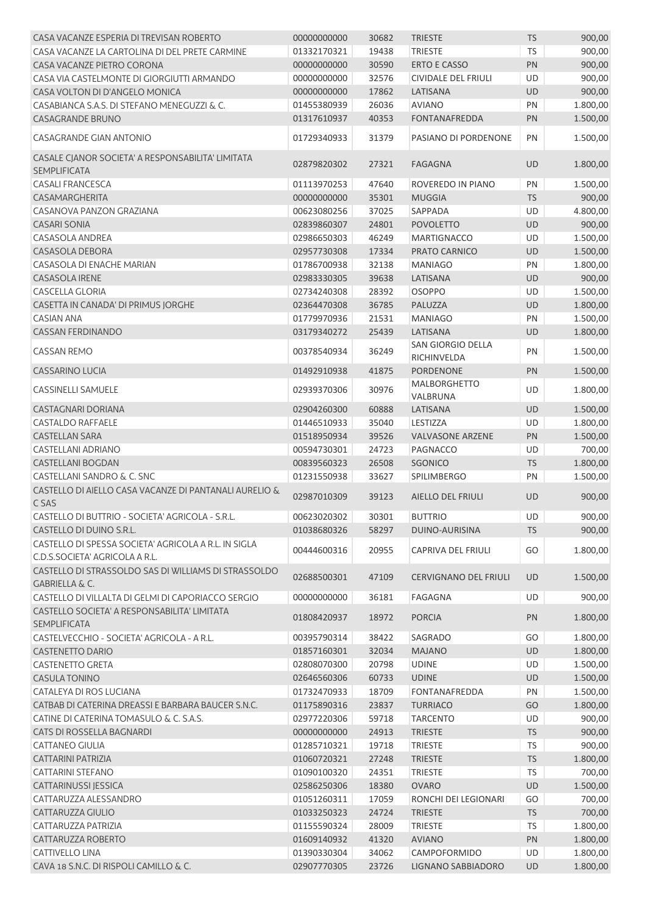| | | | | | |
|---|---|---|---|---|---|
| CASA VACANZE ESPERIA DI TREVISAN ROBERTO | 00000000000 | 30682 | TRIESTE | TS | 900,00 |
| CASA VACANZE LA CARTOLINA DI DEL PRETE CARMINE | 01332170321 | 19438 | TRIESTE | TS | 900,00 |
| CASA VACANZE PIETRO CORONA | 00000000000 | 30590 | ERTO E CASSO | PN | 900,00 |
| CASA VIA CASTELMONTE DI GIORGIUTTI ARMANDO | 00000000000 | 32576 | CIVIDALE DEL FRIULI | UD | 900,00 |
| CASA VOLTON DI D'ANGELO MONICA | 00000000000 | 17862 | LATISANA | UD | 900,00 |
| CASABIANCA S.A.S. DI STEFANO MENEGUZZI & C. | 01455380939 | 26036 | AVIANO | PN | 1.800,00 |
| CASAGRANDE BRUNO | 01317610937 | 40353 | FONTANAFREDDA | PN | 1.500,00 |
| CASAGRANDE GIAN ANTONIO | 01729340933 | 31379 | PASIANO DI PORDENONE | PN | 1.500,00 |
| CASALE CJANOR SOCIETA' A RESPONSABILITA' LIMITATA SEMPLIFICATA | 02879820302 | 27321 | FAGAGNA | UD | 1.800,00 |
| CASALI FRANCESCA | 01113970253 | 47640 | ROVEREDO IN PIANO | PN | 1.500,00 |
| CASAMARGHERITA | 00000000000 | 35301 | MUGGIA | TS | 900,00 |
| CASANOVA PANZON GRAZIANA | 00623080256 | 37025 | SAPPADA | UD | 4.800,00 |
| CASARI SONIA | 02839860307 | 24801 | POVOLETTO | UD | 900,00 |
| CASASOLA ANDREA | 02986650303 | 46249 | MARTIGNACCO | UD | 1.500,00 |
| CASASOLA DEBORA | 02957730308 | 17334 | PRATO CARNICO | UD | 1.500,00 |
| CASASOLA DI ENACHE MARIAN | 01786700938 | 32138 | MANIAGO | PN | 1.800,00 |
| CASASOLA IRENE | 02983330305 | 39638 | LATISANA | UD | 900,00 |
| CASCELLA GLORIA | 02734240308 | 28392 | OSOPPO | UD | 1.500,00 |
| CASETTA IN CANADA' DI PRIMUS JORGHE | 02364470308 | 36785 | PALUZZA | UD | 1.800,00 |
| CASIAN ANA | 01779970936 | 21531 | MANIAGO | PN | 1.500,00 |
| CASSAN FERDINANDO | 03179340272 | 25439 | LATISANA | UD | 1.800,00 |
| CASSAN REMO | 00378540934 | 36249 | SAN GIORGIO DELLA RICHINVELDA | PN | 1.500,00 |
| CASSARINO LUCIA | 01492910938 | 41875 | PORDENONE | PN | 1.500,00 |
| CASSINELLI SAMUELE | 02939370306 | 30976 | MALBORGHETTO VALBRUNA | UD | 1.800,00 |
| CASTAGNARI DORIANA | 02904260300 | 60888 | LATISANA | UD | 1.500,00 |
| CASTALDO RAFFAELE | 01446510933 | 35040 | LESTIZZA | UD | 1.800,00 |
| CASTELLAN SARA | 01518950934 | 39526 | VALVASONE ARZENE | PN | 1.500,00 |
| CASTELLANI ADRIANO | 00594730301 | 24723 | PAGNACCO | UD | 700,00 |
| CASTELLANI BOGDAN | 00839560323 | 26508 | SGONICO | TS | 1.800,00 |
| CASTELLANI SANDRO & C. SNC | 01231550938 | 33627 | SPILIMBERGO | PN | 1.500,00 |
| CASTELLO DI AIELLO CASA VACANZE DI PANTANALI AURELIO & C SAS | 02987010309 | 39123 | AIELLO DEL FRIULI | UD | 900,00 |
| CASTELLO DI BUTTRIO - SOCIETA' AGRICOLA - S.R.L. | 00623020302 | 30301 | BUTTRIO | UD | 900,00 |
| CASTELLO DI DUINO S.R.L. | 01038680326 | 58297 | DUINO-AURISINA | TS | 900,00 |
| CASTELLO DI SPESSA SOCIETA' AGRICOLA A R.L. IN SIGLA C.D.S.SOCIETA' AGRICOLA A R.L. | 00444600316 | 20955 | CAPRIVA DEL FRIULI | GO | 1.800,00 |
| CASTELLO DI STRASSOLDO SAS DI WILLIAMS DI STRASSOLDO GABRIELLA & C. | 02688500301 | 47109 | CERVIGNANO DEL FRIULI | UD | 1.500,00 |
| CASTELLO DI VILLALTA DI GELMI DI CAPORIACCO SERGIO | 00000000000 | 36181 | FAGAGNA | UD | 900,00 |
| CASTELLO SOCIETA' A RESPONSABILITA' LIMITATA SEMPLIFICATA | 01808420937 | 18972 | PORCIA | PN | 1.800,00 |
| CASTELVECCHIO - SOCIETA' AGRICOLA - A R.L. | 00395790314 | 38422 | SAGRADO | GO | 1.800,00 |
| CASTENETTO DARIO | 01857160301 | 32034 | MAJANO | UD | 1.800,00 |
| CASTENETTO GRETA | 02808070300 | 20798 | UDINE | UD | 1.500,00 |
| CASULA TONINO | 02646560306 | 60733 | UDINE | UD | 1.500,00 |
| CATALEYA DI ROS LUCIANA | 01732470933 | 18709 | FONTANAFREDDA | PN | 1.500,00 |
| CATBAB DI CATERINA DREASSI E BARBARA BAUCER S.N.C. | 01175890316 | 23837 | TURRIACO | GO | 1.800,00 |
| CATINE DI CATERINA TOMASULO & C. S.A.S. | 02977220306 | 59718 | TARCENTO | UD | 900,00 |
| CATS DI ROSSELLA BAGNARDI | 00000000000 | 24913 | TRIESTE | TS | 900,00 |
| CATTANEO GIULIA | 01285710321 | 19718 | TRIESTE | TS | 900,00 |
| CATTARINI PATRIZIA | 01060720321 | 27248 | TRIESTE | TS | 1.800,00 |
| CATTARINI STEFANO | 01090100320 | 24351 | TRIESTE | TS | 700,00 |
| CATTARINUSSI JESSICA | 02586250306 | 18380 | OVARO | UD | 1.500,00 |
| CATTARUZZA ALESSANDRO | 01051260311 | 17059 | RONCHI DEI LEGIONARI | GO | 700,00 |
| CATTARUZZA GIULIO | 01033250323 | 24724 | TRIESTE | TS | 700,00 |
| CATTARUZZA PATRIZIA | 01155590324 | 28009 | TRIESTE | TS | 1.800,00 |
| CATTARUZZA ROBERTO | 01609140932 | 41320 | AVIANO | PN | 1.800,00 |
| CATTIVELLO LINA | 01390330304 | 34062 | CAMPOFORMIDO | UD | 1.800,00 |
| CAVA 18 S.N.C. DI RISPOLI CAMILLO & C. | 02907770305 | 23726 | LIGNANO SABBIADORO | UD | 1.800,00 |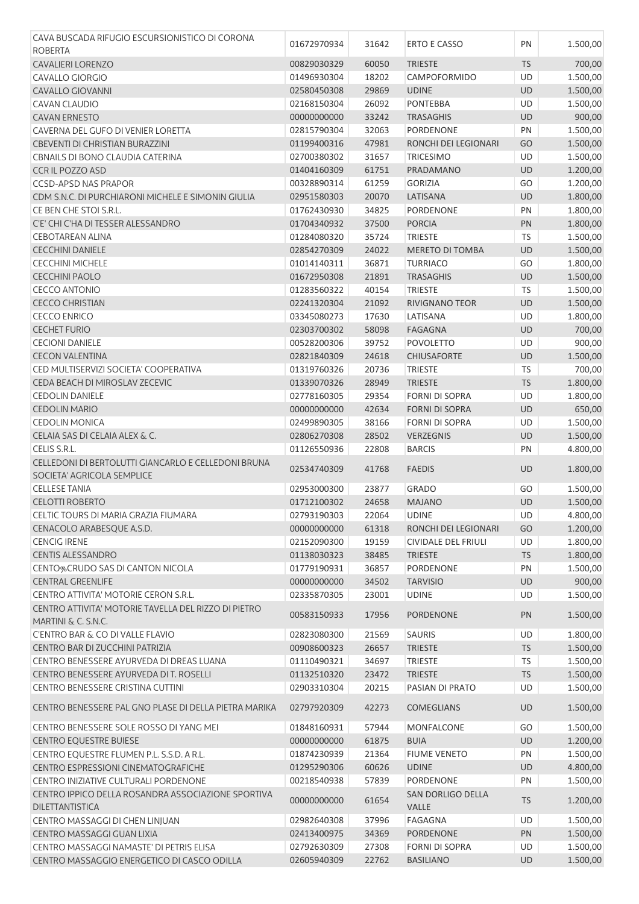| | | | | | |
|---|---|---|---|---|---|
| CAVA BUSCADA RIFUGIO ESCURSIONISTICO DI CORONA ROBERTA | 01672970934 | 31642 | ERTO E CASSO | PN | 1.500,00 |
| CAVALIERI LORENZO | 00829030329 | 60050 | TRIESTE | TS | 700,00 |
| CAVALLO GIORGIO | 01496930304 | 18202 | CAMPOFORMIDO | UD | 1.500,00 |
| CAVALLO GIOVANNI | 02580450308 | 29869 | UDINE | UD | 1.500,00 |
| CAVAN CLAUDIO | 02168150304 | 26092 | PONTEBBA | UD | 1.500,00 |
| CAVAN ERNESTO | 00000000000 | 33242 | TRASAGHIS | UD | 900,00 |
| CAVERNA DEL GUFO DI VENIER LORETTA | 02815790304 | 32063 | PORDENONE | PN | 1.500,00 |
| CBEVENTI DI CHRISTIAN BURAZZINI | 01199400316 | 47981 | RONCHI DEI LEGIONARI | GO | 1.500,00 |
| CBNAILS DI BONO CLAUDIA CATERINA | 02700380302 | 31657 | TRICESIMO | UD | 1.500,00 |
| CCR IL POZZO ASD | 01404160309 | 61751 | PRADAMANO | UD | 1.200,00 |
| CCSD-APSD NAS PRAPOR | 00328890314 | 61259 | GORIZIA | GO | 1.200,00 |
| CDM S.N.C. DI PURCHIARONI MICHELE E SIMONIN GIULIA | 02951580303 | 20070 | LATISANA | UD | 1.800,00 |
| CE BEN CHE STOI S.R.L. | 01762430930 | 34825 | PORDENONE | PN | 1.800,00 |
| C'E' CHI C'HA DI TESSER ALESSANDRO | 01704340932 | 37500 | PORCIA | PN | 1.800,00 |
| CEBOTAREAN ALINA | 01284080320 | 35724 | TRIESTE | TS | 1.500,00 |
| CECCHINI DANIELE | 02854270309 | 24022 | MERETO DI TOMBA | UD | 1.500,00 |
| CECCHINI MICHELE | 01014140311 | 36871 | TURRIACO | GO | 1.800,00 |
| CECCHINI PAOLO | 01672950308 | 21891 | TRASAGHIS | UD | 1.500,00 |
| CECCO ANTONIO | 01283560322 | 40154 | TRIESTE | TS | 1.500,00 |
| CECCO CHRISTIAN | 02241320304 | 21092 | RIVIGNANO TEOR | UD | 1.500,00 |
| CECCO ENRICO | 03345080273 | 17630 | LATISANA | UD | 1.800,00 |
| CECHET FURIO | 02303700302 | 58098 | FAGAGNA | UD | 700,00 |
| CECIONI DANIELE | 00528200306 | 39752 | POVOLETTO | UD | 900,00 |
| CECON VALENTINA | 02821840309 | 24618 | CHIUSAFORTE | UD | 1.500,00 |
| CED MULTISERVIZI SOCIETA' COOPERATIVA | 01319760326 | 20736 | TRIESTE | TS | 700,00 |
| CEDA BEACH DI MIROSLAV ZECEVIC | 01339070326 | 28949 | TRIESTE | TS | 1.800,00 |
| CEDOLIN DANIELE | 02778160305 | 29354 | FORNI DI SOPRA | UD | 1.800,00 |
| CEDOLIN MARIO | 00000000000 | 42634 | FORNI DI SOPRA | UD | 650,00 |
| CEDOLIN MONICA | 02499890305 | 38166 | FORNI DI SOPRA | UD | 1.500,00 |
| CELAIA SAS DI CELAIA ALEX & C. | 02806270308 | 28502 | VERZEGNIS | UD | 1.500,00 |
| CELIS S.R.L. | 01126550936 | 22808 | BARCIS | PN | 4.800,00 |
| CELLEDONI DI BERTOLUTTI GIANCARLO E CELLEDONI BRUNA SOCIETA' AGRICOLA SEMPLICE | 02534740309 | 41768 | FAEDIS | UD | 1.800,00 |
| CELLESE TANIA | 02953000300 | 23877 | GRADO | GO | 1.500,00 |
| CELOTTI ROBERTO | 01712100302 | 24658 | MAJANO | UD | 1.500,00 |
| CELTIC TOURS DI MARIA GRAZIA FIUMARA | 02793190303 | 22064 | UDINE | UD | 4.800,00 |
| CENACOLO ARABESQUE A.S.D. | 00000000000 | 61318 | RONCHI DEI LEGIONARI | GO | 1.200,00 |
| CENCIG IRENE | 02152090300 | 19159 | CIVIDALE DEL FRIULI | UD | 1.800,00 |
| CENTIS ALESSANDRO | 01138030323 | 38485 | TRIESTE | TS | 1.800,00 |
| CENTO‰CRUDO SAS DI CANTON NICOLA | 01779190931 | 36857 | PORDENONE | PN | 1.500,00 |
| CENTRAL GREENLIFE | 00000000000 | 34502 | TARVISIO | UD | 900,00 |
| CENTRO ATTIVITA' MOTORIE CERON S.R.L. | 02335870305 | 23001 | UDINE | UD | 1.500,00 |
| CENTRO ATTIVITA' MOTORIE TAVELLA DEL RIZZO DI PIETRO MARTINI & C. S.N.C. | 00583150933 | 17956 | PORDENONE | PN | 1.500,00 |
| C'ENTRO BAR & CO DI VALLE FLAVIO | 02823080300 | 21569 | SAURIS | UD | 1.800,00 |
| CENTRO BAR DI ZUCCHINI PATRIZIA | 00908600323 | 26657 | TRIESTE | TS | 1.500,00 |
| CENTRO BENESSERE AYURVEDA DI DREAS LUANA | 01110490321 | 34697 | TRIESTE | TS | 1.500,00 |
| CENTRO BENESSERE AYURVEDA DI T. ROSELLI | 01132510320 | 23472 | TRIESTE | TS | 1.500,00 |
| CENTRO BENESSERE CRISTINA CUTTINI | 02903310304 | 20215 | PASIAN DI PRATO | UD | 1.500,00 |
| CENTRO BENESSERE PAL GNO PLASE DI DELLA PIETRA MARIKA | 02797920309 | 42273 | COMEGLIANS | UD | 1.500,00 |
| CENTRO BENESSERE SOLE ROSSO DI YANG MEI | 01848160931 | 57944 | MONFALCONE | GO | 1.500,00 |
| CENTRO EQUESTRE BUIESE | 00000000000 | 61875 | BUIA | UD | 1.200,00 |
| CENTRO EQUESTRE FLUMEN P.L. S.S.D. A R.L. | 01874230939 | 21364 | FIUME VENETO | PN | 1.500,00 |
| CENTRO ESPRESSIONI CINEMATOGRAFICHE | 01295290306 | 60626 | UDINE | UD | 4.800,00 |
| CENTRO INIZIATIVE CULTURALI PORDENONE | 00218540938 | 57839 | PORDENONE | PN | 1.500,00 |
| CENTRO IPPICO DELLA ROSANDRA ASSOCIAZIONE SPORTIVA DILETTANTISTICA | 00000000000 | 61654 | SAN DORLIGO DELLA VALLE | TS | 1.200,00 |
| CENTRO MASSAGGI DI CHEN LINJUAN | 02982640308 | 37996 | FAGAGNA | UD | 1.500,00 |
| CENTRO MASSAGGI GUAN LIXIA | 02413400975 | 34369 | PORDENONE | PN | 1.500,00 |
| CENTRO MASSAGGI NAMASTE' DI PETRIS ELISA | 02792630309 | 27308 | FORNI DI SOPRA | UD | 1.500,00 |
| CENTRO MASSAGGIO ENERGETICO DI CASCO ODILLA | 02605940309 | 22762 | BASILIANO | UD | 1.500,00 |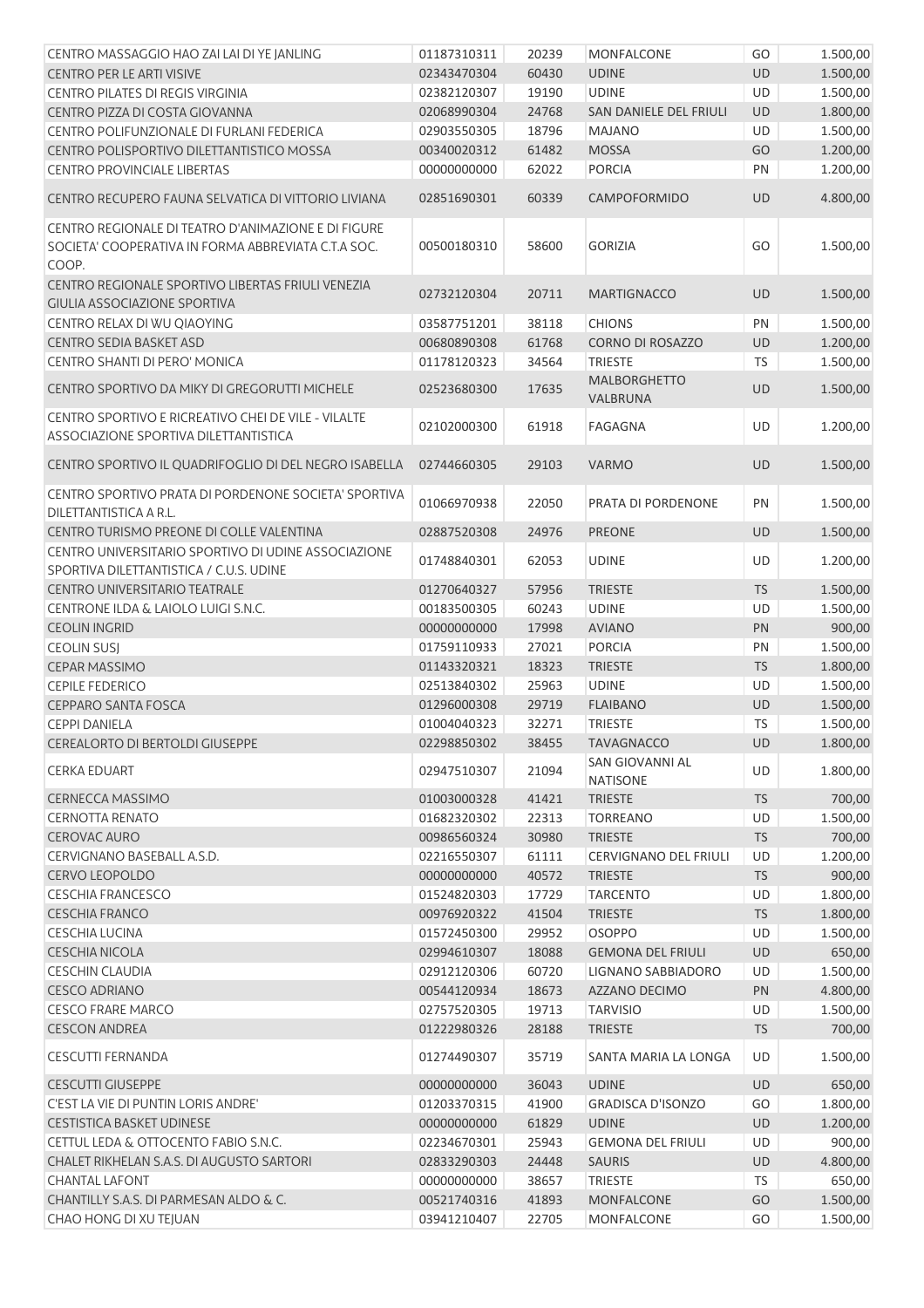| | | | | | |
|---|---|---|---|---|---|
| CENTRO MASSAGGIO HAO ZAI LAI DI YE JANLING | 01187310311 | 20239 | MONFALCONE | GO | 1.500,00 |
| CENTRO PER LE ARTI VISIVE | 02343470304 | 60430 | UDINE | UD | 1.500,00 |
| CENTRO PILATES DI REGIS VIRGINIA | 02382120307 | 19190 | UDINE | UD | 1.500,00 |
| CENTRO PIZZA DI COSTA GIOVANNA | 02068990304 | 24768 | SAN DANIELE DEL FRIULI | UD | 1.800,00 |
| CENTRO POLIFUNZIONALE DI FURLANI FEDERICA | 02903550305 | 18796 | MAJANO | UD | 1.500,00 |
| CENTRO POLISPORTIVO DILETTANTISTICO MOSSA | 00340020312 | 61482 | MOSSA | GO | 1.200,00 |
| CENTRO PROVINCIALE LIBERTAS | 00000000000 | 62022 | PORCIA | PN | 1.200,00 |
| CENTRO RECUPERO FAUNA SELVATICA DI VITTORIO LIVIANA | 02851690301 | 60339 | CAMPOFORMIDO | UD | 4.800,00 |
| CENTRO REGIONALE DI TEATRO D'ANIMAZIONE E DI FIGURE SOCIETA' COOPERATIVA IN FORMA ABBREVIATA C.T.A SOC. COOP. | 00500180310 | 58600 | GORIZIA | GO | 1.500,00 |
| CENTRO REGIONALE SPORTIVO LIBERTAS FRIULI VENEZIA GIULIA ASSOCIAZIONE SPORTIVA | 02732120304 | 20711 | MARTIGNACCO | UD | 1.500,00 |
| CENTRO RELAX DI WU QIAOYING | 03587751201 | 38118 | CHIONS | PN | 1.500,00 |
| CENTRO SEDIA BASKET ASD | 00680890308 | 61768 | CORNO DI ROSAZZO | UD | 1.200,00 |
| CENTRO SHANTI DI PERO' MONICA | 01178120323 | 34564 | TRIESTE | TS | 1.500,00 |
| CENTRO SPORTIVO DA MIKY DI GREGORUTTI MICHELE | 02523680300 | 17635 | MALBORGHETTO VALBRUNA | UD | 1.500,00 |
| CENTRO SPORTIVO E RICREATIVO CHEI DE VILE - VILALTE ASSOCIAZIONE SPORTIVA DILETTANTISTICA | 02102000300 | 61918 | FAGAGNA | UD | 1.200,00 |
| CENTRO SPORTIVO IL QUADRIFOGLIO DI DEL NEGRO ISABELLA | 02744660305 | 29103 | VARMO | UD | 1.500,00 |
| CENTRO SPORTIVO PRATA DI PORDENONE SOCIETA' SPORTIVA DILETTANTISTICA A R.L. | 01066970938 | 22050 | PRATA DI PORDENONE | PN | 1.500,00 |
| CENTRO TURISMO PREONE DI COLLE VALENTINA | 02887520308 | 24976 | PREONE | UD | 1.500,00 |
| CENTRO UNIVERSITARIO SPORTIVO DI UDINE ASSOCIAZIONE SPORTIVA DILETTANTISTICA / C.U.S. UDINE | 01748840301 | 62053 | UDINE | UD | 1.200,00 |
| CENTRO UNIVERSITARIO TEATRALE | 01270640327 | 57956 | TRIESTE | TS | 1.500,00 |
| CENTRONE ILDA & LAIOLO LUIGI S.N.C. | 00183500305 | 60243 | UDINE | UD | 1.500,00 |
| CEOLIN INGRID | 00000000000 | 17998 | AVIANO | PN | 900,00 |
| CEOLIN SUSJ | 01759110933 | 27021 | PORCIA | PN | 1.500,00 |
| CEPAR MASSIMO | 01143320321 | 18323 | TRIESTE | TS | 1.800,00 |
| CEPILE FEDERICO | 02513840302 | 25963 | UDINE | UD | 1.500,00 |
| CEPPARO SANTA FOSCA | 01296000308 | 29719 | FLAIBANO | UD | 1.500,00 |
| CEPPI DANIELA | 01004040323 | 32271 | TRIESTE | TS | 1.500,00 |
| CEREALORTO DI BERTOLDI GIUSEPPE | 02298850302 | 38455 | TAVAGNACCO | UD | 1.800,00 |
| CERKA EDUART | 02947510307 | 21094 | SAN GIOVANNI AL NATISONE | UD | 1.800,00 |
| CERNECCA MASSIMO | 01003000328 | 41421 | TRIESTE | TS | 700,00 |
| CERNOTTA RENATO | 01682320302 | 22313 | TORREANO | UD | 1.500,00 |
| CEROVAC AURO | 00986560324 | 30980 | TRIESTE | TS | 700,00 |
| CERVIGNANO BASEBALL A.S.D. | 02216550307 | 61111 | CERVIGNANO DEL FRIULI | UD | 1.200,00 |
| CERVO LEOPOLDO | 00000000000 | 40572 | TRIESTE | TS | 900,00 |
| CESCHIA FRANCESCO | 01524820303 | 17729 | TARCENTO | UD | 1.800,00 |
| CESCHIA FRANCO | 00976920322 | 41504 | TRIESTE | TS | 1.800,00 |
| CESCHIA LUCINA | 01572450300 | 29952 | OSOPPO | UD | 1.500,00 |
| CESCHIA NICOLA | 02994610307 | 18088 | GEMONA DEL FRIULI | UD | 650,00 |
| CESCHIN CLAUDIA | 02912120306 | 60720 | LIGNANO SABBIADORO | UD | 1.500,00 |
| CESCO ADRIANO | 00544120934 | 18673 | AZZANO DECIMO | PN | 4.800,00 |
| CESCO FRARE MARCO | 02757520305 | 19713 | TARVISIO | UD | 1.500,00 |
| CESCON ANDREA | 01222980326 | 28188 | TRIESTE | TS | 700,00 |
| CESCUTTI FERNANDA | 01274490307 | 35719 | SANTA MARIA LA LONGA | UD | 1.500,00 |
| CESCUTTI GIUSEPPE | 00000000000 | 36043 | UDINE | UD | 650,00 |
| C'EST LA VIE DI PUNTIN LORIS ANDRE' | 01203370315 | 41900 | GRADISCA D'ISONZO | GO | 1.800,00 |
| CESTISTICA BASKET UDINESE | 00000000000 | 61829 | UDINE | UD | 1.200,00 |
| CETTUL LEDA & OTTOCENTO FABIO S.N.C. | 02234670301 | 25943 | GEMONA DEL FRIULI | UD | 900,00 |
| CHALET RIKHELAN S.A.S. DI AUGUSTO SARTORI | 02833290303 | 24448 | SAURIS | UD | 4.800,00 |
| CHANTAL LAFONT | 00000000000 | 38657 | TRIESTE | TS | 650,00 |
| CHANTILLY S.A.S. DI PARMESAN ALDO & C. | 00521740316 | 41893 | MONFALCONE | GO | 1.500,00 |
| CHAO HONG DI XU TEJUAN | 03941210407 | 22705 | MONFALCONE | GO | 1.500,00 |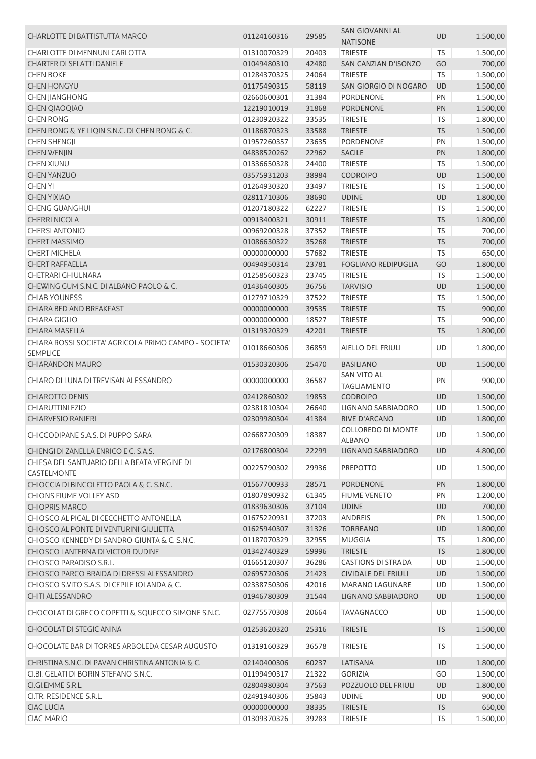| | | | | | |
|---|---|---|---|---|---|
| CHARLOTTE DI BATTISTUTTA MARCO | 01124160316 | 29585 | SAN GIOVANNI AL NATISONE | UD | 1.500,00 |
| CHARLOTTE DI MENNUNI CARLOTTA | 01310070329 | 20403 | TRIESTE | TS | 1.500,00 |
| CHARTER DI SELATTI DANIELE | 01049480310 | 42480 | SAN CANZIAN D'ISONZO | GO | 700,00 |
| CHEN BOKE | 01284370325 | 24064 | TRIESTE | TS | 1.500,00 |
| CHEN HONGYU | 01175490315 | 58119 | SAN GIORGIO DI NOGARO | UD | 1.500,00 |
| CHEN JIANGHONG | 02660600301 | 31384 | PORDENONE | PN | 1.500,00 |
| CHEN QIAOQIAO | 12219010019 | 31868 | PORDENONE | PN | 1.500,00 |
| CHEN RONG | 01230920322 | 33535 | TRIESTE | TS | 1.800,00 |
| CHEN RONG & YE LIQIN S.N.C. DI CHEN RONG & C. | 01186870323 | 33588 | TRIESTE | TS | 1.500,00 |
| CHEN SHENGJI | 01957260357 | 23635 | PORDENONE | PN | 1.500,00 |
| CHEN WENJIN | 04838520262 | 22962 | SACILE | PN | 1.800,00 |
| CHEN XIUNU | 01336650328 | 24400 | TRIESTE | TS | 1.500,00 |
| CHEN YANZUO | 03575931203 | 38984 | CODROIPO | UD | 1.500,00 |
| CHEN YI | 01264930320 | 33497 | TRIESTE | TS | 1.500,00 |
| CHEN YIXIAO | 02811710306 | 38690 | UDINE | UD | 1.800,00 |
| CHENG GUANGHUI | 01207180322 | 62227 | TRIESTE | TS | 1.500,00 |
| CHERRI NICOLA | 00913400321 | 30911 | TRIESTE | TS | 1.800,00 |
| CHERSI ANTONIO | 00969200328 | 37352 | TRIESTE | TS | 700,00 |
| CHERT MASSIMO | 01086630322 | 35268 | TRIESTE | TS | 700,00 |
| CHERT MICHELA | 00000000000 | 57682 | TRIESTE | TS | 650,00 |
| CHERT RAFFAELLA | 00494950314 | 23781 | FOGLIANO REDIPUGLIA | GO | 1.800,00 |
| CHETRARI GHIULNARA | 01258560323 | 23745 | TRIESTE | TS | 1.500,00 |
| CHEWING GUM S.N.C. DI ALBANO PAOLO & C. | 01436460305 | 36756 | TARVISIO | UD | 1.500,00 |
| CHIAB YOUNESS | 01279710329 | 37522 | TRIESTE | TS | 1.500,00 |
| CHIARA BED AND BREAKFAST | 00000000000 | 39535 | TRIESTE | TS | 900,00 |
| CHIARA GIGLIO | 00000000000 | 18527 | TRIESTE | TS | 900,00 |
| CHIARA MASELLA | 01319320329 | 42201 | TRIESTE | TS | 1.800,00 |
| CHIARA ROSSI SOCIETA' AGRICOLA PRIMO CAMPO - SOCIETA' SEMPLICE | 01018660306 | 36859 | AIELLO DEL FRIULI | UD | 1.800,00 |
| CHIARANDON MAURO | 01530320306 | 25470 | BASILIANO | UD | 1.500,00 |
| CHIARO DI LUNA DI TREVISAN ALESSANDRO | 00000000000 | 36587 | SAN VITO AL TAGLIAMENTO | PN | 900,00 |
| CHIAROTTO DENIS | 02412860302 | 19853 | CODROIPO | UD | 1.500,00 |
| CHIARUTTINI EZIO | 02381810304 | 26640 | LIGNANO SABBIADORO | UD | 1.500,00 |
| CHIARVESIO RANIERI | 02309980304 | 41384 | RIVE D'ARCANO | UD | 1.800,00 |
| CHICCODIPANE S.A.S. DI PUPPO SARA | 02668720309 | 18387 | COLLOREDO DI MONTE ALBANO | UD | 1.500,00 |
| CHIENGI DI ZANELLA ENRICO E C. S.A.S. | 02176800304 | 22299 | LIGNANO SABBIADORO | UD | 4.800,00 |
| CHIESA DEL SANTUARIO DELLA BEATA VERGINE DI CASTELMONTE | 00225790302 | 29936 | PREPOTTO | UD | 1.500,00 |
| CHIOCCIA DI BINCOLETTO PAOLA & C. S.N.C. | 01567700933 | 28571 | PORDENONE | PN | 1.800,00 |
| CHIONS FIUME VOLLEY ASD | 01807890932 | 61345 | FIUME VENETO | PN | 1.200,00 |
| CHIOPRIS MARCO | 01839630306 | 37104 | UDINE | UD | 700,00 |
| CHIOSCO AL PICAL DI CECCHETTO ANTONELLA | 01675220931 | 37203 | ANDREIS | PN | 1.500,00 |
| CHIOSCO AL PONTE DI VENTURINI GIULIETTA | 01625940307 | 31326 | TORREANO | UD | 1.800,00 |
| CHIOSCO KENNEDY DI SANDRO GIUNTA & C. S.N.C. | 01187070329 | 32955 | MUGGIA | TS | 1.800,00 |
| CHIOSCO LANTERNA DI VICTOR DUDINE | 01342740329 | 59996 | TRIESTE | TS | 1.800,00 |
| CHIOSCO PARADISO S.R.L. | 01665120307 | 36286 | CASTIONS DI STRADA | UD | 1.500,00 |
| CHIOSCO PARCO BRAIDA DI DRESSI ALESSANDRO | 02695720306 | 21423 | CIVIDALE DEL FRIULI | UD | 1.500,00 |
| CHIOSCO S.VITO S.A.S. DI CEPILE IOLANDA & C. | 02338750306 | 42016 | MARANO LAGUNARE | UD | 1.500,00 |
| CHITI ALESSANDRO | 01946780309 | 31544 | LIGNANO SABBIADORO | UD | 1.500,00 |
| CHOCOLAT DI GRECO COPETTI & SQUECCO SIMONE S.N.C. | 02775570308 | 20664 | TAVAGNACCO | UD | 1.500,00 |
| CHOCOLAT DI STEGIC ANINA | 01253620320 | 25316 | TRIESTE | TS | 1.500,00 |
| CHOCOLATE BAR DI TORRES ARBOLEDA CESAR AUGUSTO | 01319160329 | 36578 | TRIESTE | TS | 1.500,00 |
| CHRISTINA S.N.C. DI PAVAN CHRISTINA ANTONIA & C. | 02140400306 | 60237 | LATISANA | UD | 1.800,00 |
| CI.BI. GELATI DI BORIN STEFANO S.N.C. | 01199490317 | 21322 | GORIZIA | GO | 1.500,00 |
| CI.GI.EMME S.R.L. | 02804980304 | 37563 | POZZUOLO DEL FRIULI | UD | 1.800,00 |
| CI.TR. RESIDENCE S.R.L. | 02491940306 | 35843 | UDINE | UD | 900,00 |
| CIAC LUCIA | 00000000000 | 38335 | TRIESTE | TS | 650,00 |
| CIAC MARIO | 01309370326 | 39283 | TRIESTE | TS | 1.500,00 |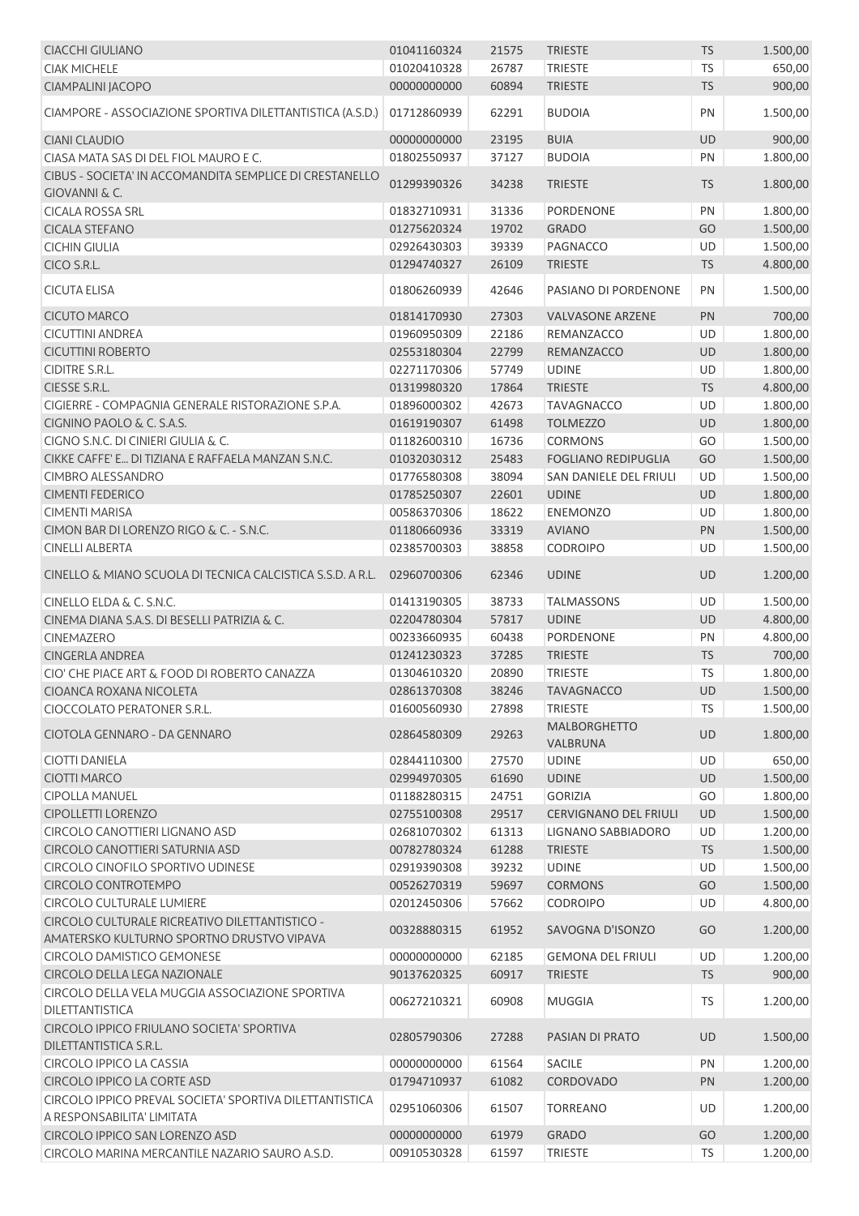| | | | | | |
|---|---|---|---|---|---|
| CIACCHI GIULIANO | 01041160324 | 21575 | TRIESTE | TS | 1.500,00 |
| CIAK MICHELE | 01020410328 | 26787 | TRIESTE | TS | 650,00 |
| CIAMPALINI JACOPO | 00000000000 | 60894 | TRIESTE | TS | 900,00 |
| CIAMPORE - ASSOCIAZIONE SPORTIVA DILETTANTISTICA (A.S.D.) | 01712860939 | 62291 | BUDOIA | PN | 1.500,00 |
| CIANI CLAUDIO | 00000000000 | 23195 | BUIA | UD | 900,00 |
| CIASA MATA SAS DI DEL FIOL MAURO E C. | 01802550937 | 37127 | BUDOIA | PN | 1.800,00 |
| CIBUS - SOCIETA' IN ACCOMANDITA SEMPLICE DI CRESTANELLO GIOVANNI & C. | 01299390326 | 34238 | TRIESTE | TS | 1.800,00 |
| CICALA ROSSA SRL | 01832710931 | 31336 | PORDENONE | PN | 1.800,00 |
| CICALA STEFANO | 01275620324 | 19702 | GRADO | GO | 1.500,00 |
| CICHIN GIULIA | 02926430303 | 39339 | PAGNACCO | UD | 1.500,00 |
| CICO S.R.L. | 01294740327 | 26109 | TRIESTE | TS | 4.800,00 |
| CICUTA ELISA | 01806260939 | 42646 | PASIANO DI PORDENONE | PN | 1.500,00 |
| CICUTO MARCO | 01814170930 | 27303 | VALVASONE ARZENE | PN | 700,00 |
| CICUTTINI ANDREA | 01960950309 | 22186 | REMANZACCO | UD | 1.800,00 |
| CICUTTINI ROBERTO | 02553180304 | 22799 | REMANZACCO | UD | 1.800,00 |
| CIDITRE S.R.L. | 02271170306 | 57749 | UDINE | UD | 1.800,00 |
| CIESSE S.R.L. | 01319980320 | 17864 | TRIESTE | TS | 4.800,00 |
| CIGIERRE - COMPAGNIA GENERALE RISTORAZIONE S.P.A. | 01896000302 | 42673 | TAVAGNACCO | UD | 1.800,00 |
| CIGNINO PAOLO & C. S.A.S. | 01619190307 | 61498 | TOLMEZZO | UD | 1.800,00 |
| CIGNO S.N.C. DI CINIERI GIULIA & C. | 01182600310 | 16736 | CORMONS | GO | 1.500,00 |
| CIKKE CAFFE' E... DI TIZIANA E RAFFAELA MANZAN S.N.C. | 01032030312 | 25483 | FOGLIANO REDIPUGLIA | GO | 1.500,00 |
| CIMBRO ALESSANDRO | 01776580308 | 38094 | SAN DANIELE DEL FRIULI | UD | 1.500,00 |
| CIMENTI FEDERICO | 01785250307 | 22601 | UDINE | UD | 1.800,00 |
| CIMENTI MARISA | 00586370306 | 18622 | ENEMONZO | UD | 1.800,00 |
| CIMON BAR DI LORENZO RIGO & C. - S.N.C. | 01180660936 | 33319 | AVIANO | PN | 1.500,00 |
| CINELLI ALBERTA | 02385700303 | 38858 | CODROIPO | UD | 1.500,00 |
| CINELLO & MIANO SCUOLA DI TECNICA CALCISTICA S.S.D. A R.L. | 02960700306 | 62346 | UDINE | UD | 1.200,00 |
| CINELLO ELDA & C. S.N.C. | 01413190305 | 38733 | TALMASSONS | UD | 1.500,00 |
| CINEMA DIANA S.A.S. DI BESELLI PATRIZIA & C. | 02204780304 | 57817 | UDINE | UD | 4.800,00 |
| CINEMAZERO | 00233660935 | 60438 | PORDENONE | PN | 4.800,00 |
| CINGERLA ANDREA | 01241230323 | 37285 | TRIESTE | TS | 700,00 |
| CIO' CHE PIACE ART & FOOD DI ROBERTO CANAZZA | 01304610320 | 20890 | TRIESTE | TS | 1.800,00 |
| CIOANCA ROXANA NICOLETA | 02861370308 | 38246 | TAVAGNACCO | UD | 1.500,00 |
| CIOCCOLATO PERATONER S.R.L. | 01600560930 | 27898 | TRIESTE | TS | 1.500,00 |
| CIOTOLA GENNARO - DA GENNARO | 02864580309 | 29263 | MALBORGHETTO VALBRUNA | UD | 1.800,00 |
| CIOTTI DANIELA | 02844110300 | 27570 | UDINE | UD | 650,00 |
| CIOTTI MARCO | 02994970305 | 61690 | UDINE | UD | 1.500,00 |
| CIPOLLA MANUEL | 01188280315 | 24751 | GORIZIA | GO | 1.800,00 |
| CIPOLLETTI LORENZO | 02755100308 | 29517 | CERVIGNANO DEL FRIULI | UD | 1.500,00 |
| CIRCOLO CANOTTIERI LIGNANO ASD | 02681070302 | 61313 | LIGNANO SABBIADORO | UD | 1.200,00 |
| CIRCOLO CANOTTIERI SATURNIA ASD | 00782780324 | 61288 | TRIESTE | TS | 1.500,00 |
| CIRCOLO CINOFILO SPORTIVO UDINESE | 02919390308 | 39232 | UDINE | UD | 1.500,00 |
| CIRCOLO CONTROTEMPO | 00526270319 | 59697 | CORMONS | GO | 1.500,00 |
| CIRCOLO CULTURALE LUMIERE | 02012450306 | 57662 | CODROIPO | UD | 4.800,00 |
| CIRCOLO CULTURALE RICREATIVO DILETTANTISTICO - AMATERSKO KULTURNO SPORTNO DRUSTVO VIPAVA | 00328880315 | 61952 | SAVOGNA D'ISONZO | GO | 1.200,00 |
| CIRCOLO DAMISTICO GEMONESE | 00000000000 | 62185 | GEMONA DEL FRIULI | UD | 1.200,00 |
| CIRCOLO DELLA LEGA NAZIONALE | 90137620325 | 60917 | TRIESTE | TS | 900,00 |
| CIRCOLO DELLA VELA MUGGIA ASSOCIAZIONE SPORTIVA DILETTANTISTICA | 00627210321 | 60908 | MUGGIA | TS | 1.200,00 |
| CIRCOLO IPPICO FRIULANO SOCIETA' SPORTIVA DILETTANTISTICA S.R.L. | 02805790306 | 27288 | PASIAN DI PRATO | UD | 1.500,00 |
| CIRCOLO IPPICO LA CASSIA | 00000000000 | 61564 | SACILE | PN | 1.200,00 |
| CIRCOLO IPPICO LA CORTE ASD | 01794710937 | 61082 | CORDOVADO | PN | 1.200,00 |
| CIRCOLO IPPICO PREVAL SOCIETA' SPORTIVA DILETTANTISTICA A RESPONSABILITA' LIMITATA | 02951060306 | 61507 | TORREANO | UD | 1.200,00 |
| CIRCOLO IPPICO SAN LORENZO ASD | 00000000000 | 61979 | GRADO | GO | 1.200,00 |
| CIRCOLO MARINA MERCANTILE NAZARIO SAURO A.S.D. | 00910530328 | 61597 | TRIESTE | TS | 1.200,00 |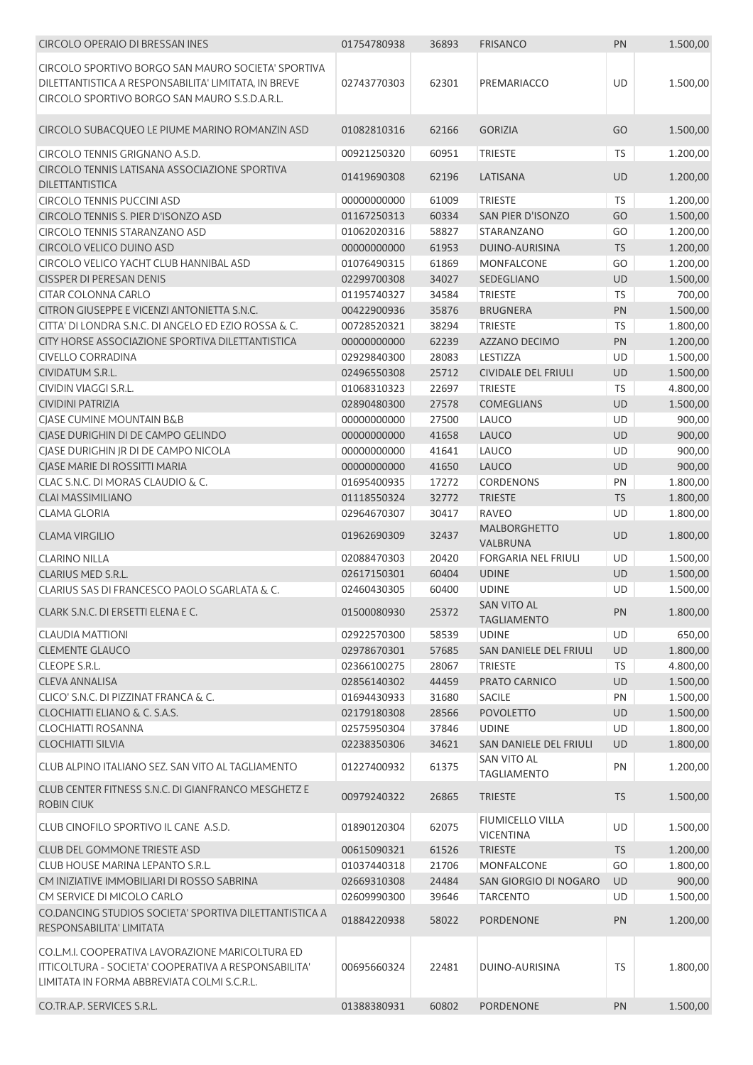| | | | | | |
|---|---|---|---|---|---|
| CIRCOLO OPERAIO DI BRESSAN INES | 01754780938 | 36893 | FRISANCO | PN | 1.500,00 |
| CIRCOLO SPORTIVO BORGO SAN MAURO SOCIETA' SPORTIVA DILETTANTISTICA A RESPONSABILITA' LIMITATA, IN BREVE CIRCOLO SPORTIVO BORGO SAN MAURO S.S.D.A.R.L. | 02743770303 | 62301 | PREMARIACCO | UD | 1.500,00 |
| CIRCOLO SUBACQUEO LE PIUME MARINO ROMANZIN ASD | 01082810316 | 62166 | GORIZIA | GO | 1.500,00 |
| CIRCOLO TENNIS GRIGNANO A.S.D. | 00921250320 | 60951 | TRIESTE | TS | 1.200,00 |
| CIRCOLO TENNIS LATISANA ASSOCIAZIONE SPORTIVA DILETTANTISTICA | 01419690308 | 62196 | LATISANA | UD | 1.200,00 |
| CIRCOLO TENNIS PUCCINI ASD | 00000000000 | 61009 | TRIESTE | TS | 1.200,00 |
| CIRCOLO TENNIS S. PIER D'ISONZO ASD | 01167250313 | 60334 | SAN PIER D'ISONZO | GO | 1.500,00 |
| CIRCOLO TENNIS STARANZANO ASD | 01062020316 | 58827 | STARANZANO | GO | 1.200,00 |
| CIRCOLO VELICO DUINO ASD | 00000000000 | 61953 | DUINO-AURISINA | TS | 1.200,00 |
| CIRCOLO VELICO YACHT CLUB HANNIBAL ASD | 01076490315 | 61869 | MONFALCONE | GO | 1.200,00 |
| CISSPER DI PERESAN DENIS | 02299700308 | 34027 | SEDEGLIANO | UD | 1.500,00 |
| CITAR COLONNA CARLO | 01195740327 | 34584 | TRIESTE | TS | 700,00 |
| CITRON GIUSEPPE E VICENZI ANTONIETTA S.N.C. | 00422900936 | 35876 | BRUGNERA | PN | 1.500,00 |
| CITTA' DI LONDRA S.N.C. DI ANGELO ED EZIO ROSSA & C. | 00728520321 | 38294 | TRIESTE | TS | 1.800,00 |
| CITY HORSE ASSOCIAZIONE SPORTIVA DILETTANTISTICA | 00000000000 | 62239 | AZZANO DECIMO | PN | 1.200,00 |
| CIVELLO CORRADINA | 02929840300 | 28083 | LESTIZZA | UD | 1.500,00 |
| CIVIDATUM S.R.L. | 02496550308 | 25712 | CIVIDALE DEL FRIULI | UD | 1.500,00 |
| CIVIDIN VIAGGI S.R.L. | 01068310323 | 22697 | TRIESTE | TS | 4.800,00 |
| CIVIDINI PATRIZIA | 02890480300 | 27578 | COMEGLIANS | UD | 1.500,00 |
| CJASE CUMINE MOUNTAIN B&B | 00000000000 | 27500 | LAUCO | UD | 900,00 |
| CJASE DURIGHIN DI DE CAMPO GELINDO | 00000000000 | 41658 | LAUCO | UD | 900,00 |
| CJASE DURIGHIN JR DI DE CAMPO NICOLA | 00000000000 | 41641 | LAUCO | UD | 900,00 |
| CJASE MARIE DI ROSSITTI MARIA | 00000000000 | 41650 | LAUCO | UD | 900,00 |
| CLAC S.N.C. DI MORAS CLAUDIO & C. | 01695400935 | 17272 | CORDENONS | PN | 1.800,00 |
| CLAI MASSIMILIANO | 01118550324 | 32772 | TRIESTE | TS | 1.800,00 |
| CLAMA GLORIA | 02964670307 | 30417 | RAVEO | UD | 1.800,00 |
| CLAMA VIRGILIO | 01962690309 | 32437 | MALBORGHETTO VALBRUNA | UD | 1.800,00 |
| CLARINO NILLA | 02088470303 | 20420 | FORGARIA NEL FRIULI | UD | 1.500,00 |
| CLARIUS MED S.R.L. | 02617150301 | 60404 | UDINE | UD | 1.500,00 |
| CLARIUS SAS DI FRANCESCO PAOLO SGARLATA & C. | 02460430305 | 60400 | UDINE | UD | 1.500,00 |
| CLARK S.N.C. DI ERSETTI ELENA E C. | 01500080930 | 25372 | SAN VITO AL TAGLIAMENTO | PN | 1.800,00 |
| CLAUDIA MATTIONI | 02922570300 | 58539 | UDINE | UD | 650,00 |
| CLEMENTE GLAUCO | 02978670301 | 57685 | SAN DANIELE DEL FRIULI | UD | 1.800,00 |
| CLEOPE S.R.L. | 02366100275 | 28067 | TRIESTE | TS | 4.800,00 |
| CLEVA ANNALISA | 02856140302 | 44459 | PRATO CARNICO | UD | 1.500,00 |
| CLICO' S.N.C. DI PIZZINAT FRANCA & C. | 01694430933 | 31680 | SACILE | PN | 1.500,00 |
| CLOCHIATTI ELIANO & C. S.A.S. | 02179180308 | 28566 | POVOLETTO | UD | 1.500,00 |
| CLOCHIATTI ROSANNA | 02575950304 | 37846 | UDINE | UD | 1.800,00 |
| CLOCHIATTI SILVIA | 02238350306 | 34621 | SAN DANIELE DEL FRIULI | UD | 1.800,00 |
| CLUB ALPINO ITALIANO SEZ. SAN VITO AL TAGLIAMENTO | 01227400932 | 61375 | SAN VITO AL TAGLIAMENTO | PN | 1.200,00 |
| CLUB CENTER FITNESS S.N.C. DI GIANFRANCO MESGHETZ E ROBIN CIUK | 00979240322 | 26865 | TRIESTE | TS | 1.500,00 |
| CLUB CINOFILO SPORTIVO IL CANE A.S.D. | 01890120304 | 62075 | FIUMICELLO VILLA VICENTINA | UD | 1.500,00 |
| CLUB DEL GOMMONE TRIESTE ASD | 00615090321 | 61526 | TRIESTE | TS | 1.200,00 |
| CLUB HOUSE MARINA LEPANTO S.R.L. | 01037440318 | 21706 | MONFALCONE | GO | 1.800,00 |
| CM INIZIATIVE IMMOBILIARI DI ROSSO SABRINA | 02669310308 | 24484 | SAN GIORGIO DI NOGARO | UD | 900,00 |
| CM SERVICE DI MICOLO CARLO | 02609990300 | 39646 | TARCENTO | UD | 1.500,00 |
| CO.DANCING STUDIOS SOCIETA' SPORTIVA DILETTANTISTICA A RESPONSABILITA' LIMITATA | 01884220938 | 58022 | PORDENONE | PN | 1.200,00 |
| CO.L.M.I. COOPERATIVA LAVORAZIONE MARICOLTURA ED ITTICOLTURA - SOCIETA' COOPERATIVA A RESPONSABILITA' LIMITATA IN FORMA ABBREVIATA COLMI S.C.R.L. | 00695660324 | 22481 | DUINO-AURISINA | TS | 1.800,00 |
| CO.TR.A.P. SERVICES S.R.L. | 01388380931 | 60802 | PORDENONE | PN | 1.500,00 |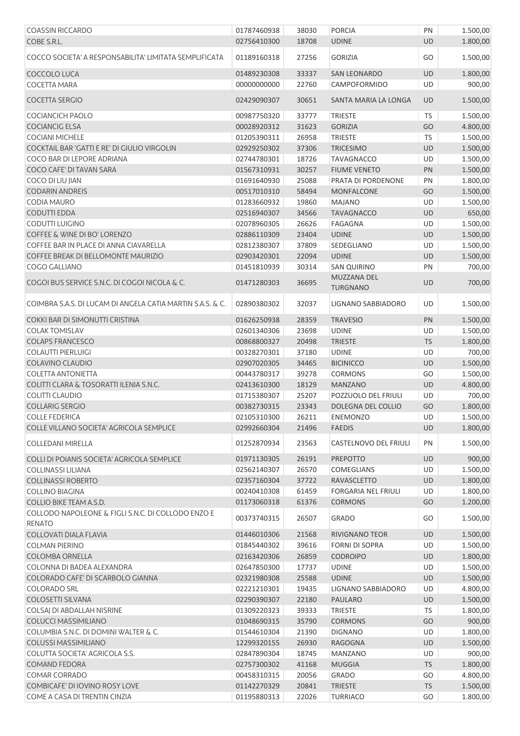| | | | | | |
|---|---|---|---|---|---|
| COASSIN RICCARDO | 01787460938 | 38030 | PORCIA | PN | 1.500,00 |
| COBE S.R.L. | 02756410300 | 18708 | UDINE | UD | 1.800,00 |
| COCCO SOCIETA' A RESPONSABILITA' LIMITATA SEMPLIFICATA | 01189160318 | 27256 | GORIZIA | GO | 1.500,00 |
| COCCOLO LUCA | 01489230308 | 33337 | SAN LEONARDO | UD | 1.800,00 |
| COCETTA MARA | 00000000000 | 22760 | CAMPOFORMIDO | UD | 900,00 |
| COCETTA SERGIO | 02429090307 | 30651 | SANTA MARIA LA LONGA | UD | 1.500,00 |
| COCIANCICH PAOLO | 00987750320 | 33777 | TRIESTE | TS | 1.500,00 |
| COCIANCIG ELSA | 00028920312 | 31623 | GORIZIA | GO | 4.800,00 |
| COCIANI MICHELE | 01205390311 | 26958 | TRIESTE | TS | 1.500,00 |
| COCKTAIL BAR 'GATTI E RE' DI GIULIO VIRGOLIN | 02929250302 | 37306 | TRICESIMO | UD | 1.500,00 |
| COCO BAR DI LEPORE ADRIANA | 02744780301 | 18726 | TAVAGNACCO | UD | 1.500,00 |
| COCO CAFE' DI TAVAN SARA | 01567310931 | 30257 | FIUME VENETO | PN | 1.500,00 |
| COCO DI LIU JIAN | 01691640930 | 25088 | PRATA DI PORDENONE | PN | 1.800,00 |
| CODARIN ANDREIS | 00517010310 | 58494 | MONFALCONE | GO | 1.500,00 |
| CODIA MAURO | 01283660932 | 19860 | MAJANO | UD | 1.500,00 |
| CODUTTI EDDA | 02516940307 | 34566 | TAVAGNACCO | UD | 650,00 |
| CODUTTI LUIGINO | 02078960305 | 26626 | FAGAGNA | UD | 1.500,00 |
| COFFEE & WINE DI BO' LORENZO | 02886110309 | 23404 | UDINE | UD | 1.500,00 |
| COFFEE BAR IN PLACE DI ANNA CIAVARELLA | 02812380307 | 37809 | SEDEGLIANO | UD | 1.500,00 |
| COFFEE BREAK DI BELLOMONTE MAURIZIO | 02903420301 | 22094 | UDINE | UD | 1.500,00 |
| COGO GALLIANO | 01451810939 | 30314 | SAN QUIRINO | PN | 700,00 |
| COGOI BUS SERVICE S.N.C. DI COGOI NICOLA & C. | 01471280303 | 36695 | MUZZANA DEL TURGNANO | UD | 700,00 |
| COIMBRA S.A.S. DI LUCAM DI ANGELA CATIA MARTIN S.A.S. & C. | 02890380302 | 32037 | LIGNANO SABBIADORO | UD | 1.500,00 |
| COKKI BAR DI SIMONUTTI CRISTINA | 01626250938 | 28359 | TRAVESIO | PN | 1.500,00 |
| COLAK TOMISLAV | 02601340306 | 23698 | UDINE | UD | 1.500,00 |
| COLAPS FRANCESCO | 00868800327 | 20498 | TRIESTE | TS | 1.800,00 |
| COLAUTTI PIERLUIGI | 00328270301 | 37180 | UDINE | UD | 700,00 |
| COLAVINO CLAUDIO | 02907020305 | 34465 | BICINICCO | UD | 1.500,00 |
| COLETTA ANTONIETTA | 00443780317 | 39278 | CORMONS | GO | 1.500,00 |
| COLITTI CLARA & TOSORATTI ILENIA S.N.C. | 02413610300 | 18129 | MANZANO | UD | 4.800,00 |
| COLITTI CLAUDIO | 01715380307 | 25207 | POZZUOLO DEL FRIULI | UD | 700,00 |
| COLLARIG SERGIO | 00382730315 | 23343 | DOLEGNA DEL COLLIO | GO | 1.800,00 |
| COLLE FEDERICA | 02105310300 | 26211 | ENEMONZO | UD | 1.500,00 |
| COLLE VILLANO SOCIETA' AGRICOLA SEMPLICE | 02992660304 | 21496 | FAEDIS | UD | 1.800,00 |
| COLLEDANI MIRELLA | 01252870934 | 23563 | CASTELNOVO DEL FRIULI | PN | 1.500,00 |
| COLLI DI POIANIS SOCIETA' AGRICOLA SEMPLICE | 01971130305 | 26191 | PREPOTTO | UD | 900,00 |
| COLLINASSI LILIANA | 02562140307 | 26570 | COMEGLIANS | UD | 1.500,00 |
| COLLINASSI ROBERTO | 02357160304 | 37722 | RAVASCLETTO | UD | 1.800,00 |
| COLLINO BIAGINA | 00240410308 | 61459 | FORGARIA NEL FRIULI | UD | 1.800,00 |
| COLLIO BIKE TEAM A.S.D. | 01173060318 | 61376 | CORMONS | GO | 1.200,00 |
| COLLODO NAPOLEONE & FIGLI S.N.C. DI COLLODO ENZO E RENATO | 00373740315 | 26507 | GRADO | GO | 1.500,00 |
| COLLOVATI DIALA FLAVIA | 01446010306 | 21568 | RIVIGNANO TEOR | UD | 1.500,00 |
| COLMAN PIERINO | 01845440302 | 39616 | FORNI DI SOPRA | UD | 1.500,00 |
| COLOMBA ORNELLA | 02163420306 | 26859 | CODROIPO | UD | 1.800,00 |
| COLONNA DI BADEA ALEXANDRA | 02647850300 | 17737 | UDINE | UD | 1.500,00 |
| COLORADO CAFE' DI SCARBOLO GIANNA | 02321980308 | 25588 | UDINE | UD | 1.500,00 |
| COLORADO SRL | 02221210301 | 19435 | LIGNANO SABBIADORO | UD | 4.800,00 |
| COLOSETTI SILVANA | 02290390307 | 22180 | PAULARO | UD | 1.500,00 |
| COLSAJ DI ABDALLAH NISRINE | 01309220323 | 39333 | TRIESTE | TS | 1.800,00 |
| COLUCCI MASSIMILIANO | 01048690315 | 35790 | CORMONS | GO | 900,00 |
| COLUMBIA S.N.C. DI DOMINI WALTER & C. | 01544610304 | 21390 | DIGNANO | UD | 1.800,00 |
| COLUSSI MASSIMILIANO | 12299320155 | 26930 | RAGOGNA | UD | 1.500,00 |
| COLUTTA SOCIETA' AGRICOLA S.S. | 02847890304 | 18745 | MANZANO | UD | 900,00 |
| COMAND FEDORA | 02757300302 | 41168 | MUGGIA | TS | 1.800,00 |
| COMAR CORRADO | 00458310315 | 20056 | GRADO | GO | 4.800,00 |
| COMBICAFE' DI IOVINO ROSY LOVE | 01142270329 | 20841 | TRIESTE | TS | 1.500,00 |
| COME A CASA DI TRENTIN CINZIA | 01195880313 | 22026 | TURRIACO | GO | 1.800,00 |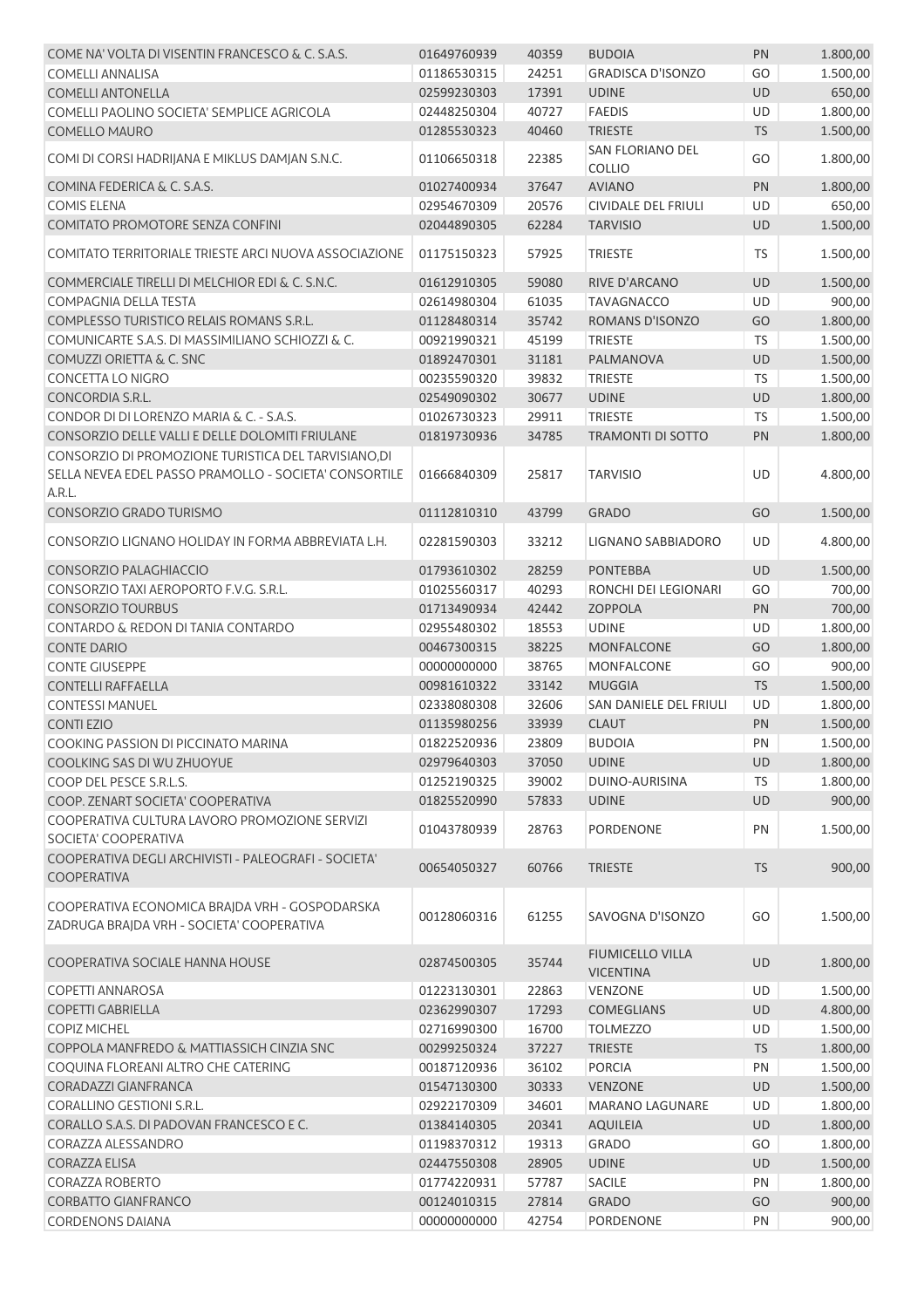| | | | | | |
|---|---|---|---|---|---|
| COME NA' VOLTA DI VISENTIN FRANCESCO & C. S.A.S. | 01649760939 | 40359 | BUDOIA | PN | 1.800,00 |
| COMELLI ANNALISA | 01186530315 | 24251 | GRADISCA D'ISONZO | GO | 1.500,00 |
| COMELLI ANTONELLA | 02599230303 | 17391 | UDINE | UD | 650,00 |
| COMELLI PAOLINO SOCIETA' SEMPLICE AGRICOLA | 02448250304 | 40727 | FAEDIS | UD | 1.800,00 |
| COMELLO MAURO | 01285530323 | 40460 | TRIESTE | TS | 1.500,00 |
| COMI DI CORSI HADRIJANA E MIKLUS DAMJAN S.N.C. | 01106650318 | 22385 | SAN FLORIANO DEL COLLIO | GO | 1.800,00 |
| COMINA FEDERICA & C. S.A.S. | 01027400934 | 37647 | AVIANO | PN | 1.800,00 |
| COMIS ELENA | 02954670309 | 20576 | CIVIDALE DEL FRIULI | UD | 650,00 |
| COMITATO PROMOTORE SENZA CONFINI | 02044890305 | 62284 | TARVISIO | UD | 1.500,00 |
| COMITATO TERRITORIALE TRIESTE ARCI NUOVA ASSOCIAZIONE | 01175150323 | 57925 | TRIESTE | TS | 1.500,00 |
| COMMERCIALE TIRELLI DI MELCHIOR EDI & C. S.N.C. | 01612910305 | 59080 | RIVE D'ARCANO | UD | 1.500,00 |
| COMPAGNIA DELLA TESTA | 02614980304 | 61035 | TAVAGNACCO | UD | 900,00 |
| COMPLESSO TURISTICO RELAIS ROMANS S.R.L. | 01128480314 | 35742 | ROMANS D'ISONZO | GO | 1.800,00 |
| COMUNICARTE S.A.S. DI MASSIMILIANO SCHIOZZI & C. | 00921990321 | 45199 | TRIESTE | TS | 1.500,00 |
| COMUZZI ORIETTA & C. SNC | 01892470301 | 31181 | PALMANOVA | UD | 1.500,00 |
| CONCETTA LO NIGRO | 00235590320 | 39832 | TRIESTE | TS | 1.500,00 |
| CONCORDIA S.R.L. | 02549090302 | 30677 | UDINE | UD | 1.800,00 |
| CONDOR DI DI LORENZO MARIA & C. - S.A.S. | 01026730323 | 29911 | TRIESTE | TS | 1.500,00 |
| CONSORZIO DELLE VALLI E DELLE DOLOMITI FRIULANE | 01819730936 | 34785 | TRAMONTI DI SOTTO | PN | 1.800,00 |
| CONSORZIO DI PROMOZIONE TURISTICA DEL TARVISIANO,DI SELLA NEVEA EDEL PASSO PRAMOLLO - SOCIETA' CONSORTILE A.R.L. | 01666840309 | 25817 | TARVISIO | UD | 4.800,00 |
| CONSORZIO GRADO TURISMO | 01112810310 | 43799 | GRADO | GO | 1.500,00 |
| CONSORZIO LIGNANO HOLIDAY IN FORMA ABBREVIATA L.H. | 02281590303 | 33212 | LIGNANO SABBIADORO | UD | 4.800,00 |
| CONSORZIO PALAGHIACCIO | 01793610302 | 28259 | PONTEBBA | UD | 1.500,00 |
| CONSORZIO TAXI AEROPORTO F.V.G. S.R.L. | 01025560317 | 40293 | RONCHI DEI LEGIONARI | GO | 700,00 |
| CONSORZIO TOURBUS | 01713490934 | 42442 | ZOPPOLA | PN | 700,00 |
| CONTARDO & REDON DI TANIA CONTARDO | 02955480302 | 18553 | UDINE | UD | 1.800,00 |
| CONTE DARIO | 00467300315 | 38225 | MONFALCONE | GO | 1.800,00 |
| CONTE GIUSEPPE | 00000000000 | 38765 | MONFALCONE | GO | 900,00 |
| CONTELLI RAFFAELLA | 00981610322 | 33142 | MUGGIA | TS | 1.500,00 |
| CONTESSI MANUEL | 02338080308 | 32606 | SAN DANIELE DEL FRIULI | UD | 1.800,00 |
| CONTI EZIO | 01135980256 | 33939 | CLAUT | PN | 1.500,00 |
| COOKING PASSION DI PICCINATO MARINA | 01822520936 | 23809 | BUDOIA | PN | 1.500,00 |
| COOLKING SAS DI WU ZHUOYUE | 02979640303 | 37050 | UDINE | UD | 1.800,00 |
| COOP DEL PESCE S.R.L.S. | 01252190325 | 39002 | DUINO-AURISINA | TS | 1.800,00 |
| COOP. ZENART SOCIETA' COOPERATIVA | 01825520990 | 57833 | UDINE | UD | 900,00 |
| COOPERATIVA CULTURA LAVORO PROMOZIONE SERVIZI SOCIETA' COOPERATIVA | 01043780939 | 28763 | PORDENONE | PN | 1.500,00 |
| COOPERATIVA DEGLI ARCHIVISTI - PALEOGRAFI - SOCIETA' COOPERATIVA | 00654050327 | 60766 | TRIESTE | TS | 900,00 |
| COOPERATIVA ECONOMICA BRAJDA VRH - GOSPODARSKA ZADRUGA BRAJDA VRH - SOCIETA' COOPERATIVA | 00128060316 | 61255 | SAVOGNA D'ISONZO | GO | 1.500,00 |
| COOPERATIVA SOCIALE HANNA HOUSE | 02874500305 | 35744 | FIUMICELLO VILLA VICENTINA | UD | 1.800,00 |
| COPETTI ANNAROSA | 01223130301 | 22863 | VENZONE | UD | 1.500,00 |
| COPETTI GABRIELLA | 02362990307 | 17293 | COMEGLIANS | UD | 4.800,00 |
| COPIZ MICHEL | 02716990300 | 16700 | TOLMEZZO | UD | 1.500,00 |
| COPPOLA MANFREDO & MATTIASSICH CINZIA SNC | 00299250324 | 37227 | TRIESTE | TS | 1.800,00 |
| COQUINA FLOREANI ALTRO CHE CATERING | 00187120936 | 36102 | PORCIA | PN | 1.500,00 |
| CORADAZZI GIANFRANCA | 01547130300 | 30333 | VENZONE | UD | 1.500,00 |
| CORALLINO GESTIONI S.R.L. | 02922170309 | 34601 | MARANO LAGUNARE | UD | 1.800,00 |
| CORALLO S.A.S. DI PADOVAN FRANCESCO E C. | 01384140305 | 20341 | AQUILEIA | UD | 1.800,00 |
| CORAZZA ALESSANDRO | 01198370312 | 19313 | GRADO | GO | 1.800,00 |
| CORAZZA ELISA | 02447550308 | 28905 | UDINE | UD | 1.500,00 |
| CORAZZA ROBERTO | 01774220931 | 57787 | SACILE | PN | 1.800,00 |
| CORBATTO GIANFRANCO | 00124010315 | 27814 | GRADO | GO | 900,00 |
| CORDENONS DAIANA | 00000000000 | 42754 | PORDENONE | PN | 900,00 |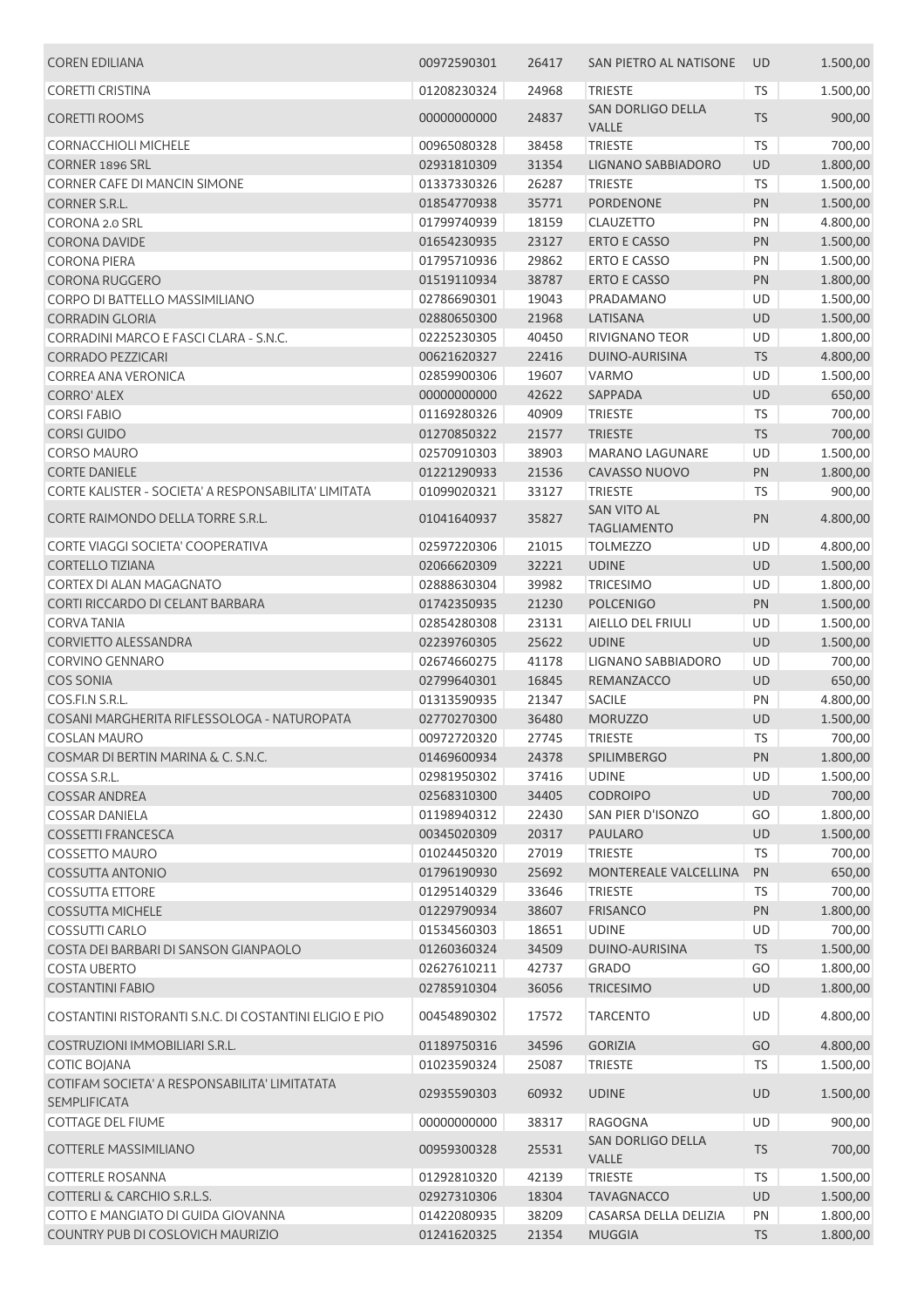| CORENEDILIANA | 00972590301 | 26417 | SAN PIETRO AL NATISONE | UD | 1.500,00 |
|---|---|---|---|---|---|
| CORETTI CRISTINA | 01208230324 | 24968 | TRIESTE | TS | 1.500,00 |
| CORETTI ROOMS | 00000000000 | 24837 | SAN DORLIGO DELLA VALLE | TS | 900,00 |
| CORNACCHIOLI MICHELE | 00965080328 | 38458 | TRIESTE | TS | 700,00 |
| CORNER 1896 SRL | 02931810309 | 31354 | LIGNANO SABBIADORO | UD | 1.800,00 |
| CORNER CAFE DI MANCIN SIMONE | 01337330326 | 26287 | TRIESTE | TS | 1.500,00 |
| CORNER S.R.L. | 01854770938 | 35771 | PORDENONE | PN | 1.500,00 |
| CORONA 2.0 SRL | 01799740939 | 18159 | CLAUZETTO | PN | 4.800,00 |
| CORONA DAVIDE | 01654230935 | 23127 | ERTO E CASSO | PN | 1.500,00 |
| CORONA PIERA | 01795710936 | 29862 | ERTO E CASSO | PN | 1.500,00 |
| CORONA RUGGERO | 01519110934 | 38787 | ERTO E CASSO | PN | 1.800,00 |
| CORPO DI BATTELLO MASSIMILIANO | 02786690301 | 19043 | PRADAMANO | UD | 1.500,00 |
| CORRADIN GLORIA | 02880650300 | 21968 | LATISANA | UD | 1.500,00 |
| CORRADINI MARCO E FASCI CLARA - S.N.C. | 02225230305 | 40450 | RIVIGNANO TEOR | UD | 1.800,00 |
| CORRADO PEZZICARI | 00621620327 | 22416 | DUINO-AURISINA | TS | 4.800,00 |
| CORREA ANA VERONICA | 02859900306 | 19607 | VARMO | UD | 1.500,00 |
| CORRO' ALEX | 00000000000 | 42622 | SAPPADA | UD | 650,00 |
| CORSI FABIO | 01169280326 | 40909 | TRIESTE | TS | 700,00 |
| CORSI GUIDO | 01270850322 | 21577 | TRIESTE | TS | 700,00 |
| CORSO MAURO | 02570910303 | 38903 | MARANO LAGUNARE | UD | 1.500,00 |
| CORTE DANIELE | 01221290933 | 21536 | CAVASSO NUOVO | PN | 1.800,00 |
| CORTE KALISTER - SOCIETA' A RESPONSABILITA' LIMITATA | 01099020321 | 33127 | TRIESTE | TS | 900,00 |
| CORTE RAIMONDO DELLA TORRE S.R.L. | 01041640937 | 35827 | SAN VITO AL TAGLIAMENTO | PN | 4.800,00 |
| CORTE VIAGGI SOCIETA' COOPERATIVA | 02597220306 | 21015 | TOLMEZZO | UD | 4.800,00 |
| CORTELLO TIZIANA | 02066620309 | 32221 | UDINE | UD | 1.500,00 |
| CORTEX DI ALAN MAGAGNATO | 02888630304 | 39982 | TRICESIMO | UD | 1.800,00 |
| CORTI RICCARDO DI CELANT BARBARA | 01742350935 | 21230 | POLCENIGO | PN | 1.500,00 |
| CORVA TANIA | 02854280308 | 23131 | AIELLO DEL FRIULI | UD | 1.500,00 |
| CORVIETTO ALESSANDRA | 02239760305 | 25622 | UDINE | UD | 1.500,00 |
| CORVINO GENNARO | 02674660275 | 41178 | LIGNANO SABBIADORO | UD | 700,00 |
| COS SONIA | 02799640301 | 16845 | REMANZACCO | UD | 650,00 |
| COS.FI.N S.R.L. | 01313590935 | 21347 | SACILE | PN | 4.800,00 |
| COSANI MARGHERITA RIFLESSOLOGA - NATUROPATA | 02770270300 | 36480 | MORUZZO | UD | 1.500,00 |
| COSLAN MAURO | 00972720320 | 27745 | TRIESTE | TS | 700,00 |
| COSMAR DI BERTIN MARINA & C. S.N.C. | 01469600934 | 24378 | SPILIMBERGO | PN | 1.800,00 |
| COSSA S.R.L. | 02981950302 | 37416 | UDINE | UD | 1.500,00 |
| COSSAR ANDREA | 02568310300 | 34405 | CODROIPO | UD | 700,00 |
| COSSAR DANIELA | 01198940312 | 22430 | SAN PIER D'ISONZO | GO | 1.800,00 |
| COSSETTI FRANCESCA | 00345020309 | 20317 | PAULARO | UD | 1.500,00 |
| COSSETTO MAURO | 01024450320 | 27019 | TRIESTE | TS | 700,00 |
| COSSUTTA ANTONIO | 01796190930 | 25692 | MONTEREALE VALCELLINA | PN | 650,00 |
| COSSUTTA ETTORE | 01295140329 | 33646 | TRIESTE | TS | 700,00 |
| COSSUTTA MICHELE | 01229790934 | 38607 | FRISANCO | PN | 1.800,00 |
| COSSUTTI CARLO | 01534560303 | 18651 | UDINE | UD | 700,00 |
| COSTA DEI BARBARI DI SANSON GIANPAOLO | 01260360324 | 34509 | DUINO-AURISINA | TS | 1.500,00 |
| COSTA UBERTO | 02627610211 | 42737 | GRADO | GO | 1.800,00 |
| COSTANTINI FABIO | 02785910304 | 36056 | TRICESIMO | UD | 1.800,00 |
| COSTANTINI RISTORANTI S.N.C. DI COSTANTINI ELIGIO E PIO | 00454890302 | 17572 | TARCENTO | UD | 4.800,00 |
| COSTRUZIONI IMMOBILIARI S.R.L. | 01189750316 | 34596 | GORIZIA | GO | 4.800,00 |
| COTIC BOJANA | 01023590324 | 25087 | TRIESTE | TS | 1.500,00 |
| COTIFAM SOCIETA' A RESPONSABILITA' LIMITATATA SEMPLIFICATA | 02935590303 | 60932 | UDINE | UD | 1.500,00 |
| COTTAGE DEL FIUME | 00000000000 | 38317 | RAGOGNA | UD | 900,00 |
| COTTERLE MASSIMILIANO | 00959300328 | 25531 | SAN DORLIGO DELLA VALLE | TS | 700,00 |
| COTTERLE ROSANNA | 01292810320 | 42139 | TRIESTE | TS | 1.500,00 |
| COTTERLI & CARCHIO S.R.L.S. | 02927310306 | 18304 | TAVAGNACCO | UD | 1.500,00 |
| COTTO E MANGIATO DI GUIDA GIOVANNA | 01422080935 | 38209 | CASARSA DELLA DELIZIA | PN | 1.800,00 |
| COUNTRY PUB DI COSLOVICH MAURIZIO | 01241620325 | 21354 | MUGGIA | TS | 1.800,00 |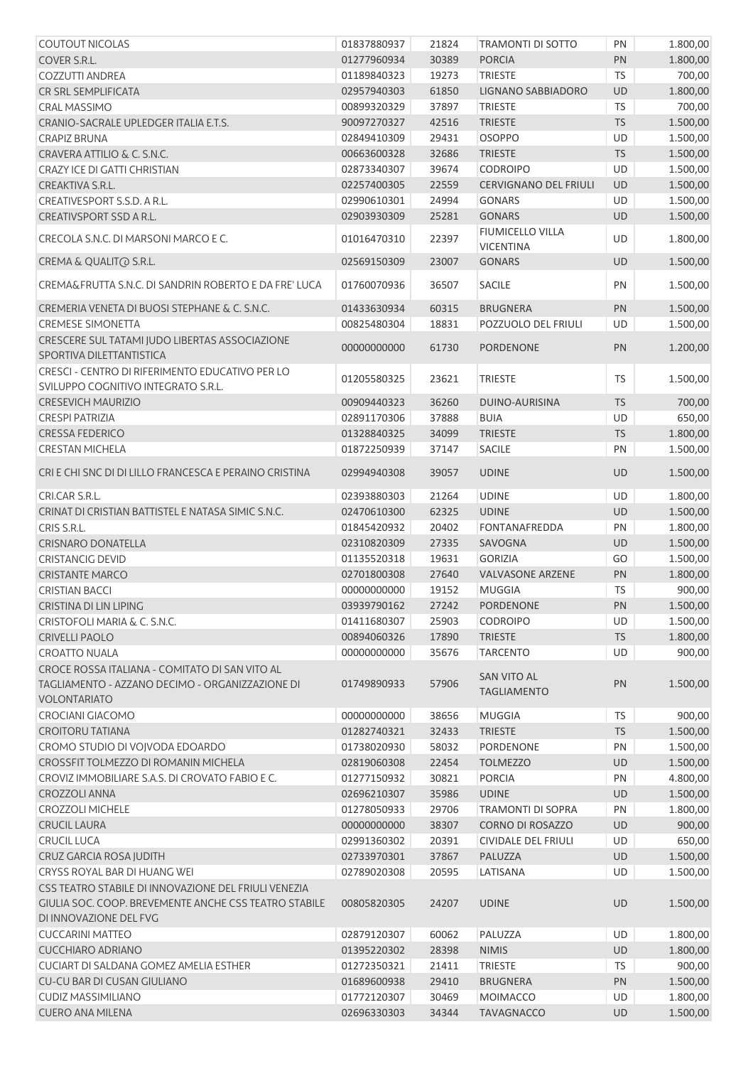| | | | | | |
|---|---|---|---|---|---|
| COUTOUT NICOLAS | 01837880937 | 21824 | TRAMONTI DI SOTTO | PN | 1.800,00 |
| COVER S.R.L. | 01277960934 | 30389 | PORCIA | PN | 1.800,00 |
| COZZUTTI ANDREA | 01189840323 | 19273 | TRIESTE | TS | 700,00 |
| CR SRL SEMPLIFICATA | 02957940303 | 61850 | LIGNANO SABBIADORO | UD | 1.800,00 |
| CRAL MASSIMO | 00899320329 | 37897 | TRIESTE | TS | 700,00 |
| CRANIO-SACRALE UPLEDGER ITALIA E.T.S. | 90097270327 | 42516 | TRIESTE | TS | 1.500,00 |
| CRAPIZ BRUNA | 02849410309 | 29431 | OSOPPO | UD | 1.500,00 |
| CRAVERA ATTILIO & C. S.N.C. | 00663600328 | 32686 | TRIESTE | TS | 1.500,00 |
| CRAZY ICE DI GATTI CHRISTIAN | 02873340307 | 39674 | CODROIPO | UD | 1.500,00 |
| CREAKTIVA S.R.L. | 02257400305 | 22559 | CERVIGNANO DEL FRIULI | UD | 1.500,00 |
| CREATIVESPORT S.S.D. A R.L. | 02990610301 | 24994 | GONARS | UD | 1.500,00 |
| CREATIVSPORT SSD A R.L. | 02903930309 | 25281 | GONARS | UD | 1.500,00 |
| CRECOLA S.N.C. DI MARSONI MARCO E C. | 01016470310 | 22397 | FIUMICELLO VILLA VICENTINA | UD | 1.800,00 |
| CREMA & QUALIT@ S.R.L. | 02569150309 | 23007 | GONARS | UD | 1.500,00 |
| CREMA&FRUTTA S.N.C. DI SANDRIN ROBERTO E DA FRE' LUCA | 01760070936 | 36507 | SACILE | PN | 1.500,00 |
| CREMERIA VENETA DI BUOSI STEPHANE & C. S.N.C. | 01433630934 | 60315 | BRUGNERA | PN | 1.500,00 |
| CREMESE SIMONETTA | 00825480304 | 18831 | POZZUOLO DEL FRIULI | UD | 1.500,00 |
| CRESCERE SUL TATAMI JUDO LIBERTAS ASSOCIAZIONE SPORTIVA DILETTANTISTICA | 00000000000 | 61730 | PORDENONE | PN | 1.200,00 |
| CRESCI - CENTRO DI RIFERIMENTO EDUCATIVO PER LO SVILUPPO COGNITIVO INTEGRATO S.R.L. | 01205580325 | 23621 | TRIESTE | TS | 1.500,00 |
| CRESEVICH MAURIZIO | 00909440323 | 36260 | DUINO-AURISINA | TS | 700,00 |
| CRESPI PATRIZIA | 02891170306 | 37888 | BUIA | UD | 650,00 |
| CRESSA FEDERICO | 01328840325 | 34099 | TRIESTE | TS | 1.800,00 |
| CRESTAN MICHELA | 01872250939 | 37147 | SACILE | PN | 1.500,00 |
| CRI E CHI SNC DI DI LILLO FRANCESCA E PERAINO CRISTINA | 02994940308 | 39057 | UDINE | UD | 1.500,00 |
| CRI.CAR S.R.L. | 02393880303 | 21264 | UDINE | UD | 1.800,00 |
| CRINAT DI CRISTIAN BATTISTEL E NATASA SIMIC S.N.C. | 02470610300 | 62325 | UDINE | UD | 1.500,00 |
| CRIS S.R.L. | 01845420932 | 20402 | FONTANAFREDDA | PN | 1.800,00 |
| CRISNARO DONATELLA | 02310820309 | 27335 | SAVOGNA | UD | 1.500,00 |
| CRISTANCIG DEVID | 01135520318 | 19631 | GORIZIA | GO | 1.500,00 |
| CRISTANTE MARCO | 02701800308 | 27640 | VALVASONE ARZENE | PN | 1.800,00 |
| CRISTIAN BACCI | 00000000000 | 19152 | MUGGIA | TS | 900,00 |
| CRISTINA DI LIN LIPING | 03939790162 | 27242 | PORDENONE | PN | 1.500,00 |
| CRISTOFOLI MARIA & C. S.N.C. | 01411680307 | 25903 | CODROIPO | UD | 1.500,00 |
| CRIVELLI PAOLO | 00894060326 | 17890 | TRIESTE | TS | 1.800,00 |
| CROATTO NUALA | 00000000000 | 35676 | TARCENTO | UD | 900,00 |
| CROCE ROSSA ITALIANA - COMITATO DI SAN VITO AL TAGLIAMENTO - AZZANO DECIMO - ORGANIZZAZIONE DI VOLONTARIATO | 01749890933 | 57906 | SAN VITO AL TAGLIAMENTO | PN | 1.500,00 |
| CROCIANI GIACOMO | 00000000000 | 38656 | MUGGIA | TS | 900,00 |
| CROITORU TATIANA | 01282740321 | 32433 | TRIESTE | TS | 1.500,00 |
| CROMO STUDIO DI VOJVODA EDOARDO | 01738020930 | 58032 | PORDENONE | PN | 1.500,00 |
| CROSSFIT TOLMEZZO DI ROMANIN MICHELA | 02819060308 | 22454 | TOLMEZZO | UD | 1.500,00 |
| CROVIZ IMMOBILIARE S.A.S. DI CROVATO FABIO E C. | 01277150932 | 30821 | PORCIA | PN | 4.800,00 |
| CROZZOLI ANNA | 02696210307 | 35986 | UDINE | UD | 1.500,00 |
| CROZZOLI MICHELE | 01278050933 | 29706 | TRAMONTI DI SOPRA | PN | 1.800,00 |
| CRUCIL LAURA | 00000000000 | 38307 | CORNO DI ROSAZZO | UD | 900,00 |
| CRUCIL LUCA | 02991360302 | 20391 | CIVIDALE DEL FRIULI | UD | 650,00 |
| CRUZ GARCIA ROSA JUDITH | 02733970301 | 37867 | PALUZZA | UD | 1.500,00 |
| CRYSS ROYAL BAR DI HUANG WEI | 02789020308 | 20595 | LATISANA | UD | 1.500,00 |
| CSS TEATRO STABILE DI INNOVAZIONE DEL FRIULI VENEZIA GIULIA SOC. COOP. BREVEMENTE ANCHE CSS TEATRO STABILE DI INNOVAZIONE DEL FVG | 00805820305 | 24207 | UDINE | UD | 1.500,00 |
| CUCCARINI MATTEO | 02879120307 | 60062 | PALUZZA | UD | 1.800,00 |
| CUCCHIARO ADRIANO | 01395220302 | 28398 | NIMIS | UD | 1.800,00 |
| CUCIART DI SALDANA GOMEZ AMELIA ESTHER | 01272350321 | 21411 | TRIESTE | TS | 900,00 |
| CU-CU BAR DI CUSAN GIULIANO | 01689600938 | 29410 | BRUGNERA | PN | 1.500,00 |
| CUDIZ MASSIMILIANO | 01772120307 | 30469 | MOIMACCO | UD | 1.800,00 |
| CUERO ANA MILENA | 02696330303 | 34344 | TAVAGNACCO | UD | 1.500,00 |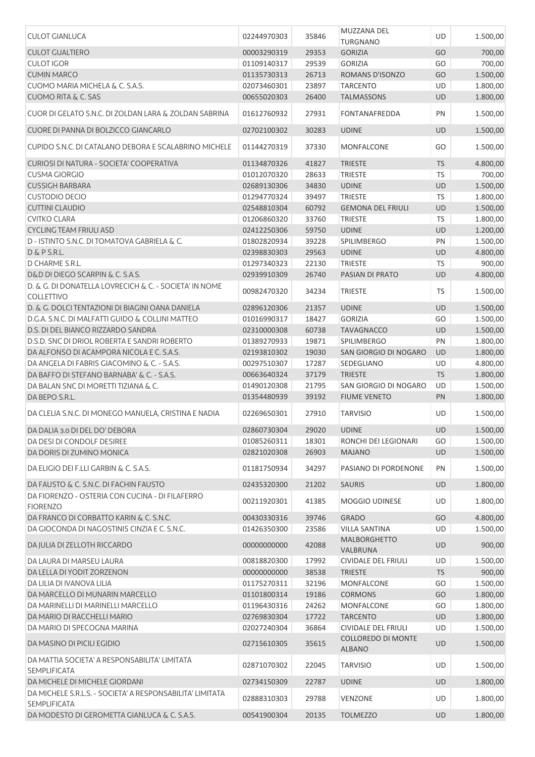| | | | | | |
|---|---|---|---|---|---|
| CULOT GIANLUCA | 02244970303 | 35846 | MUZZANA DEL TURGNANO | UD | 1.500,00 |
| CULOT GUALTIERO | 00003290319 | 29353 | GORIZIA | GO | 700,00 |
| CULOT IGOR | 01109140317 | 29539 | GORIZIA | GO | 700,00 |
| CUMIN MARCO | 01135730313 | 26713 | ROMANS D'ISONZO | GO | 1.500,00 |
| CUOMO MARIA MICHELA & C. S.A.S. | 02073460301 | 23897 | TARCENTO | UD | 1.800,00 |
| CUOMO RITA & C. SAS | 00655020303 | 26400 | TALMASSONS | UD | 1.800,00 |
| CUOR DI GELATO S.N.C. DI ZOLDAN LARA & ZOLDAN SABRINA | 01612760932 | 27931 | FONTANAFREDDA | PN | 1.500,00 |
| CUORE DI PANNA DI BOLZICCO GIANCARLO | 02702100302 | 30283 | UDINE | UD | 1.500,00 |
| CUPIDO S.N.C. DI CATALANO DEBORA E SCALABRINO MICHELE | 01144270319 | 37330 | MONFALCONE | GO | 1.500,00 |
| CURIOSI DI NATURA - SOCIETA' COOPERATIVA | 01134870326 | 41827 | TRIESTE | TS | 4.800,00 |
| CUSMA GIORGIO | 01012070320 | 28633 | TRIESTE | TS | 700,00 |
| CUSSIGH BARBARA | 02689130306 | 34830 | UDINE | UD | 1.500,00 |
| CUSTODIO DECIO | 01294770324 | 39497 | TRIESTE | TS | 1.800,00 |
| CUTTINI CLAUDIO | 02548810304 | 60792 | GEMONA DEL FRIULI | UD | 1.500,00 |
| CVITKO CLARA | 01206860320 | 33760 | TRIESTE | TS | 1.800,00 |
| CYCLING TEAM FRIULI ASD | 02412250306 | 59750 | UDINE | UD | 1.200,00 |
| D - ISTINTO S.N.C. DI TOMATOVA GABRIELA & C. | 01802820934 | 39228 | SPILIMBERGO | PN | 1.500,00 |
| D & P S.R.L. | 02398830303 | 29563 | UDINE | UD | 4.800,00 |
| D CHARME S.R.L. | 01297340323 | 22130 | TRIESTE | TS | 900,00 |
| D&D DI DIEGO SCARPIN & C. S.A.S. | 02939910309 | 26740 | PASIAN DI PRATO | UD | 4.800,00 |
| D. & G. DI DONATELLA LOVRECICH & C. - SOCIETA' IN NOME COLLETTIVO | 00982470320 | 34234 | TRIESTE | TS | 1.500,00 |
| D. & G. DOLCI TENTAZIONI DI BIAGINI OANA DANIELA | 02896120306 | 21357 | UDINE | UD | 1.500,00 |
| D.G.A. S.N.C. DI MALFATTI GUIDO & COLLINI MATTEO | 01016990317 | 18427 | GORIZIA | GO | 1.500,00 |
| D.S. DI DEL BIANCO RIZZARDO SANDRA | 02310000308 | 60738 | TAVAGNACCO | UD | 1.500,00 |
| D.S.D. SNC DI DRIOL ROBERTA E SANDRI ROBERTO | 01389270933 | 19871 | SPILIMBERGO | PN | 1.800,00 |
| DA ALFONSO DI ACAMPORA NICOLA E C. S.A.S. | 02193810302 | 19030 | SAN GIORGIO DI NOGARO | UD | 1.800,00 |
| DA ANGELA DI FABRIS GIACOMINO & C. - S.A.S. | 00297510307 | 17287 | SEDEGLIANO | UD | 4.800,00 |
| DA BAFFO DI STEFANO BARNABA' & C. - S.A.S. | 00663640324 | 37179 | TRIESTE | TS | 1.800,00 |
| DA BALAN SNC DI MORETTI TIZIANA & C. | 01490120308 | 21795 | SAN GIORGIO DI NOGARO | UD | 1.500,00 |
| DA BEPO S.R.L. | 01354480939 | 39192 | FIUME VENETO | PN | 1.800,00 |
| DA CLELIA S.N.C. DI MONEGO MANUELA, CRISTINA E NADIA | 02269650301 | 27910 | TARVISIO | UD | 1.500,00 |
| DA DALIA 3.0 DI DEL DO' DEBORA | 02860730304 | 29020 | UDINE | UD | 1.500,00 |
| DA DESI DI CONDOLF DESIREE | 01085260311 | 18301 | RONCHI DEI LEGIONARI | GO | 1.500,00 |
| DA DORIS DI ZUMINO MONICA | 02821020308 | 26903 | MAJANO | UD | 1.500,00 |
| DA ELIGIO DEI F.LLI GARBIN & C. S.A.S. | 01181750934 | 34297 | PASIANO DI PORDENONE | PN | 1.500,00 |
| DA FAUSTO & C. S.N.C. DI FACHIN FAUSTO | 02435320300 | 21202 | SAURIS | UD | 1.800,00 |
| DA FIORENZO - OSTERIA CON CUCINA - DI FILAFERRO FIORENZO | 00211920301 | 41385 | MOGGIO UDINESE | UD | 1.800,00 |
| DA FRANCO DI CORBATTO KARIN & C. S.N.C. | 00430330316 | 39746 | GRADO | GO | 4.800,00 |
| DA GIOCONDA DI NAGOSTINIS CINZIA E C. S.N.C. | 01426350300 | 23586 | VILLA SANTINA | UD | 1.500,00 |
| DA JULIA DI ZELLOTH RICCARDO | 00000000000 | 42088 | MALBORGHETTO VALBRUNA | UD | 900,00 |
| DA LAURA DI MARSEU LAURA | 00818820300 | 17992 | CIVIDALE DEL FRIULI | UD | 1.500,00 |
| DA LELLA DI YODIT ZORZENON | 00000000000 | 38538 | TRIESTE | TS | 900,00 |
| DA LILIA DI IVANOVA LILIA | 01175270311 | 32196 | MONFALCONE | GO | 1.500,00 |
| DA MARCELLO DI MUNARIN MARCELLO | 01101800314 | 19186 | CORMONS | GO | 1.800,00 |
| DA MARINELLI DI MARINELLI MARCELLO | 01196430316 | 24262 | MONFALCONE | GO | 1.800,00 |
| DA MARIO DI RACCHELLI MARIO | 02769830304 | 17722 | TARCENTO | UD | 1.800,00 |
| DA MARIO DI SPECOGNA MARINA | 02027240304 | 36864 | CIVIDALE DEL FRIULI | UD | 1.500,00 |
| DA MASINO DI PICILI EGIDIO | 02715610305 | 35615 | COLLOREDO DI MONTE ALBANO | UD | 1.500,00 |
| DA MATTIA SOCIETA' A RESPONSABILITA' LIMITATA SEMPLIFICATA | 02871070302 | 22045 | TARVISIO | UD | 1.500,00 |
| DA MICHELE DI MICHELE GIORDANI | 02734150309 | 22787 | UDINE | UD | 1.800,00 |
| DA MICHELE S.R.L.S. - SOCIETA' A RESPONSABILITA' LIMITATA SEMPLIFICATA | 02888310303 | 29788 | VENZONE | UD | 1.800,00 |
| DA MODESTO DI GEROMETTA GIANLUCA & C. S.A.S. | 00541900304 | 20135 | TOLMEZZO | UD | 1.800,00 |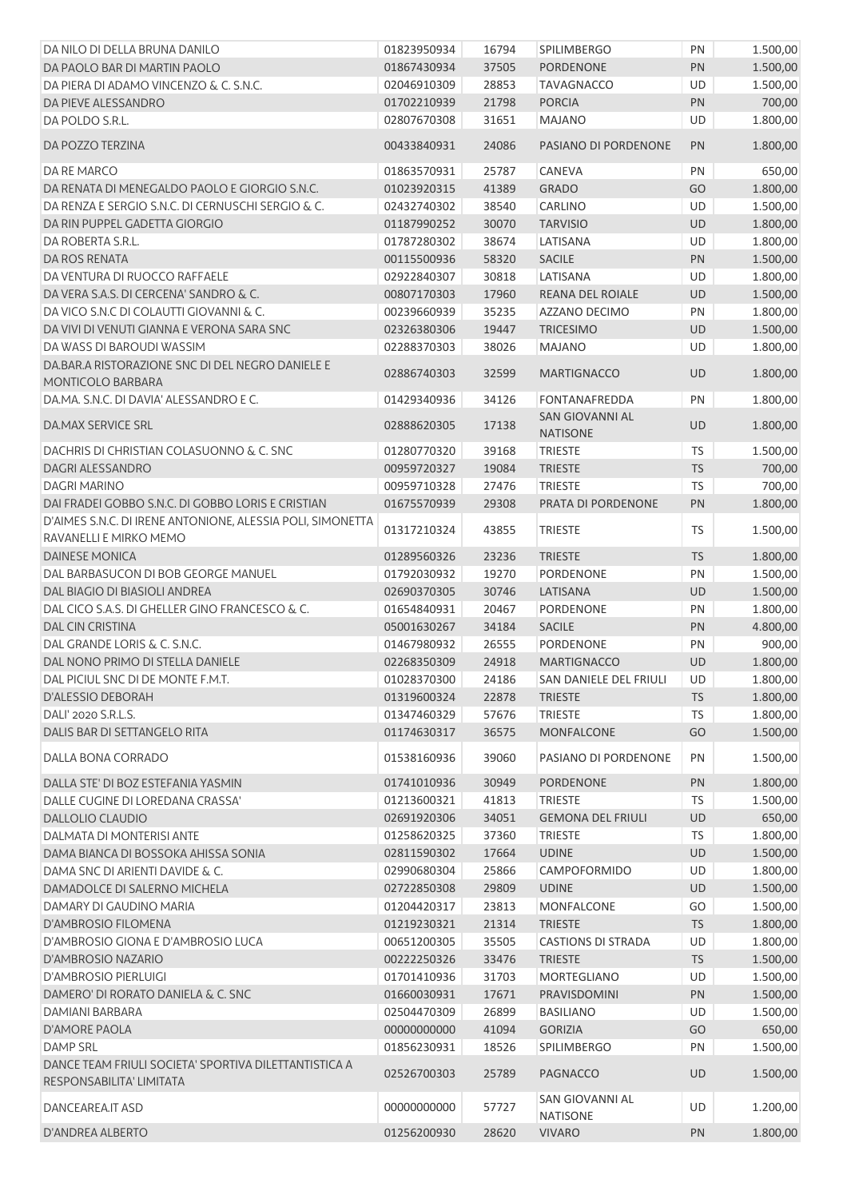| | | | | | |
|---|---|---|---|---|---|
| DA NILO DI DELLA BRUNA DANILO | 01823950934 | 16794 | SPILIMBERGO | PN | 1.500,00 |
| DA PAOLO BAR DI MARTIN PAOLO | 01867430934 | 37505 | PORDENONE | PN | 1.500,00 |
| DA PIERA DI ADAMO VINCENZO & C. S.N.C. | 02046910309 | 28853 | TAVAGNACCO | UD | 1.500,00 |
| DA PIEVE ALESSANDRO | 01702210939 | 21798 | PORCIA | PN | 700,00 |
| DA POLDO S.R.L. | 02807670308 | 31651 | MAJANO | UD | 1.800,00 |
| DA POZZO TERZINA | 00433840931 | 24086 | PASIANO DI PORDENONE | PN | 1.800,00 |
| DA RE MARCO | 01863570931 | 25787 | CANEVA | PN | 650,00 |
| DA RENATA DI MENEGALDO PAOLO E GIORGIO S.N.C. | 01023920315 | 41389 | GRADO | GO | 1.800,00 |
| DA RENZA E SERGIO S.N.C. DI CERNUSCHI SERGIO & C. | 02432740302 | 38540 | CARLINO | UD | 1.500,00 |
| DA RIN PUPPEL GADETTA GIORGIO | 01187990252 | 30070 | TARVISIO | UD | 1.800,00 |
| DA ROBERTA S.R.L. | 01787280302 | 38674 | LATISANA | UD | 1.800,00 |
| DA ROS RENATA | 00115500936 | 58320 | SACILE | PN | 1.500,00 |
| DA VENTURA DI RUOCCO RAFFAELE | 02922840307 | 30818 | LATISANA | UD | 1.800,00 |
| DA VERA S.A.S. DI CERCENA' SANDRO & C. | 00807170303 | 17960 | REANA DEL ROIALE | UD | 1.500,00 |
| DA VICO S.N.C DI COLAUTTI GIOVANNI & C. | 00239660939 | 35235 | AZZANO DECIMO | PN | 1.800,00 |
| DA VIVI DI VENUTI GIANNA E VERONA SARA SNC | 02326380306 | 19447 | TRICESIMO | UD | 1.500,00 |
| DA WASS DI BAROUDI WASSIM | 02288370303 | 38026 | MAJANO | UD | 1.800,00 |
| DA.BAR.A RISTORAZIONE SNC DI DEL NEGRO DANIELE E MONTICOLO BARBARA | 02886740303 | 32599 | MARTIGNACCO | UD | 1.800,00 |
| DA.MA. S.N.C. DI DAVIA' ALESSANDRO E C. | 01429340936 | 34126 | FONTANAFREDDA | PN | 1.800,00 |
| DA.MAX SERVICE SRL | 02888620305 | 17138 | SAN GIOVANNI AL NATISONE | UD | 1.800,00 |
| DACHRIS DI CHRISTIAN COLASUONNO & C. SNC | 01280770320 | 39168 | TRIESTE | TS | 1.500,00 |
| DAGRI ALESSANDRO | 00959720327 | 19084 | TRIESTE | TS | 700,00 |
| DAGRI MARINO | 00959710328 | 27476 | TRIESTE | TS | 700,00 |
| DAI FRADEI GOBBO S.N.C. DI GOBBO LORIS E CRISTIAN | 01675570939 | 29308 | PRATA DI PORDENONE | PN | 1.800,00 |
| D'AIMES S.N.C. DI IRENE ANTONIONE, ALESSIA POLI, SIMONETTA RAVANELLI E MIRKO MEMO | 01317210324 | 43855 | TRIESTE | TS | 1.500,00 |
| DAINESE MONICA | 01289560326 | 23236 | TRIESTE | TS | 1.800,00 |
| DAL BARBASUCON DI BOB GEORGE MANUEL | 01792030932 | 19270 | PORDENONE | PN | 1.500,00 |
| DAL BIAGIO DI BIASIOLI ANDREA | 02690370305 | 30746 | LATISANA | UD | 1.500,00 |
| DAL CICO S.A.S. DI GHELLER GINO FRANCESCO & C. | 01654840931 | 20467 | PORDENONE | PN | 1.800,00 |
| DAL CIN CRISTINA | 05001630267 | 34184 | SACILE | PN | 4.800,00 |
| DAL GRANDE LORIS & C. S.N.C. | 01467980932 | 26555 | PORDENONE | PN | 900,00 |
| DAL NONO PRIMO DI STELLA DANIELE | 02268350309 | 24918 | MARTIGNACCO | UD | 1.800,00 |
| DAL PICIUL SNC DI DE MONTE F.M.T. | 01028370300 | 24186 | SAN DANIELE DEL FRIULI | UD | 1.800,00 |
| D'ALESSIO DEBORAH | 01319600324 | 22878 | TRIESTE | TS | 1.800,00 |
| DALI' 2020 S.R.L.S. | 01347460329 | 57676 | TRIESTE | TS | 1.800,00 |
| DALIS BAR DI SETTANGELO RITA | 01174630317 | 36575 | MONFALCONE | GO | 1.500,00 |
| DALLA BONA CORRADO | 01538160936 | 39060 | PASIANO DI PORDENONE | PN | 1.500,00 |
| DALLA STE' DI BOZ ESTEFANIA YASMIN | 01741010936 | 30949 | PORDENONE | PN | 1.800,00 |
| DALLE CUGINE DI LOREDANA CRASSA' | 01213600321 | 41813 | TRIESTE | TS | 1.500,00 |
| DALLOLIO CLAUDIO | 02691920306 | 34051 | GEMONA DEL FRIULI | UD | 650,00 |
| DALMATA DI MONTERISI ANTE | 01258620325 | 37360 | TRIESTE | TS | 1.800,00 |
| DAMA BIANCA DI BOSSOKA AHISSA SONIA | 02811590302 | 17664 | UDINE | UD | 1.500,00 |
| DAMA SNC DI ARIENTI DAVIDE & C. | 02990680304 | 25866 | CAMPOFORMIDO | UD | 1.800,00 |
| DAMADOLCE DI SALERNO MICHELA | 02722850308 | 29809 | UDINE | UD | 1.500,00 |
| DAMARY DI GAUDINO MARIA | 01204420317 | 23813 | MONFALCONE | GO | 1.500,00 |
| D'AMBROSIO FILOMENA | 01219230321 | 21314 | TRIESTE | TS | 1.800,00 |
| D'AMBROSIO GIONA E D'AMBROSIO LUCA | 00651200305 | 35505 | CASTIONS DI STRADA | UD | 1.800,00 |
| D'AMBROSIO NAZARIO | 00222250326 | 33476 | TRIESTE | TS | 1.500,00 |
| D'AMBROSIO PIERLUIGI | 01701410936 | 31703 | MORTEGLIANO | UD | 1.500,00 |
| DAMERO' DI RORATO DANIELA & C. SNC | 01660030931 | 17671 | PRAVISDOMINI | PN | 1.500,00 |
| DAMIANI BARBARA | 02504470309 | 26899 | BASILIANO | UD | 1.500,00 |
| D'AMORE PAOLA | 00000000000 | 41094 | GORIZIA | GO | 650,00 |
| DAMP SRL | 01856230931 | 18526 | SPILIMBERGO | PN | 1.500,00 |
| DANCE TEAM FRIULI SOCIETA' SPORTIVA DILETTANTISTICA A RESPONSABILITA' LIMITATA | 02526700303 | 25789 | PAGNACCO | UD | 1.500,00 |
| DANCEAREA.IT ASD | 00000000000 | 57727 | SAN GIOVANNI AL NATISONE | UD | 1.200,00 |
| D'ANDREA ALBERTO | 01256200930 | 28620 | VIVARO | PN | 1.800,00 |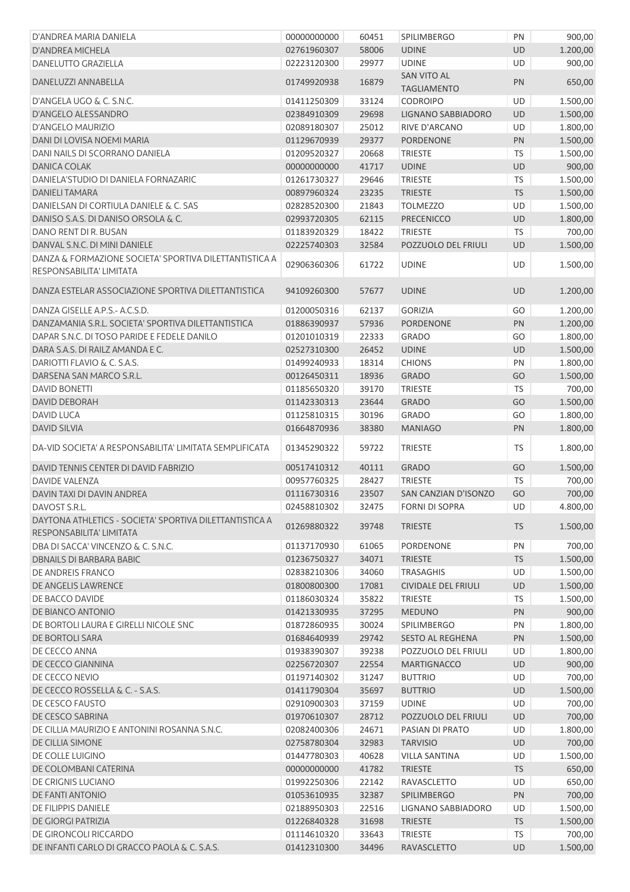| | | | | | |
|---|---|---|---|---|---|
| D'ANDREA MARIA DANIELA | 00000000000 | 60451 | SPILIMBERGO | PN | 900,00 |
| D'ANDREA MICHELA | 02761960307 | 58006 | UDINE | UD | 1.200,00 |
| DANELUTTO GRAZIELLA | 02223120300 | 29977 | UDINE | UD | 900,00 |
| DANELUZZI ANNABELLA | 01749920938 | 16879 | SAN VITO AL TAGLIAMENTO | PN | 650,00 |
| D'ANGELA UGO & C. S.N.C. | 01411250309 | 33124 | CODROIPO | UD | 1.500,00 |
| D'ANGELO ALESSANDRO | 02384910309 | 29698 | LIGNANO SABBIADORO | UD | 1.500,00 |
| D'ANGELO MAURIZIO | 02089180307 | 25012 | RIVE D'ARCANO | UD | 1.800,00 |
| DANI DI LOVISA NOEMI MARIA | 01129670939 | 29377 | PORDENONE | PN | 1.500,00 |
| DANI NAILS DI SCORRANO DANIELA | 01209520327 | 20668 | TRIESTE | TS | 1.500,00 |
| DANICA COLAK | 00000000000 | 41717 | UDINE | UD | 900,00 |
| DANIELA'STUDIO DI DANIELA FORNAZARIC | 01261730327 | 29646 | TRIESTE | TS | 1.500,00 |
| DANIELI TAMARA | 00897960324 | 23235 | TRIESTE | TS | 1.500,00 |
| DANIELSAN DI CORTIULA DANIELE & C. SAS | 02828520300 | 21843 | TOLMEZZO | UD | 1.500,00 |
| DANISO S.A.S. DI DANISO ORSOLA & C. | 02993720305 | 62115 | PRECENICCO | UD | 1.800,00 |
| DANO RENT DI R. BUSAN | 01183920329 | 18422 | TRIESTE | TS | 700,00 |
| DANVAL S.N.C. DI MINI DANIELE | 02225740303 | 32584 | POZZUOLO DEL FRIULI | UD | 1.500,00 |
| DANZA & FORMAZIONE SOCIETA' SPORTIVA DILETTANTISTICA A RESPONSABILITA' LIMITATA | 02906360306 | 61722 | UDINE | UD | 1.500,00 |
| DANZA ESTELAR ASSOCIAZIONE SPORTIVA DILETTANTISTICA | 94109260300 | 57677 | UDINE | UD | 1.200,00 |
| DANZA GISELLE A.P.S.- A.C.S.D. | 01200050316 | 62137 | GORIZIA | GO | 1.200,00 |
| DANZAMANIA S.R.L. SOCIETA' SPORTIVA DILETTANTISTICA | 01886390937 | 57936 | PORDENONE | PN | 1.200,00 |
| DAPAR S.N.C. DI TOSO PARIDE E FEDELE DANILO | 01201010319 | 22333 | GRADO | GO | 1.800,00 |
| DARA S.A.S. DI RAILZ AMANDA E C. | 02527310300 | 26452 | UDINE | UD | 1.500,00 |
| DARIOTTI FLAVIO & C. S.A.S. | 01499240933 | 18314 | CHIONS | PN | 1.800,00 |
| DARSENA SAN MARCO S.R.L. | 00126450311 | 18936 | GRADO | GO | 1.500,00 |
| DAVID BONETTI | 01185650320 | 39170 | TRIESTE | TS | 700,00 |
| DAVID DEBORAH | 01142330313 | 23644 | GRADO | GO | 1.500,00 |
| DAVID LUCA | 01125810315 | 30196 | GRADO | GO | 1.800,00 |
| DAVID SILVIA | 01664870936 | 38380 | MANIAGO | PN | 1.800,00 |
| DA-VID SOCIETA' A RESPONSABILITA' LIMITATA SEMPLIFICATA | 01345290322 | 59722 | TRIESTE | TS | 1.800,00 |
| DAVID TENNIS CENTER DI DAVID FABRIZIO | 00517410312 | 40111 | GRADO | GO | 1.500,00 |
| DAVIDE VALENZA | 00957760325 | 28427 | TRIESTE | TS | 700,00 |
| DAVIN TAXI DI DAVIN ANDREA | 01116730316 | 23507 | SAN CANZIAN D'ISONZO | GO | 700,00 |
| DAVOST S.R.L. | 02458810302 | 32475 | FORNI DI SOPRA | UD | 4.800,00 |
| DAYTONA ATHLETICS - SOCIETA' SPORTIVA DILETTANTISTICA A RESPONSABILITA' LIMITATA | 01269880322 | 39748 | TRIESTE | TS | 1.500,00 |
| DBA DI SACCA' VINCENZO & C. S.N.C. | 01137170930 | 61065 | PORDENONE | PN | 700,00 |
| DBNAILS DI BARBARA BABIC | 01236750327 | 34071 | TRIESTE | TS | 1.500,00 |
| DE ANDREIS FRANCO | 02838210306 | 34060 | TRASAGHIS | UD | 1.500,00 |
| DE ANGELIS LAWRENCE | 01800800300 | 17081 | CIVIDALE DEL FRIULI | UD | 1.500,00 |
| DE BACCO DAVIDE | 01186030324 | 35822 | TRIESTE | TS | 1.500,00 |
| DE BIANCO ANTONIO | 01421330935 | 37295 | MEDUNO | PN | 900,00 |
| DE BORTOLI LAURA E GIRELLI NICOLE SNC | 01872860935 | 30024 | SPILIMBERGO | PN | 1.800,00 |
| DE BORTOLI SARA | 01684640939 | 29742 | SESTO AL REGHENA | PN | 1.500,00 |
| DE CECCO ANNA | 01938390307 | 39238 | POZZUOLO DEL FRIULI | UD | 1.800,00 |
| DE CECCO GIANNINA | 02256720307 | 22554 | MARTIGNACCO | UD | 900,00 |
| DE CECCO NEVIO | 01197140302 | 31247 | BUTTRIO | UD | 700,00 |
| DE CECCO ROSSELLA & C. - S.A.S. | 01411790304 | 35697 | BUTTRIO | UD | 1.500,00 |
| DE CESCO FAUSTO | 02910900303 | 37159 | UDINE | UD | 700,00 |
| DE CESCO SABRINA | 01970610307 | 28712 | POZZUOLO DEL FRIULI | UD | 700,00 |
| DE CILLIA MAURIZIO E ANTONINI ROSANNA S.N.C. | 02082400306 | 24671 | PASIAN DI PRATO | UD | 1.800,00 |
| DE CILLIA SIMONE | 02758780304 | 32983 | TARVISIO | UD | 700,00 |
| DE COLLE LUIGINO | 01447780303 | 40628 | VILLA SANTINA | UD | 1.500,00 |
| DE COLOMBANI CATERINA | 00000000000 | 41782 | TRIESTE | TS | 650,00 |
| DE CRIGNIS LUCIANO | 01992250306 | 22142 | RAVASCLETTO | UD | 650,00 |
| DE FANTI ANTONIO | 01053610935 | 32387 | SPILIMBERGO | PN | 700,00 |
| DE FILIPPIS DANIELE | 02188950303 | 22516 | LIGNANO SABBIADORO | UD | 1.500,00 |
| DE GIORGI PATRIZIA | 01226840328 | 31698 | TRIESTE | TS | 1.500,00 |
| DE GIRONCOLI RICCARDO | 01114610320 | 33643 | TRIESTE | TS | 700,00 |
| DE INFANTI CARLO DI GRACCO PAOLA & C. S.A.S. | 01412310300 | 34496 | RAVASCLETTO | UD | 1.500,00 |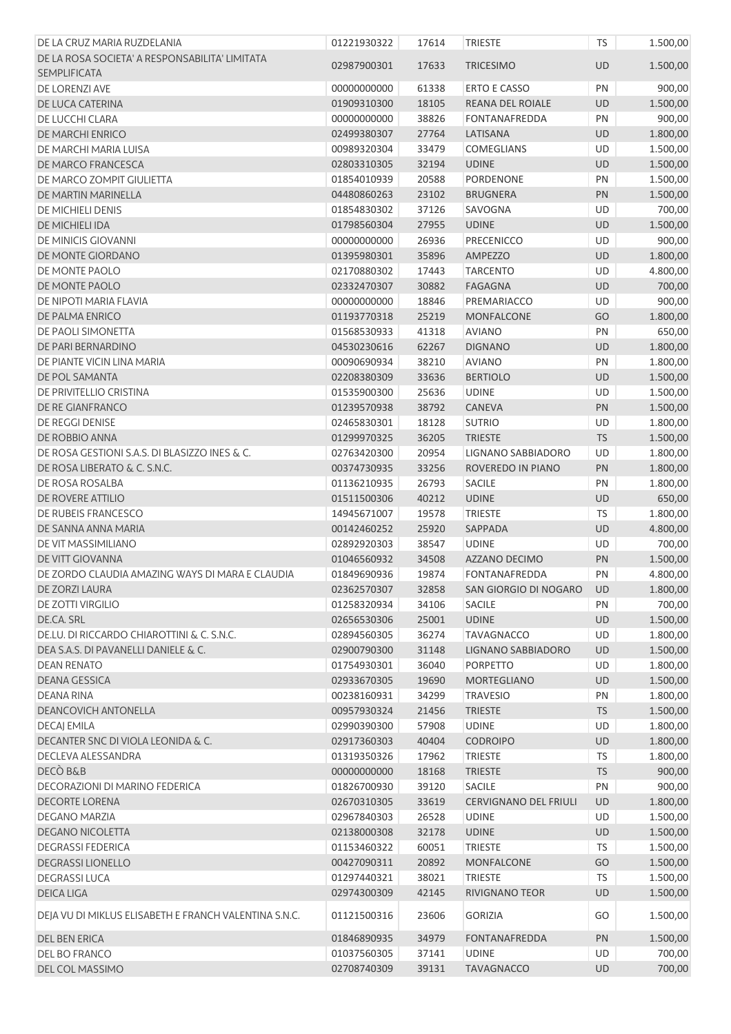| | | | | | |
|---|---|---|---|---|---|
| DE LA CRUZ MARIA RUZDELANIA | 01221930322 | 17614 | TRIESTE | TS | 1.500,00 |
| DE LA ROSA SOCIETA' A RESPONSABILITA' LIMITATA SEMPLIFICATA | 02987900301 | 17633 | TRICESIMO | UD | 1.500,00 |
| DE LORENZI AVE | 00000000000 | 61338 | ERTO E CASSO | PN | 900,00 |
| DE LUCA CATERINA | 01909310300 | 18105 | REANA DEL ROIALE | UD | 1.500,00 |
| DE LUCCHI CLARA | 00000000000 | 38826 | FONTANAFREDDA | PN | 900,00 |
| DE MARCHI ENRICO | 02499380307 | 27764 | LATISANA | UD | 1.800,00 |
| DE MARCHI MARIA LUISA | 00989320304 | 33479 | COMEGLIANS | UD | 1.500,00 |
| DE MARCO FRANCESCA | 02803310305 | 32194 | UDINE | UD | 1.500,00 |
| DE MARCO ZOMPIT GIULIETTA | 01854010939 | 20588 | PORDENONE | PN | 1.500,00 |
| DE MARTIN MARINELLA | 04480860263 | 23102 | BRUGNERA | PN | 1.500,00 |
| DE MICHIELI DENIS | 01854830302 | 37126 | SAVOGNA | UD | 700,00 |
| DE MICHIELI IDA | 01798560304 | 27955 | UDINE | UD | 1.500,00 |
| DE MINICIS GIOVANNI | 00000000000 | 26936 | PRECENICCO | UD | 900,00 |
| DE MONTE GIORDANO | 01395980301 | 35896 | AMPEZZO | UD | 1.800,00 |
| DE MONTE PAOLO | 02170880302 | 17443 | TARCENTO | UD | 4.800,00 |
| DE MONTE PAOLO | 02332470307 | 30882 | FAGAGNA | UD | 700,00 |
| DE NIPOTI MARIA FLAVIA | 00000000000 | 18846 | PREMARIACCO | UD | 900,00 |
| DE PALMA ENRICO | 01193770318 | 25219 | MONFALCONE | GO | 1.800,00 |
| DE PAOLI SIMONETTA | 01568530933 | 41318 | AVIANO | PN | 650,00 |
| DE PARI BERNARDINO | 04530230616 | 62267 | DIGNANO | UD | 1.800,00 |
| DE PIANTE VICIN LINA MARIA | 00090690934 | 38210 | AVIANO | PN | 1.800,00 |
| DE POL SAMANTA | 02208380309 | 33636 | BERTIOLO | UD | 1.500,00 |
| DE PRIVITELLIO CRISTINA | 01535900300 | 25636 | UDINE | UD | 1.500,00 |
| DE RE GIANFRANCO | 01239570938 | 38792 | CANEVA | PN | 1.500,00 |
| DE REGGI DENISE | 02465830301 | 18128 | SUTRIO | UD | 1.800,00 |
| DE ROBBIO ANNA | 01299970325 | 36205 | TRIESTE | TS | 1.500,00 |
| DE ROSA GESTIONI S.A.S. DI BLASIZZO INES & C. | 02763420300 | 20954 | LIGNANO SABBIADORO | UD | 1.800,00 |
| DE ROSA LIBERATO & C. S.N.C. | 00374730935 | 33256 | ROVEREDO IN PIANO | PN | 1.800,00 |
| DE ROSA ROSALBA | 01136210935 | 26793 | SACILE | PN | 1.800,00 |
| DE ROVERE ATTILIO | 01511500306 | 40212 | UDINE | UD | 650,00 |
| DE RUBEIS FRANCESCO | 14945671007 | 19578 | TRIESTE | TS | 1.800,00 |
| DE SANNA ANNA MARIA | 00142460252 | 25920 | SAPPADA | UD | 4.800,00 |
| DE VIT MASSIMILIANO | 02892920303 | 38547 | UDINE | UD | 700,00 |
| DE VITT GIOVANNA | 01046560932 | 34508 | AZZANO DECIMO | PN | 1.500,00 |
| DE ZORDO CLAUDIA AMAZING WAYS DI MARA E CLAUDIA | 01849690936 | 19874 | FONTANAFREDDA | PN | 4.800,00 |
| DE ZORZI LAURA | 02362570307 | 32858 | SAN GIORGIO DI NOGARO | UD | 1.800,00 |
| DE ZOTTI VIRGILIO | 01258320934 | 34106 | SACILE | PN | 700,00 |
| DE.CA. SRL | 02656530306 | 25001 | UDINE | UD | 1.500,00 |
| DE.LU. DI RICCARDO CHIAROTTINI & C. S.N.C. | 02894560305 | 36274 | TAVAGNACCO | UD | 1.800,00 |
| DEA S.A.S. DI PAVANELLI DANIELE & C. | 02900790300 | 31148 | LIGNANO SABBIADORO | UD | 1.500,00 |
| DEAN RENATO | 01754930301 | 36040 | PORPETTO | UD | 1.800,00 |
| DEANA GESSICA | 02933670305 | 19690 | MORTEGLIANO | UD | 1.500,00 |
| DEANA RINA | 00238160931 | 34299 | TRAVESIO | PN | 1.800,00 |
| DEANCOVICH ANTONELLA | 00957930324 | 21456 | TRIESTE | TS | 1.500,00 |
| DECAJ EMILA | 02990390300 | 57908 | UDINE | UD | 1.800,00 |
| DECANTER SNC DI VIOLA LEONIDA & C. | 02917360303 | 40404 | CODROIPO | UD | 1.800,00 |
| DECLEVA ALESSANDRA | 01319350326 | 17962 | TRIESTE | TS | 1.800,00 |
| DECÒ B&B | 00000000000 | 18168 | TRIESTE | TS | 900,00 |
| DECORAZIONI DI MARINO FEDERICA | 01826700930 | 39120 | SACILE | PN | 900,00 |
| DECORTE LORENA | 02670310305 | 33619 | CERVIGNANO DEL FRIULI | UD | 1.800,00 |
| DEGANO MARZIA | 02967840303 | 26528 | UDINE | UD | 1.500,00 |
| DEGANO NICOLETTA | 02138000308 | 32178 | UDINE | UD | 1.500,00 |
| DEGRASSI FEDERICA | 01153460322 | 60051 | TRIESTE | TS | 1.500,00 |
| DEGRASSI LIONELLO | 00427090311 | 20892 | MONFALCONE | GO | 1.500,00 |
| DEGRASSI LUCA | 01297440321 | 38021 | TRIESTE | TS | 1.500,00 |
| DEICA LIGA | 02974300309 | 42145 | RIVIGNANO TEOR | UD | 1.500,00 |
| DEJA VU DI MIKLUS ELISABETH E FRANCH VALENTINA S.N.C. | 01121500316 | 23606 | GORIZIA | GO | 1.500,00 |
| DEL BEN ERICA | 01846890935 | 34979 | FONTANAFREDDA | PN | 1.500,00 |
| DEL BO FRANCO | 01037560305 | 37141 | UDINE | UD | 700,00 |
| DEL COL MASSIMO | 02708740309 | 39131 | TAVAGNACCO | UD | 700,00 |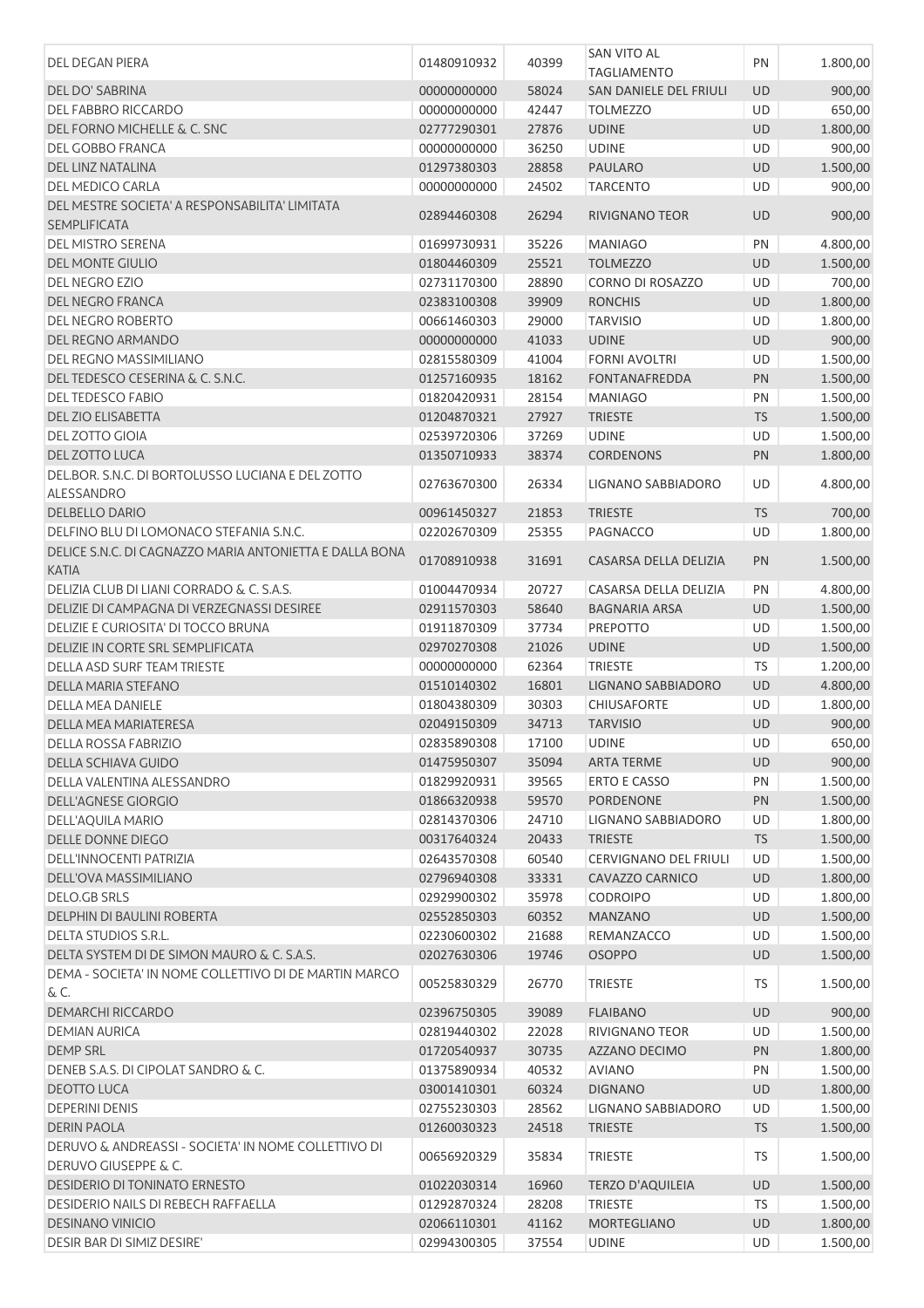| | | | | | |
|---|---|---|---|---|---|
| DEL DEGAN PIERA | 01480910932 | 40399 | SAN VITO AL TAGLIAMENTO | PN | 1.800,00 |
| DEL DO' SABRINA | 00000000000 | 58024 | SAN DANIELE DEL FRIULI | UD | 900,00 |
| DEL FABBRO RICCARDO | 00000000000 | 42447 | TOLMEZZO | UD | 650,00 |
| DEL FORNO MICHELLE & C. SNC | 02777290301 | 27876 | UDINE | UD | 1.800,00 |
| DEL GOBBO FRANCA | 00000000000 | 36250 | UDINE | UD | 900,00 |
| DEL LINZ NATALINA | 01297380303 | 28858 | PAULARO | UD | 1.500,00 |
| DEL MEDICO CARLA | 00000000000 | 24502 | TARCENTO | UD | 900,00 |
| DEL MESTRE SOCIETA' A RESPONSABILITA' LIMITATA SEMPLIFICATA | 02894460308 | 26294 | RIVIGNANO TEOR | UD | 900,00 |
| DEL MISTRO SERENA | 01699730931 | 35226 | MANIAGO | PN | 4.800,00 |
| DEL MONTE GIULIO | 01804460309 | 25521 | TOLMEZZO | UD | 1.500,00 |
| DEL NEGRO EZIO | 02731170300 | 28890 | CORNO DI ROSAZZO | UD | 700,00 |
| DEL NEGRO FRANCA | 02383100308 | 39909 | RONCHIS | UD | 1.800,00 |
| DEL NEGRO ROBERTO | 00661460303 | 29000 | TARVISIO | UD | 1.800,00 |
| DEL REGNO ARMANDO | 00000000000 | 41033 | UDINE | UD | 900,00 |
| DEL REGNO MASSIMILIANO | 02815580309 | 41004 | FORNI AVOLTRI | UD | 1.500,00 |
| DEL TEDESCO CESERINA & C. S.N.C. | 01257160935 | 18162 | FONTANAFREDDA | PN | 1.500,00 |
| DEL TEDESCO FABIO | 01820420931 | 28154 | MANIAGO | PN | 1.500,00 |
| DEL ZIO ELISABETTA | 01204870321 | 27927 | TRIESTE | TS | 1.500,00 |
| DEL ZOTTO GIOIA | 02539720306 | 37269 | UDINE | UD | 1.500,00 |
| DEL ZOTTO LUCA | 01350710933 | 38374 | CORDENONS | PN | 1.800,00 |
| DEL.BOR. S.N.C. DI BORTOLUSSO LUCIANA E DEL ZOTTO ALESSANDRO | 02763670300 | 26334 | LIGNANO SABBIADORO | UD | 4.800,00 |
| DELBELLO DARIO | 00961450327 | 21853 | TRIESTE | TS | 700,00 |
| DELFINO BLU DI LOMONACO STEFANIA S.N.C. | 02202670309 | 25355 | PAGNACCO | UD | 1.800,00 |
| DELICE S.N.C. DI CAGNAZZO MARIA ANTONIETTA E DALLA BONA KATIA | 01708910938 | 31691 | CASARSA DELLA DELIZIA | PN | 1.500,00 |
| DELIZIA CLUB DI LIANI CORRADO & C. S.A.S. | 01004470934 | 20727 | CASARSA DELLA DELIZIA | PN | 4.800,00 |
| DELIZIE DI CAMPAGNA DI VERZEGNASSI DESIREE | 02911570303 | 58640 | BAGNARIA ARSA | UD | 1.500,00 |
| DELIZIE E CURIOSITA' DI TOCCO BRUNA | 01911870309 | 37734 | PREPOTTO | UD | 1.500,00 |
| DELIZIE IN CORTE SRL SEMPLIFICATA | 02970270308 | 21026 | UDINE | UD | 1.500,00 |
| DELLA ASD SURF TEAM TRIESTE | 00000000000 | 62364 | TRIESTE | TS | 1.200,00 |
| DELLA MARIA STEFANO | 01510140302 | 16801 | LIGNANO SABBIADORO | UD | 4.800,00 |
| DELLA MEA DANIELE | 01804380309 | 30303 | CHIUSAFORTE | UD | 1.800,00 |
| DELLA MEA MARIATERESA | 02049150309 | 34713 | TARVISIO | UD | 900,00 |
| DELLA ROSSA FABRIZIO | 02835890308 | 17100 | UDINE | UD | 650,00 |
| DELLA SCHIAVA GUIDO | 01475950307 | 35094 | ARTA TERME | UD | 900,00 |
| DELLA VALENTINA ALESSANDRO | 01829920931 | 39565 | ERTO E CASSO | PN | 1.500,00 |
| DELL'AGNESE GIORGIO | 01866320938 | 59570 | PORDENONE | PN | 1.500,00 |
| DELL'AQUILA MARIO | 02814370306 | 24710 | LIGNANO SABBIADORO | UD | 1.800,00 |
| DELLE DONNE DIEGO | 00317640324 | 20433 | TRIESTE | TS | 1.500,00 |
| DELL'INNOCENTI PATRIZIA | 02643570308 | 60540 | CERVIGNANO DEL FRIULI | UD | 1.500,00 |
| DELL'OVA MASSIMILIANO | 02796940308 | 33331 | CAVAZZO CARNICO | UD | 1.800,00 |
| DELO.GB SRLS | 02929900302 | 35978 | CODROIPO | UD | 1.800,00 |
| DELPHIN DI BAULINI ROBERTA | 02552850303 | 60352 | MANZANO | UD | 1.500,00 |
| DELTA STUDIOS S.R.L. | 02230600302 | 21688 | REMANZACCO | UD | 1.500,00 |
| DELTA SYSTEM DI DE SIMON MAURO & C. S.A.S. | 02027630306 | 19746 | OSOPPO | UD | 1.500,00 |
| DEMA - SOCIETA' IN NOME COLLETTIVO DI DE MARTIN MARCO & C. | 00525830329 | 26770 | TRIESTE | TS | 1.500,00 |
| DEMARCHI RICCARDO | 02396750305 | 39089 | FLAIBANO | UD | 900,00 |
| DEMIAN AURICA | 02819440302 | 22028 | RIVIGNANO TEOR | UD | 1.500,00 |
| DEMP SRL | 01720540937 | 30735 | AZZANO DECIMO | PN | 1.800,00 |
| DENEB S.A.S. DI CIPOLAT SANDRO & C. | 01375890934 | 40532 | AVIANO | PN | 1.500,00 |
| DEOTTO LUCA | 03001410301 | 60324 | DIGNANO | UD | 1.800,00 |
| DEPERINI DENIS | 02755230303 | 28562 | LIGNANO SABBIADORO | UD | 1.500,00 |
| DERIN PAOLA | 01260030323 | 24518 | TRIESTE | TS | 1.500,00 |
| DERUVO & ANDREASSI - SOCIETA' IN NOME COLLETTIVO DI DERUVO GIUSEPPE & C. | 00656920329 | 35834 | TRIESTE | TS | 1.500,00 |
| DESIDERIO DI TONINATO ERNESTO | 01022030314 | 16960 | TERZO D'AQUILEIA | UD | 1.500,00 |
| DESIDERIO NAILS DI REBECH RAFFAELLA | 01292870324 | 28208 | TRIESTE | TS | 1.500,00 |
| DESINANO VINICIO | 02066110301 | 41162 | MORTEGLIANO | UD | 1.800,00 |
| DESIR BAR DI SIMIZ DESIRE' | 02994300305 | 37554 | UDINE | UD | 1.500,00 |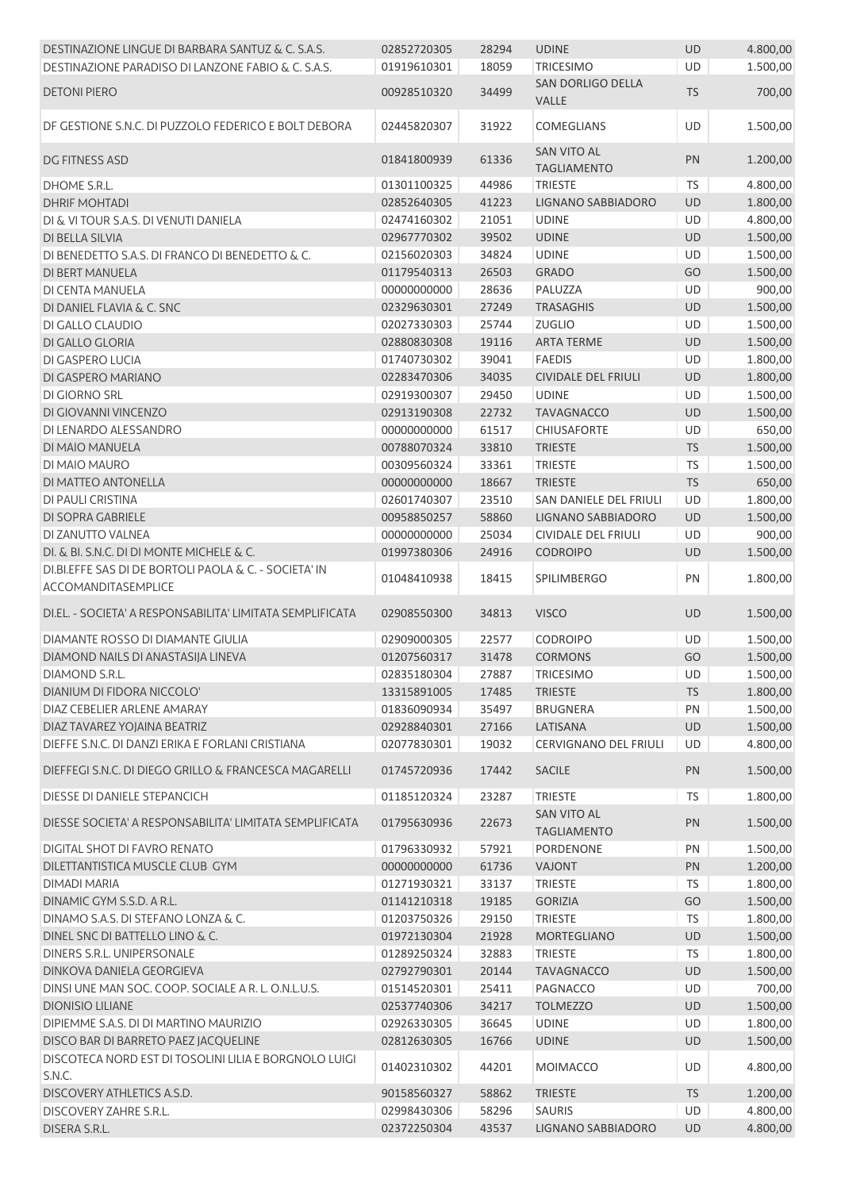| | | | | | |
|---|---|---|---|---|---|
| DESTINAZIONE LINGUE DI BARBARA SANTUZ & C. S.A.S. | 02852720305 | 28294 | UDINE | UD | 4.800,00 |
| DESTINAZIONE PARADISO DI LANZONE FABIO & C. S.A.S. | 01919610301 | 18059 | TRICESIMO | UD | 1.500,00 |
| DETONI PIERO | 00928510320 | 34499 | SAN DORLIGO DELLA VALLE | TS | 700,00 |
| DF GESTIONE S.N.C. DI PUZZOLO FEDERICO E BOLT DEBORA | 02445820307 | 31922 | COMEGLIANS | UD | 1.500,00 |
| DG FITNESS ASD | 01841800939 | 61336 | SAN VITO AL TAGLIAMENTO | PN | 1.200,00 |
| DHOME S.R.L. | 01301100325 | 44986 | TRIESTE | TS | 4.800,00 |
| DHRIF MOHTADI | 02852640305 | 41223 | LIGNANO SABBIADORO | UD | 1.800,00 |
| DI & VI TOUR S.A.S. DI VENUTI DANIELA | 02474160302 | 21051 | UDINE | UD | 4.800,00 |
| DI BELLA SILVIA | 02967770302 | 39502 | UDINE | UD | 1.500,00 |
| DI BENEDETTO S.A.S. DI FRANCO DI BENEDETTO & C. | 02156020303 | 34824 | UDINE | UD | 1.500,00 |
| DI BERT MANUELA | 01179540313 | 26503 | GRADO | GO | 1.500,00 |
| DI CENTA MANUELA | 00000000000 | 28636 | PALUZZA | UD | 900,00 |
| DI DANIEL FLAVIA & C. SNC | 02329630301 | 27249 | TRASAGHIS | UD | 1.500,00 |
| DI GALLO CLAUDIO | 02027330303 | 25744 | ZUGLIO | UD | 1.500,00 |
| DI GALLO GLORIA | 02880830308 | 19116 | ARTA TERME | UD | 1.500,00 |
| DI GASPERO LUCIA | 01740730302 | 39041 | FAEDIS | UD | 1.800,00 |
| DI GASPERO MARIANO | 02283470306 | 34035 | CIVIDALE DEL FRIULI | UD | 1.800,00 |
| DI GIORNO SRL | 02919300307 | 29450 | UDINE | UD | 1.500,00 |
| DI GIOVANNI VINCENZO | 02913190308 | 22732 | TAVAGNACCO | UD | 1.500,00 |
| DI LENARDO ALESSANDRO | 00000000000 | 61517 | CHIUSAFORTE | UD | 650,00 |
| DI MAIO MANUELA | 00788070324 | 33810 | TRIESTE | TS | 1.500,00 |
| DI MAIO MAURO | 00309560324 | 33361 | TRIESTE | TS | 1.500,00 |
| DI MATTEO ANTONELLA | 00000000000 | 18667 | TRIESTE | TS | 650,00 |
| DI PAULI CRISTINA | 02601740307 | 23510 | SAN DANIELE DEL FRIULI | UD | 1.800,00 |
| DI SOPRA GABRIELE | 00958850257 | 58860 | LIGNANO SABBIADORO | UD | 1.500,00 |
| DI ZANUTTO VALNEA | 00000000000 | 25034 | CIVIDALE DEL FRIULI | UD | 900,00 |
| DI. & BI. S.N.C. DI DI MONTE MICHELE & C. | 01997380306 | 24916 | CODROIPO | UD | 1.500,00 |
| DI.BI.EFFE SAS DI DE BORTOLI PAOLA & C. - SOCIETA' IN ACCOMANDITASEMPLICE | 01048410938 | 18415 | SPILIMBERGO | PN | 1.800,00 |
| DI.EL. - SOCIETA' A RESPONSABILITA' LIMITATA SEMPLIFICATA | 02908550300 | 34813 | VISCO | UD | 1.500,00 |
| DIAMANTE ROSSO DI DIAMANTE GIULIA | 02909000305 | 22577 | CODROIPO | UD | 1.500,00 |
| DIAMOND NAILS DI ANASTASIJA LINEVA | 01207560317 | 31478 | CORMONS | GO | 1.500,00 |
| DIAMOND S.R.L. | 02835180304 | 27887 | TRICESIMO | UD | 1.500,00 |
| DIANIUM DI FIDORA NICCOLO' | 13315891005 | 17485 | TRIESTE | TS | 1.800,00 |
| DIAZ CEBELIER ARLENE AMARAY | 01836090934 | 35497 | BRUGNERA | PN | 1.500,00 |
| DIAZ TAVAREZ YOJAINA BEATRIZ | 02928840301 | 27166 | LATISANA | UD | 1.500,00 |
| DIEFFE S.N.C. DI DANZI ERIKA E FORLANI CRISTIANA | 02077830301 | 19032 | CERVIGNANO DEL FRIULI | UD | 4.800,00 |
| DIEFFEGI S.N.C. DI DIEGO GRILLO & FRANCESCA MAGARELLI | 01745720936 | 17442 | SACILE | PN | 1.500,00 |
| DIESSE DI DANIELE STEPANCICH | 01185120324 | 23287 | TRIESTE | TS | 1.800,00 |
| DIESSE SOCIETA' A RESPONSABILITA' LIMITATA SEMPLIFICATA | 01795630936 | 22673 | SAN VITO AL TAGLIAMENTO | PN | 1.500,00 |
| DIGITAL SHOT DI FAVRO RENATO | 01796330932 | 57921 | PORDENONE | PN | 1.500,00 |
| DILETTANTISTICA MUSCLE CLUB GYM | 00000000000 | 61736 | VAJONT | PN | 1.200,00 |
| DIMADI MARIA | 01271930321 | 33137 | TRIESTE | TS | 1.800,00 |
| DINAMIC GYM S.S.D. A R.L. | 01141210318 | 19185 | GORIZIA | GO | 1.500,00 |
| DINAMO S.A.S. DI STEFANO LONZA & C. | 01203750326 | 29150 | TRIESTE | TS | 1.800,00 |
| DINEL SNC DI BATTELLO LINO & C. | 01972130304 | 21928 | MORTEGLIANO | UD | 1.500,00 |
| DINERS S.R.L. UNIPERSONALE | 01289250324 | 32883 | TRIESTE | TS | 1.800,00 |
| DINKOVA DANIELA GEORGIEVA | 02792790301 | 20144 | TAVAGNACCO | UD | 1.500,00 |
| DINSI UNE MAN SOC. COOP. SOCIALE A R. L. O.N.L.U.S. | 01514520301 | 25411 | PAGNACCO | UD | 700,00 |
| DIONISIO LILIANE | 02537740306 | 34217 | TOLMEZZO | UD | 1.500,00 |
| DIPIEMME S.A.S. DI DI MARTINO MAURIZIO | 02926330305 | 36645 | UDINE | UD | 1.800,00 |
| DISCO BAR DI BARRETO PAEZ JACQUELINE | 02812630305 | 16766 | UDINE | UD | 1.500,00 |
| DISCOTECA NORD EST DI TOSOLINI LILIA E BORGNOLO LUIGI S.N.C. | 01402310302 | 44201 | MOIMACCO | UD | 4.800,00 |
| DISCOVERY ATHLETICS A.S.D. | 90158560327 | 58862 | TRIESTE | TS | 1.200,00 |
| DISCOVERY ZAHRE S.R.L. | 02998430306 | 58296 | SAURIS | UD | 4.800,00 |
| DISERA S.R.L. | 02372250304 | 43537 | LIGNANO SABBIADORO | UD | 4.800,00 |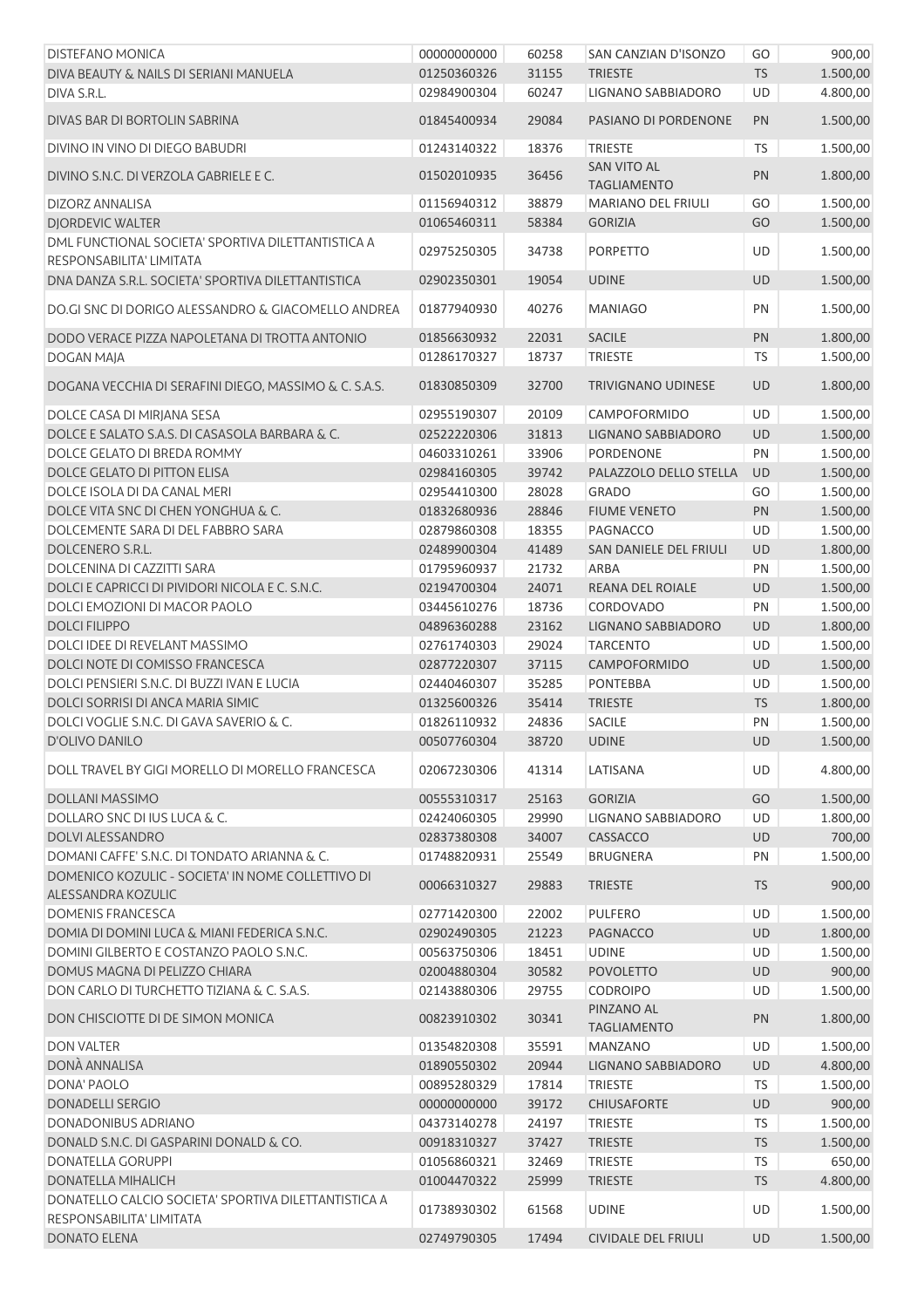| | | | | | |
|---|---|---|---|---|---|
| DISTEFANO MONICA | 00000000000 | 60258 | SAN CANZIAN D'ISONZO | GO | 900,00 |
| DIVA BEAUTY & NAILS DI SERIANI MANUELA | 01250360326 | 31155 | TRIESTE | TS | 1.500,00 |
| DIVA S.R.L. | 02984900304 | 60247 | LIGNANO SABBIADORO | UD | 4.800,00 |
| DIVAS BAR DI BORTOLIN SABRINA | 01845400934 | 29084 | PASIANO DI PORDENONE | PN | 1.500,00 |
| DIVINO IN VINO DI DIEGO BABUDRI | 01243140322 | 18376 | TRIESTE | TS | 1.500,00 |
| DIVINO S.N.C. DI VERZOLA GABRIELE E C. | 01502010935 | 36456 | SAN VITO AL TAGLIAMENTO | PN | 1.800,00 |
| DIZORZ ANNALISA | 01156940312 | 38879 | MARIANO DEL FRIULI | GO | 1.500,00 |
| DJORDEVIC WALTER | 01065460311 | 58384 | GORIZIA | GO | 1.500,00 |
| DML FUNCTIONAL SOCIETA' SPORTIVA DILETTANTISTICA A RESPONSABILITA' LIMITATA | 02975250305 | 34738 | PORPETTO | UD | 1.500,00 |
| DNA DANZA S.R.L. SOCIETA' SPORTIVA DILETTANTISTICA | 02902350301 | 19054 | UDINE | UD | 1.500,00 |
| DO.GI SNC DI DORIGO ALESSANDRO & GIACOMELLO ANDREA | 01877940930 | 40276 | MANIAGO | PN | 1.500,00 |
| DODO VERACE PIZZA NAPOLETANA DI TROTTA ANTONIO | 01856630932 | 22031 | SACILE | PN | 1.800,00 |
| DOGAN MAJA | 01286170327 | 18737 | TRIESTE | TS | 1.500,00 |
| DOGANA VECCHIA DI SERAFINI DIEGO, MASSIMO & C. S.A.S. | 01830850309 | 32700 | TRIVIGNANO UDINESE | UD | 1.800,00 |
| DOLCE CASA DI MIRJANA SESA | 02955190307 | 20109 | CAMPOFORMIDO | UD | 1.500,00 |
| DOLCE E SALATO S.A.S. DI CASASOLA BARBARA & C. | 02522220306 | 31813 | LIGNANO SABBIADORO | UD | 1.500,00 |
| DOLCE GELATO DI BREDA ROMMY | 04603310261 | 33906 | PORDENONE | PN | 1.500,00 |
| DOLCE GELATO DI PITTON ELISA | 02984160305 | 39742 | PALAZZOLO DELLO STELLA | UD | 1.500,00 |
| DOLCE ISOLA DI DA CANAL MERI | 02954410300 | 28028 | GRADO | GO | 1.500,00 |
| DOLCE VITA SNC DI CHEN YONGHUA & C. | 01832680936 | 28846 | FIUME VENETO | PN | 1.500,00 |
| DOLCEMENTE SARA DI DEL FABBRO SARA | 02879860308 | 18355 | PAGNACCO | UD | 1.500,00 |
| DOLCENERO S.R.L. | 02489900304 | 41489 | SAN DANIELE DEL FRIULI | UD | 1.800,00 |
| DOLCENINA DI CAZZITTI SARA | 01795960937 | 21732 | ARBA | PN | 1.500,00 |
| DOLCI E CAPRICCI DI PIVIDORI NICOLA E C. S.N.C. | 02194700304 | 24071 | REANA DEL ROIALE | UD | 1.500,00 |
| DOLCI EMOZIONI DI MACOR PAOLO | 03445610276 | 18736 | CORDOVADO | PN | 1.500,00 |
| DOLCI FILIPPO | 04896360288 | 23162 | LIGNANO SABBIADORO | UD | 1.800,00 |
| DOLCI IDEE DI REVELANT MASSIMO | 02761740303 | 29024 | TARCENTO | UD | 1.500,00 |
| DOLCI NOTE DI COMISSO FRANCESCA | 02877220307 | 37115 | CAMPOFORMIDO | UD | 1.500,00 |
| DOLCI PENSIERI S.N.C. DI BUZZI IVAN E LUCIA | 02440460307 | 35285 | PONTEBBA | UD | 1.500,00 |
| DOLCI SORRISI DI ANCA MARIA SIMIC | 01325600326 | 35414 | TRIESTE | TS | 1.800,00 |
| DOLCI VOGLIE S.N.C. DI GAVA SAVERIO & C. | 01826110932 | 24836 | SACILE | PN | 1.500,00 |
| D'OLIVO DANILO | 00507760304 | 38720 | UDINE | UD | 1.500,00 |
| DOLL TRAVEL BY GIGI MORELLO DI MORELLO FRANCESCA | 02067230306 | 41314 | LATISANA | UD | 4.800,00 |
| DOLLANI MASSIMO | 00555310317 | 25163 | GORIZIA | GO | 1.500,00 |
| DOLLARO SNC DI IUS LUCA & C. | 02424060305 | 29990 | LIGNANO SABBIADORO | UD | 1.800,00 |
| DOLVI ALESSANDRO | 02837380308 | 34007 | CASSACCO | UD | 700,00 |
| DOMANI CAFFE' S.N.C. DI TONDATO ARIANNA & C. | 01748820931 | 25549 | BRUGNERA | PN | 1.500,00 |
| DOMENICO KOZULIC - SOCIETA' IN NOME COLLETTIVO DI ALESSANDRA KOZULIC | 00066310327 | 29883 | TRIESTE | TS | 900,00 |
| DOMENIS FRANCESCA | 02771420300 | 22002 | PULFERO | UD | 1.500,00 |
| DOMIA DI DOMINI LUCA & MIANI FEDERICA S.N.C. | 02902490305 | 21223 | PAGNACCO | UD | 1.800,00 |
| DOMINI GILBERTO E COSTANZO PAOLO S.N.C. | 00563750306 | 18451 | UDINE | UD | 1.500,00 |
| DOMUS MAGNA DI PELIZZO CHIARA | 02004880304 | 30582 | POVOLETTO | UD | 900,00 |
| DON CARLO DI TURCHETTO TIZIANA & C. S.A.S. | 02143880306 | 29755 | CODROIPO | UD | 1.500,00 |
| DON CHISCIOTTE DI DE SIMON MONICA | 00823910302 | 30341 | PINZANO AL TAGLIAMENTO | PN | 1.800,00 |
| DON VALTER | 01354820308 | 35591 | MANZANO | UD | 1.500,00 |
| DONÀ ANNALISA | 01890550302 | 20944 | LIGNANO SABBIADORO | UD | 4.800,00 |
| DONA' PAOLO | 00895280329 | 17814 | TRIESTE | TS | 1.500,00 |
| DONADELLI SERGIO | 00000000000 | 39172 | CHIUSAFORTE | UD | 900,00 |
| DONADONIBUS ADRIANO | 04373140278 | 24197 | TRIESTE | TS | 1.500,00 |
| DONALD S.N.C. DI GASPARINI DONALD & CO. | 00918310327 | 37427 | TRIESTE | TS | 1.500,00 |
| DONATELLA GORUPPI | 01056860321 | 32469 | TRIESTE | TS | 650,00 |
| DONATELLA MIHALICH | 01004470322 | 25999 | TRIESTE | TS | 4.800,00 |
| DONATELLO CALCIO SOCIETA' SPORTIVA DILETTANTISTICA A RESPONSABILITA' LIMITATA | 01738930302 | 61568 | UDINE | UD | 1.500,00 |
| DONATO ELENA | 02749790305 | 17494 | CIVIDALE DEL FRIULI | UD | 1.500,00 |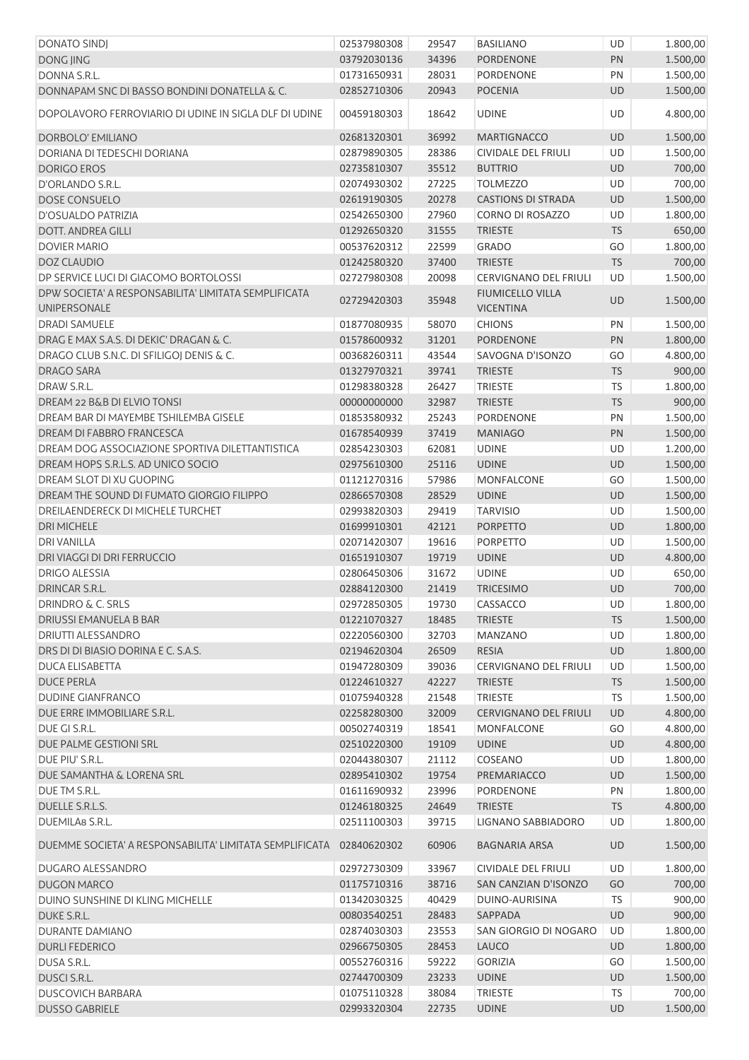| | | | | | |
|---|---|---|---|---|---|
| DONATO SINDJ | 02537980308 | 29547 | BASILIANO | UD | 1.800,00 |
| DONG JING | 03792030136 | 34396 | PORDENONE | PN | 1.500,00 |
| DONNA S.R.L. | 01731650931 | 28031 | PORDENONE | PN | 1.500,00 |
| DONNAPAM SNC DI BASSO BONDINI DONATELLA & C. | 02852710306 | 20943 | POCENIA | UD | 1.500,00 |
| DOPOLAVORO FERROVIARIO DI UDINE IN SIGLA DLF DI UDINE | 00459180303 | 18642 | UDINE | UD | 4.800,00 |
| DORBOLO' EMILIANO | 02681320301 | 36992 | MARTIGNACCO | UD | 1.500,00 |
| DORIANA DI TEDESCHI DORIANA | 02879890305 | 28386 | CIVIDALE DEL FRIULI | UD | 1.500,00 |
| DORIGO EROS | 02735810307 | 35512 | BUTTRIO | UD | 700,00 |
| D'ORLANDO S.R.L. | 02074930302 | 27225 | TOLMEZZO | UD | 700,00 |
| DOSE CONSUELO | 02619190305 | 20278 | CASTIONS DI STRADA | UD | 1.500,00 |
| D'OSUALDO PATRIZIA | 02542650300 | 27960 | CORNO DI ROSAZZO | UD | 1.800,00 |
| DOTT. ANDREA GILLI | 01292650320 | 31555 | TRIESTE | TS | 650,00 |
| DOVIER MARIO | 00537620312 | 22599 | GRADO | GO | 1.800,00 |
| DOZ CLAUDIO | 01242580320 | 37400 | TRIESTE | TS | 700,00 |
| DP SERVICE LUCI DI GIACOMO BORTOLOSSI | 02727980308 | 20098 | CERVIGNANO DEL FRIULI | UD | 1.500,00 |
| DPW SOCIETA' A RESPONSABILITA' LIMITATA SEMPLIFICATA UNIPERSONALE | 02729420303 | 35948 | FIUMICELLO VILLA VICENTINA | UD | 1.500,00 |
| DRADI SAMUELE | 01877080935 | 58070 | CHIONS | PN | 1.500,00 |
| DRAG E MAX S.A.S. DI DEKIC' DRAGAN & C. | 01578600932 | 31201 | PORDENONE | PN | 1.800,00 |
| DRAGO CLUB S.N.C. DI SFILIGOJ DENIS & C. | 00368260311 | 43544 | SAVOGNA D'ISONZO | GO | 4.800,00 |
| DRAGO SARA | 01327970321 | 39741 | TRIESTE | TS | 900,00 |
| DRAW S.R.L. | 01298380328 | 26427 | TRIESTE | TS | 1.800,00 |
| DREAM 22 B&B DI ELVIO TONSI | 00000000000 | 32987 | TRIESTE | TS | 900,00 |
| DREAM BAR DI MAYEMBE TSHILEMBA GISELE | 01853580932 | 25243 | PORDENONE | PN | 1.500,00 |
| DREAM DI FABBRO FRANCESCA | 01678540939 | 37419 | MANIAGO | PN | 1.500,00 |
| DREAM DOG ASSOCIAZIONE SPORTIVA DILETTANTISTICA | 02854230303 | 62081 | UDINE | UD | 1.200,00 |
| DREAM HOPS S.R.L.S. AD UNICO SOCIO | 02975610300 | 25116 | UDINE | UD | 1.500,00 |
| DREAM SLOT DI XU GUOPING | 01121270316 | 57986 | MONFALCONE | GO | 1.500,00 |
| DREAM THE SOUND DI FUMATO GIORGIO FILIPPO | 02866570308 | 28529 | UDINE | UD | 1.500,00 |
| DREILAENDERECK DI MICHELE TURCHET | 02993820303 | 29419 | TARVISIO | UD | 1.500,00 |
| DRI MICHELE | 01699910301 | 42121 | PORPETTO | UD | 1.800,00 |
| DRI VANILLA | 02071420307 | 19616 | PORPETTO | UD | 1.500,00 |
| DRI VIAGGI DI DRI FERRUCCIO | 01651910307 | 19719 | UDINE | UD | 4.800,00 |
| DRIGO ALESSIA | 02806450306 | 31672 | UDINE | UD | 650,00 |
| DRINCAR S.R.L. | 02884120300 | 21419 | TRICESIMO | UD | 700,00 |
| DRINDRO & C. SRLS | 02972850305 | 19730 | CASSACCO | UD | 1.800,00 |
| DRIUSSI EMANUELA B BAR | 01221070327 | 18485 | TRIESTE | TS | 1.500,00 |
| DRIUTTI ALESSANDRO | 02220560300 | 32703 | MANZANO | UD | 1.800,00 |
| DRS DI DI BIASIO DORINA E C. S.A.S. | 02194620304 | 26509 | RESIA | UD | 1.800,00 |
| DUCA ELISABETTA | 01947280309 | 39036 | CERVIGNANO DEL FRIULI | UD | 1.500,00 |
| DUCE PERLA | 01224610327 | 42227 | TRIESTE | TS | 1.500,00 |
| DUDINE GIANFRANCO | 01075940328 | 21548 | TRIESTE | TS | 1.500,00 |
| DUE ERRE IMMOBILIARE S.R.L. | 02258280300 | 32009 | CERVIGNANO DEL FRIULI | UD | 4.800,00 |
| DUE GI S.R.L. | 00502740319 | 18541 | MONFALCONE | GO | 4.800,00 |
| DUE PALME GESTIONI SRL | 02510220300 | 19109 | UDINE | UD | 4.800,00 |
| DUE PIU' S.R.L. | 02044380307 | 21112 | COSEANO | UD | 1.800,00 |
| DUE SAMANTHA & LORENA SRL | 02895410302 | 19754 | PREMARIACCO | UD | 1.500,00 |
| DUE TM S.R.L. | 01611690932 | 23996 | PORDENONE | PN | 1.800,00 |
| DUELLE S.R.L.S. | 01246180325 | 24649 | TRIESTE | TS | 4.800,00 |
| DUEMILA8 S.R.L. | 02511100303 | 39715 | LIGNANO SABBIADORO | UD | 1.800,00 |
| DUEMME SOCIETA' A RESPONSABILITA' LIMITATA SEMPLIFICATA | 02840620302 | 60906 | BAGNARIA ARSA | UD | 1.500,00 |
| DUGARO ALESSANDRO | 02972730309 | 33967 | CIVIDALE DEL FRIULI | UD | 1.800,00 |
| DUGON MARCO | 01175710316 | 38716 | SAN CANZIAN D'ISONZO | GO | 700,00 |
| DUINO SUNSHINE DI KLING MICHELLE | 01342030325 | 40429 | DUINO-AURISINA | TS | 900,00 |
| DUKE S.R.L. | 00803540251 | 28483 | SAPPADA | UD | 900,00 |
| DURANTE DAMIANO | 02874030303 | 23553 | SAN GIORGIO DI NOGARO | UD | 1.800,00 |
| DURLI FEDERICO | 02966750305 | 28453 | LAUCO | UD | 1.800,00 |
| DUSA S.R.L. | 00552760316 | 59222 | GORIZIA | GO | 1.500,00 |
| DUSCI S.R.L. | 02744700309 | 23233 | UDINE | UD | 1.500,00 |
| DUSCOVICH BARBARA | 01075110328 | 38084 | TRIESTE | TS | 700,00 |
| DUSSO GABRIELE | 02993320304 | 22735 | UDINE | UD | 1.500,00 |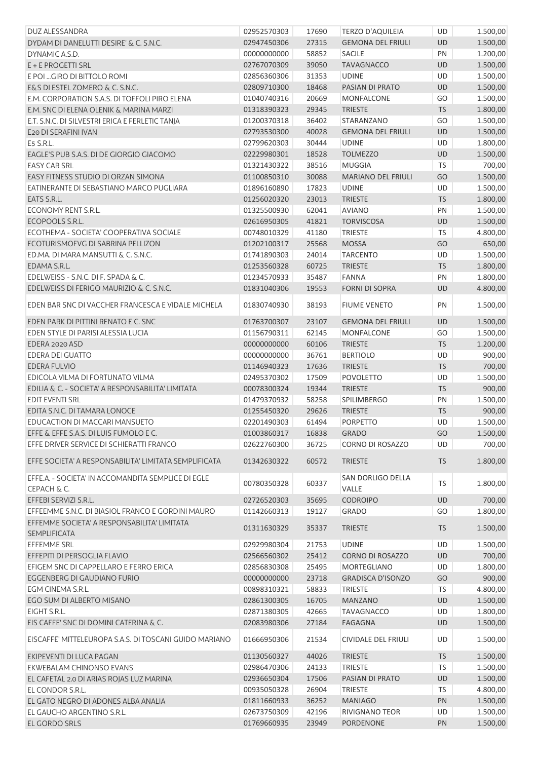| | | | | | |
|---|---|---|---|---|---|
| DUZ ALESSANDRA | 02952570303 | 17690 | TERZO D'AQUILEIA | UD | 1.500,00 |
| DYDAM DI DANELUTTI DESIRE' & C. S.N.C. | 02947450306 | 27315 | GEMONA DEL FRIULI | UD | 1.500,00 |
| DYNAMIC A.S.D. | 00000000000 | 58852 | SACILE | PN | 1.200,00 |
| E + E PROGETTI SRL | 02767070309 | 39050 | TAVAGNACCO | UD | 1.500,00 |
| E POI ...GIRO DI BITTOLO ROMI | 02856360306 | 31353 | UDINE | UD | 1.500,00 |
| E&S DI ESTEL ZOMERO & C. S.N.C. | 02809710300 | 18468 | PASIAN DI PRATO | UD | 1.500,00 |
| E.M. CORPORATION S.A.S. DI TOFFOLI PIRO ELENA | 01040740316 | 20669 | MONFALCONE | GO | 1.500,00 |
| E.M. SNC DI ELENA OLENIK & MARINA MARZI | 01318390323 | 29345 | TRIESTE | TS | 1.800,00 |
| E.T. S.N.C. DI SILVESTRI ERICA E FERLETIC TANJA | 01200370318 | 36402 | STARANZANO | GO | 1.500,00 |
| E20 DI SERAFINI IVAN | 02793530300 | 40028 | GEMONA DEL FRIULI | UD | 1.500,00 |
| E5 S.R.L. | 02799620303 | 30444 | UDINE | UD | 1.800,00 |
| EAGLE'S PUB S.A.S. DI DE GIORGIO GIACOMO | 02229980301 | 18528 | TOLMEZZO | UD | 1.500,00 |
| EASY CAR SRL | 01321430322 | 38516 | MUGGIA | TS | 700,00 |
| EASY FITNESS STUDIO DI ORZAN SIMONA | 01100850310 | 30088 | MARIANO DEL FRIULI | GO | 1.500,00 |
| EATINERANTE DI SEBASTIANO MARCO PUGLIARA | 01896160890 | 17823 | UDINE | UD | 1.500,00 |
| EATS S.R.L. | 01256020320 | 23013 | TRIESTE | TS | 1.800,00 |
| ECONOMY RENT S.R.L. | 01325500930 | 62041 | AVIANO | PN | 1.500,00 |
| ECOPOOLS S.R.L. | 02616950305 | 41821 | TORVISCOSA | UD | 1.500,00 |
| ECOTHEMA - SOCIETA' COOPERATIVA SOCIALE | 00748010329 | 41180 | TRIESTE | TS | 4.800,00 |
| ECOTURISMOFVG DI SABRINA PELLIZON | 01202100317 | 25568 | MOSSA | GO | 650,00 |
| ED.MA. DI MARA MANSUTTI & C. S.N.C. | 01741890303 | 24014 | TARCENTO | UD | 1.500,00 |
| EDAMA S.R.L. | 01253560328 | 60725 | TRIESTE | TS | 1.800,00 |
| EDELWEISS - S.N.C. DI F. SPADA & C. | 01234570933 | 35487 | FANNA | PN | 1.800,00 |
| EDELWEISS DI FERIGO MAURIZIO & C. S.N.C. | 01831040306 | 19553 | FORNI DI SOPRA | UD | 4.800,00 |
| EDEN BAR SNC DI VACCHER FRANCESCA E VIDALE MICHELA | 01830740930 | 38193 | FIUME VENETO | PN | 1.500,00 |
| EDEN PARK DI PITTINI RENATO E C. SNC | 01763700307 | 23107 | GEMONA DEL FRIULI | UD | 1.500,00 |
| EDEN STYLE DI PARISI ALESSIA LUCIA | 01156790311 | 62145 | MONFALCONE | GO | 1.500,00 |
| EDERA 2020 ASD | 00000000000 | 60106 | TRIESTE | TS | 1.200,00 |
| EDERA DEI GUATTO | 00000000000 | 36761 | BERTIOLO | UD | 900,00 |
| EDERA FULVIO | 01146940323 | 17636 | TRIESTE | TS | 700,00 |
| EDICOLA VILMA DI FORTUNATO VILMA | 02495370302 | 17509 | POVOLETTO | UD | 1.500,00 |
| EDILIA & C. - SOCIETA' A RESPONSABILITA' LIMITATA | 00078300324 | 19344 | TRIESTE | TS | 900,00 |
| EDIT EVENTI SRL | 01479370932 | 58258 | SPILIMBERGO | PN | 1.500,00 |
| EDITA S.N.C. DI TAMARA LONOCE | 01255450320 | 29626 | TRIESTE | TS | 900,00 |
| EDUCACTION DI MACCARI MANSUETO | 02201490303 | 61494 | PORPETTO | UD | 1.500,00 |
| EFFE & EFFE S.A.S. DI LUIS FUMOLO E C. | 01003860317 | 16838 | GRADO | GO | 1.500,00 |
| EFFE DRIVER SERVICE DI SCHIERATTI FRANCO | 02622760300 | 36725 | CORNO DI ROSAZZO | UD | 700,00 |
| EFFE SOCIETA' A RESPONSABILITA' LIMITATA SEMPLIFICATA | 01342630322 | 60572 | TRIESTE | TS | 1.800,00 |
| EFFE.A. - SOCIETA' IN ACCOMANDITA SEMPLICE DI EGLE CEPACH & C. | 00780350328 | 60337 | SAN DORLIGO DELLA VALLE | TS | 1.800,00 |
| EFFEBI SERVIZI S.R.L. | 02726520303 | 35695 | CODROIPO | UD | 700,00 |
| EFFEEMME S.N.C. DI BIASIOL FRANCO E GORDINI MAURO | 01142660313 | 19127 | GRADO | GO | 1.800,00 |
| EFFEMME SOCIETA' A RESPONSABILITA' LIMITATA SEMPLIFICATA | 01311630329 | 35337 | TRIESTE | TS | 1.500,00 |
| EFFEMME SRL | 02929980304 | 21753 | UDINE | UD | 1.500,00 |
| EFFEPITI DI PERSOGLIA FLAVIO | 02566560302 | 25412 | CORNO DI ROSAZZO | UD | 700,00 |
| EFIGEM SNC DI CAPPELLARO E FERRO ERICA | 02856830308 | 25495 | MORTEGLIANO | UD | 1.800,00 |
| EGGENBERG DI GAUDIANO FURIO | 00000000000 | 23718 | GRADISCA D'ISONZO | GO | 900,00 |
| EGM CINEMA S.R.L. | 00898310321 | 58833 | TRIESTE | TS | 4.800,00 |
| EGO SUM DI ALBERTO MISANO | 02861300305 | 16705 | MANZANO | UD | 1.500,00 |
| EIGHT S.R.L. | 02871380305 | 42665 | TAVAGNACCO | UD | 1.800,00 |
| EIS CAFFE' SNC DI DOMINI CATERINA & C. | 02083980306 | 27184 | FAGAGNA | UD | 1.500,00 |
| EISCAFFE' MITTELEUROPA S.A.S. DI TOSCANI GUIDO MARIANO | 01666950306 | 21534 | CIVIDALE DEL FRIULI | UD | 1.500,00 |
| EKIPEVENTI DI LUCA PAGAN | 01130560327 | 44026 | TRIESTE | TS | 1.500,00 |
| EKWEBALAM CHINONSO EVANS | 02986470306 | 24133 | TRIESTE | TS | 1.500,00 |
| EL CAFETAL 2.0 DI ARIAS ROJAS LUZ MARINA | 02936650304 | 17506 | PASIAN DI PRATO | UD | 1.500,00 |
| EL CONDOR S.R.L. | 00935050328 | 26904 | TRIESTE | TS | 4.800,00 |
| EL GATO NEGRO DI ADONES ALBA ANALIA | 01811660933 | 36252 | MANIAGO | PN | 1.500,00 |
| EL GAUCHO ARGENTINO S.R.L. | 02673750309 | 42196 | RIVIGNANO TEOR | UD | 1.500,00 |
| EL GORDO SRLS | 01769660935 | 23949 | PORDENONE | PN | 1.500,00 |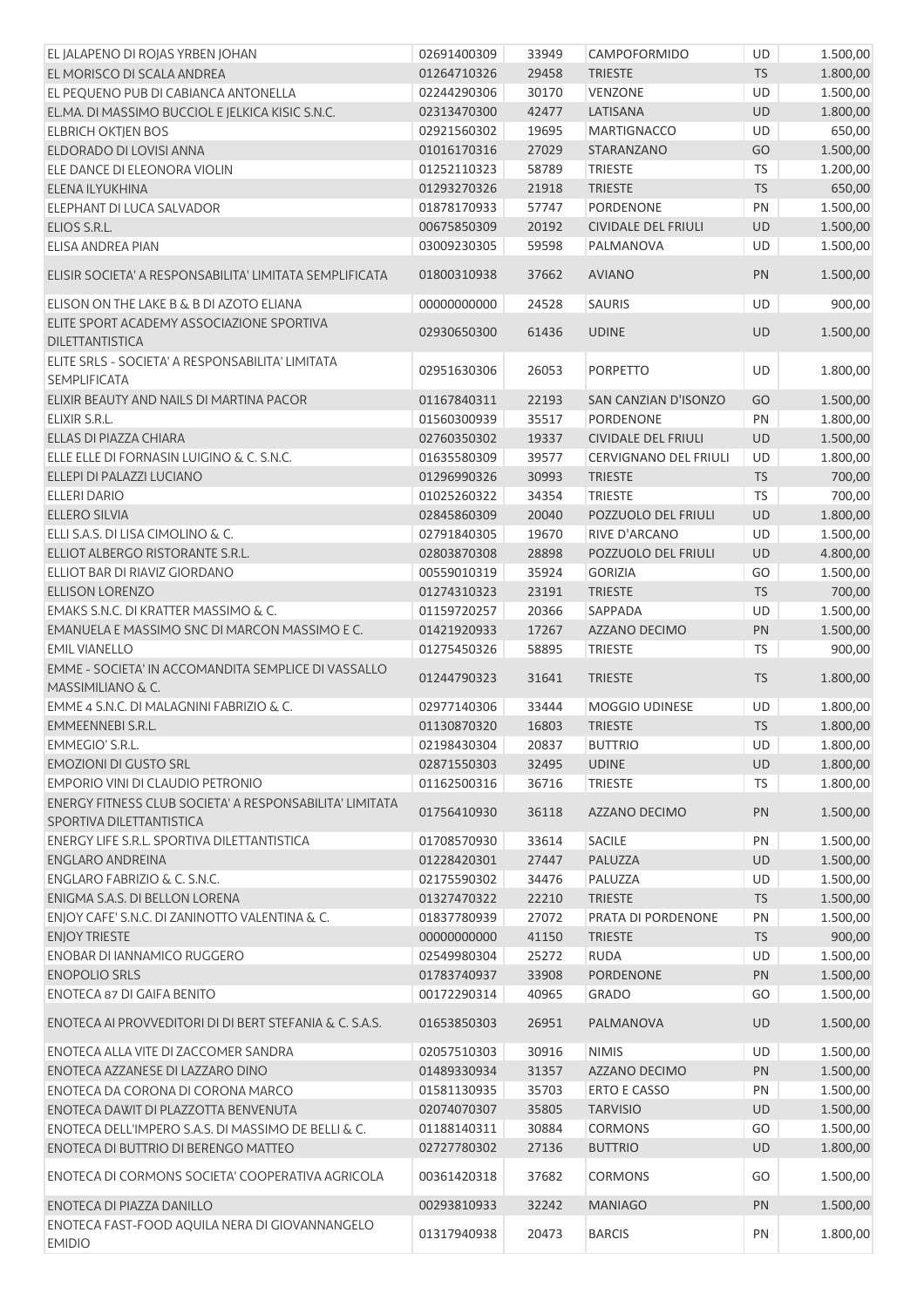| | | | | | |
|---|---|---|---|---|---|
| EL JALAPENO DI ROJAS YRBEN JOHAN | 02691400309 | 33949 | CAMPOFORMIDO | UD | 1.500,00 |
| EL MORISCO DI SCALA ANDREA | 01264710326 | 29458 | TRIESTE | TS | 1.800,00 |
| EL PEQUENO PUB DI CABIANCA ANTONELLA | 02244290306 | 30170 | VENZONE | UD | 1.500,00 |
| EL.MA. DI MASSIMO BUCCIOL E JELKICA KISIC S.N.C. | 02313470300 | 42477 | LATISANA | UD | 1.800,00 |
| ELBRICH OKTJEN BOS | 02921560302 | 19695 | MARTIGNACCO | UD | 650,00 |
| ELDORADO DI LOVISI ANNA | 01016170316 | 27029 | STARANZANO | GO | 1.500,00 |
| ELE DANCE DI ELEONORA VIOLIN | 01252110323 | 58789 | TRIESTE | TS | 1.200,00 |
| ELENA ILYUKHINA | 01293270326 | 21918 | TRIESTE | TS | 650,00 |
| ELEPHANT DI LUCA SALVADOR | 01878170933 | 57747 | PORDENONE | PN | 1.500,00 |
| ELIOS S.R.L. | 00675850309 | 20192 | CIVIDALE DEL FRIULI | UD | 1.500,00 |
| ELISA ANDREA PIAN | 03009230305 | 59598 | PALMANOVA | UD | 1.500,00 |
| ELISIR SOCIETA' A RESPONSABILITA' LIMITATA SEMPLIFICATA | 01800310938 | 37662 | AVIANO | PN | 1.500,00 |
| ELISON ON THE LAKE B & B DI AZOTO ELIANA | 00000000000 | 24528 | SAURIS | UD | 900,00 |
| ELITE SPORT ACADEMY ASSOCIAZIONE SPORTIVA DILETTANTISTICA | 02930650300 | 61436 | UDINE | UD | 1.500,00 |
| ELITE SRLS - SOCIETA' A RESPONSABILITA' LIMITATA SEMPLIFICATA | 02951630306 | 26053 | PORPETTO | UD | 1.800,00 |
| ELIXIR BEAUTY AND NAILS DI MARTINA PACOR | 01167840311 | 22193 | SAN CANZIAN D'ISONZO | GO | 1.500,00 |
| ELIXIR S.R.L. | 01560300939 | 35517 | PORDENONE | PN | 1.800,00 |
| ELLAS DI PIAZZA CHIARA | 02760350302 | 19337 | CIVIDALE DEL FRIULI | UD | 1.500,00 |
| ELLE ELLE DI FORNASIN LUIGINO & C. S.N.C. | 01635580309 | 39577 | CERVIGNANO DEL FRIULI | UD | 1.800,00 |
| ELLEPI DI PALAZZI LUCIANO | 01296990326 | 30993 | TRIESTE | TS | 700,00 |
| ELLERI DARIO | 01025260322 | 34354 | TRIESTE | TS | 700,00 |
| ELLERO SILVIA | 02845860309 | 20040 | POZZUOLO DEL FRIULI | UD | 1.800,00 |
| ELLI S.A.S. DI LISA CIMOLINO & C. | 02791840305 | 19670 | RIVE D'ARCANO | UD | 1.500,00 |
| ELLIOT ALBERGO RISTORANTE S.R.L. | 02803870308 | 28898 | POZZUOLO DEL FRIULI | UD | 4.800,00 |
| ELLIOT BAR DI RIAVIZ GIORDANO | 00559010319 | 35924 | GORIZIA | GO | 1.500,00 |
| ELLISON LORENZO | 01274310323 | 23191 | TRIESTE | TS | 700,00 |
| EMAKS S.N.C. DI KRATTER MASSIMO & C. | 01159720257 | 20366 | SAPPADA | UD | 1.500,00 |
| EMANUELA E MASSIMO SNC DI MARCON MASSIMO E C. | 01421920933 | 17267 | AZZANO DECIMO | PN | 1.500,00 |
| EMIL VIANELLO | 01275450326 | 58895 | TRIESTE | TS | 900,00 |
| EMME - SOCIETA' IN ACCOMANDITA SEMPLICE DI VASSALLO MASSIMILIANO & C. | 01244790323 | 31641 | TRIESTE | TS | 1.800,00 |
| EMME 4 S.N.C. DI MALAGNINI FABRIZIO & C. | 02977140306 | 33444 | MOGGIO UDINESE | UD | 1.800,00 |
| EMMEENNEBI S.R.L. | 01130870320 | 16803 | TRIESTE | TS | 1.800,00 |
| EMMEGIO' S.R.L. | 02198430304 | 20837 | BUTTRIO | UD | 1.800,00 |
| EMOZIONI DI GUSTO SRL | 02871550303 | 32495 | UDINE | UD | 1.800,00 |
| EMPORIO VINI DI CLAUDIO PETRONIO | 01162500316 | 36716 | TRIESTE | TS | 1.800,00 |
| ENERGY FITNESS CLUB SOCIETA' A RESPONSABILITA' LIMITATA SPORTIVA DILETTANTISTICA | 01756410930 | 36118 | AZZANO DECIMO | PN | 1.500,00 |
| ENERGY LIFE S.R.L. SPORTIVA DILETTANTISTICA | 01708570930 | 33614 | SACILE | PN | 1.500,00 |
| ENGLARO ANDREINA | 01228420301 | 27447 | PALUZZA | UD | 1.500,00 |
| ENGLARO FABRIZIO & C. S.N.C. | 02175590302 | 34476 | PALUZZA | UD | 1.500,00 |
| ENIGMA S.A.S. DI BELLON LORENA | 01327470322 | 22210 | TRIESTE | TS | 1.500,00 |
| ENJOY CAFE' S.N.C. DI ZANINOTTO VALENTINA & C. | 01837780939 | 27072 | PRATA DI PORDENONE | PN | 1.500,00 |
| ENJOY TRIESTE | 00000000000 | 41150 | TRIESTE | TS | 900,00 |
| ENOBAR DI IANNAMICO RUGGERO | 02549980304 | 25272 | RUDA | UD | 1.500,00 |
| ENOPOLIO SRLS | 01783740937 | 33908 | PORDENONE | PN | 1.500,00 |
| ENOTECA 87 DI GAIFA BENITO | 00172290314 | 40965 | GRADO | GO | 1.500,00 |
| ENOTECA AI PROVVEDITORI DI DI BERT STEFANIA & C. S.A.S. | 01653850303 | 26951 | PALMANOVA | UD | 1.500,00 |
| ENOTECA ALLA VITE DI ZACCOMER SANDRA | 02057510303 | 30916 | NIMIS | UD | 1.500,00 |
| ENOTECA AZZANESE DI LAZZARO DINO | 01489330934 | 31357 | AZZANO DECIMO | PN | 1.500,00 |
| ENOTECA DA CORONA DI CORONA MARCO | 01581130935 | 35703 | ERTO E CASSO | PN | 1.500,00 |
| ENOTECA DAWIT DI PLAZZOTTA BENVENUTA | 02074070307 | 35805 | TARVISIO | UD | 1.500,00 |
| ENOTECA DELL'IMPERO S.A.S. DI MASSIMO DE BELLI & C. | 01188140311 | 30884 | CORMONS | GO | 1.500,00 |
| ENOTECA DI BUTTRIO DI BERENGO MATTEO | 02727780302 | 27136 | BUTTRIO | UD | 1.800,00 |
| ENOTECA DI CORMONS SOCIETA' COOPERATIVA AGRICOLA | 00361420318 | 37682 | CORMONS | GO | 1.500,00 |
| ENOTECA DI PIAZZA DANILLO | 00293810933 | 32242 | MANIAGO | PN | 1.500,00 |
| ENOTECA FAST-FOOD AQUILA NERA DI GIOVANNANGELO EMIDIO | 01317940938 | 20473 | BARCIS | PN | 1.800,00 |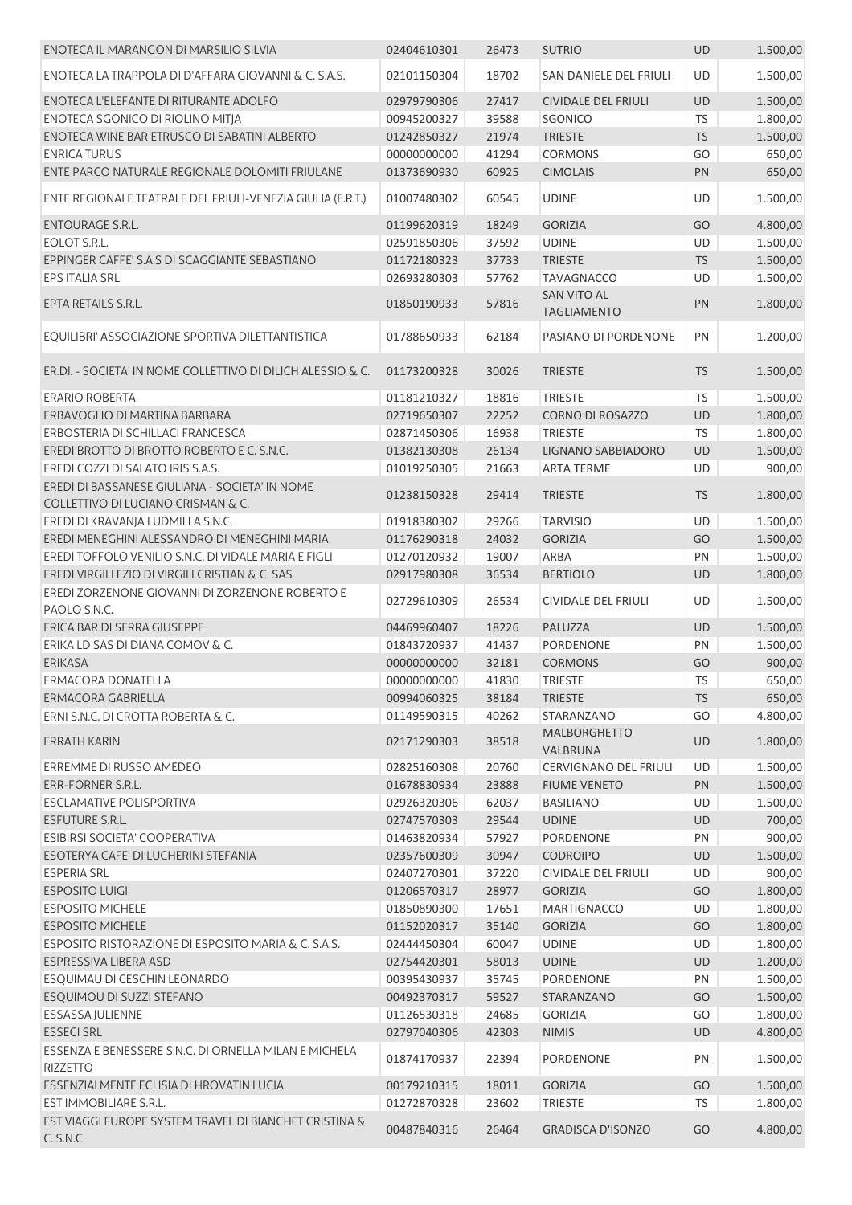| | | | | | |
|---|---|---|---|---|---|
| ENOTECA IL MARANGON DI MARSILIO SILVIA | 02404610301 | 26473 | SUTRIO | UD | 1.500,00 |
| ENOTECA LA TRAPPOLA DI D'AFFARA GIOVANNI & C. S.A.S. | 02101150304 | 18702 | SAN DANIELE DEL FRIULI | UD | 1.500,00 |
| ENOTECA L'ELEFANTE DI RITURANTE ADOLFO | 02979790306 | 27417 | CIVIDALE DEL FRIULI | UD | 1.500,00 |
| ENOTECA SGONICO DI RIOLINO MITJA | 00945200327 | 39588 | SGONICO | TS | 1.800,00 |
| ENOTECA WINE BAR ETRUSCO DI SABATINI ALBERTO | 01242850327 | 21974 | TRIESTE | TS | 1.500,00 |
| ENRICA TURUS | 00000000000 | 41294 | CORMONS | GO | 650,00 |
| ENTE PARCO NATURALE REGIONALE DOLOMITI FRIULANE | 01373690930 | 60925 | CIMOLAIS | PN | 650,00 |
| ENTE REGIONALE TEATRALE DEL FRIULI-VENEZIA GIULIA (E.R.T.) | 01007480302 | 60545 | UDINE | UD | 1.500,00 |
| ENTOURAGE S.R.L. | 01199620319 | 18249 | GORIZIA | GO | 4.800,00 |
| EOLOT S.R.L. | 02591850306 | 37592 | UDINE | UD | 1.500,00 |
| EPPINGER CAFFE' S.A.S DI SCAGGIANTE SEBASTIANO | 01172180323 | 37733 | TRIESTE | TS | 1.500,00 |
| EPS ITALIA SRL | 02693280303 | 57762 | TAVAGNACCO | UD | 1.500,00 |
| EPTA RETAILS S.R.L. | 01850190933 | 57816 | SAN VITO AL TAGLIAMENTO | PN | 1.800,00 |
| EQUILIBRI' ASSOCIAZIONE SPORTIVA DILETTANTISTICA | 01788650933 | 62184 | PASIANO DI PORDENONE | PN | 1.200,00 |
| ER.DI. - SOCIETA' IN NOME COLLETTIVO DI DILICH ALESSIO & C. | 01173200328 | 30026 | TRIESTE | TS | 1.500,00 |
| ERARIO ROBERTA | 01181210327 | 18816 | TRIESTE | TS | 1.500,00 |
| ERBAVOGLIO DI MARTINA BARBARA | 02719650307 | 22252 | CORNO DI ROSAZZO | UD | 1.800,00 |
| ERBOSTERIA DI SCHILLACI FRANCESCA | 02871450306 | 16938 | TRIESTE | TS | 1.800,00 |
| EREDI BROTTO DI BROTTO ROBERTO E C. S.N.C. | 01382130308 | 26134 | LIGNANO SABBIADORO | UD | 1.500,00 |
| EREDI COZZI DI SALATO IRIS S.A.S. | 01019250305 | 21663 | ARTA TERME | UD | 900,00 |
| EREDI DI BASSANESE GIULIANA - SOCIETA' IN NOME COLLETTIVO DI LUCIANO CRISMAN & C. | 01238150328 | 29414 | TRIESTE | TS | 1.800,00 |
| EREDI DI KRAVANJA LUDMILLA S.N.C. | 01918380302 | 29266 | TARVISIO | UD | 1.500,00 |
| EREDI MENEGHINI ALESSANDRO DI MENEGHINI MARIA | 01176290318 | 24032 | GORIZIA | GO | 1.500,00 |
| EREDI TOFFOLO VENILIO S.N.C. DI VIDALE MARIA E FIGLI | 01270120932 | 19007 | ARBA | PN | 1.500,00 |
| EREDI VIRGILI EZIO DI VIRGILI CRISTIAN & C. SAS | 02917980308 | 36534 | BERTIOLO | UD | 1.800,00 |
| EREDI ZORZENONE GIOVANNI DI ZORZENONE ROBERTO E PAOLO S.N.C. | 02729610309 | 26534 | CIVIDALE DEL FRIULI | UD | 1.500,00 |
| ERICA BAR DI SERRA GIUSEPPE | 04469960407 | 18226 | PALUZZA | UD | 1.500,00 |
| ERIKA LD SAS DI DIANA COMOV & C. | 01843720937 | 41437 | PORDENONE | PN | 1.500,00 |
| ERIKASA | 00000000000 | 32181 | CORMONS | GO | 900,00 |
| ERMACORA DONATELLA | 00000000000 | 41830 | TRIESTE | TS | 650,00 |
| ERMACORA GABRIELLA | 00994060325 | 38184 | TRIESTE | TS | 650,00 |
| ERNI S.N.C. DI CROTTA ROBERTA & C. | 01149590315 | 40262 | STARANZANO | GO | 4.800,00 |
| ERRATH KARIN | 02171290303 | 38518 | MALBORGHETTO VALBRUNA | UD | 1.800,00 |
| ERREMME DI RUSSO AMEDEO | 02825160308 | 20760 | CERVIGNANO DEL FRIULI | UD | 1.500,00 |
| ERR-FORNER S.R.L. | 01678830934 | 23888 | FIUME VENETO | PN | 1.500,00 |
| ESCLAMATIVE POLISPORTIVA | 02926320306 | 62037 | BASILIANO | UD | 1.500,00 |
| ESFUTURE S.R.L. | 02747570303 | 29544 | UDINE | UD | 700,00 |
| ESIBIRSI SOCIETA' COOPERATIVA | 01463820934 | 57927 | PORDENONE | PN | 900,00 |
| ESOTERYA CAFE' DI LUCHERINI STEFANIA | 02357600309 | 30947 | CODROIPO | UD | 1.500,00 |
| ESPERIA SRL | 02407270301 | 37220 | CIVIDALE DEL FRIULI | UD | 900,00 |
| ESPOSITO LUIGI | 01206570317 | 28977 | GORIZIA | GO | 1.800,00 |
| ESPOSITO MICHELE | 01850890300 | 17651 | MARTIGNACCO | UD | 1.800,00 |
| ESPOSITO MICHELE | 01152020317 | 35140 | GORIZIA | GO | 1.800,00 |
| ESPOSITO RISTORAZIONE DI ESPOSITO MARIA & C. S.A.S. | 02444450304 | 60047 | UDINE | UD | 1.800,00 |
| ESPRESSIVA LIBERA ASD | 02754420301 | 58013 | UDINE | UD | 1.200,00 |
| ESQUIMAU DI CESCHIN LEONARDO | 00395430937 | 35745 | PORDENONE | PN | 1.500,00 |
| ESQUIMOU DI SUZZI STEFANO | 00492370317 | 59527 | STARANZANO | GO | 1.500,00 |
| ESSASSA JULIENNE | 01126530318 | 24685 | GORIZIA | GO | 1.800,00 |
| ESSECI SRL | 02797040306 | 42303 | NIMIS | UD | 4.800,00 |
| ESSENZA E BENESSERE S.N.C. DI ORNELLA MILAN E MICHELA RIZZETTO | 01874170937 | 22394 | PORDENONE | PN | 1.500,00 |
| ESSENZIALMENTE ECLISIA DI HROVATIN LUCIA | 00179210315 | 18011 | GORIZIA | GO | 1.500,00 |
| EST IMMOBILIARE S.R.L. | 01272870328 | 23602 | TRIESTE | TS | 1.800,00 |
| EST VIAGGI EUROPE SYSTEM TRAVEL DI BIANCHET CRISTINA & C. S.N.C. | 00487840316 | 26464 | GRADISCA D'ISONZO | GO | 4.800,00 |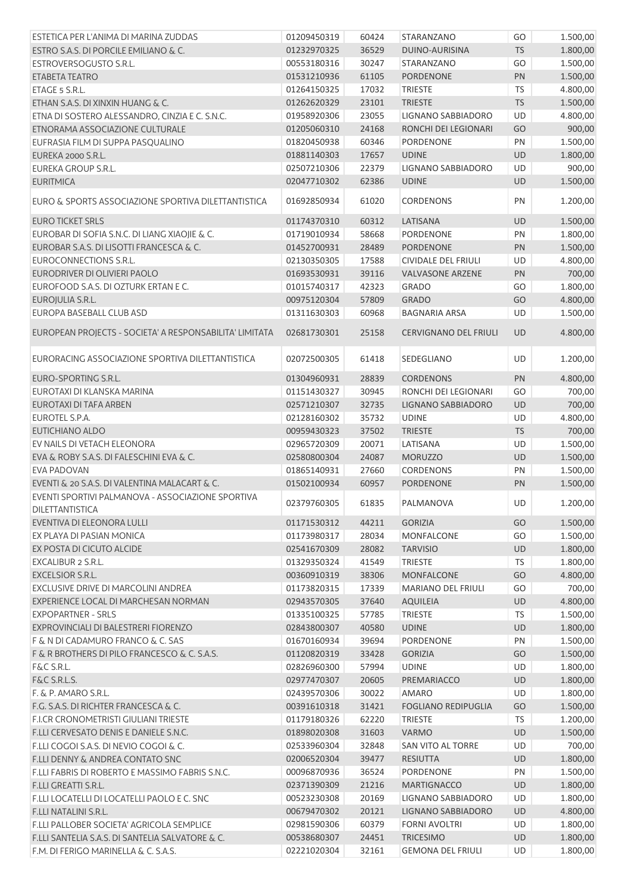| | | | | | |
|---|---|---|---|---|---|
| ESTETICA PER L'ANIMA DI MARINA ZUDDAS | 01209450319 | 60424 | STARANZANO | GO | 1.500,00 |
| ESTRO S.A.S. DI PORCILE EMILIANO & C. | 01232970325 | 36529 | DUINO-AURISINA | TS | 1.800,00 |
| ESTROVERSOGUSTO S.R.L. | 00553180316 | 30247 | STARANZANO | GO | 1.500,00 |
| ETABETA TEATRO | 01531210936 | 61105 | PORDENONE | PN | 1.500,00 |
| ETAGE 5 S.R.L. | 01264150325 | 17032 | TRIESTE | TS | 4.800,00 |
| ETHAN S.A.S. DI XINXIN HUANG & C. | 01262620329 | 23101 | TRIESTE | TS | 1.500,00 |
| ETNA DI SOSTERO ALESSANDRO, CINZIA E C. S.N.C. | 01958920306 | 23055 | LIGNANO SABBIADORO | UD | 4.800,00 |
| ETNORAMA ASSOCIAZIONE CULTURALE | 01205060310 | 24168 | RONCHI DEI LEGIONARI | GO | 900,00 |
| EUFRASIA FILM DI SUPPA PASQUALINO | 01820450938 | 60346 | PORDENONE | PN | 1.500,00 |
| EUREKA 2000 S.R.L. | 01881140303 | 17657 | UDINE | UD | 1.800,00 |
| EUREKA GROUP S.R.L. | 02507210306 | 22379 | LIGNANO SABBIADORO | UD | 900,00 |
| EURITMICA | 02047710302 | 62386 | UDINE | UD | 1.500,00 |
| EURO & SPORTS ASSOCIAZIONE SPORTIVA DILETTANTISTICA | 01692850934 | 61020 | CORDENONS | PN | 1.200,00 |
| EURO TICKET SRLS | 01174370310 | 60312 | LATISANA | UD | 1.500,00 |
| EUROBAR DI SOFIA S.N.C. DI LIANG XIAOJIE & C. | 01719010934 | 58668 | PORDENONE | PN | 1.800,00 |
| EUROBAR S.A.S. DI LISOTTI FRANCESCA & C. | 01452700931 | 28489 | PORDENONE | PN | 1.500,00 |
| EUROCONNECTIONS S.R.L. | 02130350305 | 17588 | CIVIDALE DEL FRIULI | UD | 4.800,00 |
| EURODRIVER DI OLIVIERI PAOLO | 01693530931 | 39116 | VALVASONE ARZENE | PN | 700,00 |
| EUROFOOD S.A.S. DI OZTURK ERTAN E C. | 01015740317 | 42323 | GRADO | GO | 1.800,00 |
| EUROJULIA S.R.L. | 00975120304 | 57809 | GRADO | GO | 4.800,00 |
| EUROPA BASEBALL CLUB ASD | 01311630303 | 60968 | BAGNARIA ARSA | UD | 1.500,00 |
| EUROPEAN PROJECTS - SOCIETA' A RESPONSABILITA' LIMITATA | 02681730301 | 25158 | CERVIGNANO DEL FRIULI | UD | 4.800,00 |
| EURORACING ASSOCIAZIONE SPORTIVA DILETTANTISTICA | 02072500305 | 61418 | SEDEGLIANO | UD | 1.200,00 |
| EURO-SPORTING S.R.L. | 01304960931 | 28839 | CORDENONS | PN | 4.800,00 |
| EUROTAXI DI KLANSKA MARINA | 01151430327 | 30945 | RONCHI DEI LEGIONARI | GO | 700,00 |
| EUROTAXI DI TAFA ARBEN | 02571210307 | 32735 | LIGNANO SABBIADORO | UD | 700,00 |
| EUROTEL S.P.A. | 02128160302 | 35732 | UDINE | UD | 4.800,00 |
| EUTICHIANO ALDO | 00959430323 | 37502 | TRIESTE | TS | 700,00 |
| EV NAILS DI VETACH ELEONORA | 02965720309 | 20071 | LATISANA | UD | 1.500,00 |
| EVA & ROBY S.A.S. DI FALESCHINI EVA & C. | 02580800304 | 24087 | MORUZZO | UD | 1.500,00 |
| EVA PADOVAN | 01865140931 | 27660 | CORDENONS | PN | 1.500,00 |
| EVENTI & 20 S.A.S. DI VALENTINA MALACART & C. | 01502100934 | 60957 | PORDENONE | PN | 1.500,00 |
| EVENTI SPORTIVI PALMANOVA - ASSOCIAZIONE SPORTIVA DILETTANTISTICA | 02379760305 | 61835 | PALMANOVA | UD | 1.200,00 |
| EVENTIVA DI ELEONORA LULLI | 01171530312 | 44211 | GORIZIA | GO | 1.500,00 |
| EX PLAYA DI PASIAN MONICA | 01173980317 | 28034 | MONFALCONE | GO | 1.500,00 |
| EX POSTA DI CICUTO ALCIDE | 02541670309 | 28082 | TARVISIO | UD | 1.800,00 |
| EXCALIBUR 2 S.R.L. | 01329350324 | 41549 | TRIESTE | TS | 1.800,00 |
| EXCELSIOR S.R.L. | 00360910319 | 38306 | MONFALCONE | GO | 4.800,00 |
| EXCLUSIVE DRIVE DI MARCOLINI ANDREA | 01173820315 | 17339 | MARIANO DEL FRIULI | GO | 700,00 |
| EXPERIENCE LOCAL DI MARCHESAN NORMAN | 02943570305 | 37640 | AQUILEIA | UD | 4.800,00 |
| EXPOPARTNER - SRLS | 01335100325 | 57785 | TRIESTE | TS | 1.500,00 |
| EXPROVINCIALI DI BALESTRERI FIORENZO | 02843800307 | 40580 | UDINE | UD | 1.800,00 |
| F & N DI CADAMURO FRANCO & C. SAS | 01670160934 | 39694 | PORDENONE | PN | 1.500,00 |
| F & R BROTHERS DI PILO FRANCESCO & C. S.A.S. | 01120820319 | 33428 | GORIZIA | GO | 1.500,00 |
| F&C S.R.L. | 02826960300 | 57994 | UDINE | UD | 1.800,00 |
| F&C S.R.L.S. | 02977470307 | 20605 | PREMARIACCO | UD | 1.800,00 |
| F. & P. AMARO S.R.L. | 02439570306 | 30022 | AMARO | UD | 1.800,00 |
| F.G. S.A.S. DI RICHTER FRANCESCA & C. | 00391610318 | 31421 | FOGLIANO REDIPUGLIA | GO | 1.500,00 |
| F.I.CR CRONOMETRISTI GIULIANI TRIESTE | 01179180326 | 62220 | TRIESTE | TS | 1.200,00 |
| F.LLI CERVESATO DENIS E DANIELE S.N.C. | 01898020308 | 31603 | VARMO | UD | 1.500,00 |
| F.LLI COGOI S.A.S. DI NEVIO COGOI & C. | 02533960304 | 32848 | SAN VITO AL TORRE | UD | 700,00 |
| F.LLI DENNY & ANDREA CONTATO SNC | 02006520304 | 39477 | RESIUTTA | UD | 1.800,00 |
| F.LLI FABRIS DI ROBERTO E MASSIMO FABRIS S.N.C. | 00096870936 | 36524 | PORDENONE | PN | 1.500,00 |
| F.LLI GREATTI S.R.L. | 02371390309 | 21216 | MARTIGNACCO | UD | 1.800,00 |
| F.LLI LOCATELLI DI LOCATELLI PAOLO E C. SNC | 00523230308 | 20169 | LIGNANO SABBIADORO | UD | 1.800,00 |
| F.LLI NATALINI S.R.L. | 00679470302 | 20121 | LIGNANO SABBIADORO | UD | 4.800,00 |
| F.LLI PALLOBER SOCIETA' AGRICOLA SEMPLICE | 02981590306 | 60379 | FORNI AVOLTRI | UD | 1.800,00 |
| F.LLI SANTELIA S.A.S. DI SANTELIA SALVATORE & C. | 00538680307 | 24451 | TRICESIMO | UD | 1.800,00 |
| F.M. DI FERIGO MARINELLA & C. S.A.S. | 02221020304 | 32161 | GEMONA DEL FRIULI | UD | 1.800,00 |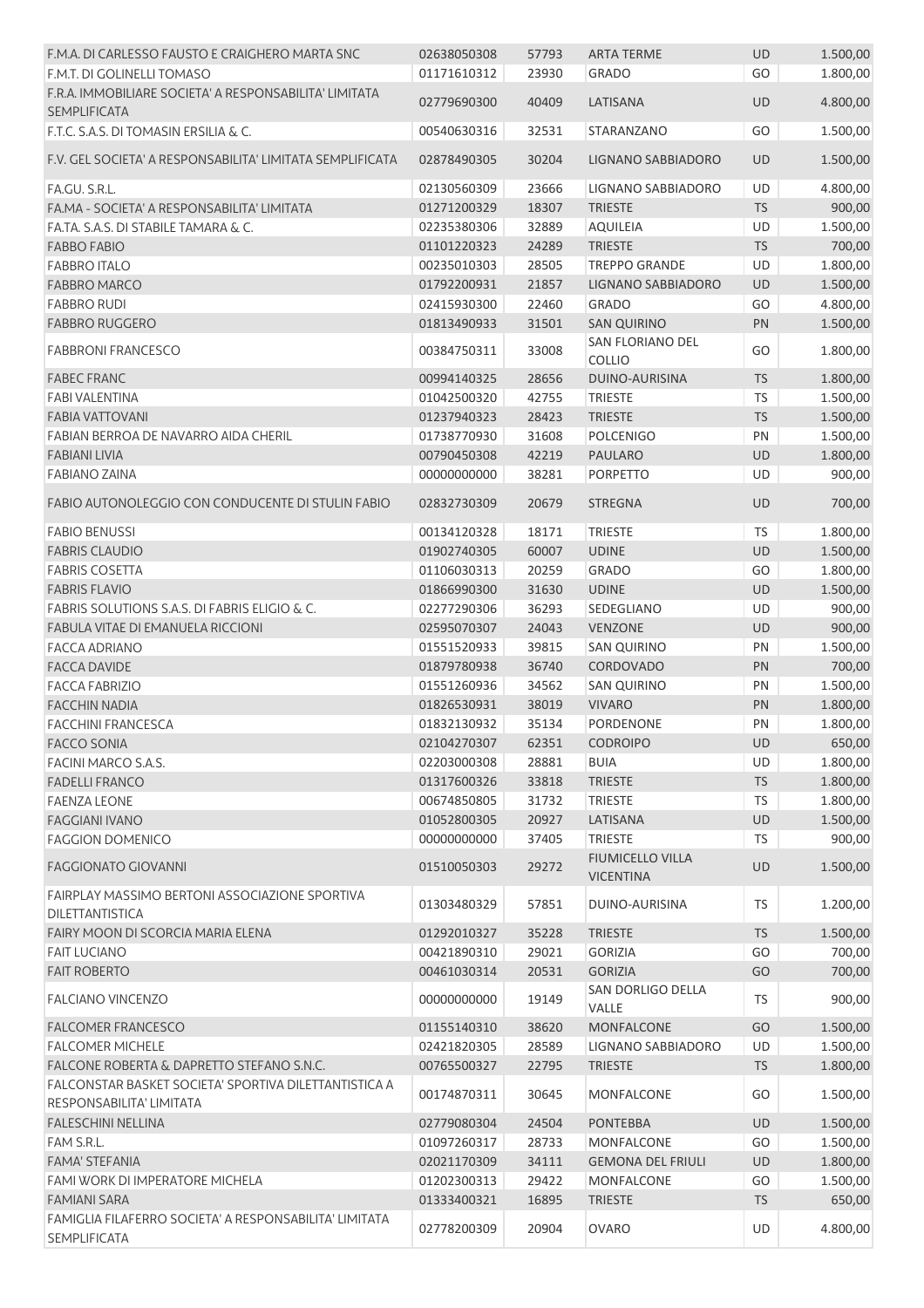| | | | | | |
|---|---|---|---|---|---|
| F.M.A. DI CARLESSO FAUSTO E CRAIGHERO MARTA SNC | 02638050308 | 57793 | ARTA TERME | UD | 1.500,00 |
| F.M.T. DI GOLINELLI TOMASO | 01171610312 | 23930 | GRADO | GO | 1.800,00 |
| F.R.A. IMMOBILIARE SOCIETA' A RESPONSABILITA' LIMITATA SEMPLIFICATA | 02779690300 | 40409 | LATISANA | UD | 4.800,00 |
| F.T.C. S.A.S. DI TOMASIN ERSILIA & C. | 00540630316 | 32531 | STARANZANO | GO | 1.500,00 |
| F.V. GEL SOCIETA' A RESPONSABILITA' LIMITATA SEMPLIFICATA | 02878490305 | 30204 | LIGNANO SABBIADORO | UD | 1.500,00 |
| FA.GU. S.R.L. | 02130560309 | 23666 | LIGNANO SABBIADORO | UD | 4.800,00 |
| FA.MA - SOCIETA' A RESPONSABILITA' LIMITATA | 01271200329 | 18307 | TRIESTE | TS | 900,00 |
| FA.TA. S.A.S. DI STABILE TAMARA & C. | 02235380306 | 32889 | AQUILEIA | UD | 1.500,00 |
| FABBO FABIO | 01101220323 | 24289 | TRIESTE | TS | 700,00 |
| FABBRO ITALO | 00235010303 | 28505 | TREPPO GRANDE | UD | 1.800,00 |
| FABBRO MARCO | 01792200931 | 21857 | LIGNANO SABBIADORO | UD | 1.500,00 |
| FABBRO RUDI | 02415930300 | 22460 | GRADO | GO | 4.800,00 |
| FABBRO RUGGERO | 01813490933 | 31501 | SAN QUIRINO | PN | 1.500,00 |
| FABBRONI FRANCESCO | 00384750311 | 33008 | SAN FLORIANO DEL COLLIO | GO | 1.800,00 |
| FABEC FRANC | 00994140325 | 28656 | DUINO-AURISINA | TS | 1.800,00 |
| FABI VALENTINA | 01042500320 | 42755 | TRIESTE | TS | 1.500,00 |
| FABIA VATTOVANI | 01237940323 | 28423 | TRIESTE | TS | 1.500,00 |
| FABIAN BERROA DE NAVARRO AIDA CHERIL | 01738770930 | 31608 | POLCENIGO | PN | 1.500,00 |
| FABIANI LIVIA | 00790450308 | 42219 | PAULARO | UD | 1.800,00 |
| FABIANO ZAINA | 00000000000 | 38281 | PORPETTO | UD | 900,00 |
| FABIO AUTONOLEGGIO CON CONDUCENTE DI STULIN FABIO | 02832730309 | 20679 | STREGNA | UD | 700,00 |
| FABIO BENUSSI | 00134120328 | 18171 | TRIESTE | TS | 1.800,00 |
| FABRIS CLAUDIO | 01902740305 | 60007 | UDINE | UD | 1.500,00 |
| FABRIS COSETTA | 01106030313 | 20259 | GRADO | GO | 1.800,00 |
| FABRIS FLAVIO | 01866990300 | 31630 | UDINE | UD | 1.500,00 |
| FABRIS SOLUTIONS S.A.S. DI FABRIS ELIGIO & C. | 02277290306 | 36293 | SEDEGLIANO | UD | 900,00 |
| FABULA VITAE DI EMANUELA RICCIONI | 02595070307 | 24043 | VENZONE | UD | 900,00 |
| FACCA ADRIANO | 01551520933 | 39815 | SAN QUIRINO | PN | 1.500,00 |
| FACCA DAVIDE | 01879780938 | 36740 | CORDOVADO | PN | 700,00 |
| FACCA FABRIZIO | 01551260936 | 34562 | SAN QUIRINO | PN | 1.500,00 |
| FACCHIN NADIA | 01826530931 | 38019 | VIVARO | PN | 1.800,00 |
| FACCHINI FRANCESCA | 01832130932 | 35134 | PORDENONE | PN | 1.800,00 |
| FACCO SONIA | 02104270307 | 62351 | CODROIPO | UD | 650,00 |
| FACINI MARCO S.A.S. | 02203000308 | 28881 | BUIA | UD | 1.800,00 |
| FADELLI FRANCO | 01317600326 | 33818 | TRIESTE | TS | 1.800,00 |
| FAENZA LEONE | 00674850805 | 31732 | TRIESTE | TS | 1.800,00 |
| FAGGIANI IVANO | 01052800305 | 20927 | LATISANA | UD | 1.500,00 |
| FAGGION DOMENICO | 00000000000 | 37405 | TRIESTE | TS | 900,00 |
| FAGGIONATO GIOVANNI | 01510050303 | 29272 | FIUMICELLO VILLA VICENTINA | UD | 1.500,00 |
| FAIRPLAY MASSIMO BERTONI ASSOCIAZIONE SPORTIVA DILETTANTISTICA | 01303480329 | 57851 | DUINO-AURISINA | TS | 1.200,00 |
| FAIRY MOON DI SCORCIA MARIA ELENA | 01292010327 | 35228 | TRIESTE | TS | 1.500,00 |
| FAIT LUCIANO | 00421890310 | 29021 | GORIZIA | GO | 700,00 |
| FAIT ROBERTO | 00461030314 | 20531 | GORIZIA | GO | 700,00 |
| FALCIANO VINCENZO | 00000000000 | 19149 | SAN DORLIGO DELLA VALLE | TS | 900,00 |
| FALCOMER FRANCESCO | 01155140310 | 38620 | MONFALCONE | GO | 1.500,00 |
| FALCOMER MICHELE | 02421820305 | 28589 | LIGNANO SABBIADORO | UD | 1.500,00 |
| FALCONE ROBERTA & DAPRETTO STEFANO S.N.C. | 00765500327 | 22795 | TRIESTE | TS | 1.800,00 |
| FALCONSTAR BASKET SOCIETA' SPORTIVA DILETTANTISTICA A RESPONSABILITA' LIMITATA | 00174870311 | 30645 | MONFALCONE | GO | 1.500,00 |
| FALESCHINI NELLINA | 02779080304 | 24504 | PONTEBBA | UD | 1.500,00 |
| FAM S.R.L. | 01097260317 | 28733 | MONFALCONE | GO | 1.500,00 |
| FAMA' STEFANIA | 02021170309 | 34111 | GEMONA DEL FRIULI | UD | 1.800,00 |
| FAMI WORK DI IMPERATORE MICHELA | 01202300313 | 29422 | MONFALCONE | GO | 1.500,00 |
| FAMIANI SARA | 01333400321 | 16895 | TRIESTE | TS | 650,00 |
| FAMIGLIA FILAFERRO SOCIETA' A RESPONSABILITA' LIMITATA SEMPLIFICATA | 02778200309 | 20904 | OVARO | UD | 4.800,00 |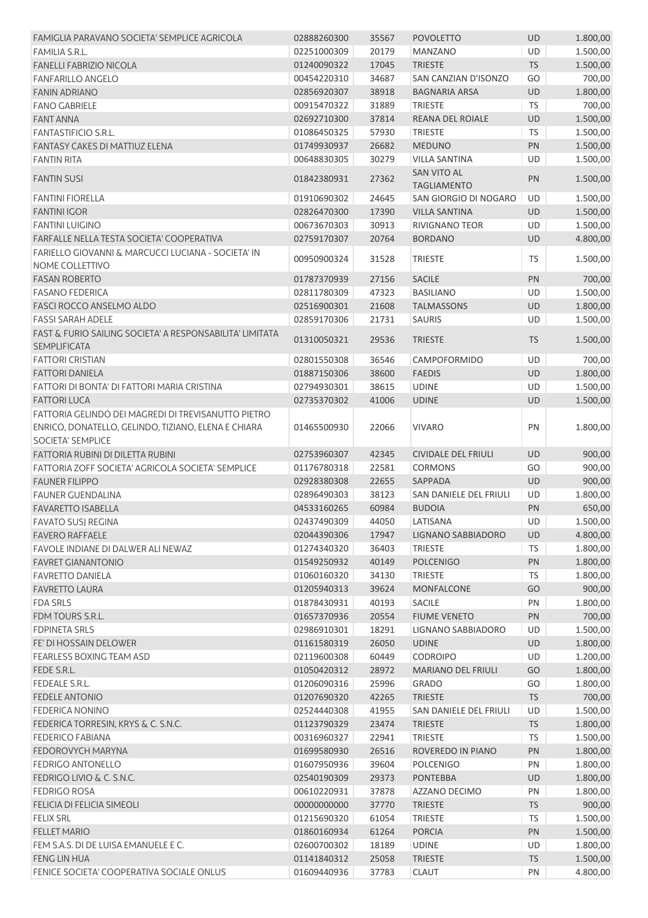| | | | | | |
|---|---|---|---|---|---|
| FAMIGLIA PARAVANO SOCIETA' SEMPLICE AGRICOLA | 02888260300 | 35567 | POVOLETTO | UD | 1.800,00 |
| FAMILIA S.R.L. | 02251000309 | 20179 | MANZANO | UD | 1.500,00 |
| FANELLI FABRIZIO NICOLA | 01240090322 | 17045 | TRIESTE | TS | 1.500,00 |
| FANFARILLO ANGELO | 00454220310 | 34687 | SAN CANZIAN D'ISONZO | GO | 700,00 |
| FANIN ADRIANO | 02856920307 | 38918 | BAGNARIA ARSA | UD | 1.800,00 |
| FANO GABRIELE | 00915470322 | 31889 | TRIESTE | TS | 700,00 |
| FANT ANNA | 02692710300 | 37814 | REANA DEL ROIALE | UD | 1.500,00 |
| FANTASTIFICIO S.R.L. | 01086450325 | 57930 | TRIESTE | TS | 1.500,00 |
| FANTASY CAKES DI MATTIUZ ELENA | 01749930937 | 26682 | MEDUNO | PN | 1.500,00 |
| FANTIN RITA | 00648830305 | 30279 | VILLA SANTINA | UD | 1.500,00 |
| FANTIN SUSI | 01842380931 | 27362 | SAN VITO AL TAGLIAMENTO | PN | 1.500,00 |
| FANTINI FIORELLA | 01910690302 | 24645 | SAN GIORGIO DI NOGARO | UD | 1.500,00 |
| FANTINI IGOR | 02826470300 | 17390 | VILLA SANTINA | UD | 1.500,00 |
| FANTINI LUIGINO | 00673670303 | 30913 | RIVIGNANO TEOR | UD | 1.500,00 |
| FARFALLE NELLA TESTA SOCIETA' COOPERATIVA | 02759170307 | 20764 | BORDANO | UD | 4.800,00 |
| FARIELLO GIOVANNI & MARCUCCI LUCIANA - SOCIETA' IN NOME COLLETTIVO | 00950900324 | 31528 | TRIESTE | TS | 1.500,00 |
| FASAN ROBERTO | 01787370939 | 27156 | SACILE | PN | 700,00 |
| FASANO FEDERICA | 02811780309 | 47323 | BASILIANO | UD | 1.500,00 |
| FASCI ROCCO ANSELMO ALDO | 02516900301 | 21608 | TALMASSONS | UD | 1.800,00 |
| FASSI SARAH ADELE | 02859170306 | 21731 | SAURIS | UD | 1.500,00 |
| FAST & FURIO SAILING SOCIETA' A RESPONSABILITA' LIMITATA SEMPLIFICATA | 01310050321 | 29536 | TRIESTE | TS | 1.500,00 |
| FATTORI CRISTIAN | 02801550308 | 36546 | CAMPOFORMIDO | UD | 700,00 |
| FATTORI DANIELA | 01887150306 | 38600 | FAEDIS | UD | 1.800,00 |
| FATTORI DI BONTA' DI FATTORI MARIA CRISTINA | 02794930301 | 38615 | UDINE | UD | 1.500,00 |
| FATTORI LUCA | 02735370302 | 41006 | UDINE | UD | 1.500,00 |
| FATTORIA GELINDO DEI MAGREDI DI TREVISANUTTO PIETRO ENRICO, DONATELLO, GELINDO, TIZIANO, ELENA E CHIARA SOCIETA' SEMPLICE | 01465500930 | 22066 | VIVARO | PN | 1.800,00 |
| FATTORIA RUBINI DI DILETTA RUBINI | 02753960307 | 42345 | CIVIDALE DEL FRIULI | UD | 900,00 |
| FATTORIA ZOFF SOCIETA' AGRICOLA SOCIETA' SEMPLICE | 01176780318 | 22581 | CORMONS | GO | 900,00 |
| FAUNER FILIPPO | 02928380308 | 22655 | SAPPADA | UD | 900,00 |
| FAUNER GUENDALINA | 02896490303 | 38123 | SAN DANIELE DEL FRIULI | UD | 1.800,00 |
| FAVARETTO ISABELLA | 04533160265 | 60984 | BUDOIA | PN | 650,00 |
| FAVATO SUSJ REGINA | 02437490309 | 44050 | LATISANA | UD | 1.500,00 |
| FAVERO RAFFAELE | 02044390306 | 17947 | LIGNANO SABBIADORO | UD | 4.800,00 |
| FAVOLE INDIANE DI DALWER ALI NEWAZ | 01274340320 | 36403 | TRIESTE | TS | 1.800,00 |
| FAVRET GIANANTONIO | 01549250932 | 40149 | POLCENIGO | PN | 1.800,00 |
| FAVRETTO DANIELA | 01060160320 | 34130 | TRIESTE | TS | 1.800,00 |
| FAVRETTO LAURA | 01205940313 | 39624 | MONFALCONE | GO | 900,00 |
| FDA SRLS | 01878430931 | 40193 | SACILE | PN | 1.800,00 |
| FDM TOURS S.R.L. | 01657370936 | 20554 | FIUME VENETO | PN | 700,00 |
| FDPINETA SRLS | 02986910301 | 18291 | LIGNANO SABBIADORO | UD | 1.500,00 |
| FE' DI HOSSAIN DELOWER | 01161580319 | 26050 | UDINE | UD | 1.800,00 |
| FEARLESS BOXING TEAM ASD | 02119600308 | 60449 | CODROIPO | UD | 1.200,00 |
| FEDE S.R.L. | 01050420312 | 28972 | MARIANO DEL FRIULI | GO | 1.800,00 |
| FEDEALE S.R.L. | 01206090316 | 25996 | GRADO | GO | 1.800,00 |
| FEDELE ANTONIO | 01207690320 | 42265 | TRIESTE | TS | 700,00 |
| FEDERICA NONINO | 02524440308 | 41955 | SAN DANIELE DEL FRIULI | UD | 1.500,00 |
| FEDERICA TORRESIN, KRYS & C. S.N.C. | 01123790329 | 23474 | TRIESTE | TS | 1.800,00 |
| FEDERICO FABIANA | 00316960327 | 22941 | TRIESTE | TS | 1.500,00 |
| FEDOROVYCH MARYNA | 01699580930 | 26516 | ROVEREDO IN PIANO | PN | 1.800,00 |
| FEDRIGO ANTONELLO | 01607950936 | 39604 | POLCENIGO | PN | 1.800,00 |
| FEDRIGO LIVIO & C. S.N.C. | 02540190309 | 29373 | PONTEBBA | UD | 1.800,00 |
| FEDRIGO ROSA | 00610220931 | 37878 | AZZANO DECIMO | PN | 1.800,00 |
| FELICIA DI FELICIA SIMEOLI | 00000000000 | 37770 | TRIESTE | TS | 900,00 |
| FELIX SRL | 01215690320 | 61054 | TRIESTE | TS | 1.500,00 |
| FELLET MARIO | 01860160934 | 61264 | PORCIA | PN | 1.500,00 |
| FEM S.A.S. DI DE LUISA EMANUELE E C. | 02600700302 | 18189 | UDINE | UD | 1.800,00 |
| FENG LIN HUA | 01141840312 | 25058 | TRIESTE | TS | 1.500,00 |
| FENICE SOCIETA' COOPERATIVA SOCIALE ONLUS | 01609440936 | 37783 | CLAUT | PN | 4.800,00 |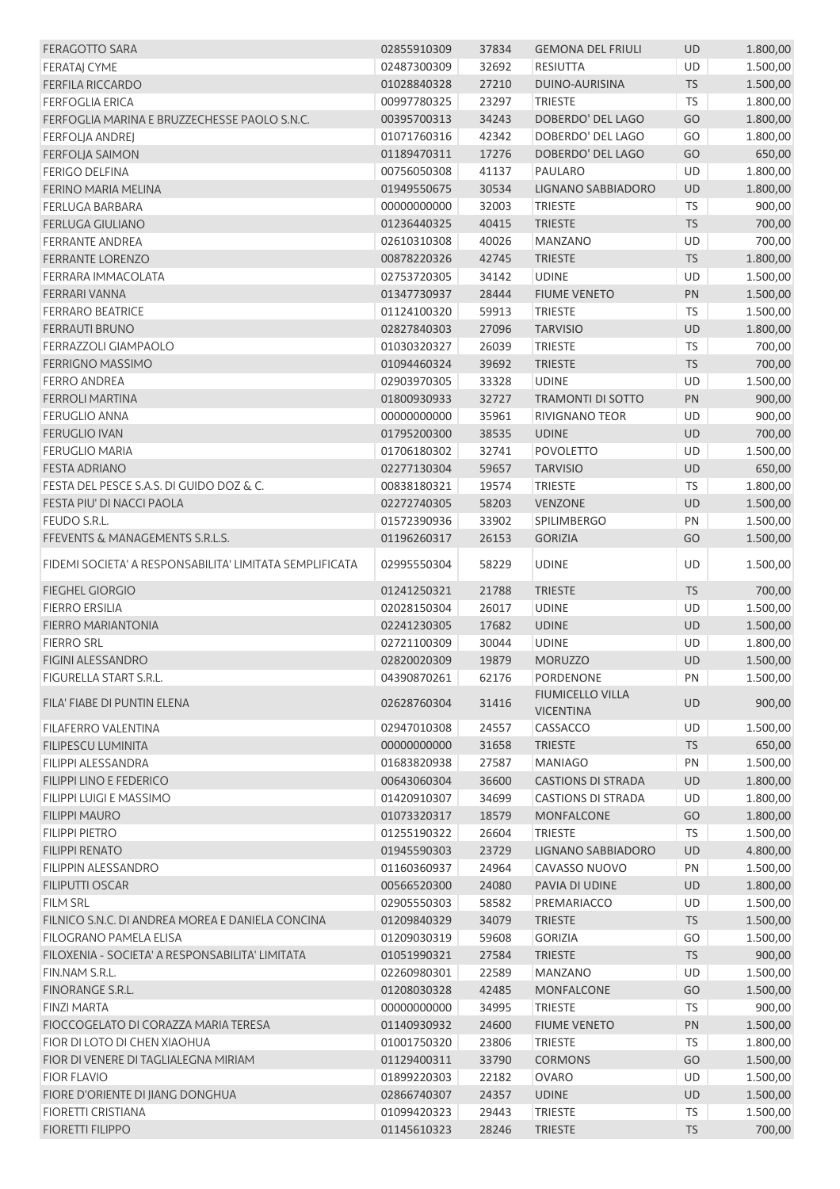| | | | | | |
|---|---|---|---|---|---|
| FERAGOTTO SARA | 02855910309 | 37834 | GEMONA DEL FRIULI | UD | 1.800,00 |
| FERATAJ CYME | 02487300309 | 32692 | RESIUTTA | UD | 1.500,00 |
| FERFILA RICCARDO | 01028840328 | 27210 | DUINO-AURISINA | TS | 1.500,00 |
| FERFOGLIA ERICA | 00997780325 | 23297 | TRIESTE | TS | 1.800,00 |
| FERFOGLIA MARINA E BRUZZECHESSE PAOLO S.N.C. | 00395700313 | 34243 | DOBERDO' DEL LAGO | GO | 1.800,00 |
| FERFOLJA ANDREJ | 01071760316 | 42342 | DOBERDO' DEL LAGO | GO | 1.800,00 |
| FERFOLJA SAIMON | 01189470311 | 17276 | DOBERDO' DEL LAGO | GO | 650,00 |
| FERIGO DELFINA | 00756050308 | 41137 | PAULARO | UD | 1.800,00 |
| FERINO MARIA MELINA | 01949550675 | 30534 | LIGNANO SABBIADORO | UD | 1.800,00 |
| FERLUGA BARBARA | 00000000000 | 32003 | TRIESTE | TS | 900,00 |
| FERLUGA GIULIANO | 01236440325 | 40415 | TRIESTE | TS | 700,00 |
| FERRANTE ANDREA | 02610310308 | 40026 | MANZANO | UD | 700,00 |
| FERRANTE LORENZO | 00878220326 | 42745 | TRIESTE | TS | 1.800,00 |
| FERRARA IMMACOLATA | 02753720305 | 34142 | UDINE | UD | 1.500,00 |
| FERRARI VANNA | 01347730937 | 28444 | FIUME VENETO | PN | 1.500,00 |
| FERRARO BEATRICE | 01124100320 | 59913 | TRIESTE | TS | 1.500,00 |
| FERRAUTI BRUNO | 02827840303 | 27096 | TARVISIO | UD | 1.800,00 |
| FERRAZZOLI GIAMPAOLO | 01030320327 | 26039 | TRIESTE | TS | 700,00 |
| FERRIGNO MASSIMO | 01094460324 | 39692 | TRIESTE | TS | 700,00 |
| FERRO ANDREA | 02903970305 | 33328 | UDINE | UD | 1.500,00 |
| FERROLI MARTINA | 01800930933 | 32727 | TRAMONTI DI SOTTO | PN | 900,00 |
| FERUGLIO ANNA | 00000000000 | 35961 | RIVIGNANO TEOR | UD | 900,00 |
| FERUGLIO IVAN | 01795200300 | 38535 | UDINE | UD | 700,00 |
| FERUGLIO MARIA | 01706180302 | 32741 | POVOLETTO | UD | 1.500,00 |
| FESTA ADRIANO | 02277130304 | 59657 | TARVISIO | UD | 650,00 |
| FESTA DEL PESCE S.A.S. DI GUIDO DOZ & C. | 00838180321 | 19574 | TRIESTE | TS | 1.800,00 |
| FESTA PIU' DI NACCI PAOLA | 02272740305 | 58203 | VENZONE | UD | 1.500,00 |
| FEUDO S.R.L. | 01572390936 | 33902 | SPILIMBERGO | PN | 1.500,00 |
| FFEVENTS & MANAGEMENTS S.R.L.S. | 01196260317 | 26153 | GORIZIA | GO | 1.500,00 |
| FIDEMI SOCIETA' A RESPONSABILITA' LIMITATA SEMPLIFICATA | 02995550304 | 58229 | UDINE | UD | 1.500,00 |
| FIEGHEL GIORGIO | 01241250321 | 21788 | TRIESTE | TS | 700,00 |
| FIERRO ERSILIA | 02028150304 | 26017 | UDINE | UD | 1.500,00 |
| FIERRO MARIANTONIA | 02241230305 | 17682 | UDINE | UD | 1.500,00 |
| FIERRO SRL | 02721100309 | 30044 | UDINE | UD | 1.800,00 |
| FIGINI ALESSANDRO | 02820020309 | 19879 | MORUZZO | UD | 1.500,00 |
| FIGURELLA START S.R.L. | 04390870261 | 62176 | PORDENONE | PN | 1.500,00 |
| FILA' FIABE DI PUNTIN ELENA | 02628760304 | 31416 | FIUMICELLO VILLA VICENTINA | UD | 900,00 |
| FILAFERRO VALENTINA | 02947010308 | 24557 | CASSACCO | UD | 1.500,00 |
| FILIPESCU LUMINITA | 00000000000 | 31658 | TRIESTE | TS | 650,00 |
| FILIPPI ALESSANDRA | 01683820938 | 27587 | MANIAGO | PN | 1.500,00 |
| FILIPPI LINO E FEDERICO | 00643060304 | 36600 | CASTIONS DI STRADA | UD | 1.800,00 |
| FILIPPI LUIGI E MASSIMO | 01420910307 | 34699 | CASTIONS DI STRADA | UD | 1.800,00 |
| FILIPPI MAURO | 01073320317 | 18579 | MONFALCONE | GO | 1.800,00 |
| FILIPPI PIETRO | 01255190322 | 26604 | TRIESTE | TS | 1.500,00 |
| FILIPPI RENATO | 01945590303 | 23729 | LIGNANO SABBIADORO | UD | 4.800,00 |
| FILIPPIN ALESSANDRO | 01160360937 | 24964 | CAVASSO NUOVO | PN | 1.500,00 |
| FILIPUTTI OSCAR | 00566520300 | 24080 | PAVIA DI UDINE | UD | 1.800,00 |
| FILM SRL | 02905550303 | 58582 | PREMARIACCO | UD | 1.500,00 |
| FILNICO S.N.C. DI ANDREA MOREA E DANIELA CONCINA | 01209840329 | 34079 | TRIESTE | TS | 1.500,00 |
| FILOGRANO PAMELA ELISA | 01209030319 | 59608 | GORIZIA | GO | 1.500,00 |
| FILOXENIA - SOCIETA' A RESPONSABILITA' LIMITATA | 01051990321 | 27584 | TRIESTE | TS | 900,00 |
| FIN.NAM S.R.L. | 02260980301 | 22589 | MANZANO | UD | 1.500,00 |
| FINORANGE S.R.L. | 01208030328 | 42485 | MONFALCONE | GO | 1.500,00 |
| FINZI MARTA | 00000000000 | 34995 | TRIESTE | TS | 900,00 |
| FIOCCOGELATO DI CORAZZA MARIA TERESA | 01140930932 | 24600 | FIUME VENETO | PN | 1.500,00 |
| FIOR DI LOTO DI CHEN XIAOHUA | 01001750320 | 23806 | TRIESTE | TS | 1.800,00 |
| FIOR DI VENERE DI TAGLIALEGNA MIRIAM | 01129400311 | 33790 | CORMONS | GO | 1.500,00 |
| FIOR FLAVIO | 01899220303 | 22182 | OVARO | UD | 1.500,00 |
| FIORE D'ORIENTE DI JIANG DONGHUA | 02866740307 | 24357 | UDINE | UD | 1.500,00 |
| FIORETTI CRISTIANA | 01099420323 | 29443 | TRIESTE | TS | 1.500,00 |
| FIORETTI FILIPPO | 01145610323 | 28246 | TRIESTE | TS | 700,00 |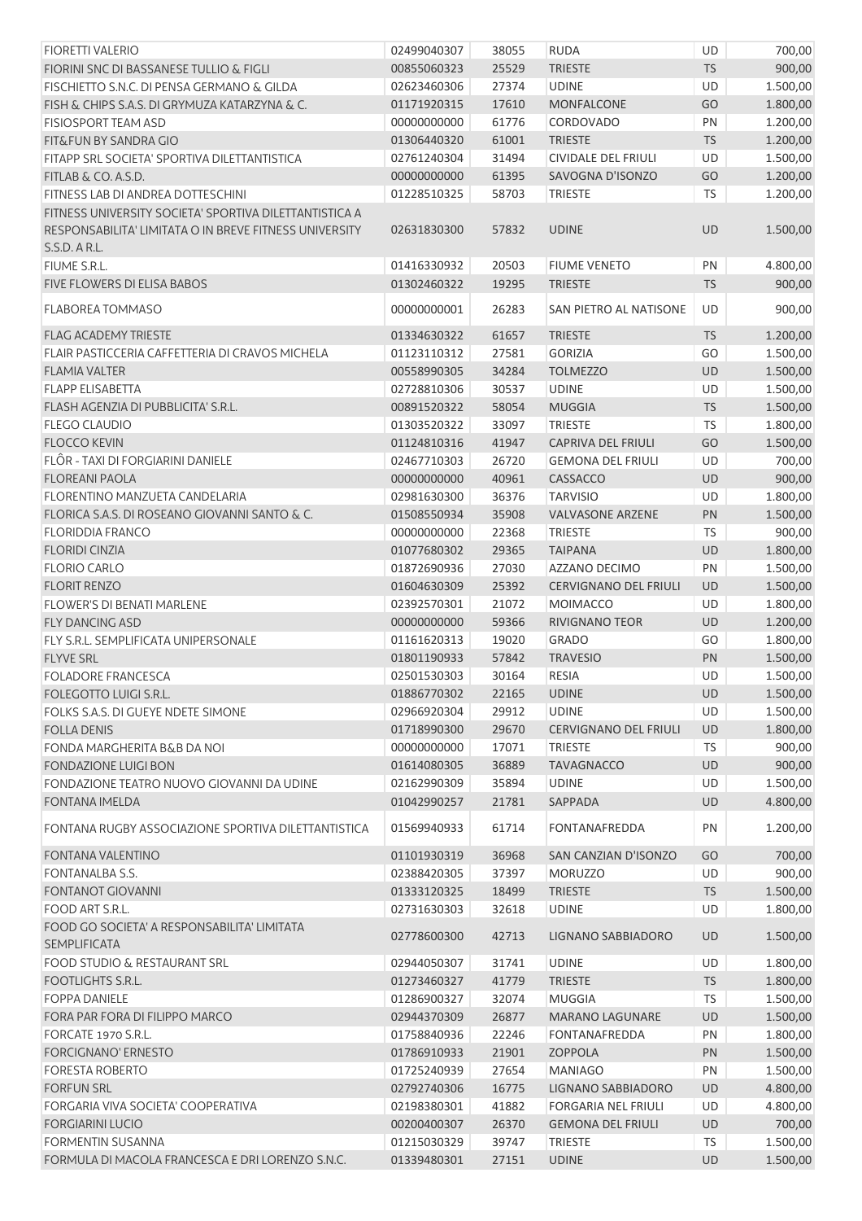| | | | | | |
|---|---|---|---|---|---|
| FIORETTI VALERIO | 02499040307 | 38055 | RUDA | UD | 700,00 |
| FIORINI SNC DI BASSANESE TULLIO & FIGLI | 00855060323 | 25529 | TRIESTE | TS | 900,00 |
| FISCHIETTO S.N.C. DI PENSA GERMANO & GILDA | 02623460306 | 27374 | UDINE | UD | 1.500,00 |
| FISH & CHIPS S.A.S. DI GRYMUZA KATARZYNA & C. | 01171920315 | 17610 | MONFALCONE | GO | 1.800,00 |
| FISIOSPORT TEAM ASD | 00000000000 | 61776 | CORDOVADO | PN | 1.200,00 |
| FIT&FUN BY SANDRA GIO | 01306440320 | 61001 | TRIESTE | TS | 1.200,00 |
| FITAPP SRL SOCIETA' SPORTIVA DILETTANTISTICA | 02761240304 | 31494 | CIVIDALE DEL FRIULI | UD | 1.500,00 |
| FITLAB & CO. A.S.D. | 00000000000 | 61395 | SAVOGNA D'ISONZO | GO | 1.200,00 |
| FITNESS LAB DI ANDREA DOTTESCHINI | 01228510325 | 58703 | TRIESTE | TS | 1.200,00 |
| FITNESS UNIVERSITY SOCIETA' SPORTIVA DILETTANTISTICA A RESPONSABILITA' LIMITATA O IN BREVE FITNESS UNIVERSITY S.S.D. A R.L. | 02631830300 | 57832 | UDINE | UD | 1.500,00 |
| FIUME S.R.L. | 01416330932 | 20503 | FIUME VENETO | PN | 4.800,00 |
| FIVE FLOWERS DI ELISA BABOS | 01302460322 | 19295 | TRIESTE | TS | 900,00 |
| FLABOREA TOMMASO | 00000000001 | 26283 | SAN PIETRO AL NATISONE | UD | 900,00 |
| FLAG ACADEMY TRIESTE | 01334630322 | 61657 | TRIESTE | TS | 1.200,00 |
| FLAIR PASTICCERIA CAFFETTERIA DI CRAVOS MICHELA | 01123110312 | 27581 | GORIZIA | GO | 1.500,00 |
| FLAMIA VALTER | 00558990305 | 34284 | TOLMEZZO | UD | 1.500,00 |
| FLAPP ELISABETTA | 02728810306 | 30537 | UDINE | UD | 1.500,00 |
| FLASH AGENZIA DI PUBBLICITA' S.R.L. | 00891520322 | 58054 | MUGGIA | TS | 1.500,00 |
| FLEGO CLAUDIO | 01303520322 | 33097 | TRIESTE | TS | 1.800,00 |
| FLOCCO KEVIN | 01124810316 | 41947 | CAPRIVA DEL FRIULI | GO | 1.500,00 |
| FLÔR - TAXI DI FORGIARINI DANIELE | 02467710303 | 26720 | GEMONA DEL FRIULI | UD | 700,00 |
| FLOREANI PAOLA | 00000000000 | 40961 | CASSACCO | UD | 900,00 |
| FLORENTINO MANZUETA CANDELARIA | 02981630300 | 36376 | TARVISIO | UD | 1.800,00 |
| FLORICA S.A.S. DI ROSEANO GIOVANNI SANTO & C. | 01508550934 | 35908 | VALVASONE ARZENE | PN | 1.500,00 |
| FLORIDDIA FRANCO | 00000000000 | 22368 | TRIESTE | TS | 900,00 |
| FLORIDI CINZIA | 01077680302 | 29365 | TAIPANA | UD | 1.800,00 |
| FLORIO CARLO | 01872690936 | 27030 | AZZANO DECIMO | PN | 1.500,00 |
| FLORIT RENZO | 01604630309 | 25392 | CERVIGNANO DEL FRIULI | UD | 1.500,00 |
| FLOWER'S DI BENATI MARLENE | 02392570301 | 21072 | MOIMACCO | UD | 1.800,00 |
| FLY DANCING ASD | 00000000000 | 59366 | RIVIGNANO TEOR | UD | 1.200,00 |
| FLY S.R.L. SEMPLIFICATA UNIPERSONALE | 01161620313 | 19020 | GRADO | GO | 1.800,00 |
| FLYVE SRL | 01801190933 | 57842 | TRAVESIO | PN | 1.500,00 |
| FOLADORE FRANCESCA | 02501530303 | 30164 | RESIA | UD | 1.500,00 |
| FOLEGOTTO LUIGI S.R.L. | 01886770302 | 22165 | UDINE | UD | 1.500,00 |
| FOLKS S.A.S. DI GUEYE NDETE SIMONE | 02966920304 | 29912 | UDINE | UD | 1.500,00 |
| FOLLA DENIS | 01718990300 | 29670 | CERVIGNANO DEL FRIULI | UD | 1.800,00 |
| FONDA MARGHERITA B&B DA NOI | 00000000000 | 17071 | TRIESTE | TS | 900,00 |
| FONDAZIONE LUIGI BON | 01614080305 | 36889 | TAVAGNACCO | UD | 900,00 |
| FONDAZIONE TEATRO NUOVO GIOVANNI DA UDINE | 02162990309 | 35894 | UDINE | UD | 1.500,00 |
| FONTANA IMELDA | 01042990257 | 21781 | SAPPADA | UD | 4.800,00 |
| FONTANA RUGBY ASSOCIAZIONE SPORTIVA DILETTANTISTICA | 01569940933 | 61714 | FONTANAFREDDA | PN | 1.200,00 |
| FONTANA VALENTINO | 01101930319 | 36968 | SAN CANZIAN D'ISONZO | GO | 700,00 |
| FONTANALBA S.S. | 02388420305 | 37397 | MORUZZO | UD | 900,00 |
| FONTANOT GIOVANNI | 01333120325 | 18499 | TRIESTE | TS | 1.500,00 |
| FOOD ART S.R.L. | 02731630303 | 32618 | UDINE | UD | 1.800,00 |
| FOOD GO SOCIETA' A RESPONSABILITA' LIMITATA SEMPLIFICATA | 02778600300 | 42713 | LIGNANO SABBIADORO | UD | 1.500,00 |
| FOOD STUDIO & RESTAURANT SRL | 02944050307 | 31741 | UDINE | UD | 1.800,00 |
| FOOTLIGHTS S.R.L. | 01273460327 | 41779 | TRIESTE | TS | 1.800,00 |
| FOPPA DANIELE | 01286900327 | 32074 | MUGGIA | TS | 1.500,00 |
| FORA PAR FORA DI FILIPPO MARCO | 02944370309 | 26877 | MARANO LAGUNARE | UD | 1.500,00 |
| FORCATE 1970 S.R.L. | 01758840936 | 22246 | FONTANAFREDDA | PN | 1.800,00 |
| FORCIGNANO' ERNESTO | 01786910933 | 21901 | ZOPPOLA | PN | 1.500,00 |
| FORESTA ROBERTO | 01725240939 | 27654 | MANIAGO | PN | 1.500,00 |
| FORFUN SRL | 02792740306 | 16775 | LIGNANO SABBIADORO | UD | 4.800,00 |
| FORGARIA VIVA SOCIETA' COOPERATIVA | 02198380301 | 41882 | FORGARIA NEL FRIULI | UD | 4.800,00 |
| FORGIARINI LUCIO | 00200400307 | 26370 | GEMONA DEL FRIULI | UD | 700,00 |
| FORMENTIN SUSANNA | 01215030329 | 39747 | TRIESTE | TS | 1.500,00 |
| FORMULA DI MACOLA FRANCESCA E DRI LORENZO S.N.C. | 01339480301 | 27151 | UDINE | UD | 1.500,00 |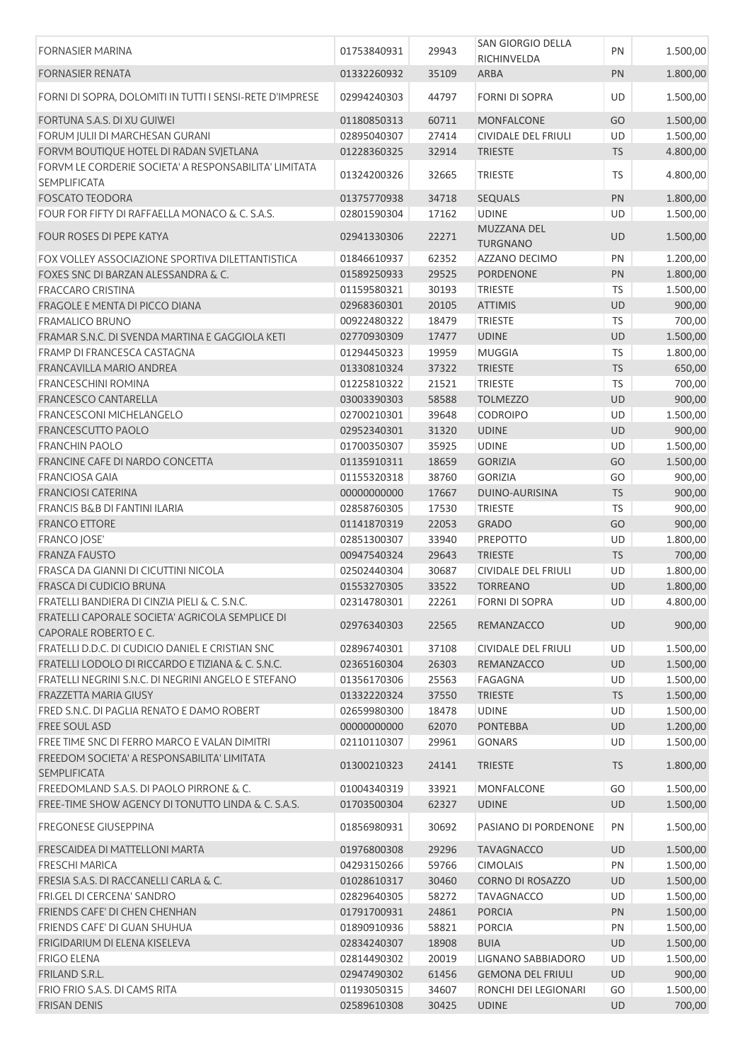| | | | | | |
|---|---|---|---|---|---|
| FORNASIER MARINA | 01753840931 | 29943 | SAN GIORGIO DELLA RICHINVELDA | PN | 1.500,00 |
| FORNASIER RENATA | 01332260932 | 35109 | ARBA | PN | 1.800,00 |
| FORNI DI SOPRA, DOLOMITI IN TUTTI I SENSI-RETE D'IMPRESE | 02994240303 | 44797 | FORNI DI SOPRA | UD | 1.500,00 |
| FORTUNA S.A.S. DI XU GUIWEI | 01180850313 | 60711 | MONFALCONE | GO | 1.500,00 |
| FORUM JULII DI MARCHESAN GURANI | 02895040307 | 27414 | CIVIDALE DEL FRIULI | UD | 1.500,00 |
| FORVM BOUTIQUE HOTEL DI RADAN SVJETLANA | 01228360325 | 32914 | TRIESTE | TS | 4.800,00 |
| FORVM LE CORDERIE SOCIETA' A RESPONSABILITA' LIMITATA SEMPLIFICATA | 01324200326 | 32665 | TRIESTE | TS | 4.800,00 |
| FOSCATO TEODORA | 01375770938 | 34718 | SEQUALS | PN | 1.800,00 |
| FOUR FOR FIFTY DI RAFFAELLA MONACO & C. S.A.S. | 02801590304 | 17162 | UDINE | UD | 1.500,00 |
| FOUR ROSES DI PEPE KATYA | 02941330306 | 22271 | MUZZANA DEL TURGNANO | UD | 1.500,00 |
| FOX VOLLEY ASSOCIAZIONE SPORTIVA DILETTANTISTICA | 01846610937 | 62352 | AZZANO DECIMO | PN | 1.200,00 |
| FOXES SNC DI BARZAN ALESSANDRA & C. | 01589250933 | 29525 | PORDENONE | PN | 1.800,00 |
| FRACCARO CRISTINA | 01159580321 | 30193 | TRIESTE | TS | 1.500,00 |
| FRAGOLE E MENTA DI PICCO DIANA | 02968360301 | 20105 | ATTIMIS | UD | 900,00 |
| FRAMALICO BRUNO | 00922480322 | 18479 | TRIESTE | TS | 700,00 |
| FRAMAR S.N.C. DI SVENDA MARTINA E GAGGIOLA KETI | 02770930309 | 17477 | UDINE | UD | 1.500,00 |
| FRAMP DI FRANCESCA CASTAGNA | 01294450323 | 19959 | MUGGIA | TS | 1.800,00 |
| FRANCAVILLA MARIO ANDREA | 01330810324 | 37322 | TRIESTE | TS | 650,00 |
| FRANCESCHINI ROMINA | 01225810322 | 21521 | TRIESTE | TS | 700,00 |
| FRANCESCO CANTARELLA | 03003390303 | 58588 | TOLMEZZO | UD | 900,00 |
| FRANCESCONI MICHELANGELO | 02700210301 | 39648 | CODROIPO | UD | 1.500,00 |
| FRANCESCUTTO PAOLO | 02952340301 | 31320 | UDINE | UD | 900,00 |
| FRANCHIN PAOLO | 01700350307 | 35925 | UDINE | UD | 1.500,00 |
| FRANCINE CAFE DI NARDO CONCETTA | 01135910311 | 18659 | GORIZIA | GO | 1.500,00 |
| FRANCIOSA GAIA | 01155320318 | 38760 | GORIZIA | GO | 900,00 |
| FRANCIOSI CATERINA | 00000000000 | 17667 | DUINO-AURISINA | TS | 900,00 |
| FRANCIS B&B DI FANTINI ILARIA | 02858760305 | 17530 | TRIESTE | TS | 900,00 |
| FRANCO ETTORE | 01141870319 | 22053 | GRADO | GO | 900,00 |
| FRANCO JOSE' | 02851300307 | 33940 | PREPOTTO | UD | 1.800,00 |
| FRANZA FAUSTO | 00947540324 | 29643 | TRIESTE | TS | 700,00 |
| FRASCA DA GIANNI DI CICUTTINI NICOLA | 02502440304 | 30687 | CIVIDALE DEL FRIULI | UD | 1.800,00 |
| FRASCA DI CUDICIO BRUNA | 01553270305 | 33522 | TORREANO | UD | 1.800,00 |
| FRATELLI BANDIERA DI CINZIA PIELI & C. S.N.C. | 02314780301 | 22261 | FORNI DI SOPRA | UD | 4.800,00 |
| FRATELLI CAPORALE SOCIETA' AGRICOLA SEMPLICE DI CAPORALE ROBERTO E C. | 02976340303 | 22565 | REMANZACCO | UD | 900,00 |
| FRATELLI D.D.C. DI CUDICIO DANIEL E CRISTIAN SNC | 02896740301 | 37108 | CIVIDALE DEL FRIULI | UD | 1.500,00 |
| FRATELLI LODOLO DI RICCARDO E TIZIANA & C. S.N.C. | 02365160304 | 26303 | REMANZACCO | UD | 1.500,00 |
| FRATELLI NEGRINI S.N.C. DI NEGRINI ANGELO E STEFANO | 01356170306 | 25563 | FAGAGNA | UD | 1.500,00 |
| FRAZZETTA MARIA GIUSY | 01332220324 | 37550 | TRIESTE | TS | 1.500,00 |
| FRED S.N.C. DI PAGLIA RENATO E DAMO ROBERT | 02659980300 | 18478 | UDINE | UD | 1.500,00 |
| FREE SOUL ASD | 00000000000 | 62070 | PONTEBBA | UD | 1.200,00 |
| FREE TIME SNC DI FERRO MARCO E VALAN DIMITRI | 02110110307 | 29961 | GONARS | UD | 1.500,00 |
| FREEDOM SOCIETA' A RESPONSABILITA' LIMITATA SEMPLIFICATA | 01300210323 | 24141 | TRIESTE | TS | 1.800,00 |
| FREEDOMLAND S.A.S. DI PAOLO PIRRONE & C. | 01004340319 | 33921 | MONFALCONE | GO | 1.500,00 |
| FREE-TIME SHOW AGENCY DI TONUTTO LINDA & C. S.A.S. | 01703500304 | 62327 | UDINE | UD | 1.500,00 |
| FREGONESE GIUSEPPINA | 01856980931 | 30692 | PASIANO DI PORDENONE | PN | 1.500,00 |
| FRESCAIDEA DI MATTELLONI MARTA | 01976800308 | 29296 | TAVAGNACCO | UD | 1.500,00 |
| FRESCHI MARICA | 04293150266 | 59766 | CIMOLAIS | PN | 1.500,00 |
| FRESIA S.A.S. DI RACCANELLI CARLA & C. | 01028610317 | 30460 | CORNO DI ROSAZZO | UD | 1.500,00 |
| FRI.GEL DI CERCENA' SANDRO | 02829640305 | 58272 | TAVAGNACCO | UD | 1.500,00 |
| FRIENDS CAFE' DI CHEN CHENHAN | 01791700931 | 24861 | PORCIA | PN | 1.500,00 |
| FRIENDS CAFE' DI GUAN SHUHUA | 01890910936 | 58821 | PORCIA | PN | 1.500,00 |
| FRIGIDARIUM DI ELENA KISELEVA | 02834240307 | 18908 | BUIA | UD | 1.500,00 |
| FRIGO ELENA | 02814490302 | 20019 | LIGNANO SABBIADORO | UD | 1.500,00 |
| FRILAND S.R.L. | 02947490302 | 61456 | GEMONA DEL FRIULI | UD | 900,00 |
| FRIO FRIO S.A.S. DI CAMS RITA | 01193050315 | 34607 | RONCHI DEI LEGIONARI | GO | 1.500,00 |
| FRISAN DENIS | 02589610308 | 30425 | UDINE | UD | 700,00 |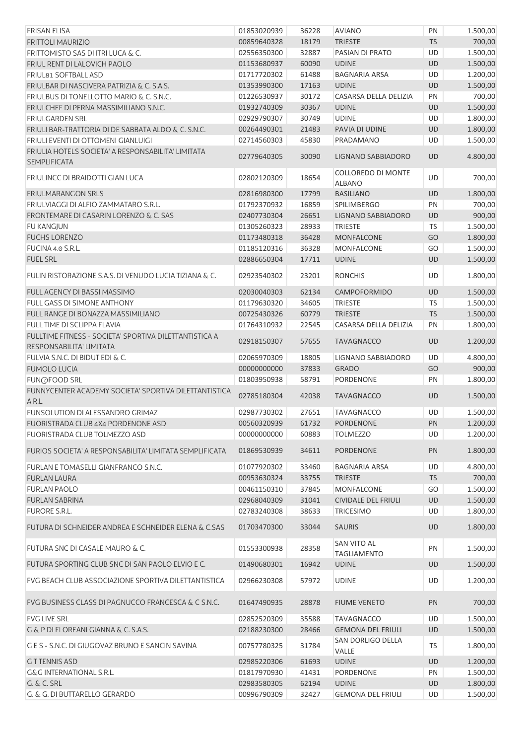| | | | | | |
|---|---|---|---|---|---|
| FRISAN ELISA | 01853020939 | 36228 | AVIANO | PN | 1.500,00 |
| FRITTOLI MAURIZIO | 00859640328 | 18179 | TRIESTE | TS | 700,00 |
| FRITTOMISTO SAS DI ITRI LUCA & C. | 02556350300 | 32887 | PASIAN DI PRATO | UD | 1.500,00 |
| FRIUL RENT DI LALOVICH PAOLO | 01153680937 | 60090 | UDINE | UD | 1.500,00 |
| FRIUL81 SOFTBALL ASD | 01717720302 | 61488 | BAGNARIA ARSA | UD | 1.200,00 |
| FRIULBAR DI NASCIVERA PATRIZIA & C. S.A.S. | 01353990300 | 17163 | UDINE | UD | 1.500,00 |
| FRIULBUS DI TONELLOTTO MARIO & C. S.N.C. | 01226530937 | 30172 | CASARSA DELLA DELIZIA | PN | 700,00 |
| FRIULCHEF DI PERNA MASSIMILIANO S.N.C. | 01932740309 | 30367 | UDINE | UD | 1.500,00 |
| FRIULGARDEN SRL | 02929790307 | 30749 | UDINE | UD | 1.800,00 |
| FRIULI BAR-TRATTORIA DI DE SABBATA ALDO & C. S.N.C. | 00264490301 | 21483 | PAVIA DI UDINE | UD | 1.800,00 |
| FRIULI EVENTI DI OTTOMENI GIANLUIGI | 02714560303 | 45830 | PRADAMANO | UD | 1.500,00 |
| FRIULIA HOTELS SOCIETA' A RESPONSABILITA' LIMITATA SEMPLIFICATA | 02779640305 | 30090 | LIGNANO SABBIADORO | UD | 4.800,00 |
| FRIULINCC DI BRAIDOTTI GIAN LUCA | 02802120309 | 18654 | COLLOREDO DI MONTE ALBANO | UD | 700,00 |
| FRIULMARANGON SRLS | 02816980300 | 17799 | BASILIANO | UD | 1.800,00 |
| FRIULVIAGGI DI ALFIO ZAMMATARO S.R.L. | 01792370932 | 16859 | SPILIMBERGO | PN | 700,00 |
| FRONTEMARE DI CASARIN LORENZO & C. SAS | 02407730304 | 26651 | LIGNANO SABBIADORO | UD | 900,00 |
| FU KANGJUN | 01305260323 | 28933 | TRIESTE | TS | 1.500,00 |
| FUCHS LORENZO | 01173480318 | 36428 | MONFALCONE | GO | 1.800,00 |
| FUCINA 4.0 S.R.L. | 01185120316 | 36328 | MONFALCONE | GO | 1.500,00 |
| FUEL SRL | 02886650304 | 17711 | UDINE | UD | 1.500,00 |
| FULIN RISTORAZIONE S.A.S. DI VENUDO LUCIA TIZIANA & C. | 02923540302 | 23201 | RONCHIS | UD | 1.800,00 |
| FULL AGENCY DI BASSI MASSIMO | 02030040303 | 62134 | CAMPOFORMIDO | UD | 1.500,00 |
| FULL GASS DI SIMONE ANTHONY | 01179630320 | 34605 | TRIESTE | TS | 1.500,00 |
| FULL RANGE DI BONAZZA MASSIMILIANO | 00725430326 | 60779 | TRIESTE | TS | 1.500,00 |
| FULL TIME DI SCLIPPA FLAVIA | 01764310932 | 22545 | CASARSA DELLA DELIZIA | PN | 1.800,00 |
| FULLTIME FITNESS - SOCIETA' SPORTIVA DILETTANTISTICA A RESPONSABILITA' LIMITATA | 02918150307 | 57655 | TAVAGNACCO | UD | 1.200,00 |
| FULVIA S.N.C. DI BIDUT EDI & C. | 02065970309 | 18805 | LIGNANO SABBIADORO | UD | 4.800,00 |
| FUMOLO LUCIA | 00000000000 | 37833 | GRADO | GO | 900,00 |
| FUN@FOOD SRL | 01803950938 | 58791 | PORDENONE | PN | 1.800,00 |
| FUNNYCENTER ACADEMY SOCIETA' SPORTIVA DILETTANTISTICA A R.L. | 02785180304 | 42038 | TAVAGNACCO | UD | 1.500,00 |
| FUNSOLUTION DI ALESSANDRO GRIMAZ | 02987730302 | 27651 | TAVAGNACCO | UD | 1.500,00 |
| FUORISTRADA CLUB 4X4 PORDENONE ASD | 00560320939 | 61732 | PORDENONE | PN | 1.200,00 |
| FUORISTRADA CLUB TOLMEZZO ASD | 00000000000 | 60883 | TOLMEZZO | UD | 1.200,00 |
| FURIOS SOCIETA' A RESPONSABILITA' LIMITATA SEMPLIFICATA | 01869530939 | 34611 | PORDENONE | PN | 1.800,00 |
| FURLAN E TOMASELLI GIANFRANCO S.N.C. | 01077920302 | 33460 | BAGNARIA ARSA | UD | 4.800,00 |
| FURLAN LAURA | 00953630324 | 33755 | TRIESTE | TS | 700,00 |
| FURLAN PAOLO | 00461150310 | 37845 | MONFALCONE | GO | 1.500,00 |
| FURLAN SABRINA | 02968040309 | 31041 | CIVIDALE DEL FRIULI | UD | 1.500,00 |
| FURORE S.R.L. | 02783240308 | 38633 | TRICESIMO | UD | 1.800,00 |
| FUTURA DI SCHNEIDER ANDREA E SCHNEIDER ELENA & C.SAS | 01703470300 | 33044 | SAURIS | UD | 1.800,00 |
| FUTURA SNC DI CASALE MAURO & C. | 01553300938 | 28358 | SAN VITO AL TAGLIAMENTO | PN | 1.500,00 |
| FUTURA SPORTING CLUB SNC DI SAN PAOLO ELVIO E C. | 01490680301 | 16942 | UDINE | UD | 1.500,00 |
| FVG BEACH CLUB ASSOCIAZIONE SPORTIVA DILETTANTISTICA | 02966230308 | 57972 | UDINE | UD | 1.200,00 |
| FVG BUSINESS CLASS DI PAGNUCCO FRANCESCA & C S.N.C. | 01647490935 | 28878 | FIUME VENETO | PN | 700,00 |
| FVG LIVE SRL | 02852520309 | 35588 | TAVAGNACCO | UD | 1.500,00 |
| G & P DI FLOREANI GIANNA & C. S.A.S. | 02188230300 | 28466 | GEMONA DEL FRIULI | UD | 1.500,00 |
| G E S - S.N.C. DI GIUGOVAZ BRUNO E SANCIN SAVINA | 00757780325 | 31784 | SAN DORLIGO DELLA VALLE | TS | 1.800,00 |
| G T TENNIS ASD | 02985220306 | 61693 | UDINE | UD | 1.200,00 |
| G&G INTERNATIONAL S.R.L. | 01817970930 | 41431 | PORDENONE | PN | 1.500,00 |
| G. & C. SRL | 02983580305 | 62194 | UDINE | UD | 1.800,00 |
| G. & G. DI BUTTARELLO GERARDO | 00996790309 | 32427 | GEMONA DEL FRIULI | UD | 1.500,00 |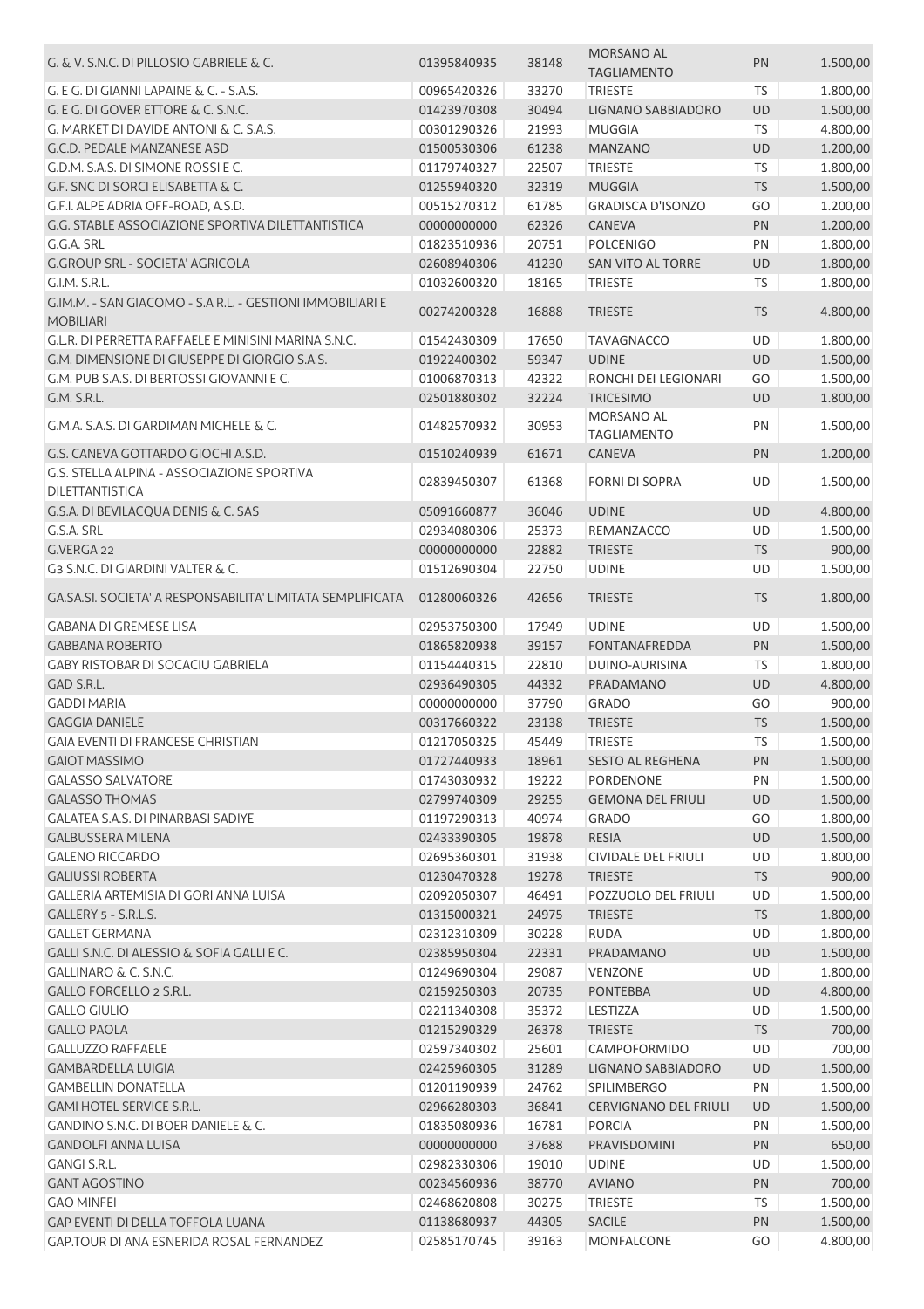| | | | | | |
|---|---|---|---|---|---|
| G. & V. S.N.C. DI PILLOSIO GABRIELE & C. | 01395840935 | 38148 | MORSANO AL TAGLIAMENTO | PN | 1.500,00 |
| G. E G. DI GIANNI LAPAINE & C. - S.A.S. | 00965420326 | 33270 | TRIESTE | TS | 1.800,00 |
| G. E G. DI GOVER ETTORE & C. S.N.C. | 01423970308 | 30494 | LIGNANO SABBIADORO | UD | 1.500,00 |
| G. MARKET DI DAVIDE ANTONI & C. S.A.S. | 00301290326 | 21993 | MUGGIA | TS | 4.800,00 |
| G.C.D. PEDALE MANZANESE ASD | 01500530306 | 61238 | MANZANO | UD | 1.200,00 |
| G.D.M. S.A.S. DI SIMONE ROSSI E C. | 01179740327 | 22507 | TRIESTE | TS | 1.800,00 |
| G.F. SNC DI SORCI ELISABETTA & C. | 01255940320 | 32319 | MUGGIA | TS | 1.500,00 |
| G.F.I. ALPE ADRIA OFF-ROAD, A.S.D. | 00515270312 | 61785 | GRADISCA D'ISONZO | GO | 1.200,00 |
| G.G. STABLE ASSOCIAZIONE SPORTIVA DILETTANTISTICA | 00000000000 | 62326 | CANEVA | PN | 1.200,00 |
| G.G.A. SRL | 01823510936 | 20751 | POLCENIGO | PN | 1.800,00 |
| G.GROUP SRL - SOCIETA' AGRICOLA | 02608940306 | 41230 | SAN VITO AL TORRE | UD | 1.800,00 |
| G.I.M. S.R.L. | 01032600320 | 18165 | TRIESTE | TS | 1.800,00 |
| G.IM.M. - SAN GIACOMO - S.A R.L. - GESTIONI IMMOBILIARI E MOBILIARI | 00274200328 | 16888 | TRIESTE | TS | 4.800,00 |
| G.L.R. DI PERRETTA RAFFAELE E MINISINI MARINA S.N.C. | 01542430309 | 17650 | TAVAGNACCO | UD | 1.800,00 |
| G.M. DIMENSIONE DI GIUSEPPE DI GIORGIO S.A.S. | 01922400302 | 59347 | UDINE | UD | 1.500,00 |
| G.M. PUB S.A.S. DI BERTOSSI GIOVANNI E C. | 01006870313 | 42322 | RONCHI DEI LEGIONARI | GO | 1.500,00 |
| G.M. S.R.L. | 02501880302 | 32224 | TRICESIMO | UD | 1.800,00 |
| G.M.A. S.A.S. DI GARDIMAN MICHELE & C. | 01482570932 | 30953 | MORSANO AL TAGLIAMENTO | PN | 1.500,00 |
| G.S. CANEVA GOTTARDO GIOCHI A.S.D. | 01510240939 | 61671 | CANEVA | PN | 1.200,00 |
| G.S. STELLA ALPINA - ASSOCIAZIONE SPORTIVA DILETTANTISTICA | 02839450307 | 61368 | FORNI DI SOPRA | UD | 1.500,00 |
| G.S.A. DI BEVILACQUA DENIS & C. SAS | 05091660877 | 36046 | UDINE | UD | 4.800,00 |
| G.S.A. SRL | 02934080306 | 25373 | REMANZACCO | UD | 1.500,00 |
| G.VERGA 22 | 00000000000 | 22882 | TRIESTE | TS | 900,00 |
| G3 S.N.C. DI GIARDINI VALTER & C. | 01512690304 | 22750 | UDINE | UD | 1.500,00 |
| GA.SA.SI. SOCIETA' A RESPONSABILITA' LIMITATA SEMPLIFICATA | 01280060326 | 42656 | TRIESTE | TS | 1.800,00 |
| GABANA DI GREMESE LISA | 02953750300 | 17949 | UDINE | UD | 1.500,00 |
| GABBANA ROBERTO | 01865820938 | 39157 | FONTANAFREDDA | PN | 1.500,00 |
| GABY RISTOBAR DI SOCACIU GABRIELA | 01154440315 | 22810 | DUINO-AURISINA | TS | 1.800,00 |
| GAD S.R.L. | 02936490305 | 44332 | PRADAMANO | UD | 4.800,00 |
| GADDI MARIA | 00000000000 | 37790 | GRADO | GO | 900,00 |
| GAGGIA DANIELE | 00317660322 | 23138 | TRIESTE | TS | 1.500,00 |
| GAIA EVENTI DI FRANCESE CHRISTIAN | 01217050325 | 45449 | TRIESTE | TS | 1.500,00 |
| GAIOT MASSIMO | 01727440933 | 18961 | SESTO AL REGHENA | PN | 1.500,00 |
| GALASSO SALVATORE | 01743030932 | 19222 | PORDENONE | PN | 1.500,00 |
| GALASSO THOMAS | 02799740309 | 29255 | GEMONA DEL FRIULI | UD | 1.500,00 |
| GALATEA S.A.S. DI PINARBASI SADIYE | 01197290313 | 40974 | GRADO | GO | 1.800,00 |
| GALBUSSERA MILENA | 02433390305 | 19878 | RESIA | UD | 1.500,00 |
| GALENO RICCARDO | 02695360301 | 31938 | CIVIDALE DEL FRIULI | UD | 1.800,00 |
| GALIUSSI ROBERTA | 01230470328 | 19278 | TRIESTE | TS | 900,00 |
| GALLERIA ARTEMISIA DI GORI ANNA LUISA | 02092050307 | 46491 | POZZUOLO DEL FRIULI | UD | 1.500,00 |
| GALLERY 5 - S.R.L.S. | 01315000321 | 24975 | TRIESTE | TS | 1.800,00 |
| GALLET GERMANA | 02312310309 | 30228 | RUDA | UD | 1.800,00 |
| GALLI S.N.C. DI ALESSIO & SOFIA GALLI E C. | 02385950304 | 22331 | PRADAMANO | UD | 1.500,00 |
| GALLINARO & C. S.N.C. | 01249690304 | 29087 | VENZONE | UD | 1.800,00 |
| GALLO FORCELLO 2 S.R.L. | 02159250303 | 20735 | PONTEBBA | UD | 4.800,00 |
| GALLO GIULIO | 02211340308 | 35372 | LESTIZZA | UD | 1.500,00 |
| GALLO PAOLA | 01215290329 | 26378 | TRIESTE | TS | 700,00 |
| GALLUZZO RAFFAELE | 02597340302 | 25601 | CAMPOFORMIDO | UD | 700,00 |
| GAMBARDELLA LUIGIA | 02425960305 | 31289 | LIGNANO SABBIADORO | UD | 1.500,00 |
| GAMBELLIN DONATELLA | 01201190939 | 24762 | SPILIMBERGO | PN | 1.500,00 |
| GAMI HOTEL SERVICE S.R.L. | 02966280303 | 36841 | CERVIGNANO DEL FRIULI | UD | 1.500,00 |
| GANDINO S.N.C. DI BOER DANIELE & C. | 01835080936 | 16781 | PORCIA | PN | 1.500,00 |
| GANDOLFI ANNA LUISA | 00000000000 | 37688 | PRAVISDOMINI | PN | 650,00 |
| GANGI S.R.L. | 02982330306 | 19010 | UDINE | UD | 1.500,00 |
| GANT AGOSTINO | 00234560936 | 38770 | AVIANO | PN | 700,00 |
| GAO MINFEI | 02468620808 | 30275 | TRIESTE | TS | 1.500,00 |
| GAP EVENTI DI DELLA TOFFOLA LUANA | 01138680937 | 44305 | SACILE | PN | 1.500,00 |
| GAP.TOUR DI ANA ESNERIDA ROSAL FERNANDEZ | 02585170745 | 39163 | MONFALCONE | GO | 4.800,00 |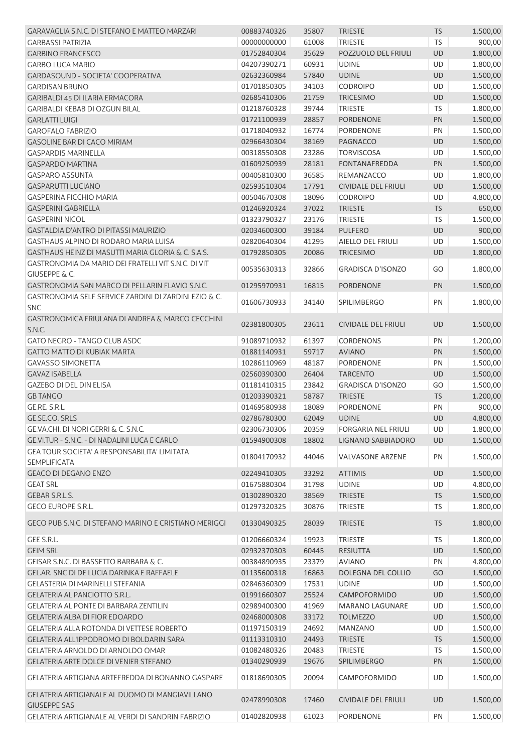| | | | | | |
|---|---|---|---|---|---|
| GARAVAGLIA S.N.C. DI STEFANO E MATTEO MARZARI | 00883740326 | 35807 | TRIESTE | TS | 1.500,00 |
| GARBASSI PATRIZIA | 00000000000 | 61008 | TRIESTE | TS | 900,00 |
| GARBINO FRANCESCO | 01752840304 | 35629 | POZZUOLO DEL FRIULI | UD | 1.800,00 |
| GARBO LUCA MARIO | 04207390271 | 60931 | UDINE | UD | 1.800,00 |
| GARDASOUND - SOCIETA' COOPERATIVA | 02632360984 | 57840 | UDINE | UD | 1.500,00 |
| GARDISAN BRUNO | 01701850305 | 34103 | CODROIPO | UD | 1.500,00 |
| GARIBALDI 45 DI ILARIA ERMACORA | 02685410306 | 21759 | TRICESIMO | UD | 1.500,00 |
| GARIBALDI KEBAB DI OZGUN BILAL | 01218760328 | 39744 | TRIESTE | TS | 1.800,00 |
| GARLATTI LUIGI | 01721100939 | 28857 | PORDENONE | PN | 1.500,00 |
| GAROFALO FABRIZIO | 01718040932 | 16774 | PORDENONE | PN | 1.500,00 |
| GASOLINE BAR DI CACO MIRIAM | 02966430304 | 38169 | PAGNACCO | UD | 1.500,00 |
| GASPARDIS MARINELLA | 00318550308 | 23286 | TORVISCOSA | UD | 1.500,00 |
| GASPARDO MARTINA | 01609250939 | 28181 | FONTANAFREDDA | PN | 1.500,00 |
| GASPARO ASSUNTA | 00405810300 | 36585 | REMANZACCO | UD | 1.800,00 |
| GASPARUTTI LUCIANO | 02593510304 | 17791 | CIVIDALE DEL FRIULI | UD | 1.500,00 |
| GASPERINA FICCHIO MARIA | 00504670308 | 18096 | CODROIPO | UD | 4.800,00 |
| GASPERINI GABRIELLA | 01246920324 | 37022 | TRIESTE | TS | 650,00 |
| GASPERINI NICOL | 01323790327 | 23176 | TRIESTE | TS | 1.500,00 |
| GASTALDIA D'ANTRO DI PITASSI MAURIZIO | 02034600300 | 39184 | PULFERO | UD | 900,00 |
| GASTHAUS ALPINO DI RODARO MARIA LUISA | 02820640304 | 41295 | AIELLO DEL FRIULI | UD | 1.500,00 |
| GASTHAUS HEINZ DI MASUTTI MARIA GLORIA & C. S.A.S. | 01792850305 | 20086 | TRICESIMO | UD | 1.800,00 |
| GASTRONOMIA DA MARIO DEI FRATELLI VIT S.N.C. DI VIT GIUSEPPE & C. | 00535630313 | 32866 | GRADISCA D'ISONZO | GO | 1.800,00 |
| GASTRONOMIA SAN MARCO DI PELLARIN FLAVIO S.N.C. | 01295970931 | 16815 | PORDENONE | PN | 1.500,00 |
| GASTRONOMIA SELF SERVICE ZARDINI DI ZARDINI EZIO & C. SNC | 01606730933 | 34140 | SPILIMBERGO | PN | 1.800,00 |
| GASTRONOMICA FRIULANA DI ANDREA & MARCO CECCHINI S.N.C. | 02381800305 | 23611 | CIVIDALE DEL FRIULI | UD | 1.500,00 |
| GATO NEGRO - TANGO CLUB ASDC | 91089710932 | 61397 | CORDENONS | PN | 1.200,00 |
| GATTO MATTO DI KUBIAK MARTA | 01881140931 | 59717 | AVIANO | PN | 1.500,00 |
| GAVASSO SIMONETTA | 10286110969 | 48187 | PORDENONE | PN | 1.500,00 |
| GAVAZ ISABELLA | 02560390300 | 26404 | TARCENTO | UD | 1.500,00 |
| GAZEBO DI DEL DIN ELISA | 01181410315 | 23842 | GRADISCA D'ISONZO | GO | 1.500,00 |
| GB TANGO | 01203390321 | 58787 | TRIESTE | TS | 1.200,00 |
| GE.RE. S.R.L. | 01469580938 | 18089 | PORDENONE | PN | 900,00 |
| GE.SE.CO. SRLS | 02786780300 | 62049 | UDINE | UD | 4.800,00 |
| GE.VA.CHI. DI NORI GERRI & C. S.N.C. | 02306730306 | 20359 | FORGARIA NEL FRIULI | UD | 1.800,00 |
| GE.VI.TUR - S.N.C. - DI NADALINI LUCA E CARLO | 01594900308 | 18802 | LIGNANO SABBIADORO | UD | 1.500,00 |
| GEA TOUR SOCIETA' A RESPONSABILITA' LIMITATA SEMPLIFICATA | 01804170932 | 44046 | VALVASONE ARZENE | PN | 1.500,00 |
| GEACO DI DEGANO ENZO | 02249410305 | 33292 | ATTIMIS | UD | 1.500,00 |
| GEAT SRL | 01675880304 | 31798 | UDINE | UD | 4.800,00 |
| GEBAR S.R.L.S. | 01302890320 | 38569 | TRIESTE | TS | 1.500,00 |
| GECO EUROPE S.R.L. | 01297320325 | 30876 | TRIESTE | TS | 1.800,00 |
| GECO PUB S.N.C. DI STEFANO MARINO E CRISTIANO MERIGGI | 01330490325 | 28039 | TRIESTE | TS | 1.800,00 |
| GEE S.R.L. | 01206660324 | 19923 | TRIESTE | TS | 1.800,00 |
| GEIM SRL | 02932370303 | 60445 | RESIUTTA | UD | 1.500,00 |
| GEISAR S.N.C. DI BASSETTO BARBARA & C. | 00384890935 | 23379 | AVIANO | PN | 4.800,00 |
| GEL.AR. SNC DI DE LUCIA DARINKA E RAFFAELE | 01135600318 | 16863 | DOLEGNA DEL COLLIO | GO | 1.500,00 |
| GELASTERIA DI MARINELLI STEFANIA | 02846360309 | 17531 | UDINE | UD | 1.500,00 |
| GELATERIA AL PANCIOTTO S.R.L. | 01991660307 | 25524 | CAMPOFORMIDO | UD | 1.500,00 |
| GELATERIA AL PONTE DI BARBARA ZENTILIN | 02989400300 | 41969 | MARANO LAGUNARE | UD | 1.500,00 |
| GELATERIA ALBA DI FIOR EDOARDO | 02468000308 | 33172 | TOLMEZZO | UD | 1.500,00 |
| GELATERIA ALLA ROTONDA DI VETTESE ROBERTO | 01197150319 | 24692 | MANZANO | UD | 1.500,00 |
| GELATERIA ALL'IPPODROMO DI BOLDARIN SARA | 01113310310 | 24493 | TRIESTE | TS | 1.500,00 |
| GELATERIA ARNOLDO DI ARNOLDO OMAR | 01082480326 | 20483 | TRIESTE | TS | 1.500,00 |
| GELATERIA ARTE DOLCE DI VENIER STEFANO | 01340290939 | 19676 | SPILIMBERGO | PN | 1.500,00 |
| GELATERIA ARTIGIANA ARTEFREDDA DI BONANNO GASPARE | 01818690305 | 20094 | CAMPOFORMIDO | UD | 1.500,00 |
| GELATERIA ARTIGIANALE AL DUOMO DI MANGIAVILLANO GIUSEPPE SAS | 02478990308 | 17460 | CIVIDALE DEL FRIULI | UD | 1.500,00 |
| GELATERIA ARTIGIANALE AL VERDI DI SANDRIN FABRIZIO | 01402820938 | 61023 | PORDENONE | PN | 1.500,00 |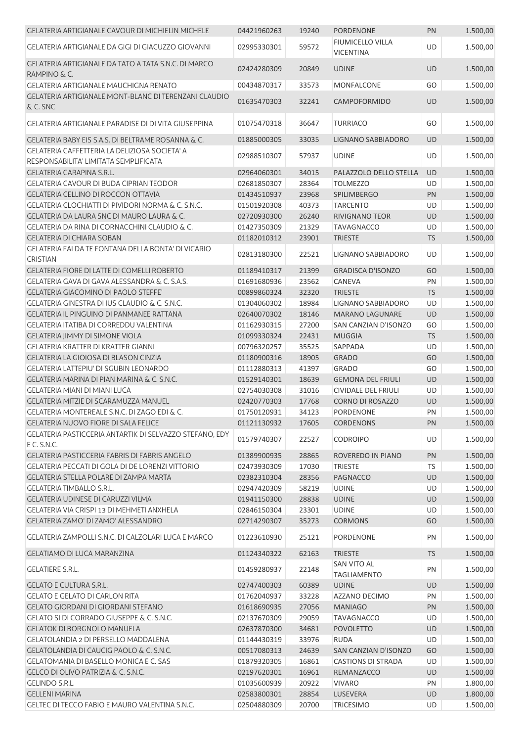| | | | | | |
|---|---|---|---|---|---|
| GELATERIA ARTIGIANALE CAVOUR DI MICHIELIN MICHELE | 04421960263 | 19240 | PORDENONE | PN | 1.500,00 |
| GELATERIA ARTIGIANALE DA GIGI DI GIACUZZO GIOVANNI | 02995330301 | 59572 | FIUMICELLO VILLA VICENTINA | UD | 1.500,00 |
| GELATERIA ARTIGIANALE DA TATO A TATA S.N.C. DI MARCO RAMPINO & C. | 02424280309 | 20849 | UDINE | UD | 1.500,00 |
| GELATERIA ARTIGIANALE MAUCHIGNA RENATO | 00434870317 | 33573 | MONFALCONE | GO | 1.500,00 |
| GELATERIA ARTIGIANALE MONT-BLANC DI TERENZANI CLAUDIO & C. SNC | 01635470303 | 32241 | CAMPOFORMIDO | UD | 1.500,00 |
| GELATERIA ARTIGIANALE PARADISE DI DI VITA GIUSEPPINA | 01075470318 | 36647 | TURRIACO | GO | 1.500,00 |
| GELATERIA BABY EIS S.A.S. DI BELTRAME ROSANNA & C. | 01885000305 | 33035 | LIGNANO SABBIADORO | UD | 1.500,00 |
| GELATERIA CAFFETTERIA LA DELIZIOSA SOCIETA' A RESPONSABILITA' LIMITATA SEMPLIFICATA | 02988510307 | 57937 | UDINE | UD | 1.500,00 |
| GELATERIA CARAPINA S.R.L. | 02964060301 | 34015 | PALAZZOLO DELLO STELLA | UD | 1.500,00 |
| GELATERIA CAVOUR DI BUDA CIPRIAN TEODOR | 02681850307 | 28364 | TOLMEZZO | UD | 1.500,00 |
| GELATERIA CELLINO DI ROCCON OTTAVIA | 01434510937 | 23968 | SPILIMBERGO | PN | 1.500,00 |
| GELATERIA CLOCHIATTI DI PIVIDORI NORMA & C. S.N.C. | 01501920308 | 40373 | TARCENTO | UD | 1.500,00 |
| GELATERIA DA LAURA SNC DI MAURO LAURA & C. | 02720930300 | 26240 | RIVIGNANO TEOR | UD | 1.500,00 |
| GELATERIA DA RINA DI CORNACCHINI CLAUDIO & C. | 01427350309 | 21329 | TAVAGNACCO | UD | 1.500,00 |
| GELATERIA DI CHIARA SOBAN | 01182010312 | 23901 | TRIESTE | TS | 1.500,00 |
| GELATERIA FAI DA TE FONTANA DELLA BONTA' DI VICARIO CRISTIAN | 02813180300 | 22521 | LIGNANO SABBIADORO | UD | 1.500,00 |
| GELATERIA FIORE DI LATTE DI COMELLI ROBERTO | 01189410317 | 21399 | GRADISCA D'ISONZO | GO | 1.500,00 |
| GELATERIA GAVA DI GAVA ALESSANDRA & C. S.A.S. | 01691680936 | 23562 | CANEVA | PN | 1.500,00 |
| GELATERIA GIACOMINO DI PAOLO STEFFE' | 00899860324 | 32320 | TRIESTE | TS | 1.500,00 |
| GELATERIA GINESTRA DI IUS CLAUDIO & C. S.N.C. | 01304060302 | 18984 | LIGNANO SABBIADORO | UD | 1.500,00 |
| GELATERIA IL PINGUINO DI PANMANEE RATTANA | 02640070302 | 18146 | MARANO LAGUNARE | UD | 1.500,00 |
| GELATERIA ITATIBA DI CORREDDU VALENTINA | 01162930315 | 27200 | SAN CANZIAN D'ISONZO | GO | 1.500,00 |
| GELATERIA JIMMY DI SIMONE VIOLA | 01099330324 | 22431 | MUGGIA | TS | 1.500,00 |
| GELATERIA KRATTER DI KRATTER GIANNI | 00796320257 | 35525 | SAPPADA | UD | 1.500,00 |
| GELATERIA LA GIOIOSA DI BLASON CINZIA | 01180900316 | 18905 | GRADO | GO | 1.500,00 |
| GELATERIA LATTEPIU' DI SGUBIN LEONARDO | 01112880313 | 41397 | GRADO | GO | 1.500,00 |
| GELATERIA MARINA DI PIAN MARINA & C. S.N.C. | 01529140301 | 18639 | GEMONA DEL FRIULI | UD | 1.500,00 |
| GELATERIA MIANI DI MIANI LUCA | 02754030308 | 31016 | CIVIDALE DEL FRIULI | UD | 1.500,00 |
| GELATERIA MITZIE DI SCARAMUZZA MANUEL | 02420770303 | 17768 | CORNO DI ROSAZZO | UD | 1.500,00 |
| GELATERIA MONTEREALE S.N.C. DI ZAGO EDI & C. | 01750120931 | 34123 | PORDENONE | PN | 1.500,00 |
| GELATERIA NUOVO FIORE DI SALA FELICE | 01121130932 | 17605 | CORDENONS | PN | 1.500,00 |
| GELATERIA PASTICCERIA ANTARTIK DI SELVAZZO STEFANO, EDY E C. S.N.C. | 01579740307 | 22527 | CODROIPO | UD | 1.500,00 |
| GELATERIA PASTICCERIA FABRIS DI FABRIS ANGELO | 01389900935 | 28865 | ROVEREDO IN PIANO | PN | 1.500,00 |
| GELATERIA PECCATI DI GOLA DI DE LORENZI VITTORIO | 02473930309 | 17030 | TRIESTE | TS | 1.500,00 |
| GELATERIA STELLA POLARE DI ZAMPA MARTA | 02382310304 | 28356 | PAGNACCO | UD | 1.500,00 |
| GELATERIA TIMBALLO S.R.L. | 02947420309 | 58219 | UDINE | UD | 1.500,00 |
| GELATERIA UDINESE DI CARUZZI VILMA | 01941150300 | 28838 | UDINE | UD | 1.500,00 |
| GELATERIA VIA CRISPI 13 DI MEHMETI ANXHELA | 02846150304 | 23301 | UDINE | UD | 1.500,00 |
| GELATERIA ZAMO' DI ZAMO' ALESSANDRO | 02714290307 | 35273 | CORMONS | GO | 1.500,00 |
| GELATERIA ZAMPOLLI S.N.C. DI CALZOLARI LUCA E MARCO | 01223610930 | 25121 | PORDENONE | PN | 1.500,00 |
| GELATIAMO DI LUCA MARANZINA | 01124340322 | 62163 | TRIESTE | TS | 1.500,00 |
| GELATIERE S.R.L. | 01459280937 | 22148 | SAN VITO AL TAGLIAMENTO | PN | 1.500,00 |
| GELATO E CULTURA S.R.L. | 02747400303 | 60389 | UDINE | UD | 1.500,00 |
| GELATO E GELATO DI CARLON RITA | 01762040937 | 33228 | AZZANO DECIMO | PN | 1.500,00 |
| GELATO GIORDANI DI GIORDANI STEFANO | 01618690935 | 27056 | MANIAGO | PN | 1.500,00 |
| GELATO SI DI CORRADO GIUSEPPE & C. S.N.C. | 02137670309 | 29059 | TAVAGNACCO | UD | 1.500,00 |
| GELATOK DI BORGNOLO MANUELA | 02637870300 | 34681 | POVOLETTO | UD | 1.500,00 |
| GELATOLANDIA 2 DI PERSELLO MADDALENA | 01144430319 | 33976 | RUDA | UD | 1.500,00 |
| GELATOLANDIA DI CAUCIG PAOLO & C. S.N.C. | 00517080313 | 24639 | SAN CANZIAN D'ISONZO | GO | 1.500,00 |
| GELATOMANIA DI BASELLO MONICA E C. SAS | 01879320305 | 16861 | CASTIONS DI STRADA | UD | 1.500,00 |
| GELCO DI OLIVO PATRIZIA & C. S.N.C. | 02197620301 | 16961 | REMANZACCO | UD | 1.500,00 |
| GELINDO S.R.L. | 01035600939 | 20922 | VIVARO | PN | 1.800,00 |
| GELLENI MARINA | 02583800301 | 28854 | LUSEVERA | UD | 1.800,00 |
| GELTEC DI TECCO FABIO E MAURO VALENTINA S.N.C. | 02504880309 | 20700 | TRICESIMO | UD | 1.500,00 |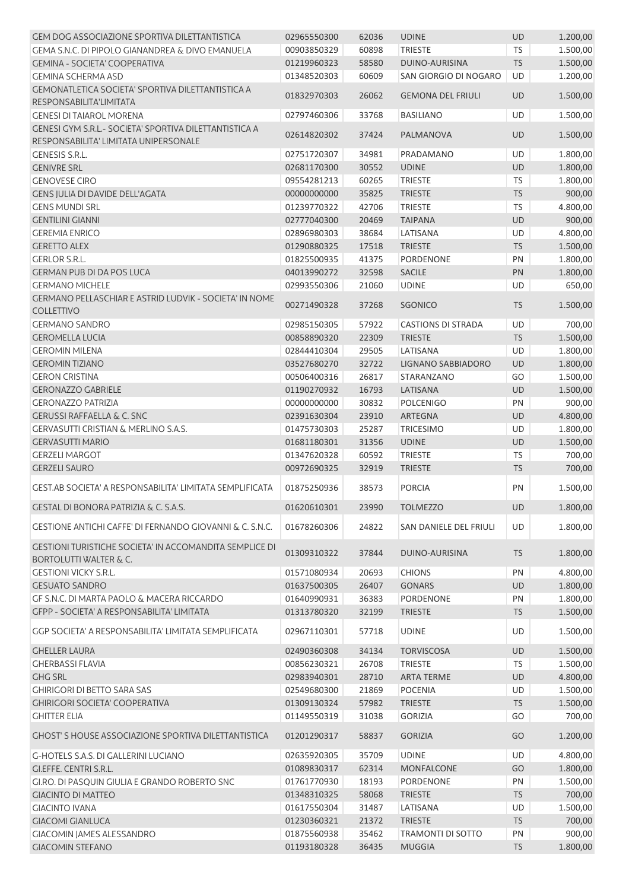| | | | | | |
|---|---|---|---|---|---|
| GEM DOG ASSOCIAZIONE SPORTIVA DILETTANTISTICA | 02965550300 | 62036 | UDINE | UD | 1.200,00 |
| GEMA S.N.C. DI PIPOLO GIANANDREA & DIVO EMANUELA | 00903850329 | 60898 | TRIESTE | TS | 1.500,00 |
| GEMINA - SOCIETA' COOPERATIVA | 01219960323 | 58580 | DUINO-AURISINA | TS | 1.500,00 |
| GEMINA SCHERMA ASD | 01348520303 | 60609 | SAN GIORGIO DI NOGARO | UD | 1.200,00 |
| GEMONATLETICA SOCIETA' SPORTIVA DILETTANTISTICA A RESPONSABILITA'LIMITATA | 01832970303 | 26062 | GEMONA DEL FRIULI | UD | 1.500,00 |
| GENESI DI TAIAROL MORENA | 02797460306 | 33768 | BASILIANO | UD | 1.500,00 |
| GENESI GYM S.R.L.- SOCIETA' SPORTIVA DILETTANTISTICA A RESPONSABILITA' LIMITATA UNIPERSONALE | 02614820302 | 37424 | PALMANOVA | UD | 1.500,00 |
| GENESIS S.R.L. | 02751720307 | 34981 | PRADAMANO | UD | 1.800,00 |
| GENIVRE SRL | 02681170300 | 30552 | UDINE | UD | 1.800,00 |
| GENOVESE CIRO | 09554281213 | 60265 | TRIESTE | TS | 1.800,00 |
| GENS JULIA DI DAVIDE DELL'AGATA | 00000000000 | 35825 | TRIESTE | TS | 900,00 |
| GENS MUNDI SRL | 01239770322 | 42706 | TRIESTE | TS | 4.800,00 |
| GENTILINI GIANNI | 02777040300 | 20469 | TAIPANA | UD | 900,00 |
| GEREMIA ENRICO | 02896980303 | 38684 | LATISANA | UD | 4.800,00 |
| GERETTO ALEX | 01290880325 | 17518 | TRIESTE | TS | 1.500,00 |
| GERLOR S.R.L. | 01825500935 | 41375 | PORDENONE | PN | 1.800,00 |
| GERMAN PUB DI DA POS LUCA | 04013990272 | 32598 | SACILE | PN | 1.800,00 |
| GERMANO MICHELE | 02993550306 | 21060 | UDINE | UD | 650,00 |
| GERMANO PELLASCHIAR E ASTRID LUDVIK - SOCIETA' IN NOME COLLETTIVO | 00271490328 | 37268 | SGONICO | TS | 1.500,00 |
| GERMANO SANDRO | 02985150305 | 57922 | CASTIONS DI STRADA | UD | 700,00 |
| GEROMELLA LUCIA | 00858890320 | 22309 | TRIESTE | TS | 1.500,00 |
| GEROMIN MILENA | 02844410304 | 29505 | LATISANA | UD | 1.800,00 |
| GEROMIN TIZIANO | 03527680270 | 32722 | LIGNANO SABBIADORO | UD | 1.800,00 |
| GERON CRISTINA | 00506400316 | 26817 | STARANZANO | GO | 1.500,00 |
| GERONAZZO GABRIELE | 01190270932 | 16793 | LATISANA | UD | 1.500,00 |
| GERONAZZO PATRIZIA | 00000000000 | 30832 | POLCENIGO | PN | 900,00 |
| GERUSSI RAFFAELLA & C. SNC | 02391630304 | 23910 | ARTEGNA | UD | 4.800,00 |
| GERVASUTTI CRISTIAN & MERLINO S.A.S. | 01475730303 | 25287 | TRICESIMO | UD | 1.800,00 |
| GERVASUTTI MARIO | 01681180301 | 31356 | UDINE | UD | 1.500,00 |
| GERZELI MARGOT | 01347620328 | 60592 | TRIESTE | TS | 700,00 |
| GERZELI SAURO | 00972690325 | 32919 | TRIESTE | TS | 700,00 |
| GEST.AB SOCIETA' A RESPONSABILITA' LIMITATA SEMPLIFICATA | 01875250936 | 38573 | PORCIA | PN | 1.500,00 |
| GESTAL DI BONORA PATRIZIA & C. S.A.S. | 01620610301 | 23990 | TOLMEZZO | UD | 1.800,00 |
| GESTIONE ANTICHI CAFFE' DI FERNANDO GIOVANNI & C. S.N.C. | 01678260306 | 24822 | SAN DANIELE DEL FRIULI | UD | 1.800,00 |
| GESTIONI TURISTICHE SOCIETA' IN ACCOMANDITA SEMPLICE DI BORTOLUTTI WALTER & C. | 01309310322 | 37844 | DUINO-AURISINA | TS | 1.800,00 |
| GESTIONI VICKY S.R.L. | 01571080934 | 20693 | CHIONS | PN | 4.800,00 |
| GESUATO SANDRO | 01637500305 | 26407 | GONARS | UD | 1.800,00 |
| GF S.N.C. DI MARTA PAOLO & MACERA RICCARDO | 01640990931 | 36383 | PORDENONE | PN | 1.800,00 |
| GFPP - SOCIETA' A RESPONSABILITA' LIMITATA | 01313780320 | 32199 | TRIESTE | TS | 1.500,00 |
| GGP SOCIETA' A RESPONSABILITA' LIMITATA SEMPLIFICATA | 02967110301 | 57718 | UDINE | UD | 1.500,00 |
| GHELLER LAURA | 02490360308 | 34134 | TORVISCOSA | UD | 1.500,00 |
| GHERBASSI FLAVIA | 00856230321 | 26708 | TRIESTE | TS | 1.500,00 |
| GHG SRL | 02983940301 | 28710 | ARTA TERME | UD | 4.800,00 |
| GHIRIGORI DI BETTO SARA SAS | 02549680300 | 21869 | POCENIA | UD | 1.500,00 |
| GHIRIGORI SOCIETA' COOPERATIVA | 01309130324 | 57982 | TRIESTE | TS | 1.500,00 |
| GHITTER ELIA | 01149550319 | 31038 | GORIZIA | GO | 700,00 |
| GHOST' S HOUSE ASSOCIAZIONE SPORTIVA DILETTANTISTICA | 01201290317 | 58837 | GORIZIA | GO | 1.200,00 |
| G-HOTELS S.A.S. DI GALLERINI LUCIANO | 02635920305 | 35709 | UDINE | UD | 4.800,00 |
| GI.EFFE. CENTRI S.R.L. | 01089830317 | 62314 | MONFALCONE | GO | 1.800,00 |
| GI.RO. DI PASQUIN GIULIA E GRANDO ROBERTO SNC | 01761770930 | 18193 | PORDENONE | PN | 1.500,00 |
| GIACINTO DI MATTEO | 01348310325 | 58068 | TRIESTE | TS | 700,00 |
| GIACINTO IVANA | 01617550304 | 31487 | LATISANA | UD | 1.500,00 |
| GIACOMI GIANLUCA | 01230360321 | 21372 | TRIESTE | TS | 700,00 |
| GIACOMIN JAMES ALESSANDRO | 01875560938 | 35462 | TRAMONTI DI SOTTO | PN | 900,00 |
| GIACOMIN STEFANO | 01193180328 | 36435 | MUGGIA | TS | 1.800,00 |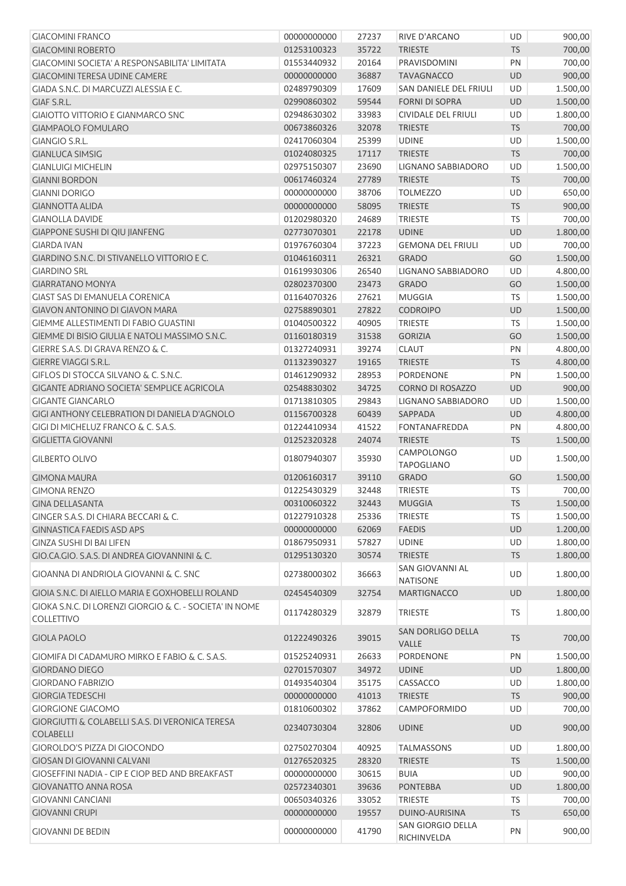| | | | | | |
|---|---|---|---|---|---|
| GIACOMINI FRANCO | 00000000000 | 27237 | RIVE D'ARCANO | UD | 900,00 |
| GIACOMINI ROBERTO | 01253100323 | 35722 | TRIESTE | TS | 700,00 |
| GIACOMINI SOCIETA' A RESPONSABILITA' LIMITATA | 01553440932 | 20164 | PRAVISDOMINI | PN | 700,00 |
| GIACOMINI TERESA UDINE CAMERE | 00000000000 | 36887 | TAVAGNACCO | UD | 900,00 |
| GIADA S.N.C. DI MARCUZZI ALESSIA E C. | 02489790309 | 17609 | SAN DANIELE DEL FRIULI | UD | 1.500,00 |
| GIAF S.R.L. | 02990860302 | 59544 | FORNI DI SOPRA | UD | 1.500,00 |
| GIAIOTTO VITTORIO E GIANMARCO SNC | 02948630302 | 33983 | CIVIDALE DEL FRIULI | UD | 1.800,00 |
| GIAMPAOLO FOMULARO | 00673860326 | 32078 | TRIESTE | TS | 700,00 |
| GIANGIO S.R.L. | 02417060304 | 25399 | UDINE | UD | 1.500,00 |
| GIANLUCA SIMSIG | 01024080325 | 17117 | TRIESTE | TS | 700,00 |
| GIANLUIGI MICHELIN | 02975150307 | 23690 | LIGNANO SABBIADORO | UD | 1.500,00 |
| GIANNI BORDON | 00617460324 | 27789 | TRIESTE | TS | 700,00 |
| GIANNI DORIGO | 00000000000 | 38706 | TOLMEZZO | UD | 650,00 |
| GIANNOTTA ALIDA | 00000000000 | 58095 | TRIESTE | TS | 900,00 |
| GIANOLLA DAVIDE | 01202980320 | 24689 | TRIESTE | TS | 700,00 |
| GIAPPONE SUSHI DI QIU JIANFENG | 02773070301 | 22178 | UDINE | UD | 1.800,00 |
| GIARDA IVAN | 01976760304 | 37223 | GEMONA DEL FRIULI | UD | 700,00 |
| GIARDINO S.N.C. DI STIVANELLO VITTORIO E C. | 01046160311 | 26321 | GRADO | GO | 1.500,00 |
| GIARDINO SRL | 01619930306 | 26540 | LIGNANO SABBIADORO | UD | 4.800,00 |
| GIARRATANO MONYA | 02802370300 | 23473 | GRADO | GO | 1.500,00 |
| GIAST SAS DI EMANUELA CORENICA | 01164070326 | 27621 | MUGGIA | TS | 1.500,00 |
| GIAVON ANTONINO DI GIAVON MARA | 02758890301 | 27822 | CODROIPO | UD | 1.500,00 |
| GIEMME ALLESTIMENTI DI FABIO GUASTINI | 01040500322 | 40905 | TRIESTE | TS | 1.500,00 |
| GIEMME DI BISIO GIULIA E NATOLI MASSIMO S.N.C. | 01160180319 | 31538 | GORIZIA | GO | 1.500,00 |
| GIERRE S.A.S. DI GRAVA RENZO & C. | 01327240931 | 39274 | CLAUT | PN | 4.800,00 |
| GIERRE VIAGGI S.R.L. | 01132390327 | 19165 | TRIESTE | TS | 4.800,00 |
| GIFLOS DI STOCCA SILVANO & C. S.N.C. | 01461290932 | 28953 | PORDENONE | PN | 1.500,00 |
| GIGANTE ADRIANO SOCIETA' SEMPLICE AGRICOLA | 02548830302 | 34725 | CORNO DI ROSAZZO | UD | 900,00 |
| GIGANTE GIANCARLO | 01713810305 | 29843 | LIGNANO SABBIADORO | UD | 1.500,00 |
| GIGI ANTHONY CELEBRATION DI DANIELA D'AGNOLO | 01156700328 | 60439 | SAPPADA | UD | 4.800,00 |
| GIGI DI MICHELUZ FRANCO & C. S.A.S. | 01224410934 | 41522 | FONTANAFREDDA | PN | 4.800,00 |
| GIGLIETTA GIOVANNI | 01252320328 | 24074 | TRIESTE | TS | 1.500,00 |
| GILBERTO OLIVO | 01807940307 | 35930 | CAMPOLONGO TAPOGLIANO | UD | 1.500,00 |
| GIMONA MAURA | 01206160317 | 39110 | GRADO | GO | 1.500,00 |
| GIMONA RENZO | 01225430329 | 32448 | TRIESTE | TS | 700,00 |
| GINA DELLASANTA | 00310060322 | 32443 | MUGGIA | TS | 1.500,00 |
| GINGER S.A.S. DI CHIARA BECCARI & C. | 01227910328 | 25336 | TRIESTE | TS | 1.500,00 |
| GINNASTICA FAEDIS ASD APS | 00000000000 | 62069 | FAEDIS | UD | 1.200,00 |
| GINZA SUSHI DI BAI LIFEN | 01867950931 | 57827 | UDINE | UD | 1.800,00 |
| GIO.CA.GIO. S.A.S. DI ANDREA GIOVANNINI & C. | 01295130320 | 30574 | TRIESTE | TS | 1.800,00 |
| GIOANNA DI ANDRIOLA GIOVANNI & C. SNC | 02738000302 | 36663 | SAN GIOVANNI AL NATISONE | UD | 1.800,00 |
| GIOIA S.N.C. DI AIELLO MARIA E GOXHOBELLI ROLAND | 02454540309 | 32754 | MARTIGNACCO | UD | 1.800,00 |
| GIOKA S.N.C. DI LORENZI GIORGIO & C. - SOCIETA' IN NOME COLLETTIVO | 01174280329 | 32879 | TRIESTE | TS | 1.800,00 |
| GIOLA PAOLO | 01222490326 | 39015 | SAN DORLIGO DELLA VALLE | TS | 700,00 |
| GIOMIFA DI CADAMURO MIRKO E FABIO & C. S.A.S. | 01525240931 | 26633 | PORDENONE | PN | 1.500,00 |
| GIORDANO DIEGO | 02701570307 | 34972 | UDINE | UD | 1.800,00 |
| GIORDANO FABRIZIO | 01493540304 | 35175 | CASSACCO | UD | 1.800,00 |
| GIORGIA TEDESCHI | 00000000000 | 41013 | TRIESTE | TS | 900,00 |
| GIORGIONE GIACOMO | 01810600302 | 37862 | CAMPOFORMIDO | UD | 700,00 |
| GIORGIUTTI & COLABELLI S.A.S. DI VERONICA TERESA COLABELLI | 02340730304 | 32806 | UDINE | UD | 900,00 |
| GIOROLDO'S PIZZA DI GIOCONDO | 02750270304 | 40925 | TALMASSONS | UD | 1.800,00 |
| GIOSAN DI GIOVANNI CALVANI | 01276520325 | 28320 | TRIESTE | TS | 1.500,00 |
| GIOSEFFINI NADIA - CIP E CIOP BED AND BREAKFAST | 00000000000 | 30615 | BUIA | UD | 900,00 |
| GIOVANATTO ANNA ROSA | 02572340301 | 39636 | PONTEBBA | UD | 1.800,00 |
| GIOVANNI CANCIANI | 00650340326 | 33052 | TRIESTE | TS | 700,00 |
| GIOVANNI CRUPI | 00000000000 | 19557 | DUINO-AURISINA | TS | 650,00 |
| GIOVANNI DE BEDIN | 00000000000 | 41790 | SAN GIORGIO DELLA RICHINVELDA | PN | 900,00 |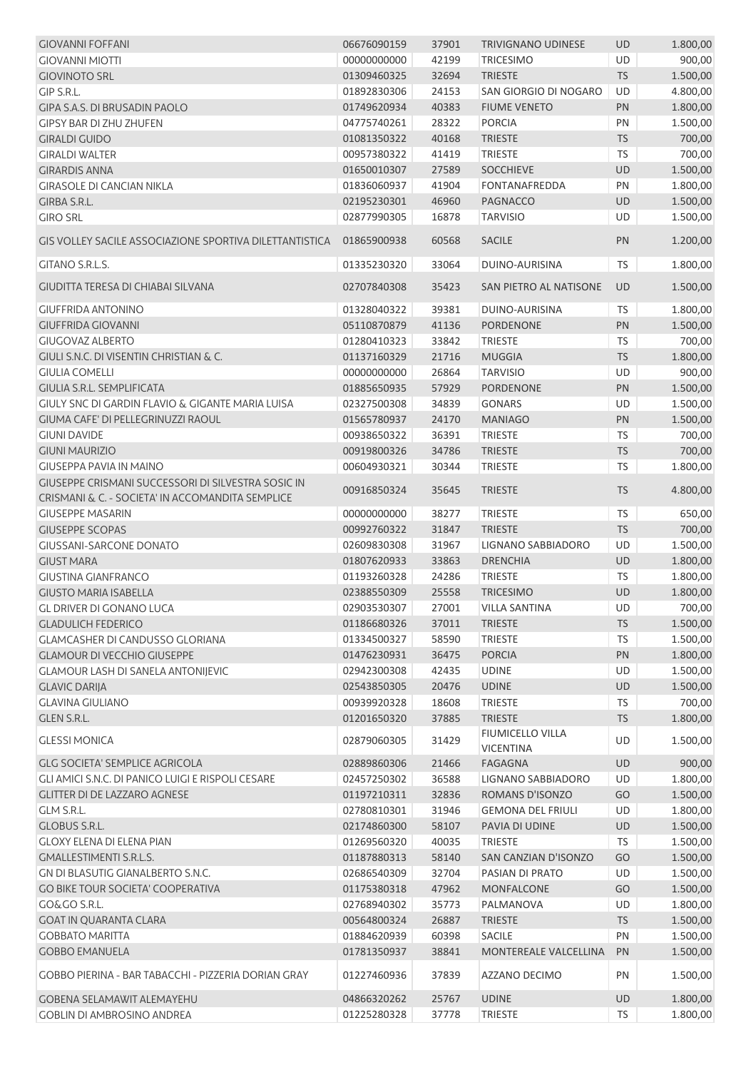| | | | | | |
|---|---|---|---|---|---|
| GIOVANNI FOFFANI | 06676090159 | 37901 | TRIVIGNANO UDINESE | UD | 1.800,00 |
| GIOVANNI MIOTTI | 00000000000 | 42199 | TRICESIMO | UD | 900,00 |
| GIOVINOTO SRL | 01309460325 | 32694 | TRIESTE | TS | 1.500,00 |
| GIP S.R.L. | 01892830306 | 24153 | SAN GIORGIO DI NOGARO | UD | 4.800,00 |
| GIPA S.A.S. DI BRUSADIN PAOLO | 01749620934 | 40383 | FIUME VENETO | PN | 1.800,00 |
| GIPSY BAR DI ZHU ZHUFEN | 04775740261 | 28322 | PORCIA | PN | 1.500,00 |
| GIRALDI GUIDO | 01081350322 | 40168 | TRIESTE | TS | 700,00 |
| GIRALDI WALTER | 00957380322 | 41419 | TRIESTE | TS | 700,00 |
| GIRARDIS ANNA | 01650010307 | 27589 | SOCCHIEVE | UD | 1.500,00 |
| GIRASOLE DI CANCIAN NIKLA | 01836060937 | 41904 | FONTANAFREDDA | PN | 1.800,00 |
| GIRBA S.R.L. | 02195230301 | 46960 | PAGNACCO | UD | 1.500,00 |
| GIRO SRL | 02877990305 | 16878 | TARVISIO | UD | 1.500,00 |
| GIS VOLLEY SACILE ASSOCIAZIONE SPORTIVA DILETTANTISTICA | 01865900938 | 60568 | SACILE | PN | 1.200,00 |
| GITANO S.R.L.S. | 01335230320 | 33064 | DUINO-AURISINA | TS | 1.800,00 |
| GIUDITTA TERESA DI CHIABAI SILVANA | 02707840308 | 35423 | SAN PIETRO AL NATISONE | UD | 1.500,00 |
| GIUFFRIDA ANTONINO | 01328040322 | 39381 | DUINO-AURISINA | TS | 1.800,00 |
| GIUFFRIDA GIOVANNI | 05110870879 | 41136 | PORDENONE | PN | 1.500,00 |
| GIUGOVAZ ALBERTO | 01280410323 | 33842 | TRIESTE | TS | 700,00 |
| GIULI S.N.C. DI VISENTIN CHRISTIAN & C. | 01137160329 | 21716 | MUGGIA | TS | 1.800,00 |
| GIULIA COMELLI | 00000000000 | 26864 | TARVISIO | UD | 900,00 |
| GIULIA S.R.L. SEMPLIFICATA | 01885650935 | 57929 | PORDENONE | PN | 1.500,00 |
| GIULY SNC DI GARDIN FLAVIO & GIGANTE MARIA LUISA | 02327500308 | 34839 | GONARS | UD | 1.500,00 |
| GIUMA CAFE' DI PELLEGRINUZZI RAOUL | 01565780937 | 24170 | MANIAGO | PN | 1.500,00 |
| GIUNI DAVIDE | 00938650322 | 36391 | TRIESTE | TS | 700,00 |
| GIUNI MAURIZIO | 00919800326 | 34786 | TRIESTE | TS | 700,00 |
| GIUSEPPA PAVIA IN MAINO | 00604930321 | 30344 | TRIESTE | TS | 1.800,00 |
| GIUSEPPE CRISMANI SUCCESSORI DI SILVESTRA SOSIC IN CRISMANI & C. - SOCIETA' IN ACCOMANDITA SEMPLICE | 00916850324 | 35645 | TRIESTE | TS | 4.800,00 |
| GIUSEPPE MASARIN | 00000000000 | 38277 | TRIESTE | TS | 650,00 |
| GIUSEPPE SCOPAS | 00992760322 | 31847 | TRIESTE | TS | 700,00 |
| GIUSSANI-SARCONE DONATO | 02609830308 | 31967 | LIGNANO SABBIADORO | UD | 1.500,00 |
| GIUST MARA | 01807620933 | 33863 | DRENCHIA | UD | 1.800,00 |
| GIUSTINA GIANFRANCO | 01193260328 | 24286 | TRIESTE | TS | 1.800,00 |
| GIUSTO MARIA ISABELLA | 02388550309 | 25558 | TRICESIMO | UD | 1.800,00 |
| GL DRIVER DI GONANO LUCA | 02903530307 | 27001 | VILLA SANTINA | UD | 700,00 |
| GLADULICH FEDERICO | 01186680326 | 37011 | TRIESTE | TS | 1.500,00 |
| GLAMCASHER DI CANDUSSO GLORIANA | 01334500327 | 58590 | TRIESTE | TS | 1.500,00 |
| GLAMOUR DI VECCHIO GIUSEPPE | 01476230931 | 36475 | PORCIA | PN | 1.800,00 |
| GLAMOUR LASH DI SANELA ANTONIJEVIC | 02942300308 | 42435 | UDINE | UD | 1.500,00 |
| GLAVIC DARIJA | 02543850305 | 20476 | UDINE | UD | 1.500,00 |
| GLAVINA GIULIANO | 00939920328 | 18608 | TRIESTE | TS | 700,00 |
| GLEN S.R.L. | 01201650320 | 37885 | TRIESTE | TS | 1.800,00 |
| GLESSI MONICA | 02879060305 | 31429 | FIUMICELLO VILLA VICENTINA | UD | 1.500,00 |
| GLG SOCIETA' SEMPLICE AGRICOLA | 02889860306 | 21466 | FAGAGNA | UD | 900,00 |
| GLI AMICI S.N.C. DI PANICO LUIGI E RISPOLI CESARE | 02457250302 | 36588 | LIGNANO SABBIADORO | UD | 1.800,00 |
| GLITTER DI DE LAZZARO AGNESE | 01197210311 | 32836 | ROMANS D'ISONZO | GO | 1.500,00 |
| GLM S.R.L. | 02780810301 | 31946 | GEMONA DEL FRIULI | UD | 1.800,00 |
| GLOBUS S.R.L. | 02174860300 | 58107 | PAVIA DI UDINE | UD | 1.500,00 |
| GLOXY ELENA DI ELENA PIAN | 01269560320 | 40035 | TRIESTE | TS | 1.500,00 |
| GMALLESTIMENTI S.R.L.S. | 01187880313 | 58140 | SAN CANZIAN D'ISONZO | GO | 1.500,00 |
| GN DI BLASUTIG GIANALBERTO S.N.C. | 02686540309 | 32704 | PASIAN DI PRATO | UD | 1.500,00 |
| GO BIKE TOUR SOCIETA' COOPERATIVA | 01175380318 | 47962 | MONFALCONE | GO | 1.500,00 |
| GO&GO S.R.L. | 02768940302 | 35773 | PALMANOVA | UD | 1.800,00 |
| GOAT IN QUARANTA CLARA | 00564800324 | 26887 | TRIESTE | TS | 1.500,00 |
| GOBBATO MARITTA | 01884620939 | 60398 | SACILE | PN | 1.500,00 |
| GOBBO EMANUELA | 01781350937 | 38841 | MONTEREALE VALCELLINA | PN | 1.500,00 |
| GOBBO PIERINA - BAR TABACCHI - PIZZERIA DORIAN GRAY | 01227460936 | 37839 | AZZANO DECIMO | PN | 1.500,00 |
| GOBENA SELAMAWIT ALEMAYEHU | 04866320262 | 25767 | UDINE | UD | 1.800,00 |
| GOBLIN DI AMBROSINO ANDREA | 01225280328 | 37778 | TRIESTE | TS | 1.800,00 |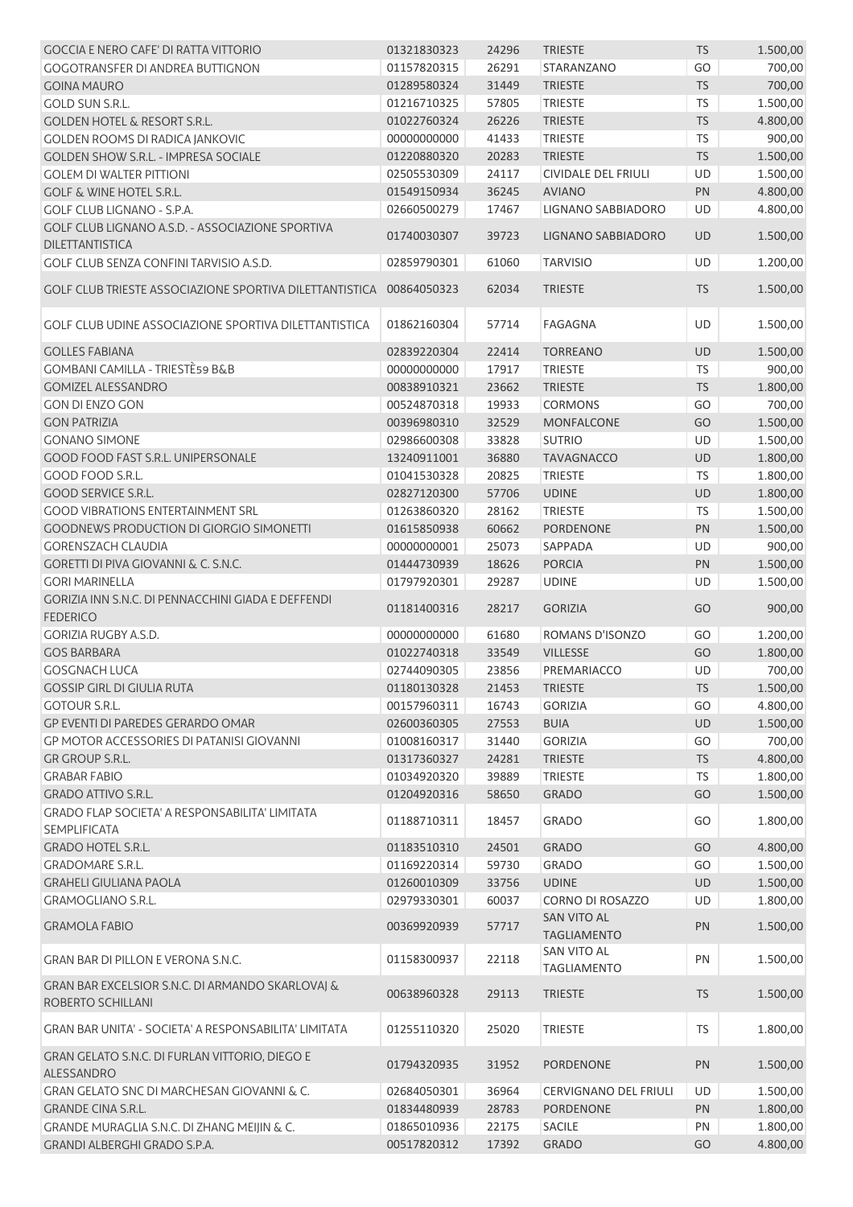| | | | | | |
|---|---|---|---|---|---|
| GOCCIA E NERO CAFE' DI RATTA VITTORIO | 01321830323 | 24296 | TRIESTE | TS | 1.500,00 |
| GOGOTRANSFER DI ANDREA BUTTIGNON | 01157820315 | 26291 | STARANZANO | GO | 700,00 |
| GOINA MAURO | 01289580324 | 31449 | TRIESTE | TS | 700,00 |
| GOLD SUN S.R.L. | 01216710325 | 57805 | TRIESTE | TS | 1.500,00 |
| GOLDEN HOTEL & RESORT S.R.L. | 01022760324 | 26226 | TRIESTE | TS | 4.800,00 |
| GOLDEN ROOMS DI RADICA JANKOVIC | 00000000000 | 41433 | TRIESTE | TS | 900,00 |
| GOLDEN SHOW S.R.L. - IMPRESA SOCIALE | 01220880320 | 20283 | TRIESTE | TS | 1.500,00 |
| GOLEM DI WALTER PITTIONI | 02505530309 | 24117 | CIVIDALE DEL FRIULI | UD | 1.500,00 |
| GOLF & WINE HOTEL S.R.L. | 01549150934 | 36245 | AVIANO | PN | 4.800,00 |
| GOLF CLUB LIGNANO - S.P.A. | 02660500279 | 17467 | LIGNANO SABBIADORO | UD | 4.800,00 |
| GOLF CLUB LIGNANO A.S.D. - ASSOCIAZIONE SPORTIVA DILETTANTISTICA | 01740030307 | 39723 | LIGNANO SABBIADORO | UD | 1.500,00 |
| GOLF CLUB SENZA CONFINI TARVISIO A.S.D. | 02859790301 | 61060 | TARVISIO | UD | 1.200,00 |
| GOLF CLUB TRIESTE ASSOCIAZIONE SPORTIVA DILETTANTISTICA | 00864050323 | 62034 | TRIESTE | TS | 1.500,00 |
| GOLF CLUB UDINE ASSOCIAZIONE SPORTIVA DILETTANTISTICA | 01862160304 | 57714 | FAGAGNA | UD | 1.500,00 |
| GOLLES FABIANA | 02839220304 | 22414 | TORREANO | UD | 1.500,00 |
| GOMBANI CAMILLA - TRIESTÈ59 B&B | 00000000000 | 17917 | TRIESTE | TS | 900,00 |
| GOMIZEL ALESSANDRO | 00838910321 | 23662 | TRIESTE | TS | 1.800,00 |
| GON DI ENZO GON | 00524870318 | 19933 | CORMONS | GO | 700,00 |
| GON PATRIZIA | 00396980310 | 32529 | MONFALCONE | GO | 1.500,00 |
| GONANO SIMONE | 02986600308 | 33828 | SUTRIO | UD | 1.500,00 |
| GOOD FOOD FAST S.R.L. UNIPERSONALE | 13240911001 | 36880 | TAVAGNACCO | UD | 1.800,00 |
| GOOD FOOD S.R.L. | 01041530328 | 20825 | TRIESTE | TS | 1.800,00 |
| GOOD SERVICE S.R.L. | 02827120300 | 57706 | UDINE | UD | 1.800,00 |
| GOOD VIBRATIONS ENTERTAINMENT SRL | 01263860320 | 28162 | TRIESTE | TS | 1.500,00 |
| GOODNEWS PRODUCTION DI GIORGIO SIMONETTI | 01615850938 | 60662 | PORDENONE | PN | 1.500,00 |
| GORENSZACH CLAUDIA | 00000000001 | 25073 | SAPPADA | UD | 900,00 |
| GORETTI DI PIVA GIOVANNI & C. S.N.C. | 01444730939 | 18626 | PORCIA | PN | 1.500,00 |
| GORI MARINELLA | 01797920301 | 29287 | UDINE | UD | 1.500,00 |
| GORIZIA INN S.N.C. DI PENNACCHINI GIADA E DEFFENDI FEDERICO | 01181400316 | 28217 | GORIZIA | GO | 900,00 |
| GORIZIA RUGBY A.S.D. | 00000000000 | 61680 | ROMANS D'ISONZO | GO | 1.200,00 |
| GOS BARBARA | 01022740318 | 33549 | VILLESSE | GO | 1.800,00 |
| GOSGNACH LUCA | 02744090305 | 23856 | PREMARIACCO | UD | 700,00 |
| GOSSIP GIRL DI GIULIA RUTA | 01180130328 | 21453 | TRIESTE | TS | 1.500,00 |
| GOTOUR S.R.L. | 00157960311 | 16743 | GORIZIA | GO | 4.800,00 |
| GP EVENTI DI PAREDES GERARDO OMAR | 02600360305 | 27553 | BUIA | UD | 1.500,00 |
| GP MOTOR ACCESSORIES DI PATANISI GIOVANNI | 01008160317 | 31440 | GORIZIA | GO | 700,00 |
| GR GROUP S.R.L. | 01317360327 | 24281 | TRIESTE | TS | 4.800,00 |
| GRABAR FABIO | 01034920320 | 39889 | TRIESTE | TS | 1.800,00 |
| GRADO ATTIVO S.R.L. | 01204920316 | 58650 | GRADO | GO | 1.500,00 |
| GRADO FLAP SOCIETA' A RESPONSABILITA' LIMITATA SEMPLIFICATA | 01188710311 | 18457 | GRADO | GO | 1.800,00 |
| GRADO HOTEL S.R.L. | 01183510310 | 24501 | GRADO | GO | 4.800,00 |
| GRADOMARE S.R.L. | 01169220314 | 59730 | GRADO | GO | 1.500,00 |
| GRAHELI GIULIANA PAOLA | 01260010309 | 33756 | UDINE | UD | 1.500,00 |
| GRAMOGLIANO S.R.L. | 02979330301 | 60037 | CORNO DI ROSAZZO | UD | 1.800,00 |
| GRAMOLA FABIO | 00369920939 | 57717 | SAN VITO AL TAGLIAMENTO | PN | 1.500,00 |
| GRAN BAR DI PILLON E VERONA S.N.C. | 01158300937 | 22118 | SAN VITO AL TAGLIAMENTO | PN | 1.500,00 |
| GRAN BAR EXCELSIOR S.N.C. DI ARMANDO SKARLOVAJ & ROBERTO SCHILLANI | 00638960328 | 29113 | TRIESTE | TS | 1.500,00 |
| GRAN BAR UNITA' - SOCIETA' A RESPONSABILITA' LIMITATA | 01255110320 | 25020 | TRIESTE | TS | 1.800,00 |
| GRAN GELATO S.N.C. DI FURLAN VITTORIO, DIEGO E ALESSANDRO | 01794320935 | 31952 | PORDENONE | PN | 1.500,00 |
| GRAN GELATO SNC DI MARCHESAN GIOVANNI & C. | 02684050301 | 36964 | CERVIGNANO DEL FRIULI | UD | 1.500,00 |
| GRANDE CINA S.R.L. | 01834480939 | 28783 | PORDENONE | PN | 1.800,00 |
| GRANDE MURAGLIA S.N.C. DI ZHANG MEIJIN & C. | 01865010936 | 22175 | SACILE | PN | 1.800,00 |
| GRANDI ALBERGHI GRADO S.P.A. | 00517820312 | 17392 | GRADO | GO | 4.800,00 |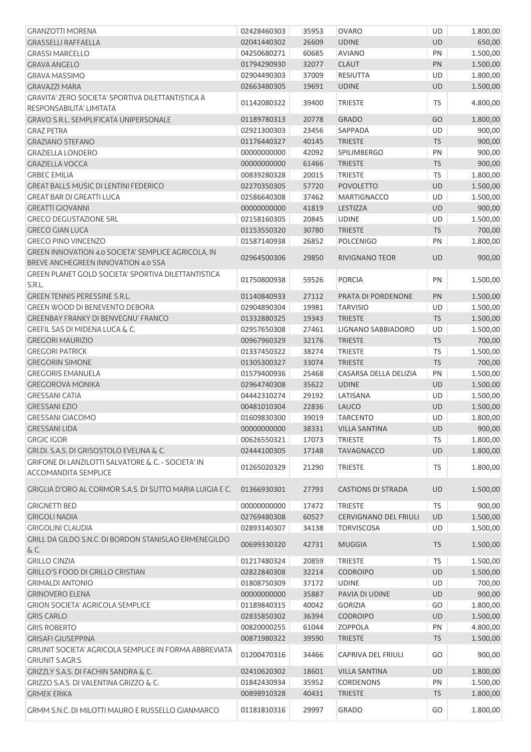| | | | | | |
|---|---|---|---|---|---|
| GRANZOTTI MORENA | 02428460303 | 35953 | OVARO | UD | 1.800,00 |
| GRASSELLI RAFFAELLA | 02041440302 | 26609 | UDINE | UD | 650,00 |
| GRASSI MARCELLO | 04250680271 | 60685 | AVIANO | PN | 1.500,00 |
| GRAVA ANGELO | 01794290930 | 32077 | CLAUT | PN | 1.500,00 |
| GRAVA MASSIMO | 02904490303 | 37009 | RESIUTTA | UD | 1.800,00 |
| GRAVAZZI MARA | 02663480305 | 19691 | UDINE | UD | 1.500,00 |
| GRAVITA' ZERO SOCIETA' SPORTIVA DILETTANTISTICA A RESPONSABILITA' LIMITATA | 01142080322 | 39400 | TRIESTE | TS | 4.800,00 |
| GRAVO S.R.L. SEMPLIFICATA UNIPERSONALE | 01189780313 | 20778 | GRADO | GO | 1.800,00 |
| GRAZ PETRA | 02921300303 | 23456 | SAPPADA | UD | 900,00 |
| GRAZIANO STEFANO | 01176440327 | 40145 | TRIESTE | TS | 900,00 |
| GRAZIELLA LONDERO | 00000000000 | 42092 | SPILIMBERGO | PN | 900,00 |
| GRAZIELLA VOCCA | 00000000000 | 61466 | TRIESTE | TS | 900,00 |
| GRBEC EMILIA | 00839280328 | 20015 | TRIESTE | TS | 1.800,00 |
| GREAT BALLS MUSIC DI LENTINI FEDERICO | 02270350305 | 57720 | POVOLETTO | UD | 1.500,00 |
| GREAT BAR DI GREATTI LUCA | 02586640308 | 37462 | MARTIGNACCO | UD | 1.500,00 |
| GREATTI GIOVANNI | 00000000000 | 41819 | LESTIZZA | UD | 900,00 |
| GRECO DEGUSTAZIONE SRL | 02158160305 | 20845 | UDINE | UD | 1.500,00 |
| GRECO GIAN LUCA | 01153550320 | 30780 | TRIESTE | TS | 700,00 |
| GRECO PINO VINCENZO | 01587140938 | 26852 | POLCENIGO | PN | 1.800,00 |
| GREEN INNOVATION 4.0 SOCIETA' SEMPLICE AGRICOLA, IN BREVE ANCHEGREEN INNOVATION 4.0 SSA | 02964500306 | 29850 | RIVIGNANO TEOR | UD | 900,00 |
| GREEN PLANET GOLD SOCIETA' SPORTIVA DILETTANTISTICA S.R.L. | 01750800938 | 59526 | PORCIA | PN | 1.500,00 |
| GREEN TENNIS PERESSINE S.R.L. | 01140840933 | 27112 | PRATA DI PORDENONE | PN | 1.500,00 |
| GREEN WOOD DI BENEVENTO DEBORA | 02904890304 | 19981 | TARVISIO | UD | 1.500,00 |
| GREENBAY FRANKY DI BENVEGNU' FRANCO | 01332880325 | 19343 | TRIESTE | TS | 1.500,00 |
| GREFIL SAS DI MIDENA LUCA & C. | 02957650308 | 27461 | LIGNANO SABBIADORO | UD | 1.500,00 |
| GREGORI MAURIZIO | 00967960329 | 32176 | TRIESTE | TS | 700,00 |
| GREGORI PATRICK | 01337450322 | 38274 | TRIESTE | TS | 1.500,00 |
| GREGORIN SIMONE | 01305300327 | 33074 | TRIESTE | TS | 700,00 |
| GREGORIS EMANUELA | 01579400936 | 25468 | CASARSA DELLA DELIZIA | PN | 1.500,00 |
| GREGOROVA MONIKA | 02964740308 | 35622 | UDINE | UD | 1.500,00 |
| GRESSANI CATIA | 04442310274 | 29192 | LATISANA | UD | 1.500,00 |
| GRESSANI EZIO | 00481010304 | 22836 | LAUCO | UD | 1.500,00 |
| GRESSANI GIACOMO | 01609830300 | 39019 | TARCENTO | UD | 1.800,00 |
| GRESSANI LIDA | 00000000000 | 38331 | VILLA SANTINA | UD | 900,00 |
| GRGIC IGOR | 00626550321 | 17073 | TRIESTE | TS | 1.800,00 |
| GRI.DI. S.A.S. DI GRISOSTOLO EVELINA & C. | 02444100305 | 17148 | TAVAGNACCO | UD | 1.800,00 |
| GRIFONE DI LANZILOTTI SALVATORE & C. - SOCIETA' IN ACCOMANDITA SEMPLICE | 01265020329 | 21290 | TRIESTE | TS | 1.800,00 |
| GRIGLIA D'ORO AL CORMOR S.A.S. DI SUTTO MARIA LUIGIA E C. | 01366930301 | 27793 | CASTIONS DI STRADA | UD | 1.500,00 |
| GRIGNETTI BED | 00000000000 | 17472 | TRIESTE | TS | 900,00 |
| GRIGOLI NADIA | 02769480308 | 60527 | CERVIGNANO DEL FRIULI | UD | 1.500,00 |
| GRIGOLINI CLAUDIA | 02893140307 | 34138 | TORVISCOSA | UD | 1.500,00 |
| GRILL DA GILDO S.N.C. DI BORDON STANISLAO ERMENEGILDO & C. | 00699330320 | 42731 | MUGGIA | TS | 1.500,00 |
| GRILLO CINZIA | 01217480324 | 20859 | TRIESTE | TS | 1.500,00 |
| GRILLO'S FOOD DI GRILLO CRISTIAN | 02822840308 | 32214 | CODROIPO | UD | 1.500,00 |
| GRIMALDI ANTONIO | 01808750309 | 37172 | UDINE | UD | 700,00 |
| GRINOVERO ELENA | 00000000000 | 35887 | PAVIA DI UDINE | UD | 900,00 |
| GRION SOCIETA' AGRICOLA SEMPLICE | 01189840315 | 40042 | GORIZIA | GO | 1.800,00 |
| GRIS CARLO | 02835850302 | 36394 | CODROIPO | UD | 1.500,00 |
| GRIS ROBERTO | 00820000255 | 61044 | ZOPPOLA | PN | 4.800,00 |
| GRISAFI GIUSEPPINA | 00871980322 | 39590 | TRIESTE | TS | 1.500,00 |
| GRIUNIT SOCIETA' AGRICOLA SEMPLICE IN FORMA ABBREVIATA GRIUNIT S.AGR.S | 01200470316 | 34466 | CAPRIVA DEL FRIULI | GO | 900,00 |
| GRIZZLY S.A.S. DI FACHIN SANDRA & C. | 02410620302 | 18601 | VILLA SANTINA | UD | 1.800,00 |
| GRIZZO S.A.S. DI VALENTINA GRIZZO & C. | 01842430934 | 35952 | CORDENONS | PN | 1.500,00 |
| GRMEK ERIKA | 00898910328 | 40431 | TRIESTE | TS | 1.800,00 |
| GRMM S.N.C. DI MILOTTI MAURO E RUSSELLO GIANMARCO | 01181810316 | 29997 | GRADO | GO | 1.800,00 |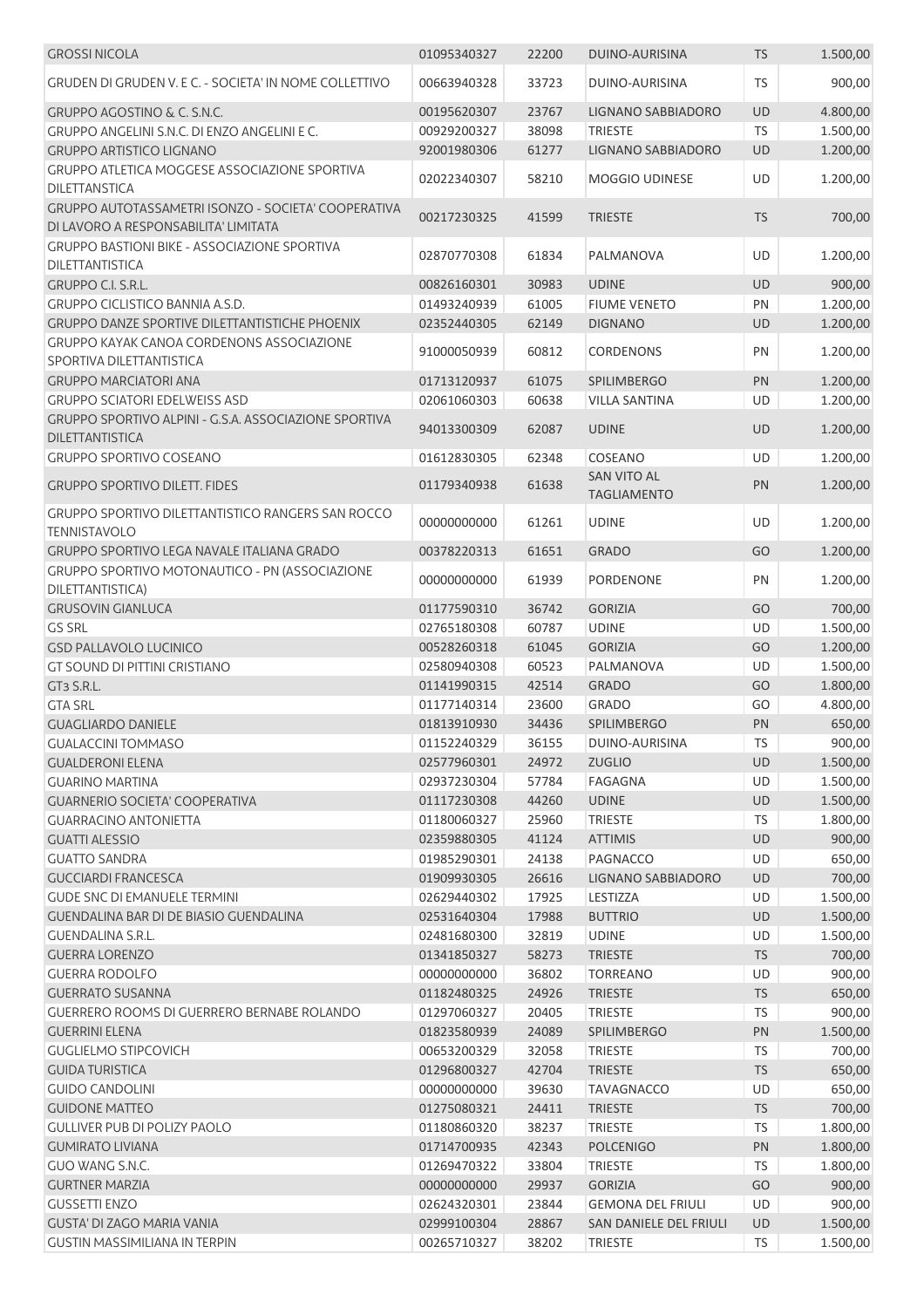| | | | | | |
|---|---|---|---|---|---|
| GROSSI NICOLA | 01095340327 | 22200 | DUINO-AURISINA | TS | 1.500,00 |
| GRUDEN DI GRUDEN V. E C. - SOCIETA' IN NOME COLLETTIVO | 00663940328 | 33723 | DUINO-AURISINA | TS | 900,00 |
| GRUPPO AGOSTINO & C. S.N.C. | 00195620307 | 23767 | LIGNANO SABBIADORO | UD | 4.800,00 |
| GRUPPO ANGELINI S.N.C. DI ENZO ANGELINI E C. | 00929200327 | 38098 | TRIESTE | TS | 1.500,00 |
| GRUPPO ARTISTICO LIGNANO | 92001980306 | 61277 | LIGNANO SABBIADORO | UD | 1.200,00 |
| GRUPPO ATLETICA MOGGESE ASSOCIAZIONE SPORTIVA DILETTANSTICA | 02022340307 | 58210 | MOGGIO UDINESE | UD | 1.200,00 |
| GRUPPO AUTOTASSAMETRI ISONZO - SOCIETA' COOPERATIVA DI LAVORO A RESPONSABILITA' LIMITATA | 00217230325 | 41599 | TRIESTE | TS | 700,00 |
| GRUPPO BASTIONI BIKE - ASSOCIAZIONE SPORTIVA DILETTANTISTICA | 02870770308 | 61834 | PALMANOVA | UD | 1.200,00 |
| GRUPPO C.I. S.R.L. | 00826160301 | 30983 | UDINE | UD | 900,00 |
| GRUPPO CICLISTICO BANNIA A.S.D. | 01493240939 | 61005 | FIUME VENETO | PN | 1.200,00 |
| GRUPPO DANZE SPORTIVE DILETTANTISTICHE PHOENIX | 02352440305 | 62149 | DIGNANO | UD | 1.200,00 |
| GRUPPO KAYAK CANOA CORDENONS ASSOCIAZIONE SPORTIVA DILETTANTISTICA | 91000050939 | 60812 | CORDENONS | PN | 1.200,00 |
| GRUPPO MARCIATORI ANA | 01713120937 | 61075 | SPILIMBERGO | PN | 1.200,00 |
| GRUPPO SCIATORI EDELWEISS ASD | 02061060303 | 60638 | VILLA SANTINA | UD | 1.200,00 |
| GRUPPO SPORTIVO ALPINI - G.S.A. ASSOCIAZIONE SPORTIVA DILETTANTISTICA | 94013300309 | 62087 | UDINE | UD | 1.200,00 |
| GRUPPO SPORTIVO COSEANO | 01612830305 | 62348 | COSEANO | UD | 1.200,00 |
| GRUPPO SPORTIVO DILETT. FIDES | 01179340938 | 61638 | SAN VITO AL TAGLIAMENTO | PN | 1.200,00 |
| GRUPPO SPORTIVO DILETTANTISTICO RANGERS SAN ROCCO TENNISTAVOLO | 00000000000 | 61261 | UDINE | UD | 1.200,00 |
| GRUPPO SPORTIVO LEGA NAVALE ITALIANA GRADO | 00378220313 | 61651 | GRADO | GO | 1.200,00 |
| GRUPPO SPORTIVO MOTONAUTICO - PN (ASSOCIAZIONE DILETTANTISTICA) | 00000000000 | 61939 | PORDENONE | PN | 1.200,00 |
| GRUSOVIN GIANLUCA | 01177590310 | 36742 | GORIZIA | GO | 700,00 |
| GS SRL | 02765180308 | 60787 | UDINE | UD | 1.500,00 |
| GSD PALLAVOLO LUCINICO | 00528260318 | 61045 | GORIZIA | GO | 1.200,00 |
| GT SOUND DI PITTINI CRISTIANO | 02580940308 | 60523 | PALMANOVA | UD | 1.500,00 |
| GT3 S.R.L. | 01141990315 | 42514 | GRADO | GO | 1.800,00 |
| GTA SRL | 01177140314 | 23600 | GRADO | GO | 4.800,00 |
| GUAGLIARDO DANIELE | 01813910930 | 34436 | SPILIMBERGO | PN | 650,00 |
| GUALACCINI TOMMASO | 01152240329 | 36155 | DUINO-AURISINA | TS | 900,00 |
| GUALDERONI ELENA | 02577960301 | 24972 | ZUGLIO | UD | 1.500,00 |
| GUARINO MARTINA | 02937230304 | 57784 | FAGAGNA | UD | 1.500,00 |
| GUARNERIO SOCIETA' COOPERATIVA | 01117230308 | 44260 | UDINE | UD | 1.500,00 |
| GUARRACINO ANTONIETTA | 01180060327 | 25960 | TRIESTE | TS | 1.800,00 |
| GUATTI ALESSIO | 02359880305 | 41124 | ATTIMIS | UD | 900,00 |
| GUATTO SANDRA | 01985290301 | 24138 | PAGNACCO | UD | 650,00 |
| GUCCIARDI FRANCESCA | 01909930305 | 26616 | LIGNANO SABBIADORO | UD | 700,00 |
| GUDE SNC DI EMANUELE TERMINI | 02629440302 | 17925 | LESTIZZA | UD | 1.500,00 |
| GUENDALINA BAR DI DE BIASIO GUENDALINA | 02531640304 | 17988 | BUTTRIO | UD | 1.500,00 |
| GUENDALINA S.R.L. | 02481680300 | 32819 | UDINE | UD | 1.500,00 |
| GUERRA LORENZO | 01341850327 | 58273 | TRIESTE | TS | 700,00 |
| GUERRA RODOLFO | 00000000000 | 36802 | TORREANO | UD | 900,00 |
| GUERRATO SUSANNA | 01182480325 | 24926 | TRIESTE | TS | 650,00 |
| GUERRERO ROOMS DI GUERRERO BERNABE ROLANDO | 01297060327 | 20405 | TRIESTE | TS | 900,00 |
| GUERRINI ELENA | 01823580939 | 24089 | SPILIMBERGO | PN | 1.500,00 |
| GUGLIELMO STIPCOVICH | 00653200329 | 32058 | TRIESTE | TS | 700,00 |
| GUIDA TURISTICA | 01296800327 | 42704 | TRIESTE | TS | 650,00 |
| GUIDO CANDOLINI | 00000000000 | 39630 | TAVAGNACCO | UD | 650,00 |
| GUIDONE MATTEO | 01275080321 | 24411 | TRIESTE | TS | 700,00 |
| GULLIVER PUB DI POLIZY PAOLO | 01180860320 | 38237 | TRIESTE | TS | 1.800,00 |
| GUMIRATO LIVIANA | 01714700935 | 42343 | POLCENIGO | PN | 1.800,00 |
| GUO WANG S.N.C. | 01269470322 | 33804 | TRIESTE | TS | 1.800,00 |
| GURTNER MARZIA | 00000000000 | 29937 | GORIZIA | GO | 900,00 |
| GUSSETTI ENZO | 02624320301 | 23844 | GEMONA DEL FRIULI | UD | 900,00 |
| GUSTA' DI ZAGO MARIA VANIA | 02999100304 | 28867 | SAN DANIELE DEL FRIULI | UD | 1.500,00 |
| GUSTIN MASSIMILIANA IN TERPIN | 00265710327 | 38202 | TRIESTE | TS | 1.500,00 |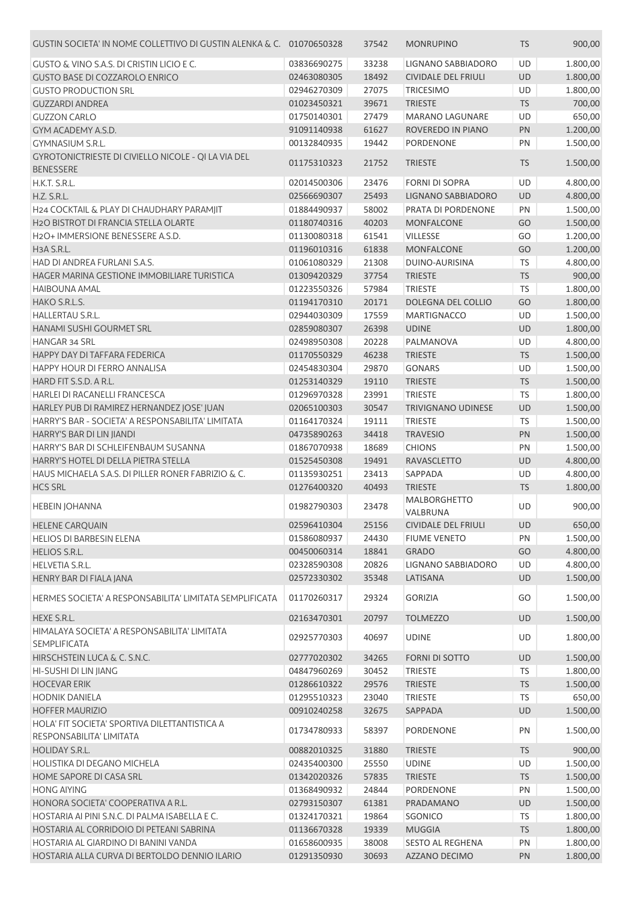| | | | | | |
|---|---|---|---|---|---|
| GUSTIN SOCIETA' IN NOME COLLETTIVO DI GUSTIN ALENKA & C. | 01070650328 | 37542 | MONRUPINO | TS | 900,00 |
| GUSTO & VINO S.A.S. DI CRISTIN LICIO E C. | 03836690275 | 33238 | LIGNANO SABBIADORO | UD | 1.800,00 |
| GUSTO BASE DI COZZAROLO ENRICO | 02463080305 | 18492 | CIVIDALE DEL FRIULI | UD | 1.800,00 |
| GUSTO PRODUCTION SRL | 02946270309 | 27075 | TRICESIMO | UD | 1.800,00 |
| GUZZARDI ANDREA | 01023450321 | 39671 | TRIESTE | TS | 700,00 |
| GUZZON CARLO | 01750140301 | 27479 | MARANO LAGUNARE | UD | 650,00 |
| GYM ACADEMY A.S.D. | 91091140938 | 61627 | ROVEREDO IN PIANO | PN | 1.200,00 |
| GYMNASIUM S.R.L. | 00132840935 | 19442 | PORDENONE | PN | 1.500,00 |
| GYROTONICTRIESTE DI CIVIELLO NICOLE - QI LA VIA DEL BENESSERE | 01175310323 | 21752 | TRIESTE | TS | 1.500,00 |
| H.K.T. S.R.L. | 02014500306 | 23476 | FORNI DI SOPRA | UD | 4.800,00 |
| H.Z. S.R.L. | 02566690307 | 25493 | LIGNANO SABBIADORO | UD | 4.800,00 |
| H24 COCKTAIL & PLAY DI CHAUDHARY PARAMJIT | 01884490937 | 58002 | PRATA DI PORDENONE | PN | 1.500,00 |
| H2O BISTROT DI FRANCIA STELLA OLARTE | 01180740316 | 40203 | MONFALCONE | GO | 1.500,00 |
| H2O+ IMMERSIONE BENESSERE A.S.D. | 01130080318 | 61541 | VILLESSE | GO | 1.200,00 |
| H3A S.R.L. | 01196010316 | 61838 | MONFALCONE | GO | 1.200,00 |
| HAD DI ANDREA FURLANI S.A.S. | 01061080329 | 21308 | DUINO-AURISINA | TS | 4.800,00 |
| HAGER MARINA GESTIONE IMMOBILIARE TURISTICA | 01309420329 | 37754 | TRIESTE | TS | 900,00 |
| HAIBOUNA AMAL | 01223550326 | 57984 | TRIESTE | TS | 1.800,00 |
| HAKO S.R.L.S. | 01194170310 | 20171 | DOLEGNA DEL COLLIO | GO | 1.800,00 |
| HALLERTAU S.R.L. | 02944030309 | 17559 | MARTIGNACCO | UD | 1.500,00 |
| HANAMI SUSHI GOURMET SRL | 02859080307 | 26398 | UDINE | UD | 1.800,00 |
| HANGAR 34 SRL | 02498950308 | 20228 | PALMANOVA | UD | 4.800,00 |
| HAPPY DAY DI TAFFARA FEDERICA | 01170550329 | 46238 | TRIESTE | TS | 1.500,00 |
| HAPPY HOUR DI FERRO ANNALISA | 02454830304 | 29870 | GONARS | UD | 1.500,00 |
| HARD FIT S.S.D. A R.L. | 01253140329 | 19110 | TRIESTE | TS | 1.500,00 |
| HARLEI DI RACANELLI FRANCESCA | 01296970328 | 23991 | TRIESTE | TS | 1.800,00 |
| HARLEY PUB DI RAMIREZ HERNANDEZ JOSE' JUAN | 02065100303 | 30547 | TRIVIGNANO UDINESE | UD | 1.500,00 |
| HARRY'S BAR - SOCIETA' A RESPONSABILITA' LIMITATA | 01164170324 | 19111 | TRIESTE | TS | 1.500,00 |
| HARRY'S BAR DI LIN JIANDI | 04735890263 | 34418 | TRAVESIO | PN | 1.500,00 |
| HARRY'S BAR DI SCHLEIFENBAUM SUSANNA | 01867070938 | 18689 | CHIONS | PN | 1.500,00 |
| HARRY'S HOTEL DI DELLA PIETRA STELLA | 01525450308 | 19491 | RAVASCLETTO | UD | 4.800,00 |
| HAUS MICHAELA S.A.S. DI PILLER RONER FABRIZIO & C. | 01135930251 | 23413 | SAPPADA | UD | 4.800,00 |
| HCS SRL | 01276400320 | 40493 | TRIESTE | TS | 1.800,00 |
| HEBEIN JOHANNA | 01982790303 | 23478 | MALBORGHETTO VALBRUNA | UD | 900,00 |
| HELENE CARQUAIN | 02596410304 | 25156 | CIVIDALE DEL FRIULI | UD | 650,00 |
| HELIOS DI BARBESIN ELENA | 01586080937 | 24430 | FIUME VENETO | PN | 1.500,00 |
| HELIOS S.R.L. | 00450060314 | 18841 | GRADO | GO | 4.800,00 |
| HELVETIA S.R.L. | 02328590308 | 20826 | LIGNANO SABBIADORO | UD | 4.800,00 |
| HENRY BAR DI FIALA JANA | 02572330302 | 35348 | LATISANA | UD | 1.500,00 |
| HERMES SOCIETA' A RESPONSABILITA' LIMITATA SEMPLIFICATA | 01170260317 | 29324 | GORIZIA | GO | 1.500,00 |
| HEXE S.R.L. | 02163470301 | 20797 | TOLMEZZO | UD | 1.500,00 |
| HIMALAYA SOCIETA' A RESPONSABILITA' LIMITATA SEMPLIFICATA | 02925770303 | 40697 | UDINE | UD | 1.800,00 |
| HIRSCHSTEIN LUCA & C. S.N.C. | 02777020302 | 34265 | FORNI DI SOTTO | UD | 1.500,00 |
| HI-SUSHI DI LIN JIANG | 04847960269 | 30452 | TRIESTE | TS | 1.800,00 |
| HOCEVAR ERIK | 01286610322 | 29576 | TRIESTE | TS | 1.500,00 |
| HODNIK DANIELA | 01295510323 | 23040 | TRIESTE | TS | 650,00 |
| HOFFER MAURIZIO | 00910240258 | 32675 | SAPPADA | UD | 1.500,00 |
| HOLA' FIT SOCIETA' SPORTIVA DILETTANTISTICA A RESPONSABILITA' LIMITATA | 01734780933 | 58397 | PORDENONE | PN | 1.500,00 |
| HOLIDAY S.R.L. | 00882010325 | 31880 | TRIESTE | TS | 900,00 |
| HOLISTIKA DI DEGANO MICHELA | 02435400300 | 25550 | UDINE | UD | 1.500,00 |
| HOME SAPORE DI CASA SRL | 01342020326 | 57835 | TRIESTE | TS | 1.500,00 |
| HONG AIYING | 01368490932 | 24844 | PORDENONE | PN | 1.500,00 |
| HONORA SOCIETA' COOPERATIVA A R.L. | 02793150307 | 61381 | PRADAMANO | UD | 1.500,00 |
| HOSTARIA AI PINI S.N.C. DI PALMA ISABELLA E C. | 01324170321 | 19864 | SGONICO | TS | 1.800,00 |
| HOSTARIA AL CORRIDOIO DI PETEANI SABRINA | 01136670328 | 19339 | MUGGIA | TS | 1.800,00 |
| HOSTARIA AL GIARDINO DI BANINI VANDA | 01658600935 | 38008 | SESTO AL REGHENA | PN | 1.800,00 |
| HOSTARIA ALLA CURVA DI BERTOLDO DENNIO ILARIO | 01291350930 | 30693 | AZZANO DECIMO | PN | 1.800,00 |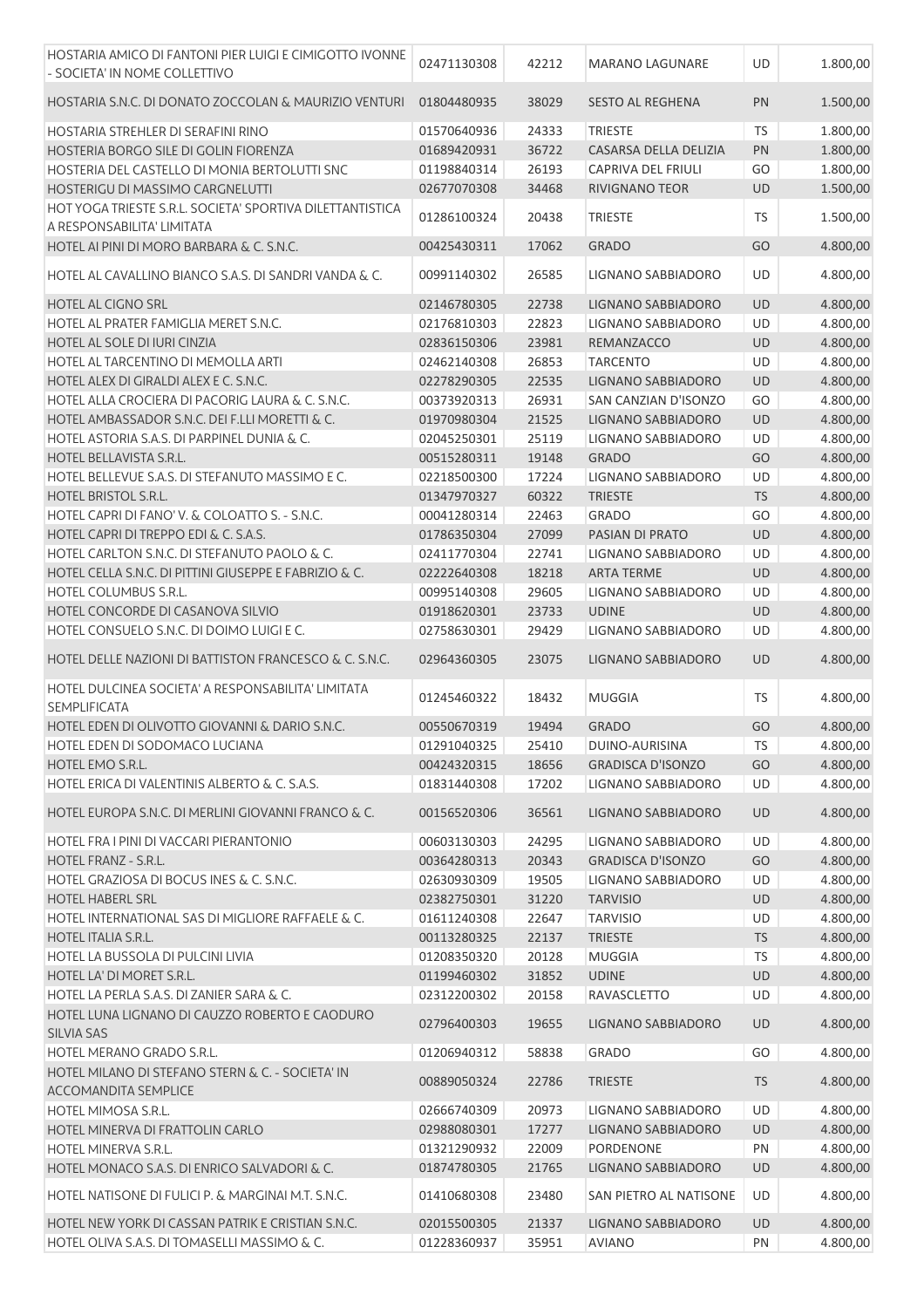| | | | | | |
|---|---|---|---|---|---|
| HOSTARIA AMICO DI FANTONI PIER LUIGI E CIMIGOTTO IVONNE - SOCIETA' IN NOME COLLETTIVO | 02471130308 | 42212 | MARANO LAGUNARE | UD | 1.800,00 |
| HOSTARIA S.N.C. DI DONATO ZOCCOLAN & MAURIZIO VENTURI | 01804480935 | 38029 | SESTO AL REGHENA | PN | 1.500,00 |
| HOSTARIA STREHLER DI SERAFINI RINO | 01570640936 | 24333 | TRIESTE | TS | 1.800,00 |
| HOSTERIA BORGO SILE DI GOLIN FIORENZA | 01689420931 | 36722 | CASARSA DELLA DELIZIA | PN | 1.800,00 |
| HOSTERIA DEL CASTELLO DI MONIA BERTOLUTTI SNC | 01198840314 | 26193 | CAPRIVA DEL FRIULI | GO | 1.800,00 |
| HOSTERIGU DI MASSIMO CARGNELUTTI | 02677070308 | 34468 | RIVIGNANO TEOR | UD | 1.500,00 |
| HOT YOGA TRIESTE S.R.L. SOCIETA' SPORTIVA DILETTANTISTICA A RESPONSABILITA' LIMITATA | 01286100324 | 20438 | TRIESTE | TS | 1.500,00 |
| HOTEL AI PINI DI MORO BARBARA & C. S.N.C. | 00425430311 | 17062 | GRADO | GO | 4.800,00 |
| HOTEL AL CAVALLINO BIANCO S.A.S. DI SANDRI VANDA & C. | 00991140302 | 26585 | LIGNANO SABBIADORO | UD | 4.800,00 |
| HOTEL AL CIGNO SRL | 02146780305 | 22738 | LIGNANO SABBIADORO | UD | 4.800,00 |
| HOTEL AL PRATER FAMIGLIA MERET S.N.C. | 02176810303 | 22823 | LIGNANO SABBIADORO | UD | 4.800,00 |
| HOTEL AL SOLE DI IURI CINZIA | 02836150306 | 23981 | REMANZACCO | UD | 4.800,00 |
| HOTEL AL TARCENTINO DI MEMOLLA ARTI | 02462140308 | 26853 | TARCENTO | UD | 4.800,00 |
| HOTEL ALEX DI GIRALDI ALEX E C. S.N.C. | 02278290305 | 22535 | LIGNANO SABBIADORO | UD | 4.800,00 |
| HOTEL ALLA CROCIERA DI PACORIG LAURA & C. S.N.C. | 00373920313 | 26931 | SAN CANZIAN D'ISONZO | GO | 4.800,00 |
| HOTEL AMBASSADOR S.N.C. DEI F.LLI MORETTI & C. | 01970980304 | 21525 | LIGNANO SABBIADORO | UD | 4.800,00 |
| HOTEL ASTORIA S.A.S. DI PARPINEL DUNIA & C. | 02045250301 | 25119 | LIGNANO SABBIADORO | UD | 4.800,00 |
| HOTEL BELLAVISTA S.R.L. | 00515280311 | 19148 | GRADO | GO | 4.800,00 |
| HOTEL BELLEVUE S.A.S. DI STEFANUTO MASSIMO E C. | 02218500300 | 17224 | LIGNANO SABBIADORO | UD | 4.800,00 |
| HOTEL BRISTOL S.R.L. | 01347970327 | 60322 | TRIESTE | TS | 4.800,00 |
| HOTEL CAPRI DI FANO' V. & COLOATTO S. - S.N.C. | 00041280314 | 22463 | GRADO | GO | 4.800,00 |
| HOTEL CAPRI DI TREPPO EDI & C. S.A.S. | 01786350304 | 27099 | PASIAN DI PRATO | UD | 4.800,00 |
| HOTEL CARLTON S.N.C. DI STEFANUTO PAOLO & C. | 02411770304 | 22741 | LIGNANO SABBIADORO | UD | 4.800,00 |
| HOTEL CELLA S.N.C. DI PITTINI GIUSEPPE E FABRIZIO & C. | 02222640308 | 18218 | ARTA TERME | UD | 4.800,00 |
| HOTEL COLUMBUS S.R.L. | 00995140308 | 29605 | LIGNANO SABBIADORO | UD | 4.800,00 |
| HOTEL CONCORDE DI CASANOVA SILVIO | 01918620301 | 23733 | UDINE | UD | 4.800,00 |
| HOTEL CONSUELO S.N.C. DI DOIMO LUIGI E C. | 02758630301 | 29429 | LIGNANO SABBIADORO | UD | 4.800,00 |
| HOTEL DELLE NAZIONI DI BATTISTON FRANCESCO & C. S.N.C. | 02964360305 | 23075 | LIGNANO SABBIADORO | UD | 4.800,00 |
| HOTEL DULCINEA SOCIETA' A RESPONSABILITA' LIMITATA SEMPLIFICATA | 01245460322 | 18432 | MUGGIA | TS | 4.800,00 |
| HOTEL EDEN DI OLIVOTTO GIOVANNI & DARIO S.N.C. | 00550670319 | 19494 | GRADO | GO | 4.800,00 |
| HOTEL EDEN DI SODOMACO LUCIANA | 01291040325 | 25410 | DUINO-AURISINA | TS | 4.800,00 |
| HOTEL EMO S.R.L. | 00424320315 | 18656 | GRADISCA D'ISONZO | GO | 4.800,00 |
| HOTEL ERICA DI VALENTINIS ALBERTO & C. S.A.S. | 01831440308 | 17202 | LIGNANO SABBIADORO | UD | 4.800,00 |
| HOTEL EUROPA S.N.C. DI MERLINI GIOVANNI FRANCO & C. | 00156520306 | 36561 | LIGNANO SABBIADORO | UD | 4.800,00 |
| HOTEL FRA I PINI DI VACCARI PIERANTONIO | 00603130303 | 24295 | LIGNANO SABBIADORO | UD | 4.800,00 |
| HOTEL FRANZ - S.R.L. | 00364280313 | 20343 | GRADISCA D'ISONZO | GO | 4.800,00 |
| HOTEL GRAZIOSA DI BOCUS INES & C. S.N.C. | 02630930309 | 19505 | LIGNANO SABBIADORO | UD | 4.800,00 |
| HOTEL HABERL SRL | 02382750301 | 31220 | TARVISIO | UD | 4.800,00 |
| HOTEL INTERNATIONAL SAS DI MIGLIORE RAFFAELE & C. | 01611240308 | 22647 | TARVISIO | UD | 4.800,00 |
| HOTEL ITALIA S.R.L. | 00113280325 | 22137 | TRIESTE | TS | 4.800,00 |
| HOTEL LA BUSSOLA DI PULCINI LIVIA | 01208350320 | 20128 | MUGGIA | TS | 4.800,00 |
| HOTEL LA' DI MORET S.R.L. | 01199460302 | 31852 | UDINE | UD | 4.800,00 |
| HOTEL LA PERLA S.A.S. DI ZANIER SARA & C. | 02312200302 | 20158 | RAVASCLETTO | UD | 4.800,00 |
| HOTEL LUNA LIGNANO DI CAUZZO ROBERTO E CAODURO SILVIA SAS | 02796400303 | 19655 | LIGNANO SABBIADORO | UD | 4.800,00 |
| HOTEL MERANO GRADO S.R.L. | 01206940312 | 58838 | GRADO | GO | 4.800,00 |
| HOTEL MILANO DI STEFANO STERN & C. - SOCIETA' IN ACCOMANDITA SEMPLICE | 00889050324 | 22786 | TRIESTE | TS | 4.800,00 |
| HOTEL MIMOSA S.R.L. | 02666740309 | 20973 | LIGNANO SABBIADORO | UD | 4.800,00 |
| HOTEL MINERVA DI FRATTOLIN CARLO | 02988080301 | 17277 | LIGNANO SABBIADORO | UD | 4.800,00 |
| HOTEL MINERVA S.R.L. | 01321290932 | 22009 | PORDENONE | PN | 4.800,00 |
| HOTEL MONACO S.A.S. DI ENRICO SALVADORI & C. | 01874780305 | 21765 | LIGNANO SABBIADORO | UD | 4.800,00 |
| HOTEL NATISONE DI FULICI P. & MARGINAI M.T. S.N.C. | 01410680308 | 23480 | SAN PIETRO AL NATISONE | UD | 4.800,00 |
| HOTEL NEW YORK DI CASSAN PATRIK E CRISTIAN S.N.C. | 02015500305 | 21337 | LIGNANO SABBIADORO | UD | 4.800,00 |
| HOTEL OLIVA S.A.S. DI TOMASELLI MASSIMO & C. | 01228360937 | 35951 | AVIANO | PN | 4.800,00 |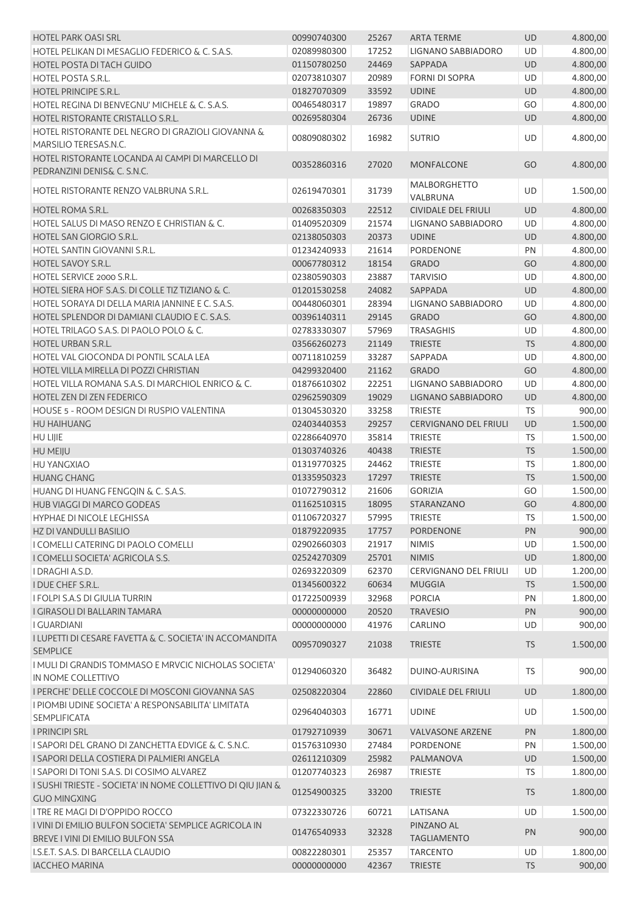| | | | | | |
|---|---|---|---|---|---|
| HOTEL PARK OASI SRL | 00990740300 | 25267 | ARTA TERME | UD | 4.800,00 |
| HOTEL PELIKAN DI MESAGLIO FEDERICO & C. S.A.S. | 02089980300 | 17252 | LIGNANO SABBIADORO | UD | 4.800,00 |
| HOTEL POSTA DI TACH GUIDO | 01150780250 | 24469 | SAPPADA | UD | 4.800,00 |
| HOTEL POSTA S.R.L. | 02073810307 | 20989 | FORNI DI SOPRA | UD | 4.800,00 |
| HOTEL PRINCIPE S.R.L. | 01827070309 | 33592 | UDINE | UD | 4.800,00 |
| HOTEL REGINA DI BENVEGNU' MICHELE & C. S.A.S. | 00465480317 | 19897 | GRADO | GO | 4.800,00 |
| HOTEL RISTORANTE CRISTALLO S.R.L. | 00269580304 | 26736 | UDINE | UD | 4.800,00 |
| HOTEL RISTORANTE DEL NEGRO DI GRAZIOLI GIOVANNA & MARSILIO TERESAS.N.C. | 00809080302 | 16982 | SUTRIO | UD | 4.800,00 |
| HOTEL RISTORANTE LOCANDA AI CAMPI DI MARCELLO DI PEDRANZINI DENIS& C. S.N.C. | 00352860316 | 27020 | MONFALCONE | GO | 4.800,00 |
| HOTEL RISTORANTE RENZO VALBRUNA S.R.L. | 02619470301 | 31739 | MALBORGHETTO VALBRUNA | UD | 1.500,00 |
| HOTEL ROMA S.R.L. | 00268350303 | 22512 | CIVIDALE DEL FRIULI | UD | 4.800,00 |
| HOTEL SALUS DI MASO RENZO E CHRISTIAN & C. | 01409520309 | 21574 | LIGNANO SABBIADORO | UD | 4.800,00 |
| HOTEL SAN GIORGIO S.R.L. | 02138050303 | 20373 | UDINE | UD | 4.800,00 |
| HOTEL SANTIN GIOVANNI S.R.L. | 01234240933 | 21614 | PORDENONE | PN | 4.800,00 |
| HOTEL SAVOY S.R.L. | 00067780312 | 18154 | GRADO | GO | 4.800,00 |
| HOTEL SERVICE 2000 S.R.L. | 02380590303 | 23887 | TARVISIO | UD | 4.800,00 |
| HOTEL SIERA HOF S.A.S. DI COLLE TIZ TIZIANO & C. | 01201530258 | 24082 | SAPPADA | UD | 4.800,00 |
| HOTEL SORAYA DI DELLA MARIA JANNINE E C. S.A.S. | 00448060301 | 28394 | LIGNANO SABBIADORO | UD | 4.800,00 |
| HOTEL SPLENDOR DI DAMIANI CLAUDIO E C. S.A.S. | 00396140311 | 29145 | GRADO | GO | 4.800,00 |
| HOTEL TRILAGO S.A.S. DI PAOLO POLO & C. | 02783330307 | 57969 | TRASAGHIS | UD | 4.800,00 |
| HOTEL URBAN S.R.L. | 03566260273 | 21149 | TRIESTE | TS | 4.800,00 |
| HOTEL VAL GIOCONDA DI PONTIL SCALA LEA | 00711810259 | 33287 | SAPPADA | UD | 4.800,00 |
| HOTEL VILLA MIRELLA DI POZZI CHRISTIAN | 04299320400 | 21162 | GRADO | GO | 4.800,00 |
| HOTEL VILLA ROMANA S.A.S. DI MARCHIOL ENRICO & C. | 01876610302 | 22251 | LIGNANO SABBIADORO | UD | 4.800,00 |
| HOTEL ZEN DI ZEN FEDERICO | 02962590309 | 19029 | LIGNANO SABBIADORO | UD | 4.800,00 |
| HOUSE 5 - ROOM DESIGN DI RUSPIO VALENTINA | 01304530320 | 33258 | TRIESTE | TS | 900,00 |
| HU HAIHUANG | 02403440353 | 29257 | CERVIGNANO DEL FRIULI | UD | 1.500,00 |
| HU LIJIE | 02286640970 | 35814 | TRIESTE | TS | 1.500,00 |
| HU MEIJU | 01303740326 | 40438 | TRIESTE | TS | 1.500,00 |
| HU YANGXIAO | 01319770325 | 24462 | TRIESTE | TS | 1.800,00 |
| HUANG CHANG | 01335950323 | 17297 | TRIESTE | TS | 1.500,00 |
| HUANG DI HUANG FENGQIN & C. S.A.S. | 01072790312 | 21606 | GORIZIA | GO | 1.500,00 |
| HUB VIAGGI DI MARCO GODEAS | 01162510315 | 18095 | STARANZANO | GO | 4.800,00 |
| HYPHAE DI NICOLE LEGHISSA | 01106720327 | 57995 | TRIESTE | TS | 1.500,00 |
| HZ DI VANDULLI BASILIO | 01879220935 | 17757 | PORDENONE | PN | 900,00 |
| I COMELLI CATERING DI PAOLO COMELLI | 02902660303 | 21917 | NIMIS | UD | 1.500,00 |
| I COMELLI SOCIETA' AGRICOLA S.S. | 02524270309 | 25701 | NIMIS | UD | 1.800,00 |
| I DRAGHI A.S.D. | 02693220309 | 62370 | CERVIGNANO DEL FRIULI | UD | 1.200,00 |
| I DUE CHEF S.R.L. | 01345600322 | 60634 | MUGGIA | TS | 1.500,00 |
| I FOLPI S.A.S DI GIULIA TURRIN | 01722500939 | 32968 | PORCIA | PN | 1.800,00 |
| I GIRASOLI DI BALLARIN TAMARA | 00000000000 | 20520 | TRAVESIO | PN | 900,00 |
| I GUARDIANI | 00000000000 | 41976 | CARLINO | UD | 900,00 |
| I LUPETTI DI CESARE FAVETTA & C. SOCIETA' IN ACCOMANDITA SEMPLICE | 00957090327 | 21038 | TRIESTE | TS | 1.500,00 |
| I MULI DI GRANDIS TOMMASO E MRVCIC NICHOLAS SOCIETA' IN NOME COLLETTIVO | 01294060320 | 36482 | DUINO-AURISINA | TS | 900,00 |
| I PERCHE' DELLE COCCOLE DI MOSCONI GIOVANNA SAS | 02508220304 | 22860 | CIVIDALE DEL FRIULI | UD | 1.800,00 |
| I PIOMBI UDINE SOCIETA' A RESPONSABILITA' LIMITATA SEMPLIFICATA | 02964040303 | 16771 | UDINE | UD | 1.500,00 |
| I PRINCIPI SRL | 01792710939 | 30671 | VALVASONE ARZENE | PN | 1.800,00 |
| I SAPORI DEL GRANO DI ZANCHETTA EDVIGE & C. S.N.C. | 01576310930 | 27484 | PORDENONE | PN | 1.500,00 |
| I SAPORI DELLA COSTIERA DI PALMIERI ANGELA | 02611210309 | 25982 | PALMANOVA | UD | 1.500,00 |
| I SAPORI DI TONI S.A.S. DI COSIMO ALVAREZ | 01207740323 | 26987 | TRIESTE | TS | 1.800,00 |
| I SUSHI TRIESTE - SOCIETA' IN NOME COLLETTIVO DI QIU JIAN & GUO MINGXING | 01254900325 | 33200 | TRIESTE | TS | 1.800,00 |
| I TRE RE MAGI DI D'OPPIDO ROCCO | 07322330726 | 60721 | LATISANA | UD | 1.500,00 |
| I VINI DI EMILIO BULFON SOCIETA' SEMPLICE AGRICOLA IN BREVE I VINI DI EMILIO BULFON SSA | 01476540933 | 32328 | PINZANO AL TAGLIAMENTO | PN | 900,00 |
| I.S.E.T. S.A.S. DI BARCELLA CLAUDIO | 00822280301 | 25357 | TARCENTO | UD | 1.800,00 |
| IACCHEO MARINA | 00000000000 | 42367 | TRIESTE | TS | 900,00 |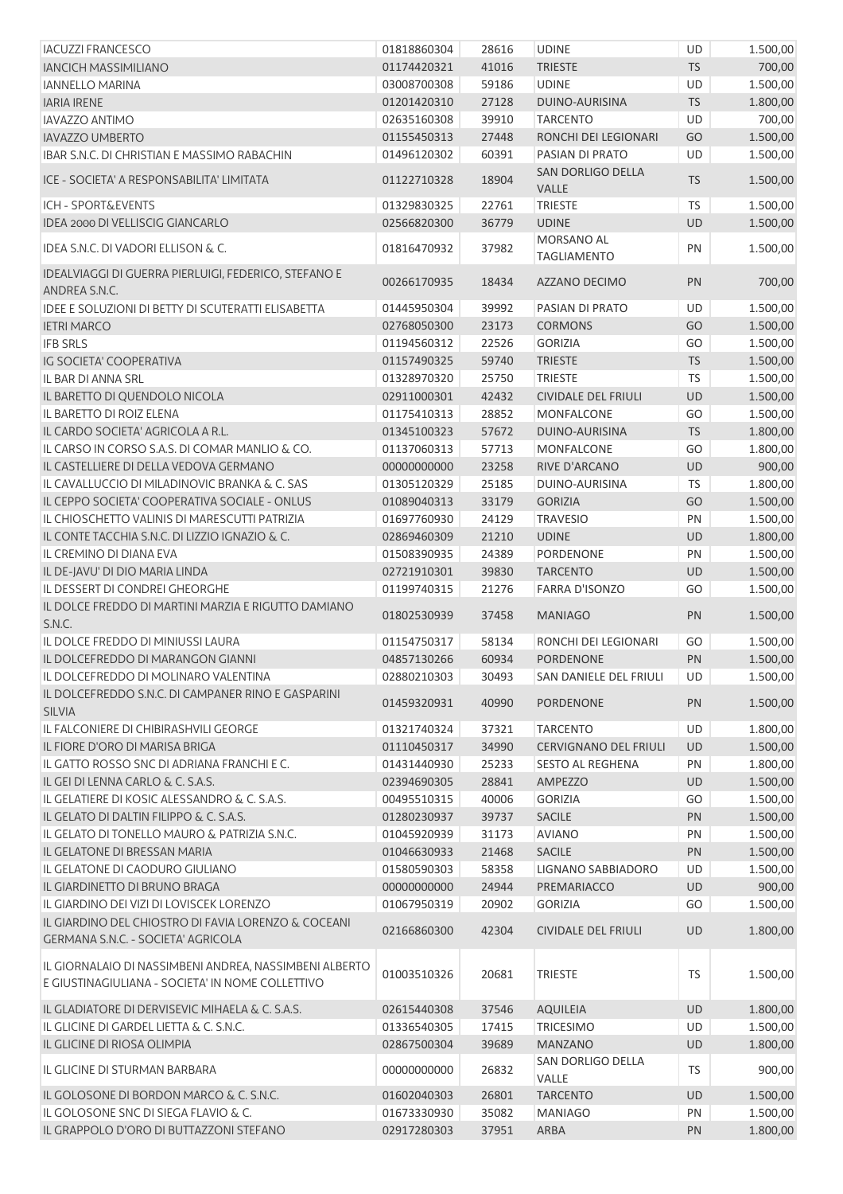| | | | | | |
|---|---|---|---|---|---|
| IACUZZI FRANCESCO | 01818860304 | 28616 | UDINE | UD | 1.500,00 |
| IANCICH MASSIMILIANO | 01174420321 | 41016 | TRIESTE | TS | 700,00 |
| IANNELLO MARINA | 03008700308 | 59186 | UDINE | UD | 1.500,00 |
| IARIA IRENE | 01201420310 | 27128 | DUINO-AURISINA | TS | 1.800,00 |
| IAVAZZO ANTIMO | 02635160308 | 39910 | TARCENTO | UD | 700,00 |
| IAVAZZO UMBERTO | 01155450313 | 27448 | RONCHI DEI LEGIONARI | GO | 1.500,00 |
| IBAR S.N.C. DI CHRISTIAN E MASSIMO RABACHIN | 01496120302 | 60391 | PASIAN DI PRATO | UD | 1.500,00 |
| ICE - SOCIETA' A RESPONSABILITA' LIMITATA | 01122710328 | 18904 | SAN DORLIGO DELLA VALLE | TS | 1.500,00 |
| ICH - SPORT&EVENTS | 01329830325 | 22761 | TRIESTE | TS | 1.500,00 |
| IDEA 2000 DI VELLISCIG GIANCARLO | 02566820300 | 36779 | UDINE | UD | 1.500,00 |
| IDEA S.N.C. DI VADORI ELLISON & C. | 01816470932 | 37982 | MORSANO AL TAGLIAMENTO | PN | 1.500,00 |
| IDEALVIAGGI DI GUERRA PIERLUIGI, FEDERICO, STEFANO E ANDREA S.N.C. | 00266170935 | 18434 | AZZANO DECIMO | PN | 700,00 |
| IDEE E SOLUZIONI DI BETTY DI SCUTERATTI ELISABETTA | 01445950304 | 39992 | PASIAN DI PRATO | UD | 1.500,00 |
| IETRI MARCO | 02768050300 | 23173 | CORMONS | GO | 1.500,00 |
| IFB SRLS | 01194560312 | 22526 | GORIZIA | GO | 1.500,00 |
| IG SOCIETA' COOPERATIVA | 01157490325 | 59740 | TRIESTE | TS | 1.500,00 |
| IL BAR DI ANNA SRL | 01328970320 | 25750 | TRIESTE | TS | 1.500,00 |
| IL BARETTO DI QUENDOLO NICOLA | 02911000301 | 42432 | CIVIDALE DEL FRIULI | UD | 1.500,00 |
| IL BARETTO DI ROIZ ELENA | 01175410313 | 28852 | MONFALCONE | GO | 1.500,00 |
| IL CARDO SOCIETA' AGRICOLA A R.L. | 01345100323 | 57672 | DUINO-AURISINA | TS | 1.800,00 |
| IL CARSO IN CORSO S.A.S. DI COMAR MANLIO & CO. | 01137060313 | 57713 | MONFALCONE | GO | 1.800,00 |
| IL CASTELLIERE DI DELLA VEDOVA GERMANO | 00000000000 | 23258 | RIVE D'ARCANO | UD | 900,00 |
| IL CAVALLUCCIO DI MILADINOVIC BRANKA & C. SAS | 01305120329 | 25185 | DUINO-AURISINA | TS | 1.800,00 |
| IL CEPPO SOCIETA' COOPERATIVA SOCIALE - ONLUS | 01089040313 | 33179 | GORIZIA | GO | 1.500,00 |
| IL CHIOSCHETTO VALINIS DI MARESCUTTI PATRIZIA | 01697760930 | 24129 | TRAVESIO | PN | 1.500,00 |
| IL CONTE TACCHIA S.N.C. DI LIZZIO IGNAZIO & C. | 02869460309 | 21210 | UDINE | UD | 1.800,00 |
| IL CREMINO DI DIANA EVA | 01508390935 | 24389 | PORDENONE | PN | 1.500,00 |
| IL DE-JAVU' DI DIO MARIA LINDA | 02721910301 | 39830 | TARCENTO | UD | 1.500,00 |
| IL DESSERT DI CONDREI GHEORGHE | 01199740315 | 21276 | FARRA D'ISONZO | GO | 1.500,00 |
| IL DOLCE FREDDO DI MARTINI MARZIA E RIGUTTO DAMIANO S.N.C. | 01802530939 | 37458 | MANIAGO | PN | 1.500,00 |
| IL DOLCE FREDDO DI MINIUSSI LAURA | 01154750317 | 58134 | RONCHI DEI LEGIONARI | GO | 1.500,00 |
| IL DOLCEFREDDO DI MARANGON GIANNI | 04857130266 | 60934 | PORDENONE | PN | 1.500,00 |
| IL DOLCEFREDDO DI MOLINARO VALENTINA | 02880210303 | 30493 | SAN DANIELE DEL FRIULI | UD | 1.500,00 |
| IL DOLCEFREDDO S.N.C. DI CAMPANER RINO E GASPARINI SILVIA | 01459320931 | 40990 | PORDENONE | PN | 1.500,00 |
| IL FALCONIERE DI CHIBIRASHVILI GEORGE | 01321740324 | 37321 | TARCENTO | UD | 1.800,00 |
| IL FIORE D'ORO DI MARISA BRIGA | 01110450317 | 34990 | CERVIGNANO DEL FRIULI | UD | 1.500,00 |
| IL GATTO ROSSO SNC DI ADRIANA FRANCHI E C. | 01431440930 | 25233 | SESTO AL REGHENA | PN | 1.800,00 |
| IL GEI DI LENNA CARLO & C. S.A.S. | 02394690305 | 28841 | AMPEZZO | UD | 1.500,00 |
| IL GELATIERE DI KOSIC ALESSANDRO & C. S.A.S. | 00495510315 | 40006 | GORIZIA | GO | 1.500,00 |
| IL GELATO DI DALTIN FILIPPO & C. S.A.S. | 01280230937 | 39737 | SACILE | PN | 1.500,00 |
| IL GELATO DI TONELLO MAURO & PATRIZIA S.N.C. | 01045920939 | 31173 | AVIANO | PN | 1.500,00 |
| IL GELATONE DI BRESSAN MARIA | 01046630933 | 21468 | SACILE | PN | 1.500,00 |
| IL GELATONE DI CAODURO GIULIANO | 01580590303 | 58358 | LIGNANO SABBIADORO | UD | 1.500,00 |
| IL GIARDINETTO DI BRUNO BRAGA | 00000000000 | 24944 | PREMARIACCO | UD | 900,00 |
| IL GIARDINO DEI VIZI DI LOVISCEK LORENZO | 01067950319 | 20902 | GORIZIA | GO | 1.500,00 |
| IL GIARDINO DEL CHIOSTRO DI FAVIA LORENZO & COCEANI GERMANA S.N.C. - SOCIETA' AGRICOLA | 02166860300 | 42304 | CIVIDALE DEL FRIULI | UD | 1.800,00 |
| IL GIORNALAIO DI NASSIMBENI ANDREA, NASSIMBENI ALBERTO E GIUSTINAGIULIANA - SOCIETA' IN NOME COLLETTIVO | 01003510326 | 20681 | TRIESTE | TS | 1.500,00 |
| IL GLADIATORE DI DERVISEVIC MIHAELA & C. S.A.S. | 02615440308 | 37546 | AQUILEIA | UD | 1.800,00 |
| IL GLICINE DI GARDEL LIETTA & C. S.N.C. | 01336540305 | 17415 | TRICESIMO | UD | 1.500,00 |
| IL GLICINE DI RIOSA OLIMPIA | 02867500304 | 39689 | MANZANO | UD | 1.800,00 |
| IL GLICINE DI STURMAN BARBARA | 00000000000 | 26832 | SAN DORLIGO DELLA VALLE | TS | 900,00 |
| IL GOLOSONE DI BORDON MARCO & C. S.N.C. | 01602040303 | 26801 | TARCENTO | UD | 1.500,00 |
| IL GOLOSONE SNC DI SIEGA FLAVIO & C. | 01673330930 | 35082 | MANIAGO | PN | 1.500,00 |
| IL GRAPPOLO D'ORO DI BUTTAZZONI STEFANO | 02917280303 | 37951 | ARBA | PN | 1.800,00 |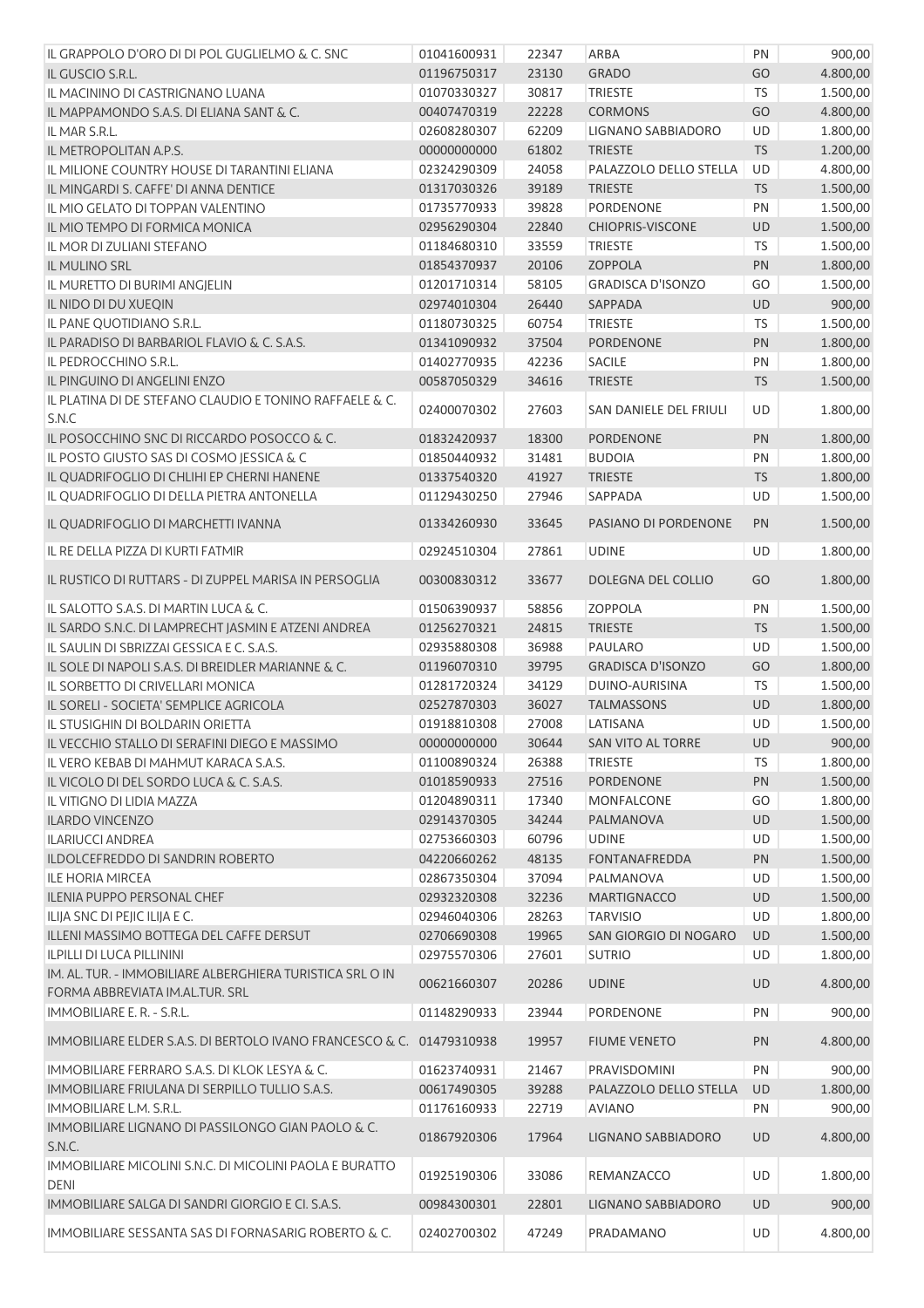| IL GRAPPOLO D'ORO DI DI POL GUGLIELMO & C. SNC | 01041600931 | 22347 | ARBA | PN | 900,00 |
|---|---|---|---|---|---|
| IL GUSCIO S.R.L. | 01196750317 | 23130 | GRADO | GO | 4.800,00 |
| IL MACININO DI CASTRIGNANO LUANA | 01070330327 | 30817 | TRIESTE | TS | 1.500,00 |
| IL MAPPAMONDO S.A.S. DI ELIANA SANT & C. | 00407470319 | 22228 | CORMONS | GO | 4.800,00 |
| IL MAR S.R.L. | 02608280307 | 62209 | LIGNANO SABBIADORO | UD | 1.800,00 |
| IL METROPOLITAN A.P.S. | 00000000000 | 61802 | TRIESTE | TS | 1.200,00 |
| IL MILIONE COUNTRY HOUSE DI TARANTINI ELIANA | 02324290309 | 24058 | PALAZZOLO DELLO STELLA | UD | 4.800,00 |
| IL MINGARDI S. CAFFE' DI ANNA DENTICE | 01317030326 | 39189 | TRIESTE | TS | 1.500,00 |
| IL MIO GELATO DI TOPPAN VALENTINO | 01735770933 | 39828 | PORDENONE | PN | 1.500,00 |
| IL MIO TEMPO DI FORMICA MONICA | 02956290304 | 22840 | CHIOPRIS-VISCONE | UD | 1.500,00 |
| IL MOR DI ZULIANI STEFANO | 01184680310 | 33559 | TRIESTE | TS | 1.500,00 |
| IL MULINO SRL | 01854370937 | 20106 | ZOPPOLA | PN | 1.800,00 |
| IL MURETTO DI BURIMI ANGJELIN | 01201710314 | 58105 | GRADISCA D'ISONZO | GO | 1.500,00 |
| IL NIDO DI DU XUEQIN | 02974010304 | 26440 | SAPPADA | UD | 900,00 |
| IL PANE QUOTIDIANO S.R.L. | 01180730325 | 60754 | TRIESTE | TS | 1.500,00 |
| IL PARADISO DI BARBARIOL FLAVIO & C. S.A.S. | 01341090932 | 37504 | PORDENONE | PN | 1.800,00 |
| IL PEDROCCHINO S.R.L. | 01402770935 | 42236 | SACILE | PN | 1.800,00 |
| IL PINGUINO DI ANGELINI ENZO | 00587050329 | 34616 | TRIESTE | TS | 1.500,00 |
| IL PLATINA DI DE STEFANO CLAUDIO E TONINO RAFFAELE & C. S.N.C | 02400070302 | 27603 | SAN DANIELE DEL FRIULI | UD | 1.800,00 |
| IL POSOCCHINO SNC DI RICCARDO POSOCCO & C. | 01832420937 | 18300 | PORDENONE | PN | 1.800,00 |
| IL POSTO GIUSTO SAS DI COSMO JESSICA & C | 01850440932 | 31481 | BUDOIA | PN | 1.800,00 |
| IL QUADRIFOGLIO DI CHLIHI EP CHERNI HANENE | 01337540320 | 41927 | TRIESTE | TS | 1.800,00 |
| IL QUADRIFOGLIO DI DELLA PIETRA ANTONELLA | 01129430250 | 27946 | SAPPADA | UD | 1.500,00 |
| IL QUADRIFOGLIO DI MARCHETTI IVANNA | 01334260930 | 33645 | PASIANO DI PORDENONE | PN | 1.500,00 |
| IL RE DELLA PIZZA DI KURTI FATMIR | 02924510304 | 27861 | UDINE | UD | 1.800,00 |
| IL RUSTICO DI RUTTARS - DI ZUPPEL MARISA IN PERSOGLIA | 00300830312 | 33677 | DOLEGNA DEL COLLIO | GO | 1.800,00 |
| IL SALOTTO S.A.S. DI MARTIN LUCA & C. | 01506390937 | 58856 | ZOPPOLA | PN | 1.500,00 |
| IL SARDO S.N.C. DI LAMPRECHT JASMIN E ATZENI ANDREA | 01256270321 | 24815 | TRIESTE | TS | 1.500,00 |
| IL SAULIN DI SBRIZZAI GESSICA E C. S.A.S. | 02935880308 | 36988 | PAULARO | UD | 1.500,00 |
| IL SOLE DI NAPOLI S.A.S. DI BREIDLER MARIANNE & C. | 01196070310 | 39795 | GRADISCA D'ISONZO | GO | 1.800,00 |
| IL SORBETTO DI CRIVELLARI MONICA | 01281720324 | 34129 | DUINO-AURISINA | TS | 1.500,00 |
| IL SORELI - SOCIETA' SEMPLICE AGRICOLA | 02527870303 | 36027 | TALMASSONS | UD | 1.800,00 |
| IL STUSIGHIN DI BOLDARIN ORIETTA | 01918810308 | 27008 | LATISANA | UD | 1.500,00 |
| IL VECCHIO STALLO DI SERAFINI DIEGO E MASSIMO | 00000000000 | 30644 | SAN VITO AL TORRE | UD | 900,00 |
| IL VERO KEBAB DI MAHMUT KARACA S.A.S. | 01100890324 | 26388 | TRIESTE | TS | 1.800,00 |
| IL VICOLO DI DEL SORDO LUCA & C. S.A.S. | 01018590933 | 27516 | PORDENONE | PN | 1.500,00 |
| IL VITIGNO DI LIDIA MAZZA | 01204890311 | 17340 | MONFALCONE | GO | 1.800,00 |
| ILARDO VINCENZO | 02914370305 | 34244 | PALMANOVA | UD | 1.500,00 |
| ILARIUCCI ANDREA | 02753660303 | 60796 | UDINE | UD | 1.500,00 |
| ILDOLCEFREDDO DI SANDRIN ROBERTO | 04220660262 | 48135 | FONTANAFREDDA | PN | 1.500,00 |
| ILE HORIA MIRCEA | 02867350304 | 37094 | PALMANOVA | UD | 1.500,00 |
| ILENIA PUPPO PERSONAL CHEF | 02932320308 | 32236 | MARTIGNACCO | UD | 1.500,00 |
| ILIJA SNC DI PEJIC ILIJA E C. | 02946040306 | 28263 | TARVISIO | UD | 1.800,00 |
| ILLENI MASSIMO BOTTEGA DEL CAFFE DERSUT | 02706690308 | 19965 | SAN GIORGIO DI NOGARO | UD | 1.500,00 |
| ILPILLI DI LUCA PILLININI | 02975570306 | 27601 | SUTRIO | UD | 1.800,00 |
| IM. AL. TUR. - IMMOBILIARE ALBERGHIERA TURISTICA SRL O IN FORMA ABBREVIATA IM.AL.TUR. SRL | 00621660307 | 20286 | UDINE | UD | 4.800,00 |
| IMMOBILIARE E. R. - S.R.L. | 01148290933 | 23944 | PORDENONE | PN | 900,00 |
| IMMOBILIARE ELDER S.A.S. DI BERTOLO IVANO FRANCESCO & C. | 01479310938 | 19957 | FIUME VENETO | PN | 4.800,00 |
| IMMOBILIARE FERRARO S.A.S. DI KLOK LESYA & C. | 01623740931 | 21467 | PRAVISDOMINI | PN | 900,00 |
| IMMOBILIARE FRIULANA DI SERPILLO TULLIO S.A.S. | 00617490305 | 39288 | PALAZZOLO DELLO STELLA | UD | 1.800,00 |
| IMMOBILIARE L.M. S.R.L. | 01176160933 | 22719 | AVIANO | PN | 900,00 |
| IMMOBILIARE LIGNANO DI PASSILONGO GIAN PAOLO & C. S.N.C. | 01867920306 | 17964 | LIGNANO SABBIADORO | UD | 4.800,00 |
| IMMOBILIARE MICOLINI S.N.C. DI MICOLINI PAOLA E BURATTO DENI | 01925190306 | 33086 | REMANZACCO | UD | 1.800,00 |
| IMMOBILIARE SALGA DI SANDRI GIORGIO E CI. S.A.S. | 00984300301 | 22801 | LIGNANO SABBIADORO | UD | 900,00 |
| IMMOBILIARE SESSANTA SAS DI FORNASARIG ROBERTO & C. | 02402700302 | 47249 | PRADAMANO | UD | 4.800,00 |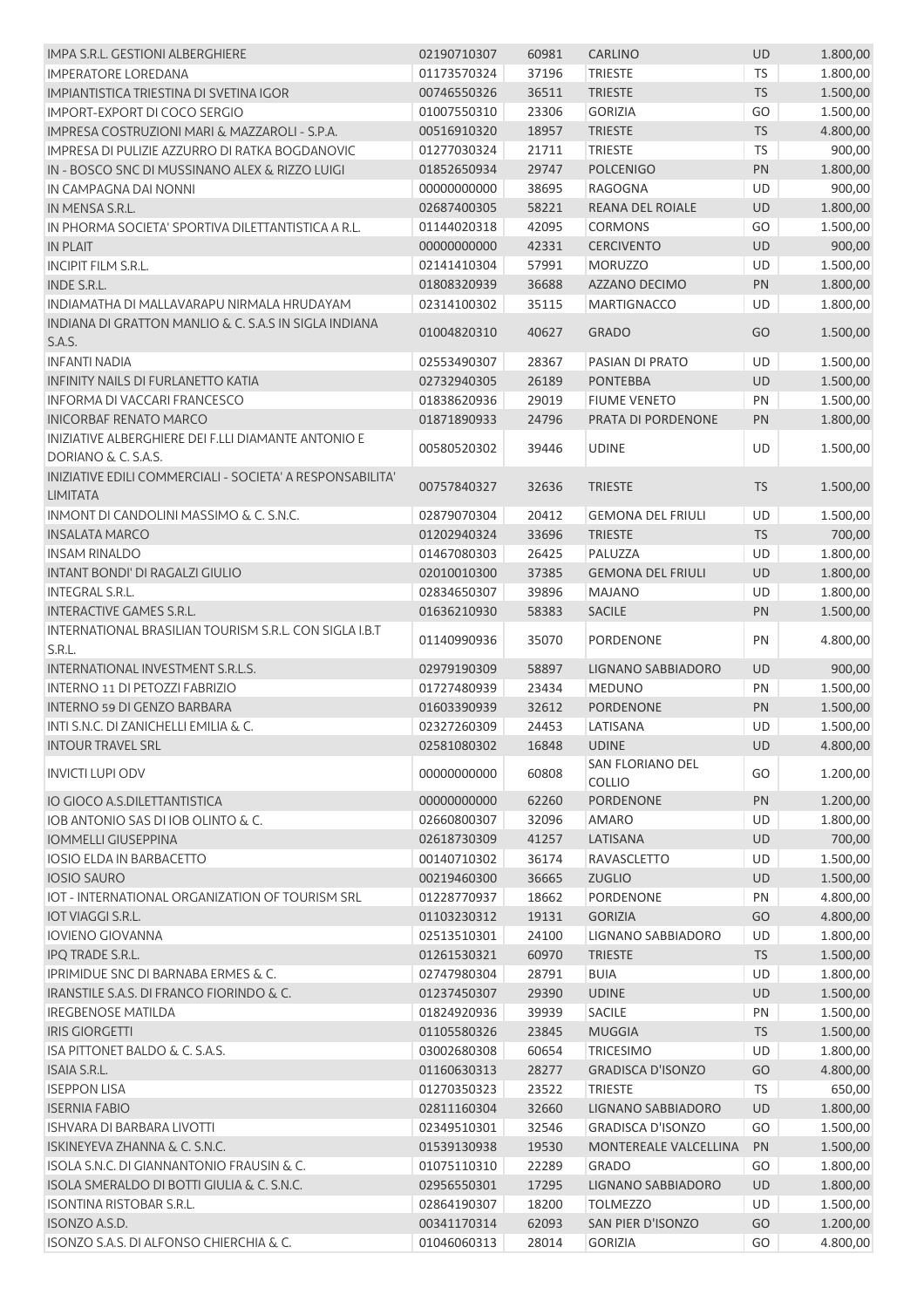| | | | | | |
|---|---|---|---|---|---|
| IMPA S.R.L. GESTIONI ALBERGHIERE | 02190710307 | 60981 | CARLINO | UD | 1.800,00 |
| IMPERATORE LOREDANA | 01173570324 | 37196 | TRIESTE | TS | 1.800,00 |
| IMPIANTISTICA TRIESTINA DI SVETINA IGOR | 00746550326 | 36511 | TRIESTE | TS | 1.500,00 |
| IMPORT-EXPORT DI COCO SERGIO | 01007550310 | 23306 | GORIZIA | GO | 1.500,00 |
| IMPRESA COSTRUZIONI MARI & MAZZAROLI - S.P.A. | 00516910320 | 18957 | TRIESTE | TS | 4.800,00 |
| IMPRESA DI PULIZIE AZZURRO DI RATKA BOGDANOVIC | 01277030324 | 21711 | TRIESTE | TS | 900,00 |
| IN - BOSCO SNC DI MUSSINANO ALEX & RIZZO LUIGI | 01852650934 | 29747 | POLCENIGO | PN | 1.800,00 |
| IN CAMPAGNA DAI NONNI | 00000000000 | 38695 | RAGOGNA | UD | 900,00 |
| IN MENSA S.R.L. | 02687400305 | 58221 | REANA DEL ROIALE | UD | 1.800,00 |
| IN PHORMA SOCIETA' SPORTIVA DILETTANTISTICA A R.L. | 01144020318 | 42095 | CORMONS | GO | 1.500,00 |
| IN PLAIT | 00000000000 | 42331 | CERCIVENTO | UD | 900,00 |
| INCIPIT FILM S.R.L. | 02141410304 | 57991 | MORUZZO | UD | 1.500,00 |
| INDE S.R.L. | 01808320939 | 36688 | AZZANO DECIMO | PN | 1.800,00 |
| INDIAMATHA DI MALLAVARAPU NIRMALA HRUDAYAM | 02314100302 | 35115 | MARTIGNACCO | UD | 1.800,00 |
| INDIANA DI GRATTON MANLIO & C. S.A.S IN SIGLA INDIANA S.A.S. | 01004820310 | 40627 | GRADO | GO | 1.500,00 |
| INFANTI NADIA | 02553490307 | 28367 | PASIAN DI PRATO | UD | 1.500,00 |
| INFINITY NAILS DI FURLANETTO KATIA | 02732940305 | 26189 | PONTEBBA | UD | 1.500,00 |
| INFORMA DI VACCARI FRANCESCO | 01838620936 | 29019 | FIUME VENETO | PN | 1.500,00 |
| INICORBAF RENATO MARCO | 01871890933 | 24796 | PRATA DI PORDENONE | PN | 1.800,00 |
| INIZIATIVE ALBERGHIERE DEI F.LLI DIAMANTE ANTONIO E DORIANO & C. S.A.S. | 00580520302 | 39446 | UDINE | UD | 1.500,00 |
| INIZIATIVE EDILI COMMERCIALI - SOCIETA' A RESPONSABILITA' LIMITATA | 00757840327 | 32636 | TRIESTE | TS | 1.500,00 |
| INMONT DI CANDOLINI MASSIMO & C. S.N.C. | 02879070304 | 20412 | GEMONA DEL FRIULI | UD | 1.500,00 |
| INSALATA MARCO | 01202940324 | 33696 | TRIESTE | TS | 700,00 |
| INSAM RINALDO | 01467080303 | 26425 | PALUZZA | UD | 1.800,00 |
| INTANT BONDI' DI RAGALZI GIULIO | 02010010300 | 37385 | GEMONA DEL FRIULI | UD | 1.800,00 |
| INTEGRAL S.R.L. | 02834650307 | 39896 | MAJANO | UD | 1.800,00 |
| INTERACTIVE GAMES S.R.L. | 01636210930 | 58383 | SACILE | PN | 1.500,00 |
| INTERNATIONAL BRASILIAN TOURISM S.R.L. CON SIGLA I.B.T S.R.L. | 01140990936 | 35070 | PORDENONE | PN | 4.800,00 |
| INTERNATIONAL INVESTMENT S.R.L.S. | 02979190309 | 58897 | LIGNANO SABBIADORO | UD | 900,00 |
| INTERNO 11 DI PETOZZI FABRIZIO | 01727480939 | 23434 | MEDUNO | PN | 1.500,00 |
| INTERNO 59 DI GENZO BARBARA | 01603390939 | 32612 | PORDENONE | PN | 1.500,00 |
| INTI S.N.C. DI ZANICHELLI EMILIA & C. | 02327260309 | 24453 | LATISANA | UD | 1.500,00 |
| INTOUR TRAVEL SRL | 02581080302 | 16848 | UDINE | UD | 4.800,00 |
| INVICTI LUPI ODV | 00000000000 | 60808 | SAN FLORIANO DEL COLLIO | GO | 1.200,00 |
| IO GIOCO A.S.DILETTANTISTICA | 00000000000 | 62260 | PORDENONE | PN | 1.200,00 |
| IOB ANTONIO SAS DI IOB OLINTO & C. | 02660800307 | 32096 | AMARO | UD | 1.800,00 |
| IOMMELLI GIUSEPPINA | 02618730309 | 41257 | LATISANA | UD | 700,00 |
| IOSIO ELDA IN BARBACETTO | 00140710302 | 36174 | RAVASCLETTO | UD | 1.500,00 |
| IOSIO SAURO | 00219460300 | 36665 | ZUGLIO | UD | 1.500,00 |
| IOT - INTERNATIONAL ORGANIZATION OF TOURISM SRL | 01228770937 | 18662 | PORDENONE | PN | 4.800,00 |
| IOT VIAGGI S.R.L. | 01103230312 | 19131 | GORIZIA | GO | 4.800,00 |
| IOVIENO GIOVANNA | 02513510301 | 24100 | LIGNANO SABBIADORO | UD | 1.800,00 |
| IPQ TRADE S.R.L. | 01261530321 | 60970 | TRIESTE | TS | 1.500,00 |
| IPRIMIDUE SNC DI BARNABA ERMES & C. | 02747980304 | 28791 | BUIA | UD | 1.800,00 |
| IRANSTILE S.A.S. DI FRANCO FIORINDO & C. | 01237450307 | 29390 | UDINE | UD | 1.500,00 |
| IREGBENOSE MATILDA | 01824920936 | 39939 | SACILE | PN | 1.500,00 |
| IRIS GIORGETTI | 01105580326 | 23845 | MUGGIA | TS | 1.500,00 |
| ISA PITTONET BALDO & C. S.A.S. | 03002680308 | 60654 | TRICESIMO | UD | 1.800,00 |
| ISAIA S.R.L. | 01160630313 | 28277 | GRADISCA D'ISONZO | GO | 4.800,00 |
| ISEPPON LISA | 01270350323 | 23522 | TRIESTE | TS | 650,00 |
| ISERNIA FABIO | 02811160304 | 32660 | LIGNANO SABBIADORO | UD | 1.800,00 |
| ISHVARA DI BARBARA LIVOTTI | 02349510301 | 32546 | GRADISCA D'ISONZO | GO | 1.500,00 |
| ISKINEYEVA ZHANNA & C. S.N.C. | 01539130938 | 19530 | MONTEREALE VALCELLINA | PN | 1.500,00 |
| ISOLA S.N.C. DI GIANNANTONIO FRAUSIN & C. | 01075110310 | 22289 | GRADO | GO | 1.800,00 |
| ISOLA SMERALDO DI BOTTI GIULIA & C. S.N.C. | 02956550301 | 17295 | LIGNANO SABBIADORO | UD | 1.800,00 |
| ISONTINA RISTOBAR S.R.L. | 02864190307 | 18200 | TOLMEZZO | UD | 1.500,00 |
| ISONZO A.S.D. | 00341170314 | 62093 | SAN PIER D'ISONZO | GO | 1.200,00 |
| ISONZO S.A.S. DI ALFONSO CHIERCHIA & C. | 01046060313 | 28014 | GORIZIA | GO | 4.800,00 |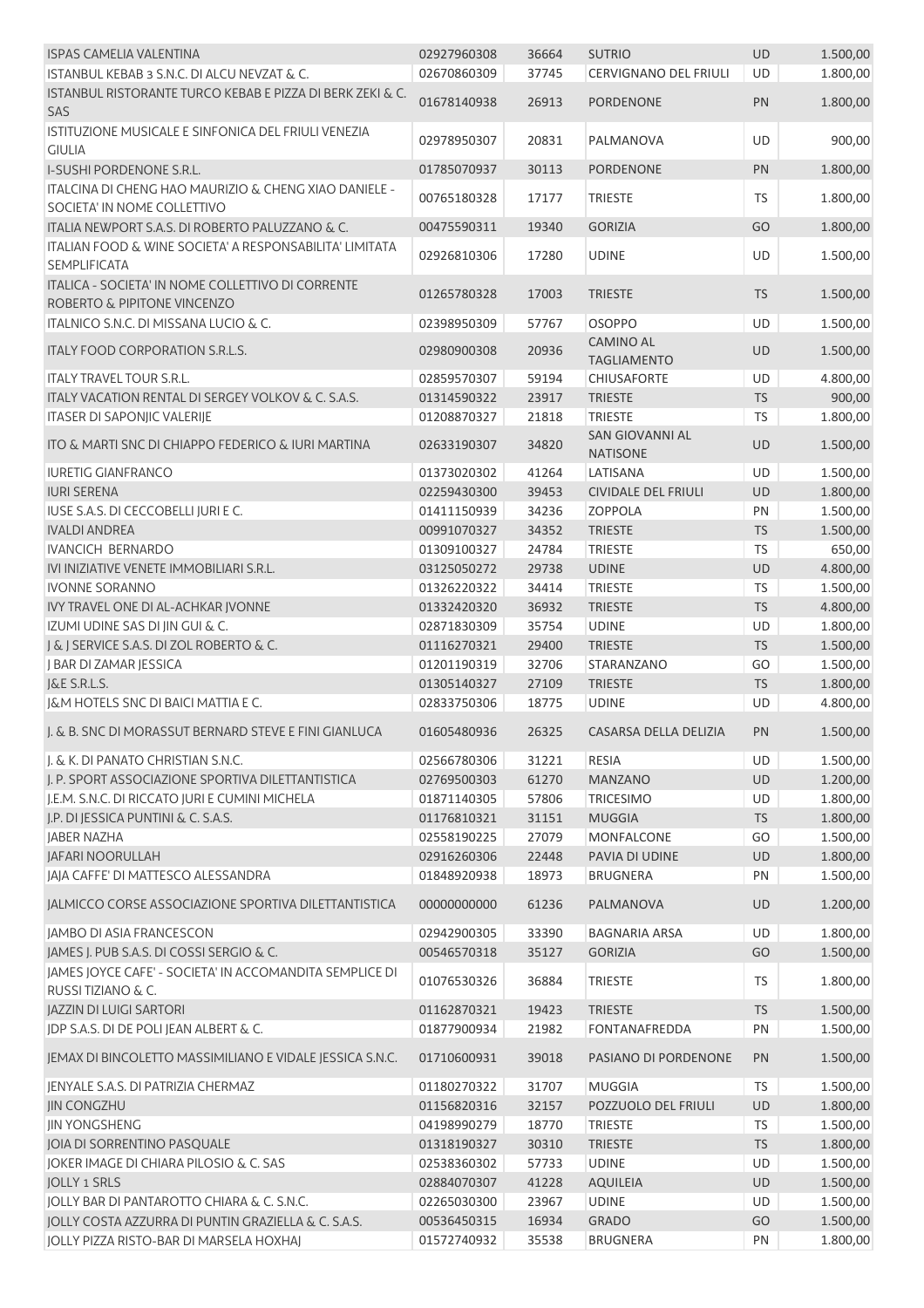| | | | | | |
|---|---|---|---|---|---|
| ISPAS CAMELIA VALENTINA | 02927960308 | 36664 | SUTRIO | UD | 1.500,00 |
| ISTANBUL KEBAB 3 S.N.C. DI ALCU NEVZAT & C. | 02670860309 | 37745 | CERVIGNANO DEL FRIULI | UD | 1.800,00 |
| ISTANBUL RISTORANTE TURCO KEBAB E PIZZA DI BERK ZEKI & C. SAS | 01678140938 | 26913 | PORDENONE | PN | 1.800,00 |
| ISTITUZIONE MUSICALE E SINFONICA DEL FRIULI VENEZIA GIULIA | 02978950307 | 20831 | PALMANOVA | UD | 900,00 |
| I-SUSHI PORDENONE S.R.L. | 01785070937 | 30113 | PORDENONE | PN | 1.800,00 |
| ITALCINA DI CHENG HAO MAURIZIO & CHENG XIAO DANIELE - SOCIETA' IN NOME COLLETTIVO | 00765180328 | 17177 | TRIESTE | TS | 1.800,00 |
| ITALIA NEWPORT S.A.S. DI ROBERTO PALUZZANO & C. | 00475590311 | 19340 | GORIZIA | GO | 1.800,00 |
| ITALIAN FOOD & WINE SOCIETA' A RESPONSABILITA' LIMITATA SEMPLIFICATA | 02926810306 | 17280 | UDINE | UD | 1.500,00 |
| ITALICA - SOCIETA' IN NOME COLLETTIVO DI CORRENTE ROBERTO & PIPITONE VINCENZO | 01265780328 | 17003 | TRIESTE | TS | 1.500,00 |
| ITALNICO S.N.C. DI MISSANA LUCIO & C. | 02398950309 | 57767 | OSOPPO | UD | 1.500,00 |
| ITALY FOOD CORPORATION S.R.L.S. | 02980900308 | 20936 | CAMINO AL TAGLIAMENTO | UD | 1.500,00 |
| ITALY TRAVEL TOUR S.R.L. | 02859570307 | 59194 | CHIUSAFORTE | UD | 4.800,00 |
| ITALY VACATION RENTAL DI SERGEY VOLKOV & C. S.A.S. | 01314590322 | 23917 | TRIESTE | TS | 900,00 |
| ITASER DI SAPONJIC VALERIJE | 01208870327 | 21818 | TRIESTE | TS | 1.800,00 |
| ITO & MARTI SNC DI CHIAPPO FEDERICO & IURI MARTINA | 02633190307 | 34820 | SAN GIOVANNI AL NATISONE | UD | 1.500,00 |
| IURETIG GIANFRANCO | 01373020302 | 41264 | LATISANA | UD | 1.500,00 |
| IURI SERENA | 02259430300 | 39453 | CIVIDALE DEL FRIULI | UD | 1.800,00 |
| IUSE S.A.S. DI CECCOBELLI JURI E C. | 01411150939 | 34236 | ZOPPOLA | PN | 1.500,00 |
| IVALDI ANDREA | 00991070327 | 34352 | TRIESTE | TS | 1.500,00 |
| IVANCICH BERNARDO | 01309100327 | 24784 | TRIESTE | TS | 650,00 |
| IVI INIZIATIVE VENETE IMMOBILIARI S.R.L. | 03125050272 | 29738 | UDINE | UD | 4.800,00 |
| IVONNE SORANNO | 01326220322 | 34414 | TRIESTE | TS | 1.500,00 |
| IVY TRAVEL ONE DI AL-ACHKAR JVONNE | 01332420320 | 36932 | TRIESTE | TS | 4.800,00 |
| IZUMI UDINE SAS DI JIN GUI & C. | 02871830309 | 35754 | UDINE | UD | 1.800,00 |
| J & J SERVICE S.A.S. DI ZOL ROBERTO & C. | 01116270321 | 29400 | TRIESTE | TS | 1.500,00 |
| J BAR DI ZAMAR JESSICA | 01201190319 | 32706 | STARANZANO | GO | 1.500,00 |
| J&E S.R.L.S. | 01305140327 | 27109 | TRIESTE | TS | 1.800,00 |
| J&M HOTELS SNC DI BAICI MATTIA E C. | 02833750306 | 18775 | UDINE | UD | 4.800,00 |
| J. & B. SNC DI MORASSUT BERNARD STEVE E FINI GIANLUCA | 01605480936 | 26325 | CASARSA DELLA DELIZIA | PN | 1.500,00 |
| J. & K. DI PANATO CHRISTIAN S.N.C. | 02566780306 | 31221 | RESIA | UD | 1.500,00 |
| J. P. SPORT ASSOCIAZIONE SPORTIVA DILETTANTISTICA | 02769500303 | 61270 | MANZANO | UD | 1.200,00 |
| J.E.M. S.N.C. DI RICCATO JURI E CUMINI MICHELA | 01871140305 | 57806 | TRICESIMO | UD | 1.800,00 |
| J.P. DI JESSICA PUNTINI & C. S.A.S. | 01176810321 | 31151 | MUGGIA | TS | 1.800,00 |
| JABER NAZHA | 02558190225 | 27079 | MONFALCONE | GO | 1.500,00 |
| JAFARI NOORULLAH | 02916260306 | 22448 | PAVIA DI UDINE | UD | 1.800,00 |
| JAJA CAFFE' DI MATTESCO ALESSANDRA | 01848920938 | 18973 | BRUGNERA | PN | 1.500,00 |
| JALMICCO CORSE ASSOCIAZIONE SPORTIVA DILETTANTISTICA | 00000000000 | 61236 | PALMANOVA | UD | 1.200,00 |
| JAMBO DI ASIA FRANCESCON | 02942900305 | 33390 | BAGNARIA ARSA | UD | 1.800,00 |
| JAMES J. PUB S.A.S. DI COSSI SERGIO & C. | 00546570318 | 35127 | GORIZIA | GO | 1.500,00 |
| JAMES JOYCE CAFFE' - SOCIETA' IN ACCOMANDITA SEMPLICE DI RUSSI TIZIANO & C. | 01076530326 | 36884 | TRIESTE | TS | 1.800,00 |
| JAZZIN DI LUIGI SARTORI | 01162870321 | 19423 | TRIESTE | TS | 1.500,00 |
| JDP S.A.S. DI DE POLI JEAN ALBERT & C. | 01877900934 | 21982 | FONTANAFREDDA | PN | 1.500,00 |
| JEMAX DI BINCOLETTO MASSIMILIANO E VIDALE JESSICA S.N.C. | 01710600931 | 39018 | PASIANO DI PORDENONE | PN | 1.500,00 |
| JENYALE S.A.S. DI PATRIZIA CHERMAZ | 01180270322 | 31707 | MUGGIA | TS | 1.500,00 |
| JIN CONGZHU | 01156820316 | 32157 | POZZUOLO DEL FRIULI | UD | 1.800,00 |
| JIN YONGSHENG | 04198990279 | 18770 | TRIESTE | TS | 1.500,00 |
| JOIA DI SORRENTINO PASQUALE | 01318190327 | 30310 | TRIESTE | TS | 1.800,00 |
| JOKER IMAGE DI CHIARA PILOSIO & C. SAS | 02538360302 | 57733 | UDINE | UD | 1.500,00 |
| JOLLY 1 SRLS | 02884070307 | 41228 | AQUILEIA | UD | 1.500,00 |
| JOLLY BAR DI PANTAROTTO CHIARA & C. S.N.C. | 02265030300 | 23967 | UDINE | UD | 1.500,00 |
| JOLLY COSTA AZZURRA DI PUNTIN GRAZIELLA & C. S.A.S. | 00536450315 | 16934 | GRADO | GO | 1.500,00 |
| JOLLY PIZZA RISTO-BAR DI MARSELA HOXHAJ | 01572740932 | 35538 | BRUGNERA | PN | 1.800,00 |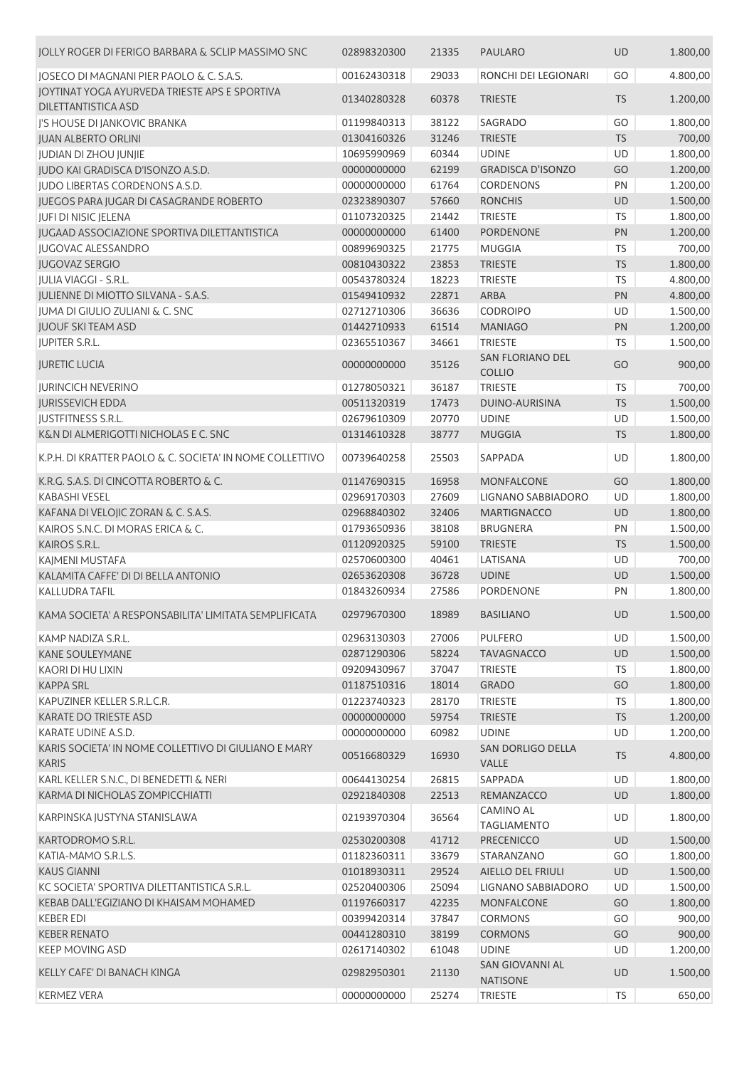| | | | | | |
|---|---|---|---|---|---|
| JOLLY ROGER DI FERIGO BARBARA & SCLIP MASSIMO SNC | 02898320300 | 21335 | PAULARO | UD | 1.800,00 |
| JOSECO DI MAGNANI PIER PAOLO & C. S.A.S. | 00162430318 | 29033 | RONCHI DEI LEGIONARI | GO | 4.800,00 |
| JOYTINAT YOGA AYURVEDA TRIESTE APS E SPORTIVA DILETTANTISTICA ASD | 01340280328 | 60378 | TRIESTE | TS | 1.200,00 |
| J'S HOUSE DI JANKOVIC BRANKA | 01199840313 | 38122 | SAGRADO | GO | 1.800,00 |
| JUAN ALBERTO ORLINI | 01304160326 | 31246 | TRIESTE | TS | 700,00 |
| JUDIAN DI ZHOU JUNJIE | 10695990969 | 60344 | UDINE | UD | 1.800,00 |
| JUDO KAI GRADISCA D'ISONZO A.S.D. | 00000000000 | 62199 | GRADISCA D'ISONZO | GO | 1.200,00 |
| JUDO LIBERTAS CORDENONS A.S.D. | 00000000000 | 61764 | CORDENONS | PN | 1.200,00 |
| JUEGOS PARA JUGAR DI CASAGRANDE ROBERTO | 02323890307 | 57660 | RONCHIS | UD | 1.500,00 |
| JUFI DI NISIC JELENA | 01107320325 | 21442 | TRIESTE | TS | 1.800,00 |
| JUGAAD ASSOCIAZIONE SPORTIVA DILETTANTISTICA | 00000000000 | 61400 | PORDENONE | PN | 1.200,00 |
| JUGOVAC ALESSANDRO | 00899690325 | 21775 | MUGGIA | TS | 700,00 |
| JUGOVAZ SERGIO | 00810430322 | 23853 | TRIESTE | TS | 1.800,00 |
| JULIA VIAGGI - S.R.L. | 00543780324 | 18223 | TRIESTE | TS | 4.800,00 |
| JULIENNE DI MIOTTO SILVANA - S.A.S. | 01549410932 | 22871 | ARBA | PN | 4.800,00 |
| JUMA DI GIULIO ZULIANI & C. SNC | 02712710306 | 36636 | CODROIPO | UD | 1.500,00 |
| JUOUF SKI TEAM ASD | 01442710933 | 61514 | MANIAGO | PN | 1.200,00 |
| JUPITER S.R.L. | 02365510367 | 34661 | TRIESTE | TS | 1.500,00 |
| JURETIC LUCIA | 00000000000 | 35126 | SAN FLORIANO DEL COLLIO | GO | 900,00 |
| JURINCICH NEVERINO | 01278050321 | 36187 | TRIESTE | TS | 700,00 |
| JURISSEVICH EDDA | 00511320319 | 17473 | DUINO-AURISINA | TS | 1.500,00 |
| JUSTFITNESS S.R.L. | 02679610309 | 20770 | UDINE | UD | 1.500,00 |
| K&N DI ALMERIGOTTI NICHOLAS E C. SNC | 01314610328 | 38777 | MUGGIA | TS | 1.800,00 |
| K.P.H. DI KRATTER PAOLO & C. SOCIETA' IN NOME COLLETTIVO | 00739640258 | 25503 | SAPPADA | UD | 1.800,00 |
| K.R.G. S.A.S. DI CINCOTTA ROBERTO & C. | 01147690315 | 16958 | MONFALCONE | GO | 1.800,00 |
| KABASHI VESEL | 02969170303 | 27609 | LIGNANO SABBIADORO | UD | 1.800,00 |
| KAFANA DI VELOJIC ZORAN & C. S.A.S. | 02968840302 | 32406 | MARTIGNACCO | UD | 1.800,00 |
| KAIROS S.N.C. DI MORAS ERICA & C. | 01793650936 | 38108 | BRUGNERA | PN | 1.500,00 |
| KAIROS S.R.L. | 01120920325 | 59100 | TRIESTE | TS | 1.500,00 |
| KAJMENI MUSTAFA | 02570600300 | 40461 | LATISANA | UD | 700,00 |
| KALAMITA CAFFE' DI DI BELLA ANTONIO | 02653620308 | 36728 | UDINE | UD | 1.500,00 |
| KALLUDRA TAFIL | 01843260934 | 27586 | PORDENONE | PN | 1.800,00 |
| KAMA SOCIETA' A RESPONSABILITA' LIMITATA SEMPLIFICATA | 02979670300 | 18989 | BASILIANO | UD | 1.500,00 |
| KAMP NADIZA S.R.L. | 02963130303 | 27006 | PULFERO | UD | 1.500,00 |
| KANE SOULEYMANE | 02871290306 | 58224 | TAVAGNACCO | UD | 1.500,00 |
| KAORI DI HU LIXIN | 09209430967 | 37047 | TRIESTE | TS | 1.800,00 |
| KAPPA SRL | 01187510316 | 18014 | GRADO | GO | 1.800,00 |
| KAPUZINER KELLER S.R.L.C.R. | 01223740323 | 28170 | TRIESTE | TS | 1.800,00 |
| KARATE DO TRIESTE ASD | 00000000000 | 59754 | TRIESTE | TS | 1.200,00 |
| KARATE UDINE A.S.D. | 00000000000 | 60982 | UDINE | UD | 1.200,00 |
| KARIS SOCIETA' IN NOME COLLETTIVO DI GIULIANO E MARY KARIS | 00516680329 | 16930 | SAN DORLIGO DELLA VALLE | TS | 4.800,00 |
| KARL KELLER S.N.C., DI BENEDETTI & NERI | 00644130254 | 26815 | SAPPADA | UD | 1.800,00 |
| KARMA DI NICHOLAS ZOMPICCHIATTI | 02921840308 | 22513 | REMANZACCO | UD | 1.800,00 |
| KARPINSKA JUSTYNA STANISLAWA | 02193970304 | 36564 | CAMINO AL TAGLIAMENTO | UD | 1.800,00 |
| KARTODROMO S.R.L. | 02530200308 | 41712 | PRECENICCO | UD | 1.500,00 |
| KATIA-MAMO S.R.L.S. | 01182360311 | 33679 | STARANZANO | GO | 1.800,00 |
| KAUS GIANNI | 01018930311 | 29524 | AIELLO DEL FRIULI | UD | 1.500,00 |
| KC SOCIETA' SPORTIVA DILETTANTISTICA S.R.L. | 02520400306 | 25094 | LIGNANO SABBIADORO | UD | 1.500,00 |
| KEBAB DALL'EGIZIANO DI KHAISAM MOHAMED | 01197660317 | 42235 | MONFALCONE | GO | 1.800,00 |
| KEBER EDI | 00399420314 | 37847 | CORMONS | GO | 900,00 |
| KEBER RENATO | 00441280310 | 38199 | CORMONS | GO | 900,00 |
| KEEP MOVING ASD | 02617140302 | 61048 | UDINE | UD | 1.200,00 |
| KELLY CAFE' DI BANACH KINGA | 02982950301 | 21130 | SAN GIOVANNI AL NATISONE | UD | 1.500,00 |
| KERMEZ VERA | 00000000000 | 25274 | TRIESTE | TS | 650,00 |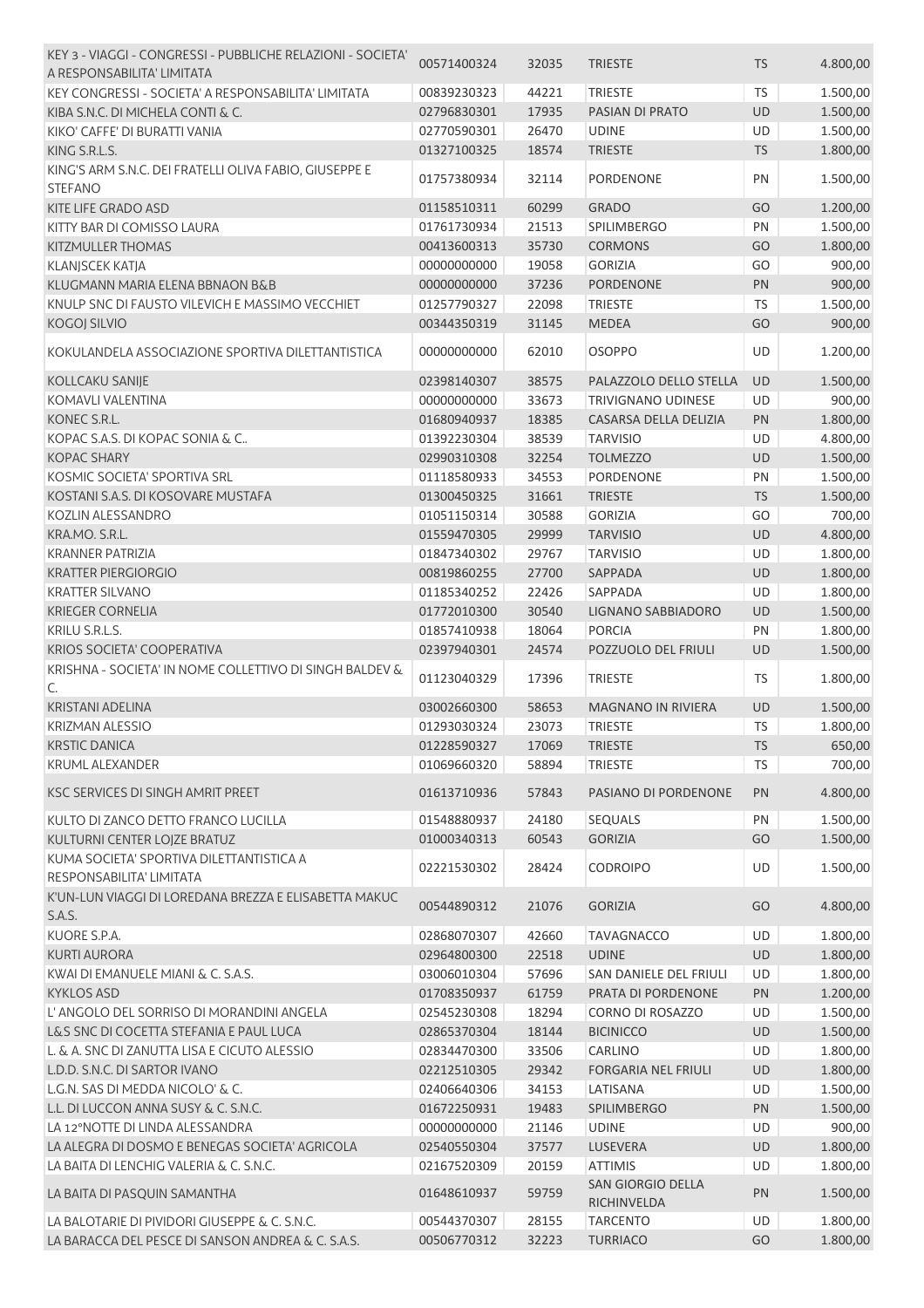| | | | | | |
|---|---|---|---|---|---|
| KEY 3 - VIAGGI - CONGRESSI - PUBBLICHE RELAZIONI - SOCIETA' A RESPONSABILITA' LIMITATA | 00571400324 | 32035 | TRIESTE | TS | 4.800,00 |
| KEY CONGRESSI - SOCIETA' A RESPONSABILITA' LIMITATA | 00839230323 | 44221 | TRIESTE | TS | 1.500,00 |
| KIBA S.N.C. DI MICHELA CONTI & C. | 02796830301 | 17935 | PASIAN DI PRATO | UD | 1.500,00 |
| KIKO' CAFFE' DI BURATTI VANIA | 02770590301 | 26470 | UDINE | UD | 1.500,00 |
| KING S.R.L.S. | 01327100325 | 18574 | TRIESTE | TS | 1.800,00 |
| KING'S ARM S.N.C. DEI FRATELLI OLIVA FABIO, GIUSEPPE E STEFANO | 01757380934 | 32114 | PORDENONE | PN | 1.500,00 |
| KITE LIFE GRADO ASD | 01158510311 | 60299 | GRADO | GO | 1.200,00 |
| KITTY BAR DI COMISSO LAURA | 01761730934 | 21513 | SPILIMBERGO | PN | 1.500,00 |
| KITZMULLER THOMAS | 00413600313 | 35730 | CORMONS | GO | 1.800,00 |
| KLANJSCEK KATJA | 00000000000 | 19058 | GORIZIA | GO | 900,00 |
| KLUGMANN MARIA ELENA BBNAON B&B | 00000000000 | 37236 | PORDENONE | PN | 900,00 |
| KNULP SNC DI FAUSTO VILEVICH E MASSIMO VECCHIET | 01257790327 | 22098 | TRIESTE | TS | 1.500,00 |
| KOGOJ SILVIO | 00344350319 | 31145 | MEDEA | GO | 900,00 |
| KOKULANDELA ASSOCIAZIONE SPORTIVA DILETTANTISTICA | 00000000000 | 62010 | OSOPPO | UD | 1.200,00 |
| KOLLCAKU SANIJE | 02398140307 | 38575 | PALAZZOLO DELLO STELLA | UD | 1.500,00 |
| KOMAVLI VALENTINA | 00000000000 | 33673 | TRIVIGNANO UDINESE | UD | 900,00 |
| KONEC S.R.L. | 01680940937 | 18385 | CASARSA DELLA DELIZIA | PN | 1.800,00 |
| KOPAC S.A.S. DI KOPAC SONIA & C.. | 01392230304 | 38539 | TARVISIO | UD | 4.800,00 |
| KOPAC SHARY | 02990310308 | 32254 | TOLMEZZO | UD | 1.500,00 |
| KOSMIC SOCIETA' SPORTIVA SRL | 01118580933 | 34553 | PORDENONE | PN | 1.500,00 |
| KOSTANI S.A.S. DI KOSOVARE MUSTAFA | 01300450325 | 31661 | TRIESTE | TS | 1.500,00 |
| KOZLIN ALESSANDRO | 01051150314 | 30588 | GORIZIA | GO | 700,00 |
| KRA.MO. S.R.L. | 01559470305 | 29999 | TARVISIO | UD | 4.800,00 |
| KRANNER PATRIZIA | 01847340302 | 29767 | TARVISIO | UD | 1.800,00 |
| KRATTER PIERGIORGIO | 00819860255 | 27700 | SAPPADA | UD | 1.800,00 |
| KRATTER SILVANO | 01185340252 | 22426 | SAPPADA | UD | 1.800,00 |
| KRIEGER CORNELIA | 01772010300 | 30540 | LIGNANO SABBIADORO | UD | 1.500,00 |
| KRILU S.R.L.S. | 01857410938 | 18064 | PORCIA | PN | 1.800,00 |
| KRIOS SOCIETA' COOPERATIVA | 02397940301 | 24574 | POZZUOLO DEL FRIULI | UD | 1.500,00 |
| KRISHNA - SOCIETA' IN NOME COLLETTIVO DI SINGH BALDEV & C. | 01123040329 | 17396 | TRIESTE | TS | 1.800,00 |
| KRISTANI ADELINA | 03002660300 | 58653 | MAGNANO IN RIVIERA | UD | 1.500,00 |
| KRIZMAN ALESSIO | 01293030324 | 23073 | TRIESTE | TS | 1.800,00 |
| KRSTIC DANICA | 01228590327 | 17069 | TRIESTE | TS | 650,00 |
| KRUML ALEXANDER | 01069660320 | 58894 | TRIESTE | TS | 700,00 |
| KSC SERVICES DI SINGH AMRIT PREET | 01613710936 | 57843 | PASIANO DI PORDENONE | PN | 4.800,00 |
| KULTO DI ZANCO DETTO FRANCO LUCILLA | 01548880937 | 24180 | SEQUALS | PN | 1.500,00 |
| KULTURNI CENTER LOJZE BRATUZ | 01000340313 | 60543 | GORIZIA | GO | 1.500,00 |
| KUMA SOCIETA' SPORTIVA DILETTANTISTICA A RESPONSABILITA' LIMITATA | 02221530302 | 28424 | CODROIPO | UD | 1.500,00 |
| K'UN-LUN VIAGGI DI LOREDANA BREZZA E ELISABETTA MAKUC S.A.S. | 00544890312 | 21076 | GORIZIA | GO | 4.800,00 |
| KUORE S.P.A. | 02868070307 | 42660 | TAVAGNACCO | UD | 1.800,00 |
| KURTI AURORA | 02964800300 | 22518 | UDINE | UD | 1.800,00 |
| KWAI DI EMANUELE MIANI & C. S.A.S. | 03006010304 | 57696 | SAN DANIELE DEL FRIULI | UD | 1.800,00 |
| KYKLOS ASD | 01708350937 | 61759 | PRATA DI PORDENONE | PN | 1.200,00 |
| L' ANGOLO DEL SORRISO DI MORANDINI ANGELA | 02545230308 | 18294 | CORNO DI ROSAZZO | UD | 1.500,00 |
| L&S SNC DI COCETTA STEFANIA E PAUL LUCA | 02865370304 | 18144 | BICINICCO | UD | 1.500,00 |
| L. & A. SNC DI ZANUTTA LISA E CICUTO ALESSIO | 02834470300 | 33506 | CARLINO | UD | 1.800,00 |
| L.D.D. S.N.C. DI SARTOR IVANO | 02212510305 | 29342 | FORGARIA NEL FRIULI | UD | 1.800,00 |
| L.G.N. SAS DI MEDDA NICOLO' & C. | 02406640306 | 34153 | LATISANA | UD | 1.500,00 |
| L.L. DI LUCCON ANNA SUSY & C. S.N.C. | 01672250931 | 19483 | SPILIMBERGO | PN | 1.500,00 |
| LA 12°NOTTE DI LINDA ALESSANDRA | 00000000000 | 21146 | UDINE | UD | 900,00 |
| LA ALEGRA DI DOSMO E BENEGAS SOCIETA' AGRICOLA | 02540550304 | 37577 | LUSEVERA | UD | 1.800,00 |
| LA BAITA DI LENCHIG VALERIA & C. S.N.C. | 02167520309 | 20159 | ATTIMIS | UD | 1.800,00 |
| LA BAITA DI PASQUIN SAMANTHA | 01648610937 | 59759 | SAN GIORGIO DELLA RICHINVELDA | PN | 1.500,00 |
| LA BALOTARIE DI PIVIDORI GIUSEPPE & C. S.N.C. | 00544370307 | 28155 | TARCENTO | UD | 1.800,00 |
| LA BARACCA DEL PESCE DI SANSON ANDREA & C. S.A.S. | 00506770312 | 32223 | TURRIACO | GO | 1.800,00 |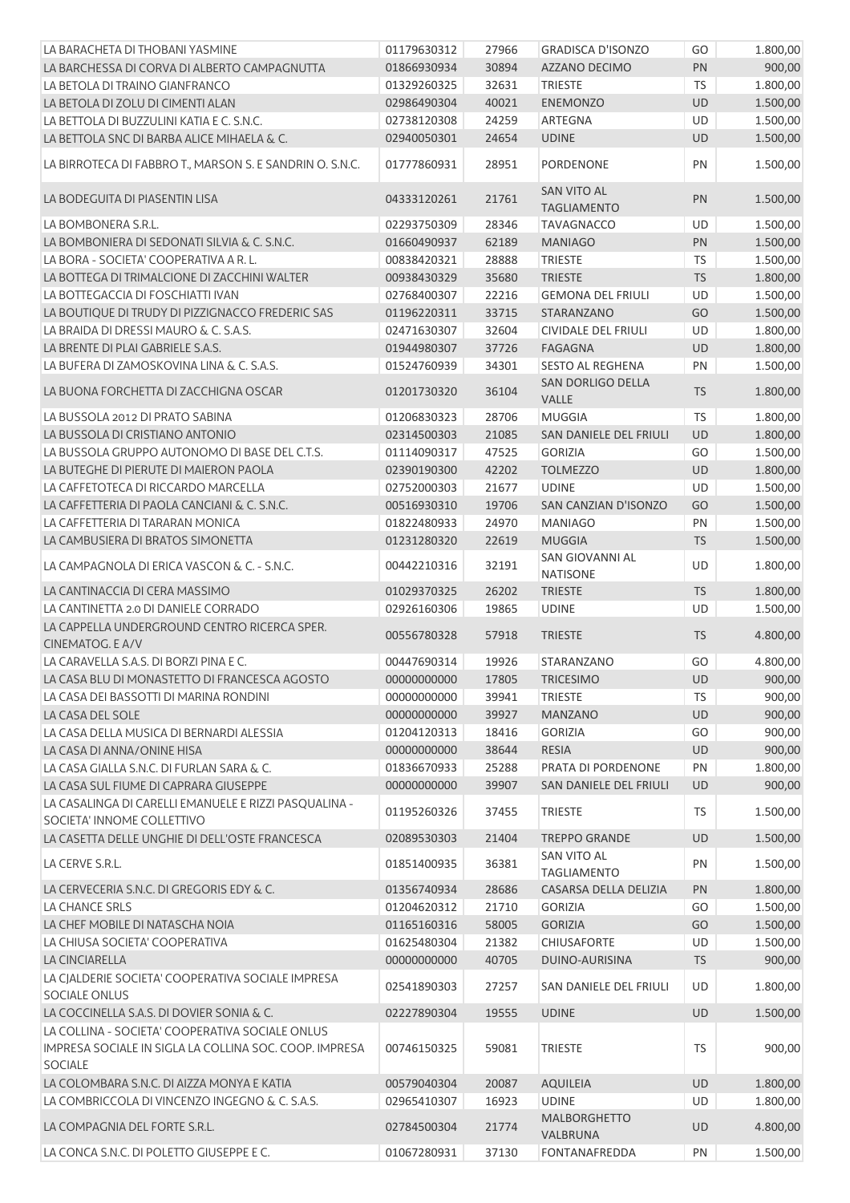| | | | | | |
|---|---|---|---|---|---|
| LA BARACHETA DI THOBANI YASMINE | 01179630312 | 27966 | GRADISCA D'ISONZO | GO | 1.800,00 |
| LA BARCHESSA DI CORVA DI ALBERTO CAMPAGNUTTA | 01866930934 | 30894 | AZZANO DECIMO | PN | 900,00 |
| LA BETOLA DI TRAINO GIANFRANCO | 01329260325 | 32631 | TRIESTE | TS | 1.800,00 |
| LA BETOLA DI ZOLU DI CIMENTI ALAN | 02986490304 | 40021 | ENEMONZO | UD | 1.500,00 |
| LA BETTOLA DI BUZZULINI KATIA E C. S.N.C. | 02738120308 | 24259 | ARTEGNA | UD | 1.500,00 |
| LA BETTOLA SNC DI BARBA ALICE MIHAELA & C. | 02940050301 | 24654 | UDINE | UD | 1.500,00 |
| LA BIRROTECA DI FABBRO T., MARSON S. E SANDRIN O. S.N.C. | 01777860931 | 28951 | PORDENONE | PN | 1.500,00 |
| LA BODEGUITA DI PIASENTIN LISA | 04333120261 | 21761 | SAN VITO AL TAGLIAMENTO | PN | 1.500,00 |
| LA BOMBONERA S.R.L. | 02293750309 | 28346 | TAVAGNACCO | UD | 1.500,00 |
| LA BOMBONIERA DI SEDONATI SILVIA & C. S.N.C. | 01660490937 | 62189 | MANIAGO | PN | 1.500,00 |
| LA BORA - SOCIETA' COOPERATIVA A R. L. | 00838420321 | 28888 | TRIESTE | TS | 1.500,00 |
| LA BOTTEGA DI TRIMALCIONE DI ZACCHINI WALTER | 00938430329 | 35680 | TRIESTE | TS | 1.800,00 |
| LA BOTTEGACCIA DI FOSCHIATTI IVAN | 02768400307 | 22216 | GEMONA DEL FRIULI | UD | 1.500,00 |
| LA BOUTIQUE DI TRUDY DI PIZZIGNACCO FREDERIC SAS | 01196220311 | 33715 | STARANZANO | GO | 1.500,00 |
| LA BRAIDA DI DRESSI MAURO & C. S.A.S. | 02471630307 | 32604 | CIVIDALE DEL FRIULI | UD | 1.800,00 |
| LA BRENTE DI PLAI GABRIELE S.A.S. | 01944980307 | 37726 | FAGAGNA | UD | 1.800,00 |
| LA BUFERA DI ZAMOSKOVINA LINA & C. S.A.S. | 01524760939 | 34301 | SESTO AL REGHENA | PN | 1.500,00 |
| LA BUONA FORCHETTA DI ZACCHIGNA OSCAR | 01201730320 | 36104 | SAN DORLIGO DELLA VALLE | TS | 1.800,00 |
| LA BUSSOLA 2012 DI PRATO SABINA | 01206830323 | 28706 | MUGGIA | TS | 1.800,00 |
| LA BUSSOLA DI CRISTIANO ANTONIO | 02314550303 | 21085 | SAN DANIELE DEL FRIULI | UD | 1.800,00 |
| LA BUSSOLA GRUPPO AUTONOMO DI BASE DEL C.T.S. | 01114090317 | 47525 | GORIZIA | GO | 1.500,00 |
| LA BUTEGHE DI PIERUTE DI MAIERON PAOLA | 02390190300 | 42202 | TOLMEZZO | UD | 1.800,00 |
| LA CAFFETOTECA DI RICCARDO MARCELLA | 02752000303 | 21677 | UDINE | UD | 1.500,00 |
| LA CAFFETTERIA DI PAOLA CANCIANI & C. S.N.C. | 00516930310 | 19706 | SAN CANZIAN D'ISONZO | GO | 1.500,00 |
| LA CAFFETTERIA DI TARARAN MONICA | 01822480933 | 24970 | MANIAGO | PN | 1.500,00 |
| LA CAMBUSIERA DI BRATOS SIMONETTA | 01231280320 | 22619 | MUGGIA | TS | 1.500,00 |
| LA CAMPAGNOLA DI ERICA VASCON & C. - S.N.C. | 00442210316 | 32191 | SAN GIOVANNI AL NATISONE | UD | 1.800,00 |
| LA CANTINACCIA DI CERA MASSIMO | 01029370325 | 26202 | TRIESTE | TS | 1.800,00 |
| LA CANTINETTA 2.0 DI DANIELE CORRADO | 02926160306 | 19865 | UDINE | UD | 1.500,00 |
| LA CAPPELLA UNDERGROUND CENTRO RICERCA SPER. CINEMATOG. E A/V | 00556780328 | 57918 | TRIESTE | TS | 4.800,00 |
| LA CARAVELLA S.A.S. DI BORZI PINA E C. | 00447690314 | 19926 | STARANZANO | GO | 4.800,00 |
| LA CASA BLU DI MONASTETTO DI FRANCESCA AGOSTO | 00000000000 | 17805 | TRICESIMO | UD | 900,00 |
| LA CASA DEI BASSOTTI DI MARINA RONDINI | 00000000000 | 39941 | TRIESTE | TS | 900,00 |
| LA CASA DEL SOLE | 00000000000 | 39927 | MANZANO | UD | 900,00 |
| LA CASA DELLA MUSICA DI BERNARDI ALESSIA | 01204120313 | 18416 | GORIZIA | GO | 900,00 |
| LA CASA DI ANNA/ONINE HISA | 00000000000 | 38644 | RESIA | UD | 900,00 |
| LA CASA GIALLA S.N.C. DI FURLAN SARA & C. | 01836670933 | 25288 | PRATA DI PORDENONE | PN | 1.800,00 |
| LA CASA SUL FIUME DI CAPRARA GIUSEPPE | 00000000000 | 39907 | SAN DANIELE DEL FRIULI | UD | 900,00 |
| LA CASALINGA DI CARELLI EMANUELE E RIZZI PASQUALINA - SOCIETA' INNOME COLLETTIVO | 01195260326 | 37455 | TRIESTE | TS | 1.500,00 |
| LA CASETTA DELLE UNGHIE DI DELL'OSTE FRANCESCA | 02089530303 | 21404 | TREPPO GRANDE | UD | 1.500,00 |
| LA CERVE S.R.L. | 01851400935 | 36381 | SAN VITO AL TAGLIAMENTO | PN | 1.500,00 |
| LA CERVECERIA S.N.C. DI GREGORIS EDY & C. | 01356740934 | 28686 | CASARSA DELLA DELIZIA | PN | 1.800,00 |
| LA CHANCE SRLS | 01204620312 | 21710 | GORIZIA | GO | 1.500,00 |
| LA CHEF MOBILE DI NATASCHA NOIA | 01165160316 | 58005 | GORIZIA | GO | 1.500,00 |
| LA CHIUSA SOCIETA' COOPERATIVA | 01625480304 | 21382 | CHIUSAFORTE | UD | 1.500,00 |
| LA CINCIARELLA | 00000000000 | 40705 | DUINO-AURISINA | TS | 900,00 |
| LA CJALDERIE SOCIETA' COOPERATIVA SOCIALE IMPRESA SOCIALE ONLUS | 02541890303 | 27257 | SAN DANIELE DEL FRIULI | UD | 1.800,00 |
| LA COCCINELLA S.A.S. DI DOVIER SONIA & C. | 02227890304 | 19555 | UDINE | UD | 1.500,00 |
| LA COLLINA - SOCIETA' COOPERATIVA SOCIALE ONLUS IMPRESA SOCIALE IN SIGLA LA COLLINA SOC. COOP. IMPRESA SOCIALE | 00746150325 | 59081 | TRIESTE | TS | 900,00 |
| LA COLOMBARA S.N.C. DI AIZZA MONYA E KATIA | 00579040304 | 20087 | AQUILEIA | UD | 1.800,00 |
| LA COMBRICCOLA DI VINCENZO INGEGNO & C. S.A.S. | 02965410307 | 16923 | UDINE | UD | 1.800,00 |
| LA COMPAGNIA DEL FORTE S.R.L. | 02784500304 | 21774 | MALBORGHETTO VALBRUNA | UD | 4.800,00 |
| LA CONCA S.N.C. DI POLETTO GIUSEPPE E C. | 01067280931 | 37130 | FONTANAFREDDA | PN | 1.500,00 |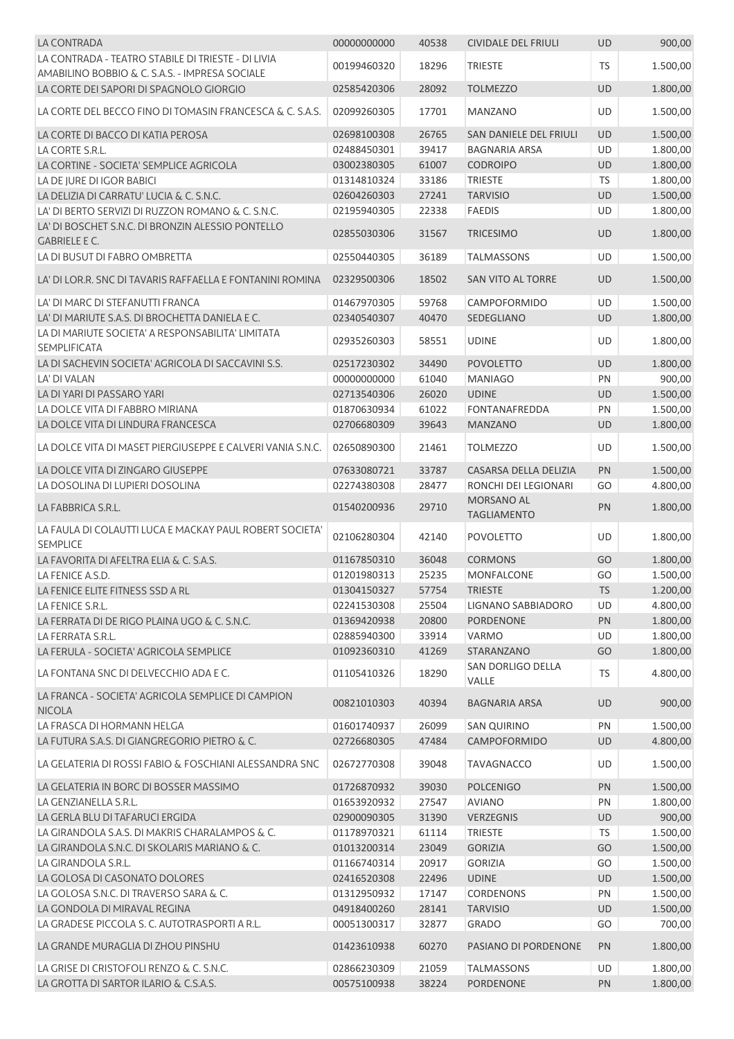| | | | | | |
|---|---|---|---|---|---|
| LA CONTRADA | 00000000000 | 40538 | CIVIDALE DEL FRIULI | UD | 900,00 |
| LA CONTRADA - TEATRO STABILE DI TRIESTE - DI LIVIA AMABILINO BOBBIO & C. S.A.S. - IMPRESA SOCIALE | 00199460320 | 18296 | TRIESTE | TS | 1.500,00 |
| LA CORTE DEI SAPORI DI SPAGNOLO GIORGIO | 02585420306 | 28092 | TOLMEZZO | UD | 1.800,00 |
| LA CORTE DEL BECCO FINO DI TOMASIN FRANCESCA & C. S.A.S. | 02099260305 | 17701 | MANZANO | UD | 1.500,00 |
| LA CORTE DI BACCO DI KATIA PEROSA | 02698100308 | 26765 | SAN DANIELE DEL FRIULI | UD | 1.500,00 |
| LA CORTE S.R.L. | 02488450301 | 39417 | BAGNARIA ARSA | UD | 1.800,00 |
| LA CORTINE - SOCIETA' SEMPLICE AGRICOLA | 03002380305 | 61007 | CODROIPO | UD | 1.800,00 |
| LA DE JURE DI IGOR BABICI | 01314810324 | 33186 | TRIESTE | TS | 1.800,00 |
| LA DELIZIA DI CARRATU' LUCIA & C. S.N.C. | 02604260303 | 27241 | TARVISIO | UD | 1.500,00 |
| LA' DI BERTO SERVIZI DI RUZZON ROMANO & C. S.N.C. | 02195940305 | 22338 | FAEDIS | UD | 1.800,00 |
| LA' DI BOSCHET S.N.C. DI BRONZIN ALESSIO PONTELLO GABRIELE E C. | 02855030306 | 31567 | TRICESIMO | UD | 1.800,00 |
| LA DI BUSUT DI FABRO OMBRETTA | 02550440305 | 36189 | TALMASSONS | UD | 1.500,00 |
| LA' DI LOR.R. SNC DI TAVARIS RAFFAELLA E FONTANINI ROMINA | 02329500306 | 18502 | SAN VITO AL TORRE | UD | 1.500,00 |
| LA' DI MARC DI STEFANUTTI FRANCA | 01467970305 | 59768 | CAMPOFORMIDO | UD | 1.500,00 |
| LA' DI MARIUTE S.A.S. DI BROCHETTA DANIELA E C. | 02340540307 | 40470 | SEDEGLIANO | UD | 1.800,00 |
| LA DI MARIUTE SOCIETA' A RESPONSABILITA' LIMITATA SEMPLIFICATA | 02935260303 | 58551 | UDINE | UD | 1.800,00 |
| LA DI SACHEVIN SOCIETA' AGRICOLA DI SACCAVINI S.S. | 02517230302 | 34490 | POVOLETTO | UD | 1.800,00 |
| LA' DI VALAN | 00000000000 | 61040 | MANIAGO | PN | 900,00 |
| LA DI YARI DI PASSARO YARI | 02713540306 | 26020 | UDINE | UD | 1.500,00 |
| LA DOLCE VITA DI FABBRO MIRIANA | 01870630934 | 61022 | FONTANAFREDDA | PN | 1.500,00 |
| LA DOLCE VITA DI LINDURA FRANCESCA | 02706680309 | 39643 | MANZANO | UD | 1.800,00 |
| LA DOLCE VITA DI MASET PIERGIUSEPPE E CALVERI VANIA S.N.C. | 02650890300 | 21461 | TOLMEZZO | UD | 1.500,00 |
| LA DOLCE VITA DI ZINGARO GIUSEPPE | 07633080721 | 33787 | CASARSA DELLA DELIZIA | PN | 1.500,00 |
| LA DOSOLINA DI LUPIERI DOSOLINA | 02274380308 | 28477 | RONCHI DEI LEGIONARI | GO | 4.800,00 |
| LA FABBRICA S.R.L. | 01540200936 | 29710 | MORSANO AL TAGLIAMENTO | PN | 1.800,00 |
| LA FAULA DI COLAUTTI LUCA E MACKAY PAUL ROBERT SOCIETA' SEMPLICE | 02106280304 | 42140 | POVOLETTO | UD | 1.800,00 |
| LA FAVORITA DI AFELTRA ELIA & C. S.A.S. | 01167850310 | 36048 | CORMONS | GO | 1.800,00 |
| LA FENICE A.S.D. | 01201980313 | 25235 | MONFALCONE | GO | 1.500,00 |
| LA FENICE ELITE FITNESS SSD A RL | 01304150327 | 57754 | TRIESTE | TS | 1.200,00 |
| LA FENICE S.R.L. | 02241530308 | 25504 | LIGNANO SABBIADORO | UD | 4.800,00 |
| LA FERRATA DI DE RIGO PLAINA UGO & C. S.N.C. | 01369420938 | 20800 | PORDENONE | PN | 1.800,00 |
| LA FERRATA S.R.L. | 02885940300 | 33914 | VARMO | UD | 1.800,00 |
| LA FERULA - SOCIETA' AGRICOLA SEMPLICE | 01092360310 | 41269 | STARANZANO | GO | 1.800,00 |
| LA FONTANA SNC DI DELVECCHIO ADA E C. | 01105410326 | 18290 | SAN DORLIGO DELLA VALLE | TS | 4.800,00 |
| LA FRANCA - SOCIETA' AGRICOLA SEMPLICE DI CAMPION NICOLA | 00821010303 | 40394 | BAGNARIA ARSA | UD | 900,00 |
| LA FRASCA DI HORMANN HELGA | 01601740937 | 26099 | SAN QUIRINO | PN | 1.500,00 |
| LA FUTURA S.A.S. DI GIANGREGORIO PIETRO & C. | 02726680305 | 47484 | CAMPOFORMIDO | UD | 4.800,00 |
| LA GELATERIA DI ROSSI FABIO & FOSCHIANI ALESSANDRA SNC | 02672770308 | 39048 | TAVAGNACCO | UD | 1.500,00 |
| LA GELATERIA IN BORC DI BOSSER MASSIMO | 01726870932 | 39030 | POLCENIGO | PN | 1.500,00 |
| LA GENZIANELLA S.R.L. | 01653920932 | 27547 | AVIANO | PN | 1.800,00 |
| LA GERLA BLU DI TAFARUCI ERGIDA | 02900090305 | 31390 | VERZEGNIS | UD | 900,00 |
| LA GIRANDOLA S.A.S. DI MAKRIS CHARALAMPOS & C. | 01178970321 | 61114 | TRIESTE | TS | 1.500,00 |
| LA GIRANDOLA S.N.C. DI SKOLARIS MARIANO & C. | 01013200314 | 23049 | GORIZIA | GO | 1.500,00 |
| LA GIRANDOLA S.R.L. | 01166740314 | 20917 | GORIZIA | GO | 1.500,00 |
| LA GOLOSA DI CASONATO DOLORES | 02416520308 | 22496 | UDINE | UD | 1.500,00 |
| LA GOLOSA S.N.C. DI TRAVERSO SARA & C. | 01312950932 | 17147 | CORDENONS | PN | 1.500,00 |
| LA GONDOLA DI MIRAVAL REGINA | 04918400260 | 28141 | TARVISIO | UD | 1.500,00 |
| LA GRADESE PICCOLA S. C. AUTOTRASPORTI A R.L. | 00051300317 | 32877 | GRADO | GO | 700,00 |
| LA GRANDE MURAGLIA DI ZHOU PINSHU | 01423610938 | 60270 | PASIANO DI PORDENONE | PN | 1.800,00 |
| LA GRISE DI CRISTOFOLI RENZO & C. S.N.C. | 02866230309 | 21059 | TALMASSONS | UD | 1.800,00 |
| LA GROTTA DI SARTOR ILARIO & C.S.A.S. | 00575100938 | 38224 | PORDENONE | PN | 1.800,00 |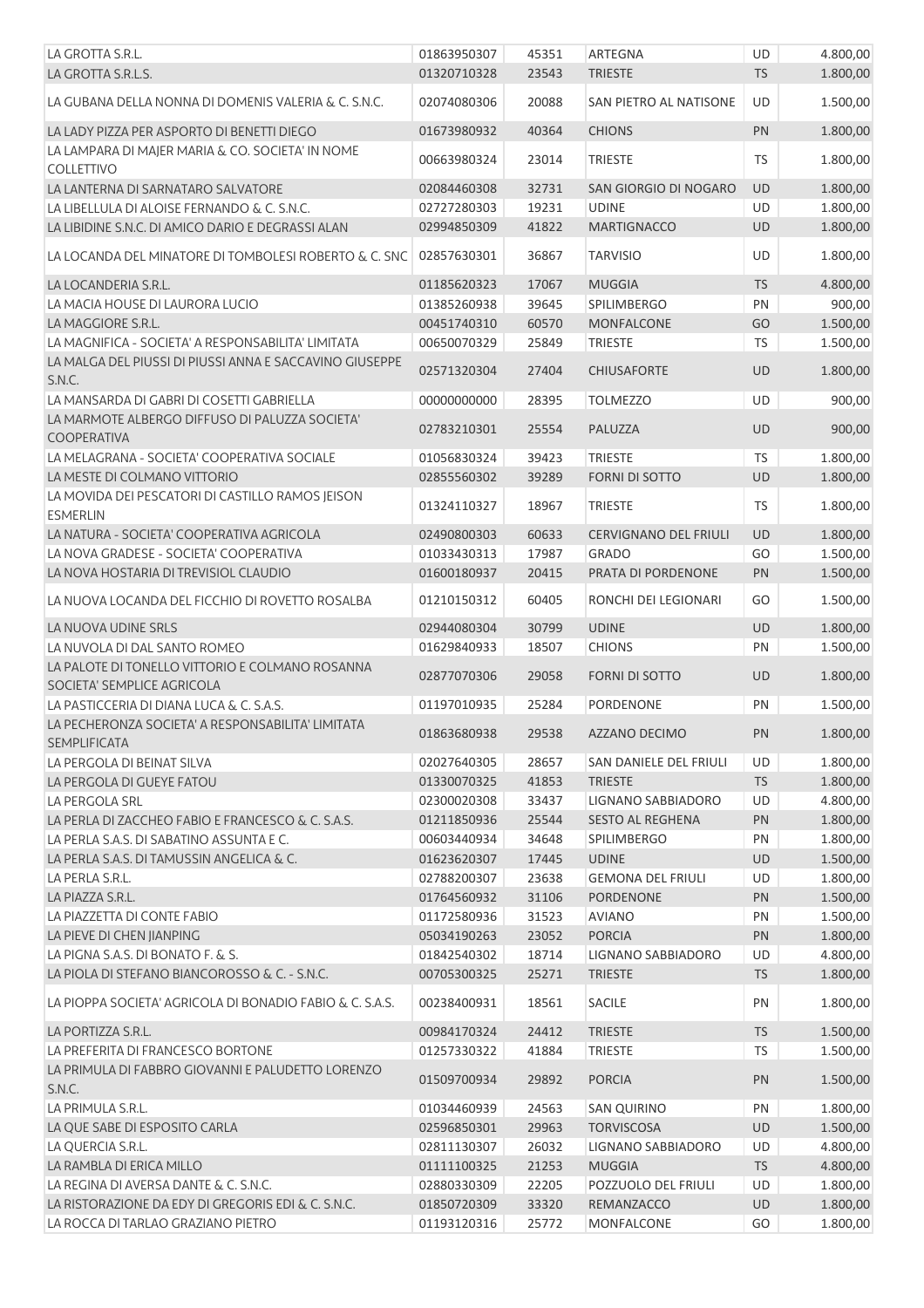| | | | | | |
|---|---|---|---|---|---|
| LA GROTTA S.R.L. | 01863950307 | 45351 | ARTEGNA | UD | 4.800,00 |
| LA GROTTA S.R.L.S. | 01320710328 | 23543 | TRIESTE | TS | 1.800,00 |
| LA GUBANA DELLA NONNA DI DOMENIS VALERIA & C. S.N.C. | 02074080306 | 20088 | SAN PIETRO AL NATISONE | UD | 1.500,00 |
| LA LADY PIZZA PER ASPORTO DI BENETTI DIEGO | 01673980932 | 40364 | CHIONS | PN | 1.800,00 |
| LA LAMPARA DI MAJER MARIA & CO. SOCIETA' IN NOME COLLETTIVO | 00663980324 | 23014 | TRIESTE | TS | 1.800,00 |
| LA LANTERNA DI SARNATARO SALVATORE | 02084460308 | 32731 | SAN GIORGIO DI NOGARO | UD | 1.800,00 |
| LA LIBELLULA DI ALOISE FERNANDO & C. S.N.C. | 02727280303 | 19231 | UDINE | UD | 1.800,00 |
| LA LIBIDINE S.N.C. DI AMICO DARIO E DEGRASSI ALAN | 02994850309 | 41822 | MARTIGNACCO | UD | 1.800,00 |
| LA LOCANDA DEL MINATORE DI TOMBOLESI ROBERTO & C. SNC | 02857630301 | 36867 | TARVISIO | UD | 1.800,00 |
| LA LOCANDERIA S.R.L. | 01185620323 | 17067 | MUGGIA | TS | 4.800,00 |
| LA MACIA HOUSE DI LAURORA LUCIO | 01385260938 | 39645 | SPILIMBERGO | PN | 900,00 |
| LA MAGGIORE S.R.L. | 00451740310 | 60570 | MONFALCONE | GO | 1.500,00 |
| LA MAGNIFICA - SOCIETA' A RESPONSABILITA' LIMITATA | 00650070329 | 25849 | TRIESTE | TS | 1.500,00 |
| LA MALGA DEL PIUSSI DI PIUSSI ANNA E SACCAVINO GIUSEPPE S.N.C. | 02571320304 | 27404 | CHIUSAFORTE | UD | 1.800,00 |
| LA MANSARDA DI GABRI DI COSETTI GABRIELLA | 00000000000 | 28395 | TOLMEZZO | UD | 900,00 |
| LA MARMOTE ALBERGO DIFFUSO DI PALUZZA SOCIETA' COOPERATIVA | 02783210301 | 25554 | PALUZZA | UD | 900,00 |
| LA MELAGRANA - SOCIETA' COOPERATIVA SOCIALE | 01056830324 | 39423 | TRIESTE | TS | 1.800,00 |
| LA MESTE DI COLMANO VITTORIO | 02855560302 | 39289 | FORNI DI SOTTO | UD | 1.800,00 |
| LA MOVIDA DEI PESCATORI DI CASTILLO RAMOS JEISON ESMERLIN | 01324110327 | 18967 | TRIESTE | TS | 1.800,00 |
| LA NATURA - SOCIETA' COOPERATIVA AGRICOLA | 02490800303 | 60633 | CERVIGNANO DEL FRIULI | UD | 1.800,00 |
| LA NOVA GRADESE - SOCIETA' COOPERATIVA | 01033430313 | 17987 | GRADO | GO | 1.500,00 |
| LA NOVA HOSTARIA DI TREVISIOL CLAUDIO | 01600180937 | 20415 | PRATA DI PORDENONE | PN | 1.500,00 |
| LA NUOVA LOCANDA DEL FICCHIO DI ROVETTO ROSALBA | 01210150312 | 60405 | RONCHI DEI LEGIONARI | GO | 1.500,00 |
| LA NUOVA UDINE SRLS | 02944080304 | 30799 | UDINE | UD | 1.800,00 |
| LA NUVOLA DI DAL SANTO ROMEO | 01629840933 | 18507 | CHIONS | PN | 1.500,00 |
| LA PALOTE DI TONELLO VITTORIO E COLMANO ROSANNA SOCIETA' SEMPLICE AGRICOLA | 02877070306 | 29058 | FORNI DI SOTTO | UD | 1.800,00 |
| LA PASTICCERIA DI DIANA LUCA & C. S.A.S. | 01197010935 | 25284 | PORDENONE | PN | 1.500,00 |
| LA PECHERONZA SOCIETA' A RESPONSABILITA' LIMITATA SEMPLIFICATA | 01863680938 | 29538 | AZZANO DECIMO | PN | 1.800,00 |
| LA PERGOLA DI BEINAT SILVA | 02027640305 | 28657 | SAN DANIELE DEL FRIULI | UD | 1.800,00 |
| LA PERGOLA DI GUEYE FATOU | 01330070325 | 41853 | TRIESTE | TS | 1.800,00 |
| LA PERGOLA SRL | 02300020308 | 33437 | LIGNANO SABBIADORO | UD | 4.800,00 |
| LA PERLA DI ZACCHEO FABIO E FRANCESCO & C. S.A.S. | 01211850936 | 25544 | SESTO AL REGHENA | PN | 1.800,00 |
| LA PERLA S.A.S. DI SABATINO ASSUNTA E C. | 00603440934 | 34648 | SPILIMBERGO | PN | 1.800,00 |
| LA PERLA S.A.S. DI TAMUSSIN ANGELICA & C. | 01623620307 | 17445 | UDINE | UD | 1.500,00 |
| LA PERLA S.R.L. | 02788200307 | 23638 | GEMONA DEL FRIULI | UD | 1.800,00 |
| LA PIAZZA S.R.L. | 01764560932 | 31106 | PORDENONE | PN | 1.500,00 |
| LA PIAZZETTA DI CONTE FABIO | 01172580936 | 31523 | AVIANO | PN | 1.500,00 |
| LA PIEVE DI CHEN JIANPING | 05034190263 | 23052 | PORCIA | PN | 1.800,00 |
| LA PIGNA S.A.S. DI BONATO F. & S. | 01842540302 | 18714 | LIGNANO SABBIADORO | UD | 4.800,00 |
| LA PIOLA DI STEFANO BIANCOROSSO & C. - S.N.C. | 00705300325 | 25271 | TRIESTE | TS | 1.800,00 |
| LA PIOPPA SOCIETA' AGRICOLA DI BONADIO FABIO & C. S.A.S. | 00238400931 | 18561 | SACILE | PN | 1.800,00 |
| LA PORTIZZA S.R.L. | 00984170324 | 24412 | TRIESTE | TS | 1.500,00 |
| LA PREFERITA DI FRANCESCO BORTONE | 01257330322 | 41884 | TRIESTE | TS | 1.500,00 |
| LA PRIMULA DI FABBRO GIOVANNI E PALUDETTO LORENZO S.N.C. | 01509700934 | 29892 | PORCIA | PN | 1.500,00 |
| LA PRIMULA S.R.L. | 01034460939 | 24563 | SAN QUIRINO | PN | 1.800,00 |
| LA QUE SABE DI ESPOSITO CARLA | 02596850301 | 29963 | TORVISCOSA | UD | 1.500,00 |
| LA QUERCIA S.R.L. | 02811130307 | 26032 | LIGNANO SABBIADORO | UD | 4.800,00 |
| LA RAMBLA DI ERICA MILLO | 01111100325 | 21253 | MUGGIA | TS | 4.800,00 |
| LA REGINA DI AVERSA DANTE & C. S.N.C. | 02880330309 | 22205 | POZZUOLO DEL FRIULI | UD | 1.800,00 |
| LA RISTORAZIONE DA EDY DI GREGORIS EDI & C. S.N.C. | 01850720309 | 33320 | REMANZACCO | UD | 1.800,00 |
| LA ROCCA DI TARLAO GRAZIANO PIETRO | 01193120316 | 25772 | MONFALCONE | GO | 1.800,00 |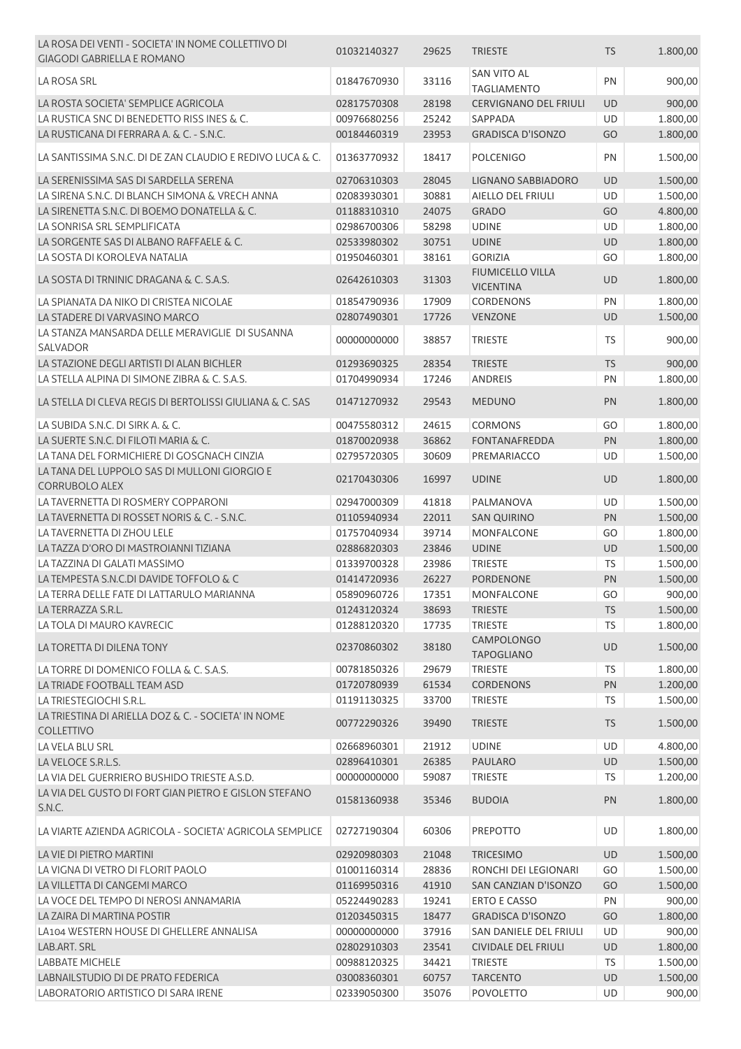| | | | | | |
|---|---|---|---|---|---|
| LA ROSA DEI VENTI - SOCIETA' IN NOME COLLETTIVO DI GIAGODI GABRIELLA E ROMANO | 01032140327 | 29625 | TRIESTE | TS | 1.800,00 |
| LA ROSA SRL | 01847670930 | 33116 | SAN VITO AL TAGLIAMENTO | PN | 900,00 |
| LA ROSTA SOCIETA' SEMPLICE AGRICOLA | 02817570308 | 28198 | CERVIGNANO DEL FRIULI | UD | 900,00 |
| LA RUSTICA SNC DI BENEDETTO RISS INES & C. | 00976680256 | 25242 | SAPPADA | UD | 1.800,00 |
| LA RUSTICANA DI FERRARA A. & C. - S.N.C. | 00184460319 | 23953 | GRADISCA D'ISONZO | GO | 1.800,00 |
| LA SANTISSIMA S.N.C. DI DE ZAN CLAUDIO E REDIVO LUCA & C. | 01363770932 | 18417 | POLCENIGO | PN | 1.500,00 |
| LA SERENISSIMA SAS DI SARDELLA SERENA | 02706310303 | 28045 | LIGNANO SABBIADORO | UD | 1.500,00 |
| LA SIRENA S.N.C. DI BLANCH SIMONA & VRECH ANNA | 02083930301 | 30881 | AIELLO DEL FRIULI | UD | 1.500,00 |
| LA SIRENETTA S.N.C. DI BOEMO DONATELLA & C. | 01188310310 | 24075 | GRADO | GO | 4.800,00 |
| LA SONRISA SRL SEMPLIFICATA | 02986700306 | 58298 | UDINE | UD | 1.800,00 |
| LA SORGENTE SAS DI ALBANO RAFFAELE & C. | 02533980302 | 30751 | UDINE | UD | 1.800,00 |
| LA SOSTA DI KOROLEVA NATALIA | 01950460301 | 38161 | GORIZIA | GO | 1.800,00 |
| LA SOSTA DI TRNINIC DRAGANA & C. S.A.S. | 02642610303 | 31303 | FIUMICELLO VILLA VICENTINA | UD | 1.800,00 |
| LA SPIANATA DA NIKO DI CRISTEA NICOLAE | 01854790936 | 17909 | CORDENONS | PN | 1.800,00 |
| LA STADERE DI VARVASINO MARCO | 02807490301 | 17726 | VENZONE | UD | 1.500,00 |
| LA STANZA MANSARDA DELLE MERAVIGLIE DI SUSANNA SALVADOR | 00000000000 | 38857 | TRIESTE | TS | 900,00 |
| LA STAZIONE DEGLI ARTISTI DI ALAN BICHLER | 01293690325 | 28354 | TRIESTE | TS | 900,00 |
| LA STELLA ALPINA DI SIMONE ZIBRA & C. S.A.S. | 01704990934 | 17246 | ANDREIS | PN | 1.800,00 |
| LA STELLA DI CLEVA REGIS DI BERTOLISSI GIULIANA & C. SAS | 01471270932 | 29543 | MEDUNO | PN | 1.800,00 |
| LA SUBIDA S.N.C. DI SIRK A. & C. | 00475580312 | 24615 | CORMONS | GO | 1.800,00 |
| LA SUERTE S.N.C. DI FILOTI MARIA & C. | 01870020938 | 36862 | FONTANAFREDDA | PN | 1.800,00 |
| LA TANA DEL FORMICHIERE DI GOSGNACH CINZIA | 02795720305 | 30609 | PREMARIACCO | UD | 1.500,00 |
| LA TANA DEL LUPPOLO SAS DI MULLONI GIORGIO E CORRUBOLO ALEX | 02170430306 | 16997 | UDINE | UD | 1.800,00 |
| LA TAVERNETTA DI ROSMERY COPPARONI | 02947000309 | 41818 | PALMANOVA | UD | 1.500,00 |
| LA TAVERNETTA DI ROSSET NORIS & C. - S.N.C. | 01105940934 | 22011 | SAN QUIRINO | PN | 1.500,00 |
| LA TAVERNETTA DI ZHOU LELE | 01757040934 | 39714 | MONFALCONE | GO | 1.800,00 |
| LA TAZZA D'ORO DI MASTROIANNI TIZIANA | 02886820303 | 23846 | UDINE | UD | 1.500,00 |
| LA TAZZINA DI GALATI MASSIMO | 01339700328 | 23986 | TRIESTE | TS | 1.500,00 |
| LA TEMPESTA S.N.C.DI DAVIDE TOFFOLO & C | 01414720936 | 26227 | PORDENONE | PN | 1.500,00 |
| LA TERRA DELLE FATE DI LATTARULO MARIANNA | 05890960726 | 17351 | MONFALCONE | GO | 900,00 |
| LA TERRAZZA S.R.L. | 01243120324 | 38693 | TRIESTE | TS | 1.500,00 |
| LA TOLA DI MAURO KAVRECIC | 01288120320 | 17735 | TRIESTE | TS | 1.800,00 |
| LA TORETTA DI DILENA TONY | 02370860302 | 38180 | CAMPOLONGO TAPOGLIANO | UD | 1.500,00 |
| LA TORRE DI DOMENICO FOLLA & C. S.A.S. | 00781850326 | 29679 | TRIESTE | TS | 1.800,00 |
| LA TRIADE FOOTBALL TEAM ASD | 01720780939 | 61534 | CORDENONS | PN | 1.200,00 |
| LA TRIESTEGIOCHI S.R.L. | 01191130325 | 33700 | TRIESTE | TS | 1.500,00 |
| LA TRIESTINA DI ARIELLA DOZ & C. - SOCIETA' IN NOME COLLETTIVO | 00772290326 | 39490 | TRIESTE | TS | 1.500,00 |
| LA VELA BLU SRL | 02668960301 | 21912 | UDINE | UD | 4.800,00 |
| LA VELOCE S.R.L.S. | 02896410301 | 26385 | PAULARO | UD | 1.500,00 |
| LA VIA DEL GUERRIERO BUSHIDO TRIESTE A.S.D. | 00000000000 | 59087 | TRIESTE | TS | 1.200,00 |
| LA VIA DEL GUSTO DI FORT GIAN PIETRO E GISLON STEFANO S.N.C. | 01581360938 | 35346 | BUDOIA | PN | 1.800,00 |
| LA VIARTE AZIENDA AGRICOLA - SOCIETA' AGRICOLA SEMPLICE | 02727190304 | 60306 | PREPOTTO | UD | 1.800,00 |
| LA VIE DI PIETRO MARTINI | 02920980303 | 21048 | TRICESIMO | UD | 1.500,00 |
| LA VIGNA DI VETRO DI FLORIT PAOLO | 01001160314 | 28836 | RONCHI DEI LEGIONARI | GO | 1.500,00 |
| LA VILLETTA DI CANGEMI MARCO | 01169950316 | 41910 | SAN CANZIAN D'ISONZO | GO | 1.500,00 |
| LA VOCE DEL TEMPO DI NEROSI ANNAMARIA | 05224490283 | 19241 | ERTO E CASSO | PN | 900,00 |
| LA ZAIRA DI MARTINA POSTIR | 01203450315 | 18477 | GRADISCA D'ISONZO | GO | 1.800,00 |
| LA104 WESTERN HOUSE DI GHELLERE ANNALISA | 00000000000 | 37916 | SAN DANIELE DEL FRIULI | UD | 900,00 |
| LAB.ART. SRL | 02802910303 | 23541 | CIVIDALE DEL FRIULI | UD | 1.800,00 |
| LABBATE MICHELE | 00988120325 | 34421 | TRIESTE | TS | 1.500,00 |
| LABNAILSTUDIO DI DE PRATO FEDERICA | 03008360301 | 60757 | TARCENTO | UD | 1.500,00 |
| LABORATORIO ARTISTICO DI SARA IRENE | 02339050300 | 35076 | POVOLETTO | UD | 900,00 |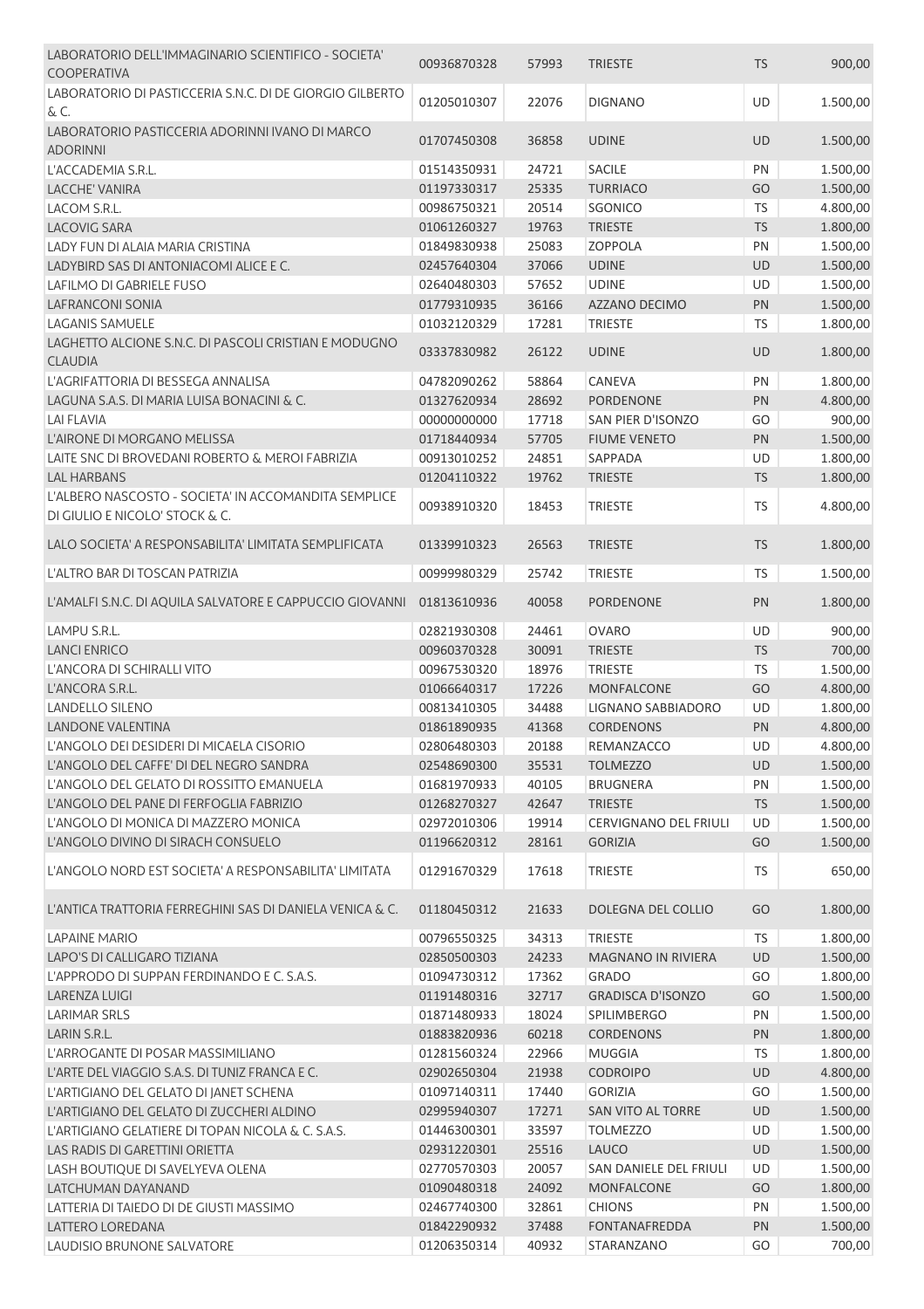| | | | | | |
|---|---|---|---|---|---|
| LABORATORIO DELL'IMMAGINARIO SCIENTIFICO - SOCIETA' COOPERATIVA | 00936870328 | 57993 | TRIESTE | TS | 900,00 |
| LABORATORIO DI PASTICCERIA S.N.C. DI DE GIORGIO GILBERTO & C. | 01205010307 | 22076 | DIGNANO | UD | 1.500,00 |
| LABORATORIO PASTICCERIA ADORINNI IVANO DI MARCO ADORINNI | 01707450308 | 36858 | UDINE | UD | 1.500,00 |
| L'ACCADEMIA S.R.L. | 01514350931 | 24721 | SACILE | PN | 1.500,00 |
| LACCHE' VANIRA | 01197330317 | 25335 | TURRIACO | GO | 1.500,00 |
| LACOM S.R.L. | 00986750321 | 20514 | SGONICO | TS | 4.800,00 |
| LACOVIG SARA | 01061260327 | 19763 | TRIESTE | TS | 1.800,00 |
| LADY FUN DI ALAIA MARIA CRISTINA | 01849830938 | 25083 | ZOPPOLA | PN | 1.500,00 |
| LADYBIRD SAS DI ANTONIACOMI ALICE E C. | 02457640304 | 37066 | UDINE | UD | 1.500,00 |
| LAFILMO DI GABRIELE FUSO | 02640480303 | 57652 | UDINE | UD | 1.500,00 |
| LAFRANCONI SONIA | 01779310935 | 36166 | AZZANO DECIMO | PN | 1.500,00 |
| LAGANIS SAMUELE | 01032120329 | 17281 | TRIESTE | TS | 1.800,00 |
| LAGHETTO ALCIONE S.N.C. DI PASCOLI CRISTIAN E MODUGNO CLAUDIA | 03337830982 | 26122 | UDINE | UD | 1.800,00 |
| L'AGRIFATTORIA DI BESSEGA ANNALISA | 04782090262 | 58864 | CANEVA | PN | 1.800,00 |
| LAGUNA S.A.S. DI MARIA LUISA BONACINI & C. | 01327620934 | 28692 | PORDENONE | PN | 4.800,00 |
| LAI FLAVIA | 00000000000 | 17718 | SAN PIER D'ISONZO | GO | 900,00 |
| L'AIRONE DI MORGANO MELISSA | 01718440934 | 57705 | FIUME VENETO | PN | 1.500,00 |
| LAITE SNC DI BROVEDANI ROBERTO & MEROI FABRIZIA | 00913010252 | 24851 | SAPPADA | UD | 1.800,00 |
| LAL HARBANS | 01204110322 | 19762 | TRIESTE | TS | 1.800,00 |
| L'ALBERO NASCOSTO - SOCIETA' IN ACCOMANDITA SEMPLICE DI GIULIO E NICOLO' STOCK & C. | 00938910320 | 18453 | TRIESTE | TS | 4.800,00 |
| LALO SOCIETA' A RESPONSABILITA' LIMITATA SEMPLIFICATA | 01339910323 | 26563 | TRIESTE | TS | 1.800,00 |
| L'ALTRO BAR DI TOSCAN PATRIZIA | 00999980329 | 25742 | TRIESTE | TS | 1.500,00 |
| L'AMALFI S.N.C. DI AQUILA SALVATORE E CAPPUCCIO GIOVANNI | 01813610936 | 40058 | PORDENONE | PN | 1.800,00 |
| LAMPU S.R.L. | 02821930308 | 24461 | OVARO | UD | 900,00 |
| LANCI ENRICO | 00960370328 | 30091 | TRIESTE | TS | 700,00 |
| L'ANCORA DI SCHIRALLI VITO | 00967530320 | 18976 | TRIESTE | TS | 1.500,00 |
| L'ANCORA S.R.L. | 01066640317 | 17226 | MONFALCONE | GO | 4.800,00 |
| LANDELLO SILENO | 00813410305 | 34488 | LIGNANO SABBIADORO | UD | 1.800,00 |
| LANDONE VALENTINA | 01861890935 | 41368 | CORDENONS | PN | 4.800,00 |
| L'ANGOLO DEI DESIDERI DI MICAELA CISORIO | 02806480303 | 20188 | REMANZACCO | UD | 4.800,00 |
| L'ANGOLO DEL CAFFE' DI DEL NEGRO SANDRA | 02548690300 | 35531 | TOLMEZZO | UD | 1.500,00 |
| L'ANGOLO DEL GELATO DI ROSSITTO EMANUELA | 01681970933 | 40105 | BRUGNERA | PN | 1.500,00 |
| L'ANGOLO DEL PANE DI FERFOGLIA FABRIZIO | 01268270327 | 42647 | TRIESTE | TS | 1.500,00 |
| L'ANGOLO DI MONICA DI MAZZERO MONICA | 02972010306 | 19914 | CERVIGNANO DEL FRIULI | UD | 1.500,00 |
| L'ANGOLO DIVINO DI SIRACH CONSUELO | 01196620312 | 28161 | GORIZIA | GO | 1.500,00 |
| L'ANGOLO NORD EST SOCIETA' A RESPONSABILITA' LIMITATA | 01291670329 | 17618 | TRIESTE | TS | 650,00 |
| L'ANTICA TRATTORIA FERREGHINI SAS DI DANIELA VENICA & C. | 01180450312 | 21633 | DOLEGNA DEL COLLIO | GO | 1.800,00 |
| LAPAINE MARIO | 00796550325 | 34313 | TRIESTE | TS | 1.800,00 |
| LAPO'S DI CALLIGARO TIZIANA | 02850500303 | 24233 | MAGNANO IN RIVIERA | UD | 1.500,00 |
| L'APPRODO DI SUPPAN FERDINANDO E C. S.A.S. | 01094730312 | 17362 | GRADO | GO | 1.800,00 |
| LARENZA LUIGI | 01191480316 | 32717 | GRADISCA D'ISONZO | GO | 1.500,00 |
| LARIMAR SRLS | 01871480933 | 18024 | SPILIMBERGO | PN | 1.500,00 |
| LARIN S.R.L. | 01883820936 | 60218 | CORDENONS | PN | 1.800,00 |
| L'ARROGANTE DI POSAR MASSIMILIANO | 01281560324 | 22966 | MUGGIA | TS | 1.800,00 |
| L'ARTE DEL VIAGGIO S.A.S. DI TUNIZ FRANCA E C. | 02902650304 | 21938 | CODROIPO | UD | 4.800,00 |
| L'ARTIGIANO DEL GELATO DI JANET SCHENA | 01097140311 | 17440 | GORIZIA | GO | 1.500,00 |
| L'ARTIGIANO DEL GELATO DI ZUCCHERI ALDINO | 02995940307 | 17271 | SAN VITO AL TORRE | UD | 1.500,00 |
| L'ARTIGIANO GELATIERE DI TOPAN NICOLA & C. S.A.S. | 01446300301 | 33597 | TOLMEZZO | UD | 1.500,00 |
| LAS RADIS DI GARETTINI ORIETTA | 02931220301 | 25516 | LAUCO | UD | 1.500,00 |
| LASH BOUTIQUE DI SAVELYEVA OLENA | 02770570303 | 20057 | SAN DANIELE DEL FRIULI | UD | 1.500,00 |
| LATCHUMAN DAYANAND | 01090480318 | 24092 | MONFALCONE | GO | 1.800,00 |
| LATTERIA DI TAIEDO DI DE GIUSTI MASSIMO | 02467740300 | 32861 | CHIONS | PN | 1.500,00 |
| LATTERO LOREDANA | 01842290932 | 37488 | FONTANAFREDDA | PN | 1.500,00 |
| LAUDISIO BRUNONE SALVATORE | 01206350314 | 40932 | STARANZANO | GO | 700,00 |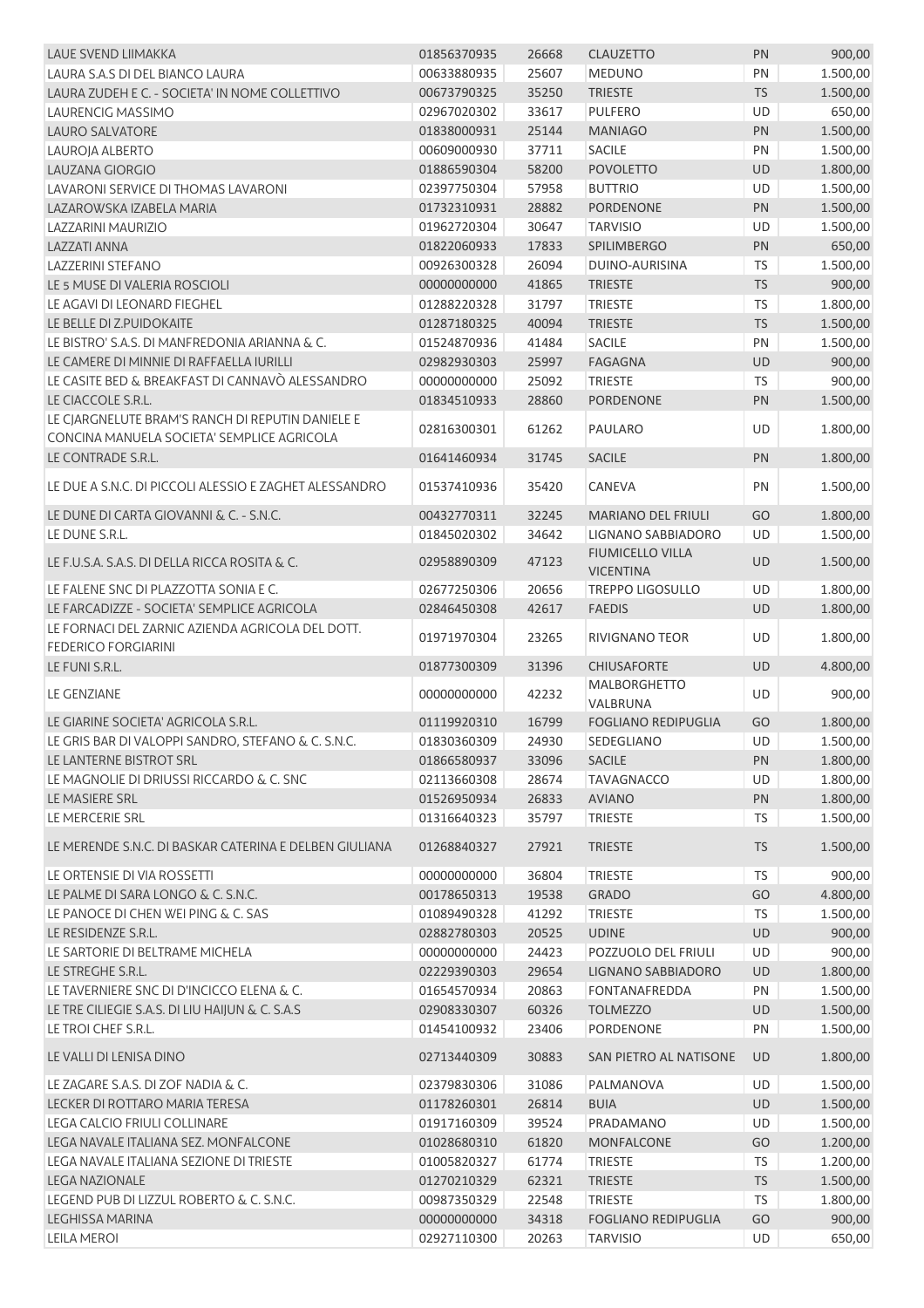| | | | | | |
|---|---|---|---|---|---|
| LAUE SVEND LIIMAKKA | 01856370935 | 26668 | CLAUZETTO | PN | 900,00 |
| LAURA S.A.S DI DEL BIANCO LAURA | 00633880935 | 25607 | MEDUNO | PN | 1.500,00 |
| LAURA ZUDEH E C. - SOCIETA' IN NOME COLLETTIVO | 00673790325 | 35250 | TRIESTE | TS | 1.500,00 |
| LAURENCIG MASSIMO | 02967020302 | 33617 | PULFERO | UD | 650,00 |
| LAURO SALVATORE | 01838000931 | 25144 | MANIAGO | PN | 1.500,00 |
| LAUROJA ALBERTO | 00609000930 | 37711 | SACILE | PN | 1.500,00 |
| LAUZANA GIORGIO | 01886590304 | 58200 | POVOLETTO | UD | 1.800,00 |
| LAVARONI SERVICE DI THOMAS LAVARONI | 02397750304 | 57958 | BUTTRIO | UD | 1.500,00 |
| LAZAROWSKA IZABELA MARIA | 01732310931 | 28882 | PORDENONE | PN | 1.500,00 |
| LAZZARINI MAURIZIO | 01962720304 | 30647 | TARVISIO | UD | 1.500,00 |
| LAZZATI ANNA | 01822060933 | 17833 | SPILIMBERGO | PN | 650,00 |
| LAZZERINI STEFANO | 00926300328 | 26094 | DUINO-AURISINA | TS | 1.500,00 |
| LE 5 MUSE DI VALERIA ROSCIOLI | 00000000000 | 41865 | TRIESTE | TS | 900,00 |
| LE AGAVI DI LEONARD FIEGHEL | 01288220328 | 31797 | TRIESTE | TS | 1.800,00 |
| LE BELLE DI Z.PUIDOKAITE | 01287180325 | 40094 | TRIESTE | TS | 1.500,00 |
| LE BISTRO' S.A.S. DI MANFREDONIA ARIANNA & C. | 01524870936 | 41484 | SACILE | PN | 1.500,00 |
| LE CAMERE DI MINNIE DI RAFFAELLA IURILLI | 02982930303 | 25997 | FAGAGNA | UD | 900,00 |
| LE CASITE BED & BREAKFAST DI CANNAVÒ ALESSANDRO | 00000000000 | 25092 | TRIESTE | TS | 900,00 |
| LE CIACCOLE S.R.L. | 01834510933 | 28860 | PORDENONE | PN | 1.500,00 |
| LE CJARGNELUTE BRAM'S RANCH DI REPUTIN DANIELE E CONCINA MANUELA SOCIETA' SEMPLICE AGRICOLA | 02816300301 | 61262 | PAULARO | UD | 1.800,00 |
| LE CONTRADE S.R.L. | 01641460934 | 31745 | SACILE | PN | 1.800,00 |
| LE DUE A S.N.C. DI PICCOLI ALESSIO E ZAGHET ALESSANDRO | 01537410936 | 35420 | CANEVA | PN | 1.500,00 |
| LE DUNE DI CARTA GIOVANNI & C. - S.N.C. | 00432770311 | 32245 | MARIANO DEL FRIULI | GO | 1.800,00 |
| LE DUNE S.R.L. | 01845020302 | 34642 | LIGNANO SABBIADORO | UD | 1.500,00 |
| LE F.U.S.A. S.A.S. DI DELLA RICCA ROSITA & C. | 02958890309 | 47123 | FIUMICELLO VILLA VICENTINA | UD | 1.500,00 |
| LE FALENE SNC DI PLAZZOTTA SONIA E C. | 02677250306 | 20656 | TREPPO LIGOSULLO | UD | 1.800,00 |
| LE FARCADIZZE - SOCIETA' SEMPLICE AGRICOLA | 02846450308 | 42617 | FAEDIS | UD | 1.800,00 |
| LE FORNACI DEL ZARNIC AZIENDA AGRICOLA DEL DOTT. FEDERICO FORGIARINI | 01971970304 | 23265 | RIVIGNANO TEOR | UD | 1.800,00 |
| LE FUNI S.R.L. | 01877300309 | 31396 | CHIUSAFORTE | UD | 4.800,00 |
| LE GENZIANE | 00000000000 | 42232 | MALBORGHETTO VALBRUNA | UD | 900,00 |
| LE GIARINE SOCIETA' AGRICOLA S.R.L. | 01119920310 | 16799 | FOGLIANO REDIPUGLIA | GO | 1.800,00 |
| LE GRIS BAR DI VALOPPI SANDRO, STEFANO & C. S.N.C. | 01830360309 | 24930 | SEDEGLIANO | UD | 1.500,00 |
| LE LANTERNE BISTROT SRL | 01866580937 | 33096 | SACILE | PN | 1.800,00 |
| LE MAGNOLIE DI DRIUSSI RICCARDO & C. SNC | 02113660308 | 28674 | TAVAGNACCO | UD | 1.800,00 |
| LE MASIERE SRL | 01526950934 | 26833 | AVIANO | PN | 1.800,00 |
| LE MERCERIE SRL | 01316640323 | 35797 | TRIESTE | TS | 1.500,00 |
| LE MERENDE S.N.C. DI BASKAR CATERINA E DELBEN GIULIANA | 01268840327 | 27921 | TRIESTE | TS | 1.500,00 |
| LE ORTENSIE DI VIA ROSSETTI | 00000000000 | 36804 | TRIESTE | TS | 900,00 |
| LE PALME DI SARA LONGO & C. S.N.C. | 00178650313 | 19538 | GRADO | GO | 4.800,00 |
| LE PANOCE DI CHEN WEI PING & C. SAS | 01089490328 | 41292 | TRIESTE | TS | 1.500,00 |
| LE RESIDENZE S.R.L. | 02882780303 | 20525 | UDINE | UD | 900,00 |
| LE SARTORIE DI BELTRAME MICHELA | 00000000000 | 24423 | POZZUOLO DEL FRIULI | UD | 900,00 |
| LE STREGHE S.R.L. | 02229390303 | 29654 | LIGNANO SABBIADORO | UD | 1.800,00 |
| LE TAVERNIERE SNC DI D'INCICCO ELENA & C. | 01654570934 | 20863 | FONTANAFREDDA | PN | 1.500,00 |
| LE TRE CILIEGIE S.A.S. DI LIU HAIJUN & C. S.A.S | 02908330307 | 60326 | TOLMEZZO | UD | 1.500,00 |
| LE TROI CHEF S.R.L. | 01454100932 | 23406 | PORDENONE | PN | 1.500,00 |
| LE VALLI DI LENISA DINO | 02713440309 | 30883 | SAN PIETRO AL NATISONE | UD | 1.800,00 |
| LE ZAGARE S.A.S. DI ZOF NADIA & C. | 02379830306 | 31086 | PALMANOVA | UD | 1.500,00 |
| LECKER DI ROTTARO MARIA TERESA | 01178260301 | 26814 | BUIA | UD | 1.500,00 |
| LEGA CALCIO FRIULI COLLINARE | 01917160309 | 39524 | PRADAMANO | UD | 1.500,00 |
| LEGA NAVALE ITALIANA SEZ. MONFALCONE | 01028680310 | 61820 | MONFALCONE | GO | 1.200,00 |
| LEGA NAVALE ITALIANA SEZIONE DI TRIESTE | 01005820327 | 61774 | TRIESTE | TS | 1.200,00 |
| LEGA NAZIONALE | 01270210329 | 62321 | TRIESTE | TS | 1.500,00 |
| LEGEND PUB DI LIZZUL ROBERTO & C. S.N.C. | 00987350329 | 22548 | TRIESTE | TS | 1.800,00 |
| LEGHISSA MARINA | 00000000000 | 34318 | FOGLIANO REDIPUGLIA | GO | 900,00 |
| LEILA MEROI | 02927110300 | 20263 | TARVISIO | UD | 650,00 |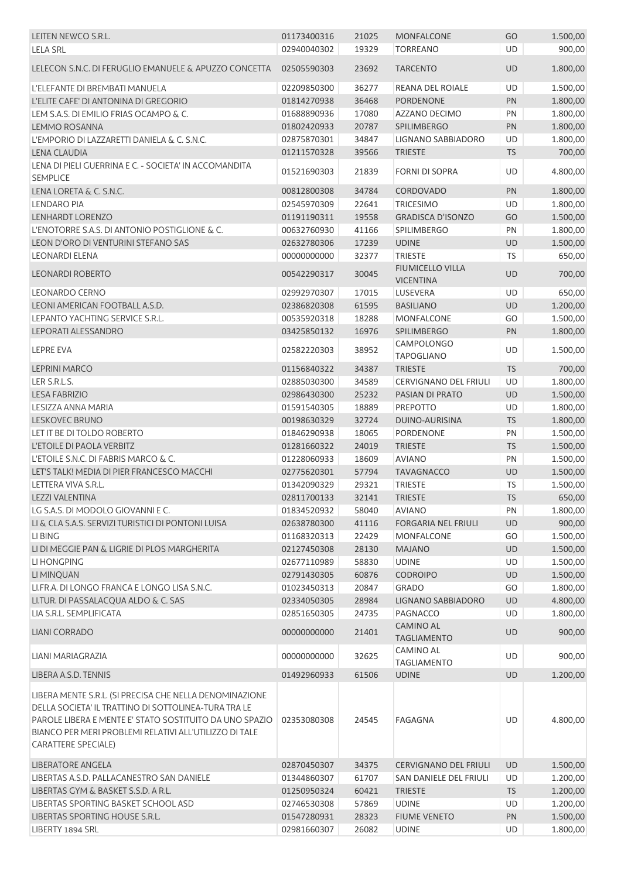| | | | | | |
|---|---|---|---|---|---|
| LEITEN NEWCO S.R.L. | 01173400316 | 21025 | MONFALCONE | GO | 1.500,00 |
| LELA SRL | 02940040302 | 19329 | TORREANO | UD | 900,00 |
| LELECON S.N.C. DI FERUGLIO EMANUELE & APUZZO CONCETTA | 02505590303 | 23692 | TARCENTO | UD | 1.800,00 |
| L'ELEFANTE DI BREMBATI MANUELA | 02209850300 | 36277 | REANA DEL ROIALE | UD | 1.500,00 |
| L'ELITE CAFE' DI ANTONINA DI GREGORIO | 01814270938 | 36468 | PORDENONE | PN | 1.800,00 |
| LEM S.A.S. DI EMILIO FRIAS OCAMPO & C. | 01688890936 | 17080 | AZZANO DECIMO | PN | 1.800,00 |
| LEMMO ROSANNA | 01802420933 | 20787 | SPILIMBERGO | PN | 1.800,00 |
| L'EMPORIO DI LAZZARETTI DANIELA & C. S.N.C. | 02875870301 | 34847 | LIGNANO SABBIADORO | UD | 1.800,00 |
| LENA CLAUDIA | 01211570328 | 39566 | TRIESTE | TS | 700,00 |
| LENA DI PIELI GUERRINA E C. - SOCIETA' IN ACCOMANDITA SEMPLICE | 01521690303 | 21839 | FORNI DI SOPRA | UD | 4.800,00 |
| LENA LORETA & C. S.N.C. | 00812800308 | 34784 | CORDOVADO | PN | 1.800,00 |
| LENDARO PIA | 02545970309 | 22641 | TRICESIMO | UD | 1.800,00 |
| LENHARDT LORENZO | 01191190311 | 19558 | GRADISCA D'ISONZO | GO | 1.500,00 |
| L'ENOTORRE S.A.S. DI ANTONIO POSTIGLIONE & C. | 00632760930 | 41166 | SPILIMBERGO | PN | 1.800,00 |
| LEON D'ORO DI VENTURINI STEFANO SAS | 02632780306 | 17239 | UDINE | UD | 1.500,00 |
| LEONARDI ELENA | 00000000000 | 32377 | TRIESTE | TS | 650,00 |
| LEONARDI ROBERTO | 00542290317 | 30045 | FIUMICELLO VILLA VICENTINA | UD | 700,00 |
| LEONARDO CERNO | 02992970307 | 17015 | LUSEVERA | UD | 650,00 |
| LEONI AMERICAN FOOTBALL A.S.D. | 02386820308 | 61595 | BASILIANO | UD | 1.200,00 |
| LEPANTO YACHTING SERVICE S.R.L. | 00535920318 | 18288 | MONFALCONE | GO | 1.500,00 |
| LEPORATI ALESSANDRO | 03425850132 | 16976 | SPILIMBERGO | PN | 1.800,00 |
| LEPRE EVA | 02582220303 | 38952 | CAMPOLONGO TAPOGLIANO | UD | 1.500,00 |
| LEPRINI MARCO | 01156840322 | 34387 | TRIESTE | TS | 700,00 |
| LER S.R.L.S. | 02885030300 | 34589 | CERVIGNANO DEL FRIULI | UD | 1.800,00 |
| LESA FABRIZIO | 02986430300 | 25232 | PASIAN DI PRATO | UD | 1.500,00 |
| LESIZZA ANNA MARIA | 01591540305 | 18889 | PREPOTTO | UD | 1.800,00 |
| LESKOVEC BRUNO | 00198630329 | 32724 | DUINO-AURISINA | TS | 1.800,00 |
| LET IT BE DI TOLDO ROBERTO | 01846290938 | 18065 | PORDENONE | PN | 1.500,00 |
| L'ETOILE DI PAOLA VERBITZ | 01281660322 | 24019 | TRIESTE | TS | 1.500,00 |
| L'ETOILE S.N.C. DI FABRIS MARCO & C. | 01228060933 | 18609 | AVIANO | PN | 1.500,00 |
| LET'S TALK! MEDIA DI PIER FRANCESCO MACCHI | 02775620301 | 57794 | TAVAGNACCO | UD | 1.500,00 |
| LETTERA VIVA S.R.L. | 01342090329 | 29321 | TRIESTE | TS | 1.500,00 |
| LEZZI VALENTINA | 02811700133 | 32141 | TRIESTE | TS | 650,00 |
| LG S.A.S. DI MODOLO GIOVANNI E C. | 01834520932 | 58040 | AVIANO | PN | 1.800,00 |
| LI & CLA S.A.S. SERVIZI TURISTICI DI PONTONI LUISA | 02638780300 | 41116 | FORGARIA NEL FRIULI | UD | 900,00 |
| LI BING | 01168320313 | 22429 | MONFALCONE | GO | 1.500,00 |
| LI DI MEGGIE PAN & LIGRIE DI PLOS MARGHERITA | 02127450308 | 28130 | MAJANO | UD | 1.500,00 |
| LI HONGPING | 02677110989 | 58830 | UDINE | UD | 1.500,00 |
| LI MINQUAN | 02791430305 | 60876 | CODROIPO | UD | 1.500,00 |
| LI.FR.A. DI LONGO FRANCA E LONGO LISA S.N.C. | 01023450313 | 20847 | GRADO | GO | 1.800,00 |
| LI.TUR. DI PASSALACQUA ALDO & C. SAS | 02334050305 | 28984 | LIGNANO SABBIADORO | UD | 4.800,00 |
| LIA S.R.L. SEMPLIFICATA | 02851650305 | 24735 | PAGNACCO | UD | 1.800,00 |
| LIANI CORRADO | 00000000000 | 21401 | CAMINO AL TAGLIAMENTO | UD | 900,00 |
| LIANI MARIAGRAZIA | 00000000000 | 32625 | CAMINO AL TAGLIAMENTO | UD | 900,00 |
| LIBERA A.S.D. TENNIS | 01492960933 | 61506 | UDINE | UD | 1.200,00 |
| LIBERA MENTE S.R.L. (SI PRECISA CHE NELLA DENOMINAZIONE DELLA SOCIETA' IL TRATTINO DI SOTTOLINEA-TURA TRA LE PAROLE LIBERA E MENTE E' STATO SOSTITUITO DA UNO SPAZIO BIANCO PER MERI PROBLEMI RELATIVI ALL'UTILIZZO DI TALE CARATTERE SPECIALE) | 02353080308 | 24545 | FAGAGNA | UD | 4.800,00 |
| LIBERATORE ANGELA | 02870450307 | 34375 | CERVIGNANO DEL FRIULI | UD | 1.500,00 |
| LIBERTAS A.S.D. PALLACANESTRO SAN DANIELE | 01344860307 | 61707 | SAN DANIELE DEL FRIULI | UD | 1.200,00 |
| LIBERTAS GYM & BASKET S.S.D. A R.L. | 01250950324 | 60421 | TRIESTE | TS | 1.200,00 |
| LIBERTAS SPORTING BASKET SCHOOL ASD | 02746530308 | 57869 | UDINE | UD | 1.200,00 |
| LIBERTAS SPORTING HOUSE S.R.L. | 01547280931 | 28323 | FIUME VENETO | PN | 1.500,00 |
| LIBERTY 1894 SRL | 02981660307 | 26082 | UDINE | UD | 1.800,00 |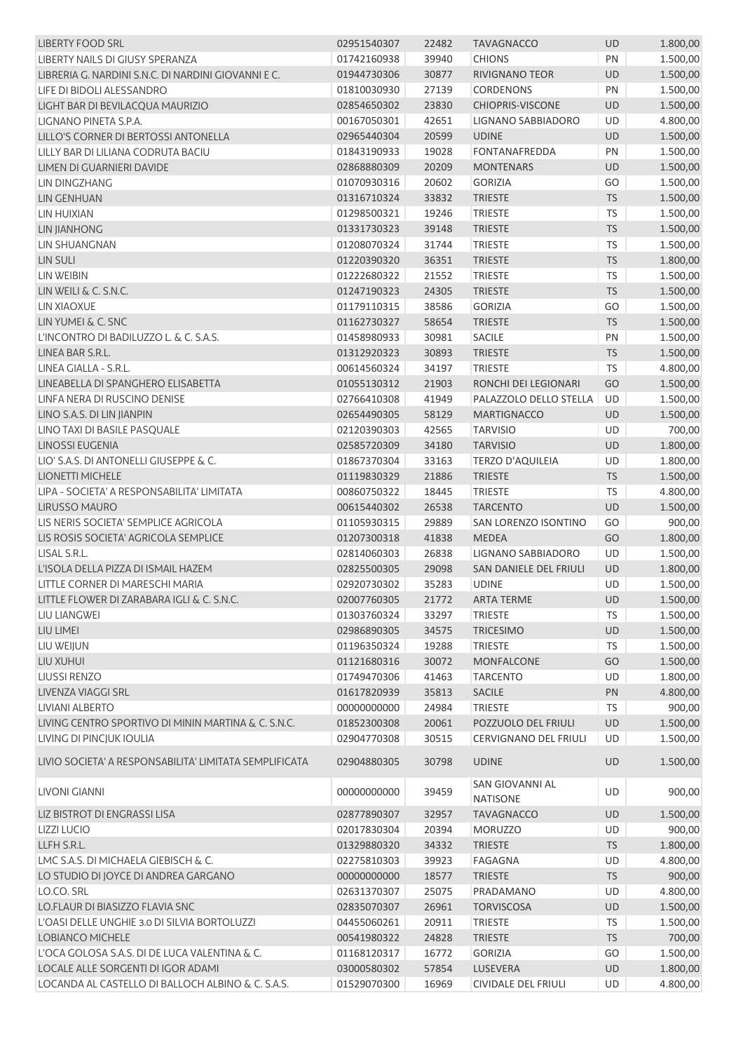| | | | | | |
|---|---|---|---|---|---|
| LIBERTY FOOD SRL | 02951540307 | 22482 | TAVAGNACCO | UD | 1.800,00 |
| LIBERTY NAILS DI GIUSY SPERANZA | 01742160938 | 39940 | CHIONS | PN | 1.500,00 |
| LIBRERIA G. NARDINI S.N.C. DI NARDINI GIOVANNI E C. | 01944730306 | 30877 | RIVIGNANO TEOR | UD | 1.500,00 |
| LIFE DI BIDOLI ALESSANDRO | 01810030930 | 27139 | CORDENONS | PN | 1.500,00 |
| LIGHT BAR DI BEVILACQUA MAURIZIO | 02854650302 | 23830 | CHIOPRIS-VISCONE | UD | 1.500,00 |
| LIGNANO PINETA S.P.A. | 00167050301 | 42651 | LIGNANO SABBIADORO | UD | 4.800,00 |
| LILLO'S CORNER DI BERTOSSI ANTONELLA | 02965440304 | 20599 | UDINE | UD | 1.500,00 |
| LILLY BAR DI LILIANA CODRUTA BACIU | 01843190933 | 19028 | FONTANAFREDDA | PN | 1.500,00 |
| LIMEN DI GUARNIERI DAVIDE | 02868880309 | 20209 | MONTENARS | UD | 1.500,00 |
| LIN DINGZHANG | 01070930316 | 20602 | GORIZIA | GO | 1.500,00 |
| LIN GENHUAN | 01316710324 | 33832 | TRIESTE | TS | 1.500,00 |
| LIN HUIXIAN | 01298500321 | 19246 | TRIESTE | TS | 1.500,00 |
| LIN JIANHONG | 01331730323 | 39148 | TRIESTE | TS | 1.500,00 |
| LIN SHUANGNAN | 01208070324 | 31744 | TRIESTE | TS | 1.500,00 |
| LIN SULI | 01220390320 | 36351 | TRIESTE | TS | 1.800,00 |
| LIN WEIBIN | 01222680322 | 21552 | TRIESTE | TS | 1.500,00 |
| LIN WEILI & C. S.N.C. | 01247190323 | 24305 | TRIESTE | TS | 1.500,00 |
| LIN XIAOXUE | 01179110315 | 38586 | GORIZIA | GO | 1.500,00 |
| LIN YUMEI & C. SNC | 01162730327 | 58654 | TRIESTE | TS | 1.500,00 |
| L'INCONTRO DI BADILUZZO L. & C. S.A.S. | 01458980933 | 30981 | SACILE | PN | 1.500,00 |
| LINEA BAR S.R.L. | 01312920323 | 30893 | TRIESTE | TS | 1.500,00 |
| LINEA GIALLA - S.R.L. | 00614560324 | 34197 | TRIESTE | TS | 4.800,00 |
| LINEABELLA DI SPANGHERO ELISABETTA | 01055130312 | 21903 | RONCHI DEI LEGIONARI | GO | 1.500,00 |
| LINFA NERA DI RUSCINO DENISE | 02766410308 | 41949 | PALAZZOLO DELLO STELLA | UD | 1.500,00 |
| LINO S.A.S. DI LIN JIANPIN | 02654490305 | 58129 | MARTIGNACCO | UD | 1.500,00 |
| LINO TAXI DI BASILE PASQUALE | 02120390303 | 42565 | TARVISIO | UD | 700,00 |
| LINOSSI EUGENIA | 02585720309 | 34180 | TARVISIO | UD | 1.800,00 |
| LIO' S.A.S. DI ANTONELLI GIUSEPPE & C. | 01867370304 | 33163 | TERZO D'AQUILEIA | UD | 1.800,00 |
| LIONETTI MICHELE | 01119830329 | 21886 | TRIESTE | TS | 1.500,00 |
| LIPA - SOCIETA' A RESPONSABILITA' LIMITATA | 00860750322 | 18445 | TRIESTE | TS | 4.800,00 |
| LIRUSSO MAURO | 00615440302 | 26538 | TARCENTO | UD | 1.500,00 |
| LIS NERIS SOCIETA' SEMPLICE AGRICOLA | 01105930315 | 29889 | SAN LORENZO ISONTINO | GO | 900,00 |
| LIS ROSIS SOCIETA' AGRICOLA SEMPLICE | 01207300318 | 41838 | MEDEA | GO | 1.800,00 |
| LISAL S.R.L. | 02814060303 | 26838 | LIGNANO SABBIADORO | UD | 1.500,00 |
| L'ISOLA DELLA PIZZA DI ISMAIL HAZEM | 02825500305 | 29098 | SAN DANIELE DEL FRIULI | UD | 1.800,00 |
| LITTLE CORNER DI MARESCHI MARIA | 02920730302 | 35283 | UDINE | UD | 1.500,00 |
| LITTLE FLOWER DI ZARABARA IGLI & C. S.N.C. | 02007760305 | 21772 | ARTA TERME | UD | 1.500,00 |
| LIU LIANGWEI | 01303760324 | 33297 | TRIESTE | TS | 1.500,00 |
| LIU LIMEI | 02986890305 | 34575 | TRICESIMO | UD | 1.500,00 |
| LIU WEIJUN | 01196350324 | 19288 | TRIESTE | TS | 1.500,00 |
| LIU XUHUI | 01121680316 | 30072 | MONFALCONE | GO | 1.500,00 |
| LIUSSI RENZO | 01749470306 | 41463 | TARCENTO | UD | 1.800,00 |
| LIVENZA VIAGGI SRL | 01617820939 | 35813 | SACILE | PN | 4.800,00 |
| LIVIANI ALBERTO | 00000000000 | 24984 | TRIESTE | TS | 900,00 |
| LIVING CENTRO SPORTIVO DI MININ MARTINA & C. S.N.C. | 01852300308 | 20061 | POZZUOLO DEL FRIULI | UD | 1.500,00 |
| LIVING DI PINCJUK IOULIA | 02904770308 | 30515 | CERVIGNANO DEL FRIULI | UD | 1.500,00 |
| LIVIO SOCIETA' A RESPONSABILITA' LIMITATA SEMPLIFICATA | 02904880305 | 30798 | UDINE | UD | 1.500,00 |
| LIVONI GIANNI | 00000000000 | 39459 | SAN GIOVANNI AL NATISONE | UD | 900,00 |
| LIZ BISTROT DI ENGRASSI LISA | 02877890307 | 32957 | TAVAGNACCO | UD | 1.500,00 |
| LIZZI LUCIO | 02017830304 | 20394 | MORUZZO | UD | 900,00 |
| LLFH S.R.L. | 01329880320 | 34332 | TRIESTE | TS | 1.800,00 |
| LMC S.A.S. DI MICHAELA GIEBISCH & C. | 02275810303 | 39923 | FAGAGNA | UD | 4.800,00 |
| LO STUDIO DI JOYCE DI ANDREA GARGANO | 00000000000 | 18577 | TRIESTE | TS | 900,00 |
| LO.CO. SRL | 02631370307 | 25075 | PRADAMANO | UD | 4.800,00 |
| LO.FLAUR DI BIASIZZO FLAVIA SNC | 02835070307 | 26961 | TORVISCOSA | UD | 1.500,00 |
| L'OASI DELLE UNGHIE 3.0 DI SILVIA BORTOLUZZI | 04455060261 | 20911 | TRIESTE | TS | 1.500,00 |
| LOBIANCO MICHELE | 00541980322 | 24828 | TRIESTE | TS | 700,00 |
| L'OCA GOLOSA S.A.S. DI DE LUCA VALENTINA & C. | 01168120317 | 16772 | GORIZIA | GO | 1.500,00 |
| LOCALE ALLE SORGENTI DI IGOR ADAMI | 03000580302 | 57854 | LUSEVERA | UD | 1.800,00 |
| LOCANDA AL CASTELLO DI BALLOCH ALBINO & C. S.A.S. | 01529070300 | 16969 | CIVIDALE DEL FRIULI | UD | 4.800,00 |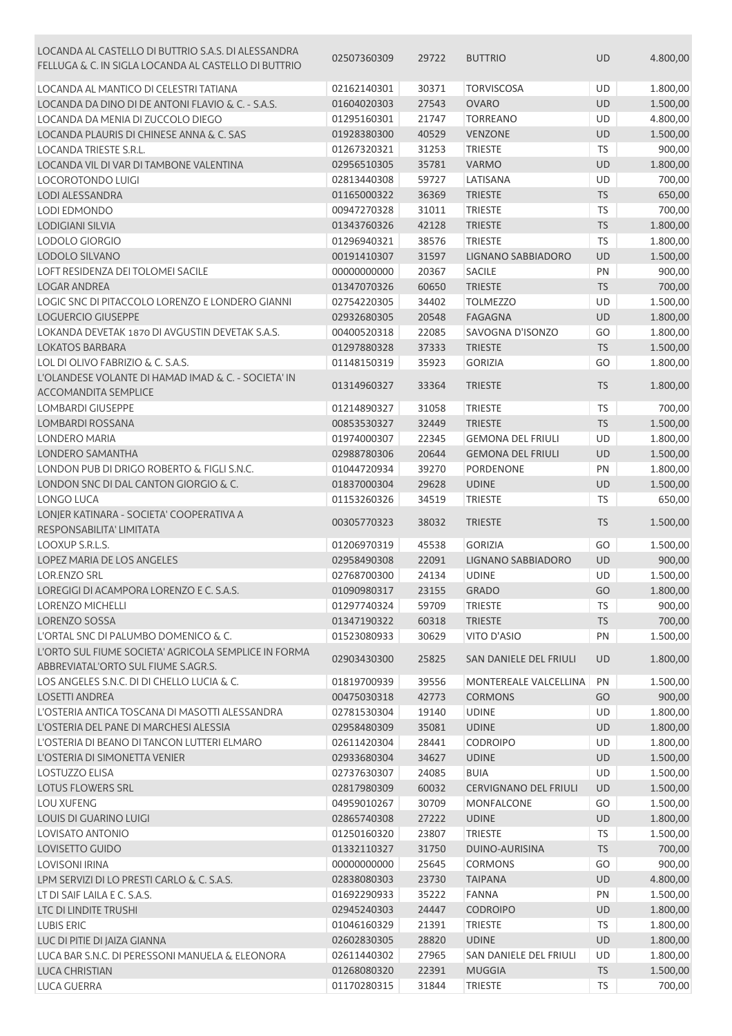| | | | | | |
|---|---|---|---|---|---|
| LOCANDA AL CASTELLO DI BUTTRIO S.A.S. DI ALESSANDRA FELLUGA & C. IN SIGLA LOCANDA AL CASTELLO DI BUTTRIO | 02507360309 | 29722 | BUTTRIO | UD | 4.800,00 |
| LOCANDA AL MANTICO DI CELESTRI TATIANA | 02162140301 | 30371 | TORVISCOSA | UD | 1.800,00 |
| LOCANDA DA DINO DI DE ANTONI FLAVIO & C. - S.A.S. | 01604020303 | 27543 | OVARO | UD | 1.500,00 |
| LOCANDA DA MENIA DI ZUCCOLO DIEGO | 01295160301 | 21747 | TORREANO | UD | 4.800,00 |
| LOCANDA PLAURIS DI CHINESE ANNA & C. SAS | 01928380300 | 40529 | VENZONE | UD | 1.500,00 |
| LOCANDA TRIESTE S.R.L. | 01267320321 | 31253 | TRIESTE | TS | 900,00 |
| LOCANDA VIL DI VAR DI TAMBONE VALENTINA | 02956510305 | 35781 | VARMO | UD | 1.800,00 |
| LOCOROTONDO LUIGI | 02813440308 | 59727 | LATISANA | UD | 700,00 |
| LODI ALESSANDRA | 01165000322 | 36369 | TRIESTE | TS | 650,00 |
| LODI EDMONDO | 00947270328 | 31011 | TRIESTE | TS | 700,00 |
| LODIGIANI SILVIA | 01343760326 | 42128 | TRIESTE | TS | 1.800,00 |
| LODOLO GIORGIO | 01296940321 | 38576 | TRIESTE | TS | 1.800,00 |
| LODOLO SILVANO | 00191410307 | 31597 | LIGNANO SABBIADORO | UD | 1.500,00 |
| LOFT RESIDENZA DEI TOLOMEI SACILE | 00000000000 | 20367 | SACILE | PN | 900,00 |
| LOGAR ANDREA | 01347070326 | 60650 | TRIESTE | TS | 700,00 |
| LOGIC SNC DI PITACCOLO LORENZO E LONDERO GIANNI | 02754220305 | 34402 | TOLMEZZO | UD | 1.500,00 |
| LOGUERCIO GIUSEPPE | 02932680305 | 20548 | FAGAGNA | UD | 1.800,00 |
| LOKANDA DEVETAK 1870 DI AVGUSTIN DEVETAK S.A.S. | 00400520318 | 22085 | SAVOGNA D'ISONZO | GO | 1.800,00 |
| LOKATOS BARBARA | 01297880328 | 37333 | TRIESTE | TS | 1.500,00 |
| LOL DI OLIVO FABRIZIO & C. S.A.S. | 01148150319 | 35923 | GORIZIA | GO | 1.800,00 |
| L'OLANDESE VOLANTE DI HAMAD IMAD & C. - SOCIETA' IN ACCOMANDITA SEMPLICE | 01314960327 | 33364 | TRIESTE | TS | 1.800,00 |
| LOMBARDI GIUSEPPE | 01214890327 | 31058 | TRIESTE | TS | 700,00 |
| LOMBARDI ROSSANA | 00853530327 | 32449 | TRIESTE | TS | 1.500,00 |
| LONDERO MARIA | 01974000307 | 22345 | GEMONA DEL FRIULI | UD | 1.800,00 |
| LONDERO SAMANTHA | 02988780306 | 20644 | GEMONA DEL FRIULI | UD | 1.500,00 |
| LONDON PUB DI DRIGO ROBERTO & FIGLI S.N.C. | 01044720934 | 39270 | PORDENONE | PN | 1.800,00 |
| LONDON SNC DI DAL CANTON GIORGIO & C. | 01837000304 | 29628 | UDINE | UD | 1.500,00 |
| LONGO LUCA | 01153260326 | 34519 | TRIESTE | TS | 650,00 |
| LONJER KATINARA - SOCIETA' COOPERATIVA A RESPONSABILITA' LIMITATA | 00305770323 | 38032 | TRIESTE | TS | 1.500,00 |
| LOOXUP S.R.L.S. | 01206970319 | 45538 | GORIZIA | GO | 1.500,00 |
| LOPEZ MARIA DE LOS ANGELES | 02958490308 | 22091 | LIGNANO SABBIADORO | UD | 900,00 |
| LOR.ENZO SRL | 02768700300 | 24134 | UDINE | UD | 1.500,00 |
| LOREGIGI DI ACAMPORA LORENZO E C. S.A.S. | 01090980317 | 23155 | GRADO | GO | 1.800,00 |
| LORENZO MICHELLI | 01297740324 | 59709 | TRIESTE | TS | 900,00 |
| LORENZO SOSSA | 01347190322 | 60318 | TRIESTE | TS | 700,00 |
| L'ORTAL SNC DI PALUMBO DOMENICO & C. | 01523080933 | 30629 | VITO D'ASIO | PN | 1.500,00 |
| L'ORTO SUL FIUME SOCIETA' AGRICOLA SEMPLICE IN FORMA ABBREVIATAL'ORTO SUL FIUME S.AGR.S. | 02903430300 | 25825 | SAN DANIELE DEL FRIULI | UD | 1.800,00 |
| LOS ANGELES S.N.C. DI DI CHELLO LUCIA & C. | 01819700939 | 39556 | MONTEREALE VALCELLINA | PN | 1.500,00 |
| LOSETTI ANDREA | 00475030318 | 42773 | CORMONS | GO | 900,00 |
| L'OSTERIA ANTICA TOSCANA DI MASOTTI ALESSANDRA | 02781530304 | 19140 | UDINE | UD | 1.800,00 |
| L'OSTERIA DEL PANE DI MARCHESI ALESSIA | 02958480309 | 35081 | UDINE | UD | 1.800,00 |
| L'OSTERIA DI BEANO DI TANCON LUTTERI ELMARO | 02611420304 | 28441 | CODROIPO | UD | 1.800,00 |
| L'OSTERIA DI SIMONETTA VENIER | 02933680304 | 34627 | UDINE | UD | 1.500,00 |
| LOSTUZZO ELISA | 02737630307 | 24085 | BUIA | UD | 1.500,00 |
| LOTUS FLOWERS SRL | 02817980309 | 60032 | CERVIGNANO DEL FRIULI | UD | 1.500,00 |
| LOU XUFENG | 04959010267 | 30709 | MONFALCONE | GO | 1.500,00 |
| LOUIS DI GUARINO LUIGI | 02865740308 | 27222 | UDINE | UD | 1.800,00 |
| LOVISATO ANTONIO | 01250160320 | 23807 | TRIESTE | TS | 1.500,00 |
| LOVISETTO GUIDO | 01332110327 | 31750 | DUINO-AURISINA | TS | 700,00 |
| LOVISONI IRINA | 00000000000 | 25645 | CORMONS | GO | 900,00 |
| LPM SERVIZI DI LO PRESTI CARLO & C. S.A.S. | 02838080303 | 23730 | TAIPANA | UD | 4.800,00 |
| LT DI SAIF LAILA E C. S.A.S. | 01692290933 | 35222 | FANNA | PN | 1.500,00 |
| LTC DI LINDITE TRUSHI | 02945240303 | 24447 | CODROIPO | UD | 1.800,00 |
| LUBIS ERIC | 01046160329 | 21391 | TRIESTE | TS | 1.800,00 |
| LUC DI PITIE DI JAIZA GIANNA | 02602830305 | 28820 | UDINE | UD | 1.800,00 |
| LUCA BAR S.N.C. DI PERESSONI MANUELA & ELEONORA | 02611440302 | 27965 | SAN DANIELE DEL FRIULI | UD | 1.800,00 |
| LUCA CHRISTIAN | 01268080320 | 22391 | MUGGIA | TS | 1.500,00 |
| LUCA GUERRA | 01170280315 | 31844 | TRIESTE | TS | 700,00 |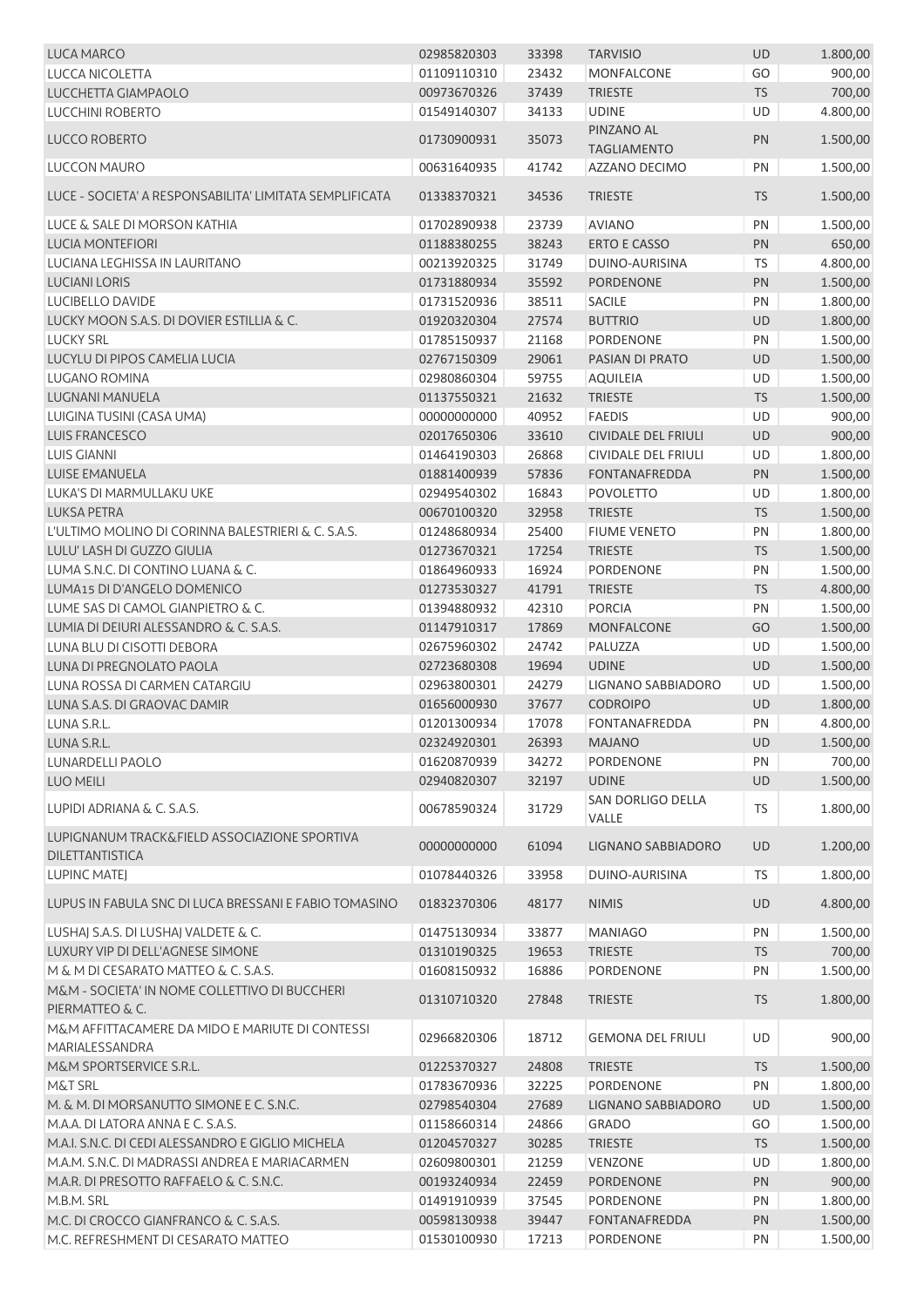| | | | | | |
|---|---|---|---|---|---|
| LUCA MARCO | 02985820303 | 33398 | TARVISIO | UD | 1.800,00 |
| LUCCA NICOLETTA | 01109110310 | 23432 | MONFALCONE | GO | 900,00 |
| LUCCHETTA GIAMPAOLO | 00973670326 | 37439 | TRIESTE | TS | 700,00 |
| LUCCHINI ROBERTO | 01549140307 | 34133 | UDINE | UD | 4.800,00 |
| LUCCO ROBERTO | 01730900931 | 35073 | PINZANO AL TAGLIAMENTO | PN | 1.500,00 |
| LUCCON MAURO | 00631640935 | 41742 | AZZANO DECIMO | PN | 1.500,00 |
| LUCE - SOCIETA' A RESPONSABILITA' LIMITATA SEMPLIFICATA | 01338370321 | 34536 | TRIESTE | TS | 1.500,00 |
| LUCE & SALE DI MORSON KATHIA | 01702890938 | 23739 | AVIANO | PN | 1.500,00 |
| LUCIA MONTEFIORI | 01188380255 | 38243 | ERTO E CASSO | PN | 650,00 |
| LUCIANA LEGHISSA IN LAURITANO | 00213920325 | 31749 | DUINO-AURISINA | TS | 4.800,00 |
| LUCIANI LORIS | 01731880934 | 35592 | PORDENONE | PN | 1.500,00 |
| LUCIBELLO DAVIDE | 01731520936 | 38511 | SACILE | PN | 1.800,00 |
| LUCKY MOON S.A.S. DI DOVIER ESTILLIA & C. | 01920320304 | 27574 | BUTTRIO | UD | 1.800,00 |
| LUCKY SRL | 01785150937 | 21168 | PORDENONE | PN | 1.500,00 |
| LUCYLU DI PIPOS CAMELIA LUCIA | 02767150309 | 29061 | PASIAN DI PRATO | UD | 1.500,00 |
| LUGANO ROMINA | 02980860304 | 59755 | AQUILEIA | UD | 1.500,00 |
| LUGNANI MANUELA | 01137550321 | 21632 | TRIESTE | TS | 1.500,00 |
| LUIGINA TUSINI (CASA UMA) | 00000000000 | 40952 | FAEDIS | UD | 900,00 |
| LUIS FRANCESCO | 02017650306 | 33610 | CIVIDALE DEL FRIULI | UD | 900,00 |
| LUIS GIANNI | 01464190303 | 26868 | CIVIDALE DEL FRIULI | UD | 1.800,00 |
| LUISE EMANUELA | 01881400939 | 57836 | FONTANAFREDDA | PN | 1.500,00 |
| LUKA'S DI MARMULLAKU UKE | 02949540302 | 16843 | POVOLETTO | UD | 1.800,00 |
| LUKSA PETRA | 00670100320 | 32958 | TRIESTE | TS | 1.500,00 |
| L'ULTIMO MOLINO DI CORINNA BALESTRIERI & C. S.A.S. | 01248680934 | 25400 | FIUME VENETO | PN | 1.800,00 |
| LULU' LASH DI GUZZO GIULIA | 01273670321 | 17254 | TRIESTE | TS | 1.500,00 |
| LUMA S.N.C. DI CONTINO LUANA & C. | 01864960933 | 16924 | PORDENONE | PN | 1.500,00 |
| LUMA15 DI D'ANGELO DOMENICO | 01273530327 | 41791 | TRIESTE | TS | 4.800,00 |
| LUME SAS DI CAMOL GIANPIETRO & C. | 01394880932 | 42310 | PORCIA | PN | 1.500,00 |
| LUMIA DI DEIURI ALESSANDRO & C. S.A.S. | 01147910317 | 17869 | MONFALCONE | GO | 1.500,00 |
| LUNA BLU DI CISOTTI DEBORA | 02675960302 | 24742 | PALUZZA | UD | 1.500,00 |
| LUNA DI PREGNOLATO PAOLA | 02723680308 | 19694 | UDINE | UD | 1.500,00 |
| LUNA ROSSA DI CARMEN CATARGIU | 02963800301 | 24279 | LIGNANO SABBIADORO | UD | 1.500,00 |
| LUNA S.A.S. DI GRAOVAC DAMIR | 01656000930 | 37677 | CODROIPO | UD | 1.800,00 |
| LUNA S.R.L. | 01201300934 | 17078 | FONTANAFREDDA | PN | 4.800,00 |
| LUNA S.R.L. | 02324920301 | 26393 | MAJANO | UD | 1.500,00 |
| LUNARDELLI PAOLO | 01620870939 | 34272 | PORDENONE | PN | 700,00 |
| LUO MEILI | 02940820307 | 32197 | UDINE | UD | 1.500,00 |
| LUPIDI ADRIANA & C. S.A.S. | 00678590324 | 31729 | SAN DORLIGO DELLA VALLE | TS | 1.800,00 |
| LUPIGNANUM TRACK&FIELD ASSOCIAZIONE SPORTIVA DILETTANTISTICA | 00000000000 | 61094 | LIGNANO SABBIADORO | UD | 1.200,00 |
| LUPINC MATEJ | 01078440326 | 33958 | DUINO-AURISINA | TS | 1.800,00 |
| LUPUS IN FABULA SNC DI LUCA BRESSANI E FABIO TOMASINO | 01832370306 | 48177 | NIMIS | UD | 4.800,00 |
| LUSHAJ S.A.S. DI LUSHAJ VALDETE & C. | 01475130934 | 33877 | MANIAGO | PN | 1.500,00 |
| LUXURY VIP DI DELL'AGNESE SIMONE | 01310190325 | 19653 | TRIESTE | TS | 700,00 |
| M & M DI CESARATO MATTEO & C. S.A.S. | 01608150932 | 16886 | PORDENONE | PN | 1.500,00 |
| M&M - SOCIETA' IN NOME COLLETTIVO DI BUCCHERI PIERMATTEO & C. | 01310710320 | 27848 | TRIESTE | TS | 1.800,00 |
| M&M AFFITTACAMERE DA MIDO E MARIUTE DI CONTESSI MARIALESSANDRA | 02966820306 | 18712 | GEMONA DEL FRIULI | UD | 900,00 |
| M&M SPORTSERVICE S.R.L. | 01225370327 | 24808 | TRIESTE | TS | 1.500,00 |
| M&T SRL | 01783670936 | 32225 | PORDENONE | PN | 1.800,00 |
| M. & M. DI MORSANUTTO SIMONE E C. S.N.C. | 02798540304 | 27689 | LIGNANO SABBIADORO | UD | 1.500,00 |
| M.A.A. DI LATORA ANNA E C. S.A.S. | 01158660314 | 24866 | GRADO | GO | 1.500,00 |
| M.A.I. S.N.C. DI CEDI ALESSANDRO E GIGLIO MICHELA | 01204570327 | 30285 | TRIESTE | TS | 1.500,00 |
| M.A.M. S.N.C. DI MADRASSI ANDREA E MARIACARMEN | 02609800301 | 21259 | VENZONE | UD | 1.800,00 |
| M.A.R. DI PRESOTTO RAFFAELO & C. S.N.C. | 00193240934 | 22459 | PORDENONE | PN | 900,00 |
| M.B.M. SRL | 01491910939 | 37545 | PORDENONE | PN | 1.800,00 |
| M.C. DI CROCCO GIANFRANCO & C. S.A.S. | 00598130938 | 39447 | FONTANAFREDDA | PN | 1.500,00 |
| M.C. REFRESHMENT DI CESARATO MATTEO | 01530100930 | 17213 | PORDENONE | PN | 1.500,00 |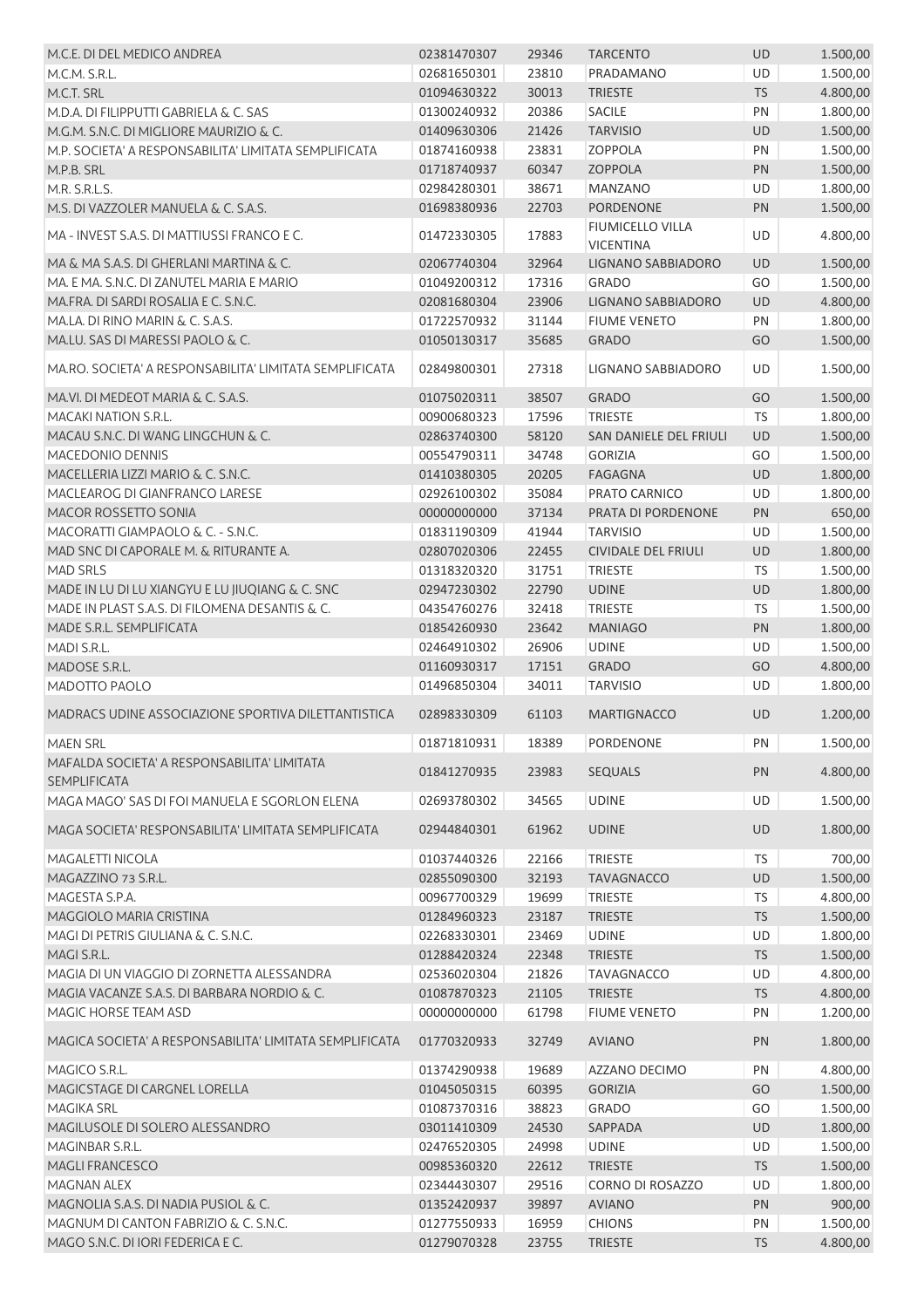| | | | | | |
|---|---|---|---|---|---|
| M.C.E. DI DEL MEDICO ANDREA | 02381470307 | 29346 | TARCENTO | UD | 1.500,00 |
| M.C.M. S.R.L. | 02681650301 | 23810 | PRADAMANO | UD | 1.500,00 |
| M.C.T. SRL | 01094630322 | 30013 | TRIESTE | TS | 4.800,00 |
| M.D.A. DI FILIPPUTTI GABRIELA & C. SAS | 01300240932 | 20386 | SACILE | PN | 1.800,00 |
| M.G.M. S.N.C. DI MIGLIORE MAURIZIO & C. | 01409630306 | 21426 | TARVISIO | UD | 1.500,00 |
| M.P. SOCIETA' A RESPONSABILITA' LIMITATA SEMPLIFICATA | 01874160938 | 23831 | ZOPPOLA | PN | 1.500,00 |
| M.P.B. SRL | 01718740937 | 60347 | ZOPPOLA | PN | 1.500,00 |
| M.R. S.R.L.S. | 02984280301 | 38671 | MANZANO | UD | 1.800,00 |
| M.S. DI VAZZOLER MANUELA & C. S.A.S. | 01698380936 | 22703 | PORDENONE | PN | 1.500,00 |
| MA - INVEST S.A.S. DI MATTIUSSI FRANCO E C. | 01472330305 | 17883 | FIUMICELLO VILLA VICENTINA | UD | 4.800,00 |
| MA & MA S.A.S. DI GHERLANI MARTINA & C. | 02067740304 | 32964 | LIGNANO SABBIADORO | UD | 1.500,00 |
| MA. E MA. S.N.C. DI ZANUTEL MARIA E MARIO | 01049200312 | 17316 | GRADO | GO | 1.500,00 |
| MA.FRA. DI SARDI ROSALIA E C. S.N.C. | 02081680304 | 23906 | LIGNANO SABBIADORO | UD | 4.800,00 |
| MA.LA. DI RINO MARIN & C. S.A.S. | 01722570932 | 31144 | FIUME VENETO | PN | 1.800,00 |
| MA.LU. SAS DI MARESSI PAOLO & C. | 01050130317 | 35685 | GRADO | GO | 1.500,00 |
| MA.RO. SOCIETA' A RESPONSABILITA' LIMITATA SEMPLIFICATA | 02849800301 | 27318 | LIGNANO SABBIADORO | UD | 1.500,00 |
| MA.VI. DI MEDEOT MARIA & C. S.A.S. | 01075020311 | 38507 | GRADO | GO | 1.500,00 |
| MACAKI NATION S.R.L. | 00900680323 | 17596 | TRIESTE | TS | 1.800,00 |
| MACAU S.N.C. DI WANG LINGCHUN & C. | 02863740300 | 58120 | SAN DANIELE DEL FRIULI | UD | 1.500,00 |
| MACEDONIO DENNIS | 00554790311 | 34748 | GORIZIA | GO | 1.500,00 |
| MACELLERIA LIZZI MARIO & C. S.N.C. | 01410380305 | 20205 | FAGAGNA | UD | 1.800,00 |
| MACLEAROG DI GIANFRANCO LARESE | 02926100302 | 35084 | PRATO CARNICO | UD | 1.800,00 |
| MACOR ROSSETTO SONIA | 00000000000 | 37134 | PRATA DI PORDENONE | PN | 650,00 |
| MACORATTI GIAMPAOLO & C. - S.N.C. | 01831190309 | 41944 | TARVISIO | UD | 1.500,00 |
| MAD SNC DI CAPORALE M. & RITURANTE A. | 02807020306 | 22455 | CIVIDALE DEL FRIULI | UD | 1.800,00 |
| MAD SRLS | 01318320320 | 31751 | TRIESTE | TS | 1.500,00 |
| MADE IN LU DI LU XIANGYU E LU JIUQIANG & C. SNC | 02947230302 | 22790 | UDINE | UD | 1.800,00 |
| MADE IN PLAST S.A.S. DI FILOMENA DESANTIS & C. | 04354760276 | 32418 | TRIESTE | TS | 1.500,00 |
| MADE S.R.L. SEMPLIFICATA | 01854260930 | 23642 | MANIAGO | PN | 1.800,00 |
| MADI S.R.L. | 02464910302 | 26906 | UDINE | UD | 1.500,00 |
| MADOSE S.R.L. | 01160930317 | 17151 | GRADO | GO | 4.800,00 |
| MADOTTO PAOLO | 01496850304 | 34011 | TARVISIO | UD | 1.800,00 |
| MADRACS UDINE ASSOCIAZIONE SPORTIVA DILETTANTISTICA | 02898330309 | 61103 | MARTIGNACCO | UD | 1.200,00 |
| MAEN SRL | 01871810931 | 18389 | PORDENONE | PN | 1.500,00 |
| MAFALDA SOCIETA' A RESPONSABILITA' LIMITATA SEMPLIFICATA | 01841270935 | 23983 | SEQUALS | PN | 4.800,00 |
| MAGA MAGO' SAS DI FOI MANUELA E SGORLON ELENA | 02693780302 | 34565 | UDINE | UD | 1.500,00 |
| MAGA SOCIETA' RESPONSABILITA' LIMITATA SEMPLIFICATA | 02944840301 | 61962 | UDINE | UD | 1.800,00 |
| MAGALETTI NICOLA | 01037440326 | 22166 | TRIESTE | TS | 700,00 |
| MAGAZZINO 73 S.R.L. | 02855090300 | 32193 | TAVAGNACCO | UD | 1.500,00 |
| MAGESTA S.P.A. | 00967700329 | 19699 | TRIESTE | TS | 4.800,00 |
| MAGGIOLO MARIA CRISTINA | 01284960323 | 23187 | TRIESTE | TS | 1.500,00 |
| MAGI DI PETRIS GIULIANA & C. S.N.C. | 02268330301 | 23469 | UDINE | UD | 1.800,00 |
| MAGI S.R.L. | 01288420324 | 22348 | TRIESTE | TS | 1.500,00 |
| MAGIA DI UN VIAGGIO DI ZORNETTA ALESSANDRA | 02536020304 | 21826 | TAVAGNACCO | UD | 4.800,00 |
| MAGIA VACANZE S.A.S. DI BARBARA NORDIO & C. | 01087870323 | 21105 | TRIESTE | TS | 4.800,00 |
| MAGIC HORSE TEAM ASD | 00000000000 | 61798 | FIUME VENETO | PN | 1.200,00 |
| MAGICA SOCIETA' A RESPONSABILITA' LIMITATA SEMPLIFICATA | 01770320933 | 32749 | AVIANO | PN | 1.800,00 |
| MAGICO S.R.L. | 01374290938 | 19689 | AZZANO DECIMO | PN | 4.800,00 |
| MAGICSTAGE DI CARGNEL LORELLA | 01045050315 | 60395 | GORIZIA | GO | 1.500,00 |
| MAGIKA SRL | 01087370316 | 38823 | GRADO | GO | 1.500,00 |
| MAGILUSOLE DI SOLERO ALESSANDRO | 03011410309 | 24530 | SAPPADA | UD | 1.800,00 |
| MAGINBAR S.R.L. | 02476520305 | 24998 | UDINE | UD | 1.500,00 |
| MAGLI FRANCESCO | 00985360320 | 22612 | TRIESTE | TS | 1.500,00 |
| MAGNAN ALEX | 02344430307 | 29516 | CORNO DI ROSAZZO | UD | 1.800,00 |
| MAGNOLIA S.A.S. DI NADIA PUSIOL & C. | 01352420937 | 39897 | AVIANO | PN | 900,00 |
| MAGNUM DI CANTON FABRIZIO & C. S.N.C. | 01277550933 | 16959 | CHIONS | PN | 1.500,00 |
| MAGO S.N.C. DI IORI FEDERICA E C. | 01279070328 | 23755 | TRIESTE | TS | 4.800,00 |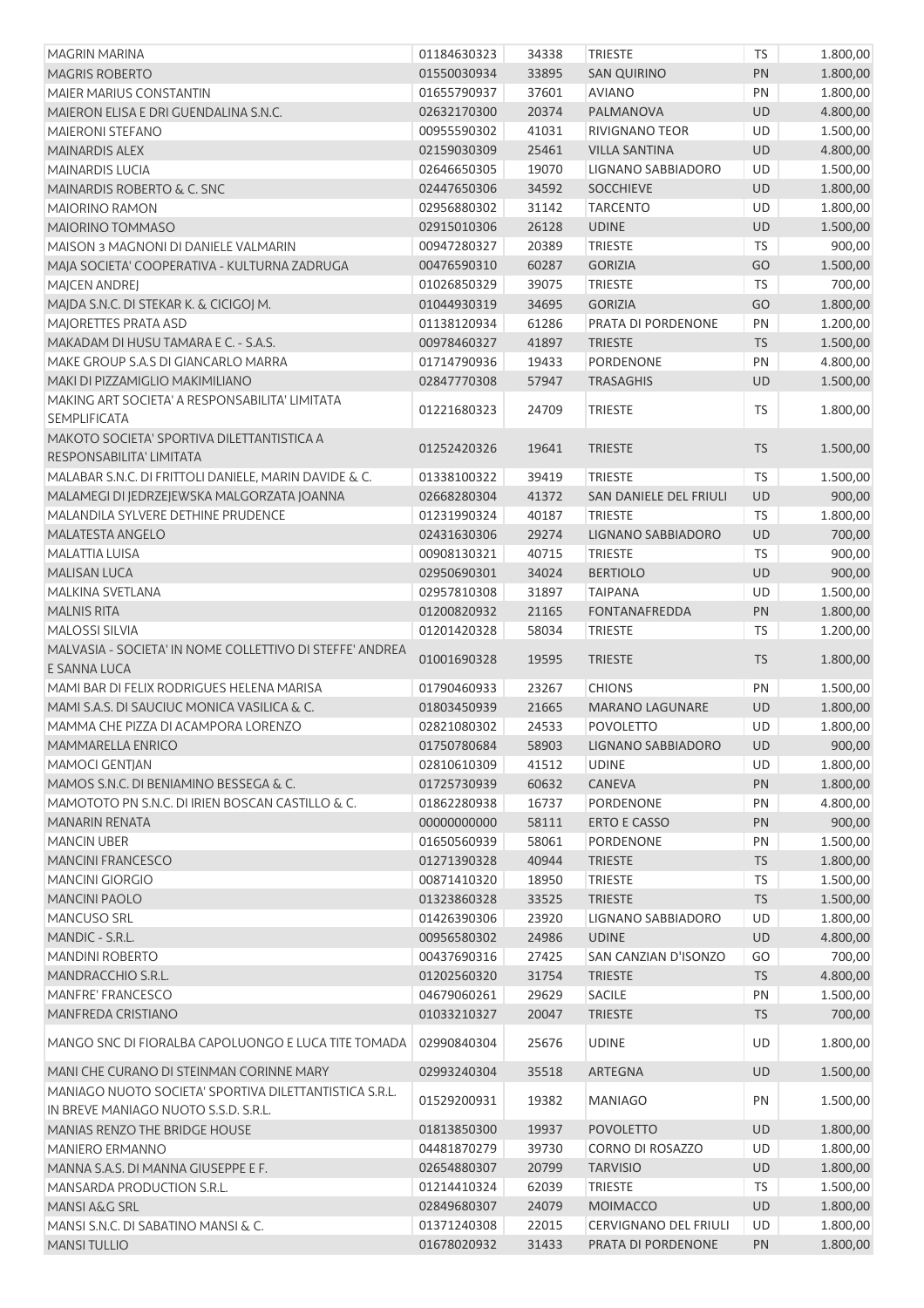| | | | | | |
|---|---|---|---|---|---|
| MAGRIN MARINA | 01184630323 | 34338 | TRIESTE | TS | 1.800,00 |
| MAGRIS ROBERTO | 01550030934 | 33895 | SAN QUIRINO | PN | 1.800,00 |
| MAIER MARIUS CONSTANTIN | 01655790937 | 37601 | AVIANO | PN | 1.800,00 |
| MAIERON ELISA E DRI GUENDALINA S.N.C. | 02632170300 | 20374 | PALMANOVA | UD | 4.800,00 |
| MAIERONI STEFANO | 00955590302 | 41031 | RIVIGNANO TEOR | UD | 1.500,00 |
| MAINARDIS ALEX | 02159030309 | 25461 | VILLA SANTINA | UD | 4.800,00 |
| MAINARDIS LUCIA | 02646650305 | 19070 | LIGNANO SABBIADORO | UD | 1.500,00 |
| MAINARDIS ROBERTO & C. SNC | 02447650306 | 34592 | SOCCHIEVE | UD | 1.800,00 |
| MAIORINO RAMON | 02956880302 | 31142 | TARCENTO | UD | 1.800,00 |
| MAIORINO TOMMASO | 02915010306 | 26128 | UDINE | UD | 1.500,00 |
| MAISON 3 MAGNONI DI DANIELE VALMARIN | 00947280327 | 20389 | TRIESTE | TS | 900,00 |
| MAJA SOCIETA' COOPERATIVA - KULTURNA ZADRUGA | 00476590310 | 60287 | GORIZIA | GO | 1.500,00 |
| MAJCEN ANDREJ | 01026850329 | 39075 | TRIESTE | TS | 700,00 |
| MAJDA S.N.C. DI STEKAR K. & CICIGOJ M. | 01044930319 | 34695 | GORIZIA | GO | 1.800,00 |
| MAJORETTES PRATA ASD | 01138120934 | 61286 | PRATA DI PORDENONE | PN | 1.200,00 |
| MAKADAM DI HUSU TAMARA E C. - S.A.S. | 00978460327 | 41897 | TRIESTE | TS | 1.500,00 |
| MAKE GROUP S.A.S DI GIANCARLO MARRA | 01714790936 | 19433 | PORDENONE | PN | 4.800,00 |
| MAKI DI PIZZAMIGLIO MAKIMILIANO | 02847770308 | 57947 | TRASAGHIS | UD | 1.500,00 |
| MAKING ART SOCIETA' A RESPONSABILITA' LIMITATA SEMPLIFICATA | 01221680323 | 24709 | TRIESTE | TS | 1.800,00 |
| MAKOTO SOCIETA' SPORTIVA DILETTANTISTICA A RESPONSABILITA' LIMITATA | 01252420326 | 19641 | TRIESTE | TS | 1.500,00 |
| MALABAR S.N.C. DI FRITTOLI DANIELE, MARIN DAVIDE & C. | 01338100322 | 39419 | TRIESTE | TS | 1.500,00 |
| MALAMEGI DI JEDRZEJEWSKA MALGORZATA JOANNA | 02668280304 | 41372 | SAN DANIELE DEL FRIULI | UD | 900,00 |
| MALANDILA SYLVERE DETHINE PRUDENCE | 01231990324 | 40187 | TRIESTE | TS | 1.800,00 |
| MALATESTA ANGELO | 02431630306 | 29274 | LIGNANO SABBIADORO | UD | 700,00 |
| MALATTIA LUISA | 00908130321 | 40715 | TRIESTE | TS | 900,00 |
| MALISAN LUCA | 02950690301 | 34024 | BERTIOLO | UD | 900,00 |
| MALKINA SVETLANA | 02957810308 | 31897 | TAIPANA | UD | 1.500,00 |
| MALNIS RITA | 01200820932 | 21165 | FONTANAFREDDA | PN | 1.800,00 |
| MALOSSI SILVIA | 01201420328 | 58034 | TRIESTE | TS | 1.200,00 |
| MALVASIA - SOCIETA' IN NOME COLLETTIVO DI STEFFE' ANDREA E SANNA LUCA | 01001690328 | 19595 | TRIESTE | TS | 1.800,00 |
| MAMI BAR DI FELIX RODRIGUES HELENA MARISA | 01790460933 | 23267 | CHIONS | PN | 1.500,00 |
| MAMI S.A.S. DI SAUCIUC MONICA VASILICA & C. | 01803450939 | 21665 | MARANO LAGUNARE | UD | 1.800,00 |
| MAMMA CHE PIZZA DI ACAMPORA LORENZO | 02821080302 | 24533 | POVOLETTO | UD | 1.800,00 |
| MAMMARELLA ENRICO | 01750780684 | 58903 | LIGNANO SABBIADORO | UD | 900,00 |
| MAMOCI GENTJAN | 02810610309 | 41512 | UDINE | UD | 1.800,00 |
| MAMOS S.N.C. DI BENIAMINO BESSEGA & C. | 01725730939 | 60632 | CANEVA | PN | 1.800,00 |
| MAMOTOTO PN S.N.C. DI IRIEN BOSCAN CASTILLO & C. | 01862280938 | 16737 | PORDENONE | PN | 4.800,00 |
| MANARIN RENATA | 00000000000 | 58111 | ERTO E CASSO | PN | 900,00 |
| MANCIN UBER | 01650560939 | 58061 | PORDENONE | PN | 1.500,00 |
| MANCINI FRANCESCO | 01271390328 | 40944 | TRIESTE | TS | 1.800,00 |
| MANCINI GIORGIO | 00871410320 | 18950 | TRIESTE | TS | 1.500,00 |
| MANCINI PAOLO | 01323860328 | 33525 | TRIESTE | TS | 1.500,00 |
| MANCUSO SRL | 01426390306 | 23920 | LIGNANO SABBIADORO | UD | 1.800,00 |
| MANDIC - S.R.L. | 00956580302 | 24986 | UDINE | UD | 4.800,00 |
| MANDINI ROBERTO | 00437690316 | 27425 | SAN CANZIAN D'ISONZO | GO | 700,00 |
| MANDRACCHIO S.R.L. | 01202560320 | 31754 | TRIESTE | TS | 4.800,00 |
| MANFRE' FRANCESCO | 04679060261 | 29629 | SACILE | PN | 1.500,00 |
| MANFREDA CRISTIANO | 01033210327 | 20047 | TRIESTE | TS | 700,00 |
| MANGO SNC DI FIORALBA CAPOLUONGO E LUCA TITE TOMADA | 02990840304 | 25676 | UDINE | UD | 1.800,00 |
| MANI CHE CURANO DI STEINMAN CORINNE MARY | 02993240304 | 35518 | ARTEGNA | UD | 1.500,00 |
| MANIAGO NUOTO SOCIETA' SPORTIVA DILETTANTISTICA S.R.L. IN BREVE MANIAGO NUOTO S.S.D. S.R.L. | 01529200931 | 19382 | MANIAGO | PN | 1.500,00 |
| MANIAS RENZO THE BRIDGE HOUSE | 01813850300 | 19937 | POVOLETTO | UD | 1.800,00 |
| MANIERO ERMANNO | 04481870279 | 39730 | CORNO DI ROSAZZO | UD | 1.800,00 |
| MANNA S.A.S. DI MANNA GIUSEPPE E F. | 02654880307 | 20799 | TARVISIO | UD | 1.800,00 |
| MANSARDA PRODUCTION S.R.L. | 01214410324 | 62039 | TRIESTE | TS | 1.500,00 |
| MANSI A&G SRL | 02849680307 | 24079 | MOIMACCO | UD | 1.800,00 |
| MANSI S.N.C. DI SABATINO MANSI & C. | 01371240308 | 22015 | CERVIGNANO DEL FRIULI | UD | 1.800,00 |
| MANSI TULLIO | 01678020932 | 31433 | PRATA DI PORDENONE | PN | 1.800,00 |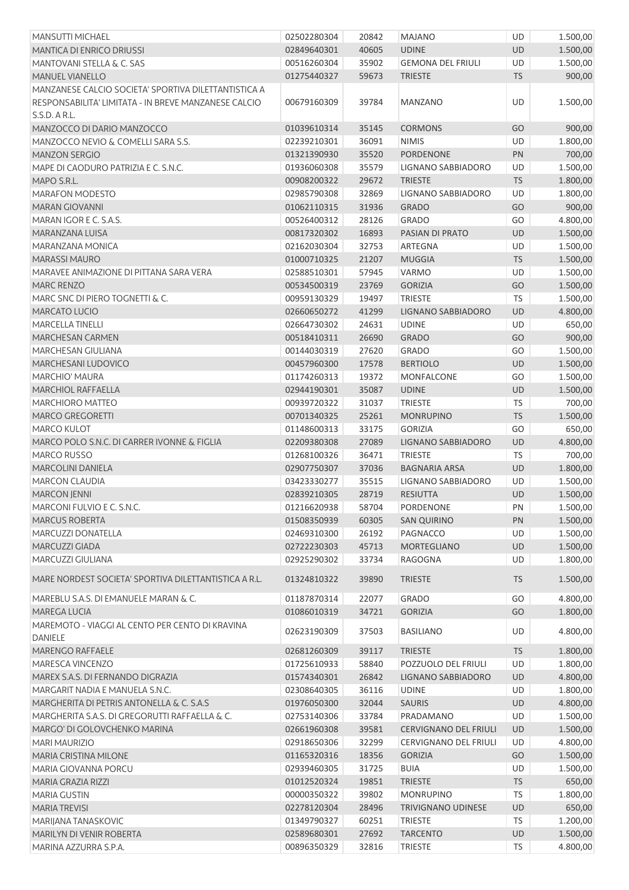| | | | | | |
|---|---|---|---|---|---|
| MANSUTTI MICHAEL | 02502280304 | 20842 | MAJANO | UD | 1.500,00 |
| MANTICA DI ENRICO DRIUSSI | 02849640301 | 40605 | UDINE | UD | 1.500,00 |
| MANTOVANI STELLA & C. SAS | 00516260304 | 35902 | GEMONA DEL FRIULI | UD | 1.500,00 |
| MANUEL VIANELLO | 01275440327 | 59673 | TRIESTE | TS | 900,00 |
| MANZANESE CALCIO SOCIETA' SPORTIVA DILETTANTISTICA A RESPONSABILITA' LIMITATA - IN BREVE MANZANESE CALCIO S.S.D. A R.L. | 00679160309 | 39784 | MANZANO | UD | 1.500,00 |
| MANZOCCO DI DARIO MANZOCCO | 01039610314 | 35145 | CORMONS | GO | 900,00 |
| MANZOCCO NEVIO & COMELLI SARA S.S. | 02239210301 | 36091 | NIMIS | UD | 1.800,00 |
| MANZON SERGIO | 01321390930 | 35520 | PORDENONE | PN | 700,00 |
| MAPE DI CAODURO PATRIZIA E C. S.N.C. | 01936060308 | 35579 | LIGNANO SABBIADORO | UD | 1.500,00 |
| MAPO S.R.L. | 00908200322 | 29672 | TRIESTE | TS | 1.800,00 |
| MARAFON MODESTO | 02985790308 | 32869 | LIGNANO SABBIADORO | UD | 1.800,00 |
| MARAN GIOVANNI | 01062110315 | 31936 | GRADO | GO | 900,00 |
| MARAN IGOR E C. S.A.S. | 00526400312 | 28126 | GRADO | GO | 4.800,00 |
| MARANZANA LUISA | 00817320302 | 16893 | PASIAN DI PRATO | UD | 1.500,00 |
| MARANZANA MONICA | 02162030304 | 32753 | ARTEGNA | UD | 1.500,00 |
| MARASSI MAURO | 01000710325 | 21207 | MUGGIA | TS | 1.500,00 |
| MARAVEE ANIMAZIONE DI PITTANA SARA VERA | 02588510301 | 57945 | VARMO | UD | 1.500,00 |
| MARC RENZO | 00534500319 | 23769 | GORIZIA | GO | 1.500,00 |
| MARC SNC DI PIERO TOGNETTI & C. | 00959130329 | 19497 | TRIESTE | TS | 1.500,00 |
| MARCATO LUCIO | 02660650272 | 41299 | LIGNANO SABBIADORO | UD | 4.800,00 |
| MARCELLA TINELLI | 02664730302 | 24631 | UDINE | UD | 650,00 |
| MARCHESAN CARMEN | 00518410311 | 26690 | GRADO | GO | 900,00 |
| MARCHESAN GIULIANA | 00144030319 | 27620 | GRADO | GO | 1.500,00 |
| MARCHESANI LUDOVICO | 00457960300 | 17578 | BERTIOLO | UD | 1.500,00 |
| MARCHIO' MAURA | 01174260313 | 19372 | MONFALCONE | GO | 1.500,00 |
| MARCHIOL RAFFAELLA | 02944190301 | 35087 | UDINE | UD | 1.500,00 |
| MARCHIORO MATTEO | 00939720322 | 31037 | TRIESTE | TS | 700,00 |
| MARCO GREGORETTI | 00701340325 | 25261 | MONRUPINO | TS | 1.500,00 |
| MARCO KULOT | 01148600313 | 33175 | GORIZIA | GO | 650,00 |
| MARCO POLO S.N.C. DI CARRER IVONNE & FIGLIA | 02209380308 | 27089 | LIGNANO SABBIADORO | UD | 4.800,00 |
| MARCO RUSSO | 01268100326 | 36471 | TRIESTE | TS | 700,00 |
| MARCOLINI DANIELA | 02907750307 | 37036 | BAGNARIA ARSA | UD | 1.800,00 |
| MARCON CLAUDIA | 03423330277 | 35515 | LIGNANO SABBIADORO | UD | 1.500,00 |
| MARCON JENNI | 02839210305 | 28719 | RESIUTTA | UD | 1.500,00 |
| MARCONI FULVIO E C. S.N.C. | 01216620938 | 58704 | PORDENONE | PN | 1.500,00 |
| MARCUS ROBERTA | 01508350939 | 60305 | SAN QUIRINO | PN | 1.500,00 |
| MARCUZZI DONATELLA | 02469310300 | 26192 | PAGNACCO | UD | 1.500,00 |
| MARCUZZI GIADA | 02722230303 | 45713 | MORTEGLIANO | UD | 1.500,00 |
| MARCUZZI GIULIANA | 02925290302 | 33734 | RAGOGNA | UD | 1.800,00 |
| MARE NORDEST SOCIETA' SPORTIVA DILETTANTISTICA A R.L. | 01324810322 | 39890 | TRIESTE | TS | 1.500,00 |
| MAREBLU S.A.S. DI EMANUELE MARAN & C. | 01187870314 | 22077 | GRADO | GO | 4.800,00 |
| MAREGA LUCIA | 01086010319 | 34721 | GORIZIA | GO | 1.800,00 |
| MAREMOTO - VIAGGI AL CENTO PER CENTO DI KRAVINA DANIELE | 02623190309 | 37503 | BASILIANO | UD | 4.800,00 |
| MARENGO RAFFAELE | 02681260309 | 39117 | TRIESTE | TS | 1.800,00 |
| MARESCA VINCENZO | 01725610933 | 58840 | POZZUOLO DEL FRIULI | UD | 1.800,00 |
| MAREX S.A.S. DI FERNANDO DIGRAZIA | 01574340301 | 26842 | LIGNANO SABBIADORO | UD | 4.800,00 |
| MARGARIT NADIA E MANUELA S.N.C. | 02308640305 | 36116 | UDINE | UD | 1.800,00 |
| MARGHERITA DI PETRIS ANTONELLA & C. S.A.S | 01976050300 | 32044 | SAURIS | UD | 4.800,00 |
| MARGHERITA S.A.S. DI GREGORUTTI RAFFAELLA & C. | 02753140306 | 33784 | PRADAMANO | UD | 1.500,00 |
| MARGO' DI GOLOVCHENKO MARINA | 02661960308 | 39581 | CERVIGNANO DEL FRIULI | UD | 1.500,00 |
| MARI MAURIZIO | 02918650306 | 32299 | CERVIGNANO DEL FRIULI | UD | 4.800,00 |
| MARIA CRISTINA MILONE | 01165320316 | 18356 | GORIZIA | GO | 1.500,00 |
| MARIA GIOVANNA PORCU | 02939460305 | 31725 | BUIA | UD | 1.500,00 |
| MARIA GRAZIA RIZZI | 01012520324 | 19851 | TRIESTE | TS | 650,00 |
| MARIA GUSTIN | 00000350322 | 39802 | MONRUPINO | TS | 1.800,00 |
| MARIA TREVISI | 02278120304 | 28496 | TRIVIGNANO UDINESE | UD | 650,00 |
| MARIJANA TANASKOVIC | 01349790327 | 60251 | TRIESTE | TS | 1.200,00 |
| MARILYN DI VENIR ROBERTA | 02589680301 | 27692 | TARCENTO | UD | 1.500,00 |
| MARINA AZZURRA S.P.A. | 00896350329 | 32816 | TRIESTE | TS | 4.800,00 |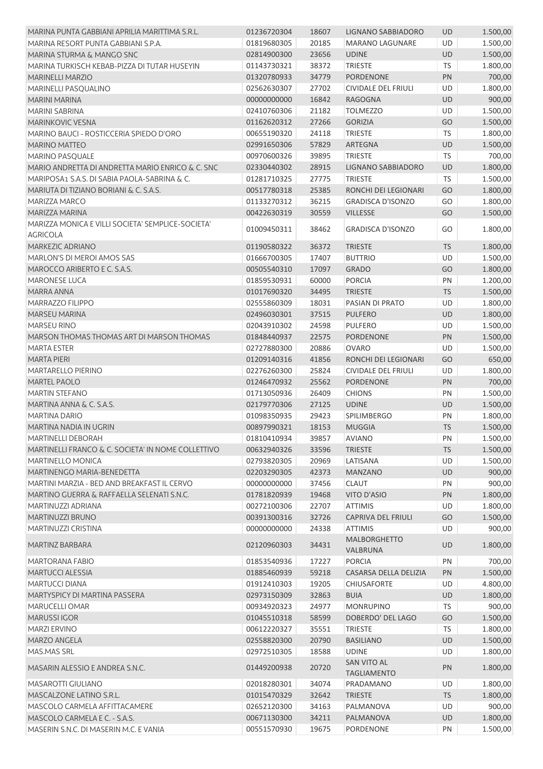| | | | | | |
|---|---|---|---|---|---|
| MARINA PUNTA GABBIANI APRILIA MARITTIMA S.R.L. | 01236720304 | 18607 | LIGNANO SABBIADORO | UD | 1.500,00 |
| MARINA RESORT PUNTA GABBIANI S.P.A. | 01819680305 | 20185 | MARANO LAGUNARE | UD | 1.500,00 |
| MARINA STURMA & MANGO SNC | 02814900300 | 23656 | UDINE | UD | 1.500,00 |
| MARINA TURKISCH KEBAB-PIZZA DI TUTAR HUSEYIN | 01143730321 | 38372 | TRIESTE | TS | 1.800,00 |
| MARINELLI MARZIO | 01320780933 | 34779 | PORDENONE | PN | 700,00 |
| MARINELLI PASQUALINO | 02562630307 | 27702 | CIVIDALE DEL FRIULI | UD | 1.800,00 |
| MARINI MARINA | 00000000000 | 16842 | RAGOGNA | UD | 900,00 |
| MARINI SABRINA | 02410760306 | 21182 | TOLMEZZO | UD | 1.500,00 |
| MARINKOVIC VESNA | 01162620312 | 27266 | GORIZIA | GO | 1.500,00 |
| MARINO BAUCI - ROSTICCERIA SPIEDO D'ORO | 00655190320 | 24118 | TRIESTE | TS | 1.800,00 |
| MARINO MATTEO | 02991650306 | 57829 | ARTEGNA | UD | 1.500,00 |
| MARINO PASQUALE | 00970600326 | 39895 | TRIESTE | TS | 700,00 |
| MARIO ANDRETTA DI ANDRETTA MARIO ENRICO & C. SNC | 02330440302 | 28915 | LIGNANO SABBIADORO | UD | 1.800,00 |
| MARIPOSA1 S.A.S. DI SABIA PAOLA-SABRINA & C. | 01281710325 | 27775 | TRIESTE | TS | 1.500,00 |
| MARIUTA DI TIZIANO BORIANI & C. S.A.S. | 00517780318 | 25385 | RONCHI DEI LEGIONARI | GO | 1.800,00 |
| MARIZZA MARCO | 01133270312 | 36215 | GRADISCA D'ISONZO | GO | 1.800,00 |
| MARIZZA MARINA | 00422630319 | 30559 | VILLESSE | GO | 1.500,00 |
| MARIZZA MONICA E VILLI SOCIETA' SEMPLICE-SOCIETA' AGRICOLA | 01009450311 | 38462 | GRADISCA D'ISONZO | GO | 1.800,00 |
| MARKEZIC ADRIANO | 01190580322 | 36372 | TRIESTE | TS | 1.800,00 |
| MARLON'S DI MEROI AMOS SAS | 01666700305 | 17407 | BUTTRIO | UD | 1.500,00 |
| MAROCCO ARIBERTO E C. S.A.S. | 00505540310 | 17097 | GRADO | GO | 1.800,00 |
| MARONESE LUCA | 01859530931 | 60000 | PORCIA | PN | 1.200,00 |
| MARRA ANNA | 01017690320 | 34495 | TRIESTE | TS | 1.500,00 |
| MARRAZZO FILIPPO | 02555860309 | 18031 | PASIAN DI PRATO | UD | 1.800,00 |
| MARSEU MARINA | 02496030301 | 37515 | PULFERO | UD | 1.800,00 |
| MARSEU RINO | 02043910302 | 24598 | PULFERO | UD | 1.500,00 |
| MARSON THOMAS THOMAS ART DI MARSON THOMAS | 01848440937 | 22575 | PORDENONE | PN | 1.500,00 |
| MARTA ESTER | 02727880300 | 20886 | OVARO | UD | 1.500,00 |
| MARTA PIERI | 01209140316 | 41856 | RONCHI DEI LEGIONARI | GO | 650,00 |
| MARTARELLO PIERINO | 02276260300 | 25824 | CIVIDALE DEL FRIULI | UD | 1.800,00 |
| MARTEL PAOLO | 01246470932 | 25562 | PORDENONE | PN | 700,00 |
| MARTIN STEFANO | 01713050936 | 26409 | CHIONS | PN | 1.500,00 |
| MARTINA ANNA & C. S.A.S. | 02179770306 | 27125 | UDINE | UD | 1.500,00 |
| MARTINA DARIO | 01098350935 | 29423 | SPILIMBERGO | PN | 1.800,00 |
| MARTINA NADIA IN UGRIN | 00897990321 | 18153 | MUGGIA | TS | 1.500,00 |
| MARTINELLI DEBORAH | 01810410934 | 39857 | AVIANO | PN | 1.500,00 |
| MARTINELLI FRANCO & C. SOCIETA' IN NOME COLLETTIVO | 00632940326 | 33596 | TRIESTE | TS | 1.500,00 |
| MARTINELLO MONICA | 02793820305 | 20969 | LATISANA | UD | 1.500,00 |
| MARTINENGO MARIA-BENEDETTA | 02203290305 | 42373 | MANZANO | UD | 900,00 |
| MARTINI MARZIA - BED AND BREAKFAST IL CERVO | 00000000000 | 37456 | CLAUT | PN | 900,00 |
| MARTINO GUERRA & RAFFAELLA SELENATI S.N.C. | 01781820939 | 19468 | VITO D'ASIO | PN | 1.800,00 |
| MARTINUZZI ADRIANA | 00272100306 | 22707 | ATTIMIS | UD | 1.800,00 |
| MARTINUZZI BRUNO | 00391300316 | 32726 | CAPRIVA DEL FRIULI | GO | 1.500,00 |
| MARTINUZZI CRISTINA | 00000000000 | 24338 | ATTIMIS | UD | 900,00 |
| MARTINZ BARBARA | 02120960303 | 34431 | MALBORGHETTO VALBRUNA | UD | 1.800,00 |
| MARTORANA FABIO | 01853540936 | 17227 | PORCIA | PN | 700,00 |
| MARTUCCI ALESSIA | 01885460939 | 59218 | CASARSA DELLA DELIZIA | PN | 1.500,00 |
| MARTUCCI DIANA | 01912410303 | 19205 | CHIUSAFORTE | UD | 4.800,00 |
| MARTYSPICY DI MARTINA PASSERA | 02973150309 | 32863 | BUIA | UD | 1.800,00 |
| MARUCELLI OMAR | 00934920323 | 24977 | MONRUPINO | TS | 900,00 |
| MARUSSI IGOR | 01045510318 | 58599 | DOBERDO' DEL LAGO | GO | 1.500,00 |
| MARZI ERVINO | 00612220327 | 35551 | TRIESTE | TS | 1.800,00 |
| MARZO ANGELA | 02558820300 | 20790 | BASILIANO | UD | 1.500,00 |
| MAS.MAS SRL | 02972510305 | 18588 | UDINE | UD | 1.800,00 |
| MASARIN ALESSIO E ANDREA S.N.C. | 01449200938 | 20720 | SAN VITO AL TAGLIAMENTO | PN | 1.800,00 |
| MASAROTTI GIULIANO | 02018280301 | 34074 | PRADAMANO | UD | 1.800,00 |
| MASCALZONE LATINO S.R.L. | 01015470329 | 32642 | TRIESTE | TS | 1.800,00 |
| MASCOLO CARMELA AFFITTACAMERE | 02652120300 | 34163 | PALMANOVA | UD | 900,00 |
| MASCOLO CARMELA E C. - S.A.S. | 00671130300 | 34211 | PALMANOVA | UD | 1.800,00 |
| MASERIN S.N.C. DI MASERIN M.C. E VANIA | 00551570930 | 19675 | PORDENONE | PN | 1.500,00 |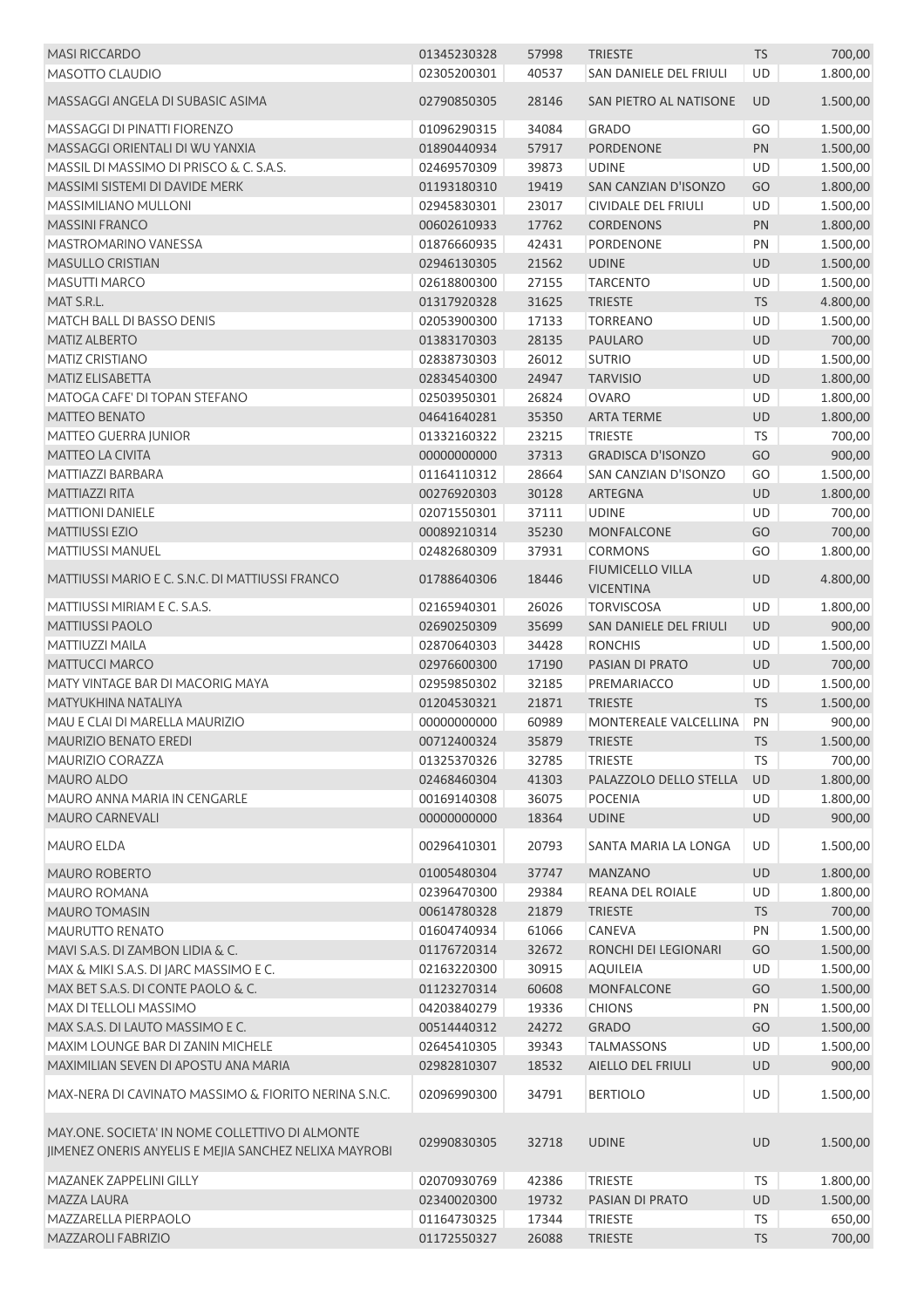| | | | | | |
|---|---|---|---|---|---|
| MASI RICCARDO | 01345230328 | 57998 | TRIESTE | TS | 700,00 |
| MASOTTO CLAUDIO | 02305200301 | 40537 | SAN DANIELE DEL FRIULI | UD | 1.800,00 |
| MASSAGGI ANGELA DI SUBASIC ASIMA | 02790850305 | 28146 | SAN PIETRO AL NATISONE | UD | 1.500,00 |
| MASSAGGI DI PINATTI FIORENZO | 01096290315 | 34084 | GRADO | GO | 1.500,00 |
| MASSAGGI ORIENTALI DI WU YANXIA | 01890440934 | 57917 | PORDENONE | PN | 1.500,00 |
| MASSIL DI MASSIMO DI PRISCO & C. S.A.S. | 02469570309 | 39873 | UDINE | UD | 1.500,00 |
| MASSIMI SISTEMI DI DAVIDE MERK | 01193180310 | 19419 | SAN CANZIAN D'ISONZO | GO | 1.800,00 |
| MASSIMILIANO MULLONI | 02945830301 | 23017 | CIVIDALE DEL FRIULI | UD | 1.500,00 |
| MASSINI FRANCO | 00602610933 | 17762 | CORDENONS | PN | 1.800,00 |
| MASTROMARINO VANESSA | 01876660935 | 42431 | PORDENONE | PN | 1.500,00 |
| MASULLO CRISTIAN | 02946130305 | 21562 | UDINE | UD | 1.500,00 |
| MASUTTI MARCO | 02618800300 | 27155 | TARCENTO | UD | 1.500,00 |
| MAT S.R.L. | 01317920328 | 31625 | TRIESTE | TS | 4.800,00 |
| MATCH BALL DI BASSO DENIS | 02053900300 | 17133 | TORREANO | UD | 1.500,00 |
| MATIZ ALBERTO | 01383170303 | 28135 | PAULARO | UD | 700,00 |
| MATIZ CRISTIANO | 02838730303 | 26012 | SUTRIO | UD | 1.500,00 |
| MATIZ ELISABETTA | 02834540300 | 24947 | TARVISIO | UD | 1.800,00 |
| MATOGA CAFE' DI TOPAN STEFANO | 02503950301 | 26824 | OVARO | UD | 1.800,00 |
| MATTEO BENATO | 04641640281 | 35350 | ARTA TERME | UD | 1.800,00 |
| MATTEO GUERRA JUNIOR | 01332160322 | 23215 | TRIESTE | TS | 700,00 |
| MATTEO LA CIVITA | 00000000000 | 37313 | GRADISCA D'ISONZO | GO | 900,00 |
| MATTIAZZI BARBARA | 01164110312 | 28664 | SAN CANZIAN D'ISONZO | GO | 1.500,00 |
| MATTIAZZI RITA | 00276920303 | 30128 | ARTEGNA | UD | 1.800,00 |
| MATTIONI DANIELE | 02071550301 | 37111 | UDINE | UD | 700,00 |
| MATTIUSSI EZIO | 00089210314 | 35230 | MONFALCONE | GO | 700,00 |
| MATTIUSSI MANUEL | 02482680309 | 37931 | CORMONS | GO | 1.800,00 |
| MATTIUSSI MARIO E C. S.N.C. DI MATTIUSSI FRANCO | 01788640306 | 18446 | FIUMICELLO VILLA VICENTINA | UD | 4.800,00 |
| MATTIUSSI MIRIAM E C. S.A.S. | 02165940301 | 26026 | TORVISCOSA | UD | 1.800,00 |
| MATTIUSSI PAOLO | 02690250309 | 35699 | SAN DANIELE DEL FRIULI | UD | 900,00 |
| MATTIUZZI MAILA | 02870640303 | 34428 | RONCHIS | UD | 1.500,00 |
| MATTUCCI MARCO | 02976600300 | 17190 | PASIAN DI PRATO | UD | 700,00 |
| MATY VINTAGE BAR DI MACORIG MAYA | 02959850302 | 32185 | PREMARIACCO | UD | 1.500,00 |
| MATYUKHINA NATALIYA | 01204530321 | 21871 | TRIESTE | TS | 1.500,00 |
| MAU E CLAI DI MARELLA MAURIZIO | 00000000000 | 60989 | MONTEREALE VALCELLINA | PN | 900,00 |
| MAURIZIO BENATO EREDI | 00712400324 | 35879 | TRIESTE | TS | 1.500,00 |
| MAURIZIO CORAZZA | 01325370326 | 32785 | TRIESTE | TS | 700,00 |
| MAURO ALDO | 02468460304 | 41303 | PALAZZOLO DELLO STELLA | UD | 1.800,00 |
| MAURO ANNA MARIA IN CENGARLE | 00169140308 | 36075 | POCENIA | UD | 1.800,00 |
| MAURO CARNEVALI | 00000000000 | 18364 | UDINE | UD | 900,00 |
| MAURO ELDA | 00296410301 | 20793 | SANTA MARIA LA LONGA | UD | 1.500,00 |
| MAURO ROBERTO | 01005480304 | 37747 | MANZANO | UD | 1.800,00 |
| MAURO ROMANA | 02396470300 | 29384 | REANA DEL ROIALE | UD | 1.800,00 |
| MAURO TOMASIN | 00614780328 | 21879 | TRIESTE | TS | 700,00 |
| MAURUTTO RENATO | 01604740934 | 61066 | CANEVA | PN | 1.500,00 |
| MAVI S.A.S. DI ZAMBON LIDIA & C. | 01176720314 | 32672 | RONCHI DEI LEGIONARI | GO | 1.500,00 |
| MAX & MIKI S.A.S. DI JARC MASSIMO E C. | 02163220300 | 30915 | AQUILEIA | UD | 1.500,00 |
| MAX BET S.A.S. DI CONTE PAOLO & C. | 01123270314 | 60608 | MONFALCONE | GO | 1.500,00 |
| MAX DI TELLOLI MASSIMO | 04203840279 | 19336 | CHIONS | PN | 1.500,00 |
| MAX S.A.S. DI LAUTO MASSIMO E C. | 00514440312 | 24272 | GRADO | GO | 1.500,00 |
| MAXIM LOUNGE BAR DI ZANIN MICHELE | 02645410305 | 39343 | TALMASSONS | UD | 1.500,00 |
| MAXIMILIAN SEVEN DI APOSTU ANA MARIA | 02982810307 | 18532 | AIELLO DEL FRIULI | UD | 900,00 |
| MAX-NERA DI CAVINATO MASSIMO & FIORITO NERINA S.N.C. | 02096990300 | 34791 | BERTIOLO | UD | 1.500,00 |
| MAY.ONE. SOCIETA' IN NOME COLLETTIVO DI ALMONTE JIMENEZ ONERIS ANYELIS E MEJIA SANCHEZ NELIXA MAYROBI | 02990830305 | 32718 | UDINE | UD | 1.500,00 |
| MAZANEK ZAPPELINI GILLY | 02070930769 | 42386 | TRIESTE | TS | 1.800,00 |
| MAZZA LAURA | 02340020300 | 19732 | PASIAN DI PRATO | UD | 1.500,00 |
| MAZZARELLA PIERPAOLO | 01164730325 | 17344 | TRIESTE | TS | 650,00 |
| MAZZAROLI FABRIZIO | 01172550327 | 26088 | TRIESTE | TS | 700,00 |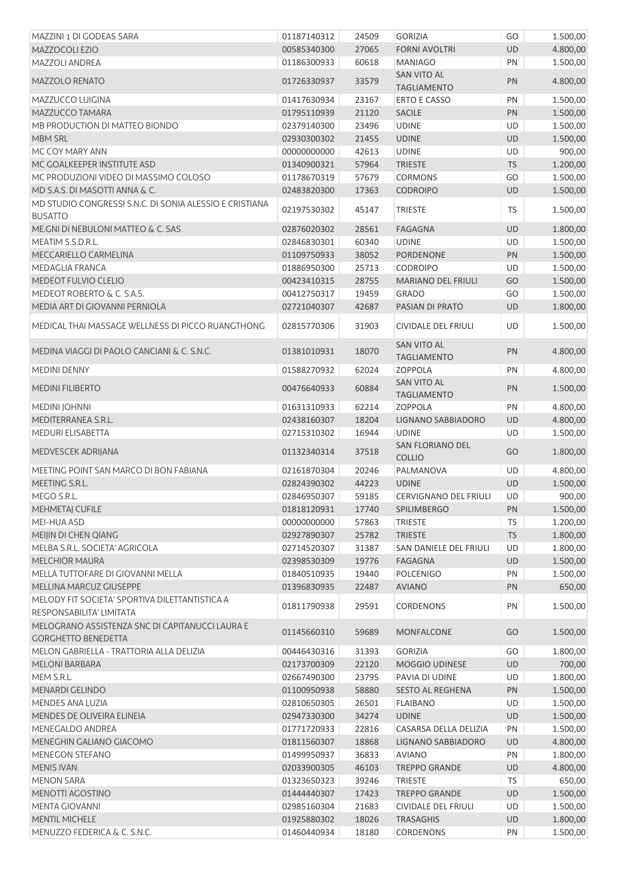| | | | | | |
|---|---|---|---|---|---|
| MAZZINI 1 DI GODEAS SARA | 01187140312 | 24509 | GORIZIA | GO | 1.500,00 |
| MAZZOCOLI EZIO | 00585340300 | 27065 | FORNI AVOLTRI | UD | 4.800,00 |
| MAZZOLI ANDREA | 01186300933 | 60618 | MANIAGO | PN | 1.500,00 |
| MAZZOLO RENATO | 01726330937 | 33579 | SAN VITO AL TAGLIAMENTO | PN | 4.800,00 |
| MAZZUCCO LUIGINA | 01417630934 | 23167 | ERTO E CASSO | PN | 1.500,00 |
| MAZZUCCO TAMARA | 01795110939 | 21120 | SACILE | PN | 1.500,00 |
| MB PRODUCTION DI MATTEO BIONDO | 02379140300 | 23496 | UDINE | UD | 1.500,00 |
| MBM SRL | 02930300302 | 21455 | UDINE | UD | 1.500,00 |
| MC COY MARY ANN | 00000000000 | 42613 | UDINE | UD | 900,00 |
| MC GOALKEEPER INSTITUTE ASD | 01340900321 | 57964 | TRIESTE | TS | 1.200,00 |
| MC PRODUZIONI VIDEO DI MASSIMO COLOSO | 01178670319 | 57679 | CORMONS | GO | 1.500,00 |
| MD S.A.S. DI MASOTTI ANNA & C. | 02483820300 | 17363 | CODROIPO | UD | 1.500,00 |
| MD STUDIO CONGRESSI S.N.C. DI SONIA ALESSIO E CRISTIANA BUSATTO | 02197530302 | 45147 | TRIESTE | TS | 1.500,00 |
| ME.GNI DI NEBULONI MATTEO & C. SAS | 02876020302 | 28561 | FAGAGNA | UD | 1.800,00 |
| MEATIM S.S.D.R.L. | 02846830301 | 60340 | UDINE | UD | 1.500,00 |
| MECCARIELLO CARMELINA | 01109750933 | 38052 | PORDENONE | PN | 1.500,00 |
| MEDAGLIA FRANCA | 01886950300 | 25713 | CODROIPO | UD | 1.500,00 |
| MEDEOT FULVIO CLELIO | 00423410315 | 28755 | MARIANO DEL FRIULI | GO | 1.500,00 |
| MEDEOT ROBERTO & C. S.A.S. | 00412750317 | 19459 | GRADO | GO | 1.500,00 |
| MEDIA ART DI GIOVANNI PERNIOLA | 02721040307 | 42687 | PASIAN DI PRATO | UD | 1.800,00 |
| MEDICAL THAI MASSAGE WELLNESS DI PICCO RUANGTHONG | 02815770306 | 31903 | CIVIDALE DEL FRIULI | UD | 1.500,00 |
| MEDINA VIAGGI DI PAOLO CANCIANI & C. S.N.C. | 01381010931 | 18070 | SAN VITO AL TAGLIAMENTO | PN | 4.800,00 |
| MEDINI DENNY | 01588270932 | 62024 | ZOPPOLA | PN | 4.800,00 |
| MEDINI FILIBERTO | 00476640933 | 60884 | SAN VITO AL TAGLIAMENTO | PN | 1.500,00 |
| MEDINI JOHNNI | 01631310933 | 62214 | ZOPPOLA | PN | 4.800,00 |
| MEDITERRANEA S.R.L. | 02438160307 | 18204 | LIGNANO SABBIADORO | UD | 4.800,00 |
| MEDURI ELISABETTA | 02715310302 | 16944 | UDINE | UD | 1.500,00 |
| MEDVESCEK ADRIJANA | 01132340314 | 37518 | SAN FLORIANO DEL COLLIO | GO | 1.800,00 |
| MEETING POINT SAN MARCO DI BON FABIANA | 02161870304 | 20246 | PALMANOVA | UD | 4.800,00 |
| MEETING S.R.L. | 02824390302 | 44223 | UDINE | UD | 1.500,00 |
| MEGO S.R.L. | 02846950307 | 59185 | CERVIGNANO DEL FRIULI | UD | 900,00 |
| MEHMETAJ CUFILE | 01818120931 | 17740 | SPILIMBERGO | PN | 1.500,00 |
| MEI-HUA ASD | 00000000000 | 57863 | TRIESTE | TS | 1.200,00 |
| MEIJIN DI CHEN QIANG | 02927890307 | 25782 | TRIESTE | TS | 1.800,00 |
| MELBA S.R.L. SOCIETA' AGRICOLA | 02714520307 | 31387 | SAN DANIELE DEL FRIULI | UD | 1.800,00 |
| MELCHIOR MAURA | 02398530309 | 19776 | FAGAGNA | UD | 1.500,00 |
| MELLA TUTTOFARE DI GIOVANNI MELLA | 01840510935 | 19440 | POLCENIGO | PN | 1.500,00 |
| MELLINA MARCUZ GIUSEPPE | 01396830935 | 22487 | AVIANO | PN | 650,00 |
| MELODY FIT SOCIETA' SPORTIVA DILETTANTISTICA A RESPONSABILITA' LIMITATA | 01811790938 | 29591 | CORDENONS | PN | 1.500,00 |
| MELOGRANO ASSISTENZA SNC DI CAPITANUCCI LAURA E GORGHETTO BENEDETTA | 01145660310 | 59689 | MONFALCONE | GO | 1.500,00 |
| MELON GABRIELLA - TRATTORIA ALLA DELIZIA | 00446430316 | 31393 | GORIZIA | GO | 1.800,00 |
| MELONI BARBARA | 02173700309 | 22120 | MOGGIO UDINESE | UD | 700,00 |
| MEM S.R.L. | 02667490300 | 23795 | PAVIA DI UDINE | UD | 1.800,00 |
| MENARDI GELINDO | 01100950938 | 58880 | SESTO AL REGHENA | PN | 1.500,00 |
| MENDES ANA LUZIA | 02810650305 | 26501 | FLAIBANO | UD | 1.500,00 |
| MENDES DE OLIVEIRA ELINEIA | 02947330300 | 34274 | UDINE | UD | 1.500,00 |
| MENEGALDO ANDREA | 01771720933 | 22816 | CASARSA DELLA DELIZIA | PN | 1.500,00 |
| MENEGHIN GALIANO GIACOMO | 01811560307 | 18868 | LIGNANO SABBIADORO | UD | 4.800,00 |
| MENEGON STEFANO | 01499950937 | 36833 | AVIANO | PN | 1.800,00 |
| MENIS IVAN | 02033900305 | 46103 | TREPPO GRANDE | UD | 4.800,00 |
| MENON SARA | 01323650323 | 39246 | TRIESTE | TS | 650,00 |
| MENOTTI AGOSTINO | 01444440307 | 17423 | TREPPO GRANDE | UD | 1.500,00 |
| MENTA GIOVANNI | 02985160304 | 21683 | CIVIDALE DEL FRIULI | UD | 1.500,00 |
| MENTIL MICHELE | 01925880302 | 18026 | TRASAGHIS | UD | 1.800,00 |
| MENUZZO FEDERICA & C. S.N.C. | 01460440934 | 18180 | CORDENONS | PN | 1.500,00 |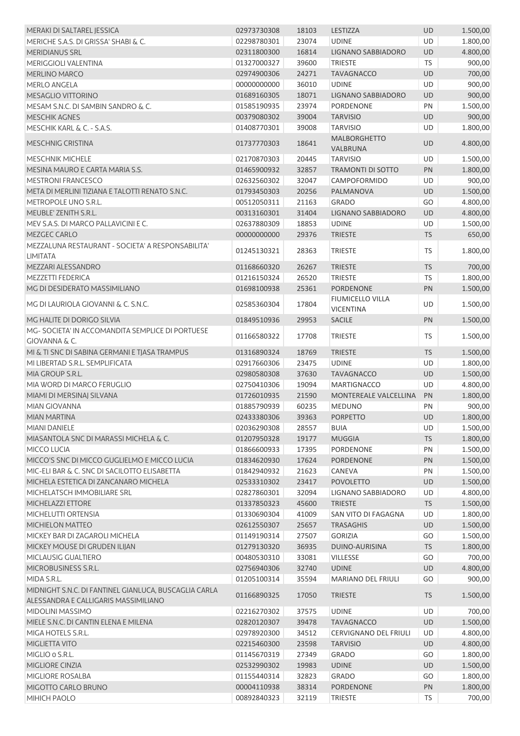| MERAKI DI SALTAREL JESSICA | 02973730308 | 18103 | LESTIZZA | UD | 1.500,00 |
|---|---|---|---|---|---|
| MERICHE S.A.S. DI GRISSA' SHABI & C. | 02298780301 | 23074 | UDINE | UD | 1.800,00 |
| MERIDIANUS SRL | 02311800300 | 16814 | LIGNANO SABBIADORO | UD | 4.800,00 |
| MERIGGIOLI VALENTINA | 01327000327 | 39600 | TRIESTE | TS | 900,00 |
| MERLINO MARCO | 02974900306 | 24271 | TAVAGNACCO | UD | 700,00 |
| MERLO ANGELA | 00000000000 | 36010 | UDINE | UD | 900,00 |
| MESAGLIO VITTORINO | 01689160305 | 18071 | LIGNANO SABBIADORO | UD | 900,00 |
| MESAM S.N.C. DI SAMBIN SANDRO & C. | 01585190935 | 23974 | PORDENONE | PN | 1.500,00 |
| MESCHIK AGNES | 00379080302 | 39004 | TARVISIO | UD | 900,00 |
| MESCHIK KARL & C. - S.A.S. | 01408770301 | 39008 | TARVISIO | UD | 1.800,00 |
| MESCHNIG CRISTINA | 01737770303 | 18641 | MALBORGHETTO VALBRUNA | UD | 4.800,00 |
| MESCHNIK MICHELE | 02170870303 | 20445 | TARVISIO | UD | 1.500,00 |
| MESINA MAURO E CARTA MARIA S.S. | 01465900932 | 32857 | TRAMONTI DI SOTTO | PN | 1.800,00 |
| MESTRONI FRANCESCO | 02632560302 | 32047 | CAMPOFORMIDO | UD | 900,00 |
| META DI MERLINI TIZIANA E TALOTTI RENATO S.N.C. | 01793450303 | 20256 | PALMANOVA | UD | 1.500,00 |
| METROPOLE UNO S.R.L. | 00512050311 | 21163 | GRADO | GO | 4.800,00 |
| MEUBLE' ZENITH S.R.L. | 00313160301 | 31404 | LIGNANO SABBIADORO | UD | 4.800,00 |
| MEV S.A.S. DI MARCO PALLAVICINI E C. | 02637880309 | 18853 | UDINE | UD | 1.500,00 |
| MEZGEC CARLO | 00000000000 | 29376 | TRIESTE | TS | 650,00 |
| MEZZALUNA RESTAURANT - SOCIETA' A RESPONSABILITA' LIMITATA | 01245130321 | 28363 | TRIESTE | TS | 1.800,00 |
| MEZZARI ALESSANDRO | 01168660320 | 26267 | TRIESTE | TS | 700,00 |
| MEZZETTI FEDERICA | 01216150324 | 26520 | TRIESTE | TS | 1.800,00 |
| MG DI DESIDERATO MASSIMILIANO | 01698100938 | 25361 | PORDENONE | PN | 1.500,00 |
| MG DI LAURIOLA GIOVANNI & C. S.N.C. | 02585360304 | 17804 | FIUMICELLO VILLA VICENTINA | UD | 1.500,00 |
| MG HALITE DI DORIGO SILVIA | 01849510936 | 29953 | SACILE | PN | 1.500,00 |
| MG- SOCIETA' IN ACCOMANDITA SEMPLICE DI PORTUESE GIOVANNA & C. | 01166580322 | 17708 | TRIESTE | TS | 1.500,00 |
| MI & TI SNC DI SABINA GERMANI E TJASA TRAMPUS | 01316890324 | 18769 | TRIESTE | TS | 1.500,00 |
| MI LIBERTAD S.R.L. SEMPLIFICATA | 02917660306 | 23475 | UDINE | UD | 1.800,00 |
| MIA GROUP S.R.L. | 02980580308 | 37630 | TAVAGNACCO | UD | 1.500,00 |
| MIA WORD DI MARCO FERUGLIO | 02750410306 | 19094 | MARTIGNACCO | UD | 4.800,00 |
| MIAMI DI MERSINAJ SILVANA | 01726010935 | 21590 | MONTEREALE VALCELLINA | PN | 1.800,00 |
| MIAN GIOVANNA | 01885790939 | 60235 | MEDUNO | PN | 900,00 |
| MIAN MARTINA | 02433380306 | 39363 | PORPETTO | UD | 1.800,00 |
| MIANI DANIELE | 02036290308 | 28557 | BUIA | UD | 1.500,00 |
| MIASANTOLA SNC DI MARASSI MICHELA & C. | 01207950328 | 19177 | MUGGIA | TS | 1.800,00 |
| MICCO LUCIA | 01866600933 | 17395 | PORDENONE | PN | 1.500,00 |
| MICCO'S SNC DI MICCO GUGLIELMO E MICCO LUCIA | 01834620930 | 17624 | PORDENONE | PN | 1.500,00 |
| MIC-ELI BAR & C. SNC DI SACILOTTO ELISABETTA | 01842940932 | 21623 | CANEVA | PN | 1.500,00 |
| MICHELA ESTETICA DI ZANCANARO MICHELA | 02533310302 | 23417 | POVOLETTO | UD | 1.500,00 |
| MICHELATSCH IMMOBILIARE SRL | 02827860301 | 32094 | LIGNANO SABBIADORO | UD | 4.800,00 |
| MICHELAZZI ETTORE | 01337850323 | 45600 | TRIESTE | TS | 1.500,00 |
| MICHELUTTI ORTENSIA | 01330690304 | 41009 | SAN VITO DI FAGAGNA | UD | 1.800,00 |
| MICHIELON MATTEO | 02612550307 | 25657 | TRASAGHIS | UD | 1.500,00 |
| MICKEY BAR DI ZAGAROLI MICHELA | 01149190314 | 27507 | GORIZIA | GO | 1.500,00 |
| MICKEY MOUSE DI GRUDEN ILIJAN | 01279130320 | 36935 | DUINO-AURISINA | TS | 1.800,00 |
| MICLAUSIG GUALTIERO | 00480530310 | 33081 | VILLESSE | GO | 700,00 |
| MICROBUSINESS S.R.L. | 02756940306 | 32740 | UDINE | UD | 4.800,00 |
| MIDA S.R.L. | 01205100314 | 35594 | MARIANO DEL FRIULI | GO | 900,00 |
| MIDNIGHT S.N.C. DI FANTINEL GIANLUCA, BUSCAGLIA CARLA ALESSANDRA E CALLIGARIS MASSIMILIANO | 01166890325 | 17050 | TRIESTE | TS | 1.500,00 |
| MIDOLINI MASSIMO | 02216270302 | 37575 | UDINE | UD | 700,00 |
| MIELE S.N.C. DI CANTIN ELENA E MILENA | 02820120307 | 39478 | TAVAGNACCO | UD | 1.500,00 |
| MIGA HOTELS S.R.L. | 02978920300 | 34512 | CERVIGNANO DEL FRIULI | UD | 4.800,00 |
| MIGLIETTA VITO | 02215460300 | 23598 | TARVISIO | UD | 4.800,00 |
| MIGLIO o S.R.L. | 01145670319 | 27349 | GRADO | GO | 1.800,00 |
| MIGLIORE CINZIA | 02532990302 | 19983 | UDINE | UD | 1.500,00 |
| MIGLIORE ROSALBA | 01155440314 | 32823 | GRADO | GO | 1.800,00 |
| MIGOTTO CARLO BRUNO | 00004110938 | 38314 | PORDENONE | PN | 1.800,00 |
| MIHICH PAOLO | 00892840323 | 32119 | TRIESTE | TS | 700,00 |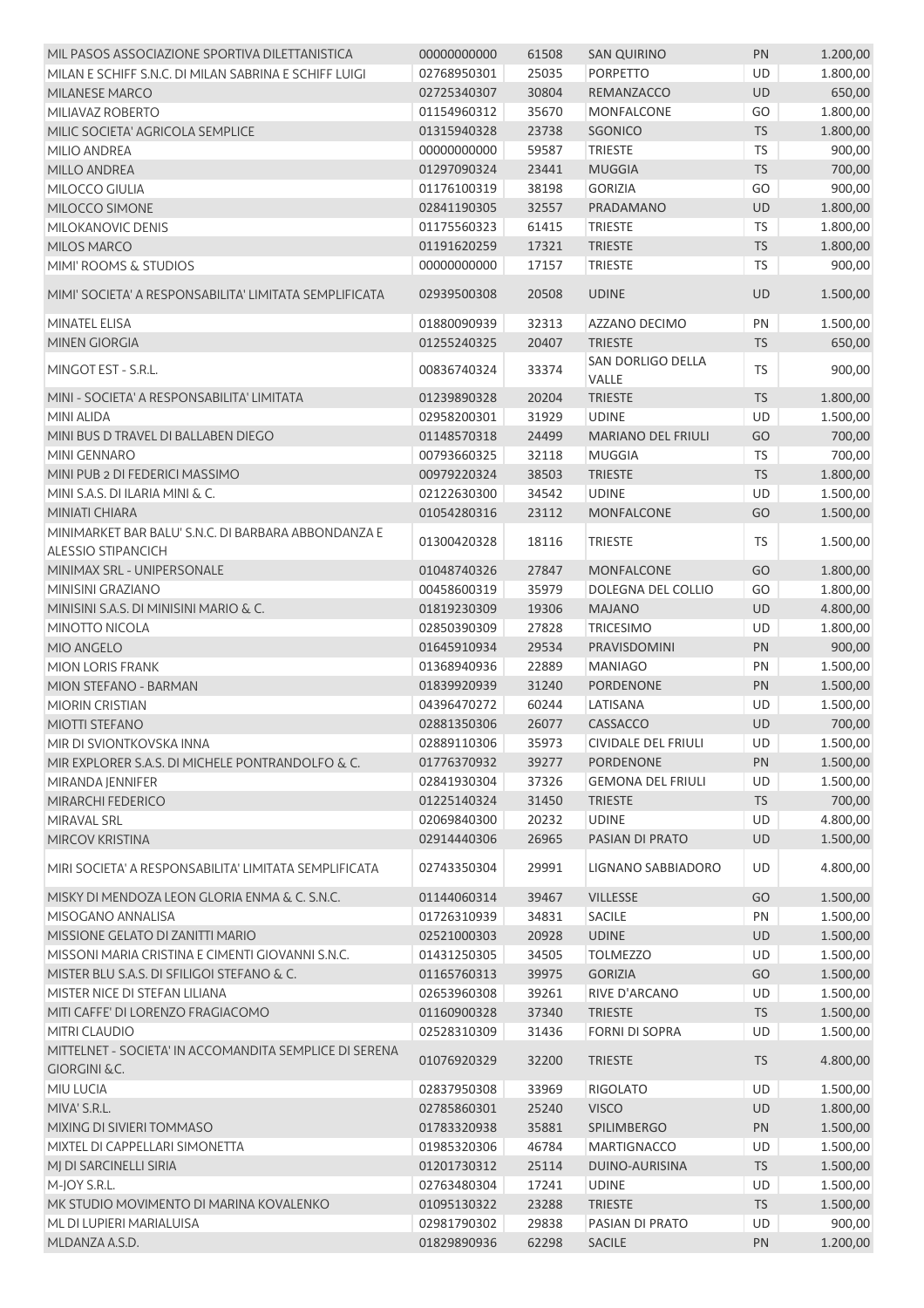| | | | | | |
|---|---|---|---|---|---|
| MIL PASOS ASSOCIAZIONE SPORTIVA DILETTANTISTICA | 00000000000 | 61508 | SAN QUIRINO | PN | 1.200,00 |
| MILAN E SCHIFF S.N.C. DI MILAN SABRINA E SCHIFF LUIGI | 02768950301 | 25035 | PORPETTO | UD | 1.800,00 |
| MILANESE MARCO | 02725340307 | 30804 | REMANZACCO | UD | 650,00 |
| MILIAVAZ ROBERTO | 01154960312 | 35670 | MONFALCONE | GO | 1.800,00 |
| MILIC SOCIETA' AGRICOLA SEMPLICE | 01315940328 | 23738 | SGONICO | TS | 1.800,00 |
| MILIO ANDREA | 00000000000 | 59587 | TRIESTE | TS | 900,00 |
| MILLO ANDREA | 01297090324 | 23441 | MUGGIA | TS | 700,00 |
| MILOCCO GIULIA | 01176100319 | 38198 | GORIZIA | GO | 900,00 |
| MILOCCO SIMONE | 02841190305 | 32557 | PRADAMANO | UD | 1.800,00 |
| MILOKANOVIC DENIS | 01175560323 | 61415 | TRIESTE | TS | 1.800,00 |
| MILOS MARCO | 01191620259 | 17321 | TRIESTE | TS | 1.800,00 |
| MIMI' ROOMS & STUDIOS | 00000000000 | 17157 | TRIESTE | TS | 900,00 |
| MIMI' SOCIETA' A RESPONSABILITA' LIMITATA SEMPLIFICATA | 02939500308 | 20508 | UDINE | UD | 1.500,00 |
| MINATEL ELISA | 01880090939 | 32313 | AZZANO DECIMO | PN | 1.500,00 |
| MINEN GIORGIA | 01255240325 | 20407 | TRIESTE | TS | 650,00 |
| MINGOT EST - S.R.L. | 00836740324 | 33374 | SAN DORLIGO DELLA VALLE | TS | 900,00 |
| MINI - SOCIETA' A RESPONSABILITA' LIMITATA | 01239890328 | 20204 | TRIESTE | TS | 1.800,00 |
| MINI ALIDA | 02958200301 | 31929 | UDINE | UD | 1.500,00 |
| MINI BUS D TRAVEL DI BALLABEN DIEGO | 01148570318 | 24499 | MARIANO DEL FRIULI | GO | 700,00 |
| MINI GENNARO | 00793660325 | 32118 | MUGGIA | TS | 700,00 |
| MINI PUB 2 DI FEDERICI MASSIMO | 00979220324 | 38503 | TRIESTE | TS | 1.800,00 |
| MINI S.A.S. DI ILARIA MINI & C. | 02122630300 | 34542 | UDINE | UD | 1.500,00 |
| MINIATI CHIARA | 01054280316 | 23112 | MONFALCONE | GO | 1.500,00 |
| MINIMARKET BAR BALU' S.N.C. DI BARBARA ABBONDANZA E ALESSIO STIPANCICH | 01300420328 | 18116 | TRIESTE | TS | 1.500,00 |
| MINIMAX SRL - UNIPERSONALE | 01048740326 | 27847 | MONFALCONE | GO | 1.800,00 |
| MINISINI GRAZIANO | 00458600319 | 35979 | DOLEGNA DEL COLLIO | GO | 1.800,00 |
| MINISINI S.A.S. DI MINISINI MARIO & C. | 01819230309 | 19306 | MAJANO | UD | 4.800,00 |
| MINOTTO NICOLA | 02850390309 | 27828 | TRICESIMO | UD | 1.800,00 |
| MIO ANGELO | 01645910934 | 29534 | PRAVISDOMINI | PN | 900,00 |
| MION LORIS FRANK | 01368940936 | 22889 | MANIAGO | PN | 1.500,00 |
| MION STEFANO - BARMAN | 01839920939 | 31240 | PORDENONE | PN | 1.500,00 |
| MIORIN CRISTIAN | 04396470272 | 60244 | LATISANA | UD | 1.500,00 |
| MIOTTI STEFANO | 02881350306 | 26077 | CASSACCO | UD | 700,00 |
| MIR DI SVIONTKOVSKA INNA | 02889110306 | 35973 | CIVIDALE DEL FRIULI | UD | 1.500,00 |
| MIR EXPLORER S.A.S. DI MICHELE PONTRANDOLFO & C. | 01776370932 | 39277 | PORDENONE | PN | 1.500,00 |
| MIRANDA JENNIFER | 02841930304 | 37326 | GEMONA DEL FRIULI | UD | 1.500,00 |
| MIRARCHI FEDERICO | 01225140324 | 31450 | TRIESTE | TS | 700,00 |
| MIRAVAL SRL | 02069840300 | 20232 | UDINE | UD | 4.800,00 |
| MIRCOV KRISTINA | 02914440306 | 26965 | PASIAN DI PRATO | UD | 1.500,00 |
| MIRI SOCIETA' A RESPONSABILITA' LIMITATA SEMPLIFICATA | 02743350304 | 29991 | LIGNANO SABBIADORO | UD | 4.800,00 |
| MISKY DI MENDOZA LEON GLORIA ENMA & C. S.N.C. | 01144060314 | 39467 | VILLESSE | GO | 1.500,00 |
| MISOGANO ANNALISA | 01726310939 | 34831 | SACILE | PN | 1.500,00 |
| MISSIONE GELATO DI ZANITTI MARIO | 02521000303 | 20928 | UDINE | UD | 1.500,00 |
| MISSONI MARIA CRISTINA E CIMENTI GIOVANNI S.N.C. | 01431250305 | 34505 | TOLMEZZO | UD | 1.500,00 |
| MISTER BLU S.A.S. DI SFILIGOI STEFANO & C. | 01165760313 | 39975 | GORIZIA | GO | 1.500,00 |
| MISTER NICE DI STEFAN LILIANA | 02653960308 | 39261 | RIVE D'ARCANO | UD | 1.500,00 |
| MITI CAFFE' DI LORENZO FRAGIACOMO | 01160900328 | 37340 | TRIESTE | TS | 1.500,00 |
| MITRI CLAUDIO | 02528310309 | 31436 | FORNI DI SOPRA | UD | 1.500,00 |
| MITTELNET - SOCIETA' IN ACCOMANDITA SEMPLICE DI SERENA GIORGINI &C. | 01076920329 | 32200 | TRIESTE | TS | 4.800,00 |
| MIU LUCIA | 02837950308 | 33969 | RIGOLATO | UD | 1.500,00 |
| MIVA' S.R.L. | 02785860301 | 25240 | VISCO | UD | 1.800,00 |
| MIXING DI SIVIERI TOMMASO | 01783320938 | 35881 | SPILIMBERGO | PN | 1.500,00 |
| MIXTEL DI CAPPELLARI SIMONETTA | 01985320306 | 46784 | MARTIGNACCO | UD | 1.500,00 |
| MJ DI SARCINELLI SIRIA | 01201730312 | 25114 | DUINO-AURISINA | TS | 1.500,00 |
| M-JOY S.R.L. | 02763480304 | 17241 | UDINE | UD | 1.500,00 |
| MK STUDIO MOVIMENTO DI MARINA KOVALENKO | 01095130322 | 23288 | TRIESTE | TS | 1.500,00 |
| ML DI LUPIERI MARIALUISA | 02981790302 | 29838 | PASIAN DI PRATO | UD | 900,00 |
| MLDANZA A.S.D. | 01829890936 | 62298 | SACILE | PN | 1.200,00 |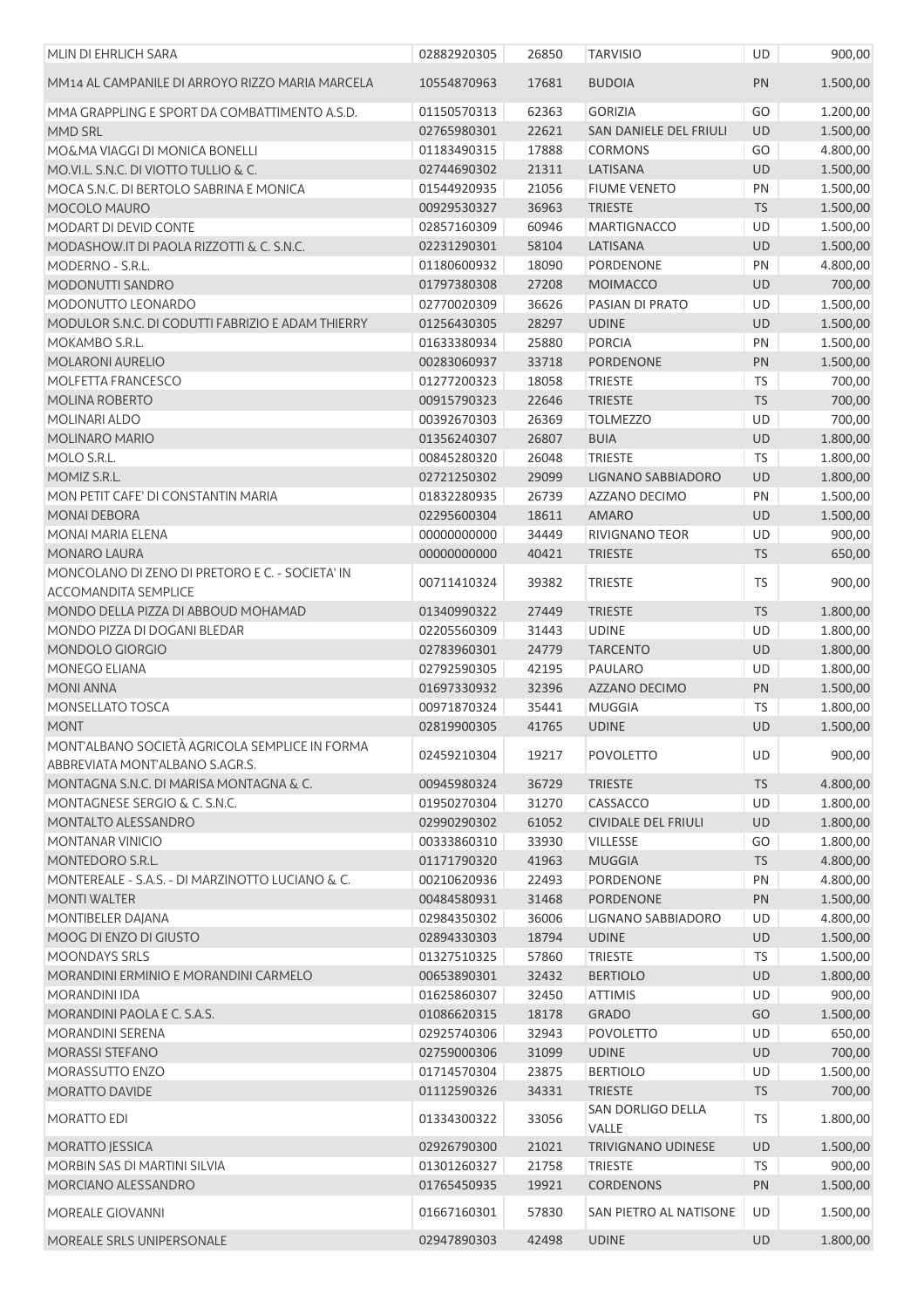| | | | | | |
|---|---|---|---|---|---|
| MLIN DI EHRLICH SARA | 02882920305 | 26850 | TARVISIO | UD | 900,00 |
| MM14 AL CAMPANILE DI ARROYO RIZZO MARIA MARCELA | 10554870963 | 17681 | BUDOIA | PN | 1.500,00 |
| MMA GRAPPLING E SPORT DA COMBATTIMENTO A.S.D. | 01150570313 | 62363 | GORIZIA | GO | 1.200,00 |
| MMD SRL | 02765980301 | 22621 | SAN DANIELE DEL FRIULI | UD | 1.500,00 |
| MO&MA VIAGGI DI MONICA BONELLI | 01183490315 | 17888 | CORMONS | GO | 4.800,00 |
| MO.VI.L. S.N.C. DI VIOTTO TULLIO & C. | 02744690302 | 21311 | LATISANA | UD | 1.500,00 |
| MOCA S.N.C. DI BERTOLO SABRINA E MONICA | 01544920935 | 21056 | FIUME VENETO | PN | 1.500,00 |
| MOCOLO MAURO | 00929530327 | 36963 | TRIESTE | TS | 1.500,00 |
| MODART DI DEVID CONTE | 02857160309 | 60946 | MARTIGNACCO | UD | 1.500,00 |
| MODASHOW.IT DI PAOLA RIZZOTTI & C. S.N.C. | 02231290301 | 58104 | LATISANA | UD | 1.500,00 |
| MODERNO - S.R.L. | 01180600932 | 18090 | PORDENONE | PN | 4.800,00 |
| MODONUTTI SANDRO | 01797380308 | 27208 | MOIMACCO | UD | 700,00 |
| MODONUTTO LEONARDO | 02770020309 | 36626 | PASIAN DI PRATO | UD | 1.500,00 |
| MODULOR S.N.C. DI CODUTTI FABRIZIO E ADAM THIERRY | 01256430305 | 28297 | UDINE | UD | 1.500,00 |
| MOKAMBO S.R.L. | 01633380934 | 25880 | PORCIA | PN | 1.500,00 |
| MOLARONI AURELIO | 00283060937 | 33718 | PORDENONE | PN | 1.500,00 |
| MOLFETTA FRANCESCO | 01277200323 | 18058 | TRIESTE | TS | 700,00 |
| MOLINA ROBERTO | 00915790323 | 22646 | TRIESTE | TS | 700,00 |
| MOLINARI ALDO | 00392670303 | 26369 | TOLMEZZO | UD | 700,00 |
| MOLINARO MARIO | 01356240307 | 26807 | BUIA | UD | 1.800,00 |
| MOLO S.R.L. | 00845280320 | 26048 | TRIESTE | TS | 1.800,00 |
| MOMIZ S.R.L. | 02721250302 | 29099 | LIGNANO SABBIADORO | UD | 1.800,00 |
| MON PETIT CAFE' DI CONSTANTIN MARIA | 01832280935 | 26739 | AZZANO DECIMO | PN | 1.500,00 |
| MONAI DEBORA | 02295600304 | 18611 | AMARO | UD | 1.500,00 |
| MONAI MARIA ELENA | 00000000000 | 34449 | RIVIGNANO TEOR | UD | 900,00 |
| MONARO LAURA | 00000000000 | 40421 | TRIESTE | TS | 650,00 |
| MONCOLANO DI ZENO DI PRETORO E C. - SOCIETA' IN ACCOMANDITA SEMPLICE | 00711410324 | 39382 | TRIESTE | TS | 900,00 |
| MONDO DELLA PIZZA DI ABBOUD MOHAMAD | 01340990322 | 27449 | TRIESTE | TS | 1.800,00 |
| MONDO PIZZA DI DOGANI BLEDAR | 02205560309 | 31443 | UDINE | UD | 1.800,00 |
| MONDOLO GIORGIO | 02783960301 | 24779 | TARCENTO | UD | 1.800,00 |
| MONEGO ELIANA | 02792590305 | 42195 | PAULARO | UD | 1.800,00 |
| MONI ANNA | 01697330932 | 32396 | AZZANO DECIMO | PN | 1.500,00 |
| MONSELLATO TOSCA | 00971870324 | 35441 | MUGGIA | TS | 1.800,00 |
| MONT | 02819900305 | 41765 | UDINE | UD | 1.500,00 |
| MONT'ALBANO SOCIETÀ AGRICOLA SEMPLICE IN FORMA ABBREVIATA MONT'ALBANO S.AGR.S. | 02459210304 | 19217 | POVOLETTO | UD | 900,00 |
| MONTAGNA S.N.C. DI MARISA MONTAGNA & C. | 00945980324 | 36729 | TRIESTE | TS | 4.800,00 |
| MONTAGNESE SERGIO & C. S.N.C. | 01950270304 | 31270 | CASSACCO | UD | 1.800,00 |
| MONTALTO ALESSANDRO | 02990290302 | 61052 | CIVIDALE DEL FRIULI | UD | 1.800,00 |
| MONTANAR VINICIO | 00333860310 | 33930 | VILLESSE | GO | 1.800,00 |
| MONTEDORO S.R.L. | 01171790320 | 41963 | MUGGIA | TS | 4.800,00 |
| MONTEREALE - S.A.S. - DI MARZINOTTO LUCIANO & C. | 00210620936 | 22493 | PORDENONE | PN | 4.800,00 |
| MONTI WALTER | 00484580931 | 31468 | PORDENONE | PN | 1.500,00 |
| MONTIBELER DAJANA | 02984350302 | 36006 | LIGNANO SABBIADORO | UD | 4.800,00 |
| MOOG DI ENZO DI GIUSTO | 02894330303 | 18794 | UDINE | UD | 1.500,00 |
| MOONDAYS SRLS | 01327510325 | 57860 | TRIESTE | TS | 1.500,00 |
| MORANDINI ERMINIO E MORANDINI CARMELO | 00653890301 | 32432 | BERTIOLO | UD | 1.800,00 |
| MORANDINI IDA | 01625860307 | 32450 | ATTIMIS | UD | 900,00 |
| MORANDINI PAOLA E C. S.A.S. | 01086620315 | 18178 | GRADO | GO | 1.500,00 |
| MORANDINI SERENA | 02925740306 | 32943 | POVOLETTO | UD | 650,00 |
| MORASSI STEFANO | 02759000306 | 31099 | UDINE | UD | 700,00 |
| MORASSUTTO ENZO | 01714570304 | 23875 | BERTIOLO | UD | 1.500,00 |
| MORATTO DAVIDE | 01112590326 | 34331 | TRIESTE | TS | 700,00 |
| MORATTO EDI | 01334300322 | 33056 | SAN DORLIGO DELLA VALLE | TS | 1.800,00 |
| MORATTO JESSICA | 02926790300 | 21021 | TRIVIGNANO UDINESE | UD | 1.500,00 |
| MORBIN SAS DI MARTINI SILVIA | 01301260327 | 21758 | TRIESTE | TS | 900,00 |
| MORCIANO ALESSANDRO | 01765450935 | 19921 | CORDENONS | PN | 1.500,00 |
| MOREALE GIOVANNI | 01667160301 | 57830 | SAN PIETRO AL NATISONE | UD | 1.500,00 |
| MOREALE SRLS UNIPERSONALE | 02947890303 | 42498 | UDINE | UD | 1.800,00 |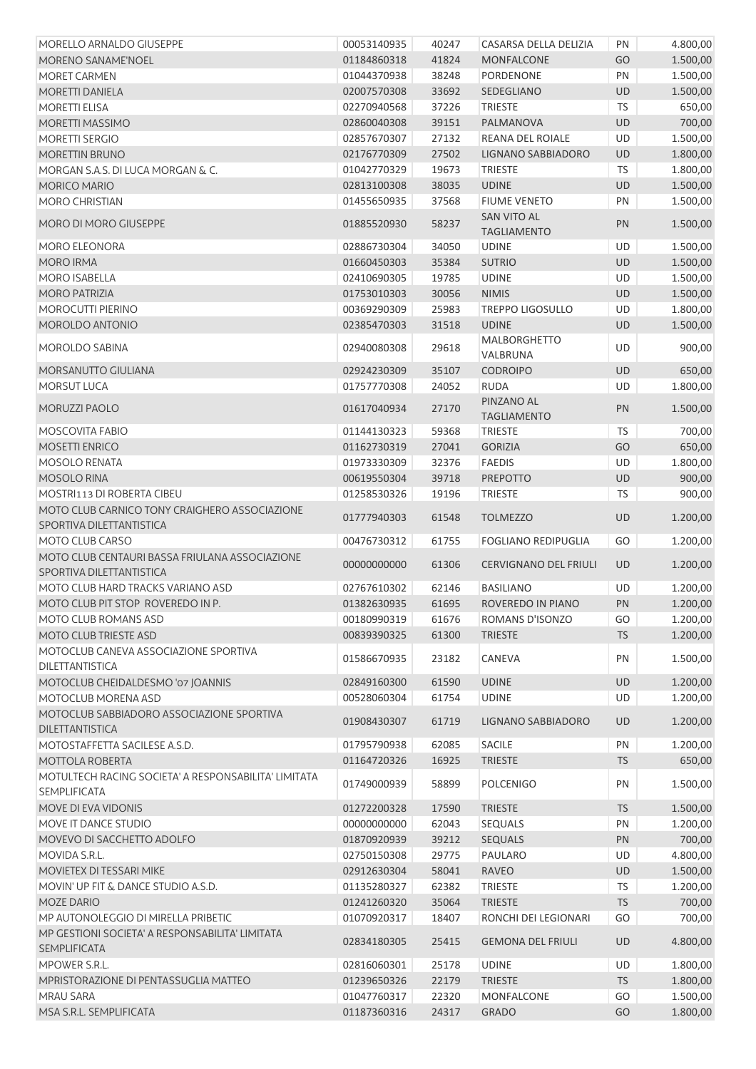| | | | | | |
|---|---|---|---|---|---|
| MORELLO ARNALDO GIUSEPPE | 00053140935 | 40247 | CASARSA DELLA DELIZIA | PN | 4.800,00 |
| MORENO SANAME'NOEL | 01184860318 | 41824 | MONFALCONE | GO | 1.500,00 |
| MORET CARMEN | 01044370938 | 38248 | PORDENONE | PN | 1.500,00 |
| MORETTI DANIELA | 02007570308 | 33692 | SEDEGLIANO | UD | 1.500,00 |
| MORETTI ELISA | 02270940568 | 37226 | TRIESTE | TS | 650,00 |
| MORETTI MASSIMO | 02860040308 | 39151 | PALMANOVA | UD | 700,00 |
| MORETTI SERGIO | 02857670307 | 27132 | REANA DEL ROIALE | UD | 1.500,00 |
| MORETTIN BRUNO | 02176770309 | 27502 | LIGNANO SABBIADORO | UD | 1.800,00 |
| MORGAN S.A.S. DI LUCA MORGAN & C. | 01042770329 | 19673 | TRIESTE | TS | 1.800,00 |
| MORICO MARIO | 02813100308 | 38035 | UDINE | UD | 1.500,00 |
| MORO CHRISTIAN | 01455650935 | 37568 | FIUME VENETO | PN | 1.500,00 |
| MORO DI MORO GIUSEPPE | 01885520930 | 58237 | SAN VITO AL TAGLIAMENTO | PN | 1.500,00 |
| MORO ELEONORA | 02886730304 | 34050 | UDINE | UD | 1.500,00 |
| MORO IRMA | 01660450303 | 35384 | SUTRIO | UD | 1.500,00 |
| MORO ISABELLA | 02410690305 | 19785 | UDINE | UD | 1.500,00 |
| MORO PATRIZIA | 01753010303 | 30056 | NIMIS | UD | 1.500,00 |
| MOROCUTTI PIERINO | 00369290309 | 25983 | TREPPO LIGOSULLO | UD | 1.800,00 |
| MOROLDO ANTONIO | 02385470303 | 31518 | UDINE | UD | 1.500,00 |
| MOROLDO SABINA | 02940080308 | 29618 | MALBORGHETTO VALBRUNA | UD | 900,00 |
| MORSANUTTO GIULIANA | 02924230309 | 35107 | CODROIPO | UD | 650,00 |
| MORSUT LUCA | 01757770308 | 24052 | RUDA | UD | 1.800,00 |
| MORUZZI PAOLO | 01617040934 | 27170 | PINZANO AL TAGLIAMENTO | PN | 1.500,00 |
| MOSCOVITA FABIO | 01144130323 | 59368 | TRIESTE | TS | 700,00 |
| MOSETTI ENRICO | 01162730319 | 27041 | GORIZIA | GO | 650,00 |
| MOSOLO RENATA | 01973330309 | 32376 | FAEDIS | UD | 1.800,00 |
| MOSOLO RINA | 00619550304 | 39718 | PREPOTTO | UD | 900,00 |
| MOSTRI113 DI ROBERTA CIBEU | 01258530326 | 19196 | TRIESTE | TS | 900,00 |
| MOTO CLUB CARNICO TONY CRAIGHERO ASSOCIAZIONE SPORTIVA DILETTANTISTICA | 01777940303 | 61548 | TOLMEZZO | UD | 1.200,00 |
| MOTO CLUB CARSO | 00476730312 | 61755 | FOGLIANO REDIPUGLIA | GO | 1.200,00 |
| MOTO CLUB CENTAURI BASSA FRIULANA ASSOCIAZIONE SPORTIVA DILETTANTISTICA | 00000000000 | 61306 | CERVIGNANO DEL FRIULI | UD | 1.200,00 |
| MOTO CLUB HARD TRACKS VARIANO ASD | 02767610302 | 62146 | BASILIANO | UD | 1.200,00 |
| MOTO CLUB PIT STOP ROVEREDO IN P. | 01382630935 | 61695 | ROVEREDO IN PIANO | PN | 1.200,00 |
| MOTO CLUB ROMANS ASD | 00180990319 | 61676 | ROMANS D'ISONZO | GO | 1.200,00 |
| MOTO CLUB TRIESTE ASD | 00839390325 | 61300 | TRIESTE | TS | 1.200,00 |
| MOTOCLUB CANEVA ASSOCIAZIONE SPORTIVA DILETTANTISTICA | 01586670935 | 23182 | CANEVA | PN | 1.500,00 |
| MOTOCLUB CHEIDALDESMO '07 JOANNIS | 02849160300 | 61590 | UDINE | UD | 1.200,00 |
| MOTOCLUB MORENA ASD | 00528060304 | 61754 | UDINE | UD | 1.200,00 |
| MOTOCLUB SABBIADORO ASSOCIAZIONE SPORTIVA DILETTANTISTICA | 01908430307 | 61719 | LIGNANO SABBIADORO | UD | 1.200,00 |
| MOTOSTAFFETTA SACILESE A.S.D. | 01795790938 | 62085 | SACILE | PN | 1.200,00 |
| MOTTOLA ROBERTA | 01164720326 | 16925 | TRIESTE | TS | 650,00 |
| MOTULTECH RACING SOCIETA' A RESPONSABILITA' LIMITATA SEMPLIFICATA | 01749000939 | 58899 | POLCENIGO | PN | 1.500,00 |
| MOVE DI EVA VIDONIS | 01272200328 | 17590 | TRIESTE | TS | 1.500,00 |
| MOVE IT DANCE STUDIO | 00000000000 | 62043 | SEQUALS | PN | 1.200,00 |
| MOVEVO DI SACCHETTO ADOLFO | 01870920939 | 39212 | SEQUALS | PN | 700,00 |
| MOVIDA S.R.L. | 02750150308 | 29775 | PAULARO | UD | 4.800,00 |
| MOVIETEX DI TESSARI MIKE | 02912630304 | 58041 | RAVEO | UD | 1.500,00 |
| MOVIN' UP FIT & DANCE STUDIO A.S.D. | 01135280327 | 62382 | TRIESTE | TS | 1.200,00 |
| MOZE DARIO | 01241260320 | 35064 | TRIESTE | TS | 700,00 |
| MP AUTONOLEGGIO DI MIRELLA PRIBETIC | 01070920317 | 18407 | RONCHI DEI LEGIONARI | GO | 700,00 |
| MP GESTIONI SOCIETA' A RESPONSABILITA' LIMITATA SEMPLIFICATA | 02834180305 | 25415 | GEMONA DEL FRIULI | UD | 4.800,00 |
| MPOWER S.R.L. | 02816060301 | 25178 | UDINE | UD | 1.800,00 |
| MPRISTORAZIONE DI PENTASSUGLIA MATTEO | 01239650326 | 22179 | TRIESTE | TS | 1.800,00 |
| MRAU SARA | 01047760317 | 22320 | MONFALCONE | GO | 1.500,00 |
| MSA S.R.L. SEMPLIFICATA | 01187360316 | 24317 | GRADO | GO | 1.800,00 |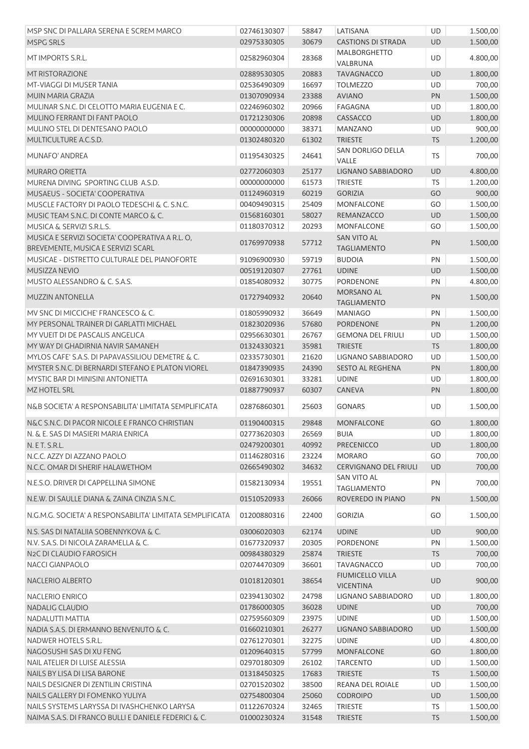| | | | | | |
|---|---|---|---|---|---|
| MSP SNC DI PALLARA SERENA E SCREM MARCO | 02746130307 | 58847 | LATISANA | UD | 1.500,00 |
| MSPG SRLS | 02975330305 | 30679 | CASTIONS DI STRADA | UD | 1.500,00 |
| MT IMPORTS S.R.L. | 02582960304 | 28368 | MALBORGHETTO VALBRUNA | UD | 4.800,00 |
| MT RISTORAZIONE | 02889530305 | 20883 | TAVAGNACCO | UD | 1.800,00 |
| MT-VIAGGI DI MUSER TANIA | 02536490309 | 16697 | TOLMEZZO | UD | 700,00 |
| MUIN MARIA GRAZIA | 01307090934 | 23388 | AVIANO | PN | 1.500,00 |
| MULINAR S.N.C. DI CELOTTO MARIA EUGENIA E C. | 02246960302 | 20966 | FAGAGNA | UD | 1.800,00 |
| MULINO FERRANT DI FANT PAOLO | 01721230306 | 20898 | CASSACCO | UD | 1.800,00 |
| MULINO STEL DI DENTESANO PAOLO | 00000000000 | 38371 | MANZANO | UD | 900,00 |
| MULTICULTURE A.C.S.D. | 01302480320 | 61302 | TRIESTE | TS | 1.200,00 |
| MUNAFO' ANDREA | 01195430325 | 24641 | SAN DORLIGO DELLA VALLE | TS | 700,00 |
| MURARO ORIETTA | 02772060303 | 25177 | LIGNANO SABBIADORO | UD | 4.800,00 |
| MURENA DIVING SPORTING CLUB A.S.D. | 00000000000 | 61573 | TRIESTE | TS | 1.200,00 |
| MUSAEUS - SOCIETA' COOPERATIVA | 01124960319 | 60219 | GORIZIA | GO | 900,00 |
| MUSCLE FACTORY DI PAOLO TEDESCHI & C. S.N.C. | 00409490315 | 25409 | MONFALCONE | GO | 1.500,00 |
| MUSIC TEAM S.N.C. DI CONTE MARCO & C. | 01568160301 | 58027 | REMANZACCO | UD | 1.500,00 |
| MUSICA & SERVIZI S.R.L.S. | 01180370312 | 20293 | MONFALCONE | GO | 1.500,00 |
| MUSICA E SERVIZI SOCIETA' COOPERATIVA A R.L. O, BREVEMENTE, MUSICA E SERVIZI SCARL | 01769970938 | 57712 | SAN VITO AL TAGLIAMENTO | PN | 1.500,00 |
| MUSICAE - DISTRETTO CULTURALE DEL PIANOFORTE | 91096900930 | 59719 | BUDOIA | PN | 1.500,00 |
| MUSIZZA NEVIO | 00519120307 | 27761 | UDINE | UD | 1.500,00 |
| MUSTO ALESSANDRO & C. S.A.S. | 01854080932 | 30775 | PORDENONE | PN | 4.800,00 |
| MUZZIN ANTONELLA | 01727940932 | 20640 | MORSANO AL TAGLIAMENTO | PN | 1.500,00 |
| MV SNC DI MICCICHE' FRANCESCO & C. | 01805990932 | 36649 | MANIAGO | PN | 1.500,00 |
| MY PERSONAL TRAINER DI GARLATTI MICHAEL | 01823020936 | 57680 | PORDENONE | PN | 1.200,00 |
| MY VUEIT DI DE PASCALIS ANGELICA | 02956630301 | 26767 | GEMONA DEL FRIULI | UD | 1.500,00 |
| MY WAY DI GHADIRNIA NAVIR SAMANEH | 01324330321 | 35981 | TRIESTE | TS | 1.800,00 |
| MYLOS CAFE' S.A.S. DI PAPAVASSILIOU DEMETRE & C. | 02335730301 | 21620 | LIGNANO SABBIADORO | UD | 1.500,00 |
| MYSTER S.N.C. DI BERNARDI STEFANO E PLATON VIOREL | 01847390935 | 24390 | SESTO AL REGHENA | PN | 1.800,00 |
| MYSTIC BAR DI MINISINI ANTONIETTA | 02691630301 | 33281 | UDINE | UD | 1.800,00 |
| MZ HOTEL SRL | 01887790937 | 60307 | CANEVA | PN | 1.800,00 |
| N&B SOCIETA' A RESPONSABILITA' LIMITATA SEMPLIFICATA | 02876860301 | 25603 | GONARS | UD | 1.500,00 |
| N&C S.N.C. DI PACOR NICOLE E FRANCO CHRISTIAN | 01190400315 | 29848 | MONFALCONE | GO | 1.800,00 |
| N. & E. SAS DI MASIERI MARIA ENRICA | 02773620303 | 26569 | BUIA | UD | 1.800,00 |
| N. E T. S.R.L. | 02479200301 | 40992 | PRECENICCO | UD | 1.800,00 |
| N.C.C. AZZY DI AZZANO PAOLO | 01146280316 | 23224 | MORARO | GO | 700,00 |
| N.C.C. OMAR DI SHERIF HALAWETHOM | 02665490302 | 34632 | CERVIGNANO DEL FRIULI | UD | 700,00 |
| N.E.S.O. DRIVER DI CAPPELLINA SIMONE | 01582130934 | 19551 | SAN VITO AL TAGLIAMENTO | PN | 700,00 |
| N.E.W. DI SAULLE DIANA & ZAINA CINZIA S.N.C. | 01510520933 | 26066 | ROVEREDO IN PIANO | PN | 1.500,00 |
| N.G.M.G. SOCIETA' A RESPONSABILITA' LIMITATA SEMPLIFICATA | 01200880316 | 22400 | GORIZIA | GO | 1.500,00 |
| N.S. SAS DI NATALIIA SOBENNYKOVA & C. | 03006020303 | 62174 | UDINE | UD | 900,00 |
| N.V. S.A.S. DI NICOLA ZARAMELLA & C. | 01677320937 | 20305 | PORDENONE | PN | 1.500,00 |
| N2C DI CLAUDIO FAROSICH | 00984380329 | 25874 | TRIESTE | TS | 700,00 |
| NACCI GIANPAOLO | 02074470309 | 36601 | TAVAGNACCO | UD | 700,00 |
| NACLERIO ALBERTO | 01018120301 | 38654 | FIUMICELLO VILLA VICENTINA | UD | 900,00 |
| NACLERIO ENRICO | 02394130302 | 24798 | LIGNANO SABBIADORO | UD | 1.800,00 |
| NADALIG CLAUDIO | 01786000305 | 36028 | UDINE | UD | 700,00 |
| NADALUTTI MATTIA | 02759560309 | 23975 | UDINE | UD | 1.500,00 |
| NADIA S.A.S. DI ERMANNO BENVENUTO & C. | 01660210301 | 26277 | LIGNANO SABBIADORO | UD | 1.500,00 |
| NADWER HOTELS S.R.L. | 02761270301 | 32275 | UDINE | UD | 4.800,00 |
| NAGOSUSHI SAS DI XU FENG | 01209640315 | 57799 | MONFALCONE | GO | 1.800,00 |
| NAIL ATELIER DI LUISE ALESSIA | 02970180309 | 26102 | TARCENTO | UD | 1.500,00 |
| NAILS BY LISA DI LISA BARONE | 01318450325 | 17683 | TRIESTE | TS | 1.500,00 |
| NAILS DESIGNER DI ZENTILIN CRISTINA | 02701520302 | 38500 | REANA DEL ROIALE | UD | 1.500,00 |
| NAILS GALLERY DI FOMENKO YULIYA | 02754800304 | 25060 | CODROIPO | UD | 1.500,00 |
| NAILS SYSTEMS LARYSSA DI IVASHCHENKO LARYSA | 01122670324 | 32465 | TRIESTE | TS | 1.500,00 |
| NAIMA S.A.S. DI FRANCO BULLI E DANIELE FEDERICI & C. | 01000230324 | 31548 | TRIESTE | TS | 1.500,00 |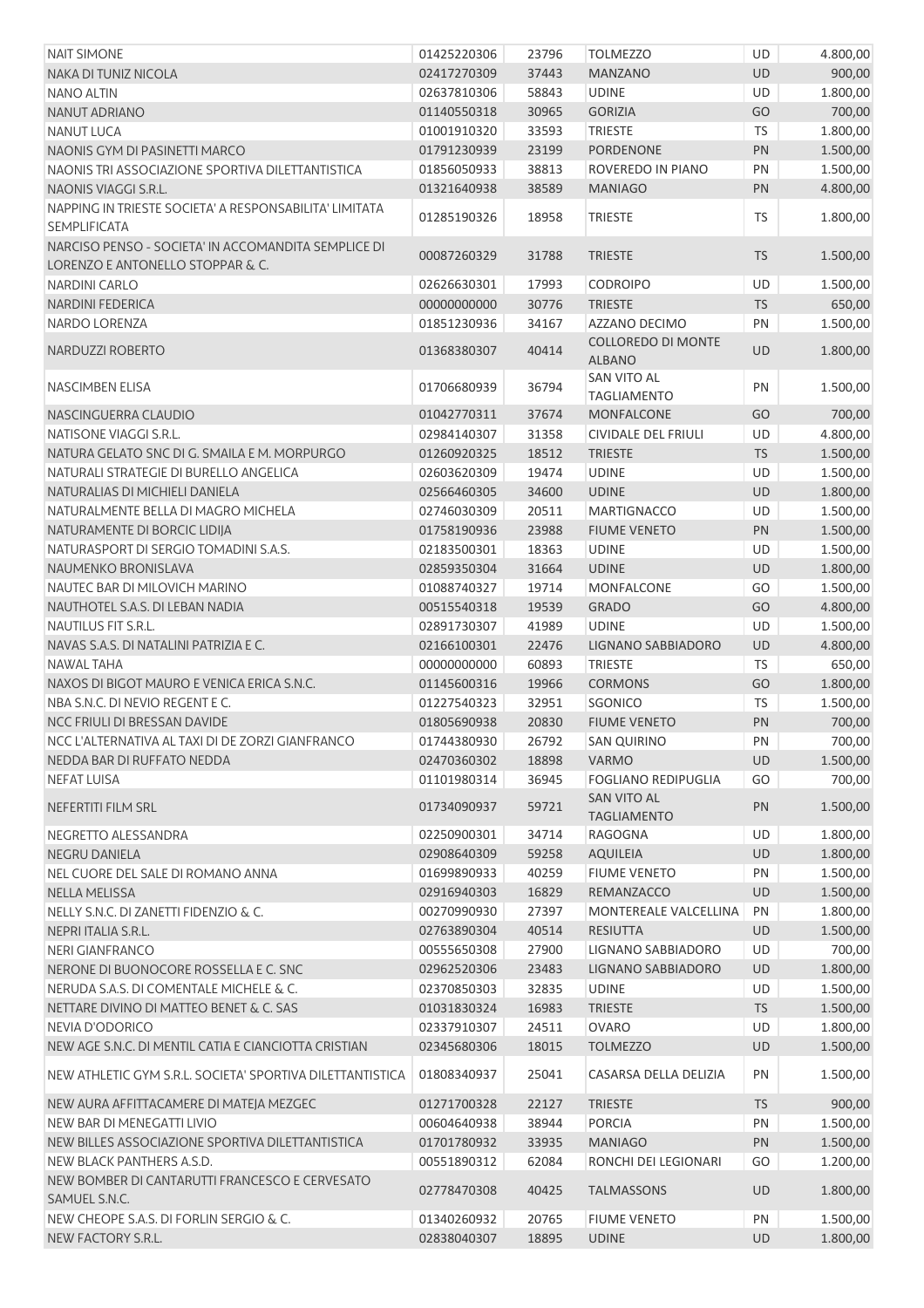| | | | | | |
|---|---|---|---|---|---|
| NAIT SIMONE | 01425220306 | 23796 | TOLMEZZO | UD | 4.800,00 |
| NAKA DI TUNIZ NICOLA | 02417270309 | 37443 | MANZANO | UD | 900,00 |
| NANO ALTIN | 02637810306 | 58843 | UDINE | UD | 1.800,00 |
| NANUT ADRIANO | 01140550318 | 30965 | GORIZIA | GO | 700,00 |
| NANUT LUCA | 01001910320 | 33593 | TRIESTE | TS | 1.800,00 |
| NAONIS GYM DI PASINETTI MARCO | 01791230939 | 23199 | PORDENONE | PN | 1.500,00 |
| NAONIS TRI ASSOCIAZIONE SPORTIVA DILETTANTISTICA | 01856050933 | 38813 | ROVEREDO IN PIANO | PN | 1.500,00 |
| NAONIS VIAGGI S.R.L. | 01321640938 | 38589 | MANIAGO | PN | 4.800,00 |
| NAPPING IN TRIESTE SOCIETA' A RESPONSABILITA' LIMITATA SEMPLIFICATA | 01285190326 | 18958 | TRIESTE | TS | 1.800,00 |
| NARCISO PENSO - SOCIETA' IN ACCOMANDITA SEMPLICE DI LORENZO E ANTONELLO STOPPAR & C. | 00087260329 | 31788 | TRIESTE | TS | 1.500,00 |
| NARDINI CARLO | 02626630301 | 17993 | CODROIPO | UD | 1.500,00 |
| NARDINI FEDERICA | 00000000000 | 30776 | TRIESTE | TS | 650,00 |
| NARDO LORENZA | 01851230936 | 34167 | AZZANO DECIMO | PN | 1.500,00 |
| NARDUZZI ROBERTO | 01368380307 | 40414 | COLLOREDO DI MONTE ALBANO | UD | 1.800,00 |
| NASCIMBEN ELISA | 01706680939 | 36794 | SAN VITO AL TAGLIAMENTO | PN | 1.500,00 |
| NASCINGUERRA CLAUDIO | 01042770311 | 37674 | MONFALCONE | GO | 700,00 |
| NATISONE VIAGGI S.R.L. | 02984140307 | 31358 | CIVIDALE DEL FRIULI | UD | 4.800,00 |
| NATURA GELATO SNC DI G. SMAILA E M. MORPURGO | 01260920325 | 18512 | TRIESTE | TS | 1.500,00 |
| NATURALI STRATEGIE DI BURELLO ANGELICA | 02603620309 | 19474 | UDINE | UD | 1.500,00 |
| NATURALIAS DI MICHIELI DANIELA | 02566460305 | 34600 | UDINE | UD | 1.800,00 |
| NATURALMENTE BELLA DI MAGRO MICHELA | 02746030309 | 20511 | MARTIGNACCO | UD | 1.500,00 |
| NATURAMENTE DI BORCIC LIDIJA | 01758190936 | 23988 | FIUME VENETO | PN | 1.500,00 |
| NATURASPORT DI SERGIO TOMADINI S.A.S. | 02183500301 | 18363 | UDINE | UD | 1.500,00 |
| NAUMENKO BRONISLAVA | 02859350304 | 31664 | UDINE | UD | 1.800,00 |
| NAUTEC BAR DI MILOVICH MARINO | 01088740327 | 19714 | MONFALCONE | GO | 1.500,00 |
| NAUTHOTEL S.A.S. DI LEBAN NADIA | 00515540318 | 19539 | GRADO | GO | 4.800,00 |
| NAUTILUS FIT S.R.L. | 02891730307 | 41989 | UDINE | UD | 1.500,00 |
| NAVAS S.A.S. DI NATALINI PATRIZIA E C. | 02166100301 | 22476 | LIGNANO SABBIADORO | UD | 4.800,00 |
| NAWAL TAHA | 00000000000 | 60893 | TRIESTE | TS | 650,00 |
| NAXOS DI BIGOT MAURO E VENICA ERICA S.N.C. | 01145600316 | 19966 | CORMONS | GO | 1.800,00 |
| NBA S.N.C. DI NEVIO REGENT E C. | 01227540323 | 32951 | SGONICO | TS | 1.500,00 |
| NCC FRIULI DI BRESSAN DAVIDE | 01805690938 | 20830 | FIUME VENETO | PN | 700,00 |
| NCC L'ALTERNATIVA AL TAXI DI DE ZORZI GIANFRANCO | 01744380930 | 26792 | SAN QUIRINO | PN | 700,00 |
| NEDDA BAR DI RUFFATO NEDDA | 02470360302 | 18898 | VARMO | UD | 1.500,00 |
| NEFAT LUISA | 01101980314 | 36945 | FOGLIANO REDIPUGLIA | GO | 700,00 |
| NEFERTITI FILM SRL | 01734090937 | 59721 | SAN VITO AL TAGLIAMENTO | PN | 1.500,00 |
| NEGRETTO ALESSANDRA | 02250900301 | 34714 | RAGOGNA | UD | 1.800,00 |
| NEGRU DANIELA | 02908640309 | 59258 | AQUILEIA | UD | 1.800,00 |
| NEL CUORE DEL SALE DI ROMANO ANNA | 01699890933 | 40259 | FIUME VENETO | PN | 1.500,00 |
| NELLA MELISSA | 02916940303 | 16829 | REMANZACCO | UD | 1.500,00 |
| NELLY S.N.C. DI ZANETTI FIDENZIO & C. | 00270990930 | 27397 | MONTEREALE VALCELLINA | PN | 1.800,00 |
| NEPRI ITALIA S.R.L. | 02763890304 | 40514 | RESIUTTA | UD | 1.500,00 |
| NERI GIANFRANCO | 00555650308 | 27900 | LIGNANO SABBIADORO | UD | 700,00 |
| NERONE DI BUONOCORE ROSSELLA E C. SNC | 02962520306 | 23483 | LIGNANO SABBIADORO | UD | 1.800,00 |
| NERUDA S.A.S. DI COMENTALE MICHELE & C. | 02370850303 | 32835 | UDINE | UD | 1.500,00 |
| NETTARE DIVINO DI MATTEO BENET & C. SAS | 01031830324 | 16983 | TRIESTE | TS | 1.500,00 |
| NEVIA D'ODORICO | 02337910307 | 24511 | OVARO | UD | 1.800,00 |
| NEW AGE S.N.C. DI MENTIL CATIA E CIANCIOTTA CRISTIAN | 02345680306 | 18015 | TOLMEZZO | UD | 1.500,00 |
| NEW ATHLETIC GYM S.R.L. SOCIETA' SPORTIVA DILETTANTISTICA | 01808340937 | 25041 | CASARSA DELLA DELIZIA | PN | 1.500,00 |
| NEW AURA AFFITTACAMERE DI MATEJA MEZGEC | 01271700328 | 22127 | TRIESTE | TS | 900,00 |
| NEW BAR DI MENEGATTI LIVIO | 00604640938 | 38944 | PORCIA | PN | 1.500,00 |
| NEW BILLES ASSOCIAZIONE SPORTIVA DILETTANTISTICA | 01701780932 | 33935 | MANIAGO | PN | 1.500,00 |
| NEW BLACK PANTHERS A.S.D. | 00551890312 | 62084 | RONCHI DEI LEGIONARI | GO | 1.200,00 |
| NEW BOMBER DI CANTARUTTI FRANCESCO E CERVESATO SAMUEL S.N.C. | 02778470308 | 40425 | TALMASSONS | UD | 1.800,00 |
| NEW CHEOPE S.A.S. DI FORLIN SERGIO & C. | 01340260932 | 20765 | FIUME VENETO | PN | 1.500,00 |
| NEW FACTORY S.R.L. | 02838040307 | 18895 | UDINE | UD | 1.800,00 |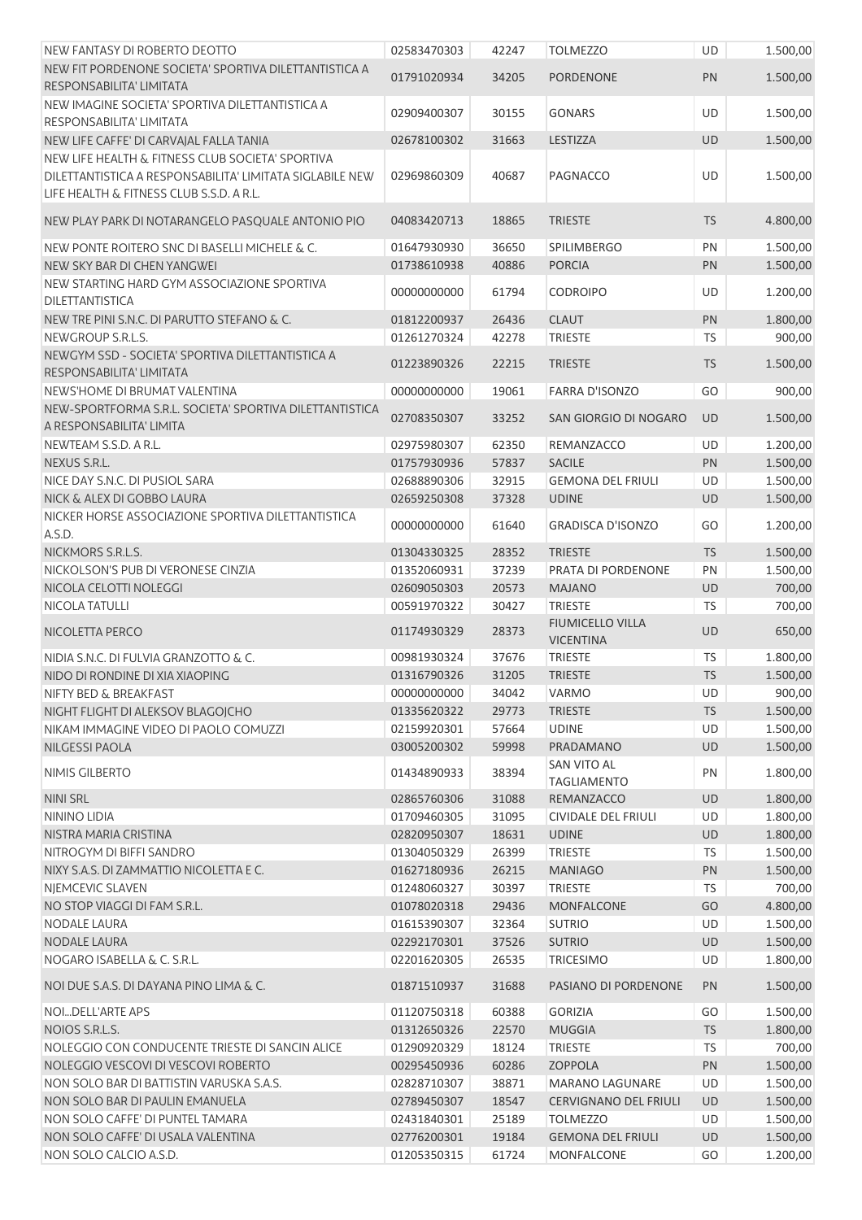| | | | | | |
|---|---|---|---|---|---|
| NEW FANTASY DI ROBERTO DEOTTO | 02583470303 | 42247 | TOLMEZZO | UD | 1.500,00 |
| NEW FIT PORDENONE SOCIETA' SPORTIVA DILETTANTISTICA A RESPONSABILITA' LIMITATA | 01791020934 | 34205 | PORDENONE | PN | 1.500,00 |
| NEW IMAGINE SOCIETA' SPORTIVA DILETTANTISTICA A RESPONSABILITA' LIMITATA | 02909400307 | 30155 | GONARS | UD | 1.500,00 |
| NEW LIFE CAFFE' DI CARVAJAL FALLA TANIA | 02678100302 | 31663 | LESTIZZA | UD | 1.500,00 |
| NEW LIFE HEALTH & FITNESS CLUB SOCIETA' SPORTIVA DILETTANTISTICA A RESPONSABILITA' LIMITATA SIGLABILE NEW LIFE HEALTH & FITNESS CLUB S.S.D. A R.L. | 02969860309 | 40687 | PAGNACCO | UD | 1.500,00 |
| NEW PLAY PARK DI NOTARANGELO PASQUALE ANTONIO PIO | 04083420713 | 18865 | TRIESTE | TS | 4.800,00 |
| NEW PONTE ROITERO SNC DI BASELLI MICHELE & C. | 01647930930 | 36650 | SPILIMBERGO | PN | 1.500,00 |
| NEW SKY BAR DI CHEN YANGWEI | 01738610938 | 40886 | PORCIA | PN | 1.500,00 |
| NEW STARTING HARD GYM ASSOCIAZIONE SPORTIVA DILETTANTISTICA | 00000000000 | 61794 | CODROIPO | UD | 1.200,00 |
| NEW TRE PINI S.N.C. DI PARUTTO STEFANO & C. | 01812200937 | 26436 | CLAUT | PN | 1.800,00 |
| NEWGROUP S.R.L.S. | 01261270324 | 42278 | TRIESTE | TS | 900,00 |
| NEWGYM SSD - SOCIETA' SPORTIVA DILETTANTISTICA A RESPONSABILITA' LIMITATA | 01223890326 | 22215 | TRIESTE | TS | 1.500,00 |
| NEWS'HOME DI BRUMAT VALENTINA | 00000000000 | 19061 | FARRA D'ISONZO | GO | 900,00 |
| NEW-SPORTFORMA S.R.L. SOCIETA' SPORTIVA DILETTANTISTICA A RESPONSABILITA' LIMITA | 02708350307 | 33252 | SAN GIORGIO DI NOGARO | UD | 1.500,00 |
| NEWTEAM S.S.D. A R.L. | 02975980307 | 62350 | REMANZACCO | UD | 1.200,00 |
| NEXUS S.R.L. | 01757930936 | 57837 | SACILE | PN | 1.500,00 |
| NICE DAY S.N.C. DI PUSIOL SARA | 02688890306 | 32915 | GEMONA DEL FRIULI | UD | 1.500,00 |
| NICK & ALEX DI GOBBO LAURA | 02659250308 | 37328 | UDINE | UD | 1.500,00 |
| NICKER HORSE ASSOCIAZIONE SPORTIVA DILETTANTISTICA A.S.D. | 00000000000 | 61640 | GRADISCA D'ISONZO | GO | 1.200,00 |
| NICKMORS S.R.L.S. | 01304330325 | 28352 | TRIESTE | TS | 1.500,00 |
| NICKOLSON'S PUB DI VERONESE CINZIA | 01352060931 | 37239 | PRATA DI PORDENONE | PN | 1.500,00 |
| NICOLA CELOTTI NOLEGGI | 02609050303 | 20573 | MAJANO | UD | 700,00 |
| NICOLA TATULLI | 00591970322 | 30427 | TRIESTE | TS | 700,00 |
| NICOLETTA PERCO | 01174930329 | 28373 | FIUMICELLO VILLA VICENTINA | UD | 650,00 |
| NIDIA S.N.C. DI FULVIA GRANZOTTO & C. | 00981930324 | 37676 | TRIESTE | TS | 1.800,00 |
| NIDO DI RONDINE DI XIA XIAOPING | 01316790326 | 31205 | TRIESTE | TS | 1.500,00 |
| NIFTY BED & BREAKFAST | 00000000000 | 34042 | VARMO | UD | 900,00 |
| NIGHT FLIGHT DI ALEKSOV BLAGOJCHO | 01335620322 | 29773 | TRIESTE | TS | 1.500,00 |
| NIKAM IMMAGINE VIDEO DI PAOLO COMUZZI | 02159920301 | 57664 | UDINE | UD | 1.500,00 |
| NILGESSI PAOLA | 03005200302 | 59998 | PRADAMANO | UD | 1.500,00 |
| NIMIS GILBERTO | 01434890933 | 38394 | SAN VITO AL TAGLIAMENTO | PN | 1.800,00 |
| NINI SRL | 02865760306 | 31088 | REMANZACCO | UD | 1.800,00 |
| NININO LIDIA | 01709460305 | 31095 | CIVIDALE DEL FRIULI | UD | 1.800,00 |
| NISTRA MARIA CRISTINA | 02820950307 | 18631 | UDINE | UD | 1.800,00 |
| NITROGYM DI BIFFI SANDRO | 01304050329 | 26399 | TRIESTE | TS | 1.500,00 |
| NIXY S.A.S. DI ZAMMATTIO NICOLETTA E C. | 01627180936 | 26215 | MANIAGO | PN | 1.500,00 |
| NJEMCEVIC SLAVEN | 01248060327 | 30397 | TRIESTE | TS | 700,00 |
| NO STOP VIAGGI DI FAM S.R.L. | 01078020318 | 29436 | MONFALCONE | GO | 4.800,00 |
| NODALE LAURA | 01615390307 | 32364 | SUTRIO | UD | 1.500,00 |
| NODALE LAURA | 02292170301 | 37526 | SUTRIO | UD | 1.500,00 |
| NOGARO ISABELLA & C. S.R.L. | 02201620305 | 26535 | TRICESIMO | UD | 1.800,00 |
| NOI DUE S.A.S. DI DAYANA PINO LIMA & C. | 01871510937 | 31688 | PASIANO DI PORDENONE | PN | 1.500,00 |
| NOI...DELL'ARTE APS | 01120750318 | 60388 | GORIZIA | GO | 1.500,00 |
| NOIOS S.R.L.S. | 01312650326 | 22570 | MUGGIA | TS | 1.800,00 |
| NOLEGGIO CON CONDUCENTE TRIESTE DI SANCIN ALICE | 01290920329 | 18124 | TRIESTE | TS | 700,00 |
| NOLEGGIO VESCOVI DI VESCOVI ROBERTO | 00295450936 | 60286 | ZOPPOLA | PN | 1.500,00 |
| NON SOLO BAR DI BATTISTIN VARUSKA S.A.S. | 02828710307 | 38871 | MARANO LAGUNARE | UD | 1.500,00 |
| NON SOLO BAR DI PAULIN EMANUELA | 02789450307 | 18547 | CERVIGNANO DEL FRIULI | UD | 1.500,00 |
| NON SOLO CAFFE' DI PUNTEL TAMARA | 02431840301 | 25189 | TOLMEZZO | UD | 1.500,00 |
| NON SOLO CAFFE' DI USALA VALENTINA | 02776200301 | 19184 | GEMONA DEL FRIULI | UD | 1.500,00 |
| NON SOLO CALCIO A.S.D. | 01205350315 | 61724 | MONFALCONE | GO | 1.200,00 |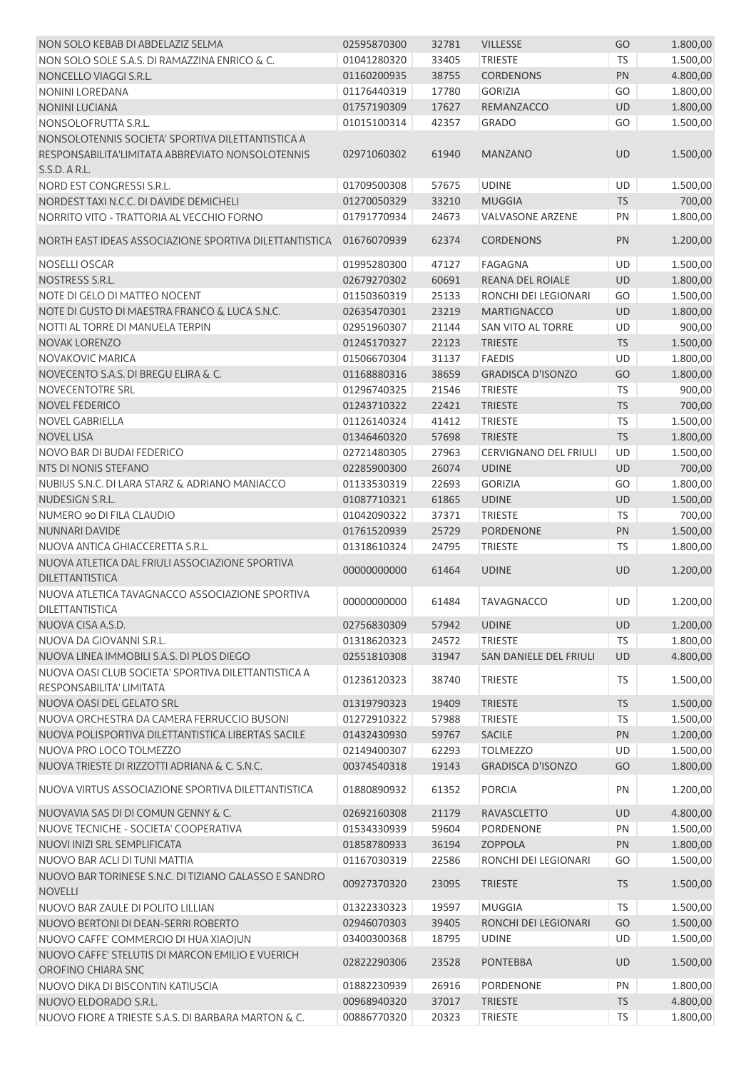| NON SOLO KEBAB DI ABDELAZIZ SELMA | 02595870300 | 32781 | VILLESSE | GO | 1.800,00 |
|---|---|---|---|---|---|
| NON SOLO SOLE S.A.S. DI RAMAZZINA ENRICO & C. | 01041280320 | 33405 | TRIESTE | TS | 1.500,00 |
| NONCELLO VIAGGI S.R.L. | 01160200935 | 38755 | CORDENONS | PN | 4.800,00 |
| NONINI LOREDANA | 01176440319 | 17780 | GORIZIA | GO | 1.800,00 |
| NONINI LUCIANA | 01757190309 | 17627 | REMANZACCO | UD | 1.800,00 |
| NONSOLOFRUTTA S.R.L. | 01015100314 | 42357 | GRADO | GO | 1.500,00 |
| NONSOLOTENNIS SOCIETA' SPORTIVA DILETTANTISTICA A RESPONSABILITA'LIMITATA ABBREVIATO NONSOLOTENNIS S.S.D. A R.L. | 02971060302 | 61940 | MANZANO | UD | 1.500,00 |
| NORD EST CONGRESSI S.R.L. | 01709500308 | 57675 | UDINE | UD | 1.500,00 |
| NORDEST TAXI N.C.C. DI DAVIDE DEMICHELI | 01270050329 | 33210 | MUGGIA | TS | 700,00 |
| NORRITO VITO - TRATTORIA AL VECCHIO FORNO | 01791770934 | 24673 | VALVASONE ARZENE | PN | 1.800,00 |
| NORTH EAST IDEAS ASSOCIAZIONE SPORTIVA DILETTANTISTICA | 01676070939 | 62374 | CORDENONS | PN | 1.200,00 |
| NOSELLI OSCAR | 01995280300 | 47127 | FAGAGNA | UD | 1.500,00 |
| NOSTRESS S.R.L. | 02679270302 | 60691 | REANA DEL ROIALE | UD | 1.800,00 |
| NOTE DI GELO DI MATTEO NOCENT | 01150360319 | 25133 | RONCHI DEI LEGIONARI | GO | 1.500,00 |
| NOTE DI GUSTO DI MAESTRA FRANCO & LUCA S.N.C. | 02635470301 | 23219 | MARTIGNACCO | UD | 1.800,00 |
| NOTTI AL TORRE DI MANUELA TERPIN | 02951960307 | 21144 | SAN VITO AL TORRE | UD | 900,00 |
| NOVAK LORENZO | 01245170327 | 22123 | TRIESTE | TS | 1.500,00 |
| NOVAKOVIC MARICA | 01506670304 | 31137 | FAEDIS | UD | 1.800,00 |
| NOVECENTO S.A.S. DI BREGU ELIRA & C. | 01168880316 | 38659 | GRADISCA D'ISONZO | GO | 1.800,00 |
| NOVECENTOTRE SRL | 01296740325 | 21546 | TRIESTE | TS | 900,00 |
| NOVEL FEDERICO | 01243710322 | 22421 | TRIESTE | TS | 700,00 |
| NOVEL GABRIELLA | 01126140324 | 41412 | TRIESTE | TS | 1.500,00 |
| NOVEL LISA | 01346460320 | 57698 | TRIESTE | TS | 1.800,00 |
| NOVO BAR DI BUDAI FEDERICO | 02721480305 | 27963 | CERVIGNANO DEL FRIULI | UD | 1.500,00 |
| NTS DI NONIS STEFANO | 02285900300 | 26074 | UDINE | UD | 700,00 |
| NUBIUS S.N.C. DI LARA STARZ & ADRIANO MANIACCO | 01133530319 | 22693 | GORIZIA | GO | 1.800,00 |
| NUDESIGN S.R.L. | 01087710321 | 61865 | UDINE | UD | 1.500,00 |
| NUMERO 90 DI FILA CLAUDIO | 01042090322 | 37371 | TRIESTE | TS | 700,00 |
| NUNNARI DAVIDE | 01761520939 | 25729 | PORDENONE | PN | 1.500,00 |
| NUOVA ANTICA GHIACCERETTA S.R.L. | 01318610324 | 24795 | TRIESTE | TS | 1.800,00 |
| NUOVA ATLETICA DAL FRIULI ASSOCIAZIONE SPORTIVA DILETTANTISTICA | 00000000000 | 61464 | UDINE | UD | 1.200,00 |
| NUOVA ATLETICA TAVAGNACCO ASSOCIAZIONE SPORTIVA DILETTANTISTICA | 00000000000 | 61484 | TAVAGNACCO | UD | 1.200,00 |
| NUOVA CISA A.S.D. | 02756830309 | 57942 | UDINE | UD | 1.200,00 |
| NUOVA DA GIOVANNI S.R.L. | 01318620323 | 24572 | TRIESTE | TS | 1.800,00 |
| NUOVA LINEA IMMOBILI S.A.S. DI PLOS DIEGO | 02551810308 | 31947 | SAN DANIELE DEL FRIULI | UD | 4.800,00 |
| NUOVA OASI CLUB SOCIETA' SPORTIVA DILETTANTISTICA A RESPONSABILITA' LIMITATA | 01236120323 | 38740 | TRIESTE | TS | 1.500,00 |
| NUOVA OASI DEL GELATO SRL | 01319790323 | 19409 | TRIESTE | TS | 1.500,00 |
| NUOVA ORCHESTRA DA CAMERA FERRUCCIO BUSONI | 01272910322 | 57988 | TRIESTE | TS | 1.500,00 |
| NUOVA POLISPORTIVA DILETTANTISTICA LIBERTAS SACILE | 01432430930 | 59767 | SACILE | PN | 1.200,00 |
| NUOVA PRO LOCO TOLMEZZO | 02149400307 | 62293 | TOLMEZZO | UD | 1.500,00 |
| NUOVA TRIESTE DI RIZZOTTI ADRIANA & C. S.N.C. | 00374540318 | 19143 | GRADISCA D'ISONZO | GO | 1.800,00 |
| NUOVA VIRTUS ASSOCIAZIONE SPORTIVA DILETTANTISTICA | 01880890932 | 61352 | PORCIA | PN | 1.200,00 |
| NUOVAVIA SAS DI DI COMUN GENNY & C. | 02692160308 | 21179 | RAVASCLETTO | UD | 4.800,00 |
| NUOVE TECNICHE - SOCIETA' COOPERATIVA | 01534330939 | 59604 | PORDENONE | PN | 1.500,00 |
| NUOVI INIZI SRL SEMPLIFICATA | 01858780933 | 36194 | ZOPPOLA | PN | 1.800,00 |
| NUOVO BAR ACLI DI TUNI MATTIA | 01167030319 | 22586 | RONCHI DEI LEGIONARI | GO | 1.500,00 |
| NUOVO BAR TORINESE S.N.C. DI TIZIANO GALASSO E SANDRO NOVELLI | 00927370320 | 23095 | TRIESTE | TS | 1.500,00 |
| NUOVO BAR ZAULE DI POLITO LILLIAN | 01322330323 | 19597 | MUGGIA | TS | 1.500,00 |
| NUOVO BERTONI DI DEAN-SERRI ROBERTO | 02946070303 | 39405 | RONCHI DEI LEGIONARI | GO | 1.500,00 |
| NUOVO CAFFE' COMMERCIO DI HUA XIAOJUN | 03400300368 | 18795 | UDINE | UD | 1.500,00 |
| NUOVO CAFFE' STELUTIS DI MARCON EMILIO E VUERICH OROFINO CHIARA SNC | 02822290306 | 23528 | PONTEBBA | UD | 1.500,00 |
| NUOVO DIKA DI BISCONTIN KATIUSCIA | 01882230939 | 26916 | PORDENONE | PN | 1.800,00 |
| NUOVO ELDORADO S.R.L. | 00968940320 | 37017 | TRIESTE | TS | 4.800,00 |
| NUOVO FIORE A TRIESTE S.A.S. DI BARBARA MARTON & C. | 00886770320 | 20323 | TRIESTE | TS | 1.800,00 |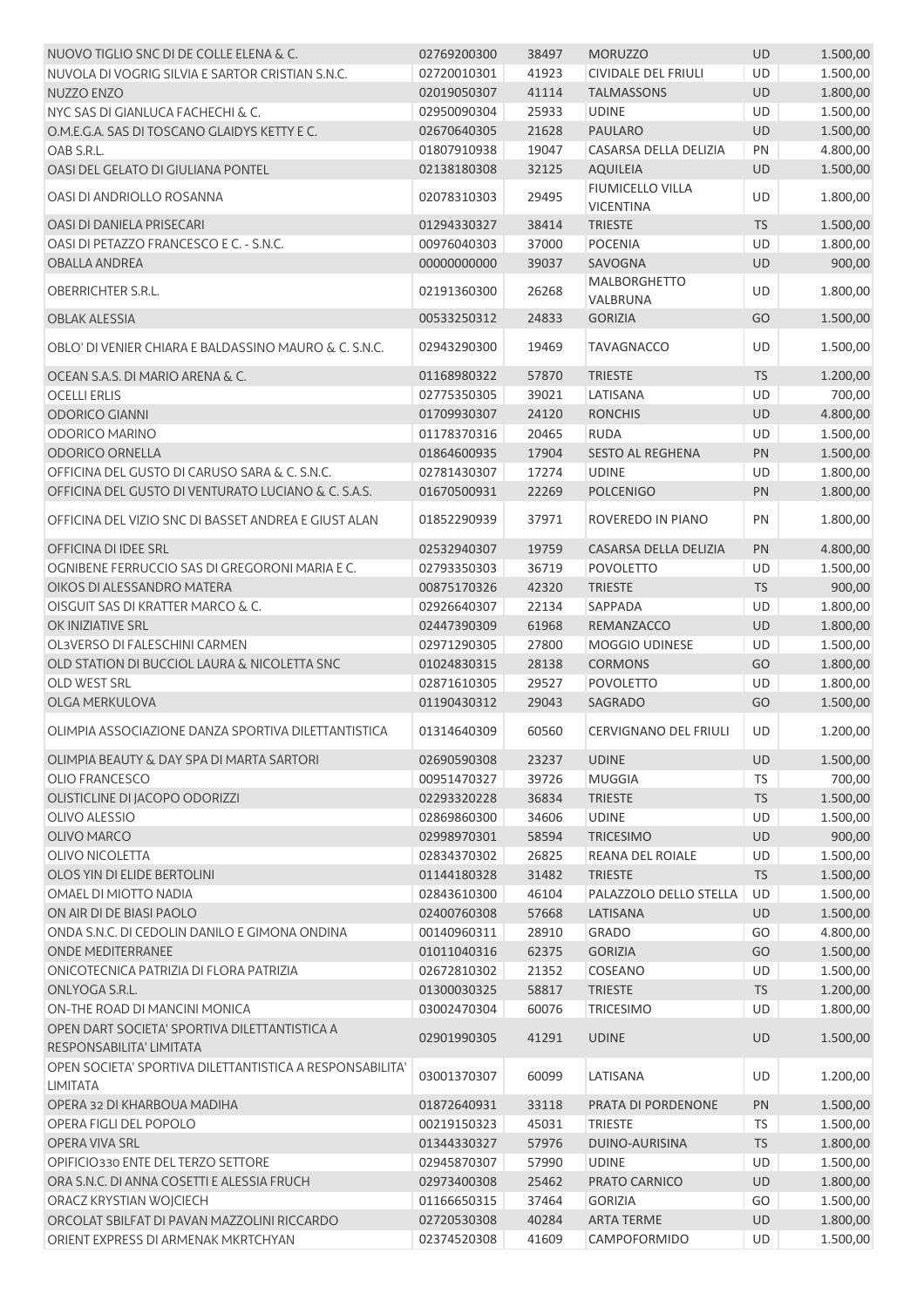| | | | | | |
|---|---|---|---|---|---|
| NUOVO TIGLIO SNC DI DE COLLE ELENA & C. | 02769200300 | 38497 | MORUZZO | UD | 1.500,00 |
| NUVOLA DI VOGRIG SILVIA E SARTOR CRISTIAN S.N.C. | 02720010301 | 41923 | CIVIDALE DEL FRIULI | UD | 1.500,00 |
| NUZZO ENZO | 02019050307 | 41114 | TALMASSONS | UD | 1.800,00 |
| NYC SAS DI GIANLUCA FACHECHI & C. | 02950090304 | 25933 | UDINE | UD | 1.500,00 |
| O.M.E.G.A. SAS DI TOSCANO GLAIDYS KETTY E C. | 02670640305 | 21628 | PAULARO | UD | 1.500,00 |
| OAB S.R.L. | 01807910938 | 19047 | CASARSA DELLA DELIZIA | PN | 4.800,00 |
| OASI DEL GELATO DI GIULIANA PONTEL | 02138180308 | 32125 | AQUILEIA | UD | 1.500,00 |
| OASI DI ANDRIOLLO ROSANNA | 02078310303 | 29495 | FIUMICELLO VILLA VICENTINA | UD | 1.800,00 |
| OASI DI DANIELA PRISECARI | 01294330327 | 38414 | TRIESTE | TS | 1.500,00 |
| OASI DI PETAZZO FRANCESCO E C. - S.N.C. | 00976040303 | 37000 | POCENIA | UD | 1.800,00 |
| OBALLA ANDREA | 00000000000 | 39037 | SAVOGNA | UD | 900,00 |
| OBERRICHTER S.R.L. | 02191360300 | 26268 | MALBORGHETTO VALBRUNA | UD | 1.800,00 |
| OBLAK ALESSIA | 00533250312 | 24833 | GORIZIA | GO | 1.500,00 |
| OBLO' DI VENIER CHIARA E BALDASSINO MAURO & C. S.N.C. | 02943290300 | 19469 | TAVAGNACCO | UD | 1.500,00 |
| OCEAN S.A.S. DI MARIO ARENA & C. | 01168980322 | 57870 | TRIESTE | TS | 1.200,00 |
| OCELLI ERLIS | 02775350305 | 39021 | LATISANA | UD | 700,00 |
| ODORICO GIANNI | 01709930307 | 24120 | RONCHIS | UD | 4.800,00 |
| ODORICO MARINO | 01178370316 | 20465 | RUDA | UD | 1.500,00 |
| ODORICO ORNELLA | 01864600935 | 17904 | SESTO AL REGHENA | PN | 1.500,00 |
| OFFICINA DEL GUSTO DI CARUSO SARA & C. S.N.C. | 02781430307 | 17274 | UDINE | UD | 1.800,00 |
| OFFICINA DEL GUSTO DI VENTURATO LUCIANO & C. S.A.S. | 01670500931 | 22269 | POLCENIGO | PN | 1.800,00 |
| OFFICINA DEL VIZIO SNC DI BASSET ANDREA E GIUST ALAN | 01852290939 | 37971 | ROVEREDO IN PIANO | PN | 1.800,00 |
| OFFICINA DI IDEE SRL | 02532940307 | 19759 | CASARSA DELLA DELIZIA | PN | 4.800,00 |
| OGNIBENE FERRUCCIO SAS DI GREGORONI MARIA E C. | 02793350303 | 36719 | POVOLETTO | UD | 1.500,00 |
| OIKOS DI ALESSANDRO MATERA | 00875170326 | 42320 | TRIESTE | TS | 900,00 |
| OISGUIT SAS DI KRATTER MARCO & C. | 02926640307 | 22134 | SAPPADA | UD | 1.800,00 |
| OK INIZIATIVE SRL | 02447390309 | 61968 | REMANZACCO | UD | 1.800,00 |
| OL3VERSO DI FALESCHINI CARMEN | 02971290305 | 27800 | MOGGIO UDINESE | UD | 1.500,00 |
| OLD STATION DI BUCCIOL LAURA & NICOLETTA SNC | 01024830315 | 28138 | CORMONS | GO | 1.800,00 |
| OLD WEST SRL | 02871610305 | 29527 | POVOLETTO | UD | 1.800,00 |
| OLGA MERKULOVA | 01190430312 | 29043 | SAGRADO | GO | 1.500,00 |
| OLIMPIA ASSOCIAZIONE DANZA SPORTIVA DILETTANTISTICA | 01314640309 | 60560 | CERVIGNANO DEL FRIULI | UD | 1.200,00 |
| OLIMPIA BEAUTY & DAY SPA DI MARTA SARTORI | 02690590308 | 23237 | UDINE | UD | 1.500,00 |
| OLIO FRANCESCO | 00951470327 | 39726 | MUGGIA | TS | 700,00 |
| OLISTICLINE DI JACOPO ODORIZZI | 02293320228 | 36834 | TRIESTE | TS | 1.500,00 |
| OLIVO ALESSIO | 02869860300 | 34606 | UDINE | UD | 1.500,00 |
| OLIVO MARCO | 02998970301 | 58594 | TRICESIMO | UD | 900,00 |
| OLIVO NICOLETTA | 02834370302 | 26825 | REANA DEL ROIALE | UD | 1.500,00 |
| OLOS YIN DI ELIDE BERTOLINI | 01144180328 | 31482 | TRIESTE | TS | 1.500,00 |
| OMAEL DI MIOTTO NADIA | 02843610300 | 46104 | PALAZZOLO DELLO STELLA | UD | 1.500,00 |
| ON AIR DI DE BIASI PAOLO | 02400760308 | 57668 | LATISANA | UD | 1.500,00 |
| ONDA S.N.C. DI CEDOLIN DANILO E GIMONA ONDINA | 00140960311 | 28910 | GRADO | GO | 4.800,00 |
| ONDE MEDITERRANEE | 01011040316 | 62375 | GORIZIA | GO | 1.500,00 |
| ONICOTECNICA PATRIZIA DI FLORA PATRIZIA | 02672810302 | 21352 | COSEANO | UD | 1.500,00 |
| ONLYOGA S.R.L. | 01300030325 | 58817 | TRIESTE | TS | 1.200,00 |
| ON-THE ROAD DI MANCINI MONICA | 03002470304 | 60076 | TRICESIMO | UD | 1.800,00 |
| OPEN DART SOCIETA' SPORTIVA DILETTANTISTICA A RESPONSABILITA' LIMITATA | 02901990305 | 41291 | UDINE | UD | 1.500,00 |
| OPEN SOCIETA' SPORTIVA DILETTANTISTICA A RESPONSABILITA' LIMITATA | 03001370307 | 60099 | LATISANA | UD | 1.200,00 |
| OPERA 32 DI KHARBOUA MADIHA | 01872640931 | 33118 | PRATA DI PORDENONE | PN | 1.500,00 |
| OPERA FIGLI DEL POPOLO | 00219150323 | 45031 | TRIESTE | TS | 1.500,00 |
| OPERA VIVA SRL | 01344330327 | 57976 | DUINO-AURISINA | TS | 1.800,00 |
| OPIFICIO330 ENTE DEL TERZO SETTORE | 02945870307 | 57990 | UDINE | UD | 1.500,00 |
| ORA S.N.C. DI ANNA COSETTI E ALESSIA FRUCH | 02973400308 | 25462 | PRATO CARNICO | UD | 1.800,00 |
| ORACZ KRYSTIAN WOJCIECH | 01166650315 | 37464 | GORIZIA | GO | 1.500,00 |
| ORCOLAT SBILFAT DI PAVAN MAZZOLINI RICCARDO | 02720530308 | 40284 | ARTA TERME | UD | 1.800,00 |
| ORIENT EXPRESS DI ARMENAK MKRTCHYAN | 02374520308 | 41609 | CAMPOFORMIDO | UD | 1.500,00 |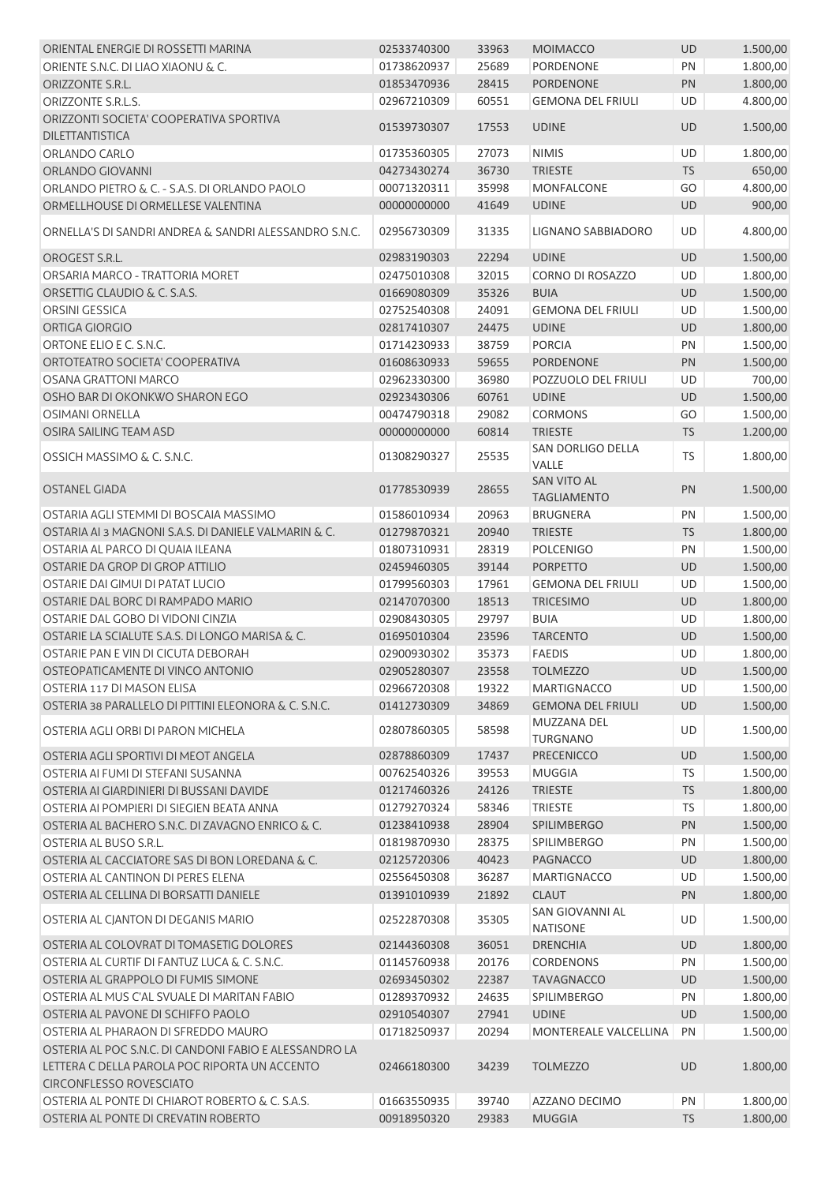| | | | | | |
|---|---|---|---|---|---|
| ORIENTAL ENERGIE DI ROSSETTI MARINA | 02533740300 | 33963 | MOIMACCO | UD | 1.500,00 |
| ORIENTE S.N.C. DI LIAO XIAONU & C. | 01738620937 | 25689 | PORDENONE | PN | 1.800,00 |
| ORIZZONTE S.R.L. | 01853470936 | 28415 | PORDENONE | PN | 1.800,00 |
| ORIZZONTE S.R.L.S. | 02967210309 | 60551 | GEMONA DEL FRIULI | UD | 4.800,00 |
| ORIZZONTI SOCIETA' COOPERATIVA SPORTIVA DILETTANTISTICA | 01539730307 | 17553 | UDINE | UD | 1.500,00 |
| ORLANDO CARLO | 01735360305 | 27073 | NIMIS | UD | 1.800,00 |
| ORLANDO GIOVANNI | 04273430274 | 36730 | TRIESTE | TS | 650,00 |
| ORLANDO PIETRO & C. - S.A.S. DI ORLANDO PAOLO | 00071320311 | 35998 | MONFALCONE | GO | 4.800,00 |
| ORMELLHOUSE DI ORMELLESE VALENTINA | 00000000000 | 41649 | UDINE | UD | 900,00 |
| ORNELLA'S DI SANDRI ANDREA & SANDRI ALESSANDRO S.N.C. | 02956730309 | 31335 | LIGNANO SABBIADORO | UD | 4.800,00 |
| OROGEST S.R.L. | 02983190303 | 22294 | UDINE | UD | 1.500,00 |
| ORSARIA MARCO - TRATTORIA MORET | 02475010308 | 32015 | CORNO DI ROSAZZO | UD | 1.800,00 |
| ORSETTIG CLAUDIO & C. S.A.S. | 01669080309 | 35326 | BUIA | UD | 1.500,00 |
| ORSINI GESSICA | 02752540308 | 24091 | GEMONA DEL FRIULI | UD | 1.500,00 |
| ORTIGA GIORGIO | 02817410307 | 24475 | UDINE | UD | 1.800,00 |
| ORTONE ELIO E C. S.N.C. | 01714230933 | 38759 | PORCIA | PN | 1.500,00 |
| ORTOTEATRO SOCIETA' COOPERATIVA | 01608630933 | 59655 | PORDENONE | PN | 1.500,00 |
| OSANA GRATTONI MARCO | 02962330300 | 36980 | POZZUOLO DEL FRIULI | UD | 700,00 |
| OSHO BAR DI OKONKWO SHARON EGO | 02923430306 | 60761 | UDINE | UD | 1.500,00 |
| OSIMANI ORNELLA | 00474790318 | 29082 | CORMONS | GO | 1.500,00 |
| OSIRA SAILING TEAM ASD | 00000000000 | 60814 | TRIESTE | TS | 1.200,00 |
| OSSICH MASSIMO & C. S.N.C. | 01308290327 | 25535 | SAN DORLIGO DELLA VALLE | TS | 1.800,00 |
| OSTANEL GIADA | 01778530939 | 28655 | SAN VITO AL TAGLIAMENTO | PN | 1.500,00 |
| OSTARIA AGLI STEMMI DI BOSCAIA MASSIMO | 01586010934 | 20963 | BRUGNERA | PN | 1.500,00 |
| OSTARIA AI 3 MAGNONI S.A.S. DI DANIELE VALMARIN & C. | 01279870321 | 20940 | TRIESTE | TS | 1.800,00 |
| OSTARIA AL PARCO DI QUAIA ILEANA | 01807310931 | 28319 | POLCENIGO | PN | 1.500,00 |
| OSTARIE DA GROP DI GROP ATTILIO | 02459460305 | 39144 | PORPETTO | UD | 1.500,00 |
| OSTARIE DAI GIMUI DI PATAT LUCIO | 01799560303 | 17961 | GEMONA DEL FRIULI | UD | 1.500,00 |
| OSTARIE DAL BORC DI RAMPADO MARIO | 02147070300 | 18513 | TRICESIMO | UD | 1.800,00 |
| OSTARIE DAL GOBO DI VIDONI CINZIA | 02908430305 | 29797 | BUIA | UD | 1.800,00 |
| OSTARIE LA SCIALUTE S.A.S. DI LONGO MARISA & C. | 01695010304 | 23596 | TARCENTO | UD | 1.500,00 |
| OSTARIE PAN E VIN DI CICUTA DEBORAH | 02900930302 | 35373 | FAEDIS | UD | 1.800,00 |
| OSTEOPATICAMENTE DI VINCO ANTONIO | 02905280307 | 23558 | TOLMEZZO | UD | 1.500,00 |
| OSTERIA 117 DI MASON ELISA | 02966720308 | 19322 | MARTIGNACCO | UD | 1.500,00 |
| OSTERIA 38 PARALLELO DI PITTINI ELEONORA & C. S.N.C. | 01412730309 | 34869 | GEMONA DEL FRIULI | UD | 1.500,00 |
| OSTERIA AGLI ORBI DI PARON MICHELA | 02807860305 | 58598 | MUZZANA DEL TURGNANO | UD | 1.500,00 |
| OSTERIA AGLI SPORTIVI DI MEOT ANGELA | 02878860309 | 17437 | PRECENICCO | UD | 1.500,00 |
| OSTERIA AI FUMI DI STEFANI SUSANNA | 00762540326 | 39553 | MUGGIA | TS | 1.500,00 |
| OSTERIA AI GIARDINIERI DI BUSSANI DAVIDE | 01217460326 | 24126 | TRIESTE | TS | 1.800,00 |
| OSTERIA AI POMPIERI DI SIEGIEN BEATA ANNA | 01279270324 | 58346 | TRIESTE | TS | 1.800,00 |
| OSTERIA AL BACHERO S.N.C. DI ZAVAGNO ENRICO & C. | 01238410938 | 28904 | SPILIMBERGO | PN | 1.500,00 |
| OSTERIA AL BUSO S.R.L. | 01819870930 | 28375 | SPILIMBERGO | PN | 1.500,00 |
| OSTERIA AL CACCIATORE SAS DI BON LOREDANA & C. | 02125720306 | 40423 | PAGNACCO | UD | 1.800,00 |
| OSTERIA AL CANTINON DI PERES ELENA | 02556450308 | 36287 | MARTIGNACCO | UD | 1.500,00 |
| OSTERIA AL CELLINA DI BORSATTI DANIELE | 01391010939 | 21892 | CLAUT | PN | 1.800,00 |
| OSTERIA AL CJANTON DI DEGANIS MARIO | 02522870308 | 35305 | SAN GIOVANNI AL NATISONE | UD | 1.500,00 |
| OSTERIA AL COLOVRAT DI TOMASETIG DOLORES | 02144360308 | 36051 | DRENCHIA | UD | 1.800,00 |
| OSTERIA AL CURTIF DI FANTUZ LUCA & C. S.N.C. | 01145760938 | 20176 | CORDENONS | PN | 1.500,00 |
| OSTERIA AL GRAPPOLO DI FUMIS SIMONE | 02693450302 | 22387 | TAVAGNACCO | UD | 1.500,00 |
| OSTERIA AL MUS C'AL SVUALE DI MARITAN FABIO | 01289370932 | 24635 | SPILIMBERGO | PN | 1.800,00 |
| OSTERIA AL PAVONE DI SCHIFFO PAOLO | 02910540307 | 27941 | UDINE | UD | 1.500,00 |
| OSTERIA AL PHARAON DI SFREDDO MAURO | 01718250937 | 20294 | MONTEREALE VALCELLINA | PN | 1.500,00 |
| OSTERIA AL POC S.N.C. DI CANDONI FABIO E ALESSANDRO LA LETTERA C DELLA PAROLA POC RIPORTA UN ACCENTO CIRCONFLESSO ROVESCIATO | 02466180300 | 34239 | TOLMEZZO | UD | 1.800,00 |
| OSTERIA AL PONTE DI CHIAROT ROBERTO & C. S.A.S. | 01663550935 | 39740 | AZZANO DECIMO | PN | 1.800,00 |
| OSTERIA AL PONTE DI CREVATIN ROBERTO | 00918950320 | 29383 | MUGGIA | TS | 1.800,00 |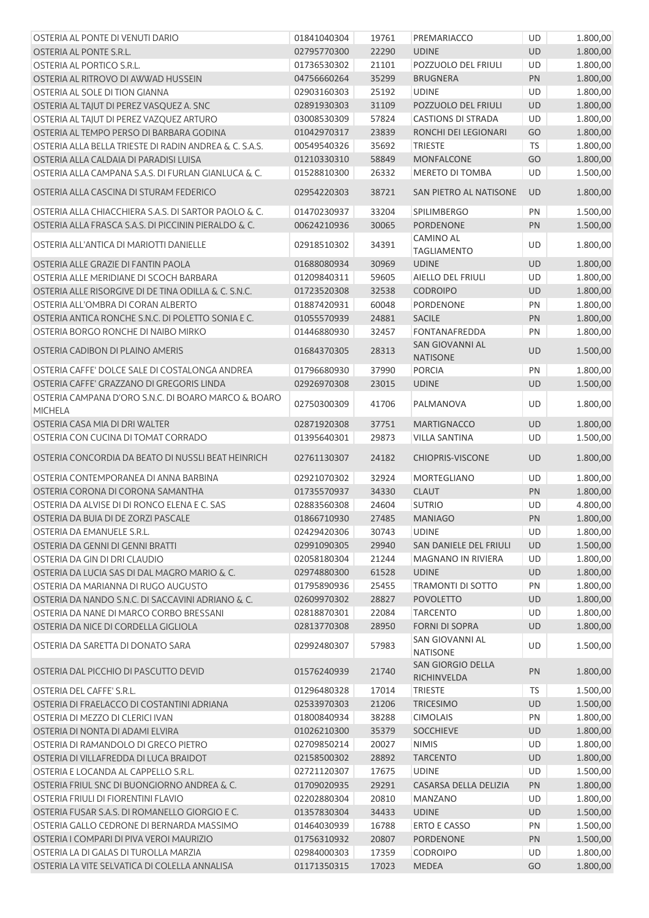| | | | | | |
|---|---|---|---|---|---|
| OSTERIA AL PONTE DI VENUTI DARIO | 01841040304 | 19761 | PREMARIACCO | UD | 1.800,00 |
| OSTERIA AL PONTE S.R.L. | 02795770300 | 22290 | UDINE | UD | 1.800,00 |
| OSTERIA AL PORTICO S.R.L. | 01736530302 | 21101 | POZZUOLO DEL FRIULI | UD | 1.800,00 |
| OSTERIA AL RITROVO DI AWWAD HUSSEIN | 04756660264 | 35299 | BRUGNERA | PN | 1.800,00 |
| OSTERIA AL SOLE DI TION GIANNA | 02903160303 | 25192 | UDINE | UD | 1.800,00 |
| OSTERIA AL TAJUT DI PEREZ VASQUEZ A. SNC | 02891930303 | 31109 | POZZUOLO DEL FRIULI | UD | 1.800,00 |
| OSTERIA AL TAJUT DI PEREZ VAZQUEZ ARTURO | 03008530309 | 57824 | CASTIONS DI STRADA | UD | 1.800,00 |
| OSTERIA AL TEMPO PERSO DI BARBARA GODINA | 01042970317 | 23839 | RONCHI DEI LEGIONARI | GO | 1.800,00 |
| OSTERIA ALLA BELLA TRIESTE DI RADIN ANDREA & C. S.A.S. | 00549540326 | 35692 | TRIESTE | TS | 1.800,00 |
| OSTERIA ALLA CALDAIA DI PARADISI LUISA | 01210330310 | 58849 | MONFALCONE | GO | 1.800,00 |
| OSTERIA ALLA CAMPANA S.A.S. DI FURLAN GIANLUCA & C. | 01528810300 | 26332 | MERETO DI TOMBA | UD | 1.500,00 |
| OSTERIA ALLA CASCINA DI STURAM FEDERICO | 02954220303 | 38721 | SAN PIETRO AL NATISONE | UD | 1.800,00 |
| OSTERIA ALLA CHIACCHIERA S.A.S. DI SARTOR PAOLO & C. | 01470230937 | 33204 | SPILIMBERGO | PN | 1.500,00 |
| OSTERIA ALLA FRASCA S.A.S. DI PICCININ PIERALDO & C. | 00624210936 | 30065 | PORDENONE | PN | 1.500,00 |
| OSTERIA ALL'ANTICA DI MARIOTTI DANIELLE | 02918510302 | 34391 | CAMINO AL TAGLIAMENTO | UD | 1.800,00 |
| OSTERIA ALLE GRAZIE DI FANTIN PAOLA | 01688080934 | 30969 | UDINE | UD | 1.800,00 |
| OSTERIA ALLE MERIDIANE DI SCOCH BARBARA | 01209840311 | 59605 | AIELLO DEL FRIULI | UD | 1.800,00 |
| OSTERIA ALLE RISORGIVE DI DE TINA ODILLA & C. S.N.C. | 01723520308 | 32538 | CODROIPO | UD | 1.800,00 |
| OSTERIA ALL'OMBRA DI CORAN ALBERTO | 01887420931 | 60048 | PORDENONE | PN | 1.800,00 |
| OSTERIA ANTICA RONCHE S.N.C. DI POLETTO SONIA E C. | 01055570939 | 24881 | SACILE | PN | 1.800,00 |
| OSTERIA BORGO RONCHE DI NAIBO MIRKO | 01446880930 | 32457 | FONTANAFREDDA | PN | 1.800,00 |
| OSTERIA CADIBON DI PLAINO AMERIS | 01684370305 | 28313 | SAN GIOVANNI AL NATISONE | UD | 1.500,00 |
| OSTERIA CAFFE' DOLCE SALE DI COSTALONGA ANDREA | 01796680930 | 37990 | PORCIA | PN | 1.800,00 |
| OSTERIA CAFFE' GRAZZANO DI GREGORIS LINDA | 02926970308 | 23015 | UDINE | UD | 1.500,00 |
| OSTERIA CAMPANA D'ORO S.N.C. DI BOARO MARCO & BOARO MICHELA | 02750300309 | 41706 | PALMANOVA | UD | 1.800,00 |
| OSTERIA CASA MIA DI DRI WALTER | 02871920308 | 37751 | MARTIGNACCO | UD | 1.800,00 |
| OSTERIA CON CUCINA DI TOMAT CORRADO | 01395640301 | 29873 | VILLA SANTINA | UD | 1.500,00 |
| OSTERIA CONCORDIA DA BEATO DI NUSSLI BEAT HEINRICH | 02761130307 | 24182 | CHIOPRIS-VISCONE | UD | 1.800,00 |
| OSTERIA CONTEMPORANEA DI ANNA BARBINA | 02921070302 | 32924 | MORTEGLIANO | UD | 1.800,00 |
| OSTERIA CORONA DI CORONA SAMANTHA | 01735570937 | 34330 | CLAUT | PN | 1.800,00 |
| OSTERIA DA ALVISE DI DI RONCO ELENA E C. SAS | 02883560308 | 24604 | SUTRIO | UD | 4.800,00 |
| OSTERIA DA BUIA DI DE ZORZI PASCALE | 01866710930 | 27485 | MANIAGO | PN | 1.800,00 |
| OSTERIA DA EMANUELE S.R.L. | 02429420306 | 30743 | UDINE | UD | 1.800,00 |
| OSTERIA DA GENNI DI GENNI BRATTI | 02991090305 | 29940 | SAN DANIELE DEL FRIULI | UD | 1.500,00 |
| OSTERIA DA GIN DI DRI CLAUDIO | 02058180304 | 21244 | MAGNANO IN RIVIERA | UD | 1.800,00 |
| OSTERIA DA LUCIA SAS DI DAL MAGRO MARIO & C. | 02974880300 | 61528 | UDINE | UD | 1.800,00 |
| OSTERIA DA MARIANNA DI RUGO AUGUSTO | 01795890936 | 25455 | TRAMONTI DI SOTTO | PN | 1.800,00 |
| OSTERIA DA NANDO S.N.C. DI SACCAVINI ADRIANO & C. | 02609970302 | 28827 | POVOLETTO | UD | 1.800,00 |
| OSTERIA DA NANE DI MARCO CORBO BRESSANI | 02818870301 | 22084 | TARCENTO | UD | 1.800,00 |
| OSTERIA DA NICE DI CORDELLA GIGLIOLA | 02813770308 | 28950 | FORNI DI SOPRA | UD | 1.800,00 |
| OSTERIA DA SARETTA DI DONATO SARA | 02992480307 | 57983 | SAN GIOVANNI AL NATISONE | UD | 1.500,00 |
| OSTERIA DAL PICCHIO DI PASCUTTO DEVID | 01576240939 | 21740 | SAN GIORGIO DELLA RICHINVELDA | PN | 1.800,00 |
| OSTERIA DEL CAFFE' S.R.L. | 01296480328 | 17014 | TRIESTE | TS | 1.500,00 |
| OSTERIA DI FRAELACCO DI COSTANTINI ADRIANA | 02533970303 | 21206 | TRICESIMO | UD | 1.500,00 |
| OSTERIA DI MEZZO DI CLERICI IVAN | 01800840934 | 38288 | CIMOLAIS | PN | 1.800,00 |
| OSTERIA DI NONTA DI ADAMI ELVIRA | 01026210300 | 35379 | SOCCHIEVE | UD | 1.800,00 |
| OSTERIA DI RAMANDOLO DI GRECO PIETRO | 02709850214 | 20027 | NIMIS | UD | 1.800,00 |
| OSTERIA DI VILLAFREDDA DI LUCA BRAIDOT | 02158500302 | 28892 | TARCENTO | UD | 1.800,00 |
| OSTERIA E LOCANDA AL CAPPELLO S.R.L. | 02721120307 | 17675 | UDINE | UD | 1.500,00 |
| OSTERIA FRIUL SNC DI BUONGIORNO ANDREA & C. | 01709020935 | 29291 | CASARSA DELLA DELIZIA | PN | 1.800,00 |
| OSTERIA FRIULI DI FIORENTINI FLAVIO | 02202880304 | 20810 | MANZANO | UD | 1.800,00 |
| OSTERIA FUSAR S.A.S. DI ROMANELLO GIORGIO E C. | 01357830304 | 34433 | UDINE | UD | 1.500,00 |
| OSTERIA GALLO CEDRONE DI BERNARDA MASSIMO | 01464030939 | 16788 | ERTO E CASSO | PN | 1.500,00 |
| OSTERIA I COMPARI DI PIVA VEROI MAURIZIO | 01756310932 | 20807 | PORDENONE | PN | 1.500,00 |
| OSTERIA LA DI GALAS DI TUROLLA MARZIA | 02984000303 | 17359 | CODROIPO | UD | 1.800,00 |
| OSTERIA LA VITE SELVATICA DI COLELLA ANNALISA | 01171350315 | 17023 | MEDEA | GO | 1.800,00 |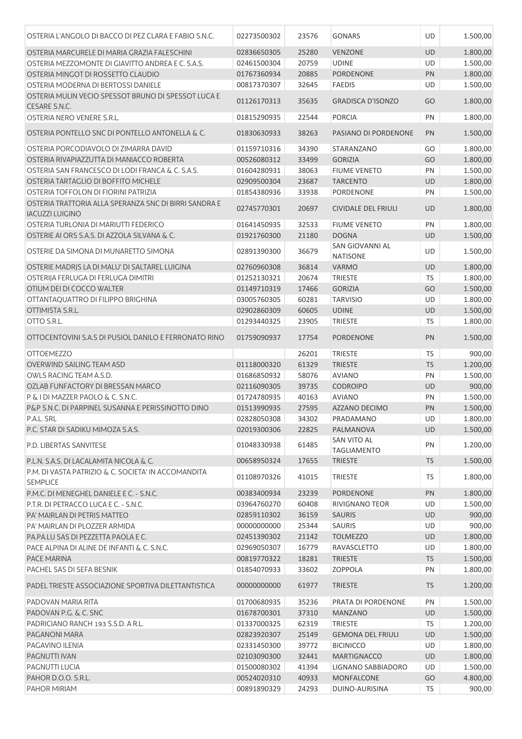| | | | | | |
|---|---|---|---|---|---|
| OSTERIA L'ANGOLO DI BACCO DI PEZ CLARA E FABIO S.N.C. | 02273500302 | 23576 | GONARS | UD | 1.500,00 |
| OSTERIA MARCURELE DI MARIA GRAZIA FALESCHINI | 02836650305 | 25280 | VENZONE | UD | 1.800,00 |
| OSTERIA MEZZOMONTE DI GIAVITTO ANDREA E C. S.A.S. | 02461500304 | 20759 | UDINE | UD | 1.500,00 |
| OSTERIA MINGOT DI ROSSETTO CLAUDIO | 01767360934 | 20885 | PORDENONE | PN | 1.800,00 |
| OSTERIA MODERNA DI BERTOSSI DANIELE | 00817370307 | 32645 | FAEDIS | UD | 1.500,00 |
| OSTERIA MULIN VECIO SPESSOT BRUNO DI SPESSOT LUCA E CESARE S.N.C. | 01126170313 | 35635 | GRADISCA D'ISONZO | GO | 1.800,00 |
| OSTERIA NERO VENERE S.R.L. | 01815290935 | 22544 | PORCIA | PN | 1.800,00 |
| OSTERIA PONTELLO SNC DI PONTELLO ANTONELLA & C. | 01830630933 | 38263 | PASIANO DI PORDENONE | PN | 1.500,00 |
| OSTERIA PORCODIAVOLO DI ZIMARRA DAVID | 01159710316 | 34390 | STARANZANO | GO | 1.800,00 |
| OSTERIA RIVAPIAZZUTTA DI MANIACCO ROBERTA | 00526080312 | 33499 | GORIZIA | GO | 1.800,00 |
| OSTERIA SAN FRANCESCO DI LODI FRANCA & C. S.A.S. | 01604280931 | 38063 | FIUME VENETO | PN | 1.500,00 |
| OSTERIA TARTAGLIO DI BOFFITO MICHELE | 02909500304 | 23687 | TARCENTO | UD | 1.800,00 |
| OSTERIA TOFFOLON DI FIORINI PATRIZIA | 01854380936 | 33938 | PORDENONE | PN | 1.500,00 |
| OSTERIA TRATTORIA ALLA SPERANZA SNC DI BIRRI SANDRA E IACUZZI LUIGINO | 02745770301 | 20697 | CIVIDALE DEL FRIULI | UD | 1.800,00 |
| OSTERIA TURLONIA DI MARIUTTI FEDERICO | 01641450935 | 32533 | FIUME VENETO | PN | 1.800,00 |
| OSTERIE AI ORS S.A.S. DI AZZOLA SILVANA & C. | 01921760300 | 21180 | DOGNA | UD | 1.500,00 |
| OSTERIE DA SIMONA DI MUNARETTO SIMONA | 02891390300 | 36679 | SAN GIOVANNI AL NATISONE | UD | 1.500,00 |
| OSTERIE MADRJS LA DI MALU' DI SALTAREL LUIGINA | 02760960308 | 36814 | VARMO | UD | 1.800,00 |
| OSTERIJA FERLUGA DI FERLUGA DIMITRI | 01252130321 | 20674 | TRIESTE | TS | 1.800,00 |
| OTIUM DEI DI COCCO WALTER | 01149710319 | 17466 | GORIZIA | GO | 1.500,00 |
| OTTANTAQUATTRO DI FILIPPO BRIGHINA | 03005760305 | 60281 | TARVISIO | UD | 1.800,00 |
| OTTIMISTA S.R.L. | 02902860309 | 60605 | UDINE | UD | 1.500,00 |
| OTTO S.R.L. | 01293440325 | 23905 | TRIESTE | TS | 1.800,00 |
| OTTOCENTOVINI S.A.S DI PUSIOL DANILO E FERRONATO RINO | 01759090937 | 17754 | PORDENONE | PN | 1.500,00 |
| OTTOEMEZZO | | 26201 | TRIESTE | TS | 900,00 |
| OVERWIND SAILING TEAM ASD | 01118000320 | 61329 | TRIESTE | TS | 1.200,00 |
| OWLS RACING TEAM A.S.D. | 01686850932 | 58076 | AVIANO | PN | 1.500,00 |
| OZLAB FUNFACTORY DI BRESSAN MARCO | 02116090305 | 39735 | CODROIPO | UD | 900,00 |
| P & I DI MAZZER PAOLO & C. S.N.C. | 01724780935 | 40163 | AVIANO | PN | 1.500,00 |
| P&P S.N.C. DI PARPINEL SUSANNA E PERISSINOTTO DINO | 01513990935 | 27595 | AZZANO DECIMO | PN | 1.500,00 |
| P.A.L. SRL | 02828050308 | 34302 | PRADAMANO | UD | 1.800,00 |
| P.C. STAR DI SADIKU MIMOZA S.A.S. | 02019300306 | 22825 | PALMANOVA | UD | 1.500,00 |
| P.D. LIBERTAS SANVITESE | 01048330938 | 61485 | SAN VITO AL TAGLIAMENTO | PN | 1.200,00 |
| P.L.N. S.A.S. DI LACALAMITA NICOLA & C. | 00658950324 | 17655 | TRIESTE | TS | 1.500,00 |
| P.M. DI VASTA PATRIZIO & C. SOCIETA' IN ACCOMANDITA SEMPLICE | 01108970326 | 41015 | TRIESTE | TS | 1.800,00 |
| P.M.C. DI MENEGHEL DANIELE E C. - S.N.C. | 00383400934 | 23239 | PORDENONE | PN | 1.800,00 |
| P.T.R. DI PETRACCO LUCA E C. - S.N.C. | 03964760270 | 60408 | RIVIGNANO TEOR | UD | 1.500,00 |
| PA' MAIRLAN DI PETRIS MATTEO | 02859110302 | 36159 | SAURIS | UD | 900,00 |
| PA' MAIRLAN DI PLOZZER ARMIDA | 00000000000 | 25344 | SAURIS | UD | 900,00 |
| PA.PA.LU SAS DI PEZZETTA PAOLA E C. | 02451390302 | 21142 | TOLMEZZO | UD | 1.800,00 |
| PACE ALPINA DI ALINE DE INFANTI & C. S.N.C. | 02969050307 | 16779 | RAVASCLETTO | UD | 1.800,00 |
| PACE MARINA | 00819770322 | 18281 | TRIESTE | TS | 1.500,00 |
| PACHEL SAS DI SEFA BESNIK | 01854070933 | 33602 | ZOPPOLA | PN | 1.800,00 |
| PADEL TRIESTE ASSOCIAZIONE SPORTIVA DILETTANTISTICA | 00000000000 | 61977 | TRIESTE | TS | 1.200,00 |
| PADOVAN MARIA RITA | 01700680935 | 35236 | PRATA DI PORDENONE | PN | 1.500,00 |
| PADOVAN P.G. & C. SNC | 01678700301 | 37310 | MANZANO | UD | 1.500,00 |
| PADRICIANO RANCH 193 S.S.D. A R.L. | 01337000325 | 62319 | TRIESTE | TS | 1.200,00 |
| PAGANONI MARA | 02823920307 | 25149 | GEMONA DEL FRIULI | UD | 1.500,00 |
| PAGAVINO ILENIA | 02331450300 | 39772 | BICINICCO | UD | 1.800,00 |
| PAGNUTTI IVAN | 02103090300 | 32441 | MARTIGNACCO | UD | 1.800,00 |
| PAGNUTTI LUCIA | 01500080302 | 41394 | LIGNANO SABBIADORO | UD | 1.500,00 |
| PAHOR D.O.O. S.R.L. | 00524020310 | 40933 | MONFALCONE | GO | 4.800,00 |
| PAHOR MIRIAM | 00891890329 | 24293 | DUINO-AURISINA | TS | 900,00 |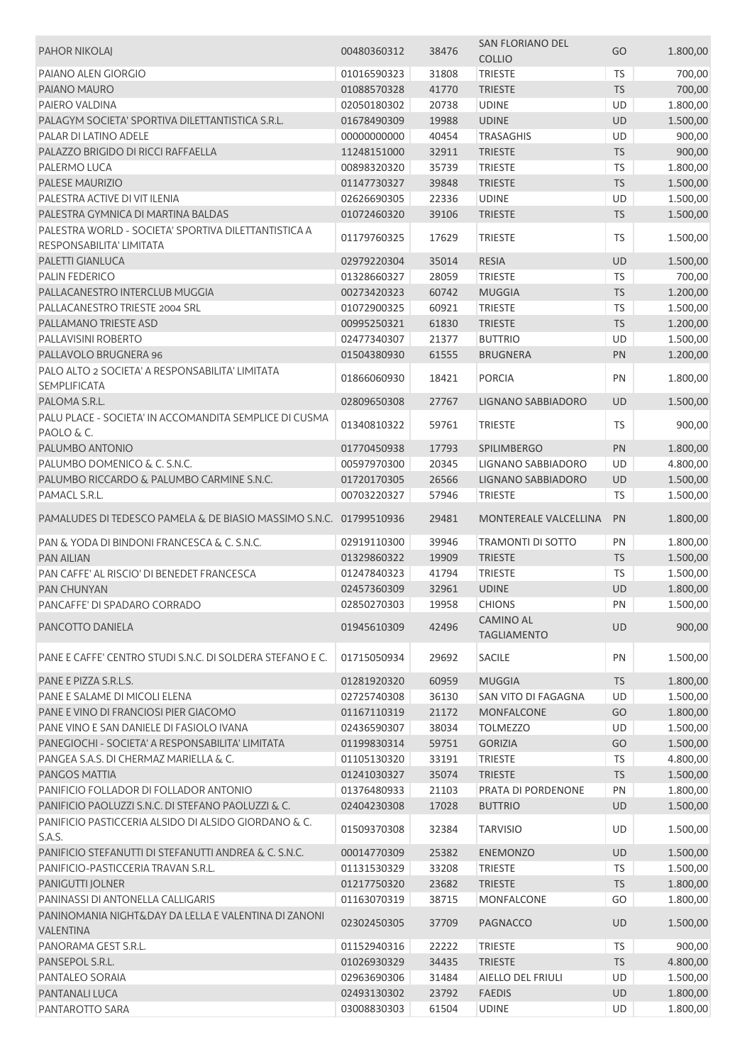| | | | | | |
|---|---|---|---|---|---|
| PAHOR NIKOLAJ | 00480360312 | 38476 | SAN FLORIANO DEL COLLIO | GO | 1.800,00 |
| PAIANO ALEN GIORGIO | 01016590323 | 31808 | TRIESTE | TS | 700,00 |
| PAIANO MAURO | 01088570328 | 41770 | TRIESTE | TS | 700,00 |
| PAIERO VALDINA | 02050180302 | 20738 | UDINE | UD | 1.800,00 |
| PALAGYM SOCIETA' SPORTIVA DILETTANTISTICA S.R.L. | 01678490309 | 19988 | UDINE | UD | 1.500,00 |
| PALAR DI LATINO ADELE | 00000000000 | 40454 | TRASAGHIS | UD | 900,00 |
| PALAZZO BRIGIDO DI RICCI RAFFAELLA | 11248151000 | 32911 | TRIESTE | TS | 900,00 |
| PALERMO LUCA | 00898320320 | 35739 | TRIESTE | TS | 1.800,00 |
| PALESE MAURIZIO | 01147730327 | 39848 | TRIESTE | TS | 1.500,00 |
| PALESTRA ACTIVE DI VIT ILENIA | 02626690305 | 22336 | UDINE | UD | 1.500,00 |
| PALESTRA GYMNICA DI MARTINA BALDAS | 01072460320 | 39106 | TRIESTE | TS | 1.500,00 |
| PALESTRA WORLD - SOCIETA' SPORTIVA DILETTANTISTICA A RESPONSABILITA' LIMITATA | 01179760325 | 17629 | TRIESTE | TS | 1.500,00 |
| PALETTI GIANLUCA | 02979220304 | 35014 | RESIA | UD | 1.500,00 |
| PALIN FEDERICO | 01328660327 | 28059 | TRIESTE | TS | 700,00 |
| PALLACANESTRO INTERCLUB MUGGIA | 00273420323 | 60742 | MUGGIA | TS | 1.200,00 |
| PALLACANESTRO TRIESTE 2004 SRL | 01072900325 | 60921 | TRIESTE | TS | 1.500,00 |
| PALLAMANO TRIESTE ASD | 00995250321 | 61830 | TRIESTE | TS | 1.200,00 |
| PALLAVISINI ROBERTO | 02477340307 | 21377 | BUTTRIO | UD | 1.500,00 |
| PALLAVOLO BRUGNERA 96 | 01504380930 | 61555 | BRUGNERA | PN | 1.200,00 |
| PALO ALTO 2 SOCIETA' A RESPONSABILITA' LIMITATA SEMPLIFICATA | 01866060930 | 18421 | PORCIA | PN | 1.800,00 |
| PALOMA S.R.L. | 02809650308 | 27767 | LIGNANO SABBIADORO | UD | 1.500,00 |
| PALU PLACE - SOCIETA' IN ACCOMANDITA SEMPLICE DI CUSMA PAOLO & C. | 01340810322 | 59761 | TRIESTE | TS | 900,00 |
| PALUMBO ANTONIO | 01770450938 | 17793 | SPILIMBERGO | PN | 1.800,00 |
| PALUMBO DOMENICO & C. S.N.C. | 00597970300 | 20345 | LIGNANO SABBIADORO | UD | 4.800,00 |
| PALUMBO RICCARDO & PALUMBO CARMINE S.N.C. | 01720170305 | 26566 | LIGNANO SABBIADORO | UD | 1.500,00 |
| PAMACL S.R.L. | 00703220327 | 57946 | TRIESTE | TS | 1.500,00 |
| PAMALUDES DI TEDESCO PAMELA & DE BIASIO MASSIMO S.N.C. | 01799510936 | 29481 | MONTEREALE VALCELLINA | PN | 1.800,00 |
| PAN & YODA DI BINDONI FRANCESCA & C. S.N.C. | 02919110300 | 39946 | TRAMONTI DI SOTTO | PN | 1.800,00 |
| PAN AILIAN | 01329860322 | 19909 | TRIESTE | TS | 1.500,00 |
| PAN CAFFE' AL RISCIO' DI BENEDET FRANCESCA | 01247840323 | 41794 | TRIESTE | TS | 1.500,00 |
| PAN CHUNYAN | 02457360309 | 32961 | UDINE | UD | 1.800,00 |
| PANCAFFE' DI SPADARO CORRADO | 02850270303 | 19958 | CHIONS | PN | 1.500,00 |
| PANCOTTO DANIELA | 01945610309 | 42496 | CAMINO AL TAGLIAMENTO | UD | 900,00 |
| PANE E CAFFE' CENTRO STUDI S.N.C. DI SOLDERA STEFANO E C. | 01715050934 | 29692 | SACILE | PN | 1.500,00 |
| PANE E PIZZA S.R.L.S. | 01281920320 | 60959 | MUGGIA | TS | 1.800,00 |
| PANE E SALAME DI MICOLI ELENA | 02725740308 | 36130 | SAN VITO DI FAGAGNA | UD | 1.500,00 |
| PANE E VINO DI FRANCIOSI PIER GIACOMO | 01167110319 | 21172 | MONFALCONE | GO | 1.800,00 |
| PANE VINO E SAN DANIELE DI FASIOLO IVANA | 02436590307 | 38034 | TOLMEZZO | UD | 1.500,00 |
| PANEGIOCHI - SOCIETA' A RESPONSABILITA' LIMITATA | 01199830314 | 59751 | GORIZIA | GO | 1.500,00 |
| PANGEA S.A.S. DI CHERMAZ MARIELLA & C. | 01105130320 | 33191 | TRIESTE | TS | 4.800,00 |
| PANGOS MATTIA | 01241030327 | 35074 | TRIESTE | TS | 1.500,00 |
| PANIFICIO FOLLADOR DI FOLLADOR ANTONIO | 01376480933 | 21103 | PRATA DI PORDENONE | PN | 1.800,00 |
| PANIFICIO PAOLUZZI S.N.C. DI STEFANO PAOLUZZI & C. | 02404230308 | 17028 | BUTTRIO | UD | 1.500,00 |
| PANIFICIO PASTICCERIA ALSIDO DI ALSIDO GIORDANO & C. S.A.S. | 01509370308 | 32384 | TARVISIO | UD | 1.500,00 |
| PANIFICIO STEFANUTTI DI STEFANUTTI ANDREA & C. S.N.C. | 00014770309 | 25382 | ENEMONZO | UD | 1.500,00 |
| PANIFICIO-PASTICCERIA TRAVAN S.R.L. | 01131530329 | 33208 | TRIESTE | TS | 1.500,00 |
| PANIGUTTI JOLNER | 01217750320 | 23682 | TRIESTE | TS | 1.800,00 |
| PANINASSI DI ANTONELLA CALLIGARIS | 01163070319 | 38715 | MONFALCONE | GO | 1.800,00 |
| PANINOMANIA NIGHT&DAY DA LELLA E VALENTINA DI ZANONI VALENTINA | 02302450305 | 37709 | PAGNACCO | UD | 1.500,00 |
| PANORAMA GEST S.R.L. | 01152940316 | 22222 | TRIESTE | TS | 900,00 |
| PANSEPOL S.R.L. | 01026930329 | 34435 | TRIESTE | TS | 4.800,00 |
| PANTALEO SORAIA | 02963690306 | 31484 | AIELLO DEL FRIULI | UD | 1.500,00 |
| PANTANALI LUCA | 02493130302 | 23792 | FAEDIS | UD | 1.800,00 |
| PANTAROTTO SARA | 03008830303 | 61504 | UDINE | UD | 1.800,00 |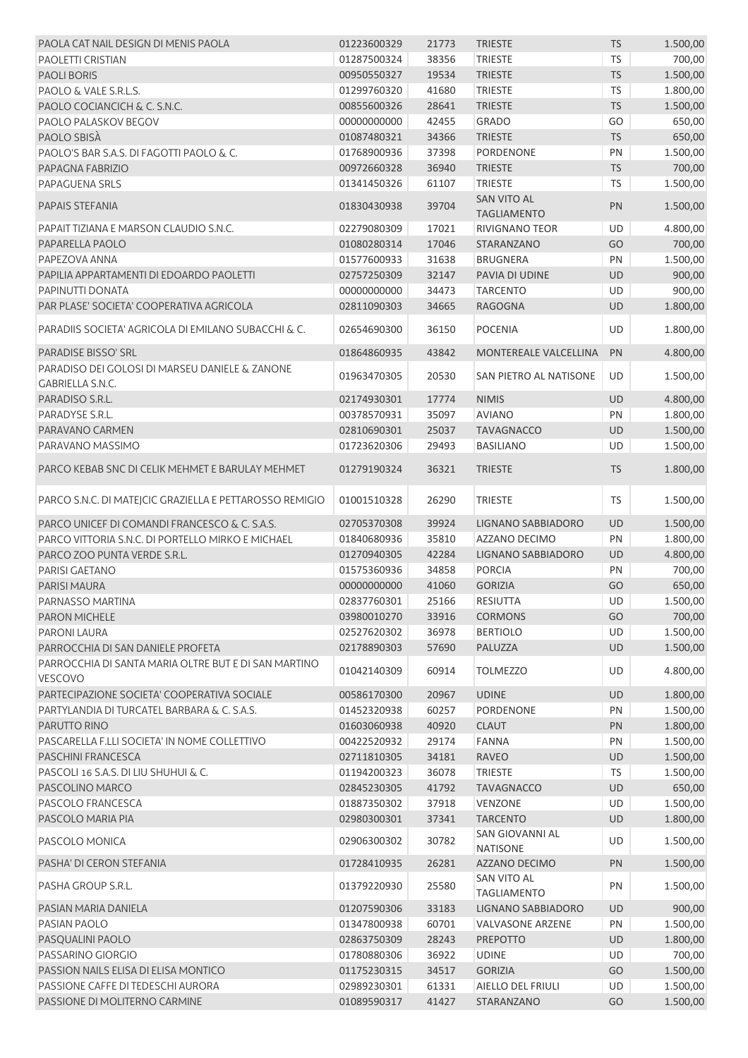| | | | | | |
|---|---|---|---|---|---|
| PAOLA CAT NAIL DESIGN DI MENIS PAOLA | 01223600329 | 21773 | TRIESTE | TS | 1.500,00 |
| PAOLETTI CRISTIAN | 01287500324 | 38356 | TRIESTE | TS | 700,00 |
| PAOLI BORIS | 00950550327 | 19534 | TRIESTE | TS | 1.500,00 |
| PAOLO & VALE S.R.L.S. | 01299760320 | 41680 | TRIESTE | TS | 1.800,00 |
| PAOLO COCIANCICH & C. S.N.C. | 00855600326 | 28641 | TRIESTE | TS | 1.500,00 |
| PAOLO PALASKOV BEGOV | 00000000000 | 42455 | GRADO | GO | 650,00 |
| PAOLO SBISÀ | 01087480321 | 34366 | TRIESTE | TS | 650,00 |
| PAOLO'S BAR S.A.S. DI FAGOTTI PAOLO & C. | 01768900936 | 37398 | PORDENONE | PN | 1.500,00 |
| PAPAGNA FABRIZIO | 00972660328 | 36940 | TRIESTE | TS | 700,00 |
| PAPAGUENA SRLS | 01341450326 | 61107 | TRIESTE | TS | 1.500,00 |
| PAPAIS STEFANIA | 01830430938 | 39704 | SAN VITO AL TAGLIAMENTO | PN | 1.500,00 |
| PAPAIT TIZIANA E MARSON CLAUDIO S.N.C. | 02279080309 | 17021 | RIVIGNANO TEOR | UD | 4.800,00 |
| PAPARELLA PAOLO | 01080280314 | 17046 | STARANZANO | GO | 700,00 |
| PAPEZOVA ANNA | 01577600933 | 31638 | BRUGNERA | PN | 1.500,00 |
| PAPILIA APPARTAMENTI DI EDOARDO PAOLETTI | 02757250309 | 32147 | PAVIA DI UDINE | UD | 900,00 |
| PAPINUTTI DONATA | 00000000000 | 34473 | TARCENTO | UD | 900,00 |
| PAR PLASE' SOCIETA' COOPERATIVA AGRICOLA | 02811090303 | 34665 | RAGOGNA | UD | 1.800,00 |
| PARADIIS SOCIETA' AGRICOLA DI EMILANO SUBACCHI & C. | 02654690300 | 36150 | POCENIA | UD | 1.800,00 |
| PARADISE BISSO' SRL | 01864860935 | 43842 | MONTEREALE VALCELLINA | PN | 4.800,00 |
| PARADISO DEI GOLOSI DI MARSEU DANIELE & ZANONE GABRIELLA S.N.C. | 01963470305 | 20530 | SAN PIETRO AL NATISONE | UD | 1.500,00 |
| PARADISO S.R.L. | 02174930301 | 17774 | NIMIS | UD | 4.800,00 |
| PARADYSE S.R.L. | 00378570931 | 35097 | AVIANO | PN | 1.800,00 |
| PARAVANO CARMEN | 02810690301 | 25037 | TAVAGNACCO | UD | 1.500,00 |
| PARAVANO MASSIMO | 01723620306 | 29493 | BASILIANO | UD | 1.500,00 |
| PARCO KEBAB SNC DI CELIK MEHMET E BARULAY MEHMET | 01279190324 | 36321 | TRIESTE | TS | 1.800,00 |
| PARCO S.N.C. DI MATEJCIC GRAZIELLA E PETTAROSSO REMIGIO | 01001510328 | 26290 | TRIESTE | TS | 1.500,00 |
| PARCO UNICEF DI COMANDI FRANCESCO & C. S.A.S. | 02705370308 | 39924 | LIGNANO SABBIADORO | UD | 1.500,00 |
| PARCO VITTORIA S.N.C. DI PORTELLO MIRKO E MICHAEL | 01840680936 | 35810 | AZZANO DECIMO | PN | 1.800,00 |
| PARCO ZOO PUNTA VERDE S.R.L. | 01270940305 | 42284 | LIGNANO SABBIADORO | UD | 4.800,00 |
| PARISI GAETANO | 01575360936 | 34858 | PORCIA | PN | 700,00 |
| PARISI MAURA | 00000000000 | 41060 | GORIZIA | GO | 650,00 |
| PARNASSO MARTINA | 02837760301 | 25166 | RESIUTTA | UD | 1.500,00 |
| PARON MICHELE | 03980010270 | 33916 | CORMONS | GO | 700,00 |
| PARONI LAURA | 02527620302 | 36978 | BERTIOLO | UD | 1.500,00 |
| PARROCCHIA DI SAN DANIELE PROFETA | 02178890303 | 57690 | PALUZZA | UD | 1.500,00 |
| PARROCCHIA DI SANTA MARIA OLTRE BUT E DI SAN MARTINO VESCOVO | 01042140309 | 60914 | TOLMEZZO | UD | 4.800,00 |
| PARTECIPAZIONE SOCIETA' COOPERATIVA SOCIALE | 00586170300 | 20967 | UDINE | UD | 1.800,00 |
| PARTYLANDIA DI TURCATEL BARBARA & C. S.A.S. | 01452320938 | 60257 | PORDENONE | PN | 1.500,00 |
| PARUTTO RINO | 01603060938 | 40920 | CLAUT | PN | 1.800,00 |
| PASCARELLA F.LLI SOCIETA' IN NOME COLLETTIVO | 00422520932 | 29174 | FANNA | PN | 1.500,00 |
| PASCHINI FRANCESCA | 02711810305 | 34181 | RAVEO | UD | 1.500,00 |
| PASCOLI 16 S.A.S. DI LIU SHUHUI & C. | 01194200323 | 36078 | TRIESTE | TS | 1.500,00 |
| PASCOLINO MARCO | 02845230305 | 41792 | TAVAGNACCO | UD | 650,00 |
| PASCOLO FRANCESCA | 01887350302 | 37918 | VENZONE | UD | 1.500,00 |
| PASCOLO MARIA PIA | 02980300301 | 37341 | TARCENTO | UD | 1.800,00 |
| PASCOLO MONICA | 02906300302 | 30782 | SAN GIOVANNI AL NATISONE | UD | 1.500,00 |
| PASHA' DI CERON STEFANIA | 01728410935 | 26281 | AZZANO DECIMO | PN | 1.500,00 |
| PASHA GROUP S.R.L. | 01379220930 | 25580 | SAN VITO AL TAGLIAMENTO | PN | 1.500,00 |
| PASIAN MARIA DANIELA | 01207590306 | 33183 | LIGNANO SABBIADORO | UD | 900,00 |
| PASIAN PAOLO | 01347800938 | 60701 | VALVASONE ARZENE | PN | 1.500,00 |
| PASQUALINI PAOLO | 02863750309 | 28243 | PREPOTTO | UD | 1.800,00 |
| PASSARINO GIORGIO | 01780880306 | 36922 | UDINE | UD | 700,00 |
| PASSION NAILS ELISA DI ELISA MONTICO | 01175230315 | 34517 | GORIZIA | GO | 1.500,00 |
| PASSIONE CAFFE DI TEDESCHI AURORA | 02989230301 | 61331 | AIELLO DEL FRIULI | UD | 1.500,00 |
| PASSIONE DI MOLITERNO CARMINE | 01089590317 | 41427 | STARANZANO | GO | 1.500,00 |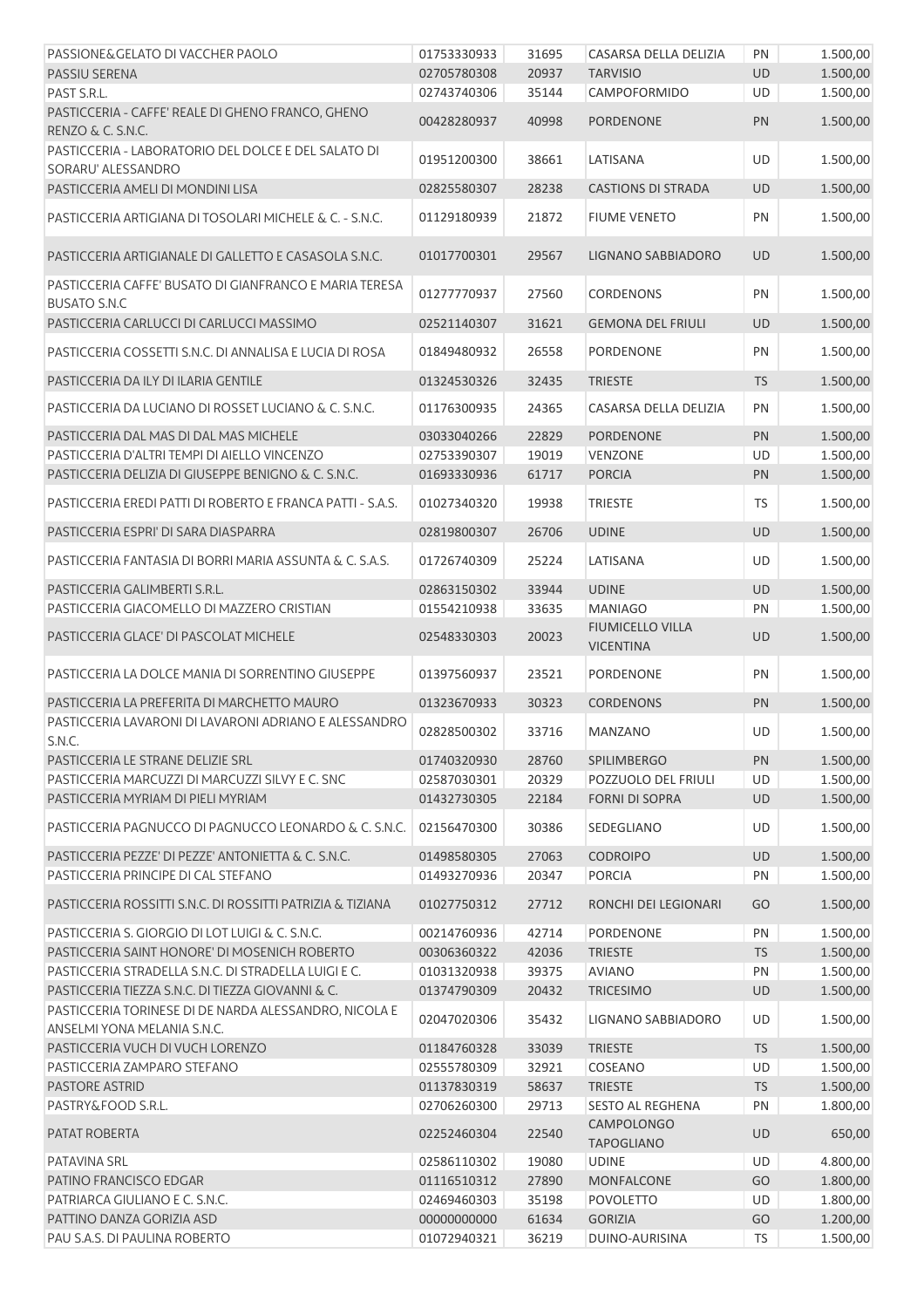| | | | | | |
|---|---|---|---|---|---|
| PASSIONE&GELATO DI VACCHER PAOLO | 01753330933 | 31695 | CASARSA DELLA DELIZIA | PN | 1.500,00 |
| PASSIU SERENA | 02705780308 | 20937 | TARVISIO | UD | 1.500,00 |
| PAST S.R.L. | 02743740306 | 35144 | CAMPOFORMIDO | UD | 1.500,00 |
| PASTICCERIA - CAFFE' REALE DI GHENO FRANCO, GHENO RENZO & C. S.N.C. | 00428280937 | 40998 | PORDENONE | PN | 1.500,00 |
| PASTICCERIA - LABORATORIO DEL DOLCE E DEL SALATO DI SORARU' ALESSANDRO | 01951200300 | 38661 | LATISANA | UD | 1.500,00 |
| PASTICCERIA AMELI DI MONDINI LISA | 02825580307 | 28238 | CASTIONS DI STRADA | UD | 1.500,00 |
| PASTICCERIA ARTIGIANA DI TOSOLARI MICHELE & C. - S.N.C. | 01129180939 | 21872 | FIUME VENETO | PN | 1.500,00 |
| PASTICCERIA ARTIGIANALE DI GALLETTO E CASASOLA S.N.C. | 01017700301 | 29567 | LIGNANO SABBIADORO | UD | 1.500,00 |
| PASTICCERIA CAFFE' BUSATO DI GIANFRANCO E MARIA TERESA BUSATO S.N.C | 01277770937 | 27560 | CORDENONS | PN | 1.500,00 |
| PASTICCERIA CARLUCCI DI CARLUCCI MASSIMO | 02521140307 | 31621 | GEMONA DEL FRIULI | UD | 1.500,00 |
| PASTICCERIA COSSETTI S.N.C. DI ANNALISA E LUCIA DI ROSA | 01849480932 | 26558 | PORDENONE | PN | 1.500,00 |
| PASTICCERIA DA ILY DI ILARIA GENTILE | 01324530326 | 32435 | TRIESTE | TS | 1.500,00 |
| PASTICCERIA DA LUCIANO DI ROSSET LUCIANO & C. S.N.C. | 01176300935 | 24365 | CASARSA DELLA DELIZIA | PN | 1.500,00 |
| PASTICCERIA DAL MAS DI DAL MAS MICHELE | 03033040266 | 22829 | PORDENONE | PN | 1.500,00 |
| PASTICCERIA D'ALTRI TEMPI DI AIELLO VINCENZO | 02753390307 | 19019 | VENZONE | UD | 1.500,00 |
| PASTICCERIA DELIZIA DI GIUSEPPE BENIGNO & C. S.N.C. | 01693330936 | 61717 | PORCIA | PN | 1.500,00 |
| PASTICCERIA EREDI PATTI DI ROBERTO E FRANCA PATTI - S.A.S. | 01027340320 | 19938 | TRIESTE | TS | 1.500,00 |
| PASTICCERIA ESPRI' DI SARA DIASPARRA | 02819800307 | 26706 | UDINE | UD | 1.500,00 |
| PASTICCERIA FANTASIA DI BORRI MARIA ASSUNTA & C. S.A.S. | 01726740309 | 25224 | LATISANA | UD | 1.500,00 |
| PASTICCERIA GALIMBERTI S.R.L. | 02863150302 | 33944 | UDINE | UD | 1.500,00 |
| PASTICCERIA GIACOMELLO DI MAZZERO CRISTIAN | 01554210938 | 33635 | MANIAGO | PN | 1.500,00 |
| PASTICCERIA GLACE' DI PASCOLAT MICHELE | 02548330303 | 20023 | FIUMICELLO VILLA VICENTINA | UD | 1.500,00 |
| PASTICCERIA LA DOLCE MANIA DI SORRENTINO GIUSEPPE | 01397560937 | 23521 | PORDENONE | PN | 1.500,00 |
| PASTICCERIA LA PREFERITA DI MARCHETTO MAURO | 01323670933 | 30323 | CORDENONS | PN | 1.500,00 |
| PASTICCERIA LAVARONI DI LAVARONI ADRIANO E ALESSANDRO S.N.C. | 02828500302 | 33716 | MANZANO | UD | 1.500,00 |
| PASTICCERIA LE STRANE DELIZIE SRL | 01740320930 | 28760 | SPILIMBERGO | PN | 1.500,00 |
| PASTICCERIA MARCUZZI DI MARCUZZI SILVY E C. SNC | 02587030301 | 20329 | POZZUOLO DEL FRIULI | UD | 1.500,00 |
| PASTICCERIA MYRIAM DI PIELI MYRIAM | 01432730305 | 22184 | FORNI DI SOPRA | UD | 1.500,00 |
| PASTICCERIA PAGNUCCO DI PAGNUCCO LEONARDO & C. S.N.C. | 02156470300 | 30386 | SEDEGLIANO | UD | 1.500,00 |
| PASTICCERIA PEZZE' DI PEZZE' ANTONIETTA & C. S.N.C. | 01498580305 | 27063 | CODROIPO | UD | 1.500,00 |
| PASTICCERIA PRINCIPE DI CAL STEFANO | 01493270936 | 20347 | PORCIA | PN | 1.500,00 |
| PASTICCERIA ROSSITTI S.N.C. DI ROSSITTI PATRIZIA & TIZIANA | 01027750312 | 27712 | RONCHI DEI LEGIONARI | GO | 1.500,00 |
| PASTICCERIA S. GIORGIO DI LOT LUIGI & C. S.N.C. | 00214760936 | 42714 | PORDENONE | PN | 1.500,00 |
| PASTICCERIA SAINT HONORE' DI MOSENICH ROBERTO | 00306360322 | 42036 | TRIESTE | TS | 1.500,00 |
| PASTICCERIA STRADELLA S.N.C. DI STRADELLA LUIGI E C. | 01031320938 | 39375 | AVIANO | PN | 1.500,00 |
| PASTICCERIA TIEZZA S.N.C. DI TIEZZA GIOVANNI & C. | 01374790309 | 20432 | TRICESIMO | UD | 1.500,00 |
| PASTICCERIA TORINESE DI DE NARDA ALESSANDRO, NICOLA E ANSELMI YONA MELANIA S.N.C. | 02047020306 | 35432 | LIGNANO SABBIADORO | UD | 1.500,00 |
| PASTICCERIA VUCH DI VUCH LORENZO | 01184760328 | 33039 | TRIESTE | TS | 1.500,00 |
| PASTICCERIA ZAMPARO STEFANO | 02555780309 | 32921 | COSEANO | UD | 1.500,00 |
| PASTORE ASTRID | 01137830319 | 58637 | TRIESTE | TS | 1.500,00 |
| PASTRY&FOOD S.R.L. | 02706260300 | 29713 | SESTO AL REGHENA | PN | 1.800,00 |
| PATAT ROBERTA | 02252460304 | 22540 | CAMPOLONGO TAPOGLIANO | UD | 650,00 |
| PATAVINA SRL | 02586110302 | 19080 | UDINE | UD | 4.800,00 |
| PATINO FRANCISCO EDGAR | 01116510312 | 27890 | MONFALCONE | GO | 1.800,00 |
| PATRIARCA GIULIANO E C. S.N.C. | 02469460303 | 35198 | POVOLETTO | UD | 1.800,00 |
| PATTINO DANZA GORIZIA ASD | 00000000000 | 61634 | GORIZIA | GO | 1.200,00 |
| PAU S.A.S. DI PAULINA ROBERTO | 01072940321 | 36219 | DUINO-AURISINA | TS | 1.500,00 |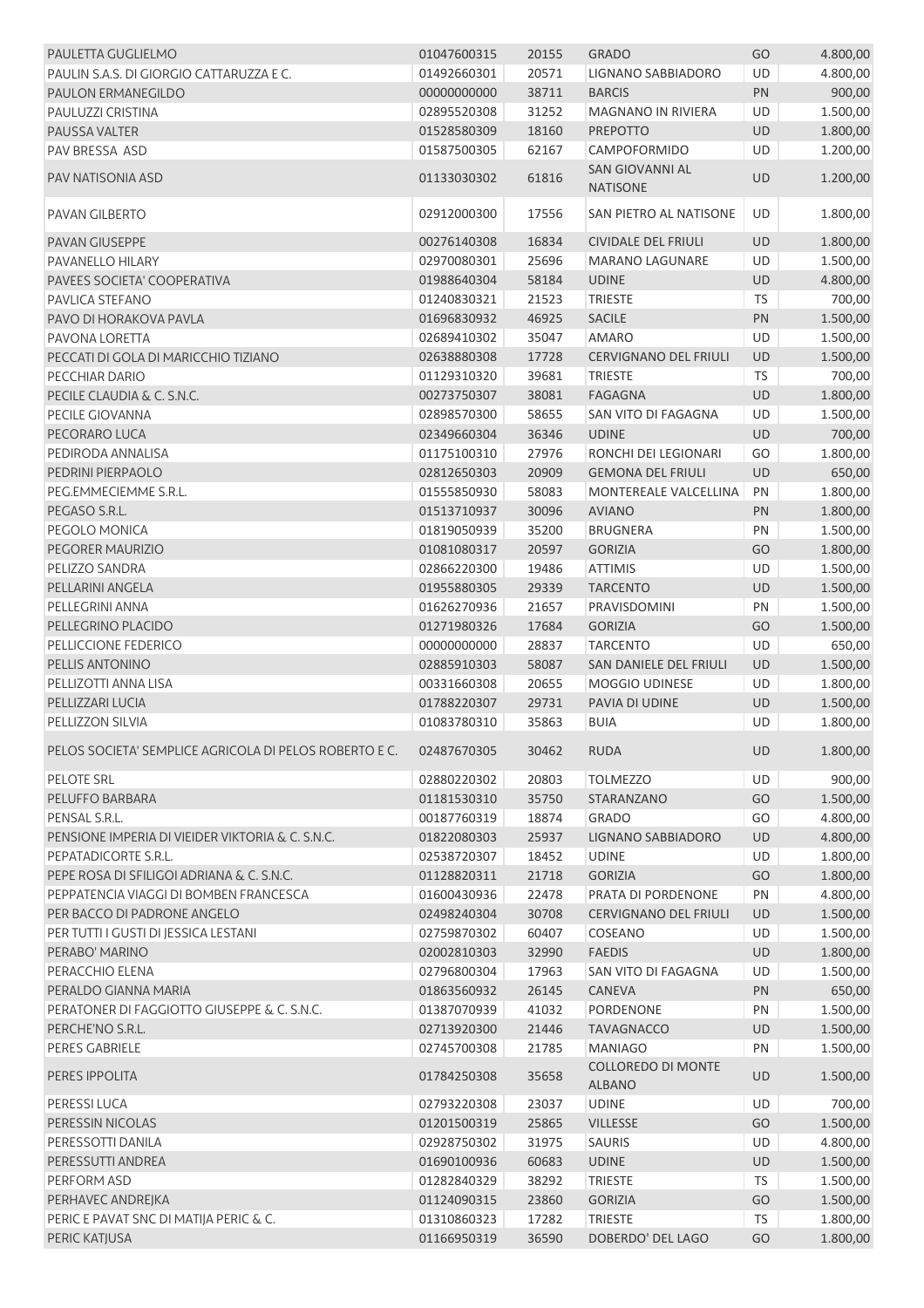| | | | | | |
|---|---|---|---|---|---|
| PAULETTA GUGLIELMO | 01047600315 | 20155 | GRADO | GO | 4.800,00 |
| PAULIN S.A.S. DI GIORGIO CATTARUZZA E C. | 01492660301 | 20571 | LIGNANO SABBIADORO | UD | 4.800,00 |
| PAULON ERMANEGILDO | 00000000000 | 38711 | BARCIS | PN | 900,00 |
| PAULUZZI CRISTINA | 02895520308 | 31252 | MAGNANO IN RIVIERA | UD | 1.500,00 |
| PAUSSA VALTER | 01528580309 | 18160 | PREPOTTO | UD | 1.800,00 |
| PAV BRESSA ASD | 01587500305 | 62167 | CAMPOFORMIDO | UD | 1.200,00 |
| PAV NATISONIA ASD | 01133030302 | 61816 | SAN GIOVANNI AL NATISONE | UD | 1.200,00 |
| PAVAN GILBERTO | 02912000300 | 17556 | SAN PIETRO AL NATISONE | UD | 1.800,00 |
| PAVAN GIUSEPPE | 00276140308 | 16834 | CIVIDALE DEL FRIULI | UD | 1.800,00 |
| PAVANELLO HILARY | 02970080301 | 25696 | MARANO LAGUNARE | UD | 1.500,00 |
| PAVEES SOCIETA' COOPERATIVA | 01988640304 | 58184 | UDINE | UD | 4.800,00 |
| PAVLICA STEFANO | 01240830321 | 21523 | TRIESTE | TS | 700,00 |
| PAVO DI HORAKOVA PAVLA | 01696830932 | 46925 | SACILE | PN | 1.500,00 |
| PAVONA LORETTA | 02689410302 | 35047 | AMARO | UD | 1.500,00 |
| PECCATI DI GOLA DI MARICCHIO TIZIANO | 02638880308 | 17728 | CERVIGNANO DEL FRIULI | UD | 1.500,00 |
| PECCHIAR DARIO | 01129310320 | 39681 | TRIESTE | TS | 700,00 |
| PECILE CLAUDIA & C. S.N.C. | 00273750307 | 38081 | FAGAGNA | UD | 1.800,00 |
| PECILE GIOVANNA | 02898570300 | 58655 | SAN VITO DI FAGAGNA | UD | 1.500,00 |
| PECORARO LUCA | 02349660304 | 36346 | UDINE | UD | 700,00 |
| PEDIRODA ANNALISA | 01175100310 | 27976 | RONCHI DEI LEGIONARI | GO | 1.800,00 |
| PEDRINI PIERPAOLO | 02812650303 | 20909 | GEMONA DEL FRIULI | UD | 650,00 |
| PEG.EMMECIEMME S.R.L. | 01555850930 | 58083 | MONTEREALE VALCELLINA | PN | 1.800,00 |
| PEGASO S.R.L. | 01513710937 | 30096 | AVIANO | PN | 1.800,00 |
| PEGOLO MONICA | 01819050939 | 35200 | BRUGNERA | PN | 1.500,00 |
| PEGORER MAURIZIO | 01081080317 | 20597 | GORIZIA | GO | 1.800,00 |
| PELIZZO SANDRA | 02866220300 | 19486 | ATTIMIS | UD | 1.500,00 |
| PELLARINI ANGELA | 01955880305 | 29339 | TARCENTO | UD | 1.500,00 |
| PELLEGRINI ANNA | 01626270936 | 21657 | PRAVISDOMINI | PN | 1.500,00 |
| PELLEGRINO PLACIDO | 01271980326 | 17684 | GORIZIA | GO | 1.500,00 |
| PELLICCIONE FEDERICO | 00000000000 | 28837 | TARCENTO | UD | 650,00 |
| PELLIS ANTONINO | 02885910303 | 58087 | SAN DANIELE DEL FRIULI | UD | 1.500,00 |
| PELLIZOTTI ANNA LISA | 00331660308 | 20655 | MOGGIO UDINESE | UD | 1.800,00 |
| PELLIZZARI LUCIA | 01788220307 | 29731 | PAVIA DI UDINE | UD | 1.500,00 |
| PELLIZZON SILVIA | 01083780310 | 35863 | BUIA | UD | 1.800,00 |
| PELOS SOCIETA' SEMPLICE AGRICOLA DI PELOS ROBERTO E C. | 02487670305 | 30462 | RUDA | UD | 1.800,00 |
| PELOTE SRL | 02880220302 | 20803 | TOLMEZZO | UD | 900,00 |
| PELUFFO BARBARA | 01181530310 | 35750 | STARANZANO | GO | 1.500,00 |
| PENSAL S.R.L. | 00187760319 | 18874 | GRADO | GO | 4.800,00 |
| PENSIONE IMPERIA DI VIEIDER VIKTORIA & C. S.N.C. | 01822080303 | 25937 | LIGNANO SABBIADORO | UD | 4.800,00 |
| PEPATADICORTE S.R.L. | 02538720307 | 18452 | UDINE | UD | 1.800,00 |
| PEPE ROSA DI SFILIGOI ADRIANA & C. S.N.C. | 01128820311 | 21718 | GORIZIA | GO | 1.800,00 |
| PEPPATENCIA VIAGGI DI BOMBEN FRANCESCA | 01600430936 | 22478 | PRATA DI PORDENONE | PN | 4.800,00 |
| PER BACCO DI PADRONE ANGELO | 02498240304 | 30708 | CERVIGNANO DEL FRIULI | UD | 1.500,00 |
| PER TUTTI I GUSTI DI JESSICA LESTANI | 02759870302 | 60407 | COSEANO | UD | 1.500,00 |
| PERABO' MARINO | 02002810303 | 32990 | FAEDIS | UD | 1.800,00 |
| PERACCHIO ELENA | 02796800304 | 17963 | SAN VITO DI FAGAGNA | UD | 1.500,00 |
| PERALDO GIANNA MARIA | 01863560932 | 26145 | CANEVA | PN | 650,00 |
| PERATONER DI FAGGIOTTO GIUSEPPE & C. S.N.C. | 01387070939 | 41032 | PORDENONE | PN | 1.500,00 |
| PERCHE'NO S.R.L. | 02713920300 | 21446 | TAVAGNACCO | UD | 1.500,00 |
| PERES GABRIELE | 02745700308 | 21785 | MANIAGO | PN | 1.500,00 |
| PERES IPPOLITA | 01784250308 | 35658 | COLLOREDO DI MONTE ALBANO | UD | 1.500,00 |
| PERESSI LUCA | 02793220308 | 23037 | UDINE | UD | 700,00 |
| PERESSIN NICOLAS | 01201500319 | 25865 | VILLESSE | GO | 1.500,00 |
| PERESSOTTI DANILA | 02928750302 | 31975 | SAURIS | UD | 4.800,00 |
| PERESSUTTI ANDREA | 01690100936 | 60683 | UDINE | UD | 1.500,00 |
| PERFORM ASD | 01282840329 | 38292 | TRIESTE | TS | 1.500,00 |
| PERHAVEC ANDREJKA | 01124090315 | 23860 | GORIZIA | GO | 1.500,00 |
| PERIC E PAVAT SNC DI MATIJA PERIC & C. | 01310860323 | 17282 | TRIESTE | TS | 1.800,00 |
| PERIC KATJUSA | 01166950319 | 36590 | DOBERDO' DEL LAGO | GO | 1.800,00 |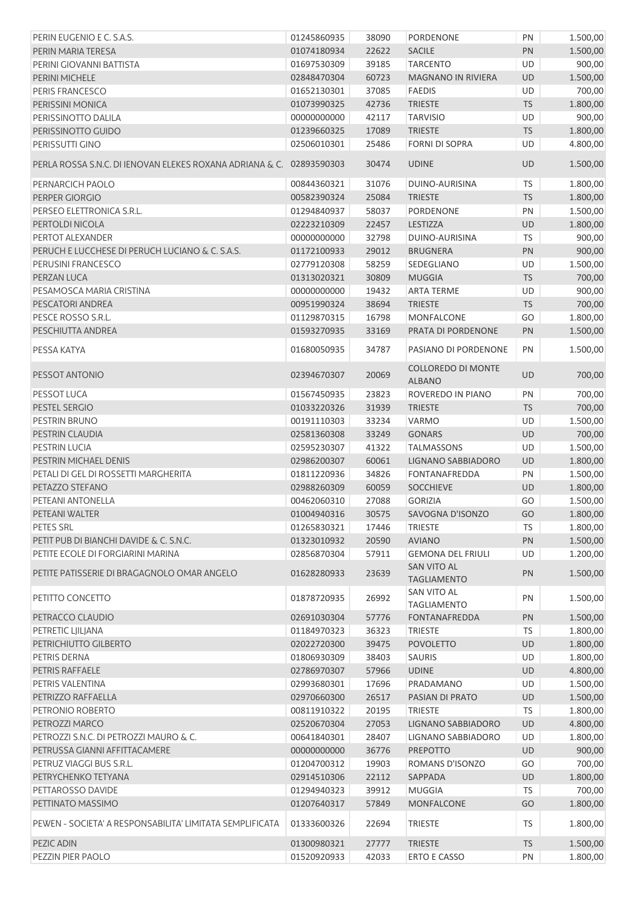| | | | | | |
|---|---|---|---|---|---|
| PERIN EUGENIO E C. S.A.S. | 01245860935 | 38090 | PORDENONE | PN | 1.500,00 |
| PERIN MARIA TERESA | 01074180934 | 22622 | SACILE | PN | 1.500,00 |
| PERINI GIOVANNI BATTISTA | 01697530309 | 39185 | TARCENTO | UD | 900,00 |
| PERINI MICHELE | 02848470304 | 60723 | MAGNANO IN RIVIERA | UD | 1.500,00 |
| PERIS FRANCESCO | 01652130301 | 37085 | FAEDIS | UD | 700,00 |
| PERISSINI MONICA | 01073990325 | 42736 | TRIESTE | TS | 1.800,00 |
| PERISSINOTTO DALILA | 00000000000 | 42117 | TARVISIO | UD | 900,00 |
| PERISSINOTTO GUIDO | 01239660325 | 17089 | TRIESTE | TS | 1.800,00 |
| PERISSUTTI GINO | 02506010301 | 25486 | FORNI DI SOPRA | UD | 4.800,00 |
| PERLA ROSSA S.N.C. DI IENOVAN ELEKES ROXANA ADRIANA & C. | 02893590303 | 30474 | UDINE | UD | 1.500,00 |
| PERNARCICH PAOLO | 00844360321 | 31076 | DUINO-AURISINA | TS | 1.800,00 |
| PERPER GIORGIO | 00582390324 | 25084 | TRIESTE | TS | 1.800,00 |
| PERSEO ELETTRONICA S.R.L. | 01294840937 | 58037 | PORDENONE | PN | 1.500,00 |
| PERTOLDI NICOLA | 02223210309 | 22457 | LESTIZZA | UD | 1.800,00 |
| PERTOT ALEXANDER | 00000000000 | 32798 | DUINO-AURISINA | TS | 900,00 |
| PERUCH E LUCCHESE DI PERUCH LUCIANO & C. S.A.S. | 01172100933 | 29012 | BRUGNERA | PN | 900,00 |
| PERUSINI FRANCESCO | 02779120308 | 58259 | SEDEGLIANO | UD | 1.500,00 |
| PERZAN LUCA | 01313020321 | 30809 | MUGGIA | TS | 700,00 |
| PESAMOSCA MARIA CRISTINA | 00000000000 | 19432 | ARTA TERME | UD | 900,00 |
| PESCATORI ANDREA | 00951990324 | 38694 | TRIESTE | TS | 700,00 |
| PESCE ROSSO S.R.L. | 01129870315 | 16798 | MONFALCONE | GO | 1.800,00 |
| PESCHIUTTA ANDREA | 01593270935 | 33169 | PRATA DI PORDENONE | PN | 1.500,00 |
| PESSA KATYA | 01680050935 | 34787 | PASIANO DI PORDENONE | PN | 1.500,00 |
| PESSOT ANTONIO | 02394670307 | 20069 | COLLOREDO DI MONTE ALBANO | UD | 700,00 |
| PESSOT LUCA | 01567450935 | 23823 | ROVEREDO IN PIANO | PN | 700,00 |
| PESTEL SERGIO | 01033220326 | 31939 | TRIESTE | TS | 700,00 |
| PESTRIN BRUNO | 00191110303 | 33234 | VARMO | UD | 1.500,00 |
| PESTRIN CLAUDIA | 02581360308 | 33249 | GONARS | UD | 700,00 |
| PESTRIN LUCIA | 02595230307 | 41322 | TALMASSONS | UD | 1.500,00 |
| PESTRIN MICHAEL DENIS | 02986200307 | 60061 | LIGNANO SABBIADORO | UD | 1.800,00 |
| PETALI DI GEL DI ROSSETTI MARGHERITA | 01811220936 | 34826 | FONTANAFREDDA | PN | 1.500,00 |
| PETAZZO STEFANO | 02988260309 | 60059 | SOCCHIEVE | UD | 1.800,00 |
| PETEANI ANTONELLA | 00462060310 | 27088 | GORIZIA | GO | 1.500,00 |
| PETEANI WALTER | 01004940316 | 30575 | SAVOGNA D'ISONZO | GO | 1.800,00 |
| PETES SRL | 01265830321 | 17446 | TRIESTE | TS | 1.800,00 |
| PETIT PUB DI BIANCHI DAVIDE & C. S.N.C. | 01323010932 | 20590 | AVIANO | PN | 1.500,00 |
| PETITE ECOLE DI FORGIARINI MARINA | 02856870304 | 57911 | GEMONA DEL FRIULI | UD | 1.200,00 |
| PETITE PATISSERIE DI BRAGAGNOLO OMAR ANGELO | 01628280933 | 23639 | SAN VITO AL TAGLIAMENTO | PN | 1.500,00 |
| PETITTO CONCETTO | 01878720935 | 26992 | SAN VITO AL TAGLIAMENTO | PN | 1.500,00 |
| PETRACCO CLAUDIO | 02691030304 | 57776 | FONTANAFREDDA | PN | 1.500,00 |
| PETRETIC LJILJANA | 01184970323 | 36323 | TRIESTE | TS | 1.800,00 |
| PETRICHIUTTO GILBERTO | 02022720300 | 39475 | POVOLETTO | UD | 1.800,00 |
| PETRIS DERNA | 01806930309 | 38403 | SAURIS | UD | 1.800,00 |
| PETRIS RAFFAELE | 02786970307 | 57966 | UDINE | UD | 4.800,00 |
| PETRIS VALENTINA | 02993680301 | 17696 | PRADAMANO | UD | 1.500,00 |
| PETRIZZO RAFFAELLA | 02970660300 | 26517 | PASIAN DI PRATO | UD | 1.500,00 |
| PETRONIO ROBERTO | 00811910322 | 20195 | TRIESTE | TS | 1.800,00 |
| PETROZZI MARCO | 02520670304 | 27053 | LIGNANO SABBIADORO | UD | 4.800,00 |
| PETROZZI S.N.C. DI PETROZZI MAURO & C. | 00641840301 | 28407 | LIGNANO SABBIADORO | UD | 1.800,00 |
| PETRUSSA GIANNI AFFITTACAMERE | 00000000000 | 36776 | PREPOTTO | UD | 900,00 |
| PETRUZ VIAGGI BUS S.R.L. | 01204700312 | 19903 | ROMANS D'ISONZO | GO | 700,00 |
| PETRYCHENKO TETYANA | 02914510306 | 22112 | SAPPADA | UD | 1.800,00 |
| PETTAROSSO DAVIDE | 01294940323 | 39912 | MUGGIA | TS | 700,00 |
| PETTINATO MASSIMO | 01207640317 | 57849 | MONFALCONE | GO | 1.800,00 |
| PEWEN - SOCIETA' A RESPONSABILITA' LIMITATA SEMPLIFICATA | 01333600326 | 22694 | TRIESTE | TS | 1.800,00 |
| PEZIC ADIN | 01300980321 | 27777 | TRIESTE | TS | 1.500,00 |
| PEZZIN PIER PAOLO | 01520920933 | 42033 | ERTO E CASSO | PN | 1.800,00 |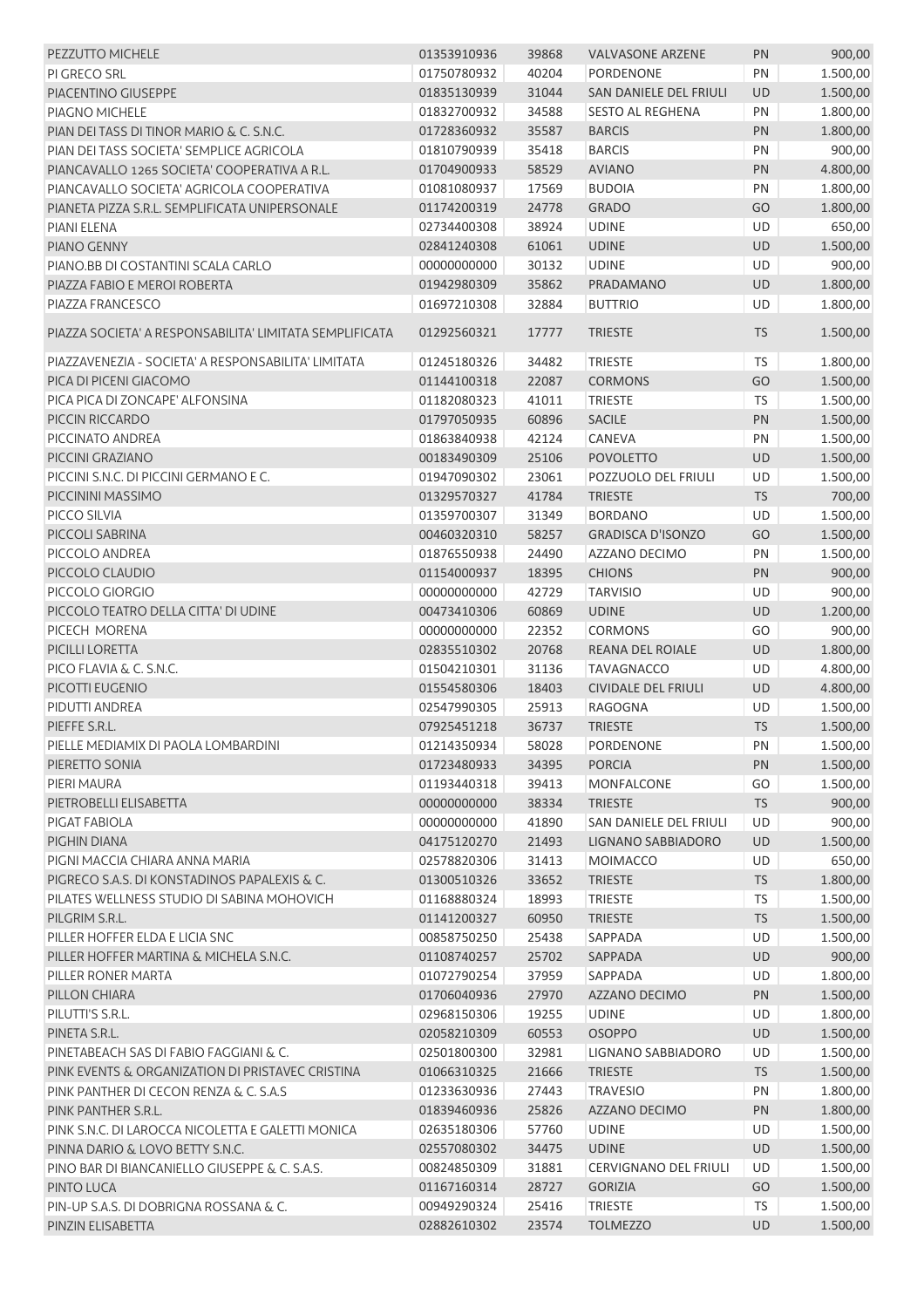| | | | | | |
|---|---|---|---|---|---|
| PEZZUTTO MICHELE | 01353910936 | 39868 | VALVASONE ARZENE | PN | 900,00 |
| PI GRECO SRL | 01750780932 | 40204 | PORDENONE | PN | 1.500,00 |
| PIACENTINO GIUSEPPE | 01835130939 | 31044 | SAN DANIELE DEL FRIULI | UD | 1.500,00 |
| PIAGNO MICHELE | 01832700932 | 34588 | SESTO AL REGHENA | PN | 1.800,00 |
| PIAN DEI TASS DI TINOR MARIO & C. S.N.C. | 01728360932 | 35587 | BARCIS | PN | 1.800,00 |
| PIAN DEI TASS SOCIETA' SEMPLICE AGRICOLA | 01810790939 | 35418 | BARCIS | PN | 900,00 |
| PIANCAVALLO 1265 SOCIETA' COOPERATIVA A R.L. | 01704900933 | 58529 | AVIANO | PN | 4.800,00 |
| PIANCAVALLO SOCIETA' AGRICOLA COOPERATIVA | 01081080937 | 17569 | BUDOIA | PN | 1.800,00 |
| PIANETA PIZZA S.R.L. SEMPLIFICATA UNIPERSONALE | 01174200319 | 24778 | GRADO | GO | 1.800,00 |
| PIANI ELENA | 02734400308 | 38924 | UDINE | UD | 650,00 |
| PIANO GENNY | 02841240308 | 61061 | UDINE | UD | 1.500,00 |
| PIANO.BB DI COSTANTINI SCALA CARLO | 00000000000 | 30132 | UDINE | UD | 900,00 |
| PIAZZA FABIO E MEROI ROBERTA | 01942980309 | 35862 | PRADAMANO | UD | 1.800,00 |
| PIAZZA FRANCESCO | 01697210308 | 32884 | BUTTRIO | UD | 1.800,00 |
| PIAZZA SOCIETA' A RESPONSABILITA' LIMITATA SEMPLIFICATA | 01292560321 | 17777 | TRIESTE | TS | 1.500,00 |
| PIAZZAVENEZIA - SOCIETA' A RESPONSABILITA' LIMITATA | 01245180326 | 34482 | TRIESTE | TS | 1.800,00 |
| PICA DI PICENI GIACOMO | 01144100318 | 22087 | CORMONS | GO | 1.500,00 |
| PICA PICA DI ZONCAPE' ALFONSINA | 01182080323 | 41011 | TRIESTE | TS | 1.500,00 |
| PICCIN RICCARDO | 01797050935 | 60896 | SACILE | PN | 1.500,00 |
| PICCINATO ANDREA | 01863840938 | 42124 | CANEVA | PN | 1.500,00 |
| PICCINI GRAZIANO | 00183490309 | 25106 | POVOLETTO | UD | 1.500,00 |
| PICCINI S.N.C. DI PICCINI GERMANO E C. | 01947090302 | 23061 | POZZUOLO DEL FRIULI | UD | 1.500,00 |
| PICCININI MASSIMO | 01329570327 | 41784 | TRIESTE | TS | 700,00 |
| PICCO SILVIA | 01359700307 | 31349 | BORDANO | UD | 1.500,00 |
| PICCOLI SABRINA | 00460320310 | 58257 | GRADISCA D'ISONZO | GO | 1.500,00 |
| PICCOLO ANDREA | 01876550938 | 24490 | AZZANO DECIMO | PN | 1.500,00 |
| PICCOLO CLAUDIO | 01154000937 | 18395 | CHIONS | PN | 900,00 |
| PICCOLO GIORGIO | 00000000000 | 42729 | TARVISIO | UD | 900,00 |
| PICCOLO TEATRO DELLA CITTA' DI UDINE | 00473410306 | 60869 | UDINE | UD | 1.200,00 |
| PICECH MORENA | 00000000000 | 22352 | CORMONS | GO | 900,00 |
| PICILLI LORETTA | 02835510302 | 20768 | REANA DEL ROIALE | UD | 1.800,00 |
| PICO FLAVIA & C. S.N.C. | 01504210301 | 31136 | TAVAGNACCO | UD | 4.800,00 |
| PICOTTI EUGENIO | 01554580306 | 18403 | CIVIDALE DEL FRIULI | UD | 4.800,00 |
| PIDUTTI ANDREA | 02547990305 | 25913 | RAGOGNA | UD | 1.500,00 |
| PIEFFE S.R.L. | 07925451218 | 36737 | TRIESTE | TS | 1.500,00 |
| PIELLE MEDIAMIX DI PAOLA LOMBARDINI | 01214350934 | 58028 | PORDENONE | PN | 1.500,00 |
| PIERETTO SONIA | 01723480933 | 34395 | PORCIA | PN | 1.500,00 |
| PIERI MAURA | 01193440318 | 39413 | MONFALCONE | GO | 1.500,00 |
| PIETROBELLI ELISABETTA | 00000000000 | 38334 | TRIESTE | TS | 900,00 |
| PIGAT FABIOLA | 00000000000 | 41890 | SAN DANIELE DEL FRIULI | UD | 900,00 |
| PIGHIN DIANA | 04175120270 | 21493 | LIGNANO SABBIADORO | UD | 1.500,00 |
| PIGNI MACCIA CHIARA ANNA MARIA | 02578820306 | 31413 | MOIMACCO | UD | 650,00 |
| PIGRECO S.A.S. DI KONSTADINOS PAPALEXIS & C. | 01300510326 | 33652 | TRIESTE | TS | 1.800,00 |
| PILATES WELLNESS STUDIO DI SABINA MOHOVICH | 01168880324 | 18993 | TRIESTE | TS | 1.500,00 |
| PILGRIM S.R.L. | 01141200327 | 60950 | TRIESTE | TS | 1.500,00 |
| PILLER HOFFER ELDA E LICIA SNC | 00858750250 | 25438 | SAPPADA | UD | 1.500,00 |
| PILLER HOFFER MARTINA & MICHELA S.N.C. | 01108740257 | 25702 | SAPPADA | UD | 900,00 |
| PILLER RONER MARTA | 01072790254 | 37959 | SAPPADA | UD | 1.800,00 |
| PILLON CHIARA | 01706040936 | 27970 | AZZANO DECIMO | PN | 1.500,00 |
| PILUTTI'S S.R.L. | 02968150306 | 19255 | UDINE | UD | 1.800,00 |
| PINETA S.R.L. | 02058210309 | 60553 | OSOPPO | UD | 1.500,00 |
| PINETABEACH SAS DI FABIO FAGGIANI & C. | 02501800300 | 32981 | LIGNANO SABBIADORO | UD | 1.500,00 |
| PINK EVENTS & ORGANIZATION DI PRISTAVEC CRISTINA | 01066310325 | 21666 | TRIESTE | TS | 1.500,00 |
| PINK PANTHER DI CECON RENZA & C. S.A.S | 01233630936 | 27443 | TRAVESIO | PN | 1.800,00 |
| PINK PANTHER S.R.L. | 01839460936 | 25826 | AZZANO DECIMO | PN | 1.800,00 |
| PINK S.N.C. DI LAROCCA NICOLETTA E GALETTI MONICA | 02635180306 | 57760 | UDINE | UD | 1.500,00 |
| PINNA DARIO & LOVO BETTY S.N.C. | 02557080302 | 34475 | UDINE | UD | 1.500,00 |
| PINO BAR DI BIANCANIELLO GIUSEPPE & C. S.A.S. | 00824850309 | 31881 | CERVIGNANO DEL FRIULI | UD | 1.500,00 |
| PINTO LUCA | 01167160314 | 28727 | GORIZIA | GO | 1.500,00 |
| PIN-UP S.A.S. DI DOBRIGNA ROSSANA & C. | 00949290324 | 25416 | TRIESTE | TS | 1.500,00 |
| PINZIN ELISABETTA | 02882610302 | 23574 | TOLMEZZO | UD | 1.500,00 |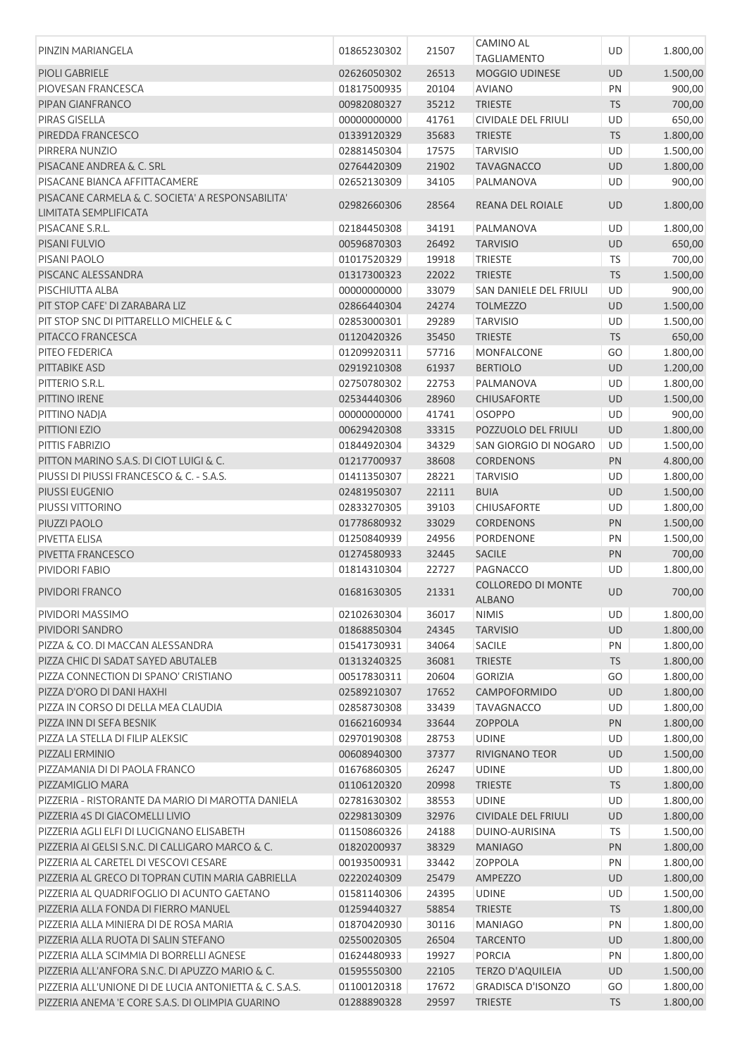| | | | | | |
|---|---|---|---|---|---|
| PINZIN MARIANGELA | 01865230302 | 21507 | CAMINO AL TAGLIAMENTO | UD | 1.800,00 |
| PIOLI GABRIELE | 02626050302 | 26513 | MOGGIO UDINESE | UD | 1.500,00 |
| PIOVESAN FRANCESCA | 01817500935 | 20104 | AVIANO | PN | 900,00 |
| PIPAN GIANFRANCO | 00982080327 | 35212 | TRIESTE | TS | 700,00 |
| PIRAS GISELLA | 00000000000 | 41761 | CIVIDALE DEL FRIULI | UD | 650,00 |
| PIREDDA FRANCESCO | 01339120329 | 35683 | TRIESTE | TS | 1.800,00 |
| PIRRERA NUNZIO | 02881450304 | 17575 | TARVISIO | UD | 1.500,00 |
| PISACANE ANDREA & C. SRL | 02764420309 | 21902 | TAVAGNACCO | UD | 1.800,00 |
| PISACANE BIANCA AFFITTACAMERE | 02652130309 | 34105 | PALMANOVA | UD | 900,00 |
| PISACANE CARMELA & C. SOCIETA' A RESPONSABILITA' LIMITATA SEMPLIFICATA | 02982660306 | 28564 | REANA DEL ROIALE | UD | 1.800,00 |
| PISACANE S.R.L. | 02184450308 | 34191 | PALMANOVA | UD | 1.800,00 |
| PISANI FULVIO | 00596870303 | 26492 | TARVISIO | UD | 650,00 |
| PISANI PAOLO | 01017520329 | 19918 | TRIESTE | TS | 700,00 |
| PISCANC ALESSANDRA | 01317300323 | 22022 | TRIESTE | TS | 1.500,00 |
| PISCHIUTTA ALBA | 00000000000 | 33079 | SAN DANIELE DEL FRIULI | UD | 900,00 |
| PIT STOP CAFE' DI ZARABARA LIZ | 02866440304 | 24274 | TOLMEZZO | UD | 1.500,00 |
| PIT STOP SNC DI PITTARELLO MICHELE & C | 02853000301 | 29289 | TARVISIO | UD | 1.500,00 |
| PITACCO FRANCESCA | 01120420326 | 35450 | TRIESTE | TS | 650,00 |
| PITEO FEDERICA | 01209920311 | 57716 | MONFALCONE | GO | 1.800,00 |
| PITTABIKE ASD | 02919210308 | 61937 | BERTIOLO | UD | 1.200,00 |
| PITTERIO S.R.L. | 02750780302 | 22753 | PALMANOVA | UD | 1.800,00 |
| PITTINO IRENE | 02534440306 | 28960 | CHIUSAFORTE | UD | 1.500,00 |
| PITTINO NADJA | 00000000000 | 41741 | OSOPPO | UD | 900,00 |
| PITTIONI EZIO | 00629420308 | 33315 | POZZUOLO DEL FRIULI | UD | 1.800,00 |
| PITTIS FABRIZIO | 01844920304 | 34329 | SAN GIORGIO DI NOGARO | UD | 1.500,00 |
| PITTON MARINO S.A.S. DI CIOT LUIGI & C. | 01217700937 | 38608 | CORDENONS | PN | 4.800,00 |
| PIUSSI DI PIUSSI FRANCESCO & C. - S.A.S. | 01411350307 | 28221 | TARVISIO | UD | 1.800,00 |
| PIUSSI EUGENIO | 02481950307 | 22111 | BUIA | UD | 1.500,00 |
| PIUSSI VITTORINO | 02833270305 | 39103 | CHIUSAFORTE | UD | 1.800,00 |
| PIUZZI PAOLO | 01778680932 | 33029 | CORDENONS | PN | 1.500,00 |
| PIVETTA ELISA | 01250840939 | 24956 | PORDENONE | PN | 1.500,00 |
| PIVETTA FRANCESCO | 01274580933 | 32445 | SACILE | PN | 700,00 |
| PIVIDORI FABIO | 01814310304 | 22727 | PAGNACCO | UD | 1.800,00 |
| PIVIDORI FRANCO | 01681630305 | 21331 | COLLOREDO DI MONTE ALBANO | UD | 700,00 |
| PIVIDORI MASSIMO | 02102630304 | 36017 | NIMIS | UD | 1.800,00 |
| PIVIDORI SANDRO | 01868850304 | 24345 | TARVISIO | UD | 1.800,00 |
| PIZZA & CO. DI MACCAN ALESSANDRA | 01541730931 | 34064 | SACILE | PN | 1.800,00 |
| PIZZA CHIC DI SADAT SAYED ABUTALEB | 01313240325 | 36081 | TRIESTE | TS | 1.800,00 |
| PIZZA CONNECTION DI SPANO' CRISTIANO | 00517830311 | 20604 | GORIZIA | GO | 1.800,00 |
| PIZZA D'ORO DI DANI HAXHI | 02589210307 | 17652 | CAMPOFORMIDO | UD | 1.800,00 |
| PIZZA IN CORSO DI DELLA MEA CLAUDIA | 02858730308 | 33439 | TAVAGNACCO | UD | 1.800,00 |
| PIZZA INN DI SEFA BESNIK | 01662160934 | 33644 | ZOPPOLA | PN | 1.800,00 |
| PIZZA LA STELLA DI FILIP ALEKSIC | 02970190308 | 28753 | UDINE | UD | 1.800,00 |
| PIZZALI ERMINIO | 00608940300 | 37377 | RIVIGNANO TEOR | UD | 1.500,00 |
| PIZZAMANIA DI DI PAOLA FRANCO | 01676860305 | 26247 | UDINE | UD | 1.800,00 |
| PIZZAMIGLIO MARA | 01106120320 | 20998 | TRIESTE | TS | 1.800,00 |
| PIZZERIA - RISTORANTE DA MARIO DI MAROTTA DANIELA | 02781630302 | 38553 | UDINE | UD | 1.800,00 |
| PIZZERIA 4S DI GIACOMELLI LIVIO | 02298130309 | 32976 | CIVIDALE DEL FRIULI | UD | 1.800,00 |
| PIZZERIA AGLI ELFI DI LUCIGNANO ELISABETH | 01150860326 | 24188 | DUINO-AURISINA | TS | 1.500,00 |
| PIZZERIA AI GELSI S.N.C. DI CALLIGARO MARCO & C. | 01820200937 | 38329 | MANIAGO | PN | 1.800,00 |
| PIZZERIA AL CARETEL DI VESCOVI CESARE | 00193500931 | 33442 | ZOPPOLA | PN | 1.800,00 |
| PIZZERIA AL GRECO DI TOPRAN CUTIN MARIA GABRIELLA | 02220240309 | 25479 | AMPEZZO | UD | 1.800,00 |
| PIZZERIA AL QUADRIFOGLIO DI ACUNTO GAETANO | 01581140306 | 24395 | UDINE | UD | 1.500,00 |
| PIZZERIA ALLA FONDA DI FIERRO MANUEL | 01259440327 | 58854 | TRIESTE | TS | 1.800,00 |
| PIZZERIA ALLA MINIERA DI DE ROSA MARIA | 01870420930 | 30116 | MANIAGO | PN | 1.800,00 |
| PIZZERIA ALLA RUOTA DI SALIN STEFANO | 02550020305 | 26504 | TARCENTO | UD | 1.800,00 |
| PIZZERIA ALLA SCIMMIA DI BORRELLI AGNESE | 01624480933 | 19927 | PORCIA | PN | 1.800,00 |
| PIZZERIA ALL'ANFORA S.N.C. DI APUZZO MARIO & C. | 01595550300 | 22105 | TERZO D'AQUILEIA | UD | 1.500,00 |
| PIZZERIA ALL'UNIONE DI DE LUCIA ANTONIETTA & C. S.A.S. | 01100120318 | 17672 | GRADISCA D'ISONZO | GO | 1.800,00 |
| PIZZERIA ANEMA 'E CORE S.A.S. DI OLIMPIA GUARINO | 01288890328 | 29597 | TRIESTE | TS | 1.800,00 |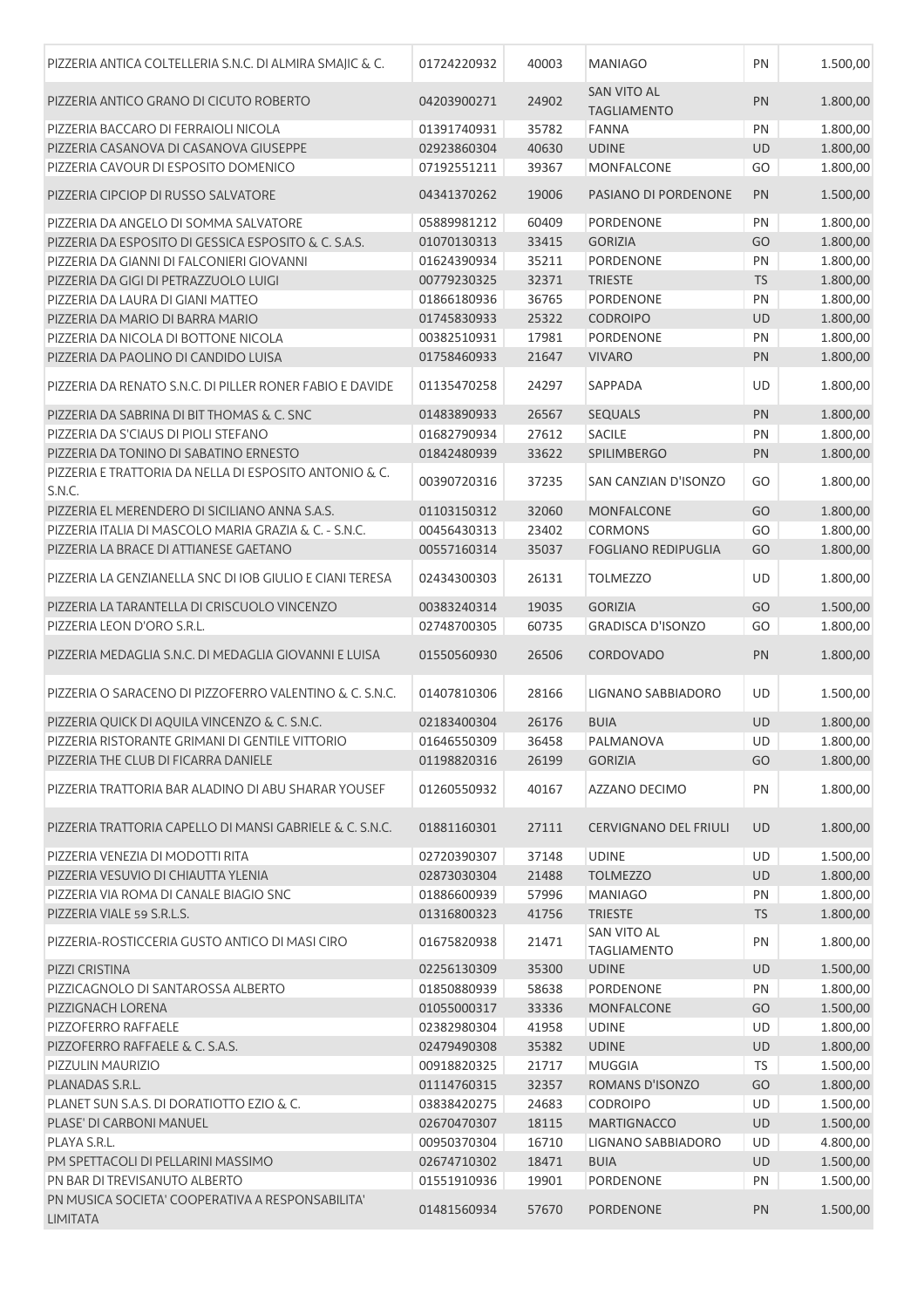| | | | | | |
|---|---|---|---|---|---|
| PIZZERIA ANTICA COLTELLERIA S.N.C. DI ALMIRA SMAJIC & C. | 01724220932 | 40003 | MANIAGO | PN | 1.500,00 |
| PIZZERIA ANTICO GRANO DI CICUTO ROBERTO | 04203900271 | 24902 | SAN VITO AL TAGLIAMENTO | PN | 1.800,00 |
| PIZZERIA BACCARO DI FERRAIOLI NICOLA | 01391740931 | 35782 | FANNA | PN | 1.800,00 |
| PIZZERIA CASANOVA DI CASANOVA GIUSEPPE | 02923860304 | 40630 | UDINE | UD | 1.800,00 |
| PIZZERIA CAVOUR DI ESPOSITO DOMENICO | 07192551211 | 39367 | MONFALCONE | GO | 1.800,00 |
| PIZZERIA CIPCIOP DI RUSSO SALVATORE | 04341370262 | 19006 | PASIANO DI PORDENONE | PN | 1.500,00 |
| PIZZERIA DA ANGELO DI SOMMA SALVATORE | 05889981212 | 60409 | PORDENONE | PN | 1.800,00 |
| PIZZERIA DA ESPOSITO DI GESSICA ESPOSITO & C. S.A.S. | 01070130313 | 33415 | GORIZIA | GO | 1.800,00 |
| PIZZERIA DA GIANNI DI FALCONIERI GIOVANNI | 01624390934 | 35211 | PORDENONE | PN | 1.800,00 |
| PIZZERIA DA GIGI DI PETRAZZUOLO LUIGI | 00779230325 | 32371 | TRIESTE | TS | 1.800,00 |
| PIZZERIA DA LAURA DI GIANI MATTEO | 01866180936 | 36765 | PORDENONE | PN | 1.800,00 |
| PIZZERIA DA MARIO DI BARRA MARIO | 01745830933 | 25322 | CODROIPO | UD | 1.800,00 |
| PIZZERIA DA NICOLA DI BOTTONE NICOLA | 00382510931 | 17981 | PORDENONE | PN | 1.800,00 |
| PIZZERIA DA PAOLINO DI CANDIDO LUISA | 01758460933 | 21647 | VIVARO | PN | 1.800,00 |
| PIZZERIA DA RENATO S.N.C. DI PILLER RONER FABIO E DAVIDE | 01135470258 | 24297 | SAPPADA | UD | 1.800,00 |
| PIZZERIA DA SABRINA DI BIT THOMAS & C. SNC | 01483890933 | 26567 | SEQUALS | PN | 1.800,00 |
| PIZZERIA DA S'CIAUS DI PIOLI STEFANO | 01682790934 | 27612 | SACILE | PN | 1.800,00 |
| PIZZERIA DA TONINO DI SABATINO ERNESTO | 01842480939 | 33622 | SPILIMBERGO | PN | 1.800,00 |
| PIZZERIA E TRATTORIA DA NELLA DI ESPOSITO ANTONIO & C. S.N.C. | 00390720316 | 37235 | SAN CANZIAN D'ISONZO | GO | 1.800,00 |
| PIZZERIA EL MERENDERO DI SICILIANO ANNA S.A.S. | 01103150312 | 32060 | MONFALCONE | GO | 1.800,00 |
| PIZZERIA ITALIA DI MASCOLO MARIA GRAZIA & C. - S.N.C. | 00456430313 | 23402 | CORMONS | GO | 1.800,00 |
| PIZZERIA LA BRACE DI ATTIANESE GAETANO | 00557160314 | 35037 | FOGLIANO REDIPUGLIA | GO | 1.800,00 |
| PIZZERIA LA GENZIANELLA SNC DI IOB GIULIO E CIANI TERESA | 02434300303 | 26131 | TOLMEZZO | UD | 1.800,00 |
| PIZZERIA LA TARANTELLA DI CRISCUOLO VINCENZO | 00383240314 | 19035 | GORIZIA | GO | 1.500,00 |
| PIZZERIA LEON D'ORO S.R.L. | 02748700305 | 60735 | GRADISCA D'ISONZO | GO | 1.800,00 |
| PIZZERIA MEDAGLIA S.N.C. DI MEDAGLIA GIOVANNI E LUISA | 01550560930 | 26506 | CORDOVADO | PN | 1.800,00 |
| PIZZERIA O SARACENO DI PIZZOFERRO VALENTINO & C. S.N.C. | 01407810306 | 28166 | LIGNANO SABBIADORO | UD | 1.500,00 |
| PIZZERIA QUICK DI AQUILA VINCENZO & C. S.N.C. | 02183400304 | 26176 | BUIA | UD | 1.800,00 |
| PIZZERIA RISTORANTE GRIMANI DI GENTILE VITTORIO | 01646550309 | 36458 | PALMANOVA | UD | 1.800,00 |
| PIZZERIA THE CLUB DI FICARRA DANIELE | 01198820316 | 26199 | GORIZIA | GO | 1.800,00 |
| PIZZERIA TRATTORIA BAR ALADINO DI ABU SHARAR YOUSEF | 01260550932 | 40167 | AZZANO DECIMO | PN | 1.800,00 |
| PIZZERIA TRATTORIA CAPELLO DI MANSI GABRIELE & C. S.N.C. | 01881160301 | 27111 | CERVIGNANO DEL FRIULI | UD | 1.800,00 |
| PIZZERIA VENEZIA DI MODOTTI RITA | 02720390307 | 37148 | UDINE | UD | 1.500,00 |
| PIZZERIA VESUVIO DI CHIAUTTA YLENIA | 02873030304 | 21488 | TOLMEZZO | UD | 1.800,00 |
| PIZZERIA VIA ROMA DI CANALE BIAGIO SNC | 01886600939 | 57996 | MANIAGO | PN | 1.800,00 |
| PIZZERIA VIALE 59 S.R.L.S. | 01316800323 | 41756 | TRIESTE | TS | 1.800,00 |
| PIZZERIA-ROSTICCERIA GUSTO ANTICO DI MASI CIRO | 01675820938 | 21471 | SAN VITO AL TAGLIAMENTO | PN | 1.800,00 |
| PIZZI CRISTINA | 02256130309 | 35300 | UDINE | UD | 1.500,00 |
| PIZZICAGNOLO DI SANTAROSSA ALBERTO | 01850880939 | 58638 | PORDENONE | PN | 1.800,00 |
| PIZZIGNACH LORENA | 01055000317 | 33336 | MONFALCONE | GO | 1.500,00 |
| PIZZOFERRO RAFFAELE | 02382980304 | 41958 | UDINE | UD | 1.800,00 |
| PIZZOFERRO RAFFAELE & C. S.A.S. | 02479490308 | 35382 | UDINE | UD | 1.800,00 |
| PIZZULIN MAURIZIO | 00918820325 | 21717 | MUGGIA | TS | 1.500,00 |
| PLANADAS S.R.L. | 01114760315 | 32357 | ROMANS D'ISONZO | GO | 1.800,00 |
| PLANET SUN S.A.S. DI DORATIOTTO EZIO & C. | 03838420275 | 24683 | CODROIPO | UD | 1.500,00 |
| PLASE' DI CARBONI MANUEL | 02670470307 | 18115 | MARTIGNACCO | UD | 1.500,00 |
| PLAYA S.R.L. | 00950370304 | 16710 | LIGNANO SABBIADORO | UD | 4.800,00 |
| PM SPETTACOLI DI PELLARINI MASSIMO | 02674710302 | 18471 | BUIA | UD | 1.500,00 |
| PN BAR DI TREVISANUTO ALBERTO | 01551910936 | 19901 | PORDENONE | PN | 1.500,00 |
| PN MUSICA SOCIETA' COOPERATIVA A RESPONSABILITA' LIMITATA | 01481560934 | 57670 | PORDENONE | PN | 1.500,00 |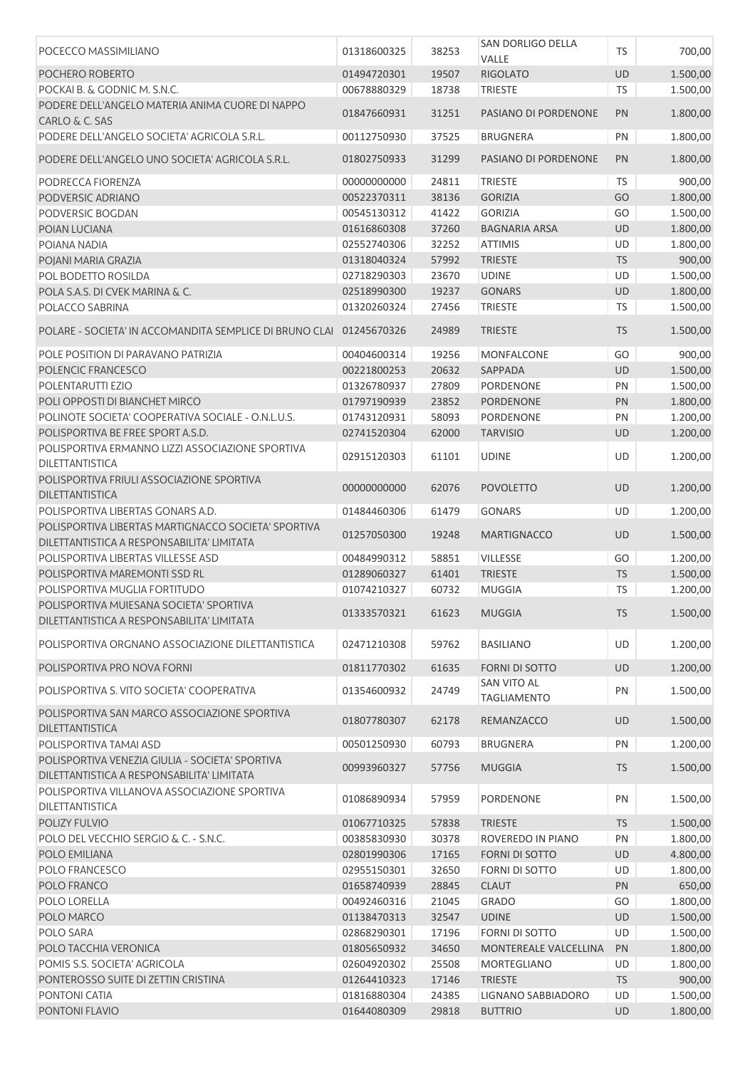| | | | | | |
|---|---|---|---|---|---|
| POCECCO MASSIMILIANO | 01318600325 | 38253 | SAN DORLIGO DELLA VALLE | TS | 700,00 |
| POCHERO ROBERTO | 01494720301 | 19507 | RIGOLATO | UD | 1.500,00 |
| POCKAI B. & GODNIC M. S.N.C. | 00678880329 | 18738 | TRIESTE | TS | 1.500,00 |
| PODERE DELL'ANGELO MATERIA ANIMA CUORE DI NAPPO CARLO & C. SAS | 01847660931 | 31251 | PASIANO DI PORDENONE | PN | 1.800,00 |
| PODERE DELL'ANGELO SOCIETA' AGRICOLA S.R.L. | 00112750930 | 37525 | BRUGNERA | PN | 1.800,00 |
| PODERE DELL'ANGELO UNO SOCIETA' AGRICOLA S.R.L. | 01802750933 | 31299 | PASIANO DI PORDENONE | PN | 1.800,00 |
| PODRECCA FIORENZA | 00000000000 | 24811 | TRIESTE | TS | 900,00 |
| PODVERSIC ADRIANO | 00522370311 | 38136 | GORIZIA | GO | 1.800,00 |
| PODVERSIC BOGDAN | 00545130312 | 41422 | GORIZIA | GO | 1.500,00 |
| POIAN LUCIANA | 01616860308 | 37260 | BAGNARIA ARSA | UD | 1.800,00 |
| POIANA NADIA | 02552740306 | 32252 | ATTIMIS | UD | 1.800,00 |
| POJANI MARIA GRAZIA | 01318040324 | 57992 | TRIESTE | TS | 900,00 |
| POL BODETTO ROSILDA | 02718290303 | 23670 | UDINE | UD | 1.500,00 |
| POLA S.A.S. DI CVEK MARINA & C. | 02518990300 | 19237 | GONARS | UD | 1.800,00 |
| POLACCO SABRINA | 01320260324 | 27456 | TRIESTE | TS | 1.500,00 |
| POLARE - SOCIETA' IN ACCOMANDITA SEMPLICE DI BRUNO CLAI | 01245670326 | 24989 | TRIESTE | TS | 1.500,00 |
| POLE POSITION DI PARAVANO PATRIZIA | 00404600314 | 19256 | MONFALCONE | GO | 900,00 |
| POLENCIC FRANCESCO | 00221800253 | 20632 | SAPPADA | UD | 1.500,00 |
| POLENTARUTTI EZIO | 01326780937 | 27809 | PORDENONE | PN | 1.500,00 |
| POLI OPPOSTI DI BIANCHET MIRCO | 01797190939 | 23852 | PORDENONE | PN | 1.800,00 |
| POLINOTE SOCIETA' COOPERATIVA SOCIALE - O.N.L.U.S. | 01743120931 | 58093 | PORDENONE | PN | 1.200,00 |
| POLISPORTIVA BE FREE SPORT A.S.D. | 02741520304 | 62000 | TARVISIO | UD | 1.200,00 |
| POLISPORTIVA ERMANNO LIZZI ASSOCIAZIONE SPORTIVA DILETTANTISTICA | 02915120303 | 61101 | UDINE | UD | 1.200,00 |
| POLISPORTIVA FRIULI ASSOCIAZIONE SPORTIVA DILETTANTISTICA | 00000000000 | 62076 | POVOLETTO | UD | 1.200,00 |
| POLISPORTIVA LIBERTAS GONARS A.D. | 01484460306 | 61479 | GONARS | UD | 1.200,00 |
| POLISPORTIVA LIBERTAS MARTIGNACCO SOCIETA' SPORTIVA DILETTANTISTICA A RESPONSABILITA' LIMITATA | 01257050300 | 19248 | MARTIGNACCO | UD | 1.500,00 |
| POLISPORTIVA LIBERTAS VILLESSE ASD | 00484990312 | 58851 | VILLESSE | GO | 1.200,00 |
| POLISPORTIVA MAREMONTI SSD RL | 01289060327 | 61401 | TRIESTE | TS | 1.500,00 |
| POLISPORTIVA MUGLIA FORTITUDO | 01074210327 | 60732 | MUGGIA | TS | 1.200,00 |
| POLISPORTIVA MUIESANA SOCIETA' SPORTIVA DILETTANTISTICA A RESPONSABILITA' LIMITATA | 01333570321 | 61623 | MUGGIA | TS | 1.500,00 |
| POLISPORTIVA ORGNANO ASSOCIAZIONE DILETTANTISTICA | 02471210308 | 59762 | BASILIANO | UD | 1.200,00 |
| POLISPORTIVA PRO NOVA FORNI | 01811770302 | 61635 | FORNI DI SOTTO | UD | 1.200,00 |
| POLISPORTIVA S. VITO SOCIETA' COOPERATIVA | 01354600932 | 24749 | SAN VITO AL TAGLIAMENTO | PN | 1.500,00 |
| POLISPORTIVA SAN MARCO ASSOCIAZIONE SPORTIVA DILETTANTISTICA | 01807780307 | 62178 | REMANZACCO | UD | 1.500,00 |
| POLISPORTIVA TAMAI ASD | 00501250930 | 60793 | BRUGNERA | PN | 1.200,00 |
| POLISPORTIVA VENEZIA GIULIA - SOCIETA' SPORTIVA DILETTANTISTICA A RESPONSABILITA' LIMITATA | 00993960327 | 57756 | MUGGIA | TS | 1.500,00 |
| POLISPORTIVA VILLANOVA ASSOCIAZIONE SPORTIVA DILETTANTISTICA | 01086890934 | 57959 | PORDENONE | PN | 1.500,00 |
| POLIZY FULVIO | 01067710325 | 57838 | TRIESTE | TS | 1.500,00 |
| POLO DEL VECCHIO SERGIO & C. - S.N.C. | 00385830930 | 30378 | ROVEREDO IN PIANO | PN | 1.800,00 |
| POLO EMILIANA | 02801990306 | 17165 | FORNI DI SOTTO | UD | 4.800,00 |
| POLO FRANCESCO | 02955150301 | 32650 | FORNI DI SOTTO | UD | 1.800,00 |
| POLO FRANCO | 01658740939 | 28845 | CLAUT | PN | 650,00 |
| POLO LORELLA | 00492460316 | 21045 | GRADO | GO | 1.800,00 |
| POLO MARCO | 01138470313 | 32547 | UDINE | UD | 1.500,00 |
| POLO SARA | 02868290301 | 17196 | FORNI DI SOTTO | UD | 1.500,00 |
| POLO TACCHIA VERONICA | 01805650932 | 34650 | MONTEREALE VALCELLINA | PN | 1.800,00 |
| POMIS S.S. SOCIETA' AGRICOLA | 02604920302 | 25508 | MORTEGLIANO | UD | 1.800,00 |
| PONTEROSSO SUITE DI ZETTIN CRISTINA | 01264410323 | 17146 | TRIESTE | TS | 900,00 |
| PONTONI CATIA | 01816880304 | 24385 | LIGNANO SABBIADORO | UD | 1.500,00 |
| PONTONI FLAVIO | 01644080309 | 29818 | BUTTRIO | UD | 1.800,00 |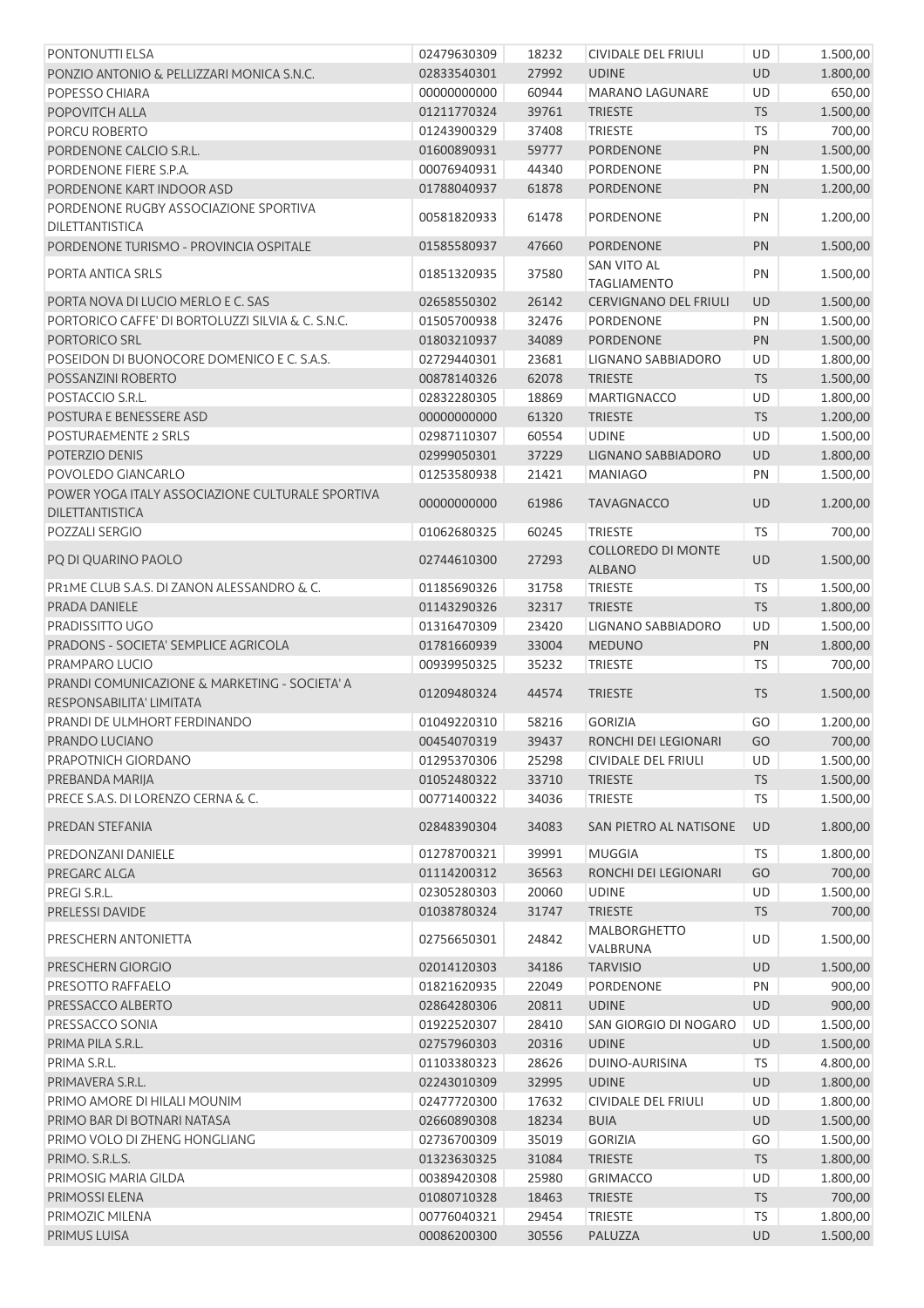| | | | | | |
|---|---|---|---|---|---|
| PONTONUTTI ELSA | 02479630309 | 18232 | CIVIDALE DEL FRIULI | UD | 1.500,00 |
| PONZIO ANTONIO & PELLIZZARI MONICA S.N.C. | 02833540301 | 27992 | UDINE | UD | 1.800,00 |
| POPESSO CHIARA | 00000000000 | 60944 | MARANO LAGUNARE | UD | 650,00 |
| POPOVITCH ALLA | 01211770324 | 39761 | TRIESTE | TS | 1.500,00 |
| PORCU ROBERTO | 01243900329 | 37408 | TRIESTE | TS | 700,00 |
| PORDENONE CALCIO S.R.L. | 01600890931 | 59777 | PORDENONE | PN | 1.500,00 |
| PORDENONE FIERE S.P.A. | 00076940931 | 44340 | PORDENONE | PN | 1.500,00 |
| PORDENONE KART INDOOR ASD | 01788040937 | 61878 | PORDENONE | PN | 1.200,00 |
| PORDENONE RUGBY ASSOCIAZIONE SPORTIVA DILETTANTISTICA | 00581820933 | 61478 | PORDENONE | PN | 1.200,00 |
| PORDENONE TURISMO - PROVINCIA OSPITALE | 01585580937 | 47660 | PORDENONE | PN | 1.500,00 |
| PORTA ANTICA SRLS | 01851320935 | 37580 | SAN VITO AL TAGLIAMENTO | PN | 1.500,00 |
| PORTA NOVA DI LUCIO MERLO E C. SAS | 02658550302 | 26142 | CERVIGNANO DEL FRIULI | UD | 1.500,00 |
| PORTORICO CAFFE' DI BORTOLUZZI SILVIA & C. S.N.C. | 01505700938 | 32476 | PORDENONE | PN | 1.500,00 |
| PORTORICO SRL | 01803210937 | 34089 | PORDENONE | PN | 1.500,00 |
| POSEIDON DI BUONOCORE DOMENICO E C. S.A.S. | 02729440301 | 23681 | LIGNANO SABBIADORO | UD | 1.800,00 |
| POSSANZINI ROBERTO | 00878140326 | 62078 | TRIESTE | TS | 1.500,00 |
| POSTACCIO S.R.L. | 02832280305 | 18869 | MARTIGNACCO | UD | 1.800,00 |
| POSTURA E BENESSERE ASD | 00000000000 | 61320 | TRIESTE | TS | 1.200,00 |
| POSTURAEMENTE 2 SRLS | 02987110307 | 60554 | UDINE | UD | 1.500,00 |
| POTERZIO DENIS | 02999050301 | 37229 | LIGNANO SABBIADORO | UD | 1.800,00 |
| POVOLEDO GIANCARLO | 01253580938 | 21421 | MANIAGO | PN | 1.500,00 |
| POWER YOGA ITALY ASSOCIAZIONE CULTURALE SPORTIVA DILETTANTISTICA | 00000000000 | 61986 | TAVAGNACCO | UD | 1.200,00 |
| POZZALI SERGIO | 01062680325 | 60245 | TRIESTE | TS | 700,00 |
| PQ DI QUARINO PAOLO | 02744610300 | 27293 | COLLOREDO DI MONTE ALBANO | UD | 1.500,00 |
| PR1ME CLUB S.A.S. DI ZANON ALESSANDRO & C. | 01185690326 | 31758 | TRIESTE | TS | 1.500,00 |
| PRADA DANIELE | 01143290326 | 32317 | TRIESTE | TS | 1.800,00 |
| PRADISSITTO UGO | 01316470309 | 23420 | LIGNANO SABBIADORO | UD | 1.500,00 |
| PRADONS - SOCIETA' SEMPLICE AGRICOLA | 01781660939 | 33004 | MEDUNO | PN | 1.800,00 |
| PRAMPARO LUCIO | 00939950325 | 35232 | TRIESTE | TS | 700,00 |
| PRANDI COMUNICAZIONE & MARKETING - SOCIETA' A RESPONSABILITA' LIMITATA | 01209480324 | 44574 | TRIESTE | TS | 1.500,00 |
| PRANDI DE ULMHORT FERDINANDO | 01049220310 | 58216 | GORIZIA | GO | 1.200,00 |
| PRANDO LUCIANO | 00454070319 | 39437 | RONCHI DEI LEGIONARI | GO | 700,00 |
| PRAPOTNICH GIORDANO | 01295370306 | 25298 | CIVIDALE DEL FRIULI | UD | 1.500,00 |
| PREBANDA MARIJA | 01052480322 | 33710 | TRIESTE | TS | 1.500,00 |
| PRECE S.A.S. DI LORENZO CERNA & C. | 00771400322 | 34036 | TRIESTE | TS | 1.500,00 |
| PREDAN STEFANIA | 02848390304 | 34083 | SAN PIETRO AL NATISONE | UD | 1.800,00 |
| PREDONZANI DANIELE | 01278700321 | 39991 | MUGGIA | TS | 1.800,00 |
| PREGARC ALGA | 01114200312 | 36563 | RONCHI DEI LEGIONARI | GO | 700,00 |
| PREGI S.R.L. | 02305280303 | 20060 | UDINE | UD | 1.500,00 |
| PRELESSI DAVIDE | 01038780324 | 31747 | TRIESTE | TS | 700,00 |
| PRESCHERN ANTONIETTA | 02756650301 | 24842 | MALBORGHETTO VALBRUNA | UD | 1.500,00 |
| PRESCHERN GIORGIO | 02014120303 | 34186 | TARVISIO | UD | 1.500,00 |
| PRESOTTO RAFFAELO | 01821620935 | 22049 | PORDENONE | PN | 900,00 |
| PRESSACCO ALBERTO | 02864280306 | 20811 | UDINE | UD | 900,00 |
| PRESSACCO SONIA | 01922520307 | 28410 | SAN GIORGIO DI NOGARO | UD | 1.500,00 |
| PRIMA PILA S.R.L. | 02757960303 | 20316 | UDINE | UD | 1.500,00 |
| PRIMA S.R.L. | 01103380323 | 28626 | DUINO-AURISINA | TS | 4.800,00 |
| PRIMAVERA S.R.L. | 02243010309 | 32995 | UDINE | UD | 1.800,00 |
| PRIMO AMORE DI HILALI MOUNIM | 02477720300 | 17632 | CIVIDALE DEL FRIULI | UD | 1.800,00 |
| PRIMO BAR DI BOTNARI NATASA | 02660890308 | 18234 | BUIA | UD | 1.500,00 |
| PRIMO VOLO DI ZHENG HONGLIANG | 02736700309 | 35019 | GORIZIA | GO | 1.500,00 |
| PRIMO. S.R.L.S. | 01323630325 | 31084 | TRIESTE | TS | 1.800,00 |
| PRIMOSIG MARIA GILDA | 00389420308 | 25980 | GRIMACCO | UD | 1.800,00 |
| PRIMOSSI ELENA | 01080710328 | 18463 | TRIESTE | TS | 700,00 |
| PRIMOZIC MILENA | 00776040321 | 29454 | TRIESTE | TS | 1.800,00 |
| PRIMUS LUISA | 00086200300 | 30556 | PALUZZA | UD | 1.500,00 |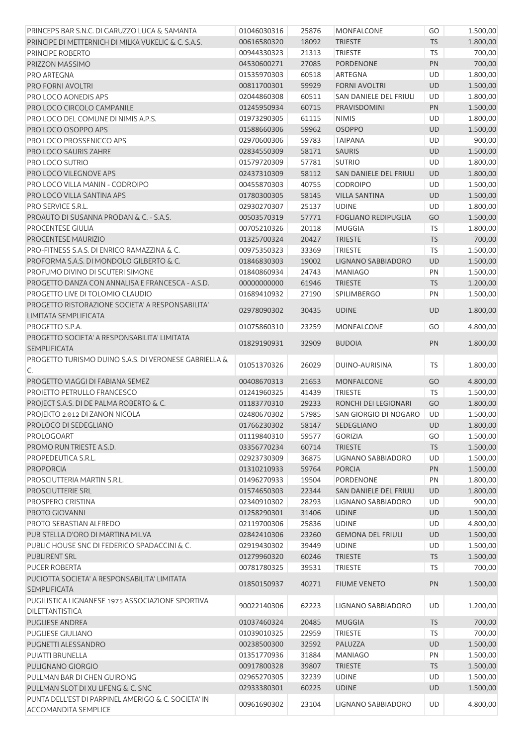| | | | | | |
|---|---|---|---|---|---|
| PRINCEPS BAR S.N.C. DI GARUZZO LUCA & SAMANTA | 01046030316 | 25876 | MONFALCONE | GO | 1.500,00 |
| PRINCIPE DI METTERNICH DI MILKA VUKELIC & C. S.A.S. | 00616580320 | 18092 | TRIESTE | TS | 1.800,00 |
| PRINCIPE ROBERTO | 00944330323 | 21313 | TRIESTE | TS | 700,00 |
| PRIZZON MASSIMO | 04530600271 | 27085 | PORDENONE | PN | 700,00 |
| PRO ARTEGNA | 01535970303 | 60518 | ARTEGNA | UD | 1.800,00 |
| PRO FORNI AVOLTRI | 00811700301 | 59929 | FORNI AVOLTRI | UD | 1.500,00 |
| PRO LOCO AONEDIS APS | 02044860308 | 60511 | SAN DANIELE DEL FRIULI | UD | 1.800,00 |
| PRO LOCO CIRCOLO CAMPANILE | 01245950934 | 60715 | PRAVISDOMINI | PN | 1.500,00 |
| PRO LOCO DEL COMUNE DI NIMIS A.P.S. | 01973290305 | 61115 | NIMIS | UD | 1.800,00 |
| PRO LOCO OSOPPO APS | 01588660306 | 59962 | OSOPPO | UD | 1.500,00 |
| PRO LOCO PROSSENICCO APS | 02970600306 | 59783 | TAIPANA | UD | 900,00 |
| PRO LOCO SAURIS ZAHRE | 02834550309 | 58171 | SAURIS | UD | 1.500,00 |
| PRO LOCO SUTRIO | 01579720309 | 57781 | SUTRIO | UD | 1.800,00 |
| PRO LOCO VILEGNOVE APS | 02437310309 | 58112 | SAN DANIELE DEL FRIULI | UD | 1.800,00 |
| PRO LOCO VILLA MANIN - CODROIPO | 00455870303 | 40755 | CODROIPO | UD | 1.500,00 |
| PRO LOCO VILLA SANTINA APS | 01780300305 | 58145 | VILLA SANTINA | UD | 1.500,00 |
| PRO SERVICE S.R.L. | 02930270307 | 25137 | UDINE | UD | 1.800,00 |
| PROAUTO DI SUSANNA PRODAN & C. - S.A.S. | 00503570319 | 57771 | FOGLIANO REDIPUGLIA | GO | 1.500,00 |
| PROCENTESE GIULIA | 00705210326 | 20118 | MUGGIA | TS | 1.800,00 |
| PROCENTESE MAURIZIO | 01325700324 | 20427 | TRIESTE | TS | 700,00 |
| PRO-FITNESS S.A.S. DI ENRICO RAMAZZINA & C. | 00975350323 | 33369 | TRIESTE | TS | 1.500,00 |
| PROFORMA S.A.S. DI MONDOLO GILBERTO & C. | 01846830303 | 19002 | LIGNANO SABBIADORO | UD | 1.500,00 |
| PROFUMO DIVINO DI SCUTERI SIMONE | 01840860934 | 24743 | MANIAGO | PN | 1.500,00 |
| PROGETTO DANZA CON ANNALISA E FRANCESCA - A.S.D. | 00000000000 | 61946 | TRIESTE | TS | 1.200,00 |
| PROGETTO LIVE DI TOLOMIO CLAUDIO | 01689410932 | 27190 | SPILIMBERGO | PN | 1.500,00 |
| PROGETTO RISTORAZIONE SOCIETA' A RESPONSABILITA' LIMITATA SEMPLIFICATA | 02978090302 | 30435 | UDINE | UD | 1.800,00 |
| PROGETTO S.P.A. | 01075860310 | 23259 | MONFALCONE | GO | 4.800,00 |
| PROGETTO SOCIETA' A RESPONSABILITA' LIMITATA SEMPLIFICATA | 01829190931 | 32909 | BUDOIA | PN | 1.800,00 |
| PROGETTO TURISMO DUINO S.A.S. DI VERONESE GABRIELLA & C. | 01051370326 | 26029 | DUINO-AURISINA | TS | 1.800,00 |
| PROGETTO VIAGGI DI FABIANA SEMEZ | 00408670313 | 21653 | MONFALCONE | GO | 4.800,00 |
| PROIETTO PETRULLO FRANCESCO | 01241960325 | 41439 | TRIESTE | TS | 1.500,00 |
| PROJECT S.A.S. DI DE PALMA ROBERTO & C. | 01183770310 | 29233 | RONCHI DEI LEGIONARI | GO | 1.800,00 |
| PROJEKTO 2.012 DI ZANON NICOLA | 02480670302 | 57985 | SAN GIORGIO DI NOGARO | UD | 1.500,00 |
| PROLOCO DI SEDEGLIANO | 01766230302 | 58147 | SEDEGLIANO | UD | 1.800,00 |
| PROLOGOART | 01119840310 | 59577 | GORIZIA | GO | 1.500,00 |
| PROMO RUN TRIESTE A.S.D. | 03356770234 | 60714 | TRIESTE | TS | 1.500,00 |
| PROPEDEUTICA S.R.L. | 02923730309 | 36875 | LIGNANO SABBIADORO | UD | 1.500,00 |
| PROPORCIA | 01310210933 | 59764 | PORCIA | PN | 1.500,00 |
| PROSCIUTTERIA MARTIN S.R.L. | 01496270933 | 19504 | PORDENONE | PN | 1.800,00 |
| PROSCIUTTERIE SRL | 01574650303 | 22344 | SAN DANIELE DEL FRIULI | UD | 1.800,00 |
| PROSPERO CRISTINA | 02340910302 | 28293 | LIGNANO SABBIADORO | UD | 900,00 |
| PROTO GIOVANNI | 01258290301 | 31406 | UDINE | UD | 1.500,00 |
| PROTO SEBASTIAN ALFREDO | 02119700306 | 25836 | UDINE | UD | 4.800,00 |
| PUB STELLA D'ORO DI MARTINA MILVA | 02842410306 | 23260 | GEMONA DEL FRIULI | UD | 1.500,00 |
| PUBLIC HOUSE SNC DI FEDERICO SPADACCINI & C. | 02919430302 | 39449 | UDINE | UD | 1.500,00 |
| PUBLIRENT SRL | 01279960320 | 60246 | TRIESTE | TS | 1.500,00 |
| PUCER ROBERTA | 00781780325 | 39531 | TRIESTE | TS | 700,00 |
| PUCIOTTA SOCIETA' A RESPONSABILITA' LIMITATA SEMPLIFICATA | 01850150937 | 40271 | FIUME VENETO | PN | 1.500,00 |
| PUGILISTICA LIGNANESE 1975 ASSOCIAZIONE SPORTIVA DILETTANTISTICA | 90022140306 | 62223 | LIGNANO SABBIADORO | UD | 1.200,00 |
| PUGLIESE ANDREA | 01037460324 | 20485 | MUGGIA | TS | 700,00 |
| PUGLIESE GIULIANO | 01039010325 | 22959 | TRIESTE | TS | 700,00 |
| PUGNETTI ALESSANDRO | 00238500300 | 32592 | PALUZZA | UD | 1.500,00 |
| PUIATTI BRUNELLA | 01351770936 | 31884 | MANIAGO | PN | 1.500,00 |
| PULIGNANO GIORGIO | 00917800328 | 39807 | TRIESTE | TS | 1.500,00 |
| PULLMAN BAR DI CHEN GUIRONG | 02965270305 | 32239 | UDINE | UD | 1.500,00 |
| PULLMAN SLOT DI XU LIFENG & C. SNC | 02933380301 | 60225 | UDINE | UD | 1.500,00 |
| PUNTA DELL'EST DI PARPINEL AMERIGO & C. SOCIETA' IN ACCOMANDITA SEMPLICE | 00961690302 | 23104 | LIGNANO SABBIADORO | UD | 4.800,00 |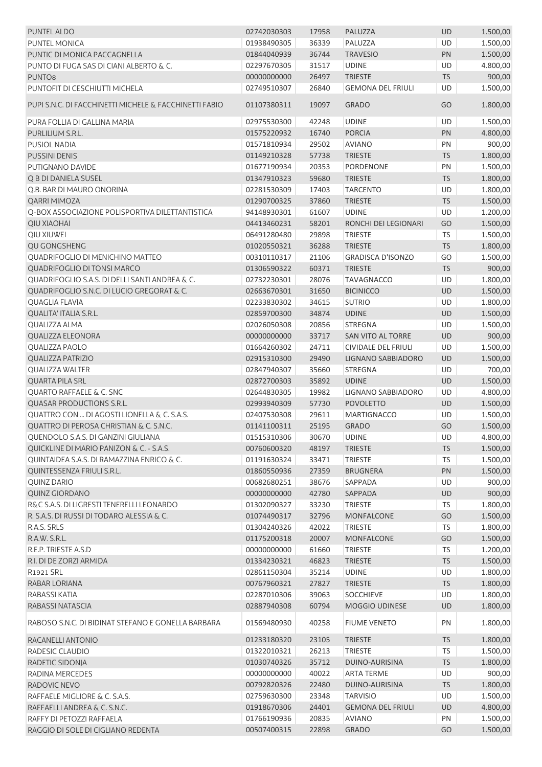| | | | | | |
|---|---|---|---|---|---|
| PUNTEL ALDO | 02742030303 | 17958 | PALUZZA | UD | 1.500,00 |
| PUNTEL MONICA | 01938490305 | 36339 | PALUZZA | UD | 1.500,00 |
| PUNTIC DI MONICA PACCAGNELLA | 01844040939 | 36744 | TRAVESIO | PN | 1.500,00 |
| PUNTO DI FUGA SAS DI CIANI ALBERTO & C. | 02297670305 | 31517 | UDINE | UD | 4.800,00 |
| PUNTO8 | 00000000000 | 26497 | TRIESTE | TS | 900,00 |
| PUNTOFIT DI CESCHIUTTI MICHELA | 02749510307 | 26840 | GEMONA DEL FRIULI | UD | 1.500,00 |
| PUPI S.N.C. DI FACCHINETTI MICHELE & FACCHINETTI FABIO | 01107380311 | 19097 | GRADO | GO | 1.800,00 |
| PURA FOLLIA DI GALLINA MARIA | 02975530300 | 42248 | UDINE | UD | 1.500,00 |
| PURLILIUM S.R.L. | 01575220932 | 16740 | PORCIA | PN | 4.800,00 |
| PUSIOL NADIA | 01571810934 | 29502 | AVIANO | PN | 900,00 |
| PUSSINI DENIS | 01149210328 | 57738 | TRIESTE | TS | 1.800,00 |
| PUTIGNANO DAVIDE | 01677190934 | 20353 | PORDENONE | PN | 1.500,00 |
| Q B DI DANIELA SUSEL | 01347910323 | 59680 | TRIESTE | TS | 1.800,00 |
| Q.B. BAR DI MAURO ONORINA | 02281530309 | 17403 | TARCENTO | UD | 1.800,00 |
| QARRI MIMOZA | 01290700325 | 37860 | TRIESTE | TS | 1.500,00 |
| Q-BOX ASSOCIAZIONE POLISPORTIVA DILETTANTISTICA | 94148930301 | 61607 | UDINE | UD | 1.200,00 |
| QIU XIAOHAI | 04413460231 | 58201 | RONCHI DEI LEGIONARI | GO | 1.500,00 |
| QIU XIUWEI | 06491280480 | 29898 | TRIESTE | TS | 1.500,00 |
| QU GONGSHENG | 01020550321 | 36288 | TRIESTE | TS | 1.800,00 |
| QUADRIFOGLIO DI MENICHINO MATTEO | 00310110317 | 21106 | GRADISCA D'ISONZO | GO | 1.500,00 |
| QUADRIFOGLIO DI TONSI MARCO | 01306590322 | 60371 | TRIESTE | TS | 900,00 |
| QUADRIFOGLIO S.A.S. DI DELLI SANTI ANDREA & C. | 02732230301 | 28076 | TAVAGNACCO | UD | 1.800,00 |
| QUADRIFOGLIO S.N.C. DI LUCIO GREGORAT & C. | 02663670301 | 31650 | BICINICCO | UD | 1.500,00 |
| QUAGLIA FLAVIA | 02233830302 | 34615 | SUTRIO | UD | 1.800,00 |
| QUALITA' ITALIA S.R.L. | 02859700300 | 34874 | UDINE | UD | 1.500,00 |
| QUALIZZA ALMA | 02026050308 | 20856 | STREGNA | UD | 1.500,00 |
| QUALIZZA ELEONORA | 00000000000 | 33717 | SAN VITO AL TORRE | UD | 900,00 |
| QUALIZZA PAOLO | 01664260302 | 24711 | CIVIDALE DEL FRIULI | UD | 1.500,00 |
| QUALIZZA PATRIZIO | 02915310300 | 29490 | LIGNANO SABBIADORO | UD | 1.500,00 |
| QUALIZZA WALTER | 02847940307 | 35660 | STREGNA | UD | 700,00 |
| QUARTA PILA SRL | 02872700303 | 35892 | UDINE | UD | 1.500,00 |
| QUARTO RAFFAELE & C. SNC | 02644830305 | 19982 | LIGNANO SABBIADORO | UD | 4.800,00 |
| QUASAR PRODUCTIONS S.R.L. | 02993940309 | 57730 | POVOLETTO | UD | 1.500,00 |
| QUATTRO CON ... DI AGOSTI LIONELLA & C. S.A.S. | 02407530308 | 29611 | MARTIGNACCO | UD | 1.500,00 |
| QUATTRO DI PEROSA CHRISTIAN & C. S.N.C. | 01141100311 | 25195 | GRADO | GO | 1.500,00 |
| QUENDOLO S.A.S. DI GANZINI GIULIANA | 01515310306 | 30670 | UDINE | UD | 4.800,00 |
| QUICKLINE DI MARIO PANIZON & C. - S.A.S. | 00760600320 | 48197 | TRIESTE | TS | 1.500,00 |
| QUINTAIDEA S.A.S. DI RAMAZZINA ENRICO & C. | 01191630324 | 33471 | TRIESTE | TS | 1.500,00 |
| QUINTESSENZA FRIULI S.R.L. | 01860550936 | 27359 | BRUGNERA | PN | 1.500,00 |
| QUINZ DARIO | 00682680251 | 38676 | SAPPADA | UD | 900,00 |
| QUINZ GIORDANO | 00000000000 | 42780 | SAPPADA | UD | 900,00 |
| R&C S.A.S. DI LIGRESTI TENERELLI LEONARDO | 01302090327 | 33230 | TRIESTE | TS | 1.800,00 |
| R. S.A.S. DI RUSSI DI TODARO ALESSIA & C. | 01074490317 | 32796 | MONFALCONE | GO | 1.500,00 |
| R.A.S. SRLS | 01304240326 | 42022 | TRIESTE | TS | 1.800,00 |
| R.A.W. S.R.L. | 01175200318 | 20007 | MONFALCONE | GO | 1.500,00 |
| R.E.P. TRIESTE A.S.D | 00000000000 | 61660 | TRIESTE | TS | 1.200,00 |
| R.I. DI DE ZORZI ARMIDA | 01334230321 | 46823 | TRIESTE | TS | 1.500,00 |
| R1921 SRL | 02861150304 | 35214 | UDINE | UD | 1.800,00 |
| RABAR LORIANA | 00767960321 | 27827 | TRIESTE | TS | 1.800,00 |
| RABASSI KATIA | 02287010306 | 39063 | SOCCHIEVE | UD | 1.800,00 |
| RABASSI NATASCIA | 02887940308 | 60794 | MOGGIO UDINESE | UD | 1.800,00 |
| RABOSO S.N.C. DI BIDINAT STEFANO E GONELLA BARBARA | 01569480930 | 40258 | FIUME VENETO | PN | 1.800,00 |
| RACANELLI ANTONIO | 01233180320 | 23105 | TRIESTE | TS | 1.800,00 |
| RADESIC CLAUDIO | 01322010321 | 26213 | TRIESTE | TS | 1.500,00 |
| RADETIC SIDONJA | 01030740326 | 35712 | DUINO-AURISINA | TS | 1.800,00 |
| RADINA MERCEDES | 00000000000 | 40022 | ARTA TERME | UD | 900,00 |
| RADOVIC NEVO | 00792820326 | 22480 | DUINO-AURISINA | TS | 1.800,00 |
| RAFFAELE MIGLIORE & C. S.A.S. | 02759630300 | 23348 | TARVISIO | UD | 1.500,00 |
| RAFFAELLI ANDREA & C. S.N.C. | 01918670306 | 24401 | GEMONA DEL FRIULI | UD | 4.800,00 |
| RAFFY DI PETOZZI RAFFAELA | 01766190936 | 20835 | AVIANO | PN | 1.500,00 |
| RAGGIO DI SOLE DI CIGLIANO REDENTA | 00507400315 | 22898 | GRADO | GO | 1.500,00 |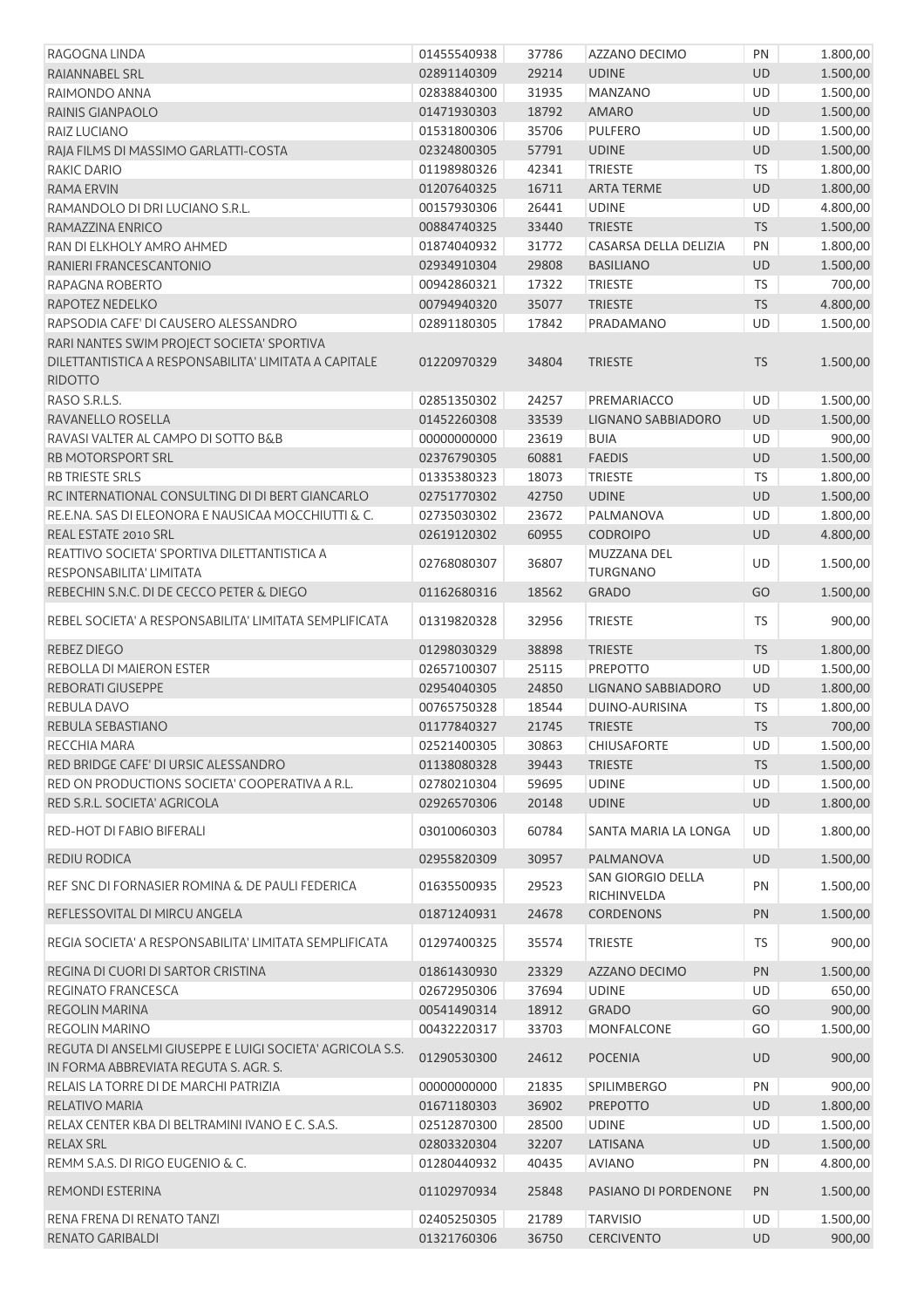| | | | | | |
|---|---|---|---|---|---|
| RAGOGNA LINDA | 01455540938 | 37786 | AZZANO DECIMO | PN | 1.800,00 |
| RAIANNABEL SRL | 02891140309 | 29214 | UDINE | UD | 1.500,00 |
| RAIMONDO ANNA | 02838840300 | 31935 | MANZANO | UD | 1.500,00 |
| RAINIS GIANPAOLO | 01471930303 | 18792 | AMARO | UD | 1.500,00 |
| RAIZ LUCIANO | 01531800306 | 35706 | PULFERO | UD | 1.500,00 |
| RAJA FILMS DI MASSIMO GARLATTI-COSTA | 02324800305 | 57791 | UDINE | UD | 1.500,00 |
| RAKIC DARIO | 01198980326 | 42341 | TRIESTE | TS | 1.800,00 |
| RAMA ERVIN | 01207640325 | 16711 | ARTA TERME | UD | 1.800,00 |
| RAMANDOLO DI DRI LUCIANO S.R.L. | 00157930306 | 26441 | UDINE | UD | 4.800,00 |
| RAMAZZINA ENRICO | 00884740325 | 33440 | TRIESTE | TS | 1.500,00 |
| RAN DI ELKHOLY AMRO AHMED | 01874040932 | 31772 | CASARSA DELLA DELIZIA | PN | 1.800,00 |
| RANIERI FRANCESCANTONIO | 02934910304 | 29808 | BASILIANO | UD | 1.500,00 |
| RAPAGNA ROBERTO | 00942860321 | 17322 | TRIESTE | TS | 700,00 |
| RAPOTEZ NEDELKO | 00794940320 | 35077 | TRIESTE | TS | 4.800,00 |
| RAPSODIA CAFE' DI CAUSERO ALESSANDRO | 02891180305 | 17842 | PRADAMANO | UD | 1.500,00 |
| RARI NANTES SWIM PROJECT SOCIETA' SPORTIVA DILETTANTISTICA A RESPONSABILITA' LIMITATA A CAPITALE RIDOTTO | 01220970329 | 34804 | TRIESTE | TS | 1.500,00 |
| RASO S.R.L.S. | 02851350302 | 24257 | PREMARIACCO | UD | 1.500,00 |
| RAVANELLO ROSELLA | 01452260308 | 33539 | LIGNANO SABBIADORO | UD | 1.500,00 |
| RAVASI VALTER AL CAMPO DI SOTTO B&B | 00000000000 | 23619 | BUIA | UD | 900,00 |
| RB MOTORSPORT SRL | 02376790305 | 60881 | FAEDIS | UD | 1.500,00 |
| RB TRIESTE SRLS | 01335380323 | 18073 | TRIESTE | TS | 1.800,00 |
| RC INTERNATIONAL CONSULTING DI DI BERT GIANCARLO | 02751770302 | 42750 | UDINE | UD | 1.500,00 |
| RE.E.NA. SAS DI ELEONORA E NAUSICAA MOCCHIUTTI & C. | 02735030302 | 23672 | PALMANOVA | UD | 1.800,00 |
| REAL ESTATE 2010 SRL | 02619120302 | 60955 | CODROIPO | UD | 4.800,00 |
| REATTIVO SOCIETA' SPORTIVA DILETTANTISTICA A RESPONSABILITA' LIMITATA | 02768080307 | 36807 | MUZZANA DEL TURGNANO | UD | 1.500,00 |
| REBECHIN S.N.C. DI DE CECCO PETER & DIEGO | 01162680316 | 18562 | GRADO | GO | 1.500,00 |
| REBEL SOCIETA' A RESPONSABILITA' LIMITATA SEMPLIFICATA | 01319820328 | 32956 | TRIESTE | TS | 900,00 |
| REBEZ DIEGO | 01298030329 | 38898 | TRIESTE | TS | 1.800,00 |
| REBOLLA DI MAIERON ESTER | 02657100307 | 25115 | PREPOTTO | UD | 1.500,00 |
| REBORATI GIUSEPPE | 02954040305 | 24850 | LIGNANO SABBIADORO | UD | 1.800,00 |
| REBULA DAVO | 00765750328 | 18544 | DUINO-AURISINA | TS | 1.800,00 |
| REBULA SEBASTIANO | 01177840327 | 21745 | TRIESTE | TS | 700,00 |
| RECCHIA MARA | 02521400305 | 30863 | CHIUSAFORTE | UD | 1.500,00 |
| RED BRIDGE CAFE' DI URSIC ALESSANDRO | 01138080328 | 39443 | TRIESTE | TS | 1.500,00 |
| RED ON PRODUCTIONS SOCIETA' COOPERATIVA A R.L. | 02780210304 | 59695 | UDINE | UD | 1.500,00 |
| RED S.R.L. SOCIETA' AGRICOLA | 02926570306 | 20148 | UDINE | UD | 1.800,00 |
| RED-HOT DI FABIO BIFERALI | 03010060303 | 60784 | SANTA MARIA LA LONGA | UD | 1.800,00 |
| REDIU RODICA | 02955820309 | 30957 | PALMANOVA | UD | 1.500,00 |
| REF SNC DI FORNASIER ROMINA & DE PAULI FEDERICA | 01635500935 | 29523 | SAN GIORGIO DELLA RICHINVELDA | PN | 1.500,00 |
| REFLESSOVITAL DI MIRCU ANGELA | 01871240931 | 24678 | CORDENONS | PN | 1.500,00 |
| REGIA SOCIETA' A RESPONSABILITA' LIMITATA SEMPLIFICATA | 01297400325 | 35574 | TRIESTE | TS | 900,00 |
| REGINA DI CUORI DI SARTOR CRISTINA | 01861430930 | 23329 | AZZANO DECIMO | PN | 1.500,00 |
| REGINATO FRANCESCA | 02672950306 | 37694 | UDINE | UD | 650,00 |
| REGOLIN MARINA | 00541490314 | 18912 | GRADO | GO | 900,00 |
| REGOLIN MARINO | 00432220317 | 33703 | MONFALCONE | GO | 1.500,00 |
| REGUTA DI ANSELMI GIUSEPPE E LUIGI SOCIETA' AGRICOLA S.S. IN FORMA ABBREVIATA REGUTA S. AGR. S. | 01290530300 | 24612 | POCENIA | UD | 900,00 |
| RELAIS LA TORRE DI DE MARCHI PATRIZIA | 00000000000 | 21835 | SPILIMBERGO | PN | 900,00 |
| RELATIVO MARIA | 01671180303 | 36902 | PREPOTTO | UD | 1.800,00 |
| RELAX CENTER KBA DI BELTRAMINI IVANO E C. S.A.S. | 02512870300 | 28500 | UDINE | UD | 1.500,00 |
| RELAX SRL | 02803320304 | 32207 | LATISANA | UD | 1.500,00 |
| REMM S.A.S. DI RIGO EUGENIO & C. | 01280440932 | 40435 | AVIANO | PN | 4.800,00 |
| REMONDI ESTERINA | 01102970934 | 25848 | PASIANO DI PORDENONE | PN | 1.500,00 |
| RENA FRENA DI RENATO TANZI | 02405250305 | 21789 | TARVISIO | UD | 1.500,00 |
| RENATO GARIBALDI | 01321760306 | 36750 | CERCIVENTO | UD | 900,00 |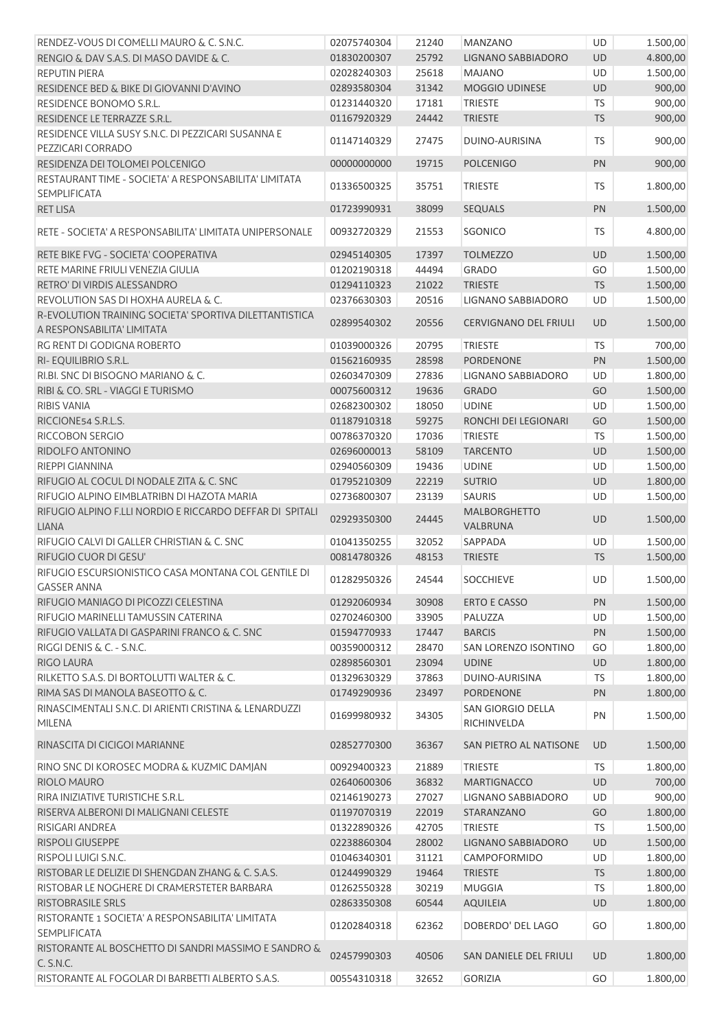| | | | | | |
|---|---|---|---|---|---|
| RENDEZ-VOUS DI COMELLI MAURO & C. S.N.C. | 02075740304 | 21240 | MANZANO | UD | 1.500,00 |
| RENGIO & DAV S.A.S. DI MASO DAVIDE & C. | 01830200307 | 25792 | LIGNANO SABBIADORO | UD | 4.800,00 |
| REPUTIN PIERA | 02028240303 | 25618 | MAJANO | UD | 1.500,00 |
| RESIDENCE BED & BIKE DI GIOVANNI D'AVINO | 02893580304 | 31342 | MOGGIO UDINESE | UD | 900,00 |
| RESIDENCE BONOMO S.R.L. | 01231440320 | 17181 | TRIESTE | TS | 900,00 |
| RESIDENCE LE TERRAZZE S.R.L. | 01167920329 | 24442 | TRIESTE | TS | 900,00 |
| RESIDENCE VILLA SUSY S.N.C. DI PEZZICARI SUSANNA E PEZZICARI CORRADO | 01147140329 | 27475 | DUINO-AURISINA | TS | 900,00 |
| RESIDENZA DEI TOLOMEI POLCENIGO | 00000000000 | 19715 | POLCENIGO | PN | 900,00 |
| RESTAURANT TIME - SOCIETA' A RESPONSABILITA' LIMITATA SEMPLIFICATA | 01336500325 | 35751 | TRIESTE | TS | 1.800,00 |
| RET LISA | 01723990931 | 38099 | SEQUALS | PN | 1.500,00 |
| RETE - SOCIETA' A RESPONSABILITA' LIMITATA UNIPERSONALE | 00932720329 | 21553 | SGONICO | TS | 4.800,00 |
| RETE BIKE FVG - SOCIETA' COOPERATIVA | 02945140305 | 17397 | TOLMEZZO | UD | 1.500,00 |
| RETE MARINE FRIULI VENEZIA GIULIA | 01202190318 | 44494 | GRADO | GO | 1.500,00 |
| RETRO' DI VIRDIS ALESSANDRO | 01294110323 | 21022 | TRIESTE | TS | 1.500,00 |
| REVOLUTION SAS DI HOXHA AURELA & C. | 02376630303 | 20516 | LIGNANO SABBIADORO | UD | 1.500,00 |
| R-EVOLUTION TRAINING SOCIETA' SPORTIVA DILETTANTISTICA A RESPONSABILITA' LIMITATA | 02899540302 | 20556 | CERVIGNANO DEL FRIULI | UD | 1.500,00 |
| RG RENT DI GODIGNA ROBERTO | 01039000326 | 20795 | TRIESTE | TS | 700,00 |
| RI- EQUILIBRIO S.R.L. | 01562160935 | 28598 | PORDENONE | PN | 1.500,00 |
| RI.BI. SNC DI BISOGNO MARIANO & C. | 02603470309 | 27836 | LIGNANO SABBIADORO | UD | 1.800,00 |
| RIBI & CO. SRL - VIAGGI E TURISMO | 00075600312 | 19636 | GRADO | GO | 1.500,00 |
| RIBIS VANIA | 02682300302 | 18050 | UDINE | UD | 1.500,00 |
| RICCIONE54 S.R.L.S. | 01187910318 | 59275 | RONCHI DEI LEGIONARI | GO | 1.500,00 |
| RICCOBON SERGIO | 00786370320 | 17036 | TRIESTE | TS | 1.500,00 |
| RIDOLFO ANTONINO | 02696000013 | 58109 | TARCENTO | UD | 1.500,00 |
| RIEPPI GIANNINA | 02940560309 | 19436 | UDINE | UD | 1.500,00 |
| RIFUGIO AL COCUL DI NODALE ZITA & C. SNC | 01795210309 | 22219 | SUTRIO | UD | 1.800,00 |
| RIFUGIO ALPINO EIMBLATRIBN DI HAZOTA MARIA | 02736800307 | 23139 | SAURIS | UD | 1.500,00 |
| RIFUGIO ALPINO F.LLI NORDIO E RICCARDO DEFFAR DI SPITALI LIANA | 02929350300 | 24445 | MALBORGHETTO VALBRUNA | UD | 1.500,00 |
| RIFUGIO CALVI DI GALLER CHRISTIAN & C. SNC | 01041350255 | 32052 | SAPPADA | UD | 1.500,00 |
| RIFUGIO CUOR DI GESU' | 00814780326 | 48153 | TRIESTE | TS | 1.500,00 |
| RIFUGIO ESCURSIONISTICO CASA MONTANA COL GENTILE DI GASSER ANNA | 01282950326 | 24544 | SOCCHIEVE | UD | 1.500,00 |
| RIFUGIO MANIAGO DI PICOZZI CELESTINA | 01292060934 | 30908 | ERTO E CASSO | PN | 1.500,00 |
| RIFUGIO MARINELLI TAMUSSIN CATERINA | 02702460300 | 33905 | PALUZZA | UD | 1.500,00 |
| RIFUGIO VALLATA DI GASPARINI FRANCO & C. SNC | 01594770933 | 17447 | BARCIS | PN | 1.500,00 |
| RIGGI DENIS & C. - S.N.C. | 00359000312 | 28470 | SAN LORENZO ISONTINO | GO | 1.800,00 |
| RIGO LAURA | 02898560301 | 23094 | UDINE | UD | 1.800,00 |
| RILKETTO S.A.S. DI BORTOLUTTI WALTER & C. | 01329630329 | 37863 | DUINO-AURISINA | TS | 1.800,00 |
| RIMA SAS DI MANOLA BASEOTTO & C. | 01749290936 | 23497 | PORDENONE | PN | 1.800,00 |
| RINASCIMENTALI S.N.C. DI ARIENTI CRISTINA & LENARDUZZI MILENA | 01699980932 | 34305 | SAN GIORGIO DELLA RICHINVELDA | PN | 1.500,00 |
| RINASCITA DI CICIGOI MARIANNE | 02852770300 | 36367 | SAN PIETRO AL NATISONE | UD | 1.500,00 |
| RINO SNC DI KOROSEC MODRA & KUZMIC DAMJAN | 00929400323 | 21889 | TRIESTE | TS | 1.800,00 |
| RIOLO MAURO | 02640600306 | 36832 | MARTIGNACCO | UD | 700,00 |
| RIRA INIZIATIVE TURISTICHE S.R.L. | 02146190273 | 27027 | LIGNANO SABBIADORO | UD | 900,00 |
| RISERVA ALBERONI DI MALIGNANI CELESTE | 01197070319 | 22019 | STARANZANO | GO | 1.800,00 |
| RISIGARI ANDREA | 01322890326 | 42705 | TRIESTE | TS | 1.500,00 |
| RISPOLI GIUSEPPE | 02238860304 | 28002 | LIGNANO SABBIADORO | UD | 1.500,00 |
| RISPOLI LUIGI S.N.C. | 01046340301 | 31121 | CAMPOFORMIDO | UD | 1.800,00 |
| RISTOBAR LE DELIZIE DI SHENGDAN ZHANG & C. S.A.S. | 01244990329 | 19464 | TRIESTE | TS | 1.800,00 |
| RISTOBAR LE NOGHERE DI CRAMERSTETER BARBARA | 01262550328 | 30219 | MUGGIA | TS | 1.800,00 |
| RISTOBRASILE SRLS | 02863350308 | 60544 | AQUILEIA | UD | 1.800,00 |
| RISTORANTE 1 SOCIETA' A RESPONSABILITA' LIMITATA SEMPLIFICATA | 01202840318 | 62362 | DOBERDO' DEL LAGO | GO | 1.800,00 |
| RISTORANTE AL BOSCHETTO DI SANDRI MASSIMO E SANDRO & C. S.N.C. | 02457990303 | 40506 | SAN DANIELE DEL FRIULI | UD | 1.800,00 |
| RISTORANTE AL FOGOLAR DI BARBETTI ALBERTO S.A.S. | 00554310318 | 32652 | GORIZIA | GO | 1.800,00 |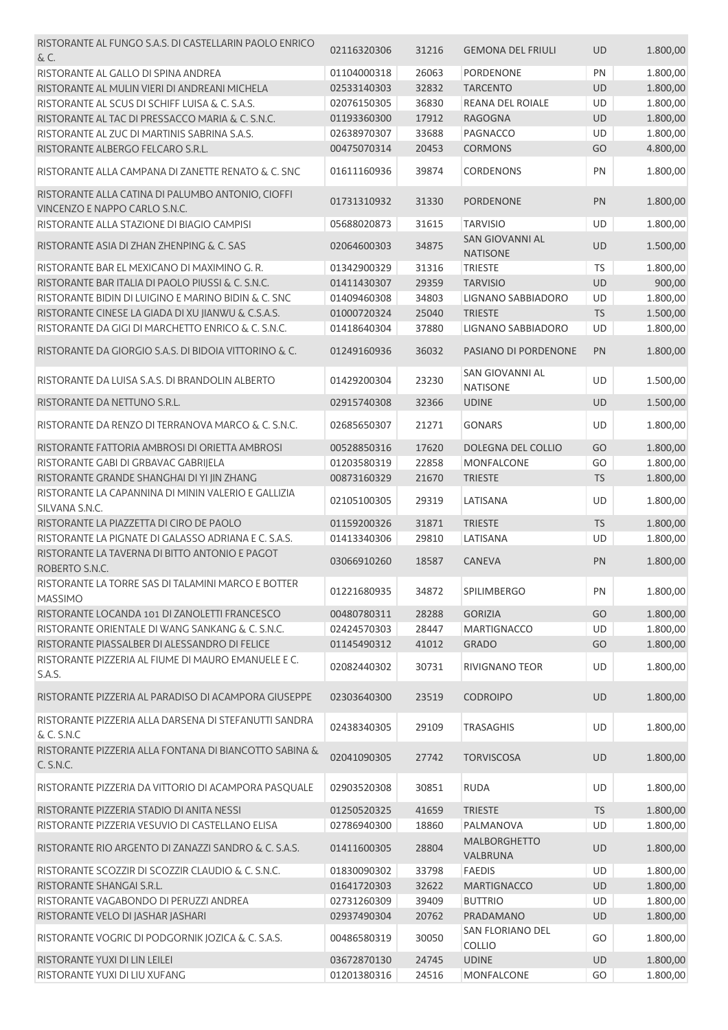| | | | | | |
|---|---|---|---|---|---|
| RISTORANTE AL FUNGO S.A.S. DI CASTELLARIN PAOLO ENRICO & C. | 02116320306 | 31216 | GEMONA DEL FRIULI | UD | 1.800,00 |
| RISTORANTE AL GALLO DI SPINA ANDREA | 01104000318 | 26063 | PORDENONE | PN | 1.800,00 |
| RISTORANTE AL MULIN VIERI DI ANDREANI MICHELA | 02533140303 | 32832 | TARCENTO | UD | 1.800,00 |
| RISTORANTE AL SCUS DI SCHIFF LUISA & C. S.A.S. | 02076150305 | 36830 | REANA DEL ROIALE | UD | 1.800,00 |
| RISTORANTE AL TAC DI PRESSACCO MARIA & C. S.N.C. | 01193360300 | 17912 | RAGOGNA | UD | 1.800,00 |
| RISTORANTE AL ZUC DI MARTINIS SABRINA S.A.S. | 02638970307 | 33688 | PAGNACCO | UD | 1.800,00 |
| RISTORANTE ALBERGO FELCARO S.R.L. | 00475070314 | 20453 | CORMONS | GO | 4.800,00 |
| RISTORANTE ALLA CAMPANA DI ZANETTE RENATO & C. SNC | 01611160936 | 39874 | CORDENONS | PN | 1.800,00 |
| RISTORANTE ALLA CATINA DI PALUMBO ANTONIO, CIOFFI VINCENZO E NAPPO CARLO S.N.C. | 01731310932 | 31330 | PORDENONE | PN | 1.800,00 |
| RISTORANTE ALLA STAZIONE DI BIAGIO CAMPISI | 05688020873 | 31615 | TARVISIO | UD | 1.800,00 |
| RISTORANTE ASIA DI ZHAN ZHENPING & C. SAS | 02064600303 | 34875 | SAN GIOVANNI AL NATISONE | UD | 1.500,00 |
| RISTORANTE BAR EL MEXICANO DI MAXIMINO G. R. | 01342900329 | 31316 | TRIESTE | TS | 1.800,00 |
| RISTORANTE BAR ITALIA DI PAOLO PIUSSI & C. S.N.C. | 01411430307 | 29359 | TARVISIO | UD | 900,00 |
| RISTORANTE BIDIN DI LUIGINO E MARINO BIDIN & C. SNC | 01409460308 | 34803 | LIGNANO SABBIADORO | UD | 1.800,00 |
| RISTORANTE CINESE LA GIADA DI XU JIANWU & C.S.A.S. | 01000720324 | 25040 | TRIESTE | TS | 1.500,00 |
| RISTORANTE DA GIGI DI MARCHETTO ENRICO & C. S.N.C. | 01418640304 | 37880 | LIGNANO SABBIADORO | UD | 1.800,00 |
| RISTORANTE DA GIORGIO S.A.S. DI BIDOIA VITTORINO & C. | 01249160936 | 36032 | PASIANO DI PORDENONE | PN | 1.800,00 |
| RISTORANTE DA LUISA S.A.S. DI BRANDOLIN ALBERTO | 01429200304 | 23230 | SAN GIOVANNI AL NATISONE | UD | 1.500,00 |
| RISTORANTE DA NETTUNO S.R.L. | 02915740308 | 32366 | UDINE | UD | 1.500,00 |
| RISTORANTE DA RENZO DI TERRANOVA MARCO & C. S.N.C. | 02685650307 | 21271 | GONARS | UD | 1.800,00 |
| RISTORANTE FATTORIA AMBROSI DI ORIETTA AMBROSI | 00528850316 | 17620 | DOLEGNA DEL COLLIO | GO | 1.800,00 |
| RISTORANTE GABI DI GRBAVAC GABRIJELA | 01203580319 | 22858 | MONFALCONE | GO | 1.800,00 |
| RISTORANTE GRANDE SHANGHAI DI YI JIN ZHANG | 00873160329 | 21670 | TRIESTE | TS | 1.800,00 |
| RISTORANTE LA CAPANNINA DI MININ VALERIO E GALLIZIA SILVANA S.N.C. | 02105100305 | 29319 | LATISANA | UD | 1.800,00 |
| RISTORANTE LA PIAZZETTA DI CIRO DE PAOLO | 01159200326 | 31871 | TRIESTE | TS | 1.800,00 |
| RISTORANTE LA PIGNATE DI GALASSO ADRIANA E C. S.A.S. | 01413340306 | 29810 | LATISANA | UD | 1.800,00 |
| RISTORANTE LA TAVERNA DI BITTO ANTONIO E PAGOT ROBERTO S.N.C. | 03066910260 | 18587 | CANEVA | PN | 1.800,00 |
| RISTORANTE LA TORRE SAS DI TALAMINI MARCO E BOTTER MASSIMO | 01221680935 | 34872 | SPILIMBERGO | PN | 1.800,00 |
| RISTORANTE LOCANDA 101 DI ZANOLETTI FRANCESCO | 00480780311 | 28288 | GORIZIA | GO | 1.800,00 |
| RISTORANTE ORIENTALE DI WANG SANKANG & C. S.N.C. | 02424570303 | 28447 | MARTIGNACCO | UD | 1.800,00 |
| RISTORANTE PIASSALBER DI ALESSANDRO DI FELICE | 01145490312 | 41012 | GRADO | GO | 1.800,00 |
| RISTORANTE PIZZERIA AL FIUME DI MAURO EMANUELE E C. S.A.S. | 02082440302 | 30731 | RIVIGNANO TEOR | UD | 1.800,00 |
| RISTORANTE PIZZERIA AL PARADISO DI ACAMPORA GIUSEPPE | 02303640300 | 23519 | CODROIPO | UD | 1.800,00 |
| RISTORANTE PIZZERIA ALLA DARSENA DI STEFANUTTI SANDRA & C. S.N.C | 02438340305 | 29109 | TRASAGHIS | UD | 1.800,00 |
| RISTORANTE PIZZERIA ALLA FONTANA DI BIANCOTTO SABINA & C. S.N.C. | 02041090305 | 27742 | TORVISCOSA | UD | 1.800,00 |
| RISTORANTE PIZZERIA DA VITTORIO DI ACAMPORA PASQUALE | 02903520308 | 30851 | RUDA | UD | 1.800,00 |
| RISTORANTE PIZZERIA STADIO DI ANITA NESSI | 01250520325 | 41659 | TRIESTE | TS | 1.800,00 |
| RISTORANTE PIZZERIA VESUVIO DI CASTELLANO ELISA | 02786940300 | 18860 | PALMANOVA | UD | 1.800,00 |
| RISTORANTE RIO ARGENTO DI ZANAZZI SANDRO & C. S.A.S. | 01411600305 | 28804 | MALBORGHETTO VALBRUNA | UD | 1.800,00 |
| RISTORANTE SCOZZIR DI SCOZZIR CLAUDIO & C. S.N.C. | 01830090302 | 33798 | FAEDIS | UD | 1.800,00 |
| RISTORANTE SHANGAI S.R.L. | 01641720303 | 32622 | MARTIGNACCO | UD | 1.800,00 |
| RISTORANTE VAGABONDO DI PERUZZI ANDREA | 02731260309 | 39409 | BUTTRIO | UD | 1.800,00 |
| RISTORANTE VELO DI JASHAR JASHARI | 02937490304 | 20762 | PRADAMANO | UD | 1.800,00 |
| RISTORANTE VOGRIC DI PODGORNIK JOZICA & C. S.A.S. | 00486580319 | 30050 | SAN FLORIANO DEL COLLIO | GO | 1.800,00 |
| RISTORANTE YUXI DI LIN LEILEI | 03672870130 | 24745 | UDINE | UD | 1.800,00 |
| RISTORANTE YUXI DI LIU XUFANG | 01201380316 | 24516 | MONFALCONE | GO | 1.800,00 |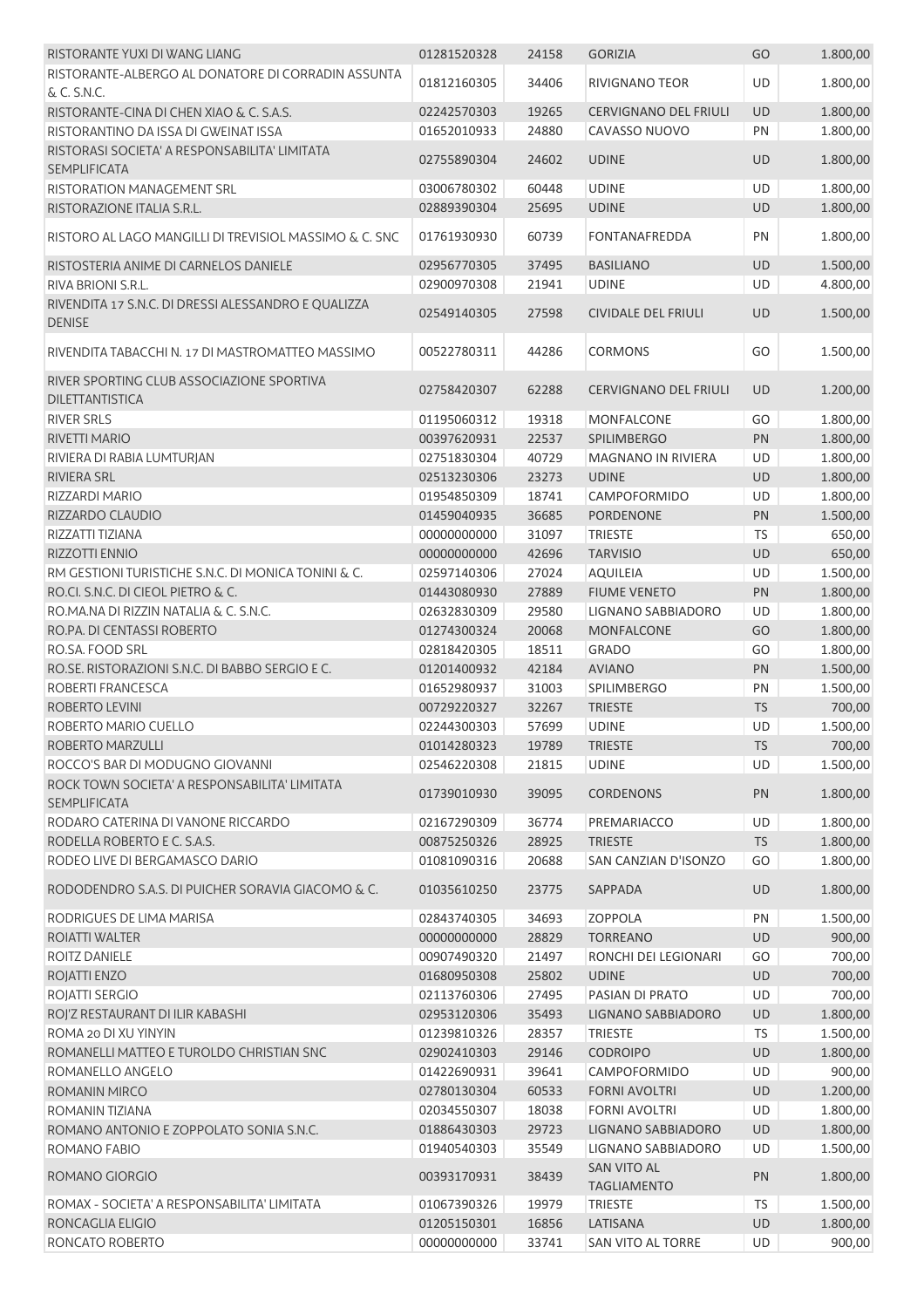| | | | | | |
|---|---|---|---|---|---|
| RISTORANTE YUXI DI WANG LIANG | 01281520328 | 24158 | GORIZIA | GO | 1.800,00 |
| RISTORANTE-ALBERGO AL DONATORE DI CORRADIN ASSUNTA & C. S.N.C. | 01812160305 | 34406 | RIVIGNANO TEOR | UD | 1.800,00 |
| RISTORANTE-CINA DI CHEN XIAO & C. S.A.S. | 02242570303 | 19265 | CERVIGNANO DEL FRIULI | UD | 1.800,00 |
| RISTORANTINO DA ISSA DI GWEINAT ISSA | 01652010933 | 24880 | CAVASSO NUOVO | PN | 1.800,00 |
| RISTORASI SOCIETA' A RESPONSABILITA' LIMITATA SEMPLIFICATA | 02755890304 | 24602 | UDINE | UD | 1.800,00 |
| RISTORATION MANAGEMENT SRL | 03006780302 | 60448 | UDINE | UD | 1.800,00 |
| RISTORAZIONE ITALIA S.R.L. | 02889390304 | 25695 | UDINE | UD | 1.800,00 |
| RISTORO AL LAGO MANGILLI DI TREVISIOL MASSIMO & C. SNC | 01761930930 | 60739 | FONTANAFREDDA | PN | 1.800,00 |
| RISTOSTERIA ANIME DI CARNELOS DANIELE | 02956770305 | 37495 | BASILIANO | UD | 1.500,00 |
| RIVA BRIONI S.R.L. | 02900970308 | 21941 | UDINE | UD | 4.800,00 |
| RIVENDITA 17 S.N.C. DI DRESSI ALESSANDRO E QUALIZZA DENISE | 02549140305 | 27598 | CIVIDALE DEL FRIULI | UD | 1.500,00 |
| RIVENDITA TABACCHI N. 17 DI MASTROMATTEO MASSIMO | 00522780311 | 44286 | CORMONS | GO | 1.500,00 |
| RIVER SPORTING CLUB ASSOCIAZIONE SPORTIVA DILETTANTISTICA | 02758420307 | 62288 | CERVIGNANO DEL FRIULI | UD | 1.200,00 |
| RIVER SRLS | 01195060312 | 19318 | MONFALCONE | GO | 1.800,00 |
| RIVETTI MARIO | 00397620931 | 22537 | SPILIMBERGO | PN | 1.800,00 |
| RIVIERA DI RABIA LUMTURJAN | 02751830304 | 40729 | MAGNANO IN RIVIERA | UD | 1.800,00 |
| RIVIERA SRL | 02513230306 | 23273 | UDINE | UD | 1.800,00 |
| RIZZARDI MARIO | 01954850309 | 18741 | CAMPOFORMIDO | UD | 1.800,00 |
| RIZZARDO CLAUDIO | 01459040935 | 36685 | PORDENONE | PN | 1.500,00 |
| RIZZATTI TIZIANA | 00000000000 | 31097 | TRIESTE | TS | 650,00 |
| RIZZOTTI ENNIO | 00000000000 | 42696 | TARVISIO | UD | 650,00 |
| RM GESTIONI TURISTICHE S.N.C. DI MONICA TONINI & C. | 02597140306 | 27024 | AQUILEIA | UD | 1.500,00 |
| RO.CI. S.N.C. DI CIEOL PIETRO & C. | 01443080930 | 27889 | FIUME VENETO | PN | 1.800,00 |
| RO.MA.NA DI RIZZIN NATALIA & C. S.N.C. | 02632830309 | 29580 | LIGNANO SABBIADORO | UD | 1.800,00 |
| RO.PA. DI CENTASSI ROBERTO | 01274300324 | 20068 | MONFALCONE | GO | 1.800,00 |
| RO.SA. FOOD SRL | 02818420305 | 18511 | GRADO | GO | 1.800,00 |
| RO.SE. RISTORAZIONI S.N.C. DI BABBO SERGIO E C. | 01201400932 | 42184 | AVIANO | PN | 1.500,00 |
| ROBERTI FRANCESCA | 01652980937 | 31003 | SPILIMBERGO | PN | 1.500,00 |
| ROBERTO LEVINI | 00729220327 | 32267 | TRIESTE | TS | 700,00 |
| ROBERTO MARIO CUELLO | 02244300303 | 57699 | UDINE | UD | 1.500,00 |
| ROBERTO MARZULLI | 01014280323 | 19789 | TRIESTE | TS | 700,00 |
| ROCCO'S BAR DI MODUGNO GIOVANNI | 02546220308 | 21815 | UDINE | UD | 1.500,00 |
| ROCK TOWN SOCIETA' A RESPONSABILITA' LIMITATA SEMPLIFICATA | 01739010930 | 39095 | CORDENONS | PN | 1.800,00 |
| RODARO CATERINA DI VANONE RICCARDO | 02167290309 | 36774 | PREMARIACCO | UD | 1.800,00 |
| RODELLA ROBERTO E C. S.A.S. | 00875250326 | 28925 | TRIESTE | TS | 1.800,00 |
| RODEO LIVE DI BERGAMASCO DARIO | 01081090316 | 20688 | SAN CANZIAN D'ISONZO | GO | 1.800,00 |
| RODODENDRO S.A.S. DI PUICHER SORAVIA GIACOMO & C. | 01035610250 | 23775 | SAPPADA | UD | 1.800,00 |
| RODRIGUES DE LIMA MARISA | 02843740305 | 34693 | ZOPPOLA | PN | 1.500,00 |
| ROIATTI WALTER | 00000000000 | 28829 | TORREANO | UD | 900,00 |
| ROITZ DANIELE | 00907490320 | 21497 | RONCHI DEI LEGIONARI | GO | 700,00 |
| ROJATTI ENZO | 01680950308 | 25802 | UDINE | UD | 700,00 |
| ROJATTI SERGIO | 02113760306 | 27495 | PASIAN DI PRATO | UD | 700,00 |
| ROJ'Z RESTAURANT DI ILIR KABASHI | 02953120306 | 35493 | LIGNANO SABBIADORO | UD | 1.800,00 |
| ROMA 20 DI XU YINYIN | 01239810326 | 28357 | TRIESTE | TS | 1.500,00 |
| ROMANELLI MATTEO E TUROLDO CHRISTIAN SNC | 02902410303 | 29146 | CODROIPO | UD | 1.800,00 |
| ROMANELLO ANGELO | 01422690931 | 39641 | CAMPOFORMIDO | UD | 900,00 |
| ROMANIN MIRCO | 02780130304 | 60533 | FORNI AVOLTRI | UD | 1.200,00 |
| ROMANIN TIZIANA | 02034550307 | 18038 | FORNI AVOLTRI | UD | 1.800,00 |
| ROMANO ANTONIO E ZOPPOLATO SONIA S.N.C. | 01886430303 | 29723 | LIGNANO SABBIADORO | UD | 1.800,00 |
| ROMANO FABIO | 01940540303 | 35549 | LIGNANO SABBIADORO | UD | 1.500,00 |
| ROMANO GIORGIO | 00393170931 | 38439 | SAN VITO AL TAGLIAMENTO | PN | 1.800,00 |
| ROMAX - SOCIETA' A RESPONSABILITA' LIMITATA | 01067390326 | 19979 | TRIESTE | TS | 1.500,00 |
| RONCAGLIA ELIGIO | 01205150301 | 16856 | LATISANA | UD | 1.800,00 |
| RONCATO ROBERTO | 00000000000 | 33741 | SAN VITO AL TORRE | UD | 900,00 |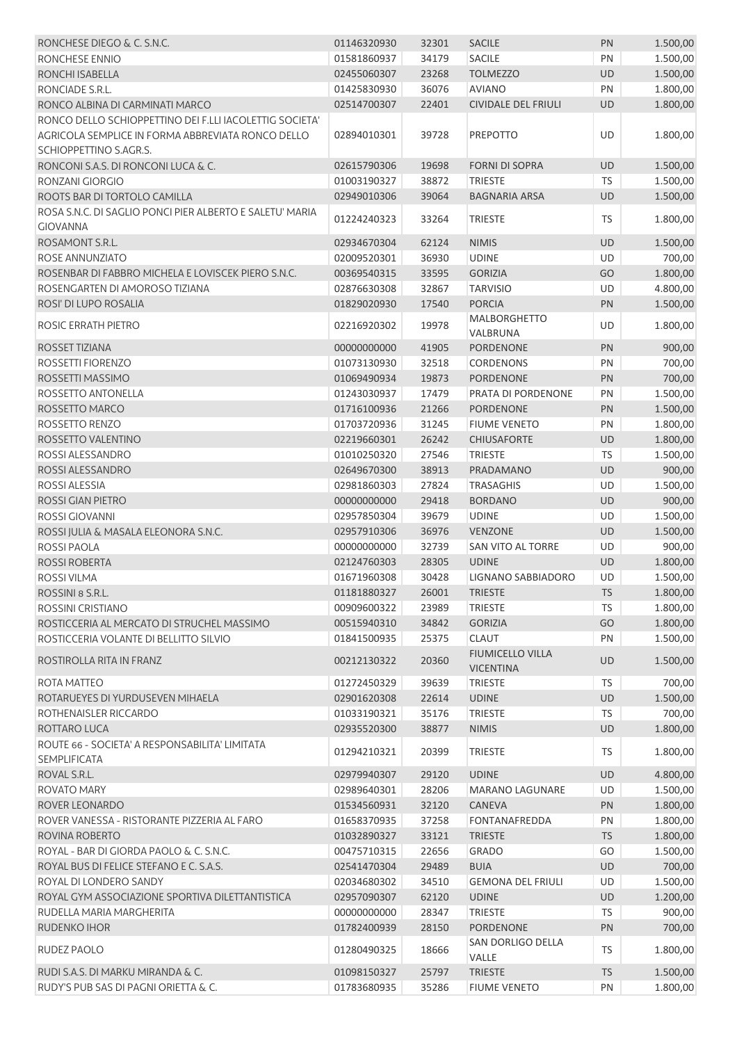| | | | | | |
|---|---|---|---|---|---|
| RONCHESE DIEGO & C. S.N.C. | 01146320930 | 32301 | SACILE | PN | 1.500,00 |
| RONCHESE ENNIO | 01581860937 | 34179 | SACILE | PN | 1.500,00 |
| RONCHI ISABELLA | 02455060307 | 23268 | TOLMEZZO | UD | 1.500,00 |
| RONCIADE S.R.L. | 01425830930 | 36076 | AVIANO | PN | 1.800,00 |
| RONCO ALBINA DI CARMINATI MARCO | 02514700307 | 22401 | CIVIDALE DEL FRIULI | UD | 1.800,00 |
| RONCO DELLO SCHIOPPETTINO DEI F.LLI IACOLETTIG SOCIETA' AGRICOLA SEMPLICE IN FORMA ABBREVIATA RONCO DELLO SCHIOPPETTINO S.AGR.S. | 02894010301 | 39728 | PREPOTTO | UD | 1.800,00 |
| RONCONI S.A.S. DI RONCONI LUCA & C. | 02615790306 | 19698 | FORNI DI SOPRA | UD | 1.500,00 |
| RONZANI GIORGIO | 01003190327 | 38872 | TRIESTE | TS | 1.500,00 |
| ROOTS BAR DI TORTOLO CAMILLA | 02949010306 | 39064 | BAGNARIA ARSA | UD | 1.500,00 |
| ROSA S.N.C. DI SAGLIO PONCI PIER ALBERTO E SALETU' MARIA GIOVANNA | 01224240323 | 33264 | TRIESTE | TS | 1.800,00 |
| ROSAMONT S.R.L. | 02934670304 | 62124 | NIMIS | UD | 1.500,00 |
| ROSE ANNUNZIATO | 02009520301 | 36930 | UDINE | UD | 700,00 |
| ROSENBAR DI FABBRO MICHELA E LOVISCEK PIERO S.N.C. | 00369540315 | 33595 | GORIZIA | GO | 1.800,00 |
| ROSENGARTEN DI AMOROSO TIZIANA | 02876630308 | 32867 | TARVISIO | UD | 4.800,00 |
| ROSI' DI LUPO ROSALIA | 01829020930 | 17540 | PORCIA | PN | 1.500,00 |
| ROSIC ERRATH PIETRO | 02216920302 | 19978 | MALBORGHETTO VALBRUNA | UD | 1.800,00 |
| ROSSET TIZIANA | 00000000000 | 41905 | PORDENONE | PN | 900,00 |
| ROSSETTI FIORENZO | 01073130930 | 32518 | CORDENONS | PN | 700,00 |
| ROSSETTI MASSIMO | 01069490934 | 19873 | PORDENONE | PN | 700,00 |
| ROSSETTO ANTONELLA | 01243030937 | 17479 | PRATA DI PORDENONE | PN | 1.500,00 |
| ROSSETTO MARCO | 01716100936 | 21266 | PORDENONE | PN | 1.500,00 |
| ROSSETTO RENZO | 01703720936 | 31245 | FIUME VENETO | PN | 1.800,00 |
| ROSSETTO VALENTINO | 02219660301 | 26242 | CHIUSAFORTE | UD | 1.800,00 |
| ROSSI ALESSANDRO | 01010250320 | 27546 | TRIESTE | TS | 1.500,00 |
| ROSSI ALESSANDRO | 02649670300 | 38913 | PRADAMANO | UD | 900,00 |
| ROSSI ALESSIA | 02981860303 | 27824 | TRASAGHIS | UD | 1.500,00 |
| ROSSI GIAN PIETRO | 00000000000 | 29418 | BORDANO | UD | 900,00 |
| ROSSI GIOVANNI | 02957850304 | 39679 | UDINE | UD | 1.500,00 |
| ROSSI JULIA & MASALA ELEONORA S.N.C. | 02957910306 | 36976 | VENZONE | UD | 1.500,00 |
| ROSSI PAOLA | 00000000000 | 32739 | SAN VITO AL TORRE | UD | 900,00 |
| ROSSI ROBERTA | 02124760303 | 28305 | UDINE | UD | 1.800,00 |
| ROSSI VILMA | 01671960308 | 30428 | LIGNANO SABBIADORO | UD | 1.500,00 |
| ROSSINI 8 S.R.L. | 01181880327 | 26001 | TRIESTE | TS | 1.800,00 |
| ROSSINI CRISTIANO | 00909600322 | 23989 | TRIESTE | TS | 1.800,00 |
| ROSTICCERIA AL MERCATO DI STRUCHEL MASSIMO | 00515940310 | 34842 | GORIZIA | GO | 1.800,00 |
| ROSTICCERIA VOLANTE DI BELLITTO SILVIO | 01841500935 | 25375 | CLAUT | PN | 1.500,00 |
| ROSTIROLLA RITA IN FRANZ | 00212130322 | 20360 | FIUMICELLO VILLA VICENTINA | UD | 1.500,00 |
| ROTA MATTEO | 01272450329 | 39639 | TRIESTE | TS | 700,00 |
| ROTARUEYES DI YURDUSEVEN MIHAELA | 02901620308 | 22614 | UDINE | UD | 1.500,00 |
| ROTHENAISLER RICCARDO | 01033190321 | 35176 | TRIESTE | TS | 700,00 |
| ROTTARO LUCA | 02935520300 | 38877 | NIMIS | UD | 1.800,00 |
| ROUTE 66 - SOCIETA' A RESPONSABILITA' LIMITATA SEMPLIFICATA | 01294210321 | 20399 | TRIESTE | TS | 1.800,00 |
| ROVAL S.R.L. | 02979940307 | 29120 | UDINE | UD | 4.800,00 |
| ROVATO MARY | 02989640301 | 28206 | MARANO LAGUNARE | UD | 1.500,00 |
| ROVER LEONARDO | 01534560931 | 32120 | CANEVA | PN | 1.800,00 |
| ROVER VANESSA - RISTORANTE PIZZERIA AL FARO | 01658370935 | 37258 | FONTANAFREDDA | PN | 1.800,00 |
| ROVINA ROBERTO | 01032890327 | 33121 | TRIESTE | TS | 1.800,00 |
| ROYAL - BAR DI GIORDA PAOLO & C. S.N.C. | 00475710315 | 22656 | GRADO | GO | 1.500,00 |
| ROYAL BUS DI FELICE STEFANO E C. S.A.S. | 02541470304 | 29489 | BUIA | UD | 700,00 |
| ROYAL DI LONDERO SANDY | 02034680302 | 34510 | GEMONA DEL FRIULI | UD | 1.500,00 |
| ROYAL GYM ASSOCIAZIONE SPORTIVA DILETTANTISTICA | 02957090307 | 62120 | UDINE | UD | 1.200,00 |
| RUDELLA MARIA MARGHERITA | 00000000000 | 28347 | TRIESTE | TS | 900,00 |
| RUDENKO IHOR | 01782400939 | 28150 | PORDENONE | PN | 700,00 |
| RUDEZ PAOLO | 01280490325 | 18666 | SAN DORLIGO DELLA VALLE | TS | 1.800,00 |
| RUDI S.A.S. DI MARKU MIRANDA & C. | 01098150327 | 25797 | TRIESTE | TS | 1.500,00 |
| RUDY'S PUB SAS DI PAGNI ORIETTA & C. | 01783680935 | 35286 | FIUME VENETO | PN | 1.800,00 |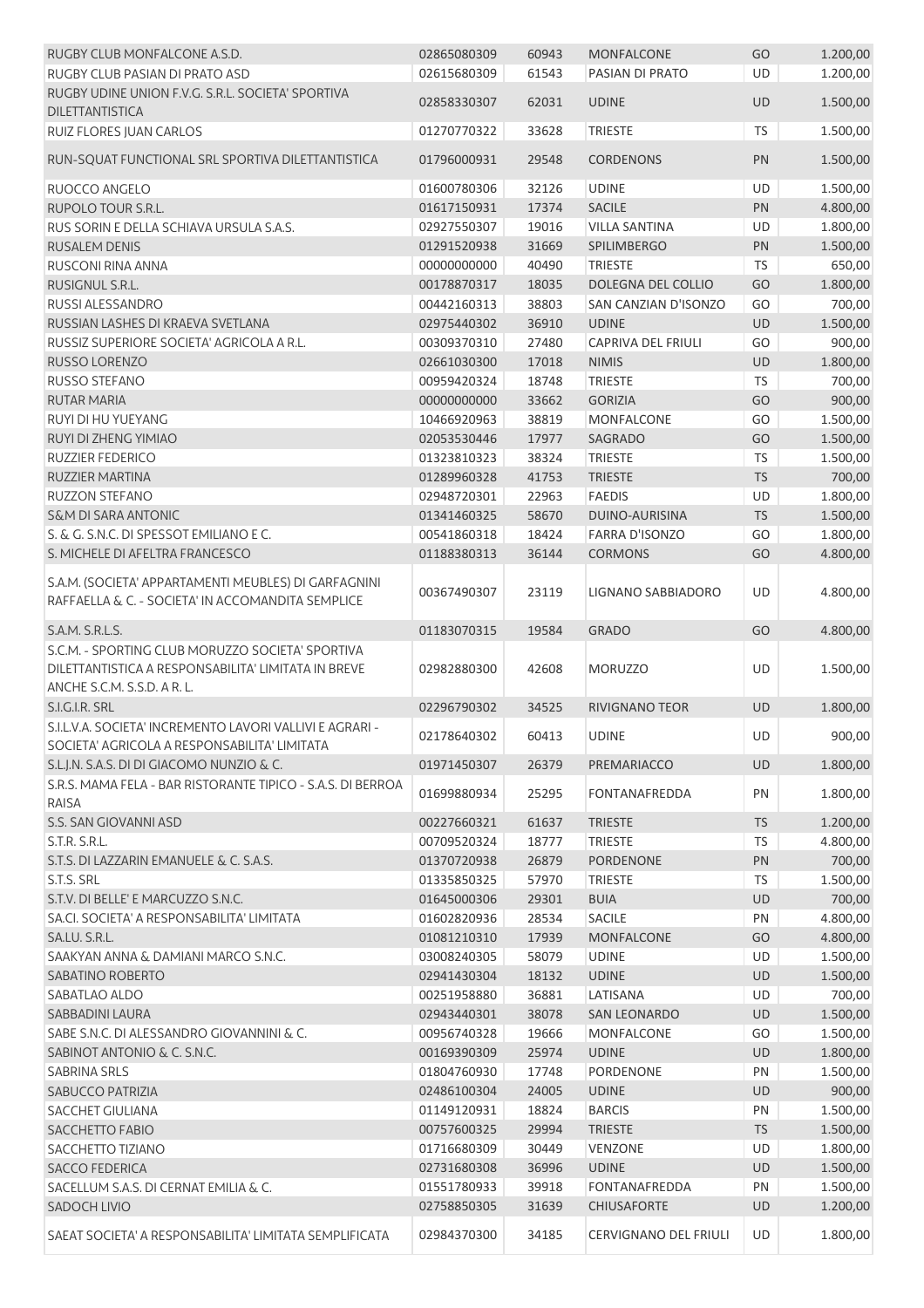| | | | | | |
|---|---|---|---|---|---|
| RUGBY CLUB MONFALCONE A.S.D. | 02865080309 | 60943 | MONFALCONE | GO | 1.200,00 |
| RUGBY CLUB PASIAN DI PRATO ASD | 02615680309 | 61543 | PASIAN DI PRATO | UD | 1.200,00 |
| RUGBY UDINE UNION F.V.G. S.R.L. SOCIETA' SPORTIVA DILETTANTISTICA | 02858330307 | 62031 | UDINE | UD | 1.500,00 |
| RUIZ FLORES JUAN CARLOS | 01270770322 | 33628 | TRIESTE | TS | 1.500,00 |
| RUN-SQUAT FUNCTIONAL SRL SPORTIVA DILETTANTISTICA | 01796000931 | 29548 | CORDENONS | PN | 1.500,00 |
| RUOCCO ANGELO | 01600780306 | 32126 | UDINE | UD | 1.500,00 |
| RUPOLO TOUR S.R.L. | 01617150931 | 17374 | SACILE | PN | 4.800,00 |
| RUS SORIN E DELLA SCHIAVA URSULA S.A.S. | 02927550307 | 19016 | VILLA SANTINA | UD | 1.800,00 |
| RUSALEM DENIS | 01291520938 | 31669 | SPILIMBERGO | PN | 1.500,00 |
| RUSCONI RINA ANNA | 00000000000 | 40490 | TRIESTE | TS | 650,00 |
| RUSIGNUL S.R.L. | 00178870317 | 18035 | DOLEGNA DEL COLLIO | GO | 1.800,00 |
| RUSSI ALESSANDRO | 00442160313 | 38803 | SAN CANZIAN D'ISONZO | GO | 700,00 |
| RUSSIAN LASHES DI KRAEVA SVETLANA | 02975440302 | 36910 | UDINE | UD | 1.500,00 |
| RUSSIZ SUPERIORE SOCIETA' AGRICOLA A R.L. | 00309370310 | 27480 | CAPRIVA DEL FRIULI | GO | 900,00 |
| RUSSO LORENZO | 02661030300 | 17018 | NIMIS | UD | 1.800,00 |
| RUSSO STEFANO | 00959420324 | 18748 | TRIESTE | TS | 700,00 |
| RUTAR MARIA | 00000000000 | 33662 | GORIZIA | GO | 900,00 |
| RUYI DI HU YUEYANG | 10466920963 | 38819 | MONFALCONE | GO | 1.500,00 |
| RUYI DI ZHENG YIMIAO | 02053530446 | 17977 | SAGRADO | GO | 1.500,00 |
| RUZZIER FEDERICO | 01323810323 | 38324 | TRIESTE | TS | 1.500,00 |
| RUZZIER MARTINA | 01289960328 | 41753 | TRIESTE | TS | 700,00 |
| RUZZON STEFANO | 02948720301 | 22963 | FAEDIS | UD | 1.800,00 |
| S&M DI SARA ANTONIC | 01341460325 | 58670 | DUINO-AURISINA | TS | 1.500,00 |
| S. & G. S.N.C. DI SPESSOT EMILIANO E C. | 00541860318 | 18424 | FARRA D'ISONZO | GO | 1.800,00 |
| S. MICHELE DI AFELTRA FRANCESCO | 01188380313 | 36144 | CORMONS | GO | 4.800,00 |
| S.A.M. (SOCIETA' APPARTAMENTI MEUBLES) DI GARFAGNINI RAFFAELLA & C. - SOCIETA' IN ACCOMANDITA SEMPLICE | 00367490307 | 23119 | LIGNANO SABBIADORO | UD | 4.800,00 |
| S.A.M. S.R.L.S. | 01183070315 | 19584 | GRADO | GO | 4.800,00 |
| S.C.M. - SPORTING CLUB MORUZZO SOCIETA' SPORTIVA DILETTANTISTICA A RESPONSABILITA' LIMITATA IN BREVE ANCHE S.C.M. S.S.D. A R. L. | 02982880300 | 42608 | MORUZZO | UD | 1.500,00 |
| S.I.G.I.R. SRL | 02296790302 | 34525 | RIVIGNANO TEOR | UD | 1.800,00 |
| S.I.L.V.A. SOCIETA' INCREMENTO LAVORI VALLIVI E AGRARI - SOCIETA' AGRICOLA A RESPONSABILITA' LIMITATA | 02178640302 | 60413 | UDINE | UD | 900,00 |
| S.L.J.N. S.A.S. DI DI GIACOMO NUNZIO & C. | 01971450307 | 26379 | PREMARIACCO | UD | 1.800,00 |
| S.R.S. MAMA FELA - BAR RISTORANTE TIPICO - S.A.S. DI BERROA RAISA | 01699880934 | 25295 | FONTANAFREDDA | PN | 1.800,00 |
| S.S. SAN GIOVANNI ASD | 00227660321 | 61637 | TRIESTE | TS | 1.200,00 |
| S.T.R. S.R.L. | 00709520324 | 18777 | TRIESTE | TS | 4.800,00 |
| S.T.S. DI LAZZARIN EMANUELE & C. S.A.S. | 01370720938 | 26879 | PORDENONE | PN | 700,00 |
| S.T.S. SRL | 01335850325 | 57970 | TRIESTE | TS | 1.500,00 |
| S.T.V. DI BELLE' E MARCUZZO S.N.C. | 01645000306 | 29301 | BUIA | UD | 700,00 |
| SA.CI. SOCIETA' A RESPONSABILITA' LIMITATA | 01602820936 | 28534 | SACILE | PN | 4.800,00 |
| SA.LU. S.R.L. | 01081210310 | 17939 | MONFALCONE | GO | 4.800,00 |
| SAAKYAN ANNA & DAMIANI MARCO S.N.C. | 03008240305 | 58079 | UDINE | UD | 1.500,00 |
| SABATINO ROBERTO | 02941430304 | 18132 | UDINE | UD | 1.500,00 |
| SABATLAO ALDO | 00251958880 | 36881 | LATISANA | UD | 700,00 |
| SABBADINI LAURA | 02943440301 | 38078 | SAN LEONARDO | UD | 1.500,00 |
| SABE S.N.C. DI ALESSANDRO GIOVANNINI & C. | 00956740328 | 19666 | MONFALCONE | GO | 1.500,00 |
| SABINOT ANTONIO & C. S.N.C. | 00169390309 | 25974 | UDINE | UD | 1.800,00 |
| SABRINA SRLS | 01804760930 | 17748 | PORDENONE | PN | 1.500,00 |
| SABUCCO PATRIZIA | 02486100304 | 24005 | UDINE | UD | 900,00 |
| SACCHET GIULIANA | 01149120931 | 18824 | BARCIS | PN | 1.500,00 |
| SACCHETTO FABIO | 00757600325 | 29994 | TRIESTE | TS | 1.500,00 |
| SACCHETTO TIZIANO | 01716680309 | 30449 | VENZONE | UD | 1.800,00 |
| SACCO FEDERICA | 02731680308 | 36996 | UDINE | UD | 1.500,00 |
| SACELLUM S.A.S. DI CERNAT EMILIA & C. | 01551780933 | 39918 | FONTANAFREDDA | PN | 1.500,00 |
| SADOCH LIVIO | 02758850305 | 31639 | CHIUSAFORTE | UD | 1.200,00 |
| SAEAT SOCIETA' A RESPONSABILITA' LIMITATA SEMPLIFICATA | 02984370300 | 34185 | CERVIGNANO DEL FRIULI | UD | 1.800,00 |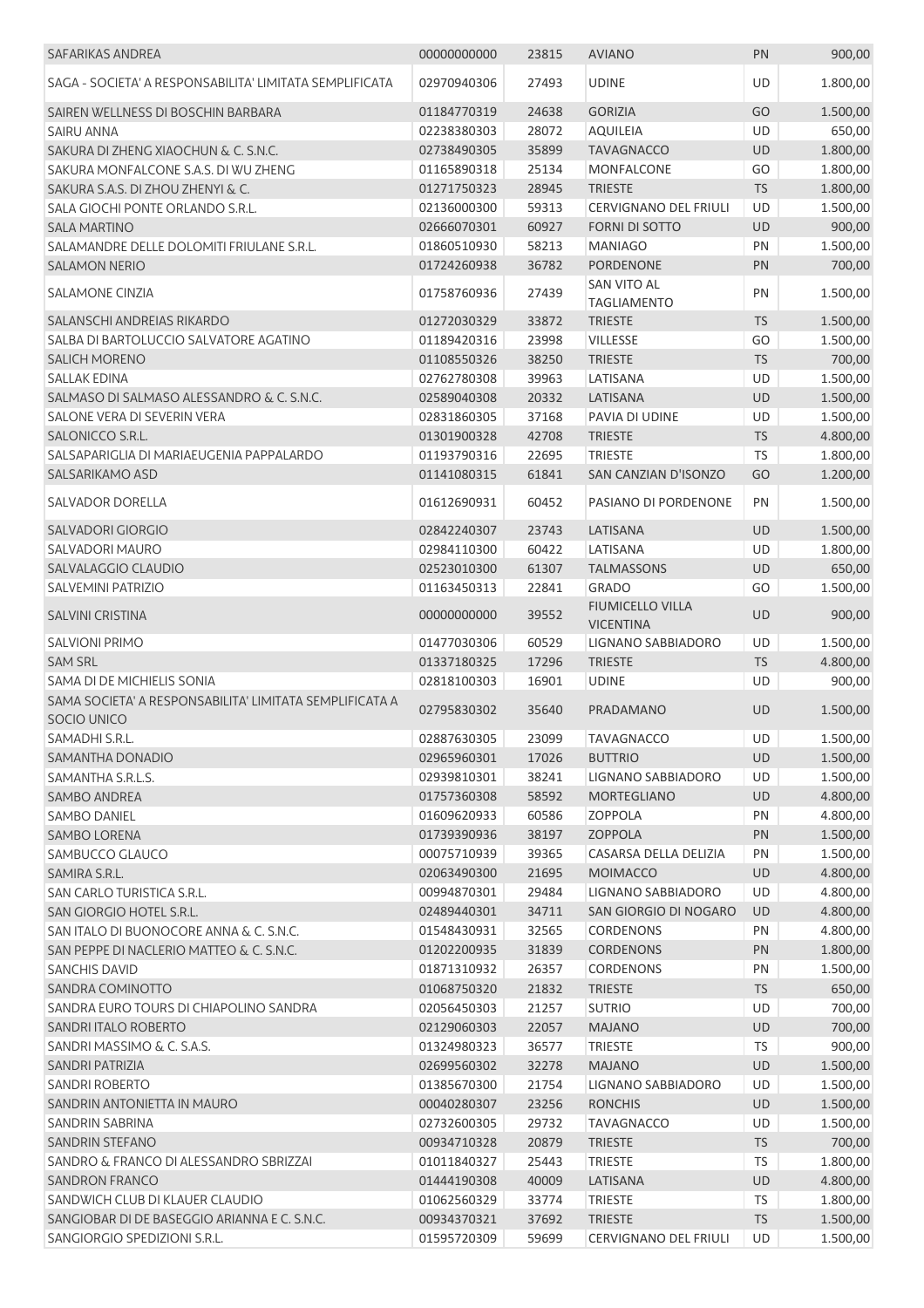| SAFARIKAS ANDREA | 00000000000 | 23815 | AVIANO | PN | 900,00 |
|---|---|---|---|---|---|
| SAGA - SOCIETA' A RESPONSABILITA' LIMITATA SEMPLIFICATA | 02970940306 | 27493 | UDINE | UD | 1.800,00 |
| SAIREN WELLNESS DI BOSCHIN BARBARA | 01184770319 | 24638 | GORIZIA | GO | 1.500,00 |
| SAIRU ANNA | 02238380303 | 28072 | AQUILEIA | UD | 650,00 |
| SAKURA DI ZHENG XIAOCHUN & C. S.N.C. | 02738490305 | 35899 | TAVAGNACCO | UD | 1.800,00 |
| SAKURA MONFALCONE S.A.S. DI WU ZHENG | 01165890318 | 25134 | MONFALCONE | GO | 1.800,00 |
| SAKURA S.A.S. DI ZHOU ZHENYI & C. | 01271750323 | 28945 | TRIESTE | TS | 1.800,00 |
| SALA GIOCHI PONTE ORLANDO S.R.L. | 02136000300 | 59313 | CERVIGNANO DEL FRIULI | UD | 1.500,00 |
| SALA MARTINO | 02666070301 | 60927 | FORNI DI SOTTO | UD | 900,00 |
| SALAMANDRE DELLE DOLOMITI FRIULANE S.R.L. | 01860510930 | 58213 | MANIAGO | PN | 1.500,00 |
| SALAMON NERIO | 01724260938 | 36782 | PORDENONE | PN | 700,00 |
| SALAMONE CINZIA | 01758760936 | 27439 | SAN VITO AL TAGLIAMENTO | PN | 1.500,00 |
| SALANSCHI ANDREIAS RIKARDO | 01272030329 | 33872 | TRIESTE | TS | 1.500,00 |
| SALBA DI BARTOLUCCIO SALVATORE AGATINO | 01189420316 | 23998 | VILLESSE | GO | 1.500,00 |
| SALICH MORENO | 01108550326 | 38250 | TRIESTE | TS | 700,00 |
| SALLAK EDINA | 02762780308 | 39963 | LATISANA | UD | 1.500,00 |
| SALMASO DI SALMASO ALESSANDRO & C. S.N.C. | 02589040308 | 20332 | LATISANA | UD | 1.500,00 |
| SALONE VERA DI SEVERIN VERA | 02831860305 | 37168 | PAVIA DI UDINE | UD | 1.500,00 |
| SALONICCO S.R.L. | 01301900328 | 42708 | TRIESTE | TS | 4.800,00 |
| SALSAPARIGLIA DI MARIAEUGENIA PAPPALARDO | 01193790316 | 22695 | TRIESTE | TS | 1.800,00 |
| SALSARIKAMO ASD | 01141080315 | 61841 | SAN CANZIAN D'ISONZO | GO | 1.200,00 |
| SALVADOR DORELLA | 01612690931 | 60452 | PASIANO DI PORDENONE | PN | 1.500,00 |
| SALVADORI GIORGIO | 02842240307 | 23743 | LATISANA | UD | 1.500,00 |
| SALVADORI MAURO | 02984110300 | 60422 | LATISANA | UD | 1.800,00 |
| SALVALAGGIO CLAUDIO | 02523010300 | 61307 | TALMASSONS | UD | 650,00 |
| SALVEMINI PATRIZIO | 01163450313 | 22841 | GRADO | GO | 1.500,00 |
| SALVINI CRISTINA | 00000000000 | 39552 | FIUMICELLO VILLA VICENTINA | UD | 900,00 |
| SALVIONI PRIMO | 01477030306 | 60529 | LIGNANO SABBIADORO | UD | 1.500,00 |
| SAM SRL | 01337180325 | 17296 | TRIESTE | TS | 4.800,00 |
| SAMA DI DE MICHIELIS SONIA | 02818100303 | 16901 | UDINE | UD | 900,00 |
| SAMA SOCIETA' A RESPONSABILITA' LIMITATA SEMPLIFICATA A SOCIO UNICO | 02795830302 | 35640 | PRADAMANO | UD | 1.500,00 |
| SAMADHI S.R.L. | 02887630305 | 23099 | TAVAGNACCO | UD | 1.500,00 |
| SAMANTHA DONADIO | 02965960301 | 17026 | BUTTRIO | UD | 1.500,00 |
| SAMANTHA S.R.L.S. | 02939810301 | 38241 | LIGNANO SABBIADORO | UD | 1.500,00 |
| SAMBO ANDREA | 01757360308 | 58592 | MORTEGLIANO | UD | 4.800,00 |
| SAMBO DANIEL | 01609620933 | 60586 | ZOPPOLA | PN | 4.800,00 |
| SAMBO LORENA | 01739390936 | 38197 | ZOPPOLA | PN | 1.500,00 |
| SAMBUCCO GLAUCO | 00075710939 | 39365 | CASARSA DELLA DELIZIA | PN | 1.500,00 |
| SAMIRA S.R.L. | 02063490300 | 21695 | MOIMACCO | UD | 4.800,00 |
| SAN CARLO TURISTICA S.R.L. | 00994870301 | 29484 | LIGNANO SABBIADORO | UD | 4.800,00 |
| SAN GIORGIO HOTEL S.R.L. | 02489440301 | 34711 | SAN GIORGIO DI NOGARO | UD | 4.800,00 |
| SAN ITALO DI BUONOCORE ANNA & C. S.N.C. | 01548430931 | 32565 | CORDENONS | PN | 4.800,00 |
| SAN PEPPE DI NACLERIO MATTEO & C. S.N.C. | 01202200935 | 31839 | CORDENONS | PN | 1.800,00 |
| SANCHIS DAVID | 01871310932 | 26357 | CORDENONS | PN | 1.500,00 |
| SANDRA COMINOTTO | 01068750320 | 21832 | TRIESTE | TS | 650,00 |
| SANDRA EURO TOURS DI CHIAPOLINO SANDRA | 02056450303 | 21257 | SUTRIO | UD | 700,00 |
| SANDRI ITALO ROBERTO | 02129060303 | 22057 | MAJANO | UD | 700,00 |
| SANDRI MASSIMO & C. S.A.S. | 01324980323 | 36577 | TRIESTE | TS | 900,00 |
| SANDRI PATRIZIA | 02699560302 | 32278 | MAJANO | UD | 1.500,00 |
| SANDRI ROBERTO | 01385670300 | 21754 | LIGNANO SABBIADORO | UD | 1.500,00 |
| SANDRIN ANTONIETTA IN MAURO | 00040280307 | 23256 | RONCHIS | UD | 1.500,00 |
| SANDRIN SABRINA | 02732600305 | 29732 | TAVAGNACCO | UD | 1.500,00 |
| SANDRIN STEFANO | 00934710328 | 20879 | TRIESTE | TS | 700,00 |
| SANDRO & FRANCO DI ALESSANDRO SBRIZZAI | 01011840327 | 25443 | TRIESTE | TS | 1.800,00 |
| SANDRON FRANCO | 01444190308 | 40009 | LATISANA | UD | 4.800,00 |
| SANDWICH CLUB DI KLAUER CLAUDIO | 01062560329 | 33774 | TRIESTE | TS | 1.800,00 |
| SANGIOBAR DI DE BASEGGIO ARIANNA E C. S.N.C. | 00934370321 | 37692 | TRIESTE | TS | 1.500,00 |
| SANGIORGIO SPEDIZIONI S.R.L. | 01595720309 | 59699 | CERVIGNANO DEL FRIULI | UD | 1.500,00 |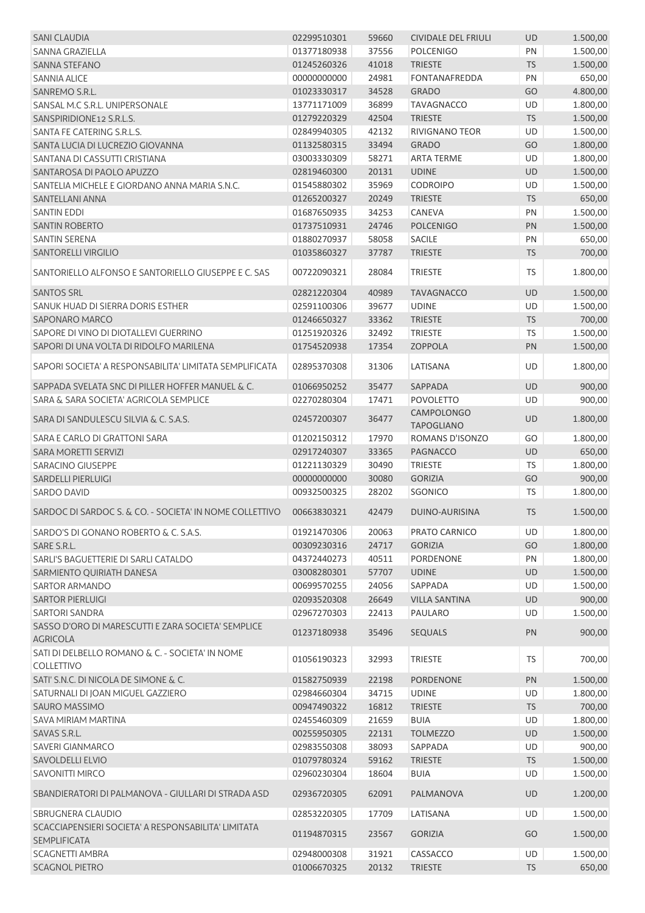| | | | | | |
|---|---|---|---|---|---|
| SANI CLAUDIA | 02299510301 | 59660 | CIVIDALE DEL FRIULI | UD | 1.500,00 |
| SANNA GRAZIELLA | 01377180938 | 37556 | POLCENIGO | PN | 1.500,00 |
| SANNA STEFANO | 01245260326 | 41018 | TRIESTE | TS | 1.500,00 |
| SANNIA ALICE | 00000000000 | 24981 | FONTANAFREDDA | PN | 650,00 |
| SANREMO S.R.L. | 01023330317 | 34528 | GRADO | GO | 4.800,00 |
| SANSAL M.C S.R.L. UNIPERSONALE | 13771171009 | 36899 | TAVAGNACCO | UD | 1.800,00 |
| SANSPIRIDIONE12 S.R.L.S. | 01279220329 | 42504 | TRIESTE | TS | 1.500,00 |
| SANTA FE CATERING S.R.L.S. | 02849940305 | 42132 | RIVIGNANO TEOR | UD | 1.500,00 |
| SANTA LUCIA DI LUCREZIO GIOVANNA | 01132580315 | 33494 | GRADO | GO | 1.800,00 |
| SANTANA DI CASSUTTI CRISTIANA | 03003330309 | 58271 | ARTA TERME | UD | 1.800,00 |
| SANTAROSA DI PAOLO APUZZO | 02819460300 | 20131 | UDINE | UD | 1.500,00 |
| SANTELIA MICHELE E GIORDANO ANNA MARIA S.N.C. | 01545880302 | 35969 | CODROIPO | UD | 1.500,00 |
| SANTELLANI ANNA | 01265200327 | 20249 | TRIESTE | TS | 650,00 |
| SANTIN EDDI | 01687650935 | 34253 | CANEVA | PN | 1.500,00 |
| SANTIN ROBERTO | 01737510931 | 24746 | POLCENIGO | PN | 1.500,00 |
| SANTIN SERENA | 01880270937 | 58058 | SACILE | PN | 650,00 |
| SANTORELLI VIRGILIO | 01035860327 | 37787 | TRIESTE | TS | 700,00 |
| SANTORIELLO ALFONSO E SANTORIELLO GIUSEPPE E C. SAS | 00722090321 | 28084 | TRIESTE | TS | 1.800,00 |
| SANTOS SRL | 02821220304 | 40989 | TAVAGNACCO | UD | 1.500,00 |
| SANUK HUAD DI SIERRA DORIS ESTHER | 02591100306 | 39677 | UDINE | UD | 1.500,00 |
| SAPONARO MARCO | 01246650327 | 33362 | TRIESTE | TS | 700,00 |
| SAPORE DI VINO DI DIOTALLEVI GUERRINO | 01251920326 | 32492 | TRIESTE | TS | 1.500,00 |
| SAPORI DI UNA VOLTA DI RIDOLFO MARILENA | 01754520938 | 17354 | ZOPPOLA | PN | 1.500,00 |
| SAPORI SOCIETA' A RESPONSABILITA' LIMITATA SEMPLIFICATA | 02895370308 | 31306 | LATISANA | UD | 1.800,00 |
| SAPPADA SVELATA SNC DI PILLER HOFFER MANUEL & C. | 01066950252 | 35477 | SAPPADA | UD | 900,00 |
| SARA & SARA SOCIETA' AGRICOLA SEMPLICE | 02270280304 | 17471 | POVOLETTO | UD | 900,00 |
| SARA DI SANDULESCU SILVIA & C. S.A.S. | 02457200307 | 36477 | CAMPOLONGO TAPOGLIANO | UD | 1.800,00 |
| SARA E CARLO DI GRATTONI SARA | 01202150312 | 17970 | ROMANS D'ISONZO | GO | 1.800,00 |
| SARA MORETTI SERVIZI | 02917240307 | 33365 | PAGNACCO | UD | 650,00 |
| SARACINO GIUSEPPE | 01221130329 | 30490 | TRIESTE | TS | 1.800,00 |
| SARDELLI PIERLUIGI | 00000000000 | 30080 | GORIZIA | GO | 900,00 |
| SARDO DAVID | 00932500325 | 28202 | SGONICO | TS | 1.800,00 |
| SARDOC DI SARDOC S. & CO. - SOCIETA' IN NOME COLLETTIVO | 00663830321 | 42479 | DUINO-AURISINA | TS | 1.500,00 |
| SARDO'S DI GONANO ROBERTO & C. S.A.S. | 01921470306 | 20063 | PRATO CARNICO | UD | 1.800,00 |
| SARE S.R.L. | 00309230316 | 24717 | GORIZIA | GO | 1.800,00 |
| SARLI'S BAGUETTERIE DI SARLI CATALDO | 04372440273 | 40511 | PORDENONE | PN | 1.800,00 |
| SARMIENTO QUIRIATH DANESA | 03008280301 | 57707 | UDINE | UD | 1.500,00 |
| SARTOR ARMANDO | 00699570255 | 24056 | SAPPADA | UD | 1.500,00 |
| SARTOR PIERLUIGI | 02093520308 | 26649 | VILLA SANTINA | UD | 900,00 |
| SARTORI SANDRA | 02967270303 | 22413 | PAULARO | UD | 1.500,00 |
| SASSO D'ORO DI MARESCUTTI E ZARA SOCIETA' SEMPLICE AGRICOLA | 01237180938 | 35496 | SEQUALS | PN | 900,00 |
| SATI DI DELBELLO ROMANO & C. - SOCIETA' IN NOME COLLETTIVO | 01056190323 | 32993 | TRIESTE | TS | 700,00 |
| SATI' S.N.C. DI NICOLA DE SIMONE & C. | 01582750939 | 22198 | PORDENONE | PN | 1.500,00 |
| SATURNALI DI JOAN MIGUEL GAZZIERO | 02984660304 | 34715 | UDINE | UD | 1.800,00 |
| SAURO MASSIMO | 00947490322 | 16812 | TRIESTE | TS | 700,00 |
| SAVA MIRIAM MARTINA | 02455460309 | 21659 | BUIA | UD | 1.800,00 |
| SAVAS S.R.L. | 00255950305 | 22131 | TOLMEZZO | UD | 1.500,00 |
| SAVERI GIANMARCO | 02983550308 | 38093 | SAPPADA | UD | 900,00 |
| SAVOLDELLI ELVIO | 01079780324 | 59162 | TRIESTE | TS | 1.500,00 |
| SAVONITTI MIRCO | 02960230304 | 18604 | BUIA | UD | 1.500,00 |
| SBANDIERATORI DI PALMANOVA - GIULLARI DI STRADA ASD | 02936720305 | 62091 | PALMANOVA | UD | 1.200,00 |
| SBRUGNERA CLAUDIO | 02853220305 | 17709 | LATISANA | UD | 1.500,00 |
| SCACCIAPENSIERI SOCIETA' A RESPONSABILITA' LIMITATA SEMPLIFICATA | 01194870315 | 23567 | GORIZIA | GO | 1.500,00 |
| SCAGNETTI AMBRA | 02948000308 | 31921 | CASSACCO | UD | 1.500,00 |
| SCAGNOL PIETRO | 01006670325 | 20132 | TRIESTE | TS | 650,00 |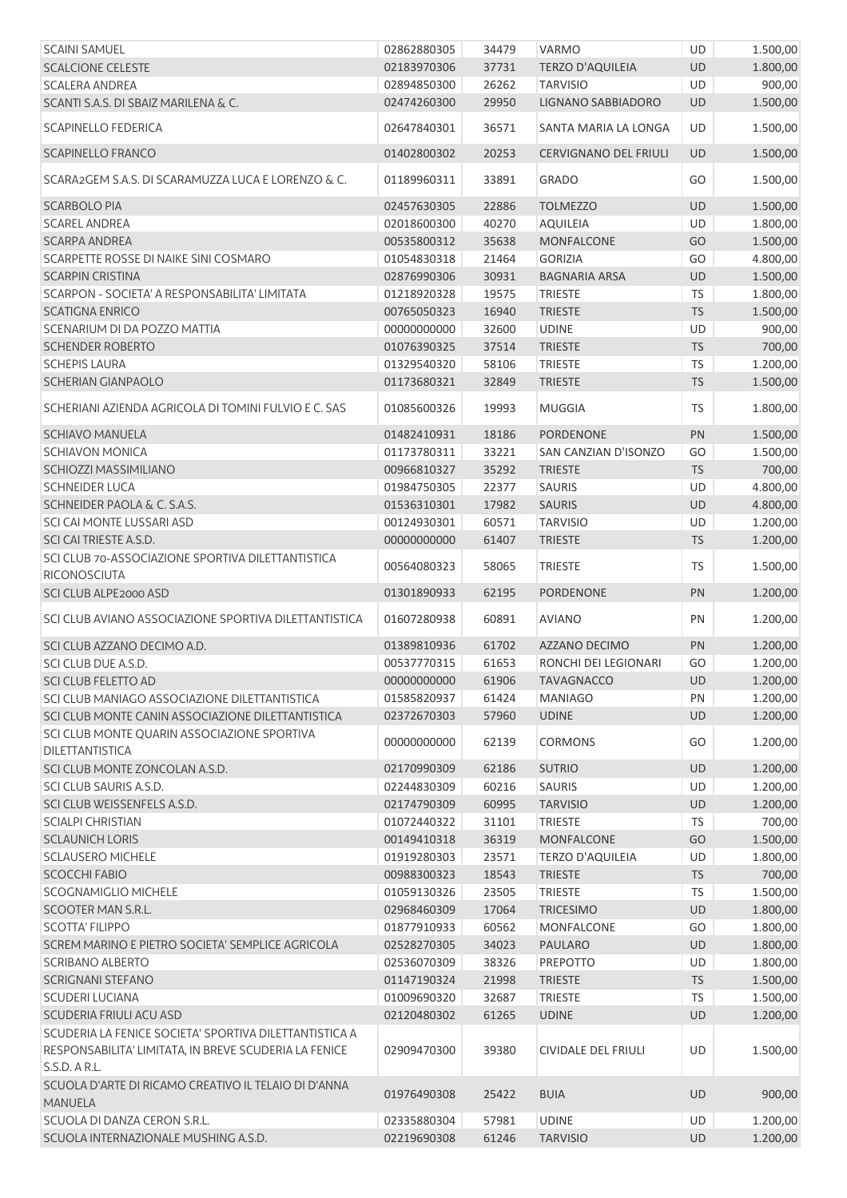| | | | | | |
|---|---|---|---|---|---|
| SCAINI SAMUEL | 02862880305 | 34479 | VARMO | UD | 1.500,00 |
| SCALCIONE CELESTE | 02183970306 | 37731 | TERZO D'AQUILEIA | UD | 1.800,00 |
| SCALERA ANDREA | 02894850300 | 26262 | TARVISIO | UD | 900,00 |
| SCANTI S.A.S. DI SBAIZ MARILENA & C. | 02474260300 | 29950 | LIGNANO SABBIADORO | UD | 1.500,00 |
| SCAPINELLO FEDERICA | 02647840301 | 36571 | SANTA MARIA LA LONGA | UD | 1.500,00 |
| SCAPINELLO FRANCO | 01402800302 | 20253 | CERVIGNANO DEL FRIULI | UD | 1.500,00 |
| SCARA2GEM S.A.S. DI SCARAMUZZA LUCA E LORENZO & C. | 01189960311 | 33891 | GRADO | GO | 1.500,00 |
| SCARBOLO PIA | 02457630305 | 22886 | TOLMEZZO | UD | 1.500,00 |
| SCAREL ANDREA | 02018600300 | 40270 | AQUILEIA | UD | 1.800,00 |
| SCARPA ANDREA | 00535800312 | 35638 | MONFALCONE | GO | 1.500,00 |
| SCARPETTE ROSSE DI NAIKE SINI COSMARO | 01054830318 | 21464 | GORIZIA | GO | 4.800,00 |
| SCARPIN CRISTINA | 02876990306 | 30931 | BAGNARIA ARSA | UD | 1.500,00 |
| SCARPON - SOCIETA' A RESPONSABILITA' LIMITATA | 01218920328 | 19575 | TRIESTE | TS | 1.800,00 |
| SCATIGNA ENRICO | 00765050323 | 16940 | TRIESTE | TS | 1.500,00 |
| SCENARIUM DI DA POZZO MATTIA | 00000000000 | 32600 | UDINE | UD | 900,00 |
| SCHENDER ROBERTO | 01076390325 | 37514 | TRIESTE | TS | 700,00 |
| SCHEPIS LAURA | 01329540320 | 58106 | TRIESTE | TS | 1.200,00 |
| SCHERIAN GIANPAOLO | 01173680321 | 32849 | TRIESTE | TS | 1.500,00 |
| SCHERIANI AZIENDA AGRICOLA DI TOMINI FULVIO E C. SAS | 01085600326 | 19993 | MUGGIA | TS | 1.800,00 |
| SCHIAVO MANUELA | 01482410931 | 18186 | PORDENONE | PN | 1.500,00 |
| SCHIAVON MONICA | 01173780311 | 33221 | SAN CANZIAN D'ISONZO | GO | 1.500,00 |
| SCHIOZZI MASSIMILIANO | 00966810327 | 35292 | TRIESTE | TS | 700,00 |
| SCHNEIDER LUCA | 01984750305 | 22377 | SAURIS | UD | 4.800,00 |
| SCHNEIDER PAOLA & C. S.A.S. | 01536310301 | 17982 | SAURIS | UD | 4.800,00 |
| SCI CAI MONTE LUSSARI ASD | 00124930301 | 60571 | TARVISIO | UD | 1.200,00 |
| SCI CAI TRIESTE A.S.D. | 00000000000 | 61407 | TRIESTE | TS | 1.200,00 |
| SCI CLUB 70-ASSOCIAZIONE SPORTIVA DILETTANTISTICA RICONOSCIUTA | 00564080323 | 58065 | TRIESTE | TS | 1.500,00 |
| SCI CLUB ALPE2000 ASD | 01301890933 | 62195 | PORDENONE | PN | 1.200,00 |
| SCI CLUB AVIANO ASSOCIAZIONE SPORTIVA DILETTANTISTICA | 01607280938 | 60891 | AVIANO | PN | 1.200,00 |
| SCI CLUB AZZANO DECIMO A.D. | 01389810936 | 61702 | AZZANO DECIMO | PN | 1.200,00 |
| SCI CLUB DUE A.S.D. | 00537770315 | 61653 | RONCHI DEI LEGIONARI | GO | 1.200,00 |
| SCI CLUB FELETTO AD | 00000000000 | 61906 | TAVAGNACCO | UD | 1.200,00 |
| SCI CLUB MANIAGO ASSOCIAZIONE DILETTANTISTICA | 01585820937 | 61424 | MANIAGO | PN | 1.200,00 |
| SCI CLUB MONTE CANIN ASSOCIAZIONE DILETTANTISTICA | 02372670303 | 57960 | UDINE | UD | 1.200,00 |
| SCI CLUB MONTE QUARIN ASSOCIAZIONE SPORTIVA DILETTANTISTICA | 00000000000 | 62139 | CORMONS | GO | 1.200,00 |
| SCI CLUB MONTE ZONCOLAN A.S.D. | 02170990309 | 62186 | SUTRIO | UD | 1.200,00 |
| SCI CLUB SAURIS A.S.D. | 02244830309 | 60216 | SAURIS | UD | 1.200,00 |
| SCI CLUB WEISSENFELS A.S.D. | 02174790309 | 60995 | TARVISIO | UD | 1.200,00 |
| SCIALPI CHRISTIAN | 01072440322 | 31101 | TRIESTE | TS | 700,00 |
| SCLAUNICH LORIS | 00149410318 | 36319 | MONFALCONE | GO | 1.500,00 |
| SCLAUSERO MICHELE | 01919280303 | 23571 | TERZO D'AQUILEIA | UD | 1.800,00 |
| SCOCCHI FABIO | 00988300323 | 18543 | TRIESTE | TS | 700,00 |
| SCOGNAMIGLIO MICHELE | 01059130326 | 23505 | TRIESTE | TS | 1.500,00 |
| SCOOTER MAN S.R.L. | 02968460309 | 17064 | TRICESIMO | UD | 1.800,00 |
| SCOTTA' FILIPPO | 01877910933 | 60562 | MONFALCONE | GO | 1.800,00 |
| SCREM MARINO E PIETRO SOCIETA' SEMPLICE AGRICOLA | 02528270305 | 34023 | PAULARO | UD | 1.800,00 |
| SCRIBANO ALBERTO | 02536070309 | 38326 | PREPOTTO | UD | 1.800,00 |
| SCRIGNANI STEFANO | 01147190324 | 21998 | TRIESTE | TS | 1.500,00 |
| SCUDERI LUCIANA | 01009690320 | 32687 | TRIESTE | TS | 1.500,00 |
| SCUDERIA FRIULI ACU ASD | 02120480302 | 61265 | UDINE | UD | 1.200,00 |
| SCUDERIA LA FENICE SOCIETA' SPORTIVA DILETTANTISTICA A RESPONSABILITA' LIMITATA, IN BREVE SCUDERIA LA FENICE S.S.D. A R.L. | 02909470300 | 39380 | CIVIDALE DEL FRIULI | UD | 1.500,00 |
| SCUOLA D'ARTE DI RICAMO CREATIVO IL TELAIO DI D'ANNA MANUELA | 01976490308 | 25422 | BUIA | UD | 900,00 |
| SCUOLA DI DANZA CERON S.R.L. | 02335880304 | 57981 | UDINE | UD | 1.200,00 |
| SCUOLA INTERNAZIONALE MUSHING A.S.D. | 02219690308 | 61246 | TARVISIO | UD | 1.200,00 |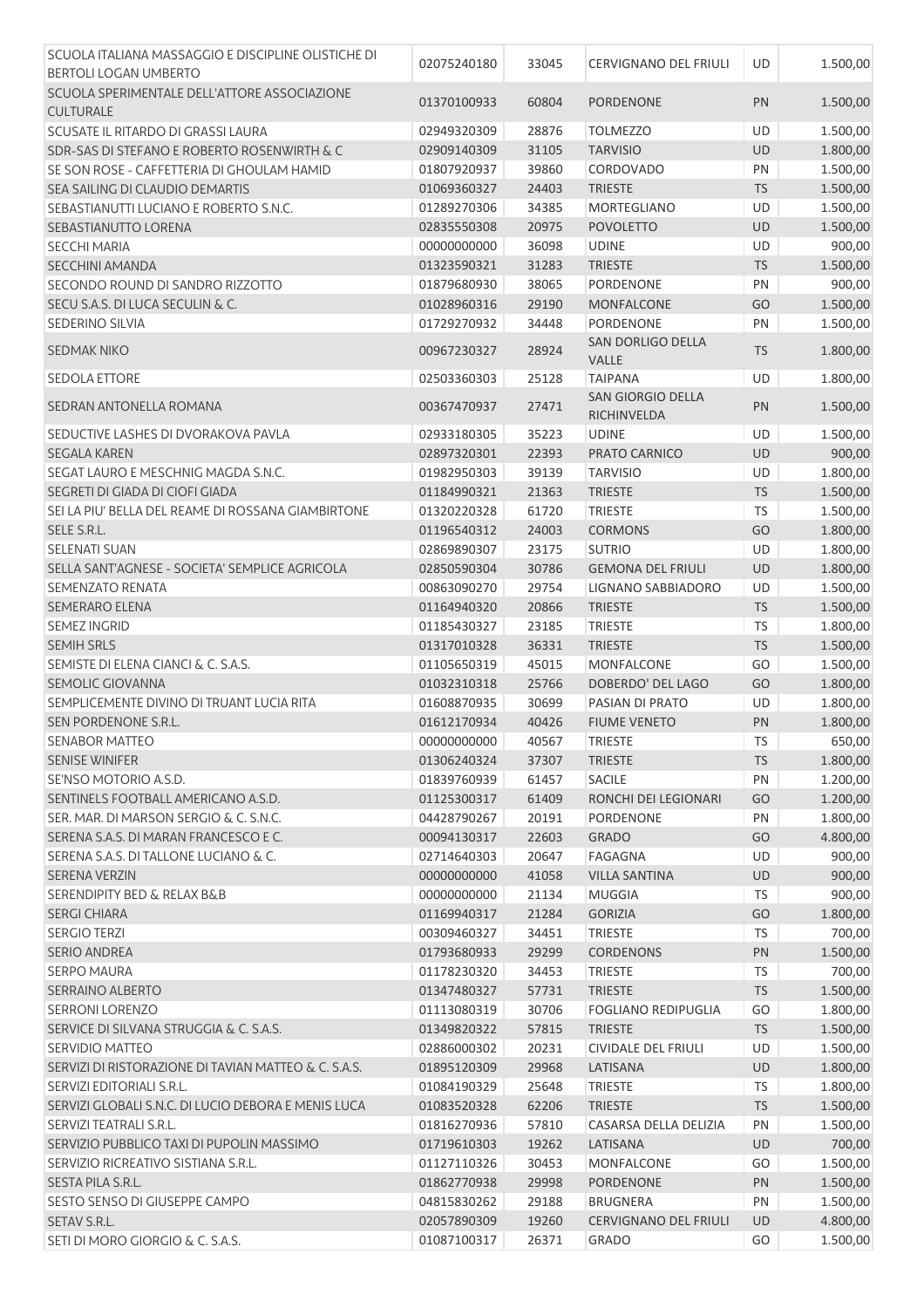| | | | | | |
|---|---|---|---|---|---|
| SCUOLA ITALIANA MASSAGGIO E DISCIPLINE OLISTICHE DI BERTOLI LOGAN UMBERTO | 02075240180 | 33045 | CERVIGNANO DEL FRIULI | UD | 1.500,00 |
| SCUOLA SPERIMENTALE DELL'ATTORE ASSOCIAZIONE CULTURALE | 01370100933 | 60804 | PORDENONE | PN | 1.500,00 |
| SCUSATE IL RITARDO DI GRASSI LAURA | 02949320309 | 28876 | TOLMEZZO | UD | 1.500,00 |
| SDR-SAS DI STEFANO E ROBERTO ROSENWIRTH & C | 02909140309 | 31105 | TARVISIO | UD | 1.800,00 |
| SE SON ROSE - CAFFETTERIA DI GHOULAM HAMID | 01807920937 | 39860 | CORDOVADO | PN | 1.500,00 |
| SEA SAILING DI CLAUDIO DEMARTIS | 01069360327 | 24403 | TRIESTE | TS | 1.500,00 |
| SEBASTIANUTTI LUCIANO E ROBERTO S.N.C. | 01289270306 | 34385 | MORTEGLIANO | UD | 1.500,00 |
| SEBASTIANUTTO LORENA | 02835550308 | 20975 | POVOLETTO | UD | 1.500,00 |
| SECCHI MARIA | 00000000000 | 36098 | UDINE | UD | 900,00 |
| SECCHINI AMANDA | 01323590321 | 31283 | TRIESTE | TS | 1.500,00 |
| SECONDO ROUND DI SANDRO RIZZOTTO | 01879680930 | 38065 | PORDENONE | PN | 900,00 |
| SECU S.A.S. DI LUCA SECULIN & C. | 01028960316 | 29190 | MONFALCONE | GO | 1.500,00 |
| SEDERINO SILVIA | 01729270932 | 34448 | PORDENONE | PN | 1.500,00 |
| SEDMAK NIKO | 00967230327 | 28924 | SAN DORLIGO DELLA VALLE | TS | 1.800,00 |
| SEDOLA ETTORE | 02503360303 | 25128 | TAIPANA | UD | 1.800,00 |
| SEDRAN ANTONELLA ROMANA | 00367470937 | 27471 | SAN GIORGIO DELLA RICHINVELDA | PN | 1.500,00 |
| SEDUCTIVE LASHES DI DVORAKOVA PAVLA | 02933180305 | 35223 | UDINE | UD | 1.500,00 |
| SEGALA KAREN | 02897320301 | 22393 | PRATO CARNICO | UD | 900,00 |
| SEGAT LAURO E MESCHNIG MAGDA S.N.C. | 01982950303 | 39139 | TARVISIO | UD | 1.800,00 |
| SEGRETI DI GIADA DI CIOFI GIADA | 01184990321 | 21363 | TRIESTE | TS | 1.500,00 |
| SEI LA PIU' BELLA DEL REAME DI ROSSANA GIAMBIRTONE | 01320220328 | 61720 | TRIESTE | TS | 1.500,00 |
| SELE S.R.L. | 01196540312 | 24003 | CORMONS | GO | 1.800,00 |
| SELENATI SUAN | 02869890307 | 23175 | SUTRIO | UD | 1.800,00 |
| SELLA SANT'AGNESE - SOCIETA' SEMPLICE AGRICOLA | 02850590304 | 30786 | GEMONA DEL FRIULI | UD | 1.800,00 |
| SEMENZATO RENATA | 00863090270 | 29754 | LIGNANO SABBIADORO | UD | 1.500,00 |
| SEMERARO ELENA | 01164940320 | 20866 | TRIESTE | TS | 1.500,00 |
| SEMEZ INGRID | 01185430327 | 23185 | TRIESTE | TS | 1.800,00 |
| SEMIH SRLS | 01317010328 | 36331 | TRIESTE | TS | 1.500,00 |
| SEMISTE DI ELENA CIANCI & C. S.A.S. | 01105650319 | 45015 | MONFALCONE | GO | 1.500,00 |
| SEMOLIC GIOVANNA | 01032310318 | 25766 | DOBERDO' DEL LAGO | GO | 1.800,00 |
| SEMPLICEMENTE DIVINO DI TRUANT LUCIA RITA | 01608870935 | 30699 | PASIAN DI PRATO | UD | 1.800,00 |
| SEN PORDENONE S.R.L. | 01612170934 | 40426 | FIUME VENETO | PN | 1.800,00 |
| SENABOR MATTEO | 00000000000 | 40567 | TRIESTE | TS | 650,00 |
| SENISE WINIFER | 01306240324 | 37307 | TRIESTE | TS | 1.800,00 |
| SE'NSO MOTORIO A.S.D. | 01839760939 | 61457 | SACILE | PN | 1.200,00 |
| SENTINELS FOOTBALL AMERICANO A.S.D. | 01125300317 | 61409 | RONCHI DEI LEGIONARI | GO | 1.200,00 |
| SER. MAR. DI MARSON SERGIO & C. S.N.C. | 04428790267 | 20191 | PORDENONE | PN | 1.800,00 |
| SERENA S.A.S. DI MARAN FRANCESCO E C. | 00094130317 | 22603 | GRADO | GO | 4.800,00 |
| SERENA S.A.S. DI TALLONE LUCIANO & C. | 02714640303 | 20647 | FAGAGNA | UD | 900,00 |
| SERENA VERZIN | 00000000000 | 41058 | VILLA SANTINA | UD | 900,00 |
| SERENDIPITY BED & RELAX B&B | 00000000000 | 21134 | MUGGIA | TS | 900,00 |
| SERGI CHIARA | 01169940317 | 21284 | GORIZIA | GO | 1.800,00 |
| SERGIO TERZI | 00309460327 | 34451 | TRIESTE | TS | 700,00 |
| SERIO ANDREA | 01793680933 | 29299 | CORDENONS | PN | 1.500,00 |
| SERPO MAURA | 01178230320 | 34453 | TRIESTE | TS | 700,00 |
| SERRAINO ALBERTO | 01347480327 | 57731 | TRIESTE | TS | 1.500,00 |
| SERRONI LORENZO | 01113080319 | 30706 | FOGLIANO REDIPUGLIA | GO | 1.800,00 |
| SERVICE DI SILVANA STRUGGIA & C. S.A.S. | 01349820322 | 57815 | TRIESTE | TS | 1.500,00 |
| SERVIDIO MATTEO | 02886000302 | 20231 | CIVIDALE DEL FRIULI | UD | 1.500,00 |
| SERVIZI DI RISTORAZIONE DI TAVIAN MATTEO & C. S.A.S. | 01895120309 | 29968 | LATISANA | UD | 1.800,00 |
| SERVIZI EDITORIALI S.R.L. | 01084190329 | 25648 | TRIESTE | TS | 1.800,00 |
| SERVIZI GLOBALI S.N.C. DI LUCIO DEBORA E MENIS LUCA | 01083520328 | 62206 | TRIESTE | TS | 1.500,00 |
| SERVIZI TEATRALI S.R.L. | 01816270936 | 57810 | CASARSA DELLA DELIZIA | PN | 1.500,00 |
| SERVIZIO PUBBLICO TAXI DI PUPOLIN MASSIMO | 01719610303 | 19262 | LATISANA | UD | 700,00 |
| SERVIZIO RICREATIVO SISTIANA S.R.L. | 01127110326 | 30453 | MONFALCONE | GO | 1.500,00 |
| SESTA PILA S.R.L. | 01862770938 | 29998 | PORDENONE | PN | 1.500,00 |
| SESTO SENSO DI GIUSEPPE CAMPO | 04815830262 | 29188 | BRUGNERA | PN | 1.500,00 |
| SETAV S.R.L. | 02057890309 | 19260 | CERVIGNANO DEL FRIULI | UD | 4.800,00 |
| SETI DI MORO GIORGIO & C. S.A.S. | 01087100317 | 26371 | GRADO | GO | 1.500,00 |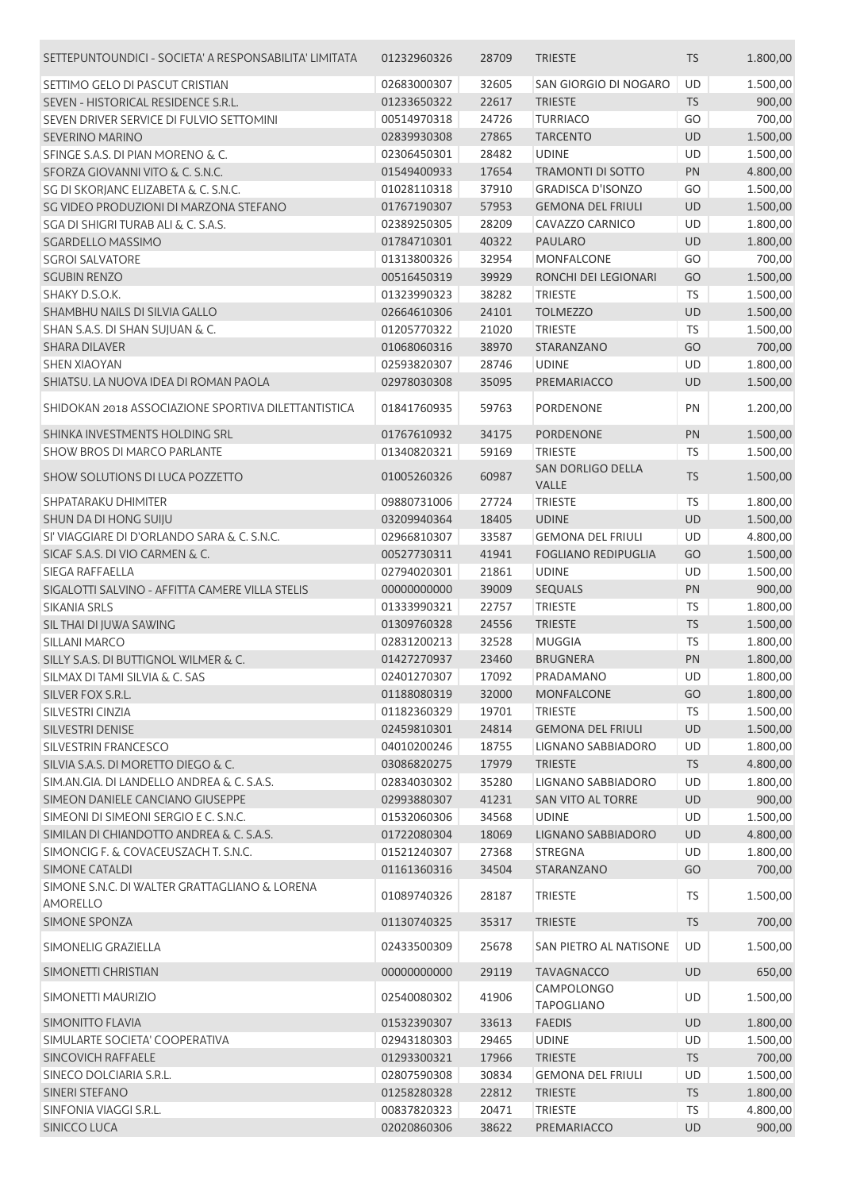| | | | | | |
|---|---|---|---|---|---|
| SETTEPUNTOUNDICI - SOCIETA' A RESPONSABILITA' LIMITATA | 01232960326 | 28709 | TRIESTE | TS | 1.800,00 |
| SETTIMO GELO DI PASCUT CRISTIAN | 02683000307 | 32605 | SAN GIORGIO DI NOGARO | UD | 1.500,00 |
| SEVEN - HISTORICAL RESIDENCE S.R.L. | 01233650322 | 22617 | TRIESTE | TS | 900,00 |
| SEVEN DRIVER SERVICE DI FULVIO SETTOMINI | 00514970318 | 24726 | TURRIACO | GO | 700,00 |
| SEVERINO MARINO | 02839930308 | 27865 | TARCENTO | UD | 1.500,00 |
| SFINGE S.A.S. DI PIAN MORENO & C. | 02306450301 | 28482 | UDINE | UD | 1.500,00 |
| SFORZA GIOVANNI VITO & C. S.N.C. | 01549400933 | 17654 | TRAMONTI DI SOTTO | PN | 4.800,00 |
| SG DI SKORJANC ELIZABETA & C. S.N.C. | 01028110318 | 37910 | GRADISCA D'ISONZO | GO | 1.500,00 |
| SG VIDEO PRODUZIONI DI MARZONA STEFANO | 01767190307 | 57953 | GEMONA DEL FRIULI | UD | 1.500,00 |
| SGA DI SHIGRI TURAB ALI & C. S.A.S. | 02389250305 | 28209 | CAVAZZO CARNICO | UD | 1.800,00 |
| SGARDELLO MASSIMO | 01784710301 | 40322 | PAULARO | UD | 1.800,00 |
| SGROI SALVATORE | 01313800326 | 32954 | MONFALCONE | GO | 700,00 |
| SGUBIN RENZO | 00516450319 | 39929 | RONCHI DEI LEGIONARI | GO | 1.500,00 |
| SHAKY D.S.O.K. | 01323990323 | 38282 | TRIESTE | TS | 1.500,00 |
| SHAMBHU NAILS DI SILVIA GALLO | 02664610306 | 24101 | TOLMEZZO | UD | 1.500,00 |
| SHAN S.A.S. DI SHAN SUJUAN & C. | 01205770322 | 21020 | TRIESTE | TS | 1.500,00 |
| SHARA DILAVER | 01068060316 | 38970 | STARANZANO | GO | 700,00 |
| SHEN XIAOYAN | 02593820307 | 28746 | UDINE | UD | 1.800,00 |
| SHIATSU. LA NUOVA IDEA DI ROMAN PAOLA | 02978030308 | 35095 | PREMARIACCO | UD | 1.500,00 |
| SHIDOKAN 2018 ASSOCIAZIONE SPORTIVA DILETTANTISTICA | 01841760935 | 59763 | PORDENONE | PN | 1.200,00 |
| SHINKA INVESTMENTS HOLDING SRL | 01767610932 | 34175 | PORDENONE | PN | 1.500,00 |
| SHOW BROS DI MARCO PARLANTE | 01340820321 | 59169 | TRIESTE | TS | 1.500,00 |
| SHOW SOLUTIONS DI LUCA POZZETTO | 01005260326 | 60987 | SAN DORLIGO DELLA VALLE | TS | 1.500,00 |
| SHPATARAKU DHIMITER | 09880731006 | 27724 | TRIESTE | TS | 1.800,00 |
| SHUN DA DI HONG SUIJU | 03209940364 | 18405 | UDINE | UD | 1.500,00 |
| SI' VIAGGIARE DI D'ORLANDO SARA & C. S.N.C. | 02966810307 | 33587 | GEMONA DEL FRIULI | UD | 4.800,00 |
| SICAF S.A.S. DI VIO CARMEN & C. | 00527730311 | 41941 | FOGLIANO REDIPUGLIA | GO | 1.500,00 |
| SIEGA RAFFAELLA | 02794020301 | 21861 | UDINE | UD | 1.500,00 |
| SIGALOTTI SALVINO - AFFITTA CAMERE VILLA STELIS | 00000000000 | 39009 | SEQUALS | PN | 900,00 |
| SIKANIA SRLS | 01333990321 | 22757 | TRIESTE | TS | 1.800,00 |
| SIL THAI DI JUWA SAWING | 01309760328 | 24556 | TRIESTE | TS | 1.500,00 |
| SILLANI MARCO | 02831200213 | 32528 | MUGGIA | TS | 1.800,00 |
| SILLY S.A.S. DI BUTTIGNOL WILMER & C. | 01427270937 | 23460 | BRUGNERA | PN | 1.800,00 |
| SILMAX DI TAMI SILVIA & C. SAS | 02401270307 | 17092 | PRADAMANO | UD | 1.800,00 |
| SILVER FOX S.R.L. | 01188080319 | 32000 | MONFALCONE | GO | 1.800,00 |
| SILVESTRI CINZIA | 01182360329 | 19701 | TRIESTE | TS | 1.500,00 |
| SILVESTRI DENISE | 02459810301 | 24814 | GEMONA DEL FRIULI | UD | 1.500,00 |
| SILVESTRIN FRANCESCO | 04010200246 | 18755 | LIGNANO SABBIADORO | UD | 1.800,00 |
| SILVIA S.A.S. DI MORETTO DIEGO & C. | 03086820275 | 17979 | TRIESTE | TS | 4.800,00 |
| SIM.AN.GIA. DI LANDELLO ANDREA & C. S.A.S. | 02834030302 | 35280 | LIGNANO SABBIADORO | UD | 1.800,00 |
| SIMEON DANIELE CANCIANO GIUSEPPE | 02993880307 | 41231 | SAN VITO AL TORRE | UD | 900,00 |
| SIMEONI DI SIMEONI SERGIO E C. S.N.C. | 01532060306 | 34568 | UDINE | UD | 1.500,00 |
| SIMILAN DI CHIANDOTTO ANDREA & C. S.A.S. | 01722080304 | 18069 | LIGNANO SABBIADORO | UD | 4.800,00 |
| SIMONCIG F. & COVACEUSZACH T. S.N.C. | 01521240307 | 27368 | STREGNA | UD | 1.800,00 |
| SIMONE CATALDI | 01161360316 | 34504 | STARANZANO | GO | 700,00 |
| SIMONE S.N.C. DI WALTER GRATTAGLIANO & LORENA AMORELLO | 01089740326 | 28187 | TRIESTE | TS | 1.500,00 |
| SIMONE SPONZA | 01130740325 | 35317 | TRIESTE | TS | 700,00 |
| SIMONELIG GRAZIELLA | 02433500309 | 25678 | SAN PIETRO AL NATISONE | UD | 1.500,00 |
| SIMONETTI CHRISTIAN | 00000000000 | 29119 | TAVAGNACCO | UD | 650,00 |
| SIMONETTI MAURIZIO | 02540080302 | 41906 | CAMPOLONGO TAPOGLIANO | UD | 1.500,00 |
| SIMONITTO FLAVIA | 01532390307 | 33613 | FAEDIS | UD | 1.800,00 |
| SIMULARTE SOCIETA' COOPERATIVA | 02943180303 | 29465 | UDINE | UD | 1.500,00 |
| SINCOVICH RAFFAELE | 01293300321 | 17966 | TRIESTE | TS | 700,00 |
| SINECO DOLCIARIA S.R.L. | 02807590308 | 30834 | GEMONA DEL FRIULI | UD | 1.500,00 |
| SINERI STEFANO | 01258280328 | 22812 | TRIESTE | TS | 1.800,00 |
| SINFONIA VIAGGI S.R.L. | 00837820323 | 20471 | TRIESTE | TS | 4.800,00 |
| SINICCO LUCA | 02020860306 | 38622 | PREMARIACCO | UD | 900,00 |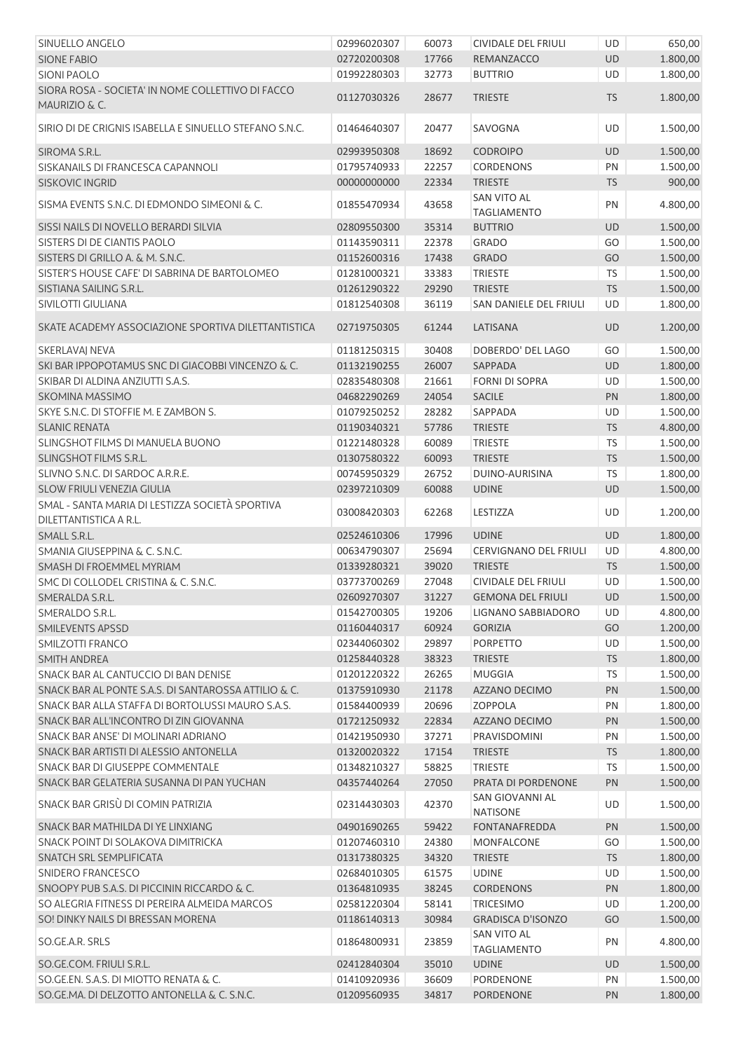| | | | | | |
|---|---|---|---|---|---|
| SINUELLO ANGELO | 02996020307 | 60073 | CIVIDALE DEL FRIULI | UD | 650,00 |
| SIONE FABIO | 02720200308 | 17766 | REMANZACCO | UD | 1.800,00 |
| SIONI PAOLO | 01992280303 | 32773 | BUTTRIO | UD | 1.800,00 |
| SIORA ROSA - SOCIETA' IN NOME COLLETTIVO DI FACCO MAURIZIO & C. | 01127030326 | 28677 | TRIESTE | TS | 1.800,00 |
| SIRIO DI DE CRIGNIS ISABELLA E SINUELLO STEFANO S.N.C. | 01464640307 | 20477 | SAVOGNA | UD | 1.500,00 |
| SIROMA S.R.L. | 02993950308 | 18692 | CODROIPO | UD | 1.500,00 |
| SISKANAILS DI FRANCESCA CAPANNOLI | 01795740933 | 22257 | CORDENONS | PN | 1.500,00 |
| SISKOVIC INGRID | 00000000000 | 22334 | TRIESTE | TS | 900,00 |
| SISMA EVENTS S.N.C. DI EDMONDO SIMEONI & C. | 01855470934 | 43658 | SAN VITO AL TAGLIAMENTO | PN | 4.800,00 |
| SISSI NAILS DI NOVELLO BERARDI SILVIA | 02809550300 | 35314 | BUTTRIO | UD | 1.500,00 |
| SISTERS DI DE CIANTIS PAOLO | 01143590311 | 22378 | GRADO | GO | 1.500,00 |
| SISTERS DI GRILLO A. & M. S.N.C. | 01152600316 | 17438 | GRADO | GO | 1.500,00 |
| SISTER'S HOUSE CAFE' DI SABRINA DE BARTOLOMEO | 01281000321 | 33383 | TRIESTE | TS | 1.500,00 |
| SISTIANA SAILING S.R.L. | 01261290322 | 29290 | TRIESTE | TS | 1.500,00 |
| SIVILOTTI GIULIANA | 01812540308 | 36119 | SAN DANIELE DEL FRIULI | UD | 1.800,00 |
| SKATE ACADEMY ASSOCIAZIONE SPORTIVA DILETTANTISTICA | 02719750305 | 61244 | LATISANA | UD | 1.200,00 |
| SKERLAVAJ NEVA | 01181250315 | 30408 | DOBERDO' DEL LAGO | GO | 1.500,00 |
| SKI BAR IPPOPOTAMUS SNC DI GIACOBBI VINCENZO & C. | 01132190255 | 26007 | SAPPADA | UD | 1.800,00 |
| SKIBAR DI ALDINA ANZIUTTI S.A.S. | 02835480308 | 21661 | FORNI DI SOPRA | UD | 1.500,00 |
| SKOMINA MASSIMO | 04682290269 | 24054 | SACILE | PN | 1.800,00 |
| SKYE S.N.C. DI STOFFIE M. E ZAMBON S. | 01079250252 | 28282 | SAPPADA | UD | 1.500,00 |
| SLANIC RENATA | 01190340321 | 57786 | TRIESTE | TS | 4.800,00 |
| SLINGSHOT FILMS DI MANUELA BUONO | 01221480328 | 60089 | TRIESTE | TS | 1.500,00 |
| SLINGSHOT FILMS S.R.L. | 01307580322 | 60093 | TRIESTE | TS | 1.500,00 |
| SLIVNO S.N.C. DI SARDOC A.R.R.E. | 00745950329 | 26752 | DUINO-AURISINA | TS | 1.800,00 |
| SLOW FRIULI VENEZIA GIULIA | 02397210309 | 60088 | UDINE | UD | 1.500,00 |
| SMAL - SANTA MARIA DI LESTIZZA SOCIETÀ SPORTIVA DILETTANTISTICA A R.L. | 03008420303 | 62268 | LESTIZZA | UD | 1.200,00 |
| SMALL S.R.L. | 02524610306 | 17996 | UDINE | UD | 1.800,00 |
| SMANIA GIUSEPPINA & C. S.N.C. | 00634790307 | 25694 | CERVIGNANO DEL FRIULI | UD | 4.800,00 |
| SMASH DI FROEMMEL MYRIAM | 01339280321 | 39020 | TRIESTE | TS | 1.500,00 |
| SMC DI COLLODEL CRISTINA & C. S.N.C. | 03773700269 | 27048 | CIVIDALE DEL FRIULI | UD | 1.500,00 |
| SMERALDA S.R.L. | 02609270307 | 31227 | GEMONA DEL FRIULI | UD | 1.500,00 |
| SMERALDO S.R.L. | 01542700305 | 19206 | LIGNANO SABBIADORO | UD | 4.800,00 |
| SMILEVENTS APSSD | 01160440317 | 60924 | GORIZIA | GO | 1.200,00 |
| SMILZOTTI FRANCO | 02344060302 | 29897 | PORPETTO | UD | 1.500,00 |
| SMITH ANDREA | 01258440328 | 38323 | TRIESTE | TS | 1.800,00 |
| SNACK BAR AL CANTUCCIO DI BAN DENISE | 01201220322 | 26265 | MUGGIA | TS | 1.500,00 |
| SNACK BAR AL PONTE S.A.S. DI SANTAROSSA ATTILIO & C. | 01375910930 | 21178 | AZZANO DECIMO | PN | 1.500,00 |
| SNACK BAR ALLA STAFFA DI BORTOLUSSI MAURO S.A.S. | 01584400939 | 20696 | ZOPPOLA | PN | 1.800,00 |
| SNACK BAR ALL'INCONTRO DI ZIN GIOVANNA | 01721250932 | 22834 | AZZANO DECIMO | PN | 1.500,00 |
| SNACK BAR ANSE' DI MOLINARI ADRIANO | 01421950930 | 37271 | PRAVISDOMINI | PN | 1.500,00 |
| SNACK BAR ARTISTI DI ALESSIO ANTONELLA | 01320020322 | 17154 | TRIESTE | TS | 1.800,00 |
| SNACK BAR DI GIUSEPPE COMMENTALE | 01348210327 | 58825 | TRIESTE | TS | 1.500,00 |
| SNACK BAR GELATERIA SUSANNA DI PAN YUCHAN | 04357440264 | 27050 | PRATA DI PORDENONE | PN | 1.500,00 |
| SNACK BAR GRISÙ DI COMIN PATRIZIA | 02314430303 | 42370 | SAN GIOVANNI AL NATISONE | UD | 1.500,00 |
| SNACK BAR MATHILDA DI YE LINXIANG | 04901690265 | 59422 | FONTANAFREDDA | PN | 1.500,00 |
| SNACK POINT DI SOLAKOVA DIMITRICKA | 01207460310 | 24380 | MONFALCONE | GO | 1.500,00 |
| SNATCH SRL SEMPLIFICATA | 01317380325 | 34320 | TRIESTE | TS | 1.800,00 |
| SNIDERO FRANCESCO | 02684010305 | 61575 | UDINE | UD | 1.500,00 |
| SNOOPY PUB S.A.S. DI PICCININ RICCARDO & C. | 01364810935 | 38245 | CORDENONS | PN | 1.800,00 |
| SO ALEGRIA FITNESS DI PEREIRA ALMEIDA MARCOS | 02581220304 | 58141 | TRICESIMO | UD | 1.200,00 |
| SO! DINKY NAILS DI BRESSAN MORENA | 01186140313 | 30984 | GRADISCA D'ISONZO | GO | 1.500,00 |
| SO.GE.A.R. SRLS | 01864800931 | 23859 | SAN VITO AL TAGLIAMENTO | PN | 4.800,00 |
| SO.GE.COM. FRIULI S.R.L. | 02412840304 | 35010 | UDINE | UD | 1.500,00 |
| SO.GE.EN. S.A.S. DI MIOTTO RENATA & C. | 01410920936 | 36609 | PORDENONE | PN | 1.500,00 |
| SO.GE.MA. DI DELZOTTO ANTONELLA & C. S.N.C. | 01209560935 | 34817 | PORDENONE | PN | 1.800,00 |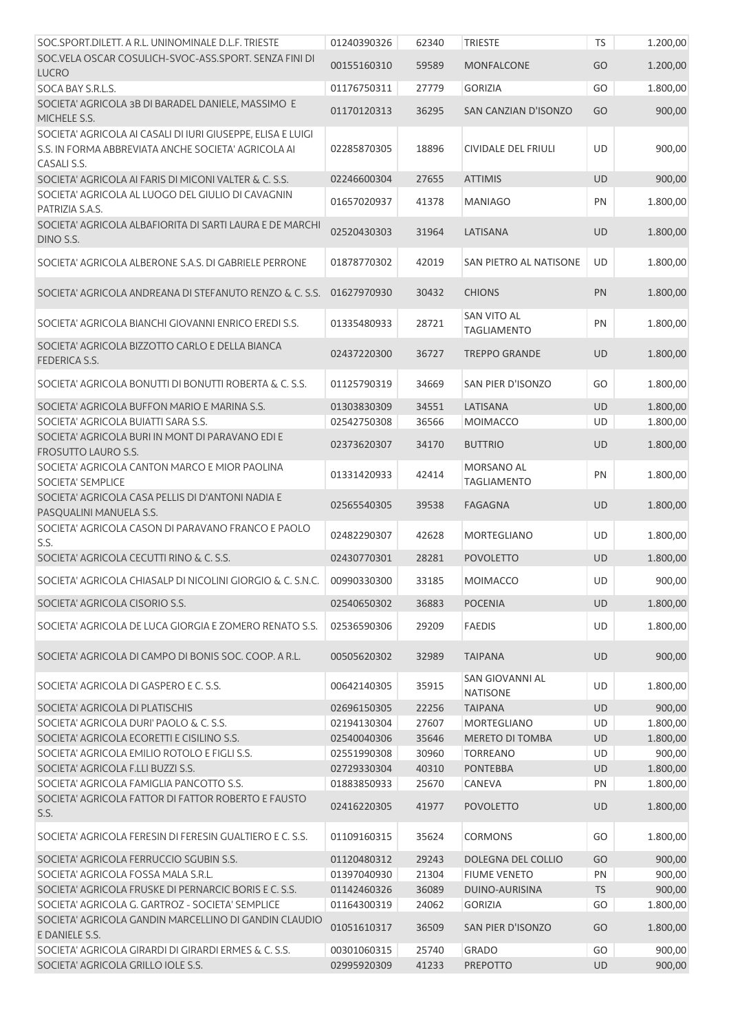| | | | | | |
|---|---|---|---|---|---|
| SOC.SPORT.DILETT. A R.L. UNINOMINALE D.L.F. TRIESTE | 01240390326 | 62340 | TRIESTE | TS | 1.200,00 |
| SOC.VELA OSCAR COSULICH-SVOC-ASS.SPORT. SENZA FINI DI LUCRO | 00155160310 | 59589 | MONFALCONE | GO | 1.200,00 |
| SOCA BAY S.R.L.S. | 01176750311 | 27779 | GORIZIA | GO | 1.800,00 |
| SOCIETA' AGRICOLA 3B DI BARADEL DANIELE, MASSIMO E MICHELE S.S. | 01170120313 | 36295 | SAN CANZIAN D'ISONZO | GO | 900,00 |
| SOCIETA' AGRICOLA AI CASALI DI IURI GIUSEPPE, ELISA E LUIGI S.S. IN FORMA ABBREVIATA ANCHE SOCIETA' AGRICOLA AI CASALI S.S. | 02285870305 | 18896 | CIVIDALE DEL FRIULI | UD | 900,00 |
| SOCIETA' AGRICOLA AI FARIS DI MICONI VALTER & C. S.S. | 02246600304 | 27655 | ATTIMIS | UD | 900,00 |
| SOCIETA' AGRICOLA AL LUOGO DEL GIULIO DI CAVAGNIN PATRIZIA S.A.S. | 01657020937 | 41378 | MANIAGO | PN | 1.800,00 |
| SOCIETA' AGRICOLA ALBAFIORITA DI SARTI LAURA E DE MARCHI DINO S.S. | 02520430303 | 31964 | LATISANA | UD | 1.800,00 |
| SOCIETA' AGRICOLA ALBERONE S.A.S. DI GABRIELE PERRONE | 01878770302 | 42019 | SAN PIETRO AL NATISONE | UD | 1.800,00 |
| SOCIETA' AGRICOLA ANDREANA DI STEFANUTO RENZO & C. S.S. | 01627970930 | 30432 | CHIONS | PN | 1.800,00 |
| SOCIETA' AGRICOLA BIANCHI GIOVANNI ENRICO EREDI S.S. | 01335480933 | 28721 | SAN VITO AL TAGLIAMENTO | PN | 1.800,00 |
| SOCIETA' AGRICOLA BIZZOTTO CARLO E DELLA BIANCA FEDERICA S.S. | 02437220300 | 36727 | TREPPO GRANDE | UD | 1.800,00 |
| SOCIETA' AGRICOLA BONUTTI DI BONUTTI ROBERTA & C. S.S. | 01125790319 | 34669 | SAN PIER D'ISONZO | GO | 1.800,00 |
| SOCIETA' AGRICOLA BUFFON MARIO E MARINA S.S. | 01303830309 | 34551 | LATISANA | UD | 1.800,00 |
| SOCIETA' AGRICOLA BUIATTI SARA S.S. | 02542750308 | 36566 | MOIMACCO | UD | 1.800,00 |
| SOCIETA' AGRICOLA BURI IN MONT DI PARAVANO EDI E FROSUTTO LAURO S.S. | 02373620307 | 34170 | BUTTRIO | UD | 1.800,00 |
| SOCIETA' AGRICOLA CANTON MARCO E MIOR PAOLINA SOCIETA' SEMPLICE | 01331420933 | 42414 | MORSANO AL TAGLIAMENTO | PN | 1.800,00 |
| SOCIETA' AGRICOLA CASA PELLIS DI D'ANTONI NADIA E PASQUALINI MANUELA S.S. | 02565540305 | 39538 | FAGAGNA | UD | 1.800,00 |
| SOCIETA' AGRICOLA CASON DI PARAVANO FRANCO E PAOLO S.S. | 02482290307 | 42628 | MORTEGLIANO | UD | 1.800,00 |
| SOCIETA' AGRICOLA CECUTTI RINO & C. S.S. | 02430770301 | 28281 | POVOLETTO | UD | 1.800,00 |
| SOCIETA' AGRICOLA CHIASALP DI NICOLINI GIORGIO & C. S.N.C. | 00990330300 | 33185 | MOIMACCO | UD | 900,00 |
| SOCIETA' AGRICOLA CISORIO S.S. | 02540650302 | 36883 | POCENIA | UD | 1.800,00 |
| SOCIETA' AGRICOLA DE LUCA GIORGIA E ZOMERO RENATO S.S. | 02536590306 | 29209 | FAEDIS | UD | 1.800,00 |
| SOCIETA' AGRICOLA DI CAMPO DI BONIS SOC. COOP. A R.L. | 00505620302 | 32989 | TAIPANA | UD | 900,00 |
| SOCIETA' AGRICOLA DI GASPERO E C. S.S. | 00642140305 | 35915 | SAN GIOVANNI AL NATISONE | UD | 1.800,00 |
| SOCIETA' AGRICOLA DI PLATISCHIS | 02696150305 | 22256 | TAIPANA | UD | 900,00 |
| SOCIETA' AGRICOLA DURI' PAOLO & C. S.S. | 02194130304 | 27607 | MORTEGLIANO | UD | 1.800,00 |
| SOCIETA' AGRICOLA ECORETTI E CISILINO S.S. | 02540040306 | 35646 | MERETO DI TOMBA | UD | 1.800,00 |
| SOCIETA' AGRICOLA EMILIO ROTOLO E FIGLI S.S. | 02551990308 | 30960 | TORREANO | UD | 900,00 |
| SOCIETA' AGRICOLA F.LLI BUZZI S.S. | 02729330304 | 40310 | PONTEBBA | UD | 1.800,00 |
| SOCIETA' AGRICOLA FAMIGLIA PANCOTTO S.S. | 01883850933 | 25670 | CANEVA | PN | 1.800,00 |
| SOCIETA' AGRICOLA FATTOR DI FATTOR ROBERTO E FAUSTO S.S. | 02416220305 | 41977 | POVOLETTO | UD | 1.800,00 |
| SOCIETA' AGRICOLA FERESIN DI FERESIN GUALTIERO E C. S.S. | 01109160315 | 35624 | CORMONS | GO | 1.800,00 |
| SOCIETA' AGRICOLA FERRUCCIO SGUBIN S.S. | 01120480312 | 29243 | DOLEGNA DEL COLLIO | GO | 900,00 |
| SOCIETA' AGRICOLA FOSSA MALA S.R.L. | 01397040930 | 21304 | FIUME VENETO | PN | 900,00 |
| SOCIETA' AGRICOLA FRUSKE DI PERNARCIC BORIS E C. S.S. | 01142460326 | 36089 | DUINO-AURISINA | TS | 900,00 |
| SOCIETA' AGRICOLA G. GARTROZ - SOCIETA' SEMPLICE | 01164300319 | 24062 | GORIZIA | GO | 1.800,00 |
| SOCIETA' AGRICOLA GANDIN MARCELLINO DI GANDIN CLAUDIO E DANIELE S.S. | 01051610317 | 36509 | SAN PIER D'ISONZO | GO | 1.800,00 |
| SOCIETA' AGRICOLA GIRARDI DI GIRARDI ERMES & C. S.S. | 00301060315 | 25740 | GRADO | GO | 900,00 |
| SOCIETA' AGRICOLA GRILLO IOLE S.S. | 02995920309 | 41233 | PREPOTTO | UD | 900,00 |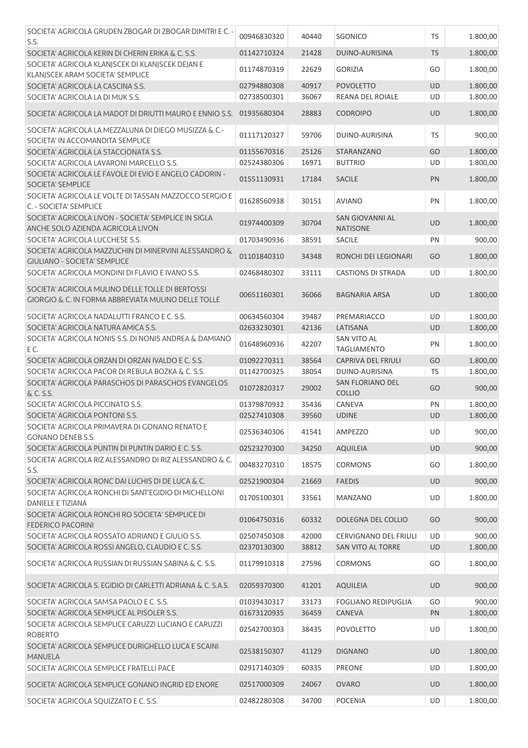| | | | | | |
|---|---|---|---|---|---|
| SOCIETA' AGRICOLA GRUDEN ZBOGAR DI ZBOGAR DIMITRI E C. - S.S. | 00946830320 | 40440 | SGONICO | TS | 1.800,00 |
| SOCIETA' AGRICOLA KERIN DI CHERIN ERIKA & C. S.S. | 01142710324 | 21428 | DUINO-AURISINA | TS | 1.800,00 |
| SOCIETA' AGRICOLA KLANJSCEK DI KLANJSCEK DEJAN E KLANJSCEK ARAM SOCIETA' SEMPLICE | 01174870319 | 22629 | GORIZIA | GO | 1.800,00 |
| SOCIETA' AGRICOLA LA CASCINA S.S. | 02794880308 | 40917 | POVOLETTO | UD | 1.800,00 |
| SOCIETA' AGRICOLA LA DI MUK S.S. | 02738500301 | 36067 | REANA DEL ROIALE | UD | 1.800,00 |
| SOCIETA' AGRICOLA LA MADOT DI DRIUTTI MAURO E ENNIO S.S. | 01935680304 | 28883 | CODROIPO | UD | 1.800,00 |
| SOCIETA' AGRICOLA LA MEZZALUNA DI DIEGO MUSIZZA & C.- SOCIETA' IN ACCOMANDITA SEMPLICE | 01117120327 | 59706 | DUINO-AURISINA | TS | 900,00 |
| SOCIETA' AGRICOLA LA STACCIONATA S.S. | 01155670316 | 25126 | STARANZANO | GO | 1.800,00 |
| SOCIETA' AGRICOLA LAVARONI MARCELLO S.S. | 02524380306 | 16971 | BUTTRIO | UD | 1.800,00 |
| SOCIETA' AGRICOLA LE FAVOLE DI EVIO E ANGELO CADORIN - SOCIETA' SEMPLICE | 01551130931 | 17184 | SACILE | PN | 1.800,00 |
| SOCIETA' AGRICOLA LE VOLTE DI TASSAN MAZZOCCO SERGIO E C. - SOCIETA' SEMPLICE | 01628560938 | 30151 | AVIANO | PN | 1.800,00 |
| SOCIETA' AGRICOLA LIVON - SOCIETA' SEMPLICE IN SIGLA ANCHE SOLO AZIENDA AGRICOLA LIVON | 01974400309 | 30704 | SAN GIOVANNI AL NATISONE | UD | 1.800,00 |
| SOCIETA' AGRICOLA LUCCHESE S.S. | 01703490936 | 38591 | SACILE | PN | 900,00 |
| SOCIETA' AGRICOLA MAZZUCHIN DI MINERVINI ALESSANDRO & GIULIANO - SOCIETA' SEMPLICE | 01101840310 | 34348 | RONCHI DEI LEGIONARI | GO | 1.800,00 |
| SOCIETA' AGRICOLA MONDINI DI FLAVIO E IVANO S.S. | 02468480302 | 33111 | CASTIONS DI STRADA | UD | 1.800,00 |
| SOCIETA' AGRICOLA MULINO DELLE TOLLE DI BERTOSSI GIORGIO & C. IN FORMA ABBREVIATA MULINO DELLE TOLLE | 00651160301 | 36066 | BAGNARIA ARSA | UD | 1.800,00 |
| SOCIETA' AGRICOLA NADALUTTI FRANCO E C. S.S. | 00634560304 | 39487 | PREMARIACCO | UD | 1.800,00 |
| SOCIETA' AGRICOLA NATURA AMICA S.S. | 02633230301 | 42136 | LATISANA | UD | 1.800,00 |
| SOCIETA' AGRICOLA NONIS S.S. DI NONIS ANDREA & DAMIANO E C. | 01648960936 | 42207 | SAN VITO AL TAGLIAMENTO | PN | 1.800,00 |
| SOCIETA' AGRICOLA ORZAN DI ORZAN IVALDO E C. S.S. | 01092270311 | 38564 | CAPRIVA DEL FRIULI | GO | 1.800,00 |
| SOCIETA' AGRICOLA PACOR DI REBULA BOZKA & C. S.S. | 01142700325 | 38054 | DUINO-AURISINA | TS | 1.800,00 |
| SOCIETA' AGRICOLA PARASCHOS DI PARASCHOS EVANGELOS & C. S.S. | 01072820317 | 29002 | SAN FLORIANO DEL COLLIO | GO | 900,00 |
| SOCIETA' AGRICOLA PICCINATO S.S. | 01379870932 | 35436 | CANEVA | PN | 1.800,00 |
| SOCIETA' AGRICOLA PONTONI S.S. | 02527410308 | 39560 | UDINE | UD | 1.800,00 |
| SOCIETA' AGRICOLA PRIMAVERA DI GONANO RENATO E GONANO DENEB S.S. | 02536340306 | 41541 | AMPEZZO | UD | 900,00 |
| SOCIETA' AGRICOLA PUNTIN DI PUNTIN DARIO E C. S.S. | 02523270300 | 34250 | AQUILEIA | UD | 900,00 |
| SOCIETA' AGRICOLA RIZ ALESSANDRO DI RIZ ALESSANDRO & C. S.S. | 00483270310 | 18575 | CORMONS | GO | 1.800,00 |
| SOCIETA' AGRICOLA RONC DAI LUCHIS DI DE LUCA & C. | 02521900304 | 21669 | FAEDIS | UD | 900,00 |
| SOCIETA' AGRICOLA RONCHI DI SANT'EGIDIO DI MICHELLONI DANIELE E TIZIANA | 01705100301 | 33561 | MANZANO | UD | 1.800,00 |
| SOCIETA' AGRICOLA RONCHI RO SOCIETA' SEMPLICE DI FEDERICO PACORINI | 01064750316 | 60332 | DOLEGNA DEL COLLIO | GO | 900,00 |
| SOCIETA' AGRICOLA ROSSATO ADRIANO E GIULIO S.S. | 02507450308 | 42000 | CERVIGNANO DEL FRIULI | UD | 900,00 |
| SOCIETA' AGRICOLA ROSSI ANGELO, CLAUDIO E C. S.S. | 02370130300 | 38812 | SAN VITO AL TORRE | UD | 1.800,00 |
| SOCIETA' AGRICOLA RUSSIAN DI RUSSIAN SABINA & C. S.S. | 01179910318 | 27596 | CORMONS | GO | 1.800,00 |
| SOCIETA' AGRICOLA S. EGIDIO DI CARLETTI ADRIANA & C. S.A.S. | 02059370300 | 41201 | AQUILEIA | UD | 900,00 |
| SOCIETA' AGRICOLA SAMSA PAOLO E C. S.S. | 01039430317 | 33173 | FOGLIANO REDIPUGLIA | GO | 900,00 |
| SOCIETA' AGRICOLA SEMPLICE AL PISOLER S.S. | 01673120935 | 36459 | CANEVA | PN | 1.800,00 |
| SOCIETA' AGRICOLA SEMPLICE CARUZZI LUCIANO E CARUZZI ROBERTO | 02542700303 | 38435 | POVOLETTO | UD | 1.800,00 |
| SOCIETA' AGRICOLA SEMPLICE DURIGHELLO LUCA E SCAINI MANUELA | 02538150307 | 41129 | DIGNANO | UD | 1.800,00 |
| SOCIETA' AGRICOLA SEMPLICE FRATELLI PACE | 02917140309 | 60335 | PREONE | UD | 1.800,00 |
| SOCIETA' AGRICOLA SEMPLICE GONANO INGRID ED ENORE | 02517000309 | 24067 | OVARO | UD | 1.800,00 |
| SOCIETA' AGRICOLA SQUIZZATO E C. S.S. | 02482280308 | 34700 | POCENIA | UD | 1.800,00 |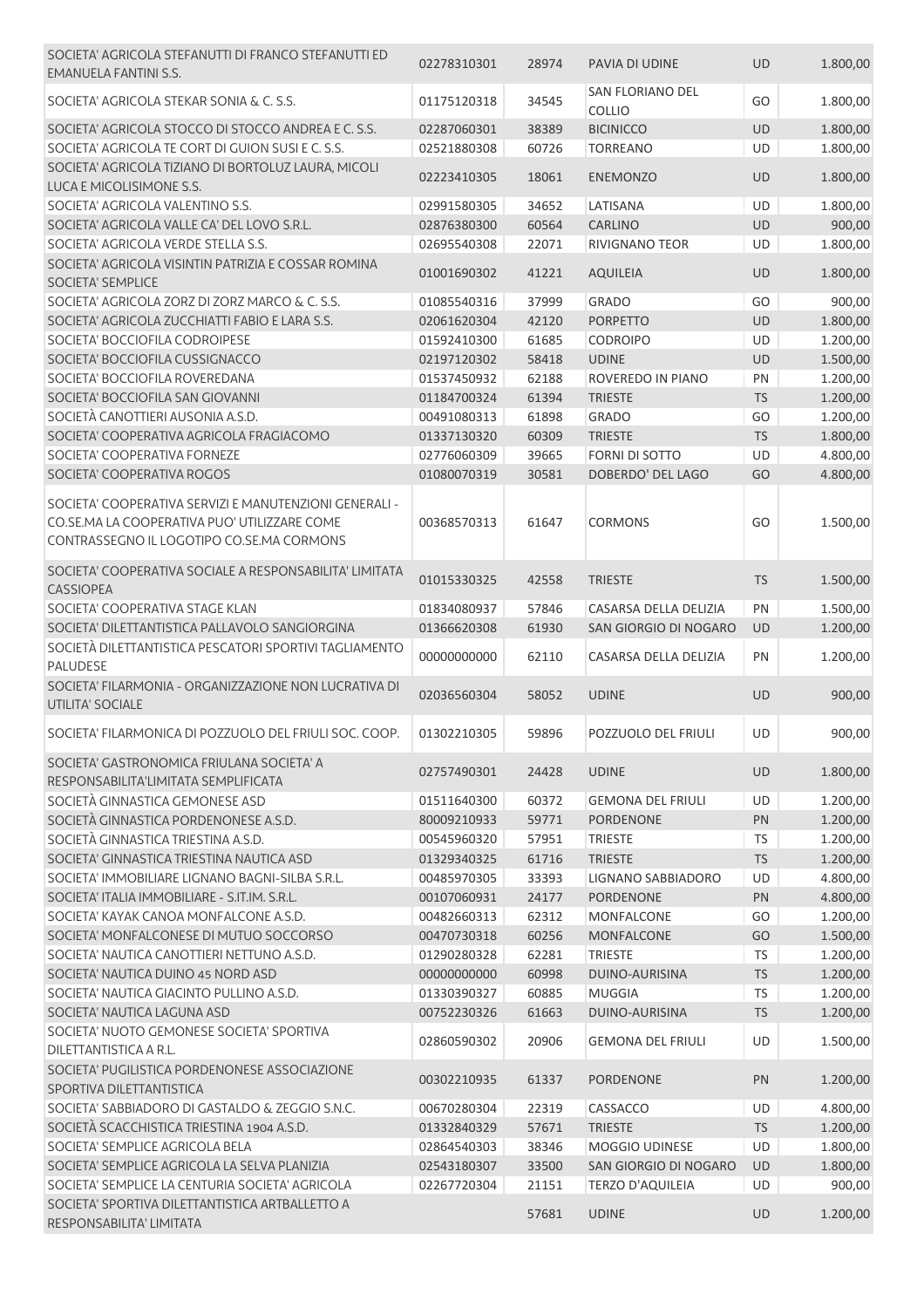| | | | | | |
|---|---|---|---|---|---|
| SOCIETA' AGRICOLA STEFANUTTI DI FRANCO STEFANUTTI ED EMANUELA FANTINI S.S. | 02278310301 | 28974 | PAVIA DI UDINE | UD | 1.800,00 |
| SOCIETA' AGRICOLA STEKAR SONIA & C. S.S. | 01175120318 | 34545 | SAN FLORIANO DEL COLLIO | GO | 1.800,00 |
| SOCIETA' AGRICOLA STOCCO DI STOCCO ANDREA E C. S.S. | 02287060301 | 38389 | BICINICCO | UD | 1.800,00 |
| SOCIETA' AGRICOLA TE CORT DI GUION SUSI E C. S.S. | 02521880308 | 60726 | TORREANO | UD | 1.800,00 |
| SOCIETA' AGRICOLA TIZIANO DI BORTOLUZ LAURA, MICOLI LUCA E MICOLISIMONE S.S. | 02223410305 | 18061 | ENEMONZO | UD | 1.800,00 |
| SOCIETA' AGRICOLA VALENTINO S.S. | 02991580305 | 34652 | LATISANA | UD | 1.800,00 |
| SOCIETA' AGRICOLA VALLE CA' DEL LOVO S.R.L. | 02876380300 | 60564 | CARLINO | UD | 900,00 |
| SOCIETA' AGRICOLA VERDE STELLA S.S. | 02695540308 | 22071 | RIVIGNANO TEOR | UD | 1.800,00 |
| SOCIETA' AGRICOLA VISINTIN PATRIZIA E COSSAR ROMINA SOCIETA' SEMPLICE | 01001690302 | 41221 | AQUILEIA | UD | 1.800,00 |
| SOCIETA' AGRICOLA ZORZ DI ZORZ MARCO & C. S.S. | 01085540316 | 37999 | GRADO | GO | 900,00 |
| SOCIETA' AGRICOLA ZUCCHIATTI FABIO E LARA S.S. | 02061620304 | 42120 | PORPETTO | UD | 1.800,00 |
| SOCIETA' BOCCIOFILA CODROIPESE | 01592410300 | 61685 | CODROIPO | UD | 1.200,00 |
| SOCIETA' BOCCIOFILA CUSSIGNACCO | 02197120302 | 58418 | UDINE | UD | 1.500,00 |
| SOCIETA' BOCCIOFILA ROVEREDANA | 01537450932 | 62188 | ROVEREDO IN PIANO | PN | 1.200,00 |
| SOCIETA' BOCCIOFILA SAN GIOVANNI | 01184700324 | 61394 | TRIESTE | TS | 1.200,00 |
| SOCIETÀ CANOTTIERI AUSONIA A.S.D. | 00491080313 | 61898 | GRADO | GO | 1.200,00 |
| SOCIETA' COOPERATIVA AGRICOLA FRAGIACOMO | 01337130320 | 60309 | TRIESTE | TS | 1.800,00 |
| SOCIETA' COOPERATIVA FORNEZE | 02776060309 | 39665 | FORNI DI SOTTO | UD | 4.800,00 |
| SOCIETA' COOPERATIVA ROGOS | 01080070319 | 30581 | DOBERDO' DEL LAGO | GO | 4.800,00 |
| SOCIETA' COOPERATIVA SERVIZI E MANUTENZIONI GENERALI - CO.SE.MA LA COOPERATIVA PUO' UTILIZZARE COME CONTRASSEGNO IL LOGOTIPO CO.SE.MA CORMONS | 00368570313 | 61647 | CORMONS | GO | 1.500,00 |
| SOCIETA' COOPERATIVA SOCIALE A RESPONSABILITA' LIMITATA CASSIOPEA | 01015330325 | 42558 | TRIESTE | TS | 1.500,00 |
| SOCIETA' COOPERATIVA STAGE KLAN | 01834080937 | 57846 | CASARSA DELLA DELIZIA | PN | 1.500,00 |
| SOCIETA' DILETTANTISTICA PALLAVOLO SANGIORGINA | 01366620308 | 61930 | SAN GIORGIO DI NOGARO | UD | 1.200,00 |
| SOCIETÀ DILETTANTISTICA PESCATORI SPORTIVI TAGLIAMENTO PALUDESE | 00000000000 | 62110 | CASARSA DELLA DELIZIA | PN | 1.200,00 |
| SOCIETA' FILARMONIA - ORGANIZZAZIONE NON LUCRATIVA DI UTILITA' SOCIALE | 02036560304 | 58052 | UDINE | UD | 900,00 |
| SOCIETA' FILARMONICA DI POZZUOLO DEL FRIULI SOC. COOP. | 01302210305 | 59896 | POZZUOLO DEL FRIULI | UD | 900,00 |
| SOCIETA' GASTRONOMICA FRIULANA SOCIETA' A RESPONSABILITA'LIMITATA SEMPLIFICATA | 02757490301 | 24428 | UDINE | UD | 1.800,00 |
| SOCIETÀ GINNASTICA GEMONESE ASD | 01511640300 | 60372 | GEMONA DEL FRIULI | UD | 1.200,00 |
| SOCIETÀ GINNASTICA PORDENONESE A.S.D. | 80009210933 | 59771 | PORDENONE | PN | 1.200,00 |
| SOCIETÀ GINNASTICA TRIESTINA A.S.D. | 00545960320 | 57951 | TRIESTE | TS | 1.200,00 |
| SOCIETA' GINNASTICA TRIESTINA NAUTICA ASD | 01329340325 | 61716 | TRIESTE | TS | 1.200,00 |
| SOCIETA' IMMOBILIARE LIGNANO BAGNI-SILBA S.R.L. | 00485970305 | 33393 | LIGNANO SABBIADORO | UD | 4.800,00 |
| SOCIETA' ITALIA IMMOBILIARE - S.IT.IM. S.R.L. | 00107060931 | 24177 | PORDENONE | PN | 4.800,00 |
| SOCIETA' KAYAK CANOA MONFALCONE A.S.D. | 00482660313 | 62312 | MONFALCONE | GO | 1.200,00 |
| SOCIETA' MONFALCONESE DI MUTUO SOCCORSO | 00470730318 | 60256 | MONFALCONE | GO | 1.500,00 |
| SOCIETA' NAUTICA CANOTTIERI NETTUNO A.S.D. | 01290280328 | 62281 | TRIESTE | TS | 1.200,00 |
| SOCIETA' NAUTICA DUINO 45 NORD ASD | 00000000000 | 60998 | DUINO-AURISINA | TS | 1.200,00 |
| SOCIETA' NAUTICA GIACINTO PULLINO A.S.D. | 01330390327 | 60885 | MUGGIA | TS | 1.200,00 |
| SOCIETA' NAUTICA LAGUNA ASD | 00752230326 | 61663 | DUINO-AURISINA | TS | 1.200,00 |
| SOCIETA' NUOTO GEMONESE SOCIETA' SPORTIVA DILETTANTISTICA A R.L. | 02860590302 | 20906 | GEMONA DEL FRIULI | UD | 1.500,00 |
| SOCIETA' PUGILISTICA PORDENONESE ASSOCIAZIONE SPORTIVA DILETTANTISTICA | 00302210935 | 61337 | PORDENONE | PN | 1.200,00 |
| SOCIETA' SABBIADORO DI GASTALDO & ZEGGIO S.N.C. | 00670280304 | 22319 | CASSACCO | UD | 4.800,00 |
| SOCIETÀ SCACCHISTICA TRIESTINA 1904 A.S.D. | 01332840329 | 57671 | TRIESTE | TS | 1.200,00 |
| SOCIETA' SEMPLICE AGRICOLA BELA | 02864540303 | 38346 | MOGGIO UDINESE | UD | 1.800,00 |
| SOCIETA' SEMPLICE AGRICOLA LA SELVA PLANIZIA | 02543180307 | 33500 | SAN GIORGIO DI NOGARO | UD | 1.800,00 |
| SOCIETA' SEMPLICE LA CENTURIA SOCIETA' AGRICOLA | 02267720304 | 21151 | TERZO D'AQUILEIA | UD | 900,00 |
| SOCIETA' SPORTIVA DILETTANTISTICA ARTBALLETTO A RESPONSABILITA' LIMITATA | | 57681 | UDINE | UD | 1.200,00 |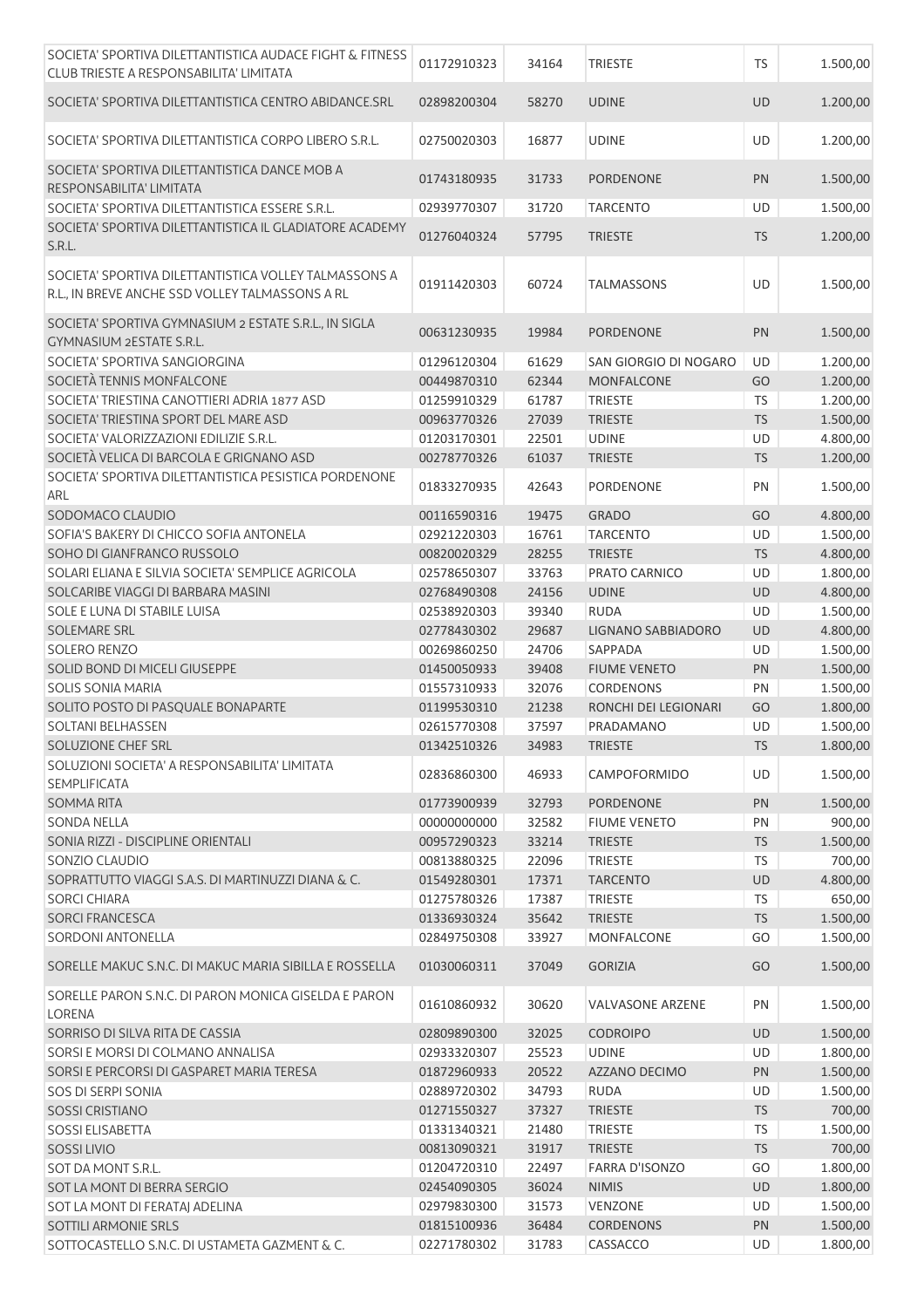| | | | | | |
|---|---|---|---|---|---|
| SOCIETA' SPORTIVA DILETTANTISTICA AUDACE FIGHT & FITNESS CLUB TRIESTE A RESPONSABILITA' LIMITATA | 01172910323 | 34164 | TRIESTE | TS | 1.500,00 |
| SOCIETA' SPORTIVA DILETTANTISTICA CENTRO ABIDANCE.SRL | 02898200304 | 58270 | UDINE | UD | 1.200,00 |
| SOCIETA' SPORTIVA DILETTANTISTICA CORPO LIBERO S.R.L. | 02750020303 | 16877 | UDINE | UD | 1.200,00 |
| SOCIETA' SPORTIVA DILETTANTISTICA DANCE MOB A RESPONSABILITA' LIMITATA | 01743180935 | 31733 | PORDENONE | PN | 1.500,00 |
| SOCIETA' SPORTIVA DILETTANTISTICA ESSERE S.R.L. | 02939770307 | 31720 | TARCENTO | UD | 1.500,00 |
| SOCIETA' SPORTIVA DILETTANTISTICA IL GLADIATORE ACADEMY S.R.L. | 01276040324 | 57795 | TRIESTE | TS | 1.200,00 |
| SOCIETA' SPORTIVA DILETTANTISTICA VOLLEY TALMASSONS A R.L., IN BREVE ANCHE SSD VOLLEY TALMASSONS A RL | 01911420303 | 60724 | TALMASSONS | UD | 1.500,00 |
| SOCIETA' SPORTIVA GYMNASIUM 2 ESTATE S.R.L., IN SIGLA GYMNASIUM 2ESTATE S.R.L. | 00631230935 | 19984 | PORDENONE | PN | 1.500,00 |
| SOCIETA' SPORTIVA SANGIORGINA | 01296120304 | 61629 | SAN GIORGIO DI NOGARO | UD | 1.200,00 |
| SOCIETÀ TENNIS MONFALCONE | 00449870310 | 62344 | MONFALCONE | GO | 1.200,00 |
| SOCIETA' TRIESTINA CANOTTIERI ADRIA 1877 ASD | 01259910329 | 61787 | TRIESTE | TS | 1.200,00 |
| SOCIETA' TRIESTINA SPORT DEL MARE ASD | 00963770326 | 27039 | TRIESTE | TS | 1.500,00 |
| SOCIETA' VALORIZZAZIONI EDILIZIE S.R.L. | 01203170301 | 22501 | UDINE | UD | 4.800,00 |
| SOCIETÀ VELICA DI BARCOLA E GRIGNANO ASD | 00278770326 | 61037 | TRIESTE | TS | 1.200,00 |
| SOCIETA' SPORTIVA DILETTANTISTICA PESISTICA PORDENONE ARL | 01833270935 | 42643 | PORDENONE | PN | 1.500,00 |
| SODOMACO CLAUDIO | 00116590316 | 19475 | GRADO | GO | 4.800,00 |
| SOFIA'S BAKERY DI CHICCO SOFIA ANTONELA | 02921220303 | 16761 | TARCENTO | UD | 1.500,00 |
| SOHO DI GIANFRANCO RUSSOLO | 00820020329 | 28255 | TRIESTE | TS | 4.800,00 |
| SOLARI ELIANA E SILVIA SOCIETA' SEMPLICE AGRICOLA | 02578650307 | 33763 | PRATO CARNICO | UD | 1.800,00 |
| SOLCARIBE VIAGGI DI BARBARA MASINI | 02768490308 | 24156 | UDINE | UD | 4.800,00 |
| SOLE E LUNA DI STABILE LUISA | 02538920303 | 39340 | RUDA | UD | 1.500,00 |
| SOLEMARE SRL | 02778430302 | 29687 | LIGNANO SABBIADORO | UD | 4.800,00 |
| SOLERO RENZO | 00269860250 | 24706 | SAPPADA | UD | 1.500,00 |
| SOLID BOND DI MICELI GIUSEPPE | 01450050933 | 39408 | FIUME VENETO | PN | 1.500,00 |
| SOLIS SONIA MARIA | 01557310933 | 32076 | CORDENONS | PN | 1.500,00 |
| SOLITO POSTO DI PASQUALE BONAPARTE | 01199530310 | 21238 | RONCHI DEI LEGIONARI | GO | 1.800,00 |
| SOLTANI BELHASSEN | 02615770308 | 37597 | PRADAMANO | UD | 1.500,00 |
| SOLUZIONE CHEF SRL | 01342510326 | 34983 | TRIESTE | TS | 1.800,00 |
| SOLUZIONI SOCIETA' A RESPONSABILITA' LIMITATA SEMPLIFICATA | 02836860300 | 46933 | CAMPOFORMIDO | UD | 1.500,00 |
| SOMMA RITA | 01773900939 | 32793 | PORDENONE | PN | 1.500,00 |
| SONDA NELLA | 00000000000 | 32582 | FIUME VENETO | PN | 900,00 |
| SONIA RIZZI - DISCIPLINE ORIENTALI | 00957290323 | 33214 | TRIESTE | TS | 1.500,00 |
| SONZIO CLAUDIO | 00813880325 | 22096 | TRIESTE | TS | 700,00 |
| SOPRATTUTTO VIAGGI S.A.S. DI MARTINUZZI DIANA & C. | 01549280301 | 17371 | TARCENTO | UD | 4.800,00 |
| SORCI CHIARA | 01275780326 | 17387 | TRIESTE | TS | 650,00 |
| SORCI FRANCESCA | 01336930324 | 35642 | TRIESTE | TS | 1.500,00 |
| SORDONI ANTONELLA | 02849750308 | 33927 | MONFALCONE | GO | 1.500,00 |
| SORELLE MAKUC S.N.C. DI MAKUC MARIA SIBILLA E ROSSELLA | 01030060311 | 37049 | GORIZIA | GO | 1.500,00 |
| SORELLE PARON S.N.C. DI PARON MONICA GISELDA E PARON LORENA | 01610860932 | 30620 | VALVASONE ARZENE | PN | 1.500,00 |
| SORRISO DI SILVA RITA DE CASSIA | 02809890300 | 32025 | CODROIPO | UD | 1.500,00 |
| SORSI E MORSI DI COLMANO ANNALISA | 02933320307 | 25523 | UDINE | UD | 1.800,00 |
| SORSI E PERCORSI DI GASPARET MARIA TERESA | 01872960933 | 20522 | AZZANO DECIMO | PN | 1.500,00 |
| SOS DI SERPI SONIA | 02889720302 | 34793 | RUDA | UD | 1.500,00 |
| SOSSI CRISTIANO | 01271550327 | 37327 | TRIESTE | TS | 700,00 |
| SOSSI ELISABETTA | 01331340321 | 21480 | TRIESTE | TS | 1.500,00 |
| SOSSI LIVIO | 00813090321 | 31917 | TRIESTE | TS | 700,00 |
| SOT DA MONT S.R.L. | 01204720310 | 22497 | FARRA D'ISONZO | GO | 1.800,00 |
| SOT LA MONT DI BERRA SERGIO | 02454090305 | 36024 | NIMIS | UD | 1.800,00 |
| SOT LA MONT DI FERATAJ ADELINA | 02979830300 | 31573 | VENZONE | UD | 1.500,00 |
| SOTTILI ARMONIE SRLS | 01815100936 | 36484 | CORDENONS | PN | 1.500,00 |
| SOTTOCASTELLO S.N.C. DI USTAMETA GAZMENT & C. | 02271780302 | 31783 | CASSACCO | UD | 1.800,00 |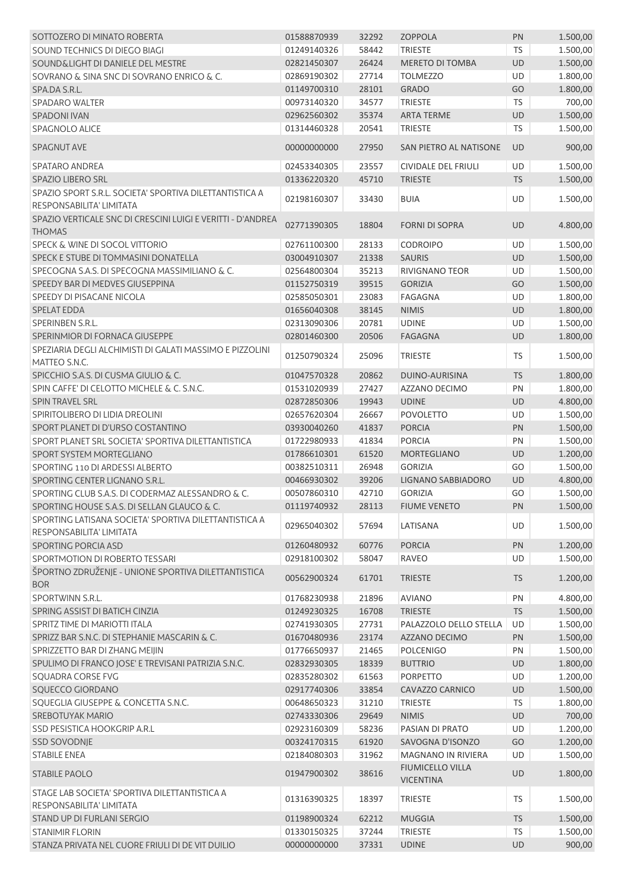| | | | | | |
|---|---|---|---|---|---|
| SOTTOZERO DI MINATO ROBERTA | 01588870939 | 32292 | ZOPPOLA | PN | 1.500,00 |
| SOUND TECHNICS DI DIEGO BIAGI | 01249140326 | 58442 | TRIESTE | TS | 1.500,00 |
| SOUND&LIGHT DI DANIELE DEL MESTRE | 02821450307 | 26424 | MERETO DI TOMBA | UD | 1.500,00 |
| SOVRANO & SINA SNC DI SOVRANO ENRICO & C. | 02869190302 | 27714 | TOLMEZZO | UD | 1.800,00 |
| SPA.DA S.R.L. | 01149700310 | 28101 | GRADO | GO | 1.800,00 |
| SPADARO WALTER | 00973140320 | 34577 | TRIESTE | TS | 700,00 |
| SPADONI IVAN | 02962560302 | 35374 | ARTA TERME | UD | 1.500,00 |
| SPAGNOLO ALICE | 01314460328 | 20541 | TRIESTE | TS | 1.500,00 |
| SPAGNUT AVE | 00000000000 | 27950 | SAN PIETRO AL NATISONE | UD | 900,00 |
| SPATARO ANDREA | 02453340305 | 23557 | CIVIDALE DEL FRIULI | UD | 1.500,00 |
| SPAZIO LIBERO SRL | 01336220320 | 45710 | TRIESTE | TS | 1.500,00 |
| SPAZIO SPORT S.R.L. SOCIETA' SPORTIVA DILETTANTISTICA A RESPONSABILITA' LIMITATA | 02198160307 | 33430 | BUIA | UD | 1.500,00 |
| SPAZIO VERTICALE SNC DI CRESCINI LUIGI E VERITTI - D'ANDREA THOMAS | 02771390305 | 18804 | FORNI DI SOPRA | UD | 4.800,00 |
| SPECK & WINE DI SOCOL VITTORIO | 02761100300 | 28133 | CODROIPO | UD | 1.500,00 |
| SPECK E STUBE DI TOMMASINI DONATELLA | 03004910307 | 21338 | SAURIS | UD | 1.500,00 |
| SPECOGNA S.A.S. DI SPECOGNA MASSIMILIANO & C. | 02564800304 | 35213 | RIVIGNANO TEOR | UD | 1.500,00 |
| SPEEDY BAR DI MEDVES GIUSEPPINA | 01152750319 | 39515 | GORIZIA | GO | 1.500,00 |
| SPEEDY DI PISACANE NICOLA | 02585050301 | 23083 | FAGAGNA | UD | 1.800,00 |
| SPELAT EDDA | 01656040308 | 38145 | NIMIS | UD | 1.800,00 |
| SPERINBEN S.R.L. | 02313090306 | 20781 | UDINE | UD | 1.500,00 |
| SPERINMIOR DI FORNACA GIUSEPPE | 02801460300 | 20506 | FAGAGNA | UD | 1.800,00 |
| SPEZIARIA DEGLI ALCHIMISTI DI GALATI MASSIMO E PIZZOLINI MATTEO S.N.C. | 01250790324 | 25096 | TRIESTE | TS | 1.500,00 |
| SPICCHIO S.A.S. DI CUSMA GIULIO & C. | 01047570328 | 20862 | DUINO-AURISINA | TS | 1.800,00 |
| SPIN CAFFE' DI CELOTTO MICHELE & C. S.N.C. | 01531020939 | 27427 | AZZANO DECIMO | PN | 1.800,00 |
| SPIN TRAVEL SRL | 02872850306 | 19943 | UDINE | UD | 4.800,00 |
| SPIRITOLIBERO DI LIDIA DREOLINI | 02657620304 | 26667 | POVOLETTO | UD | 1.500,00 |
| SPORT PLANET DI D'URSO COSTANTINO | 03930040260 | 41837 | PORCIA | PN | 1.500,00 |
| SPORT PLANET SRL SOCIETA' SPORTIVA DILETTANTISTICA | 01722980933 | 41834 | PORCIA | PN | 1.500,00 |
| SPORT SYSTEM MORTEGLIANO | 01786610301 | 61520 | MORTEGLIANO | UD | 1.200,00 |
| SPORTING 110 DI ARDESSI ALBERTO | 00382510311 | 26948 | GORIZIA | GO | 1.500,00 |
| SPORTING CENTER LIGNANO S.R.L. | 00466930302 | 39206 | LIGNANO SABBIADORO | UD | 4.800,00 |
| SPORTING CLUB S.A.S. DI CODERMAZ ALESSANDRO & C. | 00507860310 | 42710 | GORIZIA | GO | 1.500,00 |
| SPORTING HOUSE S.A.S. DI SELLAN GLAUCO & C. | 01119740932 | 28113 | FIUME VENETO | PN | 1.500,00 |
| SPORTING LATISANA SOCIETA' SPORTIVA DILETTANTISTICA A RESPONSABILITA' LIMITATA | 02965040302 | 57694 | LATISANA | UD | 1.500,00 |
| SPORTING PORCIA ASD | 01260480932 | 60776 | PORCIA | PN | 1.200,00 |
| SPORTMOTION DI ROBERTO TESSARI | 02918100302 | 58047 | RAVEO | UD | 1.500,00 |
| ŠPORTNO ZDRUŽENJE - UNIONE SPORTIVA DILETTANTISTICA BOR | 00562900324 | 61701 | TRIESTE | TS | 1.200,00 |
| SPORTWINN S.R.L. | 01768230938 | 21896 | AVIANO | PN | 4.800,00 |
| SPRING ASSIST DI BATICH CINZIA | 01249230325 | 16708 | TRIESTE | TS | 1.500,00 |
| SPRITZ TIME DI MARIOTTI ITALA | 02741930305 | 27731 | PALAZZOLO DELLO STELLA | UD | 1.500,00 |
| SPRIZZ BAR S.N.C. DI STEPHANIE MASCARIN & C. | 01670480936 | 23174 | AZZANO DECIMO | PN | 1.500,00 |
| SPRIZZETTO BAR DI ZHANG MEIJIN | 01776650937 | 21465 | POLCENIGO | PN | 1.500,00 |
| SPULIMO DI FRANCO JOSE' E TREVISANI PATRIZIA S.N.C. | 02832930305 | 18339 | BUTTRIO | UD | 1.800,00 |
| SQUADRA CORSE FVG | 02835280302 | 61563 | PORPETTO | UD | 1.200,00 |
| SQUECCO GIORDANO | 02917740306 | 33854 | CAVAZZO CARNICO | UD | 1.500,00 |
| SQUEGLIA GIUSEPPE & CONCETTA S.N.C. | 00648650323 | 31210 | TRIESTE | TS | 1.800,00 |
| SREBOTUYAK MARIO | 02743330306 | 29649 | NIMIS | UD | 700,00 |
| SSD PESISTICA HOOKGRIP A.R.L | 02923160309 | 58236 | PASIAN DI PRATO | UD | 1.200,00 |
| SSD SOVODNJE | 00324170315 | 61920 | SAVOGNA D'ISONZO | GO | 1.200,00 |
| STABILE ENEA | 02184080303 | 31962 | MAGNANO IN RIVIERA | UD | 1.500,00 |
| STABILE PAOLO | 01947900302 | 38616 | FIUMICELLO VILLA VICENTINA | UD | 1.800,00 |
| STAGE LAB SOCIETA' SPORTIVA DILETTANTISTICA A RESPONSABILITA' LIMITATA | 01316390325 | 18397 | TRIESTE | TS | 1.500,00 |
| STAND UP DI FURLANI SERGIO | 01198900324 | 62212 | MUGGIA | TS | 1.500,00 |
| STANIMIR FLORIN | 01330150325 | 37244 | TRIESTE | TS | 1.500,00 |
| STANZA PRIVATA NEL CUORE FRIULI DI DE VIT DUILIO | 00000000000 | 37331 | UDINE | UD | 900,00 |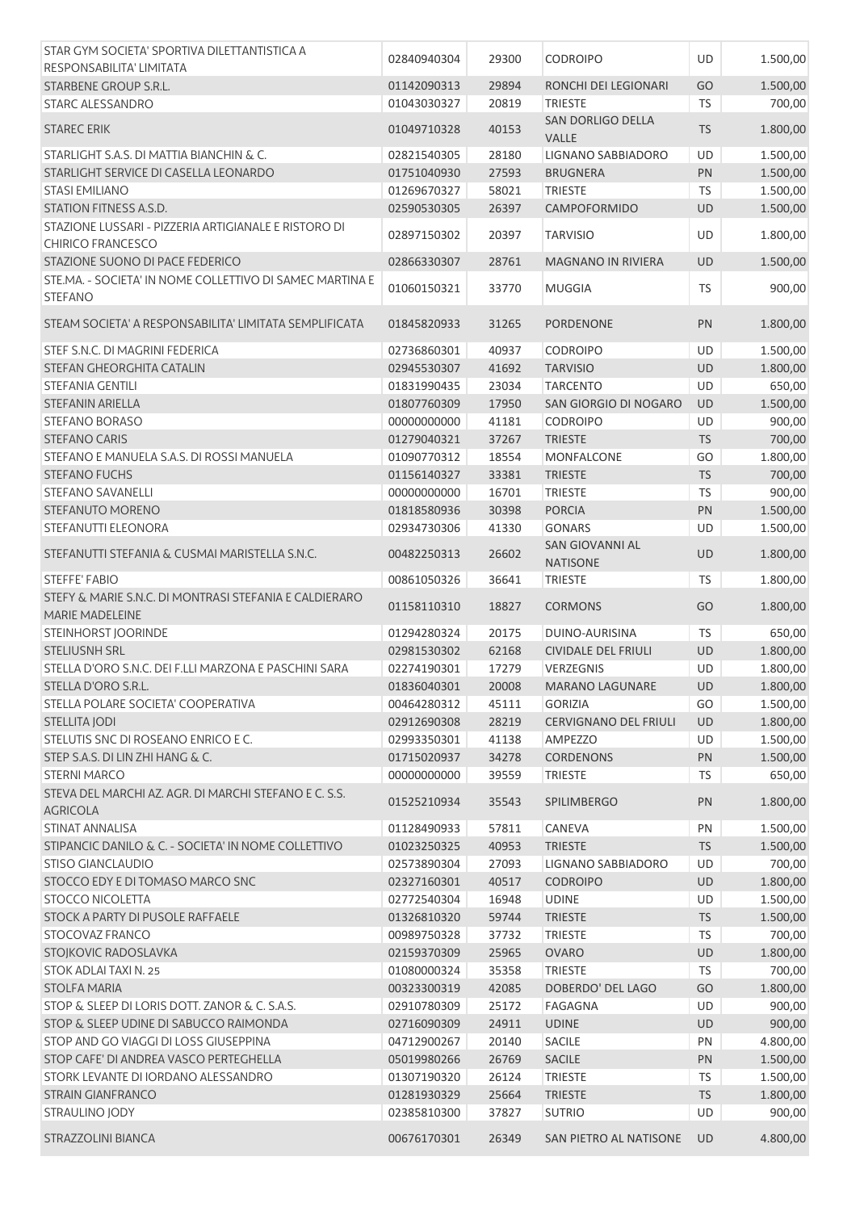| | | | | | |
|---|---|---|---|---|---|
| STAR GYM SOCIETA' SPORTIVA DILETTANTISTICA A RESPONSABILITA' LIMITATA | 02840940304 | 29300 | CODROIPO | UD | 1.500,00 |
| STARBENE GROUP S.R.L. | 01142090313 | 29894 | RONCHI DEI LEGIONARI | GO | 1.500,00 |
| STARC ALESSANDRO | 01043030327 | 20819 | TRIESTE | TS | 700,00 |
| STAREC ERIK | 01049710328 | 40153 | SAN DORLIGO DELLA VALLE | TS | 1.800,00 |
| STARLIGHT S.A.S. DI MATTIA BIANCHIN & C. | 02821540305 | 28180 | LIGNANO SABBIADORO | UD | 1.500,00 |
| STARLIGHT SERVICE DI CASELLA LEONARDO | 01751040930 | 27593 | BRUGNERA | PN | 1.500,00 |
| STASI EMILIANO | 01269670327 | 58021 | TRIESTE | TS | 1.500,00 |
| STATION FITNESS A.S.D. | 02590530305 | 26397 | CAMPOFORMIDO | UD | 1.500,00 |
| STAZIONE LUSSARI - PIZZERIA ARTIGIANALE E RISTORO DI CHIRICO FRANCESCO | 02897150302 | 20397 | TARVISIO | UD | 1.800,00 |
| STAZIONE SUONO DI PACE FEDERICO | 02866330307 | 28761 | MAGNANO IN RIVIERA | UD | 1.500,00 |
| STE.MA. - SOCIETA' IN NOME COLLETTIVO DI SAMEC MARTINA E STEFANO | 01060150321 | 33770 | MUGGIA | TS | 900,00 |
| STEAM SOCIETA' A RESPONSABILITA' LIMITATA SEMPLIFICATA | 01845820933 | 31265 | PORDENONE | PN | 1.800,00 |
| STEF S.N.C. DI MAGRINI FEDERICA | 02736860301 | 40937 | CODROIPO | UD | 1.500,00 |
| STEFAN GHEORGHITA CATALIN | 02945530307 | 41692 | TARVISIO | UD | 1.800,00 |
| STEFANIA GENTILI | 01831990435 | 23034 | TARCENTO | UD | 650,00 |
| STEFANIN ARIELLA | 01807760309 | 17950 | SAN GIORGIO DI NOGARO | UD | 1.500,00 |
| STEFANO BORASO | 00000000000 | 41181 | CODROIPO | UD | 900,00 |
| STEFANO CARIS | 01279040321 | 37267 | TRIESTE | TS | 700,00 |
| STEFANO E MANUELA S.A.S. DI ROSSI MANUELA | 01090770312 | 18554 | MONFALCONE | GO | 1.800,00 |
| STEFANO FUCHS | 01156140327 | 33381 | TRIESTE | TS | 700,00 |
| STEFANO SAVANELLI | 00000000000 | 16701 | TRIESTE | TS | 900,00 |
| STEFANUTO MORENO | 01818580936 | 30398 | PORCIA | PN | 1.500,00 |
| STEFANUTTI ELEONORA | 02934730306 | 41330 | GONARS | UD | 1.500,00 |
| STEFANUTTI STEFANIA & CUSMAI MARISTELLA S.N.C. | 00482250313 | 26602 | SAN GIOVANNI AL NATISONE | UD | 1.800,00 |
| STEFFE' FABIO | 00861050326 | 36641 | TRIESTE | TS | 1.800,00 |
| STEFY & MARIE S.N.C. DI MONTRASI STEFANIA E CALDIERARO MARIE MADELEINE | 01158110310 | 18827 | CORMONS | GO | 1.800,00 |
| STEINHORST JOORINDE | 01294280324 | 20175 | DUINO-AURISINA | TS | 650,00 |
| STELIUSNH SRL | 02981530302 | 62168 | CIVIDALE DEL FRIULI | UD | 1.800,00 |
| STELLA D'ORO S.N.C. DEI F.LLI MARZONA E PASCHINI SARA | 02274190301 | 17279 | VERZEGNIS | UD | 1.800,00 |
| STELLA D'ORO S.R.L. | 01836040301 | 20008 | MARANO LAGUNARE | UD | 1.800,00 |
| STELLA POLARE SOCIETA' COOPERATIVA | 00464280312 | 45111 | GORIZIA | GO | 1.500,00 |
| STELLITA JODI | 02912690308 | 28219 | CERVIGNANO DEL FRIULI | UD | 1.800,00 |
| STELUTIS SNC DI ROSEANO ENRICO E C. | 02993350301 | 41138 | AMPEZZO | UD | 1.500,00 |
| STEP S.A.S. DI LIN ZHI HANG & C. | 01715020937 | 34278 | CORDENONS | PN | 1.500,00 |
| STERNI MARCO | 00000000000 | 39559 | TRIESTE | TS | 650,00 |
| STEVA DEL MARCHI AZ. AGR. DI MARCHI STEFANO E C. S.S. AGRICOLA | 01525210934 | 35543 | SPILIMBERGO | PN | 1.800,00 |
| STINAT ANNALISA | 01128490933 | 57811 | CANEVA | PN | 1.500,00 |
| STIPANCIC DANILO & C. - SOCIETA' IN NOME COLLETTIVO | 01023250325 | 40953 | TRIESTE | TS | 1.500,00 |
| STISO GIANCLAUDIO | 02573890304 | 27093 | LIGNANO SABBIADORO | UD | 700,00 |
| STOCCO EDY E DI TOMASO MARCO SNC | 02327160301 | 40517 | CODROIPO | UD | 1.800,00 |
| STOCCO NICOLETTA | 02772540304 | 16948 | UDINE | UD | 1.500,00 |
| STOCK A PARTY DI PUSOLE RAFFAELE | 01326810320 | 59744 | TRIESTE | TS | 1.500,00 |
| STOCOVAZ FRANCO | 00989750328 | 37732 | TRIESTE | TS | 700,00 |
| STOJKOVIC RADOSLAVKA | 02159370309 | 25965 | OVARO | UD | 1.800,00 |
| STOK ADLAI TAXI N. 25 | 01080000324 | 35358 | TRIESTE | TS | 700,00 |
| STOLFA MARIA | 00323300319 | 42085 | DOBERDO' DEL LAGO | GO | 1.800,00 |
| STOP & SLEEP DI LORIS DOTT. ZANOR & C. S.A.S. | 02910780309 | 25172 | FAGAGNA | UD | 900,00 |
| STOP & SLEEP UDINE DI SABUCCO RAIMONDA | 02716090309 | 24911 | UDINE | UD | 900,00 |
| STOP AND GO VIAGGI DI LOSS GIUSEPPINA | 04712900267 | 20140 | SACILE | PN | 4.800,00 |
| STOP CAFE' DI ANDREA VASCO PERTEGHELLA | 05019980266 | 26769 | SACILE | PN | 1.500,00 |
| STORK LEVANTE DI IORDANO ALESSANDRO | 01307190320 | 26124 | TRIESTE | TS | 1.500,00 |
| STRAIN GIANFRANCO | 01281930329 | 25664 | TRIESTE | TS | 1.800,00 |
| STRAULINO JODY | 02385810300 | 37827 | SUTRIO | UD | 900,00 |
| STRAZZOLINI BIANCA | 00676170301 | 26349 | SAN PIETRO AL NATISONE | UD | 4.800,00 |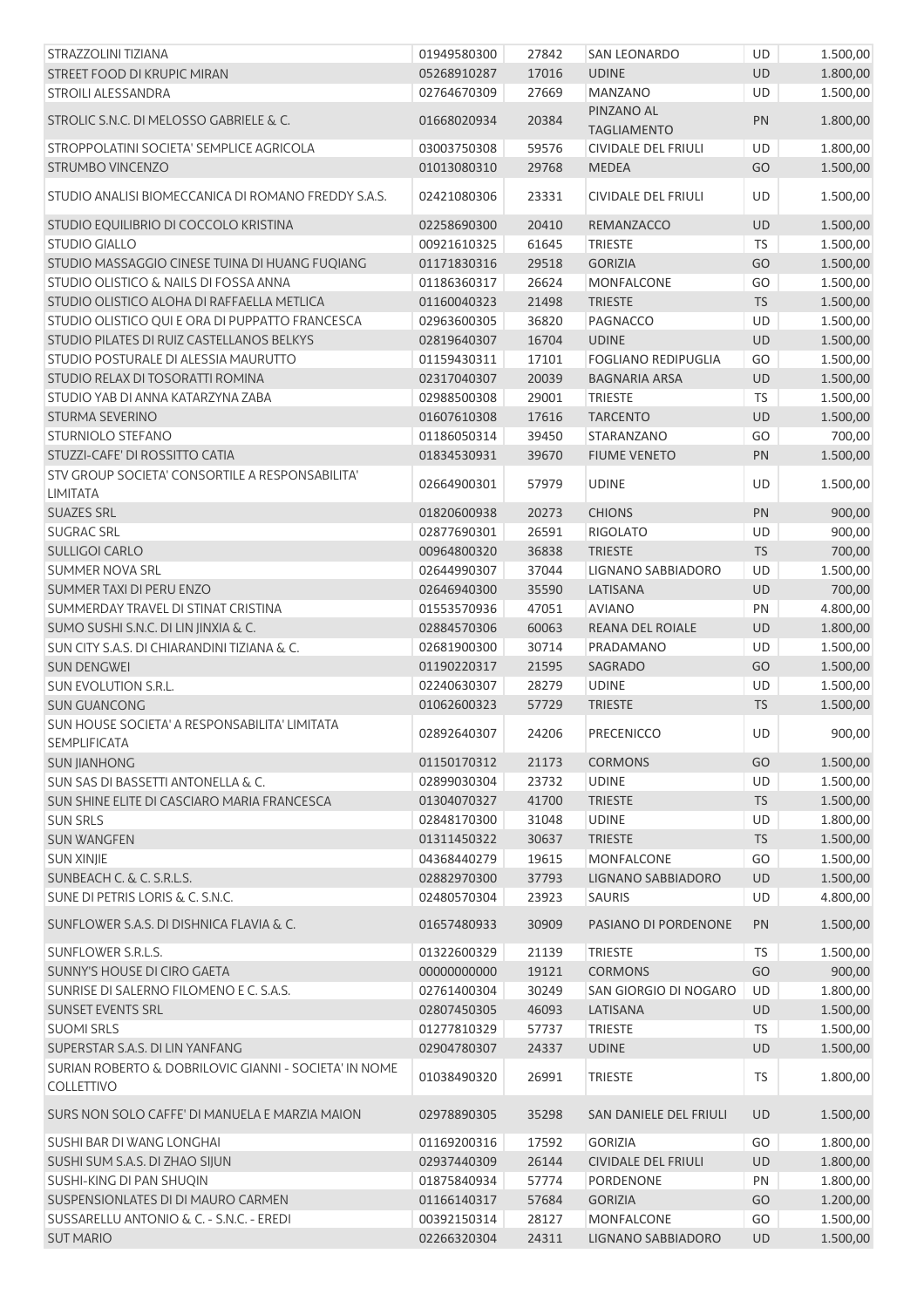| | | | | | |
|---|---|---|---|---|---|
| STRAZZOLINI TIZIANA | 01949580300 | 27842 | SAN LEONARDO | UD | 1.500,00 |
| STREET FOOD DI KRUPIC MIRAN | 05268910287 | 17016 | UDINE | UD | 1.800,00 |
| STROILI ALESSANDRA | 02764670309 | 27669 | MANZANO | UD | 1.500,00 |
| STROLIC S.N.C. DI MELOSSO GABRIELE & C. | 01668020934 | 20384 | PINZANO AL TAGLIAMENTO | PN | 1.800,00 |
| STROPPOLATINI SOCIETA' SEMPLICE AGRICOLA | 03003750308 | 59576 | CIVIDALE DEL FRIULI | UD | 1.800,00 |
| STRUMBO VINCENZO | 01013080310 | 29768 | MEDEA | GO | 1.500,00 |
| STUDIO ANALISI BIOMECCANICA DI ROMANO FREDDY S.A.S. | 02421080306 | 23331 | CIVIDALE DEL FRIULI | UD | 1.500,00 |
| STUDIO EQUILIBRIO DI COCCOLO KRISTINA | 02258690300 | 20410 | REMANZACCO | UD | 1.500,00 |
| STUDIO GIALLO | 00921610325 | 61645 | TRIESTE | TS | 1.500,00 |
| STUDIO MASSAGGIO CINESE TUINA DI HUANG FUQIANG | 01171830316 | 29518 | GORIZIA | GO | 1.500,00 |
| STUDIO OLISTICO & NAILS DI FOSSA ANNA | 01186360317 | 26624 | MONFALCONE | GO | 1.500,00 |
| STUDIO OLISTICO ALOHA DI RAFFAELLA METLICA | 01160040323 | 21498 | TRIESTE | TS | 1.500,00 |
| STUDIO OLISTICO QUI E ORA DI PUPPATTO FRANCESCA | 02963600305 | 36820 | PAGNACCO | UD | 1.500,00 |
| STUDIO PILATES DI RUIZ CASTELLANOS BELKYS | 02819640307 | 16704 | UDINE | UD | 1.500,00 |
| STUDIO POSTURALE DI ALESSIA MAURUTTO | 01159430311 | 17101 | FOGLIANO REDIPUGLIA | GO | 1.500,00 |
| STUDIO RELAX DI TOSORATTI ROMINA | 02317040307 | 20039 | BAGNARIA ARSA | UD | 1.500,00 |
| STUDIO YAB DI ANNA KATARZYNA ZABA | 02988500308 | 29001 | TRIESTE | TS | 1.500,00 |
| STURMA SEVERINO | 01607610308 | 17616 | TARCENTO | UD | 1.500,00 |
| STURNIOLO STEFANO | 01186050314 | 39450 | STARANZANO | GO | 700,00 |
| STUZZI-CAFE' DI ROSSITTO CATIA | 01834530931 | 39670 | FIUME VENETO | PN | 1.500,00 |
| STV GROUP SOCIETA' CONSORTILE A RESPONSABILITA' LIMITATA | 02664900301 | 57979 | UDINE | UD | 1.500,00 |
| SUAZES SRL | 01820600938 | 20273 | CHIONS | PN | 900,00 |
| SUGRAC SRL | 02877690301 | 26591 | RIGOLATO | UD | 900,00 |
| SULLIGOI CARLO | 00964800320 | 36838 | TRIESTE | TS | 700,00 |
| SUMMER NOVA SRL | 02644990307 | 37044 | LIGNANO SABBIADORO | UD | 1.500,00 |
| SUMMER TAXI DI PERU ENZO | 02646940300 | 35590 | LATISANA | UD | 700,00 |
| SUMMERDAY TRAVEL DI STINAT CRISTINA | 01553570936 | 47051 | AVIANO | PN | 4.800,00 |
| SUMO SUSHI S.N.C. DI LIN JINXIA & C. | 02884570306 | 60063 | REANA DEL ROIALE | UD | 1.800,00 |
| SUN CITY S.A.S. DI CHIARANDINI TIZIANA & C. | 02681900300 | 30714 | PRADAMANO | UD | 1.500,00 |
| SUN DENGWEI | 01190220317 | 21595 | SAGRADO | GO | 1.500,00 |
| SUN EVOLUTION S.R.L. | 02240630307 | 28279 | UDINE | UD | 1.500,00 |
| SUN GUANCONG | 01062600323 | 57729 | TRIESTE | TS | 1.500,00 |
| SUN HOUSE SOCIETA' A RESPONSABILITA' LIMITATA SEMPLIFICATA | 02892640307 | 24206 | PRECENICCO | UD | 900,00 |
| SUN JIANHONG | 01150170312 | 21173 | CORMONS | GO | 1.500,00 |
| SUN SAS DI BASSETTI ANTONELLA & C. | 02899030304 | 23732 | UDINE | UD | 1.500,00 |
| SUN SHINE ELITE DI CASCIARO MARIA FRANCESCA | 01304070327 | 41700 | TRIESTE | TS | 1.500,00 |
| SUN SRLS | 02848170300 | 31048 | UDINE | UD | 1.800,00 |
| SUN WANGFEN | 01311450322 | 30637 | TRIESTE | TS | 1.500,00 |
| SUN XINJIE | 04368440279 | 19615 | MONFALCONE | GO | 1.500,00 |
| SUNBEACH C. & C. S.R.L.S. | 02882970300 | 37793 | LIGNANO SABBIADORO | UD | 1.500,00 |
| SUNE DI PETRIS LORIS & C. S.N.C. | 02480570304 | 23923 | SAURIS | UD | 4.800,00 |
| SUNFLOWER S.A.S. DI DISHNICA FLAVIA & C. | 01657480933 | 30909 | PASIANO DI PORDENONE | PN | 1.500,00 |
| SUNFLOWER S.R.L.S. | 01322600329 | 21139 | TRIESTE | TS | 1.500,00 |
| SUNNY'S HOUSE DI CIRO GAETA | 00000000000 | 19121 | CORMONS | GO | 900,00 |
| SUNRISE DI SALERNO FILOMENO E C. S.A.S. | 02761400304 | 30249 | SAN GIORGIO DI NOGARO | UD | 1.800,00 |
| SUNSET EVENTS SRL | 02807450305 | 46093 | LATISANA | UD | 1.500,00 |
| SUOMI SRLS | 01277810329 | 57737 | TRIESTE | TS | 1.500,00 |
| SUPERSTAR S.A.S. DI LIN YANFANG | 02904780307 | 24337 | UDINE | UD | 1.500,00 |
| SURIAN ROBERTO & DOBRILOVIC GIANNI - SOCIETA' IN NOME COLLETTIVO | 01038490320 | 26991 | TRIESTE | TS | 1.800,00 |
| SURS NON SOLO CAFFE' DI MANUELA E MARZIA MAION | 02978890305 | 35298 | SAN DANIELE DEL FRIULI | UD | 1.500,00 |
| SUSHI BAR DI WANG LONGHAI | 01169200316 | 17592 | GORIZIA | GO | 1.800,00 |
| SUSHI SUM S.A.S. DI ZHAO SIJUN | 02937440309 | 26144 | CIVIDALE DEL FRIULI | UD | 1.800,00 |
| SUSHI-KING DI PAN SHUQIN | 01875840934 | 57774 | PORDENONE | PN | 1.800,00 |
| SUSPENSIONLATES DI DI MAURO CARMEN | 01166140317 | 57684 | GORIZIA | GO | 1.200,00 |
| SUSSARELLU ANTONIO & C. - S.N.C. - EREDI | 00392150314 | 28127 | MONFALCONE | GO | 1.500,00 |
| SUT MARIO | 02266320304 | 24311 | LIGNANO SABBIADORO | UD | 1.500,00 |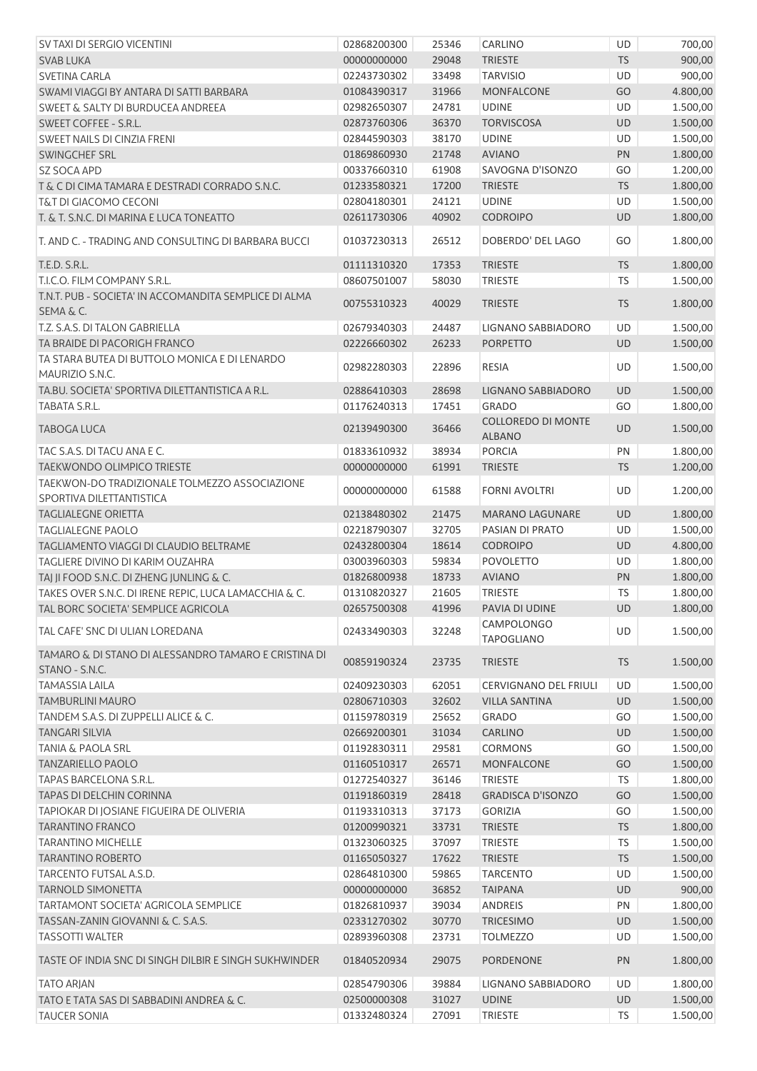| | | | | | |
|---|---|---|---|---|---|
| SV TAXI DI SERGIO VICENTINI | 02868200300 | 25346 | CARLINO | UD | 700,00 |
| SVAB LUKA | 00000000000 | 29048 | TRIESTE | TS | 900,00 |
| SVETINA CARLA | 02243730302 | 33498 | TARVISIO | UD | 900,00 |
| SWAMI VIAGGI BY ANTARA DI SATTI BARBARA | 01084390317 | 31966 | MONFALCONE | GO | 4.800,00 |
| SWEET & SALTY DI BURDUCEA ANDREEA | 02982650307 | 24781 | UDINE | UD | 1.500,00 |
| SWEET COFFEE - S.R.L. | 02873760306 | 36370 | TORVISCOSA | UD | 1.500,00 |
| SWEET NAILS DI CINZIA FRENI | 02844590303 | 38170 | UDINE | UD | 1.500,00 |
| SWINGCHEF SRL | 01869860930 | 21748 | AVIANO | PN | 1.800,00 |
| SZ SOCA APD | 00337660310 | 61908 | SAVOGNA D'ISONZO | GO | 1.200,00 |
| T & C DI CIMA TAMARA E DESTRADI CORRADO S.N.C. | 01233580321 | 17200 | TRIESTE | TS | 1.800,00 |
| T&T DI GIACOMO CECONI | 02804180301 | 24121 | UDINE | UD | 1.500,00 |
| T. & T. S.N.C. DI MARINA E LUCA TONEATTO | 02611730306 | 40902 | CODROIPO | UD | 1.800,00 |
| T. AND C. - TRADING AND CONSULTING DI BARBARA BUCCI | 01037230313 | 26512 | DOBERDO' DEL LAGO | GO | 1.800,00 |
| T.E.D. S.R.L. | 01111310320 | 17353 | TRIESTE | TS | 1.800,00 |
| T.I.C.O. FILM COMPANY S.R.L. | 08607501007 | 58030 | TRIESTE | TS | 1.500,00 |
| T.N.T. PUB - SOCIETA' IN ACCOMANDITA SEMPLICE DI ALMA SEMA & C. | 00755310323 | 40029 | TRIESTE | TS | 1.800,00 |
| T.Z. S.A.S. DI TALON GABRIELLA | 02679340303 | 24487 | LIGNANO SABBIADORO | UD | 1.500,00 |
| TA BRAIDE DI PACORIGH FRANCO | 02226660302 | 26233 | PORPETTO | UD | 1.500,00 |
| TA STARA BUTEA DI BUTTOLO MONICA E DI LENARDO MAURIZIO S.N.C. | 02982280303 | 22896 | RESIA | UD | 1.500,00 |
| TA.BU. SOCIETA' SPORTIVA DILETTANTISTICA A R.L. | 02886410303 | 28698 | LIGNANO SABBIADORO | UD | 1.500,00 |
| TABATA S.R.L. | 01176240313 | 17451 | GRADO | GO | 1.800,00 |
| TABOGA LUCA | 02139490300 | 36466 | COLLOREDO DI MONTE ALBANO | UD | 1.500,00 |
| TAC S.A.S. DI TACU ANA E C. | 01833610932 | 38934 | PORCIA | PN | 1.800,00 |
| TAEKWONDO OLIMPICO TRIESTE | 00000000000 | 61991 | TRIESTE | TS | 1.200,00 |
| TAEKWON-DO TRADIZIONALE TOLMEZZO ASSOCIAZIONE SPORTIVA DILETTANTISTICA | 00000000000 | 61588 | FORNI AVOLTRI | UD | 1.200,00 |
| TAGLIALEGNE ORIETTA | 02138480302 | 21475 | MARANO LAGUNARE | UD | 1.800,00 |
| TAGLIALEGNE PAOLO | 02218790307 | 32705 | PASIAN DI PRATO | UD | 1.500,00 |
| TAGLIAMENTO VIAGGI DI CLAUDIO BELTRAME | 02432800304 | 18614 | CODROIPO | UD | 4.800,00 |
| TAGLIERE DIVINO DI KARIM OUZAHRA | 03003960303 | 59834 | POVOLETTO | UD | 1.800,00 |
| TAJ JI FOOD S.N.C. DI ZHENG JUNLING & C. | 01826800938 | 18733 | AVIANO | PN | 1.800,00 |
| TAKES OVER S.N.C. DI IRENE REPIC, LUCA LAMACCHIA & C. | 01310820327 | 21605 | TRIESTE | TS | 1.800,00 |
| TAL BORC SOCIETA' SEMPLICE AGRICOLA | 02657500308 | 41996 | PAVIA DI UDINE | UD | 1.800,00 |
| TAL CAFE' SNC DI ULIAN LOREDANA | 02433490303 | 32248 | CAMPOLONGO TAPOGLIANO | UD | 1.500,00 |
| TAMARO & DI STANO DI ALESSANDRO TAMARO E CRISTINA DI STANO - S.N.C. | 00859190324 | 23735 | TRIESTE | TS | 1.500,00 |
| TAMASSIA LAILA | 02409230303 | 62051 | CERVIGNANO DEL FRIULI | UD | 1.500,00 |
| TAMBURLINI MAURO | 02806710303 | 32602 | VILLA SANTINA | UD | 1.500,00 |
| TANDEM S.A.S. DI ZUPPELLI ALICE & C. | 01159780319 | 25652 | GRADO | GO | 1.500,00 |
| TANGARI SILVIA | 02669200301 | 31034 | CARLINO | UD | 1.500,00 |
| TANIA & PAOLA SRL | 01192830311 | 29581 | CORMONS | GO | 1.500,00 |
| TANZARIELLO PAOLO | 01160510317 | 26571 | MONFALCONE | GO | 1.500,00 |
| TAPAS BARCELONA S.R.L. | 01272540327 | 36146 | TRIESTE | TS | 1.800,00 |
| TAPAS DI DELCHIN CORINNA | 01191860319 | 28418 | GRADISCA D'ISONZO | GO | 1.500,00 |
| TAPIOKAR DI JOSIANE FIGUEIRA DE OLIVERIA | 01193310313 | 37173 | GORIZIA | GO | 1.500,00 |
| TARANTINO FRANCO | 01200990321 | 33731 | TRIESTE | TS | 1.800,00 |
| TARANTINO MICHELLE | 01323060325 | 37097 | TRIESTE | TS | 1.500,00 |
| TARANTINO ROBERTO | 01165050327 | 17622 | TRIESTE | TS | 1.500,00 |
| TARCENTO FUTSAL A.S.D. | 02864810300 | 59865 | TARCENTO | UD | 1.500,00 |
| TARNOLD SIMONETTA | 00000000000 | 36852 | TAIPANA | UD | 900,00 |
| TARTAMONT SOCIETA' AGRICOLA SEMPLICE | 01826810937 | 39034 | ANDREIS | PN | 1.800,00 |
| TASSAN-ZANIN GIOVANNI & C. S.A.S. | 02331270302 | 30770 | TRICESIMO | UD | 1.500,00 |
| TASSOTTI WALTER | 02893960308 | 23731 | TOLMEZZO | UD | 1.500,00 |
| TASTE OF INDIA SNC DI SINGH DILBIR E SINGH SUKHWINDER | 01840520934 | 29075 | PORDENONE | PN | 1.800,00 |
| TATO ARJAN | 02854790306 | 39884 | LIGNANO SABBIADORO | UD | 1.800,00 |
| TATO E TATA SAS DI SABBADINI ANDREA & C. | 02500000308 | 31027 | UDINE | UD | 1.500,00 |
| TAUCER SONIA | 01332480324 | 27091 | TRIESTE | TS | 1.500,00 |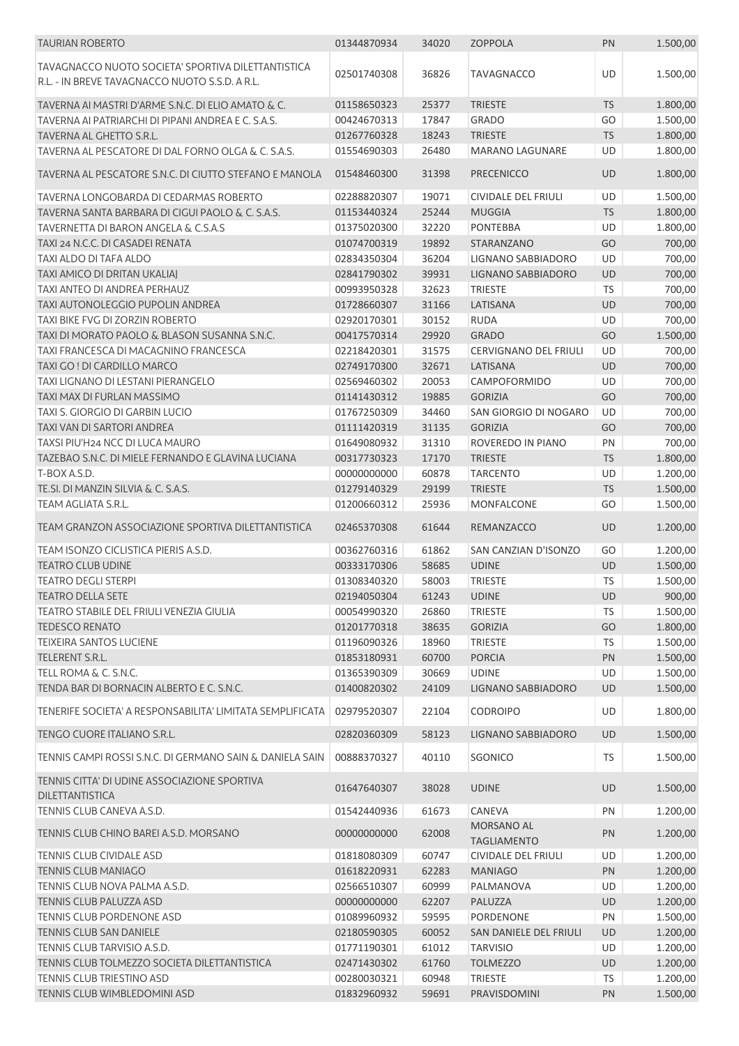| | | | | | |
|---|---|---|---|---|---|
| TAURIAN ROBERTO | 01344870934 | 34020 | ZOPPOLA | PN | 1.500,00 |
| TAVAGNACCO NUOTO SOCIETA' SPORTIVA DILETTANTISTICA R.L. - IN BREVE TAVAGNACCO NUOTO S.S.D. A R.L. | 02501740308 | 36826 | TAVAGNACCO | UD | 1.500,00 |
| TAVERNA AI MASTRI D'ARME S.N.C. DI ELIO AMATO & C. | 01158650323 | 25377 | TRIESTE | TS | 1.800,00 |
| TAVERNA AI PATRIARCHI DI PIPANI ANDREA E C. S.A.S. | 00424670313 | 17847 | GRADO | GO | 1.500,00 |
| TAVERNA AL GHETTO S.R.L. | 01267760328 | 18243 | TRIESTE | TS | 1.800,00 |
| TAVERNA AL PESCATORE DI DAL FORNO OLGA & C. S.A.S. | 01554690303 | 26480 | MARANO LAGUNARE | UD | 1.800,00 |
| TAVERNA AL PESCATORE S.N.C. DI CIUTTO STEFANO E MANOLA | 01548460300 | 31398 | PRECENICCO | UD | 1.800,00 |
| TAVERNA LONGOBARDA DI CEDARMAS ROBERTO | 02288820307 | 19071 | CIVIDALE DEL FRIULI | UD | 1.500,00 |
| TAVERNA SANTA BARBARA DI CIGUI PAOLO & C. S.A.S. | 01153440324 | 25244 | MUGGIA | TS | 1.800,00 |
| TAVERNETTA DI BARON ANGELA & C.S.A.S | 01375020300 | 32220 | PONTEBBA | UD | 1.800,00 |
| TAXI 24 N.C.C. DI CASADEI RENATA | 01074700319 | 19892 | STARANZANO | GO | 700,00 |
| TAXI ALDO DI TAFA ALDO | 02834350304 | 36204 | LIGNANO SABBIADORO | UD | 700,00 |
| TAXI AMICO DI DRITAN UKALIAJ | 02841790302 | 39931 | LIGNANO SABBIADORO | UD | 700,00 |
| TAXI ANTEO DI ANDREA PERHAUZ | 00993950328 | 32623 | TRIESTE | TS | 700,00 |
| TAXI AUTONOLEGGIO PUPOLIN ANDREA | 01728660307 | 31166 | LATISANA | UD | 700,00 |
| TAXI BIKE FVG DI ZORZIN ROBERTO | 02920170301 | 30152 | RUDA | UD | 700,00 |
| TAXI DI MORATO PAOLO & BLASON SUSANNA S.N.C. | 00417570314 | 29920 | GRADO | GO | 1.500,00 |
| TAXI FRANCESCA DI MACAGNINO FRANCESCA | 02218420301 | 31575 | CERVIGNANO DEL FRIULI | UD | 700,00 |
| TAXI GO ! DI CARDILLO MARCO | 02749170300 | 32671 | LATISANA | UD | 700,00 |
| TAXI LIGNANO DI LESTANI PIERANGELO | 02569460302 | 20053 | CAMPOFORMIDO | UD | 700,00 |
| TAXI MAX DI FURLAN MASSIMO | 01141430312 | 19885 | GORIZIA | GO | 700,00 |
| TAXI S. GIORGIO DI GARBIN LUCIO | 01767250309 | 34460 | SAN GIORGIO DI NOGARO | UD | 700,00 |
| TAXI VAN DI SARTORI ANDREA | 01111420319 | 31135 | GORIZIA | GO | 700,00 |
| TAXSI PIU'H24 NCC DI LUCA MAURO | 01649080932 | 31310 | ROVEREDO IN PIANO | PN | 700,00 |
| TAZEBAO S.N.C. DI MIELE FERNANDO E GLAVINA LUCIANA | 00317730323 | 17170 | TRIESTE | TS | 1.800,00 |
| T-BOX A.S.D. | 00000000000 | 60878 | TARCENTO | UD | 1.200,00 |
| TE.SI. DI MANZIN SILVIA & C. S.A.S. | 01279140329 | 29199 | TRIESTE | TS | 1.500,00 |
| TEAM AGLIATA S.R.L. | 01200660312 | 25936 | MONFALCONE | GO | 1.500,00 |
| TEAM GRANZON ASSOCIAZIONE SPORTIVA DILETTANTISTICA | 02465370308 | 61644 | REMANZACCO | UD | 1.200,00 |
| TEAM ISONZO CICLISTICA PIERIS A.S.D. | 00362760316 | 61862 | SAN CANZIAN D'ISONZO | GO | 1.200,00 |
| TEATRO CLUB UDINE | 00333170306 | 58685 | UDINE | UD | 1.500,00 |
| TEATRO DEGLI STERPI | 01308340320 | 58003 | TRIESTE | TS | 1.500,00 |
| TEATRO DELLA SETE | 02194050304 | 61243 | UDINE | UD | 900,00 |
| TEATRO STABILE DEL FRIULI VENEZIA GIULIA | 00054990320 | 26860 | TRIESTE | TS | 1.500,00 |
| TEDESCO RENATO | 01201770318 | 38635 | GORIZIA | GO | 1.800,00 |
| TEIXEIRA SANTOS LUCIENE | 01196090326 | 18960 | TRIESTE | TS | 1.500,00 |
| TELERENT S.R.L. | 01853180931 | 60700 | PORCIA | PN | 1.500,00 |
| TELL ROMA & C. S.N.C. | 01365390309 | 30669 | UDINE | UD | 1.500,00 |
| TENDA BAR DI BORNACIN ALBERTO E C. S.N.C. | 01400820302 | 24109 | LIGNANO SABBIADORO | UD | 1.500,00 |
| TENERIFE SOCIETA' A RESPONSABILITA' LIMITATA SEMPLIFICATA | 02979520307 | 22104 | CODROIPO | UD | 1.800,00 |
| TENGO CUORE ITALIANO S.R.L. | 02820360309 | 58123 | LIGNANO SABBIADORO | UD | 1.500,00 |
| TENNIS CAMPI ROSSI S.N.C. DI GERMANO SAIN & DANIELA SAIN | 00888370327 | 40110 | SGONICO | TS | 1.500,00 |
| TENNIS CITTA' DI UDINE ASSOCIAZIONE SPORTIVA DILETTANTISTICA | 01647640307 | 38028 | UDINE | UD | 1.500,00 |
| TENNIS CLUB CANEVA A.S.D. | 01542440936 | 61673 | CANEVA | PN | 1.200,00 |
| TENNIS CLUB CHINO BAREI A.S.D. MORSANO | 00000000000 | 62008 | MORSANO AL TAGLIAMENTO | PN | 1.200,00 |
| TENNIS CLUB CIVIDALE ASD | 01818080309 | 60747 | CIVIDALE DEL FRIULI | UD | 1.200,00 |
| TENNIS CLUB MANIAGO | 01618220931 | 62283 | MANIAGO | PN | 1.200,00 |
| TENNIS CLUB NOVA PALMA A.S.D. | 02566510307 | 60999 | PALMANOVA | UD | 1.200,00 |
| TENNIS CLUB PALUZZA ASD | 00000000000 | 62207 | PALUZZA | UD | 1.200,00 |
| TENNIS CLUB PORDENONE ASD | 01089960932 | 59595 | PORDENONE | PN | 1.500,00 |
| TENNIS CLUB SAN DANIELE | 02180590305 | 60052 | SAN DANIELE DEL FRIULI | UD | 1.200,00 |
| TENNIS CLUB TARVISIO A.S.D. | 01771190301 | 61012 | TARVISIO | UD | 1.200,00 |
| TENNIS CLUB TOLMEZZO SOCIETA DILETTANTISTICA | 02471430302 | 61760 | TOLMEZZO | UD | 1.200,00 |
| TENNIS CLUB TRIESTINO ASD | 00280030321 | 60948 | TRIESTE | TS | 1.200,00 |
| TENNIS CLUB WIMBLEDOMINI ASD | 01832960932 | 59691 | PRAVISDOMINI | PN | 1.500,00 |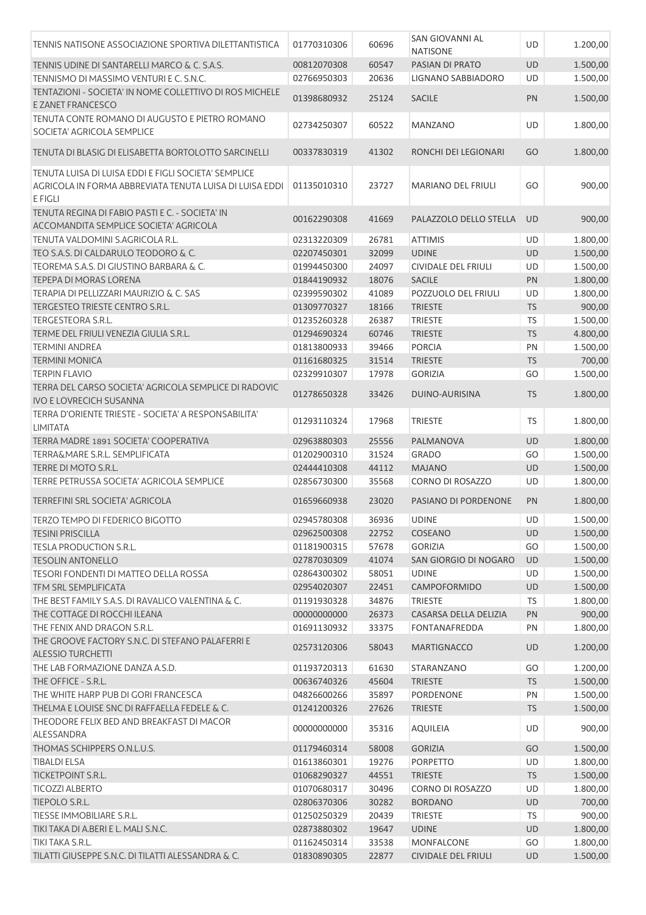| | | | | | |
|---|---|---|---|---|---|
| TENNIS NATISONE ASSOCIAZIONE SPORTIVA DILETTANTISTICA | 01770310306 | 60696 | SAN GIOVANNI AL NATISONE | UD | 1.200,00 |
| TENNIS UDINE DI SANTARELLI MARCO & C. S.A.S. | 00812070308 | 60547 | PASIAN DI PRATO | UD | 1.500,00 |
| TENNISMO DI MASSIMO VENTURI E C. S.N.C. | 02766950303 | 20636 | LIGNANO SABBIADORO | UD | 1.500,00 |
| TENTAZIONI - SOCIETA' IN NOME COLLETTIVO DI ROS MICHELE E ZANET FRANCESCO | 01398680932 | 25124 | SACILE | PN | 1.500,00 |
| TENUTA CONTE ROMANO DI AUGUSTO E PIETRO ROMANO SOCIETA' AGRICOLA SEMPLICE | 02734250307 | 60522 | MANZANO | UD | 1.800,00 |
| TENUTA DI BLASIG DI ELISABETTA BORTOLOTTO SARCINELLI | 00337830319 | 41302 | RONCHI DEI LEGIONARI | GO | 1.800,00 |
| TENUTA LUISA DI LUISA EDDI E FIGLI SOCIETA' SEMPLICE AGRICOLA IN FORMA ABBREVIATA TENUTA LUISA DI LUISA EDDI E FIGLI | 01135010310 | 23727 | MARIANO DEL FRIULI | GO | 900,00 |
| TENUTA REGINA DI FABIO PASTI E C. - SOCIETA' IN ACCOMANDITA SEMPLICE SOCIETA' AGRICOLA | 00162290308 | 41669 | PALAZZOLO DELLO STELLA | UD | 900,00 |
| TENUTA VALDOMINI S.AGRICOLA R.L. | 02313220309 | 26781 | ATTIMIS | UD | 1.800,00 |
| TEO S.A.S. DI CALDARULO TEODORO & C. | 02207450301 | 32099 | UDINE | UD | 1.500,00 |
| TEOREMA S.A.S. DI GIUSTINO BARBARA & C. | 01994450300 | 24097 | CIVIDALE DEL FRIULI | UD | 1.500,00 |
| TEPEPA DI MORAS LORENA | 01844190932 | 18076 | SACILE | PN | 1.800,00 |
| TERAPIA DI PELLIZZARI MAURIZIO & C. SAS | 02399590302 | 41089 | POZZUOLO DEL FRIULI | UD | 1.800,00 |
| TERGESTEO TRIESTE CENTRO S.R.L. | 01309770327 | 18166 | TRIESTE | TS | 900,00 |
| TERGESTEORA S.R.L. | 01235260328 | 26387 | TRIESTE | TS | 1.500,00 |
| TERME DEL FRIULI VENEZIA GIULIA S.R.L. | 01294690324 | 60746 | TRIESTE | TS | 4.800,00 |
| TERMINI ANDREA | 01813800933 | 39466 | PORCIA | PN | 1.500,00 |
| TERMINI MONICA | 01161680325 | 31514 | TRIESTE | TS | 700,00 |
| TERPIN FLAVIO | 02329910307 | 17978 | GORIZIA | GO | 1.500,00 |
| TERRA DEL CARSO SOCIETA' AGRICOLA SEMPLICE DI RADOVIC IVO E LOVRECICH SUSANNA | 01278650328 | 33426 | DUINO-AURISINA | TS | 1.800,00 |
| TERRA D'ORIENTE TRIESTE - SOCIETA' A RESPONSABILITA' LIMITATA | 01293110324 | 17968 | TRIESTE | TS | 1.800,00 |
| TERRA MADRE 1891 SOCIETA' COOPERATIVA | 02963880303 | 25556 | PALMANOVA | UD | 1.800,00 |
| TERRA&MARE S.R.L. SEMPLIFICATA | 01202900310 | 31524 | GRADO | GO | 1.500,00 |
| TERRE DI MOTO S.R.L. | 02444410308 | 44112 | MAJANO | UD | 1.500,00 |
| TERRE PETRUSSA SOCIETA' AGRICOLA SEMPLICE | 02856730300 | 35568 | CORNO DI ROSAZZO | UD | 1.800,00 |
| TERREFINI SRL SOCIETA' AGRICOLA | 01659660938 | 23020 | PASIANO DI PORDENONE | PN | 1.800,00 |
| TERZO TEMPO DI FEDERICO BIGOTTO | 02945780308 | 36936 | UDINE | UD | 1.500,00 |
| TESINI PRISCILLA | 02962500308 | 22752 | COSEANO | UD | 1.500,00 |
| TESLA PRODUCTION S.R.L. | 01181900315 | 57678 | GORIZIA | GO | 1.500,00 |
| TESOLIN ANTONELLO | 02787030309 | 41074 | SAN GIORGIO DI NOGARO | UD | 1.500,00 |
| TESORI FONDENTI DI MATTEO DELLA ROSSA | 02864300302 | 58051 | UDINE | UD | 1.500,00 |
| TFM SRL SEMPLIFICATA | 02954020307 | 22451 | CAMPOFORMIDO | UD | 1.500,00 |
| THE BEST FAMILY S.A.S. DI RAVALICO VALENTINA & C. | 01191930328 | 34876 | TRIESTE | TS | 1.800,00 |
| THE COTTAGE DI ROCCHI ILEANA | 00000000000 | 26373 | CASARSA DELLA DELIZIA | PN | 900,00 |
| THE FENIX AND DRAGON S.R.L. | 01691130932 | 33375 | FONTANAFREDDA | PN | 1.800,00 |
| THE GROOVE FACTORY S.N.C. DI STEFANO PALAFERRI E ALESSIO TURCHETTI | 02573120306 | 58043 | MARTIGNACCO | UD | 1.200,00 |
| THE LAB FORMAZIONE DANZA A.S.D. | 01193720313 | 61630 | STARANZANO | GO | 1.200,00 |
| THE OFFICE - S.R.L. | 00636740326 | 45604 | TRIESTE | TS | 1.500,00 |
| THE WHITE HARP PUB DI GORI FRANCESCA | 04826600266 | 35897 | PORDENONE | PN | 1.500,00 |
| THELMA E LOUISE SNC DI RAFFAELLA FEDELE & C. | 01241200326 | 27626 | TRIESTE | TS | 1.500,00 |
| THEODORE FELIX BED AND BREAKFAST DI MACOR ALESSANDRA | 00000000000 | 35316 | AQUILEIA | UD | 900,00 |
| THOMAS SCHIPPERS O.N.L.U.S. | 01179460314 | 58008 | GORIZIA | GO | 1.500,00 |
| TIBALDI ELSA | 01613860301 | 19276 | PORPETTO | UD | 1.800,00 |
| TICKETPOINT S.R.L. | 01068290327 | 44551 | TRIESTE | TS | 1.500,00 |
| TICOZZI ALBERTO | 01070680317 | 30496 | CORNO DI ROSAZZO | UD | 1.800,00 |
| TIEPOLO S.R.L. | 02806370306 | 30282 | BORDANO | UD | 700,00 |
| TIESSE IMMOBILIARE S.R.L. | 01250250329 | 20439 | TRIESTE | TS | 900,00 |
| TIKI TAKA DI A.BERI E L. MALI S.N.C. | 02873880302 | 19647 | UDINE | UD | 1.800,00 |
| TIKI TAKA S.R.L. | 01162450314 | 33538 | MONFALCONE | GO | 1.800,00 |
| TILATTI GIUSEPPE S.N.C. DI TILATTI ALESSANDRA & C. | 01830890305 | 22877 | CIVIDALE DEL FRIULI | UD | 1.500,00 |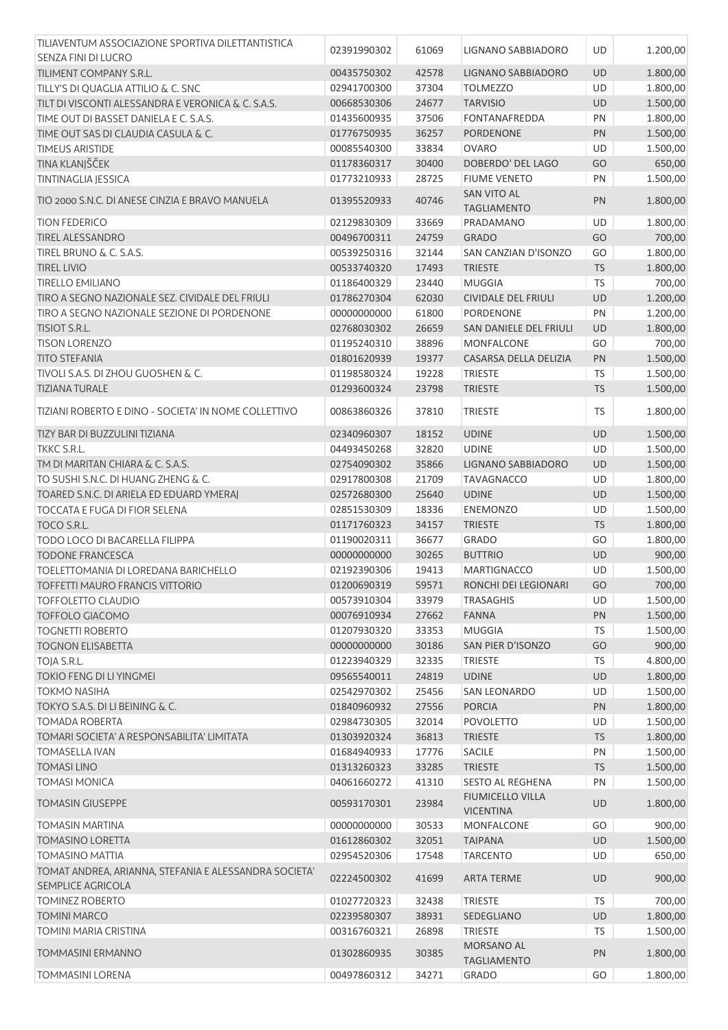| | | | | | |
|---|---|---|---|---|---|
| TILIAVENTUM ASSOCIAZIONE SPORTIVA DILETTANTISTICA SENZA FINI DI LUCRO | 02391990302 | 61069 | LIGNANO SABBIADORO | UD | 1.200,00 |
| TILIMENT COMPANY S.R.L. | 00435750302 | 42578 | LIGNANO SABBIADORO | UD | 1.800,00 |
| TILLY'S DI QUAGLIA ATTILIO & C. SNC | 02941700300 | 37304 | TOLMEZZO | UD | 1.800,00 |
| TILT DI VISCONTI ALESSANDRA E VERONICA & C. S.A.S. | 00668530306 | 24677 | TARVISIO | UD | 1.500,00 |
| TIME OUT DI BASSET DANIELA E C. S.A.S. | 01435600935 | 37506 | FONTANAFREDDA | PN | 1.800,00 |
| TIME OUT SAS DI CLAUDIA CASULA & C. | 01776750935 | 36257 | PORDENONE | PN | 1.500,00 |
| TIMEUS ARISTIDE | 00085540300 | 33834 | OVARO | UD | 1.500,00 |
| TINA KLANJŠČEK | 01178360317 | 30400 | DOBERDO' DEL LAGO | GO | 650,00 |
| TINTINAGLIA JESSICA | 01773210933 | 28725 | FIUME VENETO | PN | 1.500,00 |
| TIO 2000 S.N.C. DI ANESE CINZIA E BRAVO MANUELA | 01395520933 | 40746 | SAN VITO AL TAGLIAMENTO | PN | 1.800,00 |
| TION FEDERICO | 02129830309 | 33669 | PRADAMANO | UD | 1.800,00 |
| TIREL ALESSANDRO | 00496700311 | 24759 | GRADO | GO | 700,00 |
| TIREL BRUNO & C. S.A.S. | 00539250316 | 32144 | SAN CANZIAN D'ISONZO | GO | 1.800,00 |
| TIREL LIVIO | 00533740320 | 17493 | TRIESTE | TS | 1.800,00 |
| TIRELLO EMILIANO | 01186400329 | 23440 | MUGGIA | TS | 700,00 |
| TIRO A SEGNO NAZIONALE SEZ. CIVIDALE DEL FRIULI | 01786270304 | 62030 | CIVIDALE DEL FRIULI | UD | 1.200,00 |
| TIRO A SEGNO NAZIONALE SEZIONE DI PORDENONE | 00000000000 | 61800 | PORDENONE | PN | 1.200,00 |
| TISIOT S.R.L. | 02768030302 | 26659 | SAN DANIELE DEL FRIULI | UD | 1.800,00 |
| TISON LORENZO | 01195240310 | 38896 | MONFALCONE | GO | 700,00 |
| TITO STEFANIA | 01801620939 | 19377 | CASARSA DELLA DELIZIA | PN | 1.500,00 |
| TIVOLI S.A.S. DI ZHOU GUOSHEN & C. | 01198580324 | 19228 | TRIESTE | TS | 1.500,00 |
| TIZIANA TURALE | 01293600324 | 23798 | TRIESTE | TS | 1.500,00 |
| TIZIANI ROBERTO E DINO - SOCIETA' IN NOME COLLETTIVO | 00863860326 | 37810 | TRIESTE | TS | 1.800,00 |
| TIZY BAR DI BUZZULINI TIZIANA | 02340960307 | 18152 | UDINE | UD | 1.500,00 |
| TKKC S.R.L. | 04493450268 | 32820 | UDINE | UD | 1.500,00 |
| TM DI MARITAN CHIARA & C. S.A.S. | 02754090302 | 35866 | LIGNANO SABBIADORO | UD | 1.500,00 |
| TO SUSHI S.N.C. DI HUANG ZHENG & C. | 02917800308 | 21709 | TAVAGNACCO | UD | 1.800,00 |
| TOARED S.N.C. DI ARIELA ED EDUARD YMERAJ | 02572680300 | 25640 | UDINE | UD | 1.500,00 |
| TOCCATA E FUGA DI FIOR SELENA | 02851530309 | 18336 | ENEMONZO | UD | 1.500,00 |
| TOCO S.R.L. | 01171760323 | 34157 | TRIESTE | TS | 1.800,00 |
| TODO LOCO DI BACARELLA FILIPPA | 01190020311 | 36677 | GRADO | GO | 1.800,00 |
| TODONE FRANCESCA | 00000000000 | 30265 | BUTTRIO | UD | 900,00 |
| TOELETTOMANIA DI LOREDANA BARICHELLO | 02192390306 | 19413 | MARTIGNACCO | UD | 1.500,00 |
| TOFFETTI MAURO FRANCIS VITTORIO | 01200690319 | 59571 | RONCHI DEI LEGIONARI | GO | 700,00 |
| TOFFOLETTO CLAUDIO | 00573910304 | 33979 | TRASAGHIS | UD | 1.500,00 |
| TOFFOLO GIACOMO | 00076910934 | 27662 | FANNA | PN | 1.500,00 |
| TOGNETTI ROBERTO | 01207930320 | 33353 | MUGGIA | TS | 1.500,00 |
| TOGNON ELISABETTA | 00000000000 | 30186 | SAN PIER D'ISONZO | GO | 900,00 |
| TOJA S.R.L. | 01223940329 | 32335 | TRIESTE | TS | 4.800,00 |
| TOKIO FENG DI LI YINGMEI | 09565540011 | 24819 | UDINE | UD | 1.800,00 |
| TOKMO NASIHA | 02542970302 | 25456 | SAN LEONARDO | UD | 1.500,00 |
| TOKYO S.A.S. DI LI BEINING & C. | 01840960932 | 27556 | PORCIA | PN | 1.800,00 |
| TOMADA ROBERTA | 02984730305 | 32014 | POVOLETTO | UD | 1.500,00 |
| TOMARI SOCIETA' A RESPONSABILITA' LIMITATA | 01303920324 | 36813 | TRIESTE | TS | 1.800,00 |
| TOMASELLA IVAN | 01684940933 | 17776 | SACILE | PN | 1.500,00 |
| TOMASI LINO | 01313260323 | 33285 | TRIESTE | TS | 1.500,00 |
| TOMASI MONICA | 04061660272 | 41310 | SESTO AL REGHENA | PN | 1.500,00 |
| TOMASIN GIUSEPPE | 00593170301 | 23984 | FIUMICELLO VILLA VICENTINA | UD | 1.800,00 |
| TOMASIN MARTINA | 00000000000 | 30533 | MONFALCONE | GO | 900,00 |
| TOMASINO LORETTA | 01612860302 | 32051 | TAIPANA | UD | 1.500,00 |
| TOMASINO MATTIA | 02954520306 | 17548 | TARCENTO | UD | 650,00 |
| TOMAT ANDREA, ARIANNA, STEFANIA E ALESSANDRA SOCIETA' SEMPLICE AGRICOLA | 02224500302 | 41699 | ARTA TERME | UD | 900,00 |
| TOMINEZ ROBERTO | 01027720323 | 32438 | TRIESTE | TS | 700,00 |
| TOMINI MARCO | 02239580307 | 38931 | SEDEGLIANO | UD | 1.800,00 |
| TOMINI MARIA CRISTINA | 00316760321 | 26898 | TRIESTE | TS | 1.500,00 |
| TOMMASINI ERMANNO | 01302860935 | 30385 | MORSANO AL TAGLIAMENTO | PN | 1.800,00 |
| TOMMASINI LORENA | 00497860312 | 34271 | GRADO | GO | 1.800,00 |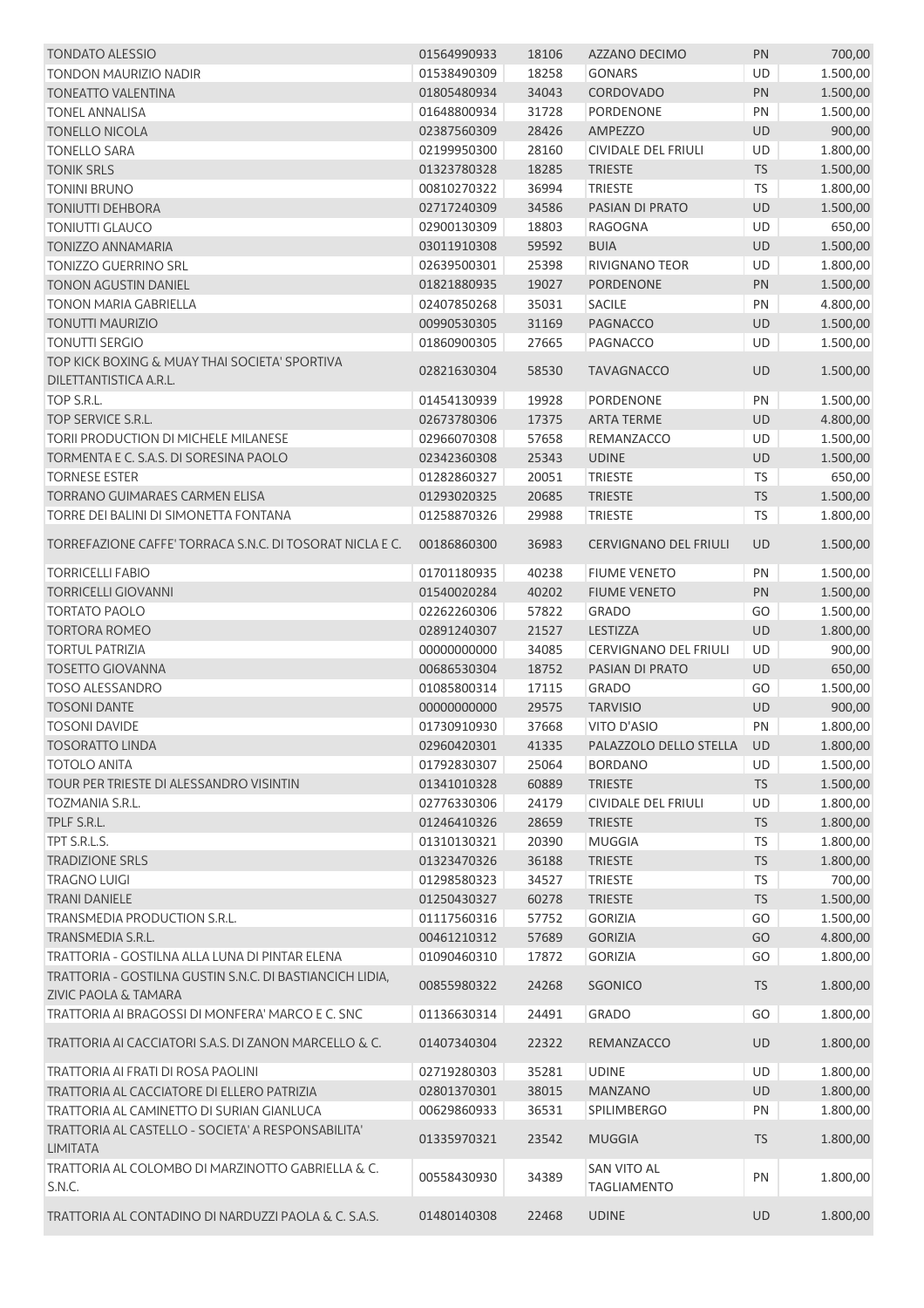| | | | | | |
|---|---|---|---|---|---|
| TONDATO ALESSIO | 01564990933 | 18106 | AZZANO DECIMO | PN | 700,00 |
| TONDON MAURIZIO NADIR | 01538490309 | 18258 | GONARS | UD | 1.500,00 |
| TONEATTO VALENTINA | 01805480934 | 34043 | CORDOVADO | PN | 1.500,00 |
| TONEL ANNALISA | 01648800934 | 31728 | PORDENONE | PN | 1.500,00 |
| TONELLO NICOLA | 02387560309 | 28426 | AMPEZZO | UD | 900,00 |
| TONELLO SARA | 02199950300 | 28160 | CIVIDALE DEL FRIULI | UD | 1.800,00 |
| TONIK SRLS | 01323780328 | 18285 | TRIESTE | TS | 1.500,00 |
| TONINI BRUNO | 00810270322 | 36994 | TRIESTE | TS | 1.800,00 |
| TONIUTTI DEHBORA | 02717240309 | 34586 | PASIAN DI PRATO | UD | 1.500,00 |
| TONIUTTI GLAUCO | 02900130309 | 18803 | RAGOGNA | UD | 650,00 |
| TONIZZO ANNAMARIA | 03011910308 | 59592 | BUIA | UD | 1.500,00 |
| TONIZZO GUERRINO SRL | 02639500301 | 25398 | RIVIGNANO TEOR | UD | 1.800,00 |
| TONON AGUSTIN DANIEL | 01821880935 | 19027 | PORDENONE | PN | 1.500,00 |
| TONON MARIA GABRIELLA | 02407850268 | 35031 | SACILE | PN | 4.800,00 |
| TONUTTI MAURIZIO | 00990530305 | 31169 | PAGNACCO | UD | 1.500,00 |
| TONUTTI SERGIO | 01860900305 | 27665 | PAGNACCO | UD | 1.500,00 |
| TOP KICK BOXING & MUAY THAI SOCIETA' SPORTIVA DILETTANTISTICA A.R.L. | 02821630304 | 58530 | TAVAGNACCO | UD | 1.500,00 |
| TOP S.R.L. | 01454130939 | 19928 | PORDENONE | PN | 1.500,00 |
| TOP SERVICE S.R.L. | 02673780306 | 17375 | ARTA TERME | UD | 4.800,00 |
| TORII PRODUCTION DI MICHELE MILANESE | 02966070308 | 57658 | REMANZACCO | UD | 1.500,00 |
| TORMENTA E C. S.A.S. DI SORESINA PAOLO | 02342360308 | 25343 | UDINE | UD | 1.500,00 |
| TORNESE ESTER | 01282860327 | 20051 | TRIESTE | TS | 650,00 |
| TORRANO GUIMARAES CARMEN ELISA | 01293020325 | 20685 | TRIESTE | TS | 1.500,00 |
| TORRE DEI BALINI DI SIMONETTA FONTANA | 01258870326 | 29988 | TRIESTE | TS | 1.800,00 |
| TORREFAZIONE CAFFE' TORRACA S.N.C. DI TOSORAT NICLA E C. | 00186860300 | 36983 | CERVIGNANO DEL FRIULI | UD | 1.500,00 |
| TORRICELLI FABIO | 01701180935 | 40238 | FIUME VENETO | PN | 1.500,00 |
| TORRICELLI GIOVANNI | 01540020284 | 40202 | FIUME VENETO | PN | 1.500,00 |
| TORTATO PAOLO | 02262260306 | 57822 | GRADO | GO | 1.500,00 |
| TORTORA ROMEO | 02891240307 | 21527 | LESTIZZA | UD | 1.800,00 |
| TORTUL PATRIZIA | 00000000000 | 34085 | CERVIGNANO DEL FRIULI | UD | 900,00 |
| TOSETTO GIOVANNA | 00686530304 | 18752 | PASIAN DI PRATO | UD | 650,00 |
| TOSO ALESSANDRO | 01085800314 | 17115 | GRADO | GO | 1.500,00 |
| TOSONI DANTE | 00000000000 | 29575 | TARVISIO | UD | 900,00 |
| TOSONI DAVIDE | 01730910930 | 37668 | VITO D'ASIO | PN | 1.800,00 |
| TOSORATTO LINDA | 02960420301 | 41335 | PALAZZOLO DELLO STELLA | UD | 1.800,00 |
| TOTOLO ANITA | 01792830307 | 25064 | BORDANO | UD | 1.500,00 |
| TOUR PER TRIESTE DI ALESSANDRO VISINTIN | 01341010328 | 60889 | TRIESTE | TS | 1.500,00 |
| TOZMANIA S.R.L. | 02776330306 | 24179 | CIVIDALE DEL FRIULI | UD | 1.800,00 |
| TPLF S.R.L. | 01246410326 | 28659 | TRIESTE | TS | 1.800,00 |
| TPT S.R.L.S. | 01310130321 | 20390 | MUGGIA | TS | 1.800,00 |
| TRADIZIONE SRLS | 01323470326 | 36188 | TRIESTE | TS | 1.800,00 |
| TRAGNO LUIGI | 01298580323 | 34527 | TRIESTE | TS | 700,00 |
| TRANI DANIELE | 01250430327 | 60278 | TRIESTE | TS | 1.500,00 |
| TRANSMEDIA PRODUCTION S.R.L. | 01117560316 | 57752 | GORIZIA | GO | 1.500,00 |
| TRANSMEDIA S.R.L. | 00461210312 | 57689 | GORIZIA | GO | 4.800,00 |
| TRATTORIA - GOSTILNA ALLA LUNA DI PINTAR ELENA | 01090460310 | 17872 | GORIZIA | GO | 1.800,00 |
| TRATTORIA - GOSTILNA GUSTIN S.N.C. DI BASTIANCICH LIDIA, ZIVIC PAOLA & TAMARA | 00855980322 | 24268 | SGONICO | TS | 1.800,00 |
| TRATTORIA AI BRAGOSSI DI MONFERA' MARCO E C. SNC | 01136630314 | 24491 | GRADO | GO | 1.800,00 |
| TRATTORIA AI CACCIATORI S.A.S. DI ZANON MARCELLO & C. | 01407340304 | 22322 | REMANZACCO | UD | 1.800,00 |
| TRATTORIA AI FRATI DI ROSA PAOLINI | 02719280303 | 35281 | UDINE | UD | 1.800,00 |
| TRATTORIA AL CACCIATORE DI ELLERO PATRIZIA | 02801370301 | 38015 | MANZANO | UD | 1.800,00 |
| TRATTORIA AL CAMINETTO DI SURIAN GIANLUCA | 00629860933 | 36531 | SPILIMBERGO | PN | 1.800,00 |
| TRATTORIA AL CASTELLO - SOCIETA' A RESPONSABILITA' LIMITATA | 01335970321 | 23542 | MUGGIA | TS | 1.800,00 |
| TRATTORIA AL COLOMBO DI MARZINOTTO GABRIELLA & C. S.N.C. | 00558430930 | 34389 | SAN VITO AL TAGLIAMENTO | PN | 1.800,00 |
| TRATTORIA AL CONTADINO DI NARDUZZI PAOLA & C. S.A.S. | 01480140308 | 22468 | UDINE | UD | 1.800,00 |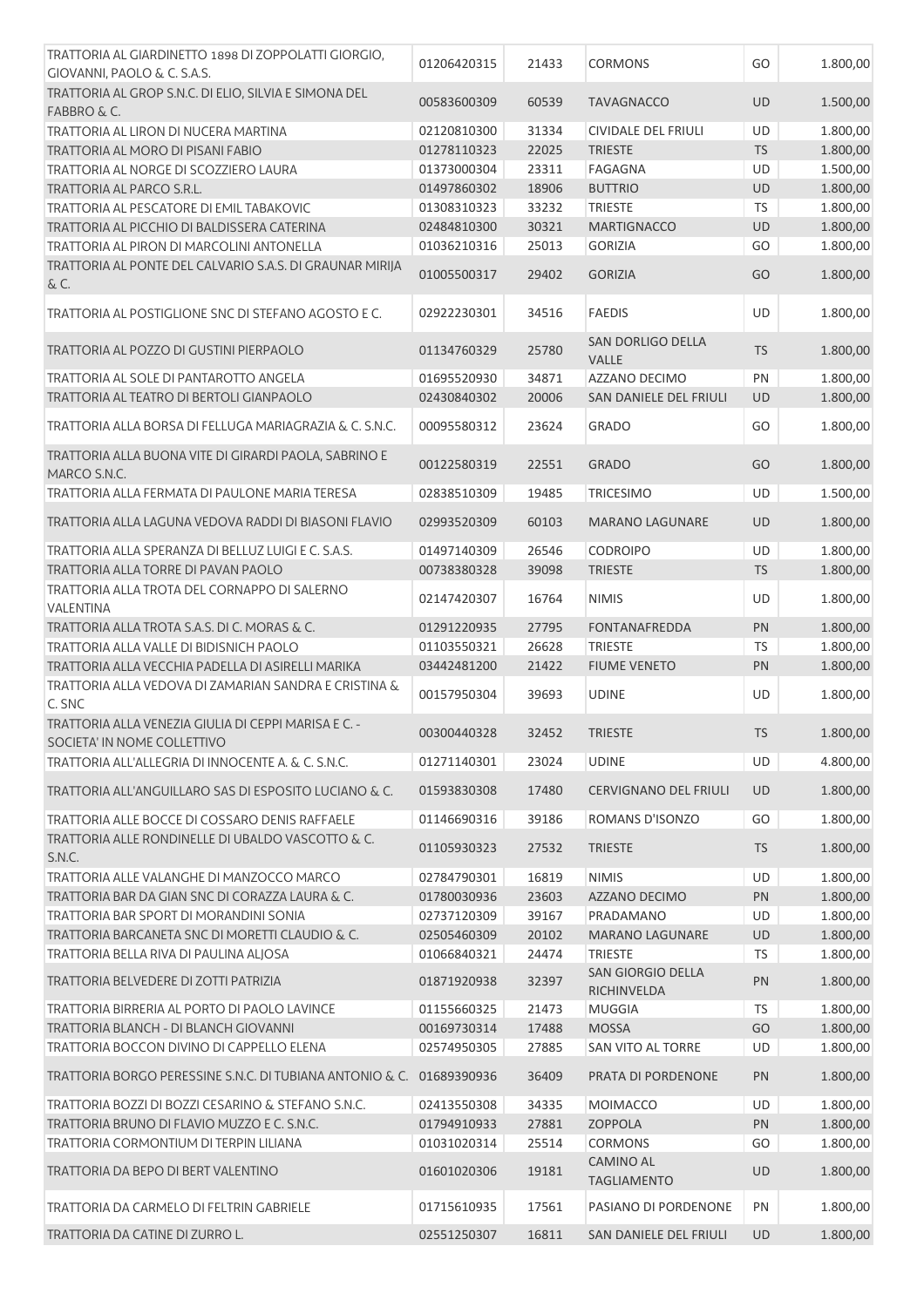| | | | | | |
|---|---|---|---|---|---|
| TRATTORIA AL GIARDINETTO 1898 DI ZOPPOLATTI GIORGIO, GIOVANNI, PAOLO & C. S.A.S. | 01206420315 | 21433 | CORMONS | GO | 1.800,00 |
| TRATTORIA AL GROP S.N.C. DI ELIO, SILVIA E SIMONA DEL FABBRO & C. | 00583600309 | 60539 | TAVAGNACCO | UD | 1.500,00 |
| TRATTORIA AL LIRON DI NUCERA MARTINA | 02120810300 | 31334 | CIVIDALE DEL FRIULI | UD | 1.800,00 |
| TRATTORIA AL MORO DI PISANI FABIO | 01278110323 | 22025 | TRIESTE | TS | 1.800,00 |
| TRATTORIA AL NORGE DI SCOZZIERO LAURA | 01373000304 | 23311 | FAGAGNA | UD | 1.500,00 |
| TRATTORIA AL PARCO S.R.L. | 01497860302 | 18906 | BUTTRIO | UD | 1.800,00 |
| TRATTORIA AL PESCATORE DI EMIL TABAKOVIC | 01308310323 | 33232 | TRIESTE | TS | 1.800,00 |
| TRATTORIA AL PICCHIO DI BALDISSERA CATERINA | 02484810300 | 30321 | MARTIGNACCO | UD | 1.800,00 |
| TRATTORIA AL PIRON DI MARCOLINI ANTONELLA | 01036210316 | 25013 | GORIZIA | GO | 1.800,00 |
| TRATTORIA AL PONTE DEL CALVARIO S.A.S. DI GRAUNAR MIRIJA & C. | 01005500317 | 29402 | GORIZIA | GO | 1.800,00 |
| TRATTORIA AL POSTIGLIONE SNC DI STEFANO AGOSTO E C. | 02922230301 | 34516 | FAEDIS | UD | 1.800,00 |
| TRATTORIA AL POZZO DI GUSTINI PIERPAOLO | 01134760329 | 25780 | SAN DORLIGO DELLA VALLE | TS | 1.800,00 |
| TRATTORIA AL SOLE DI PANTAROTTO ANGELA | 01695520930 | 34871 | AZZANO DECIMO | PN | 1.800,00 |
| TRATTORIA AL TEATRO DI BERTOLI GIANPAOLO | 02430840302 | 20006 | SAN DANIELE DEL FRIULI | UD | 1.800,00 |
| TRATTORIA ALLA BORSA DI FELLUGA MARIAGRAZIA & C. S.N.C. | 00095580312 | 23624 | GRADO | GO | 1.800,00 |
| TRATTORIA ALLA BUONA VITE DI GIRARDI PAOLA, SABRINO E MARCO S.N.C. | 00122580319 | 22551 | GRADO | GO | 1.800,00 |
| TRATTORIA ALLA FERMATA DI PAULONE MARIA TERESA | 02838510309 | 19485 | TRICESIMO | UD | 1.500,00 |
| TRATTORIA ALLA LAGUNA VEDOVA RADDI DI BIASONI FLAVIO | 02993520309 | 60103 | MARANO LAGUNARE | UD | 1.800,00 |
| TRATTORIA ALLA SPERANZA DI BELLUZ LUIGI E C. S.A.S. | 01497140309 | 26546 | CODROIPO | UD | 1.800,00 |
| TRATTORIA ALLA TORRE DI PAVAN PAOLO | 00738380328 | 39098 | TRIESTE | TS | 1.800,00 |
| TRATTORIA ALLA TROTA DEL CORNAPPO DI SALERNO VALENTINA | 02147420307 | 16764 | NIMIS | UD | 1.800,00 |
| TRATTORIA ALLA TROTA S.A.S. DI C. MORAS & C. | 01291220935 | 27795 | FONTANAFREDDA | PN | 1.800,00 |
| TRATTORIA ALLA VALLE DI BIDISNICH PAOLO | 01103550321 | 26628 | TRIESTE | TS | 1.800,00 |
| TRATTORIA ALLA VECCHIA PADELLA DI ASIRELLI MARIKA | 03442481200 | 21422 | FIUME VENETO | PN | 1.800,00 |
| TRATTORIA ALLA VEDOVA DI ZAMARIAN SANDRA E CRISTINA & C. SNC | 00157950304 | 39693 | UDINE | UD | 1.800,00 |
| TRATTORIA ALLA VENEZIA GIULIA DI CEPPI MARISA E C. - SOCIETA' IN NOME COLLETTIVO | 00300440328 | 32452 | TRIESTE | TS | 1.800,00 |
| TRATTORIA ALL'ALLEGRIA DI INNOCENTE A. & C. S.N.C. | 01271140301 | 23024 | UDINE | UD | 4.800,00 |
| TRATTORIA ALL'ANGUILLARO SAS DI ESPOSITO LUCIANO & C. | 01593830308 | 17480 | CERVIGNANO DEL FRIULI | UD | 1.800,00 |
| TRATTORIA ALLE BOCCE DI COSSARO DENIS RAFFAELE | 01146690316 | 39186 | ROMANS D'ISONZO | GO | 1.800,00 |
| TRATTORIA ALLE RONDINELLE DI UBALDO VASCOTTO & C. S.N.C. | 01105930323 | 27532 | TRIESTE | TS | 1.800,00 |
| TRATTORIA ALLE VALANGHE DI MANZOCCO MARCO | 02784790301 | 16819 | NIMIS | UD | 1.800,00 |
| TRATTORIA BAR DA GIAN SNC DI CORAZZA LAURA & C. | 01780030936 | 23603 | AZZANO DECIMO | PN | 1.800,00 |
| TRATTORIA BAR SPORT DI MORANDINI SONIA | 02737120309 | 39167 | PRADAMANO | UD | 1.800,00 |
| TRATTORIA BARCANETA SNC DI MORETTI CLAUDIO & C. | 02505460309 | 20102 | MARANO LAGUNARE | UD | 1.800,00 |
| TRATTORIA BELLA RIVA DI PAULINA ALJOSA | 01066840321 | 24474 | TRIESTE | TS | 1.800,00 |
| TRATTORIA BELVEDERE DI ZOTTI PATRIZIA | 01871920938 | 32397 | SAN GIORGIO DELLA RICHINVELDA | PN | 1.800,00 |
| TRATTORIA BIRRERIA AL PORTO DI PAOLO LAVINCE | 01155660325 | 21473 | MUGGIA | TS | 1.800,00 |
| TRATTORIA BLANCH - DI BLANCH GIOVANNI | 00169730314 | 17488 | MOSSA | GO | 1.800,00 |
| TRATTORIA BOCCON DIVINO DI CAPPELLO ELENA | 02574950305 | 27885 | SAN VITO AL TORRE | UD | 1.800,00 |
| TRATTORIA BORGO PERESSINE S.N.C. DI TUBIANA ANTONIO & C. | 01689390936 | 36409 | PRATA DI PORDENONE | PN | 1.800,00 |
| TRATTORIA BOZZI DI BOZZI CESARINO & STEFANO S.N.C. | 02413550308 | 34335 | MOIMACCO | UD | 1.800,00 |
| TRATTORIA BRUNO DI FLAVIO MUZZO E C. S.N.C. | 01794910933 | 27881 | ZOPPOLA | PN | 1.800,00 |
| TRATTORIA CORMONTIUM DI TERPIN LILIANA | 01031020314 | 25514 | CORMONS | GO | 1.800,00 |
| TRATTORIA DA BEPO DI BERT VALENTINO | 01601020306 | 19181 | CAMINO AL TAGLIAMENTO | UD | 1.800,00 |
| TRATTORIA DA CARMELO DI FELTRIN GABRIELE | 01715610935 | 17561 | PASIANO DI PORDENONE | PN | 1.800,00 |
| TRATTORIA DA CATINE DI ZURRO L. | 02551250307 | 16811 | SAN DANIELE DEL FRIULI | UD | 1.800,00 |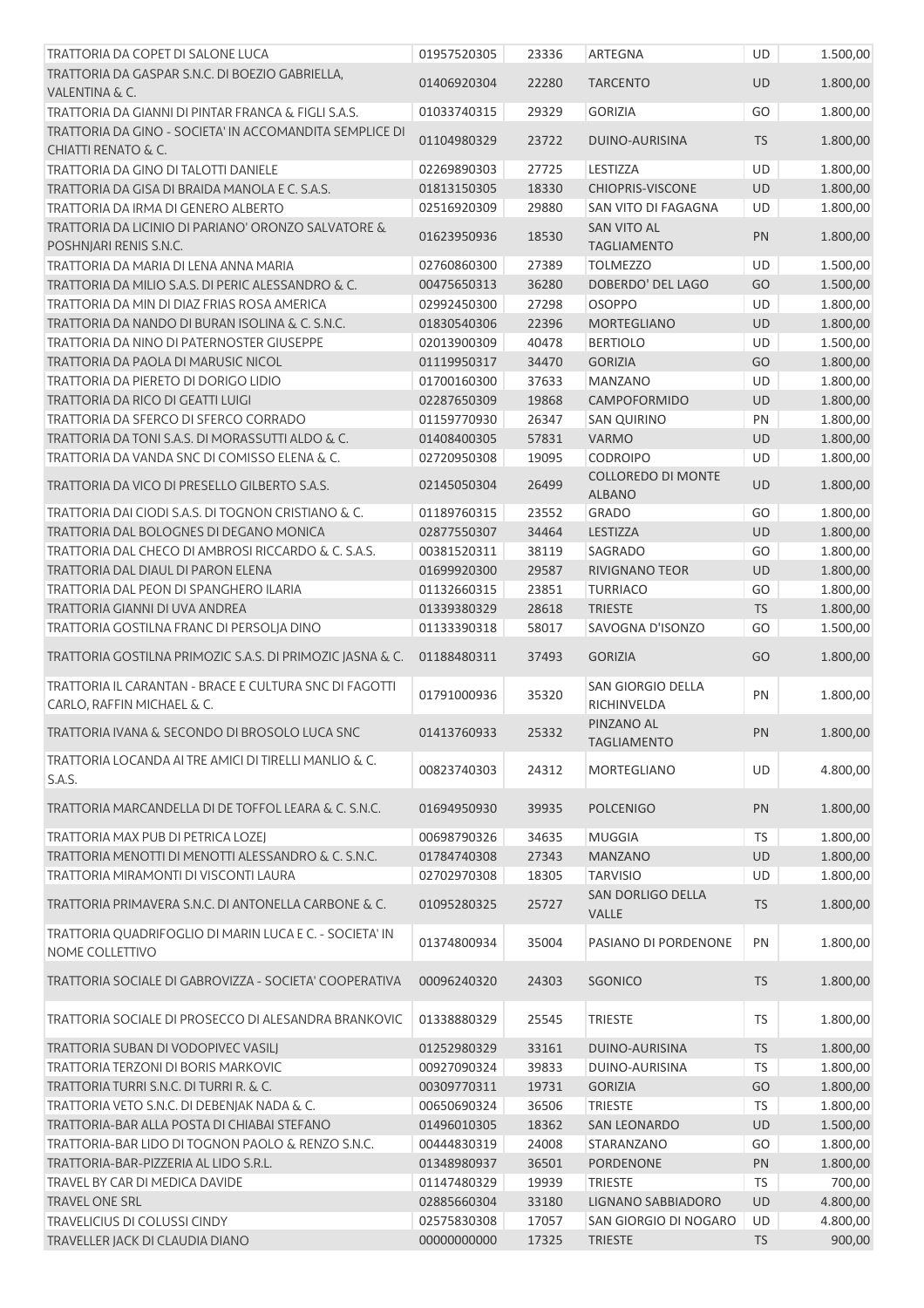| | | | | | |
|---|---|---|---|---|---|
| TRATTORIA DA COPET DI SALONE LUCA | 01957520305 | 23336 | ARTEGNA | UD | 1.500,00 |
| TRATTORIA DA GASPAR S.N.C. DI BOEZIO GABRIELLA, VALENTINA & C. | 01406920304 | 22280 | TARCENTO | UD | 1.800,00 |
| TRATTORIA DA GIANNI DI PINTAR FRANCA & FIGLI S.A.S. | 01033740315 | 29329 | GORIZIA | GO | 1.800,00 |
| TRATTORIA DA GINO - SOCIETA' IN ACCOMANDITA SEMPLICE DI CHIATTI RENATO & C. | 01104980329 | 23722 | DUINO-AURISINA | TS | 1.800,00 |
| TRATTORIA DA GINO DI TALOTTI DANIELE | 02269890303 | 27725 | LESTIZZA | UD | 1.800,00 |
| TRATTORIA DA GISA DI BRAIDA MANOLA E C. S.A.S. | 01813150305 | 18330 | CHIOPRIS-VISCONE | UD | 1.800,00 |
| TRATTORIA DA IRMA DI GENERO ALBERTO | 02516920309 | 29880 | SAN VITO DI FAGAGNA | UD | 1.800,00 |
| TRATTORIA DA LICINIO DI PARIANO' ORONZO SALVATORE & POSHNJARI RENIS S.N.C. | 01623950936 | 18530 | SAN VITO AL TAGLIAMENTO | PN | 1.800,00 |
| TRATTORIA DA MARIA DI LENA ANNA MARIA | 02760860300 | 27389 | TOLMEZZO | UD | 1.500,00 |
| TRATTORIA DA MILIO S.A.S. DI PERIC ALESSANDRO & C. | 00475650313 | 36280 | DOBERDO' DEL LAGO | GO | 1.500,00 |
| TRATTORIA DA MIN DI DIAZ FRIAS ROSA AMERICA | 02992450300 | 27298 | OSOPPO | UD | 1.800,00 |
| TRATTORIA DA NANDO DI BURAN ISOLINA & C. S.N.C. | 01830540306 | 22396 | MORTEGLIANO | UD | 1.800,00 |
| TRATTORIA DA NINO DI PATERNOSTER GIUSEPPE | 02013900309 | 40478 | BERTIOLO | UD | 1.500,00 |
| TRATTORIA DA PAOLA DI MARUSIC NICOL | 01119950317 | 34470 | GORIZIA | GO | 1.800,00 |
| TRATTORIA DA PIERETO DI DORIGO LIDIO | 01700160300 | 37633 | MANZANO | UD | 1.800,00 |
| TRATTORIA DA RICO DI GEATTI LUIGI | 02287650309 | 19868 | CAMPOFORMIDO | UD | 1.800,00 |
| TRATTORIA DA SFERCO DI SFERCO CORRADO | 01159770930 | 26347 | SAN QUIRINO | PN | 1.800,00 |
| TRATTORIA DA TONI S.A.S. DI MORASSUTTI ALDO & C. | 01408400305 | 57831 | VARMO | UD | 1.800,00 |
| TRATTORIA DA VANDA SNC DI COMISSO ELENA & C. | 02720950308 | 19095 | CODROIPO | UD | 1.800,00 |
| TRATTORIA DA VICO DI PRESELLO GILBERTO S.A.S. | 02145050304 | 26499 | COLLOREDO DI MONTE ALBANO | UD | 1.800,00 |
| TRATTORIA DAI CIODI S.A.S. DI TOGNON CRISTIANO & C. | 01189760315 | 23552 | GRADO | GO | 1.800,00 |
| TRATTORIA DAL BOLOGNES DI DEGANO MONICA | 02877550307 | 34464 | LESTIZZA | UD | 1.800,00 |
| TRATTORIA DAL CHECO DI AMBROSI RICCARDO & C. S.A.S. | 00381520311 | 38119 | SAGRADO | GO | 1.800,00 |
| TRATTORIA DAL DIAUL DI PARON ELENA | 01699920300 | 29587 | RIVIGNANO TEOR | UD | 1.800,00 |
| TRATTORIA DAL PEON DI SPANGHERO ILARIA | 01132660315 | 23851 | TURRIACO | GO | 1.800,00 |
| TRATTORIA GIANNI DI UVA ANDREA | 01339380329 | 28618 | TRIESTE | TS | 1.800,00 |
| TRATTORIA GOSTILNA FRANC DI PERSOLJA DINO | 01133390318 | 58017 | SAVOGNA D'ISONZO | GO | 1.500,00 |
| TRATTORIA GOSTILNA PRIMOZIC S.A.S. DI PRIMOZIC JASNA & C. | 01188480311 | 37493 | GORIZIA | GO | 1.800,00 |
| TRATTORIA IL CARANTAN - BRACE E CULTURA SNC DI FAGOTTI CARLO, RAFFIN MICHAEL & C. | 01791000936 | 35320 | SAN GIORGIO DELLA RICHINVELDA | PN | 1.800,00 |
| TRATTORIA IVANA & SECONDO DI BROSOLO LUCA SNC | 01413760933 | 25332 | PINZANO AL TAGLIAMENTO | PN | 1.800,00 |
| TRATTORIA LOCANDA AI TRE AMICI DI TIRELLI MANLIO & C. S.A.S. | 00823740303 | 24312 | MORTEGLIANO | UD | 4.800,00 |
| TRATTORIA MARCANDELLA DI DE TOFFOL LEARA & C. S.N.C. | 01694950930 | 39935 | POLCENIGO | PN | 1.800,00 |
| TRATTORIA MAX PUB DI PETRICA LOZEJ | 00698790326 | 34635 | MUGGIA | TS | 1.800,00 |
| TRATTORIA MENOTTI DI MENOTTI ALESSANDRO & C. S.N.C. | 01784740308 | 27343 | MANZANO | UD | 1.800,00 |
| TRATTORIA MIRAMONTI DI VISCONTI LAURA | 02702970308 | 18305 | TARVISIO | UD | 1.800,00 |
| TRATTORIA PRIMAVERA S.N.C. DI ANTONELLA CARBONE & C. | 01095280325 | 25727 | SAN DORLIGO DELLA VALLE | TS | 1.800,00 |
| TRATTORIA QUADRIFOGLIO DI MARIN LUCA E C. - SOCIETA' IN NOME COLLETTIVO | 01374800934 | 35004 | PASIANO DI PORDENONE | PN | 1.800,00 |
| TRATTORIA SOCIALE DI GABROVIZZA - SOCIETA' COOPERATIVA | 00096240320 | 24303 | SGONICO | TS | 1.800,00 |
| TRATTORIA SOCIALE DI PROSECCO DI ALESANDRA BRANKOVIC | 01338880329 | 25545 | TRIESTE | TS | 1.800,00 |
| TRATTORIA SUBAN DI VODOPIVEC VASILJ | 01252980329 | 33161 | DUINO-AURISINA | TS | 1.800,00 |
| TRATTORIA TERZONI DI BORIS MARKOVIC | 00927090324 | 39833 | DUINO-AURISINA | TS | 1.800,00 |
| TRATTORIA TURRI S.N.C. DI TURRI R. & C. | 00309770311 | 19731 | GORIZIA | GO | 1.800,00 |
| TRATTORIA VETO S.N.C. DI DEBENJAK NADA & C. | 00650690324 | 36506 | TRIESTE | TS | 1.800,00 |
| TRATTORIA-BAR ALLA POSTA DI CHIABAI STEFANO | 01496010305 | 18362 | SAN LEONARDO | UD | 1.500,00 |
| TRATTORIA-BAR LIDO DI TOGNON PAOLO & RENZO S.N.C. | 00444830319 | 24008 | STARANZANO | GO | 1.800,00 |
| TRATTORIA-BAR-PIZZERIA AL LIDO S.R.L. | 01348980937 | 36501 | PORDENONE | PN | 1.800,00 |
| TRAVEL BY CAR DI MEDICA DAVIDE | 01147480329 | 19939 | TRIESTE | TS | 700,00 |
| TRAVEL ONE SRL | 02885660304 | 33180 | LIGNANO SABBIADORO | UD | 4.800,00 |
| TRAVELICIUS DI COLUSSI CINDY | 02575830308 | 17057 | SAN GIORGIO DI NOGARO | UD | 4.800,00 |
| TRAVELLER JACK DI CLAUDIA DIANO | 00000000000 | 17325 | TRIESTE | TS | 900,00 |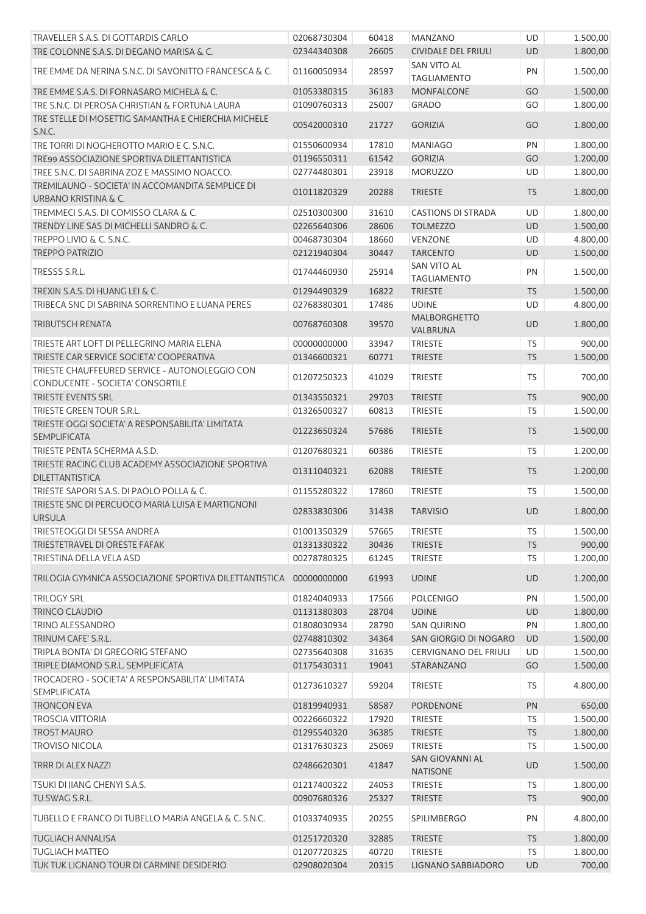| | | | | | |
|---|---|---|---|---|---|
| TRAVELLER S.A.S. DI GOTTARDIS CARLO | 02068730304 | 60418 | MANZANO | UD | 1.500,00 |
| TRE COLONNE S.A.S. DI DEGANO MARISA & C. | 02344340308 | 26605 | CIVIDALE DEL FRIULI | UD | 1.800,00 |
| TRE EMME DA NERINA S.N.C. DI SAVONITTO FRANCESCA & C. | 01160050934 | 28597 | SAN VITO AL TAGLIAMENTO | PN | 1.500,00 |
| TRE EMME S.A.S. DI FORNASARO MICHELA & C. | 01053380315 | 36183 | MONFALCONE | GO | 1.500,00 |
| TRE S.N.C. DI PEROSA CHRISTIAN & FORTUNA LAURA | 01090760313 | 25007 | GRADO | GO | 1.800,00 |
| TRE STELLE DI MOSETTIG SAMANTHA E CHIERCHIA MICHELE S.N.C. | 00542000310 | 21727 | GORIZIA | GO | 1.800,00 |
| TRE TORRI DI NOGHEROTTO MARIO E C. S.N.C. | 01550600934 | 17810 | MANIAGO | PN | 1.800,00 |
| TRE99 ASSOCIAZIONE SPORTIVA DILETTANTISTICA | 01196550311 | 61542 | GORIZIA | GO | 1.200,00 |
| TREE S.N.C. DI SABRINA ZOZ E MASSIMO NOACCO. | 02774480301 | 23918 | MORUZZO | UD | 1.800,00 |
| TREMILAUNO - SOCIETA' IN ACCOMANDITA SEMPLICE DI URBANO KRISTINA & C. | 01011820329 | 20288 | TRIESTE | TS | 1.800,00 |
| TREMMECI S.A.S. DI COMISSO CLARA & C. | 02510300300 | 31610 | CASTIONS DI STRADA | UD | 1.800,00 |
| TRENDY LINE SAS DI MICHELLI SANDRO & C. | 02265640306 | 28606 | TOLMEZZO | UD | 1.500,00 |
| TREPPO LIVIO & C. S.N.C. | 00468730304 | 18660 | VENZONE | UD | 4.800,00 |
| TREPPO PATRIZIO | 02121940304 | 30447 | TARCENTO | UD | 1.500,00 |
| TRESSS S.R.L. | 01744460930 | 25914 | SAN VITO AL TAGLIAMENTO | PN | 1.500,00 |
| TREXIN S.A.S. DI HUANG LEI & C. | 01294490329 | 16822 | TRIESTE | TS | 1.500,00 |
| TRIBECA SNC DI SABRINA SORRENTINO E LUANA PERES | 02768380301 | 17486 | UDINE | UD | 4.800,00 |
| TRIBUTSCH RENATA | 00768760308 | 39570 | MALBORGHETTO VALBRUNA | UD | 1.800,00 |
| TRIESTE ART LOFT DI PELLEGRINO MARIA ELENA | 00000000000 | 33947 | TRIESTE | TS | 900,00 |
| TRIESTE CAR SERVICE SOCIETA' COOPERATIVA | 01346600321 | 60771 | TRIESTE | TS | 1.500,00 |
| TRIESTE CHAUFFEURED SERVICE - AUTONOLEGGIO CON CONDUCENTE - SOCIETA' CONSORTILE | 01207250323 | 41029 | TRIESTE | TS | 700,00 |
| TRIESTE EVENTS SRL | 01343550321 | 29703 | TRIESTE | TS | 900,00 |
| TRIESTE GREEN TOUR S.R.L. | 01326500327 | 60813 | TRIESTE | TS | 1.500,00 |
| TRIESTE OGGI SOCIETA' A RESPONSABILITA' LIMITATA SEMPLIFICATA | 01223650324 | 57686 | TRIESTE | TS | 1.500,00 |
| TRIESTE PENTA SCHERMA A.S.D. | 01207680321 | 60386 | TRIESTE | TS | 1.200,00 |
| TRIESTE RACING CLUB ACADEMY ASSOCIAZIONE SPORTIVA DILETTANTISTICA | 01311040321 | 62088 | TRIESTE | TS | 1.200,00 |
| TRIESTE SAPORI S.A.S. DI PAOLO POLLA & C. | 01155280322 | 17860 | TRIESTE | TS | 1.500,00 |
| TRIESTE SNC DI PERCUOCO MARIA LUISA E MARTIGNONI URSULA | 02833830306 | 31438 | TARVISIO | UD | 1.800,00 |
| TRIESTEOGGI DI SESSA ANDREA | 01001350329 | 57665 | TRIESTE | TS | 1.500,00 |
| TRIESTETRAVEL DI ORESTE FAFAK | 01331330322 | 30436 | TRIESTE | TS | 900,00 |
| TRIESTINA DELLA VELA ASD | 00278780325 | 61245 | TRIESTE | TS | 1.200,00 |
| TRILOGIA GYMNICA ASSOCIAZIONE SPORTIVA DILETTANTISTICA | 00000000000 | 61993 | UDINE | UD | 1.200,00 |
| TRILOGY SRL | 01824040933 | 17566 | POLCENIGO | PN | 1.500,00 |
| TRINCO CLAUDIO | 01131380303 | 28704 | UDINE | UD | 1.800,00 |
| TRINO ALESSANDRO | 01808030934 | 28790 | SAN QUIRINO | PN | 1.800,00 |
| TRINUM CAFE' S.R.L. | 02748810302 | 34364 | SAN GIORGIO DI NOGARO | UD | 1.500,00 |
| TRIPLA BONTA' DI GREGORIG STEFANO | 02735640308 | 31635 | CERVIGNANO DEL FRIULI | UD | 1.500,00 |
| TRIPLE DIAMOND S.R.L. SEMPLIFICATA | 01175430311 | 19041 | STARANZANO | GO | 1.500,00 |
| TROCADERO - SOCIETA' A RESPONSABILITA' LIMITATA SEMPLIFICATA | 01273610327 | 59204 | TRIESTE | TS | 4.800,00 |
| TRONCON EVA | 01819940931 | 58587 | PORDENONE | PN | 650,00 |
| TROSCIA VITTORIA | 00226660322 | 17920 | TRIESTE | TS | 1.500,00 |
| TROST MAURO | 01295540320 | 36385 | TRIESTE | TS | 1.800,00 |
| TROVISO NICOLA | 01317630323 | 25069 | TRIESTE | TS | 1.500,00 |
| TRRR DI ALEX NAZZI | 02486620301 | 41847 | SAN GIOVANNI AL NATISONE | UD | 1.500,00 |
| TSUKI DI JIANG CHENYI S.A.S. | 01217400322 | 24053 | TRIESTE | TS | 1.800,00 |
| TU.SWAG S.R.L. | 00907680326 | 25327 | TRIESTE | TS | 900,00 |
| TUBELLO E FRANCO DI TUBELLO MARIA ANGELA & C. S.N.C. | 01033740935 | 20255 | SPILIMBERGO | PN | 4.800,00 |
| TUGLIACH ANNALISA | 01251720320 | 32885 | TRIESTE | TS | 1.800,00 |
| TUGLIACH MATTEO | 01207720325 | 40720 | TRIESTE | TS | 1.800,00 |
| TUK TUK LIGNANO TOUR DI CARMINE DESIDERIO | 02908020304 | 20315 | LIGNANO SABBIADORO | UD | 700,00 |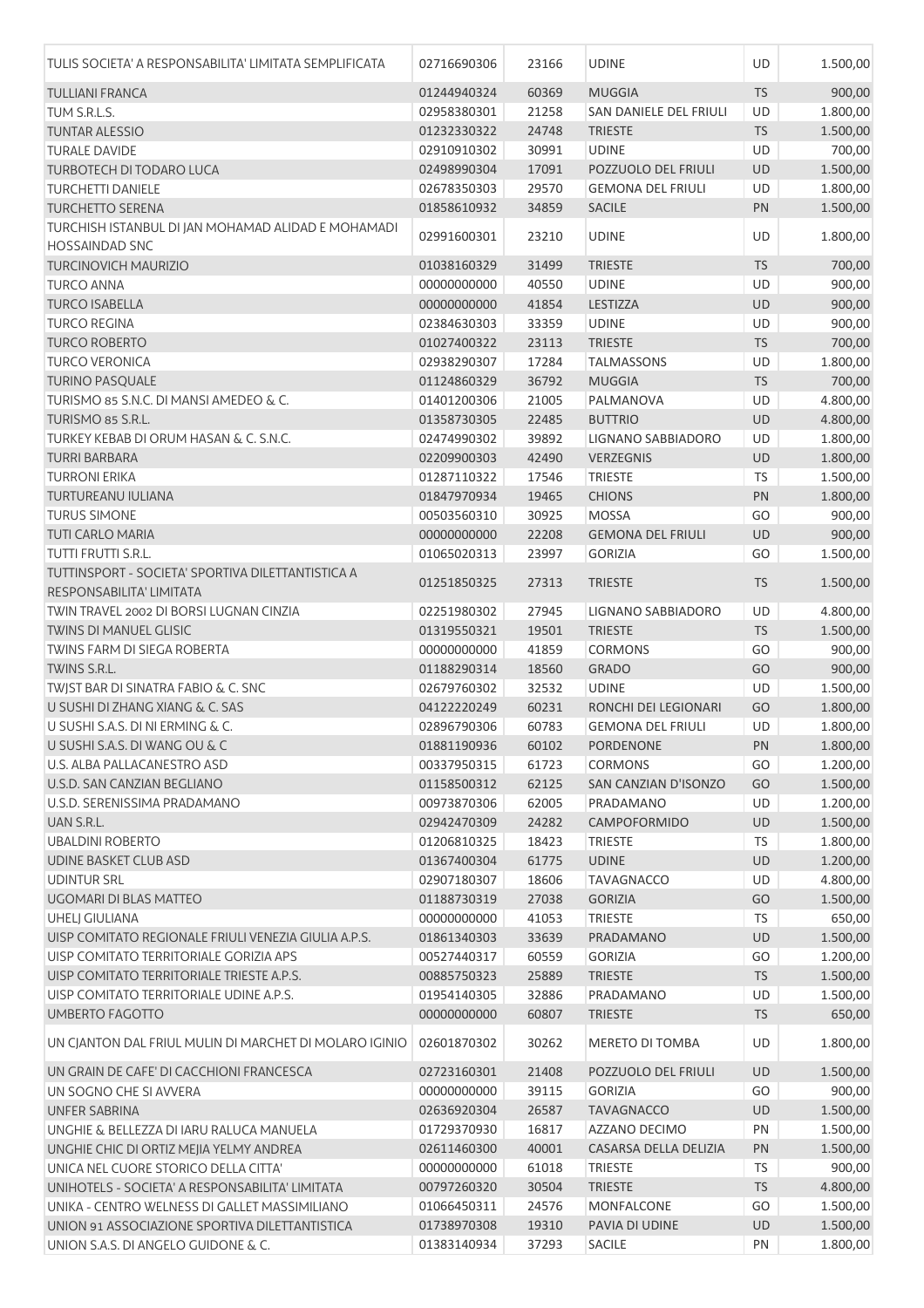| | | | | | |
|---|---|---|---|---|---|
| TULIS SOCIETA' A RESPONSABILITA' LIMITATA SEMPLIFICATA | 02716690306 | 23166 | UDINE | UD | 1.500,00 |
| TULLIANI FRANCA | 01244940324 | 60369 | MUGGIA | TS | 900,00 |
| TUM S.R.L.S. | 02958380301 | 21258 | SAN DANIELE DEL FRIULI | UD | 1.800,00 |
| TUNTAR ALESSIO | 01232330322 | 24748 | TRIESTE | TS | 1.500,00 |
| TURALE DAVIDE | 02910910302 | 30991 | UDINE | UD | 700,00 |
| TURBOTECH DI TODARO LUCA | 02498990304 | 17091 | POZZUOLO DEL FRIULI | UD | 1.500,00 |
| TURCHETTI DANIELE | 02678350303 | 29570 | GEMONA DEL FRIULI | UD | 1.800,00 |
| TURCHETTO SERENA | 01858610932 | 34859 | SACILE | PN | 1.500,00 |
| TURCHISH ISTANBUL DI JAN MOHAMAD ALIDAD E MOHAMADI HOSSAINDAD SNC | 02991600301 | 23210 | UDINE | UD | 1.800,00 |
| TURCINOVICH MAURIZIO | 01038160329 | 31499 | TRIESTE | TS | 700,00 |
| TURCO ANNA | 00000000000 | 40550 | UDINE | UD | 900,00 |
| TURCO ISABELLA | 00000000000 | 41854 | LESTIZZA | UD | 900,00 |
| TURCO REGINA | 02384630303 | 33359 | UDINE | UD | 900,00 |
| TURCO ROBERTO | 01027400322 | 23113 | TRIESTE | TS | 700,00 |
| TURCO VERONICA | 02938290307 | 17284 | TALMASSONS | UD | 1.800,00 |
| TURINO PASQUALE | 01124860329 | 36792 | MUGGIA | TS | 700,00 |
| TURISMO 85 S.N.C. DI MANSI AMEDEO & C. | 01401200306 | 21005 | PALMANOVA | UD | 4.800,00 |
| TURISMO 85 S.R.L. | 01358730305 | 22485 | BUTTRIO | UD | 4.800,00 |
| TURKEY KEBAB DI ORUM HASAN & C. S.N.C. | 02474990302 | 39892 | LIGNANO SABBIADORO | UD | 1.800,00 |
| TURRI BARBARA | 02209900303 | 42490 | VERZEGNIS | UD | 1.800,00 |
| TURRONI ERIKA | 01287110322 | 17546 | TRIESTE | TS | 1.500,00 |
| TURTUREANU IULIANA | 01847970934 | 19465 | CHIONS | PN | 1.800,00 |
| TURUS SIMONE | 00503560310 | 30925 | MOSSA | GO | 900,00 |
| TUTI CARLO MARIA | 00000000000 | 22208 | GEMONA DEL FRIULI | UD | 900,00 |
| TUTTI FRUTTI S.R.L. | 01065020313 | 23997 | GORIZIA | GO | 1.500,00 |
| TUTTINSPORT - SOCIETA' SPORTIVA DILETTANTISTICA A RESPONSABILITA' LIMITATA | 01251850325 | 27313 | TRIESTE | TS | 1.500,00 |
| TWIN TRAVEL 2002 DI BORSI LUGNAN CINZIA | 02251980302 | 27945 | LIGNANO SABBIADORO | UD | 4.800,00 |
| TWINS DI MANUEL GLISIC | 01319550321 | 19501 | TRIESTE | TS | 1.500,00 |
| TWINS FARM DI SIEGA ROBERTA | 00000000000 | 41859 | CORMONS | GO | 900,00 |
| TWINS S.R.L. | 01188290314 | 18560 | GRADO | GO | 900,00 |
| TWJST BAR DI SINATRA FABIO & C. SNC | 02679760302 | 32532 | UDINE | UD | 1.500,00 |
| U SUSHI DI ZHANG XIANG & C. SAS | 04122220249 | 60231 | RONCHI DEI LEGIONARI | GO | 1.800,00 |
| U SUSHI S.A.S. DI NI ERMING & C. | 02896790306 | 60783 | GEMONA DEL FRIULI | UD | 1.800,00 |
| U SUSHI S.A.S. DI WANG OU & C | 01881190936 | 60102 | PORDENONE | PN | 1.800,00 |
| U.S. ALBA PALLACANESTRO ASD | 00337950315 | 61723 | CORMONS | GO | 1.200,00 |
| U.S.D. SAN CANZIAN BEGLIANO | 01158500312 | 62125 | SAN CANZIAN D'ISONZO | GO | 1.500,00 |
| U.S.D. SERENISSIMA PRADAMANO | 00973870306 | 62005 | PRADAMANO | UD | 1.200,00 |
| UAN S.R.L. | 02942470309 | 24282 | CAMPOFORMIDO | UD | 1.500,00 |
| UBALDINI ROBERTO | 01206810325 | 18423 | TRIESTE | TS | 1.800,00 |
| UDINE BASKET CLUB ASD | 01367400304 | 61775 | UDINE | UD | 1.200,00 |
| UDINTUR SRL | 02907180307 | 18606 | TAVAGNACCO | UD | 4.800,00 |
| UGOMARI DI BLAS MATTEO | 01188730319 | 27038 | GORIZIA | GO | 1.500,00 |
| UHELJ GIULIANA | 00000000000 | 41053 | TRIESTE | TS | 650,00 |
| UISP COMITATO REGIONALE FRIULI VENEZIA GIULIA A.P.S. | 01861340303 | 33639 | PRADAMANO | UD | 1.500,00 |
| UISP COMITATO TERRITORIALE GORIZIA APS | 00527440317 | 60559 | GORIZIA | GO | 1.200,00 |
| UISP COMITATO TERRITORIALE TRIESTE A.P.S. | 00885750323 | 25889 | TRIESTE | TS | 1.500,00 |
| UISP COMITATO TERRITORIALE UDINE A.P.S. | 01954140305 | 32886 | PRADAMANO | UD | 1.500,00 |
| UMBERTO FAGOTTO | 00000000000 | 60807 | TRIESTE | TS | 650,00 |
| UN CJANTON DAL FRIUL MULIN DI MARCHET DI MOLARO IGINIO | 02601870302 | 30262 | MERETO DI TOMBA | UD | 1.800,00 |
| UN GRAIN DE CAFE' DI CACCHIONI FRANCESCA | 02723160301 | 21408 | POZZUOLO DEL FRIULI | UD | 1.500,00 |
| UN SOGNO CHE SI AVVERA | 00000000000 | 39115 | GORIZIA | GO | 900,00 |
| UNFER SABRINA | 02636920304 | 26587 | TAVAGNACCO | UD | 1.500,00 |
| UNGHIE & BELLEZZA DI IARU RALUCA MANUELA | 01729370930 | 16817 | AZZANO DECIMO | PN | 1.500,00 |
| UNGHIE CHIC DI ORTIZ MEJIA YELMY ANDREA | 02611460300 | 40001 | CASARSA DELLA DELIZIA | PN | 1.500,00 |
| UNICA NEL CUORE STORICO DELLA CITTA' | 00000000000 | 61018 | TRIESTE | TS | 900,00 |
| UNIHOTELS - SOCIETA' A RESPONSABILITA' LIMITATA | 00797260320 | 30504 | TRIESTE | TS | 4.800,00 |
| UNIKA - CENTRO WELNESS DI GALLET MASSIMILIANO | 01066450311 | 24576 | MONFALCONE | GO | 1.500,00 |
| UNION 91 ASSOCIAZIONE SPORTIVA DILETTANTISTICA | 01738970308 | 19310 | PAVIA DI UDINE | UD | 1.500,00 |
| UNION S.A.S. DI ANGELO GUIDONE & C. | 01383140934 | 37293 | SACILE | PN | 1.800,00 |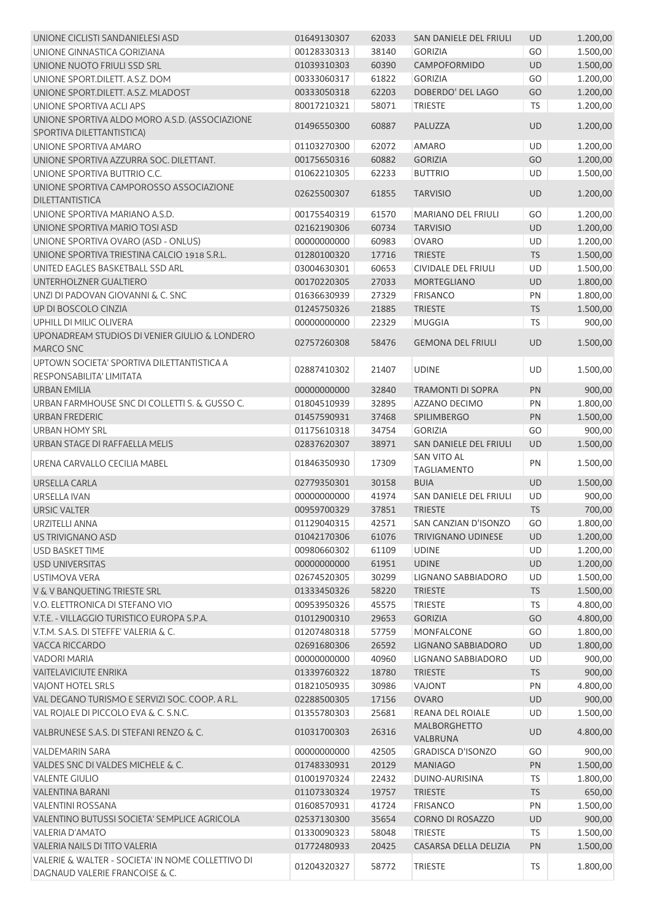| | | | | | |
|---|---|---|---|---|---|
| UNIONE CICLISTI SANDANIELESI ASD | 01649130307 | 62033 | SAN DANIELE DEL FRIULI | UD | 1.200,00 |
| UNIONE GINNASTICA GORIZIANA | 00128330313 | 38140 | GORIZIA | GO | 1.500,00 |
| UNIONE NUOTO FRIULI SSD SRL | 01039310303 | 60390 | CAMPOFORMIDO | UD | 1.500,00 |
| UNIONE SPORT.DILETT. A.S.Z. DOM | 00333060317 | 61822 | GORIZIA | GO | 1.200,00 |
| UNIONE SPORT.DILETT. A.S.Z. MLADOST | 00333050318 | 62203 | DOBERDO' DEL LAGO | GO | 1.200,00 |
| UNIONE SPORTIVA ACLI APS | 80017210321 | 58071 | TRIESTE | TS | 1.200,00 |
| UNIONE SPORTIVA ALDO MORO A.S.D. (ASSOCIAZIONE SPORTIVA DILETTANTISTICA) | 01496550300 | 60887 | PALUZZA | UD | 1.200,00 |
| UNIONE SPORTIVA AMARO | 01103270300 | 62072 | AMARO | UD | 1.200,00 |
| UNIONE SPORTIVA AZZURRA SOC. DILETTANT. | 00175650316 | 60882 | GORIZIA | GO | 1.200,00 |
| UNIONE SPORTIVA BUTTRIO C.C. | 01062210305 | 62233 | BUTTRIO | UD | 1.500,00 |
| UNIONE SPORTIVA CAMPOROSSO ASSOCIAZIONE DILETTANTISTICA | 02625500307 | 61855 | TARVISIO | UD | 1.200,00 |
| UNIONE SPORTIVA MARIANO A.S.D. | 00175540319 | 61570 | MARIANO DEL FRIULI | GO | 1.200,00 |
| UNIONE SPORTIVA MARIO TOSI ASD | 02162190306 | 60734 | TARVISIO | UD | 1.200,00 |
| UNIONE SPORTIVA OVARO (ASD - ONLUS) | 00000000000 | 60983 | OVARO | UD | 1.200,00 |
| UNIONE SPORTIVA TRIESTINA CALCIO 1918 S.R.L. | 01280100320 | 17716 | TRIESTE | TS | 1.500,00 |
| UNITED EAGLES BASKETBALL SSD ARL | 03004630301 | 60653 | CIVIDALE DEL FRIULI | UD | 1.500,00 |
| UNTERHOLZNER GUALTIERO | 00170220305 | 27033 | MORTEGLIANO | UD | 1.800,00 |
| UNZI DI PADOVAN GIOVANNI & C. SNC | 01636630939 | 27329 | FRISANCO | PN | 1.800,00 |
| UP DI BOSCOLO CINZIA | 01245750326 | 21885 | TRIESTE | TS | 1.500,00 |
| UPHILL DI MILIC OLIVERA | 00000000000 | 22329 | MUGGIA | TS | 900,00 |
| UPONADREAM STUDIOS DI VENIER GIULIO & LONDERO MARCO SNC | 02757260308 | 58476 | GEMONA DEL FRIULI | UD | 1.500,00 |
| UPTOWN SOCIETA' SPORTIVA DILETTANTISTICA A RESPONSABILITA' LIMITATA | 02887410302 | 21407 | UDINE | UD | 1.500,00 |
| URBAN EMILIA | 00000000000 | 32840 | TRAMONTI DI SOPRA | PN | 900,00 |
| URBAN FARMHOUSE SNC DI COLLETTI S. & GUSSO C. | 01804510939 | 32895 | AZZANO DECIMO | PN | 1.800,00 |
| URBAN FREDERIC | 01457590931 | 37468 | SPILIMBERGO | PN | 1.500,00 |
| URBAN HOMY SRL | 01175610318 | 34754 | GORIZIA | GO | 900,00 |
| URBAN STAGE DI RAFFAELLA MELIS | 02837620307 | 38971 | SAN DANIELE DEL FRIULI | UD | 1.500,00 |
| URENA CARVALLO CECILIA MABEL | 01846350930 | 17309 | SAN VITO AL TAGLIAMENTO | PN | 1.500,00 |
| URSELLA CARLA | 02779350301 | 30158 | BUIA | UD | 1.500,00 |
| URSELLA IVAN | 00000000000 | 41974 | SAN DANIELE DEL FRIULI | UD | 900,00 |
| URSIC VALTER | 00959700329 | 37851 | TRIESTE | TS | 700,00 |
| URZITELLI ANNA | 01129040315 | 42571 | SAN CANZIAN D'ISONZO | GO | 1.800,00 |
| US TRIVIGNANO ASD | 01042170306 | 61076 | TRIVIGNANO UDINESE | UD | 1.200,00 |
| USD BASKET TIME | 00980660302 | 61109 | UDINE | UD | 1.200,00 |
| USD UNIVERSITAS | 00000000000 | 61951 | UDINE | UD | 1.200,00 |
| USTIMOVA VERA | 02674520305 | 30299 | LIGNANO SABBIADORO | UD | 1.500,00 |
| V & V BANQUETING TRIESTE SRL | 01333450326 | 58220 | TRIESTE | TS | 1.500,00 |
| V.O. ELETTRONICA DI STEFANO VIO | 00953950326 | 45575 | TRIESTE | TS | 4.800,00 |
| V.T.E. - VILLAGGIO TURISTICO EUROPA S.P.A. | 01012900310 | 29653 | GORIZIA | GO | 4.800,00 |
| V.T.M. S.A.S. DI STEFFE' VALERIA & C. | 01207480318 | 57759 | MONFALCONE | GO | 1.800,00 |
| VACCA RICCARDO | 02691680306 | 26592 | LIGNANO SABBIADORO | UD | 1.800,00 |
| VADORI MARIA | 00000000000 | 40960 | LIGNANO SABBIADORO | UD | 900,00 |
| VAITELAVICIUTE ENRIKA | 01339760322 | 18780 | TRIESTE | TS | 900,00 |
| VAJONT HOTEL SRLS | 01821050935 | 30986 | VAJONT | PN | 4.800,00 |
| VAL DEGANO TURISMO E SERVIZI SOC. COOP. A R.L. | 02288500305 | 17156 | OVARO | UD | 900,00 |
| VAL ROJALE DI PICCOLO EVA & C. S.N.C. | 01355780303 | 25681 | REANA DEL ROIALE | UD | 1.500,00 |
| VALBRUNESE S.A.S. DI STEFANI RENZO & C. | 01031700303 | 26316 | MALBORGHETTO VALBRUNA | UD | 4.800,00 |
| VALDEMARIN SARA | 00000000000 | 42505 | GRADISCA D'ISONZO | GO | 900,00 |
| VALDES SNC DI VALDES MICHELE & C. | 01748330931 | 20129 | MANIAGO | PN | 1.500,00 |
| VALENTE GIULIO | 01001970324 | 22432 | DUINO-AURISINA | TS | 1.800,00 |
| VALENTINA BARANI | 01107330324 | 19757 | TRIESTE | TS | 650,00 |
| VALENTINI ROSSANA | 01608570931 | 41724 | FRISANCO | PN | 1.500,00 |
| VALENTINO BUTUSSI SOCIETA' SEMPLICE AGRICOLA | 02537130300 | 35654 | CORNO DI ROSAZZO | UD | 900,00 |
| VALERIA D'AMATO | 01330090323 | 58048 | TRIESTE | TS | 1.500,00 |
| VALERIA NAILS DI TITO VALERIA | 01772480933 | 20425 | CASARSA DELLA DELIZIA | PN | 1.500,00 |
| VALERIE & WALTER - SOCIETA' IN NOME COLLETTIVO DI DAGNAUD VALERIE FRANCOISE & C. | 01204320327 | 58772 | TRIESTE | TS | 1.800,00 |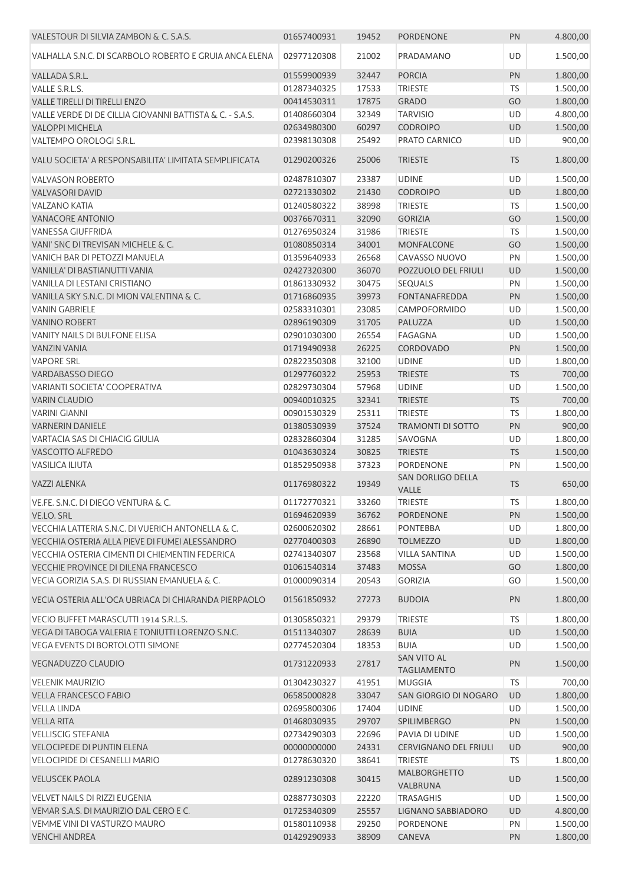| VALESTOUR DI SILVIA ZAMBON & C. S.A.S. | 01657400931 | 19452 | PORDENONE | PN | 4.800,00 |
|---|---|---|---|---|---|
| VALHALLA S.N.C. DI SCARBOLO ROBERTO E GRUIA ANCA ELENA | 02977120308 | 21002 | PRADAMANO | UD | 1.500,00 |
| VALLADA S.R.L. | 01559900939 | 32447 | PORCIA | PN | 1.800,00 |
| VALLE S.R.L.S. | 01287340325 | 17533 | TRIESTE | TS | 1.500,00 |
| VALLE TIRELLI DI TIRELLI ENZO | 00414530311 | 17875 | GRADO | GO | 1.800,00 |
| VALLE VERDE DI DE CILLIA GIOVANNI BATTISTA & C. - S.A.S. | 01408660304 | 32349 | TARVISIO | UD | 4.800,00 |
| VALOPPI MICHELA | 02634980300 | 60297 | CODROIPO | UD | 1.500,00 |
| VALTEMPO OROLOGI S.R.L. | 02398130308 | 25492 | PRATO CARNICO | UD | 900,00 |
| VALU SOCIETA' A RESPONSABILITA' LIMITATA SEMPLIFICATA | 01290200326 | 25006 | TRIESTE | TS | 1.800,00 |
| VALVASON ROBERTO | 02487810307 | 23387 | UDINE | UD | 1.500,00 |
| VALVASORI DAVID | 02721330302 | 21430 | CODROIPO | UD | 1.800,00 |
| VALZANO KATIA | 01240580322 | 38998 | TRIESTE | TS | 1.500,00 |
| VANACORE ANTONIO | 00376670311 | 32090 | GORIZIA | GO | 1.500,00 |
| VANESSA GIUFFRIDA | 01276950324 | 31986 | TRIESTE | TS | 1.500,00 |
| VANI' SNC DI TREVISAN MICHELE & C. | 01080850314 | 34001 | MONFALCONE | GO | 1.500,00 |
| VANICH BAR DI PETOZZI MANUELA | 01359640933 | 26568 | CAVASSO NUOVO | PN | 1.500,00 |
| VANILLA' DI BASTIANUTTI VANIA | 02427320300 | 36070 | POZZUOLO DEL FRIULI | UD | 1.500,00 |
| VANILLA DI LESTANI CRISTIANO | 01861330932 | 30475 | SEQUALS | PN | 1.500,00 |
| VANILLA SKY S.N.C. DI MION VALENTINA & C. | 01716860935 | 39973 | FONTANAFREDDA | PN | 1.500,00 |
| VANIN GABRIELE | 02583310301 | 23085 | CAMPOFORMIDO | UD | 1.500,00 |
| VANINO ROBERT | 02896190309 | 31705 | PALUZZA | UD | 1.500,00 |
| VANITY NAILS DI BULFONE ELISA | 02901030300 | 26554 | FAGAGNA | UD | 1.500,00 |
| VANZIN VANIA | 01719490938 | 26225 | CORDOVADO | PN | 1.500,00 |
| VAPORE SRL | 02822350308 | 32100 | UDINE | UD | 1.800,00 |
| VARDABASSO DIEGO | 01297760322 | 25953 | TRIESTE | TS | 700,00 |
| VARIANTI SOCIETA' COOPERATIVA | 02829730304 | 57968 | UDINE | UD | 1.500,00 |
| VARIN CLAUDIO | 00940010325 | 32341 | TRIESTE | TS | 700,00 |
| VARINI GIANNI | 00901530329 | 25311 | TRIESTE | TS | 1.800,00 |
| VARNERIN DANIELE | 01380530939 | 37524 | TRAMONTI DI SOTTO | PN | 900,00 |
| VARTACIA SAS DI CHIACIG GIULIA | 02832860304 | 31285 | SAVOGNA | UD | 1.800,00 |
| VASCOTTO ALFREDO | 01043630324 | 30825 | TRIESTE | TS | 1.500,00 |
| VASILICA ILIUTA | 01852950938 | 37323 | PORDENONE | PN | 1.500,00 |
| VAZZI ALENKA | 01176980322 | 19349 | SAN DORLIGO DELLA VALLE | TS | 650,00 |
| VE.FE. S.N.C. DI DIEGO VENTURA & C. | 01172770321 | 33260 | TRIESTE | TS | 1.800,00 |
| VE.LO. SRL | 01694620939 | 36762 | PORDENONE | PN | 1.500,00 |
| VECCHIA LATTERIA S.N.C. DI VUERICH ANTONELLA & C. | 02600620302 | 28661 | PONTEBBA | UD | 1.800,00 |
| VECCHIA OSTERIA ALLA PIEVE DI FUMEI ALESSANDRO | 02770400303 | 26890 | TOLMEZZO | UD | 1.800,00 |
| VECCHIA OSTERIA CIMENTI DI CHIEMENTIN FEDERICA | 02741340307 | 23568 | VILLA SANTINA | UD | 1.500,00 |
| VECCHIE PROVINCE DI DILENA FRANCESCO | 01061540314 | 37483 | MOSSA | GO | 1.800,00 |
| VECIA GORIZIA S.A.S. DI RUSSIAN EMANUELA & C. | 01000090314 | 20543 | GORIZIA | GO | 1.500,00 |
| VECIA OSTERIA ALL'OCA UBRIACA DI CHIARANDA PIERPAOLO | 01561850932 | 27273 | BUDOIA | PN | 1.800,00 |
| VECIO BUFFET MARASCUTTI 1914 S.R.L.S. | 01305850321 | 29379 | TRIESTE | TS | 1.800,00 |
| VEGA DI TABOGA VALERIA E TONIUTTI LORENZO S.N.C. | 01511340307 | 28639 | BUIA | UD | 1.500,00 |
| VEGA EVENTS DI BORTOLOTTI SIMONE | 02774520304 | 18353 | BUIA | UD | 1.500,00 |
| VEGNADUZZO CLAUDIO | 01731220933 | 27817 | SAN VITO AL TAGLIAMENTO | PN | 1.500,00 |
| VELENIK MAURIZIO | 01304230327 | 41951 | MUGGIA | TS | 700,00 |
| VELLA FRANCESCO FABIO | 06585000828 | 33047 | SAN GIORGIO DI NOGARO | UD | 1.800,00 |
| VELLA LINDA | 02695800306 | 17404 | UDINE | UD | 1.500,00 |
| VELLA RITA | 01468030935 | 29707 | SPILIMBERGO | PN | 1.500,00 |
| VELLISCIG STEFANIA | 02734290303 | 22696 | PAVIA DI UDINE | UD | 1.500,00 |
| VELOCIPEDE DI PUNTIN ELENA | 00000000000 | 24331 | CERVIGNANO DEL FRIULI | UD | 900,00 |
| VELOCIPIDE DI CESANELLI MARIO | 01278630320 | 38641 | TRIESTE | TS | 1.800,00 |
| VELUSCEK PAOLA | 02891230308 | 30415 | MALBORGHETTO VALBRUNA | UD | 1.500,00 |
| VELVET NAILS DI RIZZI EUGENIA | 02887730303 | 22220 | TRASAGHIS | UD | 1.500,00 |
| VEMAR S.A.S. DI MAURIZIO DAL CERO E C. | 01725340309 | 25557 | LIGNANO SABBIADORO | UD | 4.800,00 |
| VEMME VINI DI VASTURZO MAURO | 01580110938 | 29250 | PORDENONE | PN | 1.500,00 |
| VENCHI ANDREA | 01429290933 | 38909 | CANEVA | PN | 1.800,00 |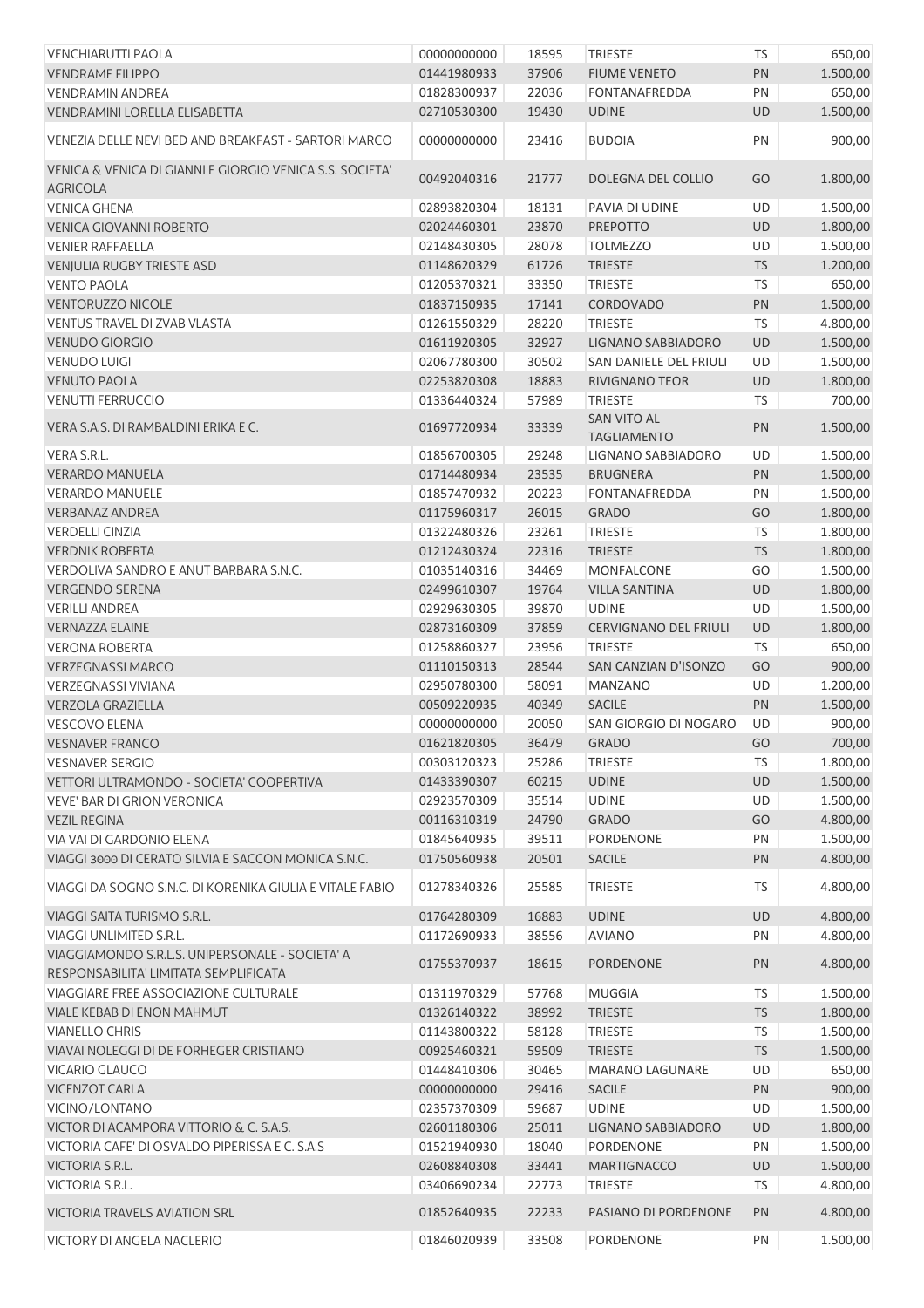| | | | | | |
|---|---|---|---|---|---|
| VENCHIARUTTI PAOLA | 00000000000 | 18595 | TRIESTE | TS | 650,00 |
| VENDRAME FILIPPO | 01441980933 | 37906 | FIUME VENETO | PN | 1.500,00 |
| VENDRAMIN ANDREA | 01828300937 | 22036 | FONTANAFREDDA | PN | 650,00 |
| VENDRAMINI LORELLA ELISABETTA | 02710530300 | 19430 | UDINE | UD | 1.500,00 |
| VENEZIA DELLE NEVI BED AND BREAKFAST - SARTORI MARCO | 00000000000 | 23416 | BUDOIA | PN | 900,00 |
| VENICA & VENICA DI GIANNI E GIORGIO VENICA S.S. SOCIETA' AGRICOLA | 00492040316 | 21777 | DOLEGNA DEL COLLIO | GO | 1.800,00 |
| VENICA GHENA | 02893820304 | 18131 | PAVIA DI UDINE | UD | 1.500,00 |
| VENICA GIOVANNI ROBERTO | 02024460301 | 23870 | PREPOTTO | UD | 1.800,00 |
| VENIER RAFFAELLA | 02148430305 | 28078 | TOLMEZZO | UD | 1.500,00 |
| VENJULIA RUGBY TRIESTE ASD | 01148620329 | 61726 | TRIESTE | TS | 1.200,00 |
| VENTO PAOLA | 01205370321 | 33350 | TRIESTE | TS | 650,00 |
| VENTORUZZO NICOLE | 01837150935 | 17141 | CORDOVADO | PN | 1.500,00 |
| VENTUS TRAVEL DI ZVAB VLASTA | 01261550329 | 28220 | TRIESTE | TS | 4.800,00 |
| VENUDO GIORGIO | 01611920305 | 32927 | LIGNANO SABBIADORO | UD | 1.500,00 |
| VENUDO LUIGI | 02067780300 | 30502 | SAN DANIELE DEL FRIULI | UD | 1.500,00 |
| VENUTO PAOLA | 02253820308 | 18883 | RIVIGNANO TEOR | UD | 1.800,00 |
| VENUTTI FERRUCCIO | 01336440324 | 57989 | TRIESTE | TS | 700,00 |
| VERA S.A.S. DI RAMBALDINI ERIKA E C. | 01697720934 | 33339 | SAN VITO AL TAGLIAMENTO | PN | 1.500,00 |
| VERA S.R.L. | 01856700305 | 29248 | LIGNANO SABBIADORO | UD | 1.500,00 |
| VERARDO MANUELA | 01714480934 | 23535 | BRUGNERA | PN | 1.500,00 |
| VERARDO MANUELE | 01857470932 | 20223 | FONTANAFREDDA | PN | 1.500,00 |
| VERBANAZ ANDREA | 01175960317 | 26015 | GRADO | GO | 1.800,00 |
| VERDELLI CINZIA | 01322480326 | 23261 | TRIESTE | TS | 1.800,00 |
| VERDNIK ROBERTA | 01212430324 | 22316 | TRIESTE | TS | 1.800,00 |
| VERDOLIVA SANDRO E ANUT BARBARA S.N.C. | 01035140316 | 34469 | MONFALCONE | GO | 1.500,00 |
| VERGENDO SERENA | 02499610307 | 19764 | VILLA SANTINA | UD | 1.800,00 |
| VERILLI ANDREA | 02929630305 | 39870 | UDINE | UD | 1.500,00 |
| VERNAZZA ELAINE | 02873160309 | 37859 | CERVIGNANO DEL FRIULI | UD | 1.800,00 |
| VERONA ROBERTA | 01258860327 | 23956 | TRIESTE | TS | 650,00 |
| VERZEGNASSI MARCO | 01110150313 | 28544 | SAN CANZIAN D'ISONZO | GO | 900,00 |
| VERZEGNASSI VIVIANA | 02950780300 | 58091 | MANZANO | UD | 1.200,00 |
| VERZOLA GRAZIELLA | 00509220935 | 40349 | SACILE | PN | 1.500,00 |
| VESCOVO ELENA | 00000000000 | 20050 | SAN GIORGIO DI NOGARO | UD | 900,00 |
| VESNAVER FRANCO | 01621820305 | 36479 | GRADO | GO | 700,00 |
| VESNAVER SERGIO | 00303120323 | 25286 | TRIESTE | TS | 1.800,00 |
| VETTORI ULTRAMONDO - SOCIETA' COOPERTIVA | 01433390307 | 60215 | UDINE | UD | 1.500,00 |
| VEVE' BAR DI GRION VERONICA | 02923570309 | 35514 | UDINE | UD | 1.500,00 |
| VEZIL REGINA | 00116310319 | 24790 | GRADO | GO | 4.800,00 |
| VIA VAI DI GARDONIO ELENA | 01845640935 | 39511 | PORDENONE | PN | 1.500,00 |
| VIAGGI 3000 DI CERATO SILVIA E SACCON MONICA S.N.C. | 01750560938 | 20501 | SACILE | PN | 4.800,00 |
| VIAGGI DA SOGNO S.N.C. DI KORENIKA GIULIA E VITALE FABIO | 01278340326 | 25585 | TRIESTE | TS | 4.800,00 |
| VIAGGI SAITA TURISMO S.R.L. | 01764280309 | 16883 | UDINE | UD | 4.800,00 |
| VIAGGI UNLIMITED S.R.L. | 01172690933 | 38556 | AVIANO | PN | 4.800,00 |
| VIAGGIAMONDO S.R.L.S. UNIPERSONALE - SOCIETA' A RESPONSABILITA' LIMITATA SEMPLIFICATA | 01755370937 | 18615 | PORDENONE | PN | 4.800,00 |
| VIAGGIARE FREE ASSOCIAZIONE CULTURALE | 01311970329 | 57768 | MUGGIA | TS | 1.500,00 |
| VIALE KEBAB DI ENON MAHMUT | 01326140322 | 38992 | TRIESTE | TS | 1.800,00 |
| VIANELLO CHRIS | 01143800322 | 58128 | TRIESTE | TS | 1.500,00 |
| VIAVAI NOLEGGI DI DE FORHEGER CRISTIANO | 00925460321 | 59509 | TRIESTE | TS | 1.500,00 |
| VICARIO GLAUCO | 01448410306 | 30465 | MARANO LAGUNARE | UD | 650,00 |
| VICENZOT CARLA | 00000000000 | 29416 | SACILE | PN | 900,00 |
| VICINO/LONTANO | 02357370309 | 59687 | UDINE | UD | 1.500,00 |
| VICTOR DI ACAMPORA VITTORIO & C. S.A.S. | 02601180306 | 25011 | LIGNANO SABBIADORO | UD | 1.800,00 |
| VICTORIA CAFE' DI OSVALDO PIPERISSA E C. S.A.S | 01521940930 | 18040 | PORDENONE | PN | 1.500,00 |
| VICTORIA S.R.L. | 02608840308 | 33441 | MARTIGNACCO | UD | 1.500,00 |
| VICTORIA S.R.L. | 03406690234 | 22773 | TRIESTE | TS | 4.800,00 |
| VICTORIA TRAVELS AVIATION SRL | 01852640935 | 22233 | PASIANO DI PORDENONE | PN | 4.800,00 |
| VICTORY DI ANGELA NACLERIO | 01846020939 | 33508 | PORDENONE | PN | 1.500,00 |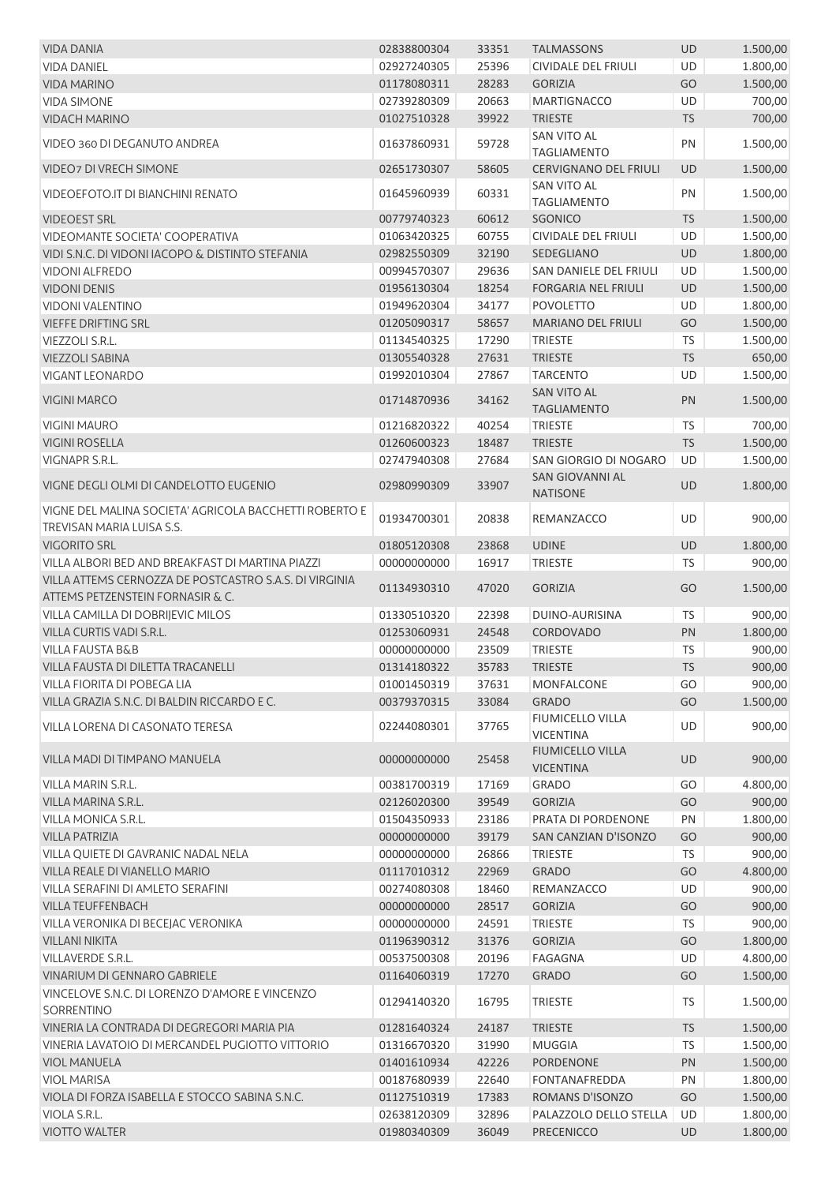| | | | | | |
|---|---|---|---|---|---|
| VIDA DANIA | 02838800304 | 33351 | TALMASSONS | UD | 1.500,00 |
| VIDA DANIEL | 02927240305 | 25396 | CIVIDALE DEL FRIULI | UD | 1.800,00 |
| VIDA MARINO | 01178080311 | 28283 | GORIZIA | GO | 1.500,00 |
| VIDA SIMONE | 02739280309 | 20663 | MARTIGNACCO | UD | 700,00 |
| VIDACH MARINO | 01027510328 | 39922 | TRIESTE | TS | 700,00 |
| VIDEO 360 DI DEGANUTO ANDREA | 01637860931 | 59728 | SAN VITO AL TAGLIAMENTO | PN | 1.500,00 |
| VIDEO7 DI VRECH SIMONE | 02651730307 | 58605 | CERVIGNANO DEL FRIULI | UD | 1.500,00 |
| VIDEOEFOTO.IT DI BIANCHINI RENATO | 01645960939 | 60331 | SAN VITO AL TAGLIAMENTO | PN | 1.500,00 |
| VIDEOEST SRL | 00779740323 | 60612 | SGONICO | TS | 1.500,00 |
| VIDEOMANTE SOCIETA' COOPERATIVA | 01063420325 | 60755 | CIVIDALE DEL FRIULI | UD | 1.500,00 |
| VIDI S.N.C. DI VIDONI IACOPO & DISTINTO STEFANIA | 02982550309 | 32190 | SEDEGLIANO | UD | 1.800,00 |
| VIDONI ALFREDO | 00994570307 | 29636 | SAN DANIELE DEL FRIULI | UD | 1.500,00 |
| VIDONI DENIS | 01956130304 | 18254 | FORGARIA NEL FRIULI | UD | 1.500,00 |
| VIDONI VALENTINO | 01949620304 | 34177 | POVOLETTO | UD | 1.800,00 |
| VIEFFE DRIFTING SRL | 01205090317 | 58657 | MARIANO DEL FRIULI | GO | 1.500,00 |
| VIEZZOLI S.R.L. | 01134540325 | 17290 | TRIESTE | TS | 1.500,00 |
| VIEZZOLI SABINA | 01305540328 | 27631 | TRIESTE | TS | 650,00 |
| VIGANT LEONARDO | 01992010304 | 27867 | TARCENTO | UD | 1.500,00 |
| VIGINI MARCO | 01714870936 | 34162 | SAN VITO AL TAGLIAMENTO | PN | 1.500,00 |
| VIGINI MAURO | 01216820322 | 40254 | TRIESTE | TS | 700,00 |
| VIGINI ROSELLA | 01260600323 | 18487 | TRIESTE | TS | 1.500,00 |
| VIGNAPR S.R.L. | 02747940308 | 27684 | SAN GIORGIO DI NOGARO | UD | 1.500,00 |
| VIGNE DEGLI OLMI DI CANDELOTTO EUGENIO | 02980990309 | 33907 | SAN GIOVANNI AL NATISONE | UD | 1.800,00 |
| VIGNE DEL MALINA SOCIETA' AGRICOLA BACCHETTI ROBERTO E TREVISAN MARIA LUISA S.S. | 01934700301 | 20838 | REMANZACCO | UD | 900,00 |
| VIGORITO SRL | 01805120308 | 23868 | UDINE | UD | 1.800,00 |
| VILLA ALBORI BED AND BREAKFAST DI MARTINA PIAZZI | 00000000000 | 16917 | TRIESTE | TS | 900,00 |
| VILLA ATTEMS CERNOZZA DE POSTCASTRO S.A.S. DI VIRGINIA ATTEMS PETZENSTEIN FORNASIR & C. | 01134930310 | 47020 | GORIZIA | GO | 1.500,00 |
| VILLA CAMILLA DI DOBRIJEVIC MILOS | 01330510320 | 22398 | DUINO-AURISINA | TS | 900,00 |
| VILLA CURTIS VADI S.R.L. | 01253060931 | 24548 | CORDOVADO | PN | 1.800,00 |
| VILLA FAUSTA B&B | 00000000000 | 23509 | TRIESTE | TS | 900,00 |
| VILLA FAUSTA DI DILETTA TRACANELLI | 01314180322 | 35783 | TRIESTE | TS | 900,00 |
| VILLA FIORITA DI POBEGA LIA | 01001450319 | 37631 | MONFALCONE | GO | 900,00 |
| VILLA GRAZIA S.N.C. DI BALDIN RICCARDO E C. | 00379370315 | 33084 | GRADO | GO | 1.500,00 |
| VILLA LORENA DI CASONATO TERESA | 02244080301 | 37765 | FIUMICELLO VILLA VICENTINA | UD | 900,00 |
| VILLA MADI DI TIMPANO MANUELA | 00000000000 | 25458 | FIUMICELLO VILLA VICENTINA | UD | 900,00 |
| VILLA MARIN S.R.L. | 00381700319 | 17169 | GRADO | GO | 4.800,00 |
| VILLA MARINA S.R.L. | 02126020300 | 39549 | GORIZIA | GO | 900,00 |
| VILLA MONICA S.R.L. | 01504350933 | 23186 | PRATA DI PORDENONE | PN | 1.800,00 |
| VILLA PATRIZIA | 00000000000 | 39179 | SAN CANZIAN D'ISONZO | GO | 900,00 |
| VILLA QUIETE DI GAVRANIC NADAL NELA | 00000000000 | 26866 | TRIESTE | TS | 900,00 |
| VILLA REALE DI VIANELLO MARIO | 01117010312 | 22969 | GRADO | GO | 4.800,00 |
| VILLA SERAFINI DI AMLETO SERAFINI | 00274080308 | 18460 | REMANZACCO | UD | 900,00 |
| VILLA TEUFFENBACH | 00000000000 | 28517 | GORIZIA | GO | 900,00 |
| VILLA VERONIKA DI BECEJAC VERONIKA | 00000000000 | 24591 | TRIESTE | TS | 900,00 |
| VILLANI NIKITA | 01196390312 | 31376 | GORIZIA | GO | 1.800,00 |
| VILLAVERDE S.R.L. | 00537500308 | 20196 | FAGAGNA | UD | 4.800,00 |
| VINARIUM DI GENNARO GABRIELE | 01164060319 | 17270 | GRADO | GO | 1.500,00 |
| VINCELOVE S.N.C. DI LORENZO D'AMORE E VINCENZO SORRENTINO | 01294140320 | 16795 | TRIESTE | TS | 1.500,00 |
| VINERIA LA CONTRADA DI DEGREGORI MARIA PIA | 01281640324 | 24187 | TRIESTE | TS | 1.500,00 |
| VINERIA LAVATOIO DI MERCANDEL PUGIOTTO VITTORIO | 01316670320 | 31990 | MUGGIA | TS | 1.500,00 |
| VIOL MANUELA | 01401610934 | 42226 | PORDENONE | PN | 1.500,00 |
| VIOL MARISA | 00187680939 | 22640 | FONTANAFREDDA | PN | 1.800,00 |
| VIOLA DI FORZA ISABELLA E STOCCO SABINA S.N.C. | 01127510319 | 17383 | ROMANS D'ISONZO | GO | 1.500,00 |
| VIOLA S.R.L. | 02638120309 | 32896 | PALAZZOLO DELLO STELLA | UD | 1.800,00 |
| VIOTTO WALTER | 01980340309 | 36049 | PRECENICCO | UD | 1.800,00 |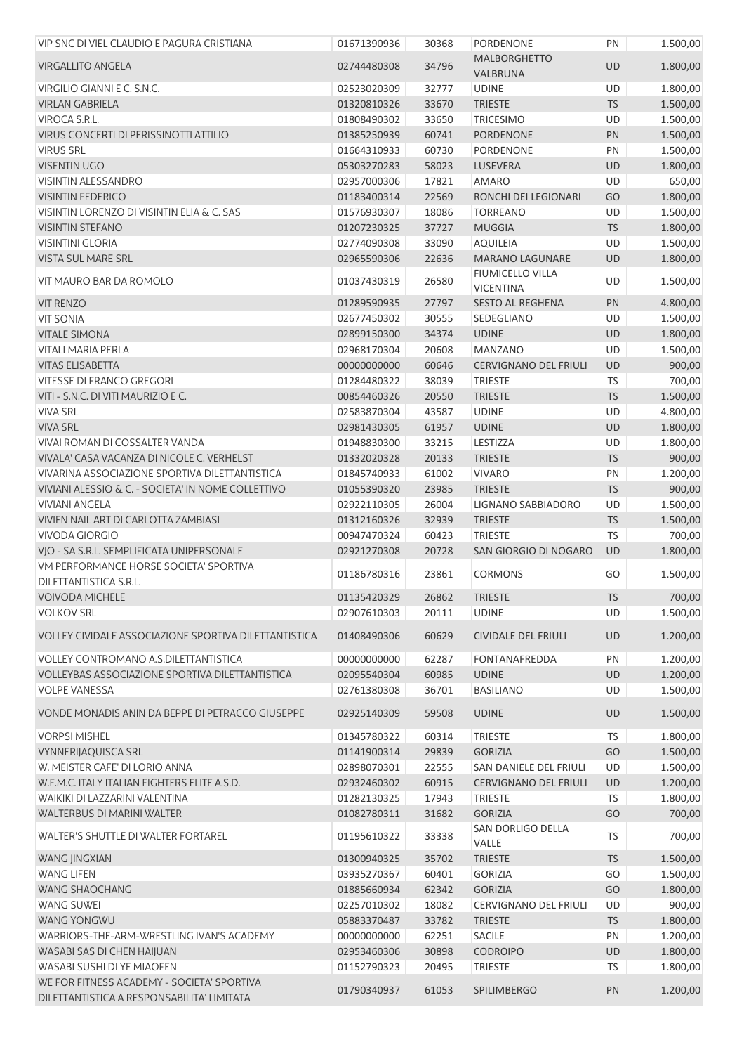| | | | | | |
|---|---|---|---|---|---|
| VIP SNC DI VIEL CLAUDIO E PAGURA CRISTIANA | 01671390936 | 30368 | PORDENONE | PN | 1.500,00 |
| VIRGALLITO ANGELA | 02744480308 | 34796 | MALBORGHETTO VALBRUNA | UD | 1.800,00 |
| VIRGILIO GIANNI E C. S.N.C. | 02523020309 | 32777 | UDINE | UD | 1.800,00 |
| VIRLAN GABRIELA | 01320810326 | 33670 | TRIESTE | TS | 1.500,00 |
| VIROCA S.R.L. | 01808490302 | 33650 | TRICESIMO | UD | 1.500,00 |
| VIRUS CONCERTI DI PERISSINOTTI ATTILIO | 01385250939 | 60741 | PORDENONE | PN | 1.500,00 |
| VIRUS SRL | 01664310933 | 60730 | PORDENONE | PN | 1.500,00 |
| VISENTIN UGO | 05303270283 | 58023 | LUSEVERA | UD | 1.800,00 |
| VISINTIN ALESSANDRO | 02957000306 | 17821 | AMARO | UD | 650,00 |
| VISINTIN FEDERICO | 01183400314 | 22569 | RONCHI DEI LEGIONARI | GO | 1.800,00 |
| VISINTIN LORENZO DI VISINTIN ELIA & C. SAS | 01576930307 | 18086 | TORREANO | UD | 1.500,00 |
| VISINTIN STEFANO | 01207230325 | 37727 | MUGGIA | TS | 1.800,00 |
| VISINTINI GLORIA | 02774090308 | 33090 | AQUILEIA | UD | 1.500,00 |
| VISTA SUL MARE SRL | 02965590306 | 22636 | MARANO LAGUNARE | UD | 1.800,00 |
| VIT MAURO BAR DA ROMOLO | 01037430319 | 26580 | FIUMICELLO VILLA VICENTINA | UD | 1.500,00 |
| VIT RENZO | 01289590935 | 27797 | SESTO AL REGHENA | PN | 4.800,00 |
| VIT SONIA | 02677450302 | 30555 | SEDEGLIANO | UD | 1.500,00 |
| VITALE SIMONA | 02899150300 | 34374 | UDINE | UD | 1.800,00 |
| VITALI MARIA PERLA | 02968170304 | 20608 | MANZANO | UD | 1.500,00 |
| VITAS ELISABETTA | 00000000000 | 60646 | CERVIGNANO DEL FRIULI | UD | 900,00 |
| VITESSE DI FRANCO GREGORI | 01284480322 | 38039 | TRIESTE | TS | 700,00 |
| VITI - S.N.C. DI VITI MAURIZIO E C. | 00854460326 | 20550 | TRIESTE | TS | 1.500,00 |
| VIVA SRL | 02583870304 | 43587 | UDINE | UD | 4.800,00 |
| VIVA SRL | 02981430305 | 61957 | UDINE | UD | 1.800,00 |
| VIVAI ROMAN DI COSSALTER VANDA | 01948830300 | 33215 | LESTIZZA | UD | 1.800,00 |
| VIVALA' CASA VACANZA DI NICOLE C. VERHELST | 01332020328 | 20133 | TRIESTE | TS | 900,00 |
| VIVARINA ASSOCIAZIONE SPORTIVA DILETTANTISTICA | 01845740933 | 61002 | VIVARO | PN | 1.200,00 |
| VIVIANI ALESSIO & C. - SOCIETA' IN NOME COLLETTIVO | 01055390320 | 23985 | TRIESTE | TS | 900,00 |
| VIVIANI ANGELA | 02922110305 | 26004 | LIGNANO SABBIADORO | UD | 1.500,00 |
| VIVIEN NAIL ART DI CARLOTTA ZAMBIASI | 01312160326 | 32939 | TRIESTE | TS | 1.500,00 |
| VIVODA GIORGIO | 00947470324 | 60423 | TRIESTE | TS | 700,00 |
| VJO - SA S.R.L. SEMPLIFICATA UNIPERSONALE | 02921270308 | 20728 | SAN GIORGIO DI NOGARO | UD | 1.800,00 |
| VM PERFORMANCE HORSE SOCIETA' SPORTIVA DILETTANTISTICA S.R.L. | 01186780316 | 23861 | CORMONS | GO | 1.500,00 |
| VOIVODA MICHELE | 01135420329 | 26862 | TRIESTE | TS | 700,00 |
| VOLKOV SRL | 02907610303 | 20111 | UDINE | UD | 1.500,00 |
| VOLLEY CIVIDALE ASSOCIAZIONE SPORTIVA DILETTANTISTICA | 01408490306 | 60629 | CIVIDALE DEL FRIULI | UD | 1.200,00 |
| VOLLEY CONTROMANO A.S.DILETTANTISTICA | 00000000000 | 62287 | FONTANAFREDDA | PN | 1.200,00 |
| VOLLEYBAS ASSOCIAZIONE SPORTIVA DILETTANTISTICA | 02095540304 | 60985 | UDINE | UD | 1.200,00 |
| VOLPE VANESSA | 02761380308 | 36701 | BASILIANO | UD | 1.500,00 |
| VONDE MONADIS ANIN DA BEPPE DI PETRACCO GIUSEPPE | 02925140309 | 59508 | UDINE | UD | 1.500,00 |
| VORPSI MISHEL | 01345780322 | 60314 | TRIESTE | TS | 1.800,00 |
| VYNNERIJAQUISCA SRL | 01141900314 | 29839 | GORIZIA | GO | 1.500,00 |
| W. MEISTER CAFE' DI LORIO ANNA | 02898070301 | 22555 | SAN DANIELE DEL FRIULI | UD | 1.500,00 |
| W.F.M.C. ITALY ITALIAN FIGHTERS ELITE A.S.D. | 02932460302 | 60915 | CERVIGNANO DEL FRIULI | UD | 1.200,00 |
| WAIKIKI DI LAZZARINI VALENTINA | 01282130325 | 17943 | TRIESTE | TS | 1.800,00 |
| WALTERBUS DI MARINI WALTER | 01082780311 | 31682 | GORIZIA | GO | 700,00 |
| WALTER'S SHUTTLE DI WALTER FORTAREL | 01195610322 | 33338 | SAN DORLIGO DELLA VALLE | TS | 700,00 |
| WANG JINGXIAN | 01300940325 | 35702 | TRIESTE | TS | 1.500,00 |
| WANG LIFEN | 03935270367 | 60401 | GORIZIA | GO | 1.500,00 |
| WANG SHAOCHANG | 01885660934 | 62342 | GORIZIA | GO | 1.800,00 |
| WANG SUWEI | 02257010302 | 18082 | CERVIGNANO DEL FRIULI | UD | 900,00 |
| WANG YONGWU | 05883370487 | 33782 | TRIESTE | TS | 1.800,00 |
| WARRIORS-THE-ARM-WRESTLING IVAN'S ACADEMY | 00000000000 | 62251 | SACILE | PN | 1.200,00 |
| WASABI SAS DI CHEN HAIJUAN | 02953460306 | 30898 | CODROIPO | UD | 1.800,00 |
| WASABI SUSHI DI YE MIAOFEN | 01152790323 | 20495 | TRIESTE | TS | 1.800,00 |
| WE FOR FITNESS ACADEMY - SOCIETA' SPORTIVA DILETTANTISTICA A RESPONSABILITA' LIMITATA | 01790340937 | 61053 | SPILIMBERGO | PN | 1.200,00 |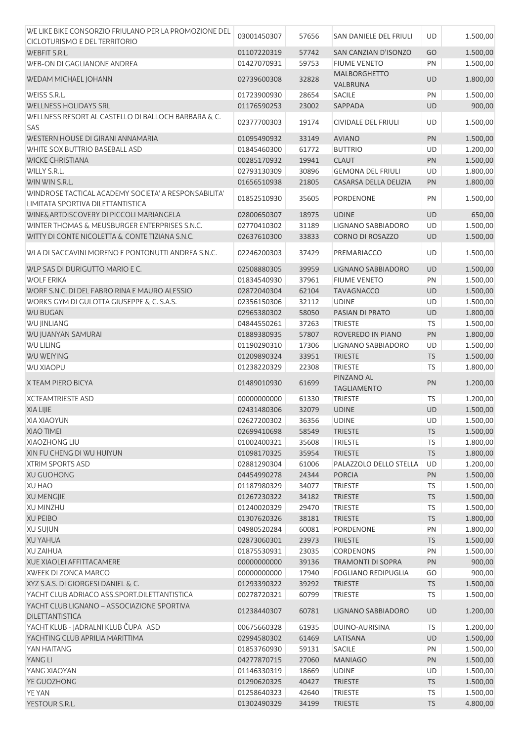| | | | | | |
|---|---|---|---|---|---|
| WE LIKE BIKE CONSORZIO FRIULANO PER LA PROMOZIONE DEL CICLOTURISMO E DEL TERRITORIO | 03001450307 | 57656 | SAN DANIELE DEL FRIULI | UD | 1.500,00 |
| WEBFIT S.R.L. | 01107220319 | 57742 | SAN CANZIAN D'ISONZO | GO | 1.500,00 |
| WEB-ON DI GAGLIANONE ANDREA | 01427070931 | 59753 | FIUME VENETO | PN | 1.500,00 |
| WEDAM MICHAEL JOHANN | 02739600308 | 32828 | MALBORGHETTO VALBRUNA | UD | 1.800,00 |
| WEISS S.R.L. | 01723900930 | 28654 | SACILE | PN | 1.500,00 |
| WELLNESS HOLIDAYS SRL | 01176590253 | 23002 | SAPPADA | UD | 900,00 |
| WELLNESS RESORT AL CASTELLO DI BALLOCH BARBARA & C. SAS | 02377700303 | 19174 | CIVIDALE DEL FRIULI | UD | 1.500,00 |
| WESTERN HOUSE DI GIRANI ANNAMARIA | 01095490932 | 33149 | AVIANO | PN | 1.500,00 |
| WHITE SOX BUTTRIO BASEBALL ASD | 01845460300 | 61772 | BUTTRIO | UD | 1.200,00 |
| WICKE CHRISTIANA | 00285170932 | 19941 | CLAUT | PN | 1.500,00 |
| WILLY S.R.L. | 02793130309 | 30896 | GEMONA DEL FRIULI | UD | 1.800,00 |
| WIN WIN S.R.L. | 01656510938 | 21805 | CASARSA DELLA DELIZIA | PN | 1.800,00 |
| WINDROSE TACTICAL ACADEMY SOCIETA' A RESPONSABILITA' LIMITATA SPORTIVA DILETTANTISTICA | 01852510930 | 35605 | PORDENONE | PN | 1.500,00 |
| WINE&ARTDISCOVERY DI PICCOLI MARIANGELA | 02800650307 | 18975 | UDINE | UD | 650,00 |
| WINTER THOMAS & MEUSBURGER ENTERPRISES S.N.C. | 02770410302 | 31189 | LIGNANO SABBIADORO | UD | 1.500,00 |
| WITTY DI CONTE NICOLETTA & CONTE TIZIANA S.N.C. | 02637610300 | 33833 | CORNO DI ROSAZZO | UD | 1.500,00 |
| WLA DI SACCAVINI MORENO E PONTONUTTI ANDREA S.N.C. | 02246200303 | 37429 | PREMARIACCO | UD | 1.500,00 |
| WLP SAS DI DURIGUTTO MARIO E C. | 02508880305 | 39959 | LIGNANO SABBIADORO | UD | 1.500,00 |
| WOLF ERIKA | 01834540930 | 37961 | FIUME VENETO | PN | 1.500,00 |
| WORF S.N.C. DI DEL FABRO RINA E MAURO ALESSIO | 02872040304 | 62104 | TAVAGNACCO | UD | 1.500,00 |
| WORKS GYM DI GULOTTA GIUSEPPE & C. S.A.S. | 02356150306 | 32112 | UDINE | UD | 1.500,00 |
| WU BUGAN | 02965380302 | 58050 | PASIAN DI PRATO | UD | 1.800,00 |
| WU JINLIANG | 04844550261 | 37263 | TRIESTE | TS | 1.500,00 |
| WU JUANYAN SAMURAI | 01889380935 | 57807 | ROVEREDO IN PIANO | PN | 1.800,00 |
| WU LILING | 01190290310 | 17306 | LIGNANO SABBIADORO | UD | 1.500,00 |
| WU WEIYING | 01209890324 | 33951 | TRIESTE | TS | 1.500,00 |
| WU XIAOPU | 01238220329 | 22308 | TRIESTE | TS | 1.800,00 |
| X TEAM PIERO BICYA | 01489010930 | 61699 | PINZANO AL TAGLIAMENTO | PN | 1.200,00 |
| XCTEAMTRIESTE ASD | 00000000000 | 61330 | TRIESTE | TS | 1.200,00 |
| XIA LIJIE | 02431480306 | 32079 | UDINE | UD | 1.500,00 |
| XIA XIAOYUN | 02627200302 | 36356 | UDINE | UD | 1.500,00 |
| XIAO TIMEI | 02699410698 | 58549 | TRIESTE | TS | 1.500,00 |
| XIAOZHONG LIU | 01002400321 | 35608 | TRIESTE | TS | 1.800,00 |
| XIN FU CHENG DI WU HUIYUN | 01098170325 | 35954 | TRIESTE | TS | 1.800,00 |
| XTRIM SPORTS ASD | 02881290304 | 61006 | PALAZZOLO DELLO STELLA | UD | 1.200,00 |
| XU GUOHONG | 04454990278 | 24344 | PORCIA | PN | 1.500,00 |
| XU HAO | 01187980329 | 34077 | TRIESTE | TS | 1.500,00 |
| XU MENGJIE | 01267230322 | 34182 | TRIESTE | TS | 1.500,00 |
| XU MINZHU | 01240020329 | 29470 | TRIESTE | TS | 1.500,00 |
| XU PEIBO | 01307620326 | 38181 | TRIESTE | TS | 1.800,00 |
| XU SUJUN | 04980520284 | 60081 | PORDENONE | PN | 1.800,00 |
| XU YAHUA | 02873060301 | 23973 | TRIESTE | TS | 1.500,00 |
| XU ZAIHUA | 01875530931 | 23035 | CORDENONS | PN | 1.500,00 |
| XUE XIAOLEI AFFITTACAMERE | 00000000000 | 39136 | TRAMONTI DI SOPRA | PN | 900,00 |
| XWEEK DI ZONCA MARCO | 00000000000 | 17940 | FOGLIANO REDIPUGLIA | GO | 900,00 |
| XYZ S.A.S. DI GIORGESI DANIEL & C. | 01293390322 | 39292 | TRIESTE | TS | 1.500,00 |
| YACHT CLUB ADRIACO ASS.SPORT.DILETTANTISTICA | 00278720321 | 60799 | TRIESTE | TS | 1.500,00 |
| YACHT CLUB LIGNANO – ASSOCIAZIONE SPORTIVA DILETTANTISTICA | 01238440307 | 60781 | LIGNANO SABBIADORO | UD | 1.200,00 |
| YACHT KLUB - JADRALNI KLUB ČUPA ASD | 00675660328 | 61935 | DUINO-AURISINA | TS | 1.200,00 |
| YACHTING CLUB APRILIA MARITTIMA | 02994580302 | 61469 | LATISANA | UD | 1.500,00 |
| YAN HAITANG | 01853760930 | 59131 | SACILE | PN | 1.500,00 |
| YANG LI | 04277870715 | 27060 | MANIAGO | PN | 1.500,00 |
| YANG XIAOYAN | 01146330319 | 18669 | UDINE | UD | 1.500,00 |
| YE GUOZHONG | 01290620325 | 40427 | TRIESTE | TS | 1.500,00 |
| YE YAN | 01258640323 | 42640 | TRIESTE | TS | 1.500,00 |
| YESTOUR S.R.L. | 01302490329 | 34199 | TRIESTE | TS | 4.800,00 |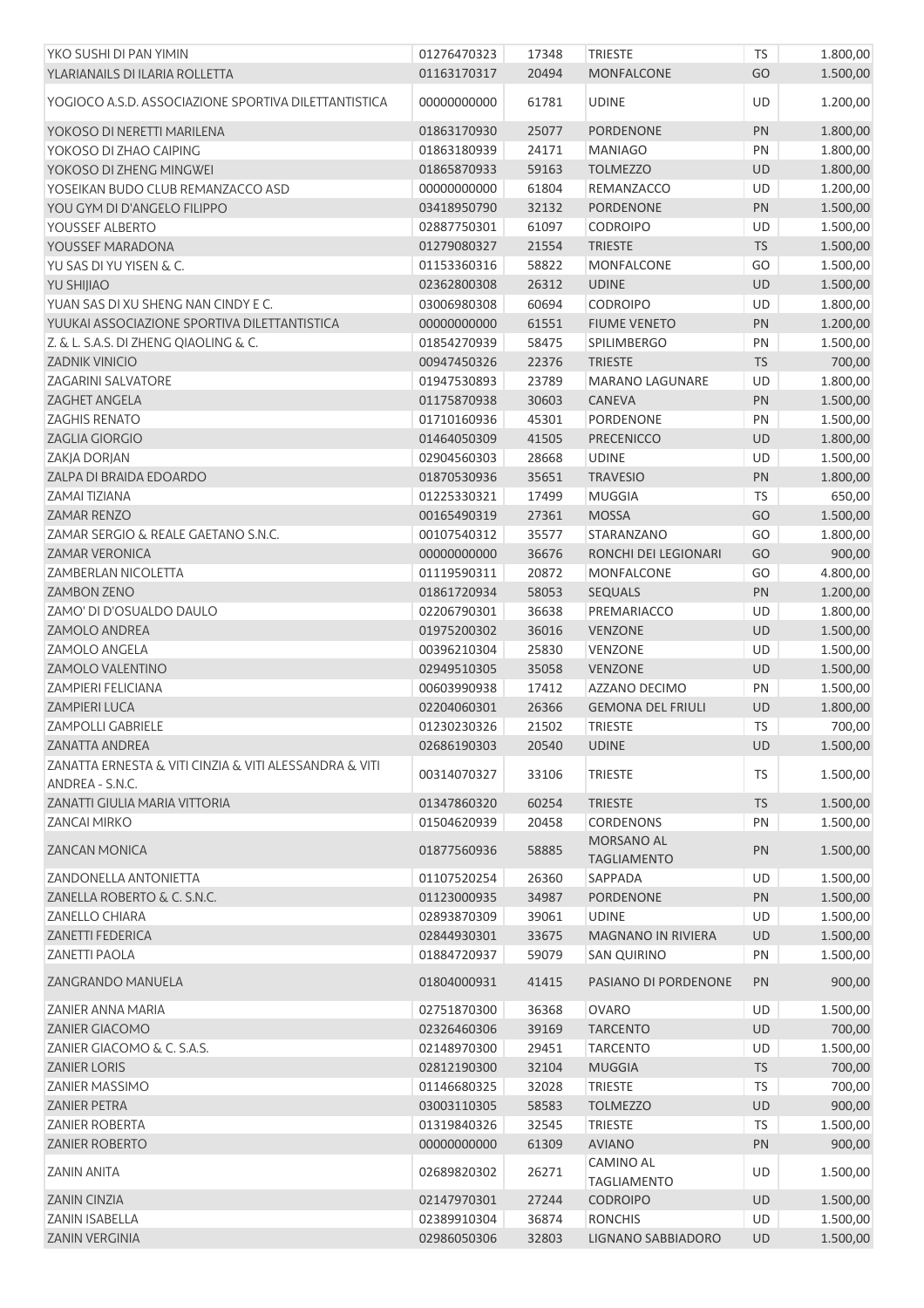| | | | | | |
|---|---|---|---|---|---|
| YKO SUSHI DI PAN YIMIN | 01276470323 | 17348 | TRIESTE | TS | 1.800,00 |
| YLARIANAILS DI ILARIA ROLLETTA | 01163170317 | 20494 | MONFALCONE | GO | 1.500,00 |
| YOGIOCO A.S.D. ASSOCIAZIONE SPORTIVA DILETTANTISTICA | 00000000000 | 61781 | UDINE | UD | 1.200,00 |
| YOKOSO DI NERETTI MARILENA | 01863170930 | 25077 | PORDENONE | PN | 1.800,00 |
| YOKOSO DI ZHAO CAIPING | 01863180939 | 24171 | MANIAGO | PN | 1.800,00 |
| YOKOSO DI ZHENG MINGWEI | 01865870933 | 59163 | TOLMEZZO | UD | 1.800,00 |
| YOSEIKAN BUDO CLUB REMANZACCO ASD | 00000000000 | 61804 | REMANZACCO | UD | 1.200,00 |
| YOU GYM DI D'ANGELO FILIPPO | 03418950790 | 32132 | PORDENONE | PN | 1.500,00 |
| YOUSSEF ALBERTO | 02887750301 | 61097 | CODROIPO | UD | 1.500,00 |
| YOUSSEF MARADONA | 01279080327 | 21554 | TRIESTE | TS | 1.500,00 |
| YU SAS DI YU YISEN & C. | 01153360316 | 58822 | MONFALCONE | GO | 1.500,00 |
| YU SHIJIAO | 02362800308 | 26312 | UDINE | UD | 1.500,00 |
| YUAN SAS DI XU SHENG NAN CINDY E C. | 03006980308 | 60694 | CODROIPO | UD | 1.800,00 |
| YUUKAI ASSOCIAZIONE SPORTIVA DILETTANTISTICA | 00000000000 | 61551 | FIUME VENETO | PN | 1.200,00 |
| Z. & L. S.A.S. DI ZHENG QIAOLING & C. | 01854270939 | 58475 | SPILIMBERGO | PN | 1.500,00 |
| ZADNIK VINICIO | 00947450326 | 22376 | TRIESTE | TS | 700,00 |
| ZAGARINI SALVATORE | 01947530893 | 23789 | MARANO LAGUNARE | UD | 1.800,00 |
| ZAGHET ANGELA | 01175870938 | 30603 | CANEVA | PN | 1.500,00 |
| ZAGHIS RENATO | 01710160936 | 45301 | PORDENONE | PN | 1.500,00 |
| ZAGLIA GIORGIO | 01464050309 | 41505 | PRECENICCO | UD | 1.800,00 |
| ZAKJA DORJAN | 02904560303 | 28668 | UDINE | UD | 1.500,00 |
| ZALPA DI BRAIDA EDOARDO | 01870530936 | 35651 | TRAVESIO | PN | 1.800,00 |
| ZAMAI TIZIANA | 01225330321 | 17499 | MUGGIA | TS | 650,00 |
| ZAMAR RENZO | 00165490319 | 27361 | MOSSA | GO | 1.500,00 |
| ZAMAR SERGIO & REALE GAETANO S.N.C. | 00107540312 | 35577 | STARANZANO | GO | 1.800,00 |
| ZAMAR VERONICA | 00000000000 | 36676 | RONCHI DEI LEGIONARI | GO | 900,00 |
| ZAMBERLAN NICOLETTA | 01119590311 | 20872 | MONFALCONE | GO | 4.800,00 |
| ZAMBON ZENO | 01861720934 | 58053 | SEQUALS | PN | 1.200,00 |
| ZAMO' DI D'OSUALDO DAULO | 02206790301 | 36638 | PREMARIACCO | UD | 1.800,00 |
| ZAMOLO ANDREA | 01975200302 | 36016 | VENZONE | UD | 1.500,00 |
| ZAMOLO ANGELA | 00396210304 | 25830 | VENZONE | UD | 1.500,00 |
| ZAMOLO VALENTINO | 02949510305 | 35058 | VENZONE | UD | 1.500,00 |
| ZAMPIERI FELICIANA | 00603990938 | 17412 | AZZANO DECIMO | PN | 1.500,00 |
| ZAMPIERI LUCA | 02204060301 | 26366 | GEMONA DEL FRIULI | UD | 1.800,00 |
| ZAMPOLLI GABRIELE | 01230230326 | 21502 | TRIESTE | TS | 700,00 |
| ZANATTA ANDREA | 02686190303 | 20540 | UDINE | UD | 1.500,00 |
| ZANATTA ERNESTA & VITI CINZIA & VITI ALESSANDRA & VITI ANDREA - S.N.C. | 00314070327 | 33106 | TRIESTE | TS | 1.500,00 |
| ZANATTI GIULIA MARIA VITTORIA | 01347860320 | 60254 | TRIESTE | TS | 1.500,00 |
| ZANCAI MIRKO | 01504620939 | 20458 | CORDENONS | PN | 1.500,00 |
| ZANCAN MONICA | 01877560936 | 58885 | MORSANO AL TAGLIAMENTO | PN | 1.500,00 |
| ZANDONELLA ANTONIETTA | 01107520254 | 26360 | SAPPADA | UD | 1.500,00 |
| ZANELLA ROBERTO & C. S.N.C. | 01123000935 | 34987 | PORDENONE | PN | 1.500,00 |
| ZANELLO CHIARA | 02893870309 | 39061 | UDINE | UD | 1.500,00 |
| ZANETTI FEDERICA | 02844930301 | 33675 | MAGNANO IN RIVIERA | UD | 1.500,00 |
| ZANETTI PAOLA | 01884720937 | 59079 | SAN QUIRINO | PN | 1.500,00 |
| ZANGRANDO MANUELA | 01804000931 | 41415 | PASIANO DI PORDENONE | PN | 900,00 |
| ZANIER ANNA MARIA | 02751870300 | 36368 | OVARO | UD | 1.500,00 |
| ZANIER GIACOMO | 02326460306 | 39169 | TARCENTO | UD | 700,00 |
| ZANIER GIACOMO & C. S.A.S. | 02148970300 | 29451 | TARCENTO | UD | 1.500,00 |
| ZANIER LORIS | 02812190300 | 32104 | MUGGIA | TS | 700,00 |
| ZANIER MASSIMO | 01146680325 | 32028 | TRIESTE | TS | 700,00 |
| ZANIER PETRA | 03003110305 | 58583 | TOLMEZZO | UD | 900,00 |
| ZANIER ROBERTA | 01319840326 | 32545 | TRIESTE | TS | 1.500,00 |
| ZANIER ROBERTO | 00000000000 | 61309 | AVIANO | PN | 900,00 |
| ZANIN ANITA | 02689820302 | 26271 | CAMINO AL TAGLIAMENTO | UD | 1.500,00 |
| ZANIN CINZIA | 02147970301 | 27244 | CODROIPO | UD | 1.500,00 |
| ZANIN ISABELLA | 02389910304 | 36874 | RONCHIS | UD | 1.500,00 |
| ZANIN VERGINIA | 02986050306 | 32803 | LIGNANO SABBIADORO | UD | 1.500,00 |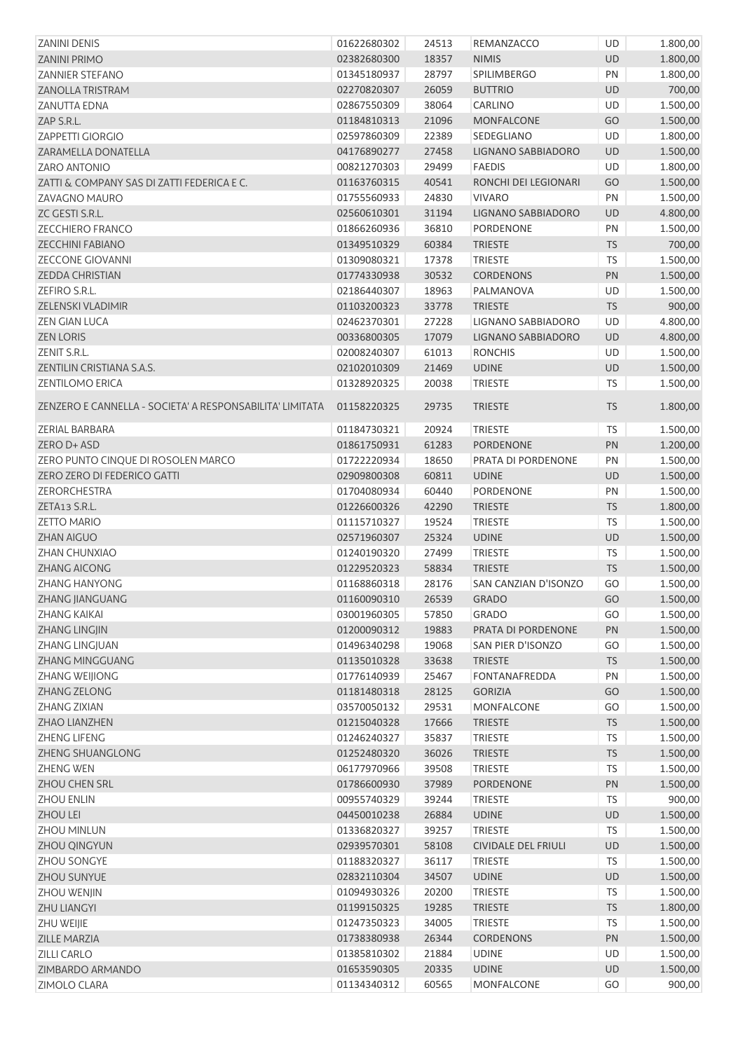| | | | | | |
|---|---|---|---|---|---|
| ZANINI DENIS | 01622680302 | 24513 | REMANZACCO | UD | 1.800,00 |
| ZANINI PRIMO | 02382680300 | 18357 | NIMIS | UD | 1.800,00 |
| ZANNIER STEFANO | 01345180937 | 28797 | SPILIMBERGO | PN | 1.800,00 |
| ZANOLLA TRISTRAM | 02270820307 | 26059 | BUTTRIO | UD | 700,00 |
| ZANUTTA EDNA | 02867550309 | 38064 | CARLINO | UD | 1.500,00 |
| ZAP S.R.L. | 01184810313 | 21096 | MONFALCONE | GO | 1.500,00 |
| ZAPPETTI GIORGIO | 02597860309 | 22389 | SEDEGLIANO | UD | 1.800,00 |
| ZARAMELLA DONATELLA | 04176890277 | 27458 | LIGNANO SABBIADORO | UD | 1.500,00 |
| ZARO ANTONIO | 00821270303 | 29499 | FAEDIS | UD | 1.800,00 |
| ZATTI & COMPANY SAS DI ZATTI FEDERICA E C. | 01163760315 | 40541 | RONCHI DEI LEGIONARI | GO | 1.500,00 |
| ZAVAGNO MAURO | 01755560933 | 24830 | VIVARO | PN | 1.500,00 |
| ZC GESTI S.R.L. | 02560610301 | 31194 | LIGNANO SABBIADORO | UD | 4.800,00 |
| ZECCHIERO FRANCO | 01866260936 | 36810 | PORDENONE | PN | 1.500,00 |
| ZECCHINI FABIANO | 01349510329 | 60384 | TRIESTE | TS | 700,00 |
| ZECCONE GIOVANNI | 01309080321 | 17378 | TRIESTE | TS | 1.500,00 |
| ZEDDA CHRISTIAN | 01774330938 | 30532 | CORDENONS | PN | 1.500,00 |
| ZEFIRO S.R.L. | 02186440307 | 18963 | PALMANOVA | UD | 1.500,00 |
| ZELENSKI VLADIMIR | 01103200323 | 33778 | TRIESTE | TS | 900,00 |
| ZEN GIAN LUCA | 02462370301 | 27228 | LIGNANO SABBIADORO | UD | 4.800,00 |
| ZEN LORIS | 00336800305 | 17079 | LIGNANO SABBIADORO | UD | 4.800,00 |
| ZENIT S.R.L. | 02008240307 | 61013 | RONCHIS | UD | 1.500,00 |
| ZENTILIN CRISTIANA S.A.S. | 02102010309 | 21469 | UDINE | UD | 1.500,00 |
| ZENTILOMO ERICA | 01328920325 | 20038 | TRIESTE | TS | 1.500,00 |
| ZENZERO E CANNELLA - SOCIETA' A RESPONSABILITA' LIMITATA | 01158220325 | 29735 | TRIESTE | TS | 1.800,00 |
| ZERIAL BARBARA | 01184730321 | 20924 | TRIESTE | TS | 1.500,00 |
| ZERO D+ ASD | 01861750931 | 61283 | PORDENONE | PN | 1.200,00 |
| ZERO PUNTO CINQUE DI ROSOLEN MARCO | 01722220934 | 18650 | PRATA DI PORDENONE | PN | 1.500,00 |
| ZERO ZERO DI FEDERICO GATTI | 02909800308 | 60811 | UDINE | UD | 1.500,00 |
| ZERORCHESTRA | 01704080934 | 60440 | PORDENONE | PN | 1.500,00 |
| ZETA13 S.R.L. | 01226600326 | 42290 | TRIESTE | TS | 1.800,00 |
| ZETTO MARIO | 01115710327 | 19524 | TRIESTE | TS | 1.500,00 |
| ZHAN AIGUO | 02571960307 | 25324 | UDINE | UD | 1.500,00 |
| ZHAN CHUNXIAO | 01240190320 | 27499 | TRIESTE | TS | 1.500,00 |
| ZHANG AICONG | 01229520323 | 58834 | TRIESTE | TS | 1.500,00 |
| ZHANG HANYONG | 01168860318 | 28176 | SAN CANZIAN D'ISONZO | GO | 1.500,00 |
| ZHANG JIANGUANG | 01160090310 | 26539 | GRADO | GO | 1.500,00 |
| ZHANG KAIKAI | 03001960305 | 57850 | GRADO | GO | 1.500,00 |
| ZHANG LINGJIN | 01200090312 | 19883 | PRATA DI PORDENONE | PN | 1.500,00 |
| ZHANG LINGJUAN | 01496340298 | 19068 | SAN PIER D'ISONZO | GO | 1.500,00 |
| ZHANG MINGGUANG | 01135010328 | 33638 | TRIESTE | TS | 1.500,00 |
| ZHANG WEIJIONG | 01776140939 | 25467 | FONTANAFREDDA | PN | 1.500,00 |
| ZHANG ZELONG | 01181480318 | 28125 | GORIZIA | GO | 1.500,00 |
| ZHANG ZIXIAN | 03570050132 | 29531 | MONFALCONE | GO | 1.500,00 |
| ZHAO LIANZHEN | 01215040328 | 17666 | TRIESTE | TS | 1.500,00 |
| ZHENG LIFENG | 01246240327 | 35837 | TRIESTE | TS | 1.500,00 |
| ZHENG SHUANGLONG | 01252480320 | 36026 | TRIESTE | TS | 1.500,00 |
| ZHENG WEN | 06177970966 | 39508 | TRIESTE | TS | 1.500,00 |
| ZHOU CHEN SRL | 01786600930 | 37989 | PORDENONE | PN | 1.500,00 |
| ZHOU ENLIN | 00955740329 | 39244 | TRIESTE | TS | 900,00 |
| ZHOU LEI | 04450010238 | 26884 | UDINE | UD | 1.500,00 |
| ZHOU MINLUN | 01336820327 | 39257 | TRIESTE | TS | 1.500,00 |
| ZHOU QINGYUN | 02939570301 | 58108 | CIVIDALE DEL FRIULI | UD | 1.500,00 |
| ZHOU SONGYE | 01188320327 | 36117 | TRIESTE | TS | 1.500,00 |
| ZHOU SUNYUE | 02832110304 | 34507 | UDINE | UD | 1.500,00 |
| ZHOU WENJIN | 01094930326 | 20200 | TRIESTE | TS | 1.500,00 |
| ZHU LIANGYI | 01199150325 | 19285 | TRIESTE | TS | 1.800,00 |
| ZHU WEIJIE | 01247350323 | 34005 | TRIESTE | TS | 1.500,00 |
| ZILLE MARZIA | 01738380938 | 26344 | CORDENONS | PN | 1.500,00 |
| ZILLI CARLO | 01385810302 | 21884 | UDINE | UD | 1.500,00 |
| ZIMBARDO ARMANDO | 01653590305 | 20335 | UDINE | UD | 1.500,00 |
| ZIMOLO CLARA | 01134340312 | 60565 | MONFALCONE | GO | 900,00 |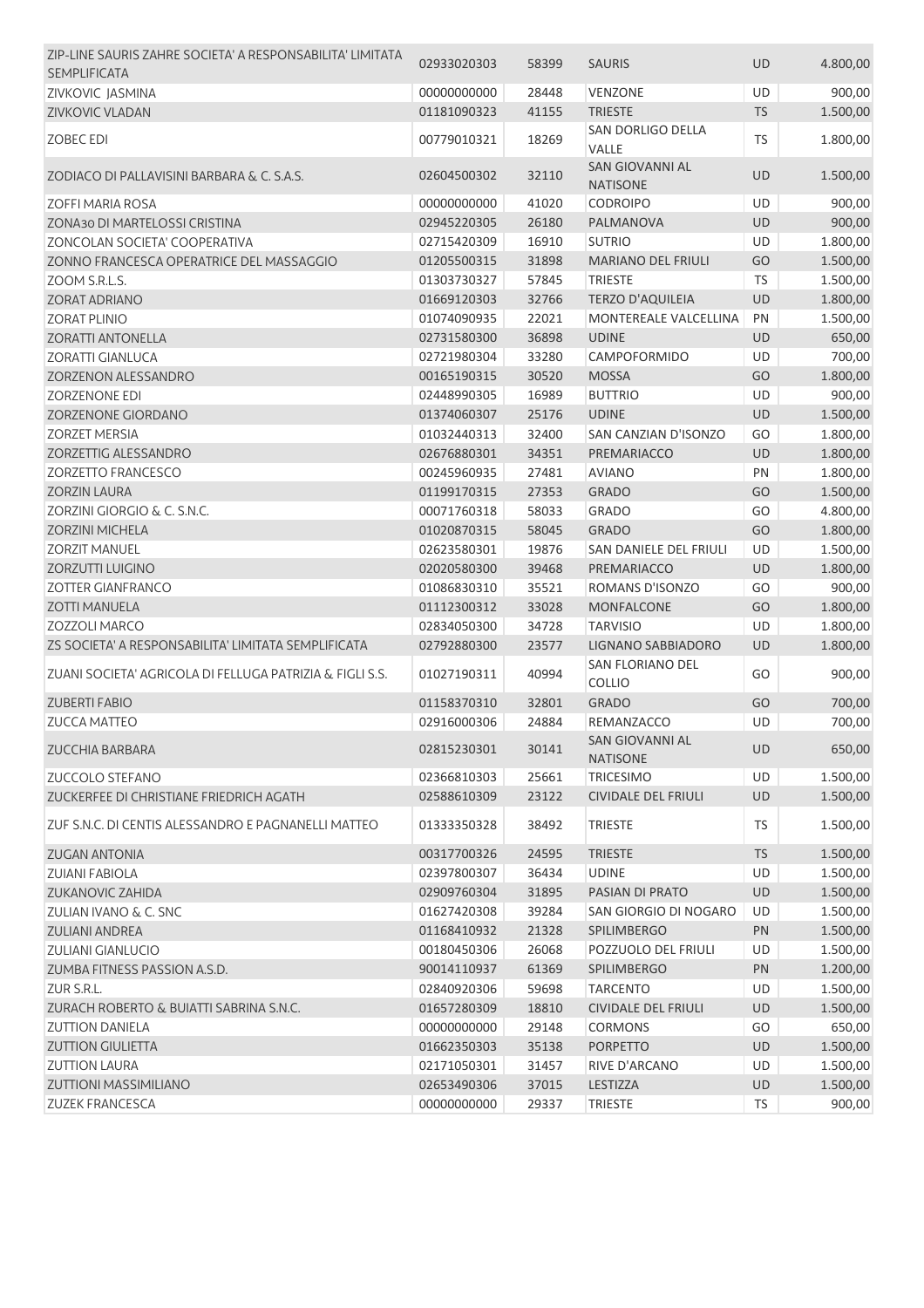| | | | | | |
|---|---|---|---|---|---|
| ZIP-LINE SAURIS ZAHRE SOCIETA' A RESPONSABILITA' LIMITATA SEMPLIFICATA | 02933020303 | 58399 | SAURIS | UD | 4.800,00 |
| ZIVKOVIC JASMINA | 00000000000 | 28448 | VENZONE | UD | 900,00 |
| ZIVKOVIC VLADAN | 01181090323 | 41155 | TRIESTE | TS | 1.500,00 |
| ZOBEC EDI | 00779010321 | 18269 | SAN DORLIGO DELLA VALLE | TS | 1.800,00 |
| ZODIACO DI PALLAVISINI BARBARA & C. S.A.S. | 02604500302 | 32110 | SAN GIOVANNI AL NATISONE | UD | 1.500,00 |
| ZOFFI MARIA ROSA | 00000000000 | 41020 | CODROIPO | UD | 900,00 |
| ZONA30 DI MARTELOSSI CRISTINA | 02945220305 | 26180 | PALMANOVA | UD | 900,00 |
| ZONCOLAN SOCIETA' COOPERATIVA | 02715420309 | 16910 | SUTRIO | UD | 1.800,00 |
| ZONNO FRANCESCA OPERATRICE DEL MASSAGGIO | 01205500315 | 31898 | MARIANO DEL FRIULI | GO | 1.500,00 |
| ZOOM S.R.L.S. | 01303730327 | 57845 | TRIESTE | TS | 1.500,00 |
| ZORAT ADRIANO | 01669120303 | 32766 | TERZO D'AQUILEIA | UD | 1.800,00 |
| ZORAT PLINIO | 01074090935 | 22021 | MONTEREALE VALCELLINA | PN | 1.500,00 |
| ZORATTI ANTONELLA | 02731580300 | 36898 | UDINE | UD | 650,00 |
| ZORATTI GIANLUCA | 02721980304 | 33280 | CAMPOFORMIDO | UD | 700,00 |
| ZORZENON ALESSANDRO | 00165190315 | 30520 | MOSSA | GO | 1.800,00 |
| ZORZENONE EDI | 02448990305 | 16989 | BUTTRIO | UD | 900,00 |
| ZORZENONE GIORDANO | 01374060307 | 25176 | UDINE | UD | 1.500,00 |
| ZORZET MERSIA | 01032440313 | 32400 | SAN CANZIAN D'ISONZO | GO | 1.800,00 |
| ZORZETTIG ALESSANDRO | 02676880301 | 34351 | PREMARIACCO | UD | 1.800,00 |
| ZORZETTO FRANCESCO | 00245960935 | 27481 | AVIANO | PN | 1.800,00 |
| ZORZIN LAURA | 01199170315 | 27353 | GRADO | GO | 1.500,00 |
| ZORZINI GIORGIO & C. S.N.C. | 00071760318 | 58033 | GRADO | GO | 4.800,00 |
| ZORZINI MICHELA | 01020870315 | 58045 | GRADO | GO | 1.800,00 |
| ZORZIT MANUEL | 02623580301 | 19876 | SAN DANIELE DEL FRIULI | UD | 1.500,00 |
| ZORZUTTI LUIGINO | 02020580300 | 39468 | PREMARIACCO | UD | 1.800,00 |
| ZOTTER GIANFRANCO | 01086830310 | 35521 | ROMANS D'ISONZO | GO | 900,00 |
| ZOTTI MANUELA | 01112300312 | 33028 | MONFALCONE | GO | 1.800,00 |
| ZOZZOLI MARCO | 02834050300 | 34728 | TARVISIO | UD | 1.800,00 |
| ZS SOCIETA' A RESPONSABILITA' LIMITATA SEMPLIFICATA | 02792880300 | 23577 | LIGNANO SABBIADORO | UD | 1.800,00 |
| ZUANI SOCIETA' AGRICOLA DI FELLUGA PATRIZIA & FIGLI S.S. | 01027190311 | 40994 | SAN FLORIANO DEL COLLIO | GO | 900,00 |
| ZUBERTI FABIO | 01158370310 | 32801 | GRADO | GO | 700,00 |
| ZUCCA MATTEO | 02916000306 | 24884 | REMANZACCO | UD | 700,00 |
| ZUCCHIA BARBARA | 02815230301 | 30141 | SAN GIOVANNI AL NATISONE | UD | 650,00 |
| ZUCCOLO STEFANO | 02366810303 | 25661 | TRICESIMO | UD | 1.500,00 |
| ZUCKERFEE DI CHRISTIANE FRIEDRICH AGATH | 02588610309 | 23122 | CIVIDALE DEL FRIULI | UD | 1.500,00 |
| ZUF S.N.C. DI CENTIS ALESSANDRO E PAGNANELLI MATTEO | 01333350328 | 38492 | TRIESTE | TS | 1.500,00 |
| ZUGAN ANTONIA | 00317700326 | 24595 | TRIESTE | TS | 1.500,00 |
| ZUIANI FABIOLA | 02397800307 | 36434 | UDINE | UD | 1.500,00 |
| ZUKANOVIC ZAHIDA | 02909760304 | 31895 | PASIAN DI PRATO | UD | 1.500,00 |
| ZULIAN IVANO & C. SNC | 01627420308 | 39284 | SAN GIORGIO DI NOGARO | UD | 1.500,00 |
| ZULIANI ANDREA | 01168410932 | 21328 | SPILIMBERGO | PN | 1.500,00 |
| ZULIANI GIANLUCIO | 00180450306 | 26068 | POZZUOLO DEL FRIULI | UD | 1.500,00 |
| ZUMBA FITNESS PASSION A.S.D. | 90014110937 | 61369 | SPILIMBERGO | PN | 1.200,00 |
| ZUR S.R.L. | 02840920306 | 59698 | TARCENTO | UD | 1.500,00 |
| ZURACH ROBERTO & BUIATTI SABRINA S.N.C. | 01657280309 | 18810 | CIVIDALE DEL FRIULI | UD | 1.500,00 |
| ZUTTION DANIELA | 00000000000 | 29148 | CORMONS | GO | 650,00 |
| ZUTTION GIULIETTA | 01662350303 | 35138 | PORPETTO | UD | 1.500,00 |
| ZUTTION LAURA | 02171050301 | 31457 | RIVE D'ARCANO | UD | 1.500,00 |
| ZUTTIONI MASSIMILIANO | 02653490306 | 37015 | LESTIZZA | UD | 1.500,00 |
| ZUZEK FRANCESCA | 00000000000 | 29337 | TRIESTE | TS | 900,00 |